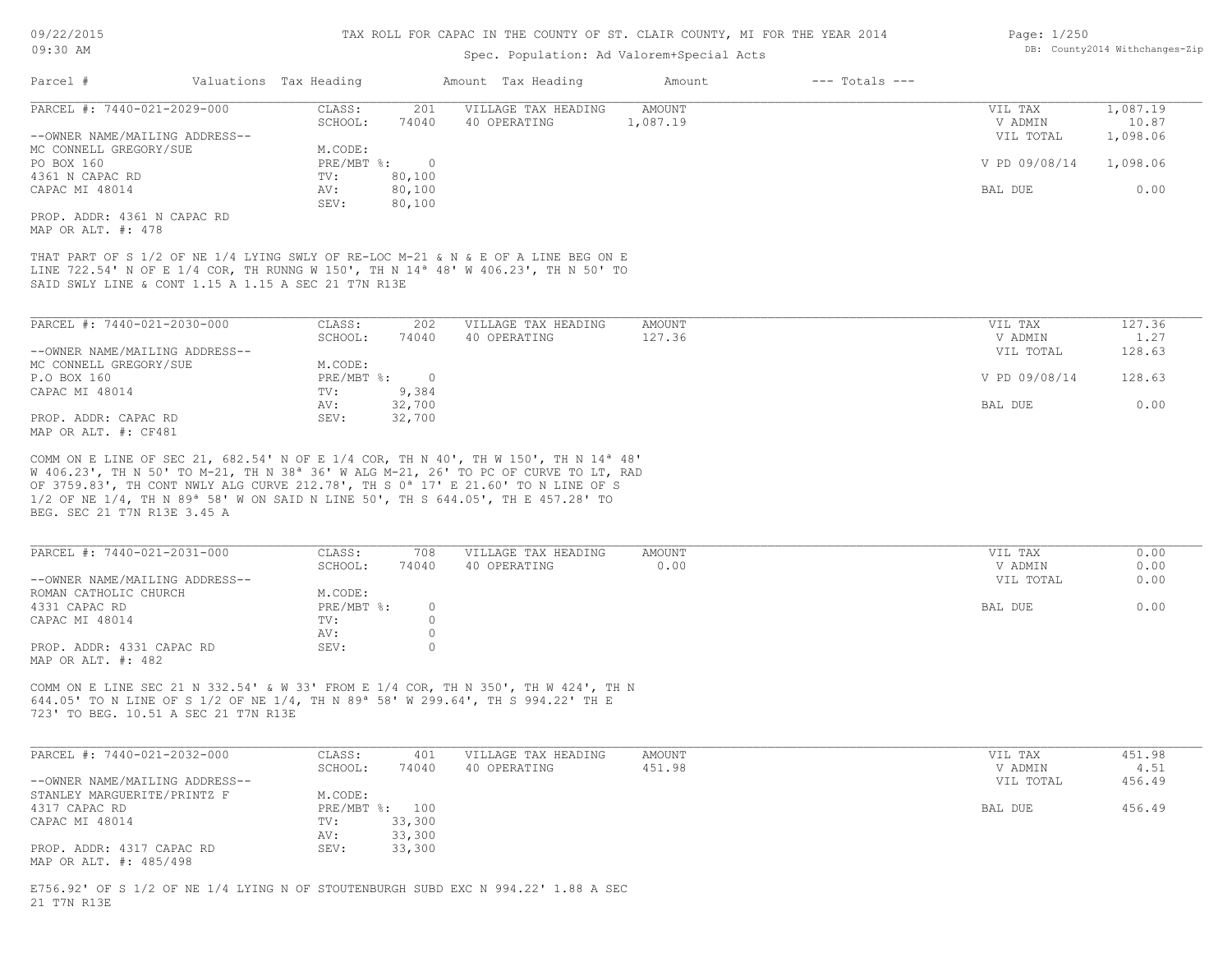TAX ROLL FOR CAPAC IN THE COUNTY OF ST. CLAIR COUNTY, MI FOR THE YEAR 2014

Spec. Population: Ad Valorem+Special Acts

09/22/2015 09:30 AM

DB: County2014 Withchanges-Zip

| Parcel # | Valuations | Tax Heading | Amount | Tax Heading | Amount | --- Totals --- | |
|---|---|---|---|---|---|---|---|

---

**PARCEL #: 7440-021-2029-000**

| | | | | | |
|---|---|---|---|---|---|
| CLASS: | 201 | VILLAGE TAX HEADING | AMOUNT | VIL TAX | 1,087.19 |
| SCHOOL: | 74040 | 40 OPERATING | 1,087.19 | V ADMIN | 10.87 |
| | | | | VIL TOTAL | 1,098.06 |
| M.CODE: | | | | | |
| PRE/MBT %: | 0 | | | V PD 09/08/14 | 1,098.06 |
| TV: | 80,100 | | | | |
| AV: | 80,100 | | | BAL DUE | 0.00 |
| SEV: | 80,100 | | | | |

--OWNER NAME/MAILING ADDRESS--
MC CONNELL GREGORY/SUE
PO BOX 160
4361 N CAPAC RD
CAPAC MI 48014

PROP. ADDR: 4361 N CAPAC RD
MAP OR ALT. #: 478

THAT PART OF S 1/2 OF NE 1/4 LYING SWLY OF RE-LOC M-21 & N & E OF A LINE BEG ON E LINE 722.54' N OF E 1/4 COR, TH RUNNG W 150', TH N 14ª 48' W 406.23', TH N 50' TO SAID SWLY LINE & CONT 1.15 A 1.15 A SEC 21 T7N R13E

---

**PARCEL #: 7440-021-2030-000**

| | | | | | |
|---|---|---|---|---|---|
| CLASS: | 202 | VILLAGE TAX HEADING | AMOUNT | VIL TAX | 127.36 |
| SCHOOL: | 74040 | 40 OPERATING | 127.36 | V ADMIN | 1.27 |
| | | | | VIL TOTAL | 128.63 |
| M.CODE: | | | | | |
| PRE/MBT %: | 0 | | | V PD 09/08/14 | 128.63 |
| TV: | 9,384 | | | | |
| AV: | 32,700 | | | BAL DUE | 0.00 |
| SEV: | 32,700 | | | | |

--OWNER NAME/MAILING ADDRESS--
MC CONNELL GREGORY/SUE
P.O BOX 160
CAPAC MI 48014

PROP. ADDR: CAPAC RD
MAP OR ALT. #: CF481

COMM ON E LINE OF SEC 21, 682.54' N OF E 1/4 COR, TH N 40', TH W 150', TH N 14ª 48' W 406.23', TH N 50' TO M-21, TH N 38ª 36' W ALG M-21, 26' TO PC OF CURVE TO LT, RAD OF 3759.83', TH CONT NWLY ALG CURVE 212.78', TH S 0ª 17' E 21.60' TO N LINE OF S 1/2 OF NE 1/4, TH N 89ª 58' W ON SAID N LINE 50', TH S 644.05', TH E 457.28' TO BEG. SEC 21 T7N R13E 3.45 A

---

**PARCEL #: 7440-021-2031-000**

| | | | | | |
|---|---|---|---|---|---|
| CLASS: | 708 | VILLAGE TAX HEADING | AMOUNT | VIL TAX | 0.00 |
| SCHOOL: | 74040 | 40 OPERATING | 0.00 | V ADMIN | 0.00 |
| | | | | VIL TOTAL | 0.00 |
| M.CODE: | | | | | |
| PRE/MBT %: | 0 | | | BAL DUE | 0.00 |
| TV: | 0 | | | | |
| AV: | 0 | | | | |
| SEV: | 0 | | | | |

--OWNER NAME/MAILING ADDRESS--
ROMAN CATHOLIC CHURCH
4331 CAPAC RD
CAPAC MI 48014

PROP. ADDR: 4331 CAPAC RD
MAP OR ALT. #: 482

COMM ON E LINE SEC 21 N 332.54' & W 33' FROM E 1/4 COR, TH N 350', TH W 424', TH N 644.05' TO N LINE OF S 1/2 OF NE 1/4, TH N 89ª 58' W 299.64', TH S 994.22' TH E 723' TO BEG. 10.51 A SEC 21 T7N R13E

---

**PARCEL #: 7440-021-2032-000**

| | | | | | |
|---|---|---|---|---|---|
| CLASS: | 401 | VILLAGE TAX HEADING | AMOUNT | VIL TAX | 451.98 |
| SCHOOL: | 74040 | 40 OPERATING | 451.98 | V ADMIN | 4.51 |
| | | | | VIL TOTAL | 456.49 |
| M.CODE: | | | | | |
| PRE/MBT %: | 100 | | | BAL DUE | 456.49 |
| TV: | 33,300 | | | | |
| AV: | 33,300 | | | | |
| SEV: | 33,300 | | | | |

--OWNER NAME/MAILING ADDRESS--
STANLEY MARGUERITE/PRINTZ F
4317 CAPAC RD
CAPAC MI 48014

PROP. ADDR: 4317 CAPAC RD
MAP OR ALT. #: 485/498

E756.92' OF S 1/2 OF NE 1/4 LYING N OF STOUTENBURGH SUBD EXC N 994.22' 1.88 A SEC 21 T7N R13E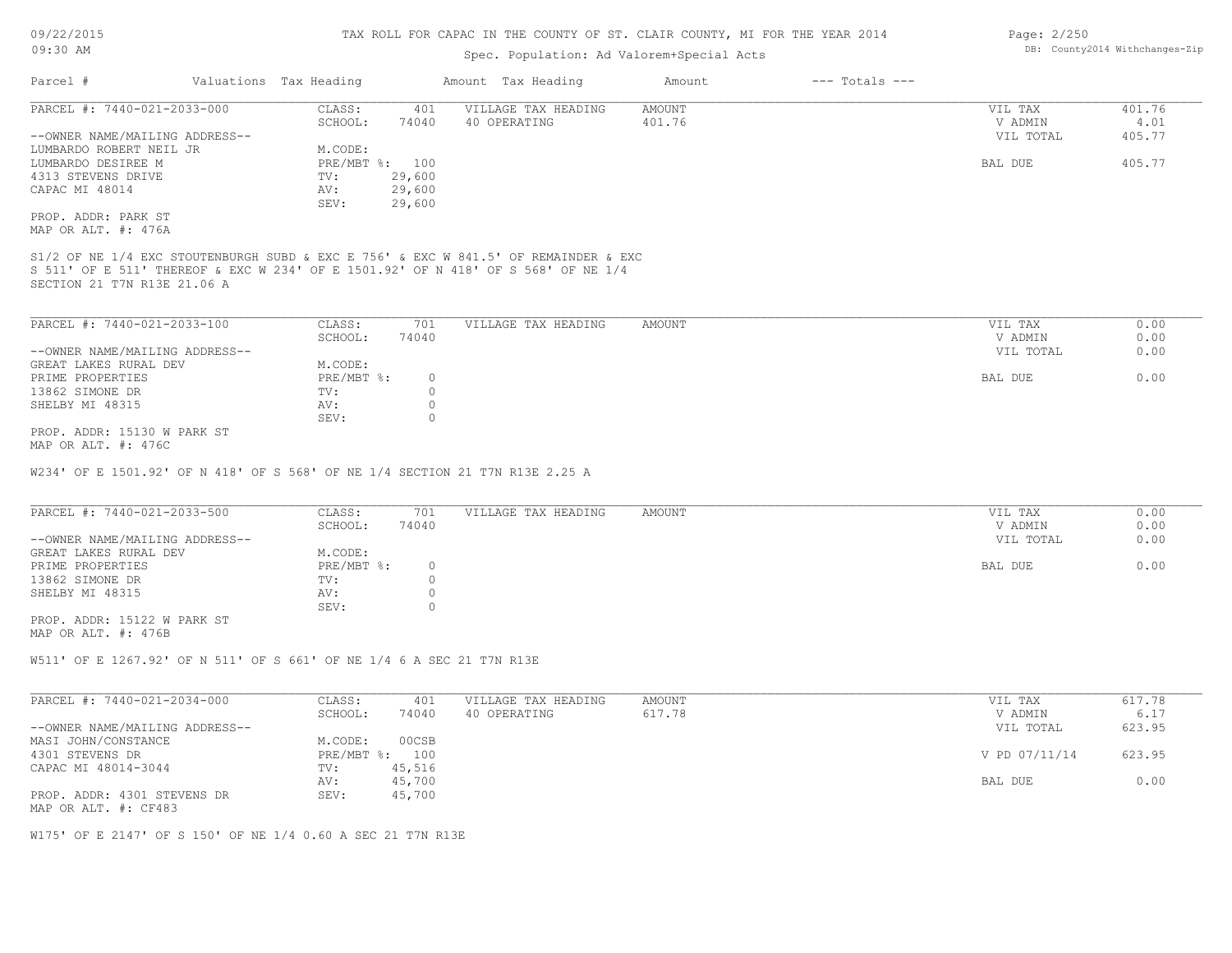TAX ROLL FOR CAPAC IN THE COUNTY OF ST. CLAIR COUNTY, MI FOR THE YEAR 2014

Spec. Population: Ad Valorem+Special Acts

09/22/2015
09:30 AM

DB: County2014 Withchanges-Zip

| Parcel # | Valuations | Tax Heading | Amount | Tax Heading | Amount | --- Totals --- |
|---|---|---|---|---|---|---|

**PARCEL #: 7440-021-2033-000**

| | | | | | |
|---|---|---|---|---|---|
| CLASS: | 401 | VILLAGE TAX HEADING | AMOUNT | VIL TAX | 401.76 |
| SCHOOL: | 74040 | 40 OPERATING | 401.76 | V ADMIN | 4.01 |
| | | | | VIL TOTAL | 405.77 |
| M.CODE: | | | | | |
| PRE/MBT %: | 100 | | | BAL DUE | 405.77 |
| TV: | 29,600 | | | | |
| AV: | 29,600 | | | | |
| SEV: | 29,600 | | | | |

--OWNER NAME/MAILING ADDRESS--
LUMBARDO ROBERT NEIL JR
LUMBARDO DESIREE M
4313 STEVENS DRIVE
CAPAC MI 48014

PROP. ADDR: PARK ST
MAP OR ALT. #: 476A

S1/2 OF NE 1/4 EXC STOUTENBURGH SUBD & EXC E 756' & EXC W 841.5' OF REMAINDER & EXC S 511' OF E 511' THEREOF & EXC W 234' OF E 1501.92' OF N 418' OF S 568' OF NE 1/4 SECTION 21 T7N R13E 21.06 A

**PARCEL #: 7440-021-2033-100**

| | | | | | |
|---|---|---|---|---|---|
| CLASS: | 701 | VILLAGE TAX HEADING | AMOUNT | VIL TAX | 0.00 |
| SCHOOL: | 74040 | | | V ADMIN | 0.00 |
| | | | | VIL TOTAL | 0.00 |
| M.CODE: | | | | | |
| PRE/MBT %: | 0 | | | BAL DUE | 0.00 |
| TV: | 0 | | | | |
| AV: | 0 | | | | |
| SEV: | 0 | | | | |

--OWNER NAME/MAILING ADDRESS--
GREAT LAKES RURAL DEV
PRIME PROPERTIES
13862 SIMONE DR
SHELBY MI 48315

PROP. ADDR: 15130 W PARK ST
MAP OR ALT. #: 476C

W234' OF E 1501.92' OF N 418' OF S 568' OF NE 1/4 SECTION 21 T7N R13E 2.25 A

**PARCEL #: 7440-021-2033-500**

| | | | | | |
|---|---|---|---|---|---|
| CLASS: | 701 | VILLAGE TAX HEADING | AMOUNT | VIL TAX | 0.00 |
| SCHOOL: | 74040 | | | V ADMIN | 0.00 |
| | | | | VIL TOTAL | 0.00 |
| M.CODE: | | | | | |
| PRE/MBT %: | 0 | | | BAL DUE | 0.00 |
| TV: | 0 | | | | |
| AV: | 0 | | | | |
| SEV: | 0 | | | | |

--OWNER NAME/MAILING ADDRESS--
GREAT LAKES RURAL DEV
PRIME PROPERTIES
13862 SIMONE DR
SHELBY MI 48315

PROP. ADDR: 15122 W PARK ST
MAP OR ALT. #: 476B

W511' OF E 1267.92' OF N 511' OF S 661' OF NE 1/4 6 A SEC 21 T7N R13E

**PARCEL #: 7440-021-2034-000**

| | | | | | |
|---|---|---|---|---|---|
| CLASS: | 401 | VILLAGE TAX HEADING | AMOUNT | VIL TAX | 617.78 |
| SCHOOL: | 74040 | 40 OPERATING | 617.78 | V ADMIN | 6.17 |
| | | | | VIL TOTAL | 623.95 |
| M.CODE: | 00CSB | | | | |
| PRE/MBT %: | 100 | | | V PD 07/11/14 | 623.95 |
| TV: | 45,516 | | | | |
| AV: | 45,700 | | | BAL DUE | 0.00 |
| SEV: | 45,700 | | | | |

--OWNER NAME/MAILING ADDRESS--
MASI JOHN/CONSTANCE
4301 STEVENS DR
CAPAC MI 48014-3044

PROP. ADDR: 4301 STEVENS DR
MAP OR ALT. #: CF483

W175' OF E 2147' OF S 150' OF NE 1/4 0.60 A SEC 21 T7N R13E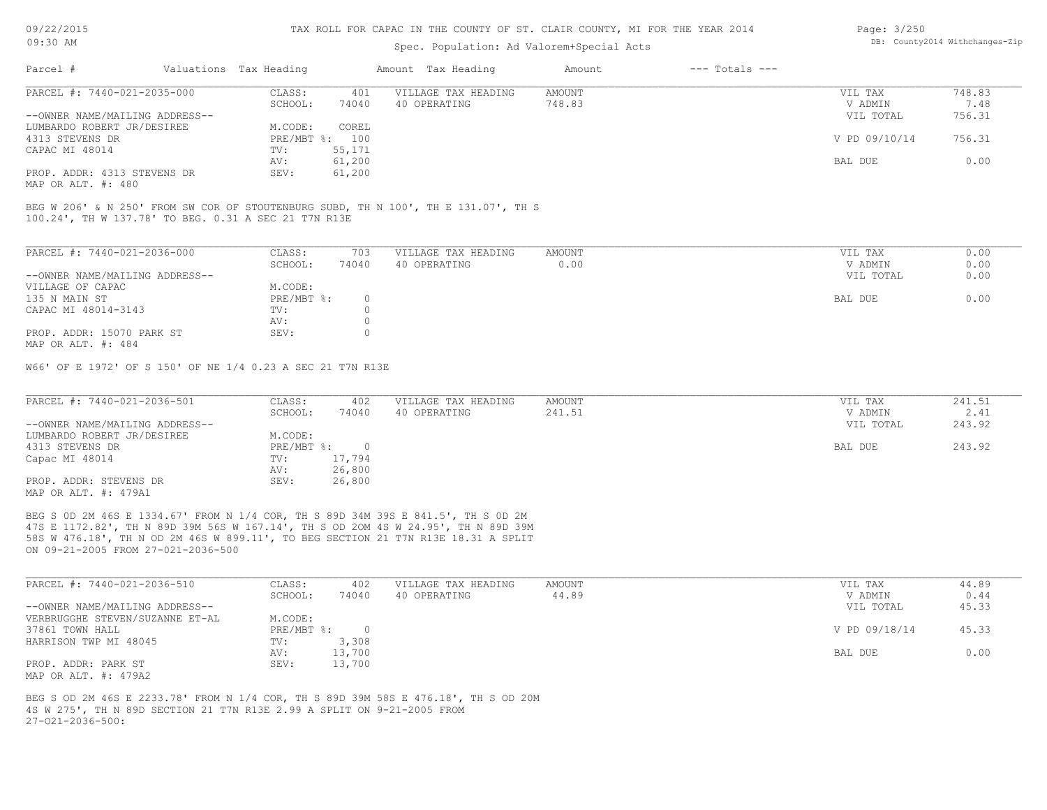TAX ROLL FOR CAPAC IN THE COUNTY OF ST. CLAIR COUNTY, MI FOR THE YEAR 2014

Spec. Population: Ad Valorem+Special Acts

| Parcel # | Valuations | Tax Heading | Amount | Tax Heading | Amount | --- Totals --- | |
|---|---|---|---|---|---|---|---|

**PARCEL #: 7440-021-2035-000**

| | | | | | |
|---|---|---|---|---|---|
| CLASS: | 401 | VILLAGE TAX HEADING | AMOUNT | VIL TAX | 748.83 |
| SCHOOL: | 74040 | 40 OPERATING | 748.83 | V ADMIN | 7.48 |
| | | | | VIL TOTAL | 756.31 |
| M.CODE: | COREL | | | | |
| PRE/MBT %: | 100 | | | V PD 09/10/14 | 756.31 |
| TV: | 55,171 | | | | |
| AV: | 61,200 | | | BAL DUE | 0.00 |
| SEV: | 61,200 | | | | |

--OWNER NAME/MAILING ADDRESS--
LUMBARDO ROBERT JR/DESIREE
4313 STEVENS DR
CAPAC MI 48014

PROP. ADDR: 4313 STEVENS DR
MAP OR ALT. #: 480

BEG W 206' & N 250' FROM SW COR OF STOUTENBURG SUBD, TH N 100', TH E 131.07', TH S 100.24', TH W 137.78' TO BEG. 0.31 A SEC 21 T7N R13E

**PARCEL #: 7440-021-2036-000**

| | | | | | |
|---|---|---|---|---|---|
| CLASS: | 703 | VILLAGE TAX HEADING | AMOUNT | VIL TAX | 0.00 |
| SCHOOL: | 74040 | 40 OPERATING | 0.00 | V ADMIN | 0.00 |
| | | | | VIL TOTAL | 0.00 |
| M.CODE: | | | | | |
| PRE/MBT %: | 0 | | | BAL DUE | 0.00 |
| TV: | 0 | | | | |
| AV: | 0 | | | | |
| SEV: | 0 | | | | |

--OWNER NAME/MAILING ADDRESS--
VILLAGE OF CAPAC
135 N MAIN ST
CAPAC MI 48014-3143

PROP. ADDR: 15070 PARK ST
MAP OR ALT. #: 484

W66' OF E 1972' OF S 150' OF NE 1/4 0.23 A SEC 21 T7N R13E

**PARCEL #: 7440-021-2036-501**

| | | | | | |
|---|---|---|---|---|---|
| CLASS: | 402 | VILLAGE TAX HEADING | AMOUNT | VIL TAX | 241.51 |
| SCHOOL: | 74040 | 40 OPERATING | 241.51 | V ADMIN | 2.41 |
| | | | | VIL TOTAL | 243.92 |
| M.CODE: | | | | | |
| PRE/MBT %: | 0 | | | BAL DUE | 243.92 |
| TV: | 17,794 | | | | |
| AV: | 26,800 | | | | |
| SEV: | 26,800 | | | | |

--OWNER NAME/MAILING ADDRESS--
LUMBARDO ROBERT JR/DESIREE
4313 STEVENS DR
Capac MI 48014

PROP. ADDR: STEVENS DR
MAP OR ALT. #: 479A1

BEG S 0D 2M 46S E 1334.67' FROM N 1/4 COR, TH S 89D 34M 39S E 841.5', TH S 0D 2M 47S E 1172.82', TH N 89D 39M 56S W 167.14', TH S OD 20M 4S W 24.95', TH N 89D 39M 58S W 476.18', TH N OD 2M 46S W 899.11', TO BEG SECTION 21 T7N R13E 18.31 A SPLIT ON 09-21-2005 FROM 27-021-2036-500

**PARCEL #: 7440-021-2036-510**

| | | | | | |
|---|---|---|---|---|---|
| CLASS: | 402 | VILLAGE TAX HEADING | AMOUNT | VIL TAX | 44.89 |
| SCHOOL: | 74040 | 40 OPERATING | 44.89 | V ADMIN | 0.44 |
| | | | | VIL TOTAL | 45.33 |
| M.CODE: | | | | | |
| PRE/MBT %: | 0 | | | V PD 09/18/14 | 45.33 |
| TV: | 3,308 | | | | |
| AV: | 13,700 | | | BAL DUE | 0.00 |
| SEV: | 13,700 | | | | |

--OWNER NAME/MAILING ADDRESS--
VERBRUGGHE STEVEN/SUZANNE ET-AL
37861 TOWN HALL
HARRISON TWP MI 48045

PROP. ADDR: PARK ST
MAP OR ALT. #: 479A2

BEG S OD 2M 46S E 2233.78' FROM N 1/4 COR, TH S 89D 39M 58S E 476.18', TH S OD 20M 4S W 275', TH N 89D SECTION 21 T7N R13E 2.99 A SPLIT ON 9-21-2005 FROM 27-021-2036-500: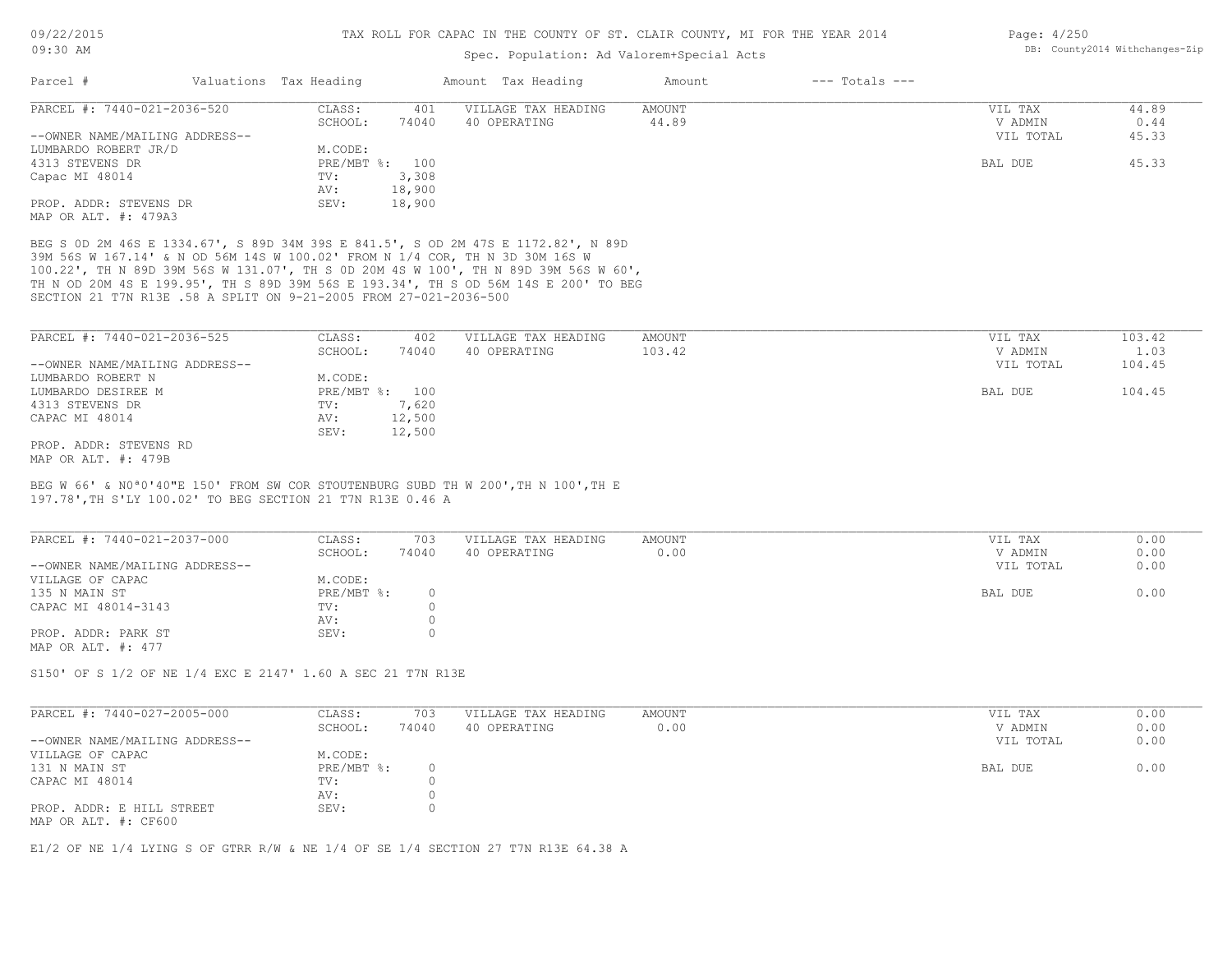TAX ROLL FOR CAPAC IN THE COUNTY OF ST. CLAIR COUNTY, MI FOR THE YEAR 2014

Spec. Population: Ad Valorem+Special Acts

DB: County2014 Withchanges-Zip

| Parcel # | Valuations | Tax Heading | Amount | Tax Heading | Amount | --- Totals --- |
|---|---|---|---|---|---|---|

---

**PARCEL #: 7440-021-2036-520**

| | | | | | |
|---|---|---|---|---|---|
| CLASS: | 401 | VILLAGE TAX HEADING | AMOUNT | VIL TAX | 44.89 |
| SCHOOL: | 74040 | 40 OPERATING | 44.89 | V ADMIN | 0.44 |
| | | | | VIL TOTAL | 45.33 |
| M.CODE: | | | | | |
| PRE/MBT %: | 100 | | | BAL DUE | 45.33 |
| TV: | 3,308 | | | | |
| AV: | 18,900 | | | | |
| SEV: | 18,900 | | | | |

--OWNER NAME/MAILING ADDRESS--
LUMBARDO ROBERT JR/D
4313 STEVENS DR
Capac MI 48014

PROP. ADDR: STEVENS DR
MAP OR ALT. #: 479A3

BEG S 0D 2M 46S E 1334.67', S 89D 34M 39S E 841.5', S OD 2M 47S E 1172.82', N 89D 39M 56S W 167.14' & N OD 56M 14S W 100.02' FROM N 1/4 COR, TH N 3D 30M 16S W 100.22', TH N 89D 39M 56S W 131.07', TH S 0D 20M 4S W 100', TH N 89D 39M 56S W 60', TH N OD 20M 4S E 199.95', TH S 89D 39M 56S E 193.34', TH S OD 56M 14S E 200' TO BEG SECTION 21 T7N R13E .58 A SPLIT ON 9-21-2005 FROM 27-021-2036-500

---

**PARCEL #: 7440-021-2036-525**

| | | | | | |
|---|---|---|---|---|---|
| CLASS: | 402 | VILLAGE TAX HEADING | AMOUNT | VIL TAX | 103.42 |
| SCHOOL: | 74040 | 40 OPERATING | 103.42 | V ADMIN | 1.03 |
| | | | | VIL TOTAL | 104.45 |
| M.CODE: | | | | | |
| PRE/MBT %: | 100 | | | BAL DUE | 104.45 |
| TV: | 7,620 | | | | |
| AV: | 12,500 | | | | |
| SEV: | 12,500 | | | | |

--OWNER NAME/MAILING ADDRESS--
LUMBARDO ROBERT N
LUMBARDO DESIREE M
4313 STEVENS DR
CAPAC MI 48014

PROP. ADDR: STEVENS RD
MAP OR ALT. #: 479B

BEG W 66' & N0ª0'40"E 150' FROM SW COR STOUTENBURG SUBD TH W 200',TH N 100',TH E 197.78',TH S'LY 100.02' TO BEG SECTION 21 T7N R13E 0.46 A

---

**PARCEL #: 7440-021-2037-000**

| | | | | | |
|---|---|---|---|---|---|
| CLASS: | 703 | VILLAGE TAX HEADING | AMOUNT | VIL TAX | 0.00 |
| SCHOOL: | 74040 | 40 OPERATING | 0.00 | V ADMIN | 0.00 |
| | | | | VIL TOTAL | 0.00 |
| M.CODE: | | | | | |
| PRE/MBT %: | 0 | | | BAL DUE | 0.00 |
| TV: | 0 | | | | |
| AV: | 0 | | | | |
| SEV: | 0 | | | | |

--OWNER NAME/MAILING ADDRESS--
VILLAGE OF CAPAC
135 N MAIN ST
CAPAC MI 48014-3143

PROP. ADDR: PARK ST
MAP OR ALT. #: 477

S150' OF S 1/2 OF NE 1/4 EXC E 2147' 1.60 A SEC 21 T7N R13E

---

**PARCEL #: 7440-027-2005-000**

| | | | | | |
|---|---|---|---|---|---|
| CLASS: | 703 | VILLAGE TAX HEADING | AMOUNT | VIL TAX | 0.00 |
| SCHOOL: | 74040 | 40 OPERATING | 0.00 | V ADMIN | 0.00 |
| | | | | VIL TOTAL | 0.00 |
| M.CODE: | | | | | |
| PRE/MBT %: | 0 | | | BAL DUE | 0.00 |
| TV: | 0 | | | | |
| AV: | 0 | | | | |
| SEV: | 0 | | | | |

--OWNER NAME/MAILING ADDRESS--
VILLAGE OF CAPAC
131 N MAIN ST
CAPAC MI 48014

PROP. ADDR: E HILL STREET
MAP OR ALT. #: CF600

E1/2 OF NE 1/4 LYING S OF GTRR R/W & NE 1/4 OF SE 1/4 SECTION 27 T7N R13E 64.38 A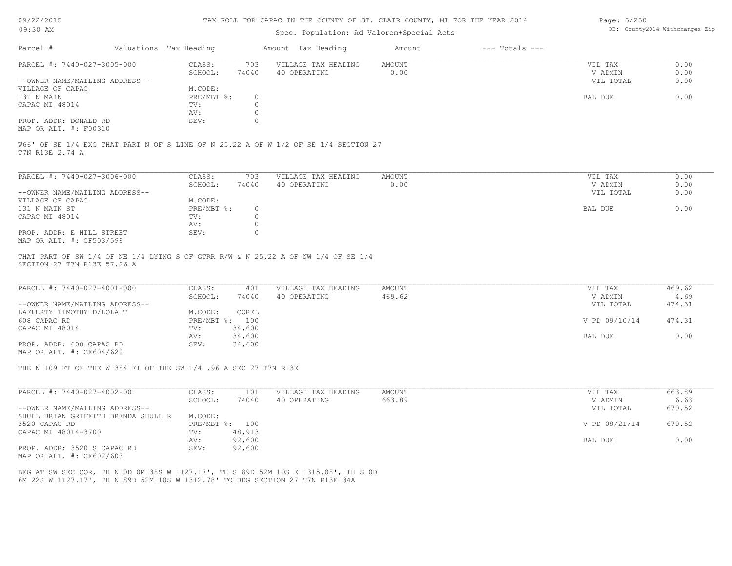TAX ROLL FOR CAPAC IN THE COUNTY OF ST. CLAIR COUNTY, MI FOR THE YEAR 2014

Spec. Population: Ad Valorem+Special Acts

| Parcel # | Valuations | Tax Heading | Amount | Tax Heading | Amount | --- Totals --- | |
|---|---|---|---|---|---|---|---|

**PARCEL #: 7440-027-3005-000**

| | | | | | | |
|---|---|---|---|---|---|---|
| CLASS: | 703 | VILLAGE TAX HEADING | AMOUNT | | VIL TAX | 0.00 |
| SCHOOL: | 74040 | 40 OPERATING | 0.00 | | V ADMIN | 0.00 |
| M.CODE: | | | | | VIL TOTAL | 0.00 |
| PRE/MBT %: | 0 | | | | BAL DUE | 0.00 |
| TV: | 0 | | | | | |
| AV: | 0 | | | | | |
| SEV: | 0 | | | | | |

--OWNER NAME/MAILING ADDRESS--
VILLAGE OF CAPAC
131 N MAIN
CAPAC MI 48014

PROP. ADDR: DONALD RD
MAP OR ALT. #: F00310

W66' OF SE 1/4 EXC THAT PART N OF S LINE OF N 25.22 A OF W 1/2 OF SE 1/4 SECTION 27
T7N R13E 2.74 A

**PARCEL #: 7440-027-3006-000**

| | | | | | | |
|---|---|---|---|---|---|---|
| CLASS: | 703 | VILLAGE TAX HEADING | AMOUNT | | VIL TAX | 0.00 |
| SCHOOL: | 74040 | 40 OPERATING | 0.00 | | V ADMIN | 0.00 |
| M.CODE: | | | | | VIL TOTAL | 0.00 |
| PRE/MBT %: | 0 | | | | BAL DUE | 0.00 |
| TV: | 0 | | | | | |
| AV: | 0 | | | | | |
| SEV: | 0 | | | | | |

--OWNER NAME/MAILING ADDRESS--
VILLAGE OF CAPAC
131 N MAIN ST
CAPAC MI 48014

PROP. ADDR: E HILL STREET
MAP OR ALT. #: CF503/599

THAT PART OF SW 1/4 OF NE 1/4 LYING S OF GTRR R/W & N 25.22 A OF NW 1/4 OF SE 1/4
SECTION 27 T7N R13E 57.26 A

**PARCEL #: 7440-027-4001-000**

| | | | | | | |
|---|---|---|---|---|---|---|
| CLASS: | 401 | VILLAGE TAX HEADING | AMOUNT | | VIL TAX | 469.62 |
| SCHOOL: | 74040 | 40 OPERATING | 469.62 | | V ADMIN | 4.69 |
| M.CODE: | COREL | | | | VIL TOTAL | 474.31 |
| PRE/MBT %: | 100 | | | | V PD 09/10/14 | 474.31 |
| TV: | 34,600 | | | | | |
| AV: | 34,600 | | | | BAL DUE | 0.00 |
| SEV: | 34,600 | | | | | |

--OWNER NAME/MAILING ADDRESS--
LAFFERTY TIMOTHY D/LOLA T
608 CAPAC RD
CAPAC MI 48014

PROP. ADDR: 608 CAPAC RD
MAP OR ALT. #: CF604/620

THE N 109 FT OF THE W 384 FT OF THE SW 1/4 .96 A SEC 27 T7N R13E

**PARCEL #: 7440-027-4002-001**

| | | | | | | |
|---|---|---|---|---|---|---|
| CLASS: | 101 | VILLAGE TAX HEADING | AMOUNT | | VIL TAX | 663.89 |
| SCHOOL: | 74040 | 40 OPERATING | 663.89 | | V ADMIN | 6.63 |
| M.CODE: | | | | | VIL TOTAL | 670.52 |
| PRE/MBT %: | 100 | | | | V PD 08/21/14 | 670.52 |
| TV: | 48,913 | | | | | |
| AV: | 92,600 | | | | BAL DUE | 0.00 |
| SEV: | 92,600 | | | | | |

--OWNER NAME/MAILING ADDRESS--
SHULL BRIAN GRIFFITH BRENDA SHULL R
3520 CAPAC RD
CAPAC MI 48014-3700

PROP. ADDR: 3520 S CAPAC RD
MAP OR ALT. #: CF602/603

BEG AT SW SEC COR, TH N 0D 0M 38S W 1127.17', TH S 89D 52M 10S E 1315.08', TH S 0D
6M 22S W 1127.17', TH N 89D 52M 10S W 1312.78' TO BEG SECTION 27 T7N R13E 34A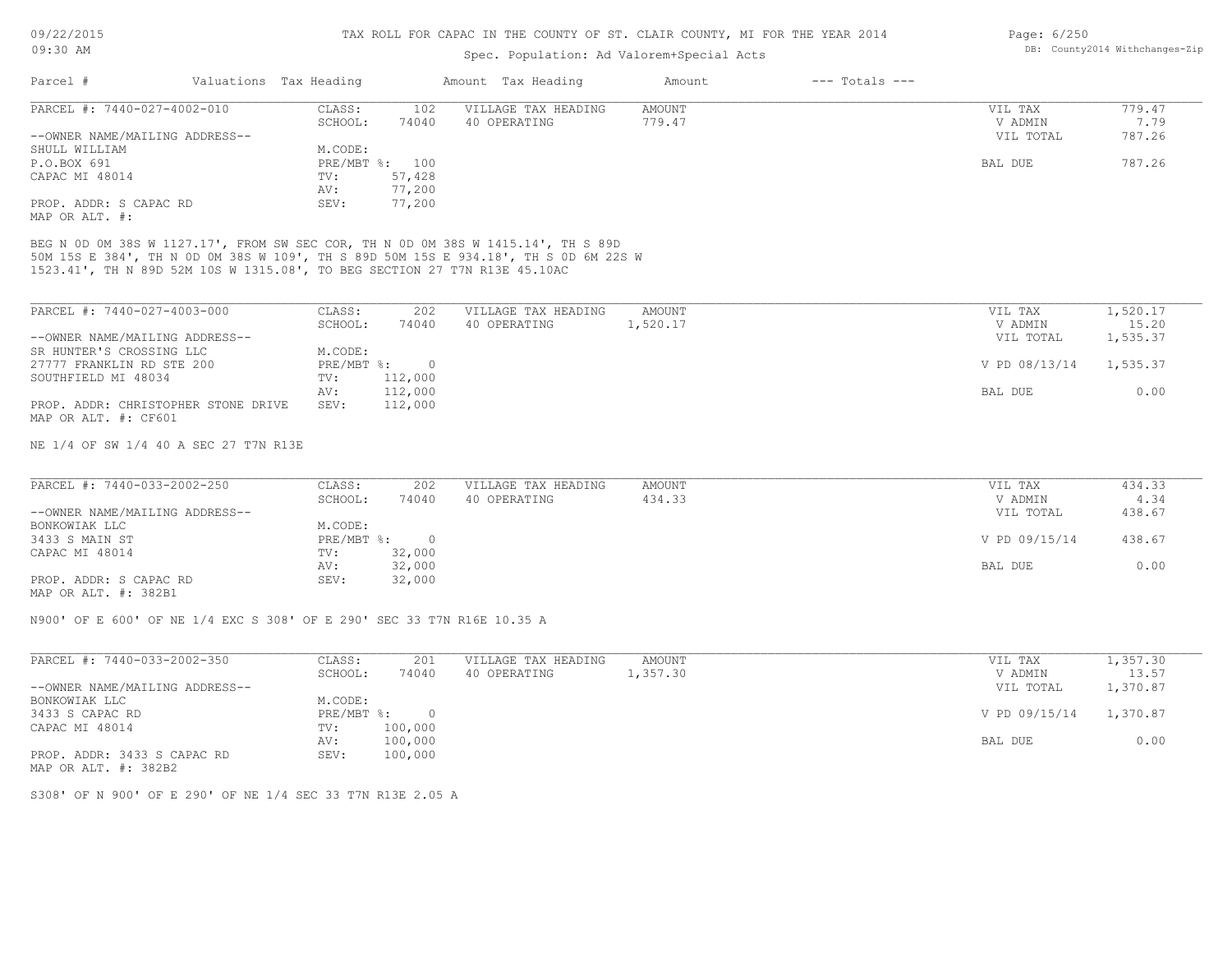# TAX ROLL FOR CAPAC IN THE COUNTY OF ST. CLAIR COUNTY, MI FOR THE YEAR 2014

Spec. Population: Ad Valorem+Special Acts

DB: County2014 Withchanges-Zip

| Parcel # | Valuations | Tax Heading | Amount | Tax Heading | Amount | --- Totals --- | |
|---|---|---|---|---|---|---|---|

## PARCEL #: 7440-027-4002-010

| | | | | | |
|---|---|---|---|---|---|
| CLASS: | 102 | VILLAGE TAX HEADING | AMOUNT | VIL TAX | 779.47 |
| SCHOOL: | 74040 | 40 OPERATING | 779.47 | V ADMIN | 7.79 |
| | | | | VIL TOTAL | 787.26 |
| M.CODE: | | | | | |
| PRE/MBT %: | 100 | | | BAL DUE | 787.26 |
| TV: | 57,428 | | | | |
| AV: | 77,200 | | | | |
| SEV: | 77,200 | | | | |

--OWNER NAME/MAILING ADDRESS--
SHULL WILLIAM
P.O.BOX 691
CAPAC MI 48014

PROP. ADDR: S CAPAC RD
MAP OR ALT. #:

BEG N 0D 0M 38S W 1127.17', FROM SW SEC COR, TH N 0D 0M 38S W 1415.14', TH S 89D 50M 15S E 384', TH N 0D 0M 38S W 109', TH S 89D 50M 15S E 934.18', TH S 0D 6M 22S W 1523.41', TH N 89D 52M 10S W 1315.08', TO BEG SECTION 27 T7N R13E 45.10AC

## PARCEL #: 7440-027-4003-000

| | | | | | |
|---|---|---|---|---|---|
| CLASS: | 202 | VILLAGE TAX HEADING | AMOUNT | VIL TAX | 1,520.17 |
| SCHOOL: | 74040 | 40 OPERATING | 1,520.17 | V ADMIN | 15.20 |
| | | | | VIL TOTAL | 1,535.37 |
| M.CODE: | | | | | |
| PRE/MBT %: | 0 | | | V PD 08/13/14 | 1,535.37 |
| TV: | 112,000 | | | | |
| AV: | 112,000 | | | BAL DUE | 0.00 |
| SEV: | 112,000 | | | | |

--OWNER NAME/MAILING ADDRESS--
SR HUNTER'S CROSSING LLC
27777 FRANKLIN RD STE 200
SOUTHFIELD MI 48034

PROP. ADDR: CHRISTOPHER STONE DRIVE
MAP OR ALT. #: CF601

NE 1/4 OF SW 1/4 40 A SEC 27 T7N R13E

## PARCEL #: 7440-033-2002-250

| | | | | | |
|---|---|---|---|---|---|
| CLASS: | 202 | VILLAGE TAX HEADING | AMOUNT | VIL TAX | 434.33 |
| SCHOOL: | 74040 | 40 OPERATING | 434.33 | V ADMIN | 4.34 |
| | | | | VIL TOTAL | 438.67 |
| M.CODE: | | | | | |
| PRE/MBT %: | 0 | | | V PD 09/15/14 | 438.67 |
| TV: | 32,000 | | | | |
| AV: | 32,000 | | | BAL DUE | 0.00 |
| SEV: | 32,000 | | | | |

--OWNER NAME/MAILING ADDRESS--
BONKOWIAK LLC
3433 S MAIN ST
CAPAC MI 48014

PROP. ADDR: S CAPAC RD
MAP OR ALT. #: 382B1

N900' OF E 600' OF NE 1/4 EXC S 308' OF E 290' SEC 33 T7N R16E 10.35 A

## PARCEL #: 7440-033-2002-350

| | | | | | |
|---|---|---|---|---|---|
| CLASS: | 201 | VILLAGE TAX HEADING | AMOUNT | VIL TAX | 1,357.30 |
| SCHOOL: | 74040 | 40 OPERATING | 1,357.30 | V ADMIN | 13.57 |
| | | | | VIL TOTAL | 1,370.87 |
| M.CODE: | | | | | |
| PRE/MBT %: | 0 | | | V PD 09/15/14 | 1,370.87 |
| TV: | 100,000 | | | | |
| AV: | 100,000 | | | BAL DUE | 0.00 |
| SEV: | 100,000 | | | | |

--OWNER NAME/MAILING ADDRESS--
BONKOWIAK LLC
3433 S CAPAC RD
CAPAC MI 48014

PROP. ADDR: 3433 S CAPAC RD
MAP OR ALT. #: 382B2

S308' OF N 900' OF E 290' OF NE 1/4 SEC 33 T7N R13E 2.05 A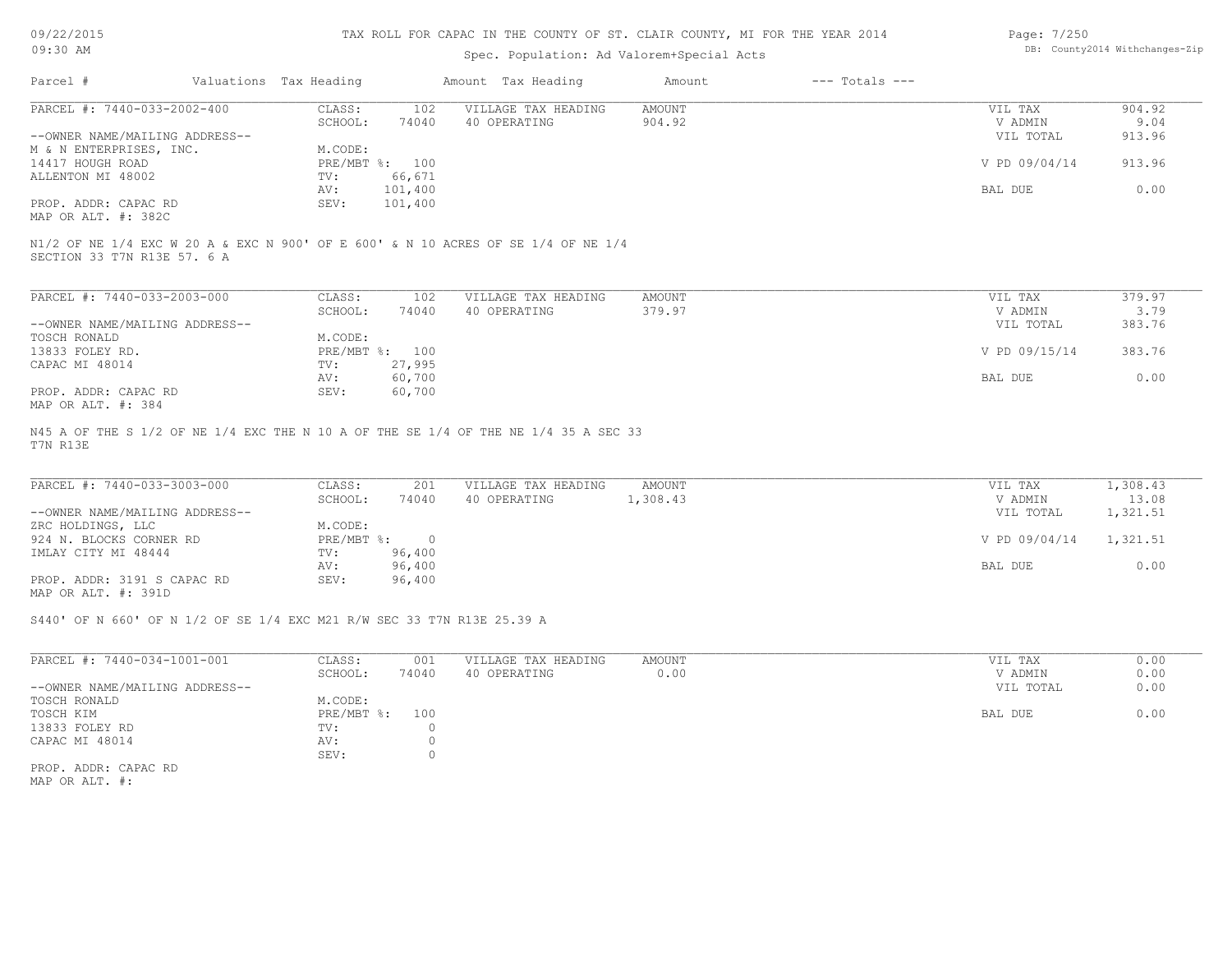TAX ROLL FOR CAPAC IN THE COUNTY OF ST. CLAIR COUNTY, MI FOR THE YEAR 2014

Spec. Population: Ad Valorem+Special Acts

| Parcel # | Valuations | Tax Heading | Amount | Tax Heading | Amount | --- Totals --- | |
|---|---|---|---|---|---|---|---|

---

**PARCEL #: 7440-033-2002-400**

| | | | | | |
|---|---|---|---|---|---|
| CLASS: | 102 | VILLAGE TAX HEADING | AMOUNT | VIL TAX | 904.92 |
| SCHOOL: | 74040 | 40 OPERATING | 904.92 | V ADMIN | 9.04 |
| | | | | VIL TOTAL | 913.96 |
| M.CODE: | | | | | |
| PRE/MBT %: | 100 | | | V PD 09/04/14 | 913.96 |
| TV: | 66,671 | | | | |
| AV: | 101,400 | | | BAL DUE | 0.00 |
| SEV: | 101,400 | | | | |

--OWNER NAME/MAILING ADDRESS--
M & N ENTERPRISES, INC.
14417 HOUGH ROAD
ALLENTON MI 48002

PROP. ADDR: CAPAC RD
MAP OR ALT. #: 382C

N1/2 OF NE 1/4 EXC W 20 A & EXC N 900' OF E 600' & N 10 ACRES OF SE 1/4 OF NE 1/4
SECTION 33 T7N R13E 57. 6 A

---

**PARCEL #: 7440-033-2003-000**

| | | | | | |
|---|---|---|---|---|---|
| CLASS: | 102 | VILLAGE TAX HEADING | AMOUNT | VIL TAX | 379.97 |
| SCHOOL: | 74040 | 40 OPERATING | 379.97 | V ADMIN | 3.79 |
| | | | | VIL TOTAL | 383.76 |
| M.CODE: | | | | | |
| PRE/MBT %: | 100 | | | V PD 09/15/14 | 383.76 |
| TV: | 27,995 | | | | |
| AV: | 60,700 | | | BAL DUE | 0.00 |
| SEV: | 60,700 | | | | |

--OWNER NAME/MAILING ADDRESS--
TOSCH RONALD
13833 FOLEY RD.
CAPAC MI 48014

PROP. ADDR: CAPAC RD
MAP OR ALT. #: 384

N45 A OF THE S 1/2 OF NE 1/4 EXC THE N 10 A OF THE SE 1/4 OF THE NE 1/4 35 A SEC 33
T7N R13E

---

**PARCEL #: 7440-033-3003-000**

| | | | | | |
|---|---|---|---|---|---|
| CLASS: | 201 | VILLAGE TAX HEADING | AMOUNT | VIL TAX | 1,308.43 |
| SCHOOL: | 74040 | 40 OPERATING | 1,308.43 | V ADMIN | 13.08 |
| | | | | VIL TOTAL | 1,321.51 |
| M.CODE: | | | | | |
| PRE/MBT %: | 0 | | | V PD 09/04/14 | 1,321.51 |
| TV: | 96,400 | | | | |
| AV: | 96,400 | | | BAL DUE | 0.00 |
| SEV: | 96,400 | | | | |

--OWNER NAME/MAILING ADDRESS--
ZRC HOLDINGS, LLC
924 N. BLOCKS CORNER RD
IMLAY CITY MI 48444

PROP. ADDR: 3191 S CAPAC RD
MAP OR ALT. #: 391D

S440' OF N 660' OF N 1/2 OF SE 1/4 EXC M21 R/W SEC 33 T7N R13E 25.39 A

---

**PARCEL #: 7440-034-1001-001**

| | | | | | |
|---|---|---|---|---|---|
| CLASS: | 001 | VILLAGE TAX HEADING | AMOUNT | VIL TAX | 0.00 |
| SCHOOL: | 74040 | 40 OPERATING | 0.00 | V ADMIN | 0.00 |
| | | | | VIL TOTAL | 0.00 |
| M.CODE: | | | | | |
| PRE/MBT %: | 100 | | | BAL DUE | 0.00 |
| TV: | 0 | | | | |
| AV: | 0 | | | | |
| SEV: | 0 | | | | |

--OWNER NAME/MAILING ADDRESS--
TOSCH RONALD
TOSCH KIM
13833 FOLEY RD
CAPAC MI 48014

PROP. ADDR: CAPAC RD
MAP OR ALT. #: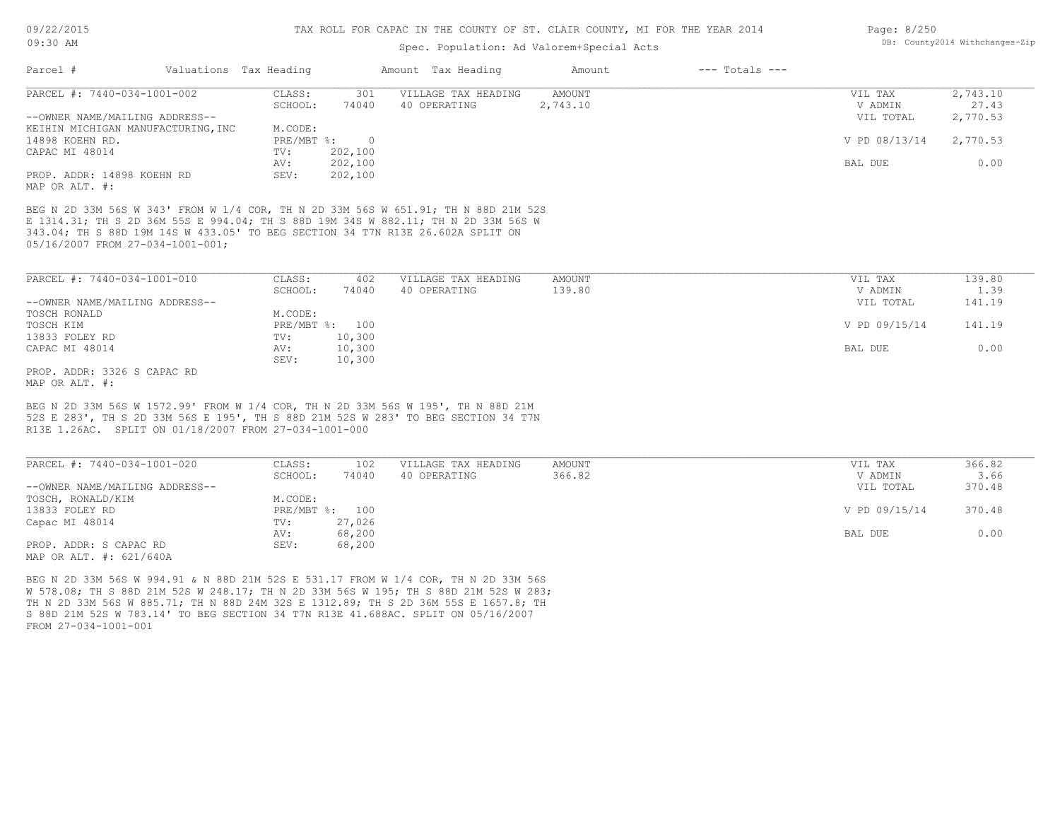TAX ROLL FOR CAPAC IN THE COUNTY OF ST. CLAIR COUNTY, MI FOR THE YEAR 2014

Spec. Population: Ad Valorem+Special Acts

| Parcel # | Valuations | Tax Heading | Amount | Tax Heading | Amount | --- Totals --- | |
|---|---|---|---|---|---|---|---|

## PARCEL #: 7440-034-1001-002

| | | | | | |
|---|---|---|---|---|---|
| | CLASS: | 301 | VILLAGE TAX HEADING | AMOUNT | VIL TAX 2,743.10 |
| | SCHOOL: | 74040 | 40 OPERATING | 2,743.10 | V ADMIN 27.43 |
| --OWNER NAME/MAILING ADDRESS-- | | | | | VIL TOTAL 2,770.53 |
| KEIHIN MICHIGAN MANUFACTURING,INC | M.CODE: | | | | |
| 14898 KOEHN RD. | PRE/MBT %: | 0 | | | V PD 08/13/14 2,770.53 |
| CAPAC MI 48014 | TV: | 202,100 | | | |
| | AV: | 202,100 | | | BAL DUE 0.00 |
| PROP. ADDR: 14898 KOEHN RD | SEV: | 202,100 | | | |
| MAP OR ALT. #: | | | | | |

BEG N 2D 33M 56S W 343' FROM W 1/4 COR, TH N 2D 33M 56S W 651.91; TH N 88D 21M 52S E 1314.31; TH S 2D 36M 55S E 994.04; TH S 88D 19M 34S W 882.11; TH N 2D 33M 56S W 343.04; TH S 88D 19M 14S W 433.05' TO BEG SECTION 34 T7N R13E 26.602A SPLIT ON 05/16/2007 FROM 27-034-1001-001;

## PARCEL #: 7440-034-1001-010

| | | | | | |
|---|---|---|---|---|---|
| | CLASS: | 402 | VILLAGE TAX HEADING | AMOUNT | VIL TAX 139.80 |
| | SCHOOL: | 74040 | 40 OPERATING | 139.80 | V ADMIN 1.39 |
| --OWNER NAME/MAILING ADDRESS-- | | | | | VIL TOTAL 141.19 |
| TOSCH RONALD | M.CODE: | | | | |
| TOSCH KIM | PRE/MBT %: | 100 | | | V PD 09/15/14 141.19 |
| 13833 FOLEY RD | TV: | 10,300 | | | |
| CAPAC MI 48014 | AV: | 10,300 | | | BAL DUE 0.00 |
| | SEV: | 10,300 | | | |
| PROP. ADDR: 3326 S CAPAC RD | | | | | |
| MAP OR ALT. #: | | | | | |

BEG N 2D 33M 56S W 1572.99' FROM W 1/4 COR, TH N 2D 33M 56S W 195', TH N 88D 21M 52S E 283', TH S 2D 33M 56S E 195', TH S 88D 21M 52S W 283' TO BEG SECTION 34 T7N R13E 1.26AC. SPLIT ON 01/18/2007 FROM 27-034-1001-000

## PARCEL #: 7440-034-1001-020

| | | | | | |
|---|---|---|---|---|---|
| | CLASS: | 102 | VILLAGE TAX HEADING | AMOUNT | VIL TAX 366.82 |
| | SCHOOL: | 74040 | 40 OPERATING | 366.82 | V ADMIN 3.66 |
| --OWNER NAME/MAILING ADDRESS-- | | | | | VIL TOTAL 370.48 |
| TOSCH, RONALD/KIM | M.CODE: | | | | |
| 13833 FOLEY RD | PRE/MBT %: | 100 | | | V PD 09/15/14 370.48 |
| Capac MI 48014 | TV: | 27,026 | | | |
| | AV: | 68,200 | | | BAL DUE 0.00 |
| PROP. ADDR: S CAPAC RD | SEV: | 68,200 | | | |
| MAP OR ALT. #: 621/640A | | | | | |

BEG N 2D 33M 56S W 994.91 & N 88D 21M 52S E 531.17 FROM W 1/4 COR, TH N 2D 33M 56S W 578.08; TH S 88D 21M 52S W 248.17; TH N 2D 33M 56S W 195; TH S 88D 21M 52S W 283; TH N 2D 33M 56S W 885.71; TH N 88D 24M 32S E 1312.89; TH S 2D 36M 55S E 1657.8; TH S 88D 21M 52S W 783.14' TO BEG SECTION 34 T7N R13E 41.688AC. SPLIT ON 05/16/2007 FROM 27-034-1001-001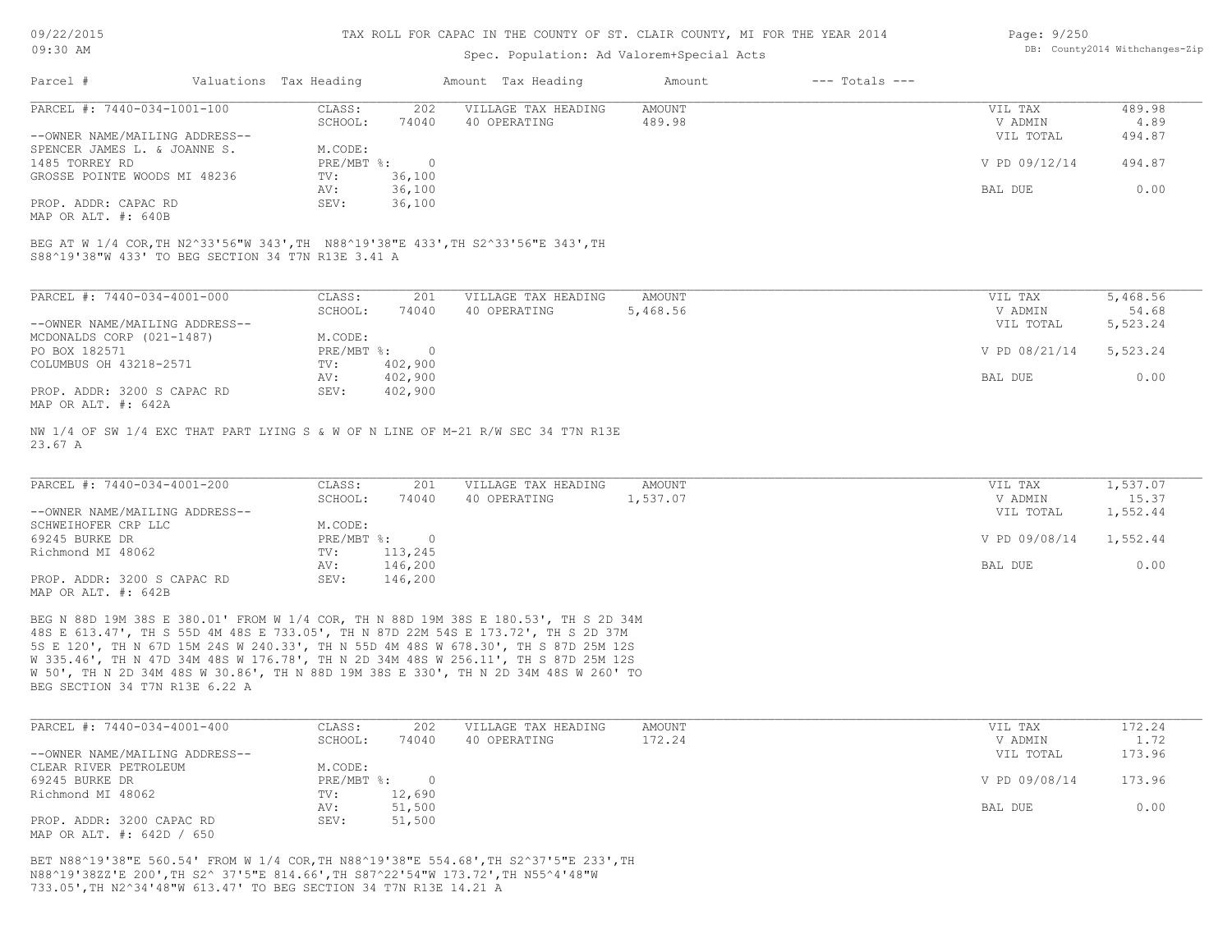TAX ROLL FOR CAPAC IN THE COUNTY OF ST. CLAIR COUNTY, MI FOR THE YEAR 2014

Spec. Population: Ad Valorem+Special Acts

| Parcel # | Valuations | Tax Heading | Amount | Tax Heading | Amount | --- Totals --- |
|---|---|---|---|---|---|---|

---

**PARCEL #: 7440-034-1001-100**

| | | | | | |
|---|---|---|---|---|---|
| CLASS: | 202 | VILLAGE TAX HEADING | AMOUNT | VIL TAX | 489.98 |
| SCHOOL: | 74040 | 40 OPERATING | 489.98 | V ADMIN | 4.89 |
| | | | | VIL TOTAL | 494.87 |
| M.CODE: | | | | | |
| PRE/MBT %: | 0 | | | V PD 09/12/14 | 494.87 |
| TV: | 36,100 | | | | |
| AV: | 36,100 | | | BAL DUE | 0.00 |
| SEV: | 36,100 | | | | |

--OWNER NAME/MAILING ADDRESS--
SPENCER JAMES L. & JOANNE S.
1485 TORREY RD
GROSSE POINTE WOODS MI 48236

PROP. ADDR: CAPAC RD
MAP OR ALT. #: 640B

BEG AT W 1/4 COR,TH N2^33'56"W 343',TH N88^19'38"E 433',TH S2^33'56"E 343',TH S88^19'38"W 433' TO BEG SECTION 34 T7N R13E 3.41 A

---

**PARCEL #: 7440-034-4001-000**

| | | | | | |
|---|---|---|---|---|---|
| CLASS: | 201 | VILLAGE TAX HEADING | AMOUNT | VIL TAX | 5,468.56 |
| SCHOOL: | 74040 | 40 OPERATING | 5,468.56 | V ADMIN | 54.68 |
| | | | | VIL TOTAL | 5,523.24 |
| M.CODE: | | | | | |
| PRE/MBT %: | 0 | | | V PD 08/21/14 | 5,523.24 |
| TV: | 402,900 | | | | |
| AV: | 402,900 | | | BAL DUE | 0.00 |
| SEV: | 402,900 | | | | |

--OWNER NAME/MAILING ADDRESS--
MCDONALDS CORP (021-1487)
PO BOX 182571
COLUMBUS OH 43218-2571

PROP. ADDR: 3200 S CAPAC RD
MAP OR ALT. #: 642A

NW 1/4 OF SW 1/4 EXC THAT PART LYING S & W OF N LINE OF M-21 R/W SEC 34 T7N R13E 23.67 A

---

**PARCEL #: 7440-034-4001-200**

| | | | | | |
|---|---|---|---|---|---|
| CLASS: | 201 | VILLAGE TAX HEADING | AMOUNT | VIL TAX | 1,537.07 |
| SCHOOL: | 74040 | 40 OPERATING | 1,537.07 | V ADMIN | 15.37 |
| | | | | VIL TOTAL | 1,552.44 |
| M.CODE: | | | | | |
| PRE/MBT %: | 0 | | | V PD 09/08/14 | 1,552.44 |
| TV: | 113,245 | | | | |
| AV: | 146,200 | | | BAL DUE | 0.00 |
| SEV: | 146,200 | | | | |

--OWNER NAME/MAILING ADDRESS--
SCHWEIHOFER CRP LLC
69245 BURKE DR
Richmond MI 48062

PROP. ADDR: 3200 S CAPAC RD
MAP OR ALT. #: 642B

BEG N 88D 19M 38S E 380.01' FROM W 1/4 COR, TH N 88D 19M 38S E 180.53', TH S 2D 34M 48S E 613.47', TH S 55D 4M 48S E 733.05', TH N 87D 22M 54S E 173.72', TH S 2D 37M 5S E 120', TH N 67D 15M 24S W 240.33', TH N 55D 4M 48S W 678.30', TH S 87D 25M 12S W 335.46', TH N 47D 34M 48S W 176.78', TH N 2D 34M 48S W 256.11', TH S 87D 25M 12S W 50', TH N 2D 34M 48S W 30.86', TH N 88D 19M 38S E 330', TH N 2D 34M 48S W 260' TO BEG SECTION 34 T7N R13E 6.22 A

---

**PARCEL #: 7440-034-4001-400**

| | | | | | |
|---|---|---|---|---|---|
| CLASS: | 202 | VILLAGE TAX HEADING | AMOUNT | VIL TAX | 172.24 |
| SCHOOL: | 74040 | 40 OPERATING | 172.24 | V ADMIN | 1.72 |
| | | | | VIL TOTAL | 173.96 |
| M.CODE: | | | | | |
| PRE/MBT %: | 0 | | | V PD 09/08/14 | 173.96 |
| TV: | 12,690 | | | | |
| AV: | 51,500 | | | BAL DUE | 0.00 |
| SEV: | 51,500 | | | | |

--OWNER NAME/MAILING ADDRESS--
CLEAR RIVER PETROLEUM
69245 BURKE DR
Richmond MI 48062

PROP. ADDR: 3200 CAPAC RD
MAP OR ALT. #: 642D / 650

BET N88^19'38"E 560.54' FROM W 1/4 COR,TH N88^19'38"E 554.68',TH S2^37'5"E 233',TH N88^19'38ZZ'E 200',TH S2^ 37'5"E 814.66',TH S87^22'54"W 173.72',TH N55^4'48"W 733.05',TH N2^34'48"W 613.47' TO BEG SECTION 34 T7N R13E 14.21 A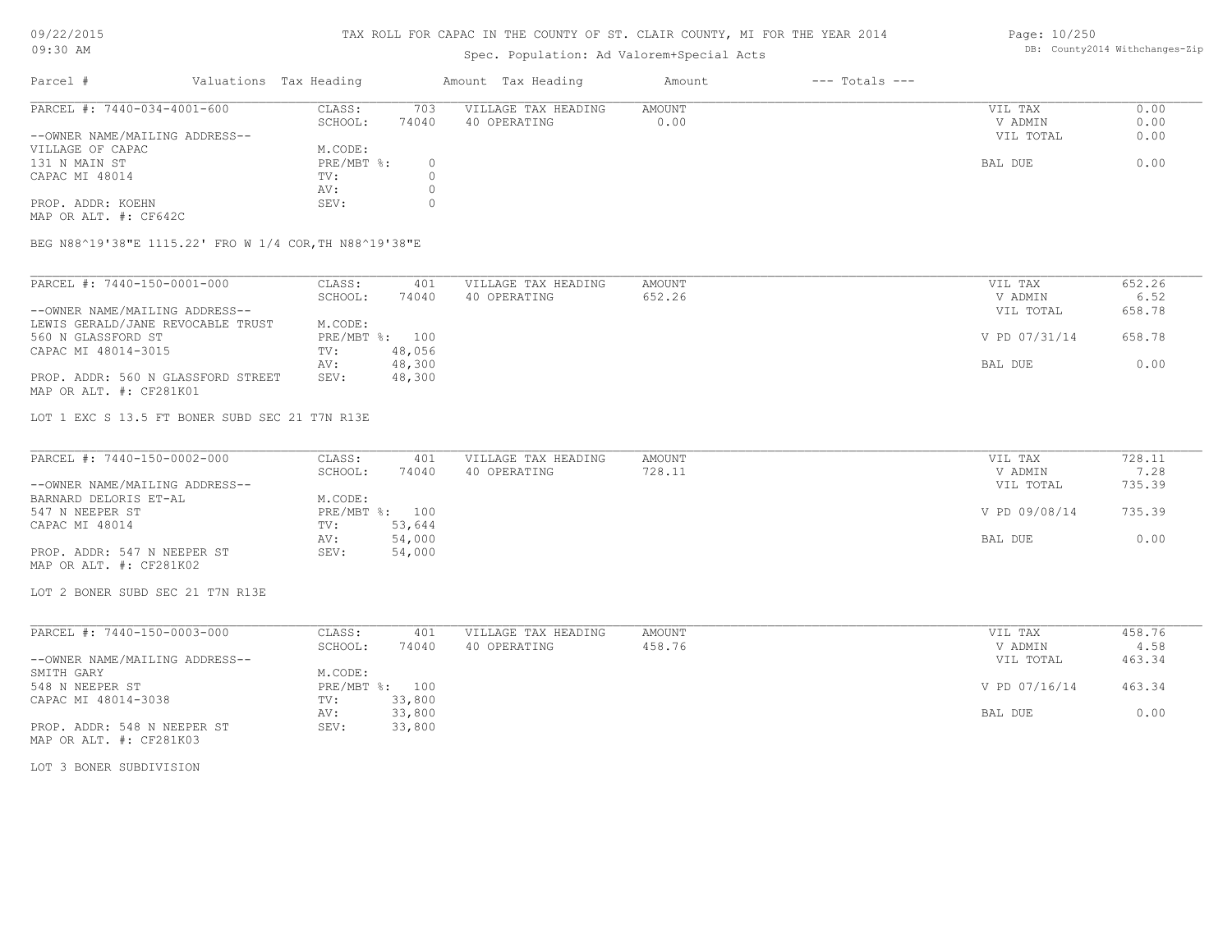TAX ROLL FOR CAPAC IN THE COUNTY OF ST. CLAIR COUNTY, MI FOR THE YEAR 2014

Spec. Population: Ad Valorem+Special Acts

DB: County2014 Withchanges-Zip

| Parcel # | Valuations | Tax Heading | Amount | Tax Heading | Amount | --- Totals --- | |
|---|---|---|---|---|---|---|---|

---

PARCEL #: 7440-034-4001-600

| | | | | | |
|---|---|---|---|---|---|
| CLASS: | 703 | VILLAGE TAX HEADING | AMOUNT | VIL TAX | 0.00 |
| SCHOOL: | 74040 | 40 OPERATING | 0.00 | V ADMIN | 0.00 |
| M.CODE: | | | | VIL TOTAL | 0.00 |
| PRE/MBT %: | 0 | | | BAL DUE | 0.00 |
| TV: | 0 | | | | |
| AV: | 0 | | | | |
| SEV: | 0 | | | | |

--OWNER NAME/MAILING ADDRESS--
VILLAGE OF CAPAC
131 N MAIN ST
CAPAC MI 48014

PROP. ADDR: KOEHN
MAP OR ALT. #: CF642C

BEG N88^19'38"E 1115.22' FRO W 1/4 COR,TH N88^19'38"E

---

PARCEL #: 7440-150-0001-000

| | | | | | |
|---|---|---|---|---|---|
| CLASS: | 401 | VILLAGE TAX HEADING | AMOUNT | VIL TAX | 652.26 |
| SCHOOL: | 74040 | 40 OPERATING | 652.26 | V ADMIN | 6.52 |
| M.CODE: | | | | VIL TOTAL | 658.78 |
| PRE/MBT %: | 100 | | | V PD 07/31/14 | 658.78 |
| TV: | 48,056 | | | | |
| AV: | 48,300 | | | BAL DUE | 0.00 |
| SEV: | 48,300 | | | | |

--OWNER NAME/MAILING ADDRESS--
LEWIS GERALD/JANE REVOCABLE TRUST
560 N GLASSFORD ST
CAPAC MI 48014-3015

PROP. ADDR: 560 N GLASSFORD STREET
MAP OR ALT. #: CF281K01

LOT 1 EXC S 13.5 FT BONER SUBD SEC 21 T7N R13E

---

PARCEL #: 7440-150-0002-000

| | | | | | |
|---|---|---|---|---|---|
| CLASS: | 401 | VILLAGE TAX HEADING | AMOUNT | VIL TAX | 728.11 |
| SCHOOL: | 74040 | 40 OPERATING | 728.11 | V ADMIN | 7.28 |
| M.CODE: | | | | VIL TOTAL | 735.39 |
| PRE/MBT %: | 100 | | | V PD 09/08/14 | 735.39 |
| TV: | 53,644 | | | | |
| AV: | 54,000 | | | BAL DUE | 0.00 |
| SEV: | 54,000 | | | | |

--OWNER NAME/MAILING ADDRESS--
BARNARD DELORIS ET-AL
547 N NEEPER ST
CAPAC MI 48014

PROP. ADDR: 547 N NEEPER ST
MAP OR ALT. #: CF281K02

LOT 2 BONER SUBD SEC 21 T7N R13E

---

PARCEL #: 7440-150-0003-000

| | | | | | |
|---|---|---|---|---|---|
| CLASS: | 401 | VILLAGE TAX HEADING | AMOUNT | VIL TAX | 458.76 |
| SCHOOL: | 74040 | 40 OPERATING | 458.76 | V ADMIN | 4.58 |
| M.CODE: | | | | VIL TOTAL | 463.34 |
| PRE/MBT %: | 100 | | | V PD 07/16/14 | 463.34 |
| TV: | 33,800 | | | | |
| AV: | 33,800 | | | BAL DUE | 0.00 |
| SEV: | 33,800 | | | | |

--OWNER NAME/MAILING ADDRESS--
SMITH GARY
548 N NEEPER ST
CAPAC MI 48014-3038

PROP. ADDR: 548 N NEEPER ST
MAP OR ALT. #: CF281K03

LOT 3 BONER SUBDIVISION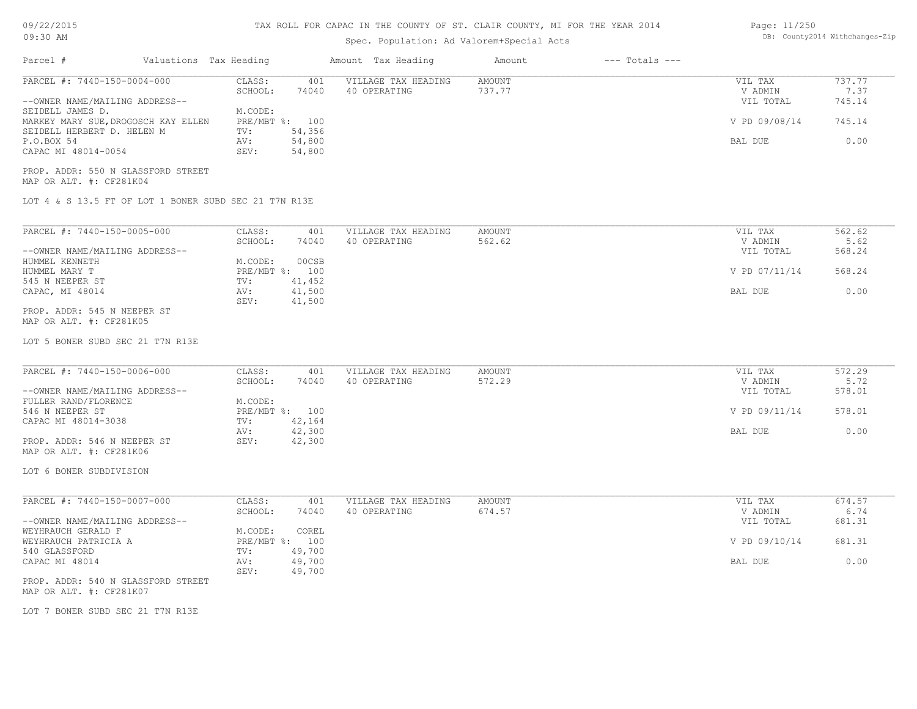TAX ROLL FOR CAPAC IN THE COUNTY OF ST. CLAIR COUNTY, MI FOR THE YEAR 2014

Spec. Population: Ad Valorem+Special Acts

| Parcel # | Valuations | Tax Heading | Amount | Tax Heading | Amount | --- Totals --- | |
|---|---|---|---|---|---|---|---|

---

PARCEL #: 7440-150-0004-000

| | | | | | |
|---|---|---|---|---|---|
| CLASS: | 401 | VILLAGE TAX HEADING | AMOUNT | VIL TAX | 737.77 |
| SCHOOL: | 74040 | 40 OPERATING | 737.77 | V ADMIN | 7.37 |
| | | | | VIL TOTAL | 745.14 |
| M.CODE: | | | | | |
| PRE/MBT %: | 100 | | | V PD 09/08/14 | 745.14 |
| TV: | 54,356 | | | | |
| AV: | 54,800 | | | BAL DUE | 0.00 |
| SEV: | 54,800 | | | | |

--OWNER NAME/MAILING ADDRESS--
SEIDELL JAMES D.
MARKEY MARY SUE, DROGOSCH KAY ELLEN
SEIDELL HERBERT D. HELEN M
P.O.BOX 54
CAPAC MI 48014-0054

PROP. ADDR: 550 N GLASSFORD STREET
MAP OR ALT. #: CF281K04

LOT 4 & S 13.5 FT OF LOT 1 BONER SUBD SEC 21 T7N R13E

---

PARCEL #: 7440-150-0005-000

| | | | | | |
|---|---|---|---|---|---|
| CLASS: | 401 | VILLAGE TAX HEADING | AMOUNT | VIL TAX | 562.62 |
| SCHOOL: | 74040 | 40 OPERATING | 562.62 | V ADMIN | 5.62 |
| | | | | VIL TOTAL | 568.24 |
| M.CODE: | 00CSB | | | | |
| PRE/MBT %: | 100 | | | V PD 07/11/14 | 568.24 |
| TV: | 41,452 | | | | |
| AV: | 41,500 | | | BAL DUE | 0.00 |
| SEV: | 41,500 | | | | |

--OWNER NAME/MAILING ADDRESS--
HUMMEL KENNETH
HUMMEL MARY T
545 N NEEPER ST
CAPAC, MI 48014

PROP. ADDR: 545 N NEEPER ST
MAP OR ALT. #: CF281K05

LOT 5 BONER SUBD SEC 21 T7N R13E

---

PARCEL #: 7440-150-0006-000

| | | | | | |
|---|---|---|---|---|---|
| CLASS: | 401 | VILLAGE TAX HEADING | AMOUNT | VIL TAX | 572.29 |
| SCHOOL: | 74040 | 40 OPERATING | 572.29 | V ADMIN | 5.72 |
| | | | | VIL TOTAL | 578.01 |
| M.CODE: | | | | | |
| PRE/MBT %: | 100 | | | V PD 09/11/14 | 578.01 |
| TV: | 42,164 | | | | |
| AV: | 42,300 | | | BAL DUE | 0.00 |
| SEV: | 42,300 | | | | |

--OWNER NAME/MAILING ADDRESS--
FULLER RAND/FLORENCE
546 N NEEPER ST
CAPAC MI 48014-3038

PROP. ADDR: 546 N NEEPER ST
MAP OR ALT. #: CF281K06

LOT 6 BONER SUBDIVISION

---

PARCEL #: 7440-150-0007-000

| | | | | | |
|---|---|---|---|---|---|
| CLASS: | 401 | VILLAGE TAX HEADING | AMOUNT | VIL TAX | 674.57 |
| SCHOOL: | 74040 | 40 OPERATING | 674.57 | V ADMIN | 6.74 |
| | | | | VIL TOTAL | 681.31 |
| M.CODE: | COREL | | | | |
| PRE/MBT %: | 100 | | | V PD 09/10/14 | 681.31 |
| TV: | 49,700 | | | | |
| AV: | 49,700 | | | BAL DUE | 0.00 |
| SEV: | 49,700 | | | | |

--OWNER NAME/MAILING ADDRESS--
WEYHRAUCH GERALD F
WEYHRAUCH PATRICIA A
540 GLASSFORD
CAPAC MI 48014

PROP. ADDR: 540 N GLASSFORD STREET
MAP OR ALT. #: CF281K07

LOT 7 BONER SUBD SEC 21 T7N R13E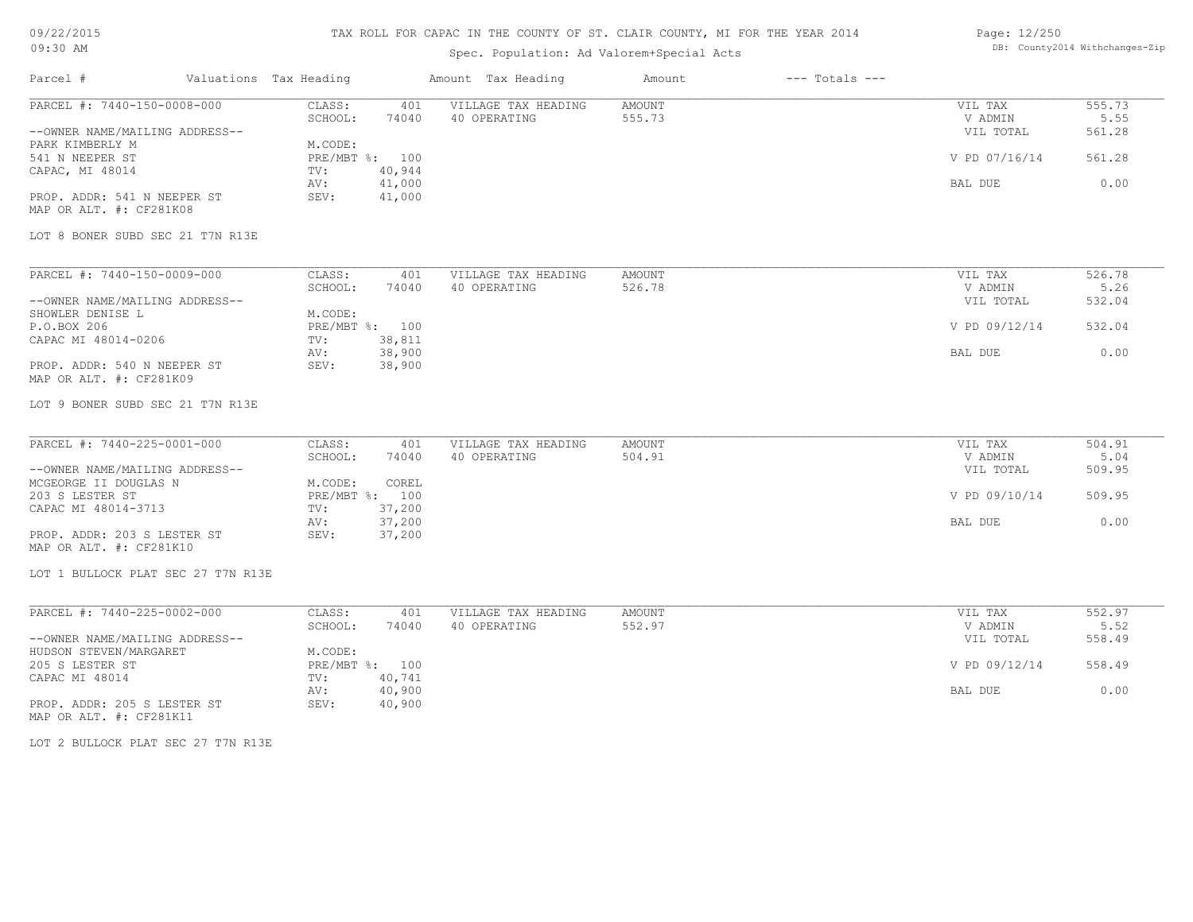# TAX ROLL FOR CAPAC IN THE COUNTY OF ST. CLAIR COUNTY, MI FOR THE YEAR 2014

Spec. Population: Ad Valorem+Special Acts

| Parcel # | Valuations | Tax Heading | Amount | Tax Heading | Amount | --- Totals --- | |
|---|---|---|---|---|---|---|---|

---

**PARCEL #: 7440-150-0008-000**

--OWNER NAME/MAILING ADDRESS--
PARK KIMBERLY M
541 N NEEPER ST
CAPAC, MI 48014

PROP. ADDR: 541 N NEEPER ST
MAP OR ALT. #: CF281K08

| | | | | | |
|---|---|---|---|---|---|
| CLASS: | 401 | VILLAGE TAX HEADING | AMOUNT | VIL TAX | 555.73 |
| SCHOOL: | 74040 | 40 OPERATING | 555.73 | V ADMIN | 5.55 |
| M.CODE: | | | | VIL TOTAL | 561.28 |
| PRE/MBT %: | 100 | | | V PD 07/16/14 | 561.28 |
| TV: | 40,944 | | | | |
| AV: | 41,000 | | | BAL DUE | 0.00 |
| SEV: | 41,000 | | | | |

LOT 8 BONER SUBD SEC 21 T7N R13E

---

**PARCEL #: 7440-150-0009-000**

--OWNER NAME/MAILING ADDRESS--
SHOWLER DENISE L
P.O.BOX 206
CAPAC MI 48014-0206

PROP. ADDR: 540 N NEEPER ST
MAP OR ALT. #: CF281K09

| | | | | | |
|---|---|---|---|---|---|
| CLASS: | 401 | VILLAGE TAX HEADING | AMOUNT | VIL TAX | 526.78 |
| SCHOOL: | 74040 | 40 OPERATING | 526.78 | V ADMIN | 5.26 |
| M.CODE: | | | | VIL TOTAL | 532.04 |
| PRE/MBT %: | 100 | | | V PD 09/12/14 | 532.04 |
| TV: | 38,811 | | | | |
| AV: | 38,900 | | | BAL DUE | 0.00 |
| SEV: | 38,900 | | | | |

LOT 9 BONER SUBD SEC 21 T7N R13E

---

**PARCEL #: 7440-225-0001-000**

--OWNER NAME/MAILING ADDRESS--
MCGEORGE II DOUGLAS N
203 S LESTER ST
CAPAC MI 48014-3713

PROP. ADDR: 203 S LESTER ST
MAP OR ALT. #: CF281K10

| | | | | | |
|---|---|---|---|---|---|
| CLASS: | 401 | VILLAGE TAX HEADING | AMOUNT | VIL TAX | 504.91 |
| SCHOOL: | 74040 | 40 OPERATING | 504.91 | V ADMIN | 5.04 |
| M.CODE: | COREL | | | VIL TOTAL | 509.95 |
| PRE/MBT %: | 100 | | | V PD 09/10/14 | 509.95 |
| TV: | 37,200 | | | | |
| AV: | 37,200 | | | BAL DUE | 0.00 |
| SEV: | 37,200 | | | | |

LOT 1 BULLOCK PLAT SEC 27 T7N R13E

---

**PARCEL #: 7440-225-0002-000**

--OWNER NAME/MAILING ADDRESS--
HUDSON STEVEN/MARGARET
205 S LESTER ST
CAPAC MI 48014

PROP. ADDR: 205 S LESTER ST
MAP OR ALT. #: CF281K11

| | | | | | |
|---|---|---|---|---|---|
| CLASS: | 401 | VILLAGE TAX HEADING | AMOUNT | VIL TAX | 552.97 |
| SCHOOL: | 74040 | 40 OPERATING | 552.97 | V ADMIN | 5.52 |
| M.CODE: | | | | VIL TOTAL | 558.49 |
| PRE/MBT %: | 100 | | | V PD 09/12/14 | 558.49 |
| TV: | 40,741 | | | | |
| AV: | 40,900 | | | BAL DUE | 0.00 |
| SEV: | 40,900 | | | | |

LOT 2 BULLOCK PLAT SEC 27 T7N R13E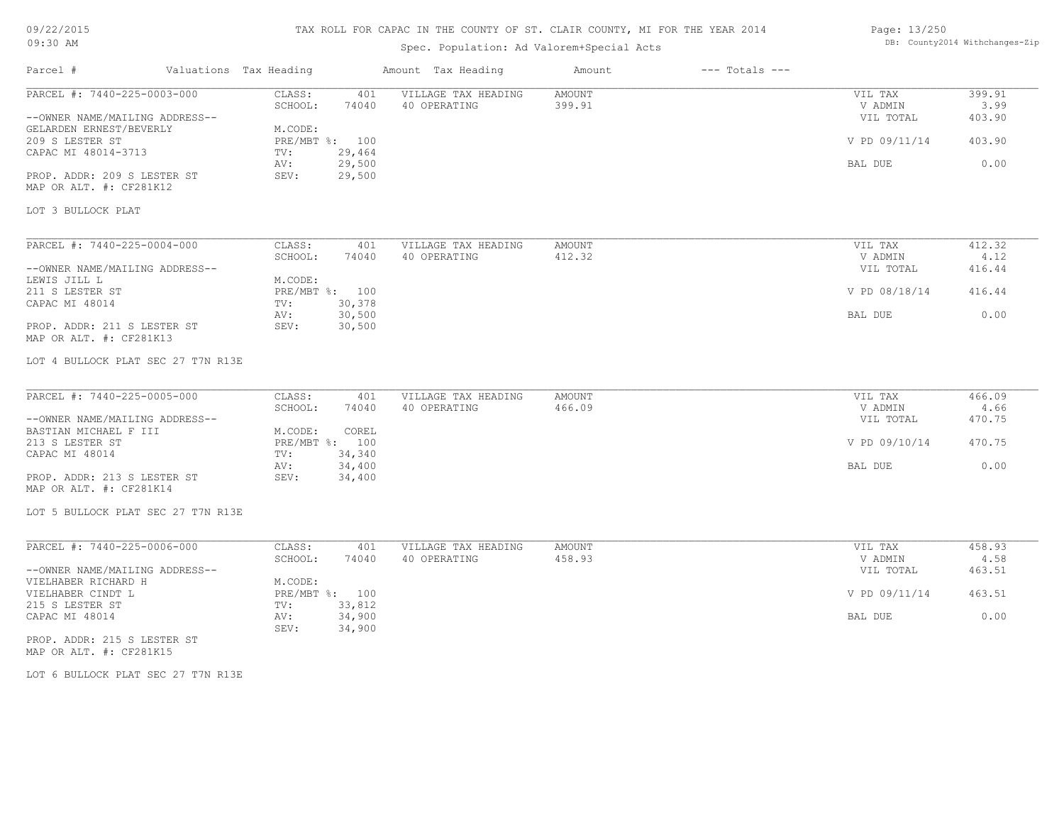# TAX ROLL FOR CAPAC IN THE COUNTY OF ST. CLAIR COUNTY, MI FOR THE YEAR 2014

Spec. Population: Ad Valorem+Special Acts

DB: County2014 Withchanges-Zip

09/22/2015
09:30 AM

| Parcel # | Valuations | Tax Heading | Amount | Tax Heading | Amount | --- Totals --- | |
|---|---|---|---|---|---|---|---|

**PARCEL #: 7440-225-0003-000**

| | | | | | |
|---|---|---|---|---|---|
| CLASS: | 401 | VILLAGE TAX HEADING | AMOUNT | VIL TAX | 399.91 |
| SCHOOL: | 74040 | 40 OPERATING | 399.91 | V ADMIN | 3.99 |
| M.CODE: | | | | VIL TOTAL | 403.90 |
| PRE/MBT %: | 100 | | | V PD 09/11/14 | 403.90 |
| TV: | 29,464 | | | | |
| AV: | 29,500 | | | BAL DUE | 0.00 |
| SEV: | 29,500 | | | | |

--OWNER NAME/MAILING ADDRESS--
GELARDEN ERNEST/BEVERLY
209 S LESTER ST
CAPAC MI 48014-3713

PROP. ADDR: 209 S LESTER ST
MAP OR ALT. #: CF281K12

LOT 3 BULLOCK PLAT

**PARCEL #: 7440-225-0004-000**

| | | | | | |
|---|---|---|---|---|---|
| CLASS: | 401 | VILLAGE TAX HEADING | AMOUNT | VIL TAX | 412.32 |
| SCHOOL: | 74040 | 40 OPERATING | 412.32 | V ADMIN | 4.12 |
| M.CODE: | | | | VIL TOTAL | 416.44 |
| PRE/MBT %: | 100 | | | V PD 08/18/14 | 416.44 |
| TV: | 30,378 | | | | |
| AV: | 30,500 | | | BAL DUE | 0.00 |
| SEV: | 30,500 | | | | |

--OWNER NAME/MAILING ADDRESS--
LEWIS JILL L
211 S LESTER ST
CAPAC MI 48014

PROP. ADDR: 211 S LESTER ST
MAP OR ALT. #: CF281K13

LOT 4 BULLOCK PLAT SEC 27 T7N R13E

**PARCEL #: 7440-225-0005-000**

| | | | | | |
|---|---|---|---|---|---|
| CLASS: | 401 | VILLAGE TAX HEADING | AMOUNT | VIL TAX | 466.09 |
| SCHOOL: | 74040 | 40 OPERATING | 466.09 | V ADMIN | 4.66 |
| M.CODE: | COREL | | | VIL TOTAL | 470.75 |
| PRE/MBT %: | 100 | | | V PD 09/10/14 | 470.75 |
| TV: | 34,340 | | | | |
| AV: | 34,400 | | | BAL DUE | 0.00 |
| SEV: | 34,400 | | | | |

--OWNER NAME/MAILING ADDRESS--
BASTIAN MICHAEL F III
213 S LESTER ST
CAPAC MI 48014

PROP. ADDR: 213 S LESTER ST
MAP OR ALT. #: CF281K14

LOT 5 BULLOCK PLAT SEC 27 T7N R13E

**PARCEL #: 7440-225-0006-000**

| | | | | | |
|---|---|---|---|---|---|
| CLASS: | 401 | VILLAGE TAX HEADING | AMOUNT | VIL TAX | 458.93 |
| SCHOOL: | 74040 | 40 OPERATING | 458.93 | V ADMIN | 4.58 |
| M.CODE: | | | | VIL TOTAL | 463.51 |
| PRE/MBT %: | 100 | | | V PD 09/11/14 | 463.51 |
| TV: | 33,812 | | | | |
| AV: | 34,900 | | | BAL DUE | 0.00 |
| SEV: | 34,900 | | | | |

--OWNER NAME/MAILING ADDRESS--
VIELHABER RICHARD H
VIELHABER CINDT L
215 S LESTER ST
CAPAC MI 48014

PROP. ADDR: 215 S LESTER ST
MAP OR ALT. #: CF281K15

LOT 6 BULLOCK PLAT SEC 27 T7N R13E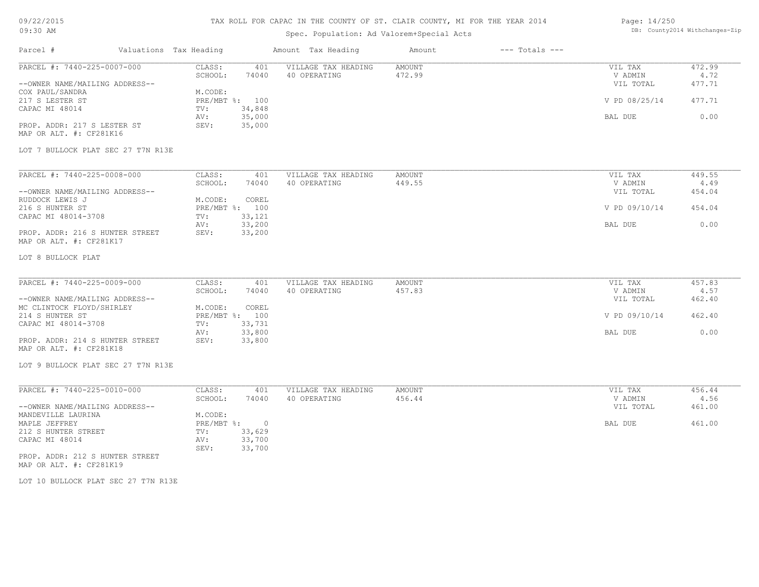# TAX ROLL FOR CAPAC IN THE COUNTY OF ST. CLAIR COUNTY, MI FOR THE YEAR 2014

Spec. Population: Ad Valorem+Special Acts

09/22/2015
09:30 AM

DB: County2014 Withchanges-Zip

| Parcel # | Valuations | Tax Heading | Amount | Tax Heading | Amount | --- Totals --- |
|---|---|---|---|---|---|---|

---

PARCEL #: 7440-225-0007-000

--OWNER NAME/MAILING ADDRESS--
COX PAUL/SANDRA
217 S LESTER ST
CAPAC MI 48014

PROP. ADDR: 217 S LESTER ST
MAP OR ALT. #: CF281K16

| | | | | | |
|---|---|---|---|---|---|
| CLASS: | 401 | VILLAGE TAX HEADING | AMOUNT | VIL TAX | 472.99 |
| SCHOOL: | 74040 | 40 OPERATING | 472.99 | V ADMIN | 4.72 |
| M.CODE: | | | | VIL TOTAL | 477.71 |
| PRE/MBT %: | 100 | | | V PD 08/25/14 | 477.71 |
| TV: | 34,848 | | | | |
| AV: | 35,000 | | | BAL DUE | 0.00 |
| SEV: | 35,000 | | | | |

LOT 7 BULLOCK PLAT SEC 27 T7N R13E

---

PARCEL #: 7440-225-0008-000

--OWNER NAME/MAILING ADDRESS--
RUDDOCK LEWIS J
216 S HUNTER ST
CAPAC MI 48014-3708

PROP. ADDR: 216 S HUNTER STREET
MAP OR ALT. #: CF281K17

| | | | | | |
|---|---|---|---|---|---|
| CLASS: | 401 | VILLAGE TAX HEADING | AMOUNT | VIL TAX | 449.55 |
| SCHOOL: | 74040 | 40 OPERATING | 449.55 | V ADMIN | 4.49 |
| M.CODE: | COREL | | | VIL TOTAL | 454.04 |
| PRE/MBT %: | 100 | | | V PD 09/10/14 | 454.04 |
| TV: | 33,121 | | | | |
| AV: | 33,200 | | | BAL DUE | 0.00 |
| SEV: | 33,200 | | | | |

LOT 8 BULLOCK PLAT

---

PARCEL #: 7440-225-0009-000

--OWNER NAME/MAILING ADDRESS--
MC CLINTOCK FLOYD/SHIRLEY
214 S HUNTER ST
CAPAC MI 48014-3708

PROP. ADDR: 214 S HUNTER STREET
MAP OR ALT. #: CF281K18

| | | | | | |
|---|---|---|---|---|---|
| CLASS: | 401 | VILLAGE TAX HEADING | AMOUNT | VIL TAX | 457.83 |
| SCHOOL: | 74040 | 40 OPERATING | 457.83 | V ADMIN | 4.57 |
| M.CODE: | COREL | | | VIL TOTAL | 462.40 |
| PRE/MBT %: | 100 | | | V PD 09/10/14 | 462.40 |
| TV: | 33,731 | | | | |
| AV: | 33,800 | | | BAL DUE | 0.00 |
| SEV: | 33,800 | | | | |

LOT 9 BULLOCK PLAT SEC 27 T7N R13E

---

PARCEL #: 7440-225-0010-000

--OWNER NAME/MAILING ADDRESS--
MANDEVILLE LAURINA
MAPLE JEFFREY
212 S HUNTER STREET
CAPAC MI 48014

PROP. ADDR: 212 S HUNTER STREET
MAP OR ALT. #: CF281K19

| | | | | | |
|---|---|---|---|---|---|
| CLASS: | 401 | VILLAGE TAX HEADING | AMOUNT | VIL TAX | 456.44 |
| SCHOOL: | 74040 | 40 OPERATING | 456.44 | V ADMIN | 4.56 |
| M.CODE: | | | | VIL TOTAL | 461.00 |
| PRE/MBT %: | 0 | | | BAL DUE | 461.00 |
| TV: | 33,629 | | | | |
| AV: | 33,700 | | | | |
| SEV: | 33,700 | | | | |

LOT 10 BULLOCK PLAT SEC 27 T7N R13E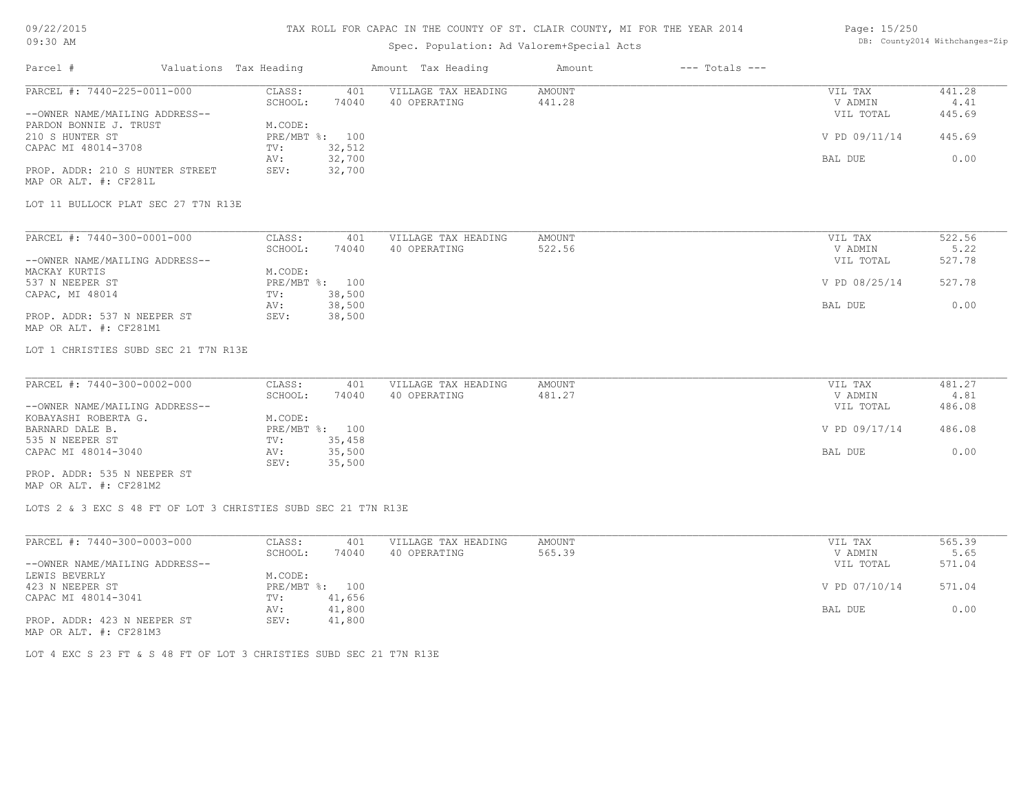# TAX ROLL FOR CAPAC IN THE COUNTY OF ST. CLAIR COUNTY, MI FOR THE YEAR 2014

Spec. Population: Ad Valorem+Special Acts

09/22/2015
09:30 AM

DB: County2014 Withchanges-Zip

| Parcel # | Valuations | Tax Heading | Amount | Tax Heading | Amount | --- Totals --- |
|---|---|---|---|---|---|---|

PARCEL #: 7440-225-0011-000

CLASS: 401 | SCHOOL: 74040 | M.CODE: | PRE/MBT %: 100 | TV: 32,512 | AV: 32,700 | SEV: 32,700

VILLAGE TAX HEADING: 40 OPERATING — AMOUNT 441.28

--OWNER NAME/MAILING ADDRESS--
PARDON BONNIE J. TRUST
210 S HUNTER ST
CAPAC MI 48014-3708

PROP. ADDR: 210 S HUNTER STREET
MAP OR ALT. #: CF281L

LOT 11 BULLOCK PLAT SEC 27 T7N R13E

| | |
|---|---|
| VIL TAX | 441.28 |
| V ADMIN | 4.41 |
| VIL TOTAL | 445.69 |
| V PD 09/11/14 | 445.69 |
| BAL DUE | 0.00 |

PARCEL #: 7440-300-0001-000

CLASS: 401 | SCHOOL: 74040 | M.CODE: | PRE/MBT %: 100 | TV: 38,500 | AV: 38,500 | SEV: 38,500

VILLAGE TAX HEADING: 40 OPERATING — AMOUNT 522.56

--OWNER NAME/MAILING ADDRESS--
MACKAY KURTIS
537 N NEEPER ST
CAPAC, MI 48014

PROP. ADDR: 537 N NEEPER ST
MAP OR ALT. #: CF281M1

LOT 1 CHRISTIES SUBD SEC 21 T7N R13E

| | |
|---|---|
| VIL TAX | 522.56 |
| V ADMIN | 5.22 |
| VIL TOTAL | 527.78 |
| V PD 08/25/14 | 527.78 |
| BAL DUE | 0.00 |

PARCEL #: 7440-300-0002-000

CLASS: 401 | SCHOOL: 74040 | M.CODE: | PRE/MBT %: 100 | TV: 35,458 | AV: 35,500 | SEV: 35,500

VILLAGE TAX HEADING: 40 OPERATING — AMOUNT 481.27

--OWNER NAME/MAILING ADDRESS--
KOBAYASHI ROBERTA G.
BARNARD DALE B.
535 N NEEPER ST
CAPAC MI 48014-3040

PROP. ADDR: 535 N NEEPER ST
MAP OR ALT. #: CF281M2

LOTS 2 & 3 EXC S 48 FT OF LOT 3 CHRISTIES SUBD SEC 21 T7N R13E

| | |
|---|---|
| VIL TAX | 481.27 |
| V ADMIN | 4.81 |
| VIL TOTAL | 486.08 |
| V PD 09/17/14 | 486.08 |
| BAL DUE | 0.00 |

PARCEL #: 7440-300-0003-000

CLASS: 401 | SCHOOL: 74040 | M.CODE: | PRE/MBT %: 100 | TV: 41,656 | AV: 41,800 | SEV: 41,800

VILLAGE TAX HEADING: 40 OPERATING — AMOUNT 565.39

--OWNER NAME/MAILING ADDRESS--
LEWIS BEVERLY
423 N NEEPER ST
CAPAC MI 48014-3041

PROP. ADDR: 423 N NEEPER ST
MAP OR ALT. #: CF281M3

LOT 4 EXC S 23 FT & S 48 FT OF LOT 3 CHRISTIES SUBD SEC 21 T7N R13E

| | |
|---|---|
| VIL TAX | 565.39 |
| V ADMIN | 5.65 |
| VIL TOTAL | 571.04 |
| V PD 07/10/14 | 571.04 |
| BAL DUE | 0.00 |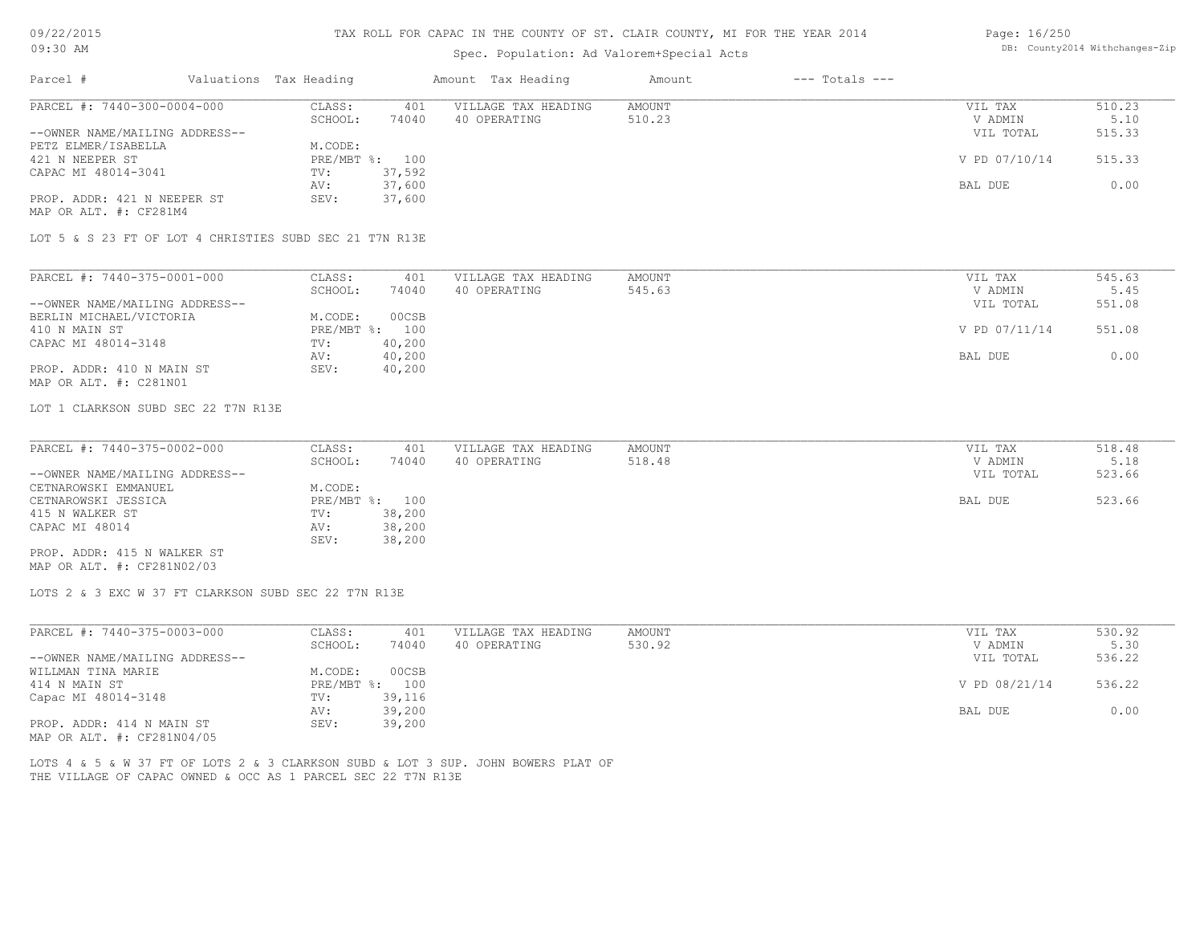TAX ROLL FOR CAPAC IN THE COUNTY OF ST. CLAIR COUNTY, MI FOR THE YEAR 2014

Spec. Population: Ad Valorem+Special Acts

| Parcel # | Valuations | Tax Heading | Amount | Tax Heading | Amount | --- Totals --- |
|---|---|---|---|---|---|---|

---

PARCEL #: 7440-300-0004-000
CLASS: 401
SCHOOL: 74040
--OWNER NAME/MAILING ADDRESS--
PETZ ELMER/ISABELLA
421 N NEEPER ST
CAPAC MI 48014-3041
M.CODE:
PRE/MBT %: 100
TV: 37,592
AV: 37,600
SEV: 37,600
PROP. ADDR: 421 N NEEPER ST
MAP OR ALT. #: CF281M4

VILLAGE TAX HEADING: AMOUNT
40 OPERATING: 510.23

VIL TAX 510.23
V ADMIN 5.10
VIL TOTAL 515.33
V PD 07/10/14 515.33
BAL DUE 0.00

LOT 5 & S 23 FT OF LOT 4 CHRISTIES SUBD SEC 21 T7N R13E

---

PARCEL #: 7440-375-0001-000
CLASS: 401
SCHOOL: 74040
--OWNER NAME/MAILING ADDRESS--
BERLIN MICHAEL/VICTORIA
410 N MAIN ST
CAPAC MI 48014-3148
M.CODE: 00CSB
PRE/MBT %: 100
TV: 40,200
AV: 40,200
SEV: 40,200
PROP. ADDR: 410 N MAIN ST
MAP OR ALT. #: C281N01

VILLAGE TAX HEADING: AMOUNT
40 OPERATING: 545.63

VIL TAX 545.63
V ADMIN 5.45
VIL TOTAL 551.08
V PD 07/11/14 551.08
BAL DUE 0.00

LOT 1 CLARKSON SUBD SEC 22 T7N R13E

---

PARCEL #: 7440-375-0002-000
CLASS: 401
SCHOOL: 74040
--OWNER NAME/MAILING ADDRESS--
CETNAROWSKI EMMANUEL
CETNAROWSKI JESSICA
415 N WALKER ST
CAPAC MI 48014
M.CODE:
PRE/MBT %: 100
TV: 38,200
AV: 38,200
SEV: 38,200
PROP. ADDR: 415 N WALKER ST
MAP OR ALT. #: CF281N02/03

VILLAGE TAX HEADING: AMOUNT
40 OPERATING: 518.48

VIL TAX 518.48
V ADMIN 5.18
VIL TOTAL 523.66
BAL DUE 523.66

LOTS 2 & 3 EXC W 37 FT CLARKSON SUBD SEC 22 T7N R13E

---

PARCEL #: 7440-375-0003-000
CLASS: 401
SCHOOL: 74040
--OWNER NAME/MAILING ADDRESS--
WILLMAN TINA MARIE
414 N MAIN ST
Capac MI 48014-3148
M.CODE: 00CSB
PRE/MBT %: 100
TV: 39,116
AV: 39,200
SEV: 39,200
PROP. ADDR: 414 N MAIN ST
MAP OR ALT. #: CF281N04/05

VILLAGE TAX HEADING: AMOUNT
40 OPERATING: 530.92

VIL TAX 530.92
V ADMIN 5.30
VIL TOTAL 536.22
V PD 08/21/14 536.22
BAL DUE 0.00

LOTS 4 & 5 & W 37 FT OF LOTS 2 & 3 CLARKSON SUBD & LOT 3 SUP. JOHN BOWERS PLAT OF THE VILLAGE OF CAPAC OWNED & OCC AS 1 PARCEL SEC 22 T7N R13E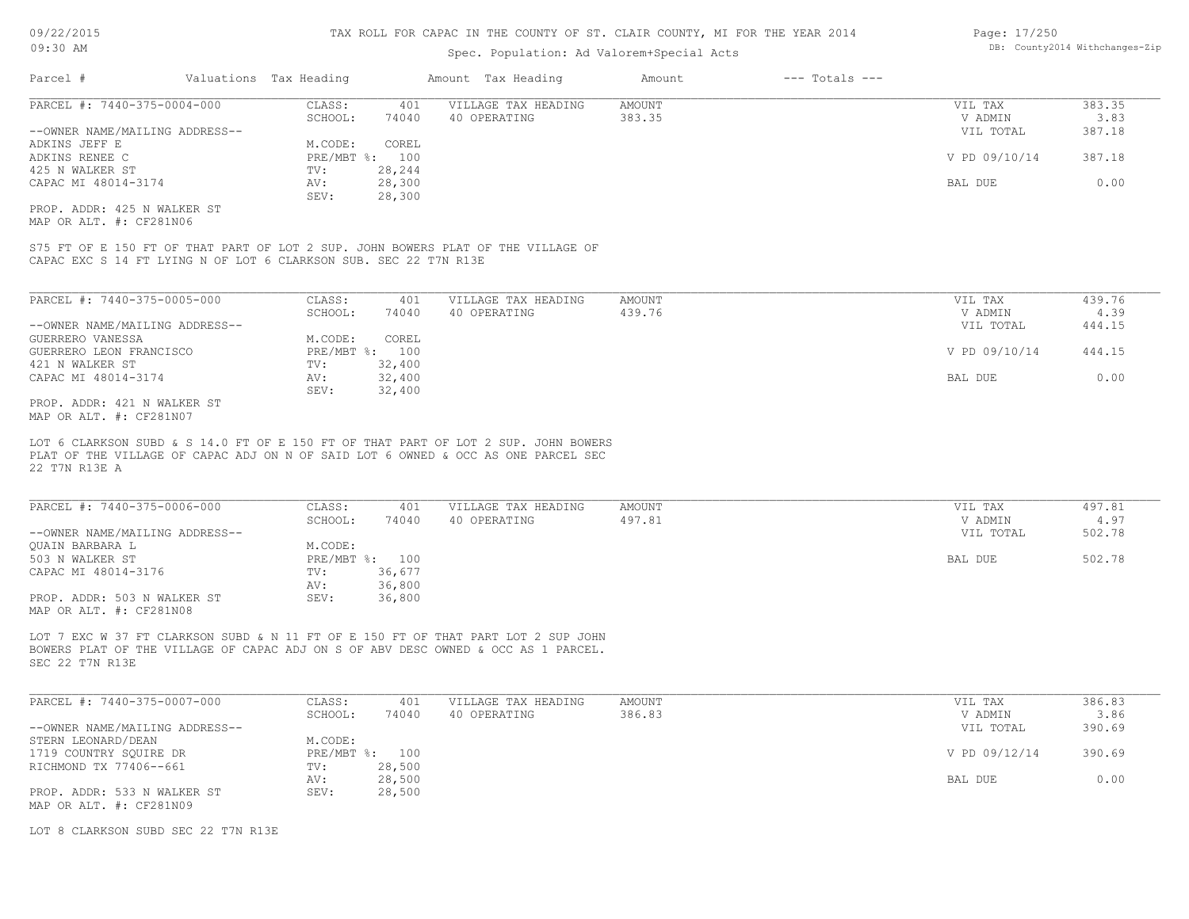TAX ROLL FOR CAPAC IN THE COUNTY OF ST. CLAIR COUNTY, MI FOR THE YEAR 2014

Spec. Population: Ad Valorem+Special Acts

| Parcel # | Valuations | Tax Heading | Amount | Tax Heading | Amount | --- Totals --- | |
|---|---|---|---|---|---|---|---|

**PARCEL #: 7440-375-0004-000**

| | | | | | |
|---|---|---|---|---|---|
| CLASS: | 401 | VILLAGE TAX HEADING | AMOUNT | VIL TAX | 383.35 |
| SCHOOL: | 74040 | 40 OPERATING | 383.35 | V ADMIN | 3.83 |
| | | | | VIL TOTAL | 387.18 |
| M.CODE: | COREL | | | | |
| PRE/MBT %: | 100 | | | V PD 09/10/14 | 387.18 |
| TV: | 28,244 | | | | |
| AV: | 28,300 | | | BAL DUE | 0.00 |
| SEV: | 28,300 | | | | |

--OWNER NAME/MAILING ADDRESS--
ADKINS JEFF E
ADKINS RENEE C
425 N WALKER ST
CAPAC MI 48014-3174

PROP. ADDR: 425 N WALKER ST
MAP OR ALT. #: CF281N06

S75 FT OF E 150 FT OF THAT PART OF LOT 2 SUP. JOHN BOWERS PLAT OF THE VILLAGE OF CAPAC EXC S 14 FT LYING N OF LOT 6 CLARKSON SUB. SEC 22 T7N R13E

**PARCEL #: 7440-375-0005-000**

| | | | | | |
|---|---|---|---|---|---|
| CLASS: | 401 | VILLAGE TAX HEADING | AMOUNT | VIL TAX | 439.76 |
| SCHOOL: | 74040 | 40 OPERATING | 439.76 | V ADMIN | 4.39 |
| | | | | VIL TOTAL | 444.15 |
| M.CODE: | COREL | | | | |
| PRE/MBT %: | 100 | | | V PD 09/10/14 | 444.15 |
| TV: | 32,400 | | | | |
| AV: | 32,400 | | | BAL DUE | 0.00 |
| SEV: | 32,400 | | | | |

--OWNER NAME/MAILING ADDRESS--
GUERRERO VANESSA
GUERRERO LEON FRANCISCO
421 N WALKER ST
CAPAC MI 48014-3174

PROP. ADDR: 421 N WALKER ST
MAP OR ALT. #: CF281N07

LOT 6 CLARKSON SUBD & S 14.0 FT OF E 150 FT OF THAT PART OF LOT 2 SUP. JOHN BOWERS PLAT OF THE VILLAGE OF CAPAC ADJ ON N OF SAID LOT 6 OWNED & OCC AS ONE PARCEL SEC 22 T7N R13E A

**PARCEL #: 7440-375-0006-000**

| | | | | | |
|---|---|---|---|---|---|
| CLASS: | 401 | VILLAGE TAX HEADING | AMOUNT | VIL TAX | 497.81 |
| SCHOOL: | 74040 | 40 OPERATING | 497.81 | V ADMIN | 4.97 |
| | | | | VIL TOTAL | 502.78 |
| M.CODE: | | | | | |
| PRE/MBT %: | 100 | | | BAL DUE | 502.78 |
| TV: | 36,677 | | | | |
| AV: | 36,800 | | | | |
| SEV: | 36,800 | | | | |

--OWNER NAME/MAILING ADDRESS--
QUAIN BARBARA L
503 N WALKER ST
CAPAC MI 48014-3176

PROP. ADDR: 503 N WALKER ST
MAP OR ALT. #: CF281N08

LOT 7 EXC W 37 FT CLARKSON SUBD & N 11 FT OF E 150 FT OF THAT PART LOT 2 SUP JOHN BOWERS PLAT OF THE VILLAGE OF CAPAC ADJ ON S OF ABV DESC OWNED & OCC AS 1 PARCEL. SEC 22 T7N R13E

**PARCEL #: 7440-375-0007-000**

| | | | | | |
|---|---|---|---|---|---|
| CLASS: | 401 | VILLAGE TAX HEADING | AMOUNT | VIL TAX | 386.83 |
| SCHOOL: | 74040 | 40 OPERATING | 386.83 | V ADMIN | 3.86 |
| | | | | VIL TOTAL | 390.69 |
| M.CODE: | | | | | |
| PRE/MBT %: | 100 | | | V PD 09/12/14 | 390.69 |
| TV: | 28,500 | | | | |
| AV: | 28,500 | | | BAL DUE | 0.00 |
| SEV: | 28,500 | | | | |

--OWNER NAME/MAILING ADDRESS--
STERN LEONARD/DEAN
1719 COUNTRY SQUIRE DR
RICHMOND TX 77406--661

PROP. ADDR: 533 N WALKER ST
MAP OR ALT. #: CF281N09

LOT 8 CLARKSON SUBD SEC 22 T7N R13E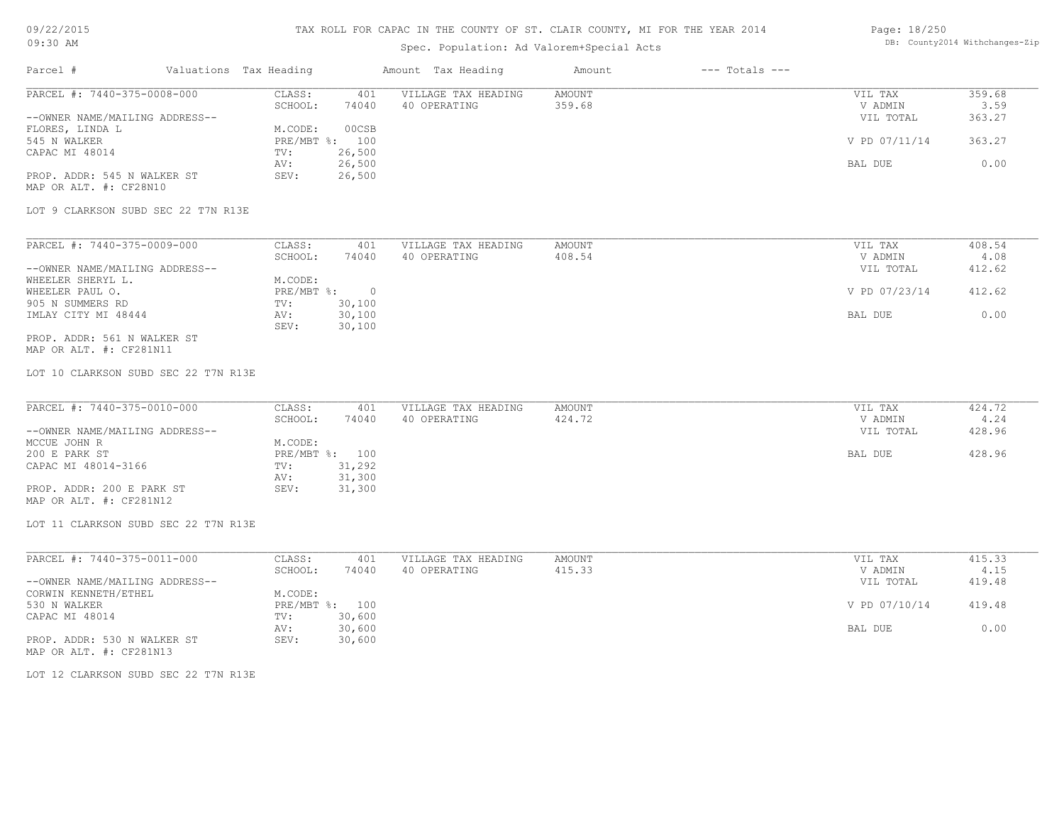# TAX ROLL FOR CAPAC IN THE COUNTY OF ST. CLAIR COUNTY, MI FOR THE YEAR 2014

09/22/2015
09:30 AM

Spec. Population: Ad Valorem+Special Acts

DB: County2014 Withchanges-Zip

| Parcel # | Valuations Tax Heading | Amount Tax Heading | Amount | --- Totals --- |
|---|---|---|---|---|

---

PARCEL #: 7440-375-0008-000

--OWNER NAME/MAILING ADDRESS--
FLORES, LINDA L
545 N WALKER
CAPAC MI 48014

PROP. ADDR: 545 N WALKER ST
MAP OR ALT. #: CF28N10

| | | | | | |
|---|---|---|---|---|---|
| CLASS: | 401 | VILLAGE TAX HEADING | AMOUNT | VIL TAX | 359.68 |
| SCHOOL: | 74040 | 40 OPERATING | 359.68 | V ADMIN | 3.59 |
| | | | | VIL TOTAL | 363.27 |
| M.CODE: | 00CSB | | | | |
| PRE/MBT %: | 100 | | | V PD 07/11/14 | 363.27 |
| TV: | 26,500 | | | | |
| AV: | 26,500 | | | BAL DUE | 0.00 |
| SEV: | 26,500 | | | | |

LOT 9 CLARKSON SUBD SEC 22 T7N R13E

---

PARCEL #: 7440-375-0009-000

--OWNER NAME/MAILING ADDRESS--
WHEELER SHERYL L.
WHEELER PAUL O.
905 N SUMMERS RD
IMLAY CITY MI 48444

PROP. ADDR: 561 N WALKER ST
MAP OR ALT. #: CF281N11

| | | | | | |
|---|---|---|---|---|---|
| CLASS: | 401 | VILLAGE TAX HEADING | AMOUNT | VIL TAX | 408.54 |
| SCHOOL: | 74040 | 40 OPERATING | 408.54 | V ADMIN | 4.08 |
| | | | | VIL TOTAL | 412.62 |
| M.CODE: | | | | | |
| PRE/MBT %: | 0 | | | V PD 07/23/14 | 412.62 |
| TV: | 30,100 | | | | |
| AV: | 30,100 | | | BAL DUE | 0.00 |
| SEV: | 30,100 | | | | |

LOT 10 CLARKSON SUBD SEC 22 T7N R13E

---

PARCEL #: 7440-375-0010-000

--OWNER NAME/MAILING ADDRESS--
MCCUE JOHN R
200 E PARK ST
CAPAC MI 48014-3166

PROP. ADDR: 200 E PARK ST
MAP OR ALT. #: CF281N12

| | | | | | |
|---|---|---|---|---|---|
| CLASS: | 401 | VILLAGE TAX HEADING | AMOUNT | VIL TAX | 424.72 |
| SCHOOL: | 74040 | 40 OPERATING | 424.72 | V ADMIN | 4.24 |
| | | | | VIL TOTAL | 428.96 |
| M.CODE: | | | | | |
| PRE/MBT %: | 100 | | | BAL DUE | 428.96 |
| TV: | 31,292 | | | | |
| AV: | 31,300 | | | | |
| SEV: | 31,300 | | | | |

LOT 11 CLARKSON SUBD SEC 22 T7N R13E

---

PARCEL #: 7440-375-0011-000

--OWNER NAME/MAILING ADDRESS--
CORWIN KENNETH/ETHEL
530 N WALKER
CAPAC MI 48014

PROP. ADDR: 530 N WALKER ST
MAP OR ALT. #: CF281N13

| | | | | | |
|---|---|---|---|---|---|
| CLASS: | 401 | VILLAGE TAX HEADING | AMOUNT | VIL TAX | 415.33 |
| SCHOOL: | 74040 | 40 OPERATING | 415.33 | V ADMIN | 4.15 |
| | | | | VIL TOTAL | 419.48 |
| M.CODE: | | | | | |
| PRE/MBT %: | 100 | | | V PD 07/10/14 | 419.48 |
| TV: | 30,600 | | | | |
| AV: | 30,600 | | | BAL DUE | 0.00 |
| SEV: | 30,600 | | | | |

LOT 12 CLARKSON SUBD SEC 22 T7N R13E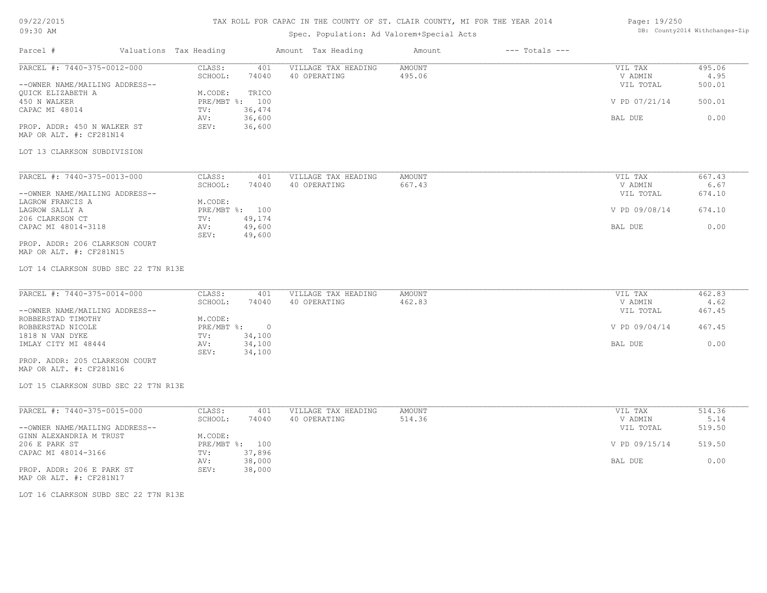# TAX ROLL FOR CAPAC IN THE COUNTY OF ST. CLAIR COUNTY, MI FOR THE YEAR 2014

Spec. Population: Ad Valorem+Special Acts

| Parcel # | Valuations | Tax Heading | Amount | Tax Heading | Amount | --- Totals --- | |
|---|---|---|---|---|---|---|---|
| PARCEL #: 7440-375-0012-000 | CLASS: | 401 | VILLAGE TAX HEADING | AMOUNT | | VIL TAX | 495.06 |
| | SCHOOL: | 74040 | 40 OPERATING | 495.06 | | V ADMIN | 4.95 |
| --OWNER NAME/MAILING ADDRESS-- | | | | | | VIL TOTAL | 500.01 |
| QUICK ELIZABETH A | M.CODE: | TRICO | | | | | |
| 450 N WALKER | PRE/MBT %: | 100 | | | | V PD 07/21/14 | 500.01 |
| CAPAC MI 48014 | TV: | 36,474 | | | | | |
| | AV: | 36,600 | | | | BAL DUE | 0.00 |
| PROP. ADDR: 450 N WALKER ST | SEV: | 36,600 | | | | | |
| MAP OR ALT. #: CF281N14 | | | | | | | |

LOT 13 CLARKSON SUBDIVISION

| Parcel # | Valuations | Tax Heading | Amount | Tax Heading | Amount | --- Totals --- | |
|---|---|---|---|---|---|---|---|
| PARCEL #: 7440-375-0013-000 | CLASS: | 401 | VILLAGE TAX HEADING | AMOUNT | | VIL TAX | 667.43 |
| | SCHOOL: | 74040 | 40 OPERATING | 667.43 | | V ADMIN | 6.67 |
| --OWNER NAME/MAILING ADDRESS-- | | | | | | VIL TOTAL | 674.10 |
| LAGROW FRANCIS A | M.CODE: | | | | | | |
| LAGROW SALLY A | PRE/MBT %: | 100 | | | | V PD 09/08/14 | 674.10 |
| 206 CLARKSON CT | TV: | 49,174 | | | | | |
| CAPAC MI 48014-3118 | AV: | 49,600 | | | | BAL DUE | 0.00 |
| | SEV: | 49,600 | | | | | |
| PROP. ADDR: 206 CLARKSON COURT | | | | | | | |
| MAP OR ALT. #: CF281N15 | | | | | | | |

LOT 14 CLARKSON SUBD SEC 22 T7N R13E

| Parcel # | Valuations | Tax Heading | Amount | Tax Heading | Amount | --- Totals --- | |
|---|---|---|---|---|---|---|---|
| PARCEL #: 7440-375-0014-000 | CLASS: | 401 | VILLAGE TAX HEADING | AMOUNT | | VIL TAX | 462.83 |
| | SCHOOL: | 74040 | 40 OPERATING | 462.83 | | V ADMIN | 4.62 |
| --OWNER NAME/MAILING ADDRESS-- | | | | | | VIL TOTAL | 467.45 |
| ROBBERSTAD TIMOTHY | M.CODE: | | | | | | |
| ROBBERSTAD NICOLE | PRE/MBT %: | 0 | | | | V PD 09/04/14 | 467.45 |
| 1818 N VAN DYKE | TV: | 34,100 | | | | | |
| IMLAY CITY MI 48444 | AV: | 34,100 | | | | BAL DUE | 0.00 |
| | SEV: | 34,100 | | | | | |
| PROP. ADDR: 205 CLARKSON COURT | | | | | | | |
| MAP OR ALT. #: CF281N16 | | | | | | | |

LOT 15 CLARKSON SUBD SEC 22 T7N R13E

| Parcel # | Valuations | Tax Heading | Amount | Tax Heading | Amount | --- Totals --- | |
|---|---|---|---|---|---|---|---|
| PARCEL #: 7440-375-0015-000 | CLASS: | 401 | VILLAGE TAX HEADING | AMOUNT | | VIL TAX | 514.36 |
| | SCHOOL: | 74040 | 40 OPERATING | 514.36 | | V ADMIN | 5.14 |
| --OWNER NAME/MAILING ADDRESS-- | | | | | | VIL TOTAL | 519.50 |
| GINN ALEXANDRIA M TRUST | M.CODE: | | | | | | |
| 206 E PARK ST | PRE/MBT %: | 100 | | | | V PD 09/15/14 | 519.50 |
| CAPAC MI 48014-3166 | TV: | 37,896 | | | | | |
| | AV: | 38,000 | | | | BAL DUE | 0.00 |
| PROP. ADDR: 206 E PARK ST | SEV: | 38,000 | | | | | |
| MAP OR ALT. #: CF281N17 | | | | | | | |

LOT 16 CLARKSON SUBD SEC 22 T7N R13E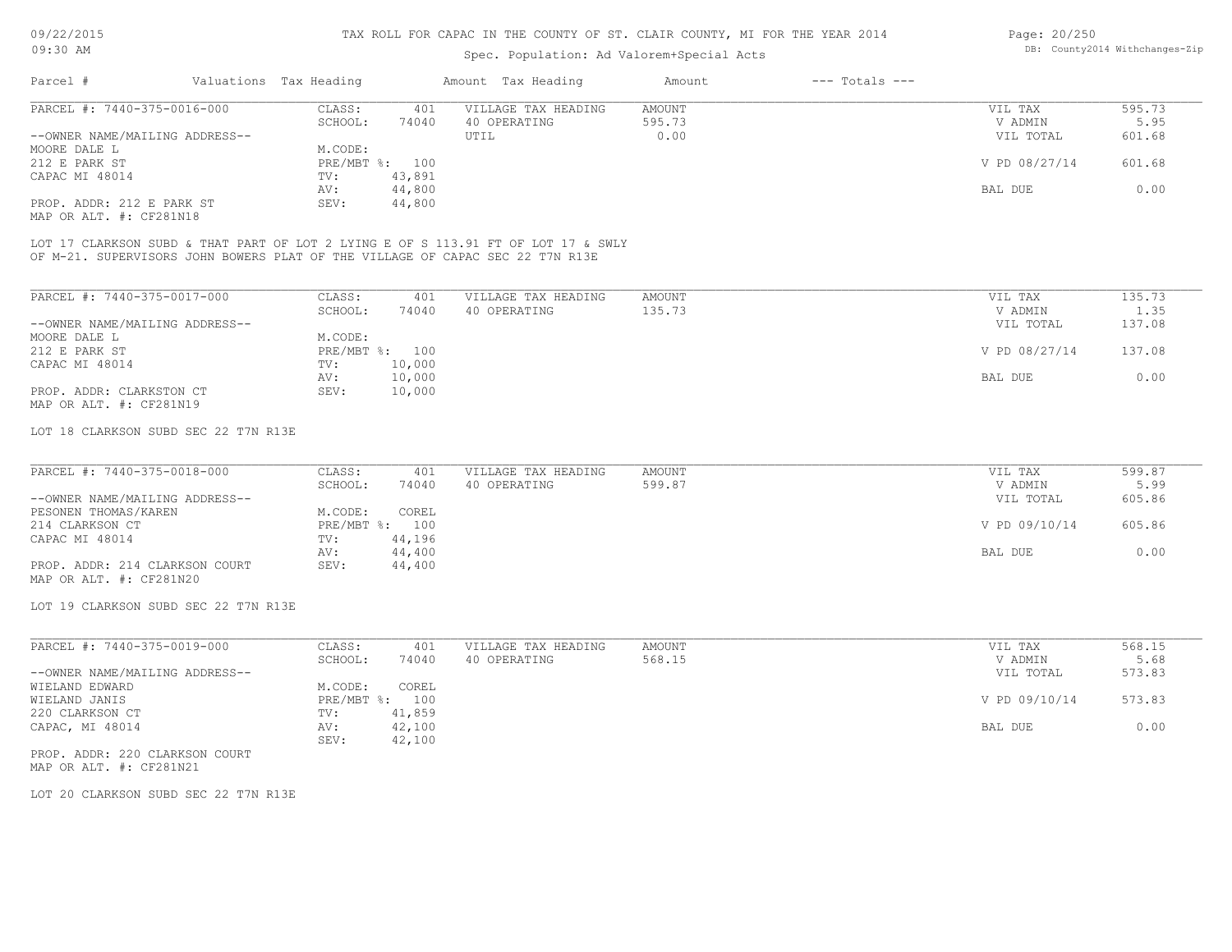TAX ROLL FOR CAPAC IN THE COUNTY OF ST. CLAIR COUNTY, MI FOR THE YEAR 2014

Spec. Population: Ad Valorem+Special Acts

09/22/2015
09:30 AM

DB: County2014 Withchanges-Zip

| Parcel # | Valuations | Tax Heading | Amount | Tax Heading | Amount | --- Totals --- | |
|---|---|---|---|---|---|---|---|

**PARCEL #: 7440-375-0016-000**

| | | | | | |
|---|---|---|---|---|---|
| CLASS: | 401 | VILLAGE TAX HEADING | AMOUNT | VIL TAX | 595.73 |
| SCHOOL: | 74040 | 40 OPERATING | 595.73 | V ADMIN | 5.95 |
| | | UTIL | 0.00 | VIL TOTAL | 601.68 |
| M.CODE: | | | | | |
| PRE/MBT %: | 100 | | | V PD 08/27/14 | 601.68 |
| TV: | 43,891 | | | | |
| AV: | 44,800 | | | BAL DUE | 0.00 |
| SEV: | 44,800 | | | | |

--OWNER NAME/MAILING ADDRESS--
MOORE DALE L
212 E PARK ST
CAPAC MI 48014

PROP. ADDR: 212 E PARK ST
MAP OR ALT. #: CF281N18

LOT 17 CLARKSON SUBD & THAT PART OF LOT 2 LYING E OF S 113.91 FT OF LOT 17 & SWLY OF M-21. SUPERVISORS JOHN BOWERS PLAT OF THE VILLAGE OF CAPAC SEC 22 T7N R13E

**PARCEL #: 7440-375-0017-000**

| | | | | | |
|---|---|---|---|---|---|
| CLASS: | 401 | VILLAGE TAX HEADING | AMOUNT | VIL TAX | 135.73 |
| SCHOOL: | 74040 | 40 OPERATING | 135.73 | V ADMIN | 1.35 |
| | | | | VIL TOTAL | 137.08 |
| M.CODE: | | | | | |
| PRE/MBT %: | 100 | | | V PD 08/27/14 | 137.08 |
| TV: | 10,000 | | | | |
| AV: | 10,000 | | | BAL DUE | 0.00 |
| SEV: | 10,000 | | | | |

--OWNER NAME/MAILING ADDRESS--
MOORE DALE L
212 E PARK ST
CAPAC MI 48014

PROP. ADDR: CLARKSTON CT
MAP OR ALT. #: CF281N19

LOT 18 CLARKSON SUBD SEC 22 T7N R13E

**PARCEL #: 7440-375-0018-000**

| | | | | | |
|---|---|---|---|---|---|
| CLASS: | 401 | VILLAGE TAX HEADING | AMOUNT | VIL TAX | 599.87 |
| SCHOOL: | 74040 | 40 OPERATING | 599.87 | V ADMIN | 5.99 |
| | | | | VIL TOTAL | 605.86 |
| M.CODE: | COREL | | | | |
| PRE/MBT %: | 100 | | | V PD 09/10/14 | 605.86 |
| TV: | 44,196 | | | | |
| AV: | 44,400 | | | BAL DUE | 0.00 |
| SEV: | 44,400 | | | | |

--OWNER NAME/MAILING ADDRESS--
PESONEN THOMAS/KAREN
214 CLARKSON CT
CAPAC MI 48014

PROP. ADDR: 214 CLARKSON COURT
MAP OR ALT. #: CF281N20

LOT 19 CLARKSON SUBD SEC 22 T7N R13E

**PARCEL #: 7440-375-0019-000**

| | | | | | |
|---|---|---|---|---|---|
| CLASS: | 401 | VILLAGE TAX HEADING | AMOUNT | VIL TAX | 568.15 |
| SCHOOL: | 74040 | 40 OPERATING | 568.15 | V ADMIN | 5.68 |
| | | | | VIL TOTAL | 573.83 |
| M.CODE: | COREL | | | | |
| PRE/MBT %: | 100 | | | V PD 09/10/14 | 573.83 |
| TV: | 41,859 | | | | |
| AV: | 42,100 | | | BAL DUE | 0.00 |
| SEV: | 42,100 | | | | |

--OWNER NAME/MAILING ADDRESS--
WIELAND EDWARD
WIELAND JANIS
220 CLARKSON CT
CAPAC, MI 48014

PROP. ADDR: 220 CLARKSON COURT
MAP OR ALT. #: CF281N21

LOT 20 CLARKSON SUBD SEC 22 T7N R13E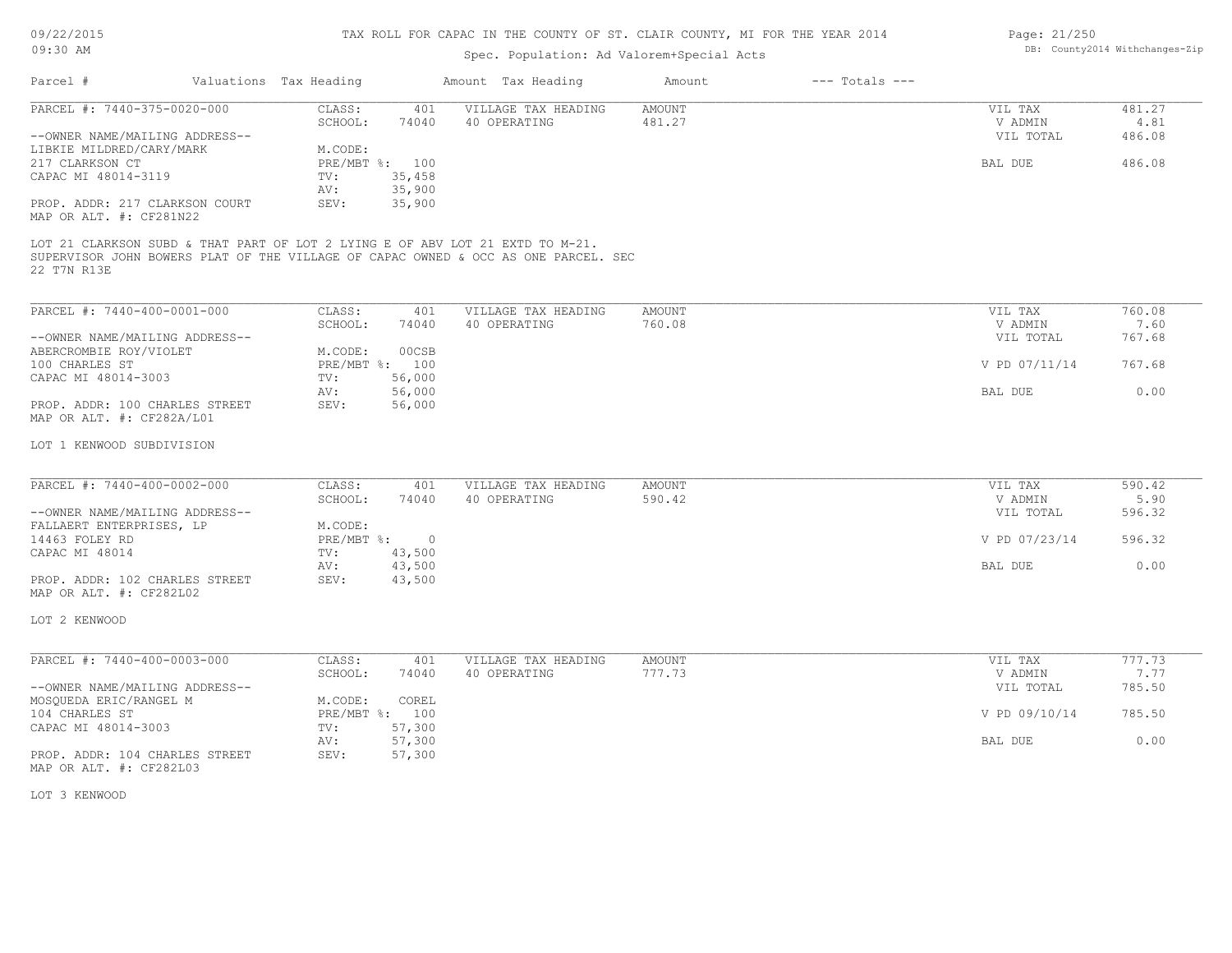# TAX ROLL FOR CAPAC IN THE COUNTY OF ST. CLAIR COUNTY, MI FOR THE YEAR 2014

Spec. Population: Ad Valorem+Special Acts

| Parcel # | Valuations | Tax Heading | Amount | Tax Heading | Amount | --- Totals --- | |
|---|---|---|---|---|---|---|---|
| PARCEL #: 7440-375-0020-000 | CLASS: | 401 | VILLAGE TAX HEADING | AMOUNT | | VIL TAX | 481.27 |
| | SCHOOL: | 74040 | 40 OPERATING | 481.27 | | V ADMIN | 4.81 |
| --OWNER NAME/MAILING ADDRESS-- | | | | | | VIL TOTAL | 486.08 |
| LIBKIE MILDRED/CARY/MARK | M.CODE: | | | | | | |
| 217 CLARKSON CT | PRE/MBT %: | 100 | | | | BAL DUE | 486.08 |
| CAPAC MI 48014-3119 | TV: | 35,458 | | | | | |
| | AV: | 35,900 | | | | | |
| PROP. ADDR: 217 CLARKSON COURT | SEV: | 35,900 | | | | | |
| MAP OR ALT. #: CF281N22 | | | | | | | |

LOT 21 CLARKSON SUBD & THAT PART OF LOT 2 LYING E OF ABV LOT 21 EXTD TO M-21. SUPERVISOR JOHN BOWERS PLAT OF THE VILLAGE OF CAPAC OWNED & OCC AS ONE PARCEL. SEC 22 T7N R13E

| Parcel # | Valuations | Tax Heading | Amount | Tax Heading | Amount | --- Totals --- | |
|---|---|---|---|---|---|---|---|
| PARCEL #: 7440-400-0001-000 | CLASS: | 401 | VILLAGE TAX HEADING | AMOUNT | | VIL TAX | 760.08 |
| | SCHOOL: | 74040 | 40 OPERATING | 760.08 | | V ADMIN | 7.60 |
| --OWNER NAME/MAILING ADDRESS-- | | | | | | VIL TOTAL | 767.68 |
| ABERCROMBIE ROY/VIOLET | M.CODE: | 00CSB | | | | | |
| 100 CHARLES ST | PRE/MBT %: | 100 | | | | V PD 07/11/14 | 767.68 |
| CAPAC MI 48014-3003 | TV: | 56,000 | | | | | |
| | AV: | 56,000 | | | | BAL DUE | 0.00 |
| PROP. ADDR: 100 CHARLES STREET | SEV: | 56,000 | | | | | |
| MAP OR ALT. #: CF282A/L01 | | | | | | | |

LOT 1 KENWOOD SUBDIVISION

| Parcel # | Valuations | Tax Heading | Amount | Tax Heading | Amount | --- Totals --- | |
|---|---|---|---|---|---|---|---|
| PARCEL #: 7440-400-0002-000 | CLASS: | 401 | VILLAGE TAX HEADING | AMOUNT | | VIL TAX | 590.42 |
| | SCHOOL: | 74040 | 40 OPERATING | 590.42 | | V ADMIN | 5.90 |
| --OWNER NAME/MAILING ADDRESS-- | | | | | | VIL TOTAL | 596.32 |
| FALLAERT ENTERPRISES, LP | M.CODE: | | | | | | |
| 14463 FOLEY RD | PRE/MBT %: | 0 | | | | V PD 07/23/14 | 596.32 |
| CAPAC MI 48014 | TV: | 43,500 | | | | | |
| | AV: | 43,500 | | | | BAL DUE | 0.00 |
| PROP. ADDR: 102 CHARLES STREET | SEV: | 43,500 | | | | | |
| MAP OR ALT. #: CF282L02 | | | | | | | |

LOT 2 KENWOOD

| Parcel # | Valuations | Tax Heading | Amount | Tax Heading | Amount | --- Totals --- | |
|---|---|---|---|---|---|---|---|
| PARCEL #: 7440-400-0003-000 | CLASS: | 401 | VILLAGE TAX HEADING | AMOUNT | | VIL TAX | 777.73 |
| | SCHOOL: | 74040 | 40 OPERATING | 777.73 | | V ADMIN | 7.77 |
| --OWNER NAME/MAILING ADDRESS-- | | | | | | VIL TOTAL | 785.50 |
| MOSQUEDA ERIC/RANGEL M | M.CODE: | COREL | | | | | |
| 104 CHARLES ST | PRE/MBT %: | 100 | | | | V PD 09/10/14 | 785.50 |
| CAPAC MI 48014-3003 | TV: | 57,300 | | | | | |
| | AV: | 57,300 | | | | BAL DUE | 0.00 |
| PROP. ADDR: 104 CHARLES STREET | SEV: | 57,300 | | | | | |
| MAP OR ALT. #: CF282L03 | | | | | | | |

LOT 3 KENWOOD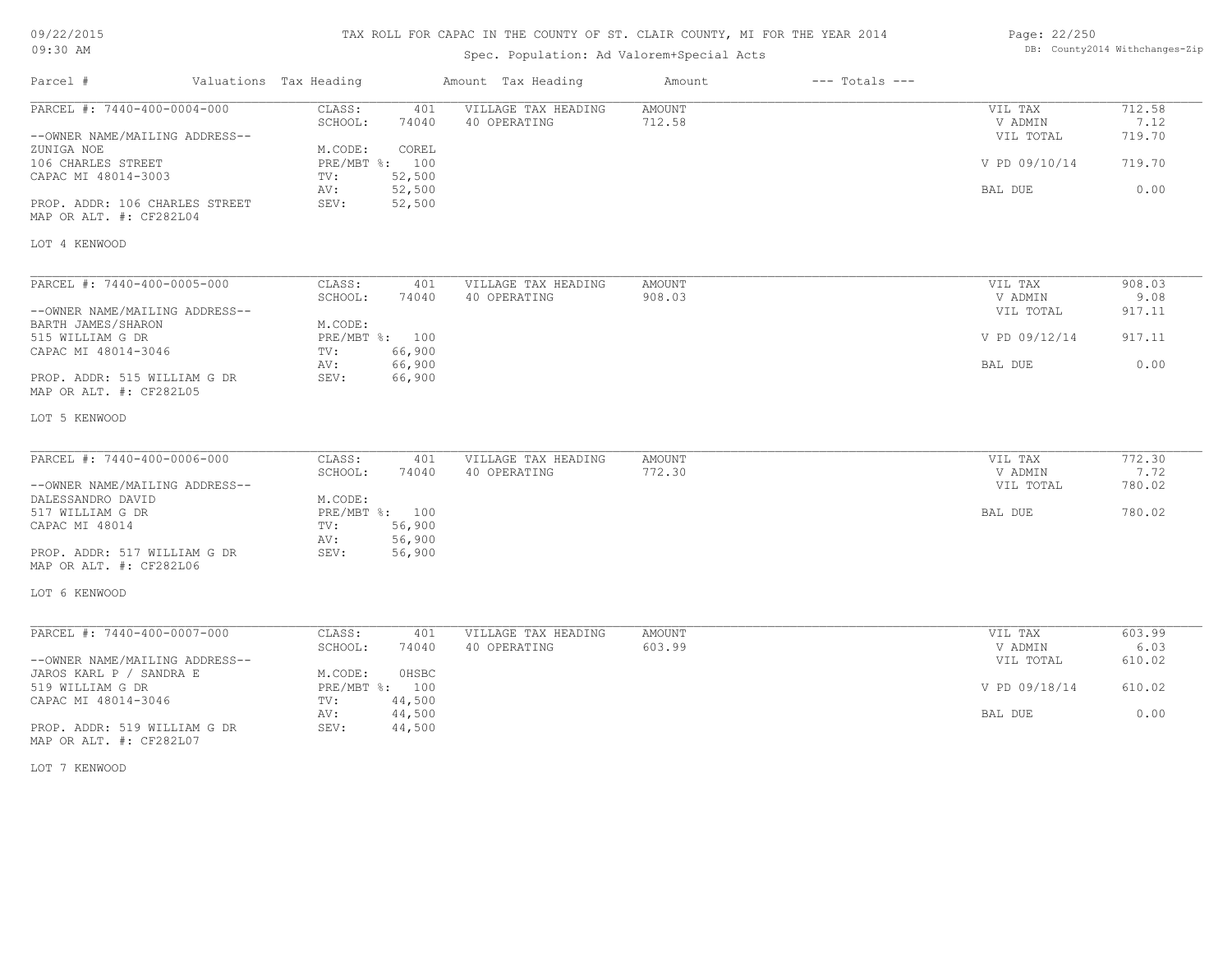# TAX ROLL FOR CAPAC IN THE COUNTY OF ST. CLAIR COUNTY, MI FOR THE YEAR 2014

Spec. Population: Ad Valorem+Special Acts

09/22/2015
09:30 AM

DB: County2014 Withchanges-Zip

| Parcel # | Valuations | Tax Heading | Amount | Tax Heading | Amount | --- Totals --- | |
|---|---|---|---|---|---|---|---|
| PARCEL #: 7440-400-0004-000 | CLASS: | 401 | VILLAGE TAX HEADING | AMOUNT | | VIL TAX | 712.58 |
| | SCHOOL: | 74040 | 40 OPERATING | 712.58 | | V ADMIN | 7.12 |
| --OWNER NAME/MAILING ADDRESS-- | | | | | | VIL TOTAL | 719.70 |
| ZUNIGA NOE | M.CODE: | COREL | | | | | |
| 106 CHARLES STREET | PRE/MBT %: | 100 | | | | V PD 09/10/14 | 719.70 |
| CAPAC MI 48014-3003 | TV: | 52,500 | | | | | |
| | AV: | 52,500 | | | | BAL DUE | 0.00 |
| PROP. ADDR: 106 CHARLES STREET | SEV: | 52,500 | | | | | |
| MAP OR ALT. #: CF282L04 | | | | | | | |
| LOT 4 KENWOOD | | | | | | | |

| Parcel # | Valuations | Tax Heading | Amount | Tax Heading | Amount | --- Totals --- | |
|---|---|---|---|---|---|---|---|
| PARCEL #: 7440-400-0005-000 | CLASS: | 401 | VILLAGE TAX HEADING | AMOUNT | | VIL TAX | 908.03 |
| | SCHOOL: | 74040 | 40 OPERATING | 908.03 | | V ADMIN | 9.08 |
| --OWNER NAME/MAILING ADDRESS-- | | | | | | VIL TOTAL | 917.11 |
| BARTH JAMES/SHARON | M.CODE: | | | | | | |
| 515 WILLIAM G DR | PRE/MBT %: | 100 | | | | V PD 09/12/14 | 917.11 |
| CAPAC MI 48014-3046 | TV: | 66,900 | | | | | |
| | AV: | 66,900 | | | | BAL DUE | 0.00 |
| PROP. ADDR: 515 WILLIAM G DR | SEV: | 66,900 | | | | | |
| MAP OR ALT. #: CF282L05 | | | | | | | |
| LOT 5 KENWOOD | | | | | | | |

| Parcel # | Valuations | Tax Heading | Amount | Tax Heading | Amount | --- Totals --- | |
|---|---|---|---|---|---|---|---|
| PARCEL #: 7440-400-0006-000 | CLASS: | 401 | VILLAGE TAX HEADING | AMOUNT | | VIL TAX | 772.30 |
| | SCHOOL: | 74040 | 40 OPERATING | 772.30 | | V ADMIN | 7.72 |
| --OWNER NAME/MAILING ADDRESS-- | | | | | | VIL TOTAL | 780.02 |
| DALESSANDRO DAVID | M.CODE: | | | | | | |
| 517 WILLIAM G DR | PRE/MBT %: | 100 | | | | BAL DUE | 780.02 |
| CAPAC MI 48014 | TV: | 56,900 | | | | | |
| | AV: | 56,900 | | | | | |
| PROP. ADDR: 517 WILLIAM G DR | SEV: | 56,900 | | | | | |
| MAP OR ALT. #: CF282L06 | | | | | | | |
| LOT 6 KENWOOD | | | | | | | |

| Parcel # | Valuations | Tax Heading | Amount | Tax Heading | Amount | --- Totals --- | |
|---|---|---|---|---|---|---|---|
| PARCEL #: 7440-400-0007-000 | CLASS: | 401 | VILLAGE TAX HEADING | AMOUNT | | VIL TAX | 603.99 |
| | SCHOOL: | 74040 | 40 OPERATING | 603.99 | | V ADMIN | 6.03 |
| --OWNER NAME/MAILING ADDRESS-- | | | | | | VIL TOTAL | 610.02 |
| JAROS KARL P / SANDRA E | M.CODE: | 0HSBC | | | | | |
| 519 WILLIAM G DR | PRE/MBT %: | 100 | | | | V PD 09/18/14 | 610.02 |
| CAPAC MI 48014-3046 | TV: | 44,500 | | | | | |
| | AV: | 44,500 | | | | BAL DUE | 0.00 |
| PROP. ADDR: 519 WILLIAM G DR | SEV: | 44,500 | | | | | |
| MAP OR ALT. #: CF282L07 | | | | | | | |
| LOT 7 KENWOOD | | | | | | | |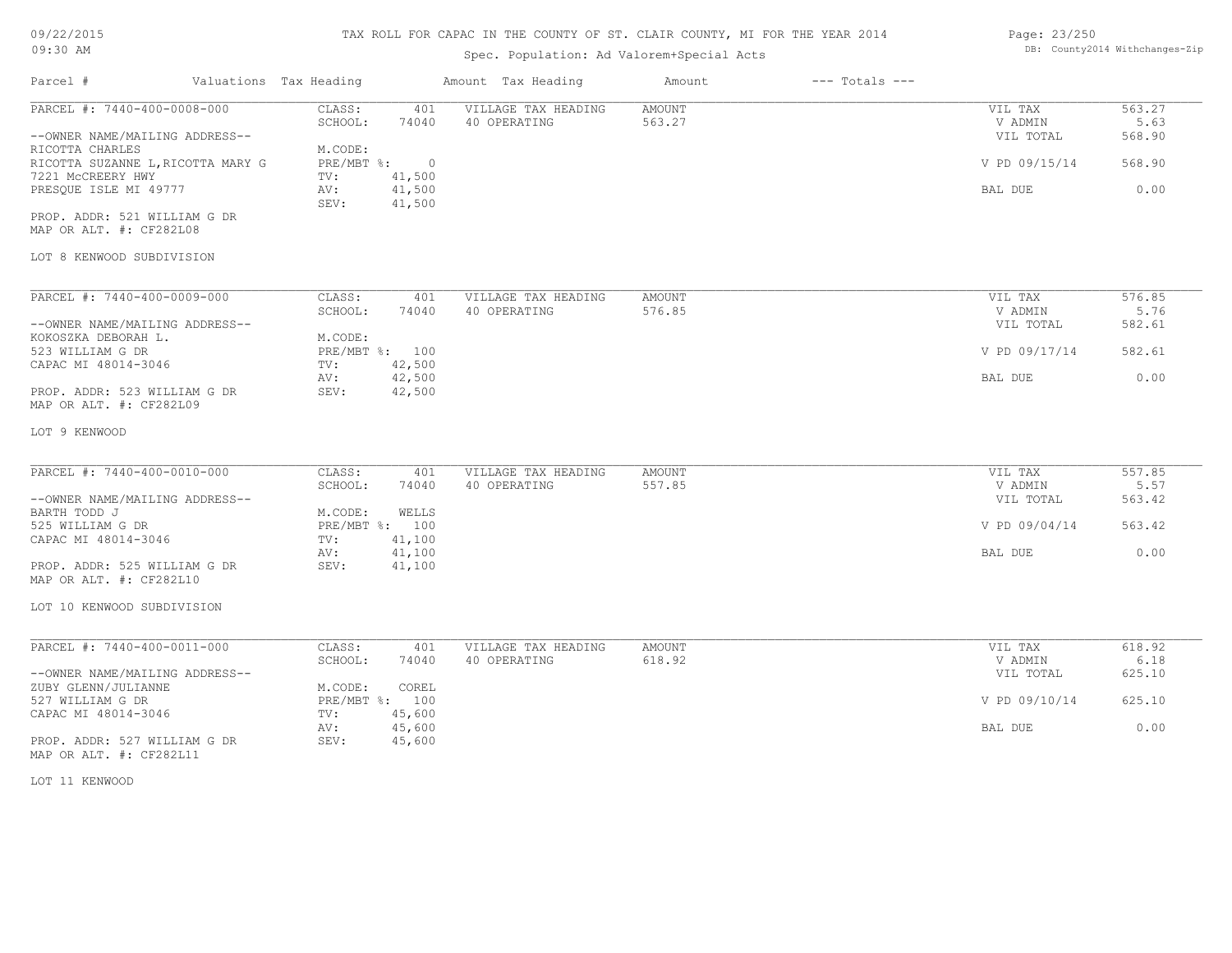# TAX ROLL FOR CAPAC IN THE COUNTY OF ST. CLAIR COUNTY, MI FOR THE YEAR 2014

Spec. Population: Ad Valorem+Special Acts

09/22/2015
09:30 AM

DB: County2014 Withchanges-Zip

| Parcel # | Valuations | Tax Heading | Amount | Tax Heading | Amount | --- Totals --- | |
|---|---|---|---|---|---|---|---|

---

PARCEL #: 7440-400-0008-000

--OWNER NAME/MAILING ADDRESS--
RICOTTA CHARLES
RICOTTA SUZANNE L,RICOTTA MARY G
7221 McCREERY HWY
PRESQUE ISLE MI 49777

PROP. ADDR: 521 WILLIAM G DR
MAP OR ALT. #: CF282L08

LOT 8 KENWOOD SUBDIVISION

| Valuations | | Tax Heading | Amount | Totals | |
|---|---|---|---|---|---|
| CLASS: | 401 | VILLAGE TAX HEADING | AMOUNT | VIL TAX | 563.27 |
| SCHOOL: | 74040 | 40 OPERATING | 563.27 | V ADMIN | 5.63 |
| M.CODE: | | | | VIL TOTAL | 568.90 |
| PRE/MBT %: | 0 | | | V PD 09/15/14 | 568.90 |
| TV: | 41,500 | | | | |
| AV: | 41,500 | | | BAL DUE | 0.00 |
| SEV: | 41,500 | | | | |

---

PARCEL #: 7440-400-0009-000

--OWNER NAME/MAILING ADDRESS--
KOKOSZKA DEBORAH L.
523 WILLIAM G DR
CAPAC MI 48014-3046

PROP. ADDR: 523 WILLIAM G DR
MAP OR ALT. #: CF282L09

LOT 9 KENWOOD

| Valuations | | Tax Heading | Amount | Totals | |
|---|---|---|---|---|---|
| CLASS: | 401 | VILLAGE TAX HEADING | AMOUNT | VIL TAX | 576.85 |
| SCHOOL: | 74040 | 40 OPERATING | 576.85 | V ADMIN | 5.76 |
| M.CODE: | | | | VIL TOTAL | 582.61 |
| PRE/MBT %: | 100 | | | V PD 09/17/14 | 582.61 |
| TV: | 42,500 | | | | |
| AV: | 42,500 | | | BAL DUE | 0.00 |
| SEV: | 42,500 | | | | |

---

PARCEL #: 7440-400-0010-000

--OWNER NAME/MAILING ADDRESS--
BARTH TODD J
525 WILLIAM G DR
CAPAC MI 48014-3046

PROP. ADDR: 525 WILLIAM G DR
MAP OR ALT. #: CF282L10

LOT 10 KENWOOD SUBDIVISION

| Valuations | | Tax Heading | Amount | Totals | |
|---|---|---|---|---|---|
| CLASS: | 401 | VILLAGE TAX HEADING | AMOUNT | VIL TAX | 557.85 |
| SCHOOL: | 74040 | 40 OPERATING | 557.85 | V ADMIN | 5.57 |
| M.CODE: | WELLS | | | VIL TOTAL | 563.42 |
| PRE/MBT %: | 100 | | | V PD 09/04/14 | 563.42 |
| TV: | 41,100 | | | | |
| AV: | 41,100 | | | BAL DUE | 0.00 |
| SEV: | 41,100 | | | | |

---

PARCEL #: 7440-400-0011-000

--OWNER NAME/MAILING ADDRESS--
ZUBY GLENN/JULIANNE
527 WILLIAM G DR
CAPAC MI 48014-3046

PROP. ADDR: 527 WILLIAM G DR
MAP OR ALT. #: CF282L11

LOT 11 KENWOOD

| Valuations | | Tax Heading | Amount | Totals | |
|---|---|---|---|---|---|
| CLASS: | 401 | VILLAGE TAX HEADING | AMOUNT | VIL TAX | 618.92 |
| SCHOOL: | 74040 | 40 OPERATING | 618.92 | V ADMIN | 6.18 |
| M.CODE: | COREL | | | VIL TOTAL | 625.10 |
| PRE/MBT %: | 100 | | | V PD 09/10/14 | 625.10 |
| TV: | 45,600 | | | | |
| AV: | 45,600 | | | BAL DUE | 0.00 |
| SEV: | 45,600 | | | | |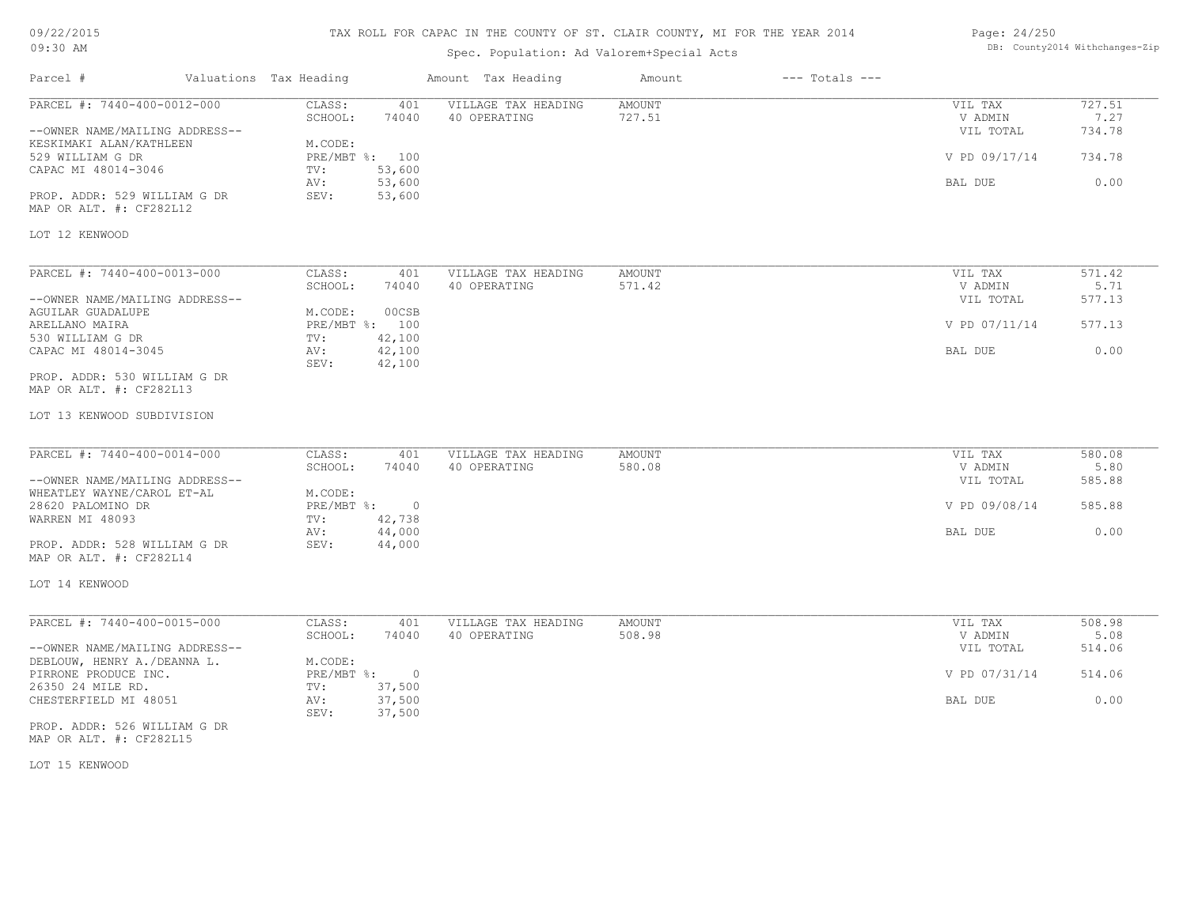TAX ROLL FOR CAPAC IN THE COUNTY OF ST. CLAIR COUNTY, MI FOR THE YEAR 2014

Spec. Population: Ad Valorem+Special Acts

| Parcel # | Valuations | Tax Heading | Amount | Tax Heading | Amount | --- Totals --- | |
|---|---|---|---|---|---|---|---|
| PARCEL #: 7440-400-0012-000 | CLASS: | 401 | VILLAGE TAX HEADING | AMOUNT | | VIL TAX | 727.51 |
| | SCHOOL: | 74040 | 40 OPERATING | 727.51 | | V ADMIN | 7.27 |
| --OWNER NAME/MAILING ADDRESS-- | | | | | | VIL TOTAL | 734.78 |
| KESKIMAKI ALAN/KATHLEEN | M.CODE: | | | | | | |
| 529 WILLIAM G DR | PRE/MBT %: | 100 | | | | V PD 09/17/14 | 734.78 |
| CAPAC MI 48014-3046 | TV: | 53,600 | | | | | |
| | AV: | 53,600 | | | | BAL DUE | 0.00 |
| PROP. ADDR: 529 WILLIAM G DR | SEV: | 53,600 | | | | | |
| MAP OR ALT. #: CF282L12 | | | | | | | |

LOT 12 KENWOOD

| Parcel # | Valuations | Tax Heading | Amount | Tax Heading | Amount | --- Totals --- | |
|---|---|---|---|---|---|---|---|
| PARCEL #: 7440-400-0013-000 | CLASS: | 401 | VILLAGE TAX HEADING | AMOUNT | | VIL TAX | 571.42 |
| | SCHOOL: | 74040 | 40 OPERATING | 571.42 | | V ADMIN | 5.71 |
| --OWNER NAME/MAILING ADDRESS-- | | | | | | VIL TOTAL | 577.13 |
| AGUILAR GUADALUPE | M.CODE: | 00CSB | | | | | |
| ARELLANO MAIRA | PRE/MBT %: | 100 | | | | V PD 07/11/14 | 577.13 |
| 530 WILLIAM G DR | TV: | 42,100 | | | | | |
| CAPAC MI 48014-3045 | AV: | 42,100 | | | | BAL DUE | 0.00 |
| | SEV: | 42,100 | | | | | |
| PROP. ADDR: 530 WILLIAM G DR | | | | | | | |
| MAP OR ALT. #: CF282L13 | | | | | | | |

LOT 13 KENWOOD SUBDIVISION

| Parcel # | Valuations | Tax Heading | Amount | Tax Heading | Amount | --- Totals --- | |
|---|---|---|---|---|---|---|---|
| PARCEL #: 7440-400-0014-000 | CLASS: | 401 | VILLAGE TAX HEADING | AMOUNT | | VIL TAX | 580.08 |
| | SCHOOL: | 74040 | 40 OPERATING | 580.08 | | V ADMIN | 5.80 |
| --OWNER NAME/MAILING ADDRESS-- | | | | | | VIL TOTAL | 585.88 |
| WHEATLEY WAYNE/CAROL ET-AL | M.CODE: | | | | | | |
| 28620 PALOMINO DR | PRE/MBT %: | 0 | | | | V PD 09/08/14 | 585.88 |
| WARREN MI 48093 | TV: | 42,738 | | | | | |
| | AV: | 44,000 | | | | BAL DUE | 0.00 |
| PROP. ADDR: 528 WILLIAM G DR | SEV: | 44,000 | | | | | |
| MAP OR ALT. #: CF282L14 | | | | | | | |

LOT 14 KENWOOD

| Parcel # | Valuations | Tax Heading | Amount | Tax Heading | Amount | --- Totals --- | |
|---|---|---|---|---|---|---|---|
| PARCEL #: 7440-400-0015-000 | CLASS: | 401 | VILLAGE TAX HEADING | AMOUNT | | VIL TAX | 508.98 |
| | SCHOOL: | 74040 | 40 OPERATING | 508.98 | | V ADMIN | 5.08 |
| --OWNER NAME/MAILING ADDRESS-- | | | | | | VIL TOTAL | 514.06 |
| DEBLOUW, HENRY A./DEANNA L. | M.CODE: | | | | | | |
| PIRRONE PRODUCE INC. | PRE/MBT %: | 0 | | | | V PD 07/31/14 | 514.06 |
| 26350 24 MILE RD. | TV: | 37,500 | | | | | |
| CHESTERFIELD MI 48051 | AV: | 37,500 | | | | BAL DUE | 0.00 |
| | SEV: | 37,500 | | | | | |
| PROP. ADDR: 526 WILLIAM G DR | | | | | | | |
| MAP OR ALT. #: CF282L15 | | | | | | | |

LOT 15 KENWOOD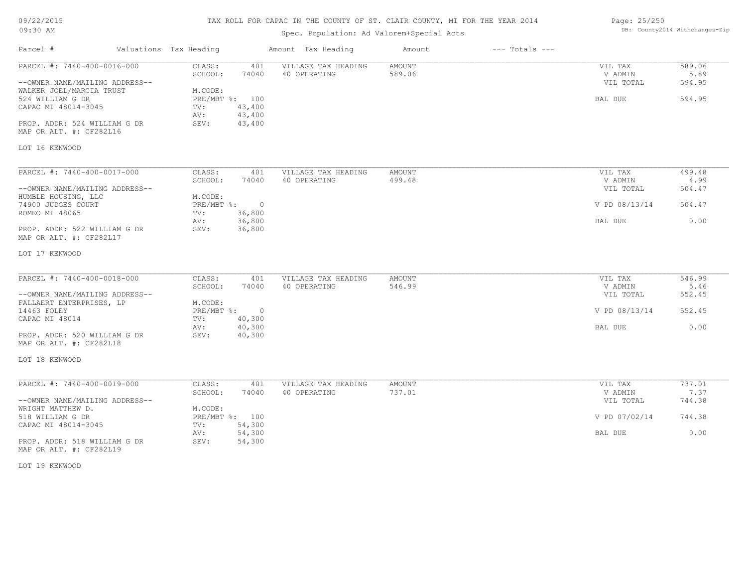# TAX ROLL FOR CAPAC IN THE COUNTY OF ST. CLAIR COUNTY, MI FOR THE YEAR 2014

Spec. Population: Ad Valorem+Special Acts

09/22/2015
09:30 AM

DB: County2014 Withchanges-Zip

| Parcel # | Valuations | Tax Heading | Amount | Tax Heading | Amount | --- Totals --- | |
|---|---|---|---|---|---|---|---|
| PARCEL #: 7440-400-0016-000 | CLASS: | 401 | VILLAGE TAX HEADING | AMOUNT | | VIL TAX | 589.06 |
| | SCHOOL: | 74040 | 40 OPERATING | 589.06 | | V ADMIN | 5.89 |
| --OWNER NAME/MAILING ADDRESS-- | | | | | | VIL TOTAL | 594.95 |
| WALKER JOEL/MARCIA TRUST | M.CODE: | | | | | | |
| 524 WILLIAM G DR | PRE/MBT %: | 100 | | | | BAL DUE | 594.95 |
| CAPAC MI 48014-3045 | TV: | 43,400 | | | | | |
| | AV: | 43,400 | | | | | |
| PROP. ADDR: 524 WILLIAM G DR | SEV: | 43,400 | | | | | |
| MAP OR ALT. #: CF282L16 | | | | | | | |
| LOT 16 KENWOOD | | | | | | | |

| Parcel # | Valuations | Tax Heading | Amount | Tax Heading | Amount | --- Totals --- | |
|---|---|---|---|---|---|---|---|
| PARCEL #: 7440-400-0017-000 | CLASS: | 401 | VILLAGE TAX HEADING | AMOUNT | | VIL TAX | 499.48 |
| | SCHOOL: | 74040 | 40 OPERATING | 499.48 | | V ADMIN | 4.99 |
| --OWNER NAME/MAILING ADDRESS-- | | | | | | VIL TOTAL | 504.47 |
| HUMBLE HOUSING, LLC | M.CODE: | | | | | | |
| 74900 JUDGES COURT | PRE/MBT %: | 0 | | | | V PD 08/13/14 | 504.47 |
| ROMEO MI 48065 | TV: | 36,800 | | | | | |
| | AV: | 36,800 | | | | BAL DUE | 0.00 |
| PROP. ADDR: 522 WILLIAM G DR | SEV: | 36,800 | | | | | |
| MAP OR ALT. #: CF282L17 | | | | | | | |
| LOT 17 KENWOOD | | | | | | | |

| Parcel # | Valuations | Tax Heading | Amount | Tax Heading | Amount | --- Totals --- | |
|---|---|---|---|---|---|---|---|
| PARCEL #: 7440-400-0018-000 | CLASS: | 401 | VILLAGE TAX HEADING | AMOUNT | | VIL TAX | 546.99 |
| | SCHOOL: | 74040 | 40 OPERATING | 546.99 | | V ADMIN | 5.46 |
| --OWNER NAME/MAILING ADDRESS-- | | | | | | VIL TOTAL | 552.45 |
| FALLAERT ENTERPRISES, LP | M.CODE: | | | | | | |
| 14463 FOLEY | PRE/MBT %: | 0 | | | | V PD 08/13/14 | 552.45 |
| CAPAC MI 48014 | TV: | 40,300 | | | | | |
| | AV: | 40,300 | | | | BAL DUE | 0.00 |
| PROP. ADDR: 520 WILLIAM G DR | SEV: | 40,300 | | | | | |
| MAP OR ALT. #: CF282L18 | | | | | | | |
| LOT 18 KENWOOD | | | | | | | |

| Parcel # | Valuations | Tax Heading | Amount | Tax Heading | Amount | --- Totals --- | |
|---|---|---|---|---|---|---|---|
| PARCEL #: 7440-400-0019-000 | CLASS: | 401 | VILLAGE TAX HEADING | AMOUNT | | VIL TAX | 737.01 |
| | SCHOOL: | 74040 | 40 OPERATING | 737.01 | | V ADMIN | 7.37 |
| --OWNER NAME/MAILING ADDRESS-- | | | | | | VIL TOTAL | 744.38 |
| WRIGHT MATTHEW D. | M.CODE: | | | | | | |
| 518 WILLIAM G DR | PRE/MBT %: | 100 | | | | V PD 07/02/14 | 744.38 |
| CAPAC MI 48014-3045 | TV: | 54,300 | | | | | |
| | AV: | 54,300 | | | | BAL DUE | 0.00 |
| PROP. ADDR: 518 WILLIAM G DR | SEV: | 54,300 | | | | | |
| MAP OR ALT. #: CF282L19 | | | | | | | |
| LOT 19 KENWOOD | | | | | | | |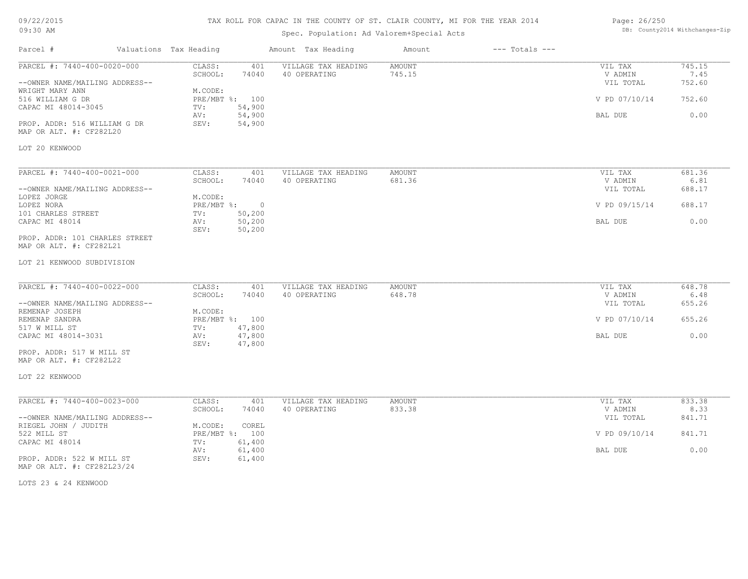# TAX ROLL FOR CAPAC IN THE COUNTY OF ST. CLAIR COUNTY, MI FOR THE YEAR 2014

Spec. Population: Ad Valorem+Special Acts

| Parcel # | Valuations | Tax Heading | Amount | Tax Heading | Amount | --- Totals --- | |
|---|---|---|---|---|---|---|---|
| PARCEL #: 7440-400-0020-000 | CLASS: | 401 | VILLAGE TAX HEADING | AMOUNT | | VIL TAX | 745.15 |
| | SCHOOL: | 74040 | 40 OPERATING | 745.15 | | V ADMIN | 7.45 |
| --OWNER NAME/MAILING ADDRESS-- | | | | | | VIL TOTAL | 752.60 |
| WRIGHT MARY ANN | M.CODE: | | | | | | |
| 516 WILLIAM G DR | PRE/MBT %: | 100 | | | | V PD 07/10/14 | 752.60 |
| CAPAC MI 48014-3045 | TV: | 54,900 | | | | | |
| | AV: | 54,900 | | | | BAL DUE | 0.00 |
| PROP. ADDR: 516 WILLIAM G DR | SEV: | 54,900 | | | | | |
| MAP OR ALT. #: CF282L20 | | | | | | | |
| LOT 20 KENWOOD | | | | | | | |

| Parcel # | Valuations | Tax Heading | Amount | Tax Heading | Amount | --- Totals --- | |
|---|---|---|---|---|---|---|---|
| PARCEL #: 7440-400-0021-000 | CLASS: | 401 | VILLAGE TAX HEADING | AMOUNT | | VIL TAX | 681.36 |
| | SCHOOL: | 74040 | 40 OPERATING | 681.36 | | V ADMIN | 6.81 |
| --OWNER NAME/MAILING ADDRESS-- | | | | | | VIL TOTAL | 688.17 |
| LOPEZ JORGE | M.CODE: | | | | | | |
| LOPEZ NORA | PRE/MBT %: | 0 | | | | V PD 09/15/14 | 688.17 |
| 101 CHARLES STREET | TV: | 50,200 | | | | | |
| CAPAC MI 48014 | AV: | 50,200 | | | | BAL DUE | 0.00 |
| | SEV: | 50,200 | | | | | |
| PROP. ADDR: 101 CHARLES STREET | | | | | | | |
| MAP OR ALT. #: CF282L21 | | | | | | | |
| LOT 21 KENWOOD SUBDIVISION | | | | | | | |

| Parcel # | Valuations | Tax Heading | Amount | Tax Heading | Amount | --- Totals --- | |
|---|---|---|---|---|---|---|---|
| PARCEL #: 7440-400-0022-000 | CLASS: | 401 | VILLAGE TAX HEADING | AMOUNT | | VIL TAX | 648.78 |
| | SCHOOL: | 74040 | 40 OPERATING | 648.78 | | V ADMIN | 6.48 |
| --OWNER NAME/MAILING ADDRESS-- | | | | | | VIL TOTAL | 655.26 |
| REMENAP JOSEPH | M.CODE: | | | | | | |
| REMENAP SANDRA | PRE/MBT %: | 100 | | | | V PD 07/10/14 | 655.26 |
| 517 W MILL ST | TV: | 47,800 | | | | | |
| CAPAC MI 48014-3031 | AV: | 47,800 | | | | BAL DUE | 0.00 |
| | SEV: | 47,800 | | | | | |
| PROP. ADDR: 517 W MILL ST | | | | | | | |
| MAP OR ALT. #: CF282L22 | | | | | | | |
| LOT 22 KENWOOD | | | | | | | |

| Parcel # | Valuations | Tax Heading | Amount | Tax Heading | Amount | --- Totals --- | |
|---|---|---|---|---|---|---|---|
| PARCEL #: 7440-400-0023-000 | CLASS: | 401 | VILLAGE TAX HEADING | AMOUNT | | VIL TAX | 833.38 |
| | SCHOOL: | 74040 | 40 OPERATING | 833.38 | | V ADMIN | 8.33 |
| --OWNER NAME/MAILING ADDRESS-- | | | | | | VIL TOTAL | 841.71 |
| RIEGEL JOHN / JUDITH | M.CODE: | COREL | | | | | |
| 522 MILL ST | PRE/MBT %: | 100 | | | | V PD 09/10/14 | 841.71 |
| CAPAC MI 48014 | TV: | 61,400 | | | | | |
| | AV: | 61,400 | | | | BAL DUE | 0.00 |
| PROP. ADDR: 522 W MILL ST | SEV: | 61,400 | | | | | |
| MAP OR ALT. #: CF282L23/24 | | | | | | | |
| LOTS 23 & 24 KENWOOD | | | | | | | |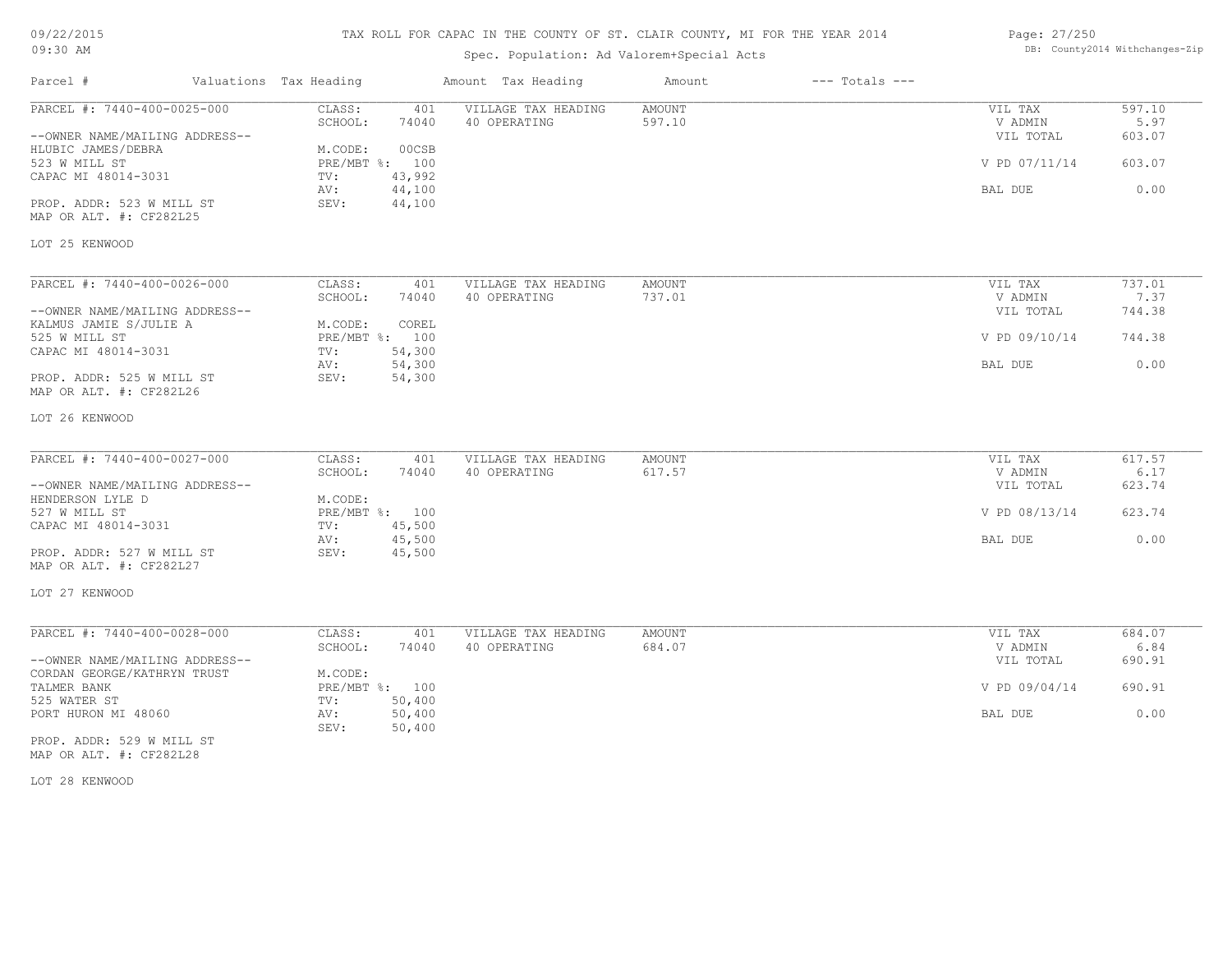# TAX ROLL FOR CAPAC IN THE COUNTY OF ST. CLAIR COUNTY, MI FOR THE YEAR 2014

Spec. Population: Ad Valorem+Special Acts

| Parcel # | Valuations Tax Heading | Amount | Tax Heading | Amount | --- Totals --- | |
|---|---|---|---|---|---|---|
| PARCEL #: 7440-400-0025-000 | CLASS: | 401 | VILLAGE TAX HEADING | AMOUNT | VIL TAX | 597.10 |
| | SCHOOL: | 74040 | 40 OPERATING | 597.10 | V ADMIN | 5.97 |
| --OWNER NAME/MAILING ADDRESS-- | | | | | VIL TOTAL | 603.07 |
| HLUBIC JAMES/DEBRA | M.CODE: | 00CSB | | | | |
| 523 W MILL ST | PRE/MBT %: | 100 | | | V PD 07/11/14 | 603.07 |
| CAPAC MI 48014-3031 | TV: | 43,992 | | | | |
| | AV: | 44,100 | | | BAL DUE | 0.00 |
| PROP. ADDR: 523 W MILL ST | SEV: | 44,100 | | | | |
| MAP OR ALT. #: CF282L25 | | | | | | |
| LOT 25 KENWOOD | | | | | | |

| Parcel # | Valuations Tax Heading | Amount | Tax Heading | Amount | --- Totals --- | |
|---|---|---|---|---|---|---|
| PARCEL #: 7440-400-0026-000 | CLASS: | 401 | VILLAGE TAX HEADING | AMOUNT | VIL TAX | 737.01 |
| | SCHOOL: | 74040 | 40 OPERATING | 737.01 | V ADMIN | 7.37 |
| --OWNER NAME/MAILING ADDRESS-- | | | | | VIL TOTAL | 744.38 |
| KALMUS JAMIE S/JULIE A | M.CODE: | COREL | | | | |
| 525 W MILL ST | PRE/MBT %: | 100 | | | V PD 09/10/14 | 744.38 |
| CAPAC MI 48014-3031 | TV: | 54,300 | | | | |
| | AV: | 54,300 | | | BAL DUE | 0.00 |
| PROP. ADDR: 525 W MILL ST | SEV: | 54,300 | | | | |
| MAP OR ALT. #: CF282L26 | | | | | | |
| LOT 26 KENWOOD | | | | | | |

| Parcel # | Valuations Tax Heading | Amount | Tax Heading | Amount | --- Totals --- | |
|---|---|---|---|---|---|---|
| PARCEL #: 7440-400-0027-000 | CLASS: | 401 | VILLAGE TAX HEADING | AMOUNT | VIL TAX | 617.57 |
| | SCHOOL: | 74040 | 40 OPERATING | 617.57 | V ADMIN | 6.17 |
| --OWNER NAME/MAILING ADDRESS-- | | | | | VIL TOTAL | 623.74 |
| HENDERSON LYLE D | M.CODE: | | | | | |
| 527 W MILL ST | PRE/MBT %: | 100 | | | V PD 08/13/14 | 623.74 |
| CAPAC MI 48014-3031 | TV: | 45,500 | | | | |
| | AV: | 45,500 | | | BAL DUE | 0.00 |
| PROP. ADDR: 527 W MILL ST | SEV: | 45,500 | | | | |
| MAP OR ALT. #: CF282L27 | | | | | | |
| LOT 27 KENWOOD | | | | | | |

| Parcel # | Valuations Tax Heading | Amount | Tax Heading | Amount | --- Totals --- | |
|---|---|---|---|---|---|---|
| PARCEL #: 7440-400-0028-000 | CLASS: | 401 | VILLAGE TAX HEADING | AMOUNT | VIL TAX | 684.07 |
| | SCHOOL: | 74040 | 40 OPERATING | 684.07 | V ADMIN | 6.84 |
| --OWNER NAME/MAILING ADDRESS-- | | | | | VIL TOTAL | 690.91 |
| CORDAN GEORGE/KATHRYN TRUST | M.CODE: | | | | | |
| TALMER BANK | PRE/MBT %: | 100 | | | V PD 09/04/14 | 690.91 |
| 525 WATER ST | TV: | 50,400 | | | | |
| PORT HURON MI 48060 | AV: | 50,400 | | | BAL DUE | 0.00 |
| | SEV: | 50,400 | | | | |
| PROP. ADDR: 529 W MILL ST | | | | | | |
| MAP OR ALT. #: CF282L28 | | | | | | |
| LOT 28 KENWOOD | | | | | | |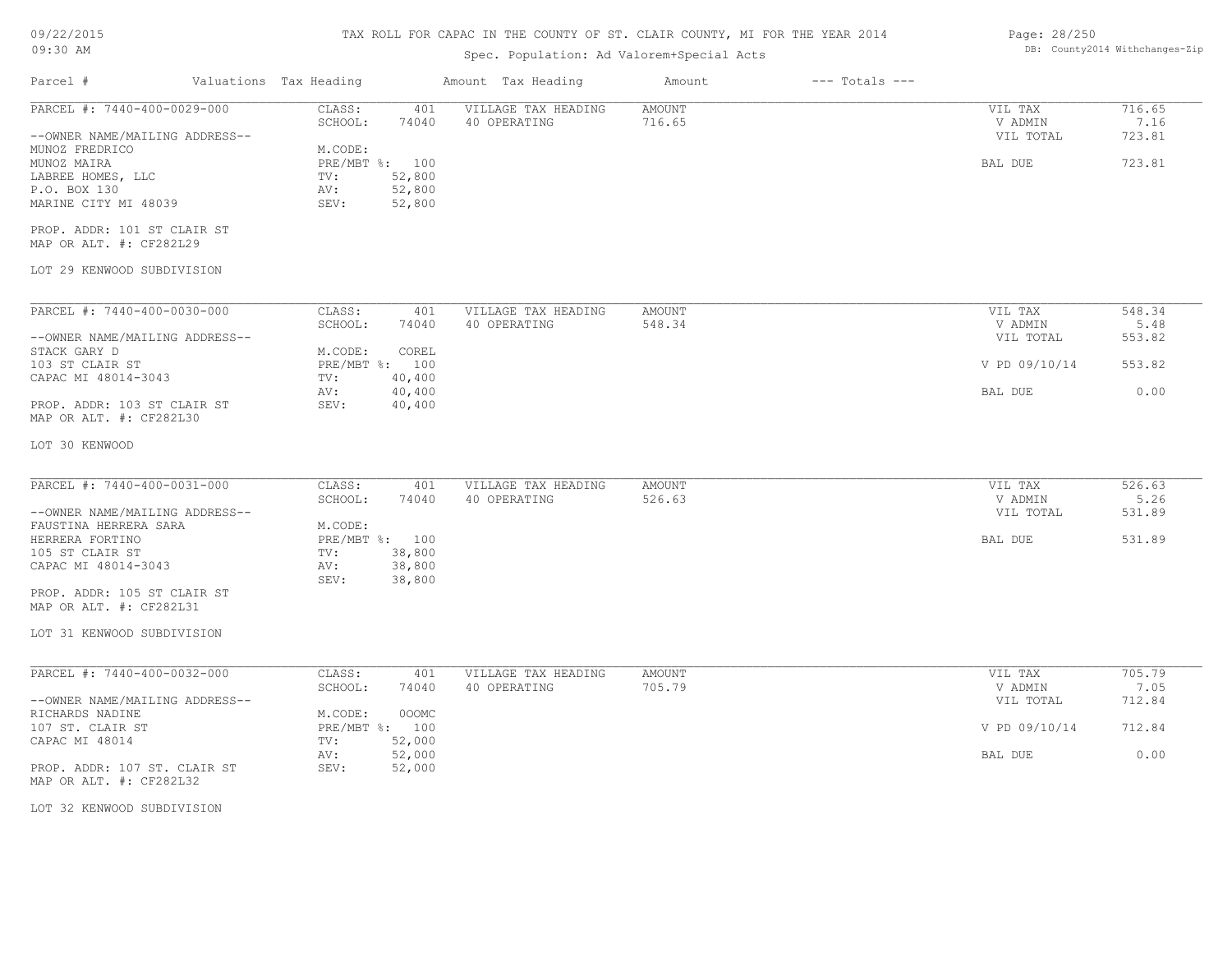# TAX ROLL FOR CAPAC IN THE COUNTY OF ST. CLAIR COUNTY, MI FOR THE YEAR 2014

Spec. Population: Ad Valorem+Special Acts

09/22/2015
09:30 AM

DB: County2014 Withchanges-Zip

| Parcel # | Valuations Tax Heading | | Amount Tax Heading | Amount | --- Totals --- | |
|---|---|---|---|---|---|---|

---

PARCEL #: 7440-400-0029-000

--OWNER NAME/MAILING ADDRESS--
MUNOZ FREDRICO
MUNOZ MAIRA
LABREE HOMES, LLC
P.O. BOX 130
MARINE CITY MI 48039

| | | | | | |
|---|---|---|---|---|---|
| CLASS: | 401 | VILLAGE TAX HEADING | AMOUNT | VIL TAX | 716.65 |
| SCHOOL: | 74040 | 40 OPERATING | 716.65 | V ADMIN | 7.16 |
| M.CODE: | | | | VIL TOTAL | 723.81 |
| PRE/MBT %: | 100 | | | | |
| TV: | 52,800 | | | BAL DUE | 723.81 |
| AV: | 52,800 | | | | |
| SEV: | 52,800 | | | | |

PROP. ADDR: 101 ST CLAIR ST
MAP OR ALT. #: CF282L29

LOT 29 KENWOOD SUBDIVISION

---

PARCEL #: 7440-400-0030-000

--OWNER NAME/MAILING ADDRESS--
STACK GARY D
103 ST CLAIR ST
CAPAC MI 48014-3043

| | | | | | |
|---|---|---|---|---|---|
| CLASS: | 401 | VILLAGE TAX HEADING | AMOUNT | VIL TAX | 548.34 |
| SCHOOL: | 74040 | 40 OPERATING | 548.34 | V ADMIN | 5.48 |
| M.CODE: | COREL | | | VIL TOTAL | 553.82 |
| PRE/MBT %: | 100 | | | V PD 09/10/14 | 553.82 |
| TV: | 40,400 | | | | |
| AV: | 40,400 | | | BAL DUE | 0.00 |
| SEV: | 40,400 | | | | |

PROP. ADDR: 103 ST CLAIR ST
MAP OR ALT. #: CF282L30

LOT 30 KENWOOD

---

PARCEL #: 7440-400-0031-000

--OWNER NAME/MAILING ADDRESS--
FAUSTINA HERRERA SARA
HERRERA FORTINO
105 ST CLAIR ST
CAPAC MI 48014-3043

| | | | | | |
|---|---|---|---|---|---|
| CLASS: | 401 | VILLAGE TAX HEADING | AMOUNT | VIL TAX | 526.63 |
| SCHOOL: | 74040 | 40 OPERATING | 526.63 | V ADMIN | 5.26 |
| M.CODE: | | | | VIL TOTAL | 531.89 |
| PRE/MBT %: | 100 | | | BAL DUE | 531.89 |
| TV: | 38,800 | | | | |
| AV: | 38,800 | | | | |
| SEV: | 38,800 | | | | |

PROP. ADDR: 105 ST CLAIR ST
MAP OR ALT. #: CF282L31

LOT 31 KENWOOD SUBDIVISION

---

PARCEL #: 7440-400-0032-000

--OWNER NAME/MAILING ADDRESS--
RICHARDS NADINE
107 ST. CLAIR ST
CAPAC MI 48014

| | | | | | |
|---|---|---|---|---|---|
| CLASS: | 401 | VILLAGE TAX HEADING | AMOUNT | VIL TAX | 705.79 |
| SCHOOL: | 74040 | 40 OPERATING | 705.79 | V ADMIN | 7.05 |
| M.CODE: | 00OMC | | | VIL TOTAL | 712.84 |
| PRE/MBT %: | 100 | | | V PD 09/10/14 | 712.84 |
| TV: | 52,000 | | | | |
| AV: | 52,000 | | | BAL DUE | 0.00 |
| SEV: | 52,000 | | | | |

PROP. ADDR: 107 ST. CLAIR ST
MAP OR ALT. #: CF282L32

LOT 32 KENWOOD SUBDIVISION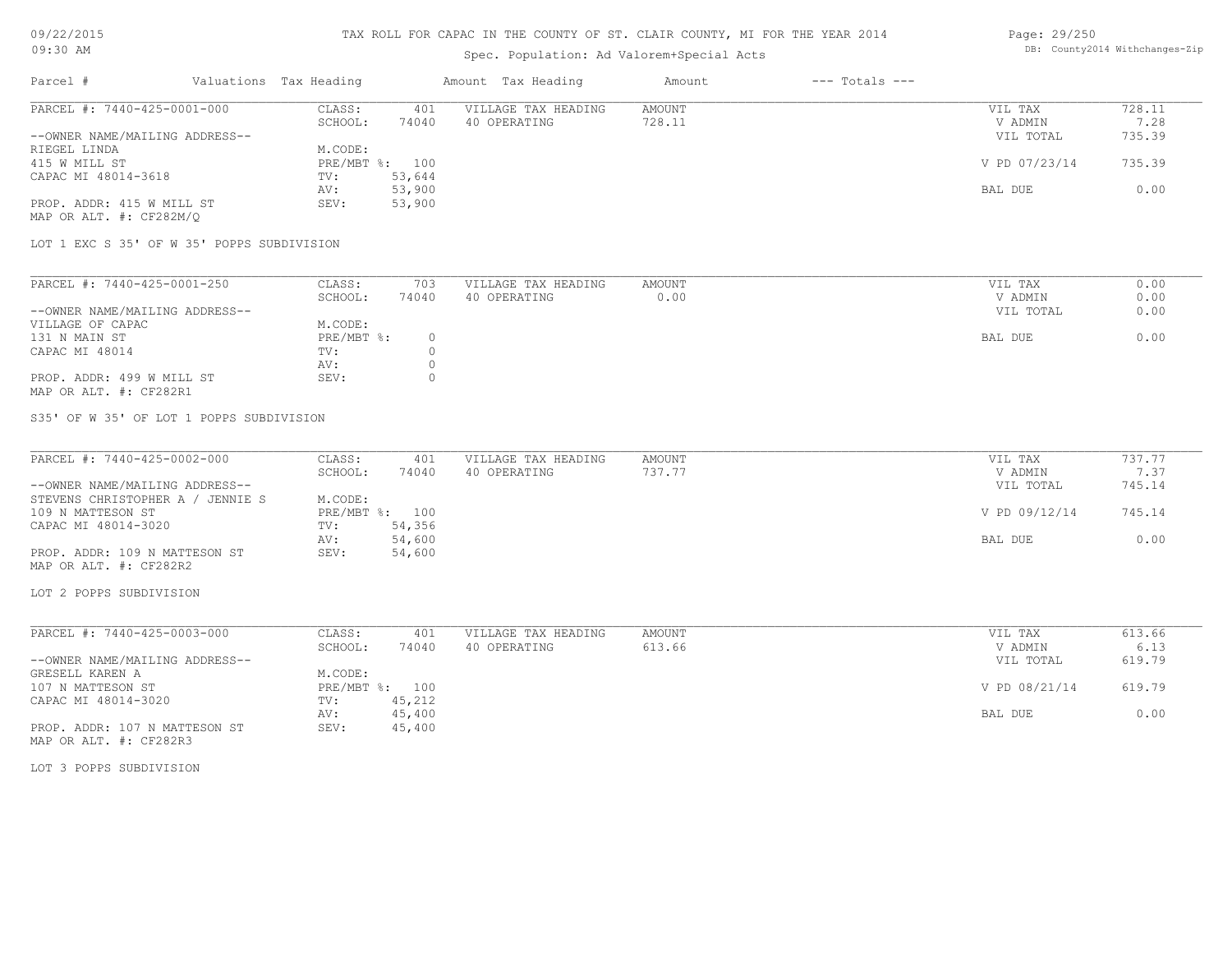# TAX ROLL FOR CAPAC IN THE COUNTY OF ST. CLAIR COUNTY, MI FOR THE YEAR 2014

Spec. Population: Ad Valorem+Special Acts

| Parcel # | Valuations | Tax Heading | Amount | Tax Heading | Amount | --- Totals --- | |
|---|---|---|---|---|---|---|---|

---

**PARCEL #: 7440-425-0001-000**

| | | | | | |
|---|---|---|---|---|---|
| CLASS: | 401 | VILLAGE TAX HEADING | AMOUNT | VIL TAX | 728.11 |
| SCHOOL: | 74040 | 40 OPERATING | 728.11 | V ADMIN | 7.28 |
| M.CODE: | | | | VIL TOTAL | 735.39 |
| PRE/MBT %: | 100 | | | V PD 07/23/14 | 735.39 |
| TV: | 53,644 | | | | |
| AV: | 53,900 | | | BAL DUE | 0.00 |
| SEV: | 53,900 | | | | |

--OWNER NAME/MAILING ADDRESS--
RIEGEL LINDA
415 W MILL ST
CAPAC MI 48014-3618

PROP. ADDR: 415 W MILL ST
MAP OR ALT. #: CF282M/Q

LOT 1 EXC S 35' OF W 35' POPPS SUBDIVISION

---

**PARCEL #: 7440-425-0001-250**

| | | | | | |
|---|---|---|---|---|---|
| CLASS: | 703 | VILLAGE TAX HEADING | AMOUNT | VIL TAX | 0.00 |
| SCHOOL: | 74040 | 40 OPERATING | 0.00 | V ADMIN | 0.00 |
| M.CODE: | | | | VIL TOTAL | 0.00 |
| PRE/MBT %: | 0 | | | BAL DUE | 0.00 |
| TV: | 0 | | | | |
| AV: | 0 | | | | |
| SEV: | 0 | | | | |

--OWNER NAME/MAILING ADDRESS--
VILLAGE OF CAPAC
131 N MAIN ST
CAPAC MI 48014

PROP. ADDR: 499 W MILL ST
MAP OR ALT. #: CF282R1

S35' OF W 35' OF LOT 1 POPPS SUBDIVISION

---

**PARCEL #: 7440-425-0002-000**

| | | | | | |
|---|---|---|---|---|---|
| CLASS: | 401 | VILLAGE TAX HEADING | AMOUNT | VIL TAX | 737.77 |
| SCHOOL: | 74040 | 40 OPERATING | 737.77 | V ADMIN | 7.37 |
| M.CODE: | | | | VIL TOTAL | 745.14 |
| PRE/MBT %: | 100 | | | V PD 09/12/14 | 745.14 |
| TV: | 54,356 | | | | |
| AV: | 54,600 | | | BAL DUE | 0.00 |
| SEV: | 54,600 | | | | |

--OWNER NAME/MAILING ADDRESS--
STEVENS CHRISTOPHER A / JENNIE S
109 N MATTESON ST
CAPAC MI 48014-3020

PROP. ADDR: 109 N MATTESON ST
MAP OR ALT. #: CF282R2

LOT 2 POPPS SUBDIVISION

---

**PARCEL #: 7440-425-0003-000**

| | | | | | |
|---|---|---|---|---|---|
| CLASS: | 401 | VILLAGE TAX HEADING | AMOUNT | VIL TAX | 613.66 |
| SCHOOL: | 74040 | 40 OPERATING | 613.66 | V ADMIN | 6.13 |
| M.CODE: | | | | VIL TOTAL | 619.79 |
| PRE/MBT %: | 100 | | | V PD 08/21/14 | 619.79 |
| TV: | 45,212 | | | | |
| AV: | 45,400 | | | BAL DUE | 0.00 |
| SEV: | 45,400 | | | | |

--OWNER NAME/MAILING ADDRESS--
GRESELL KAREN A
107 N MATTESON ST
CAPAC MI 48014-3020

PROP. ADDR: 107 N MATTESON ST
MAP OR ALT. #: CF282R3

LOT 3 POPPS SUBDIVISION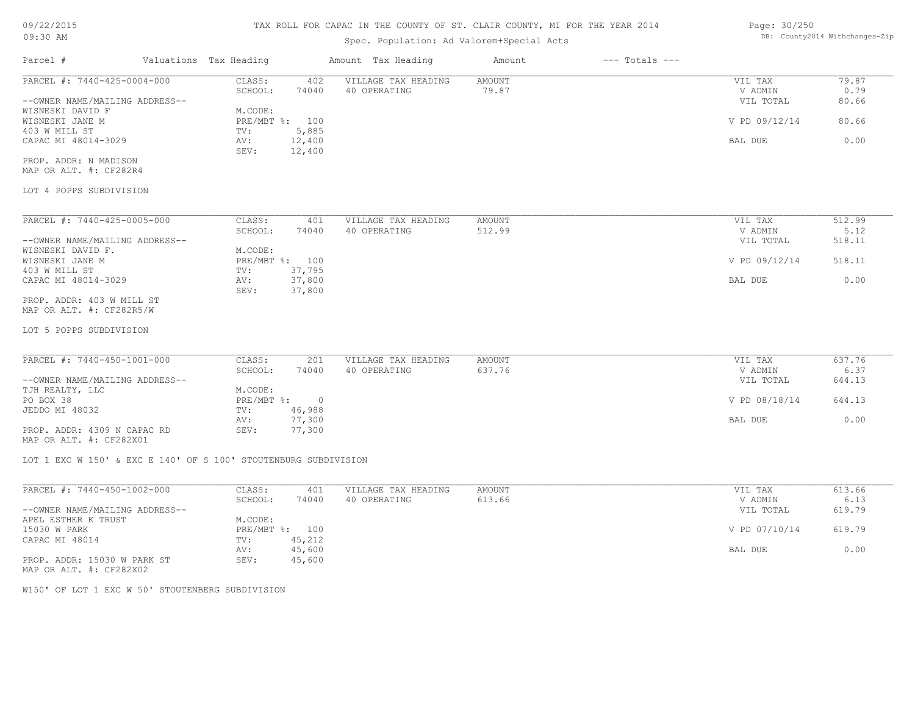TAX ROLL FOR CAPAC IN THE COUNTY OF ST. CLAIR COUNTY, MI FOR THE YEAR 2014

Spec. Population: Ad Valorem+Special Acts

| Parcel # | Valuations | Tax Heading | Amount | Tax Heading | Amount | --- Totals --- | |
|---|---|---|---|---|---|---|---|
| PARCEL #: 7440-425-0004-000 | CLASS: | 402 | VILLAGE TAX HEADING | AMOUNT | | VIL TAX | 79.87 |
| | SCHOOL: | 74040 | 40 OPERATING | 79.87 | | V ADMIN | 0.79 |
| --OWNER NAME/MAILING ADDRESS-- | | | | | | VIL TOTAL | 80.66 |
| WISNESKI DAVID F | M.CODE: | | | | | | |
| WISNESKI JANE M | PRE/MBT %: | 100 | | | | V PD 09/12/14 | 80.66 |
| 403 W MILL ST | TV: | 5,885 | | | | | |
| CAPAC MI 48014-3029 | AV: | 12,400 | | | | BAL DUE | 0.00 |
| | SEV: | 12,400 | | | | | |
| PROP. ADDR: N MADISON | | | | | | | |
| MAP OR ALT. #: CF282R4 | | | | | | | |

LOT 4 POPPS SUBDIVISION

| Parcel # | Valuations | Tax Heading | Amount | Tax Heading | Amount | --- Totals --- | |
|---|---|---|---|---|---|---|---|
| PARCEL #: 7440-425-0005-000 | CLASS: | 401 | VILLAGE TAX HEADING | AMOUNT | | VIL TAX | 512.99 |
| | SCHOOL: | 74040 | 40 OPERATING | 512.99 | | V ADMIN | 5.12 |
| --OWNER NAME/MAILING ADDRESS-- | | | | | | VIL TOTAL | 518.11 |
| WISNESKI DAVID F. | M.CODE: | | | | | | |
| WISNESKI JANE M | PRE/MBT %: | 100 | | | | V PD 09/12/14 | 518.11 |
| 403 W MILL ST | TV: | 37,795 | | | | | |
| CAPAC MI 48014-3029 | AV: | 37,800 | | | | BAL DUE | 0.00 |
| | SEV: | 37,800 | | | | | |
| PROP. ADDR: 403 W MILL ST | | | | | | | |
| MAP OR ALT. #: CF282R5/W | | | | | | | |

LOT 5 POPPS SUBDIVISION

| Parcel # | Valuations | Tax Heading | Amount | Tax Heading | Amount | --- Totals --- | |
|---|---|---|---|---|---|---|---|
| PARCEL #: 7440-450-1001-000 | CLASS: | 201 | VILLAGE TAX HEADING | AMOUNT | | VIL TAX | 637.76 |
| | SCHOOL: | 74040 | 40 OPERATING | 637.76 | | V ADMIN | 6.37 |
| --OWNER NAME/MAILING ADDRESS-- | | | | | | VIL TOTAL | 644.13 |
| TJH REALTY, LLC | M.CODE: | | | | | | |
| PO BOX 38 | PRE/MBT %: | 0 | | | | V PD 08/18/14 | 644.13 |
| JEDDO MI 48032 | TV: | 46,988 | | | | | |
| | AV: | 77,300 | | | | BAL DUE | 0.00 |
| PROP. ADDR: 4309 N CAPAC RD | SEV: | 77,300 | | | | | |
| MAP OR ALT. #: CF282X01 | | | | | | | |

LOT 1 EXC W 150' & EXC E 140' OF S 100' STOUTENBURG SUBDIVISION

| Parcel # | Valuations | Tax Heading | Amount | Tax Heading | Amount | --- Totals --- | |
|---|---|---|---|---|---|---|---|
| PARCEL #: 7440-450-1002-000 | CLASS: | 401 | VILLAGE TAX HEADING | AMOUNT | | VIL TAX | 613.66 |
| | SCHOOL: | 74040 | 40 OPERATING | 613.66 | | V ADMIN | 6.13 |
| --OWNER NAME/MAILING ADDRESS-- | | | | | | VIL TOTAL | 619.79 |
| APEL ESTHER K TRUST | M.CODE: | | | | | | |
| 15030 W PARK | PRE/MBT %: | 100 | | | | V PD 07/10/14 | 619.79 |
| CAPAC MI 48014 | TV: | 45,212 | | | | | |
| | AV: | 45,600 | | | | BAL DUE | 0.00 |
| PROP. ADDR: 15030 W PARK ST | SEV: | 45,600 | | | | | |
| MAP OR ALT. #: CF282X02 | | | | | | | |

W150' OF LOT 1 EXC W 50' STOUTENBERG SUBDIVISION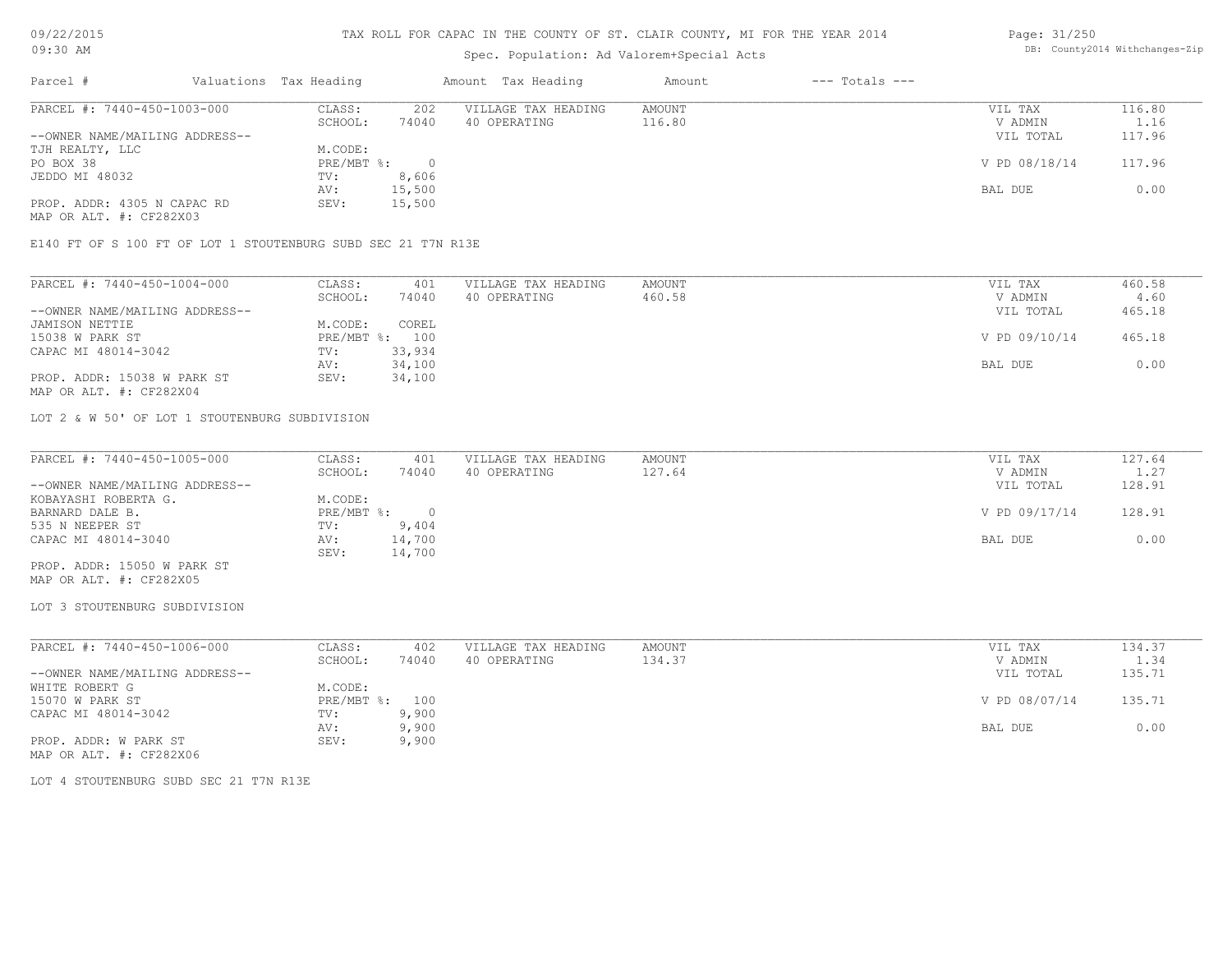TAX ROLL FOR CAPAC IN THE COUNTY OF ST. CLAIR COUNTY, MI FOR THE YEAR 2014

Spec. Population: Ad Valorem+Special Acts

| Parcel # | Valuations | Tax Heading | Amount | Tax Heading | Amount | --- Totals --- | |
|---|---|---|---|---|---|---|---|

PARCEL #: 7440-450-1003-000

| | | | | | |
|---|---|---|---|---|---|
| CLASS: | 202 | VILLAGE TAX HEADING | AMOUNT | VIL TAX | 116.80 |
| SCHOOL: | 74040 | 40 OPERATING | 116.80 | V ADMIN | 1.16 |
| M.CODE: | | | | VIL TOTAL | 117.96 |
| PRE/MBT %: | 0 | | | V PD 08/18/14 | 117.96 |
| TV: | 8,606 | | | | |
| AV: | 15,500 | | | BAL DUE | 0.00 |
| SEV: | 15,500 | | | | |

--OWNER NAME/MAILING ADDRESS--
TJH REALTY, LLC
PO BOX 38
JEDDO MI 48032

PROP. ADDR: 4305 N CAPAC RD
MAP OR ALT. #: CF282X03

E140 FT OF S 100 FT OF LOT 1 STOUTENBURG SUBD SEC 21 T7N R13E

PARCEL #: 7440-450-1004-000

| | | | | | |
|---|---|---|---|---|---|
| CLASS: | 401 | VILLAGE TAX HEADING | AMOUNT | VIL TAX | 460.58 |
| SCHOOL: | 74040 | 40 OPERATING | 460.58 | V ADMIN | 4.60 |
| M.CODE: | COREL | | | VIL TOTAL | 465.18 |
| PRE/MBT %: | 100 | | | V PD 09/10/14 | 465.18 |
| TV: | 33,934 | | | | |
| AV: | 34,100 | | | BAL DUE | 0.00 |
| SEV: | 34,100 | | | | |

--OWNER NAME/MAILING ADDRESS--
JAMISON NETTIE
15038 W PARK ST
CAPAC MI 48014-3042

PROP. ADDR: 15038 W PARK ST
MAP OR ALT. #: CF282X04

LOT 2 & W 50' OF LOT 1 STOUTENBURG SUBDIVISION

PARCEL #: 7440-450-1005-000

| | | | | | |
|---|---|---|---|---|---|
| CLASS: | 401 | VILLAGE TAX HEADING | AMOUNT | VIL TAX | 127.64 |
| SCHOOL: | 74040 | 40 OPERATING | 127.64 | V ADMIN | 1.27 |
| M.CODE: | | | | VIL TOTAL | 128.91 |
| PRE/MBT %: | 0 | | | V PD 09/17/14 | 128.91 |
| TV: | 9,404 | | | | |
| AV: | 14,700 | | | BAL DUE | 0.00 |
| SEV: | 14,700 | | | | |

--OWNER NAME/MAILING ADDRESS--
KOBAYASHI ROBERTA G.
BARNARD DALE B.
535 N NEEPER ST
CAPAC MI 48014-3040

PROP. ADDR: 15050 W PARK ST
MAP OR ALT. #: CF282X05

LOT 3 STOUTENBURG SUBDIVISION

PARCEL #: 7440-450-1006-000

| | | | | | |
|---|---|---|---|---|---|
| CLASS: | 402 | VILLAGE TAX HEADING | AMOUNT | VIL TAX | 134.37 |
| SCHOOL: | 74040 | 40 OPERATING | 134.37 | V ADMIN | 1.34 |
| M.CODE: | | | | VIL TOTAL | 135.71 |
| PRE/MBT %: | 100 | | | V PD 08/07/14 | 135.71 |
| TV: | 9,900 | | | | |
| AV: | 9,900 | | | BAL DUE | 0.00 |
| SEV: | 9,900 | | | | |

--OWNER NAME/MAILING ADDRESS--
WHITE ROBERT G
15070 W PARK ST
CAPAC MI 48014-3042

PROP. ADDR: W PARK ST
MAP OR ALT. #: CF282X06

LOT 4 STOUTENBURG SUBD SEC 21 T7N R13E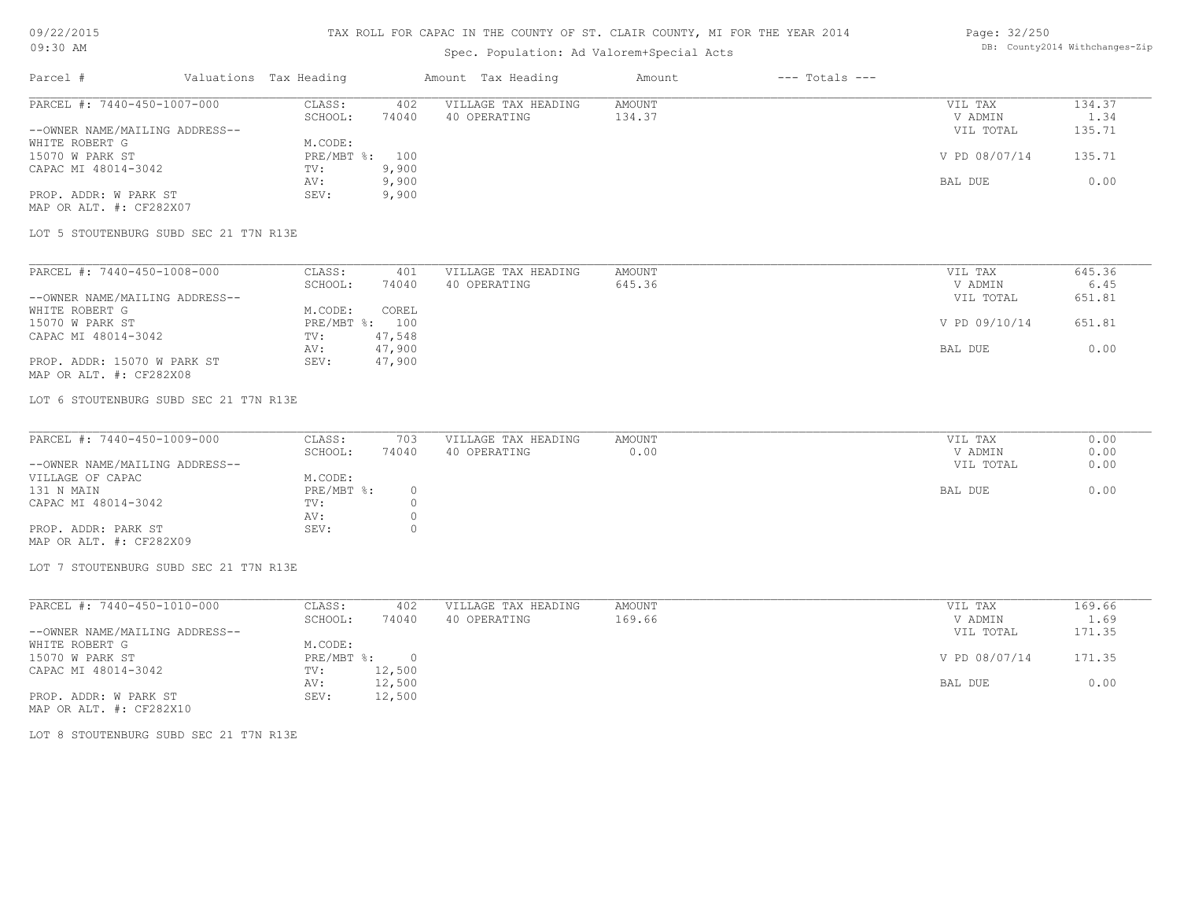TAX ROLL FOR CAPAC IN THE COUNTY OF ST. CLAIR COUNTY, MI FOR THE YEAR 2014

Spec. Population: Ad Valorem+Special Acts

| Parcel # | Valuations | Tax Heading | Amount | Tax Heading | Amount | --- Totals --- | |
|---|---|---|---|---|---|---|---|
| PARCEL #: 7440-450-1007-000 | CLASS: | 402 | VILLAGE TAX HEADING | AMOUNT | | VIL TAX | 134.37 |
| | SCHOOL: | 74040 | 40 OPERATING | 134.37 | | V ADMIN | 1.34 |
| --OWNER NAME/MAILING ADDRESS-- | | | | | | VIL TOTAL | 135.71 |
| WHITE ROBERT G | M.CODE: | | | | | | |
| 15070 W PARK ST | PRE/MBT %: | 100 | | | | V PD 08/07/14 | 135.71 |
| CAPAC MI 48014-3042 | TV: | 9,900 | | | | | |
| | AV: | 9,900 | | | | BAL DUE | 0.00 |
| PROP. ADDR: W PARK ST | SEV: | 9,900 | | | | | |
| MAP OR ALT. #: CF282X07 | | | | | | | |

LOT 5 STOUTENBURG SUBD SEC 21 T7N R13E

| Parcel # | Valuations | Tax Heading | Amount | Tax Heading | Amount | --- Totals --- | |
|---|---|---|---|---|---|---|---|
| PARCEL #: 7440-450-1008-000 | CLASS: | 401 | VILLAGE TAX HEADING | AMOUNT | | VIL TAX | 645.36 |
| | SCHOOL: | 74040 | 40 OPERATING | 645.36 | | V ADMIN | 6.45 |
| --OWNER NAME/MAILING ADDRESS-- | | | | | | VIL TOTAL | 651.81 |
| WHITE ROBERT G | M.CODE: | COREL | | | | | |
| 15070 W PARK ST | PRE/MBT %: | 100 | | | | V PD 09/10/14 | 651.81 |
| CAPAC MI 48014-3042 | TV: | 47,548 | | | | | |
| | AV: | 47,900 | | | | BAL DUE | 0.00 |
| PROP. ADDR: 15070 W PARK ST | SEV: | 47,900 | | | | | |
| MAP OR ALT. #: CF282X08 | | | | | | | |

LOT 6 STOUTENBURG SUBD SEC 21 T7N R13E

| Parcel # | Valuations | Tax Heading | Amount | Tax Heading | Amount | --- Totals --- | |
|---|---|---|---|---|---|---|---|
| PARCEL #: 7440-450-1009-000 | CLASS: | 703 | VILLAGE TAX HEADING | AMOUNT | | VIL TAX | 0.00 |
| | SCHOOL: | 74040 | 40 OPERATING | 0.00 | | V ADMIN | 0.00 |
| --OWNER NAME/MAILING ADDRESS-- | | | | | | VIL TOTAL | 0.00 |
| VILLAGE OF CAPAC | M.CODE: | | | | | | |
| 131 N MAIN | PRE/MBT %: | 0 | | | | BAL DUE | 0.00 |
| CAPAC MI 48014-3042 | TV: | 0 | | | | | |
| | AV: | 0 | | | | | |
| PROP. ADDR: PARK ST | SEV: | 0 | | | | | |
| MAP OR ALT. #: CF282X09 | | | | | | | |

LOT 7 STOUTENBURG SUBD SEC 21 T7N R13E

| Parcel # | Valuations | Tax Heading | Amount | Tax Heading | Amount | --- Totals --- | |
|---|---|---|---|---|---|---|---|
| PARCEL #: 7440-450-1010-000 | CLASS: | 402 | VILLAGE TAX HEADING | AMOUNT | | VIL TAX | 169.66 |
| | SCHOOL: | 74040 | 40 OPERATING | 169.66 | | V ADMIN | 1.69 |
| --OWNER NAME/MAILING ADDRESS-- | | | | | | VIL TOTAL | 171.35 |
| WHITE ROBERT G | M.CODE: | | | | | | |
| 15070 W PARK ST | PRE/MBT %: | 0 | | | | V PD 08/07/14 | 171.35 |
| CAPAC MI 48014-3042 | TV: | 12,500 | | | | | |
| | AV: | 12,500 | | | | BAL DUE | 0.00 |
| PROP. ADDR: W PARK ST | SEV: | 12,500 | | | | | |
| MAP OR ALT. #: CF282X10 | | | | | | | |

LOT 8 STOUTENBURG SUBD SEC 21 T7N R13E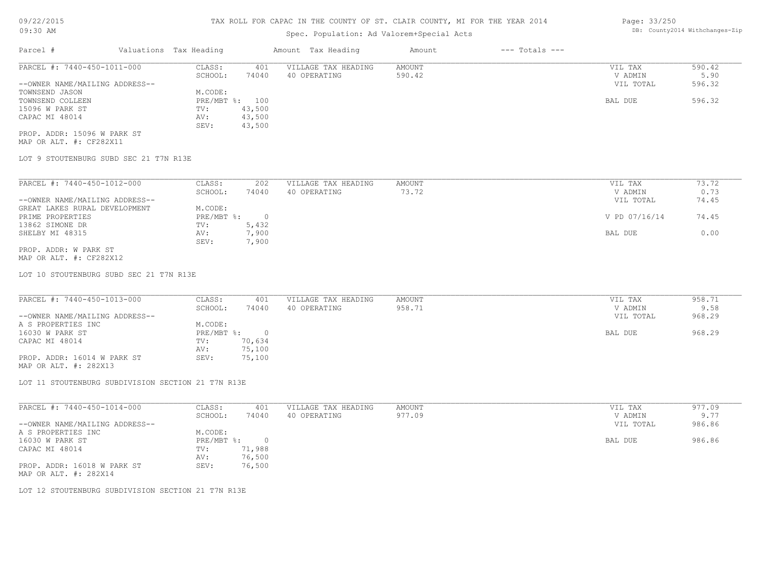# TAX ROLL FOR CAPAC IN THE COUNTY OF ST. CLAIR COUNTY, MI FOR THE YEAR 2014

Spec. Population: Ad Valorem+Special Acts

| Parcel # | Valuations | Tax Heading | Amount | Tax Heading | Amount | --- Totals --- | |
|---|---|---|---|---|---|---|---|
| PARCEL #: 7440-450-1011-000 | CLASS: | 401 | VILLAGE TAX HEADING | AMOUNT | | VIL TAX | 590.42 |
| | SCHOOL: | 74040 | 40 OPERATING | 590.42 | | V ADMIN | 5.90 |
| --OWNER NAME/MAILING ADDRESS-- | | | | | | VIL TOTAL | 596.32 |
| TOWNSEND JASON | M.CODE: | | | | | | |
| TOWNSEND COLLEEN | PRE/MBT %: | 100 | | | | BAL DUE | 596.32 |
| 15096 W PARK ST | TV: | 43,500 | | | | | |
| CAPAC MI 48014 | AV: | 43,500 | | | | | |
| | SEV: | 43,500 | | | | | |
| PROP. ADDR: 15096 W PARK ST | | | | | | | |
| MAP OR ALT. #: CF282X11 | | | | | | | |

LOT 9 STOUTENBURG SUBD SEC 21 T7N R13E

| Parcel # | Valuations | Tax Heading | Amount | Tax Heading | Amount | --- Totals --- | |
|---|---|---|---|---|---|---|---|
| PARCEL #: 7440-450-1012-000 | CLASS: | 202 | VILLAGE TAX HEADING | AMOUNT | | VIL TAX | 73.72 |
| | SCHOOL: | 74040 | 40 OPERATING | 73.72 | | V ADMIN | 0.73 |
| --OWNER NAME/MAILING ADDRESS-- | | | | | | VIL TOTAL | 74.45 |
| GREAT LAKES RURAL DEVELOPMENT | M.CODE: | | | | | | |
| PRIME PROPERTIES | PRE/MBT %: | 0 | | | | V PD 07/16/14 | 74.45 |
| 13862 SIMONE DR | TV: | 5,432 | | | | | |
| SHELBY MI 48315 | AV: | 7,900 | | | | BAL DUE | 0.00 |
| | SEV: | 7,900 | | | | | |
| PROP. ADDR: W PARK ST | | | | | | | |
| MAP OR ALT. #: CF282X12 | | | | | | | |

LOT 10 STOUTENBURG SUBD SEC 21 T7N R13E

| Parcel # | Valuations | Tax Heading | Amount | Tax Heading | Amount | --- Totals --- | |
|---|---|---|---|---|---|---|---|
| PARCEL #: 7440-450-1013-000 | CLASS: | 401 | VILLAGE TAX HEADING | AMOUNT | | VIL TAX | 958.71 |
| | SCHOOL: | 74040 | 40 OPERATING | 958.71 | | V ADMIN | 9.58 |
| --OWNER NAME/MAILING ADDRESS-- | | | | | | VIL TOTAL | 968.29 |
| A S PROPERTIES INC | M.CODE: | | | | | | |
| 16030 W PARK ST | PRE/MBT %: | 0 | | | | BAL DUE | 968.29 |
| CAPAC MI 48014 | TV: | 70,634 | | | | | |
| | AV: | 75,100 | | | | | |
| PROP. ADDR: 16014 W PARK ST | SEV: | 75,100 | | | | | |
| MAP OR ALT. #: 282X13 | | | | | | | |

LOT 11 STOUTENBURG SUBDIVISION SECTION 21 T7N R13E

| Parcel # | Valuations | Tax Heading | Amount | Tax Heading | Amount | --- Totals --- | |
|---|---|---|---|---|---|---|---|
| PARCEL #: 7440-450-1014-000 | CLASS: | 401 | VILLAGE TAX HEADING | AMOUNT | | VIL TAX | 977.09 |
| | SCHOOL: | 74040 | 40 OPERATING | 977.09 | | V ADMIN | 9.77 |
| --OWNER NAME/MAILING ADDRESS-- | | | | | | VIL TOTAL | 986.86 |
| A S PROPERTIES INC | M.CODE: | | | | | | |
| 16030 W PARK ST | PRE/MBT %: | 0 | | | | BAL DUE | 986.86 |
| CAPAC MI 48014 | TV: | 71,988 | | | | | |
| | AV: | 76,500 | | | | | |
| PROP. ADDR: 16018 W PARK ST | SEV: | 76,500 | | | | | |
| MAP OR ALT. #: 282X14 | | | | | | | |

LOT 12 STOUTENBURG SUBDIVISION SECTION 21 T7N R13E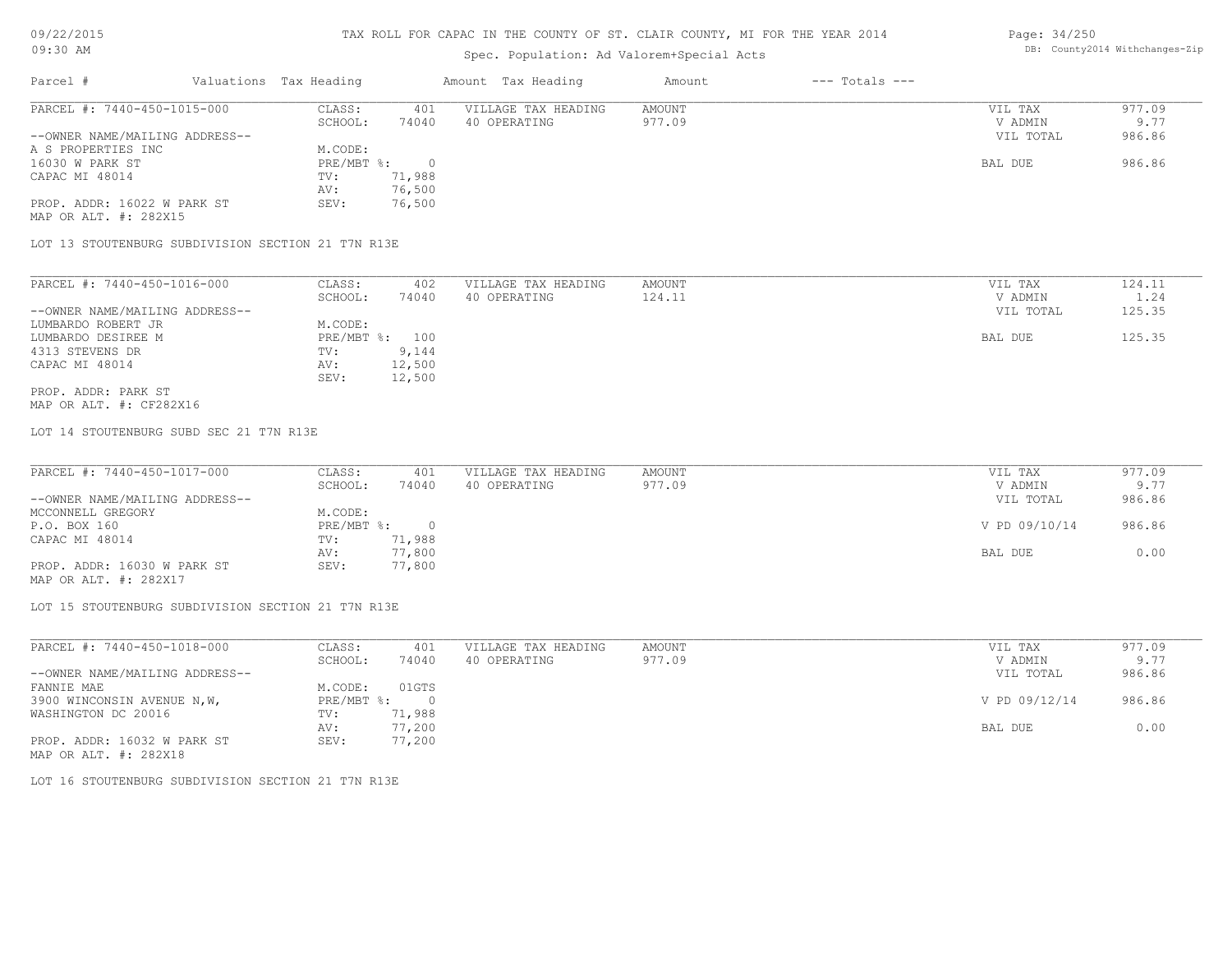TAX ROLL FOR CAPAC IN THE COUNTY OF ST. CLAIR COUNTY, MI FOR THE YEAR 2014

Spec. Population: Ad Valorem+Special Acts

| Parcel # | Valuations | Tax Heading | Amount | Tax Heading | Amount | --- Totals --- |
|---|---|---|---|---|---|---|

---

**PARCEL #: 7440-450-1015-000**

| | | | | | |
|---|---|---|---|---|---|
| CLASS: | 401 | VILLAGE TAX HEADING | AMOUNT | VIL TAX | 977.09 |
| SCHOOL: | 74040 | 40 OPERATING | 977.09 | V ADMIN | 9.77 |
| | | | | VIL TOTAL | 986.86 |
| M.CODE: | | | | | |
| PRE/MBT %: | 0 | | | BAL DUE | 986.86 |
| TV: | 71,988 | | | | |
| AV: | 76,500 | | | | |
| SEV: | 76,500 | | | | |

--OWNER NAME/MAILING ADDRESS--
A S PROPERTIES INC
16030 W PARK ST
CAPAC MI 48014

PROP. ADDR: 16022 W PARK ST
MAP OR ALT. #: 282X15

LOT 13 STOUTENBURG SUBDIVISION SECTION 21 T7N R13E

---

**PARCEL #: 7440-450-1016-000**

| | | | | | |
|---|---|---|---|---|---|
| CLASS: | 402 | VILLAGE TAX HEADING | AMOUNT | VIL TAX | 124.11 |
| SCHOOL: | 74040 | 40 OPERATING | 124.11 | V ADMIN | 1.24 |
| | | | | VIL TOTAL | 125.35 |
| M.CODE: | | | | | |
| PRE/MBT %: | 100 | | | BAL DUE | 125.35 |
| TV: | 9,144 | | | | |
| AV: | 12,500 | | | | |
| SEV: | 12,500 | | | | |

--OWNER NAME/MAILING ADDRESS--
LUMBARDO ROBERT JR
LUMBARDO DESIREE M
4313 STEVENS DR
CAPAC MI 48014

PROP. ADDR: PARK ST
MAP OR ALT. #: CF282X16

LOT 14 STOUTENBURG SUBD SEC 21 T7N R13E

---

**PARCEL #: 7440-450-1017-000**

| | | | | | |
|---|---|---|---|---|---|
| CLASS: | 401 | VILLAGE TAX HEADING | AMOUNT | VIL TAX | 977.09 |
| SCHOOL: | 74040 | 40 OPERATING | 977.09 | V ADMIN | 9.77 |
| | | | | VIL TOTAL | 986.86 |
| M.CODE: | | | | | |
| PRE/MBT %: | 0 | | | V PD 09/10/14 | 986.86 |
| TV: | 71,988 | | | | |
| AV: | 77,800 | | | BAL DUE | 0.00 |
| SEV: | 77,800 | | | | |

--OWNER NAME/MAILING ADDRESS--
MCCONNELL GREGORY
P.O. BOX 160
CAPAC MI 48014

PROP. ADDR: 16030 W PARK ST
MAP OR ALT. #: 282X17

LOT 15 STOUTENBURG SUBDIVISION SECTION 21 T7N R13E

---

**PARCEL #: 7440-450-1018-000**

| | | | | | |
|---|---|---|---|---|---|
| CLASS: | 401 | VILLAGE TAX HEADING | AMOUNT | VIL TAX | 977.09 |
| SCHOOL: | 74040 | 40 OPERATING | 977.09 | V ADMIN | 9.77 |
| | | | | VIL TOTAL | 986.86 |
| M.CODE: | 01GTS | | | | |
| PRE/MBT %: | 0 | | | V PD 09/12/14 | 986.86 |
| TV: | 71,988 | | | | |
| AV: | 77,200 | | | BAL DUE | 0.00 |
| SEV: | 77,200 | | | | |

--OWNER NAME/MAILING ADDRESS--
FANNIE MAE
3900 WINCONSIN AVENUE N,W,
WASHINGTON DC 20016

PROP. ADDR: 16032 W PARK ST
MAP OR ALT. #: 282X18

LOT 16 STOUTENBURG SUBDIVISION SECTION 21 T7N R13E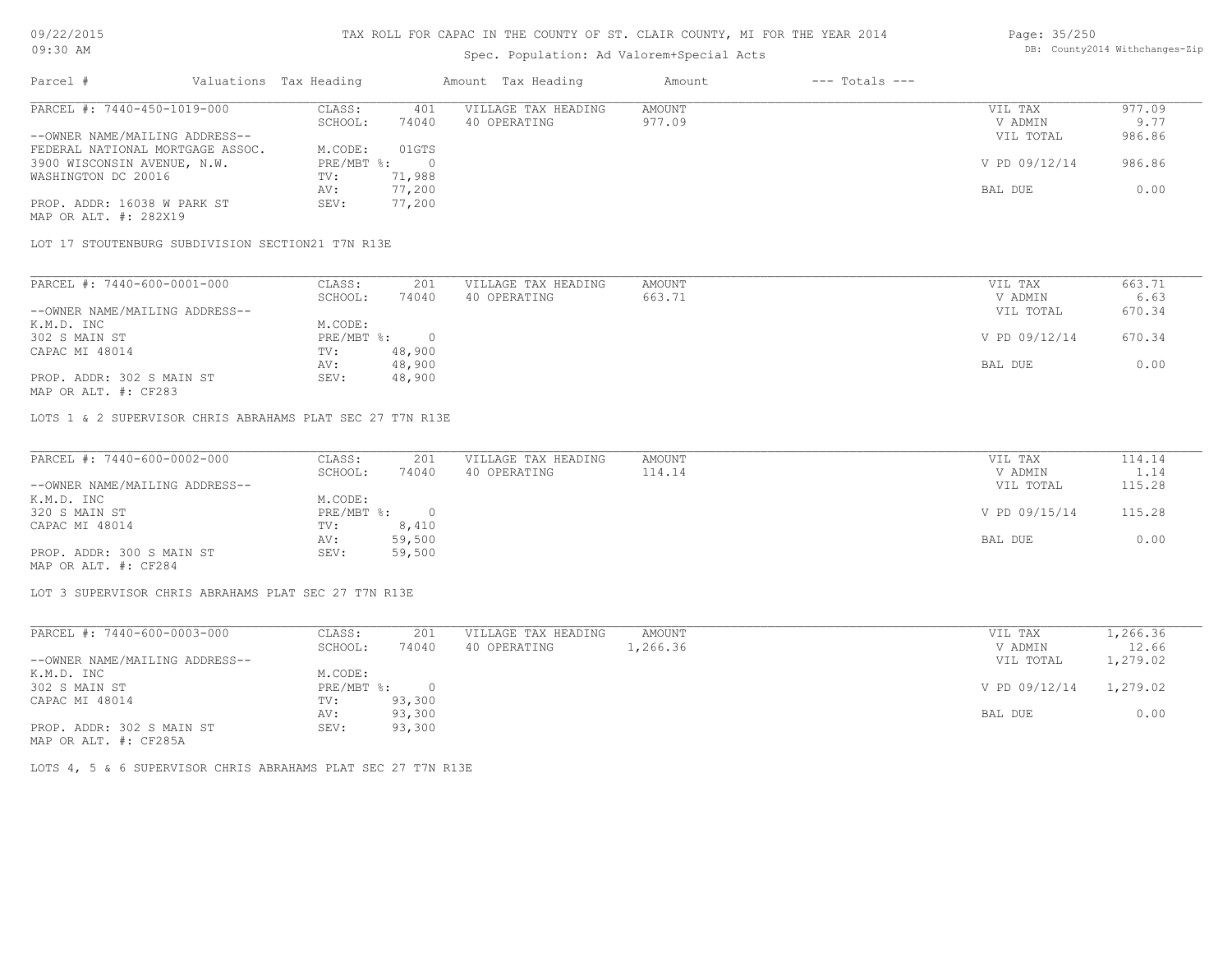# TAX ROLL FOR CAPAC IN THE COUNTY OF ST. CLAIR COUNTY, MI FOR THE YEAR 2014

Spec. Population: Ad Valorem+Special Acts

| Parcel # | Valuations | Tax Heading | Amount | Tax Heading | Amount | --- Totals --- | |
|---|---|---|---|---|---|---|---|

---

**PARCEL #: 7440-450-1019-000**

| | | | | | |
|---|---|---|---|---|---|
| CLASS: | 401 | VILLAGE TAX HEADING | AMOUNT | VIL TAX | 977.09 |
| SCHOOL: | 74040 | 40 OPERATING | 977.09 | V ADMIN | 9.77 |
| | | | | VIL TOTAL | 986.86 |
| M.CODE: | 01GTS | | | | |
| PRE/MBT %: | 0 | | | V PD 09/12/14 | 986.86 |
| TV: | 71,988 | | | | |
| AV: | 77,200 | | | BAL DUE | 0.00 |
| SEV: | 77,200 | | | | |

--OWNER NAME/MAILING ADDRESS--
FEDERAL NATIONAL MORTGAGE ASSOC.
3900 WISCONSIN AVENUE, N.W.
WASHINGTON DC 20016

PROP. ADDR: 16038 W PARK ST
MAP OR ALT. #: 282X19

LOT 17 STOUTENBURG SUBDIVISION SECTION21 T7N R13E

---

**PARCEL #: 7440-600-0001-000**

| | | | | | |
|---|---|---|---|---|---|
| CLASS: | 201 | VILLAGE TAX HEADING | AMOUNT | VIL TAX | 663.71 |
| SCHOOL: | 74040 | 40 OPERATING | 663.71 | V ADMIN | 6.63 |
| | | | | VIL TOTAL | 670.34 |
| M.CODE: | | | | | |
| PRE/MBT %: | 0 | | | V PD 09/12/14 | 670.34 |
| TV: | 48,900 | | | | |
| AV: | 48,900 | | | BAL DUE | 0.00 |
| SEV: | 48,900 | | | | |

--OWNER NAME/MAILING ADDRESS--
K.M.D. INC
302 S MAIN ST
CAPAC MI 48014

PROP. ADDR: 302 S MAIN ST
MAP OR ALT. #: CF283

LOTS 1 & 2 SUPERVISOR CHRIS ABRAHAMS PLAT SEC 27 T7N R13E

---

**PARCEL #: 7440-600-0002-000**

| | | | | | |
|---|---|---|---|---|---|
| CLASS: | 201 | VILLAGE TAX HEADING | AMOUNT | VIL TAX | 114.14 |
| SCHOOL: | 74040 | 40 OPERATING | 114.14 | V ADMIN | 1.14 |
| | | | | VIL TOTAL | 115.28 |
| M.CODE: | | | | | |
| PRE/MBT %: | 0 | | | V PD 09/15/14 | 115.28 |
| TV: | 8,410 | | | | |
| AV: | 59,500 | | | BAL DUE | 0.00 |
| SEV: | 59,500 | | | | |

--OWNER NAME/MAILING ADDRESS--
K.M.D. INC
320 S MAIN ST
CAPAC MI 48014

PROP. ADDR: 300 S MAIN ST
MAP OR ALT. #: CF284

LOT 3 SUPERVISOR CHRIS ABRAHAMS PLAT SEC 27 T7N R13E

---

**PARCEL #: 7440-600-0003-000**

| | | | | | |
|---|---|---|---|---|---|
| CLASS: | 201 | VILLAGE TAX HEADING | AMOUNT | VIL TAX | 1,266.36 |
| SCHOOL: | 74040 | 40 OPERATING | 1,266.36 | V ADMIN | 12.66 |
| | | | | VIL TOTAL | 1,279.02 |
| M.CODE: | | | | | |
| PRE/MBT %: | 0 | | | V PD 09/12/14 | 1,279.02 |
| TV: | 93,300 | | | | |
| AV: | 93,300 | | | BAL DUE | 0.00 |
| SEV: | 93,300 | | | | |

--OWNER NAME/MAILING ADDRESS--
K.M.D. INC
302 S MAIN ST
CAPAC MI 48014

PROP. ADDR: 302 S MAIN ST
MAP OR ALT. #: CF285A

LOTS 4, 5 & 6 SUPERVISOR CHRIS ABRAHAMS PLAT SEC 27 T7N R13E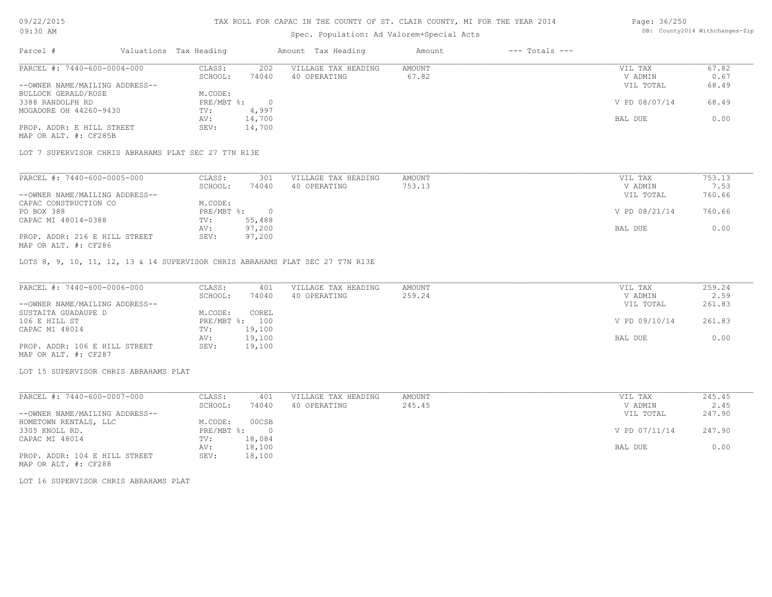TAX ROLL FOR CAPAC IN THE COUNTY OF ST. CLAIR COUNTY, MI FOR THE YEAR 2014

Spec. Population: Ad Valorem+Special Acts

| Parcel # | Valuations | Tax Heading | Amount | Tax Heading | Amount | --- Totals --- | |
|---|---|---|---|---|---|---|---|
| PARCEL #: 7440-600-0004-000 | CLASS: | 202 | VILLAGE TAX HEADING | AMOUNT | | VIL TAX | 67.82 |
| | SCHOOL: | 74040 | 40 OPERATING | 67.82 | | V ADMIN | 0.67 |
| --OWNER NAME/MAILING ADDRESS-- | | | | | | VIL TOTAL | 68.49 |
| BULLOCK GERALD/ROSE | M.CODE: | | | | | | |
| 3388 RANDOLPH RD | PRE/MBT %: | 0 | | | | V PD 08/07/14 | 68.49 |
| MOGADORE OH 44260-9430 | TV: | 4,997 | | | | | |
| | AV: | 14,700 | | | | BAL DUE | 0.00 |
| PROP. ADDR: E HILL STREET | SEV: | 14,700 | | | | | |
| MAP OR ALT. #: CF285B | | | | | | | |

LOT 7 SUPERVISOR CHRIS ABRAHAMS PLAT SEC 27 T7N R13E

| Parcel # | Valuations | Tax Heading | Amount | Tax Heading | Amount | --- Totals --- | |
|---|---|---|---|---|---|---|---|
| PARCEL #: 7440-600-0005-000 | CLASS: | 301 | VILLAGE TAX HEADING | AMOUNT | | VIL TAX | 753.13 |
| | SCHOOL: | 74040 | 40 OPERATING | 753.13 | | V ADMIN | 7.53 |
| --OWNER NAME/MAILING ADDRESS-- | | | | | | VIL TOTAL | 760.66 |
| CAPAC CONSTRUCTION CO | M.CODE: | | | | | | |
| PO BOX 388 | PRE/MBT %: | 0 | | | | V PD 08/21/14 | 760.66 |
| CAPAC MI 48014-0388 | TV: | 55,488 | | | | | |
| | AV: | 97,200 | | | | BAL DUE | 0.00 |
| PROP. ADDR: 216 E HILL STREET | SEV: | 97,200 | | | | | |
| MAP OR ALT. #: CF286 | | | | | | | |

LOTS 8, 9, 10, 11, 12, 13 & 14 SUPERVISOR CHRIS ABRAHAMS PLAT SEC 27 T7N R13E

| Parcel # | Valuations | Tax Heading | Amount | Tax Heading | Amount | --- Totals --- | |
|---|---|---|---|---|---|---|---|
| PARCEL #: 7440-600-0006-000 | CLASS: | 401 | VILLAGE TAX HEADING | AMOUNT | | VIL TAX | 259.24 |
| | SCHOOL: | 74040 | 40 OPERATING | 259.24 | | V ADMIN | 2.59 |
| --OWNER NAME/MAILING ADDRESS-- | | | | | | VIL TOTAL | 261.83 |
| SUSTAITA GUADAUPE D | M.CODE: | COREL | | | | | |
| 106 E HILL ST | PRE/MBT %: | 100 | | | | V PD 09/10/14 | 261.83 |
| CAPAC MI 48014 | TV: | 19,100 | | | | | |
| | AV: | 19,100 | | | | BAL DUE | 0.00 |
| PROP. ADDR: 106 E HILL STREET | SEV: | 19,100 | | | | | |
| MAP OR ALT. #: CF287 | | | | | | | |

LOT 15 SUPERVISOR CHRIS ABRAHAMS PLAT

| Parcel # | Valuations | Tax Heading | Amount | Tax Heading | Amount | --- Totals --- | |
|---|---|---|---|---|---|---|---|
| PARCEL #: 7440-600-0007-000 | CLASS: | 401 | VILLAGE TAX HEADING | AMOUNT | | VIL TAX | 245.45 |
| | SCHOOL: | 74040 | 40 OPERATING | 245.45 | | V ADMIN | 2.45 |
| --OWNER NAME/MAILING ADDRESS-- | | | | | | VIL TOTAL | 247.90 |
| HOMETOWN RENTALS, LLC | M.CODE: | 00CSB | | | | | |
| 3305 KNOLL RD. | PRE/MBT %: | 0 | | | | V PD 07/11/14 | 247.90 |
| CAPAC MI 48014 | TV: | 18,084 | | | | | |
| | AV: | 18,100 | | | | BAL DUE | 0.00 |
| PROP. ADDR: 104 E HILL STREET | SEV: | 18,100 | | | | | |
| MAP OR ALT. #: CF288 | | | | | | | |

LOT 16 SUPERVISOR CHRIS ABRAHAMS PLAT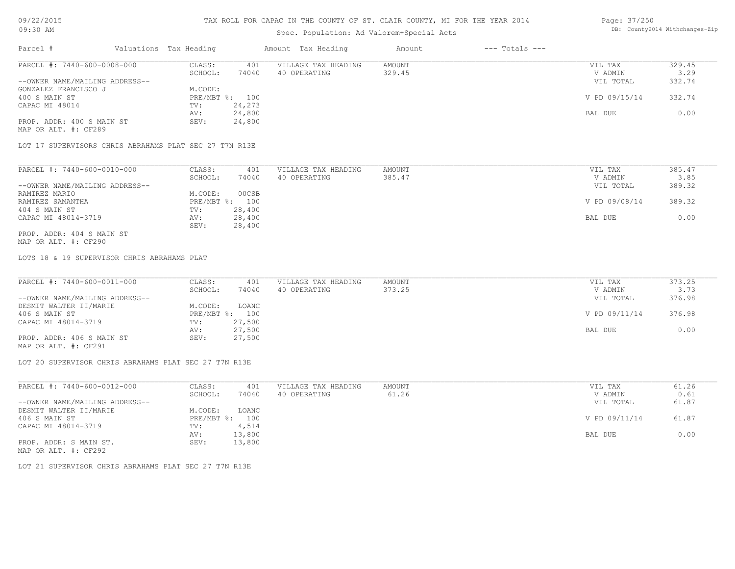TAX ROLL FOR CAPAC IN THE COUNTY OF ST. CLAIR COUNTY, MI FOR THE YEAR 2014

Spec. Population: Ad Valorem+Special Acts

| Parcel # | Valuations | Tax Heading | Amount | Tax Heading | Amount | --- Totals --- | |
|---|---|---|---|---|---|---|---|

**PARCEL #: 7440-600-0008-000**

| | | | | | |
|---|---|---|---|---|---|
| CLASS: | 401 | VILLAGE TAX HEADING | AMOUNT | VIL TAX | 329.45 |
| SCHOOL: | 74040 | 40 OPERATING | 329.45 | V ADMIN | 3.29 |
| | | | | VIL TOTAL | 332.74 |
| M.CODE: | | | | | |
| PRE/MBT %: | 100 | | | V PD 09/15/14 | 332.74 |
| TV: | 24,273 | | | | |
| AV: | 24,800 | | | BAL DUE | 0.00 |
| SEV: | 24,800 | | | | |

--OWNER NAME/MAILING ADDRESS--
GONZALEZ FRANCISCO J
400 S MAIN ST
CAPAC MI 48014

PROP. ADDR: 400 S MAIN ST
MAP OR ALT. #: CF289

LOT 17 SUPERVISORS CHRIS ABRAHAMS PLAT SEC 27 T7N R13E

**PARCEL #: 7440-600-0010-000**

| | | | | | |
|---|---|---|---|---|---|
| CLASS: | 401 | VILLAGE TAX HEADING | AMOUNT | VIL TAX | 385.47 |
| SCHOOL: | 74040 | 40 OPERATING | 385.47 | V ADMIN | 3.85 |
| | | | | VIL TOTAL | 389.32 |
| M.CODE: | 00CSB | | | | |
| PRE/MBT %: | 100 | | | V PD 09/08/14 | 389.32 |
| TV: | 28,400 | | | | |
| AV: | 28,400 | | | BAL DUE | 0.00 |
| SEV: | 28,400 | | | | |

--OWNER NAME/MAILING ADDRESS--
RAMIREZ MARIO
RAMIREZ SAMANTHA
404 S MAIN ST
CAPAC MI 48014-3719

PROP. ADDR: 404 S MAIN ST
MAP OR ALT. #: CF290

LOTS 18 & 19 SUPERVISOR CHRIS ABRAHAMS PLAT

**PARCEL #: 7440-600-0011-000**

| | | | | | |
|---|---|---|---|---|---|
| CLASS: | 401 | VILLAGE TAX HEADING | AMOUNT | VIL TAX | 373.25 |
| SCHOOL: | 74040 | 40 OPERATING | 373.25 | V ADMIN | 3.73 |
| | | | | VIL TOTAL | 376.98 |
| M.CODE: | LOANC | | | | |
| PRE/MBT %: | 100 | | | V PD 09/11/14 | 376.98 |
| TV: | 27,500 | | | | |
| AV: | 27,500 | | | BAL DUE | 0.00 |
| SEV: | 27,500 | | | | |

--OWNER NAME/MAILING ADDRESS--
DESMIT WALTER II/MARIE
406 S MAIN ST
CAPAC MI 48014-3719

PROP. ADDR: 406 S MAIN ST
MAP OR ALT. #: CF291

LOT 20 SUPERVISOR CHRIS ABRAHAMS PLAT SEC 27 T7N R13E

**PARCEL #: 7440-600-0012-000**

| | | | | | |
|---|---|---|---|---|---|
| CLASS: | 401 | VILLAGE TAX HEADING | AMOUNT | VIL TAX | 61.26 |
| SCHOOL: | 74040 | 40 OPERATING | 61.26 | V ADMIN | 0.61 |
| | | | | VIL TOTAL | 61.87 |
| M.CODE: | LOANC | | | | |
| PRE/MBT %: | 100 | | | V PD 09/11/14 | 61.87 |
| TV: | 4,514 | | | | |
| AV: | 13,800 | | | BAL DUE | 0.00 |
| SEV: | 13,800 | | | | |

--OWNER NAME/MAILING ADDRESS--
DESMIT WALTER II/MARIE
406 S MAIN ST
CAPAC MI 48014-3719

PROP. ADDR: S MAIN ST.
MAP OR ALT. #: CF292

LOT 21 SUPERVISOR CHRIS ABRAHAMS PLAT SEC 27 T7N R13E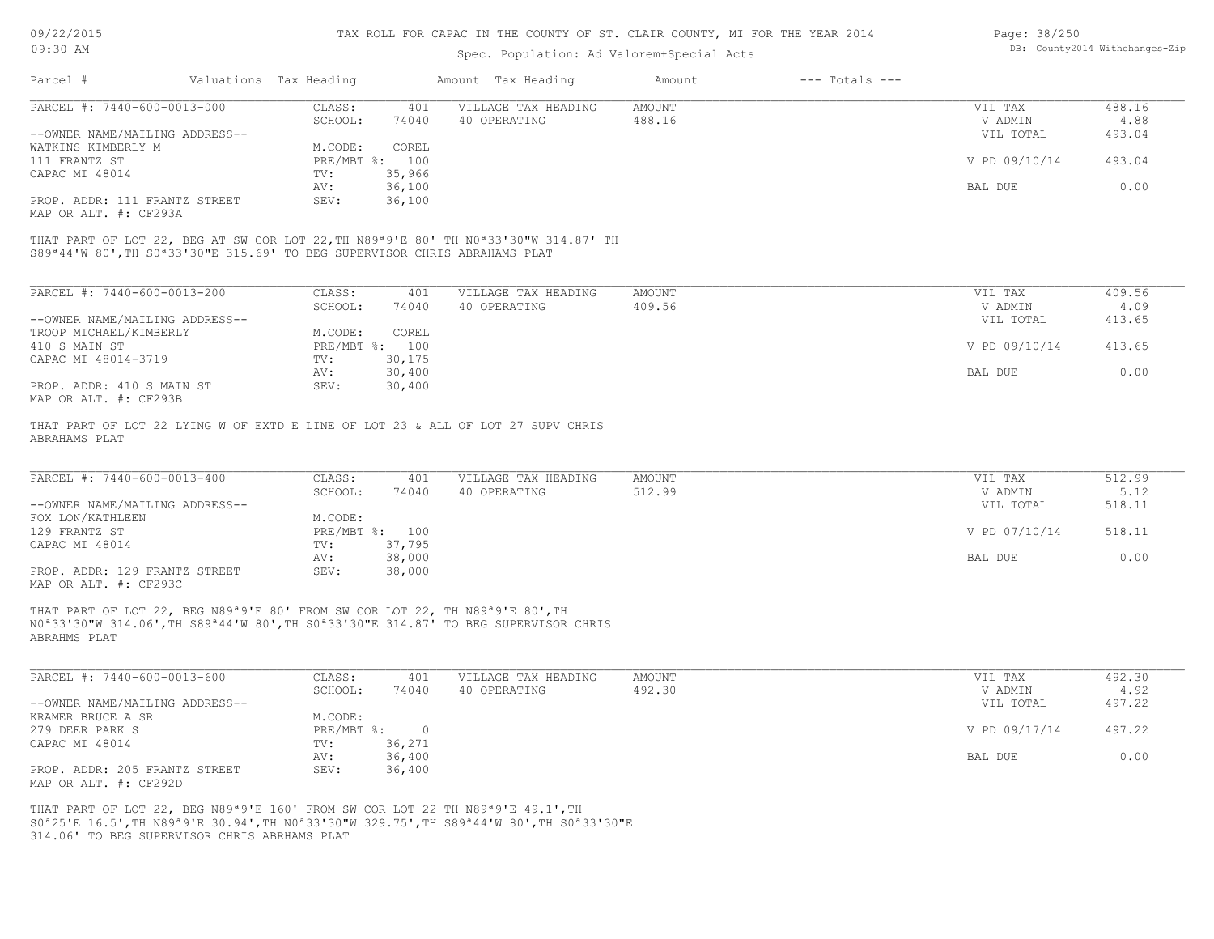TAX ROLL FOR CAPAC IN THE COUNTY OF ST. CLAIR COUNTY, MI FOR THE YEAR 2014

Spec. Population: Ad Valorem+Special Acts

| Parcel # | Valuations | Tax Heading | Amount | Tax Heading | Amount | --- Totals --- | |
|---|---|---|---|---|---|---|---|
| PARCEL #: 7440-600-0013-000 | CLASS: | 401 | VILLAGE TAX HEADING | AMOUNT | | VIL TAX | 488.16 |
| | SCHOOL: | 74040 | 40 OPERATING | 488.16 | | V ADMIN | 4.88 |
| --OWNER NAME/MAILING ADDRESS-- | | | | | | VIL TOTAL | 493.04 |
| WATKINS KIMBERLY M | M.CODE: | COREL | | | | | |
| 111 FRANTZ ST | PRE/MBT %: | 100 | | | | V PD 09/10/14 | 493.04 |
| CAPAC MI 48014 | TV: | 35,966 | | | | | |
| | AV: | 36,100 | | | | BAL DUE | 0.00 |
| PROP. ADDR: 111 FRANTZ STREET | SEV: | 36,100 | | | | | |
| MAP OR ALT. #: CF293A | | | | | | | |

THAT PART OF LOT 22, BEG AT SW COR LOT 22,TH N89ª9'E 80' TH N0ª33'30"W 314.87' TH S89ª44'W 80',TH S0ª33'30"E 315.69' TO BEG SUPERVISOR CHRIS ABRAHAMS PLAT

| Parcel # | Valuations | Tax Heading | Amount | Tax Heading | Amount | --- Totals --- | |
|---|---|---|---|---|---|---|---|
| PARCEL #: 7440-600-0013-200 | CLASS: | 401 | VILLAGE TAX HEADING | AMOUNT | | VIL TAX | 409.56 |
| | SCHOOL: | 74040 | 40 OPERATING | 409.56 | | V ADMIN | 4.09 |
| --OWNER NAME/MAILING ADDRESS-- | | | | | | VIL TOTAL | 413.65 |
| TROOP MICHAEL/KIMBERLY | M.CODE: | COREL | | | | | |
| 410 S MAIN ST | PRE/MBT %: | 100 | | | | V PD 09/10/14 | 413.65 |
| CAPAC MI 48014-3719 | TV: | 30,175 | | | | | |
| | AV: | 30,400 | | | | BAL DUE | 0.00 |
| PROP. ADDR: 410 S MAIN ST | SEV: | 30,400 | | | | | |
| MAP OR ALT. #: CF293B | | | | | | | |

THAT PART OF LOT 22 LYING W OF EXTD E LINE OF LOT 23 & ALL OF LOT 27 SUPV CHRIS ABRAHAMS PLAT

| Parcel # | Valuations | Tax Heading | Amount | Tax Heading | Amount | --- Totals --- | |
|---|---|---|---|---|---|---|---|
| PARCEL #: 7440-600-0013-400 | CLASS: | 401 | VILLAGE TAX HEADING | AMOUNT | | VIL TAX | 512.99 |
| | SCHOOL: | 74040 | 40 OPERATING | 512.99 | | V ADMIN | 5.12 |
| --OWNER NAME/MAILING ADDRESS-- | | | | | | VIL TOTAL | 518.11 |
| FOX LON/KATHLEEN | M.CODE: | | | | | | |
| 129 FRANTZ ST | PRE/MBT %: | 100 | | | | V PD 07/10/14 | 518.11 |
| CAPAC MI 48014 | TV: | 37,795 | | | | | |
| | AV: | 38,000 | | | | BAL DUE | 0.00 |
| PROP. ADDR: 129 FRANTZ STREET | SEV: | 38,000 | | | | | |
| MAP OR ALT. #: CF293C | | | | | | | |

THAT PART OF LOT 22, BEG N89ª9'E 80' FROM SW COR LOT 22, TH N89ª9'E 80',TH N0ª33'30"W 314.06',TH S89ª44'W 80',TH S0ª33'30"E 314.87' TO BEG SUPERVISOR CHRIS ABRAHMS PLAT

| Parcel # | Valuations | Tax Heading | Amount | Tax Heading | Amount | --- Totals --- | |
|---|---|---|---|---|---|---|---|
| PARCEL #: 7440-600-0013-600 | CLASS: | 401 | VILLAGE TAX HEADING | AMOUNT | | VIL TAX | 492.30 |
| | SCHOOL: | 74040 | 40 OPERATING | 492.30 | | V ADMIN | 4.92 |
| --OWNER NAME/MAILING ADDRESS-- | | | | | | VIL TOTAL | 497.22 |
| KRAMER BRUCE A SR | M.CODE: | | | | | | |
| 279 DEER PARK S | PRE/MBT %: | 0 | | | | V PD 09/17/14 | 497.22 |
| CAPAC MI 48014 | TV: | 36,271 | | | | | |
| | AV: | 36,400 | | | | BAL DUE | 0.00 |
| PROP. ADDR: 205 FRANTZ STREET | SEV: | 36,400 | | | | | |
| MAP OR ALT. #: CF292D | | | | | | | |

THAT PART OF LOT 22, BEG N89ª9'E 160' FROM SW COR LOT 22 TH N89ª9'E 49.1',TH S0ª25'E 16.5',TH N89ª9'E 30.94',TH N0ª33'30"W 329.75',TH S89ª44'W 80',TH S0ª33'30"E 314.06' TO BEG SUPERVISOR CHRIS ABRHAMS PLAT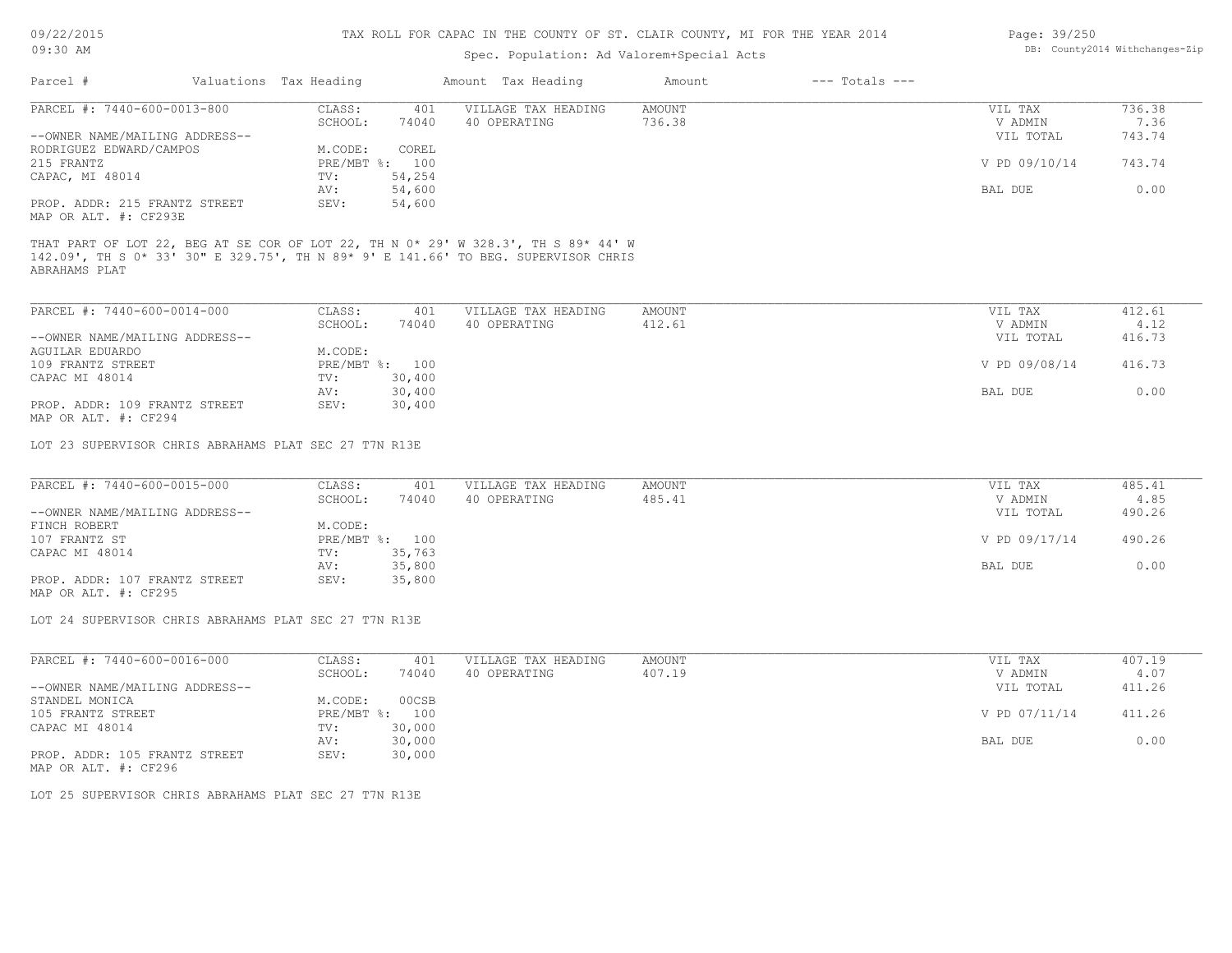# TAX ROLL FOR CAPAC IN THE COUNTY OF ST. CLAIR COUNTY, MI FOR THE YEAR 2014

Spec. Population: Ad Valorem+Special Acts

| Parcel # | Valuations | Tax Heading | Amount | Tax Heading | Amount | --- Totals --- | |
|---|---|---|---|---|---|---|---|

## PARCEL #: 7440-600-0013-800

| | | | | |
|---|---|---|---|---|
| CLASS: 401 | VILLAGE TAX HEADING | AMOUNT | VIL TAX | 736.38 |
| SCHOOL: 74040 | 40 OPERATING | 736.38 | V ADMIN | 7.36 |
| | | | VIL TOTAL | 743.74 |
| M.CODE: COREL | | | | |
| PRE/MBT %: 100 | | | V PD 09/10/14 | 743.74 |
| TV: 54,254 | | | | |
| AV: 54,600 | | | BAL DUE | 0.00 |
| SEV: 54,600 | | | | |

--OWNER NAME/MAILING ADDRESS--
RODRIGUEZ EDWARD/CAMPOS
215 FRANTZ
CAPAC, MI 48014

PROP. ADDR: 215 FRANTZ STREET
MAP OR ALT. #: CF293E

THAT PART OF LOT 22, BEG AT SE COR OF LOT 22, TH N 0* 29' W 328.3', TH S 89* 44' W 142.09', TH S 0* 33' 30" E 329.75', TH N 89* 9' E 141.66' TO BEG. SUPERVISOR CHRIS ABRAHAMS PLAT

## PARCEL #: 7440-600-0014-000

| | | | | |
|---|---|---|---|---|
| CLASS: 401 | VILLAGE TAX HEADING | AMOUNT | VIL TAX | 412.61 |
| SCHOOL: 74040 | 40 OPERATING | 412.61 | V ADMIN | 4.12 |
| | | | VIL TOTAL | 416.73 |
| M.CODE: | | | | |
| PRE/MBT %: 100 | | | V PD 09/08/14 | 416.73 |
| TV: 30,400 | | | | |
| AV: 30,400 | | | BAL DUE | 0.00 |
| SEV: 30,400 | | | | |

--OWNER NAME/MAILING ADDRESS--
AGUILAR EDUARDO
109 FRANTZ STREET
CAPAC MI 48014

PROP. ADDR: 109 FRANTZ STREET
MAP OR ALT. #: CF294

LOT 23 SUPERVISOR CHRIS ABRAHAMS PLAT SEC 27 T7N R13E

## PARCEL #: 7440-600-0015-000

| | | | | |
|---|---|---|---|---|
| CLASS: 401 | VILLAGE TAX HEADING | AMOUNT | VIL TAX | 485.41 |
| SCHOOL: 74040 | 40 OPERATING | 485.41 | V ADMIN | 4.85 |
| | | | VIL TOTAL | 490.26 |
| M.CODE: | | | | |
| PRE/MBT %: 100 | | | V PD 09/17/14 | 490.26 |
| TV: 35,763 | | | | |
| AV: 35,800 | | | BAL DUE | 0.00 |
| SEV: 35,800 | | | | |

--OWNER NAME/MAILING ADDRESS--
FINCH ROBERT
107 FRANTZ ST
CAPAC MI 48014

PROP. ADDR: 107 FRANTZ STREET
MAP OR ALT. #: CF295

LOT 24 SUPERVISOR CHRIS ABRAHAMS PLAT SEC 27 T7N R13E

## PARCEL #: 7440-600-0016-000

| | | | | |
|---|---|---|---|---|
| CLASS: 401 | VILLAGE TAX HEADING | AMOUNT | VIL TAX | 407.19 |
| SCHOOL: 74040 | 40 OPERATING | 407.19 | V ADMIN | 4.07 |
| | | | VIL TOTAL | 411.26 |
| M.CODE: 00CSB | | | | |
| PRE/MBT %: 100 | | | V PD 07/11/14 | 411.26 |
| TV: 30,000 | | | | |
| AV: 30,000 | | | BAL DUE | 0.00 |
| SEV: 30,000 | | | | |

--OWNER NAME/MAILING ADDRESS--
STANDEL MONICA
105 FRANTZ STREET
CAPAC MI 48014

PROP. ADDR: 105 FRANTZ STREET
MAP OR ALT. #: CF296

LOT 25 SUPERVISOR CHRIS ABRAHAMS PLAT SEC 27 T7N R13E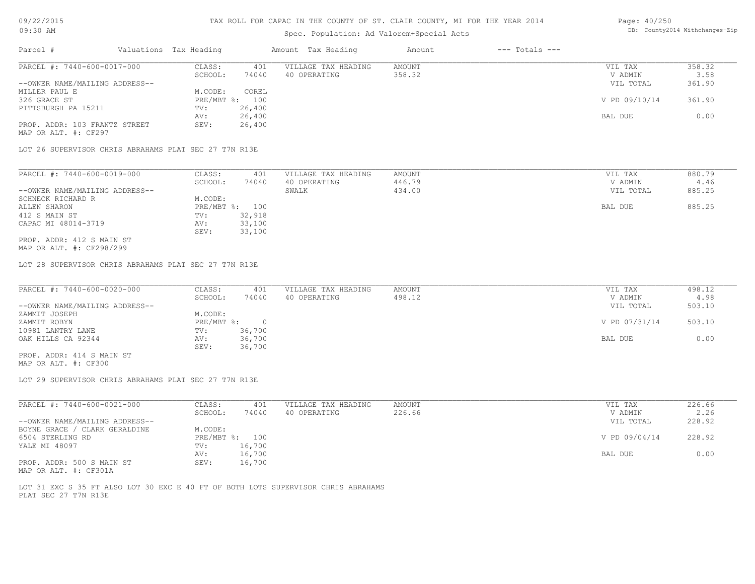# TAX ROLL FOR CAPAC IN THE COUNTY OF ST. CLAIR COUNTY, MI FOR THE YEAR 2014

Spec. Population: Ad Valorem+Special Acts

DB: County2014 Withchanges-Zip

| Parcel # | Valuations | Tax Heading | Amount | Tax Heading | Amount | --- Totals --- | |
|---|---|---|---|---|---|---|---|

---

**PARCEL #: 7440-600-0017-000**

| | | | | | | |
|---|---|---|---|---|---|---|
| CLASS: | 401 | VILLAGE TAX HEADING | AMOUNT | | VIL TAX | 358.32 |
| SCHOOL: | 74040 | 40 OPERATING | 358.32 | | V ADMIN | 3.58 |
| | | | | | VIL TOTAL | 361.90 |
| M.CODE: | COREL | | | | | |
| PRE/MBT %: | 100 | | | | V PD 09/10/14 | 361.90 |
| TV: | 26,400 | | | | | |
| AV: | 26,400 | | | | BAL DUE | 0.00 |
| SEV: | 26,400 | | | | | |

--OWNER NAME/MAILING ADDRESS--
MILLER PAUL E
326 GRACE ST
PITTSBURGH PA 15211

PROP. ADDR: 103 FRANTZ STREET
MAP OR ALT. #: CF297

LOT 26 SUPERVISOR CHRIS ABRAHAMS PLAT SEC 27 T7N R13E

---

**PARCEL #: 7440-600-0019-000**

| | | | | | | |
|---|---|---|---|---|---|---|
| CLASS: | 401 | VILLAGE TAX HEADING | AMOUNT | | VIL TAX | 880.79 |
| SCHOOL: | 74040 | 40 OPERATING | 446.79 | | V ADMIN | 4.46 |
| | | SWALK | 434.00 | | VIL TOTAL | 885.25 |
| M.CODE: | | | | | | |
| PRE/MBT %: | 100 | | | | BAL DUE | 885.25 |
| TV: | 32,918 | | | | | |
| AV: | 33,100 | | | | | |
| SEV: | 33,100 | | | | | |

--OWNER NAME/MAILING ADDRESS--
SCHNECK RICHARD R
ALLEN SHARON
412 S MAIN ST
CAPAC MI 48014-3719

PROP. ADDR: 412 S MAIN ST
MAP OR ALT. #: CF298/299

LOT 28 SUPERVISOR CHRIS ABRAHAMS PLAT SEC 27 T7N R13E

---

**PARCEL #: 7440-600-0020-000**

| | | | | | | |
|---|---|---|---|---|---|---|
| CLASS: | 401 | VILLAGE TAX HEADING | AMOUNT | | VIL TAX | 498.12 |
| SCHOOL: | 74040 | 40 OPERATING | 498.12 | | V ADMIN | 4.98 |
| | | | | | VIL TOTAL | 503.10 |
| M.CODE: | | | | | | |
| PRE/MBT %: | 0 | | | | V PD 07/31/14 | 503.10 |
| TV: | 36,700 | | | | | |
| AV: | 36,700 | | | | BAL DUE | 0.00 |
| SEV: | 36,700 | | | | | |

--OWNER NAME/MAILING ADDRESS--
ZAMMIT JOSEPH
ZAMMIT ROBYN
10981 LANTRY LANE
OAK HILLS CA 92344

PROP. ADDR: 414 S MAIN ST
MAP OR ALT. #: CF300

LOT 29 SUPERVISOR CHRIS ABRAHAMS PLAT SEC 27 T7N R13E

---

**PARCEL #: 7440-600-0021-000**

| | | | | | | |
|---|---|---|---|---|---|---|
| CLASS: | 401 | VILLAGE TAX HEADING | AMOUNT | | VIL TAX | 226.66 |
| SCHOOL: | 74040 | 40 OPERATING | 226.66 | | V ADMIN | 2.26 |
| | | | | | VIL TOTAL | 228.92 |
| M.CODE: | | | | | | |
| PRE/MBT %: | 100 | | | | V PD 09/04/14 | 228.92 |
| TV: | 16,700 | | | | | |
| AV: | 16,700 | | | | BAL DUE | 0.00 |
| SEV: | 16,700 | | | | | |

--OWNER NAME/MAILING ADDRESS--
BOYNE GRACE / CLARK GERALDINE
6504 STERLING RD
YALE MI 48097

PROP. ADDR: 500 S MAIN ST
MAP OR ALT. #: CF301A

LOT 31 EXC S 35 FT ALSO LOT 30 EXC E 40 FT OF BOTH LOTS SUPERVISOR CHRIS ABRAHAMS PLAT SEC 27 T7N R13E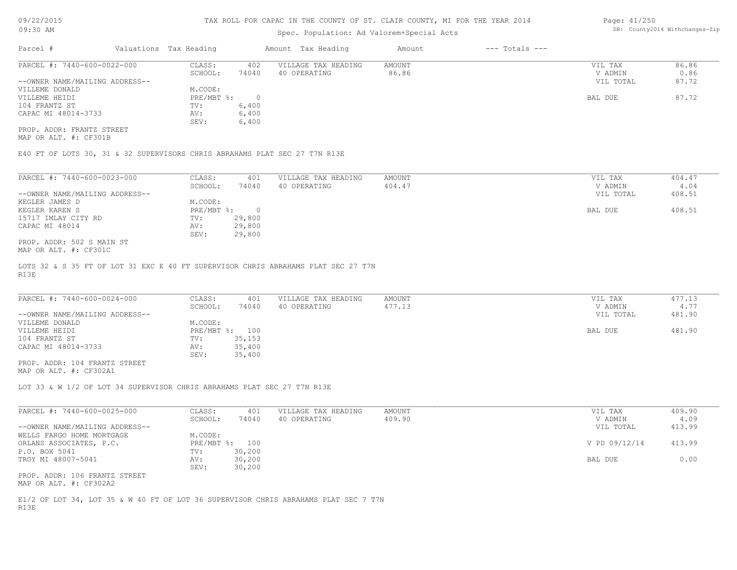TAX ROLL FOR CAPAC IN THE COUNTY OF ST. CLAIR COUNTY, MI FOR THE YEAR 2014

Spec. Population: Ad Valorem+Special Acts

DB: County2014 Withchanges-Zip

09/22/2015 09:30 AM

| Parcel # | Valuations | Tax Heading | Amount | Tax Heading | Amount | --- Totals --- |
|---|---|---|---|---|---|---|

**PARCEL #: 7440-600-0022-000**

| | | | | | |
|---|---|---|---|---|---|
| CLASS: | 402 | VILLAGE TAX HEADING | AMOUNT | VIL TAX | 86.86 |
| SCHOOL: | 74040 | 40 OPERATING | 86.86 | V ADMIN | 0.86 |
| M.CODE: | | | | VIL TOTAL | 87.72 |
| PRE/MBT %: | 0 | | | BAL DUE | 87.72 |
| TV: | 6,400 | | | | |
| AV: | 6,400 | | | | |
| SEV: | 6,400 | | | | |

--OWNER NAME/MAILING ADDRESS--
VILLEME DONALD
VILLEME HEIDI
104 FRANTZ ST
CAPAC MI 48014-3733

PROP. ADDR: FRANTZ STREET
MAP OR ALT. #: CF301B

E40 FT OF LOTS 30, 31 & 32 SUPERVISORS CHRIS ABRAHAMS PLAT SEC 27 T7N R13E

**PARCEL #: 7440-600-0023-000**

| | | | | | |
|---|---|---|---|---|---|
| CLASS: | 401 | VILLAGE TAX HEADING | AMOUNT | VIL TAX | 404.47 |
| SCHOOL: | 74040 | 40 OPERATING | 404.47 | V ADMIN | 4.04 |
| M.CODE: | | | | VIL TOTAL | 408.51 |
| PRE/MBT %: | 0 | | | BAL DUE | 408.51 |
| TV: | 29,800 | | | | |
| AV: | 29,800 | | | | |
| SEV: | 29,800 | | | | |

--OWNER NAME/MAILING ADDRESS--
KEGLER JAMES D
KEGLER KAREN S
15717 IMLAY CITY RD
CAPAC MI 48014

PROP. ADDR: 502 S MAIN ST
MAP OR ALT. #: CF301C

LOTS 32 & S 35 FT OF LOT 31 EXC E 40 FT SUPERVISOR CHRIS ABRAHAMS PLAT SEC 27 T7N R13E

**PARCEL #: 7440-600-0024-000**

| | | | | | |
|---|---|---|---|---|---|
| CLASS: | 401 | VILLAGE TAX HEADING | AMOUNT | VIL TAX | 477.13 |
| SCHOOL: | 74040 | 40 OPERATING | 477.13 | V ADMIN | 4.77 |
| M.CODE: | | | | VIL TOTAL | 481.90 |
| PRE/MBT %: | 100 | | | BAL DUE | 481.90 |
| TV: | 35,153 | | | | |
| AV: | 35,400 | | | | |
| SEV: | 35,400 | | | | |

--OWNER NAME/MAILING ADDRESS--
VILLEME DONALD
VILLEME HEIDI
104 FRANTZ ST
CAPAC MI 48014-3733

PROP. ADDR: 104 FRANTZ STREET
MAP OR ALT. #: CF302A1

LOT 33 & W 1/2 OF LOT 34 SUPERVISOR CHRIS ABRAHAMS PLAT SEC 27 T7N R13E

**PARCEL #: 7440-600-0025-000**

| | | | | | |
|---|---|---|---|---|---|
| CLASS: | 401 | VILLAGE TAX HEADING | AMOUNT | VIL TAX | 409.90 |
| SCHOOL: | 74040 | 40 OPERATING | 409.90 | V ADMIN | 4.09 |
| M.CODE: | | | | VIL TOTAL | 413.99 |
| PRE/MBT %: | 100 | | | V PD 09/12/14 | 413.99 |
| TV: | 30,200 | | | BAL DUE | 0.00 |
| AV: | 30,200 | | | | |
| SEV: | 30,200 | | | | |

--OWNER NAME/MAILING ADDRESS--
WELLS FARGO HOME MORTGAGE
ORLANS ASSOCIATES, P.C.
P.O. BOX 5041
TROY MI 48007-5041

PROP. ADDR: 106 FRANTZ STREET
MAP OR ALT. #: CF302A2

E1/2 OF LOT 34, LOT 35 & W 40 FT OF LOT 36 SUPERVISOR CHRIS ABRAHAMS PLAT SEC 7 T7N R13E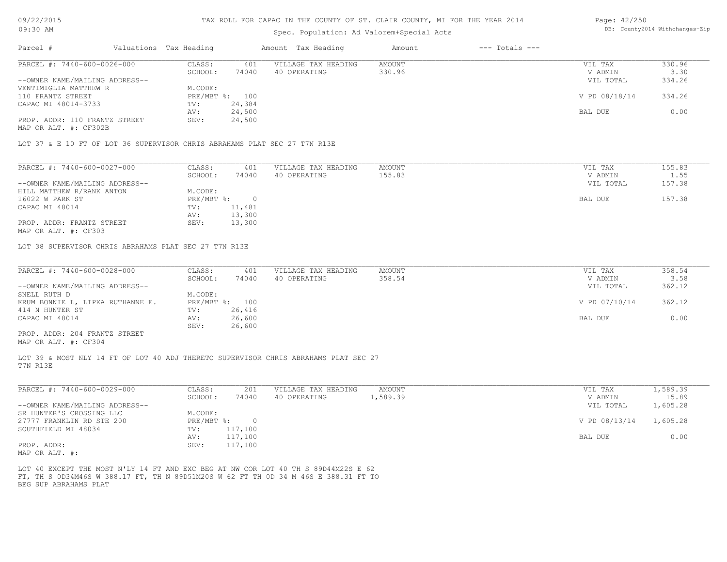# TAX ROLL FOR CAPAC IN THE COUNTY OF ST. CLAIR COUNTY, MI FOR THE YEAR 2014

Spec. Population: Ad Valorem+Special Acts

| Parcel # | Valuations | Tax Heading | Amount | Tax Heading | Amount | --- Totals --- | |
|---|---|---|---|---|---|---|---|
| PARCEL #: 7440-600-0026-000 | CLASS: | 401 | VILLAGE TAX HEADING | AMOUNT | | VIL TAX | 330.96 |
| | SCHOOL: | 74040 | 40 OPERATING | 330.96 | | V ADMIN | 3.30 |
| --OWNER NAME/MAILING ADDRESS-- | | | | | | VIL TOTAL | 334.26 |
| VENTIMIGLIA MATTHEW R | M.CODE: | | | | | | |
| 110 FRANTZ STREET | PRE/MBT %: | 100 | | | | V PD 08/18/14 | 334.26 |
| CAPAC MI 48014-3733 | TV: | 24,384 | | | | | |
| | AV: | 24,500 | | | | BAL DUE | 0.00 |
| PROP. ADDR: 110 FRANTZ STREET | SEV: | 24,500 | | | | | |
| MAP OR ALT. #: CF302B | | | | | | | |

LOT 37 & E 10 FT OF LOT 36 SUPERVISOR CHRIS ABRAHAMS PLAT SEC 27 T7N R13E

| Parcel # | Valuations | Tax Heading | Amount | Tax Heading | Amount | --- Totals --- | |
|---|---|---|---|---|---|---|---|
| PARCEL #: 7440-600-0027-000 | CLASS: | 401 | VILLAGE TAX HEADING | AMOUNT | | VIL TAX | 155.83 |
| | SCHOOL: | 74040 | 40 OPERATING | 155.83 | | V ADMIN | 1.55 |
| --OWNER NAME/MAILING ADDRESS-- | | | | | | VIL TOTAL | 157.38 |
| HILL MATTHEW R/RANK ANTON | M.CODE: | | | | | | |
| 16022 W PARK ST | PRE/MBT %: | 0 | | | | BAL DUE | 157.38 |
| CAPAC MI 48014 | TV: | 11,481 | | | | | |
| | AV: | 13,300 | | | | | |
| PROP. ADDR: FRANTZ STREET | SEV: | 13,300 | | | | | |
| MAP OR ALT. #: CF303 | | | | | | | |

LOT 38 SUPERVISOR CHRIS ABRAHAMS PLAT SEC 27 T7N R13E

| Parcel # | Valuations | Tax Heading | Amount | Tax Heading | Amount | --- Totals --- | |
|---|---|---|---|---|---|---|---|
| PARCEL #: 7440-600-0028-000 | CLASS: | 401 | VILLAGE TAX HEADING | AMOUNT | | VIL TAX | 358.54 |
| | SCHOOL: | 74040 | 40 OPERATING | 358.54 | | V ADMIN | 3.58 |
| --OWNER NAME/MAILING ADDRESS-- | | | | | | VIL TOTAL | 362.12 |
| SNELL RUTH D | M.CODE: | | | | | | |
| KRUM BONNIE L, LIPKA RUTHANNE E. | PRE/MBT %: | 100 | | | | V PD 07/10/14 | 362.12 |
| 414 N HUNTER ST | TV: | 26,416 | | | | | |
| CAPAC MI 48014 | AV: | 26,600 | | | | BAL DUE | 0.00 |
| | SEV: | 26,600 | | | | | |
| PROP. ADDR: 204 FRANTZ STREET | | | | | | | |
| MAP OR ALT. #: CF304 | | | | | | | |

LOT 39 & MOST NLY 14 FT OF LOT 40 ADJ THERETO SUPERVISOR CHRIS ABRAHAMS PLAT SEC 27 T7N R13E

| Parcel # | Valuations | Tax Heading | Amount | Tax Heading | Amount | --- Totals --- | |
|---|---|---|---|---|---|---|---|
| PARCEL #: 7440-600-0029-000 | CLASS: | 201 | VILLAGE TAX HEADING | AMOUNT | | VIL TAX | 1,589.39 |
| | SCHOOL: | 74040 | 40 OPERATING | 1,589.39 | | V ADMIN | 15.89 |
| --OWNER NAME/MAILING ADDRESS-- | | | | | | VIL TOTAL | 1,605.28 |
| SR HUNTER'S CROSSING LLC | M.CODE: | | | | | | |
| 27777 FRANKLIN RD STE 200 | PRE/MBT %: | 0 | | | | V PD 08/13/14 | 1,605.28 |
| SOUTHFIELD MI 48034 | TV: | 117,100 | | | | | |
| | AV: | 117,100 | | | | BAL DUE | 0.00 |
| PROP. ADDR: | SEV: | 117,100 | | | | | |
| MAP OR ALT. #: | | | | | | | |

LOT 40 EXCEPT THE MOST N'LY 14 FT AND EXC BEG AT NW COR LOT 40 TH S 89D44M22S E 62 FT, TH S 0D34M46S W 388.17 FT, TH N 89D51M20S W 62 FT TH 0D 34 M 46S E 388.31 FT TO BEG SUP ABRAHAMS PLAT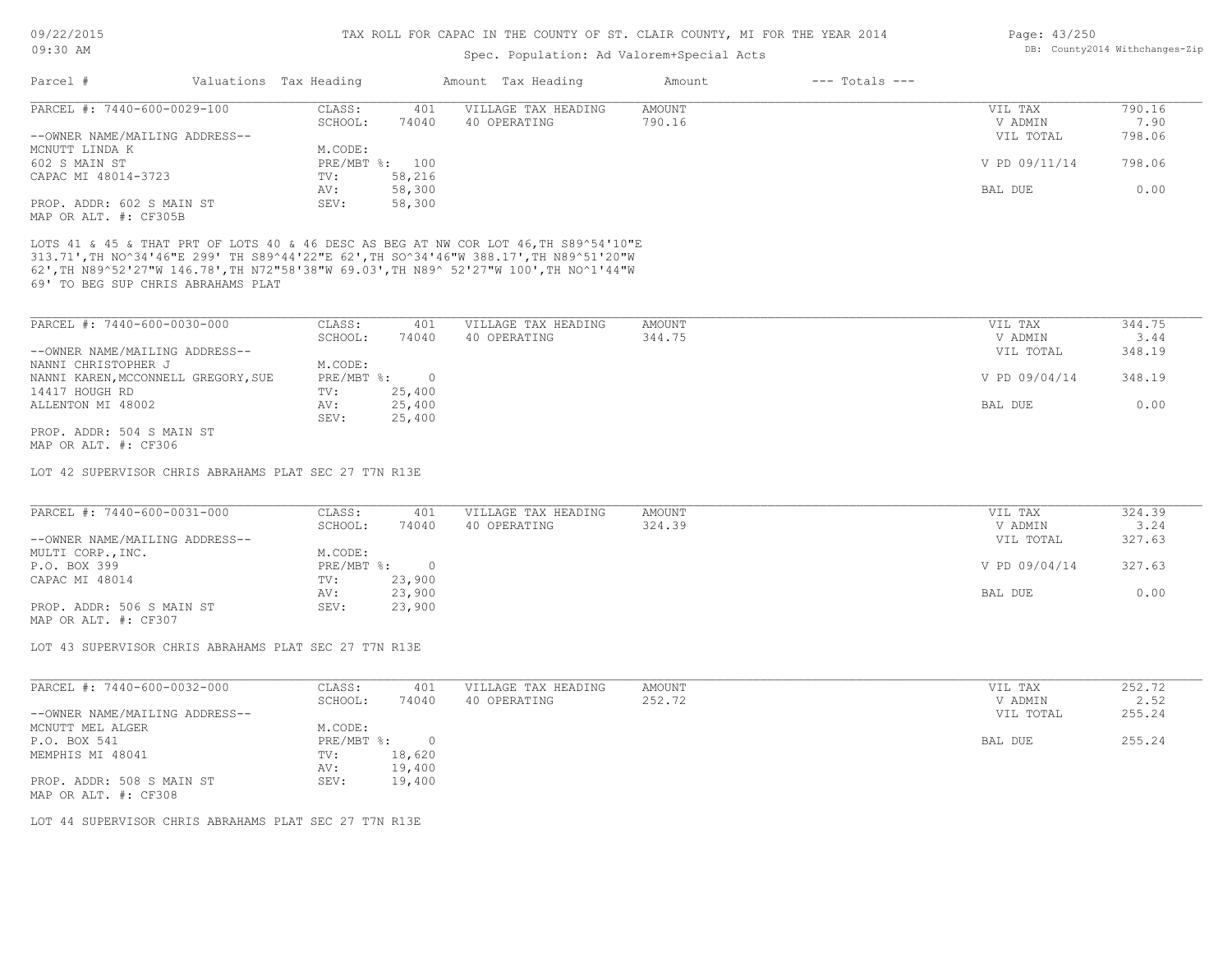TAX ROLL FOR CAPAC IN THE COUNTY OF ST. CLAIR COUNTY, MI FOR THE YEAR 2014

Spec. Population: Ad Valorem+Special Acts

| Parcel # | Valuations | Tax Heading | Amount | Tax Heading | Amount | --- Totals --- | |
|---|---|---|---|---|---|---|---|
| PARCEL #: 7440-600-0029-100 | CLASS: | 401 | VILLAGE TAX HEADING | AMOUNT | | VIL TAX | 790.16 |
| | SCHOOL: | 74040 | 40 OPERATING | 790.16 | | V ADMIN | 7.90 |
| --OWNER NAME/MAILING ADDRESS-- | | | | | | VIL TOTAL | 798.06 |
| MCNUTT LINDA K | M.CODE: | | | | | | |
| 602 S MAIN ST | PRE/MBT %: | 100 | | | | V PD 09/11/14 | 798.06 |
| CAPAC MI 48014-3723 | TV: | 58,216 | | | | | |
| | AV: | 58,300 | | | | BAL DUE | 0.00 |
| PROP. ADDR: 602 S MAIN ST | SEV: | 58,300 | | | | | |
| MAP OR ALT. #: CF305B | | | | | | | |

LOTS 41 & 45 & THAT PRT OF LOTS 40 & 46 DESC AS BEG AT NW COR LOT 46,TH S89^54'10"E 313.71',TH NO^34'46"E 299' TH S89^44'22"E 62',TH SO^34'46"W 388.17',TH N89^51'20"W 62',TH N89^52'27"W 146.78',TH N72"58'38"W 69.03',TH N89^ 52'27"W 100',TH NO^1'44"W 69' TO BEG SUP CHRIS ABRAHAMS PLAT

| Parcel # | Valuations | Tax Heading | Amount | Tax Heading | Amount | --- Totals --- | |
|---|---|---|---|---|---|---|---|
| PARCEL #: 7440-600-0030-000 | CLASS: | 401 | VILLAGE TAX HEADING | AMOUNT | | VIL TAX | 344.75 |
| | SCHOOL: | 74040 | 40 OPERATING | 344.75 | | V ADMIN | 3.44 |
| --OWNER NAME/MAILING ADDRESS-- | | | | | | VIL TOTAL | 348.19 |
| NANNI CHRISTOPHER J | M.CODE: | | | | | | |
| NANNI KAREN,MCCONNELL GREGORY,SUE | PRE/MBT %: | 0 | | | | V PD 09/04/14 | 348.19 |
| 14417 HOUGH RD | TV: | 25,400 | | | | | |
| ALLENTON MI 48002 | AV: | 25,400 | | | | BAL DUE | 0.00 |
| | SEV: | 25,400 | | | | | |
| PROP. ADDR: 504 S MAIN ST | | | | | | | |
| MAP OR ALT. #: CF306 | | | | | | | |

LOT 42 SUPERVISOR CHRIS ABRAHAMS PLAT SEC 27 T7N R13E

| Parcel # | Valuations | Tax Heading | Amount | Tax Heading | Amount | --- Totals --- | |
|---|---|---|---|---|---|---|---|
| PARCEL #: 7440-600-0031-000 | CLASS: | 401 | VILLAGE TAX HEADING | AMOUNT | | VIL TAX | 324.39 |
| | SCHOOL: | 74040 | 40 OPERATING | 324.39 | | V ADMIN | 3.24 |
| --OWNER NAME/MAILING ADDRESS-- | | | | | | VIL TOTAL | 327.63 |
| MULTI CORP.,INC. | M.CODE: | | | | | | |
| P.O. BOX 399 | PRE/MBT %: | 0 | | | | V PD 09/04/14 | 327.63 |
| CAPAC MI 48014 | TV: | 23,900 | | | | | |
| | AV: | 23,900 | | | | BAL DUE | 0.00 |
| PROP. ADDR: 506 S MAIN ST | SEV: | 23,900 | | | | | |
| MAP OR ALT. #: CF307 | | | | | | | |

LOT 43 SUPERVISOR CHRIS ABRAHAMS PLAT SEC 27 T7N R13E

| Parcel # | Valuations | Tax Heading | Amount | Tax Heading | Amount | --- Totals --- | |
|---|---|---|---|---|---|---|---|
| PARCEL #: 7440-600-0032-000 | CLASS: | 401 | VILLAGE TAX HEADING | AMOUNT | | VIL TAX | 252.72 |
| | SCHOOL: | 74040 | 40 OPERATING | 252.72 | | V ADMIN | 2.52 |
| --OWNER NAME/MAILING ADDRESS-- | | | | | | VIL TOTAL | 255.24 |
| MCNUTT MEL ALGER | M.CODE: | | | | | | |
| P.O. BOX 541 | PRE/MBT %: | 0 | | | | BAL DUE | 255.24 |
| MEMPHIS MI 48041 | TV: | 18,620 | | | | | |
| | AV: | 19,400 | | | | | |
| PROP. ADDR: 508 S MAIN ST | SEV: | 19,400 | | | | | |
| MAP OR ALT. #: CF308 | | | | | | | |

LOT 44 SUPERVISOR CHRIS ABRAHAMS PLAT SEC 27 T7N R13E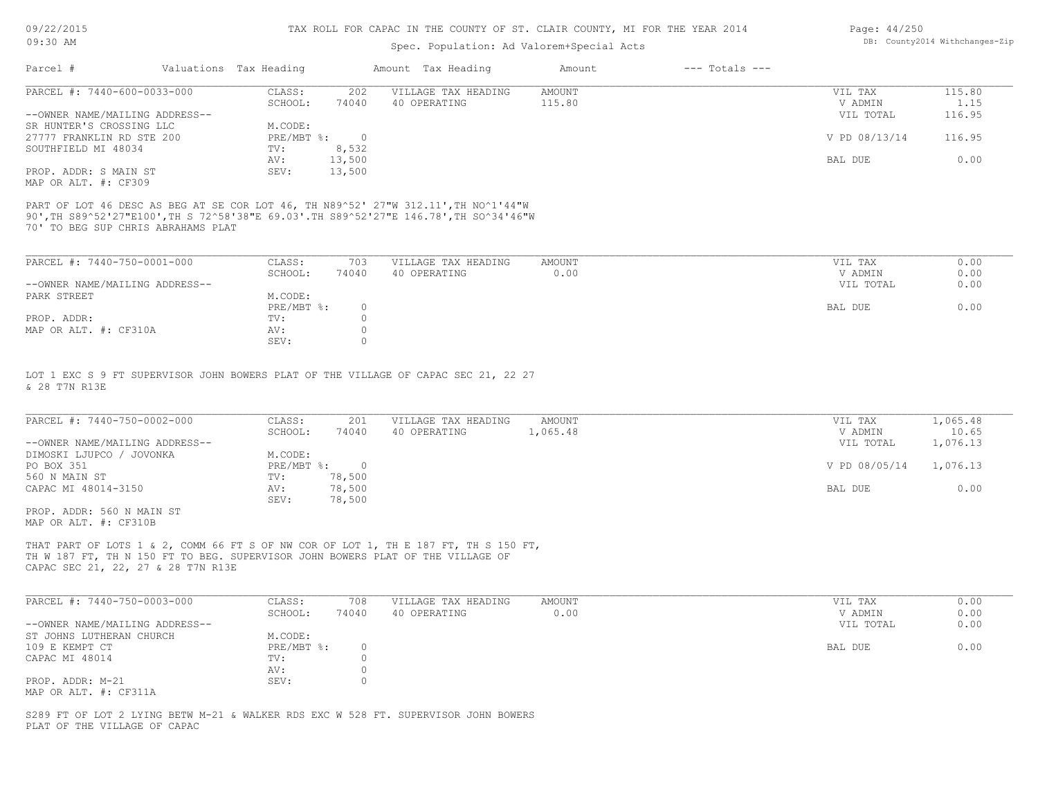TAX ROLL FOR CAPAC IN THE COUNTY OF ST. CLAIR COUNTY, MI FOR THE YEAR 2014

Spec. Population: Ad Valorem+Special Acts

| Parcel # | Valuations | Tax Heading | Amount | Tax Heading | Amount | --- Totals --- | |
|---|---|---|---|---|---|---|---|
| PARCEL #: 7440-600-0033-000 | CLASS: | 202 | VILLAGE TAX HEADING | AMOUNT | | VIL TAX | 115.80 |
| | SCHOOL: | 74040 | 40 OPERATING | 115.80 | | V ADMIN | 1.15 |
| --OWNER NAME/MAILING ADDRESS-- | | | | | | VIL TOTAL | 116.95 |
| SR HUNTER'S CROSSING LLC | M.CODE: | | | | | | |
| 27777 FRANKLIN RD STE 200 | PRE/MBT %: | 0 | | | | V PD 08/13/14 | 116.95 |
| SOUTHFIELD MI 48034 | TV: | 8,532 | | | | | |
| | AV: | 13,500 | | | | BAL DUE | 0.00 |
| PROP. ADDR: S MAIN ST | SEV: | 13,500 | | | | | |
| MAP OR ALT. #: CF309 | | | | | | | |

PART OF LOT 46 DESC AS BEG AT SE COR LOT 46, TH N89^52' 27"W 312.11',TH NO^1'44"W 90',TH S89^52'27"E100',TH S 72^58'38"E 69.03'.TH S89^52'27"E 146.78',TH SO^34'46"W 70' TO BEG SUP CHRIS ABRAHAMS PLAT

| Parcel # | Valuations | Tax Heading | Amount | Tax Heading | Amount | --- Totals --- | |
|---|---|---|---|---|---|---|---|
| PARCEL #: 7440-750-0001-000 | CLASS: | 703 | VILLAGE TAX HEADING | AMOUNT | | VIL TAX | 0.00 |
| | SCHOOL: | 74040 | 40 OPERATING | 0.00 | | V ADMIN | 0.00 |
| --OWNER NAME/MAILING ADDRESS-- | | | | | | VIL TOTAL | 0.00 |
| PARK STREET | M.CODE: | | | | | | |
| | PRE/MBT %: | 0 | | | | BAL DUE | 0.00 |
| PROP. ADDR: | TV: | 0 | | | | | |
| MAP OR ALT. #: CF310A | AV: | 0 | | | | | |
| | SEV: | 0 | | | | | |

LOT 1 EXC S 9 FT SUPERVISOR JOHN BOWERS PLAT OF THE VILLAGE OF CAPAC SEC 21, 22 27 & 28 T7N R13E

| Parcel # | Valuations | Tax Heading | Amount | Tax Heading | Amount | --- Totals --- | |
|---|---|---|---|---|---|---|---|
| PARCEL #: 7440-750-0002-000 | CLASS: | 201 | VILLAGE TAX HEADING | AMOUNT | | VIL TAX | 1,065.48 |
| | SCHOOL: | 74040 | 40 OPERATING | 1,065.48 | | V ADMIN | 10.65 |
| --OWNER NAME/MAILING ADDRESS-- | | | | | | VIL TOTAL | 1,076.13 |
| DIMOSKI LJUPCO / JOVONKA | M.CODE: | | | | | | |
| PO BOX 351 | PRE/MBT %: | 0 | | | | V PD 08/05/14 | 1,076.13 |
| 560 N MAIN ST | TV: | 78,500 | | | | | |
| CAPAC MI 48014-3150 | AV: | 78,500 | | | | BAL DUE | 0.00 |
| | SEV: | 78,500 | | | | | |
| PROP. ADDR: 560 N MAIN ST | | | | | | | |
| MAP OR ALT. #: CF310B | | | | | | | |

THAT PART OF LOTS 1 & 2, COMM 66 FT S OF NW COR OF LOT 1, TH E 187 FT, TH S 150 FT, TH W 187 FT, TH N 150 FT TO BEG. SUPERVISOR JOHN BOWERS PLAT OF THE VILLAGE OF CAPAC SEC 21, 22, 27 & 28 T7N R13E

| Parcel # | Valuations | Tax Heading | Amount | Tax Heading | Amount | --- Totals --- | |
|---|---|---|---|---|---|---|---|
| PARCEL #: 7440-750-0003-000 | CLASS: | 708 | VILLAGE TAX HEADING | AMOUNT | | VIL TAX | 0.00 |
| | SCHOOL: | 74040 | 40 OPERATING | 0.00 | | V ADMIN | 0.00 |
| --OWNER NAME/MAILING ADDRESS-- | | | | | | VIL TOTAL | 0.00 |
| ST JOHNS LUTHERAN CHURCH | M.CODE: | | | | | | |
| 109 E KEMPT CT | PRE/MBT %: | 0 | | | | BAL DUE | 0.00 |
| CAPAC MI 48014 | TV: | 0 | | | | | |
| | AV: | 0 | | | | | |
| PROP. ADDR: M-21 | SEV: | 0 | | | | | |
| MAP OR ALT. #: CF311A | | | | | | | |

S289 FT OF LOT 2 LYING BETW M-21 & WALKER RDS EXC W 528 FT. SUPERVISOR JOHN BOWERS PLAT OF THE VILLAGE OF CAPAC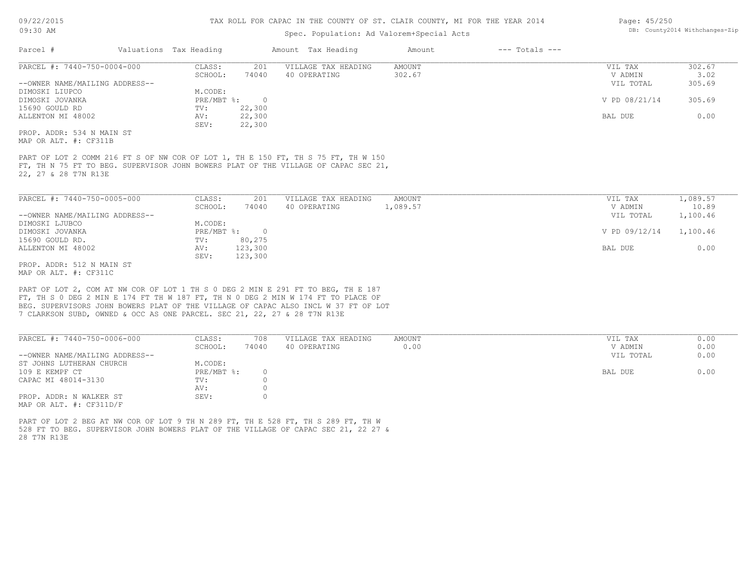# TAX ROLL FOR CAPAC IN THE COUNTY OF ST. CLAIR COUNTY, MI FOR THE YEAR 2014

Spec. Population: Ad Valorem+Special Acts

DB: County2014 Withchanges-Zip

| Parcel # | Valuations | Tax Heading | Amount | Tax Heading | Amount | --- Totals --- | |
|---|---|---|---|---|---|---|---|

## PARCEL #: 7440-750-0004-000

| | | | | | | |
|---|---|---|---|---|---|---|
| CLASS: | 201 | VILLAGE TAX HEADING | AMOUNT | | VIL TAX | 302.67 |
| SCHOOL: | 74040 | 40 OPERATING | 302.67 | | V ADMIN | 3.02 |
| | | | | | VIL TOTAL | 305.69 |
| M.CODE: | | | | | | |
| PRE/MBT %: | 0 | | | | V PD 08/21/14 | 305.69 |
| TV: | 22,300 | | | | | |
| AV: | 22,300 | | | | BAL DUE | 0.00 |
| SEV: | 22,300 | | | | | |

--OWNER NAME/MAILING ADDRESS--
DIMOSKI LIUPCO
DIMOSKI JOVANKA
15690 GOULD RD
ALLENTON MI 48002

PROP. ADDR: 534 N MAIN ST
MAP OR ALT. #: CF311B

PART OF LOT 2 COMM 216 FT S OF NW COR OF LOT 1, TH E 150 FT, TH S 75 FT, TH W 150 FT, TH N 75 FT TO BEG. SUPERVISOR JOHN BOWERS PLAT OF THE VILLAGE OF CAPAC SEC 21, 22, 27 & 28 T7N R13E

## PARCEL #: 7440-750-0005-000

| | | | | | | |
|---|---|---|---|---|---|---|
| CLASS: | 201 | VILLAGE TAX HEADING | AMOUNT | | VIL TAX | 1,089.57 |
| SCHOOL: | 74040 | 40 OPERATING | 1,089.57 | | V ADMIN | 10.89 |
| | | | | | VIL TOTAL | 1,100.46 |
| M.CODE: | | | | | | |
| PRE/MBT %: | 0 | | | | V PD 09/12/14 | 1,100.46 |
| TV: | 80,275 | | | | | |
| AV: | 123,300 | | | | BAL DUE | 0.00 |
| SEV: | 123,300 | | | | | |

--OWNER NAME/MAILING ADDRESS--
DIMOSKI LJUBCO
DIMOSKI JOVANKA
15690 GOULD RD.
ALLENTON MI 48002

PROP. ADDR: 512 N MAIN ST
MAP OR ALT. #: CF311C

PART OF LOT 2, COM AT NW COR OF LOT 1 TH S 0 DEG 2 MIN E 291 FT TO BEG, TH E 187 FT, TH S 0 DEG 2 MIN E 174 FT TH W 187 FT, TH N 0 DEG 2 MIN W 174 FT TO PLACE OF BEG. SUPERVISORS JOHN BOWERS PLAT OF THE VILLAGE OF CAPAC ALSO INCL W 37 FT OF LOT 7 CLARKSON SUBD, OWNED & OCC AS ONE PARCEL. SEC 21, 22, 27 & 28 T7N R13E

## PARCEL #: 7440-750-0006-000

| | | | | | | |
|---|---|---|---|---|---|---|
| CLASS: | 708 | VILLAGE TAX HEADING | AMOUNT | | VIL TAX | 0.00 |
| SCHOOL: | 74040 | 40 OPERATING | 0.00 | | V ADMIN | 0.00 |
| | | | | | VIL TOTAL | 0.00 |
| M.CODE: | | | | | | |
| PRE/MBT %: | 0 | | | | BAL DUE | 0.00 |
| TV: | 0 | | | | | |
| AV: | 0 | | | | | |
| SEV: | 0 | | | | | |

--OWNER NAME/MAILING ADDRESS--
ST JOHNS LUTHERAN CHURCH
109 E KEMPF CT
CAPAC MI 48014-3130

PROP. ADDR: N WALKER ST
MAP OR ALT. #: CF311D/F

PART OF LOT 2 BEG AT NW COR OF LOT 9 TH N 289 FT, TH E 528 FT, TH S 289 FT, TH W 528 FT TO BEG. SUPERVISOR JOHN BOWERS PLAT OF THE VILLAGE OF CAPAC SEC 21, 22 27 & 28 T7N R13E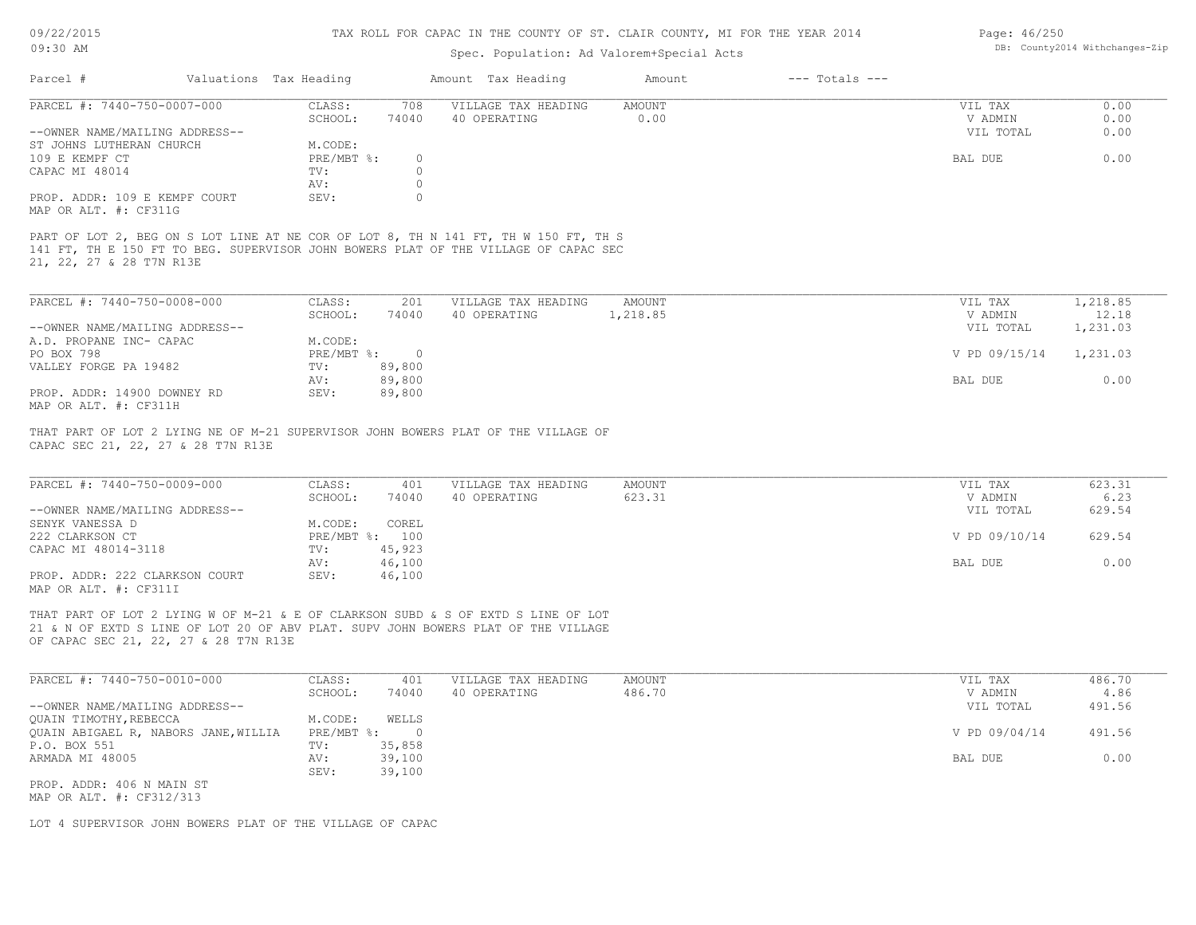# TAX ROLL FOR CAPAC IN THE COUNTY OF ST. CLAIR COUNTY, MI FOR THE YEAR 2014

Spec. Population: Ad Valorem+Special Acts

| Parcel # | Valuations | Tax Heading | Amount | Tax Heading | Amount | --- Totals --- | |
|---|---|---|---|---|---|---|---|
| PARCEL #: 7440-750-0007-000 | CLASS: | 708 | VILLAGE TAX HEADING | AMOUNT | | VIL TAX | 0.00 |
| | SCHOOL: | 74040 | 40 OPERATING | 0.00 | | V ADMIN | 0.00 |
| --OWNER NAME/MAILING ADDRESS-- | | | | | | VIL TOTAL | 0.00 |
| ST JOHNS LUTHERAN CHURCH | M.CODE: | | | | | | |
| 109 E KEMPF CT | PRE/MBT %: | 0 | | | | BAL DUE | 0.00 |
| CAPAC MI 48014 | TV: | 0 | | | | | |
| | AV: | 0 | | | | | |
| PROP. ADDR: 109 E KEMPF COURT | SEV: | 0 | | | | | |
| MAP OR ALT. #: CF311G | | | | | | | |

PART OF LOT 2, BEG ON S LOT LINE AT NE COR OF LOT 8, TH N 141 FT, TH W 150 FT, TH S 141 FT, TH E 150 FT TO BEG. SUPERVISOR JOHN BOWERS PLAT OF THE VILLAGE OF CAPAC SEC 21, 22, 27 & 28 T7N R13E

| Parcel # | Valuations | Tax Heading | Amount | Tax Heading | Amount | --- Totals --- | |
|---|---|---|---|---|---|---|---|
| PARCEL #: 7440-750-0008-000 | CLASS: | 201 | VILLAGE TAX HEADING | AMOUNT | | VIL TAX | 1,218.85 |
| | SCHOOL: | 74040 | 40 OPERATING | 1,218.85 | | V ADMIN | 12.18 |
| --OWNER NAME/MAILING ADDRESS-- | | | | | | VIL TOTAL | 1,231.03 |
| A.D. PROPANE INC- CAPAC | M.CODE: | | | | | | |
| PO BOX 798 | PRE/MBT %: | 0 | | | | V PD 09/15/14 | 1,231.03 |
| VALLEY FORGE PA 19482 | TV: | 89,800 | | | | | |
| | AV: | 89,800 | | | | BAL DUE | 0.00 |
| PROP. ADDR: 14900 DOWNEY RD | SEV: | 89,800 | | | | | |
| MAP OR ALT. #: CF311H | | | | | | | |

THAT PART OF LOT 2 LYING NE OF M-21 SUPERVISOR JOHN BOWERS PLAT OF THE VILLAGE OF CAPAC SEC 21, 22, 27 & 28 T7N R13E

| Parcel # | Valuations | Tax Heading | Amount | Tax Heading | Amount | --- Totals --- | |
|---|---|---|---|---|---|---|---|
| PARCEL #: 7440-750-0009-000 | CLASS: | 401 | VILLAGE TAX HEADING | AMOUNT | | VIL TAX | 623.31 |
| | SCHOOL: | 74040 | 40 OPERATING | 623.31 | | V ADMIN | 6.23 |
| --OWNER NAME/MAILING ADDRESS-- | | | | | | VIL TOTAL | 629.54 |
| SENYK VANESSA D | M.CODE: | COREL | | | | | |
| 222 CLARKSON CT | PRE/MBT %: | 100 | | | | V PD 09/10/14 | 629.54 |
| CAPAC MI 48014-3118 | TV: | 45,923 | | | | | |
| | AV: | 46,100 | | | | BAL DUE | 0.00 |
| PROP. ADDR: 222 CLARKSON COURT | SEV: | 46,100 | | | | | |
| MAP OR ALT. #: CF311I | | | | | | | |

THAT PART OF LOT 2 LYING W OF M-21 & E OF CLARKSON SUBD & S OF EXTD S LINE OF LOT 21 & N OF EXTD S LINE OF LOT 20 OF ABV PLAT. SUPV JOHN BOWERS PLAT OF THE VILLAGE OF CAPAC SEC 21, 22, 27 & 28 T7N R13E

| Parcel # | Valuations | Tax Heading | Amount | Tax Heading | Amount | --- Totals --- | |
|---|---|---|---|---|---|---|---|
| PARCEL #: 7440-750-0010-000 | CLASS: | 401 | VILLAGE TAX HEADING | AMOUNT | | VIL TAX | 486.70 |
| | SCHOOL: | 74040 | 40 OPERATING | 486.70 | | V ADMIN | 4.86 |
| --OWNER NAME/MAILING ADDRESS-- | | | | | | VIL TOTAL | 491.56 |
| QUAIN TIMOTHY,REBECCA | M.CODE: | WELLS | | | | | |
| QUAIN ABIGAEL R, NABORS JANE,WILLIA | PRE/MBT %: | 0 | | | | V PD 09/04/14 | 491.56 |
| P.O. BOX 551 | TV: | 35,858 | | | | | |
| ARMADA MI 48005 | AV: | 39,100 | | | | BAL DUE | 0.00 |
| | SEV: | 39,100 | | | | | |
| PROP. ADDR: 406 N MAIN ST | | | | | | | |
| MAP OR ALT. #: CF312/313 | | | | | | | |

LOT 4 SUPERVISOR JOHN BOWERS PLAT OF THE VILLAGE OF CAPAC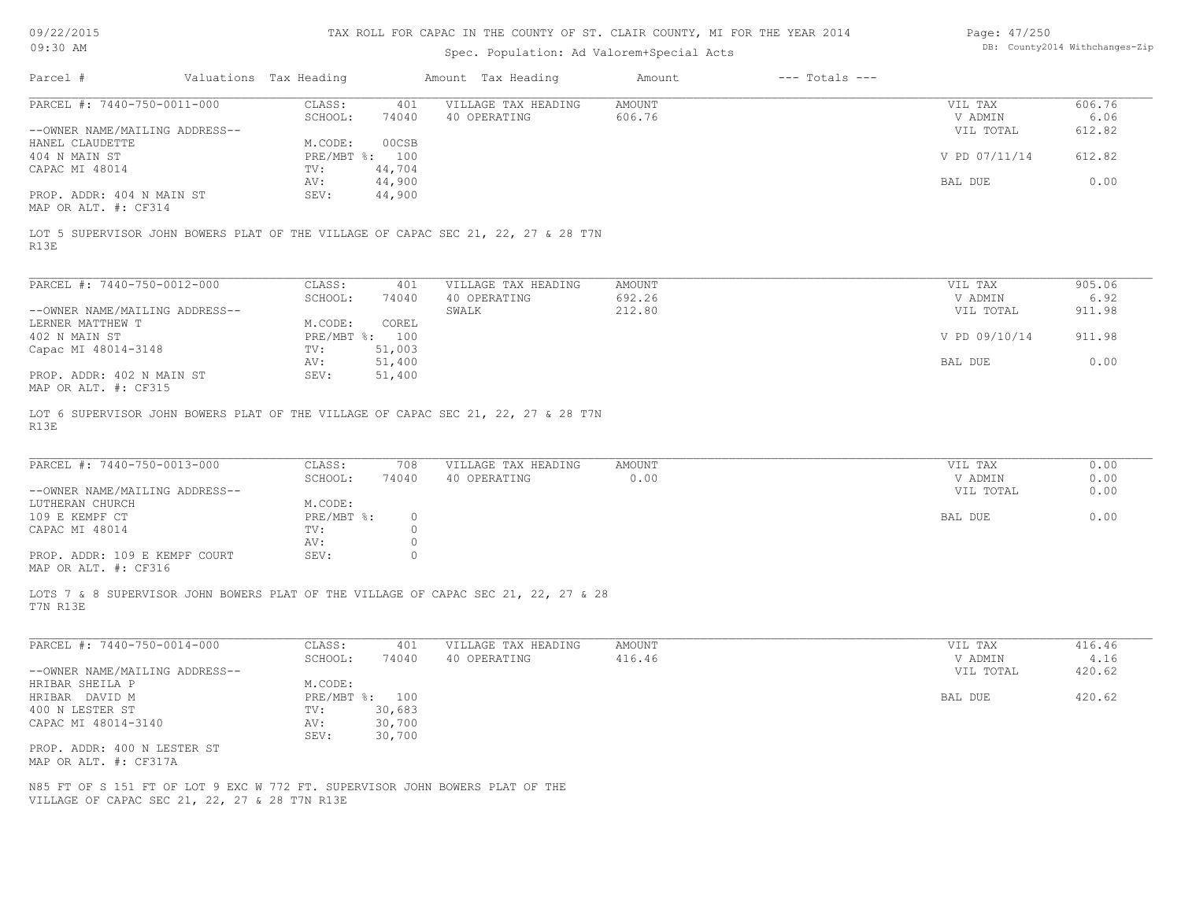TAX ROLL FOR CAPAC IN THE COUNTY OF ST. CLAIR COUNTY, MI FOR THE YEAR 2014

Spec. Population: Ad Valorem+Special Acts

09/22/2015
09:30 AM

DB: County2014 Withchanges-Zip

| Parcel # | Valuations | Tax Heading | Amount | Tax Heading | Amount | --- Totals --- | |
|---|---|---|---|---|---|---|---|

**PARCEL #: 7440-750-0011-000**

| | | | | | |
|---|---|---|---|---|---|
| CLASS: | 401 | VILLAGE TAX HEADING | AMOUNT | VIL TAX | 606.76 |
| SCHOOL: | 74040 | 40 OPERATING | 606.76 | V ADMIN | 6.06 |
| | | | | VIL TOTAL | 612.82 |
| M.CODE: | 00CSB | | | | |
| PRE/MBT %: | 100 | | | V PD 07/11/14 | 612.82 |
| TV: | 44,704 | | | | |
| AV: | 44,900 | | | BAL DUE | 0.00 |
| SEV: | 44,900 | | | | |

--OWNER NAME/MAILING ADDRESS--
HANEL CLAUDETTE
404 N MAIN ST
CAPAC MI 48014

PROP. ADDR: 404 N MAIN ST
MAP OR ALT. #: CF314

LOT 5 SUPERVISOR JOHN BOWERS PLAT OF THE VILLAGE OF CAPAC SEC 21, 22, 27 & 28 T7N R13E

**PARCEL #: 7440-750-0012-000**

| | | | | | |
|---|---|---|---|---|---|
| CLASS: | 401 | VILLAGE TAX HEADING | AMOUNT | VIL TAX | 905.06 |
| SCHOOL: | 74040 | 40 OPERATING | 692.26 | V ADMIN | 6.92 |
| | | SWALK | 212.80 | VIL TOTAL | 911.98 |
| M.CODE: | COREL | | | | |
| PRE/MBT %: | 100 | | | V PD 09/10/14 | 911.98 |
| TV: | 51,003 | | | | |
| AV: | 51,400 | | | BAL DUE | 0.00 |
| SEV: | 51,400 | | | | |

--OWNER NAME/MAILING ADDRESS--
LERNER MATTHEW T
402 N MAIN ST
Capac MI 48014-3148

PROP. ADDR: 402 N MAIN ST
MAP OR ALT. #: CF315

LOT 6 SUPERVISOR JOHN BOWERS PLAT OF THE VILLAGE OF CAPAC SEC 21, 22, 27 & 28 T7N R13E

**PARCEL #: 7440-750-0013-000**

| | | | | | |
|---|---|---|---|---|---|
| CLASS: | 708 | VILLAGE TAX HEADING | AMOUNT | VIL TAX | 0.00 |
| SCHOOL: | 74040 | 40 OPERATING | 0.00 | V ADMIN | 0.00 |
| | | | | VIL TOTAL | 0.00 |
| M.CODE: | | | | | |
| PRE/MBT %: | 0 | | | BAL DUE | 0.00 |
| TV: | 0 | | | | |
| AV: | 0 | | | | |
| SEV: | 0 | | | | |

--OWNER NAME/MAILING ADDRESS--
LUTHERAN CHURCH
109 E KEMPF CT
CAPAC MI 48014

PROP. ADDR: 109 E KEMPF COURT
MAP OR ALT. #: CF316

LOTS 7 & 8 SUPERVISOR JOHN BOWERS PLAT OF THE VILLAGE OF CAPAC SEC 21, 22, 27 & 28 T7N R13E

**PARCEL #: 7440-750-0014-000**

| | | | | | |
|---|---|---|---|---|---|
| CLASS: | 401 | VILLAGE TAX HEADING | AMOUNT | VIL TAX | 416.46 |
| SCHOOL: | 74040 | 40 OPERATING | 416.46 | V ADMIN | 4.16 |
| | | | | VIL TOTAL | 420.62 |
| M.CODE: | | | | | |
| PRE/MBT %: | 100 | | | BAL DUE | 420.62 |
| TV: | 30,683 | | | | |
| AV: | 30,700 | | | | |
| SEV: | 30,700 | | | | |

--OWNER NAME/MAILING ADDRESS--
HRIBAR SHEILA P
HRIBAR DAVID M
400 N LESTER ST
CAPAC MI 48014-3140

PROP. ADDR: 400 N LESTER ST
MAP OR ALT. #: CF317A

N85 FT OF S 151 FT OF LOT 9 EXC W 772 FT. SUPERVISOR JOHN BOWERS PLAT OF THE VILLAGE OF CAPAC SEC 21, 22, 27 & 28 T7N R13E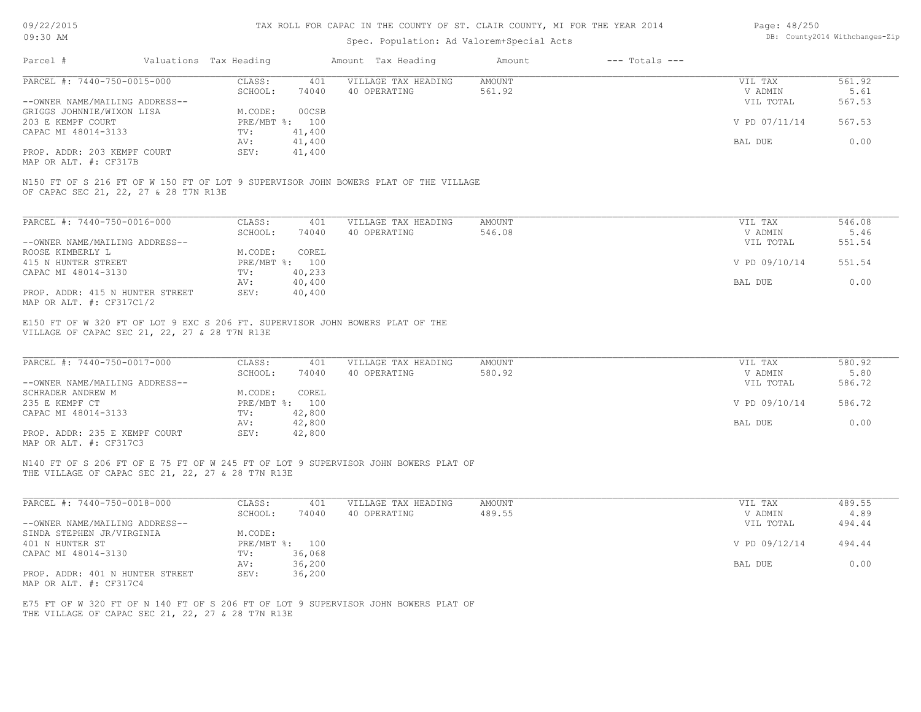TAX ROLL FOR CAPAC IN THE COUNTY OF ST. CLAIR COUNTY, MI FOR THE YEAR 2014

Spec. Population: Ad Valorem+Special Acts

| Parcel # | Valuations | Tax Heading | Amount | Tax Heading | Amount | --- Totals --- | |
|---|---|---|---|---|---|---|---|
| PARCEL #: 7440-750-0015-000 | CLASS: | 401 | VILLAGE TAX HEADING | AMOUNT | | VIL TAX | 561.92 |
| | SCHOOL: | 74040 | 40 OPERATING | 561.92 | | V ADMIN | 5.61 |
| --OWNER NAME/MAILING ADDRESS-- | | | | | | VIL TOTAL | 567.53 |
| GRIGGS JOHNNIE/WIXON LISA | M.CODE: | 00CSB | | | | | |
| 203 E KEMPF COURT | PRE/MBT %: | 100 | | | | V PD 07/11/14 | 567.53 |
| CAPAC MI 48014-3133 | TV: | 41,400 | | | | | |
| | AV: | 41,400 | | | | BAL DUE | 0.00 |
| PROP. ADDR: 203 KEMPF COURT | SEV: | 41,400 | | | | | |
| MAP OR ALT. #: CF317B | | | | | | | |

N150 FT OF S 216 FT OF W 150 FT OF LOT 9 SUPERVISOR JOHN BOWERS PLAT OF THE VILLAGE OF CAPAC SEC 21, 22, 27 & 28 T7N R13E

| Parcel # | Valuations | Tax Heading | Amount | Tax Heading | Amount | --- Totals --- | |
|---|---|---|---|---|---|---|---|
| PARCEL #: 7440-750-0016-000 | CLASS: | 401 | VILLAGE TAX HEADING | AMOUNT | | VIL TAX | 546.08 |
| | SCHOOL: | 74040 | 40 OPERATING | 546.08 | | V ADMIN | 5.46 |
| --OWNER NAME/MAILING ADDRESS-- | | | | | | VIL TOTAL | 551.54 |
| ROOSE KIMBERLY L | M.CODE: | COREL | | | | | |
| 415 N HUNTER STREET | PRE/MBT %: | 100 | | | | V PD 09/10/14 | 551.54 |
| CAPAC MI 48014-3130 | TV: | 40,233 | | | | | |
| | AV: | 40,400 | | | | BAL DUE | 0.00 |
| PROP. ADDR: 415 N HUNTER STREET | SEV: | 40,400 | | | | | |
| MAP OR ALT. #: CF317C1/2 | | | | | | | |

E150 FT OF W 320 FT OF LOT 9 EXC S 206 FT. SUPERVISOR JOHN BOWERS PLAT OF THE VILLAGE OF CAPAC SEC 21, 22, 27 & 28 T7N R13E

| Parcel # | Valuations | Tax Heading | Amount | Tax Heading | Amount | --- Totals --- | |
|---|---|---|---|---|---|---|---|
| PARCEL #: 7440-750-0017-000 | CLASS: | 401 | VILLAGE TAX HEADING | AMOUNT | | VIL TAX | 580.92 |
| | SCHOOL: | 74040 | 40 OPERATING | 580.92 | | V ADMIN | 5.80 |
| --OWNER NAME/MAILING ADDRESS-- | | | | | | VIL TOTAL | 586.72 |
| SCHRADER ANDREW M | M.CODE: | COREL | | | | | |
| 235 E KEMPF CT | PRE/MBT %: | 100 | | | | V PD 09/10/14 | 586.72 |
| CAPAC MI 48014-3133 | TV: | 42,800 | | | | | |
| | AV: | 42,800 | | | | BAL DUE | 0.00 |
| PROP. ADDR: 235 E KEMPF COURT | SEV: | 42,800 | | | | | |
| MAP OR ALT. #: CF317C3 | | | | | | | |

N140 FT OF S 206 FT OF E 75 FT OF W 245 FT OF LOT 9 SUPERVISOR JOHN BOWERS PLAT OF THE VILLAGE OF CAPAC SEC 21, 22, 27 & 28 T7N R13E

| Parcel # | Valuations | Tax Heading | Amount | Tax Heading | Amount | --- Totals --- | |
|---|---|---|---|---|---|---|---|
| PARCEL #: 7440-750-0018-000 | CLASS: | 401 | VILLAGE TAX HEADING | AMOUNT | | VIL TAX | 489.55 |
| | SCHOOL: | 74040 | 40 OPERATING | 489.55 | | V ADMIN | 4.89 |
| --OWNER NAME/MAILING ADDRESS-- | | | | | | VIL TOTAL | 494.44 |
| SINDA STEPHEN JR/VIRGINIA | M.CODE: | | | | | | |
| 401 N HUNTER ST | PRE/MBT %: | 100 | | | | V PD 09/12/14 | 494.44 |
| CAPAC MI 48014-3130 | TV: | 36,068 | | | | | |
| | AV: | 36,200 | | | | BAL DUE | 0.00 |
| PROP. ADDR: 401 N HUNTER STREET | SEV: | 36,200 | | | | | |
| MAP OR ALT. #: CF317C4 | | | | | | | |

E75 FT OF W 320 FT OF N 140 FT OF S 206 FT OF LOT 9 SUPERVISOR JOHN BOWERS PLAT OF THE VILLAGE OF CAPAC SEC 21, 22, 27 & 28 T7N R13E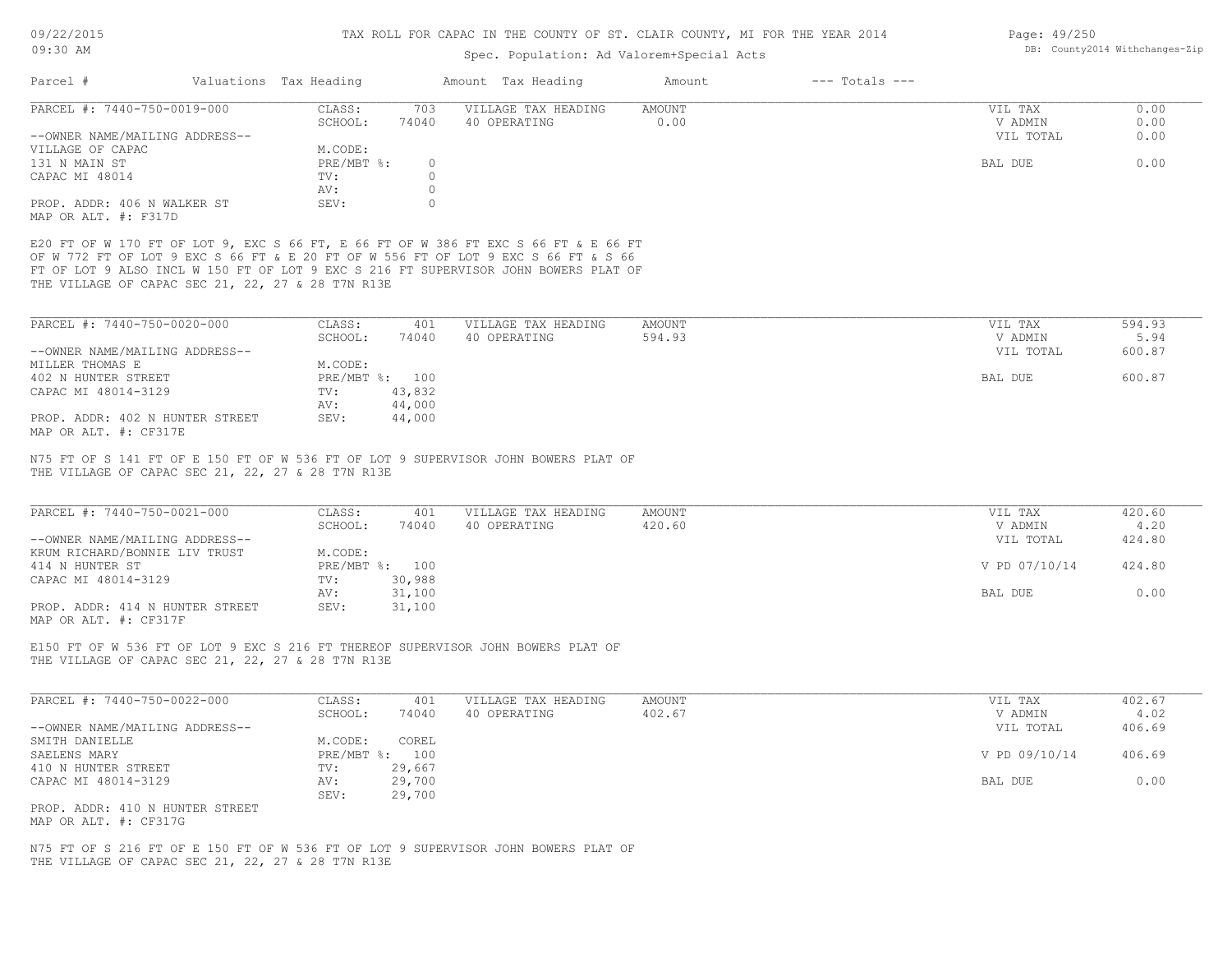# TAX ROLL FOR CAPAC IN THE COUNTY OF ST. CLAIR COUNTY, MI FOR THE YEAR 2014

Spec. Population: Ad Valorem+Special Acts

| Parcel # | Valuations | Tax Heading | Amount | Tax Heading | Amount | --- Totals --- | |
|---|---|---|---|---|---|---|---|

---

**PARCEL #: 7440-750-0019-000**

| | | | | | |
|---|---|---|---|---|---|
| CLASS: | 703 | VILLAGE TAX HEADING | AMOUNT | VIL TAX | 0.00 |
| SCHOOL: | 74040 | 40 OPERATING | 0.00 | V ADMIN | 0.00 |
| M.CODE: | | | | VIL TOTAL | 0.00 |
| PRE/MBT %: | 0 | | | BAL DUE | 0.00 |
| TV: | 0 | | | | |
| AV: | 0 | | | | |
| SEV: | 0 | | | | |

--OWNER NAME/MAILING ADDRESS--
VILLAGE OF CAPAC
131 N MAIN ST
CAPAC MI 48014

PROP. ADDR: 406 N WALKER ST
MAP OR ALT. #: F317D

E20 FT OF W 170 FT OF LOT 9, EXC S 66 FT, E 66 FT OF W 386 FT EXC S 66 FT & E 66 FT OF W 772 FT OF LOT 9 EXC S 66 FT & E 20 FT OF W 556 FT OF LOT 9 EXC S 66 FT & S 66 FT OF LOT 9 ALSO INCL W 150 FT OF LOT 9 EXC S 216 FT SUPERVISOR JOHN BOWERS PLAT OF THE VILLAGE OF CAPAC SEC 21, 22, 27 & 28 T7N R13E

---

**PARCEL #: 7440-750-0020-000**

| | | | | | |
|---|---|---|---|---|---|
| CLASS: | 401 | VILLAGE TAX HEADING | AMOUNT | VIL TAX | 594.93 |
| SCHOOL: | 74040 | 40 OPERATING | 594.93 | V ADMIN | 5.94 |
| M.CODE: | | | | VIL TOTAL | 600.87 |
| PRE/MBT %: | 100 | | | BAL DUE | 600.87 |
| TV: | 43,832 | | | | |
| AV: | 44,000 | | | | |
| SEV: | 44,000 | | | | |

--OWNER NAME/MAILING ADDRESS--
MILLER THOMAS E
402 N HUNTER STREET
CAPAC MI 48014-3129

PROP. ADDR: 402 N HUNTER STREET
MAP OR ALT. #: CF317E

N75 FT OF S 141 FT OF E 150 FT OF W 536 FT OF LOT 9 SUPERVISOR JOHN BOWERS PLAT OF THE VILLAGE OF CAPAC SEC 21, 22, 27 & 28 T7N R13E

---

**PARCEL #: 7440-750-0021-000**

| | | | | | |
|---|---|---|---|---|---|
| CLASS: | 401 | VILLAGE TAX HEADING | AMOUNT | VIL TAX | 420.60 |
| SCHOOL: | 74040 | 40 OPERATING | 420.60 | V ADMIN | 4.20 |
| M.CODE: | | | | VIL TOTAL | 424.80 |
| PRE/MBT %: | 100 | | | V PD 07/10/14 | 424.80 |
| TV: | 30,988 | | | | |
| AV: | 31,100 | | | BAL DUE | 0.00 |
| SEV: | 31,100 | | | | |

--OWNER NAME/MAILING ADDRESS--
KRUM RICHARD/BONNIE LIV TRUST
414 N HUNTER ST
CAPAC MI 48014-3129

PROP. ADDR: 414 N HUNTER STREET
MAP OR ALT. #: CF317F

E150 FT OF W 536 FT OF LOT 9 EXC S 216 FT THEREOF SUPERVISOR JOHN BOWERS PLAT OF THE VILLAGE OF CAPAC SEC 21, 22, 27 & 28 T7N R13E

---

**PARCEL #: 7440-750-0022-000**

| | | | | | |
|---|---|---|---|---|---|
| CLASS: | 401 | VILLAGE TAX HEADING | AMOUNT | VIL TAX | 402.67 |
| SCHOOL: | 74040 | 40 OPERATING | 402.67 | V ADMIN | 4.02 |
| M.CODE: | COREL | | | VIL TOTAL | 406.69 |
| PRE/MBT %: | 100 | | | V PD 09/10/14 | 406.69 |
| TV: | 29,667 | | | | |
| AV: | 29,700 | | | BAL DUE | 0.00 |
| SEV: | 29,700 | | | | |

--OWNER NAME/MAILING ADDRESS--
SMITH DANIELLE
SAELENS MARY
410 N HUNTER STREET
CAPAC MI 48014-3129

PROP. ADDR: 410 N HUNTER STREET
MAP OR ALT. #: CF317G

N75 FT OF S 216 FT OF E 150 FT OF W 536 FT OF LOT 9 SUPERVISOR JOHN BOWERS PLAT OF THE VILLAGE OF CAPAC SEC 21, 22, 27 & 28 T7N R13E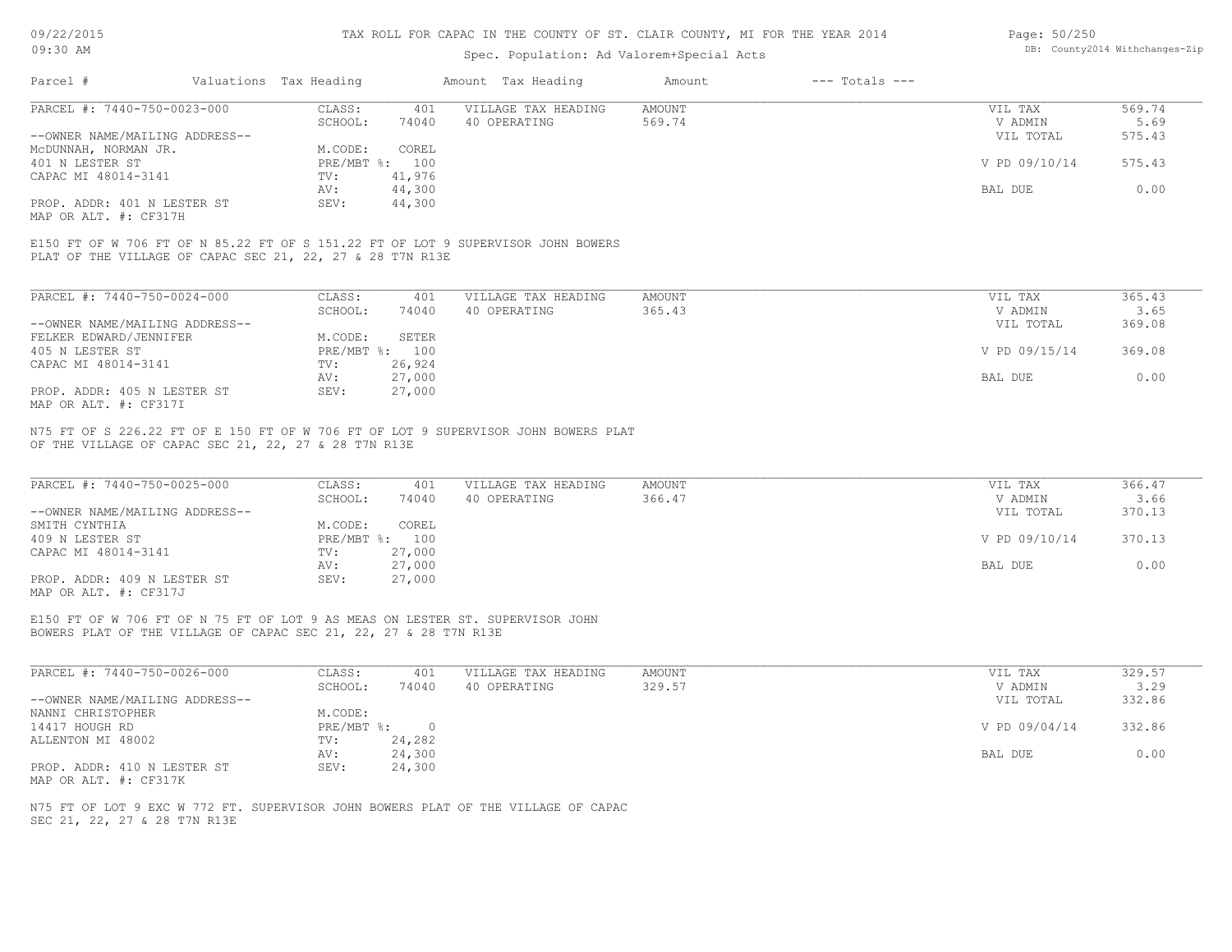# TAX ROLL FOR CAPAC IN THE COUNTY OF ST. CLAIR COUNTY, MI FOR THE YEAR 2014

Spec. Population: Ad Valorem+Special Acts

| Parcel # | Valuations | Tax Heading | Amount | Tax Heading | Amount | --- Totals --- |
|---|---|---|---|---|---|---|

---

**PARCEL #: 7440-750-0023-000**

| | | | | |
|---|---|---|---|---|
| CLASS: 401 | VILLAGE TAX HEADING | AMOUNT | VIL TAX | 569.74 |
| SCHOOL: 74040 | 40 OPERATING | 569.74 | V ADMIN | 5.69 |
| | | | VIL TOTAL | 575.43 |
| M.CODE: COREL | | | | |
| PRE/MBT %: 100 | | | V PD 09/10/14 | 575.43 |
| TV: 41,976 | | | | |
| AV: 44,300 | | | BAL DUE | 0.00 |
| SEV: 44,300 | | | | |

--OWNER NAME/MAILING ADDRESS--
McDUNNAH, NORMAN JR.
401 N LESTER ST
CAPAC MI 48014-3141

PROP. ADDR: 401 N LESTER ST
MAP OR ALT. #: CF317H

E150 FT OF W 706 FT OF N 85.22 FT OF S 151.22 FT OF LOT 9 SUPERVISOR JOHN BOWERS PLAT OF THE VILLAGE OF CAPAC SEC 21, 22, 27 & 28 T7N R13E

---

**PARCEL #: 7440-750-0024-000**

| | | | | |
|---|---|---|---|---|
| CLASS: 401 | VILLAGE TAX HEADING | AMOUNT | VIL TAX | 365.43 |
| SCHOOL: 74040 | 40 OPERATING | 365.43 | V ADMIN | 3.65 |
| | | | VIL TOTAL | 369.08 |
| M.CODE: SETER | | | | |
| PRE/MBT %: 100 | | | V PD 09/15/14 | 369.08 |
| TV: 26,924 | | | | |
| AV: 27,000 | | | BAL DUE | 0.00 |
| SEV: 27,000 | | | | |

--OWNER NAME/MAILING ADDRESS--
FELKER EDWARD/JENNIFER
405 N LESTER ST
CAPAC MI 48014-3141

PROP. ADDR: 405 N LESTER ST
MAP OR ALT. #: CF317I

N75 FT OF S 226.22 FT OF E 150 FT OF W 706 FT OF LOT 9 SUPERVISOR JOHN BOWERS PLAT OF THE VILLAGE OF CAPAC SEC 21, 22, 27 & 28 T7N R13E

---

**PARCEL #: 7440-750-0025-000**

| | | | | |
|---|---|---|---|---|
| CLASS: 401 | VILLAGE TAX HEADING | AMOUNT | VIL TAX | 366.47 |
| SCHOOL: 74040 | 40 OPERATING | 366.47 | V ADMIN | 3.66 |
| | | | VIL TOTAL | 370.13 |
| M.CODE: COREL | | | | |
| PRE/MBT %: 100 | | | V PD 09/10/14 | 370.13 |
| TV: 27,000 | | | | |
| AV: 27,000 | | | BAL DUE | 0.00 |
| SEV: 27,000 | | | | |

--OWNER NAME/MAILING ADDRESS--
SMITH CYNTHIA
409 N LESTER ST
CAPAC MI 48014-3141

PROP. ADDR: 409 N LESTER ST
MAP OR ALT. #: CF317J

E150 FT OF W 706 FT OF N 75 FT OF LOT 9 AS MEAS ON LESTER ST. SUPERVISOR JOHN BOWERS PLAT OF THE VILLAGE OF CAPAC SEC 21, 22, 27 & 28 T7N R13E

---

**PARCEL #: 7440-750-0026-000**

| | | | | |
|---|---|---|---|---|
| CLASS: 401 | VILLAGE TAX HEADING | AMOUNT | VIL TAX | 329.57 |
| SCHOOL: 74040 | 40 OPERATING | 329.57 | V ADMIN | 3.29 |
| | | | VIL TOTAL | 332.86 |
| M.CODE: | | | | |
| PRE/MBT %: 0 | | | V PD 09/04/14 | 332.86 |
| TV: 24,282 | | | | |
| AV: 24,300 | | | BAL DUE | 0.00 |
| SEV: 24,300 | | | | |

--OWNER NAME/MAILING ADDRESS--
NANNI CHRISTOPHER
14417 HOUGH RD
ALLENTON MI 48002

PROP. ADDR: 410 N LESTER ST
MAP OR ALT. #: CF317K

N75 FT OF LOT 9 EXC W 772 FT. SUPERVISOR JOHN BOWERS PLAT OF THE VILLAGE OF CAPAC SEC 21, 22, 27 & 28 T7N R13E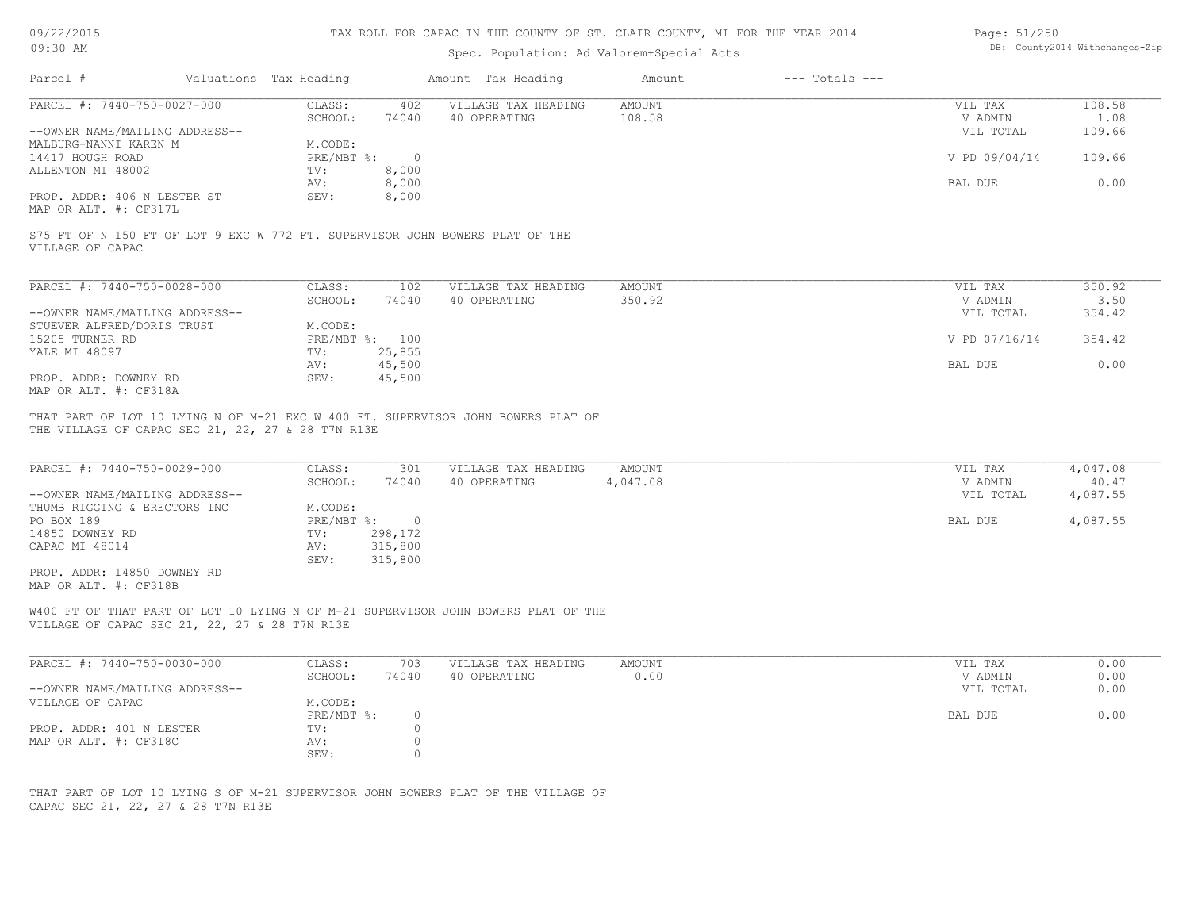TAX ROLL FOR CAPAC IN THE COUNTY OF ST. CLAIR COUNTY, MI FOR THE YEAR 2014

Spec. Population: Ad Valorem+Special Acts

| Parcel # | Valuations | Tax Heading | Amount | Tax Heading | Amount | --- Totals --- | |
|---|---|---|---|---|---|---|---|

PARCEL #: 7440-750-0027-000

| | | | | | | |
|---|---|---|---|---|---|---|
| CLASS: | 402 | VILLAGE TAX HEADING | AMOUNT | | VIL TAX | 108.58 |
| SCHOOL: | 74040 | 40 OPERATING | 108.58 | | V ADMIN | 1.08 |
| | | | | | VIL TOTAL | 109.66 |
| M.CODE: | | | | | | |
| PRE/MBT %: | 0 | | | | V PD 09/04/14 | 109.66 |
| TV: | 8,000 | | | | | |
| AV: | 8,000 | | | | BAL DUE | 0.00 |
| SEV: | 8,000 | | | | | |

--OWNER NAME/MAILING ADDRESS--
MALBURG-NANNI KAREN M
14417 HOUGH ROAD
ALLENTON MI 48002

PROP. ADDR: 406 N LESTER ST
MAP OR ALT. #: CF317L

S75 FT OF N 150 FT OF LOT 9 EXC W 772 FT. SUPERVISOR JOHN BOWERS PLAT OF THE VILLAGE OF CAPAC

PARCEL #: 7440-750-0028-000

| | | | | | | |
|---|---|---|---|---|---|---|
| CLASS: | 102 | VILLAGE TAX HEADING | AMOUNT | | VIL TAX | 350.92 |
| SCHOOL: | 74040 | 40 OPERATING | 350.92 | | V ADMIN | 3.50 |
| | | | | | VIL TOTAL | 354.42 |
| M.CODE: | | | | | | |
| PRE/MBT %: | 100 | | | | V PD 07/16/14 | 354.42 |
| TV: | 25,855 | | | | | |
| AV: | 45,500 | | | | BAL DUE | 0.00 |
| SEV: | 45,500 | | | | | |

--OWNER NAME/MAILING ADDRESS--
STUEVER ALFRED/DORIS TRUST
15205 TURNER RD
YALE MI 48097

PROP. ADDR: DOWNEY RD
MAP OR ALT. #: CF318A

THAT PART OF LOT 10 LYING N OF M-21 EXC W 400 FT. SUPERVISOR JOHN BOWERS PLAT OF THE VILLAGE OF CAPAC SEC 21, 22, 27 & 28 T7N R13E

PARCEL #: 7440-750-0029-000

| | | | | | | |
|---|---|---|---|---|---|---|
| CLASS: | 301 | VILLAGE TAX HEADING | AMOUNT | | VIL TAX | 4,047.08 |
| SCHOOL: | 74040 | 40 OPERATING | 4,047.08 | | V ADMIN | 40.47 |
| | | | | | VIL TOTAL | 4,087.55 |
| M.CODE: | | | | | | |
| PRE/MBT %: | 0 | | | | BAL DUE | 4,087.55 |
| TV: | 298,172 | | | | | |
| AV: | 315,800 | | | | | |
| SEV: | 315,800 | | | | | |

--OWNER NAME/MAILING ADDRESS--
THUMB RIGGING & ERECTORS INC
PO BOX 189
14850 DOWNEY RD
CAPAC MI 48014

PROP. ADDR: 14850 DOWNEY RD
MAP OR ALT. #: CF318B

W400 FT OF THAT PART OF LOT 10 LYING N OF M-21 SUPERVISOR JOHN BOWERS PLAT OF THE VILLAGE OF CAPAC SEC 21, 22, 27 & 28 T7N R13E

PARCEL #: 7440-750-0030-000

| | | | | | | |
|---|---|---|---|---|---|---|
| CLASS: | 703 | VILLAGE TAX HEADING | AMOUNT | | VIL TAX | 0.00 |
| SCHOOL: | 74040 | 40 OPERATING | 0.00 | | V ADMIN | 0.00 |
| | | | | | VIL TOTAL | 0.00 |
| M.CODE: | | | | | | |
| PRE/MBT %: | 0 | | | | BAL DUE | 0.00 |
| TV: | 0 | | | | | |
| AV: | 0 | | | | | |
| SEV: | 0 | | | | | |

--OWNER NAME/MAILING ADDRESS--
VILLAGE OF CAPAC

PROP. ADDR: 401 N LESTER
MAP OR ALT. #: CF318C

THAT PART OF LOT 10 LYING S OF M-21 SUPERVISOR JOHN BOWERS PLAT OF THE VILLAGE OF CAPAC SEC 21, 22, 27 & 28 T7N R13E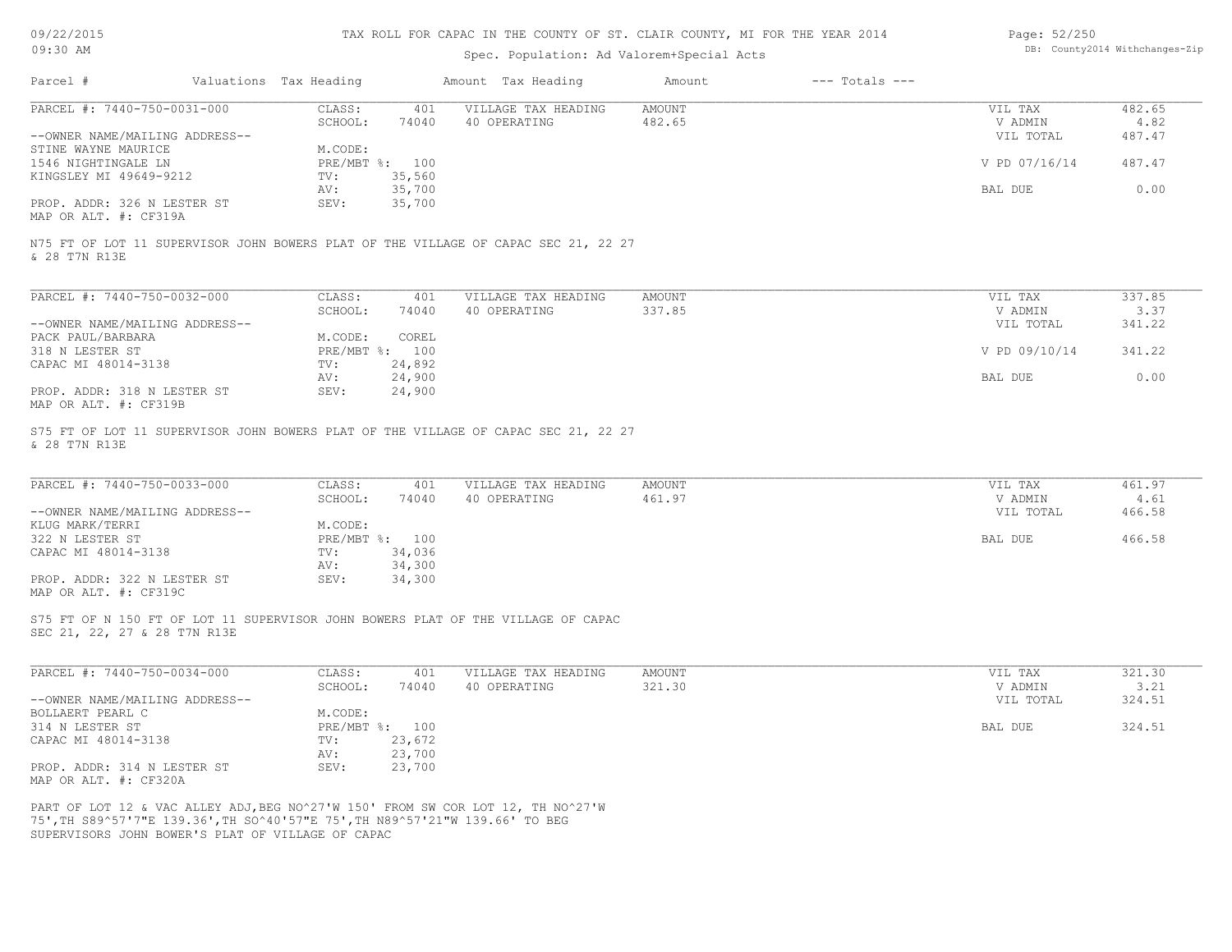# TAX ROLL FOR CAPAC IN THE COUNTY OF ST. CLAIR COUNTY, MI FOR THE YEAR 2014

Spec. Population: Ad Valorem+Special Acts

DB: County2014 Withchanges-Zip

| Parcel # | Valuations | Tax Heading | Amount | Tax Heading | Amount | --- Totals --- | |
|---|---|---|---|---|---|---|---|
| PARCEL #: 7440-750-0031-000 | CLASS: | 401 | VILLAGE TAX HEADING | AMOUNT | | VIL TAX | 482.65 |
| | SCHOOL: | 74040 | 40 OPERATING | 482.65 | | V ADMIN | 4.82 |
| --OWNER NAME/MAILING ADDRESS-- | | | | | | VIL TOTAL | 487.47 |
| STINE WAYNE MAURICE | M.CODE: | | | | | | |
| 1546 NIGHTINGALE LN | PRE/MBT %: | 100 | | | | V PD 07/16/14 | 487.47 |
| KINGSLEY MI 49649-9212 | TV: | 35,560 | | | | | |
| | AV: | 35,700 | | | | BAL DUE | 0.00 |
| PROP. ADDR: 326 N LESTER ST | SEV: | 35,700 | | | | | |
| MAP OR ALT. #: CF319A | | | | | | | |

N75 FT OF LOT 11 SUPERVISOR JOHN BOWERS PLAT OF THE VILLAGE OF CAPAC SEC 21, 22 27 & 28 T7N R13E

| Parcel # | Valuations | Tax Heading | Amount | Tax Heading | Amount | --- Totals --- | |
|---|---|---|---|---|---|---|---|
| PARCEL #: 7440-750-0032-000 | CLASS: | 401 | VILLAGE TAX HEADING | AMOUNT | | VIL TAX | 337.85 |
| | SCHOOL: | 74040 | 40 OPERATING | 337.85 | | V ADMIN | 3.37 |
| --OWNER NAME/MAILING ADDRESS-- | | | | | | VIL TOTAL | 341.22 |
| PACK PAUL/BARBARA | M.CODE: | COREL | | | | | |
| 318 N LESTER ST | PRE/MBT %: | 100 | | | | V PD 09/10/14 | 341.22 |
| CAPAC MI 48014-3138 | TV: | 24,892 | | | | | |
| | AV: | 24,900 | | | | BAL DUE | 0.00 |
| PROP. ADDR: 318 N LESTER ST | SEV: | 24,900 | | | | | |
| MAP OR ALT. #: CF319B | | | | | | | |

S75 FT OF LOT 11 SUPERVISOR JOHN BOWERS PLAT OF THE VILLAGE OF CAPAC SEC 21, 22 27 & 28 T7N R13E

| Parcel # | Valuations | Tax Heading | Amount | Tax Heading | Amount | --- Totals --- | |
|---|---|---|---|---|---|---|---|
| PARCEL #: 7440-750-0033-000 | CLASS: | 401 | VILLAGE TAX HEADING | AMOUNT | | VIL TAX | 461.97 |
| | SCHOOL: | 74040 | 40 OPERATING | 461.97 | | V ADMIN | 4.61 |
| --OWNER NAME/MAILING ADDRESS-- | | | | | | VIL TOTAL | 466.58 |
| KLUG MARK/TERRI | M.CODE: | | | | | | |
| 322 N LESTER ST | PRE/MBT %: | 100 | | | | BAL DUE | 466.58 |
| CAPAC MI 48014-3138 | TV: | 34,036 | | | | | |
| | AV: | 34,300 | | | | | |
| PROP. ADDR: 322 N LESTER ST | SEV: | 34,300 | | | | | |
| MAP OR ALT. #: CF319C | | | | | | | |

S75 FT OF N 150 FT OF LOT 11 SUPERVISOR JOHN BOWERS PLAT OF THE VILLAGE OF CAPAC SEC 21, 22, 27 & 28 T7N R13E

| Parcel # | Valuations | Tax Heading | Amount | Tax Heading | Amount | --- Totals --- | |
|---|---|---|---|---|---|---|---|
| PARCEL #: 7440-750-0034-000 | CLASS: | 401 | VILLAGE TAX HEADING | AMOUNT | | VIL TAX | 321.30 |
| | SCHOOL: | 74040 | 40 OPERATING | 321.30 | | V ADMIN | 3.21 |
| --OWNER NAME/MAILING ADDRESS-- | | | | | | VIL TOTAL | 324.51 |
| BOLLAERT PEARL C | M.CODE: | | | | | | |
| 314 N LESTER ST | PRE/MBT %: | 100 | | | | BAL DUE | 324.51 |
| CAPAC MI 48014-3138 | TV: | 23,672 | | | | | |
| | AV: | 23,700 | | | | | |
| PROP. ADDR: 314 N LESTER ST | SEV: | 23,700 | | | | | |
| MAP OR ALT. #: CF320A | | | | | | | |

PART OF LOT 12 & VAC ALLEY ADJ,BEG NO^27'W 150' FROM SW COR LOT 12, TH NO^27'W 75',TH S89^57'7"E 139.36',TH SO^40'57"E 75',TH N89^57'21"W 139.66' TO BEG SUPERVISORS JOHN BOWER'S PLAT OF VILLAGE OF CAPAC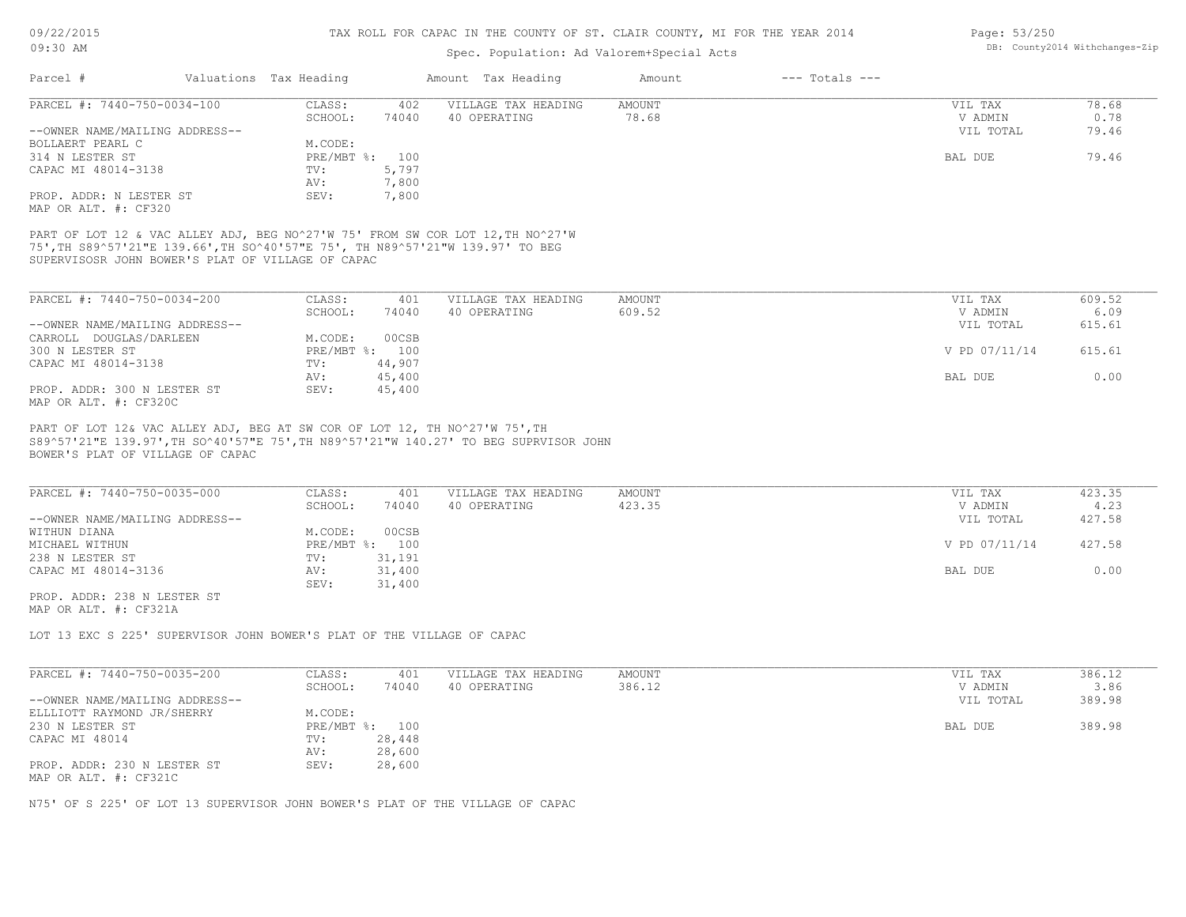TAX ROLL FOR CAPAC IN THE COUNTY OF ST. CLAIR COUNTY, MI FOR THE YEAR 2014

Spec. Population: Ad Valorem+Special Acts

| Parcel # | Valuations | Tax Heading | Amount | Tax Heading | Amount | --- Totals --- | |
|---|---|---|---|---|---|---|---|

**PARCEL #: 7440-750-0034-100**

| | | | | |
|---|---|---|---|---|
| CLASS: 402 | VILLAGE TAX HEADING | AMOUNT | VIL TAX | 78.68 |
| SCHOOL: 74040 | 40 OPERATING | 78.68 | V ADMIN | 0.78 |
| | | | VIL TOTAL | 79.46 |
| M.CODE: | | | | |
| PRE/MBT %: 100 | | | BAL DUE | 79.46 |
| TV: 5,797 | | | | |
| AV: 7,800 | | | | |
| SEV: 7,800 | | | | |

--OWNER NAME/MAILING ADDRESS--
BOLLAERT PEARL C
314 N LESTER ST
CAPAC MI 48014-3138

PROP. ADDR: N LESTER ST
MAP OR ALT. #: CF320

PART OF LOT 12 & VAC ALLEY ADJ, BEG NO^27'W 75' FROM SW COR LOT 12,TH NO^27'W 75',TH S89^57'21"E 139.66',TH SO^40'57"E 75', TH N89^57'21"W 139.97' TO BEG SUPERVISOSR JOHN BOWER'S PLAT OF VILLAGE OF CAPAC

**PARCEL #: 7440-750-0034-200**

| | | | | |
|---|---|---|---|---|
| CLASS: 401 | VILLAGE TAX HEADING | AMOUNT | VIL TAX | 609.52 |
| SCHOOL: 74040 | 40 OPERATING | 609.52 | V ADMIN | 6.09 |
| | | | VIL TOTAL | 615.61 |
| M.CODE: 00CSB | | | | |
| PRE/MBT %: 100 | | | V PD 07/11/14 | 615.61 |
| TV: 44,907 | | | | |
| AV: 45,400 | | | BAL DUE | 0.00 |
| SEV: 45,400 | | | | |

--OWNER NAME/MAILING ADDRESS--
CARROLL DOUGLAS/DARLEEN
300 N LESTER ST
CAPAC MI 48014-3138

PROP. ADDR: 300 N LESTER ST
MAP OR ALT. #: CF320C

PART OF LOT 12& VAC ALLEY ADJ, BEG AT SW COR OF LOT 12, TH NO^27'W 75',TH S89^57'21"E 139.97',TH SO^40'57"E 75',TH N89^57'21"W 140.27' TO BEG SUPRVISOR JOHN BOWER'S PLAT OF VILLAGE OF CAPAC

**PARCEL #: 7440-750-0035-000**

| | | | | |
|---|---|---|---|---|
| CLASS: 401 | VILLAGE TAX HEADING | AMOUNT | VIL TAX | 423.35 |
| SCHOOL: 74040 | 40 OPERATING | 423.35 | V ADMIN | 4.23 |
| | | | VIL TOTAL | 427.58 |
| M.CODE: 00CSB | | | | |
| PRE/MBT %: 100 | | | V PD 07/11/14 | 427.58 |
| TV: 31,191 | | | | |
| AV: 31,400 | | | BAL DUE | 0.00 |
| SEV: 31,400 | | | | |

--OWNER NAME/MAILING ADDRESS--
WITHUN DIANA
MICHAEL WITHUN
238 N LESTER ST
CAPAC MI 48014-3136

PROP. ADDR: 238 N LESTER ST
MAP OR ALT. #: CF321A

LOT 13 EXC S 225' SUPERVISOR JOHN BOWER'S PLAT OF THE VILLAGE OF CAPAC

**PARCEL #: 7440-750-0035-200**

| | | | | |
|---|---|---|---|---|
| CLASS: 401 | VILLAGE TAX HEADING | AMOUNT | VIL TAX | 386.12 |
| SCHOOL: 74040 | 40 OPERATING | 386.12 | V ADMIN | 3.86 |
| | | | VIL TOTAL | 389.98 |
| M.CODE: | | | | |
| PRE/MBT %: 100 | | | BAL DUE | 389.98 |
| TV: 28,448 | | | | |
| AV: 28,600 | | | | |
| SEV: 28,600 | | | | |

--OWNER NAME/MAILING ADDRESS--
ELLLIOTT RAYMOND JR/SHERRY
230 N LESTER ST
CAPAC MI 48014

PROP. ADDR: 230 N LESTER ST
MAP OR ALT. #: CF321C

N75' OF S 225' OF LOT 13 SUPERVISOR JOHN BOWER'S PLAT OF THE VILLAGE OF CAPAC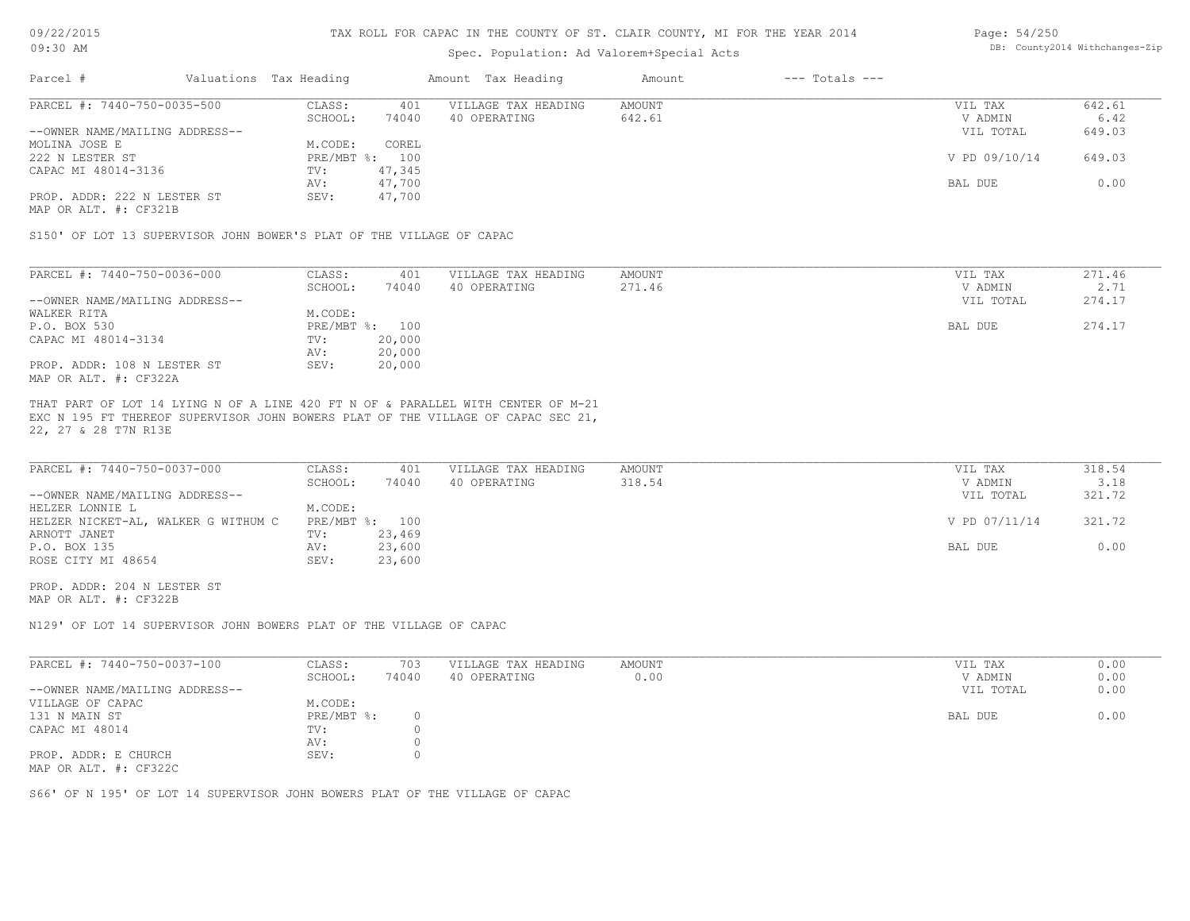# TAX ROLL FOR CAPAC IN THE COUNTY OF ST. CLAIR COUNTY, MI FOR THE YEAR 2014

Spec. Population: Ad Valorem+Special Acts

09/22/2015
09:30 AM

DB: County2014 Withchanges-Zip

| Parcel # | Valuations | Tax Heading | Amount | Tax Heading | Amount | --- Totals --- |
|---|---|---|---|---|---|---|

---

**PARCEL #: 7440-750-0035-500**

| | | | | | |
|---|---|---|---|---|---|
| CLASS: | 401 | VILLAGE TAX HEADING | AMOUNT | VIL TAX | 642.61 |
| SCHOOL: | 74040 | 40 OPERATING | 642.61 | V ADMIN | 6.42 |
| | | | | VIL TOTAL | 649.03 |
| M.CODE: | COREL | | | | |
| PRE/MBT %: | 100 | | | V PD 09/10/14 | 649.03 |
| TV: | 47,345 | | | | |
| AV: | 47,700 | | | BAL DUE | 0.00 |
| SEV: | 47,700 | | | | |

--OWNER NAME/MAILING ADDRESS--
MOLINA JOSE E
222 N LESTER ST
CAPAC MI 48014-3136

PROP. ADDR: 222 N LESTER ST
MAP OR ALT. #: CF321B

S150' OF LOT 13 SUPERVISOR JOHN BOWER'S PLAT OF THE VILLAGE OF CAPAC

---

**PARCEL #: 7440-750-0036-000**

| | | | | | |
|---|---|---|---|---|---|
| CLASS: | 401 | VILLAGE TAX HEADING | AMOUNT | VIL TAX | 271.46 |
| SCHOOL: | 74040 | 40 OPERATING | 271.46 | V ADMIN | 2.71 |
| | | | | VIL TOTAL | 274.17 |
| M.CODE: | | | | | |
| PRE/MBT %: | 100 | | | BAL DUE | 274.17 |
| TV: | 20,000 | | | | |
| AV: | 20,000 | | | | |
| SEV: | 20,000 | | | | |

--OWNER NAME/MAILING ADDRESS--
WALKER RITA
P.O. BOX 530
CAPAC MI 48014-3134

PROP. ADDR: 108 N LESTER ST
MAP OR ALT. #: CF322A

THAT PART OF LOT 14 LYING N OF A LINE 420 FT N OF & PARALLEL WITH CENTER OF M-21 EXC N 195 FT THEREOF SUPERVISOR JOHN BOWERS PLAT OF THE VILLAGE OF CAPAC SEC 21, 22, 27 & 28 T7N R13E

---

**PARCEL #: 7440-750-0037-000**

| | | | | | |
|---|---|---|---|---|---|
| CLASS: | 401 | VILLAGE TAX HEADING | AMOUNT | VIL TAX | 318.54 |
| SCHOOL: | 74040 | 40 OPERATING | 318.54 | V ADMIN | 3.18 |
| | | | | VIL TOTAL | 321.72 |
| M.CODE: | | | | | |
| PRE/MBT %: | 100 | | | V PD 07/11/14 | 321.72 |
| TV: | 23,469 | | | | |
| AV: | 23,600 | | | BAL DUE | 0.00 |
| SEV: | 23,600 | | | | |

--OWNER NAME/MAILING ADDRESS--
HELZER LONNIE L
HELZER NICKET-AL, WALKER G WITHUM C
ARNOTT JANET
P.O. BOX 135
ROSE CITY MI 48654

PROP. ADDR: 204 N LESTER ST
MAP OR ALT. #: CF322B

N129' OF LOT 14 SUPERVISOR JOHN BOWERS PLAT OF THE VILLAGE OF CAPAC

---

**PARCEL #: 7440-750-0037-100**

| | | | | | |
|---|---|---|---|---|---|
| CLASS: | 703 | VILLAGE TAX HEADING | AMOUNT | VIL TAX | 0.00 |
| SCHOOL: | 74040 | 40 OPERATING | 0.00 | V ADMIN | 0.00 |
| | | | | VIL TOTAL | 0.00 |
| M.CODE: | | | | | |
| PRE/MBT %: | 0 | | | BAL DUE | 0.00 |
| TV: | 0 | | | | |
| AV: | 0 | | | | |
| SEV: | 0 | | | | |

--OWNER NAME/MAILING ADDRESS--
VILLAGE OF CAPAC
131 N MAIN ST
CAPAC MI 48014

PROP. ADDR: E CHURCH
MAP OR ALT. #: CF322C

S66' OF N 195' OF LOT 14 SUPERVISOR JOHN BOWERS PLAT OF THE VILLAGE OF CAPAC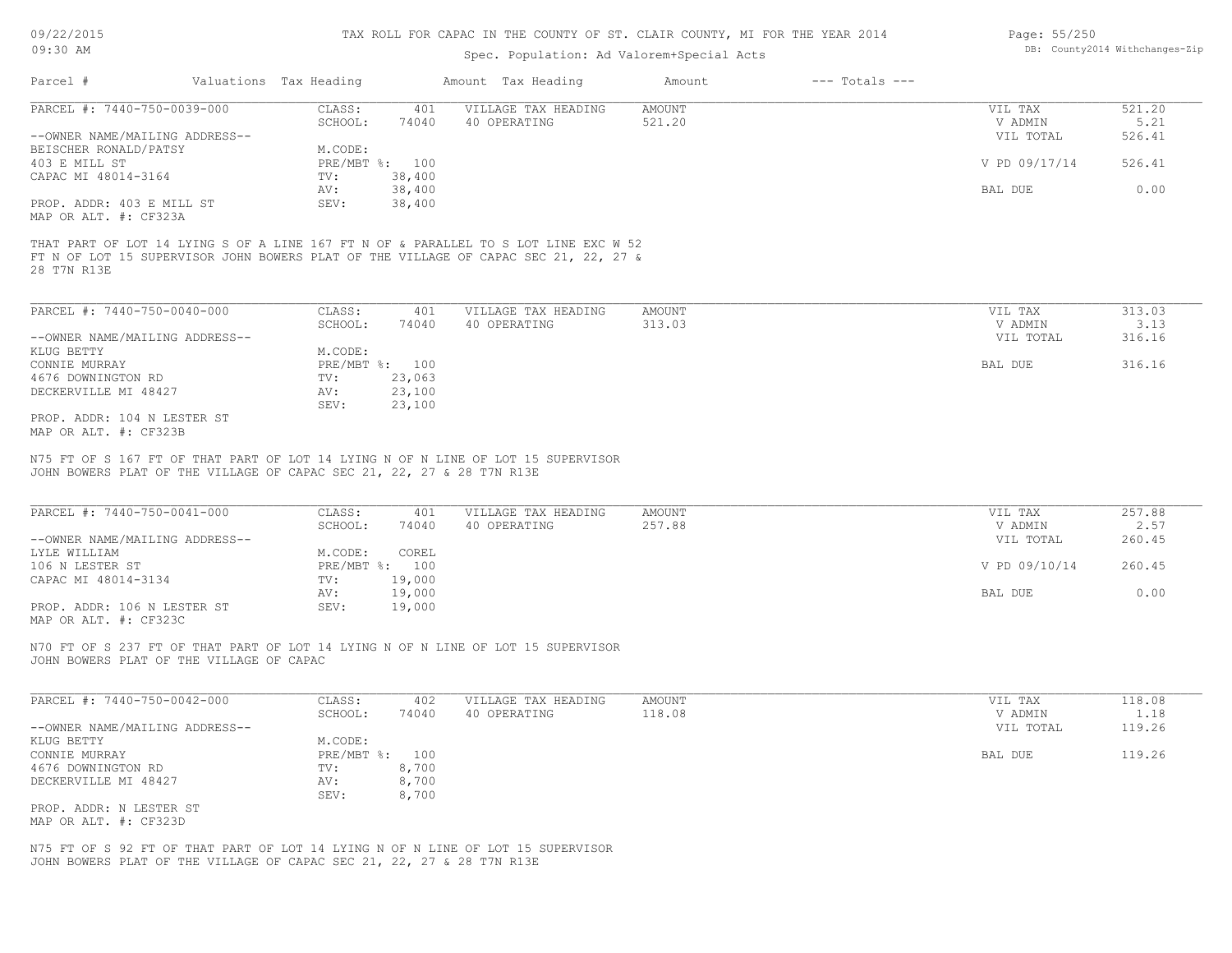TAX ROLL FOR CAPAC IN THE COUNTY OF ST. CLAIR COUNTY, MI FOR THE YEAR 2014

Spec. Population: Ad Valorem+Special Acts

| Parcel # | Valuations | Tax Heading | Amount | Tax Heading | Amount | --- Totals --- |
|---|---|---|---|---|---|---|

**PARCEL #: 7440-750-0039-000**

CLASS: 401 | SCHOOL: 74040 | M.CODE: | PRE/MBT %: 100 | TV: 38,400 | AV: 38,400 | SEV: 38,400

VILLAGE TAX HEADING: 40 OPERATING — AMOUNT 521.20

--OWNER NAME/MAILING ADDRESS--
BEISCHER RONALD/PATSY
403 E MILL ST
CAPAC MI 48014-3164

PROP. ADDR: 403 E MILL ST
MAP OR ALT. #: CF323A

| | |
|---|---|
| VIL TAX | 521.20 |
| V ADMIN | 5.21 |
| VIL TOTAL | 526.41 |
| V PD 09/17/14 | 526.41 |
| BAL DUE | 0.00 |

THAT PART OF LOT 14 LYING S OF A LINE 167 FT N OF & PARALLEL TO S LOT LINE EXC W 52 FT N OF LOT 15 SUPERVISOR JOHN BOWERS PLAT OF THE VILLAGE OF CAPAC SEC 21, 22, 27 & 28 T7N R13E

**PARCEL #: 7440-750-0040-000**

CLASS: 401 | SCHOOL: 74040 | M.CODE: | PRE/MBT %: 100 | TV: 23,063 | AV: 23,100 | SEV: 23,100

VILLAGE TAX HEADING: 40 OPERATING — AMOUNT 313.03

--OWNER NAME/MAILING ADDRESS--
KLUG BETTY
CONNIE MURRAY
4676 DOWNINGTON RD
DECKERVILLE MI 48427

PROP. ADDR: 104 N LESTER ST
MAP OR ALT. #: CF323B

| | |
|---|---|
| VIL TAX | 313.03 |
| V ADMIN | 3.13 |
| VIL TOTAL | 316.16 |
| BAL DUE | 316.16 |

N75 FT OF S 167 FT OF THAT PART OF LOT 14 LYING N OF N LINE OF LOT 15 SUPERVISOR JOHN BOWERS PLAT OF THE VILLAGE OF CAPAC SEC 21, 22, 27 & 28 T7N R13E

**PARCEL #: 7440-750-0041-000**

CLASS: 401 | SCHOOL: 74040 | M.CODE: COREL | PRE/MBT %: 100 | TV: 19,000 | AV: 19,000 | SEV: 19,000

VILLAGE TAX HEADING: 40 OPERATING — AMOUNT 257.88

--OWNER NAME/MAILING ADDRESS--
LYLE WILLIAM
106 N LESTER ST
CAPAC MI 48014-3134

PROP. ADDR: 106 N LESTER ST
MAP OR ALT. #: CF323C

| | |
|---|---|
| VIL TAX | 257.88 |
| V ADMIN | 2.57 |
| VIL TOTAL | 260.45 |
| V PD 09/10/14 | 260.45 |
| BAL DUE | 0.00 |

N70 FT OF S 237 FT OF THAT PART OF LOT 14 LYING N OF N LINE OF LOT 15 SUPERVISOR JOHN BOWERS PLAT OF THE VILLAGE OF CAPAC

**PARCEL #: 7440-750-0042-000**

CLASS: 402 | SCHOOL: 74040 | M.CODE: | PRE/MBT %: 100 | TV: 8,700 | AV: 8,700 | SEV: 8,700

VILLAGE TAX HEADING: 40 OPERATING — AMOUNT 118.08

--OWNER NAME/MAILING ADDRESS--
KLUG BETTY
CONNIE MURRAY
4676 DOWNINGTON RD
DECKERVILLE MI 48427

PROP. ADDR: N LESTER ST
MAP OR ALT. #: CF323D

| | |
|---|---|
| VIL TAX | 118.08 |
| V ADMIN | 1.18 |
| VIL TOTAL | 119.26 |
| BAL DUE | 119.26 |

N75 FT OF S 92 FT OF THAT PART OF LOT 14 LYING N OF N LINE OF LOT 15 SUPERVISOR JOHN BOWERS PLAT OF THE VILLAGE OF CAPAC SEC 21, 22, 27 & 28 T7N R13E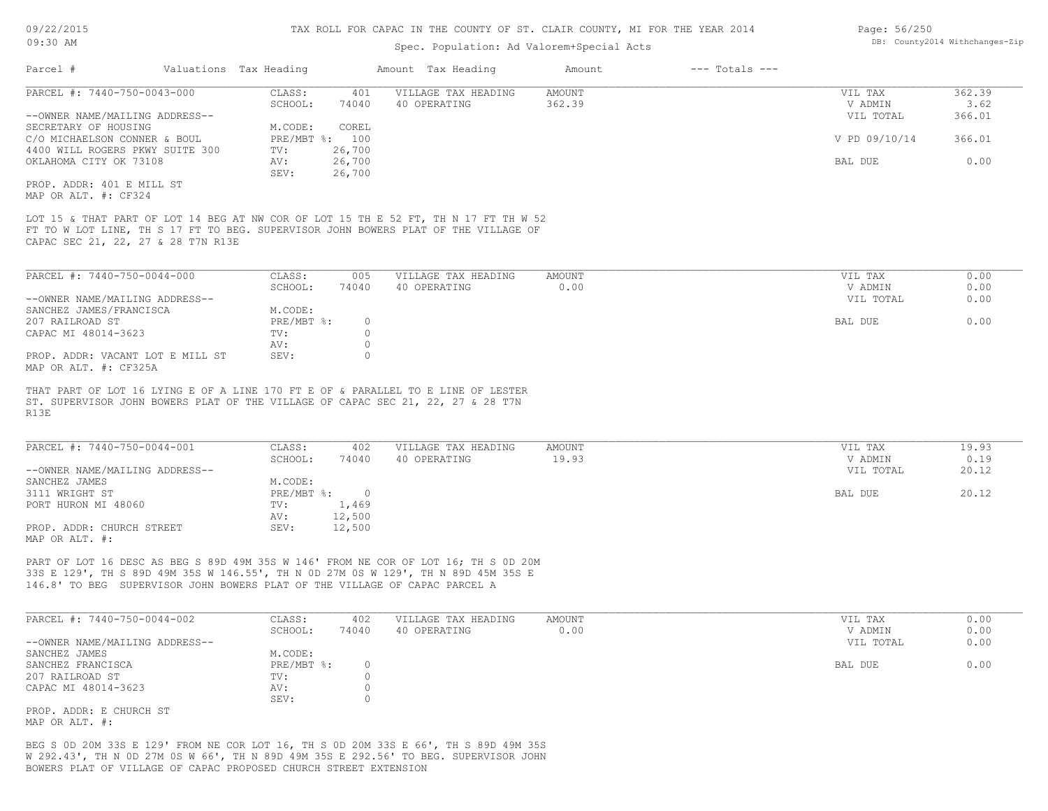TAX ROLL FOR CAPAC IN THE COUNTY OF ST. CLAIR COUNTY, MI FOR THE YEAR 2014

Spec. Population: Ad Valorem+Special Acts

| Parcel # | Valuations | Tax Heading | Amount | Tax Heading | Amount | --- Totals --- |
|---|---|---|---|---|---|---|

PARCEL #: 7440-750-0043-000

| | | | | | |
|---|---|---|---|---|---|
| CLASS: | 401 | VILLAGE TAX HEADING | AMOUNT | VIL TAX | 362.39 |
| SCHOOL: | 74040 | 40 OPERATING | 362.39 | V ADMIN | 3.62 |
| | | | | VIL TOTAL | 366.01 |
| M.CODE: | COREL | | | | |
| PRE/MBT %: | 100 | | | V PD 09/10/14 | 366.01 |
| TV: | 26,700 | | | | |
| AV: | 26,700 | | | BAL DUE | 0.00 |
| SEV: | 26,700 | | | | |

--OWNER NAME/MAILING ADDRESS--
SECRETARY OF HOUSING
C/O MICHAELSON CONNER & BOUL
4400 WILL ROGERS PKWY SUITE 300
OKLAHOMA CITY OK 73108

PROP. ADDR: 401 E MILL ST
MAP OR ALT. #: CF324

LOT 15 & THAT PART OF LOT 14 BEG AT NW COR OF LOT 15 TH E 52 FT, TH N 17 FT TH W 52 FT TO W LOT LINE, TH S 17 FT TO BEG. SUPERVISOR JOHN BOWERS PLAT OF THE VILLAGE OF CAPAC SEC 21, 22, 27 & 28 T7N R13E

PARCEL #: 7440-750-0044-000

| | | | | | |
|---|---|---|---|---|---|
| CLASS: | 005 | VILLAGE TAX HEADING | AMOUNT | VIL TAX | 0.00 |
| SCHOOL: | 74040 | 40 OPERATING | 0.00 | V ADMIN | 0.00 |
| | | | | VIL TOTAL | 0.00 |
| M.CODE: | | | | | |
| PRE/MBT %: | 0 | | | BAL DUE | 0.00 |
| TV: | 0 | | | | |
| AV: | 0 | | | | |
| SEV: | 0 | | | | |

--OWNER NAME/MAILING ADDRESS--
SANCHEZ JAMES/FRANCISCA
207 RAILROAD ST
CAPAC MI 48014-3623

PROP. ADDR: VACANT LOT E MILL ST
MAP OR ALT. #: CF325A

THAT PART OF LOT 16 LYING E OF A LINE 170 FT E OF & PARALLEL TO E LINE OF LESTER ST. SUPERVISOR JOHN BOWERS PLAT OF THE VILLAGE OF CAPAC SEC 21, 22, 27 & 28 T7N R13E

PARCEL #: 7440-750-0044-001

| | | | | | |
|---|---|---|---|---|---|
| CLASS: | 402 | VILLAGE TAX HEADING | AMOUNT | VIL TAX | 19.93 |
| SCHOOL: | 74040 | 40 OPERATING | 19.93 | V ADMIN | 0.19 |
| | | | | VIL TOTAL | 20.12 |
| M.CODE: | | | | | |
| PRE/MBT %: | 0 | | | BAL DUE | 20.12 |
| TV: | 1,469 | | | | |
| AV: | 12,500 | | | | |
| SEV: | 12,500 | | | | |

--OWNER NAME/MAILING ADDRESS--
SANCHEZ JAMES
3111 WRIGHT ST
PORT HURON MI 48060

PROP. ADDR: CHURCH STREET
MAP OR ALT. #:

PART OF LOT 16 DESC AS BEG S 89D 49M 35S W 146' FROM NE COR OF LOT 16; TH S 0D 20M 33S E 129', TH S 89D 49M 35S W 146.55', TH N 0D 27M 0S W 129', TH N 89D 45M 35S E 146.8' TO BEG SUPERVISOR JOHN BOWERS PLAT OF THE VILLAGE OF CAPAC PARCEL A

PARCEL #: 7440-750-0044-002

| | | | | | |
|---|---|---|---|---|---|
| CLASS: | 402 | VILLAGE TAX HEADING | AMOUNT | VIL TAX | 0.00 |
| SCHOOL: | 74040 | 40 OPERATING | 0.00 | V ADMIN | 0.00 |
| | | | | VIL TOTAL | 0.00 |
| M.CODE: | | | | | |
| PRE/MBT %: | 0 | | | BAL DUE | 0.00 |
| TV: | 0 | | | | |
| AV: | 0 | | | | |
| SEV: | 0 | | | | |

--OWNER NAME/MAILING ADDRESS--
SANCHEZ JAMES
SANCHEZ FRANCISCA
207 RAILROAD ST
CAPAC MI 48014-3623

PROP. ADDR: E CHURCH ST
MAP OR ALT. #:

BEG S 0D 20M 33S E 129' FROM NE COR LOT 16, TH S 0D 20M 33S E 66', TH S 89D 49M 35S W 292.43', TH N 0D 27M 0S W 66', TH N 89D 49M 35S E 292.56' TO BEG. SUPERVISOR JOHN BOWERS PLAT OF VILLAGE OF CAPAC PROPOSED CHURCH STREET EXTENSION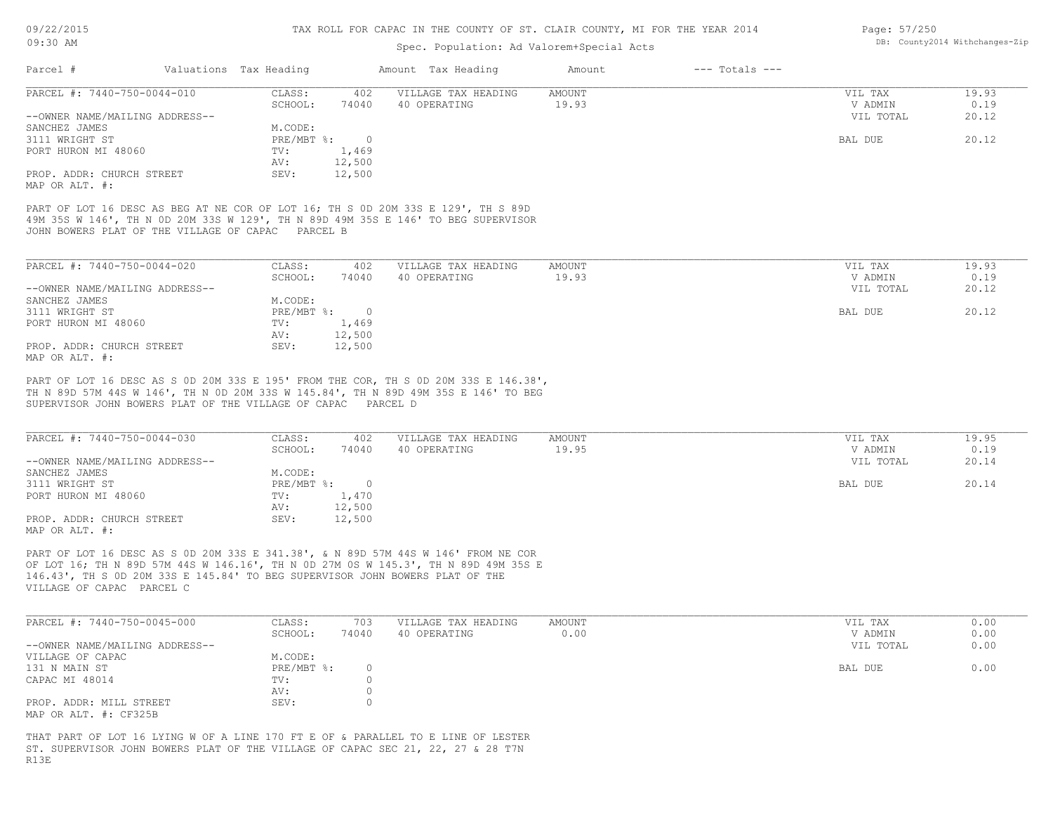# TAX ROLL FOR CAPAC IN THE COUNTY OF ST. CLAIR COUNTY, MI FOR THE YEAR 2014

Spec. Population: Ad Valorem+Special Acts

| Parcel # | Valuations | Tax Heading | Amount | Tax Heading | Amount | --- Totals --- |
|---|---|---|---|---|---|---|

---

**PARCEL #: 7440-750-0044-010**

| | | | |
|---|---|---|---|
| CLASS: 402 | VILLAGE TAX HEADING | AMOUNT | VIL TAX 19.93 |
| SCHOOL: 74040 | 40 OPERATING | 19.93 | V ADMIN 0.19 |
| M.CODE: | | | VIL TOTAL 20.12 |
| PRE/MBT %: 0 | | | BAL DUE 20.12 |
| TV: 1,469 | | | |
| AV: 12,500 | | | |
| SEV: 12,500 | | | |

--OWNER NAME/MAILING ADDRESS--
SANCHEZ JAMES
3111 WRIGHT ST
PORT HURON MI 48060

PROP. ADDR: CHURCH STREET
MAP OR ALT. #:

PART OF LOT 16 DESC AS BEG AT NE COR OF LOT 16; TH S 0D 20M 33S E 129', TH S 89D 49M 35S W 146', TH N 0D 20M 33S W 129', TH N 89D 49M 35S E 146' TO BEG SUPERVISOR JOHN BOWERS PLAT OF THE VILLAGE OF CAPAC PARCEL B

---

**PARCEL #: 7440-750-0044-020**

| | | | |
|---|---|---|---|
| CLASS: 402 | VILLAGE TAX HEADING | AMOUNT | VIL TAX 19.93 |
| SCHOOL: 74040 | 40 OPERATING | 19.93 | V ADMIN 0.19 |
| M.CODE: | | | VIL TOTAL 20.12 |
| PRE/MBT %: 0 | | | BAL DUE 20.12 |
| TV: 1,469 | | | |
| AV: 12,500 | | | |
| SEV: 12,500 | | | |

--OWNER NAME/MAILING ADDRESS--
SANCHEZ JAMES
3111 WRIGHT ST
PORT HURON MI 48060

PROP. ADDR: CHURCH STREET
MAP OR ALT. #:

PART OF LOT 16 DESC AS S 0D 20M 33S E 195' FROM THE COR, TH S 0D 20M 33S E 146.38', TH N 89D 57M 44S W 146', TH N 0D 20M 33S W 145.84', TH N 89D 49M 35S E 146' TO BEG SUPERVISOR JOHN BOWERS PLAT OF THE VILLAGE OF CAPAC PARCEL D

---

**PARCEL #: 7440-750-0044-030**

| | | | |
|---|---|---|---|
| CLASS: 402 | VILLAGE TAX HEADING | AMOUNT | VIL TAX 19.95 |
| SCHOOL: 74040 | 40 OPERATING | 19.95 | V ADMIN 0.19 |
| M.CODE: | | | VIL TOTAL 20.14 |
| PRE/MBT %: 0 | | | BAL DUE 20.14 |
| TV: 1,470 | | | |
| AV: 12,500 | | | |
| SEV: 12,500 | | | |

--OWNER NAME/MAILING ADDRESS--
SANCHEZ JAMES
3111 WRIGHT ST
PORT HURON MI 48060

PROP. ADDR: CHURCH STREET
MAP OR ALT. #:

PART OF LOT 16 DESC AS S 0D 20M 33S E 341.38', & N 89D 57M 44S W 146' FROM NE COR OF LOT 16; TH N 89D 57M 44S W 146.16', TH N 0D 27M 0S W 145.3', TH N 89D 49M 35S E 146.43', TH S 0D 20M 33S E 145.84' TO BEG SUPERVISOR JOHN BOWERS PLAT OF THE VILLAGE OF CAPAC PARCEL C

---

**PARCEL #: 7440-750-0045-000**

| | | | |
|---|---|---|---|
| CLASS: 703 | VILLAGE TAX HEADING | AMOUNT | VIL TAX 0.00 |
| SCHOOL: 74040 | 40 OPERATING | 0.00 | V ADMIN 0.00 |
| M.CODE: | | | VIL TOTAL 0.00 |
| PRE/MBT %: 0 | | | BAL DUE 0.00 |
| TV: 0 | | | |
| AV: 0 | | | |
| SEV: 0 | | | |

--OWNER NAME/MAILING ADDRESS--
VILLAGE OF CAPAC
131 N MAIN ST
CAPAC MI 48014

PROP. ADDR: MILL STREET
MAP OR ALT. #: CF325B

THAT PART OF LOT 16 LYING W OF A LINE 170 FT E OF & PARALLEL TO E LINE OF LESTER ST. SUPERVISOR JOHN BOWERS PLAT OF THE VILLAGE OF CAPAC SEC 21, 22, 27 & 28 T7N R13E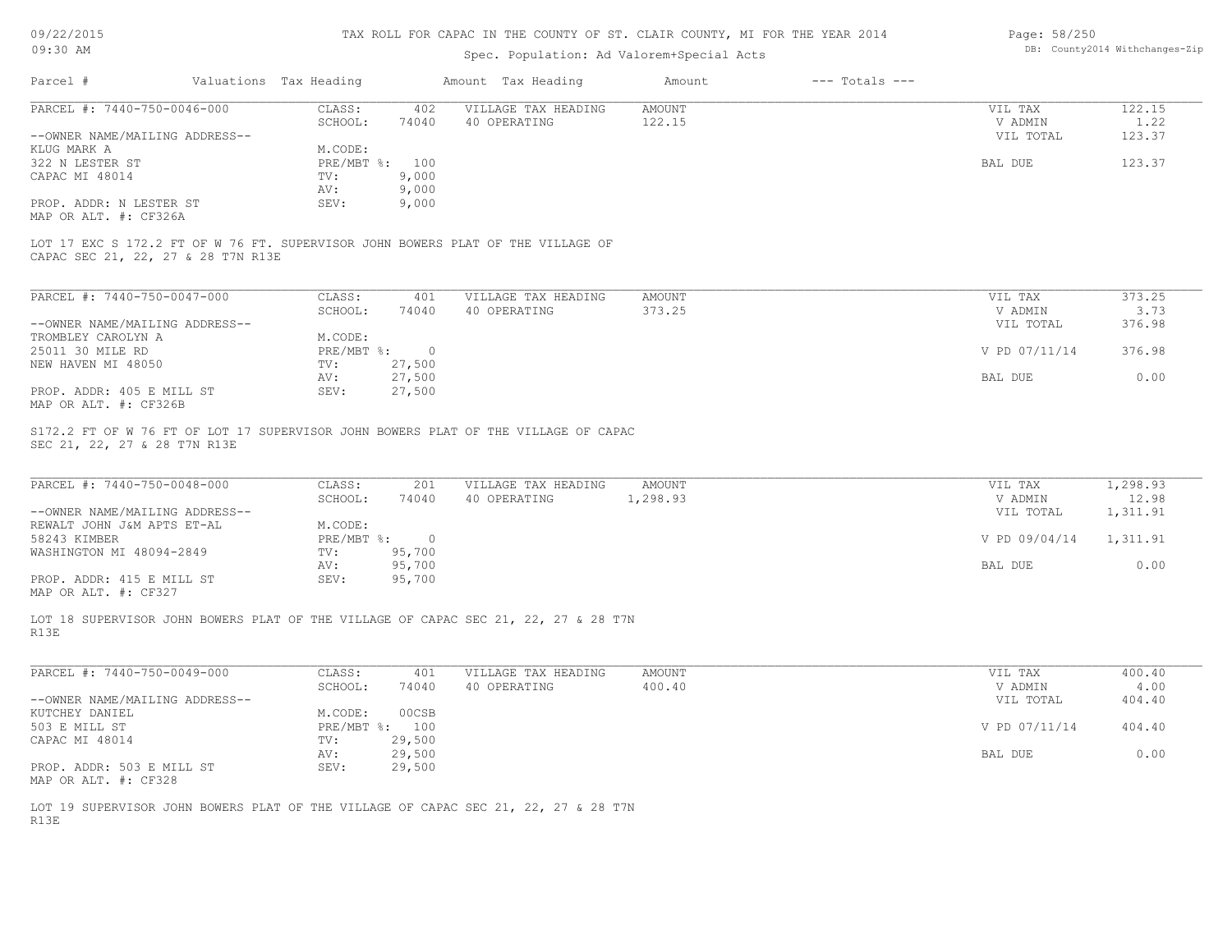# TAX ROLL FOR CAPAC IN THE COUNTY OF ST. CLAIR COUNTY, MI FOR THE YEAR 2014

Spec. Population: Ad Valorem+Special Acts

DB: County2014 Withchanges-Zip

| Parcel # | Valuations | Tax Heading | Amount | Tax Heading | Amount | --- Totals --- | |
|---|---|---|---|---|---|---|---|
| PARCEL #: 7440-750-0046-000 | CLASS: | 402 | VILLAGE TAX HEADING | AMOUNT | | VIL TAX | 122.15 |
| | SCHOOL: | 74040 | 40 OPERATING | 122.15 | | V ADMIN | 1.22 |
| --OWNER NAME/MAILING ADDRESS-- | | | | | | VIL TOTAL | 123.37 |
| KLUG MARK A | M.CODE: | | | | | | |
| 322 N LESTER ST | PRE/MBT %: | 100 | | | | BAL DUE | 123.37 |
| CAPAC MI 48014 | TV: | 9,000 | | | | | |
| | AV: | 9,000 | | | | | |
| PROP. ADDR: N LESTER ST | SEV: | 9,000 | | | | | |
| MAP OR ALT. #: CF326A | | | | | | | |

LOT 17 EXC S 172.2 FT OF W 76 FT. SUPERVISOR JOHN BOWERS PLAT OF THE VILLAGE OF CAPAC SEC 21, 22, 27 & 28 T7N R13E

| Parcel # | Valuations | Tax Heading | Amount | Tax Heading | Amount | --- Totals --- | |
|---|---|---|---|---|---|---|---|
| PARCEL #: 7440-750-0047-000 | CLASS: | 401 | VILLAGE TAX HEADING | AMOUNT | | VIL TAX | 373.25 |
| | SCHOOL: | 74040 | 40 OPERATING | 373.25 | | V ADMIN | 3.73 |
| --OWNER NAME/MAILING ADDRESS-- | | | | | | VIL TOTAL | 376.98 |
| TROMBLEY CAROLYN A | M.CODE: | | | | | | |
| 25011 30 MILE RD | PRE/MBT %: | 0 | | | | V PD 07/11/14 | 376.98 |
| NEW HAVEN MI 48050 | TV: | 27,500 | | | | | |
| | AV: | 27,500 | | | | BAL DUE | 0.00 |
| PROP. ADDR: 405 E MILL ST | SEV: | 27,500 | | | | | |
| MAP OR ALT. #: CF326B | | | | | | | |

S172.2 FT OF W 76 FT OF LOT 17 SUPERVISOR JOHN BOWERS PLAT OF THE VILLAGE OF CAPAC SEC 21, 22, 27 & 28 T7N R13E

| Parcel # | Valuations | Tax Heading | Amount | Tax Heading | Amount | --- Totals --- | |
|---|---|---|---|---|---|---|---|
| PARCEL #: 7440-750-0048-000 | CLASS: | 201 | VILLAGE TAX HEADING | AMOUNT | | VIL TAX | 1,298.93 |
| | SCHOOL: | 74040 | 40 OPERATING | 1,298.93 | | V ADMIN | 12.98 |
| --OWNER NAME/MAILING ADDRESS-- | | | | | | VIL TOTAL | 1,311.91 |
| REWALT JOHN J&M APTS ET-AL | M.CODE: | | | | | | |
| 58243 KIMBER | PRE/MBT %: | 0 | | | | V PD 09/04/14 | 1,311.91 |
| WASHINGTON MI 48094-2849 | TV: | 95,700 | | | | | |
| | AV: | 95,700 | | | | BAL DUE | 0.00 |
| PROP. ADDR: 415 E MILL ST | SEV: | 95,700 | | | | | |
| MAP OR ALT. #: CF327 | | | | | | | |

LOT 18 SUPERVISOR JOHN BOWERS PLAT OF THE VILLAGE OF CAPAC SEC 21, 22, 27 & 28 T7N R13E

| Parcel # | Valuations | Tax Heading | Amount | Tax Heading | Amount | --- Totals --- | |
|---|---|---|---|---|---|---|---|
| PARCEL #: 7440-750-0049-000 | CLASS: | 401 | VILLAGE TAX HEADING | AMOUNT | | VIL TAX | 400.40 |
| | SCHOOL: | 74040 | 40 OPERATING | 400.40 | | V ADMIN | 4.00 |
| --OWNER NAME/MAILING ADDRESS-- | | | | | | VIL TOTAL | 404.40 |
| KUTCHEY DANIEL | M.CODE: | 00CSB | | | | | |
| 503 E MILL ST | PRE/MBT %: | 100 | | | | V PD 07/11/14 | 404.40 |
| CAPAC MI 48014 | TV: | 29,500 | | | | | |
| | AV: | 29,500 | | | | BAL DUE | 0.00 |
| PROP. ADDR: 503 E MILL ST | SEV: | 29,500 | | | | | |
| MAP OR ALT. #: CF328 | | | | | | | |

LOT 19 SUPERVISOR JOHN BOWERS PLAT OF THE VILLAGE OF CAPAC SEC 21, 22, 27 & 28 T7N R13E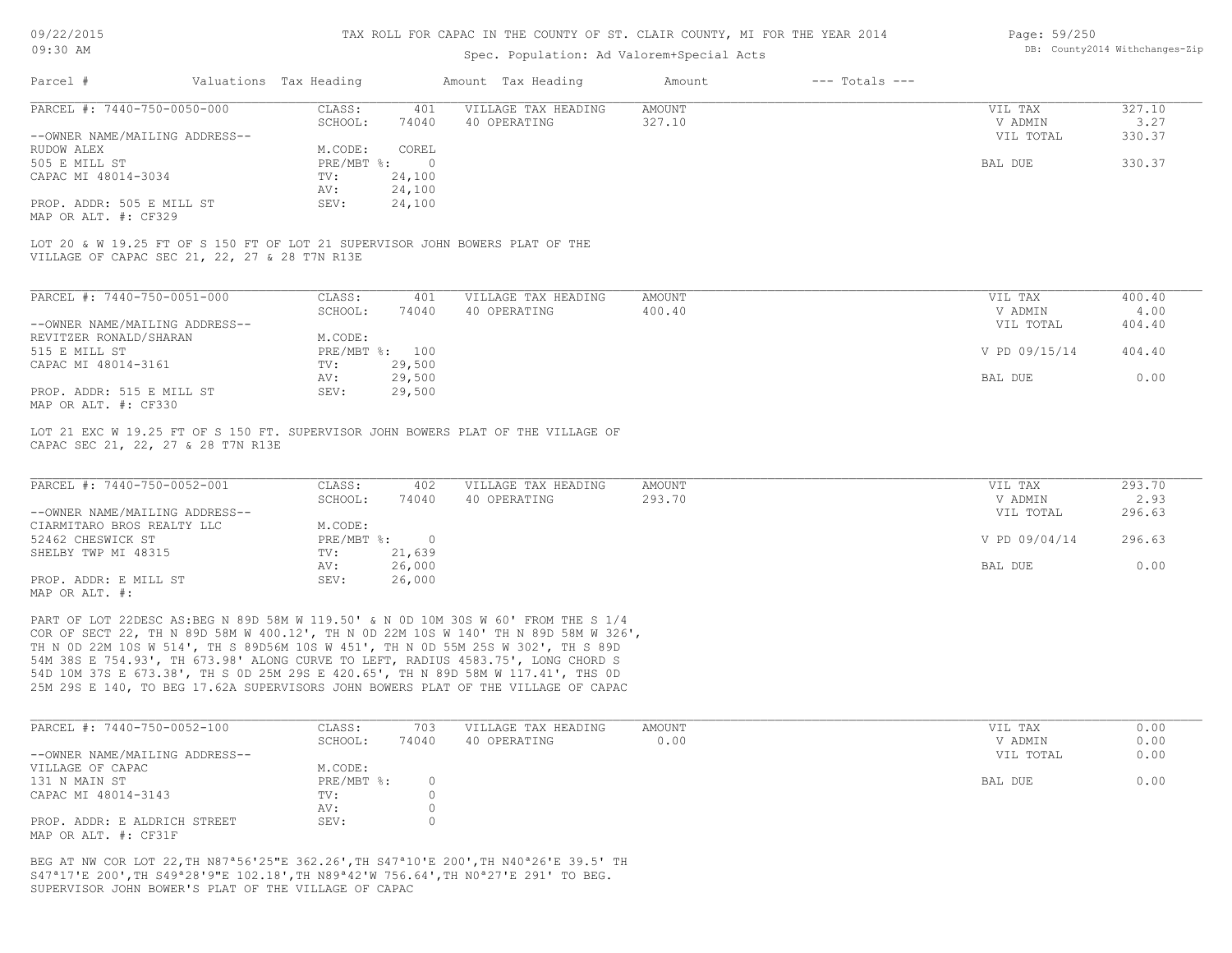TAX ROLL FOR CAPAC IN THE COUNTY OF ST. CLAIR COUNTY, MI FOR THE YEAR 2014

Spec. Population: Ad Valorem+Special Acts

| Parcel # | Valuations | Tax Heading | Amount | Tax Heading | Amount | --- Totals --- | |
|---|---|---|---|---|---|---|---|

**PARCEL #: 7440-750-0050-000**

| | | | | | |
|---|---|---|---|---|---|
| CLASS: | 401 | VILLAGE TAX HEADING | AMOUNT | VIL TAX | 327.10 |
| SCHOOL: | 74040 | 40 OPERATING | 327.10 | V ADMIN | 3.27 |
| M.CODE: | COREL | | | VIL TOTAL | 330.37 |
| PRE/MBT %: | 0 | | | BAL DUE | 330.37 |
| TV: | 24,100 | | | | |
| AV: | 24,100 | | | | |
| SEV: | 24,100 | | | | |

--OWNER NAME/MAILING ADDRESS--
RUDOW ALEX
505 E MILL ST
CAPAC MI 48014-3034

PROP. ADDR: 505 E MILL ST
MAP OR ALT. #: CF329

LOT 20 & W 19.25 FT OF S 150 FT OF LOT 21 SUPERVISOR JOHN BOWERS PLAT OF THE VILLAGE OF CAPAC SEC 21, 22, 27 & 28 T7N R13E

**PARCEL #: 7440-750-0051-000**

| | | | | | |
|---|---|---|---|---|---|
| CLASS: | 401 | VILLAGE TAX HEADING | AMOUNT | VIL TAX | 400.40 |
| SCHOOL: | 74040 | 40 OPERATING | 400.40 | V ADMIN | 4.00 |
| M.CODE: | | | | VIL TOTAL | 404.40 |
| PRE/MBT %: | 100 | | | V PD 09/15/14 | 404.40 |
| TV: | 29,500 | | | | |
| AV: | 29,500 | | | BAL DUE | 0.00 |
| SEV: | 29,500 | | | | |

--OWNER NAME/MAILING ADDRESS--
REVITZER RONALD/SHARAN
515 E MILL ST
CAPAC MI 48014-3161

PROP. ADDR: 515 E MILL ST
MAP OR ALT. #: CF330

LOT 21 EXC W 19.25 FT OF S 150 FT. SUPERVISOR JOHN BOWERS PLAT OF THE VILLAGE OF CAPAC SEC 21, 22, 27 & 28 T7N R13E

**PARCEL #: 7440-750-0052-001**

| | | | | | |
|---|---|---|---|---|---|
| CLASS: | 402 | VILLAGE TAX HEADING | AMOUNT | VIL TAX | 293.70 |
| SCHOOL: | 74040 | 40 OPERATING | 293.70 | V ADMIN | 2.93 |
| M.CODE: | | | | VIL TOTAL | 296.63 |
| PRE/MBT %: | 0 | | | V PD 09/04/14 | 296.63 |
| TV: | 21,639 | | | | |
| AV: | 26,000 | | | BAL DUE | 0.00 |
| SEV: | 26,000 | | | | |

--OWNER NAME/MAILING ADDRESS--
CIARMITARO BROS REALTY LLC
52462 CHESWICK ST
SHELBY TWP MI 48315

PROP. ADDR: E MILL ST
MAP OR ALT. #:

PART OF LOT 22DESC AS:BEG N 89D 58M W 119.50' & N 0D 10M 30S W 60' FROM THE S 1/4 COR OF SECT 22, TH N 89D 58M W 400.12', TH N 0D 22M 10S W 140' TH N 89D 58M W 326', TH N 0D 22M 10S W 514', TH S 89D56M 10S W 451', TH N 0D 55M 25S W 302', TH S 89D 54M 38S E 754.93', TH 673.98' ALONG CURVE TO LEFT, RADIUS 4583.75', LONG CHORD S 54D 10M 37S E 673.38', TH S 0D 25M 29S E 420.65', TH N 89D 58M W 117.41', THS 0D 25M 29S E 140, TO BEG 17.62A SUPERVISORS JOHN BOWERS PLAT OF THE VILLAGE OF CAPAC

**PARCEL #: 7440-750-0052-100**

| | | | | | |
|---|---|---|---|---|---|
| CLASS: | 703 | VILLAGE TAX HEADING | AMOUNT | VIL TAX | 0.00 |
| SCHOOL: | 74040 | 40 OPERATING | 0.00 | V ADMIN | 0.00 |
| M.CODE: | | | | VIL TOTAL | 0.00 |
| PRE/MBT %: | 0 | | | BAL DUE | 0.00 |
| TV: | 0 | | | | |
| AV: | 0 | | | | |
| SEV: | 0 | | | | |

--OWNER NAME/MAILING ADDRESS--
VILLAGE OF CAPAC
131 N MAIN ST
CAPAC MI 48014-3143

PROP. ADDR: E ALDRICH STREET
MAP OR ALT. #: CF31F

BEG AT NW COR LOT 22,TH N87ª56'25"E 362.26',TH S47ª10'E 200',TH N40ª26'E 39.5' TH S47ª17'E 200',TH S49ª28'9"E 102.18',TH N89ª42'W 756.64',TH N0ª27'E 291' TO BEG. SUPERVISOR JOHN BOWER'S PLAT OF THE VILLAGE OF CAPAC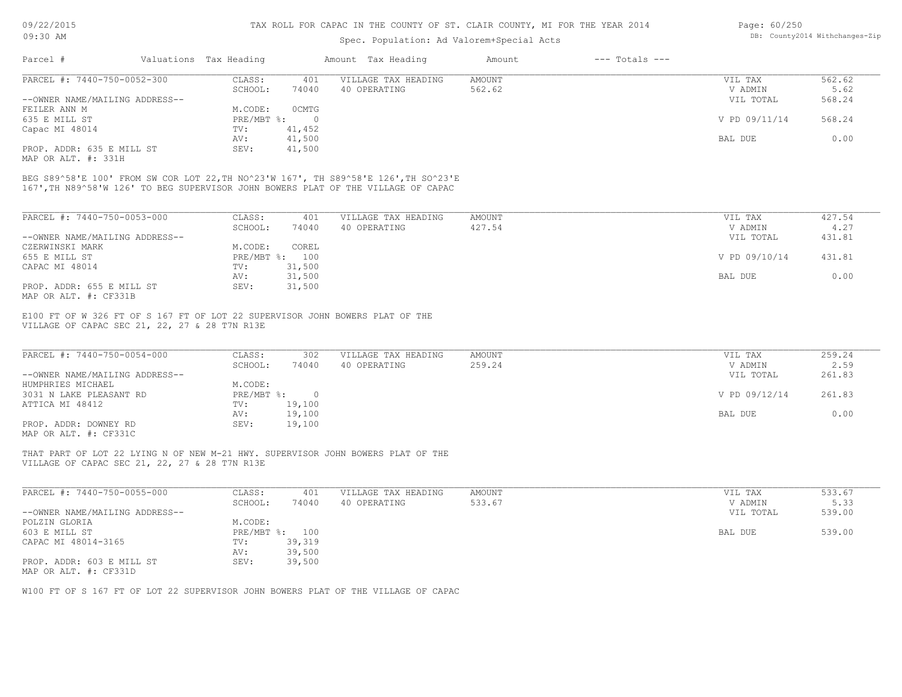TAX ROLL FOR CAPAC IN THE COUNTY OF ST. CLAIR COUNTY, MI FOR THE YEAR 2014

Spec. Population: Ad Valorem+Special Acts

| Parcel # | Valuations | Tax Heading | Amount | Tax Heading | Amount | --- Totals --- | |
|---|---|---|---|---|---|---|---|
| PARCEL #: 7440-750-0052-300 | CLASS: | 401 | VILLAGE TAX HEADING | AMOUNT | | VIL TAX | 562.62 |
| | SCHOOL: | 74040 | 40 OPERATING | 562.62 | | V ADMIN | 5.62 |
| --OWNER NAME/MAILING ADDRESS-- | | | | | | VIL TOTAL | 568.24 |
| FEILER ANN M | M.CODE: | 0CMTG | | | | | |
| 635 E MILL ST | PRE/MBT %: | 0 | | | | V PD 09/11/14 | 568.24 |
| Capac MI 48014 | TV: | 41,452 | | | | | |
| | AV: | 41,500 | | | | BAL DUE | 0.00 |
| PROP. ADDR: 635 E MILL ST | SEV: | 41,500 | | | | | |
| MAP OR ALT. #: 331H | | | | | | | |

BEG S89^58'E 100' FROM SW COR LOT 22,TH NO^23'W 167', TH S89^58'E 126',TH SO^23'E 167',TH N89^58'W 126' TO BEG SUPERVISOR JOHN BOWERS PLAT OF THE VILLAGE OF CAPAC

| Parcel # | Valuations | Tax Heading | Amount | Tax Heading | Amount | --- Totals --- | |
|---|---|---|---|---|---|---|---|
| PARCEL #: 7440-750-0053-000 | CLASS: | 401 | VILLAGE TAX HEADING | AMOUNT | | VIL TAX | 427.54 |
| | SCHOOL: | 74040 | 40 OPERATING | 427.54 | | V ADMIN | 4.27 |
| --OWNER NAME/MAILING ADDRESS-- | | | | | | VIL TOTAL | 431.81 |
| CZERWINSKI MARK | M.CODE: | COREL | | | | | |
| 655 E MILL ST | PRE/MBT %: | 100 | | | | V PD 09/10/14 | 431.81 |
| CAPAC MI 48014 | TV: | 31,500 | | | | | |
| | AV: | 31,500 | | | | BAL DUE | 0.00 |
| PROP. ADDR: 655 E MILL ST | SEV: | 31,500 | | | | | |
| MAP OR ALT. #: CF331B | | | | | | | |

E100 FT OF W 326 FT OF S 167 FT OF LOT 22 SUPERVISOR JOHN BOWERS PLAT OF THE VILLAGE OF CAPAC SEC 21, 22, 27 & 28 T7N R13E

| Parcel # | Valuations | Tax Heading | Amount | Tax Heading | Amount | --- Totals --- | |
|---|---|---|---|---|---|---|---|
| PARCEL #: 7440-750-0054-000 | CLASS: | 302 | VILLAGE TAX HEADING | AMOUNT | | VIL TAX | 259.24 |
| | SCHOOL: | 74040 | 40 OPERATING | 259.24 | | V ADMIN | 2.59 |
| --OWNER NAME/MAILING ADDRESS-- | | | | | | VIL TOTAL | 261.83 |
| HUMPHRIES MICHAEL | M.CODE: | | | | | | |
| 3031 N LAKE PLEASANT RD | PRE/MBT %: | 0 | | | | V PD 09/12/14 | 261.83 |
| ATTICA MI 48412 | TV: | 19,100 | | | | | |
| | AV: | 19,100 | | | | BAL DUE | 0.00 |
| PROP. ADDR: DOWNEY RD | SEV: | 19,100 | | | | | |
| MAP OR ALT. #: CF331C | | | | | | | |

THAT PART OF LOT 22 LYING N OF NEW M-21 HWY. SUPERVISOR JOHN BOWERS PLAT OF THE VILLAGE OF CAPAC SEC 21, 22, 27 & 28 T7N R13E

| Parcel # | Valuations | Tax Heading | Amount | Tax Heading | Amount | --- Totals --- | |
|---|---|---|---|---|---|---|---|
| PARCEL #: 7440-750-0055-000 | CLASS: | 401 | VILLAGE TAX HEADING | AMOUNT | | VIL TAX | 533.67 |
| | SCHOOL: | 74040 | 40 OPERATING | 533.67 | | V ADMIN | 5.33 |
| --OWNER NAME/MAILING ADDRESS-- | | | | | | VIL TOTAL | 539.00 |
| POLZIN GLORIA | M.CODE: | | | | | | |
| 603 E MILL ST | PRE/MBT %: | 100 | | | | BAL DUE | 539.00 |
| CAPAC MI 48014-3165 | TV: | 39,319 | | | | | |
| | AV: | 39,500 | | | | | |
| PROP. ADDR: 603 E MILL ST | SEV: | 39,500 | | | | | |
| MAP OR ALT. #: CF331D | | | | | | | |

W100 FT OF S 167 FT OF LOT 22 SUPERVISOR JOHN BOWERS PLAT OF THE VILLAGE OF CAPAC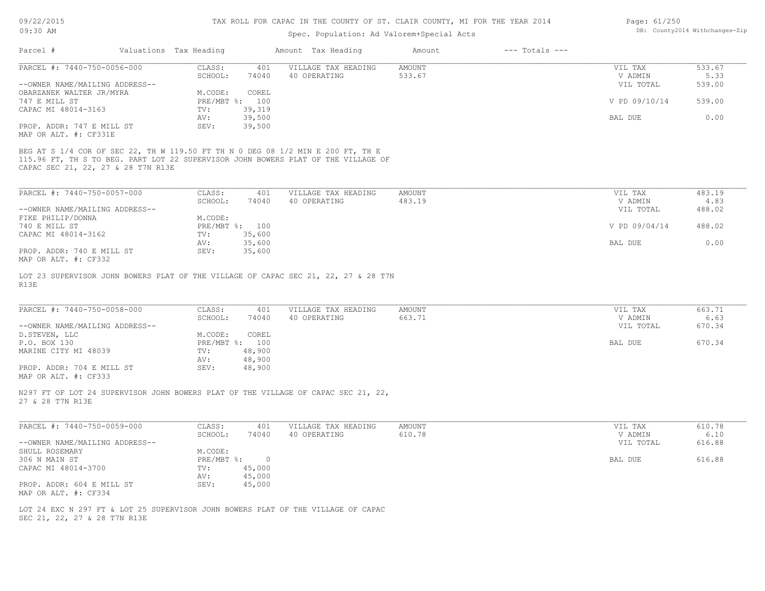TAX ROLL FOR CAPAC IN THE COUNTY OF ST. CLAIR COUNTY, MI FOR THE YEAR 2014

Spec. Population: Ad Valorem+Special Acts

| Parcel # | Valuations | Tax Heading | Amount | Tax Heading | Amount | --- Totals --- | |
|---|---|---|---|---|---|---|---|

**PARCEL #: 7440-750-0056-000**

| | | | | | |
|---|---|---|---|---|---|
| CLASS: | 401 | VILLAGE TAX HEADING | AMOUNT | VIL TAX | 533.67 |
| SCHOOL: | 74040 | 40 OPERATING | 533.67 | V ADMIN | 5.33 |
| | | | | VIL TOTAL | 539.00 |
| M.CODE: | COREL | | | | |
| PRE/MBT %: | 100 | | | V PD 09/10/14 | 539.00 |
| TV: | 39,319 | | | | |
| AV: | 39,500 | | | BAL DUE | 0.00 |
| SEV: | 39,500 | | | | |

--OWNER NAME/MAILING ADDRESS--
OBARZANEK WALTER JR/MYRA
747 E MILL ST
CAPAC MI 48014-3163

PROP. ADDR: 747 E MILL ST
MAP OR ALT. #: CF331E

BEG AT S 1/4 COR OF SEC 22, TH W 119.50 FT TH N 0 DEG 08 1/2 MIN E 200 FT, TH E 115.96 FT, TH S TO BEG. PART LOT 22 SUPERVISOR JOHN BOWERS PLAT OF THE VILLAGE OF CAPAC SEC 21, 22, 27 & 28 T7N R13E

**PARCEL #: 7440-750-0057-000**

| | | | | | |
|---|---|---|---|---|---|
| CLASS: | 401 | VILLAGE TAX HEADING | AMOUNT | VIL TAX | 483.19 |
| SCHOOL: | 74040 | 40 OPERATING | 483.19 | V ADMIN | 4.83 |
| | | | | VIL TOTAL | 488.02 |
| M.CODE: | | | | | |
| PRE/MBT %: | 100 | | | V PD 09/04/14 | 488.02 |
| TV: | 35,600 | | | | |
| AV: | 35,600 | | | BAL DUE | 0.00 |
| SEV: | 35,600 | | | | |

--OWNER NAME/MAILING ADDRESS--
FIKE PHILIP/DONNA
740 E MILL ST
CAPAC MI 48014-3162

PROP. ADDR: 740 E MILL ST
MAP OR ALT. #: CF332

LOT 23 SUPERVISOR JOHN BOWERS PLAT OF THE VILLAGE OF CAPAC SEC 21, 22, 27 & 28 T7N R13E

**PARCEL #: 7440-750-0058-000**

| | | | | | |
|---|---|---|---|---|---|
| CLASS: | 401 | VILLAGE TAX HEADING | AMOUNT | VIL TAX | 663.71 |
| SCHOOL: | 74040 | 40 OPERATING | 663.71 | V ADMIN | 6.63 |
| | | | | VIL TOTAL | 670.34 |
| M.CODE: | COREL | | | | |
| PRE/MBT %: | 100 | | | BAL DUE | 670.34 |
| TV: | 48,900 | | | | |
| AV: | 48,900 | | | | |
| SEV: | 48,900 | | | | |

--OWNER NAME/MAILING ADDRESS--
D.STEVEN, LLC
P.O. BOX 130
MARINE CITY MI 48039

PROP. ADDR: 704 E MILL ST
MAP OR ALT. #: CF333

N297 FT OF LOT 24 SUPERVISOR JOHN BOWERS PLAT OF THE VILLAGE OF CAPAC SEC 21, 22, 27 & 28 T7N R13E

**PARCEL #: 7440-750-0059-000**

| | | | | | |
|---|---|---|---|---|---|
| CLASS: | 401 | VILLAGE TAX HEADING | AMOUNT | VIL TAX | 610.78 |
| SCHOOL: | 74040 | 40 OPERATING | 610.78 | V ADMIN | 6.10 |
| | | | | VIL TOTAL | 616.88 |
| M.CODE: | | | | | |
| PRE/MBT %: | 0 | | | BAL DUE | 616.88 |
| TV: | 45,000 | | | | |
| AV: | 45,000 | | | | |
| SEV: | 45,000 | | | | |

--OWNER NAME/MAILING ADDRESS--
SHULL ROSEMARY
306 N MAIN ST
CAPAC MI 48014-3700

PROP. ADDR: 604 E MILL ST
MAP OR ALT. #: CF334

LOT 24 EXC N 297 FT & LOT 25 SUPERVISOR JOHN BOWERS PLAT OF THE VILLAGE OF CAPAC SEC 21, 22, 27 & 28 T7N R13E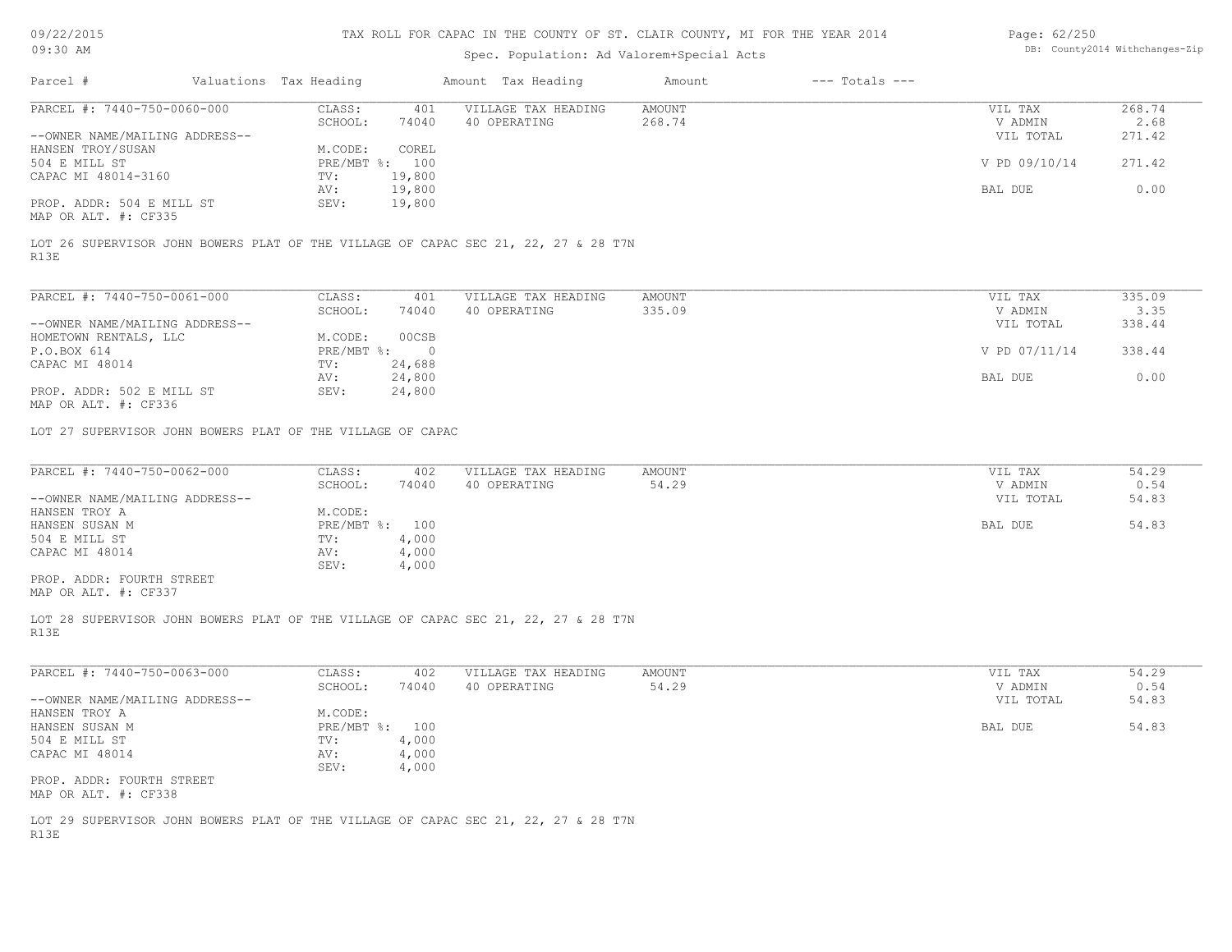TAX ROLL FOR CAPAC IN THE COUNTY OF ST. CLAIR COUNTY, MI FOR THE YEAR 2014

Spec. Population: Ad Valorem+Special Acts

| Parcel # | Valuations | Tax Heading | Amount | Tax Heading | Amount | --- Totals --- |
|---|---|---|---|---|---|---|

---

**PARCEL #: 7440-750-0060-000**

| | | | | | |
|---|---|---|---|---|---|
| CLASS: | 401 | VILLAGE TAX HEADING | AMOUNT | VIL TAX | 268.74 |
| SCHOOL: | 74040 | 40 OPERATING | 268.74 | V ADMIN | 2.68 |
| | | | | VIL TOTAL | 271.42 |
| M.CODE: | COREL | | | | |
| PRE/MBT %: | 100 | | | V PD 09/10/14 | 271.42 |
| TV: | 19,800 | | | | |
| AV: | 19,800 | | | BAL DUE | 0.00 |
| SEV: | 19,800 | | | | |

--OWNER NAME/MAILING ADDRESS--
HANSEN TROY/SUSAN
504 E MILL ST
CAPAC MI 48014-3160

PROP. ADDR: 504 E MILL ST
MAP OR ALT. #: CF335

LOT 26 SUPERVISOR JOHN BOWERS PLAT OF THE VILLAGE OF CAPAC SEC 21, 22, 27 & 28 T7N R13E

---

**PARCEL #: 7440-750-0061-000**

| | | | | | |
|---|---|---|---|---|---|
| CLASS: | 401 | VILLAGE TAX HEADING | AMOUNT | VIL TAX | 335.09 |
| SCHOOL: | 74040 | 40 OPERATING | 335.09 | V ADMIN | 3.35 |
| | | | | VIL TOTAL | 338.44 |
| M.CODE: | 00CSB | | | | |
| PRE/MBT %: | 0 | | | V PD 07/11/14 | 338.44 |
| TV: | 24,688 | | | | |
| AV: | 24,800 | | | BAL DUE | 0.00 |
| SEV: | 24,800 | | | | |

--OWNER NAME/MAILING ADDRESS--
HOMETOWN RENTALS, LLC
P.O.BOX 614
CAPAC MI 48014

PROP. ADDR: 502 E MILL ST
MAP OR ALT. #: CF336

LOT 27 SUPERVISOR JOHN BOWERS PLAT OF THE VILLAGE OF CAPAC

---

**PARCEL #: 7440-750-0062-000**

| | | | | | |
|---|---|---|---|---|---|
| CLASS: | 402 | VILLAGE TAX HEADING | AMOUNT | VIL TAX | 54.29 |
| SCHOOL: | 74040 | 40 OPERATING | 54.29 | V ADMIN | 0.54 |
| | | | | VIL TOTAL | 54.83 |
| M.CODE: | | | | | |
| PRE/MBT %: | 100 | | | BAL DUE | 54.83 |
| TV: | 4,000 | | | | |
| AV: | 4,000 | | | | |
| SEV: | 4,000 | | | | |

--OWNER NAME/MAILING ADDRESS--
HANSEN TROY A
HANSEN SUSAN M
504 E MILL ST
CAPAC MI 48014

PROP. ADDR: FOURTH STREET
MAP OR ALT. #: CF337

LOT 28 SUPERVISOR JOHN BOWERS PLAT OF THE VILLAGE OF CAPAC SEC 21, 22, 27 & 28 T7N R13E

---

**PARCEL #: 7440-750-0063-000**

| | | | | | |
|---|---|---|---|---|---|
| CLASS: | 402 | VILLAGE TAX HEADING | AMOUNT | VIL TAX | 54.29 |
| SCHOOL: | 74040 | 40 OPERATING | 54.29 | V ADMIN | 0.54 |
| | | | | VIL TOTAL | 54.83 |
| M.CODE: | | | | | |
| PRE/MBT %: | 100 | | | BAL DUE | 54.83 |
| TV: | 4,000 | | | | |
| AV: | 4,000 | | | | |
| SEV: | 4,000 | | | | |

--OWNER NAME/MAILING ADDRESS--
HANSEN TROY A
HANSEN SUSAN M
504 E MILL ST
CAPAC MI 48014

PROP. ADDR: FOURTH STREET
MAP OR ALT. #: CF338

LOT 29 SUPERVISOR JOHN BOWERS PLAT OF THE VILLAGE OF CAPAC SEC 21, 22, 27 & 28 T7N R13E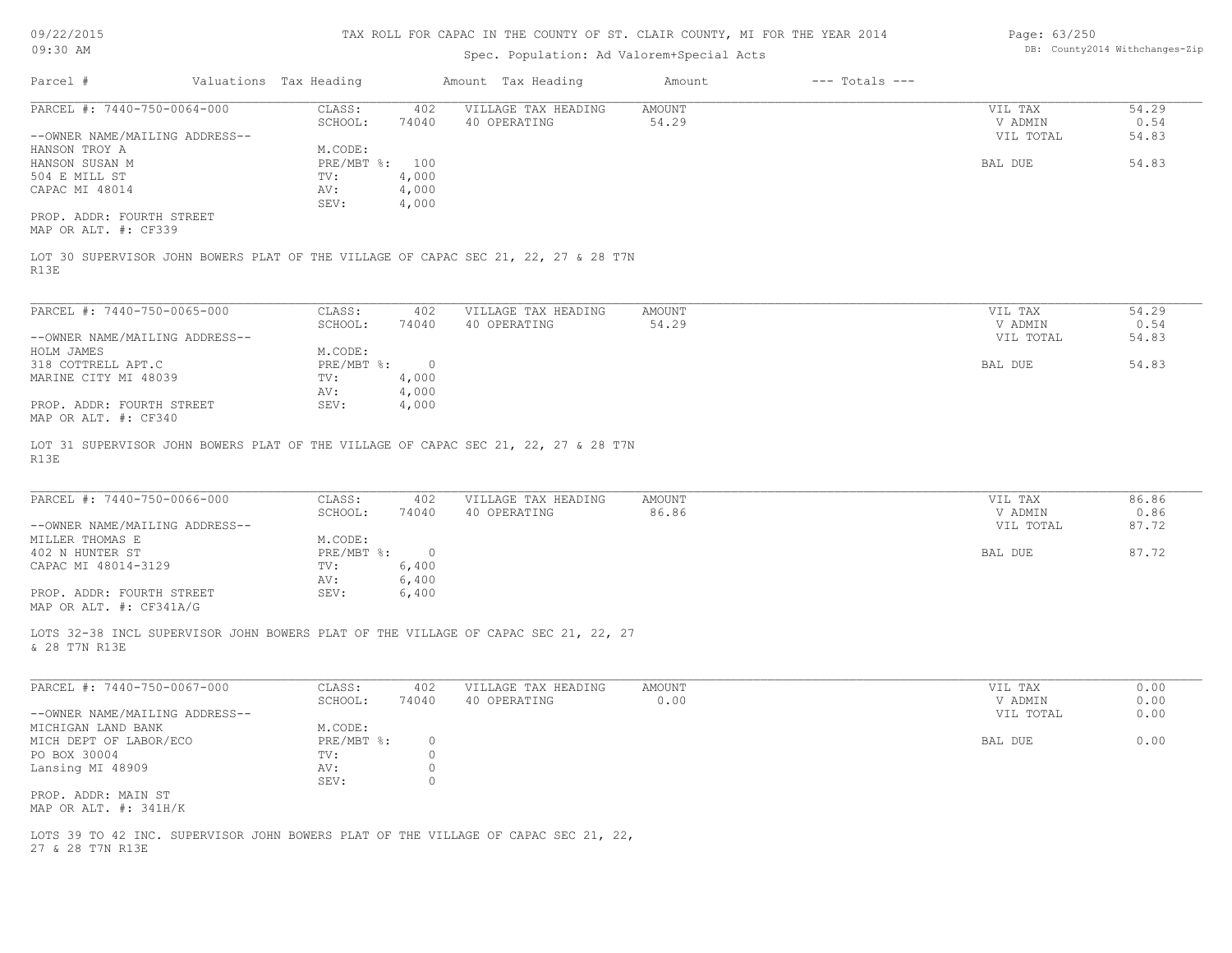TAX ROLL FOR CAPAC IN THE COUNTY OF ST. CLAIR COUNTY, MI FOR THE YEAR 2014

Spec. Population: Ad Valorem+Special Acts

09/22/2015
09:30 AM

DB: County2014 Withchanges-Zip

| Parcel # | Valuations | Tax Heading | Amount | Tax Heading | Amount | --- Totals --- |
|---|---|---|---|---|---|---|

**PARCEL #: 7440-750-0064-000**

CLASS: 402
SCHOOL: 74040
M.CODE:
PRE/MBT %: 100
TV: 4,000
AV: 4,000
SEV: 4,000

VILLAGE TAX HEADING: 40 OPERATING — AMOUNT: 54.29

VIL TAX 54.29
V ADMIN 0.54
VIL TOTAL 54.83
BAL DUE 54.83

--OWNER NAME/MAILING ADDRESS--
HANSON TROY A
HANSON SUSAN M
504 E MILL ST
CAPAC MI 48014

PROP. ADDR: FOURTH STREET
MAP OR ALT. #: CF339

LOT 30 SUPERVISOR JOHN BOWERS PLAT OF THE VILLAGE OF CAPAC SEC 21, 22, 27 & 28 T7N R13E

---

**PARCEL #: 7440-750-0065-000**

CLASS: 402
SCHOOL: 74040
M.CODE:
PRE/MBT %: 0
TV: 4,000
AV: 4,000
SEV: 4,000

VILLAGE TAX HEADING: 40 OPERATING — AMOUNT: 54.29

VIL TAX 54.29
V ADMIN 0.54
VIL TOTAL 54.83
BAL DUE 54.83

--OWNER NAME/MAILING ADDRESS--
HOLM JAMES
318 COTTRELL APT.C
MARINE CITY MI 48039

PROP. ADDR: FOURTH STREET
MAP OR ALT. #: CF340

LOT 31 SUPERVISOR JOHN BOWERS PLAT OF THE VILLAGE OF CAPAC SEC 21, 22, 27 & 28 T7N R13E

---

**PARCEL #: 7440-750-0066-000**

CLASS: 402
SCHOOL: 74040
M.CODE:
PRE/MBT %: 0
TV: 6,400
AV: 6,400
SEV: 6,400

VILLAGE TAX HEADING: 40 OPERATING — AMOUNT: 86.86

VIL TAX 86.86
V ADMIN 0.86
VIL TOTAL 87.72
BAL DUE 87.72

--OWNER NAME/MAILING ADDRESS--
MILLER THOMAS E
402 N HUNTER ST
CAPAC MI 48014-3129

PROP. ADDR: FOURTH STREET
MAP OR ALT. #: CF341A/G

LOTS 32-38 INCL SUPERVISOR JOHN BOWERS PLAT OF THE VILLAGE OF CAPAC SEC 21, 22, 27 & 28 T7N R13E

---

**PARCEL #: 7440-750-0067-000**

CLASS: 402
SCHOOL: 74040
M.CODE:
PRE/MBT %: 0
TV: 0
AV: 0
SEV: 0

VILLAGE TAX HEADING: 40 OPERATING — AMOUNT: 0.00

VIL TAX 0.00
V ADMIN 0.00
VIL TOTAL 0.00
BAL DUE 0.00

--OWNER NAME/MAILING ADDRESS--
MICHIGAN LAND BANK
MICH DEPT OF LABOR/ECO
PO BOX 30004
Lansing MI 48909

PROP. ADDR: MAIN ST
MAP OR ALT. #: 341H/K

LOTS 39 TO 42 INC. SUPERVISOR JOHN BOWERS PLAT OF THE VILLAGE OF CAPAC SEC 21, 22, 27 & 28 T7N R13E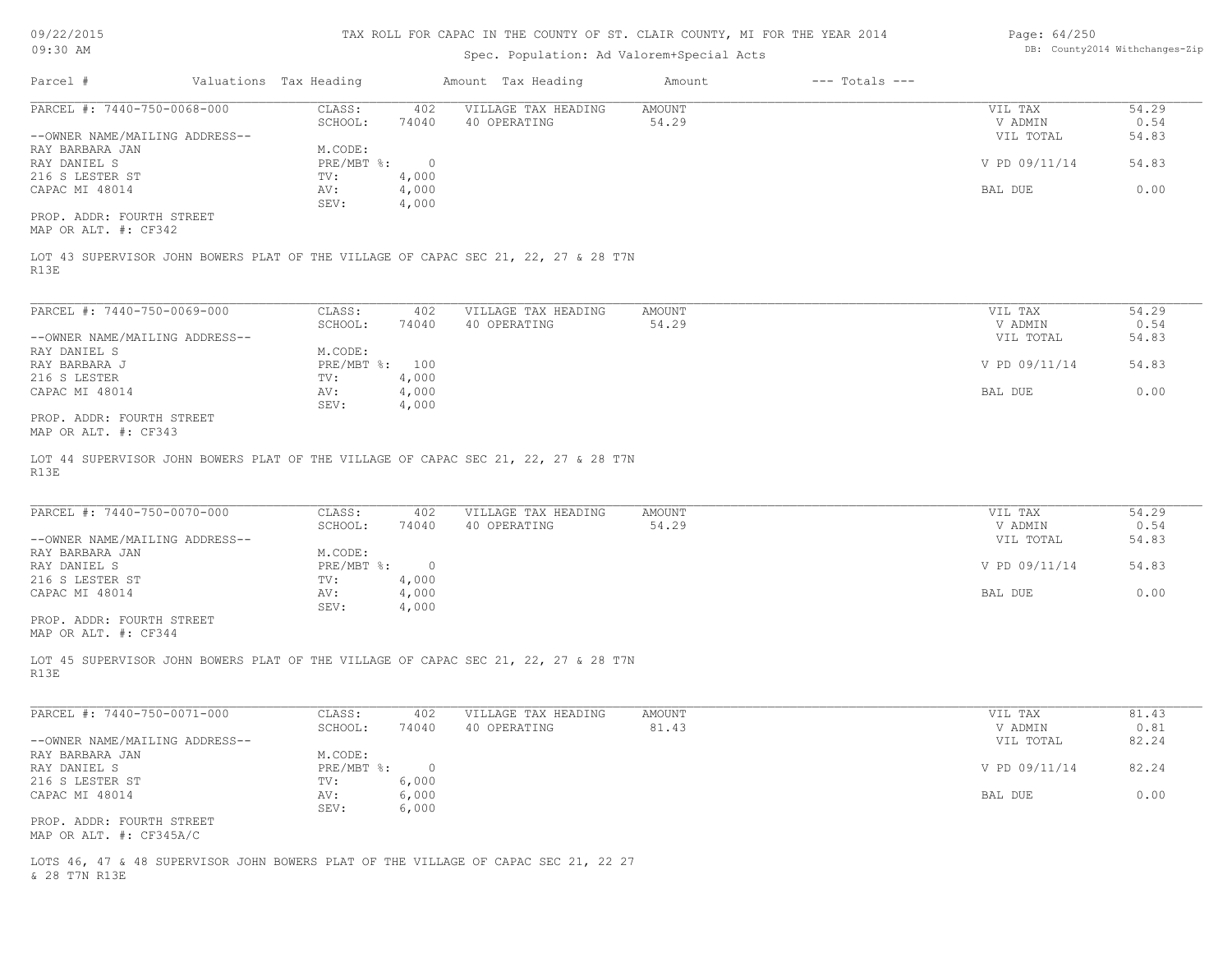TAX ROLL FOR CAPAC IN THE COUNTY OF ST. CLAIR COUNTY, MI FOR THE YEAR 2014

Spec. Population: Ad Valorem+Special Acts

| Parcel # | Valuations | Tax Heading | Amount | Tax Heading | Amount | --- Totals --- | |
|---|---|---|---|---|---|---|---|

**PARCEL #: 7440-750-0068-000**

| | | | | | |
|---|---|---|---|---|---|
| CLASS: | 402 | VILLAGE TAX HEADING | AMOUNT | VIL TAX | 54.29 |
| SCHOOL: | 74040 | 40 OPERATING | 54.29 | V ADMIN | 0.54 |
| | | | | VIL TOTAL | 54.83 |
| M.CODE: | | | | | |
| PRE/MBT %: | 0 | | | V PD 09/11/14 | 54.83 |
| TV: | 4,000 | | | | |
| AV: | 4,000 | | | BAL DUE | 0.00 |
| SEV: | 4,000 | | | | |

--OWNER NAME/MAILING ADDRESS--
RAY BARBARA JAN
RAY DANIEL S
216 S LESTER ST
CAPAC MI 48014

PROP. ADDR: FOURTH STREET
MAP OR ALT. #: CF342

LOT 43 SUPERVISOR JOHN BOWERS PLAT OF THE VILLAGE OF CAPAC SEC 21, 22, 27 & 28 T7N R13E

**PARCEL #: 7440-750-0069-000**

| | | | | | |
|---|---|---|---|---|---|
| CLASS: | 402 | VILLAGE TAX HEADING | AMOUNT | VIL TAX | 54.29 |
| SCHOOL: | 74040 | 40 OPERATING | 54.29 | V ADMIN | 0.54 |
| | | | | VIL TOTAL | 54.83 |
| M.CODE: | | | | | |
| PRE/MBT %: | 100 | | | V PD 09/11/14 | 54.83 |
| TV: | 4,000 | | | | |
| AV: | 4,000 | | | BAL DUE | 0.00 |
| SEV: | 4,000 | | | | |

--OWNER NAME/MAILING ADDRESS--
RAY DANIEL S
RAY BARBARA J
216 S LESTER
CAPAC MI 48014

PROP. ADDR: FOURTH STREET
MAP OR ALT. #: CF343

LOT 44 SUPERVISOR JOHN BOWERS PLAT OF THE VILLAGE OF CAPAC SEC 21, 22, 27 & 28 T7N R13E

**PARCEL #: 7440-750-0070-000**

| | | | | | |
|---|---|---|---|---|---|
| CLASS: | 402 | VILLAGE TAX HEADING | AMOUNT | VIL TAX | 54.29 |
| SCHOOL: | 74040 | 40 OPERATING | 54.29 | V ADMIN | 0.54 |
| | | | | VIL TOTAL | 54.83 |
| M.CODE: | | | | | |
| PRE/MBT %: | 0 | | | V PD 09/11/14 | 54.83 |
| TV: | 4,000 | | | | |
| AV: | 4,000 | | | BAL DUE | 0.00 |
| SEV: | 4,000 | | | | |

--OWNER NAME/MAILING ADDRESS--
RAY BARBARA JAN
RAY DANIEL S
216 S LESTER ST
CAPAC MI 48014

PROP. ADDR: FOURTH STREET
MAP OR ALT. #: CF344

LOT 45 SUPERVISOR JOHN BOWERS PLAT OF THE VILLAGE OF CAPAC SEC 21, 22, 27 & 28 T7N R13E

**PARCEL #: 7440-750-0071-000**

| | | | | | |
|---|---|---|---|---|---|
| CLASS: | 402 | VILLAGE TAX HEADING | AMOUNT | VIL TAX | 81.43 |
| SCHOOL: | 74040 | 40 OPERATING | 81.43 | V ADMIN | 0.81 |
| | | | | VIL TOTAL | 82.24 |
| M.CODE: | | | | | |
| PRE/MBT %: | 0 | | | V PD 09/11/14 | 82.24 |
| TV: | 6,000 | | | | |
| AV: | 6,000 | | | BAL DUE | 0.00 |
| SEV: | 6,000 | | | | |

--OWNER NAME/MAILING ADDRESS--
RAY BARBARA JAN
RAY DANIEL S
216 S LESTER ST
CAPAC MI 48014

PROP. ADDR: FOURTH STREET
MAP OR ALT. #: CF345A/C

LOTS 46, 47 & 48 SUPERVISOR JOHN BOWERS PLAT OF THE VILLAGE OF CAPAC SEC 21, 22 27 & 28 T7N R13E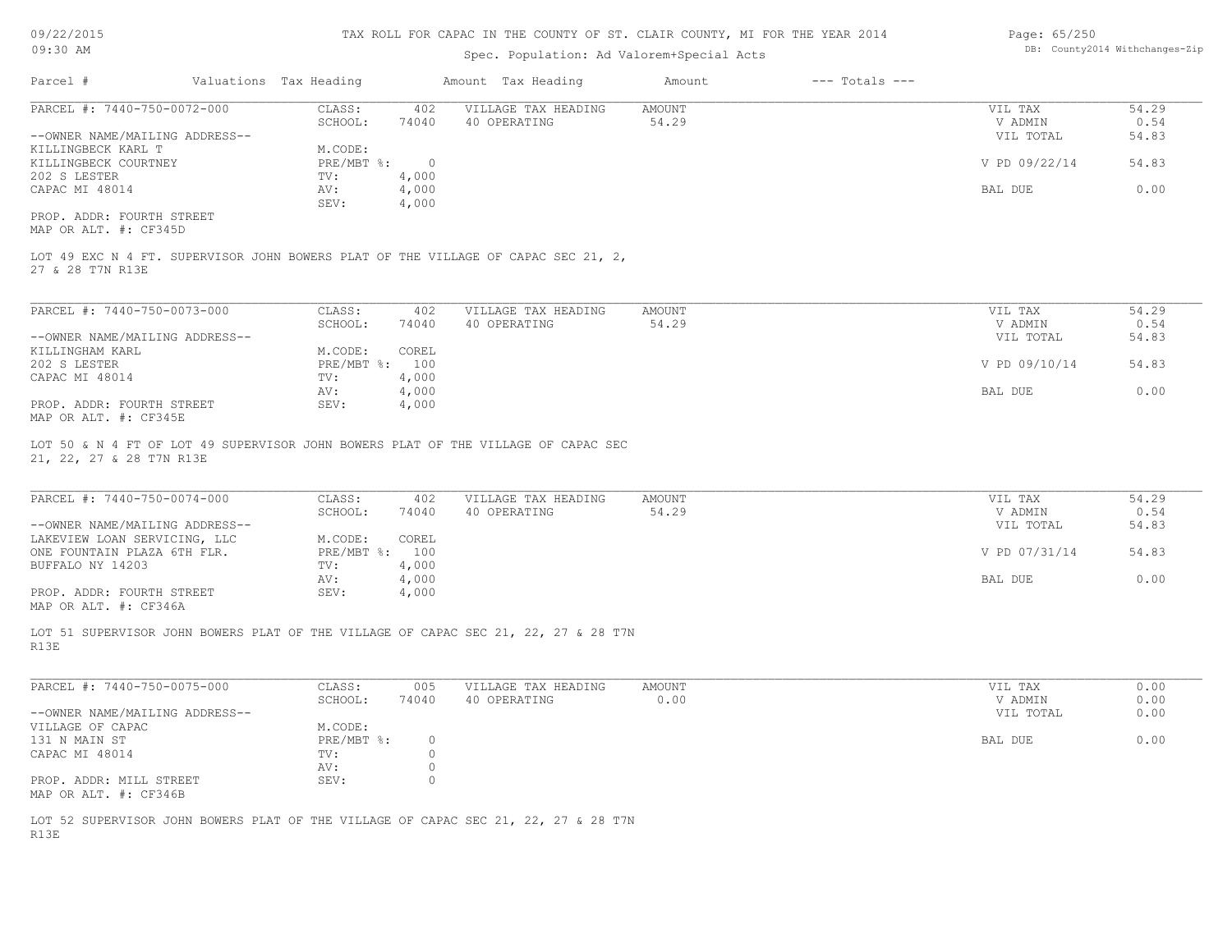TAX ROLL FOR CAPAC IN THE COUNTY OF ST. CLAIR COUNTY, MI FOR THE YEAR 2014

Spec. Population: Ad Valorem+Special Acts

| Parcel # | Valuations | Tax Heading | Amount | Tax Heading | Amount | --- Totals --- | |
|---|---|---|---|---|---|---|---|

---

PARCEL #: 7440-750-0072-000

| | | | | | |
|---|---|---|---|---|---|
| CLASS: | 402 | VILLAGE TAX HEADING | AMOUNT | VIL TAX | 54.29 |
| SCHOOL: | 74040 | 40 OPERATING | 54.29 | V ADMIN | 0.54 |
| | | | | VIL TOTAL | 54.83 |
| M.CODE: | | | | | |
| PRE/MBT %: | 0 | | | V PD 09/22/14 | 54.83 |
| TV: | 4,000 | | | | |
| AV: | 4,000 | | | BAL DUE | 0.00 |
| SEV: | 4,000 | | | | |

--OWNER NAME/MAILING ADDRESS--
KILLINGBECK KARL T
KILLINGBECK COURTNEY
202 S LESTER
CAPAC MI 48014

PROP. ADDR: FOURTH STREET
MAP OR ALT. #: CF345D

LOT 49 EXC N 4 FT. SUPERVISOR JOHN BOWERS PLAT OF THE VILLAGE OF CAPAC SEC 21, 2, 27 & 28 T7N R13E

---

PARCEL #: 7440-750-0073-000

| | | | | | |
|---|---|---|---|---|---|
| CLASS: | 402 | VILLAGE TAX HEADING | AMOUNT | VIL TAX | 54.29 |
| SCHOOL: | 74040 | 40 OPERATING | 54.29 | V ADMIN | 0.54 |
| | | | | VIL TOTAL | 54.83 |
| M.CODE: | COREL | | | | |
| PRE/MBT %: | 100 | | | V PD 09/10/14 | 54.83 |
| TV: | 4,000 | | | | |
| AV: | 4,000 | | | BAL DUE | 0.00 |
| SEV: | 4,000 | | | | |

--OWNER NAME/MAILING ADDRESS--
KILLINGHAM KARL
202 S LESTER
CAPAC MI 48014

PROP. ADDR: FOURTH STREET
MAP OR ALT. #: CF345E

LOT 50 & N 4 FT OF LOT 49 SUPERVISOR JOHN BOWERS PLAT OF THE VILLAGE OF CAPAC SEC 21, 22, 27 & 28 T7N R13E

---

PARCEL #: 7440-750-0074-000

| | | | | | |
|---|---|---|---|---|---|
| CLASS: | 402 | VILLAGE TAX HEADING | AMOUNT | VIL TAX | 54.29 |
| SCHOOL: | 74040 | 40 OPERATING | 54.29 | V ADMIN | 0.54 |
| | | | | VIL TOTAL | 54.83 |
| M.CODE: | COREL | | | | |
| PRE/MBT %: | 100 | | | V PD 07/31/14 | 54.83 |
| TV: | 4,000 | | | | |
| AV: | 4,000 | | | BAL DUE | 0.00 |
| SEV: | 4,000 | | | | |

--OWNER NAME/MAILING ADDRESS--
LAKEVIEW LOAN SERVICING, LLC
ONE FOUNTAIN PLAZA 6TH FLR.
BUFFALO NY 14203

PROP. ADDR: FOURTH STREET
MAP OR ALT. #: CF346A

LOT 51 SUPERVISOR JOHN BOWERS PLAT OF THE VILLAGE OF CAPAC SEC 21, 22, 27 & 28 T7N R13E

---

PARCEL #: 7440-750-0075-000

| | | | | | |
|---|---|---|---|---|---|
| CLASS: | 005 | VILLAGE TAX HEADING | AMOUNT | VIL TAX | 0.00 |
| SCHOOL: | 74040 | 40 OPERATING | 0.00 | V ADMIN | 0.00 |
| | | | | VIL TOTAL | 0.00 |
| M.CODE: | | | | | |
| PRE/MBT %: | 0 | | | BAL DUE | 0.00 |
| TV: | 0 | | | | |
| AV: | 0 | | | | |
| SEV: | 0 | | | | |

--OWNER NAME/MAILING ADDRESS--
VILLAGE OF CAPAC
131 N MAIN ST
CAPAC MI 48014

PROP. ADDR: MILL STREET
MAP OR ALT. #: CF346B

LOT 52 SUPERVISOR JOHN BOWERS PLAT OF THE VILLAGE OF CAPAC SEC 21, 22, 27 & 28 T7N R13E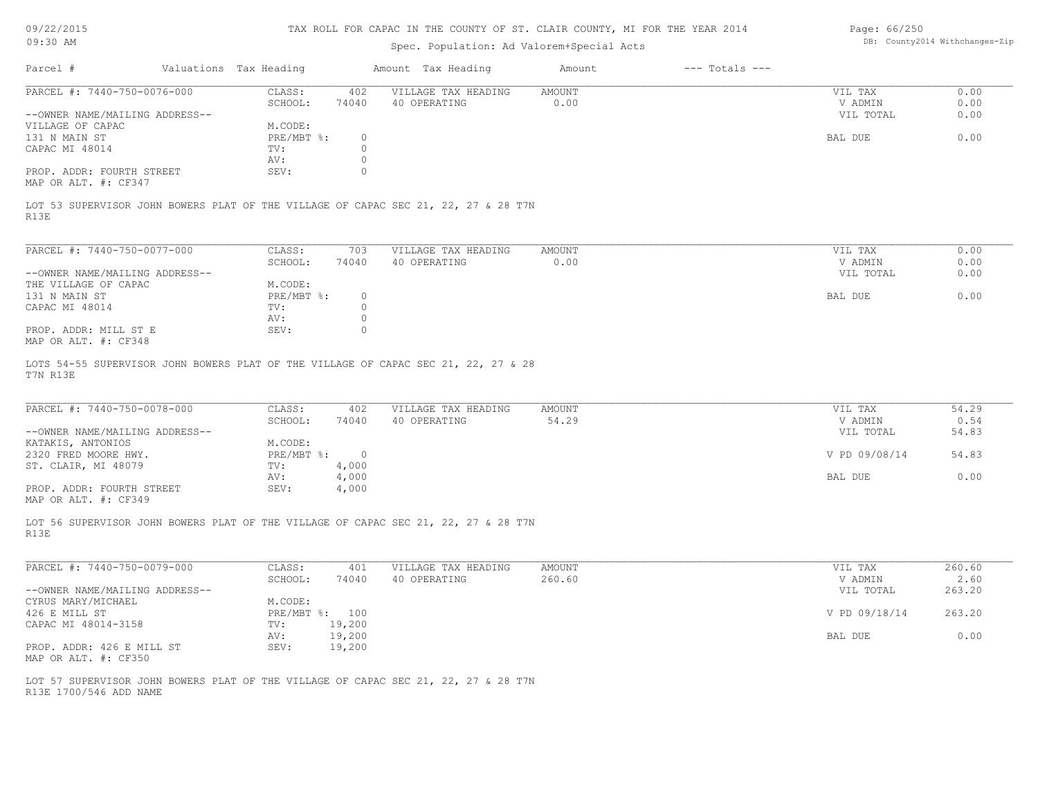TAX ROLL FOR CAPAC IN THE COUNTY OF ST. CLAIR COUNTY, MI FOR THE YEAR 2014

Spec. Population: Ad Valorem+Special Acts

| Parcel # | Valuations | Tax Heading | Amount | Tax Heading | Amount | --- Totals --- | |
|---|---|---|---|---|---|---|---|

---

**PARCEL #: 7440-750-0076-000**

| | | | | | |
|---|---|---|---|---|---|
| CLASS: | 402 | VILLAGE TAX HEADING | AMOUNT | VIL TAX | 0.00 |
| SCHOOL: | 74040 | 40 OPERATING | 0.00 | V ADMIN | 0.00 |
| | | | | VIL TOTAL | 0.00 |
| M.CODE: | | | | | |
| PRE/MBT %: | 0 | | | BAL DUE | 0.00 |
| TV: | 0 | | | | |
| AV: | 0 | | | | |
| SEV: | 0 | | | | |

--OWNER NAME/MAILING ADDRESS--
VILLAGE OF CAPAC
131 N MAIN ST
CAPAC MI 48014

PROP. ADDR: FOURTH STREET
MAP OR ALT. #: CF347

LOT 53 SUPERVISOR JOHN BOWERS PLAT OF THE VILLAGE OF CAPAC SEC 21, 22, 27 & 28 T7N R13E

---

**PARCEL #: 7440-750-0077-000**

| | | | | | |
|---|---|---|---|---|---|
| CLASS: | 703 | VILLAGE TAX HEADING | AMOUNT | VIL TAX | 0.00 |
| SCHOOL: | 74040 | 40 OPERATING | 0.00 | V ADMIN | 0.00 |
| | | | | VIL TOTAL | 0.00 |
| M.CODE: | | | | | |
| PRE/MBT %: | 0 | | | BAL DUE | 0.00 |
| TV: | 0 | | | | |
| AV: | 0 | | | | |
| SEV: | 0 | | | | |

--OWNER NAME/MAILING ADDRESS--
THE VILLAGE OF CAPAC
131 N MAIN ST
CAPAC MI 48014

PROP. ADDR: MILL ST E
MAP OR ALT. #: CF348

LOTS 54-55 SUPERVISOR JOHN BOWERS PLAT OF THE VILLAGE OF CAPAC SEC 21, 22, 27 & 28 T7N R13E

---

**PARCEL #: 7440-750-0078-000**

| | | | | | |
|---|---|---|---|---|---|
| CLASS: | 402 | VILLAGE TAX HEADING | AMOUNT | VIL TAX | 54.29 |
| SCHOOL: | 74040 | 40 OPERATING | 54.29 | V ADMIN | 0.54 |
| | | | | VIL TOTAL | 54.83 |
| M.CODE: | | | | | |
| PRE/MBT %: | 0 | | | V PD 09/08/14 | 54.83 |
| TV: | 4,000 | | | | |
| AV: | 4,000 | | | BAL DUE | 0.00 |
| SEV: | 4,000 | | | | |

--OWNER NAME/MAILING ADDRESS--
KATAKIS, ANTONIOS
2320 FRED MOORE HWY.
ST. CLAIR, MI 48079

PROP. ADDR: FOURTH STREET
MAP OR ALT. #: CF349

LOT 56 SUPERVISOR JOHN BOWERS PLAT OF THE VILLAGE OF CAPAC SEC 21, 22, 27 & 28 T7N R13E

---

**PARCEL #: 7440-750-0079-000**

| | | | | | |
|---|---|---|---|---|---|
| CLASS: | 401 | VILLAGE TAX HEADING | AMOUNT | VIL TAX | 260.60 |
| SCHOOL: | 74040 | 40 OPERATING | 260.60 | V ADMIN | 2.60 |
| | | | | VIL TOTAL | 263.20 |
| M.CODE: | | | | | |
| PRE/MBT %: | 100 | | | V PD 09/18/14 | 263.20 |
| TV: | 19,200 | | | | |
| AV: | 19,200 | | | BAL DUE | 0.00 |
| SEV: | 19,200 | | | | |

--OWNER NAME/MAILING ADDRESS--
CYRUS MARY/MICHAEL
426 E MILL ST
CAPAC MI 48014-3158

PROP. ADDR: 426 E MILL ST
MAP OR ALT. #: CF350

LOT 57 SUPERVISOR JOHN BOWERS PLAT OF THE VILLAGE OF CAPAC SEC 21, 22, 27 & 28 T7N R13E 1700/546 ADD NAME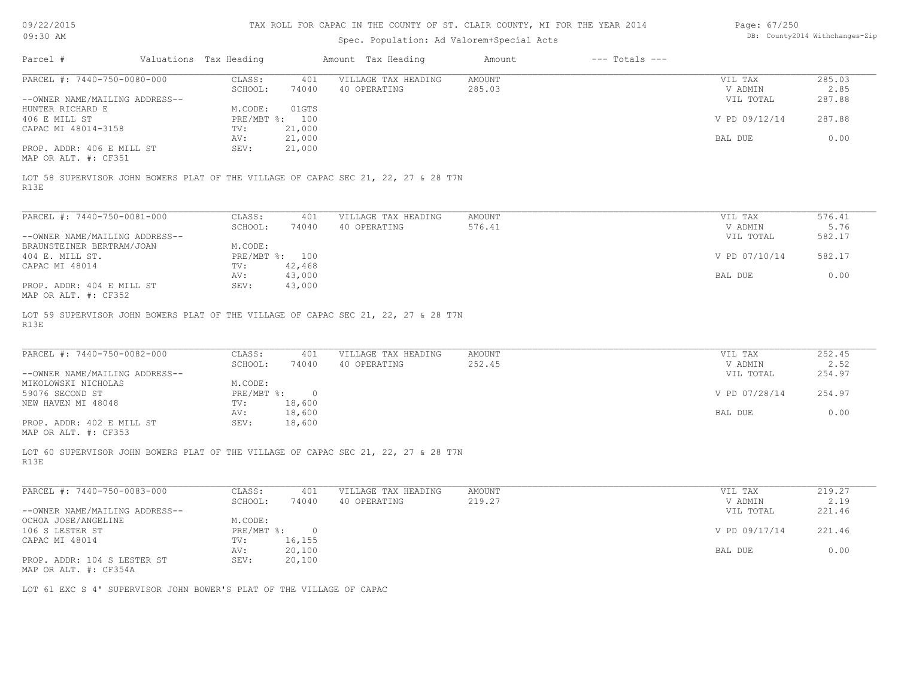# TAX ROLL FOR CAPAC IN THE COUNTY OF ST. CLAIR COUNTY, MI FOR THE YEAR 2014

Spec. Population: Ad Valorem+Special Acts

| Parcel # | Valuations | Tax Heading | Amount | Tax Heading | Amount | --- Totals --- | |
|---|---|---|---|---|---|---|---|
| PARCEL #: 7440-750-0080-000 | CLASS: | 401 | VILLAGE TAX HEADING | AMOUNT | | VIL TAX | 285.03 |
| | SCHOOL: | 74040 | 40 OPERATING | 285.03 | | V ADMIN | 2.85 |
| --OWNER NAME/MAILING ADDRESS-- | | | | | | VIL TOTAL | 287.88 |
| HUNTER RICHARD E | M.CODE: | 01GTS | | | | | |
| 406 E MILL ST | PRE/MBT %: | 100 | | | | V PD 09/12/14 | 287.88 |
| CAPAC MI 48014-3158 | TV: | 21,000 | | | | | |
| | AV: | 21,000 | | | | BAL DUE | 0.00 |
| PROP. ADDR: 406 E MILL ST | SEV: | 21,000 | | | | | |
| MAP OR ALT. #: CF351 | | | | | | | |

LOT 58 SUPERVISOR JOHN BOWERS PLAT OF THE VILLAGE OF CAPAC SEC 21, 22, 27 & 28 T7N R13E

| Parcel # | Valuations | Tax Heading | Amount | Tax Heading | Amount | --- Totals --- | |
|---|---|---|---|---|---|---|---|
| PARCEL #: 7440-750-0081-000 | CLASS: | 401 | VILLAGE TAX HEADING | AMOUNT | | VIL TAX | 576.41 |
| | SCHOOL: | 74040 | 40 OPERATING | 576.41 | | V ADMIN | 5.76 |
| --OWNER NAME/MAILING ADDRESS-- | | | | | | VIL TOTAL | 582.17 |
| BRAUNSTEINER BERTRAM/JOAN | M.CODE: | | | | | | |
| 404 E. MILL ST. | PRE/MBT %: | 100 | | | | V PD 07/10/14 | 582.17 |
| CAPAC MI 48014 | TV: | 42,468 | | | | | |
| | AV: | 43,000 | | | | BAL DUE | 0.00 |
| PROP. ADDR: 404 E MILL ST | SEV: | 43,000 | | | | | |
| MAP OR ALT. #: CF352 | | | | | | | |

LOT 59 SUPERVISOR JOHN BOWERS PLAT OF THE VILLAGE OF CAPAC SEC 21, 22, 27 & 28 T7N R13E

| Parcel # | Valuations | Tax Heading | Amount | Tax Heading | Amount | --- Totals --- | |
|---|---|---|---|---|---|---|---|
| PARCEL #: 7440-750-0082-000 | CLASS: | 401 | VILLAGE TAX HEADING | AMOUNT | | VIL TAX | 252.45 |
| | SCHOOL: | 74040 | 40 OPERATING | 252.45 | | V ADMIN | 2.52 |
| --OWNER NAME/MAILING ADDRESS-- | | | | | | VIL TOTAL | 254.97 |
| MIKOLOWSKI NICHOLAS | M.CODE: | | | | | | |
| 59076 SECOND ST | PRE/MBT %: | 0 | | | | V PD 07/28/14 | 254.97 |
| NEW HAVEN MI 48048 | TV: | 18,600 | | | | | |
| | AV: | 18,600 | | | | BAL DUE | 0.00 |
| PROP. ADDR: 402 E MILL ST | SEV: | 18,600 | | | | | |
| MAP OR ALT. #: CF353 | | | | | | | |

LOT 60 SUPERVISOR JOHN BOWERS PLAT OF THE VILLAGE OF CAPAC SEC 21, 22, 27 & 28 T7N R13E

| Parcel # | Valuations | Tax Heading | Amount | Tax Heading | Amount | --- Totals --- | |
|---|---|---|---|---|---|---|---|
| PARCEL #: 7440-750-0083-000 | CLASS: | 401 | VILLAGE TAX HEADING | AMOUNT | | VIL TAX | 219.27 |
| | SCHOOL: | 74040 | 40 OPERATING | 219.27 | | V ADMIN | 2.19 |
| --OWNER NAME/MAILING ADDRESS-- | | | | | | VIL TOTAL | 221.46 |
| OCHOA JOSE/ANGELINE | M.CODE: | | | | | | |
| 106 S LESTER ST | PRE/MBT %: | 0 | | | | V PD 09/17/14 | 221.46 |
| CAPAC MI 48014 | TV: | 16,155 | | | | | |
| | AV: | 20,100 | | | | BAL DUE | 0.00 |
| PROP. ADDR: 104 S LESTER ST | SEV: | 20,100 | | | | | |
| MAP OR ALT. #: CF354A | | | | | | | |

LOT 61 EXC S 4' SUPERVISOR JOHN BOWER'S PLAT OF THE VILLAGE OF CAPAC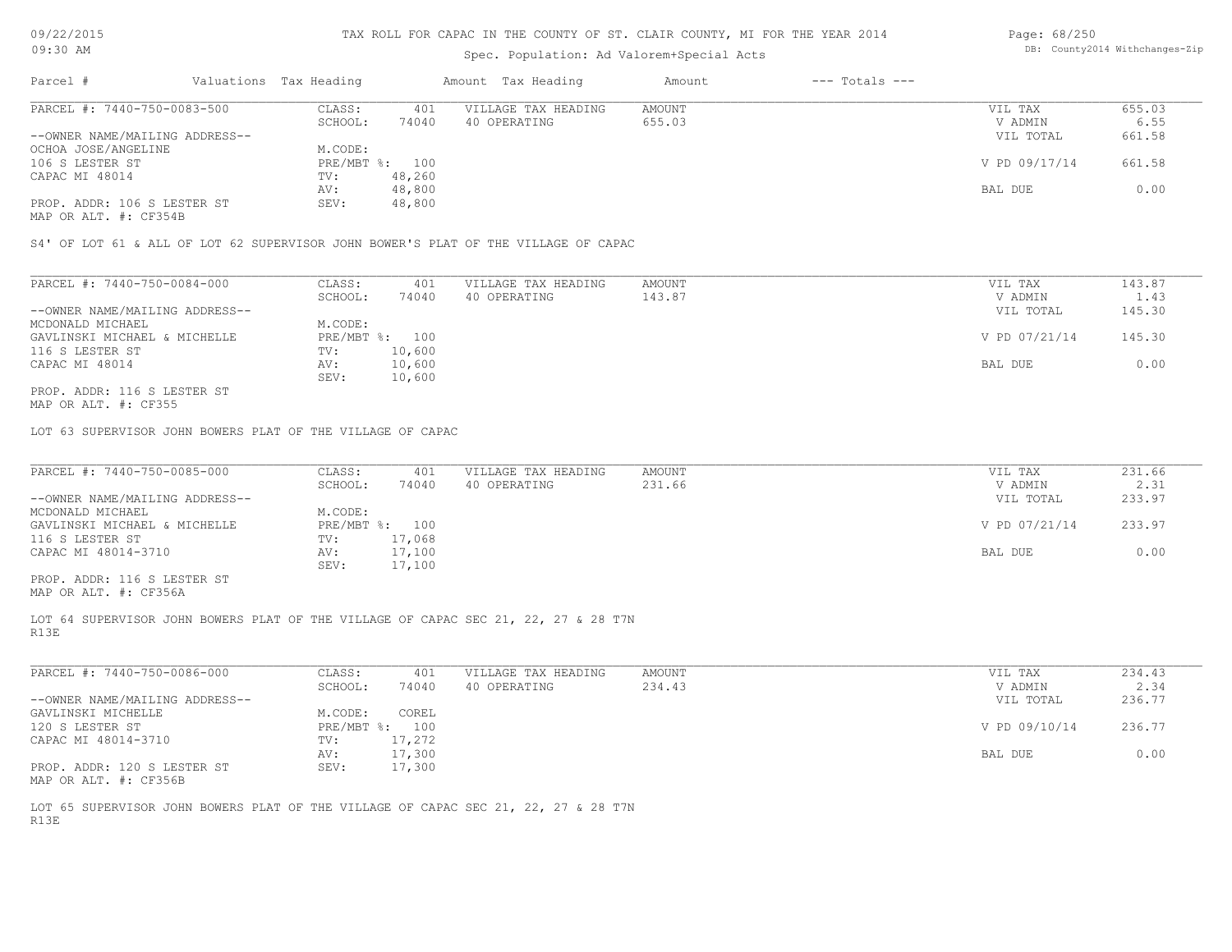TAX ROLL FOR CAPAC IN THE COUNTY OF ST. CLAIR COUNTY, MI FOR THE YEAR 2014

Spec. Population: Ad Valorem+Special Acts

| Parcel # | Valuations | Tax Heading | Amount | Tax Heading | Amount | --- Totals --- | |
|---|---|---|---|---|---|---|---|
| PARCEL #: 7440-750-0083-500 | CLASS: | 401 | VILLAGE TAX HEADING | AMOUNT | | VIL TAX | 655.03 |
| | SCHOOL: | 74040 | 40 OPERATING | 655.03 | | V ADMIN | 6.55 |
| --OWNER NAME/MAILING ADDRESS-- | | | | | | VIL TOTAL | 661.58 |
| OCHOA JOSE/ANGELINE | M.CODE: | | | | | | |
| 106 S LESTER ST | PRE/MBT %: | 100 | | | | V PD 09/17/14 | 661.58 |
| CAPAC MI 48014 | TV: | 48,260 | | | | | |
| | AV: | 48,800 | | | | BAL DUE | 0.00 |
| PROP. ADDR: 106 S LESTER ST | SEV: | 48,800 | | | | | |
| MAP OR ALT. #: CF354B | | | | | | | |

S4' OF LOT 61 & ALL OF LOT 62 SUPERVISOR JOHN BOWER'S PLAT OF THE VILLAGE OF CAPAC

| Parcel # | Valuations | Tax Heading | Amount | Tax Heading | Amount | --- Totals --- | |
|---|---|---|---|---|---|---|---|
| PARCEL #: 7440-750-0084-000 | CLASS: | 401 | VILLAGE TAX HEADING | AMOUNT | | VIL TAX | 143.87 |
| | SCHOOL: | 74040 | 40 OPERATING | 143.87 | | V ADMIN | 1.43 |
| --OWNER NAME/MAILING ADDRESS-- | | | | | | VIL TOTAL | 145.30 |
| MCDONALD MICHAEL | M.CODE: | | | | | | |
| GAVLINSKI MICHAEL & MICHELLE | PRE/MBT %: | 100 | | | | V PD 07/21/14 | 145.30 |
| 116 S LESTER ST | TV: | 10,600 | | | | | |
| CAPAC MI 48014 | AV: | 10,600 | | | | BAL DUE | 0.00 |
| | SEV: | 10,600 | | | | | |
| PROP. ADDR: 116 S LESTER ST | | | | | | | |
| MAP OR ALT. #: CF355 | | | | | | | |

LOT 63 SUPERVISOR JOHN BOWERS PLAT OF THE VILLAGE OF CAPAC

| Parcel # | Valuations | Tax Heading | Amount | Tax Heading | Amount | --- Totals --- | |
|---|---|---|---|---|---|---|---|
| PARCEL #: 7440-750-0085-000 | CLASS: | 401 | VILLAGE TAX HEADING | AMOUNT | | VIL TAX | 231.66 |
| | SCHOOL: | 74040 | 40 OPERATING | 231.66 | | V ADMIN | 2.31 |
| --OWNER NAME/MAILING ADDRESS-- | | | | | | VIL TOTAL | 233.97 |
| MCDONALD MICHAEL | M.CODE: | | | | | | |
| GAVLINSKI MICHAEL & MICHELLE | PRE/MBT %: | 100 | | | | V PD 07/21/14 | 233.97 |
| 116 S LESTER ST | TV: | 17,068 | | | | | |
| CAPAC MI 48014-3710 | AV: | 17,100 | | | | BAL DUE | 0.00 |
| | SEV: | 17,100 | | | | | |
| PROP. ADDR: 116 S LESTER ST | | | | | | | |
| MAP OR ALT. #: CF356A | | | | | | | |

LOT 64 SUPERVISOR JOHN BOWERS PLAT OF THE VILLAGE OF CAPAC SEC 21, 22, 27 & 28 T7N R13E

| Parcel # | Valuations | Tax Heading | Amount | Tax Heading | Amount | --- Totals --- | |
|---|---|---|---|---|---|---|---|
| PARCEL #: 7440-750-0086-000 | CLASS: | 401 | VILLAGE TAX HEADING | AMOUNT | | VIL TAX | 234.43 |
| | SCHOOL: | 74040 | 40 OPERATING | 234.43 | | V ADMIN | 2.34 |
| --OWNER NAME/MAILING ADDRESS-- | | | | | | VIL TOTAL | 236.77 |
| GAVLINSKI MICHELLE | M.CODE: | COREL | | | | | |
| 120 S LESTER ST | PRE/MBT %: | 100 | | | | V PD 09/10/14 | 236.77 |
| CAPAC MI 48014-3710 | TV: | 17,272 | | | | | |
| | AV: | 17,300 | | | | BAL DUE | 0.00 |
| PROP. ADDR: 120 S LESTER ST | SEV: | 17,300 | | | | | |
| MAP OR ALT. #: CF356B | | | | | | | |

LOT 65 SUPERVISOR JOHN BOWERS PLAT OF THE VILLAGE OF CAPAC SEC 21, 22, 27 & 28 T7N R13E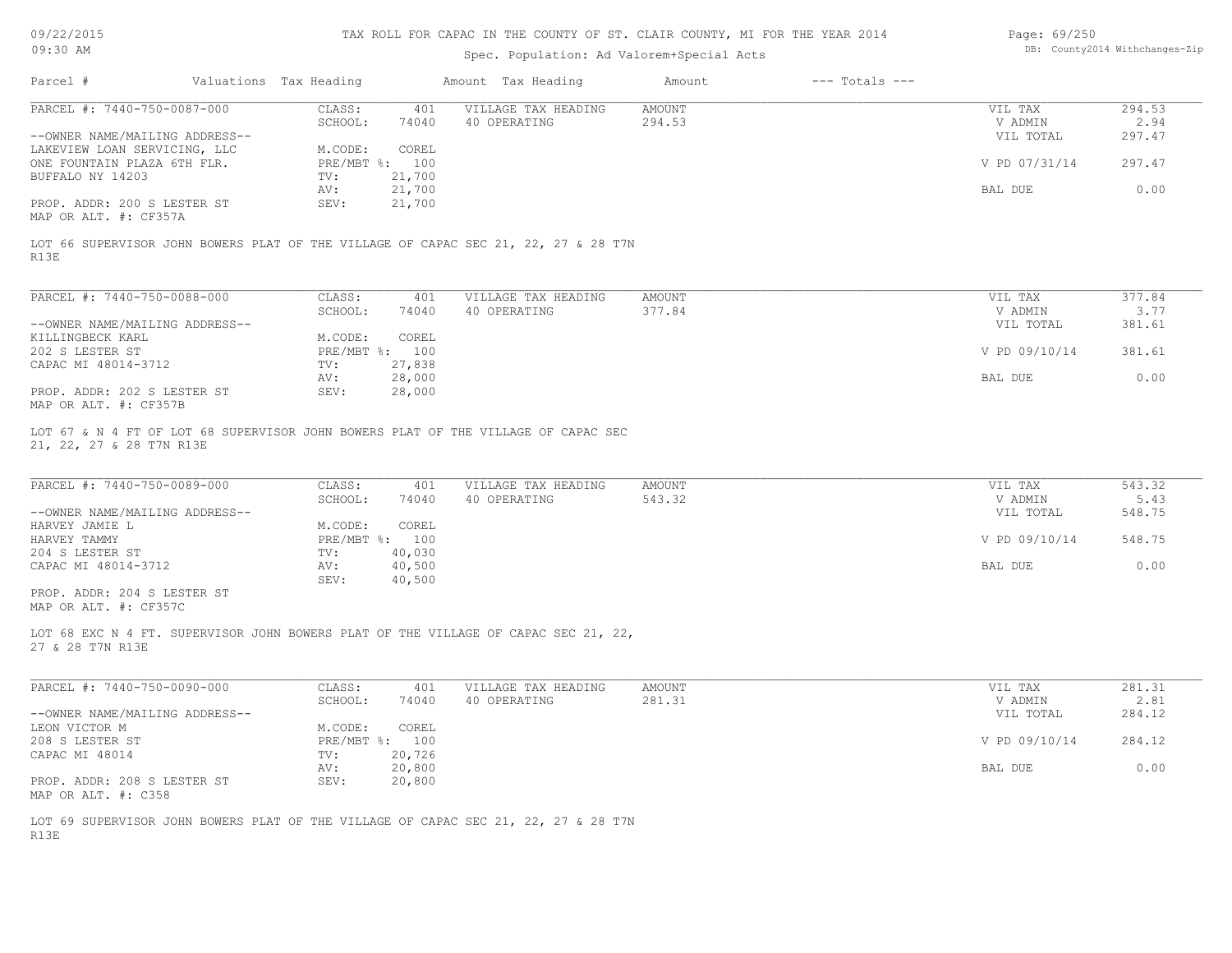TAX ROLL FOR CAPAC IN THE COUNTY OF ST. CLAIR COUNTY, MI FOR THE YEAR 2014

Spec. Population: Ad Valorem+Special Acts

| Parcel # | Valuations | Tax Heading | Amount | Tax Heading | Amount | --- Totals --- | |
|---|---|---|---|---|---|---|---|

PARCEL #: 7440-750-0087-000

| | | | | | |
|---|---|---|---|---|---|
| CLASS: | 401 | VILLAGE TAX HEADING | AMOUNT | VIL TAX | 294.53 |
| SCHOOL: | 74040 | 40 OPERATING | 294.53 | V ADMIN | 2.94 |
| M.CODE: | COREL | | | VIL TOTAL | 297.47 |
| PRE/MBT %: | 100 | | | V PD 07/31/14 | 297.47 |
| TV: | 21,700 | | | | |
| AV: | 21,700 | | | BAL DUE | 0.00 |
| SEV: | 21,700 | | | | |

--OWNER NAME/MAILING ADDRESS--
LAKEVIEW LOAN SERVICING, LLC
ONE FOUNTAIN PLAZA 6TH FLR.
BUFFALO NY 14203

PROP. ADDR: 200 S LESTER ST
MAP OR ALT. #: CF357A

LOT 66 SUPERVISOR JOHN BOWERS PLAT OF THE VILLAGE OF CAPAC SEC 21, 22, 27 & 28 T7N R13E

PARCEL #: 7440-750-0088-000

| | | | | | |
|---|---|---|---|---|---|
| CLASS: | 401 | VILLAGE TAX HEADING | AMOUNT | VIL TAX | 377.84 |
| SCHOOL: | 74040 | 40 OPERATING | 377.84 | V ADMIN | 3.77 |
| M.CODE: | COREL | | | VIL TOTAL | 381.61 |
| PRE/MBT %: | 100 | | | V PD 09/10/14 | 381.61 |
| TV: | 27,838 | | | | |
| AV: | 28,000 | | | BAL DUE | 0.00 |
| SEV: | 28,000 | | | | |

--OWNER NAME/MAILING ADDRESS--
KILLINGBECK KARL
202 S LESTER ST
CAPAC MI 48014-3712

PROP. ADDR: 202 S LESTER ST
MAP OR ALT. #: CF357B

LOT 67 & N 4 FT OF LOT 68 SUPERVISOR JOHN BOWERS PLAT OF THE VILLAGE OF CAPAC SEC 21, 22, 27 & 28 T7N R13E

PARCEL #: 7440-750-0089-000

| | | | | | |
|---|---|---|---|---|---|
| CLASS: | 401 | VILLAGE TAX HEADING | AMOUNT | VIL TAX | 543.32 |
| SCHOOL: | 74040 | 40 OPERATING | 543.32 | V ADMIN | 5.43 |
| M.CODE: | COREL | | | VIL TOTAL | 548.75 |
| PRE/MBT %: | 100 | | | V PD 09/10/14 | 548.75 |
| TV: | 40,030 | | | | |
| AV: | 40,500 | | | BAL DUE | 0.00 |
| SEV: | 40,500 | | | | |

--OWNER NAME/MAILING ADDRESS--
HARVEY JAMIE L
HARVEY TAMMY
204 S LESTER ST
CAPAC MI 48014-3712

PROP. ADDR: 204 S LESTER ST
MAP OR ALT. #: CF357C

LOT 68 EXC N 4 FT. SUPERVISOR JOHN BOWERS PLAT OF THE VILLAGE OF CAPAC SEC 21, 22, 27 & 28 T7N R13E

PARCEL #: 7440-750-0090-000

| | | | | | |
|---|---|---|---|---|---|
| CLASS: | 401 | VILLAGE TAX HEADING | AMOUNT | VIL TAX | 281.31 |
| SCHOOL: | 74040 | 40 OPERATING | 281.31 | V ADMIN | 2.81 |
| M.CODE: | COREL | | | VIL TOTAL | 284.12 |
| PRE/MBT %: | 100 | | | V PD 09/10/14 | 284.12 |
| TV: | 20,726 | | | | |
| AV: | 20,800 | | | BAL DUE | 0.00 |
| SEV: | 20,800 | | | | |

--OWNER NAME/MAILING ADDRESS--
LEON VICTOR M
208 S LESTER ST
CAPAC MI 48014

PROP. ADDR: 208 S LESTER ST
MAP OR ALT. #: C358

LOT 69 SUPERVISOR JOHN BOWERS PLAT OF THE VILLAGE OF CAPAC SEC 21, 22, 27 & 28 T7N R13E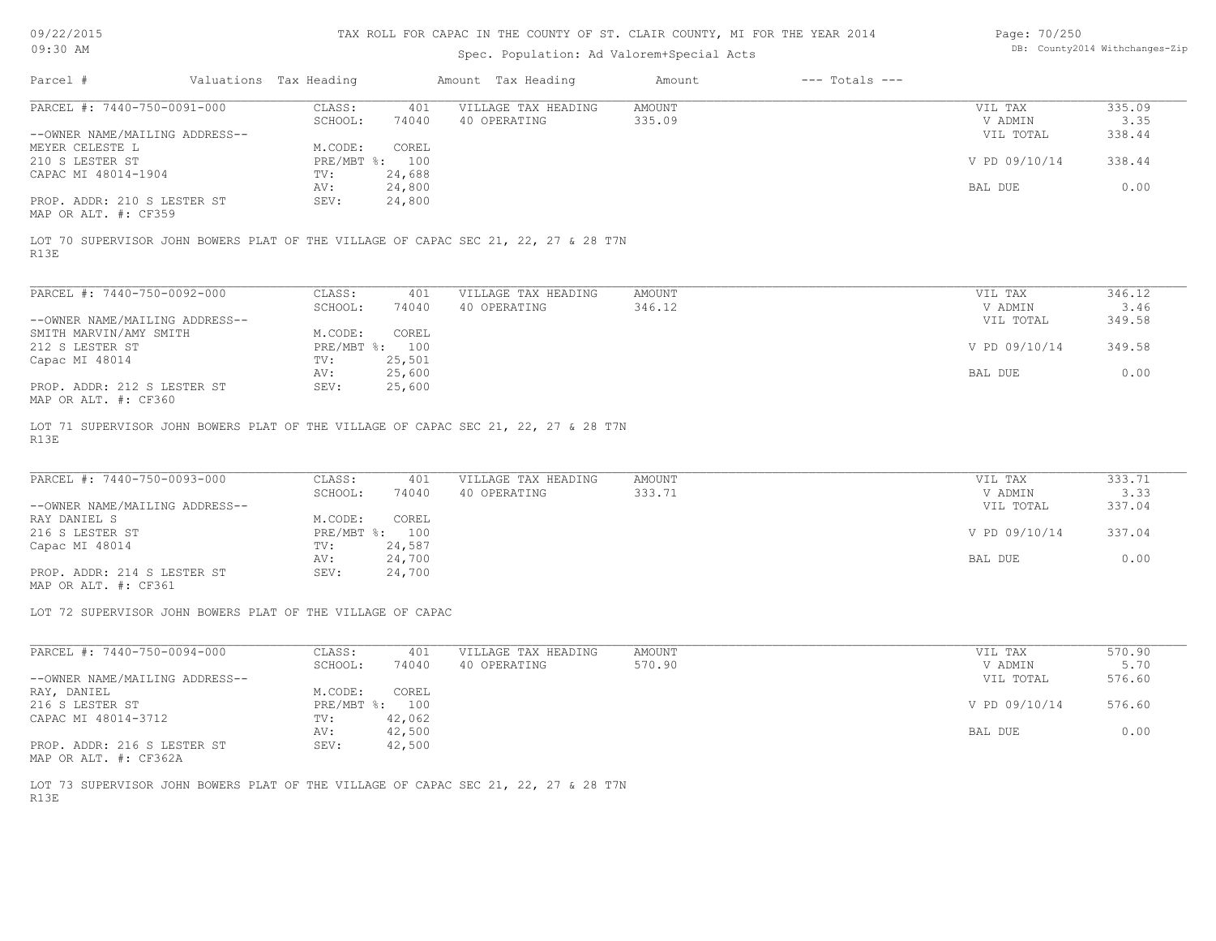TAX ROLL FOR CAPAC IN THE COUNTY OF ST. CLAIR COUNTY, MI FOR THE YEAR 2014

Spec. Population: Ad Valorem+Special Acts

| Parcel # | Valuations | Tax Heading | Amount | Tax Heading | Amount | --- Totals --- | |
|---|---|---|---|---|---|---|---|

**PARCEL #: 7440-750-0091-000**

| | | | | | |
|---|---|---|---|---|---|
| CLASS: | 401 | VILLAGE TAX HEADING | AMOUNT | VIL TAX | 335.09 |
| SCHOOL: | 74040 | 40 OPERATING | 335.09 | V ADMIN | 3.35 |
| | | | | VIL TOTAL | 338.44 |
| M.CODE: | COREL | | | | |
| PRE/MBT %: | 100 | | | V PD 09/10/14 | 338.44 |
| TV: | 24,688 | | | | |
| AV: | 24,800 | | | BAL DUE | 0.00 |
| SEV: | 24,800 | | | | |

--OWNER NAME/MAILING ADDRESS--
MEYER CELESTE L
210 S LESTER ST
CAPAC MI 48014-1904

PROP. ADDR: 210 S LESTER ST
MAP OR ALT. #: CF359

LOT 70 SUPERVISOR JOHN BOWERS PLAT OF THE VILLAGE OF CAPAC SEC 21, 22, 27 & 28 T7N R13E

**PARCEL #: 7440-750-0092-000**

| | | | | | |
|---|---|---|---|---|---|
| CLASS: | 401 | VILLAGE TAX HEADING | AMOUNT | VIL TAX | 346.12 |
| SCHOOL: | 74040 | 40 OPERATING | 346.12 | V ADMIN | 3.46 |
| | | | | VIL TOTAL | 349.58 |
| M.CODE: | COREL | | | | |
| PRE/MBT %: | 100 | | | V PD 09/10/14 | 349.58 |
| TV: | 25,501 | | | | |
| AV: | 25,600 | | | BAL DUE | 0.00 |
| SEV: | 25,600 | | | | |

--OWNER NAME/MAILING ADDRESS--
SMITH MARVIN/AMY SMITH
212 S LESTER ST
Capac MI 48014

PROP. ADDR: 212 S LESTER ST
MAP OR ALT. #: CF360

LOT 71 SUPERVISOR JOHN BOWERS PLAT OF THE VILLAGE OF CAPAC SEC 21, 22, 27 & 28 T7N R13E

**PARCEL #: 7440-750-0093-000**

| | | | | | |
|---|---|---|---|---|---|
| CLASS: | 401 | VILLAGE TAX HEADING | AMOUNT | VIL TAX | 333.71 |
| SCHOOL: | 74040 | 40 OPERATING | 333.71 | V ADMIN | 3.33 |
| | | | | VIL TOTAL | 337.04 |
| M.CODE: | COREL | | | | |
| PRE/MBT %: | 100 | | | V PD 09/10/14 | 337.04 |
| TV: | 24,587 | | | | |
| AV: | 24,700 | | | BAL DUE | 0.00 |
| SEV: | 24,700 | | | | |

--OWNER NAME/MAILING ADDRESS--
RAY DANIEL S
216 S LESTER ST
Capac MI 48014

PROP. ADDR: 214 S LESTER ST
MAP OR ALT. #: CF361

LOT 72 SUPERVISOR JOHN BOWERS PLAT OF THE VILLAGE OF CAPAC

**PARCEL #: 7440-750-0094-000**

| | | | | | |
|---|---|---|---|---|---|
| CLASS: | 401 | VILLAGE TAX HEADING | AMOUNT | VIL TAX | 570.90 |
| SCHOOL: | 74040 | 40 OPERATING | 570.90 | V ADMIN | 5.70 |
| | | | | VIL TOTAL | 576.60 |
| M.CODE: | COREL | | | | |
| PRE/MBT %: | 100 | | | V PD 09/10/14 | 576.60 |
| TV: | 42,062 | | | | |
| AV: | 42,500 | | | BAL DUE | 0.00 |
| SEV: | 42,500 | | | | |

--OWNER NAME/MAILING ADDRESS--
RAY, DANIEL
216 S LESTER ST
CAPAC MI 48014-3712

PROP. ADDR: 216 S LESTER ST
MAP OR ALT. #: CF362A

LOT 73 SUPERVISOR JOHN BOWERS PLAT OF THE VILLAGE OF CAPAC SEC 21, 22, 27 & 28 T7N R13E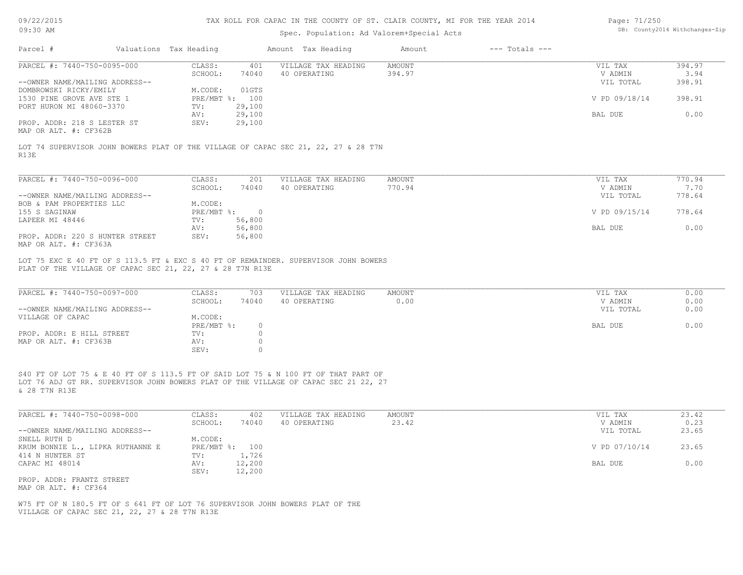# TAX ROLL FOR CAPAC IN THE COUNTY OF ST. CLAIR COUNTY, MI FOR THE YEAR 2014

Spec. Population: Ad Valorem+Special Acts

DB: County2014 Withchanges-Zip

| Parcel # | Valuations | Tax Heading | Amount | Tax Heading | Amount | --- Totals --- | |
|---|---|---|---|---|---|---|---|

---

**PARCEL #: 7440-750-0095-000**

| | | | | | |
|---|---|---|---|---|---|
| CLASS: | 401 | VILLAGE TAX HEADING | AMOUNT | VIL TAX | 394.97 |
| SCHOOL: | 74040 | 40 OPERATING | 394.97 | V ADMIN | 3.94 |
| M.CODE: | 01GTS | | | VIL TOTAL | 398.91 |
| PRE/MBT %: | 100 | | | V PD 09/18/14 | 398.91 |
| TV: | 29,100 | | | | |
| AV: | 29,100 | | | BAL DUE | 0.00 |
| SEV: | 29,100 | | | | |

--OWNER NAME/MAILING ADDRESS--
DOMBROWSKI RICKY/EMILY
1530 PINE GROVE AVE STE 1
PORT HURON MI 48060-3370

PROP. ADDR: 218 S LESTER ST
MAP OR ALT. #: CF362B

LOT 74 SUPERVISOR JOHN BOWERS PLAT OF THE VILLAGE OF CAPAC SEC 21, 22, 27 & 28 T7N R13E

---

**PARCEL #: 7440-750-0096-000**

| | | | | | |
|---|---|---|---|---|---|
| CLASS: | 201 | VILLAGE TAX HEADING | AMOUNT | VIL TAX | 770.94 |
| SCHOOL: | 74040 | 40 OPERATING | 770.94 | V ADMIN | 7.70 |
| M.CODE: | | | | VIL TOTAL | 778.64 |
| PRE/MBT %: | 0 | | | V PD 09/15/14 | 778.64 |
| TV: | 56,800 | | | | |
| AV: | 56,800 | | | BAL DUE | 0.00 |
| SEV: | 56,800 | | | | |

--OWNER NAME/MAILING ADDRESS--
BOB & PAM PROPERTIES LLC
155 S SAGINAW
LAPEER MI 48446

PROP. ADDR: 220 S HUNTER STREET
MAP OR ALT. #: CF363A

LOT 75 EXC E 40 FT OF S 113.5 FT & EXC S 40 FT OF REMAINDER. SUPERVISOR JOHN BOWERS PLAT OF THE VILLAGE OF CAPAC SEC 21, 22, 27 & 28 T7N R13E

---

**PARCEL #: 7440-750-0097-000**

| | | | | | |
|---|---|---|---|---|---|
| CLASS: | 703 | VILLAGE TAX HEADING | AMOUNT | VIL TAX | 0.00 |
| SCHOOL: | 74040 | 40 OPERATING | 0.00 | V ADMIN | 0.00 |
| M.CODE: | | | | VIL TOTAL | 0.00 |
| PRE/MBT %: | 0 | | | BAL DUE | 0.00 |
| TV: | 0 | | | | |
| AV: | 0 | | | | |
| SEV: | 0 | | | | |

--OWNER NAME/MAILING ADDRESS--
VILLAGE OF CAPAC

PROP. ADDR: E HILL STREET
MAP OR ALT. #: CF363B

S40 FT OF LOT 75 & E 40 FT OF S 113.5 FT OF SAID LOT 75 & N 100 FT OF THAT PART OF LOT 76 ADJ GT RR. SUPERVISOR JOHN BOWERS PLAT OF THE VILLAGE OF CAPAC SEC 21 22, 27 & 28 T7N R13E

---

**PARCEL #: 7440-750-0098-000**

| | | | | | |
|---|---|---|---|---|---|
| CLASS: | 402 | VILLAGE TAX HEADING | AMOUNT | VIL TAX | 23.42 |
| SCHOOL: | 74040 | 40 OPERATING | 23.42 | V ADMIN | 0.23 |
| M.CODE: | | | | VIL TOTAL | 23.65 |
| PRE/MBT %: | 100 | | | V PD 07/10/14 | 23.65 |
| TV: | 1,726 | | | | |
| AV: | 12,200 | | | BAL DUE | 0.00 |
| SEV: | 12,200 | | | | |

--OWNER NAME/MAILING ADDRESS--
SNELL RUTH D
KRUM BONNIE L., LIPKA RUTHANNE E
414 N HUNTER ST
CAPAC MI 48014

PROP. ADDR: FRANTZ STREET
MAP OR ALT. #: CF364

W75 FT OF N 180.5 FT OF S 641 FT OF LOT 76 SUPERVISOR JOHN BOWERS PLAT OF THE VILLAGE OF CAPAC SEC 21, 22, 27 & 28 T7N R13E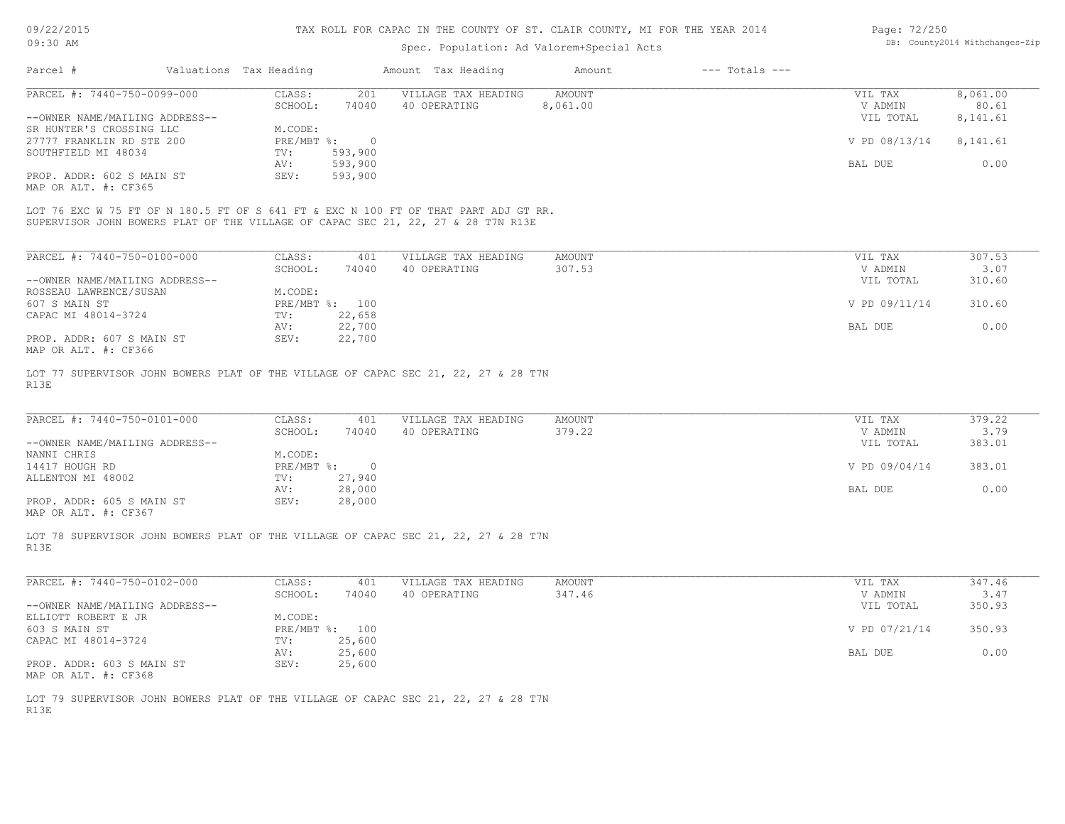# TAX ROLL FOR CAPAC IN THE COUNTY OF ST. CLAIR COUNTY, MI FOR THE YEAR 2014

Spec. Population: Ad Valorem+Special Acts

| Parcel # | Valuations | Tax Heading | Amount | Tax Heading | Amount | --- Totals --- |
|---|---|---|---|---|---|---|

---

**PARCEL #: 7440-750-0099-000**

| CLASS: | 201 | VILLAGE TAX HEADING | AMOUNT | VIL TAX | 8,061.00 |
|---|---|---|---|---|---|
| SCHOOL: | 74040 | 40 OPERATING | 8,061.00 | V ADMIN | 80.61 |
| M.CODE: | | | | VIL TOTAL | 8,141.61 |
| PRE/MBT %: | 0 | | | V PD 08/13/14 | 8,141.61 |
| TV: | 593,900 | | | | |
| AV: | 593,900 | | | BAL DUE | 0.00 |
| SEV: | 593,900 | | | | |

--OWNER NAME/MAILING ADDRESS--
SR HUNTER'S CROSSING LLC
27777 FRANKLIN RD STE 200
SOUTHFIELD MI 48034

PROP. ADDR: 602 S MAIN ST
MAP OR ALT. #: CF365

LOT 76 EXC W 75 FT OF N 180.5 FT OF S 641 FT & EXC N 100 FT OF THAT PART ADJ GT RR.
SUPERVISOR JOHN BOWERS PLAT OF THE VILLAGE OF CAPAC SEC 21, 22, 27 & 28 T7N R13E

---

**PARCEL #: 7440-750-0100-000**

| CLASS: | 401 | VILLAGE TAX HEADING | AMOUNT | VIL TAX | 307.53 |
|---|---|---|---|---|---|
| SCHOOL: | 74040 | 40 OPERATING | 307.53 | V ADMIN | 3.07 |
| M.CODE: | | | | VIL TOTAL | 310.60 |
| PRE/MBT %: | 100 | | | V PD 09/11/14 | 310.60 |
| TV: | 22,658 | | | | |
| AV: | 22,700 | | | BAL DUE | 0.00 |
| SEV: | 22,700 | | | | |

--OWNER NAME/MAILING ADDRESS--
ROSSEAU LAWRENCE/SUSAN
607 S MAIN ST
CAPAC MI 48014-3724

PROP. ADDR: 607 S MAIN ST
MAP OR ALT. #: CF366

LOT 77 SUPERVISOR JOHN BOWERS PLAT OF THE VILLAGE OF CAPAC SEC 21, 22, 27 & 28 T7N R13E

---

**PARCEL #: 7440-750-0101-000**

| CLASS: | 401 | VILLAGE TAX HEADING | AMOUNT | VIL TAX | 379.22 |
|---|---|---|---|---|---|
| SCHOOL: | 74040 | 40 OPERATING | 379.22 | V ADMIN | 3.79 |
| M.CODE: | | | | VIL TOTAL | 383.01 |
| PRE/MBT %: | 0 | | | V PD 09/04/14 | 383.01 |
| TV: | 27,940 | | | | |
| AV: | 28,000 | | | BAL DUE | 0.00 |
| SEV: | 28,000 | | | | |

--OWNER NAME/MAILING ADDRESS--
NANNI CHRIS
14417 HOUGH RD
ALLENTON MI 48002

PROP. ADDR: 605 S MAIN ST
MAP OR ALT. #: CF367

LOT 78 SUPERVISOR JOHN BOWERS PLAT OF THE VILLAGE OF CAPAC SEC 21, 22, 27 & 28 T7N R13E

---

**PARCEL #: 7440-750-0102-000**

| CLASS: | 401 | VILLAGE TAX HEADING | AMOUNT | VIL TAX | 347.46 |
|---|---|---|---|---|---|
| SCHOOL: | 74040 | 40 OPERATING | 347.46 | V ADMIN | 3.47 |
| M.CODE: | | | | VIL TOTAL | 350.93 |
| PRE/MBT %: | 100 | | | V PD 07/21/14 | 350.93 |
| TV: | 25,600 | | | | |
| AV: | 25,600 | | | BAL DUE | 0.00 |
| SEV: | 25,600 | | | | |

--OWNER NAME/MAILING ADDRESS--
ELLIOTT ROBERT E JR
603 S MAIN ST
CAPAC MI 48014-3724

PROP. ADDR: 603 S MAIN ST
MAP OR ALT. #: CF368

LOT 79 SUPERVISOR JOHN BOWERS PLAT OF THE VILLAGE OF CAPAC SEC 21, 22, 27 & 28 T7N R13E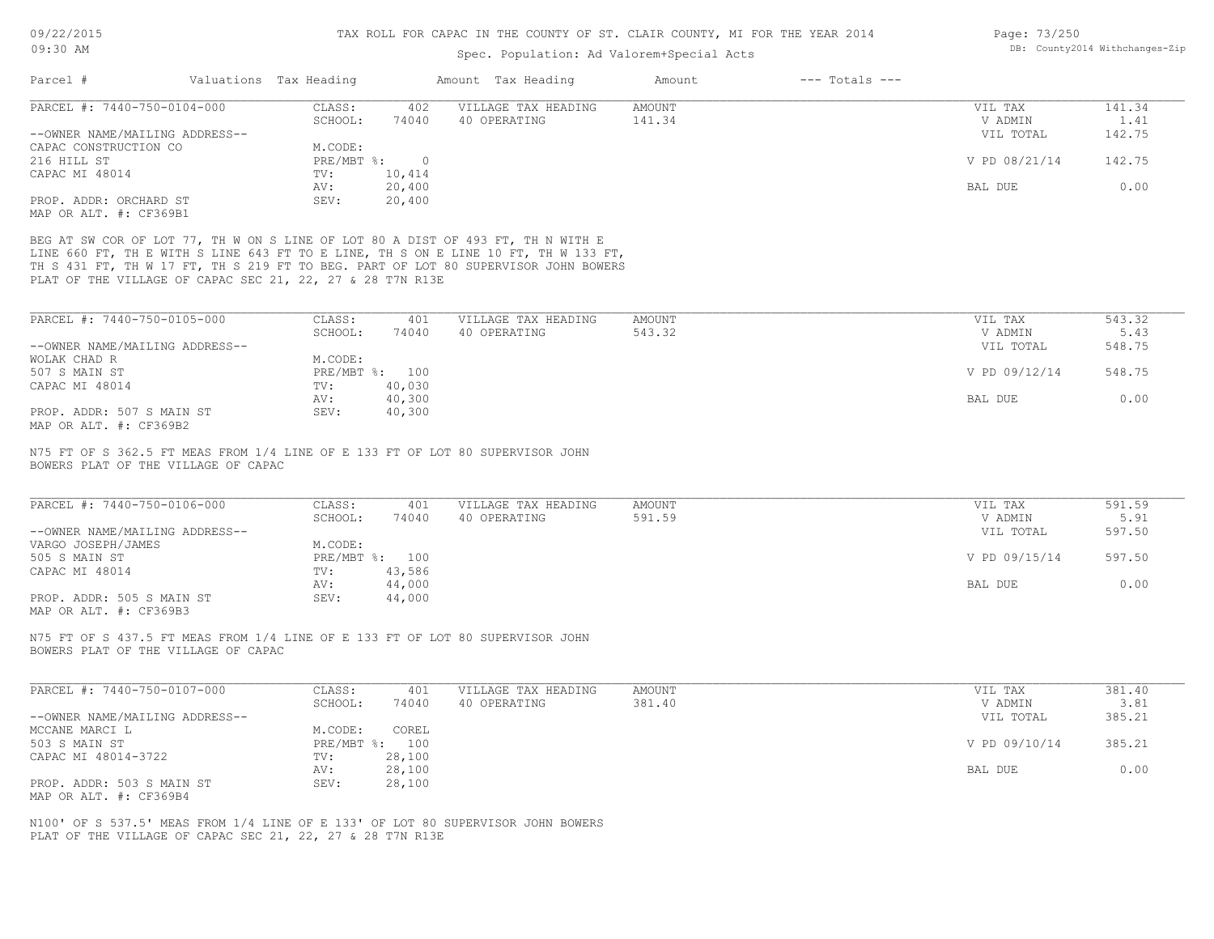# TAX ROLL FOR CAPAC IN THE COUNTY OF ST. CLAIR COUNTY, MI FOR THE YEAR 2014

Spec. Population: Ad Valorem+Special Acts

09/22/2015 09:30 AM — DB: County2014 Withchanges-Zip

| Parcel # | Valuations | Tax Heading | Amount | Tax Heading | Amount | --- Totals --- |
|---|---|---|---|---|---|---|

---

**PARCEL #: 7440-750-0104-000**

| | | | | | |
|---|---|---|---|---|---|
| CLASS: | 402 | VILLAGE TAX HEADING | AMOUNT | VIL TAX | 141.34 |
| SCHOOL: | 74040 | 40 OPERATING | 141.34 | V ADMIN | 1.41 |
| | | | | VIL TOTAL | 142.75 |
| M.CODE: | | | | | |
| PRE/MBT %: | 0 | | | V PD 08/21/14 | 142.75 |
| TV: | 10,414 | | | | |
| AV: | 20,400 | | | BAL DUE | 0.00 |
| SEV: | 20,400 | | | | |

--OWNER NAME/MAILING ADDRESS--
CAPAC CONSTRUCTION CO
216 HILL ST
CAPAC MI 48014

PROP. ADDR: ORCHARD ST
MAP OR ALT. #: CF369B1

BEG AT SW COR OF LOT 77, TH W ON S LINE OF LOT 80 A DIST OF 493 FT, TH N WITH E LINE 660 FT, TH E WITH S LINE 643 FT TO E LINE, TH S ON E LINE 10 FT, TH W 133 FT, TH S 431 FT, TH W 17 FT, TH S 219 FT TO BEG. PART OF LOT 80 SUPERVISOR JOHN BOWERS PLAT OF THE VILLAGE OF CAPAC SEC 21, 22, 27 & 28 T7N R13E

---

**PARCEL #: 7440-750-0105-000**

| | | | | | |
|---|---|---|---|---|---|
| CLASS: | 401 | VILLAGE TAX HEADING | AMOUNT | VIL TAX | 543.32 |
| SCHOOL: | 74040 | 40 OPERATING | 543.32 | V ADMIN | 5.43 |
| | | | | VIL TOTAL | 548.75 |
| M.CODE: | | | | | |
| PRE/MBT %: | 100 | | | V PD 09/12/14 | 548.75 |
| TV: | 40,030 | | | | |
| AV: | 40,300 | | | BAL DUE | 0.00 |
| SEV: | 40,300 | | | | |

--OWNER NAME/MAILING ADDRESS--
WOLAK CHAD R
507 S MAIN ST
CAPAC MI 48014

PROP. ADDR: 507 S MAIN ST
MAP OR ALT. #: CF369B2

N75 FT OF S 362.5 FT MEAS FROM 1/4 LINE OF E 133 FT OF LOT 80 SUPERVISOR JOHN BOWERS PLAT OF THE VILLAGE OF CAPAC

---

**PARCEL #: 7440-750-0106-000**

| | | | | | |
|---|---|---|---|---|---|
| CLASS: | 401 | VILLAGE TAX HEADING | AMOUNT | VIL TAX | 591.59 |
| SCHOOL: | 74040 | 40 OPERATING | 591.59 | V ADMIN | 5.91 |
| | | | | VIL TOTAL | 597.50 |
| M.CODE: | | | | | |
| PRE/MBT %: | 100 | | | V PD 09/15/14 | 597.50 |
| TV: | 43,586 | | | | |
| AV: | 44,000 | | | BAL DUE | 0.00 |
| SEV: | 44,000 | | | | |

--OWNER NAME/MAILING ADDRESS--
VARGO JOSEPH/JAMES
505 S MAIN ST
CAPAC MI 48014

PROP. ADDR: 505 S MAIN ST
MAP OR ALT. #: CF369B3

N75 FT OF S 437.5 FT MEAS FROM 1/4 LINE OF E 133 FT OF LOT 80 SUPERVISOR JOHN BOWERS PLAT OF THE VILLAGE OF CAPAC

---

**PARCEL #: 7440-750-0107-000**

| | | | | | |
|---|---|---|---|---|---|
| CLASS: | 401 | VILLAGE TAX HEADING | AMOUNT | VIL TAX | 381.40 |
| SCHOOL: | 74040 | 40 OPERATING | 381.40 | V ADMIN | 3.81 |
| | | | | VIL TOTAL | 385.21 |
| M.CODE: | COREL | | | | |
| PRE/MBT %: | 100 | | | V PD 09/10/14 | 385.21 |
| TV: | 28,100 | | | | |
| AV: | 28,100 | | | BAL DUE | 0.00 |
| SEV: | 28,100 | | | | |

--OWNER NAME/MAILING ADDRESS--
MCCANE MARCI L
503 S MAIN ST
CAPAC MI 48014-3722

PROP. ADDR: 503 S MAIN ST
MAP OR ALT. #: CF369B4

N100' OF S 537.5' MEAS FROM 1/4 LINE OF E 133' OF LOT 80 SUPERVISOR JOHN BOWERS PLAT OF THE VILLAGE OF CAPAC SEC 21, 22, 27 & 28 T7N R13E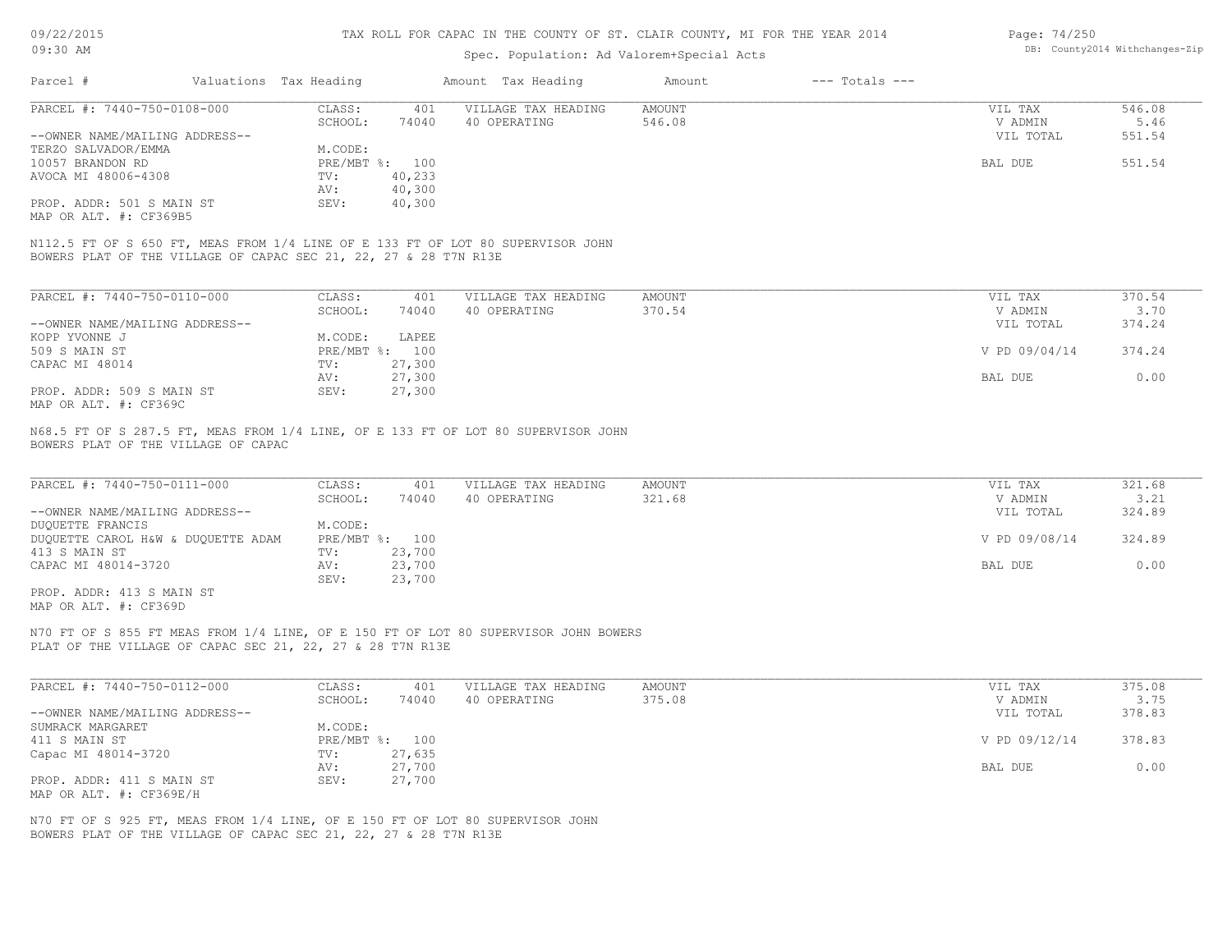TAX ROLL FOR CAPAC IN THE COUNTY OF ST. CLAIR COUNTY, MI FOR THE YEAR 2014

Spec. Population: Ad Valorem+Special Acts

| Parcel # | Valuations | Tax Heading | Amount | Tax Heading | Amount | --- Totals --- |
|---|---|---|---|---|---|---|

PARCEL #: 7440-750-0108-000

| | | | | | |
|---|---|---|---|---|---|
| CLASS: | 401 | VILLAGE TAX HEADING | AMOUNT | VIL TAX | 546.08 |
| SCHOOL: | 74040 | 40 OPERATING | 546.08 | V ADMIN | 5.46 |
| M.CODE: | | | | VIL TOTAL | 551.54 |
| PRE/MBT %: | 100 | | | BAL DUE | 551.54 |
| TV: | 40,233 | | | | |
| AV: | 40,300 | | | | |
| SEV: | 40,300 | | | | |

--OWNER NAME/MAILING ADDRESS--
TERZO SALVADOR/EMMA
10057 BRANDON RD
AVOCA MI 48006-4308

PROP. ADDR: 501 S MAIN ST
MAP OR ALT. #: CF369B5

N112.5 FT OF S 650 FT, MEAS FROM 1/4 LINE OF E 133 FT OF LOT 80 SUPERVISOR JOHN BOWERS PLAT OF THE VILLAGE OF CAPAC SEC 21, 22, 27 & 28 T7N R13E

PARCEL #: 7440-750-0110-000

| | | | | | |
|---|---|---|---|---|---|
| CLASS: | 401 | VILLAGE TAX HEADING | AMOUNT | VIL TAX | 370.54 |
| SCHOOL: | 74040 | 40 OPERATING | 370.54 | V ADMIN | 3.70 |
| M.CODE: | LAPEE | | | VIL TOTAL | 374.24 |
| PRE/MBT %: | 100 | | | V PD 09/04/14 | 374.24 |
| TV: | 27,300 | | | | |
| AV: | 27,300 | | | BAL DUE | 0.00 |
| SEV: | 27,300 | | | | |

--OWNER NAME/MAILING ADDRESS--
KOPP YVONNE J
509 S MAIN ST
CAPAC MI 48014

PROP. ADDR: 509 S MAIN ST
MAP OR ALT. #: CF369C

N68.5 FT OF S 287.5 FT, MEAS FROM 1/4 LINE, OF E 133 FT OF LOT 80 SUPERVISOR JOHN BOWERS PLAT OF THE VILLAGE OF CAPAC

PARCEL #: 7440-750-0111-000

| | | | | | |
|---|---|---|---|---|---|
| CLASS: | 401 | VILLAGE TAX HEADING | AMOUNT | VIL TAX | 321.68 |
| SCHOOL: | 74040 | 40 OPERATING | 321.68 | V ADMIN | 3.21 |
| M.CODE: | | | | VIL TOTAL | 324.89 |
| PRE/MBT %: | 100 | | | V PD 09/08/14 | 324.89 |
| TV: | 23,700 | | | | |
| AV: | 23,700 | | | BAL DUE | 0.00 |
| SEV: | 23,700 | | | | |

--OWNER NAME/MAILING ADDRESS--
DUQUETTE FRANCIS
DUQUETTE CAROL H&W & DUQUETTE ADAM
413 S MAIN ST
CAPAC MI 48014-3720

PROP. ADDR: 413 S MAIN ST
MAP OR ALT. #: CF369D

N70 FT OF S 855 FT MEAS FROM 1/4 LINE, OF E 150 FT OF LOT 80 SUPERVISOR JOHN BOWERS PLAT OF THE VILLAGE OF CAPAC SEC 21, 22, 27 & 28 T7N R13E

PARCEL #: 7440-750-0112-000

| | | | | | |
|---|---|---|---|---|---|
| CLASS: | 401 | VILLAGE TAX HEADING | AMOUNT | VIL TAX | 375.08 |
| SCHOOL: | 74040 | 40 OPERATING | 375.08 | V ADMIN | 3.75 |
| M.CODE: | | | | VIL TOTAL | 378.83 |
| PRE/MBT %: | 100 | | | V PD 09/12/14 | 378.83 |
| TV: | 27,635 | | | | |
| AV: | 27,700 | | | BAL DUE | 0.00 |
| SEV: | 27,700 | | | | |

--OWNER NAME/MAILING ADDRESS--
SUMRACK MARGARET
411 S MAIN ST
Capac MI 48014-3720

PROP. ADDR: 411 S MAIN ST
MAP OR ALT. #: CF369E/H

N70 FT OF S 925 FT, MEAS FROM 1/4 LINE, OF E 150 FT OF LOT 80 SUPERVISOR JOHN BOWERS PLAT OF THE VILLAGE OF CAPAC SEC 21, 22, 27 & 28 T7N R13E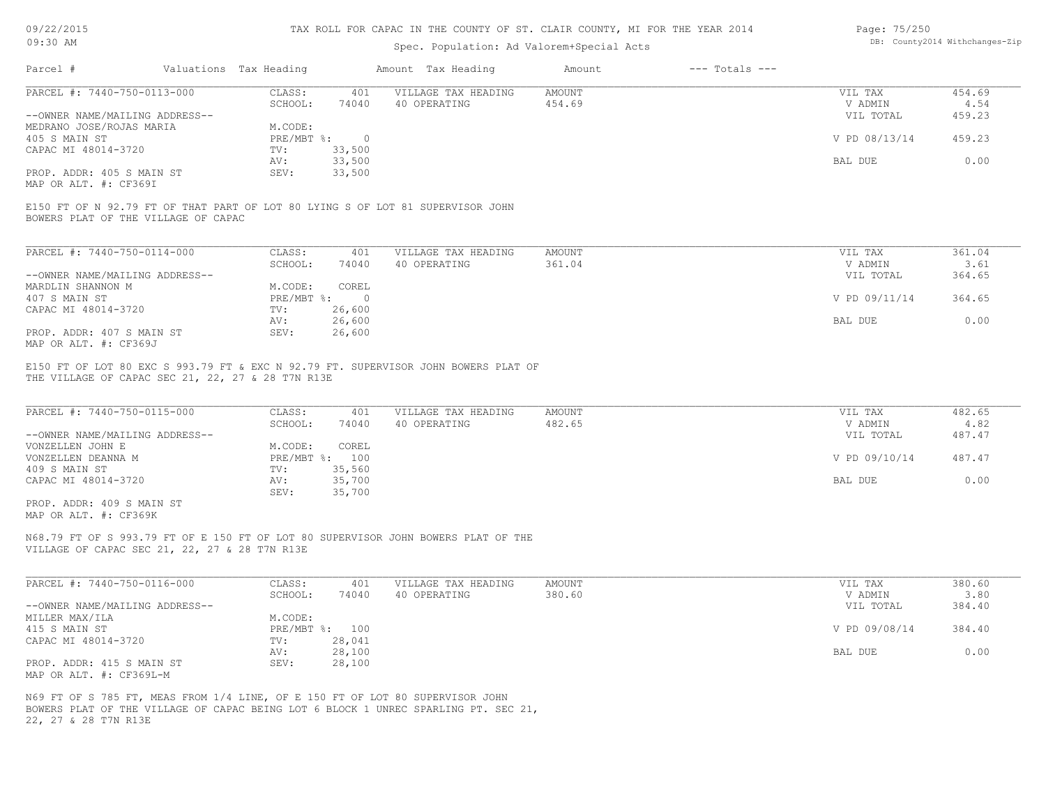# TAX ROLL FOR CAPAC IN THE COUNTY OF ST. CLAIR COUNTY, MI FOR THE YEAR 2014

Spec. Population: Ad Valorem+Special Acts

09/22/2015
09:30 AM

DB: County2014 Withchanges-Zip

| Parcel # | Valuations | Tax Heading | Amount | Tax Heading | Amount | --- Totals --- | |
|---|---|---|---|---|---|---|---|

---

**PARCEL #: 7440-750-0113-000**

| | | | | | |
|---|---|---|---|---|---|
| CLASS: | 401 | VILLAGE TAX HEADING | AMOUNT | VIL TAX | 454.69 |
| SCHOOL: | 74040 | 40 OPERATING | 454.69 | V ADMIN | 4.54 |
| | | | | VIL TOTAL | 459.23 |
| M.CODE: | | | | | |
| PRE/MBT %: | 0 | | | V PD 08/13/14 | 459.23 |
| TV: | 33,500 | | | | |
| AV: | 33,500 | | | BAL DUE | 0.00 |
| SEV: | 33,500 | | | | |

--OWNER NAME/MAILING ADDRESS--
MEDRANO JOSE/ROJAS MARIA
405 S MAIN ST
CAPAC MI 48014-3720

PROP. ADDR: 405 S MAIN ST
MAP OR ALT. #: CF369I

E150 FT OF N 92.79 FT OF THAT PART OF LOT 80 LYING S OF LOT 81 SUPERVISOR JOHN BOWERS PLAT OF THE VILLAGE OF CAPAC

---

**PARCEL #: 7440-750-0114-000**

| | | | | | |
|---|---|---|---|---|---|
| CLASS: | 401 | VILLAGE TAX HEADING | AMOUNT | VIL TAX | 361.04 |
| SCHOOL: | 74040 | 40 OPERATING | 361.04 | V ADMIN | 3.61 |
| | | | | VIL TOTAL | 364.65 |
| M.CODE: | COREL | | | | |
| PRE/MBT %: | 0 | | | V PD 09/11/14 | 364.65 |
| TV: | 26,600 | | | | |
| AV: | 26,600 | | | BAL DUE | 0.00 |
| SEV: | 26,600 | | | | |

--OWNER NAME/MAILING ADDRESS--
MARDLIN SHANNON M
407 S MAIN ST
CAPAC MI 48014-3720

PROP. ADDR: 407 S MAIN ST
MAP OR ALT. #: CF369J

E150 FT OF LOT 80 EXC S 993.79 FT & EXC N 92.79 FT. SUPERVISOR JOHN BOWERS PLAT OF THE VILLAGE OF CAPAC SEC 21, 22, 27 & 28 T7N R13E

---

**PARCEL #: 7440-750-0115-000**

| | | | | | |
|---|---|---|---|---|---|
| CLASS: | 401 | VILLAGE TAX HEADING | AMOUNT | VIL TAX | 482.65 |
| SCHOOL: | 74040 | 40 OPERATING | 482.65 | V ADMIN | 4.82 |
| | | | | VIL TOTAL | 487.47 |
| M.CODE: | COREL | | | | |
| PRE/MBT %: | 100 | | | V PD 09/10/14 | 487.47 |
| TV: | 35,560 | | | | |
| AV: | 35,700 | | | BAL DUE | 0.00 |
| SEV: | 35,700 | | | | |

--OWNER NAME/MAILING ADDRESS--
VONZELLEN JOHN E
VONZELLEN DEANNA M
409 S MAIN ST
CAPAC MI 48014-3720

PROP. ADDR: 409 S MAIN ST
MAP OR ALT. #: CF369K

N68.79 FT OF S 993.79 FT OF E 150 FT OF LOT 80 SUPERVISOR JOHN BOWERS PLAT OF THE VILLAGE OF CAPAC SEC 21, 22, 27 & 28 T7N R13E

---

**PARCEL #: 7440-750-0116-000**

| | | | | | |
|---|---|---|---|---|---|
| CLASS: | 401 | VILLAGE TAX HEADING | AMOUNT | VIL TAX | 380.60 |
| SCHOOL: | 74040 | 40 OPERATING | 380.60 | V ADMIN | 3.80 |
| | | | | VIL TOTAL | 384.40 |
| M.CODE: | | | | | |
| PRE/MBT %: | 100 | | | V PD 09/08/14 | 384.40 |
| TV: | 28,041 | | | | |
| AV: | 28,100 | | | BAL DUE | 0.00 |
| SEV: | 28,100 | | | | |

--OWNER NAME/MAILING ADDRESS--
MILLER MAX/ILA
415 S MAIN ST
CAPAC MI 48014-3720

PROP. ADDR: 415 S MAIN ST
MAP OR ALT. #: CF369L-M

N69 FT OF S 785 FT, MEAS FROM 1/4 LINE, OF E 150 FT OF LOT 80 SUPERVISOR JOHN BOWERS PLAT OF THE VILLAGE OF CAPAC BEING LOT 6 BLOCK 1 UNREC SPARLING PT. SEC 21, 22, 27 & 28 T7N R13E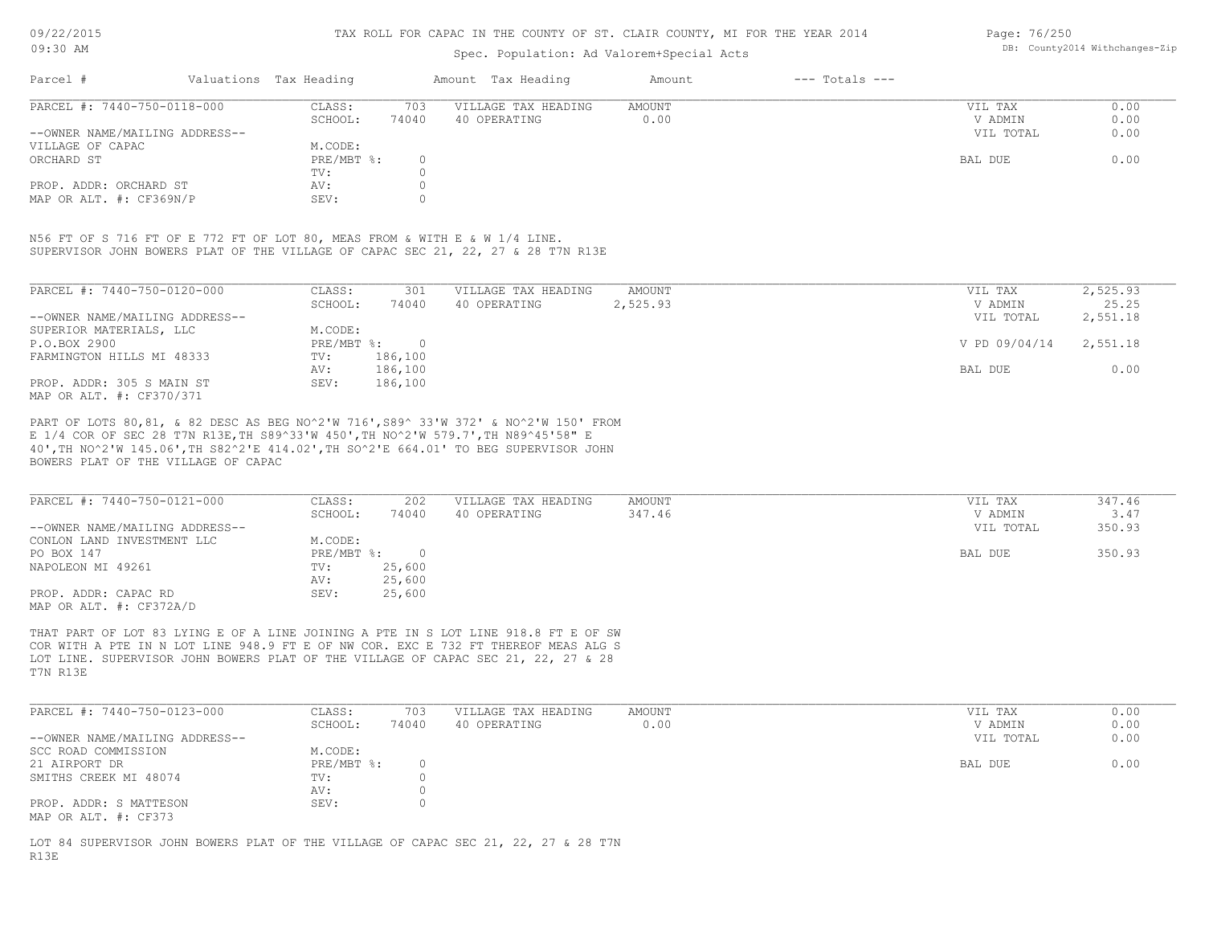# TAX ROLL FOR CAPAC IN THE COUNTY OF ST. CLAIR COUNTY, MI FOR THE YEAR 2014

Spec. Population: Ad Valorem+Special Acts

DB: County2014 Withchanges-Zip

| Parcel # | Valuations | Tax Heading | Amount | Tax Heading | Amount | --- Totals --- | |
|---|---|---|---|---|---|---|---|

## PARCEL #: 7440-750-0118-000

| | | | | |
|---|---|---|---|---|
| CLASS: | 703 | VILLAGE TAX HEADING | AMOUNT | |
| SCHOOL: | 74040 | 40 OPERATING | 0.00 | |
| M.CODE: | | | | |
| PRE/MBT %: | 0 | | | |
| TV: | 0 | | | |
| AV: | 0 | | | |
| SEV: | 0 | | | |

--OWNER NAME/MAILING ADDRESS--
VILLAGE OF CAPAC
ORCHARD ST

PROP. ADDR: ORCHARD ST
MAP OR ALT. #: CF369N/P

| | |
|---|---|
| VIL TAX | 0.00 |
| V ADMIN | 0.00 |
| VIL TOTAL | 0.00 |
| BAL DUE | 0.00 |

N56 FT OF S 716 FT OF E 772 FT OF LOT 80, MEAS FROM & WITH E & W 1/4 LINE.
SUPERVISOR JOHN BOWERS PLAT OF THE VILLAGE OF CAPAC SEC 21, 22, 27 & 28 T7N R13E

## PARCEL #: 7440-750-0120-000

| | | | |
|---|---|---|---|
| CLASS: | 301 | VILLAGE TAX HEADING | AMOUNT |
| SCHOOL: | 74040 | 40 OPERATING | 2,525.93 |
| M.CODE: | | | |
| PRE/MBT %: | 0 | | |
| TV: | 186,100 | | |
| AV: | 186,100 | | |
| SEV: | 186,100 | | |

--OWNER NAME/MAILING ADDRESS--
SUPERIOR MATERIALS, LLC
P.O.BOX 2900
FARMINGTON HILLS MI 48333

PROP. ADDR: 305 S MAIN ST
MAP OR ALT. #: CF370/371

| | |
|---|---|
| VIL TAX | 2,525.93 |
| V ADMIN | 25.25 |
| VIL TOTAL | 2,551.18 |
| V PD 09/04/14 | 2,551.18 |
| BAL DUE | 0.00 |

PART OF LOTS 80,81, & 82 DESC AS BEG NO^2'W 716',S89^ 33'W 372' & NO^2'W 150' FROM E 1/4 COR OF SEC 28 T7N R13E,TH S89^33'W 450',TH NO^2'W 579.7',TH N89^45'58" E 40',TH NO^2'W 145.06',TH S82^2'E 414.02',TH SO^2'E 664.01' TO BEG SUPERVISOR JOHN BOWERS PLAT OF THE VILLAGE OF CAPAC

## PARCEL #: 7440-750-0121-000

| | | | |
|---|---|---|---|
| CLASS: | 202 | VILLAGE TAX HEADING | AMOUNT |
| SCHOOL: | 74040 | 40 OPERATING | 347.46 |
| M.CODE: | | | |
| PRE/MBT %: | 0 | | |
| TV: | 25,600 | | |
| AV: | 25,600 | | |
| SEV: | 25,600 | | |

--OWNER NAME/MAILING ADDRESS--
CONLON LAND INVESTMENT LLC
PO BOX 147
NAPOLEON MI 49261

PROP. ADDR: CAPAC RD
MAP OR ALT. #: CF372A/D

| | |
|---|---|
| VIL TAX | 347.46 |
| V ADMIN | 3.47 |
| VIL TOTAL | 350.93 |
| BAL DUE | 350.93 |

THAT PART OF LOT 83 LYING E OF A LINE JOINING A PTE IN S LOT LINE 918.8 FT E OF SW COR WITH A PTE IN N LOT LINE 948.9 FT E OF NW COR. EXC E 732 FT THEREOF MEAS ALG S LOT LINE. SUPERVISOR JOHN BOWERS PLAT OF THE VILLAGE OF CAPAC SEC 21, 22, 27 & 28 T7N R13E

## PARCEL #: 7440-750-0123-000

| | | | |
|---|---|---|---|
| CLASS: | 703 | VILLAGE TAX HEADING | AMOUNT |
| SCHOOL: | 74040 | 40 OPERATING | 0.00 |
| M.CODE: | | | |
| PRE/MBT %: | 0 | | |
| TV: | 0 | | |
| AV: | 0 | | |
| SEV: | 0 | | |

--OWNER NAME/MAILING ADDRESS--
SCC ROAD COMMISSION
21 AIRPORT DR
SMITHS CREEK MI 48074

PROP. ADDR: S MATTESON
MAP OR ALT. #: CF373

| | |
|---|---|
| VIL TAX | 0.00 |
| V ADMIN | 0.00 |
| VIL TOTAL | 0.00 |
| BAL DUE | 0.00 |

LOT 84 SUPERVISOR JOHN BOWERS PLAT OF THE VILLAGE OF CAPAC SEC 21, 22, 27 & 28 T7N R13E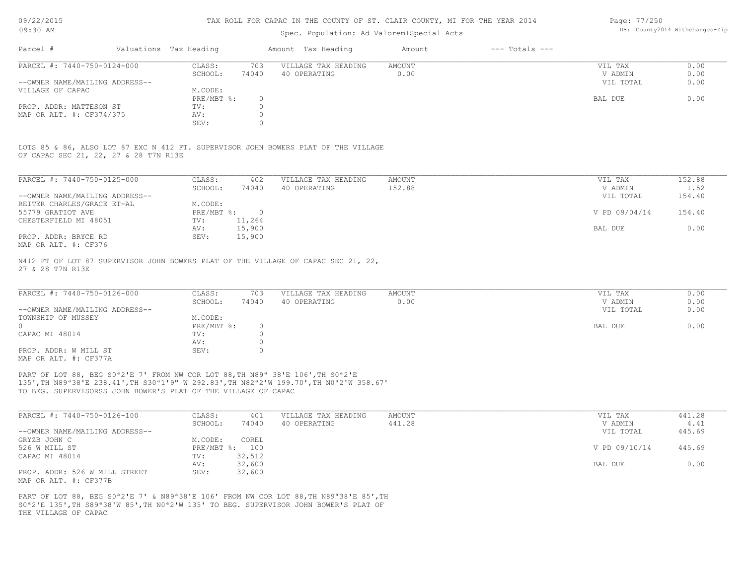TAX ROLL FOR CAPAC IN THE COUNTY OF ST. CLAIR COUNTY, MI FOR THE YEAR 2014

Spec. Population: Ad Valorem+Special Acts

| Parcel # | Valuations | Tax Heading | Amount | Tax Heading | Amount | --- Totals --- | |
|---|---|---|---|---|---|---|---|
| PARCEL #: 7440-750-0124-000 | CLASS: | 703 | VILLAGE TAX HEADING | AMOUNT | | VIL TAX | 0.00 |
| | SCHOOL: | 74040 | 40 OPERATING | 0.00 | | V ADMIN | 0.00 |
| --OWNER NAME/MAILING ADDRESS-- | | | | | | VIL TOTAL | 0.00 |
| VILLAGE OF CAPAC | M.CODE: | | | | | | |
| | PRE/MBT %: | 0 | | | | BAL DUE | 0.00 |
| PROP. ADDR: MATTESON ST | TV: | 0 | | | | | |
| MAP OR ALT. #: CF374/375 | AV: | 0 | | | | | |
| | SEV: | 0 | | | | | |

LOTS 85 & 86, ALSO LOT 87 EXC N 412 FT. SUPERVISOR JOHN BOWERS PLAT OF THE VILLAGE OF CAPAC SEC 21, 22, 27 & 28 T7N R13E

| Parcel # | Valuations | Tax Heading | Amount | Tax Heading | Amount | --- Totals --- | |
|---|---|---|---|---|---|---|---|
| PARCEL #: 7440-750-0125-000 | CLASS: | 402 | VILLAGE TAX HEADING | AMOUNT | | VIL TAX | 152.88 |
| | SCHOOL: | 74040 | 40 OPERATING | 152.88 | | V ADMIN | 1.52 |
| --OWNER NAME/MAILING ADDRESS-- | | | | | | VIL TOTAL | 154.40 |
| REITER CHARLES/GRACE ET-AL | M.CODE: | | | | | | |
| 55779 GRATIOT AVE | PRE/MBT %: | 0 | | | | V PD 09/04/14 | 154.40 |
| CHESTERFIELD MI 48051 | TV: | 11,264 | | | | | |
| | AV: | 15,900 | | | | BAL DUE | 0.00 |
| PROP. ADDR: BRYCE RD | SEV: | 15,900 | | | | | |
| MAP OR ALT. #: CF376 | | | | | | | |

N412 FT OF LOT 87 SUPERVISOR JOHN BOWERS PLAT OF THE VILLAGE OF CAPAC SEC 21, 22, 27 & 28 T7N R13E

| Parcel # | Valuations | Tax Heading | Amount | Tax Heading | Amount | --- Totals --- | |
|---|---|---|---|---|---|---|---|
| PARCEL #: 7440-750-0126-000 | CLASS: | 703 | VILLAGE TAX HEADING | AMOUNT | | VIL TAX | 0.00 |
| | SCHOOL: | 74040 | 40 OPERATING | 0.00 | | V ADMIN | 0.00 |
| --OWNER NAME/MAILING ADDRESS-- | | | | | | VIL TOTAL | 0.00 |
| TOWNSHIP OF MUSSEY | M.CODE: | | | | | | |
| 0 | PRE/MBT %: | 0 | | | | BAL DUE | 0.00 |
| CAPAC MI 48014 | TV: | 0 | | | | | |
| | AV: | 0 | | | | | |
| PROP. ADDR: W MILL ST | SEV: | 0 | | | | | |
| MAP OR ALT. #: CF377A | | | | | | | |

PART OF LOT 88, BEG S0ª2'E 7' FROM NW COR LOT 88,TH N89ª 38'E 106',TH S0ª2'E 135',TH N89ª38'E 238.41',TH S30ª1'9" W 292.83',TH N82ª2'W 199.70',TH N0ª2'W 358.67' TO BEG. SUPERVISORSS JOHN BOWER'S PLAT OF THE VILLAGE OF CAPAC

| Parcel # | Valuations | Tax Heading | Amount | Tax Heading | Amount | --- Totals --- | |
|---|---|---|---|---|---|---|---|
| PARCEL #: 7440-750-0126-100 | CLASS: | 401 | VILLAGE TAX HEADING | AMOUNT | | VIL TAX | 441.28 |
| | SCHOOL: | 74040 | 40 OPERATING | 441.28 | | V ADMIN | 4.41 |
| --OWNER NAME/MAILING ADDRESS-- | | | | | | VIL TOTAL | 445.69 |
| GRYZB JOHN C | M.CODE: | COREL | | | | | |
| 526 W MILL ST | PRE/MBT %: | 100 | | | | V PD 09/10/14 | 445.69 |
| CAPAC MI 48014 | TV: | 32,512 | | | | | |
| | AV: | 32,600 | | | | BAL DUE | 0.00 |
| PROP. ADDR: 526 W MILL STREET | SEV: | 32,600 | | | | | |
| MAP OR ALT. #: CF377B | | | | | | | |

PART OF LOT 88, BEG S0ª2'E 7' & N89ª38'E 106' FROM NW COR LOT 88,TH N89ª38'E 85',TH S0ª2'E 135',TH S89ª38'W 85',TH N0ª2'W 135' TO BEG. SUPERVISOR JOHN BOWER'S PLAT OF THE VILLAGE OF CAPAC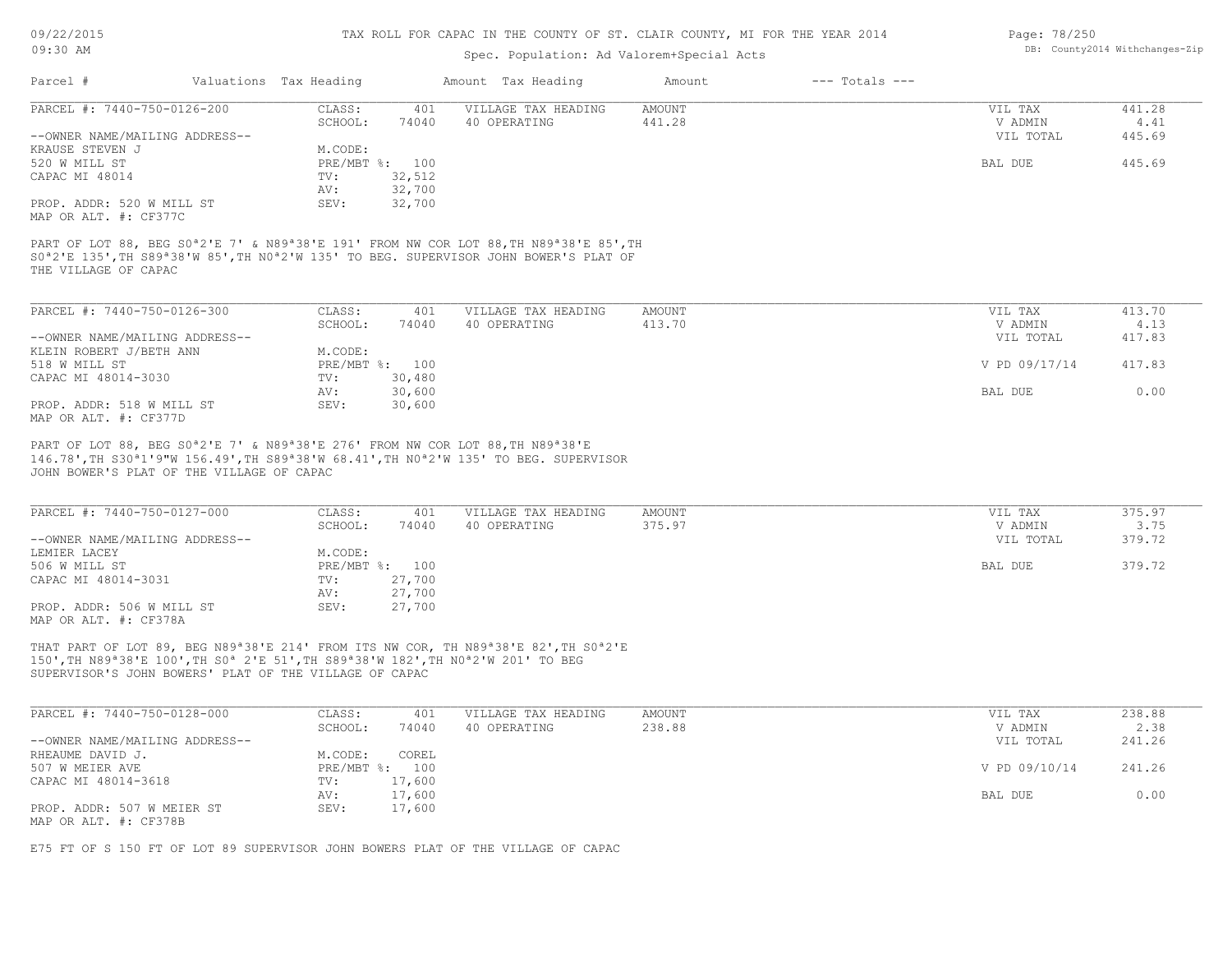TAX ROLL FOR CAPAC IN THE COUNTY OF ST. CLAIR COUNTY, MI FOR THE YEAR 2014

Spec. Population: Ad Valorem+Special Acts

| Parcel # | Valuations | Tax Heading | Amount | Tax Heading | Amount | --- Totals --- | |
|---|---|---|---|---|---|---|---|
| PARCEL #: 7440-750-0126-200 | CLASS: | 401 | VILLAGE TAX HEADING | AMOUNT | | VIL TAX | 441.28 |
| | SCHOOL: | 74040 | 40 OPERATING | 441.28 | | V ADMIN | 4.41 |
| --OWNER NAME/MAILING ADDRESS-- | | | | | | VIL TOTAL | 445.69 |
| KRAUSE STEVEN J | M.CODE: | | | | | | |
| 520 W MILL ST | PRE/MBT %: | 100 | | | | BAL DUE | 445.69 |
| CAPAC MI 48014 | TV: | 32,512 | | | | | |
| | AV: | 32,700 | | | | | |
| PROP. ADDR: 520 W MILL ST | SEV: | 32,700 | | | | | |
| MAP OR ALT. #: CF377C | | | | | | | |

PART OF LOT 88, BEG S0ª2'E 7' & N89ª38'E 191' FROM NW COR LOT 88,TH N89ª38'E 85',TH S0ª2'E 135',TH S89ª38'W 85',TH N0ª2'W 135' TO BEG. SUPERVISOR JOHN BOWER'S PLAT OF THE VILLAGE OF CAPAC

| Parcel # | Valuations | Tax Heading | Amount | Tax Heading | Amount | --- Totals --- | |
|---|---|---|---|---|---|---|---|
| PARCEL #: 7440-750-0126-300 | CLASS: | 401 | VILLAGE TAX HEADING | AMOUNT | | VIL TAX | 413.70 |
| | SCHOOL: | 74040 | 40 OPERATING | 413.70 | | V ADMIN | 4.13 |
| --OWNER NAME/MAILING ADDRESS-- | | | | | | VIL TOTAL | 417.83 |
| KLEIN ROBERT J/BETH ANN | M.CODE: | | | | | | |
| 518 W MILL ST | PRE/MBT %: | 100 | | | | V PD 09/17/14 | 417.83 |
| CAPAC MI 48014-3030 | TV: | 30,480 | | | | | |
| | AV: | 30,600 | | | | BAL DUE | 0.00 |
| PROP. ADDR: 518 W MILL ST | SEV: | 30,600 | | | | | |
| MAP OR ALT. #: CF377D | | | | | | | |

PART OF LOT 88, BEG S0ª2'E 7' & N89ª38'E 276' FROM NW COR LOT 88,TH N89ª38'E 146.78',TH S30ª1'9"W 156.49',TH S89ª38'W 68.41',TH N0ª2'W 135' TO BEG. SUPERVISOR JOHN BOWER'S PLAT OF THE VILLAGE OF CAPAC

| Parcel # | Valuations | Tax Heading | Amount | Tax Heading | Amount | --- Totals --- | |
|---|---|---|---|---|---|---|---|
| PARCEL #: 7440-750-0127-000 | CLASS: | 401 | VILLAGE TAX HEADING | AMOUNT | | VIL TAX | 375.97 |
| | SCHOOL: | 74040 | 40 OPERATING | 375.97 | | V ADMIN | 3.75 |
| --OWNER NAME/MAILING ADDRESS-- | | | | | | VIL TOTAL | 379.72 |
| LEMIER LACEY | M.CODE: | | | | | | |
| 506 W MILL ST | PRE/MBT %: | 100 | | | | BAL DUE | 379.72 |
| CAPAC MI 48014-3031 | TV: | 27,700 | | | | | |
| | AV: | 27,700 | | | | | |
| PROP. ADDR: 506 W MILL ST | SEV: | 27,700 | | | | | |
| MAP OR ALT. #: CF378A | | | | | | | |

THAT PART OF LOT 89, BEG N89ª38'E 214' FROM ITS NW COR, TH N89ª38'E 82',TH S0ª2'E 150',TH N89ª38'E 100',TH S0ª 2'E 51',TH S89ª38'W 182',TH N0ª2'W 201' TO BEG SUPERVISOR'S JOHN BOWERS' PLAT OF THE VILLAGE OF CAPAC

| Parcel # | Valuations | Tax Heading | Amount | Tax Heading | Amount | --- Totals --- | |
|---|---|---|---|---|---|---|---|
| PARCEL #: 7440-750-0128-000 | CLASS: | 401 | VILLAGE TAX HEADING | AMOUNT | | VIL TAX | 238.88 |
| | SCHOOL: | 74040 | 40 OPERATING | 238.88 | | V ADMIN | 2.38 |
| --OWNER NAME/MAILING ADDRESS-- | | | | | | VIL TOTAL | 241.26 |
| RHEAUME DAVID J. | M.CODE: | COREL | | | | | |
| 507 W MEIER AVE | PRE/MBT %: | 100 | | | | V PD 09/10/14 | 241.26 |
| CAPAC MI 48014-3618 | TV: | 17,600 | | | | | |
| | AV: | 17,600 | | | | BAL DUE | 0.00 |
| PROP. ADDR: 507 W MEIER ST | SEV: | 17,600 | | | | | |
| MAP OR ALT. #: CF378B | | | | | | | |

E75 FT OF S 150 FT OF LOT 89 SUPERVISOR JOHN BOWERS PLAT OF THE VILLAGE OF CAPAC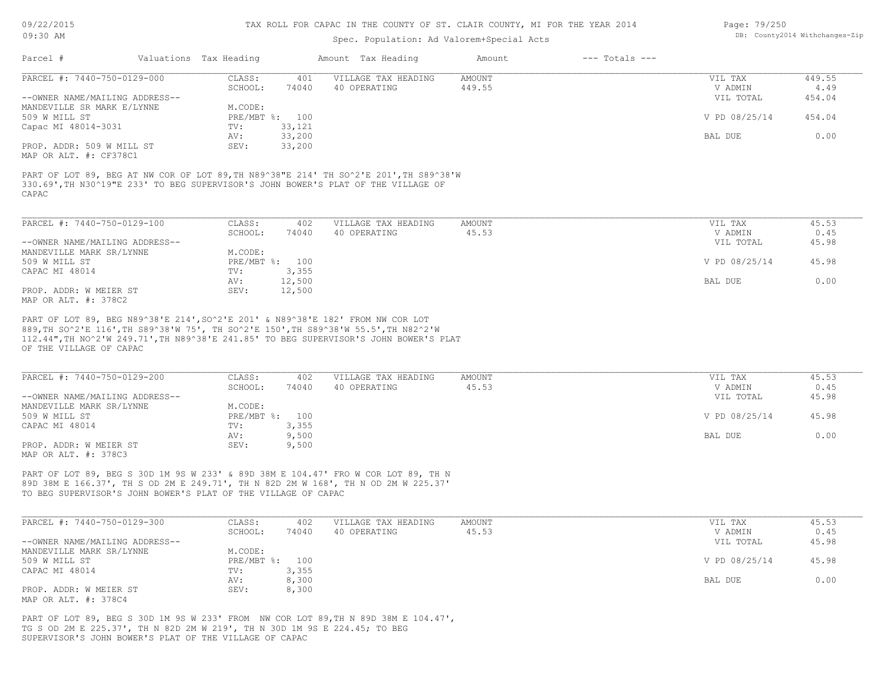09/22/2015
09:30 AM

TAX ROLL FOR CAPAC IN THE COUNTY OF ST. CLAIR COUNTY, MI FOR THE YEAR 2014

Spec. Population: Ad Valorem+Special Acts

DB: County2014 Withchanges-Zip

| Parcel # | Valuations | Tax Heading | Amount | Tax Heading | Amount | --- Totals --- | |
|---|---|---|---|---|---|---|---|
| PARCEL #: 7440-750-0129-000 | CLASS: | 401 | VILLAGE TAX HEADING | AMOUNT | | VIL TAX | 449.55 |
| | SCHOOL: | 74040 | 40 OPERATING | 449.55 | | V ADMIN | 4.49 |
| --OWNER NAME/MAILING ADDRESS-- | | | | | | VIL TOTAL | 454.04 |
| MANDEVILLE SR MARK E/LYNNE | M.CODE: | | | | | | |
| 509 W MILL ST | PRE/MBT %: | 100 | | | | V PD 08/25/14 | 454.04 |
| Capac MI 48014-3031 | TV: | 33,121 | | | | | |
| | AV: | 33,200 | | | | BAL DUE | 0.00 |
| PROP. ADDR: 509 W MILL ST | SEV: | 33,200 | | | | | |
| MAP OR ALT. #: CF378C1 | | | | | | | |

PART OF LOT 89, BEG AT NW COR OF LOT 89,TH N89^38"E 214' TH SO^2'E 201',TH S89^38'W 330.69',TH N30^19"E 233' TO BEG SUPERVISOR'S JOHN BOWER'S PLAT OF THE VILLAGE OF CAPAC

| Parcel # | Valuations | Tax Heading | Amount | Tax Heading | Amount | --- Totals --- | |
|---|---|---|---|---|---|---|---|
| PARCEL #: 7440-750-0129-100 | CLASS: | 402 | VILLAGE TAX HEADING | AMOUNT | | VIL TAX | 45.53 |
| | SCHOOL: | 74040 | 40 OPERATING | 45.53 | | V ADMIN | 0.45 |
| --OWNER NAME/MAILING ADDRESS-- | | | | | | VIL TOTAL | 45.98 |
| MANDEVILLE MARK SR/LYNNE | M.CODE: | | | | | | |
| 509 W MILL ST | PRE/MBT %: | 100 | | | | V PD 08/25/14 | 45.98 |
| CAPAC MI 48014 | TV: | 3,355 | | | | | |
| | AV: | 12,500 | | | | BAL DUE | 0.00 |
| PROP. ADDR: W MEIER ST | SEV: | 12,500 | | | | | |
| MAP OR ALT. #: 378C2 | | | | | | | |

PART OF LOT 89, BEG N89^38'E 214',SO^2'E 201' & N89^38'E 182' FROM NW COR LOT 889,TH SO^2'E 116',TH S89^38'W 75', TH SO^2'E 150',TH S89^38'W 55.5',TH N82^2'W 112.44",TH NO^2'W 249.71',TH N89^38'E 241.85' TO BEG SUPERVISOR'S JOHN BOWER'S PLAT OF THE VILLAGE OF CAPAC

| Parcel # | Valuations | Tax Heading | Amount | Tax Heading | Amount | --- Totals --- | |
|---|---|---|---|---|---|---|---|
| PARCEL #: 7440-750-0129-200 | CLASS: | 402 | VILLAGE TAX HEADING | AMOUNT | | VIL TAX | 45.53 |
| | SCHOOL: | 74040 | 40 OPERATING | 45.53 | | V ADMIN | 0.45 |
| --OWNER NAME/MAILING ADDRESS-- | | | | | | VIL TOTAL | 45.98 |
| MANDEVILLE MARK SR/LYNNE | M.CODE: | | | | | | |
| 509 W MILL ST | PRE/MBT %: | 100 | | | | V PD 08/25/14 | 45.98 |
| CAPAC MI 48014 | TV: | 3,355 | | | | | |
| | AV: | 9,500 | | | | BAL DUE | 0.00 |
| PROP. ADDR: W MEIER ST | SEV: | 9,500 | | | | | |
| MAP OR ALT. #: 378C3 | | | | | | | |

PART OF LOT 89, BEG S 30D 1M 9S W 233' & 89D 38M E 104.47' FRO W COR LOT 89, TH N 89D 38M E 166.37', TH S OD 2M E 249.71', TH N 82D 2M W 168', TH N OD 2M W 225.37' TO BEG SUPERVISOR'S JOHN BOWER'S PLAT OF THE VILLAGE OF CAPAC

| Parcel # | Valuations | Tax Heading | Amount | Tax Heading | Amount | --- Totals --- | |
|---|---|---|---|---|---|---|---|
| PARCEL #: 7440-750-0129-300 | CLASS: | 402 | VILLAGE TAX HEADING | AMOUNT | | VIL TAX | 45.53 |
| | SCHOOL: | 74040 | 40 OPERATING | 45.53 | | V ADMIN | 0.45 |
| --OWNER NAME/MAILING ADDRESS-- | | | | | | VIL TOTAL | 45.98 |
| MANDEVILLE MARK SR/LYNNE | M.CODE: | | | | | | |
| 509 W MILL ST | PRE/MBT %: | 100 | | | | V PD 08/25/14 | 45.98 |
| CAPAC MI 48014 | TV: | 3,355 | | | | | |
| | AV: | 8,300 | | | | BAL DUE | 0.00 |
| PROP. ADDR: W MEIER ST | SEV: | 8,300 | | | | | |
| MAP OR ALT. #: 378C4 | | | | | | | |

PART OF LOT 89, BEG S 30D 1M 9S W 233' FROM NW COR LOT 89,TH N 89D 38M E 104.47', TG S OD 2M E 225.37', TH N 82D 2M W 219', TH N 30D 1M 9S E 224.45; TO BEG SUPERVISOR'S JOHN BOWER'S PLAT OF THE VILLAGE OF CAPAC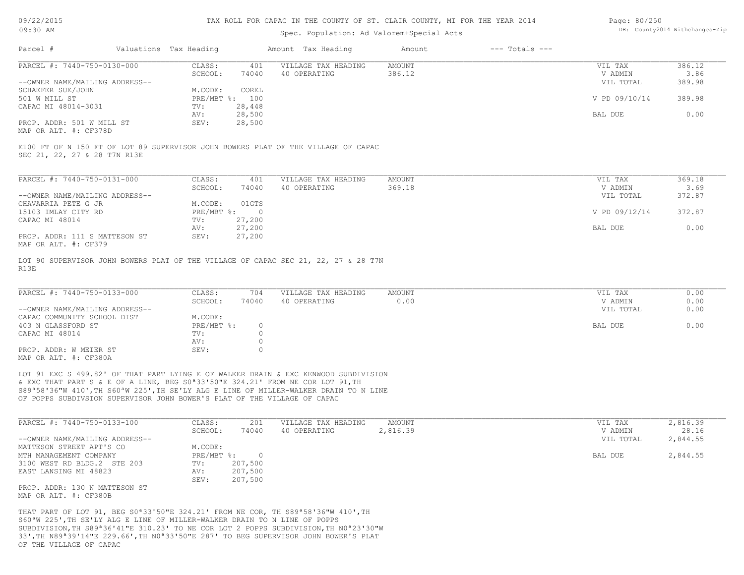# TAX ROLL FOR CAPAC IN THE COUNTY OF ST. CLAIR COUNTY, MI FOR THE YEAR 2014

Spec. Population: Ad Valorem+Special Acts

| Parcel # | Valuations | Tax Heading | Amount | Tax Heading | Amount | --- Totals --- |
| --- | --- | --- | --- | --- | --- | --- |

---

**PARCEL #: 7440-750-0130-000**

| | | | | | |
| --- | --- | --- | --- | --- | --- |
| CLASS: | 401 | VILLAGE TAX HEADING | AMOUNT | VIL TAX | 386.12 |
| SCHOOL: | 74040 | 40 OPERATING | 386.12 | V ADMIN | 3.86 |
| | | | | VIL TOTAL | 389.98 |
| M.CODE: | COREL | | | | |
| PRE/MBT %: | 100 | | | V PD 09/10/14 | 389.98 |
| TV: | 28,448 | | | | |
| AV: | 28,500 | | | BAL DUE | 0.00 |
| SEV: | 28,500 | | | | |

--OWNER NAME/MAILING ADDRESS--
SCHAEFER SUE/JOHN
501 W MILL ST
CAPAC MI 48014-3031

PROP. ADDR: 501 W MILL ST
MAP OR ALT. #: CF378D

E100 FT OF N 150 FT OF LOT 89 SUPERVISOR JOHN BOWERS PLAT OF THE VILLAGE OF CAPAC SEC 21, 22, 27 & 28 T7N R13E

---

**PARCEL #: 7440-750-0131-000**

| | | | | | |
| --- | --- | --- | --- | --- | --- |
| CLASS: | 401 | VILLAGE TAX HEADING | AMOUNT | VIL TAX | 369.18 |
| SCHOOL: | 74040 | 40 OPERATING | 369.18 | V ADMIN | 3.69 |
| | | | | VIL TOTAL | 372.87 |
| M.CODE: | 01GTS | | | | |
| PRE/MBT %: | 0 | | | V PD 09/12/14 | 372.87 |
| TV: | 27,200 | | | | |
| AV: | 27,200 | | | BAL DUE | 0.00 |
| SEV: | 27,200 | | | | |

--OWNER NAME/MAILING ADDRESS--
CHAVARRIA PETE G JR
15103 IMLAY CITY RD
CAPAC MI 48014

PROP. ADDR: 111 S MATTESON ST
MAP OR ALT. #: CF379

LOT 90 SUPERVISOR JOHN BOWERS PLAT OF THE VILLAGE OF CAPAC SEC 21, 22, 27 & 28 T7N R13E

---

**PARCEL #: 7440-750-0133-000**

| | | | | | |
| --- | --- | --- | --- | --- | --- |
| CLASS: | 704 | VILLAGE TAX HEADING | AMOUNT | VIL TAX | 0.00 |
| SCHOOL: | 74040 | 40 OPERATING | 0.00 | V ADMIN | 0.00 |
| | | | | VIL TOTAL | 0.00 |
| M.CODE: | | | | | |
| PRE/MBT %: | 0 | | | BAL DUE | 0.00 |
| TV: | 0 | | | | |
| AV: | 0 | | | | |
| SEV: | 0 | | | | |

--OWNER NAME/MAILING ADDRESS--
CAPAC COMMUNITY SCHOOL DIST
403 N GLASSFORD ST
CAPAC MI 48014

PROP. ADDR: W MEIER ST
MAP OR ALT. #: CF380A

LOT 91 EXC S 499.82' OF THAT PART LYING E OF WALKER DRAIN & EXC KENWOOD SUBDIVISION & EXC THAT PART S & E OF A LINE, BEG S0ª33'50"E 324.21' FROM NE COR LOT 91,TH S89ª58'36"W 410',TH S60ªW 225',TH SE'LY ALG E LINE OF MILLER-WALKER DRAIN TO N LINE OF POPPS SUBDIVSION SUPERVISOR JOHN BOWER'S PLAT OF THE VILLAGE OF CAPAC

---

**PARCEL #: 7440-750-0133-100**

| | | | | | |
| --- | --- | --- | --- | --- | --- |
| CLASS: | 201 | VILLAGE TAX HEADING | AMOUNT | VIL TAX | 2,816.39 |
| SCHOOL: | 74040 | 40 OPERATING | 2,816.39 | V ADMIN | 28.16 |
| | | | | VIL TOTAL | 2,844.55 |
| M.CODE: | | | | | |
| PRE/MBT %: | 0 | | | BAL DUE | 2,844.55 |
| TV: | 207,500 | | | | |
| AV: | 207,500 | | | | |
| SEV: | 207,500 | | | | |

--OWNER NAME/MAILING ADDRESS--
MATTESON STREET APT'S CO
MTH MANAGEMENT COMPANY
3100 WEST RD BLDG.2 STE 203
EAST LANSING MI 48823

PROP. ADDR: 130 N MATTESON ST
MAP OR ALT. #: CF380B

THAT PART OF LOT 91, BEG S0ª33'50"E 324.21' FROM NE COR, TH S89ª58'36"W 410',TH S60ªW 225',TH SE'LY ALG E LINE OF MILLER-WALKER DRAIN TO N LINE OF POPPS SUBDIVISION,TH S89ª36'41"E 310.23' TO NE COR LOT 2 POPPS SUBDIVISION,TH N0ª23'30"W 33',TH N89ª39'14"E 229.66',TH N0ª33'50"E 287' TO BEG SUPERVISOR JOHN BOWER'S PLAT OF THE VILLAGE OF CAPAC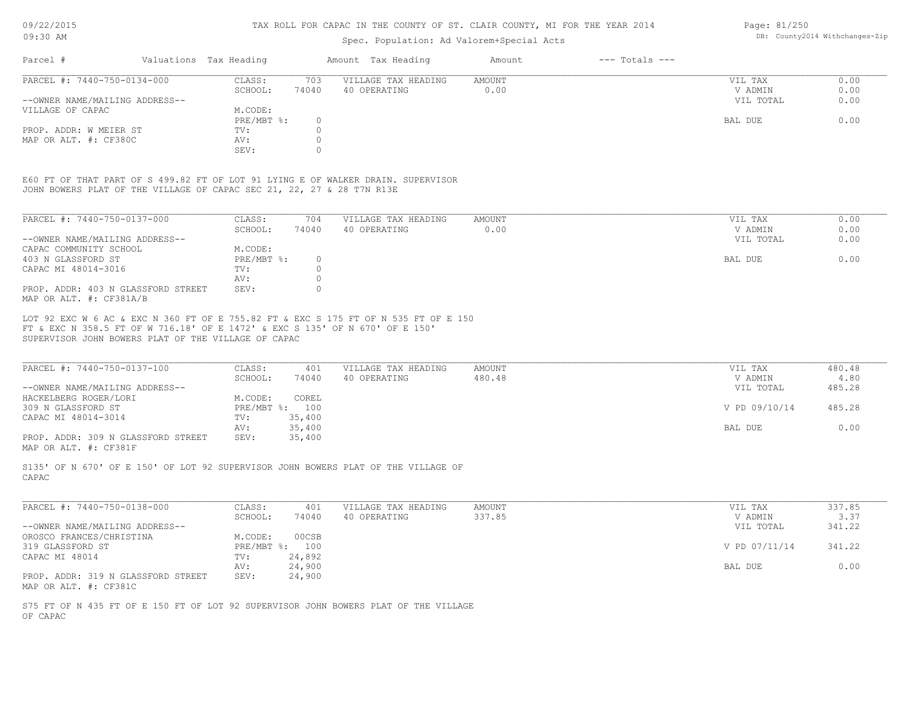# TAX ROLL FOR CAPAC IN THE COUNTY OF ST. CLAIR COUNTY, MI FOR THE YEAR 2014

Spec. Population: Ad Valorem+Special Acts

| Parcel # | Valuations | Tax Heading | Amount | Tax Heading | Amount | --- Totals --- | |
|---|---|---|---|---|---|---|---|

---

**PARCEL #: 7440-750-0134-000**

| | | | | | |
|---|---|---|---|---|---|
| CLASS: | 703 | VILLAGE TAX HEADING | AMOUNT | VIL TAX | 0.00 |
| SCHOOL: | 74040 | 40 OPERATING | 0.00 | V ADMIN | 0.00 |
| | | | | VIL TOTAL | 0.00 |
| M.CODE: | | | | | |
| PRE/MBT %: | 0 | | | BAL DUE | 0.00 |
| TV: | 0 | | | | |
| AV: | 0 | | | | |
| SEV: | 0 | | | | |

--OWNER NAME/MAILING ADDRESS--
VILLAGE OF CAPAC

PROP. ADDR: W MEIER ST
MAP OR ALT. #: CF380C

E60 FT OF THAT PART OF S 499.82 FT OF LOT 91 LYING E OF WALKER DRAIN. SUPERVISOR JOHN BOWERS PLAT OF THE VILLAGE OF CAPAC SEC 21, 22, 27 & 28 T7N R13E

---

**PARCEL #: 7440-750-0137-000**

| | | | | | |
|---|---|---|---|---|---|
| CLASS: | 704 | VILLAGE TAX HEADING | AMOUNT | VIL TAX | 0.00 |
| SCHOOL: | 74040 | 40 OPERATING | 0.00 | V ADMIN | 0.00 |
| | | | | VIL TOTAL | 0.00 |
| M.CODE: | | | | | |
| PRE/MBT %: | 0 | | | BAL DUE | 0.00 |
| TV: | 0 | | | | |
| AV: | 0 | | | | |
| SEV: | 0 | | | | |

--OWNER NAME/MAILING ADDRESS--
CAPAC COMMUNITY SCHOOL
403 N GLASSFORD ST
CAPAC MI 48014-3016

PROP. ADDR: 403 N GLASSFORD STREET
MAP OR ALT. #: CF381A/B

LOT 92 EXC W 6 AC & EXC N 360 FT OF E 755.82 FT & EXC S 175 FT OF N 535 FT OF E 150 FT & EXC N 358.5 FT OF W 716.18' OF E 1472' & EXC S 135' OF N 670' OF E 150' SUPERVISOR JOHN BOWERS PLAT OF THE VILLAGE OF CAPAC

---

**PARCEL #: 7440-750-0137-100**

| | | | | | |
|---|---|---|---|---|---|
| CLASS: | 401 | VILLAGE TAX HEADING | AMOUNT | VIL TAX | 480.48 |
| SCHOOL: | 74040 | 40 OPERATING | 480.48 | V ADMIN | 4.80 |
| | | | | VIL TOTAL | 485.28 |
| M.CODE: | COREL | | | | |
| PRE/MBT %: | 100 | | | V PD 09/10/14 | 485.28 |
| TV: | 35,400 | | | | |
| AV: | 35,400 | | | BAL DUE | 0.00 |
| SEV: | 35,400 | | | | |

--OWNER NAME/MAILING ADDRESS--
HACKELBERG ROGER/LORI
309 N GLASSFORD ST
CAPAC MI 48014-3014

PROP. ADDR: 309 N GLASSFORD STREET
MAP OR ALT. #: CF381F

S135' OF N 670' OF E 150' OF LOT 92 SUPERVISOR JOHN BOWERS PLAT OF THE VILLAGE OF CAPAC

---

**PARCEL #: 7440-750-0138-000**

| | | | | | |
|---|---|---|---|---|---|
| CLASS: | 401 | VILLAGE TAX HEADING | AMOUNT | VIL TAX | 337.85 |
| SCHOOL: | 74040 | 40 OPERATING | 337.85 | V ADMIN | 3.37 |
| | | | | VIL TOTAL | 341.22 |
| M.CODE: | 00CSB | | | | |
| PRE/MBT %: | 100 | | | V PD 07/11/14 | 341.22 |
| TV: | 24,892 | | | | |
| AV: | 24,900 | | | BAL DUE | 0.00 |
| SEV: | 24,900 | | | | |

--OWNER NAME/MAILING ADDRESS--
OROSCO FRANCES/CHRISTINA
319 GLASSFORD ST
CAPAC MI 48014

PROP. ADDR: 319 N GLASSFORD STREET
MAP OR ALT. #: CF381C

S75 FT OF N 435 FT OF E 150 FT OF LOT 92 SUPERVISOR JOHN BOWERS PLAT OF THE VILLAGE OF CAPAC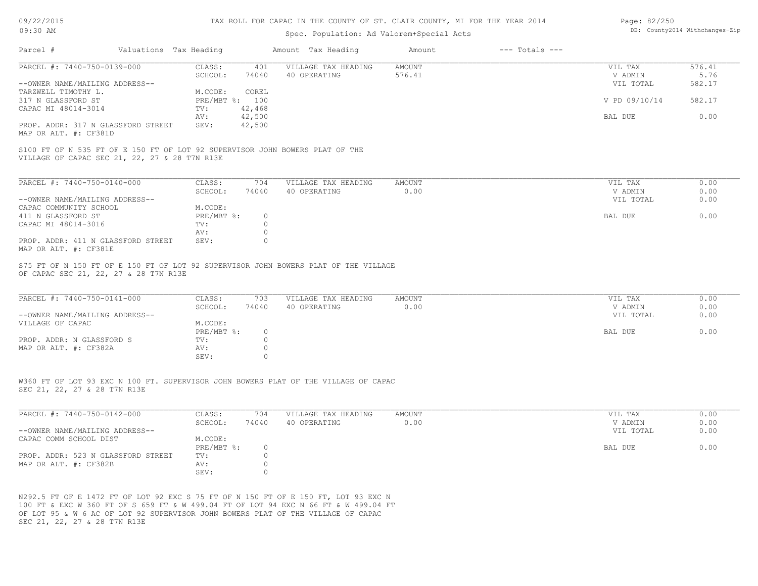TAX ROLL FOR CAPAC IN THE COUNTY OF ST. CLAIR COUNTY, MI FOR THE YEAR 2014

Spec. Population: Ad Valorem+Special Acts

| Parcel # | Valuations | Tax Heading | Amount | Tax Heading | Amount | --- Totals --- | |
|---|---|---|---|---|---|---|---|
| PARCEL #: 7440-750-0139-000 | CLASS: | 401 | VILLAGE TAX HEADING | AMOUNT | | VIL TAX | 576.41 |
| | SCHOOL: | 74040 | 40 OPERATING | 576.41 | | V ADMIN | 5.76 |
| --OWNER NAME/MAILING ADDRESS-- | | | | | | VIL TOTAL | 582.17 |
| TARZWELL TIMOTHY L. | M.CODE: | COREL | | | | | |
| 317 N GLASSFORD ST | PRE/MBT %: | 100 | | | | V PD 09/10/14 | 582.17 |
| CAPAC MI 48014-3014 | TV: | 42,468 | | | | | |
| | AV: | 42,500 | | | | BAL DUE | 0.00 |
| PROP. ADDR: 317 N GLASSFORD STREET | SEV: | 42,500 | | | | | |
| MAP OR ALT. #: CF381D | | | | | | | |

S100 FT OF N 535 FT OF E 150 FT OF LOT 92 SUPERVISOR JOHN BOWERS PLAT OF THE VILLAGE OF CAPAC SEC 21, 22, 27 & 28 T7N R13E

| Parcel # | Valuations | Tax Heading | Amount | Tax Heading | Amount | --- Totals --- | |
|---|---|---|---|---|---|---|---|
| PARCEL #: 7440-750-0140-000 | CLASS: | 704 | VILLAGE TAX HEADING | AMOUNT | | VIL TAX | 0.00 |
| | SCHOOL: | 74040 | 40 OPERATING | 0.00 | | V ADMIN | 0.00 |
| --OWNER NAME/MAILING ADDRESS-- | | | | | | VIL TOTAL | 0.00 |
| CAPAC COMMUNITY SCHOOL | M.CODE: | | | | | | |
| 411 N GLASSFORD ST | PRE/MBT %: | 0 | | | | BAL DUE | 0.00 |
| CAPAC MI 48014-3016 | TV: | 0 | | | | | |
| | AV: | 0 | | | | | |
| PROP. ADDR: 411 N GLASSFORD STREET | SEV: | 0 | | | | | |
| MAP OR ALT. #: CF381E | | | | | | | |

S75 FT OF N 150 FT OF E 150 FT OF LOT 92 SUPERVISOR JOHN BOWERS PLAT OF THE VILLAGE OF CAPAC SEC 21, 22, 27 & 28 T7N R13E

| Parcel # | Valuations | Tax Heading | Amount | Tax Heading | Amount | --- Totals --- | |
|---|---|---|---|---|---|---|---|
| PARCEL #: 7440-750-0141-000 | CLASS: | 703 | VILLAGE TAX HEADING | AMOUNT | | VIL TAX | 0.00 |
| | SCHOOL: | 74040 | 40 OPERATING | 0.00 | | V ADMIN | 0.00 |
| --OWNER NAME/MAILING ADDRESS-- | | | | | | VIL TOTAL | 0.00 |
| VILLAGE OF CAPAC | M.CODE: | | | | | | |
| | PRE/MBT %: | 0 | | | | BAL DUE | 0.00 |
| PROP. ADDR: N GLASSFORD S | TV: | 0 | | | | | |
| MAP OR ALT. #: CF382A | AV: | 0 | | | | | |
| | SEV: | 0 | | | | | |

W360 FT OF LOT 93 EXC N 100 FT. SUPERVISOR JOHN BOWERS PLAT OF THE VILLAGE OF CAPAC SEC 21, 22, 27 & 28 T7N R13E

| Parcel # | Valuations | Tax Heading | Amount | Tax Heading | Amount | --- Totals --- | |
|---|---|---|---|---|---|---|---|
| PARCEL #: 7440-750-0142-000 | CLASS: | 704 | VILLAGE TAX HEADING | AMOUNT | | VIL TAX | 0.00 |
| | SCHOOL: | 74040 | 40 OPERATING | 0.00 | | V ADMIN | 0.00 |
| --OWNER NAME/MAILING ADDRESS-- | | | | | | VIL TOTAL | 0.00 |
| CAPAC COMM SCHOOL DIST | M.CODE: | | | | | | |
| | PRE/MBT %: | 0 | | | | BAL DUE | 0.00 |
| PROP. ADDR: 523 N GLASSFORD STREET | TV: | 0 | | | | | |
| MAP OR ALT. #: CF382B | AV: | 0 | | | | | |
| | SEV: | 0 | | | | | |

N292.5 FT OF E 1472 FT OF LOT 92 EXC S 75 FT OF N 150 FT OF E 150 FT, LOT 93 EXC N 100 FT & EXC W 360 FT OF S 659 FT & W 499.04 FT OF LOT 94 EXC N 66 FT & W 499.04 FT OF LOT 95 & W 6 AC OF LOT 92 SUPERVISOR JOHN BOWERS PLAT OF THE VILLAGE OF CAPAC SEC 21, 22, 27 & 28 T7N R13E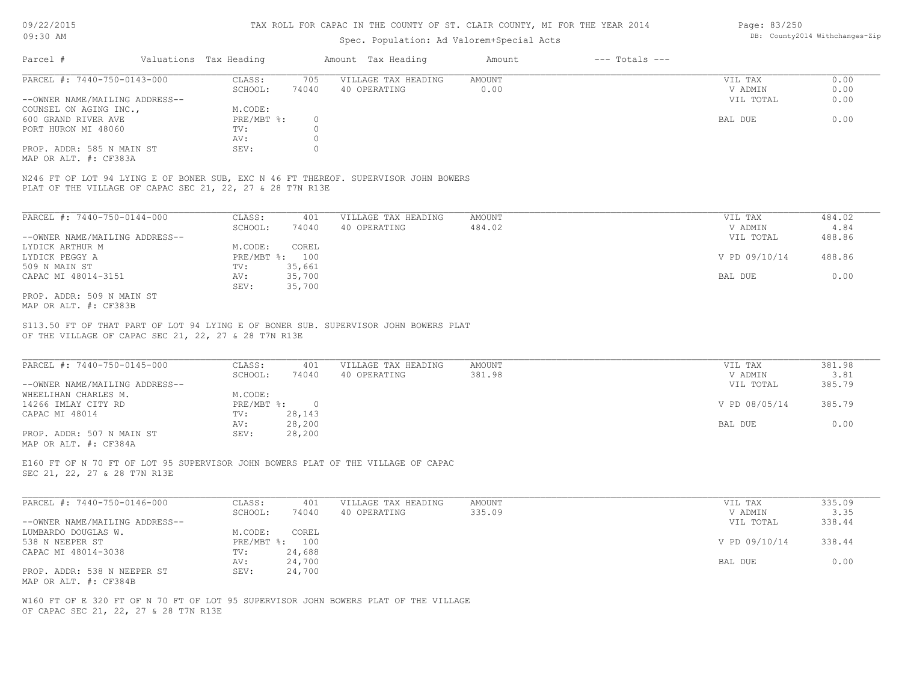# TAX ROLL FOR CAPAC IN THE COUNTY OF ST. CLAIR COUNTY, MI FOR THE YEAR 2014

Spec. Population: Ad Valorem+Special Acts

| Parcel # | Valuations | Tax Heading | Amount | Tax Heading | Amount | --- Totals --- | |
|---|---|---|---|---|---|---|---|

---

**PARCEL #: 7440-750-0143-000**

| | | | | | |
|---|---|---|---|---|---|
| CLASS: | 705 | VILLAGE TAX HEADING | AMOUNT | VIL TAX | 0.00 |
| SCHOOL: | 74040 | 40 OPERATING | 0.00 | V ADMIN | 0.00 |
| | | | | VIL TOTAL | 0.00 |
| M.CODE: | | | | | |
| PRE/MBT %: | 0 | | | BAL DUE | 0.00 |
| TV: | 0 | | | | |
| AV: | 0 | | | | |
| SEV: | 0 | | | | |

--OWNER NAME/MAILING ADDRESS--
COUNSEL ON AGING INC.,
600 GRAND RIVER AVE
PORT HURON MI 48060

PROP. ADDR: 585 N MAIN ST
MAP OR ALT. #: CF383A

N246 FT OF LOT 94 LYING E OF BONER SUB, EXC N 46 FT THEREOF. SUPERVISOR JOHN BOWERS PLAT OF THE VILLAGE OF CAPAC SEC 21, 22, 27 & 28 T7N R13E

---

**PARCEL #: 7440-750-0144-000**

| | | | | | |
|---|---|---|---|---|---|
| CLASS: | 401 | VILLAGE TAX HEADING | AMOUNT | VIL TAX | 484.02 |
| SCHOOL: | 74040 | 40 OPERATING | 484.02 | V ADMIN | 4.84 |
| | | | | VIL TOTAL | 488.86 |
| M.CODE: | COREL | | | | |
| PRE/MBT %: | 100 | | | V PD 09/10/14 | 488.86 |
| TV: | 35,661 | | | | |
| AV: | 35,700 | | | BAL DUE | 0.00 |
| SEV: | 35,700 | | | | |

--OWNER NAME/MAILING ADDRESS--
LYDICK ARTHUR M
LYDICK PEGGY A
509 N MAIN ST
CAPAC MI 48014-3151

PROP. ADDR: 509 N MAIN ST
MAP OR ALT. #: CF383B

S113.50 FT OF THAT PART OF LOT 94 LYING E OF BONER SUB. SUPERVISOR JOHN BOWERS PLAT OF THE VILLAGE OF CAPAC SEC 21, 22, 27 & 28 T7N R13E

---

**PARCEL #: 7440-750-0145-000**

| | | | | | |
|---|---|---|---|---|---|
| CLASS: | 401 | VILLAGE TAX HEADING | AMOUNT | VIL TAX | 381.98 |
| SCHOOL: | 74040 | 40 OPERATING | 381.98 | V ADMIN | 3.81 |
| | | | | VIL TOTAL | 385.79 |
| M.CODE: | | | | | |
| PRE/MBT %: | 0 | | | V PD 08/05/14 | 385.79 |
| TV: | 28,143 | | | | |
| AV: | 28,200 | | | BAL DUE | 0.00 |
| SEV: | 28,200 | | | | |

--OWNER NAME/MAILING ADDRESS--
WHEELIHAN CHARLES M.
14266 IMLAY CITY RD
CAPAC MI 48014

PROP. ADDR: 507 N MAIN ST
MAP OR ALT. #: CF384A

E160 FT OF N 70 FT OF LOT 95 SUPERVISOR JOHN BOWERS PLAT OF THE VILLAGE OF CAPAC SEC 21, 22, 27 & 28 T7N R13E

---

**PARCEL #: 7440-750-0146-000**

| | | | | | |
|---|---|---|---|---|---|
| CLASS: | 401 | VILLAGE TAX HEADING | AMOUNT | VIL TAX | 335.09 |
| SCHOOL: | 74040 | 40 OPERATING | 335.09 | V ADMIN | 3.35 |
| | | | | VIL TOTAL | 338.44 |
| M.CODE: | COREL | | | | |
| PRE/MBT %: | 100 | | | V PD 09/10/14 | 338.44 |
| TV: | 24,688 | | | | |
| AV: | 24,700 | | | BAL DUE | 0.00 |
| SEV: | 24,700 | | | | |

--OWNER NAME/MAILING ADDRESS--
LUMBARDO DOUGLAS W.
538 N NEEPER ST
CAPAC MI 48014-3038

PROP. ADDR: 538 N NEEPER ST
MAP OR ALT. #: CF384B

W160 FT OF E 320 FT OF N 70 FT OF LOT 95 SUPERVISOR JOHN BOWERS PLAT OF THE VILLAGE OF CAPAC SEC 21, 22, 27 & 28 T7N R13E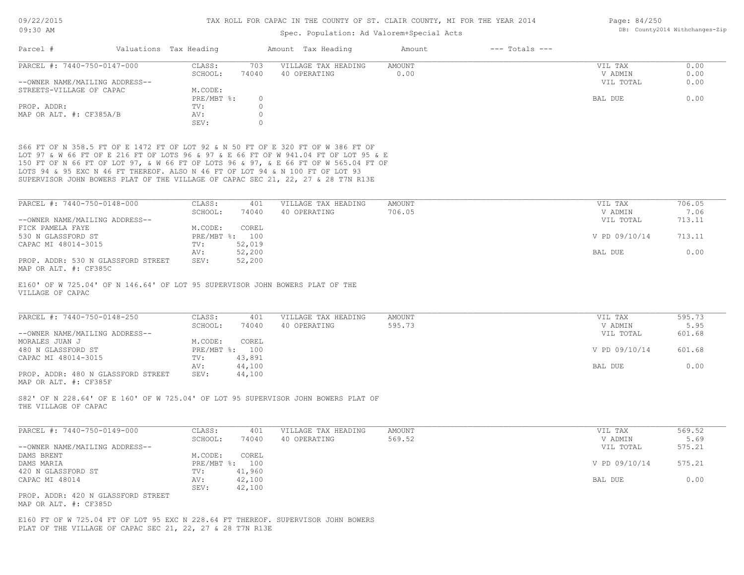TAX ROLL FOR CAPAC IN THE COUNTY OF ST. CLAIR COUNTY, MI FOR THE YEAR 2014

Spec. Population: Ad Valorem+Special Acts

09/22/2015 09:30 AM

DB: County2014 Withchanges-Zip

| Parcel # | Valuations | Tax Heading | Amount | Tax Heading | Amount | --- Totals --- | |
|---|---|---|---|---|---|---|---|

**PARCEL #: 7440-750-0147-000**

| | | | | | |
|---|---|---|---|---|---|
| CLASS: | 703 | VILLAGE TAX HEADING | AMOUNT | VIL TAX | 0.00 |
| SCHOOL: | 74040 | 40 OPERATING | 0.00 | V ADMIN | 0.00 |
| M.CODE: | | | | VIL TOTAL | 0.00 |
| PRE/MBT %: | 0 | | | BAL DUE | 0.00 |
| TV: | 0 | | | | |
| AV: | 0 | | | | |
| SEV: | 0 | | | | |

--OWNER NAME/MAILING ADDRESS--
STREETS-VILLAGE OF CAPAC

PROP. ADDR:
MAP OR ALT. #: CF385A/B

S66 FT OF N 358.5 FT OF E 1472 FT OF LOT 92 & N 50 FT OF E 320 FT OF W 386 FT OF LOT 97 & W 66 FT OF E 216 FT OF LOTS 96 & 97 & E 66 FT OF W 941.04 FT OF LOT 95 & E 150 FT OF N 66 FT OF LOT 97, & W 66 FT OF LOTS 96 & 97, & E 66 FT OF W 565.04 FT OF LOTS 94 & 95 EXC N 46 FT THEREOF. ALSO N 46 FT OF LOT 94 & N 100 FT OF LOT 93 SUPERVISOR JOHN BOWERS PLAT OF THE VILLAGE OF CAPAC SEC 21, 22, 27 & 28 T7N R13E

**PARCEL #: 7440-750-0148-000**

| | | | | | |
|---|---|---|---|---|---|
| CLASS: | 401 | VILLAGE TAX HEADING | AMOUNT | VIL TAX | 706.05 |
| SCHOOL: | 74040 | 40 OPERATING | 706.05 | V ADMIN | 7.06 |
| M.CODE: | COREL | | | VIL TOTAL | 713.11 |
| PRE/MBT %: | 100 | | | V PD 09/10/14 | 713.11 |
| TV: | 52,019 | | | | |
| AV: | 52,200 | | | BAL DUE | 0.00 |
| SEV: | 52,200 | | | | |

--OWNER NAME/MAILING ADDRESS--
FICK PAMELA FAYE
530 N GLASSFORD ST
CAPAC MI 48014-3015

PROP. ADDR: 530 N GLASSFORD STREET
MAP OR ALT. #: CF385C

E160' OF W 725.04' OF N 146.64' OF LOT 95 SUPERVISOR JOHN BOWERS PLAT OF THE VILLAGE OF CAPAC

**PARCEL #: 7440-750-0148-250**

| | | | | | |
|---|---|---|---|---|---|
| CLASS: | 401 | VILLAGE TAX HEADING | AMOUNT | VIL TAX | 595.73 |
| SCHOOL: | 74040 | 40 OPERATING | 595.73 | V ADMIN | 5.95 |
| M.CODE: | COREL | | | VIL TOTAL | 601.68 |
| PRE/MBT %: | 100 | | | V PD 09/10/14 | 601.68 |
| TV: | 43,891 | | | | |
| AV: | 44,100 | | | BAL DUE | 0.00 |
| SEV: | 44,100 | | | | |

--OWNER NAME/MAILING ADDRESS--
MORALES JUAN J
480 N GLASSFORD ST
CAPAC MI 48014-3015

PROP. ADDR: 480 N GLASSFORD STREET
MAP OR ALT. #: CF385F

S82' OF N 228.64' OF E 160' OF W 725.04' OF LOT 95 SUPERVISOR JOHN BOWERS PLAT OF THE VILLAGE OF CAPAC

**PARCEL #: 7440-750-0149-000**

| | | | | | |
|---|---|---|---|---|---|
| CLASS: | 401 | VILLAGE TAX HEADING | AMOUNT | VIL TAX | 569.52 |
| SCHOOL: | 74040 | 40 OPERATING | 569.52 | V ADMIN | 5.69 |
| M.CODE: | COREL | | | VIL TOTAL | 575.21 |
| PRE/MBT %: | 100 | | | V PD 09/10/14 | 575.21 |
| TV: | 41,960 | | | | |
| AV: | 42,100 | | | BAL DUE | 0.00 |
| SEV: | 42,100 | | | | |

--OWNER NAME/MAILING ADDRESS--
DAMS BRENT
DAMS MARIA
420 N GLASSFORD ST
CAPAC MI 48014

PROP. ADDR: 420 N GLASSFORD STREET
MAP OR ALT. #: CF385D

E160 FT OF W 725.04 FT OF LOT 95 EXC N 228.64 FT THEREOF. SUPERVISOR JOHN BOWERS PLAT OF THE VILLAGE OF CAPAC SEC 21, 22, 27 & 28 T7N R13E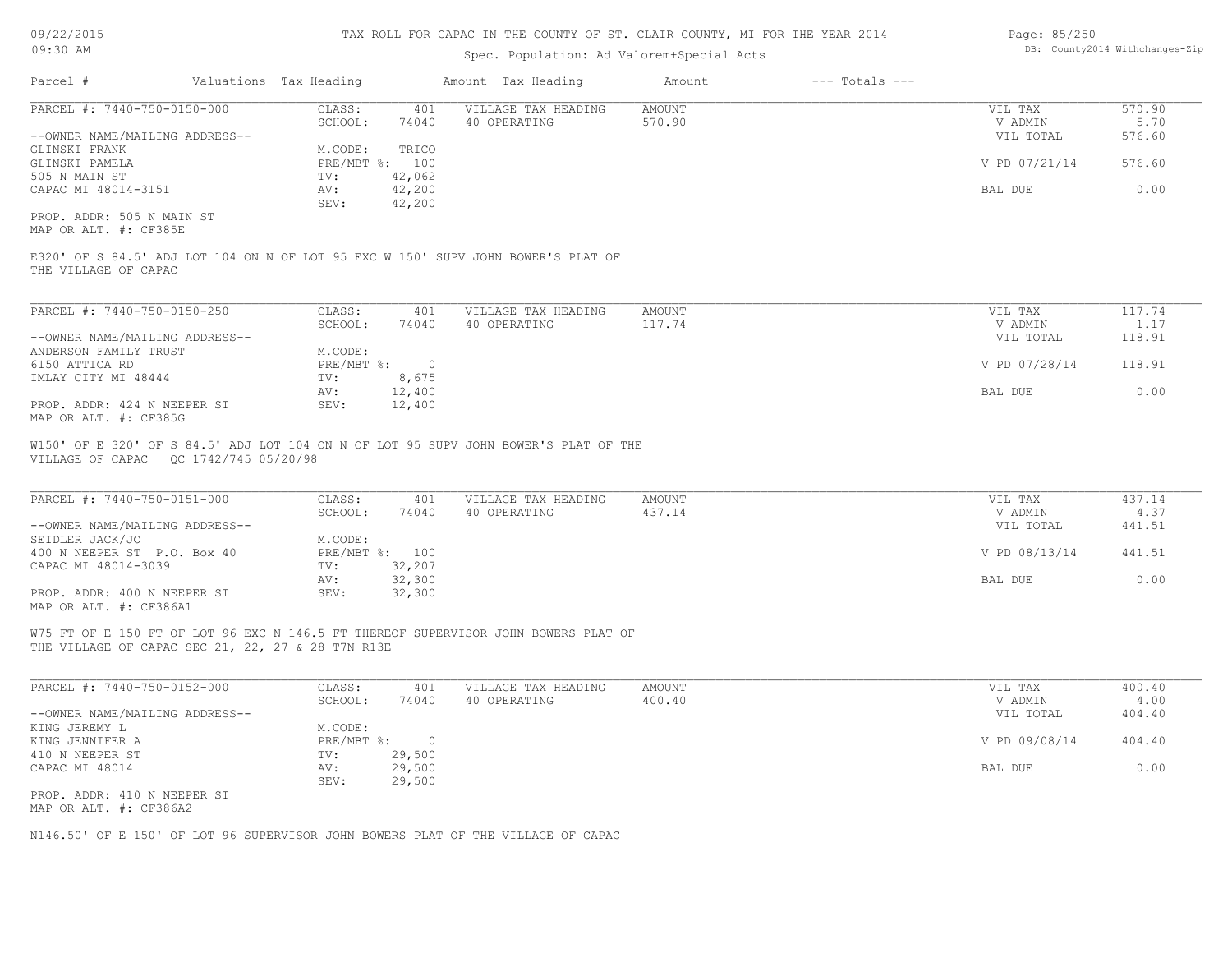TAX ROLL FOR CAPAC IN THE COUNTY OF ST. CLAIR COUNTY, MI FOR THE YEAR 2014

Spec. Population: Ad Valorem+Special Acts

| Parcel # | Valuations | Tax Heading | Amount | Tax Heading | Amount | --- Totals --- |
|---|---|---|---|---|---|---|

**PARCEL #: 7440-750-0150-000**

| | | | | | |
|---|---|---|---|---|---|
| CLASS: | 401 | VILLAGE TAX HEADING | AMOUNT | VIL TAX | 570.90 |
| SCHOOL: | 74040 | 40 OPERATING | 570.90 | V ADMIN | 5.70 |
| M.CODE: | TRICO | | | VIL TOTAL | 576.60 |
| PRE/MBT %: | 100 | | | V PD 07/21/14 | 576.60 |
| TV: | 42,062 | | | | |
| AV: | 42,200 | | | BAL DUE | 0.00 |
| SEV: | 42,200 | | | | |

--OWNER NAME/MAILING ADDRESS--
GLINSKI FRANK
GLINSKI PAMELA
505 N MAIN ST
CAPAC MI 48014-3151

PROP. ADDR: 505 N MAIN ST
MAP OR ALT. #: CF385E

E320' OF S 84.5' ADJ LOT 104 ON N OF LOT 95 EXC W 150' SUPV JOHN BOWER'S PLAT OF THE VILLAGE OF CAPAC

**PARCEL #: 7440-750-0150-250**

| | | | | | |
|---|---|---|---|---|---|
| CLASS: | 401 | VILLAGE TAX HEADING | AMOUNT | VIL TAX | 117.74 |
| SCHOOL: | 74040 | 40 OPERATING | 117.74 | V ADMIN | 1.17 |
| M.CODE: | | | | VIL TOTAL | 118.91 |
| PRE/MBT %: | 0 | | | V PD 07/28/14 | 118.91 |
| TV: | 8,675 | | | | |
| AV: | 12,400 | | | BAL DUE | 0.00 |
| SEV: | 12,400 | | | | |

--OWNER NAME/MAILING ADDRESS--
ANDERSON FAMILY TRUST
6150 ATTICA RD
IMLAY CITY MI 48444

PROP. ADDR: 424 N NEEPER ST
MAP OR ALT. #: CF385G

W150' OF E 320' OF S 84.5' ADJ LOT 104 ON N OF LOT 95 SUPV JOHN BOWER'S PLAT OF THE VILLAGE OF CAPAC QC 1742/745 05/20/98

**PARCEL #: 7440-750-0151-000**

| | | | | | |
|---|---|---|---|---|---|
| CLASS: | 401 | VILLAGE TAX HEADING | AMOUNT | VIL TAX | 437.14 |
| SCHOOL: | 74040 | 40 OPERATING | 437.14 | V ADMIN | 4.37 |
| M.CODE: | | | | VIL TOTAL | 441.51 |
| PRE/MBT %: | 100 | | | V PD 08/13/14 | 441.51 |
| TV: | 32,207 | | | | |
| AV: | 32,300 | | | BAL DUE | 0.00 |
| SEV: | 32,300 | | | | |

--OWNER NAME/MAILING ADDRESS--
SEIDLER JACK/JO
400 N NEEPER ST P.O. Box 40
CAPAC MI 48014-3039

PROP. ADDR: 400 N NEEPER ST
MAP OR ALT. #: CF386A1

W75 FT OF E 150 FT OF LOT 96 EXC N 146.5 FT THEREOF SUPERVISOR JOHN BOWERS PLAT OF THE VILLAGE OF CAPAC SEC 21, 22, 27 & 28 T7N R13E

**PARCEL #: 7440-750-0152-000**

| | | | | | |
|---|---|---|---|---|---|
| CLASS: | 401 | VILLAGE TAX HEADING | AMOUNT | VIL TAX | 400.40 |
| SCHOOL: | 74040 | 40 OPERATING | 400.40 | V ADMIN | 4.00 |
| M.CODE: | | | | VIL TOTAL | 404.40 |
| PRE/MBT %: | 0 | | | V PD 09/08/14 | 404.40 |
| TV: | 29,500 | | | | |
| AV: | 29,500 | | | BAL DUE | 0.00 |
| SEV: | 29,500 | | | | |

--OWNER NAME/MAILING ADDRESS--
KING JEREMY L
KING JENNIFER A
410 N NEEPER ST
CAPAC MI 48014

PROP. ADDR: 410 N NEEPER ST
MAP OR ALT. #: CF386A2

N146.50' OF E 150' OF LOT 96 SUPERVISOR JOHN BOWERS PLAT OF THE VILLAGE OF CAPAC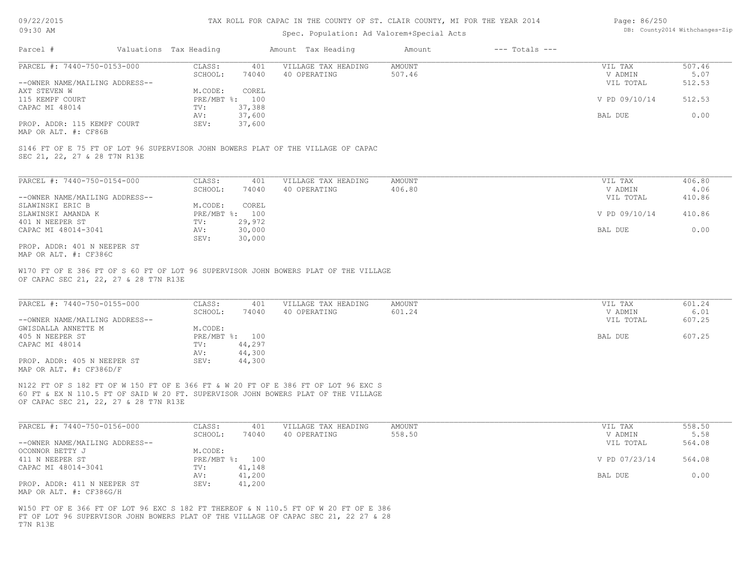# TAX ROLL FOR CAPAC IN THE COUNTY OF ST. CLAIR COUNTY, MI FOR THE YEAR 2014

Spec. Population: Ad Valorem+Special Acts

| Parcel # | Valuations | Tax Heading | Amount | Tax Heading | Amount | --- Totals --- |
|---|---|---|---|---|---|---|

**PARCEL #: 7440-750-0153-000**

CLASS: 401
SCHOOL: 74040
M.CODE: COREL
PRE/MBT %: 100
TV: 37,388
AV: 37,600
SEV: 37,600

VILLAGE TAX HEADING: 40 OPERATING — AMOUNT: 507.46

--OWNER NAME/MAILING ADDRESS--
AXT STEVEN W
115 KEMPF COURT
CAPAC MI 48014

PROP. ADDR: 115 KEMPF COURT
MAP OR ALT. #: CF86B

| | |
|---|---|
| VIL TAX | 507.46 |
| V ADMIN | 5.07 |
| VIL TOTAL | 512.53 |
| V PD 09/10/14 | 512.53 |
| BAL DUE | 0.00 |

S146 FT OF E 75 FT OF LOT 96 SUPERVISOR JOHN BOWERS PLAT OF THE VILLAGE OF CAPAC SEC 21, 22, 27 & 28 T7N R13E

**PARCEL #: 7440-750-0154-000**

CLASS: 401
SCHOOL: 74040
M.CODE: COREL
PRE/MBT %: 100
TV: 29,972
AV: 30,000
SEV: 30,000

VILLAGE TAX HEADING: 40 OPERATING — AMOUNT: 406.80

--OWNER NAME/MAILING ADDRESS--
SLAWINSKI ERIC B
SLAWINSKI AMANDA K
401 N NEEPER ST
CAPAC MI 48014-3041

PROP. ADDR: 401 N NEEPER ST
MAP OR ALT. #: CF386C

| | |
|---|---|
| VIL TAX | 406.80 |
| V ADMIN | 4.06 |
| VIL TOTAL | 410.86 |
| V PD 09/10/14 | 410.86 |
| BAL DUE | 0.00 |

W170 FT OF E 386 FT OF S 60 FT OF LOT 96 SUPERVISOR JOHN BOWERS PLAT OF THE VILLAGE OF CAPAC SEC 21, 22, 27 & 28 T7N R13E

**PARCEL #: 7440-750-0155-000**

CLASS: 401
SCHOOL: 74040
M.CODE:
PRE/MBT %: 100
TV: 44,297
AV: 44,300
SEV: 44,300

VILLAGE TAX HEADING: 40 OPERATING — AMOUNT: 601.24

--OWNER NAME/MAILING ADDRESS--
GWISDALLA ANNETTE M
405 N NEEPER ST
CAPAC MI 48014

PROP. ADDR: 405 N NEEPER ST
MAP OR ALT. #: CF386D/F

| | |
|---|---|
| VIL TAX | 601.24 |
| V ADMIN | 6.01 |
| VIL TOTAL | 607.25 |
| BAL DUE | 607.25 |

N122 FT OF S 182 FT OF W 150 FT OF E 366 FT & W 20 FT OF E 386 FT OF LOT 96 EXC S 60 FT & EX N 110.5 FT OF SAID W 20 FT. SUPERVISOR JOHN BOWERS PLAT OF THE VILLAGE OF CAPAC SEC 21, 22, 27 & 28 T7N R13E

**PARCEL #: 7440-750-0156-000**

CLASS: 401
SCHOOL: 74040
M.CODE:
PRE/MBT %: 100
TV: 41,148
AV: 41,200
SEV: 41,200

VILLAGE TAX HEADING: 40 OPERATING — AMOUNT: 558.50

--OWNER NAME/MAILING ADDRESS--
OCONNOR BETTY J
411 N NEEPER ST
CAPAC MI 48014-3041

PROP. ADDR: 411 N NEEPER ST
MAP OR ALT. #: CF386G/H

| | |
|---|---|
| VIL TAX | 558.50 |
| V ADMIN | 5.58 |
| VIL TOTAL | 564.08 |
| V PD 07/23/14 | 564.08 |
| BAL DUE | 0.00 |

W150 FT OF E 366 FT OF LOT 96 EXC S 182 FT THEREOF & N 110.5 FT OF W 20 FT OF E 386 FT OF LOT 96 SUPERVISOR JOHN BOWERS PLAT OF THE VILLAGE OF CAPAC SEC 21, 22 27 & 28 T7N R13E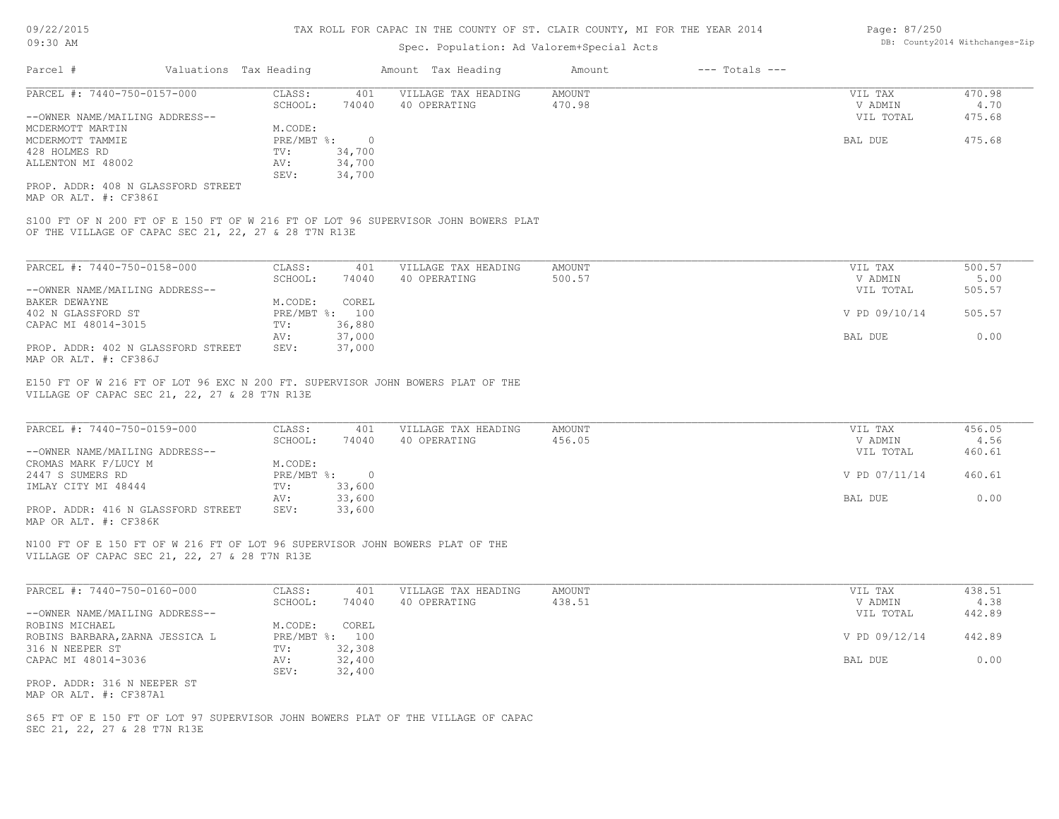# TAX ROLL FOR CAPAC IN THE COUNTY OF ST. CLAIR COUNTY, MI FOR THE YEAR 2014

Spec. Population: Ad Valorem+Special Acts

| Parcel # | Valuations | Tax Heading | Amount | Tax Heading | Amount | --- Totals --- | |
|---|---|---|---|---|---|---|---|
| PARCEL #: 7440-750-0157-000 | CLASS: | 401 | VILLAGE TAX HEADING | AMOUNT | | VIL TAX | 470.98 |
| | SCHOOL: | 74040 | 40 OPERATING | 470.98 | | V ADMIN | 4.70 |
| --OWNER NAME/MAILING ADDRESS-- | | | | | | VIL TOTAL | 475.68 |
| MCDERMOTT MARTIN | M.CODE: | | | | | | |
| MCDERMOTT TAMMIE | PRE/MBT %: | 0 | | | | BAL DUE | 475.68 |
| 428 HOLMES RD | TV: | 34,700 | | | | | |
| ALLENTON MI 48002 | AV: | 34,700 | | | | | |
| | SEV: | 34,700 | | | | | |

PROP. ADDR: 408 N GLASSFORD STREET
MAP OR ALT. #: CF386I

S100 FT OF N 200 FT OF E 150 FT OF W 216 FT OF LOT 96 SUPERVISOR JOHN BOWERS PLAT OF THE VILLAGE OF CAPAC SEC 21, 22, 27 & 28 T7N R13E

| Parcel # | Valuations | Tax Heading | Amount | Tax Heading | Amount | --- Totals --- | |
|---|---|---|---|---|---|---|---|
| PARCEL #: 7440-750-0158-000 | CLASS: | 401 | VILLAGE TAX HEADING | AMOUNT | | VIL TAX | 500.57 |
| | SCHOOL: | 74040 | 40 OPERATING | 500.57 | | V ADMIN | 5.00 |
| --OWNER NAME/MAILING ADDRESS-- | | | | | | VIL TOTAL | 505.57 |
| BAKER DEWAYNE | M.CODE: | COREL | | | | | |
| 402 N GLASSFORD ST | PRE/MBT %: | 100 | | | | V PD 09/10/14 | 505.57 |
| CAPAC MI 48014-3015 | TV: | 36,880 | | | | | |
| | AV: | 37,000 | | | | BAL DUE | 0.00 |
| PROP. ADDR: 402 N GLASSFORD STREET | SEV: | 37,000 | | | | | |

MAP OR ALT. #: CF386J

E150 FT OF W 216 FT OF LOT 96 EXC N 200 FT. SUPERVISOR JOHN BOWERS PLAT OF THE VILLAGE OF CAPAC SEC 21, 22, 27 & 28 T7N R13E

| Parcel # | Valuations | Tax Heading | Amount | Tax Heading | Amount | --- Totals --- | |
|---|---|---|---|---|---|---|---|
| PARCEL #: 7440-750-0159-000 | CLASS: | 401 | VILLAGE TAX HEADING | AMOUNT | | VIL TAX | 456.05 |
| | SCHOOL: | 74040 | 40 OPERATING | 456.05 | | V ADMIN | 4.56 |
| --OWNER NAME/MAILING ADDRESS-- | | | | | | VIL TOTAL | 460.61 |
| CROMAS MARK F/LUCY M | M.CODE: | | | | | | |
| 2447 S SUMERS RD | PRE/MBT %: | 0 | | | | V PD 07/11/14 | 460.61 |
| IMLAY CITY MI 48444 | TV: | 33,600 | | | | | |
| | AV: | 33,600 | | | | BAL DUE | 0.00 |
| PROP. ADDR: 416 N GLASSFORD STREET | SEV: | 33,600 | | | | | |

MAP OR ALT. #: CF386K

N100 FT OF E 150 FT OF W 216 FT OF LOT 96 SUPERVISOR JOHN BOWERS PLAT OF THE VILLAGE OF CAPAC SEC 21, 22, 27 & 28 T7N R13E

| Parcel # | Valuations | Tax Heading | Amount | Tax Heading | Amount | --- Totals --- | |
|---|---|---|---|---|---|---|---|
| PARCEL #: 7440-750-0160-000 | CLASS: | 401 | VILLAGE TAX HEADING | AMOUNT | | VIL TAX | 438.51 |
| | SCHOOL: | 74040 | 40 OPERATING | 438.51 | | V ADMIN | 4.38 |
| --OWNER NAME/MAILING ADDRESS-- | | | | | | VIL TOTAL | 442.89 |
| ROBINS MICHAEL | M.CODE: | COREL | | | | | |
| ROBINS BARBARA,ZARNA JESSICA L | PRE/MBT %: | 100 | | | | V PD 09/12/14 | 442.89 |
| 316 N NEEPER ST | TV: | 32,308 | | | | | |
| CAPAC MI 48014-3036 | AV: | 32,400 | | | | BAL DUE | 0.00 |
| | SEV: | 32,400 | | | | | |

PROP. ADDR: 316 N NEEPER ST
MAP OR ALT. #: CF387A1

S65 FT OF E 150 FT OF LOT 97 SUPERVISOR JOHN BOWERS PLAT OF THE VILLAGE OF CAPAC SEC 21, 22, 27 & 28 T7N R13E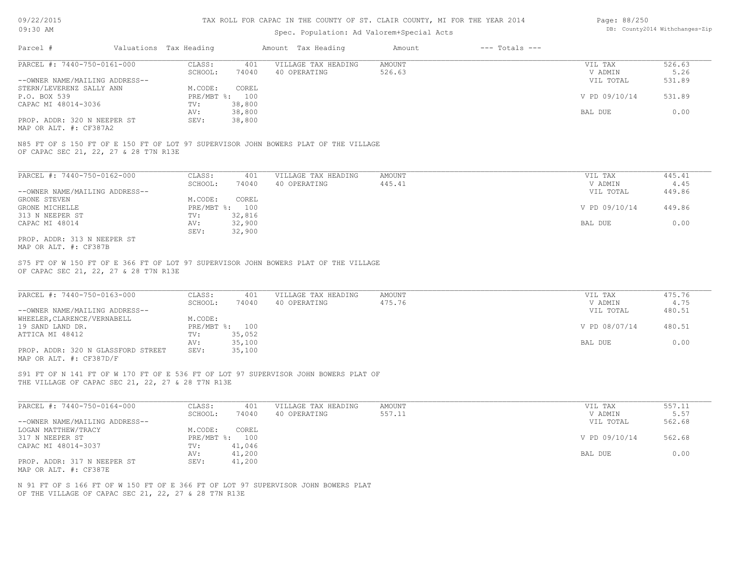TAX ROLL FOR CAPAC IN THE COUNTY OF ST. CLAIR COUNTY, MI FOR THE YEAR 2014

Spec. Population: Ad Valorem+Special Acts

| Parcel # | Valuations | Tax Heading | Amount | Tax Heading | Amount | --- Totals --- |
|---|---|---|---|---|---|---|

**PARCEL #: 7440-750-0161-000**

| | | | | | | |
|---|---|---|---|---|---|---|
| | CLASS: | 401 | VILLAGE TAX HEADING | AMOUNT | VIL TAX | 526.63 |
| | SCHOOL: | 74040 | 40 OPERATING | 526.63 | V ADMIN | 5.26 |
| --OWNER NAME/MAILING ADDRESS-- | | | | | VIL TOTAL | 531.89 |
| STERN/LEVERENZ SALLY ANN | M.CODE: | COREL | | | | |
| P.O. BOX 539 | PRE/MBT %: | 100 | | | V PD 09/10/14 | 531.89 |
| CAPAC MI 48014-3036 | TV: | 38,800 | | | | |
| | AV: | 38,800 | | | BAL DUE | 0.00 |
| PROP. ADDR: 320 N NEEPER ST | SEV: | 38,800 | | | | |
| MAP OR ALT. #: CF387A2 | | | | | | |

N85 FT OF S 150 FT OF E 150 FT OF LOT 97 SUPERVISOR JOHN BOWERS PLAT OF THE VILLAGE OF CAPAC SEC 21, 22, 27 & 28 T7N R13E

**PARCEL #: 7440-750-0162-000**

| | | | | | | |
|---|---|---|---|---|---|---|
| | CLASS: | 401 | VILLAGE TAX HEADING | AMOUNT | VIL TAX | 445.41 |
| | SCHOOL: | 74040 | 40 OPERATING | 445.41 | V ADMIN | 4.45 |
| --OWNER NAME/MAILING ADDRESS-- | | | | | VIL TOTAL | 449.86 |
| GRONE STEVEN | M.CODE: | COREL | | | | |
| GRONE MICHELLE | PRE/MBT %: | 100 | | | V PD 09/10/14 | 449.86 |
| 313 N NEEPER ST | TV: | 32,816 | | | | |
| CAPAC MI 48014 | AV: | 32,900 | | | BAL DUE | 0.00 |
| | SEV: | 32,900 | | | | |
| PROP. ADDR: 313 N NEEPER ST | | | | | | |
| MAP OR ALT. #: CF387B | | | | | | |

S75 FT OF W 150 FT OF E 366 FT OF LOT 97 SUPERVISOR JOHN BOWERS PLAT OF THE VILLAGE OF CAPAC SEC 21, 22, 27 & 28 T7N R13E

**PARCEL #: 7440-750-0163-000**

| | | | | | | |
|---|---|---|---|---|---|---|
| | CLASS: | 401 | VILLAGE TAX HEADING | AMOUNT | VIL TAX | 475.76 |
| | SCHOOL: | 74040 | 40 OPERATING | 475.76 | V ADMIN | 4.75 |
| --OWNER NAME/MAILING ADDRESS-- | | | | | VIL TOTAL | 480.51 |
| WHEELER,CLARENCE/VERNABELL | M.CODE: | | | | | |
| 19 SAND LAND DR. | PRE/MBT %: | 100 | | | V PD 08/07/14 | 480.51 |
| ATTICA MI 48412 | TV: | 35,052 | | | | |
| | AV: | 35,100 | | | BAL DUE | 0.00 |
| PROP. ADDR: 320 N GLASSFORD STREET | SEV: | 35,100 | | | | |
| MAP OR ALT. #: CF387D/F | | | | | | |

S91 FT OF N 141 FT OF W 170 FT OF E 536 FT OF LOT 97 SUPERVISOR JOHN BOWERS PLAT OF THE VILLAGE OF CAPAC SEC 21, 22, 27 & 28 T7N R13E

**PARCEL #: 7440-750-0164-000**

| | | | | | | |
|---|---|---|---|---|---|---|
| | CLASS: | 401 | VILLAGE TAX HEADING | AMOUNT | VIL TAX | 557.11 |
| | SCHOOL: | 74040 | 40 OPERATING | 557.11 | V ADMIN | 5.57 |
| --OWNER NAME/MAILING ADDRESS-- | | | | | VIL TOTAL | 562.68 |
| LOGAN MATTHEW/TRACY | M.CODE: | COREL | | | | |
| 317 N NEEPER ST | PRE/MBT %: | 100 | | | V PD 09/10/14 | 562.68 |
| CAPAC MI 48014-3037 | TV: | 41,046 | | | | |
| | AV: | 41,200 | | | BAL DUE | 0.00 |
| PROP. ADDR: 317 N NEEPER ST | SEV: | 41,200 | | | | |
| MAP OR ALT. #: CF387E | | | | | | |

N 91 FT OF S 166 FT OF W 150 FT OF E 366 FT OF LOT 97 SUPERVISOR JOHN BOWERS PLAT OF THE VILLAGE OF CAPAC SEC 21, 22, 27 & 28 T7N R13E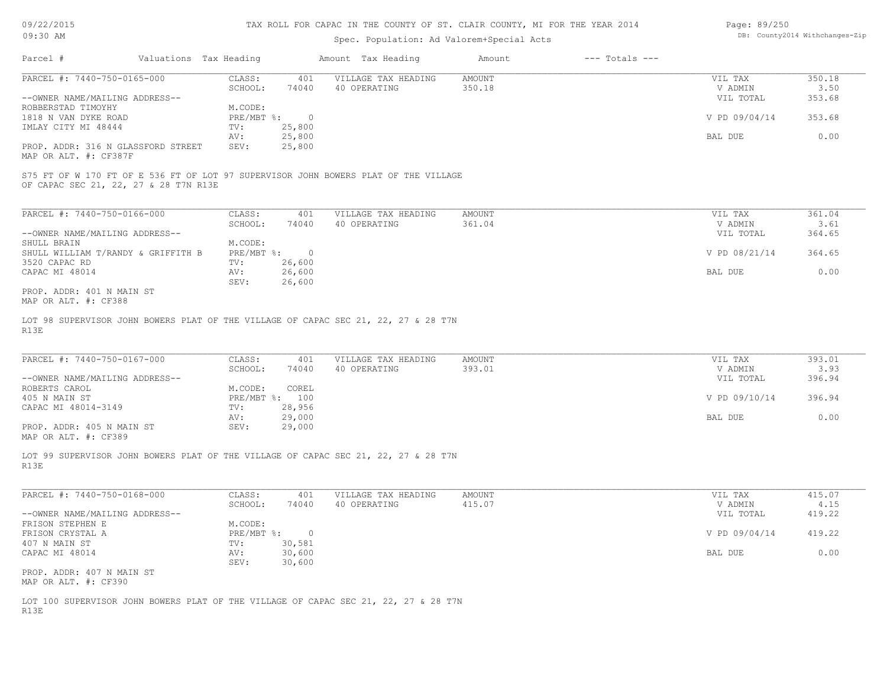TAX ROLL FOR CAPAC IN THE COUNTY OF ST. CLAIR COUNTY, MI FOR THE YEAR 2014

Spec. Population: Ad Valorem+Special Acts

| Parcel # | Valuations | Tax Heading | Amount | Tax Heading | Amount | --- Totals --- |
|---|---|---|---|---|---|---|

---

**PARCEL #: 7440-750-0165-000**

| | | | | | |
|---|---|---|---|---|---|
| CLASS: | 401 | VILLAGE TAX HEADING | AMOUNT | VIL TAX | 350.18 |
| SCHOOL: | 74040 | 40 OPERATING | 350.18 | V ADMIN | 3.50 |
| | | | | VIL TOTAL | 353.68 |
| M.CODE: | | | | | |
| PRE/MBT %: | 0 | | | V PD 09/04/14 | 353.68 |
| TV: | 25,800 | | | | |
| AV: | 25,800 | | | BAL DUE | 0.00 |
| SEV: | 25,800 | | | | |

--OWNER NAME/MAILING ADDRESS--
ROBBERSTAD TIMOYHY
1818 N VAN DYKE ROAD
IMLAY CITY MI 48444

PROP. ADDR: 316 N GLASSFORD STREET
MAP OR ALT. #: CF387F

S75 FT OF W 170 FT OF E 536 FT OF LOT 97 SUPERVISOR JOHN BOWERS PLAT OF THE VILLAGE OF CAPAC SEC 21, 22, 27 & 28 T7N R13E

---

**PARCEL #: 7440-750-0166-000**

| | | | | | |
|---|---|---|---|---|---|
| CLASS: | 401 | VILLAGE TAX HEADING | AMOUNT | VIL TAX | 361.04 |
| SCHOOL: | 74040 | 40 OPERATING | 361.04 | V ADMIN | 3.61 |
| | | | | VIL TOTAL | 364.65 |
| M.CODE: | | | | | |
| PRE/MBT %: | 0 | | | V PD 08/21/14 | 364.65 |
| TV: | 26,600 | | | | |
| AV: | 26,600 | | | BAL DUE | 0.00 |
| SEV: | 26,600 | | | | |

--OWNER NAME/MAILING ADDRESS--
SHULL BRAIN
SHULL WILLIAM T/RANDY & GRIFFITH B
3520 CAPAC RD
CAPAC MI 48014

PROP. ADDR: 401 N MAIN ST
MAP OR ALT. #: CF388

LOT 98 SUPERVISOR JOHN BOWERS PLAT OF THE VILLAGE OF CAPAC SEC 21, 22, 27 & 28 T7N R13E

---

**PARCEL #: 7440-750-0167-000**

| | | | | | |
|---|---|---|---|---|---|
| CLASS: | 401 | VILLAGE TAX HEADING | AMOUNT | VIL TAX | 393.01 |
| SCHOOL: | 74040 | 40 OPERATING | 393.01 | V ADMIN | 3.93 |
| | | | | VIL TOTAL | 396.94 |
| M.CODE: | COREL | | | | |
| PRE/MBT %: | 100 | | | V PD 09/10/14 | 396.94 |
| TV: | 28,956 | | | | |
| AV: | 29,000 | | | BAL DUE | 0.00 |
| SEV: | 29,000 | | | | |

--OWNER NAME/MAILING ADDRESS--
ROBERTS CAROL
405 N MAIN ST
CAPAC MI 48014-3149

PROP. ADDR: 405 N MAIN ST
MAP OR ALT. #: CF389

LOT 99 SUPERVISOR JOHN BOWERS PLAT OF THE VILLAGE OF CAPAC SEC 21, 22, 27 & 28 T7N R13E

---

**PARCEL #: 7440-750-0168-000**

| | | | | | |
|---|---|---|---|---|---|
| CLASS: | 401 | VILLAGE TAX HEADING | AMOUNT | VIL TAX | 415.07 |
| SCHOOL: | 74040 | 40 OPERATING | 415.07 | V ADMIN | 4.15 |
| | | | | VIL TOTAL | 419.22 |
| M.CODE: | | | | | |
| PRE/MBT %: | 0 | | | V PD 09/04/14 | 419.22 |
| TV: | 30,581 | | | | |
| AV: | 30,600 | | | BAL DUE | 0.00 |
| SEV: | 30,600 | | | | |

--OWNER NAME/MAILING ADDRESS--
FRISON STEPHEN E
FRISON CRYSTAL A
407 N MAIN ST
CAPAC MI 48014

PROP. ADDR: 407 N MAIN ST
MAP OR ALT. #: CF390

LOT 100 SUPERVISOR JOHN BOWERS PLAT OF THE VILLAGE OF CAPAC SEC 21, 22, 27 & 28 T7N R13E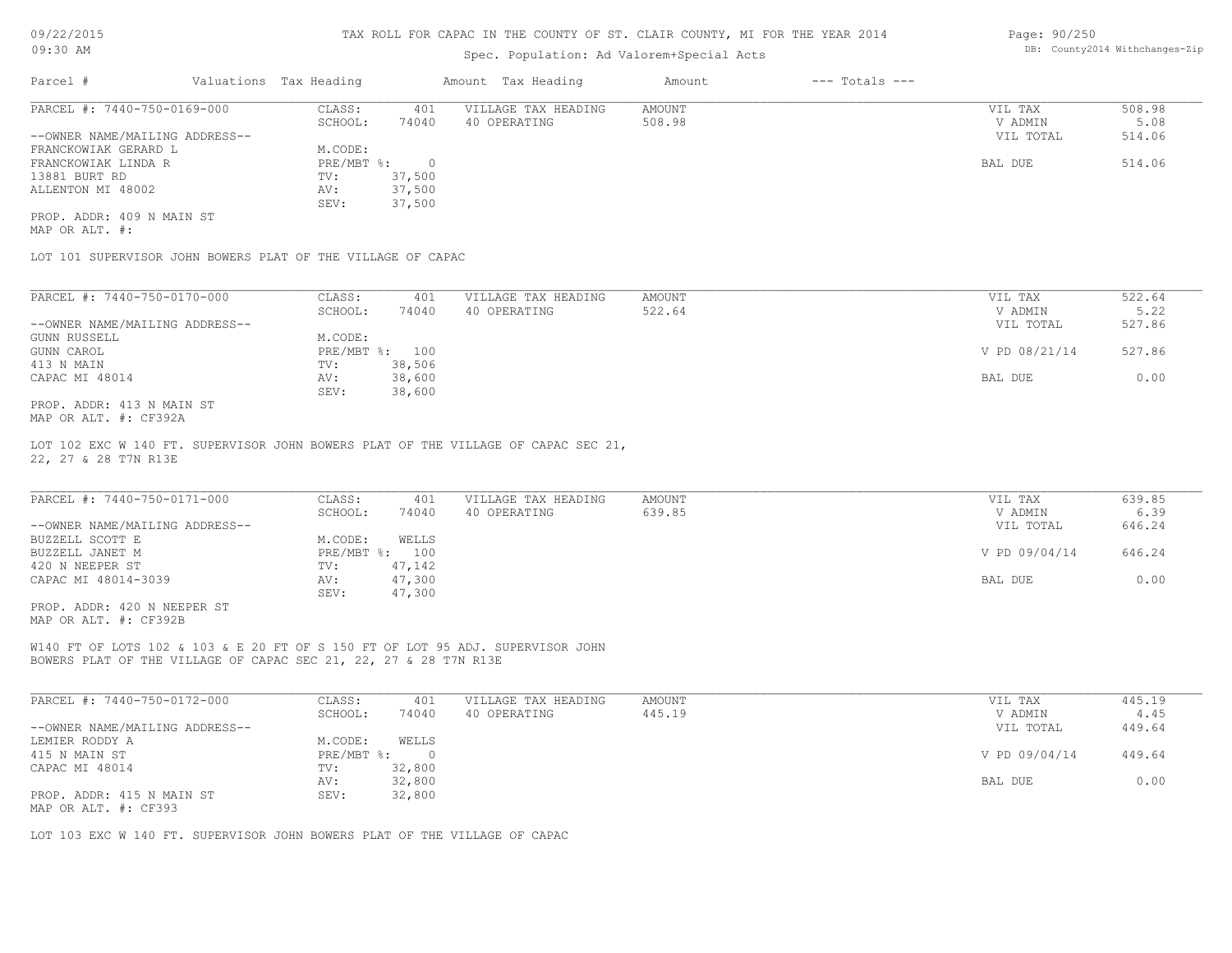TAX ROLL FOR CAPAC IN THE COUNTY OF ST. CLAIR COUNTY, MI FOR THE YEAR 2014

Spec. Population: Ad Valorem+Special Acts

| Parcel # | Valuations | Tax Heading | Amount | Tax Heading | Amount | --- Totals --- | |
|---|---|---|---|---|---|---|---|

---

PARCEL #: 7440-750-0169-000

| | | | | | |
|---|---|---|---|---|---|
| CLASS: | 401 | VILLAGE TAX HEADING | AMOUNT | VIL TAX | 508.98 |
| SCHOOL: | 74040 | 40 OPERATING | 508.98 | V ADMIN | 5.08 |
| | | | | VIL TOTAL | 514.06 |
| M.CODE: | | | | | |
| PRE/MBT %: | 0 | | | BAL DUE | 514.06 |
| TV: | 37,500 | | | | |
| AV: | 37,500 | | | | |
| SEV: | 37,500 | | | | |

--OWNER NAME/MAILING ADDRESS--
FRANCKOWIAK GERARD L
FRANCKOWIAK LINDA R
13881 BURT RD
ALLENTON MI 48002

PROP. ADDR: 409 N MAIN ST
MAP OR ALT. #:

LOT 101 SUPERVISOR JOHN BOWERS PLAT OF THE VILLAGE OF CAPAC

---

PARCEL #: 7440-750-0170-000

| | | | | | |
|---|---|---|---|---|---|
| CLASS: | 401 | VILLAGE TAX HEADING | AMOUNT | VIL TAX | 522.64 |
| SCHOOL: | 74040 | 40 OPERATING | 522.64 | V ADMIN | 5.22 |
| | | | | VIL TOTAL | 527.86 |
| M.CODE: | | | | | |
| PRE/MBT %: | 100 | | | V PD 08/21/14 | 527.86 |
| TV: | 38,506 | | | | |
| AV: | 38,600 | | | BAL DUE | 0.00 |
| SEV: | 38,600 | | | | |

--OWNER NAME/MAILING ADDRESS--
GUNN RUSSELL
GUNN CAROL
413 N MAIN
CAPAC MI 48014

PROP. ADDR: 413 N MAIN ST
MAP OR ALT. #: CF392A

LOT 102 EXC W 140 FT. SUPERVISOR JOHN BOWERS PLAT OF THE VILLAGE OF CAPAC SEC 21, 22, 27 & 28 T7N R13E

---

PARCEL #: 7440-750-0171-000

| | | | | | |
|---|---|---|---|---|---|
| CLASS: | 401 | VILLAGE TAX HEADING | AMOUNT | VIL TAX | 639.85 |
| SCHOOL: | 74040 | 40 OPERATING | 639.85 | V ADMIN | 6.39 |
| | | | | VIL TOTAL | 646.24 |
| M.CODE: | WELLS | | | | |
| PRE/MBT %: | 100 | | | V PD 09/04/14 | 646.24 |
| TV: | 47,142 | | | | |
| AV: | 47,300 | | | BAL DUE | 0.00 |
| SEV: | 47,300 | | | | |

--OWNER NAME/MAILING ADDRESS--
BUZZELL SCOTT E
BUZZELL JANET M
420 N NEEPER ST
CAPAC MI 48014-3039

PROP. ADDR: 420 N NEEPER ST
MAP OR ALT. #: CF392B

W140 FT OF LOTS 102 & 103 & E 20 FT OF S 150 FT OF LOT 95 ADJ. SUPERVISOR JOHN BOWERS PLAT OF THE VILLAGE OF CAPAC SEC 21, 22, 27 & 28 T7N R13E

---

PARCEL #: 7440-750-0172-000

| | | | | | |
|---|---|---|---|---|---|
| CLASS: | 401 | VILLAGE TAX HEADING | AMOUNT | VIL TAX | 445.19 |
| SCHOOL: | 74040 | 40 OPERATING | 445.19 | V ADMIN | 4.45 |
| | | | | VIL TOTAL | 449.64 |
| M.CODE: | WELLS | | | | |
| PRE/MBT %: | 0 | | | V PD 09/04/14 | 449.64 |
| TV: | 32,800 | | | | |
| AV: | 32,800 | | | BAL DUE | 0.00 |
| SEV: | 32,800 | | | | |

--OWNER NAME/MAILING ADDRESS--
LEMIER RODDY A
415 N MAIN ST
CAPAC MI 48014

PROP. ADDR: 415 N MAIN ST
MAP OR ALT. #: CF393

LOT 103 EXC W 140 FT. SUPERVISOR JOHN BOWERS PLAT OF THE VILLAGE OF CAPAC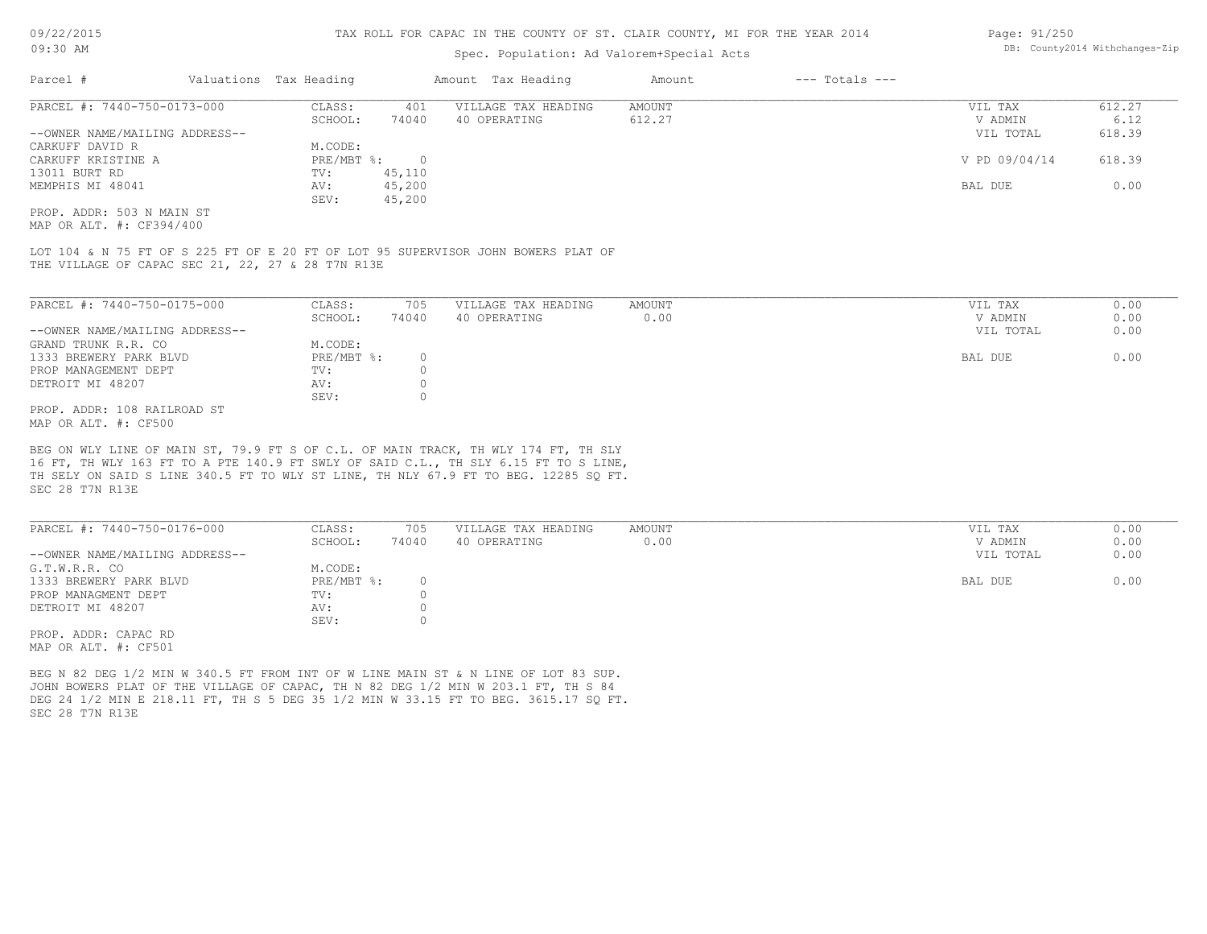TAX ROLL FOR CAPAC IN THE COUNTY OF ST. CLAIR COUNTY, MI FOR THE YEAR 2014

Spec. Population: Ad Valorem+Special Acts

| Parcel # | Valuations | Tax Heading | Amount | Tax Heading | Amount | --- Totals --- | |
|---|---|---|---|---|---|---|---|

**PARCEL #: 7440-750-0173-000**

| | | | | | |
|---|---|---|---|---|---|
| CLASS: | 401 | VILLAGE TAX HEADING | AMOUNT | VIL TAX | 612.27 |
| SCHOOL: | 74040 | 40 OPERATING | 612.27 | V ADMIN | 6.12 |
| M.CODE: | | | | VIL TOTAL | 618.39 |
| PRE/MBT %: | 0 | | | V PD 09/04/14 | 618.39 |
| TV: | 45,110 | | | | |
| AV: | 45,200 | | | BAL DUE | 0.00 |
| SEV: | 45,200 | | | | |

--OWNER NAME/MAILING ADDRESS--
CARKUFF DAVID R
CARKUFF KRISTINE A
13011 BURT RD
MEMPHIS MI 48041

PROP. ADDR: 503 N MAIN ST
MAP OR ALT. #: CF394/400

LOT 104 & N 75 FT OF S 225 FT OF E 20 FT OF LOT 95 SUPERVISOR JOHN BOWERS PLAT OF THE VILLAGE OF CAPAC SEC 21, 22, 27 & 28 T7N R13E

**PARCEL #: 7440-750-0175-000**

| | | | | | |
|---|---|---|---|---|---|
| CLASS: | 705 | VILLAGE TAX HEADING | AMOUNT | VIL TAX | 0.00 |
| SCHOOL: | 74040 | 40 OPERATING | 0.00 | V ADMIN | 0.00 |
| M.CODE: | | | | VIL TOTAL | 0.00 |
| PRE/MBT %: | 0 | | | BAL DUE | 0.00 |
| TV: | 0 | | | | |
| AV: | 0 | | | | |
| SEV: | 0 | | | | |

--OWNER NAME/MAILING ADDRESS--
GRAND TRUNK R.R. CO
1333 BREWERY PARK BLVD
PROP MANAGEMENT DEPT
DETROIT MI 48207

PROP. ADDR: 108 RAILROAD ST
MAP OR ALT. #: CF500

BEG ON WLY LINE OF MAIN ST, 79.9 FT S OF C.L. OF MAIN TRACK, TH WLY 174 FT, TH SLY 16 FT, TH WLY 163 FT TO A PTE 140.9 FT SWLY OF SAID C.L., TH SLY 6.15 FT TO S LINE, TH SELY ON SAID S LINE 340.5 FT TO WLY ST LINE, TH NLY 67.9 FT TO BEG. 12285 SQ FT. SEC 28 T7N R13E

**PARCEL #: 7440-750-0176-000**

| | | | | | |
|---|---|---|---|---|---|
| CLASS: | 705 | VILLAGE TAX HEADING | AMOUNT | VIL TAX | 0.00 |
| SCHOOL: | 74040 | 40 OPERATING | 0.00 | V ADMIN | 0.00 |
| M.CODE: | | | | VIL TOTAL | 0.00 |
| PRE/MBT %: | 0 | | | BAL DUE | 0.00 |
| TV: | 0 | | | | |
| AV: | 0 | | | | |
| SEV: | 0 | | | | |

--OWNER NAME/MAILING ADDRESS--
G.T.W.R.R. CO
1333 BREWERY PARK BLVD
PROP MANAGMENT DEPT
DETROIT MI 48207

PROP. ADDR: CAPAC RD
MAP OR ALT. #: CF501

BEG N 82 DEG 1/2 MIN W 340.5 FT FROM INT OF W LINE MAIN ST & N LINE OF LOT 83 SUP. JOHN BOWERS PLAT OF THE VILLAGE OF CAPAC, TH N 82 DEG 1/2 MIN W 203.1 FT, TH S 84 DEG 24 1/2 MIN E 218.11 FT, TH S 5 DEG 35 1/2 MIN W 33.15 FT TO BEG. 3615.17 SQ FT. SEC 28 T7N R13E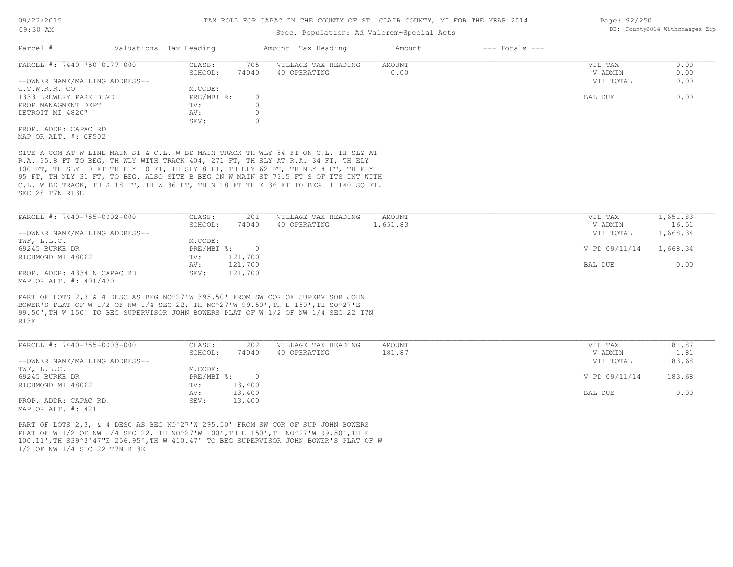# TAX ROLL FOR CAPAC IN THE COUNTY OF ST. CLAIR COUNTY, MI FOR THE YEAR 2014

Spec. Population: Ad Valorem+Special Acts

09/22/2015
09:30 AM

DB: County2014 Withchanges-Zip

| Parcel # | Valuations | Tax Heading | Amount | Tax Heading | Amount | --- Totals --- |
|---|---|---|---|---|---|---|

---

**PARCEL #: 7440-750-0177-000**

| | | | | | |
|---|---|---|---|---|---|
| CLASS: | 705 | VILLAGE TAX HEADING | AMOUNT | VIL TAX | 0.00 |
| SCHOOL: | 74040 | 40 OPERATING | 0.00 | V ADMIN | 0.00 |
| | | | | VIL TOTAL | 0.00 |
| M.CODE: | | | | | |
| PRE/MBT %: | 0 | | | BAL DUE | 0.00 |
| TV: | 0 | | | | |
| AV: | 0 | | | | |
| SEV: | 0 | | | | |

--OWNER NAME/MAILING ADDRESS--
G.T.W.R.R. CO
1333 BREWERY PARK BLVD
PROP MANAGMENT DEPT
DETROIT MI 48207

PROP. ADDR: CAPAC RD
MAP OR ALT. #: CF502

SITE A COM AT W LINE MAIN ST & C.L. W BD MAIN TRACK TH WLY 54 FT ON C.L. TH SLY AT R.A. 35.8 FT TO BEG, TH WLY WITH TRACK 404, 271 FT, TH SLY AT R.A. 34 FT, TH ELY 100 FT, TH SLY 10 FT TH ELY 10 FT, TH SLY 8 FT, TH ELY 62 FT, TH NLY 8 FT, TH ELY 95 FT, TH NLY 31 FT, TO BEG. ALSO SITE B BEG ON W MAIN ST 73.5 FT S OF ITS INT WITH C.L. W BD TRACK, TH S 18 FT, TH W 36 FT, TH N 18 FT TH E 36 FT TO BEG. 11140 SQ FT. SEC 28 T7N R13E

---

**PARCEL #: 7440-755-0002-000**

| | | | | | |
|---|---|---|---|---|---|
| CLASS: | 201 | VILLAGE TAX HEADING | AMOUNT | VIL TAX | 1,651.83 |
| SCHOOL: | 74040 | 40 OPERATING | 1,651.83 | V ADMIN | 16.51 |
| | | | | VIL TOTAL | 1,668.34 |
| M.CODE: | | | | | |
| PRE/MBT %: | 0 | | | V PD 09/11/14 | 1,668.34 |
| TV: | 121,700 | | | | |
| AV: | 121,700 | | | BAL DUE | 0.00 |
| SEV: | 121,700 | | | | |

--OWNER NAME/MAILING ADDRESS--
TWF, L.L.C.
69245 BURKE DR
RICHMOND MI 48062

PROP. ADDR: 4334 N CAPAC RD
MAP OR ALT. #: 401/420

PART OF LOTS 2,3 & 4 DESC AS BEG NO^27'W 395.50' FROM SW COR OF SUPERVISOR JOHN BOWER'S PLAT OF W 1/2 OF NW 1/4 SEC 22, TH NO^27'W 99.50',TH E 150',TH SO^27'E 99.50',TH W 150' TO BEG SUPERVISOR JOHN BOWERS PLAT OF W 1/2 OF NW 1/4 SEC 22 T7N R13E

---

**PARCEL #: 7440-755-0003-000**

| | | | | | |
|---|---|---|---|---|---|
| CLASS: | 202 | VILLAGE TAX HEADING | AMOUNT | VIL TAX | 181.87 |
| SCHOOL: | 74040 | 40 OPERATING | 181.87 | V ADMIN | 1.81 |
| | | | | VIL TOTAL | 183.68 |
| M.CODE: | | | | | |
| PRE/MBT %: | 0 | | | V PD 09/11/14 | 183.68 |
| TV: | 13,400 | | | | |
| AV: | 13,400 | | | BAL DUE | 0.00 |
| SEV: | 13,400 | | | | |

--OWNER NAME/MAILING ADDRESS--
TWF, L.L.C.
69245 BURKE DR
RICHMOND MI 48062

PROP. ADDR: CAPAC RD.
MAP OR ALT. #: 421

PART OF LOTS 2,3, & 4 DESC AS BEG NO^27'W 295.50' FROM SW COR OF SUP JOHN BOWERS PLAT OF W 1/2 OF NW 1/4 SEC 22, TH NO^27'W 100',TH E 150',TH NO^27'W 99.50',TH E 100.11',TH S39^3'47"E 256.95',TH W 410.47' TO BEG SUPERVISOR JOHN BOWER'S PLAT OF W 1/2 OF NW 1/4 SEC 22 T7N R13E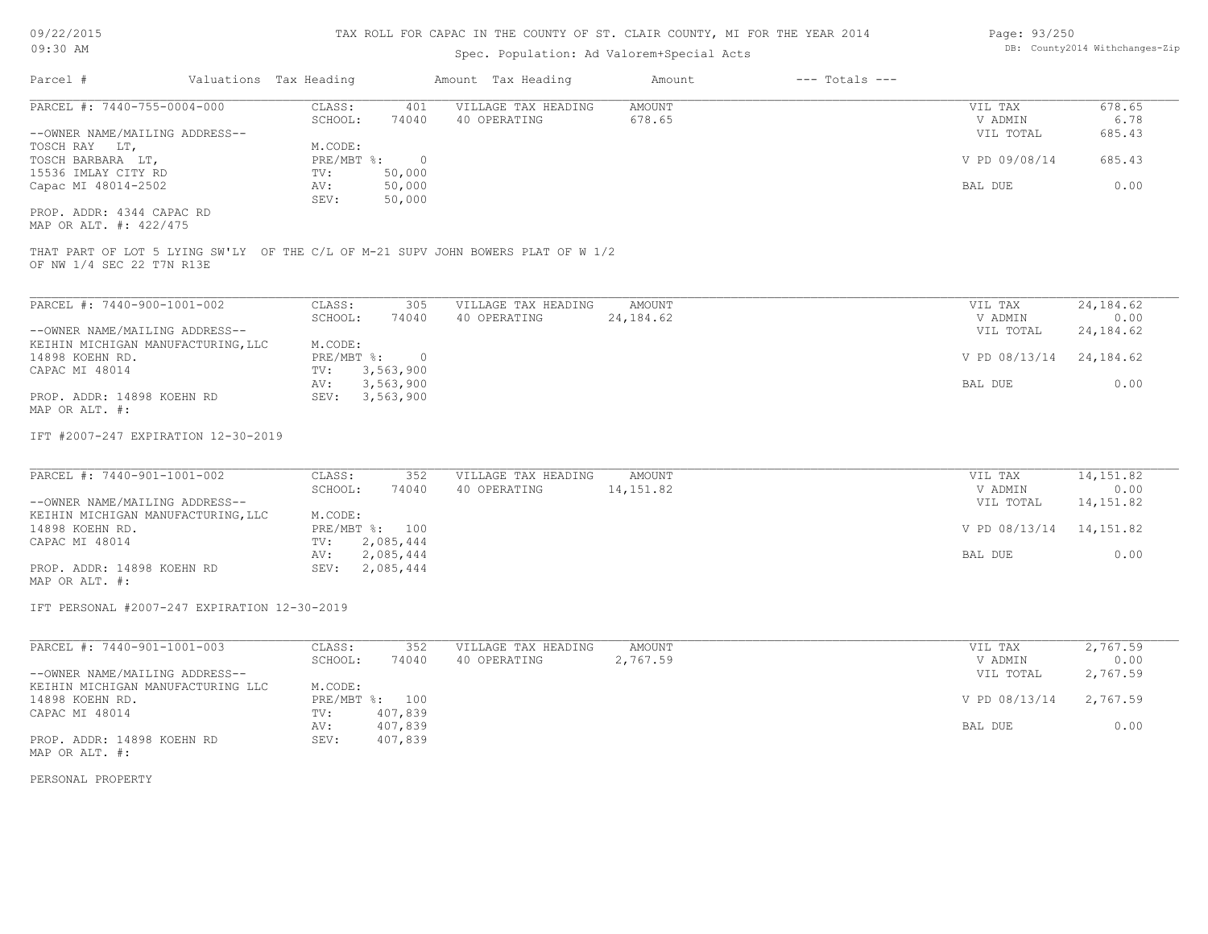# TAX ROLL FOR CAPAC IN THE COUNTY OF ST. CLAIR COUNTY, MI FOR THE YEAR 2014

Spec. Population: Ad Valorem+Special Acts

09/22/2015
09:30 AM

DB: County2014 Withchanges-Zip

| Parcel # | Valuations | Tax Heading | Amount | Tax Heading | Amount | --- Totals --- | |
|---|---|---|---|---|---|---|---|

---

PARCEL #: 7440-755-0004-000

| | | | | | |
|---|---|---|---|---|---|
| CLASS: | 401 | VILLAGE TAX HEADING | AMOUNT | VIL TAX | 678.65 |
| SCHOOL: | 74040 | 40 OPERATING | 678.65 | V ADMIN | 6.78 |
| M.CODE: | | | | VIL TOTAL | 685.43 |
| PRE/MBT %: | 0 | | | V PD 09/08/14 | 685.43 |
| TV: | 50,000 | | | | |
| AV: | 50,000 | | | BAL DUE | 0.00 |
| SEV: | 50,000 | | | | |

--OWNER NAME/MAILING ADDRESS--
TOSCH RAY LT,
TOSCH BARBARA LT,
15536 IMLAY CITY RD
Capac MI 48014-2502

PROP. ADDR: 4344 CAPAC RD
MAP OR ALT. #: 422/475

THAT PART OF LOT 5 LYING SW'LY OF THE C/L OF M-21 SUPV JOHN BOWERS PLAT OF W 1/2 OF NW 1/4 SEC 22 T7N R13E

---

PARCEL #: 7440-900-1001-002

| | | | | | |
|---|---|---|---|---|---|
| CLASS: | 305 | VILLAGE TAX HEADING | AMOUNT | VIL TAX | 24,184.62 |
| SCHOOL: | 74040 | 40 OPERATING | 24,184.62 | V ADMIN | 0.00 |
| M.CODE: | | | | VIL TOTAL | 24,184.62 |
| PRE/MBT %: | 0 | | | V PD 08/13/14 | 24,184.62 |
| TV: | 3,563,900 | | | | |
| AV: | 3,563,900 | | | BAL DUE | 0.00 |
| SEV: | 3,563,900 | | | | |

--OWNER NAME/MAILING ADDRESS--
KEIHIN MICHIGAN MANUFACTURING,LLC
14898 KOEHN RD.
CAPAC MI 48014

PROP. ADDR: 14898 KOEHN RD
MAP OR ALT. #:

IFT #2007-247 EXPIRATION 12-30-2019

---

PARCEL #: 7440-901-1001-002

| | | | | | |
|---|---|---|---|---|---|
| CLASS: | 352 | VILLAGE TAX HEADING | AMOUNT | VIL TAX | 14,151.82 |
| SCHOOL: | 74040 | 40 OPERATING | 14,151.82 | V ADMIN | 0.00 |
| M.CODE: | | | | VIL TOTAL | 14,151.82 |
| PRE/MBT %: | 100 | | | V PD 08/13/14 | 14,151.82 |
| TV: | 2,085,444 | | | | |
| AV: | 2,085,444 | | | BAL DUE | 0.00 |
| SEV: | 2,085,444 | | | | |

--OWNER NAME/MAILING ADDRESS--
KEIHIN MICHIGAN MANUFACTURING,LLC
14898 KOEHN RD.
CAPAC MI 48014

PROP. ADDR: 14898 KOEHN RD
MAP OR ALT. #:

IFT PERSONAL #2007-247 EXPIRATION 12-30-2019

---

PARCEL #: 7440-901-1001-003

| | | | | | |
|---|---|---|---|---|---|
| CLASS: | 352 | VILLAGE TAX HEADING | AMOUNT | VIL TAX | 2,767.59 |
| SCHOOL: | 74040 | 40 OPERATING | 2,767.59 | V ADMIN | 0.00 |
| M.CODE: | | | | VIL TOTAL | 2,767.59 |
| PRE/MBT %: | 100 | | | V PD 08/13/14 | 2,767.59 |
| TV: | 407,839 | | | | |
| AV: | 407,839 | | | BAL DUE | 0.00 |
| SEV: | 407,839 | | | | |

--OWNER NAME/MAILING ADDRESS--
KEIHIN MICHIGAN MANUFACTURING LLC
14898 KOEHN RD.
CAPAC MI 48014

PROP. ADDR: 14898 KOEHN RD
MAP OR ALT. #:

PERSONAL PROPERTY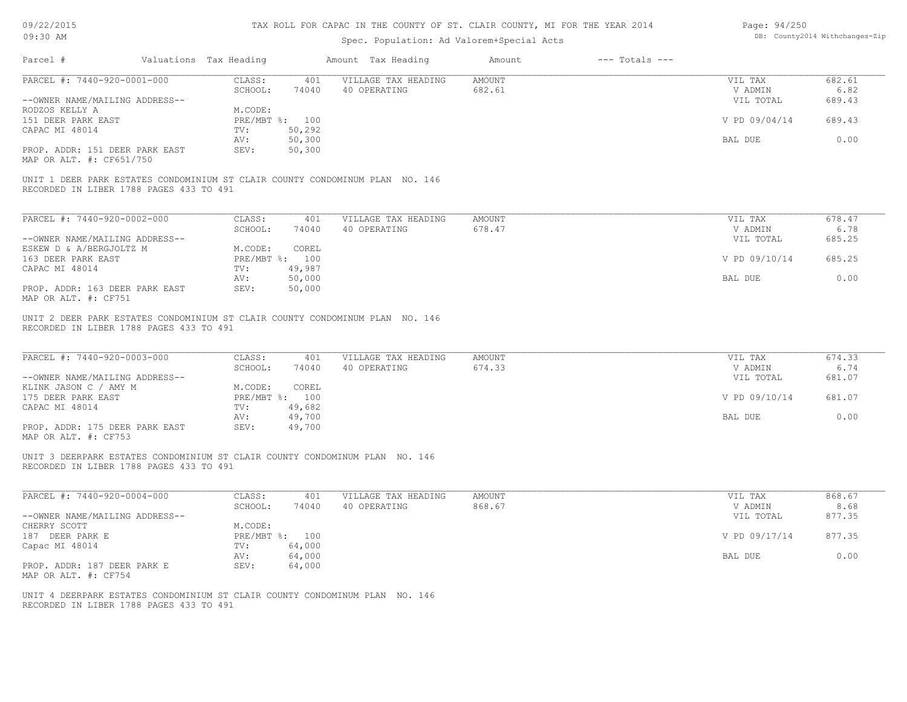# TAX ROLL FOR CAPAC IN THE COUNTY OF ST. CLAIR COUNTY, MI FOR THE YEAR 2014

Spec. Population: Ad Valorem+Special Acts

| Parcel # | Valuations | Tax Heading | Amount | Tax Heading | Amount | --- Totals --- | |
|---|---|---|---|---|---|---|---|
| PARCEL #: 7440-920-0001-000 | CLASS: | 401 | VILLAGE TAX HEADING | AMOUNT | | VIL TAX | 682.61 |
| | SCHOOL: | 74040 | 40 OPERATING | 682.61 | | V ADMIN | 6.82 |
| --OWNER NAME/MAILING ADDRESS-- | | | | | | VIL TOTAL | 689.43 |
| RODZOS KELLY A | M.CODE: | | | | | | |
| 151 DEER PARK EAST | PRE/MBT %: | 100 | | | | V PD 09/04/14 | 689.43 |
| CAPAC MI 48014 | TV: | 50,292 | | | | | |
| | AV: | 50,300 | | | | BAL DUE | 0.00 |
| PROP. ADDR: 151 DEER PARK EAST | SEV: | 50,300 | | | | | |
| MAP OR ALT. #: CF651/750 | | | | | | | |

UNIT 1 DEER PARK ESTATES CONDOMINIUM ST CLAIR COUNTY CONDOMINUM PLAN NO. 146
RECORDED IN LIBER 1788 PAGES 433 TO 491

| Parcel # | Valuations | Tax Heading | Amount | Tax Heading | Amount | --- Totals --- | |
|---|---|---|---|---|---|---|---|
| PARCEL #: 7440-920-0002-000 | CLASS: | 401 | VILLAGE TAX HEADING | AMOUNT | | VIL TAX | 678.47 |
| | SCHOOL: | 74040 | 40 OPERATING | 678.47 | | V ADMIN | 6.78 |
| --OWNER NAME/MAILING ADDRESS-- | | | | | | VIL TOTAL | 685.25 |
| ESKEW D & A/BERGJOLTZ M | M.CODE: | COREL | | | | | |
| 163 DEER PARK EAST | PRE/MBT %: | 100 | | | | V PD 09/10/14 | 685.25 |
| CAPAC MI 48014 | TV: | 49,987 | | | | | |
| | AV: | 50,000 | | | | BAL DUE | 0.00 |
| PROP. ADDR: 163 DEER PARK EAST | SEV: | 50,000 | | | | | |
| MAP OR ALT. #: CF751 | | | | | | | |

UNIT 2 DEER PARK ESTATES CONDOMINIUM ST CLAIR COUNTY CONDOMINUM PLAN NO. 146
RECORDED IN LIBER 1788 PAGES 433 TO 491

| Parcel # | Valuations | Tax Heading | Amount | Tax Heading | Amount | --- Totals --- | |
|---|---|---|---|---|---|---|---|
| PARCEL #: 7440-920-0003-000 | CLASS: | 401 | VILLAGE TAX HEADING | AMOUNT | | VIL TAX | 674.33 |
| | SCHOOL: | 74040 | 40 OPERATING | 674.33 | | V ADMIN | 6.74 |
| --OWNER NAME/MAILING ADDRESS-- | | | | | | VIL TOTAL | 681.07 |
| KLINK JASON C / AMY M | M.CODE: | COREL | | | | | |
| 175 DEER PARK EAST | PRE/MBT %: | 100 | | | | V PD 09/10/14 | 681.07 |
| CAPAC MI 48014 | TV: | 49,682 | | | | | |
| | AV: | 49,700 | | | | BAL DUE | 0.00 |
| PROP. ADDR: 175 DEER PARK EAST | SEV: | 49,700 | | | | | |
| MAP OR ALT. #: CF753 | | | | | | | |

UNIT 3 DEERPARK ESTATES CONDOMINIUM ST CLAIR COUNTY CONDOMINUM PLAN NO. 146
RECORDED IN LIBER 1788 PAGES 433 TO 491

| Parcel # | Valuations | Tax Heading | Amount | Tax Heading | Amount | --- Totals --- | |
|---|---|---|---|---|---|---|---|
| PARCEL #: 7440-920-0004-000 | CLASS: | 401 | VILLAGE TAX HEADING | AMOUNT | | VIL TAX | 868.67 |
| | SCHOOL: | 74040 | 40 OPERATING | 868.67 | | V ADMIN | 8.68 |
| --OWNER NAME/MAILING ADDRESS-- | | | | | | VIL TOTAL | 877.35 |
| CHERRY SCOTT | M.CODE: | | | | | | |
| 187 DEER PARK E | PRE/MBT %: | 100 | | | | V PD 09/17/14 | 877.35 |
| Capac MI 48014 | TV: | 64,000 | | | | | |
| | AV: | 64,000 | | | | BAL DUE | 0.00 |
| PROP. ADDR: 187 DEER PARK E | SEV: | 64,000 | | | | | |
| MAP OR ALT. #: CF754 | | | | | | | |

UNIT 4 DEERPARK ESTATES CONDOMINIUM ST CLAIR COUNTY CONDOMINUM PLAN NO. 146
RECORDED IN LIBER 1788 PAGES 433 TO 491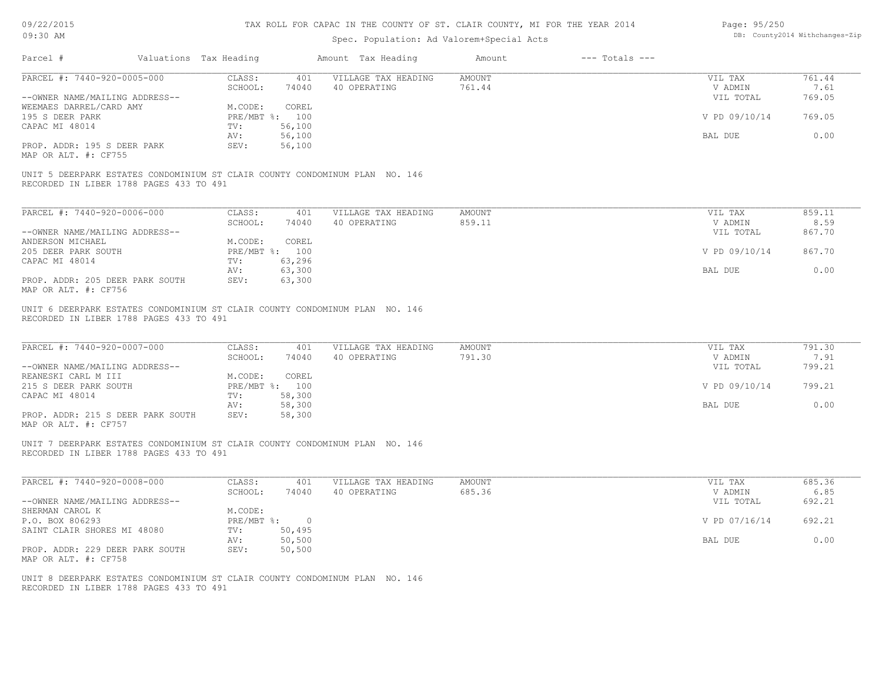TAX ROLL FOR CAPAC IN THE COUNTY OF ST. CLAIR COUNTY, MI FOR THE YEAR 2014

Spec. Population: Ad Valorem+Special Acts

| Parcel # | Valuations | Tax Heading | Amount | Tax Heading | Amount | --- Totals --- | |
|---|---|---|---|---|---|---|---|

PARCEL #: 7440-920-0005-000

| | | | | | | |
|---|---|---|---|---|---|---|
| --OWNER NAME/MAILING ADDRESS-- | CLASS: 401 | VILLAGE TAX HEADING | AMOUNT | | VIL TAX | 761.44 |
| WEEMAES DARREL/CARD AMY | SCHOOL: 74040 | 40 OPERATING | 761.44 | | V ADMIN | 7.61 |
| 195 S DEER PARK | M.CODE: COREL | | | | VIL TOTAL | 769.05 |
| CAPAC MI 48014 | PRE/MBT %: 100 | | | | V PD 09/10/14 | 769.05 |
| | TV: 56,100 | | | | | |
| | AV: 56,100 | | | | BAL DUE | 0.00 |
| PROP. ADDR: 195 S DEER PARK | SEV: 56,100 | | | | | |
| MAP OR ALT. #: CF755 | | | | | | |

UNIT 5 DEERPARK ESTATES CONDOMINIUM ST CLAIR COUNTY CONDOMINUM PLAN NO. 146
RECORDED IN LIBER 1788 PAGES 433 TO 491

PARCEL #: 7440-920-0006-000

| | | | | | | |
|---|---|---|---|---|---|---|
| --OWNER NAME/MAILING ADDRESS-- | CLASS: 401 | VILLAGE TAX HEADING | AMOUNT | | VIL TAX | 859.11 |
| ANDERSON MICHAEL | SCHOOL: 74040 | 40 OPERATING | 859.11 | | V ADMIN | 8.59 |
| 205 DEER PARK SOUTH | M.CODE: COREL | | | | VIL TOTAL | 867.70 |
| CAPAC MI 48014 | PRE/MBT %: 100 | | | | V PD 09/10/14 | 867.70 |
| | TV: 63,296 | | | | | |
| | AV: 63,300 | | | | BAL DUE | 0.00 |
| PROP. ADDR: 205 DEER PARK SOUTH | SEV: 63,300 | | | | | |
| MAP OR ALT. #: CF756 | | | | | | |

UNIT 6 DEERPARK ESTATES CONDOMINIUM ST CLAIR COUNTY CONDOMINUM PLAN NO. 146
RECORDED IN LIBER 1788 PAGES 433 TO 491

PARCEL #: 7440-920-0007-000

| | | | | | | |
|---|---|---|---|---|---|---|
| --OWNER NAME/MAILING ADDRESS-- | CLASS: 401 | VILLAGE TAX HEADING | AMOUNT | | VIL TAX | 791.30 |
| REANESKI CARL M III | SCHOOL: 74040 | 40 OPERATING | 791.30 | | V ADMIN | 7.91 |
| 215 S DEER PARK SOUTH | M.CODE: COREL | | | | VIL TOTAL | 799.21 |
| CAPAC MI 48014 | PRE/MBT %: 100 | | | | V PD 09/10/14 | 799.21 |
| | TV: 58,300 | | | | | |
| | AV: 58,300 | | | | BAL DUE | 0.00 |
| PROP. ADDR: 215 S DEER PARK SOUTH | SEV: 58,300 | | | | | |
| MAP OR ALT. #: CF757 | | | | | | |

UNIT 7 DEERPARK ESTATES CONDOMINIUM ST CLAIR COUNTY CONDOMINUM PLAN NO. 146
RECORDED IN LIBER 1788 PAGES 433 TO 491

PARCEL #: 7440-920-0008-000

| | | | | | | |
|---|---|---|---|---|---|---|
| --OWNER NAME/MAILING ADDRESS-- | CLASS: 401 | VILLAGE TAX HEADING | AMOUNT | | VIL TAX | 685.36 |
| SHERMAN CAROL K | SCHOOL: 74040 | 40 OPERATING | 685.36 | | V ADMIN | 6.85 |
| P.O. BOX 806293 | M.CODE: | | | | VIL TOTAL | 692.21 |
| SAINT CLAIR SHORES MI 48080 | PRE/MBT %: 0 | | | | V PD 07/16/14 | 692.21 |
| | TV: 50,495 | | | | | |
| | AV: 50,500 | | | | BAL DUE | 0.00 |
| PROP. ADDR: 229 DEER PARK SOUTH | SEV: 50,500 | | | | | |
| MAP OR ALT. #: CF758 | | | | | | |

UNIT 8 DEERPARK ESTATES CONDOMINIUM ST CLAIR COUNTY CONDOMINUM PLAN NO. 146
RECORDED IN LIBER 1788 PAGES 433 TO 491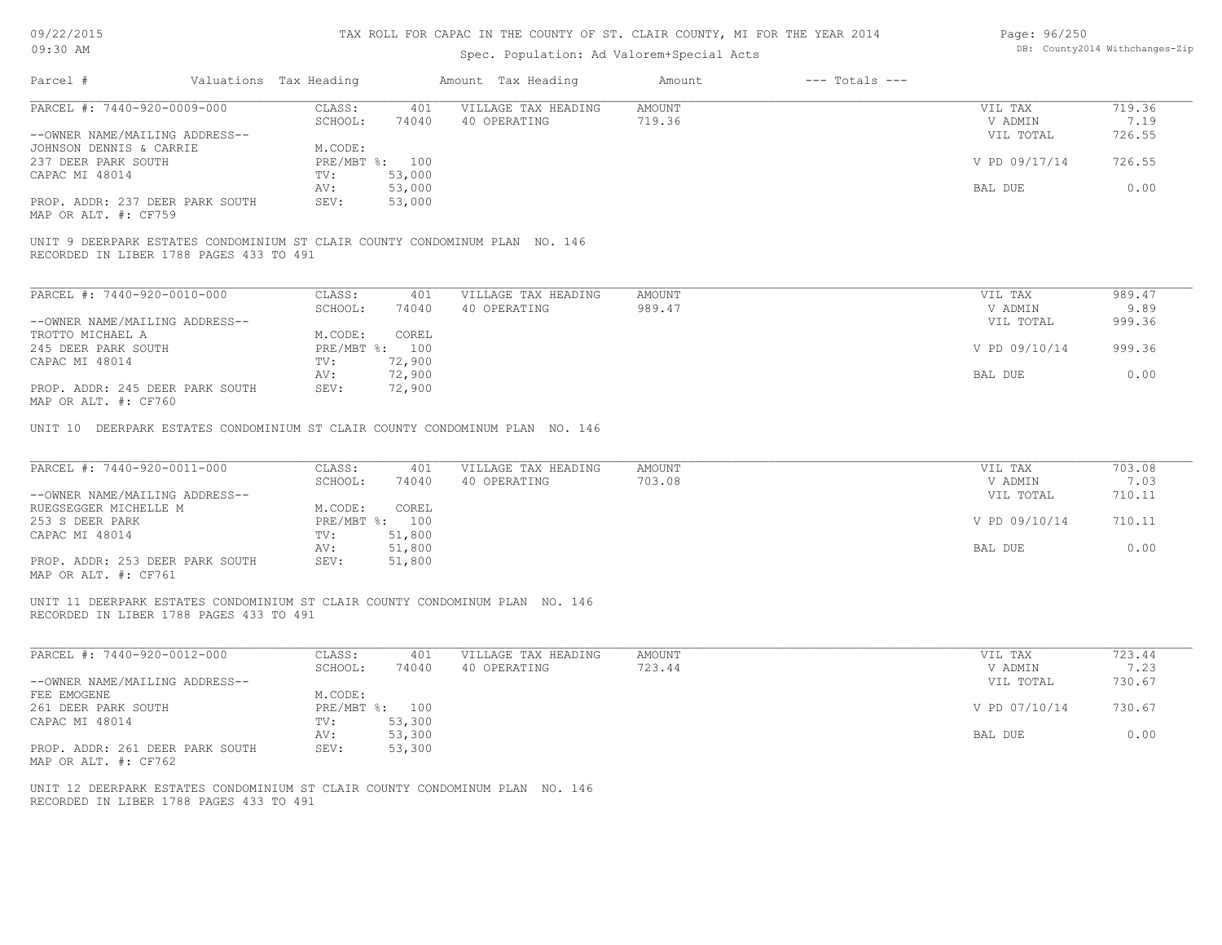TAX ROLL FOR CAPAC IN THE COUNTY OF ST. CLAIR COUNTY, MI FOR THE YEAR 2014

Spec. Population: Ad Valorem+Special Acts

09/22/2015
09:30 AM

DB: County2014 Withchanges-Zip

| Parcel # | Valuations | Tax Heading | Amount | Tax Heading | Amount | --- Totals --- |
|---|---|---|---|---|---|---|

---

**PARCEL #: 7440-920-0009-000**

| | | | | | |
|---|---|---|---|---|---|
| CLASS: | 401 | VILLAGE TAX HEADING | AMOUNT | VIL TAX | 719.36 |
| SCHOOL: | 74040 | 40 OPERATING | 719.36 | V ADMIN | 7.19 |
| | | | | VIL TOTAL | 726.55 |
| M.CODE: | | | | | |
| PRE/MBT %: | 100 | | | V PD 09/17/14 | 726.55 |
| TV: | 53,000 | | | | |
| AV: | 53,000 | | | BAL DUE | 0.00 |
| SEV: | 53,000 | | | | |

--OWNER NAME/MAILING ADDRESS--
JOHNSON DENNIS & CARRIE
237 DEER PARK SOUTH
CAPAC MI 48014

PROP. ADDR: 237 DEER PARK SOUTH
MAP OR ALT. #: CF759

UNIT 9 DEERPARK ESTATES CONDOMINIUM ST CLAIR COUNTY CONDOMINUM PLAN NO. 146
RECORDED IN LIBER 1788 PAGES 433 TO 491

---

**PARCEL #: 7440-920-0010-000**

| | | | | | |
|---|---|---|---|---|---|
| CLASS: | 401 | VILLAGE TAX HEADING | AMOUNT | VIL TAX | 989.47 |
| SCHOOL: | 74040 | 40 OPERATING | 989.47 | V ADMIN | 9.89 |
| | | | | VIL TOTAL | 999.36 |
| M.CODE: | COREL | | | | |
| PRE/MBT %: | 100 | | | V PD 09/10/14 | 999.36 |
| TV: | 72,900 | | | | |
| AV: | 72,900 | | | BAL DUE | 0.00 |
| SEV: | 72,900 | | | | |

--OWNER NAME/MAILING ADDRESS--
TROTTO MICHAEL A
245 DEER PARK SOUTH
CAPAC MI 48014

PROP. ADDR: 245 DEER PARK SOUTH
MAP OR ALT. #: CF760

UNIT 10 DEERPARK ESTATES CONDOMINIUM ST CLAIR COUNTY CONDOMINUM PLAN NO. 146

---

**PARCEL #: 7440-920-0011-000**

| | | | | | |
|---|---|---|---|---|---|
| CLASS: | 401 | VILLAGE TAX HEADING | AMOUNT | VIL TAX | 703.08 |
| SCHOOL: | 74040 | 40 OPERATING | 703.08 | V ADMIN | 7.03 |
| | | | | VIL TOTAL | 710.11 |
| M.CODE: | COREL | | | | |
| PRE/MBT %: | 100 | | | V PD 09/10/14 | 710.11 |
| TV: | 51,800 | | | | |
| AV: | 51,800 | | | BAL DUE | 0.00 |
| SEV: | 51,800 | | | | |

--OWNER NAME/MAILING ADDRESS--
RUEGSEGGER MICHELLE M
253 S DEER PARK
CAPAC MI 48014

PROP. ADDR: 253 DEER PARK SOUTH
MAP OR ALT. #: CF761

UNIT 11 DEERPARK ESTATES CONDOMINIUM ST CLAIR COUNTY CONDOMINUM PLAN NO. 146
RECORDED IN LIBER 1788 PAGES 433 TO 491

---

**PARCEL #: 7440-920-0012-000**

| | | | | | |
|---|---|---|---|---|---|
| CLASS: | 401 | VILLAGE TAX HEADING | AMOUNT | VIL TAX | 723.44 |
| SCHOOL: | 74040 | 40 OPERATING | 723.44 | V ADMIN | 7.23 |
| | | | | VIL TOTAL | 730.67 |
| M.CODE: | | | | | |
| PRE/MBT %: | 100 | | | V PD 07/10/14 | 730.67 |
| TV: | 53,300 | | | | |
| AV: | 53,300 | | | BAL DUE | 0.00 |
| SEV: | 53,300 | | | | |

--OWNER NAME/MAILING ADDRESS--
FEE EMOGENE
261 DEER PARK SOUTH
CAPAC MI 48014

PROP. ADDR: 261 DEER PARK SOUTH
MAP OR ALT. #: CF762

UNIT 12 DEERPARK ESTATES CONDOMINIUM ST CLAIR COUNTY CONDOMINUM PLAN NO. 146
RECORDED IN LIBER 1788 PAGES 433 TO 491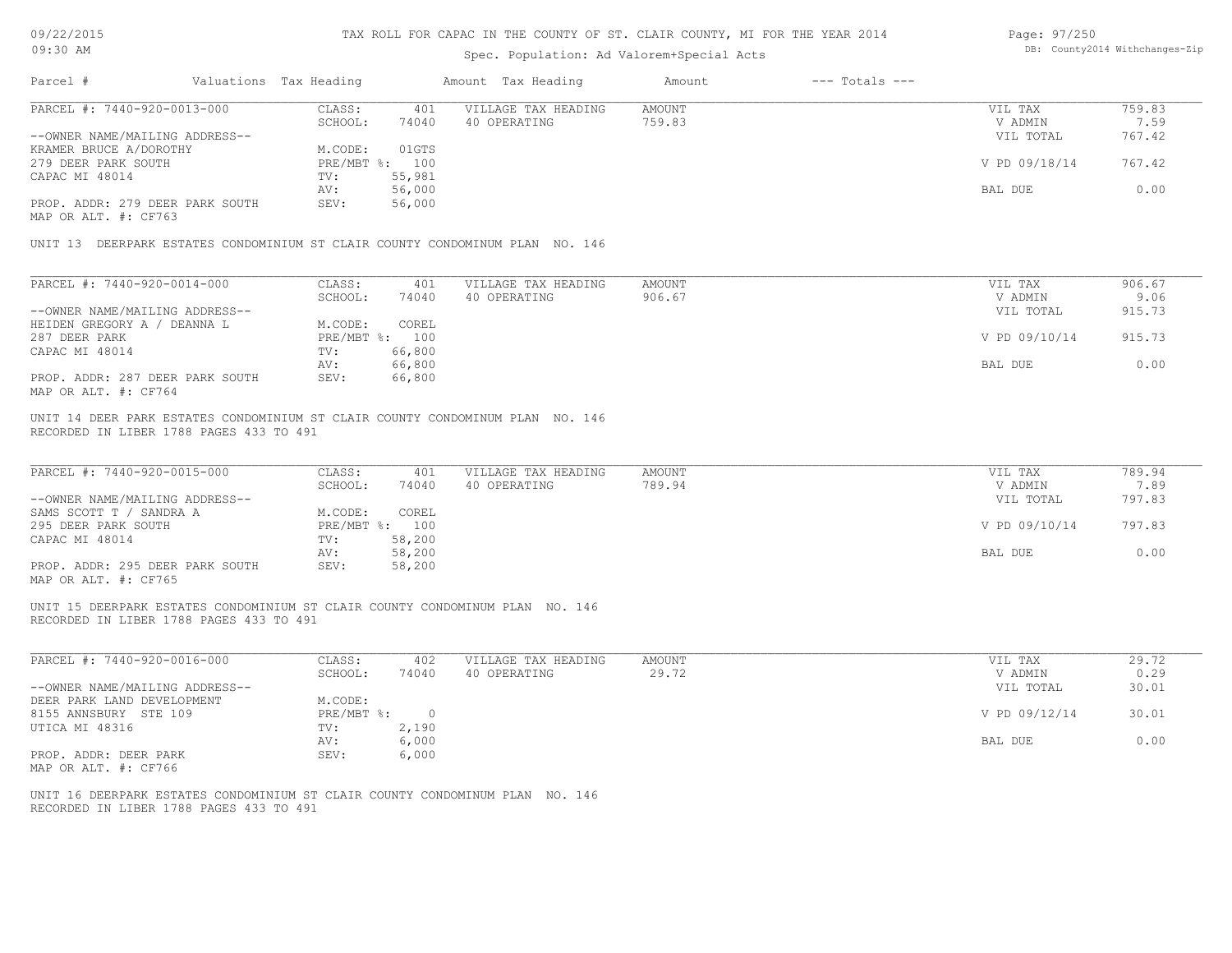# TAX ROLL FOR CAPAC IN THE COUNTY OF ST. CLAIR COUNTY, MI FOR THE YEAR 2014

Spec. Population: Ad Valorem+Special Acts

| Parcel # | Valuations | Tax Heading | Amount | Tax Heading | Amount | --- Totals --- | |
|---|---|---|---|---|---|---|---|
| PARCEL #: 7440-920-0013-000 | CLASS: | 401 | | VILLAGE TAX HEADING | AMOUNT | VIL TAX | 759.83 |
| | SCHOOL: | 74040 | | 40 OPERATING | 759.83 | V ADMIN | 7.59 |
| --OWNER NAME/MAILING ADDRESS-- | | | | | | VIL TOTAL | 767.42 |
| KRAMER BRUCE A/DOROTHY | M.CODE: | 01GTS | | | | | |
| 279 DEER PARK SOUTH | PRE/MBT %: | 100 | | | | V PD 09/18/14 | 767.42 |
| CAPAC MI 48014 | TV: | 55,981 | | | | | |
| | AV: | 56,000 | | | | BAL DUE | 0.00 |
| PROP. ADDR: 279 DEER PARK SOUTH | SEV: | 56,000 | | | | | |
| MAP OR ALT. #: CF763 | | | | | | | |

UNIT 13 DEERPARK ESTATES CONDOMINIUM ST CLAIR COUNTY CONDOMINUM PLAN NO. 146

| Parcel # | Valuations | Tax Heading | Amount | Tax Heading | Amount | --- Totals --- | |
|---|---|---|---|---|---|---|---|
| PARCEL #: 7440-920-0014-000 | CLASS: | 401 | | VILLAGE TAX HEADING | AMOUNT | VIL TAX | 906.67 |
| | SCHOOL: | 74040 | | 40 OPERATING | 906.67 | V ADMIN | 9.06 |
| --OWNER NAME/MAILING ADDRESS-- | | | | | | VIL TOTAL | 915.73 |
| HEIDEN GREGORY A / DEANNA L | M.CODE: | COREL | | | | | |
| 287 DEER PARK | PRE/MBT %: | 100 | | | | V PD 09/10/14 | 915.73 |
| CAPAC MI 48014 | TV: | 66,800 | | | | | |
| | AV: | 66,800 | | | | BAL DUE | 0.00 |
| PROP. ADDR: 287 DEER PARK SOUTH | SEV: | 66,800 | | | | | |
| MAP OR ALT. #: CF764 | | | | | | | |

UNIT 14 DEER PARK ESTATES CONDOMINIUM ST CLAIR COUNTY CONDOMINUM PLAN NO. 146
RECORDED IN LIBER 1788 PAGES 433 TO 491

| Parcel # | Valuations | Tax Heading | Amount | Tax Heading | Amount | --- Totals --- | |
|---|---|---|---|---|---|---|---|
| PARCEL #: 7440-920-0015-000 | CLASS: | 401 | | VILLAGE TAX HEADING | AMOUNT | VIL TAX | 789.94 |
| | SCHOOL: | 74040 | | 40 OPERATING | 789.94 | V ADMIN | 7.89 |
| --OWNER NAME/MAILING ADDRESS-- | | | | | | VIL TOTAL | 797.83 |
| SAMS SCOTT T / SANDRA A | M.CODE: | COREL | | | | | |
| 295 DEER PARK SOUTH | PRE/MBT %: | 100 | | | | V PD 09/10/14 | 797.83 |
| CAPAC MI 48014 | TV: | 58,200 | | | | | |
| | AV: | 58,200 | | | | BAL DUE | 0.00 |
| PROP. ADDR: 295 DEER PARK SOUTH | SEV: | 58,200 | | | | | |
| MAP OR ALT. #: CF765 | | | | | | | |

UNIT 15 DEERPARK ESTATES CONDOMINIUM ST CLAIR COUNTY CONDOMINUM PLAN NO. 146
RECORDED IN LIBER 1788 PAGES 433 TO 491

| Parcel # | Valuations | Tax Heading | Amount | Tax Heading | Amount | --- Totals --- | |
|---|---|---|---|---|---|---|---|
| PARCEL #: 7440-920-0016-000 | CLASS: | 402 | | VILLAGE TAX HEADING | AMOUNT | VIL TAX | 29.72 |
| | SCHOOL: | 74040 | | 40 OPERATING | 29.72 | V ADMIN | 0.29 |
| --OWNER NAME/MAILING ADDRESS-- | | | | | | VIL TOTAL | 30.01 |
| DEER PARK LAND DEVELOPMENT | M.CODE: | | | | | | |
| 8155 ANNSBURY STE 109 | PRE/MBT %: | 0 | | | | V PD 09/12/14 | 30.01 |
| UTICA MI 48316 | TV: | 2,190 | | | | | |
| | AV: | 6,000 | | | | BAL DUE | 0.00 |
| PROP. ADDR: DEER PARK | SEV: | 6,000 | | | | | |
| MAP OR ALT. #: CF766 | | | | | | | |

UNIT 16 DEERPARK ESTATES CONDOMINIUM ST CLAIR COUNTY CONDOMINUM PLAN NO. 146
RECORDED IN LIBER 1788 PAGES 433 TO 491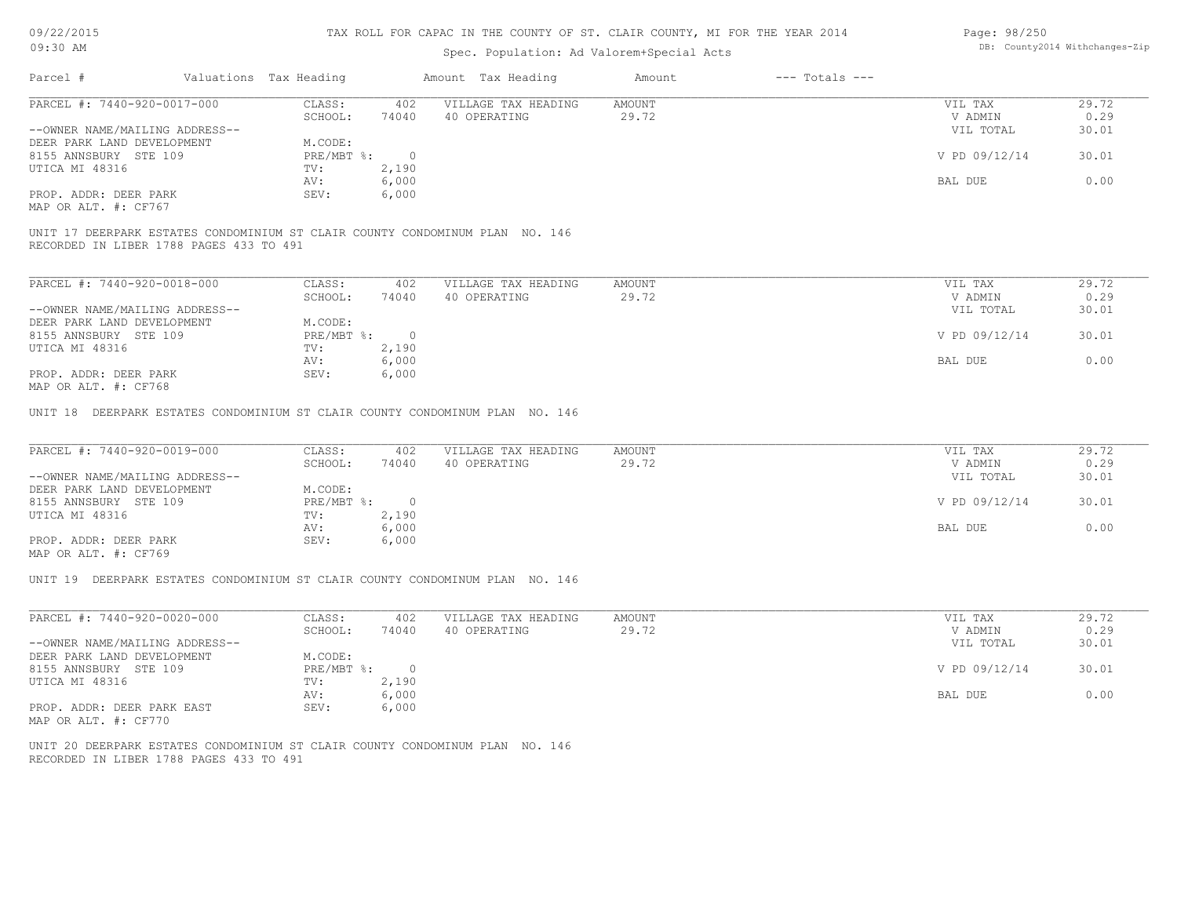TAX ROLL FOR CAPAC IN THE COUNTY OF ST. CLAIR COUNTY, MI FOR THE YEAR 2014

Spec. Population: Ad Valorem+Special Acts

| Parcel # | Valuations | Tax Heading | Amount | Tax Heading | Amount | --- Totals --- | |
|---|---|---|---|---|---|---|---|
| PARCEL #: 7440-920-0017-000 | CLASS: | 402 | VILLAGE TAX HEADING | AMOUNT | | VIL TAX | 29.72 |
| | SCHOOL: | 74040 | 40 OPERATING | 29.72 | | V ADMIN | 0.29 |
| --OWNER NAME/MAILING ADDRESS-- | | | | | | VIL TOTAL | 30.01 |
| DEER PARK LAND DEVELOPMENT | M.CODE: | | | | | | |
| 8155 ANNSBURY STE 109 | PRE/MBT %: | 0 | | | | V PD 09/12/14 | 30.01 |
| UTICA MI 48316 | TV: | 2,190 | | | | | |
| | AV: | 6,000 | | | | BAL DUE | 0.00 |
| PROP. ADDR: DEER PARK | SEV: | 6,000 | | | | | |
| MAP OR ALT. #: CF767 | | | | | | | |

UNIT 17 DEERPARK ESTATES CONDOMINIUM ST CLAIR COUNTY CONDOMINUM PLAN NO. 146
RECORDED IN LIBER 1788 PAGES 433 TO 491

| Parcel # | Valuations | Tax Heading | Amount | Tax Heading | Amount | --- Totals --- | |
|---|---|---|---|---|---|---|---|
| PARCEL #: 7440-920-0018-000 | CLASS: | 402 | VILLAGE TAX HEADING | AMOUNT | | VIL TAX | 29.72 |
| | SCHOOL: | 74040 | 40 OPERATING | 29.72 | | V ADMIN | 0.29 |
| --OWNER NAME/MAILING ADDRESS-- | | | | | | VIL TOTAL | 30.01 |
| DEER PARK LAND DEVELOPMENT | M.CODE: | | | | | | |
| 8155 ANNSBURY STE 109 | PRE/MBT %: | 0 | | | | V PD 09/12/14 | 30.01 |
| UTICA MI 48316 | TV: | 2,190 | | | | | |
| | AV: | 6,000 | | | | BAL DUE | 0.00 |
| PROP. ADDR: DEER PARK | SEV: | 6,000 | | | | | |
| MAP OR ALT. #: CF768 | | | | | | | |

UNIT 18 DEERPARK ESTATES CONDOMINIUM ST CLAIR COUNTY CONDOMINUM PLAN NO. 146

| Parcel # | Valuations | Tax Heading | Amount | Tax Heading | Amount | --- Totals --- | |
|---|---|---|---|---|---|---|---|
| PARCEL #: 7440-920-0019-000 | CLASS: | 402 | VILLAGE TAX HEADING | AMOUNT | | VIL TAX | 29.72 |
| | SCHOOL: | 74040 | 40 OPERATING | 29.72 | | V ADMIN | 0.29 |
| --OWNER NAME/MAILING ADDRESS-- | | | | | | VIL TOTAL | 30.01 |
| DEER PARK LAND DEVELOPMENT | M.CODE: | | | | | | |
| 8155 ANNSBURY STE 109 | PRE/MBT %: | 0 | | | | V PD 09/12/14 | 30.01 |
| UTICA MI 48316 | TV: | 2,190 | | | | | |
| | AV: | 6,000 | | | | BAL DUE | 0.00 |
| PROP. ADDR: DEER PARK | SEV: | 6,000 | | | | | |
| MAP OR ALT. #: CF769 | | | | | | | |

UNIT 19 DEERPARK ESTATES CONDOMINIUM ST CLAIR COUNTY CONDOMINUM PLAN NO. 146

| Parcel # | Valuations | Tax Heading | Amount | Tax Heading | Amount | --- Totals --- | |
|---|---|---|---|---|---|---|---|
| PARCEL #: 7440-920-0020-000 | CLASS: | 402 | VILLAGE TAX HEADING | AMOUNT | | VIL TAX | 29.72 |
| | SCHOOL: | 74040 | 40 OPERATING | 29.72 | | V ADMIN | 0.29 |
| --OWNER NAME/MAILING ADDRESS-- | | | | | | VIL TOTAL | 30.01 |
| DEER PARK LAND DEVELOPMENT | M.CODE: | | | | | | |
| 8155 ANNSBURY STE 109 | PRE/MBT %: | 0 | | | | V PD 09/12/14 | 30.01 |
| UTICA MI 48316 | TV: | 2,190 | | | | | |
| | AV: | 6,000 | | | | BAL DUE | 0.00 |
| PROP. ADDR: DEER PARK EAST | SEV: | 6,000 | | | | | |
| MAP OR ALT. #: CF770 | | | | | | | |

UNIT 20 DEERPARK ESTATES CONDOMINIUM ST CLAIR COUNTY CONDOMINUM PLAN NO. 146
RECORDED IN LIBER 1788 PAGES 433 TO 491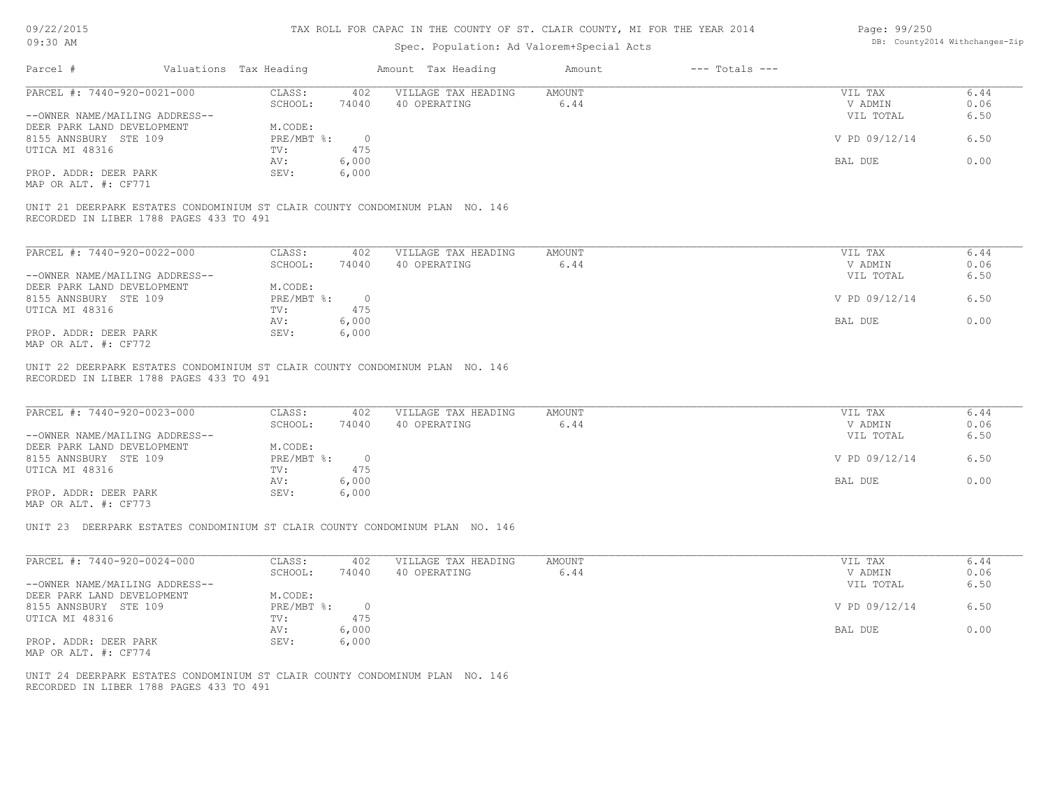TAX ROLL FOR CAPAC IN THE COUNTY OF ST. CLAIR COUNTY, MI FOR THE YEAR 2014

Spec. Population: Ad Valorem+Special Acts

| Parcel # | Valuations | Tax Heading | Amount | Tax Heading | Amount | --- Totals --- | |
|---|---|---|---|---|---|---|---|
| PARCEL #: 7440-920-0021-000 | CLASS: | 402 | VILLAGE TAX HEADING | AMOUNT | | VIL TAX | 6.44 |
| | SCHOOL: | 74040 | 40 OPERATING | 6.44 | | V ADMIN | 0.06 |
| --OWNER NAME/MAILING ADDRESS-- | | | | | | VIL TOTAL | 6.50 |
| DEER PARK LAND DEVELOPMENT | M.CODE: | | | | | | |
| 8155 ANNSBURY STE 109 | PRE/MBT %: | 0 | | | | V PD 09/12/14 | 6.50 |
| UTICA MI 48316 | TV: | 475 | | | | | |
| | AV: | 6,000 | | | | BAL DUE | 0.00 |
| PROP. ADDR: DEER PARK | SEV: | 6,000 | | | | | |
| MAP OR ALT. #: CF771 | | | | | | | |

UNIT 21 DEERPARK ESTATES CONDOMINIUM ST CLAIR COUNTY CONDOMINUM PLAN NO. 146
RECORDED IN LIBER 1788 PAGES 433 TO 491

| Parcel # | Valuations | Tax Heading | Amount | Tax Heading | Amount | --- Totals --- | |
|---|---|---|---|---|---|---|---|
| PARCEL #: 7440-920-0022-000 | CLASS: | 402 | VILLAGE TAX HEADING | AMOUNT | | VIL TAX | 6.44 |
| | SCHOOL: | 74040 | 40 OPERATING | 6.44 | | V ADMIN | 0.06 |
| --OWNER NAME/MAILING ADDRESS-- | | | | | | VIL TOTAL | 6.50 |
| DEER PARK LAND DEVELOPMENT | M.CODE: | | | | | | |
| 8155 ANNSBURY STE 109 | PRE/MBT %: | 0 | | | | V PD 09/12/14 | 6.50 |
| UTICA MI 48316 | TV: | 475 | | | | | |
| | AV: | 6,000 | | | | BAL DUE | 0.00 |
| PROP. ADDR: DEER PARK | SEV: | 6,000 | | | | | |
| MAP OR ALT. #: CF772 | | | | | | | |

UNIT 22 DEERPARK ESTATES CONDOMINIUM ST CLAIR COUNTY CONDOMINUM PLAN NO. 146
RECORDED IN LIBER 1788 PAGES 433 TO 491

| Parcel # | Valuations | Tax Heading | Amount | Tax Heading | Amount | --- Totals --- | |
|---|---|---|---|---|---|---|---|
| PARCEL #: 7440-920-0023-000 | CLASS: | 402 | VILLAGE TAX HEADING | AMOUNT | | VIL TAX | 6.44 |
| | SCHOOL: | 74040 | 40 OPERATING | 6.44 | | V ADMIN | 0.06 |
| --OWNER NAME/MAILING ADDRESS-- | | | | | | VIL TOTAL | 6.50 |
| DEER PARK LAND DEVELOPMENT | M.CODE: | | | | | | |
| 8155 ANNSBURY STE 109 | PRE/MBT %: | 0 | | | | V PD 09/12/14 | 6.50 |
| UTICA MI 48316 | TV: | 475 | | | | | |
| | AV: | 6,000 | | | | BAL DUE | 0.00 |
| PROP. ADDR: DEER PARK | SEV: | 6,000 | | | | | |
| MAP OR ALT. #: CF773 | | | | | | | |

UNIT 23 DEERPARK ESTATES CONDOMINIUM ST CLAIR COUNTY CONDOMINUM PLAN NO. 146

| Parcel # | Valuations | Tax Heading | Amount | Tax Heading | Amount | --- Totals --- | |
|---|---|---|---|---|---|---|---|
| PARCEL #: 7440-920-0024-000 | CLASS: | 402 | VILLAGE TAX HEADING | AMOUNT | | VIL TAX | 6.44 |
| | SCHOOL: | 74040 | 40 OPERATING | 6.44 | | V ADMIN | 0.06 |
| --OWNER NAME/MAILING ADDRESS-- | | | | | | VIL TOTAL | 6.50 |
| DEER PARK LAND DEVELOPMENT | M.CODE: | | | | | | |
| 8155 ANNSBURY STE 109 | PRE/MBT %: | 0 | | | | V PD 09/12/14 | 6.50 |
| UTICA MI 48316 | TV: | 475 | | | | | |
| | AV: | 6,000 | | | | BAL DUE | 0.00 |
| PROP. ADDR: DEER PARK | SEV: | 6,000 | | | | | |
| MAP OR ALT. #: CF774 | | | | | | | |

UNIT 24 DEERPARK ESTATES CONDOMINIUM ST CLAIR COUNTY CONDOMINUM PLAN NO. 146
RECORDED IN LIBER 1788 PAGES 433 TO 491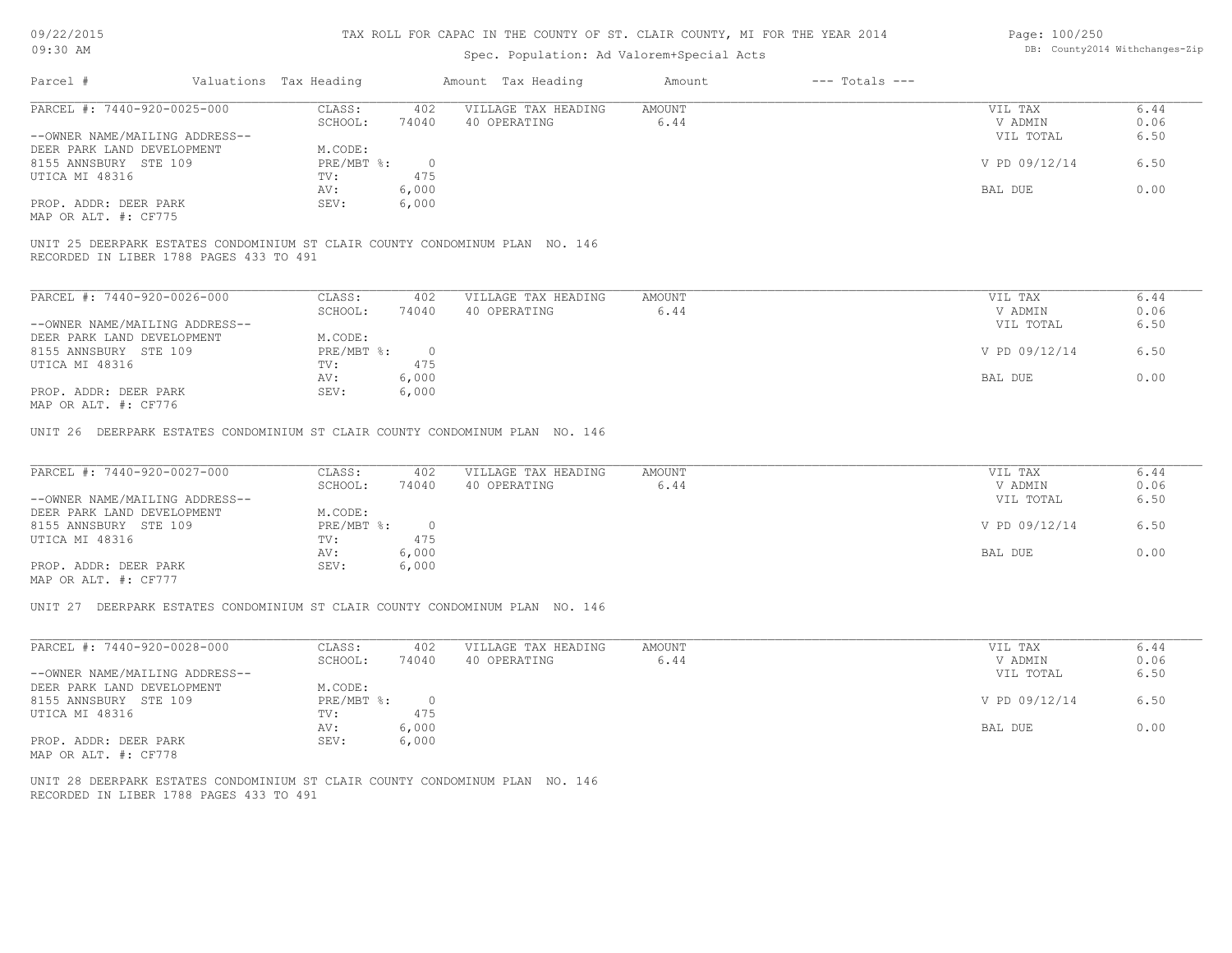# TAX ROLL FOR CAPAC IN THE COUNTY OF ST. CLAIR COUNTY, MI FOR THE YEAR 2014

Spec. Population: Ad Valorem+Special Acts

09/22/2015
09:30 AM

DB: County2014 Withchanges-Zip

| Parcel # | Valuations | Tax Heading | Amount | Tax Heading | Amount | --- Totals --- | |
|---|---|---|---|---|---|---|---|

---

**PARCEL #: 7440-920-0025-000**

| | | | | | | |
|---|---|---|---|---|---|---|
| --OWNER NAME/MAILING ADDRESS-- | CLASS: | 402 | VILLAGE TAX HEADING | AMOUNT | VIL TAX | 6.44 |
| DEER PARK LAND DEVELOPMENT | SCHOOL: | 74040 | 40 OPERATING | 6.44 | V ADMIN | 0.06 |
| 8155 ANNSBURY STE 109 | M.CODE: | | | | VIL TOTAL | 6.50 |
| UTICA MI 48316 | PRE/MBT %: | 0 | | | V PD 09/12/14 | 6.50 |
| | TV: | 475 | | | | |
| PROP. ADDR: DEER PARK | AV: | 6,000 | | | BAL DUE | 0.00 |
| MAP OR ALT. #: CF775 | SEV: | 6,000 | | | | |

UNIT 25 DEERPARK ESTATES CONDOMINIUM ST CLAIR COUNTY CONDOMINUM PLAN NO. 146
RECORDED IN LIBER 1788 PAGES 433 TO 491

---

**PARCEL #: 7440-920-0026-000**

| | | | | | | |
|---|---|---|---|---|---|---|
| --OWNER NAME/MAILING ADDRESS-- | CLASS: | 402 | VILLAGE TAX HEADING | AMOUNT | VIL TAX | 6.44 |
| DEER PARK LAND DEVELOPMENT | SCHOOL: | 74040 | 40 OPERATING | 6.44 | V ADMIN | 0.06 |
| 8155 ANNSBURY STE 109 | M.CODE: | | | | VIL TOTAL | 6.50 |
| UTICA MI 48316 | PRE/MBT %: | 0 | | | V PD 09/12/14 | 6.50 |
| | TV: | 475 | | | | |
| PROP. ADDR: DEER PARK | AV: | 6,000 | | | BAL DUE | 0.00 |
| MAP OR ALT. #: CF776 | SEV: | 6,000 | | | | |

UNIT 26 DEERPARK ESTATES CONDOMINIUM ST CLAIR COUNTY CONDOMINUM PLAN NO. 146

---

**PARCEL #: 7440-920-0027-000**

| | | | | | | |
|---|---|---|---|---|---|---|
| --OWNER NAME/MAILING ADDRESS-- | CLASS: | 402 | VILLAGE TAX HEADING | AMOUNT | VIL TAX | 6.44 |
| DEER PARK LAND DEVELOPMENT | SCHOOL: | 74040 | 40 OPERATING | 6.44 | V ADMIN | 0.06 |
| 8155 ANNSBURY STE 109 | M.CODE: | | | | VIL TOTAL | 6.50 |
| UTICA MI 48316 | PRE/MBT %: | 0 | | | V PD 09/12/14 | 6.50 |
| | TV: | 475 | | | | |
| PROP. ADDR: DEER PARK | AV: | 6,000 | | | BAL DUE | 0.00 |
| MAP OR ALT. #: CF777 | SEV: | 6,000 | | | | |

UNIT 27 DEERPARK ESTATES CONDOMINIUM ST CLAIR COUNTY CONDOMINUM PLAN NO. 146

---

**PARCEL #: 7440-920-0028-000**

| | | | | | | |
|---|---|---|---|---|---|---|
| --OWNER NAME/MAILING ADDRESS-- | CLASS: | 402 | VILLAGE TAX HEADING | AMOUNT | VIL TAX | 6.44 |
| DEER PARK LAND DEVELOPMENT | SCHOOL: | 74040 | 40 OPERATING | 6.44 | V ADMIN | 0.06 |
| 8155 ANNSBURY STE 109 | M.CODE: | | | | VIL TOTAL | 6.50 |
| UTICA MI 48316 | PRE/MBT %: | 0 | | | V PD 09/12/14 | 6.50 |
| | TV: | 475 | | | | |
| PROP. ADDR: DEER PARK | AV: | 6,000 | | | BAL DUE | 0.00 |
| MAP OR ALT. #: CF778 | SEV: | 6,000 | | | | |

UNIT 28 DEERPARK ESTATES CONDOMINIUM ST CLAIR COUNTY CONDOMINUM PLAN NO. 146
RECORDED IN LIBER 1788 PAGES 433 TO 491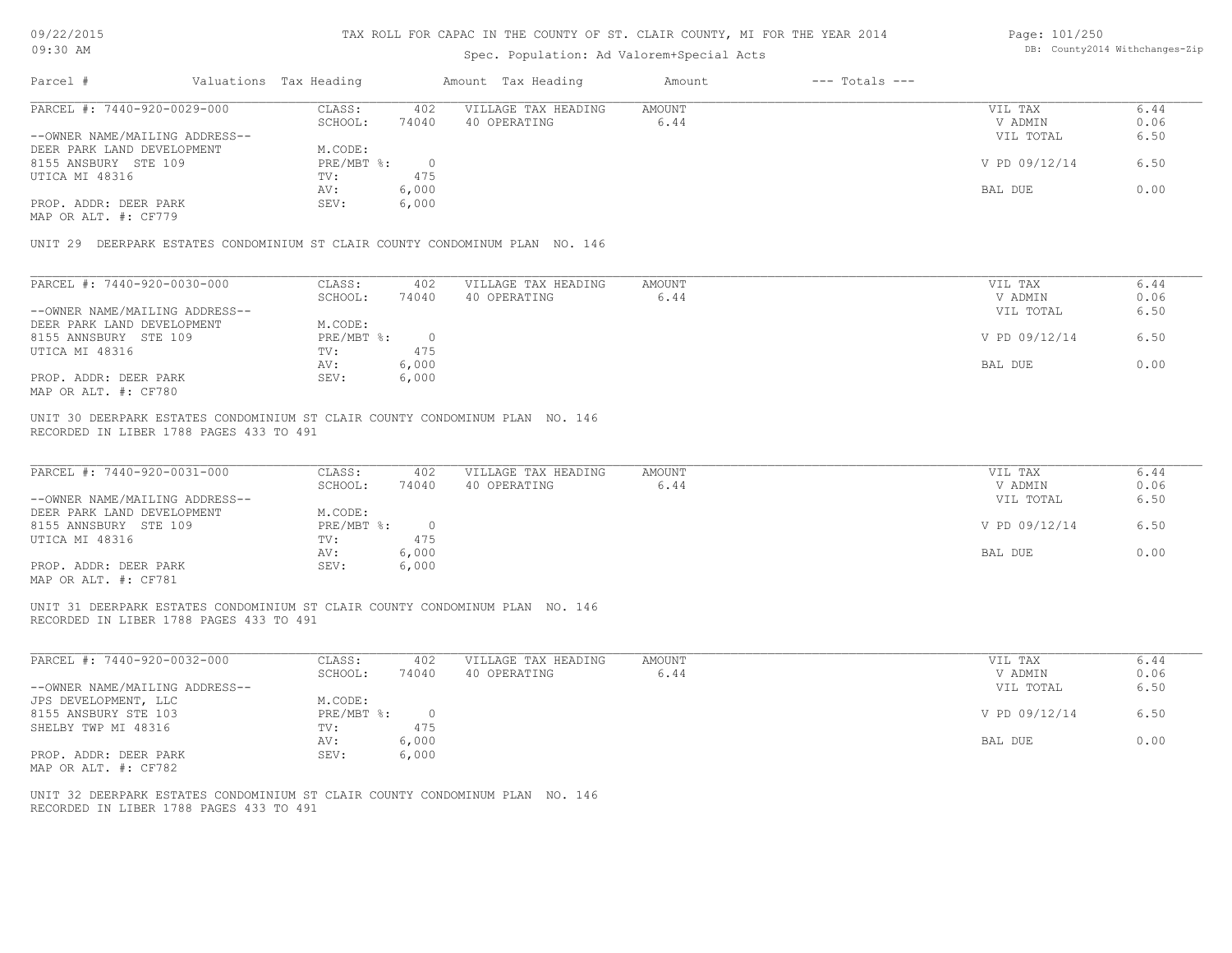TAX ROLL FOR CAPAC IN THE COUNTY OF ST. CLAIR COUNTY, MI FOR THE YEAR 2014

Spec. Population: Ad Valorem+Special Acts

| Parcel # | Valuations | Tax Heading | Amount | Tax Heading | Amount | --- Totals --- |
|---|---|---|---|---|---|---|

PARCEL #: 7440-920-0029-000

| | | | | | |
|---|---|---|---|---|---|
| CLASS: | 402 | VILLAGE TAX HEADING | AMOUNT | VIL TAX | 6.44 |
| SCHOOL: | 74040 | 40 OPERATING | 6.44 | V ADMIN | 0.06 |
| | | | | VIL TOTAL | 6.50 |
| M.CODE: | | | | | |
| PRE/MBT %: | 0 | | | V PD 09/12/14 | 6.50 |
| TV: | 475 | | | | |
| AV: | 6,000 | | | BAL DUE | 0.00 |
| SEV: | 6,000 | | | | |

--OWNER NAME/MAILING ADDRESS--
DEER PARK LAND DEVELOPMENT
8155 ANSBURY STE 109
UTICA MI 48316

PROP. ADDR: DEER PARK
MAP OR ALT. #: CF779

UNIT 29 DEERPARK ESTATES CONDOMINIUM ST CLAIR COUNTY CONDOMINUM PLAN NO. 146

PARCEL #: 7440-920-0030-000

| | | | | | |
|---|---|---|---|---|---|
| CLASS: | 402 | VILLAGE TAX HEADING | AMOUNT | VIL TAX | 6.44 |
| SCHOOL: | 74040 | 40 OPERATING | 6.44 | V ADMIN | 0.06 |
| | | | | VIL TOTAL | 6.50 |
| M.CODE: | | | | | |
| PRE/MBT %: | 0 | | | V PD 09/12/14 | 6.50 |
| TV: | 475 | | | | |
| AV: | 6,000 | | | BAL DUE | 0.00 |
| SEV: | 6,000 | | | | |

--OWNER NAME/MAILING ADDRESS--
DEER PARK LAND DEVELOPMENT
8155 ANNSBURY STE 109
UTICA MI 48316

PROP. ADDR: DEER PARK
MAP OR ALT. #: CF780

UNIT 30 DEERPARK ESTATES CONDOMINIUM ST CLAIR COUNTY CONDOMINUM PLAN NO. 146
RECORDED IN LIBER 1788 PAGES 433 TO 491

PARCEL #: 7440-920-0031-000

| | | | | | |
|---|---|---|---|---|---|
| CLASS: | 402 | VILLAGE TAX HEADING | AMOUNT | VIL TAX | 6.44 |
| SCHOOL: | 74040 | 40 OPERATING | 6.44 | V ADMIN | 0.06 |
| | | | | VIL TOTAL | 6.50 |
| M.CODE: | | | | | |
| PRE/MBT %: | 0 | | | V PD 09/12/14 | 6.50 |
| TV: | 475 | | | | |
| AV: | 6,000 | | | BAL DUE | 0.00 |
| SEV: | 6,000 | | | | |

--OWNER NAME/MAILING ADDRESS--
DEER PARK LAND DEVELOPMENT
8155 ANNSBURY STE 109
UTICA MI 48316

PROP. ADDR: DEER PARK
MAP OR ALT. #: CF781

UNIT 31 DEERPARK ESTATES CONDOMINIUM ST CLAIR COUNTY CONDOMINUM PLAN NO. 146
RECORDED IN LIBER 1788 PAGES 433 TO 491

PARCEL #: 7440-920-0032-000

| | | | | | |
|---|---|---|---|---|---|
| CLASS: | 402 | VILLAGE TAX HEADING | AMOUNT | VIL TAX | 6.44 |
| SCHOOL: | 74040 | 40 OPERATING | 6.44 | V ADMIN | 0.06 |
| | | | | VIL TOTAL | 6.50 |
| M.CODE: | | | | | |
| PRE/MBT %: | 0 | | | V PD 09/12/14 | 6.50 |
| TV: | 475 | | | | |
| AV: | 6,000 | | | BAL DUE | 0.00 |
| SEV: | 6,000 | | | | |

--OWNER NAME/MAILING ADDRESS--
JPS DEVELOPMENT, LLC
8155 ANSBURY STE 103
SHELBY TWP MI 48316

PROP. ADDR: DEER PARK
MAP OR ALT. #: CF782

UNIT 32 DEERPARK ESTATES CONDOMINIUM ST CLAIR COUNTY CONDOMINUM PLAN NO. 146
RECORDED IN LIBER 1788 PAGES 433 TO 491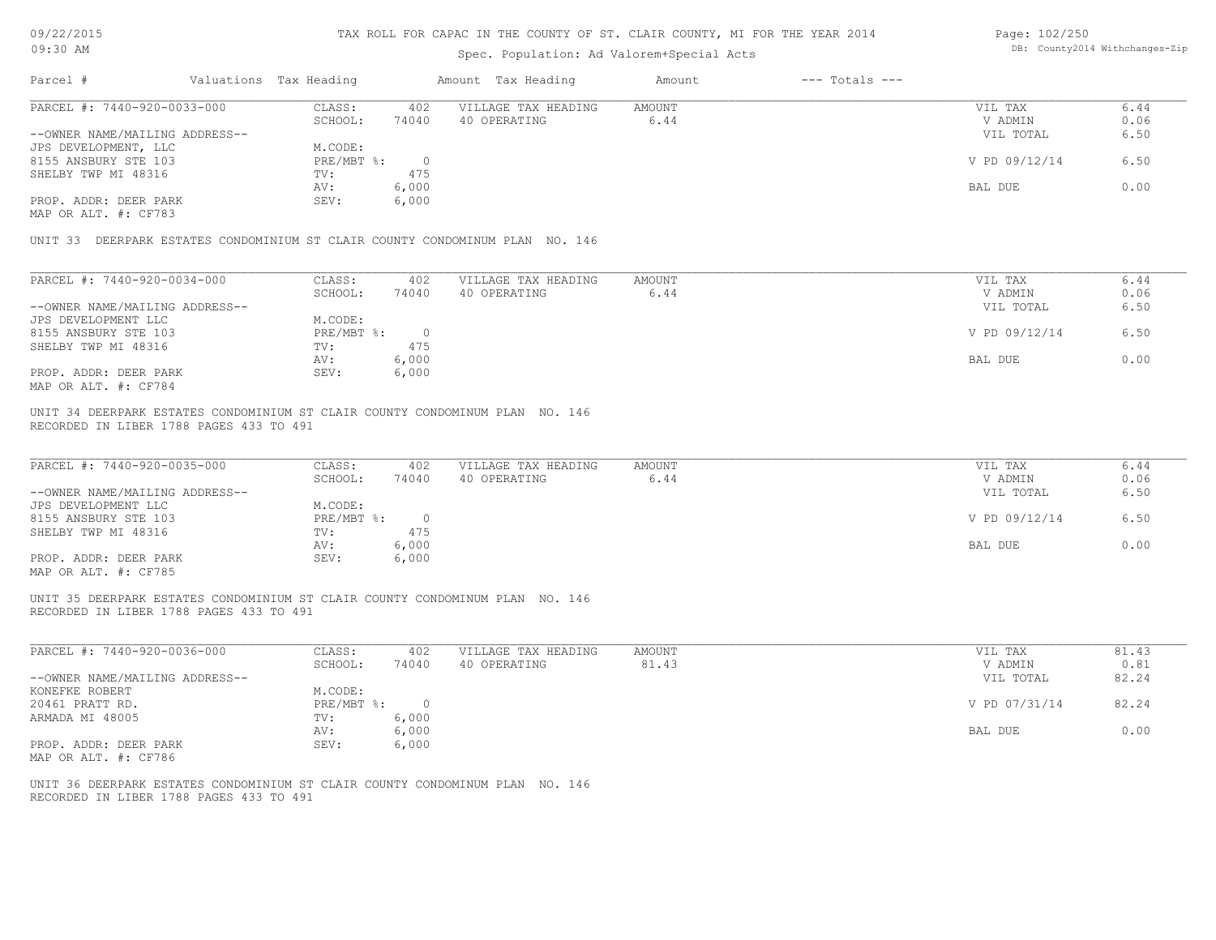# TAX ROLL FOR CAPAC IN THE COUNTY OF ST. CLAIR COUNTY, MI FOR THE YEAR 2014

Spec. Population: Ad Valorem+Special Acts

| Parcel # | Valuations | Tax Heading | Amount | Tax Heading | Amount | --- Totals --- | |
|---|---|---|---|---|---|---|---|
| PARCEL #: 7440-920-0033-000 | CLASS: | 402 | VILLAGE TAX HEADING | AMOUNT | | VIL TAX | 6.44 |
| | SCHOOL: | 74040 | 40 OPERATING | 6.44 | | V ADMIN | 0.06 |
| --OWNER NAME/MAILING ADDRESS-- | | | | | | VIL TOTAL | 6.50 |
| JPS DEVELOPMENT, LLC | M.CODE: | | | | | | |
| 8155 ANSBURY STE 103 | PRE/MBT %: | 0 | | | | V PD 09/12/14 | 6.50 |
| SHELBY TWP MI 48316 | TV: | 475 | | | | | |
| | AV: | 6,000 | | | | BAL DUE | 0.00 |
| PROP. ADDR: DEER PARK | SEV: | 6,000 | | | | | |
| MAP OR ALT. #: CF783 | | | | | | | |

UNIT 33 DEERPARK ESTATES CONDOMINIUM ST CLAIR COUNTY CONDOMINUM PLAN NO. 146

| Parcel # | Valuations | Tax Heading | Amount | Tax Heading | Amount | --- Totals --- | |
|---|---|---|---|---|---|---|---|
| PARCEL #: 7440-920-0034-000 | CLASS: | 402 | VILLAGE TAX HEADING | AMOUNT | | VIL TAX | 6.44 |
| | SCHOOL: | 74040 | 40 OPERATING | 6.44 | | V ADMIN | 0.06 |
| --OWNER NAME/MAILING ADDRESS-- | | | | | | VIL TOTAL | 6.50 |
| JPS DEVELOPMENT LLC | M.CODE: | | | | | | |
| 8155 ANSBURY STE 103 | PRE/MBT %: | 0 | | | | V PD 09/12/14 | 6.50 |
| SHELBY TWP MI 48316 | TV: | 475 | | | | | |
| | AV: | 6,000 | | | | BAL DUE | 0.00 |
| PROP. ADDR: DEER PARK | SEV: | 6,000 | | | | | |
| MAP OR ALT. #: CF784 | | | | | | | |

UNIT 34 DEERPARK ESTATES CONDOMINIUM ST CLAIR COUNTY CONDOMINUM PLAN NO. 146
RECORDED IN LIBER 1788 PAGES 433 TO 491

| Parcel # | Valuations | Tax Heading | Amount | Tax Heading | Amount | --- Totals --- | |
|---|---|---|---|---|---|---|---|
| PARCEL #: 7440-920-0035-000 | CLASS: | 402 | VILLAGE TAX HEADING | AMOUNT | | VIL TAX | 6.44 |
| | SCHOOL: | 74040 | 40 OPERATING | 6.44 | | V ADMIN | 0.06 |
| --OWNER NAME/MAILING ADDRESS-- | | | | | | VIL TOTAL | 6.50 |
| JPS DEVELOPMENT LLC | M.CODE: | | | | | | |
| 8155 ANSBURY STE 103 | PRE/MBT %: | 0 | | | | V PD 09/12/14 | 6.50 |
| SHELBY TWP MI 48316 | TV: | 475 | | | | | |
| | AV: | 6,000 | | | | BAL DUE | 0.00 |
| PROP. ADDR: DEER PARK | SEV: | 6,000 | | | | | |
| MAP OR ALT. #: CF785 | | | | | | | |

UNIT 35 DEERPARK ESTATES CONDOMINIUM ST CLAIR COUNTY CONDOMINUM PLAN NO. 146
RECORDED IN LIBER 1788 PAGES 433 TO 491

| Parcel # | Valuations | Tax Heading | Amount | Tax Heading | Amount | --- Totals --- | |
|---|---|---|---|---|---|---|---|
| PARCEL #: 7440-920-0036-000 | CLASS: | 402 | VILLAGE TAX HEADING | AMOUNT | | VIL TAX | 81.43 |
| | SCHOOL: | 74040 | 40 OPERATING | 81.43 | | V ADMIN | 0.81 |
| --OWNER NAME/MAILING ADDRESS-- | | | | | | VIL TOTAL | 82.24 |
| KONEFKE ROBERT | M.CODE: | | | | | | |
| 20461 PRATT RD. | PRE/MBT %: | 0 | | | | V PD 07/31/14 | 82.24 |
| ARMADA MI 48005 | TV: | 6,000 | | | | | |
| | AV: | 6,000 | | | | BAL DUE | 0.00 |
| PROP. ADDR: DEER PARK | SEV: | 6,000 | | | | | |
| MAP OR ALT. #: CF786 | | | | | | | |

UNIT 36 DEERPARK ESTATES CONDOMINIUM ST CLAIR COUNTY CONDOMINUM PLAN NO. 146
RECORDED IN LIBER 1788 PAGES 433 TO 491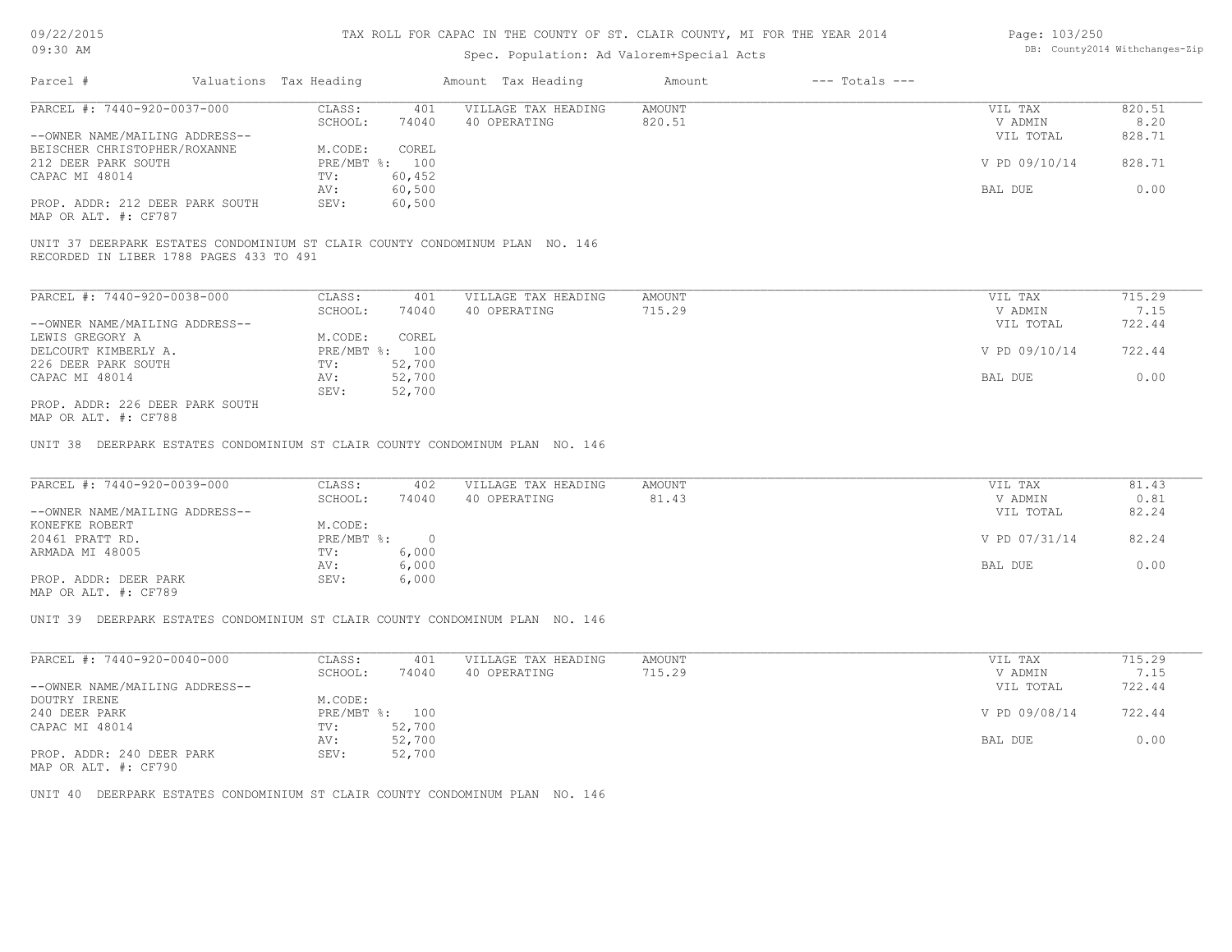TAX ROLL FOR CAPAC IN THE COUNTY OF ST. CLAIR COUNTY, MI FOR THE YEAR 2014

Spec. Population: Ad Valorem+Special Acts

| Parcel # | Valuations | Tax Heading | Amount | Tax Heading | Amount | --- Totals --- |
|---|---|---|---|---|---|---|

**PARCEL #: 7440-920-0037-000**

| | | | | | |
|---|---|---|---|---|---|
| CLASS: | 401 | VILLAGE TAX HEADING | AMOUNT | VIL TAX | 820.51 |
| SCHOOL: | 74040 | 40 OPERATING | 820.51 | V ADMIN | 8.20 |
| M.CODE: | COREL | | | VIL TOTAL | 828.71 |
| PRE/MBT %: | 100 | | | V PD 09/10/14 | 828.71 |
| TV: | 60,452 | | | | |
| AV: | 60,500 | | | BAL DUE | 0.00 |
| SEV: | 60,500 | | | | |

--OWNER NAME/MAILING ADDRESS--
BEISCHER CHRISTOPHER/ROXANNE
212 DEER PARK SOUTH
CAPAC MI 48014

PROP. ADDR: 212 DEER PARK SOUTH
MAP OR ALT. #: CF787

UNIT 37 DEERPARK ESTATES CONDOMINIUM ST CLAIR COUNTY CONDOMINUM PLAN NO. 146
RECORDED IN LIBER 1788 PAGES 433 TO 491

**PARCEL #: 7440-920-0038-000**

| | | | | | |
|---|---|---|---|---|---|
| CLASS: | 401 | VILLAGE TAX HEADING | AMOUNT | VIL TAX | 715.29 |
| SCHOOL: | 74040 | 40 OPERATING | 715.29 | V ADMIN | 7.15 |
| M.CODE: | COREL | | | VIL TOTAL | 722.44 |
| PRE/MBT %: | 100 | | | V PD 09/10/14 | 722.44 |
| TV: | 52,700 | | | | |
| AV: | 52,700 | | | BAL DUE | 0.00 |
| SEV: | 52,700 | | | | |

--OWNER NAME/MAILING ADDRESS--
LEWIS GREGORY A
DELCOURT KIMBERLY A.
226 DEER PARK SOUTH
CAPAC MI 48014

PROP. ADDR: 226 DEER PARK SOUTH
MAP OR ALT. #: CF788

UNIT 38 DEERPARK ESTATES CONDOMINIUM ST CLAIR COUNTY CONDOMINUM PLAN NO. 146

**PARCEL #: 7440-920-0039-000**

| | | | | | |
|---|---|---|---|---|---|
| CLASS: | 402 | VILLAGE TAX HEADING | AMOUNT | VIL TAX | 81.43 |
| SCHOOL: | 74040 | 40 OPERATING | 81.43 | V ADMIN | 0.81 |
| M.CODE: | | | | VIL TOTAL | 82.24 |
| PRE/MBT %: | 0 | | | V PD 07/31/14 | 82.24 |
| TV: | 6,000 | | | | |
| AV: | 6,000 | | | BAL DUE | 0.00 |
| SEV: | 6,000 | | | | |

--OWNER NAME/MAILING ADDRESS--
KONEFKE ROBERT
20461 PRATT RD.
ARMADA MI 48005

PROP. ADDR: DEER PARK
MAP OR ALT. #: CF789

UNIT 39 DEERPARK ESTATES CONDOMINIUM ST CLAIR COUNTY CONDOMINUM PLAN NO. 146

**PARCEL #: 7440-920-0040-000**

| | | | | | |
|---|---|---|---|---|---|
| CLASS: | 401 | VILLAGE TAX HEADING | AMOUNT | VIL TAX | 715.29 |
| SCHOOL: | 74040 | 40 OPERATING | 715.29 | V ADMIN | 7.15 |
| M.CODE: | | | | VIL TOTAL | 722.44 |
| PRE/MBT %: | 100 | | | V PD 09/08/14 | 722.44 |
| TV: | 52,700 | | | | |
| AV: | 52,700 | | | BAL DUE | 0.00 |
| SEV: | 52,700 | | | | |

--OWNER NAME/MAILING ADDRESS--
DOUTRY IRENE
240 DEER PARK
CAPAC MI 48014

PROP. ADDR: 240 DEER PARK
MAP OR ALT. #: CF790

UNIT 40 DEERPARK ESTATES CONDOMINIUM ST CLAIR COUNTY CONDOMINUM PLAN NO. 146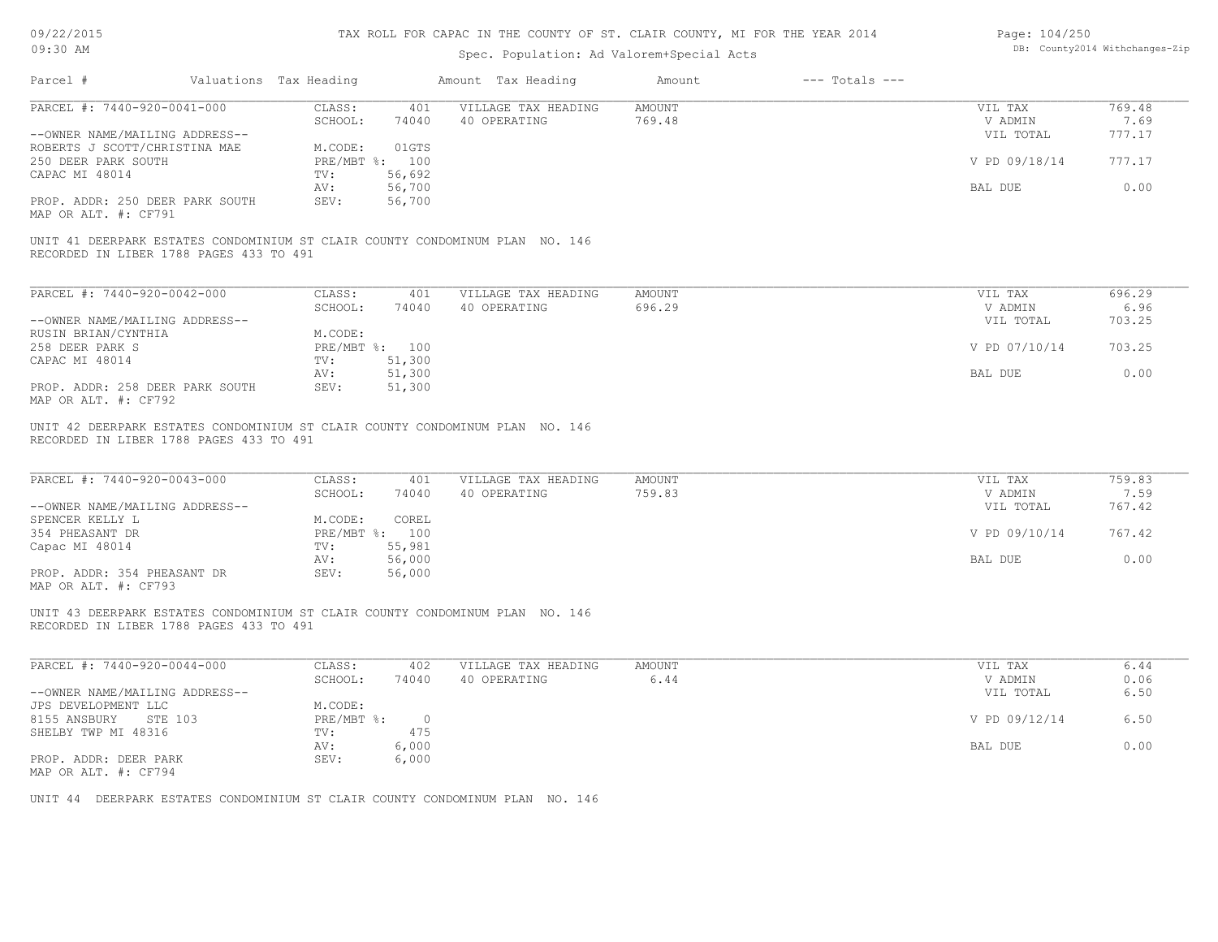# TAX ROLL FOR CAPAC IN THE COUNTY OF ST. CLAIR COUNTY, MI FOR THE YEAR 2014

Spec. Population: Ad Valorem+Special Acts

| Parcel # | Valuations | Tax Heading | Amount | Tax Heading | Amount | --- Totals --- |
|---|---|---|---|---|---|---|

## PARCEL #: 7440-920-0041-000

| | | | | | |
|---|---|---|---|---|---|
| CLASS: | 401 | VILLAGE TAX HEADING | AMOUNT | VIL TAX | 769.48 |
| SCHOOL: | 74040 | 40 OPERATING | 769.48 | V ADMIN | 7.69 |
| | | | | VIL TOTAL | 777.17 |
| M.CODE: | 01GTS | | | | |
| PRE/MBT %: | 100 | | | V PD 09/18/14 | 777.17 |
| TV: | 56,692 | | | | |
| AV: | 56,700 | | | BAL DUE | 0.00 |
| SEV: | 56,700 | | | | |

--OWNER NAME/MAILING ADDRESS--
ROBERTS J SCOTT/CHRISTINA MAE
250 DEER PARK SOUTH
CAPAC MI 48014

PROP. ADDR: 250 DEER PARK SOUTH
MAP OR ALT. #: CF791

UNIT 41 DEERPARK ESTATES CONDOMINIUM ST CLAIR COUNTY CONDOMINUM PLAN NO. 146
RECORDED IN LIBER 1788 PAGES 433 TO 491

## PARCEL #: 7440-920-0042-000

| | | | | | |
|---|---|---|---|---|---|
| CLASS: | 401 | VILLAGE TAX HEADING | AMOUNT | VIL TAX | 696.29 |
| SCHOOL: | 74040 | 40 OPERATING | 696.29 | V ADMIN | 6.96 |
| | | | | VIL TOTAL | 703.25 |
| M.CODE: | | | | | |
| PRE/MBT %: | 100 | | | V PD 07/10/14 | 703.25 |
| TV: | 51,300 | | | | |
| AV: | 51,300 | | | BAL DUE | 0.00 |
| SEV: | 51,300 | | | | |

--OWNER NAME/MAILING ADDRESS--
RUSIN BRIAN/CYNTHIA
258 DEER PARK S
CAPAC MI 48014

PROP. ADDR: 258 DEER PARK SOUTH
MAP OR ALT. #: CF792

UNIT 42 DEERPARK ESTATES CONDOMINIUM ST CLAIR COUNTY CONDOMINUM PLAN NO. 146
RECORDED IN LIBER 1788 PAGES 433 TO 491

## PARCEL #: 7440-920-0043-000

| | | | | | |
|---|---|---|---|---|---|
| CLASS: | 401 | VILLAGE TAX HEADING | AMOUNT | VIL TAX | 759.83 |
| SCHOOL: | 74040 | 40 OPERATING | 759.83 | V ADMIN | 7.59 |
| | | | | VIL TOTAL | 767.42 |
| M.CODE: | COREL | | | | |
| PRE/MBT %: | 100 | | | V PD 09/10/14 | 767.42 |
| TV: | 55,981 | | | | |
| AV: | 56,000 | | | BAL DUE | 0.00 |
| SEV: | 56,000 | | | | |

--OWNER NAME/MAILING ADDRESS--
SPENCER KELLY L
354 PHEASANT DR
Capac MI 48014

PROP. ADDR: 354 PHEASANT DR
MAP OR ALT. #: CF793

UNIT 43 DEERPARK ESTATES CONDOMINIUM ST CLAIR COUNTY CONDOMINUM PLAN NO. 146
RECORDED IN LIBER 1788 PAGES 433 TO 491

## PARCEL #: 7440-920-0044-000

| | | | | | |
|---|---|---|---|---|---|
| CLASS: | 402 | VILLAGE TAX HEADING | AMOUNT | VIL TAX | 6.44 |
| SCHOOL: | 74040 | 40 OPERATING | 6.44 | V ADMIN | 0.06 |
| | | | | VIL TOTAL | 6.50 |
| M.CODE: | | | | | |
| PRE/MBT %: | 0 | | | V PD 09/12/14 | 6.50 |
| TV: | 475 | | | | |
| AV: | 6,000 | | | BAL DUE | 0.00 |
| SEV: | 6,000 | | | | |

--OWNER NAME/MAILING ADDRESS--
JPS DEVELOPMENT LLC
8155 ANSBURY STE 103
SHELBY TWP MI 48316

PROP. ADDR: DEER PARK
MAP OR ALT. #: CF794

UNIT 44 DEERPARK ESTATES CONDOMINIUM ST CLAIR COUNTY CONDOMINUM PLAN NO. 146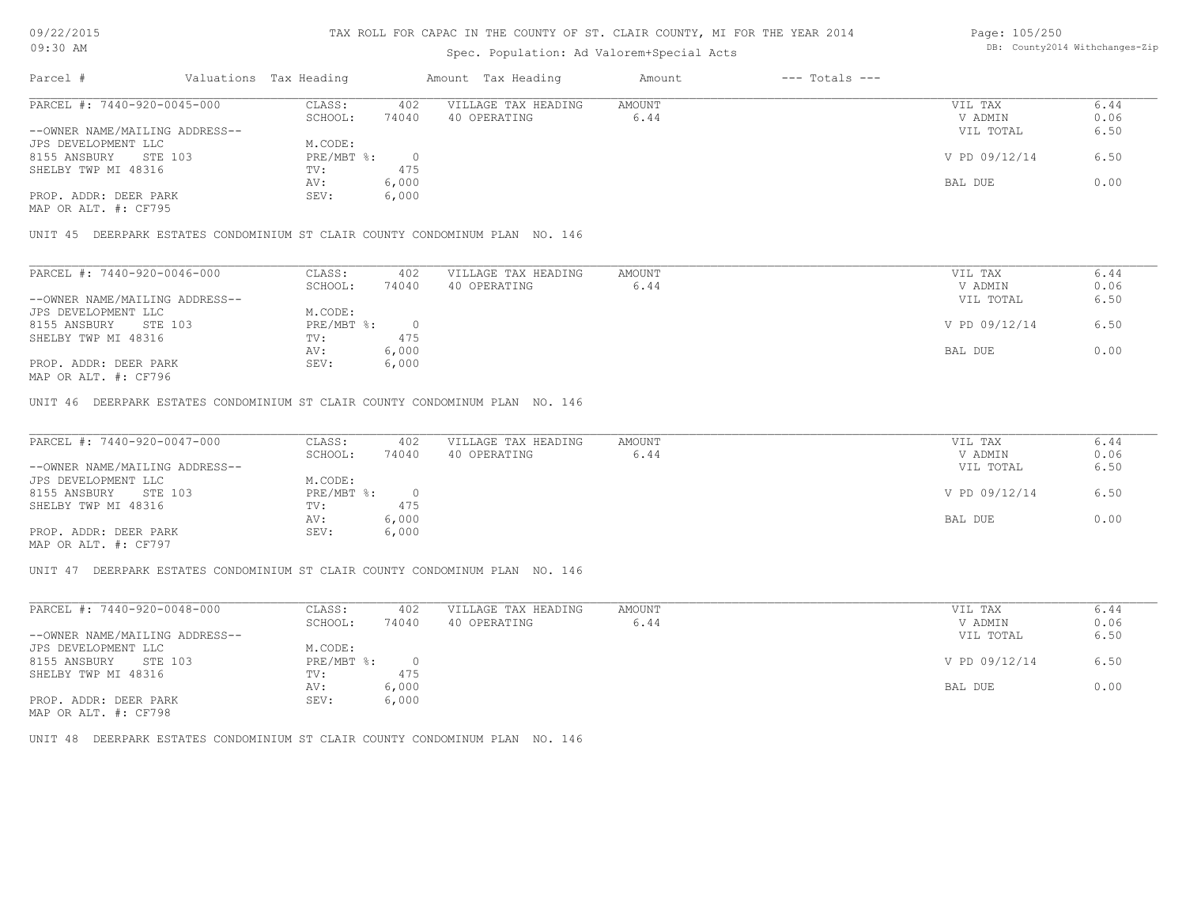TAX ROLL FOR CAPAC IN THE COUNTY OF ST. CLAIR COUNTY, MI FOR THE YEAR 2014

Spec. Population: Ad Valorem+Special Acts

| Parcel # | Valuations | Tax Heading | Amount | Tax Heading | Amount | --- Totals --- | |
|---|---|---|---|---|---|---|---|
| PARCEL #: 7440-920-0045-000 | CLASS: | 402 | VILLAGE TAX HEADING | AMOUNT | | VIL TAX | 6.44 |
| | SCHOOL: | 74040 | 40 OPERATING | 6.44 | | V ADMIN | 0.06 |
| --OWNER NAME/MAILING ADDRESS-- | | | | | | VIL TOTAL | 6.50 |
| JPS DEVELOPMENT LLC | M.CODE: | | | | | | |
| 8155 ANSBURY STE 103 | PRE/MBT %: | 0 | | | | V PD 09/12/14 | 6.50 |
| SHELBY TWP MI 48316 | TV: | 475 | | | | | |
| | AV: | 6,000 | | | | BAL DUE | 0.00 |
| PROP. ADDR: DEER PARK | SEV: | 6,000 | | | | | |
| MAP OR ALT. #: CF795 | | | | | | | |

UNIT 45 DEERPARK ESTATES CONDOMINIUM ST CLAIR COUNTY CONDOMINUM PLAN NO. 146

| Parcel # | Valuations | Tax Heading | Amount | Tax Heading | Amount | --- Totals --- | |
|---|---|---|---|---|---|---|---|
| PARCEL #: 7440-920-0046-000 | CLASS: | 402 | VILLAGE TAX HEADING | AMOUNT | | VIL TAX | 6.44 |
| | SCHOOL: | 74040 | 40 OPERATING | 6.44 | | V ADMIN | 0.06 |
| --OWNER NAME/MAILING ADDRESS-- | | | | | | VIL TOTAL | 6.50 |
| JPS DEVELOPMENT LLC | M.CODE: | | | | | | |
| 8155 ANSBURY STE 103 | PRE/MBT %: | 0 | | | | V PD 09/12/14 | 6.50 |
| SHELBY TWP MI 48316 | TV: | 475 | | | | | |
| | AV: | 6,000 | | | | BAL DUE | 0.00 |
| PROP. ADDR: DEER PARK | SEV: | 6,000 | | | | | |
| MAP OR ALT. #: CF796 | | | | | | | |

UNIT 46 DEERPARK ESTATES CONDOMINIUM ST CLAIR COUNTY CONDOMINUM PLAN NO. 146

| Parcel # | Valuations | Tax Heading | Amount | Tax Heading | Amount | --- Totals --- | |
|---|---|---|---|---|---|---|---|
| PARCEL #: 7440-920-0047-000 | CLASS: | 402 | VILLAGE TAX HEADING | AMOUNT | | VIL TAX | 6.44 |
| | SCHOOL: | 74040 | 40 OPERATING | 6.44 | | V ADMIN | 0.06 |
| --OWNER NAME/MAILING ADDRESS-- | | | | | | VIL TOTAL | 6.50 |
| JPS DEVELOPMENT LLC | M.CODE: | | | | | | |
| 8155 ANSBURY STE 103 | PRE/MBT %: | 0 | | | | V PD 09/12/14 | 6.50 |
| SHELBY TWP MI 48316 | TV: | 475 | | | | | |
| | AV: | 6,000 | | | | BAL DUE | 0.00 |
| PROP. ADDR: DEER PARK | SEV: | 6,000 | | | | | |
| MAP OR ALT. #: CF797 | | | | | | | |

UNIT 47 DEERPARK ESTATES CONDOMINIUM ST CLAIR COUNTY CONDOMINUM PLAN NO. 146

| Parcel # | Valuations | Tax Heading | Amount | Tax Heading | Amount | --- Totals --- | |
|---|---|---|---|---|---|---|---|
| PARCEL #: 7440-920-0048-000 | CLASS: | 402 | VILLAGE TAX HEADING | AMOUNT | | VIL TAX | 6.44 |
| | SCHOOL: | 74040 | 40 OPERATING | 6.44 | | V ADMIN | 0.06 |
| --OWNER NAME/MAILING ADDRESS-- | | | | | | VIL TOTAL | 6.50 |
| JPS DEVELOPMENT LLC | M.CODE: | | | | | | |
| 8155 ANSBURY STE 103 | PRE/MBT %: | 0 | | | | V PD 09/12/14 | 6.50 |
| SHELBY TWP MI 48316 | TV: | 475 | | | | | |
| | AV: | 6,000 | | | | BAL DUE | 0.00 |
| PROP. ADDR: DEER PARK | SEV: | 6,000 | | | | | |
| MAP OR ALT. #: CF798 | | | | | | | |

UNIT 48 DEERPARK ESTATES CONDOMINIUM ST CLAIR COUNTY CONDOMINUM PLAN NO. 146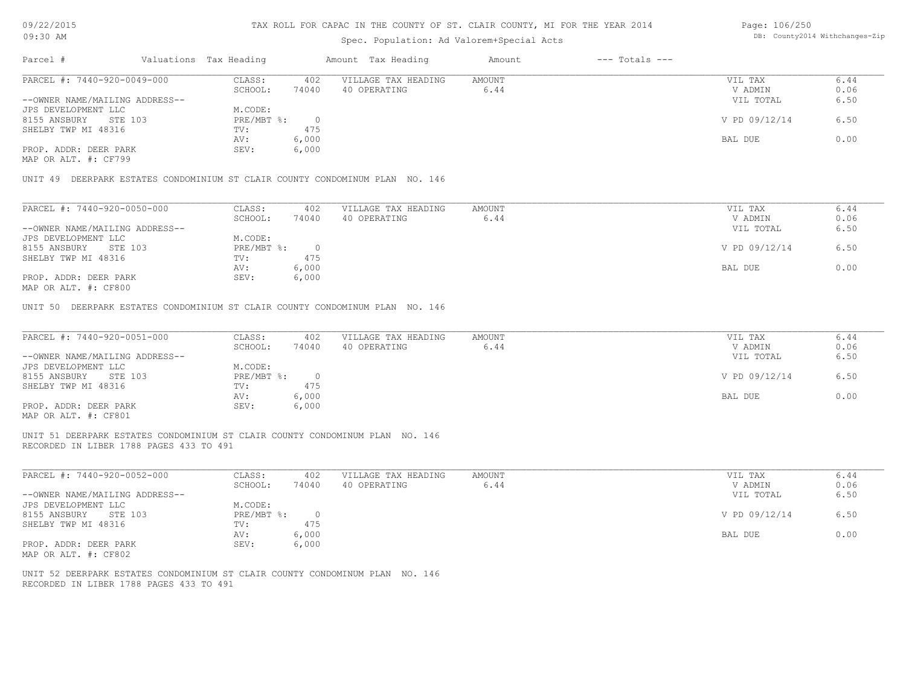# TAX ROLL FOR CAPAC IN THE COUNTY OF ST. CLAIR COUNTY, MI FOR THE YEAR 2014

Spec. Population: Ad Valorem+Special Acts

| Parcel # | Valuations | Tax Heading | Amount | Tax Heading | Amount | --- Totals --- | |
|---|---|---|---|---|---|---|---|

---

PARCEL #: 7440-920-0049-000

| | | | | | |
|---|---|---|---|---|---|
| CLASS: | 402 | VILLAGE TAX HEADING | AMOUNT | VIL TAX | 6.44 |
| SCHOOL: | 74040 | 40 OPERATING | 6.44 | V ADMIN | 0.06 |
| | | | | VIL TOTAL | 6.50 |
| M.CODE: | | | | | |
| PRE/MBT %: | 0 | | | V PD 09/12/14 | 6.50 |
| TV: | 475 | | | | |
| AV: | 6,000 | | | BAL DUE | 0.00 |
| SEV: | 6,000 | | | | |

--OWNER NAME/MAILING ADDRESS--
JPS DEVELOPMENT LLC
8155 ANSBURY STE 103
SHELBY TWP MI 48316

PROP. ADDR: DEER PARK
MAP OR ALT. #: CF799

UNIT 49 DEERPARK ESTATES CONDOMINIUM ST CLAIR COUNTY CONDOMINUM PLAN NO. 146

---

PARCEL #: 7440-920-0050-000

| | | | | | |
|---|---|---|---|---|---|
| CLASS: | 402 | VILLAGE TAX HEADING | AMOUNT | VIL TAX | 6.44 |
| SCHOOL: | 74040 | 40 OPERATING | 6.44 | V ADMIN | 0.06 |
| | | | | VIL TOTAL | 6.50 |
| M.CODE: | | | | | |
| PRE/MBT %: | 0 | | | V PD 09/12/14 | 6.50 |
| TV: | 475 | | | | |
| AV: | 6,000 | | | BAL DUE | 0.00 |
| SEV: | 6,000 | | | | |

--OWNER NAME/MAILING ADDRESS--
JPS DEVELOPMENT LLC
8155 ANSBURY STE 103
SHELBY TWP MI 48316

PROP. ADDR: DEER PARK
MAP OR ALT. #: CF800

UNIT 50 DEERPARK ESTATES CONDOMINIUM ST CLAIR COUNTY CONDOMINUM PLAN NO. 146

---

PARCEL #: 7440-920-0051-000

| | | | | | |
|---|---|---|---|---|---|
| CLASS: | 402 | VILLAGE TAX HEADING | AMOUNT | VIL TAX | 6.44 |
| SCHOOL: | 74040 | 40 OPERATING | 6.44 | V ADMIN | 0.06 |
| | | | | VIL TOTAL | 6.50 |
| M.CODE: | | | | | |
| PRE/MBT %: | 0 | | | V PD 09/12/14 | 6.50 |
| TV: | 475 | | | | |
| AV: | 6,000 | | | BAL DUE | 0.00 |
| SEV: | 6,000 | | | | |

--OWNER NAME/MAILING ADDRESS--
JPS DEVELOPMENT LLC
8155 ANSBURY STE 103
SHELBY TWP MI 48316

PROP. ADDR: DEER PARK
MAP OR ALT. #: CF801

UNIT 51 DEERPARK ESTATES CONDOMINIUM ST CLAIR COUNTY CONDOMINUM PLAN NO. 146
RECORDED IN LIBER 1788 PAGES 433 TO 491

---

PARCEL #: 7440-920-0052-000

| | | | | | |
|---|---|---|---|---|---|
| CLASS: | 402 | VILLAGE TAX HEADING | AMOUNT | VIL TAX | 6.44 |
| SCHOOL: | 74040 | 40 OPERATING | 6.44 | V ADMIN | 0.06 |
| | | | | VIL TOTAL | 6.50 |
| M.CODE: | | | | | |
| PRE/MBT %: | 0 | | | V PD 09/12/14 | 6.50 |
| TV: | 475 | | | | |
| AV: | 6,000 | | | BAL DUE | 0.00 |
| SEV: | 6,000 | | | | |

--OWNER NAME/MAILING ADDRESS--
JPS DEVELOPMENT LLC
8155 ANSBURY STE 103
SHELBY TWP MI 48316

PROP. ADDR: DEER PARK
MAP OR ALT. #: CF802

UNIT 52 DEERPARK ESTATES CONDOMINIUM ST CLAIR COUNTY CONDOMINUM PLAN NO. 146
RECORDED IN LIBER 1788 PAGES 433 TO 491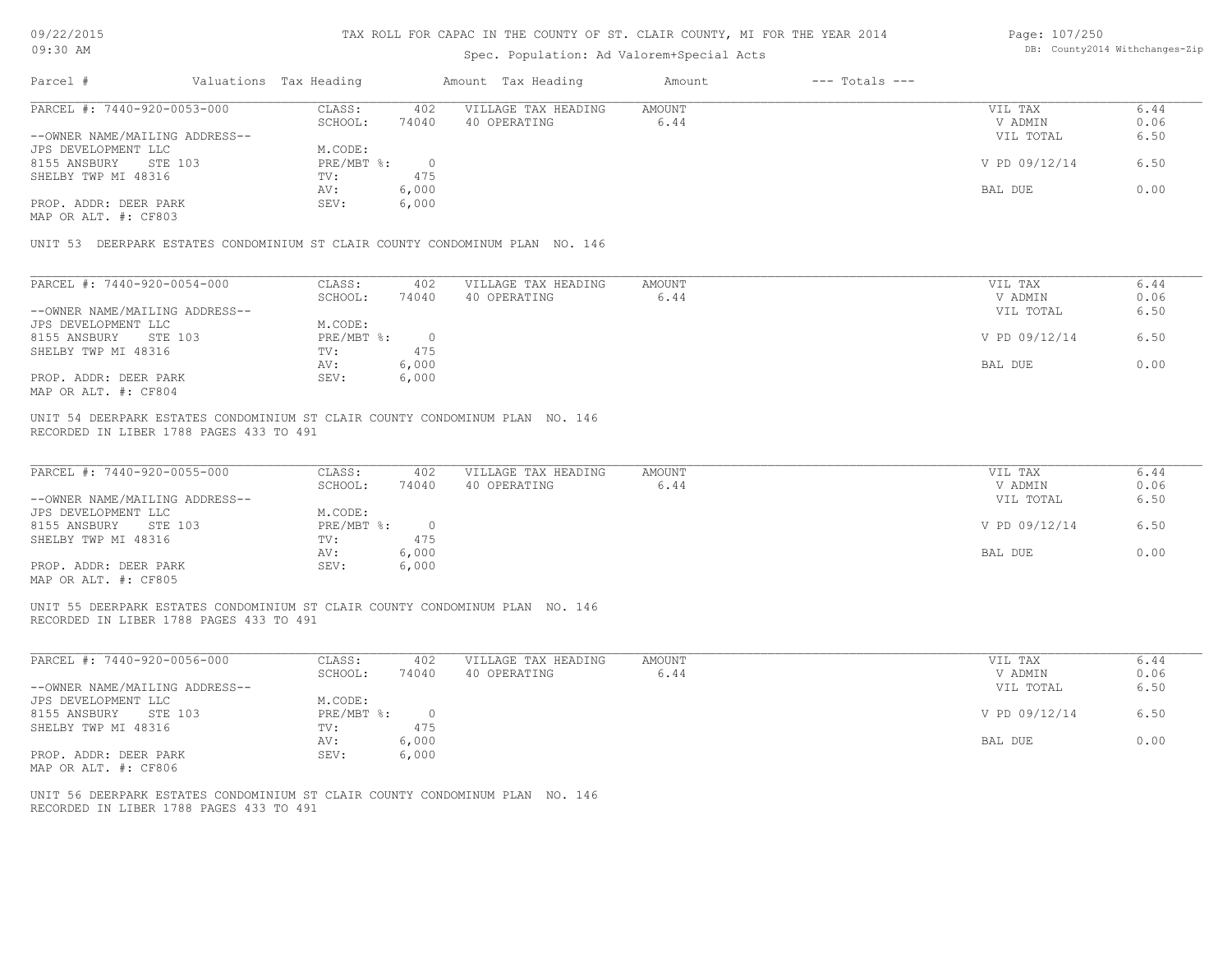TAX ROLL FOR CAPAC IN THE COUNTY OF ST. CLAIR COUNTY, MI FOR THE YEAR 2014

Spec. Population: Ad Valorem+Special Acts

| Parcel # | Valuations | Tax Heading | Amount | Tax Heading | Amount | --- Totals --- | |
|---|---|---|---|---|---|---|---|
| PARCEL #: 7440-920-0053-000 | CLASS: | 402 | VILLAGE TAX HEADING | AMOUNT | | VIL TAX | 6.44 |
| | SCHOOL: | 74040 | 40 OPERATING | 6.44 | | V ADMIN | 0.06 |
| --OWNER NAME/MAILING ADDRESS-- | | | | | | VIL TOTAL | 6.50 |
| JPS DEVELOPMENT LLC | M.CODE: | | | | | | |
| 8155 ANSBURY STE 103 | PRE/MBT %: | 0 | | | | V PD 09/12/14 | 6.50 |
| SHELBY TWP MI 48316 | TV: | 475 | | | | | |
| | AV: | 6,000 | | | | BAL DUE | 0.00 |
| PROP. ADDR: DEER PARK | SEV: | 6,000 | | | | | |
| MAP OR ALT. #: CF803 | | | | | | | |

UNIT 53 DEERPARK ESTATES CONDOMINIUM ST CLAIR COUNTY CONDOMINUM PLAN NO. 146

| Parcel # | Valuations | Tax Heading | Amount | Tax Heading | Amount | --- Totals --- | |
|---|---|---|---|---|---|---|---|
| PARCEL #: 7440-920-0054-000 | CLASS: | 402 | VILLAGE TAX HEADING | AMOUNT | | VIL TAX | 6.44 |
| | SCHOOL: | 74040 | 40 OPERATING | 6.44 | | V ADMIN | 0.06 |
| --OWNER NAME/MAILING ADDRESS-- | | | | | | VIL TOTAL | 6.50 |
| JPS DEVELOPMENT LLC | M.CODE: | | | | | | |
| 8155 ANSBURY STE 103 | PRE/MBT %: | 0 | | | | V PD 09/12/14 | 6.50 |
| SHELBY TWP MI 48316 | TV: | 475 | | | | | |
| | AV: | 6,000 | | | | BAL DUE | 0.00 |
| PROP. ADDR: DEER PARK | SEV: | 6,000 | | | | | |
| MAP OR ALT. #: CF804 | | | | | | | |

UNIT 54 DEERPARK ESTATES CONDOMINIUM ST CLAIR COUNTY CONDOMINUM PLAN NO. 146
RECORDED IN LIBER 1788 PAGES 433 TO 491

| Parcel # | Valuations | Tax Heading | Amount | Tax Heading | Amount | --- Totals --- | |
|---|---|---|---|---|---|---|---|
| PARCEL #: 7440-920-0055-000 | CLASS: | 402 | VILLAGE TAX HEADING | AMOUNT | | VIL TAX | 6.44 |
| | SCHOOL: | 74040 | 40 OPERATING | 6.44 | | V ADMIN | 0.06 |
| --OWNER NAME/MAILING ADDRESS-- | | | | | | VIL TOTAL | 6.50 |
| JPS DEVELOPMENT LLC | M.CODE: | | | | | | |
| 8155 ANSBURY STE 103 | PRE/MBT %: | 0 | | | | V PD 09/12/14 | 6.50 |
| SHELBY TWP MI 48316 | TV: | 475 | | | | | |
| | AV: | 6,000 | | | | BAL DUE | 0.00 |
| PROP. ADDR: DEER PARK | SEV: | 6,000 | | | | | |
| MAP OR ALT. #: CF805 | | | | | | | |

UNIT 55 DEERPARK ESTATES CONDOMINIUM ST CLAIR COUNTY CONDOMINUM PLAN NO. 146
RECORDED IN LIBER 1788 PAGES 433 TO 491

| Parcel # | Valuations | Tax Heading | Amount | Tax Heading | Amount | --- Totals --- | |
|---|---|---|---|---|---|---|---|
| PARCEL #: 7440-920-0056-000 | CLASS: | 402 | VILLAGE TAX HEADING | AMOUNT | | VIL TAX | 6.44 |
| | SCHOOL: | 74040 | 40 OPERATING | 6.44 | | V ADMIN | 0.06 |
| --OWNER NAME/MAILING ADDRESS-- | | | | | | VIL TOTAL | 6.50 |
| JPS DEVELOPMENT LLC | M.CODE: | | | | | | |
| 8155 ANSBURY STE 103 | PRE/MBT %: | 0 | | | | V PD 09/12/14 | 6.50 |
| SHELBY TWP MI 48316 | TV: | 475 | | | | | |
| | AV: | 6,000 | | | | BAL DUE | 0.00 |
| PROP. ADDR: DEER PARK | SEV: | 6,000 | | | | | |
| MAP OR ALT. #: CF806 | | | | | | | |

UNIT 56 DEERPARK ESTATES CONDOMINIUM ST CLAIR COUNTY CONDOMINUM PLAN NO. 146
RECORDED IN LIBER 1788 PAGES 433 TO 491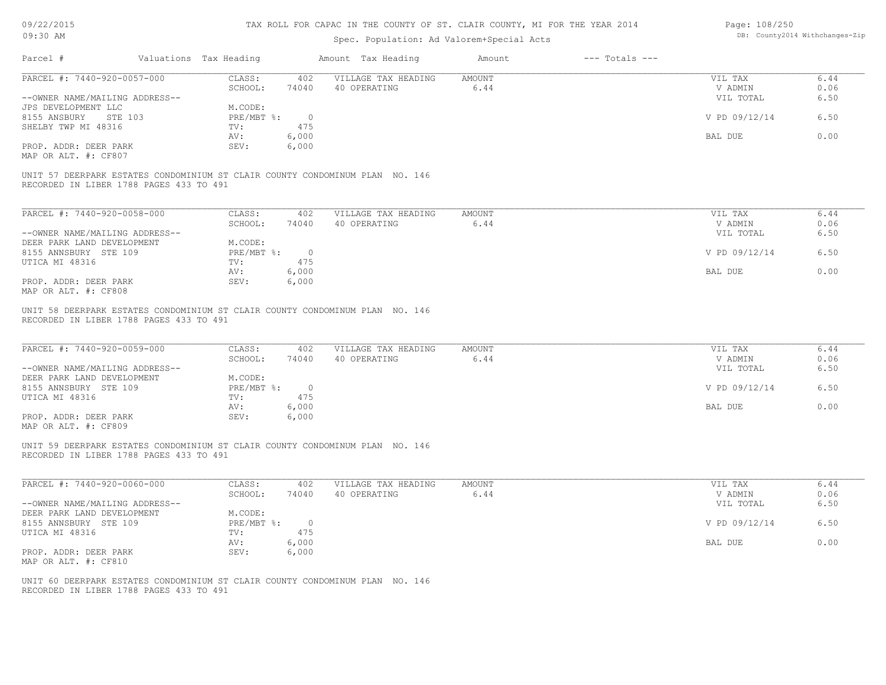TAX ROLL FOR CAPAC IN THE COUNTY OF ST. CLAIR COUNTY, MI FOR THE YEAR 2014

Spec. Population: Ad Valorem+Special Acts

| Parcel # | Valuations | Tax Heading | Amount | Tax Heading | Amount | --- Totals --- | |
|---|---|---|---|---|---|---|---|
| PARCEL #: 7440-920-0057-000 | CLASS: | 402 | VILLAGE TAX HEADING | AMOUNT | | VIL TAX | 6.44 |
| | SCHOOL: | 74040 | 40 OPERATING | 6.44 | | V ADMIN | 0.06 |
| --OWNER NAME/MAILING ADDRESS-- | | | | | | VIL TOTAL | 6.50 |
| JPS DEVELOPMENT LLC | M.CODE: | | | | | | |
| 8155 ANSBURY STE 103 | PRE/MBT %: | 0 | | | | V PD 09/12/14 | 6.50 |
| SHELBY TWP MI 48316 | TV: | 475 | | | | | |
| | AV: | 6,000 | | | | BAL DUE | 0.00 |
| PROP. ADDR: DEER PARK | SEV: | 6,000 | | | | | |
| MAP OR ALT. #: CF807 | | | | | | | |

UNIT 57 DEERPARK ESTATES CONDOMINIUM ST CLAIR COUNTY CONDOMINUM PLAN NO. 146
RECORDED IN LIBER 1788 PAGES 433 TO 491

| Parcel # | Valuations | Tax Heading | Amount | Tax Heading | Amount | --- Totals --- | |
|---|---|---|---|---|---|---|---|
| PARCEL #: 7440-920-0058-000 | CLASS: | 402 | VILLAGE TAX HEADING | AMOUNT | | VIL TAX | 6.44 |
| | SCHOOL: | 74040 | 40 OPERATING | 6.44 | | V ADMIN | 0.06 |
| --OWNER NAME/MAILING ADDRESS-- | | | | | | VIL TOTAL | 6.50 |
| DEER PARK LAND DEVELOPMENT | M.CODE: | | | | | | |
| 8155 ANNSBURY STE 109 | PRE/MBT %: | 0 | | | | V PD 09/12/14 | 6.50 |
| UTICA MI 48316 | TV: | 475 | | | | | |
| | AV: | 6,000 | | | | BAL DUE | 0.00 |
| PROP. ADDR: DEER PARK | SEV: | 6,000 | | | | | |
| MAP OR ALT. #: CF808 | | | | | | | |

UNIT 58 DEERPARK ESTATES CONDOMINIUM ST CLAIR COUNTY CONDOMINUM PLAN NO. 146
RECORDED IN LIBER 1788 PAGES 433 TO 491

| Parcel # | Valuations | Tax Heading | Amount | Tax Heading | Amount | --- Totals --- | |
|---|---|---|---|---|---|---|---|
| PARCEL #: 7440-920-0059-000 | CLASS: | 402 | VILLAGE TAX HEADING | AMOUNT | | VIL TAX | 6.44 |
| | SCHOOL: | 74040 | 40 OPERATING | 6.44 | | V ADMIN | 0.06 |
| --OWNER NAME/MAILING ADDRESS-- | | | | | | VIL TOTAL | 6.50 |
| DEER PARK LAND DEVELOPMENT | M.CODE: | | | | | | |
| 8155 ANNSBURY STE 109 | PRE/MBT %: | 0 | | | | V PD 09/12/14 | 6.50 |
| UTICA MI 48316 | TV: | 475 | | | | | |
| | AV: | 6,000 | | | | BAL DUE | 0.00 |
| PROP. ADDR: DEER PARK | SEV: | 6,000 | | | | | |
| MAP OR ALT. #: CF809 | | | | | | | |

UNIT 59 DEERPARK ESTATES CONDOMINIUM ST CLAIR COUNTY CONDOMINUM PLAN NO. 146
RECORDED IN LIBER 1788 PAGES 433 TO 491

| Parcel # | Valuations | Tax Heading | Amount | Tax Heading | Amount | --- Totals --- | |
|---|---|---|---|---|---|---|---|
| PARCEL #: 7440-920-0060-000 | CLASS: | 402 | VILLAGE TAX HEADING | AMOUNT | | VIL TAX | 6.44 |
| | SCHOOL: | 74040 | 40 OPERATING | 6.44 | | V ADMIN | 0.06 |
| --OWNER NAME/MAILING ADDRESS-- | | | | | | VIL TOTAL | 6.50 |
| DEER PARK LAND DEVELOPMENT | M.CODE: | | | | | | |
| 8155 ANNSBURY STE 109 | PRE/MBT %: | 0 | | | | V PD 09/12/14 | 6.50 |
| UTICA MI 48316 | TV: | 475 | | | | | |
| | AV: | 6,000 | | | | BAL DUE | 0.00 |
| PROP. ADDR: DEER PARK | SEV: | 6,000 | | | | | |
| MAP OR ALT. #: CF810 | | | | | | | |

UNIT 60 DEERPARK ESTATES CONDOMINIUM ST CLAIR COUNTY CONDOMINUM PLAN NO. 146
RECORDED IN LIBER 1788 PAGES 433 TO 491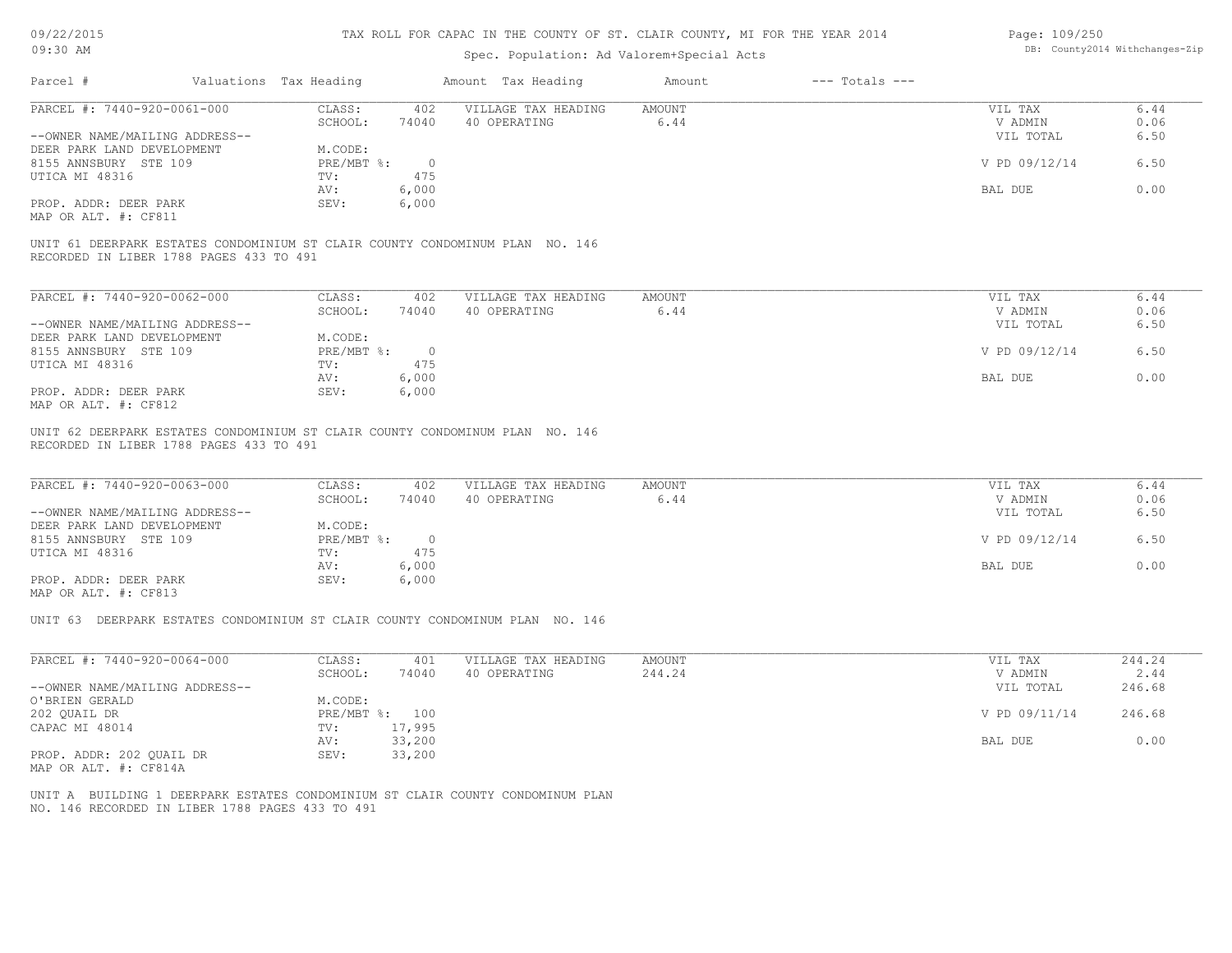# TAX ROLL FOR CAPAC IN THE COUNTY OF ST. CLAIR COUNTY, MI FOR THE YEAR 2014

Spec. Population: Ad Valorem+Special Acts

| Parcel # | Valuations | Tax Heading | Amount | Tax Heading | Amount | --- Totals --- | |
|---|---|---|---|---|---|---|---|
| PARCEL #: 7440-920-0061-000 | CLASS: | 402 | VILLAGE TAX HEADING | AMOUNT | | VIL TAX | 6.44 |
| | SCHOOL: | 74040 | 40 OPERATING | 6.44 | | V ADMIN | 0.06 |
| --OWNER NAME/MAILING ADDRESS-- | | | | | | VIL TOTAL | 6.50 |
| DEER PARK LAND DEVELOPMENT | M.CODE: | | | | | | |
| 8155 ANNSBURY STE 109 | PRE/MBT %: | 0 | | | | V PD 09/12/14 | 6.50 |
| UTICA MI 48316 | TV: | 475 | | | | | |
| | AV: | 6,000 | | | | BAL DUE | 0.00 |
| PROP. ADDR: DEER PARK | SEV: | 6,000 | | | | | |
| MAP OR ALT. #: CF811 | | | | | | | |

UNIT 61 DEERPARK ESTATES CONDOMINIUM ST CLAIR COUNTY CONDOMINUM PLAN NO. 146
RECORDED IN LIBER 1788 PAGES 433 TO 491

| Parcel # | Valuations | Tax Heading | Amount | Tax Heading | Amount | --- Totals --- | |
|---|---|---|---|---|---|---|---|
| PARCEL #: 7440-920-0062-000 | CLASS: | 402 | VILLAGE TAX HEADING | AMOUNT | | VIL TAX | 6.44 |
| | SCHOOL: | 74040 | 40 OPERATING | 6.44 | | V ADMIN | 0.06 |
| --OWNER NAME/MAILING ADDRESS-- | | | | | | VIL TOTAL | 6.50 |
| DEER PARK LAND DEVELOPMENT | M.CODE: | | | | | | |
| 8155 ANNSBURY STE 109 | PRE/MBT %: | 0 | | | | V PD 09/12/14 | 6.50 |
| UTICA MI 48316 | TV: | 475 | | | | | |
| | AV: | 6,000 | | | | BAL DUE | 0.00 |
| PROP. ADDR: DEER PARK | SEV: | 6,000 | | | | | |
| MAP OR ALT. #: CF812 | | | | | | | |

UNIT 62 DEERPARK ESTATES CONDOMINIUM ST CLAIR COUNTY CONDOMINUM PLAN NO. 146
RECORDED IN LIBER 1788 PAGES 433 TO 491

| Parcel # | Valuations | Tax Heading | Amount | Tax Heading | Amount | --- Totals --- | |
|---|---|---|---|---|---|---|---|
| PARCEL #: 7440-920-0063-000 | CLASS: | 402 | VILLAGE TAX HEADING | AMOUNT | | VIL TAX | 6.44 |
| | SCHOOL: | 74040 | 40 OPERATING | 6.44 | | V ADMIN | 0.06 |
| --OWNER NAME/MAILING ADDRESS-- | | | | | | VIL TOTAL | 6.50 |
| DEER PARK LAND DEVELOPMENT | M.CODE: | | | | | | |
| 8155 ANNSBURY STE 109 | PRE/MBT %: | 0 | | | | V PD 09/12/14 | 6.50 |
| UTICA MI 48316 | TV: | 475 | | | | | |
| | AV: | 6,000 | | | | BAL DUE | 0.00 |
| PROP. ADDR: DEER PARK | SEV: | 6,000 | | | | | |
| MAP OR ALT. #: CF813 | | | | | | | |

UNIT 63 DEERPARK ESTATES CONDOMINIUM ST CLAIR COUNTY CONDOMINUM PLAN NO. 146

| Parcel # | Valuations | Tax Heading | Amount | Tax Heading | Amount | --- Totals --- | |
|---|---|---|---|---|---|---|---|
| PARCEL #: 7440-920-0064-000 | CLASS: | 401 | VILLAGE TAX HEADING | AMOUNT | | VIL TAX | 244.24 |
| | SCHOOL: | 74040 | 40 OPERATING | 244.24 | | V ADMIN | 2.44 |
| --OWNER NAME/MAILING ADDRESS-- | | | | | | VIL TOTAL | 246.68 |
| O'BRIEN GERALD | M.CODE: | | | | | | |
| 202 QUAIL DR | PRE/MBT %: | 100 | | | | V PD 09/11/14 | 246.68 |
| CAPAC MI 48014 | TV: | 17,995 | | | | | |
| | AV: | 33,200 | | | | BAL DUE | 0.00 |
| PROP. ADDR: 202 QUAIL DR | SEV: | 33,200 | | | | | |
| MAP OR ALT. #: CF814A | | | | | | | |

UNIT A BUILDING 1 DEERPARK ESTATES CONDOMINIUM ST CLAIR COUNTY CONDOMINUM PLAN
NO. 146 RECORDED IN LIBER 1788 PAGES 433 TO 491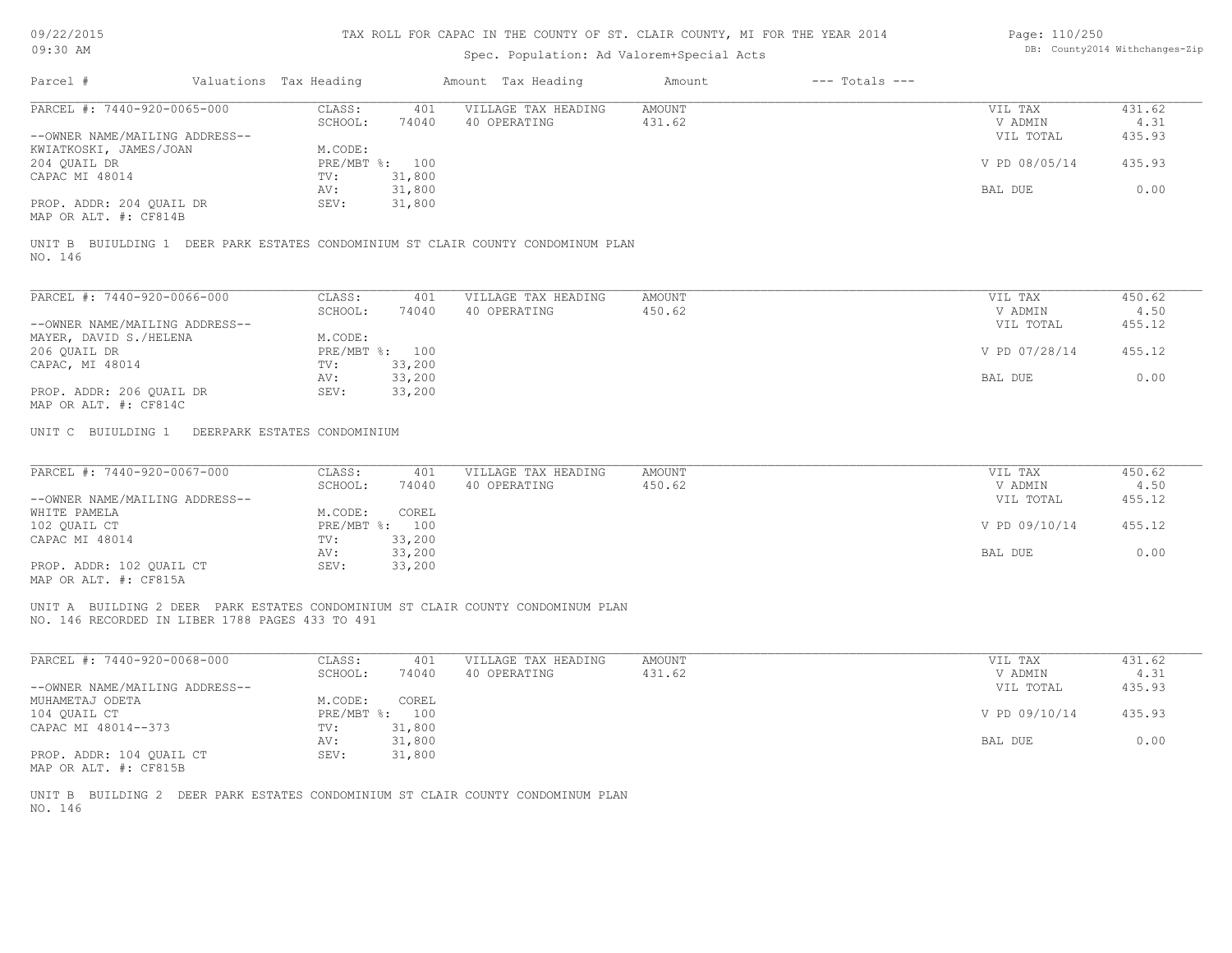# TAX ROLL FOR CAPAC IN THE COUNTY OF ST. CLAIR COUNTY, MI FOR THE YEAR 2014

Spec. Population: Ad Valorem+Special Acts

09/22/2015
09:30 AM

DB: County2014 Withchanges-Zip

| Parcel # | Valuations | Tax Heading | Amount | Tax Heading | Amount | --- Totals --- | |
|---|---|---|---|---|---|---|---|

---

PARCEL #: 7440-920-0065-000

| | | | | | |
|---|---|---|---|---|---|
| CLASS: | 401 | VILLAGE TAX HEADING | AMOUNT | VIL TAX | 431.62 |
| SCHOOL: | 74040 | 40 OPERATING | 431.62 | V ADMIN | 4.31 |
| | | | | VIL TOTAL | 435.93 |
| M.CODE: | | | | | |
| PRE/MBT %: | 100 | | | V PD 08/05/14 | 435.93 |
| TV: | 31,800 | | | | |
| AV: | 31,800 | | | BAL DUE | 0.00 |
| SEV: | 31,800 | | | | |

--OWNER NAME/MAILING ADDRESS--
KWIATKOSKI, JAMES/JOAN
204 QUAIL DR
CAPAC MI 48014

PROP. ADDR: 204 QUAIL DR
MAP OR ALT. #: CF814B

UNIT B BUIULDING 1 DEER PARK ESTATES CONDOMINIUM ST CLAIR COUNTY CONDOMINUM PLAN NO. 146

---

PARCEL #: 7440-920-0066-000

| | | | | | |
|---|---|---|---|---|---|
| CLASS: | 401 | VILLAGE TAX HEADING | AMOUNT | VIL TAX | 450.62 |
| SCHOOL: | 74040 | 40 OPERATING | 450.62 | V ADMIN | 4.50 |
| | | | | VIL TOTAL | 455.12 |
| M.CODE: | | | | | |
| PRE/MBT %: | 100 | | | V PD 07/28/14 | 455.12 |
| TV: | 33,200 | | | | |
| AV: | 33,200 | | | BAL DUE | 0.00 |
| SEV: | 33,200 | | | | |

--OWNER NAME/MAILING ADDRESS--
MAYER, DAVID S./HELENA
206 QUAIL DR
CAPAC, MI 48014

PROP. ADDR: 206 QUAIL DR
MAP OR ALT. #: CF814C

UNIT C BUIULDING 1 DEERPARK ESTATES CONDOMINIUM

---

PARCEL #: 7440-920-0067-000

| | | | | | |
|---|---|---|---|---|---|
| CLASS: | 401 | VILLAGE TAX HEADING | AMOUNT | VIL TAX | 450.62 |
| SCHOOL: | 74040 | 40 OPERATING | 450.62 | V ADMIN | 4.50 |
| | | | | VIL TOTAL | 455.12 |
| M.CODE: | COREL | | | | |
| PRE/MBT %: | 100 | | | V PD 09/10/14 | 455.12 |
| TV: | 33,200 | | | | |
| AV: | 33,200 | | | BAL DUE | 0.00 |
| SEV: | 33,200 | | | | |

--OWNER NAME/MAILING ADDRESS--
WHITE PAMELA
102 QUAIL CT
CAPAC MI 48014

PROP. ADDR: 102 QUAIL CT
MAP OR ALT. #: CF815A

UNIT A BUILDING 2 DEER PARK ESTATES CONDOMINIUM ST CLAIR COUNTY CONDOMINUM PLAN NO. 146 RECORDED IN LIBER 1788 PAGES 433 TO 491

---

PARCEL #: 7440-920-0068-000

| | | | | | |
|---|---|---|---|---|---|
| CLASS: | 401 | VILLAGE TAX HEADING | AMOUNT | VIL TAX | 431.62 |
| SCHOOL: | 74040 | 40 OPERATING | 431.62 | V ADMIN | 4.31 |
| | | | | VIL TOTAL | 435.93 |
| M.CODE: | COREL | | | | |
| PRE/MBT %: | 100 | | | V PD 09/10/14 | 435.93 |
| TV: | 31,800 | | | | |
| AV: | 31,800 | | | BAL DUE | 0.00 |
| SEV: | 31,800 | | | | |

--OWNER NAME/MAILING ADDRESS--
MUHAMETAJ ODETA
104 QUAIL CT
CAPAC MI 48014--373

PROP. ADDR: 104 QUAIL CT
MAP OR ALT. #: CF815B

UNIT B BUILDING 2 DEER PARK ESTATES CONDOMINIUM ST CLAIR COUNTY CONDOMINUM PLAN NO. 146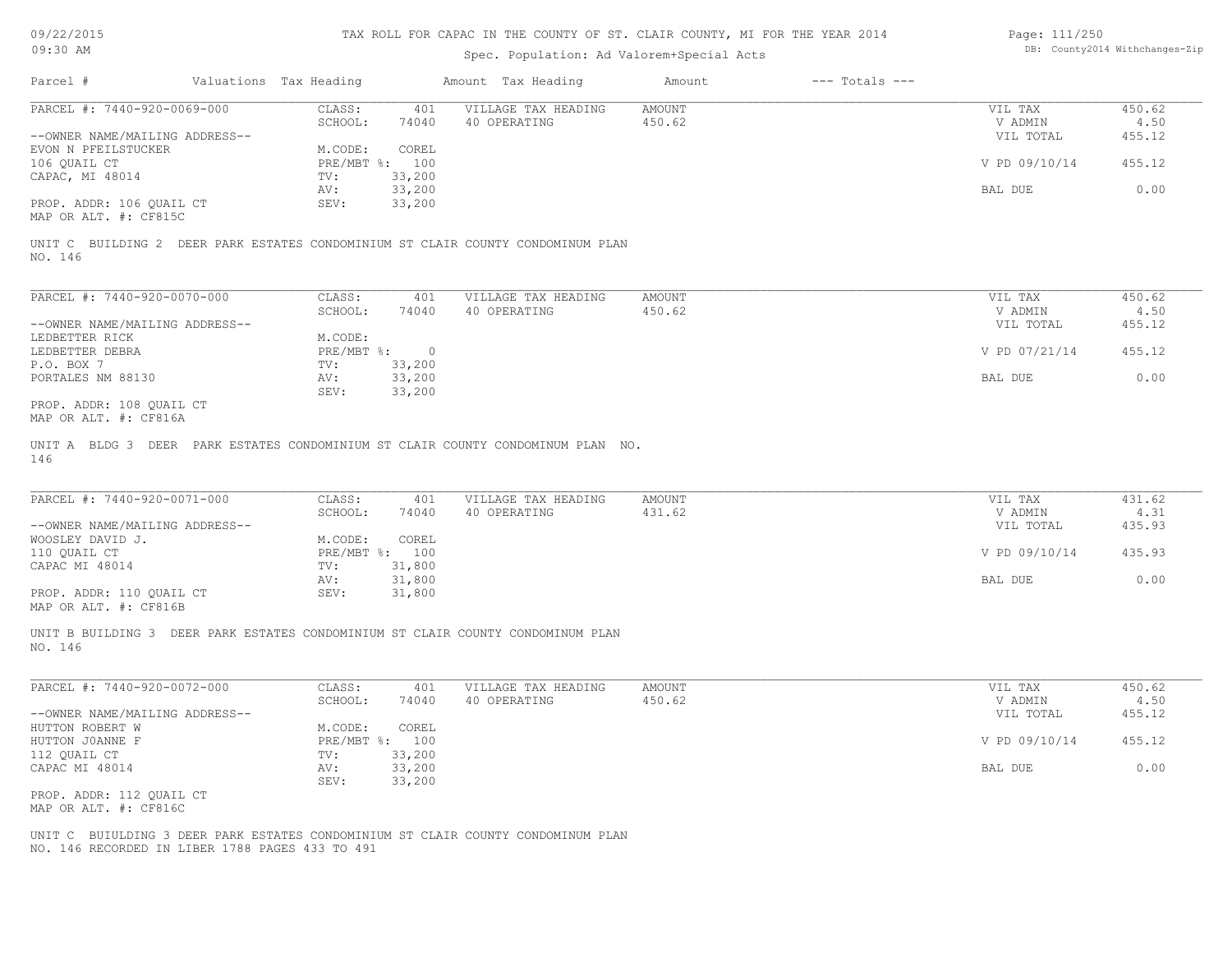TAX ROLL FOR CAPAC IN THE COUNTY OF ST. CLAIR COUNTY, MI FOR THE YEAR 2014

Spec. Population: Ad Valorem+Special Acts

| Parcel # | Valuations | Tax Heading | Amount | Tax Heading | Amount | --- Totals --- | |
|---|---|---|---|---|---|---|---|
| PARCEL #: 7440-920-0069-000 | CLASS: | 401 | VILLAGE TAX HEADING | AMOUNT | | VIL TAX | 450.62 |
| | SCHOOL: | 74040 | 40 OPERATING | 450.62 | | V ADMIN | 4.50 |
| --OWNER NAME/MAILING ADDRESS-- | | | | | | VIL TOTAL | 455.12 |
| EVON N PFEILSTUCKER | M.CODE: | COREL | | | | | |
| 106 QUAIL CT | PRE/MBT %: | 100 | | | | V PD 09/10/14 | 455.12 |
| CAPAC, MI 48014 | TV: | 33,200 | | | | | |
| | AV: | 33,200 | | | | BAL DUE | 0.00 |
| PROP. ADDR: 106 QUAIL CT | SEV: | 33,200 | | | | | |
| MAP OR ALT. #: CF815C | | | | | | | |

UNIT C BUILDING 2 DEER PARK ESTATES CONDOMINIUM ST CLAIR COUNTY CONDOMINUM PLAN NO. 146

| Parcel # | Valuations | Tax Heading | Amount | Tax Heading | Amount | --- Totals --- | |
|---|---|---|---|---|---|---|---|
| PARCEL #: 7440-920-0070-000 | CLASS: | 401 | VILLAGE TAX HEADING | AMOUNT | | VIL TAX | 450.62 |
| | SCHOOL: | 74040 | 40 OPERATING | 450.62 | | V ADMIN | 4.50 |
| --OWNER NAME/MAILING ADDRESS-- | | | | | | VIL TOTAL | 455.12 |
| LEDBETTER RICK | M.CODE: | | | | | | |
| LEDBETTER DEBRA | PRE/MBT %: | 0 | | | | V PD 07/21/14 | 455.12 |
| P.O. BOX 7 | TV: | 33,200 | | | | | |
| PORTALES NM 88130 | AV: | 33,200 | | | | BAL DUE | 0.00 |
| | SEV: | 33,200 | | | | | |
| PROP. ADDR: 108 QUAIL CT | | | | | | | |
| MAP OR ALT. #: CF816A | | | | | | | |

UNIT A BLDG 3 DEER PARK ESTATES CONDOMINIUM ST CLAIR COUNTY CONDOMINUM PLAN NO. 146

| Parcel # | Valuations | Tax Heading | Amount | Tax Heading | Amount | --- Totals --- | |
|---|---|---|---|---|---|---|---|
| PARCEL #: 7440-920-0071-000 | CLASS: | 401 | VILLAGE TAX HEADING | AMOUNT | | VIL TAX | 431.62 |
| | SCHOOL: | 74040 | 40 OPERATING | 431.62 | | V ADMIN | 4.31 |
| --OWNER NAME/MAILING ADDRESS-- | | | | | | VIL TOTAL | 435.93 |
| WOOSLEY DAVID J. | M.CODE: | COREL | | | | | |
| 110 QUAIL CT | PRE/MBT %: | 100 | | | | V PD 09/10/14 | 435.93 |
| CAPAC MI 48014 | TV: | 31,800 | | | | | |
| | AV: | 31,800 | | | | BAL DUE | 0.00 |
| PROP. ADDR: 110 QUAIL CT | SEV: | 31,800 | | | | | |
| MAP OR ALT. #: CF816B | | | | | | | |

UNIT B BUILDING 3 DEER PARK ESTATES CONDOMINIUM ST CLAIR COUNTY CONDOMINUM PLAN NO. 146

| Parcel # | Valuations | Tax Heading | Amount | Tax Heading | Amount | --- Totals --- | |
|---|---|---|---|---|---|---|---|
| PARCEL #: 7440-920-0072-000 | CLASS: | 401 | VILLAGE TAX HEADING | AMOUNT | | VIL TAX | 450.62 |
| | SCHOOL: | 74040 | 40 OPERATING | 450.62 | | V ADMIN | 4.50 |
| --OWNER NAME/MAILING ADDRESS-- | | | | | | VIL TOTAL | 455.12 |
| HUTTON ROBERT W | M.CODE: | COREL | | | | | |
| HUTTON JOANNE F | PRE/MBT %: | 100 | | | | V PD 09/10/14 | 455.12 |
| 112 QUAIL CT | TV: | 33,200 | | | | | |
| CAPAC MI 48014 | AV: | 33,200 | | | | BAL DUE | 0.00 |
| | SEV: | 33,200 | | | | | |
| PROP. ADDR: 112 QUAIL CT | | | | | | | |
| MAP OR ALT. #: CF816C | | | | | | | |

UNIT C BUIULDING 3 DEER PARK ESTATES CONDOMINIUM ST CLAIR COUNTY CONDOMINUM PLAN NO. 146 RECORDED IN LIBER 1788 PAGES 433 TO 491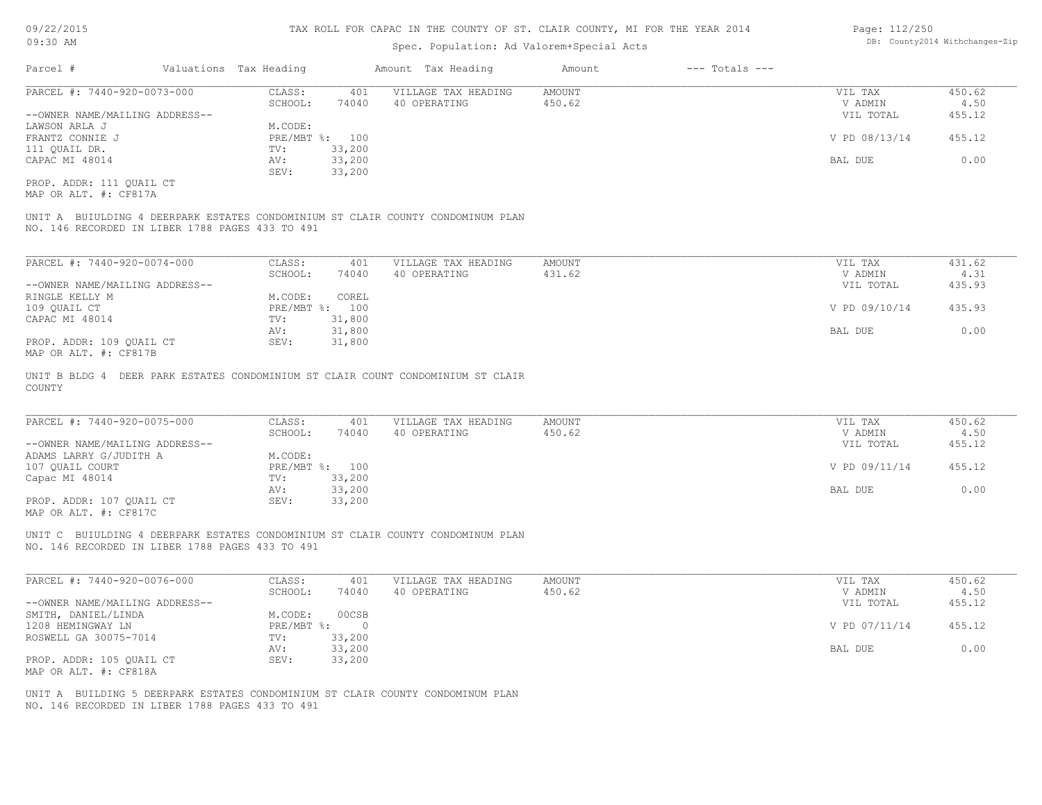TAX ROLL FOR CAPAC IN THE COUNTY OF ST. CLAIR COUNTY, MI FOR THE YEAR 2014

Spec. Population: Ad Valorem+Special Acts

| Parcel # | Valuations | Tax Heading | Amount | Tax Heading | Amount | --- Totals --- | |
|---|---|---|---|---|---|---|---|
| PARCEL #: 7440-920-0073-000 | CLASS: | 401 | VILLAGE TAX HEADING | AMOUNT | | VIL TAX | 450.62 |
| | SCHOOL: | 74040 | 40 OPERATING | 450.62 | | V ADMIN | 4.50 |
| --OWNER NAME/MAILING ADDRESS-- | | | | | | VIL TOTAL | 455.12 |
| LAWSON ARLA J | M.CODE: | | | | | | |
| FRANTZ CONNIE J | PRE/MBT %: | 100 | | | | V PD 08/13/14 | 455.12 |
| 111 QUAIL DR. | TV: | 33,200 | | | | | |
| CAPAC MI 48014 | AV: | 33,200 | | | | BAL DUE | 0.00 |
| | SEV: | 33,200 | | | | | |
| PROP. ADDR: 111 QUAIL CT | | | | | | | |
| MAP OR ALT. #: CF817A | | | | | | | |

UNIT A BUIULDING 4 DEERPARK ESTATES CONDOMINIUM ST CLAIR COUNTY CONDOMINUM PLAN NO. 146 RECORDED IN LIBER 1788 PAGES 433 TO 491

| Parcel # | Valuations | Tax Heading | Amount | Tax Heading | Amount | --- Totals --- | |
|---|---|---|---|---|---|---|---|
| PARCEL #: 7440-920-0074-000 | CLASS: | 401 | VILLAGE TAX HEADING | AMOUNT | | VIL TAX | 431.62 |
| | SCHOOL: | 74040 | 40 OPERATING | 431.62 | | V ADMIN | 4.31 |
| --OWNER NAME/MAILING ADDRESS-- | | | | | | VIL TOTAL | 435.93 |
| RINGLE KELLY M | M.CODE: | COREL | | | | | |
| 109 QUAIL CT | PRE/MBT %: | 100 | | | | V PD 09/10/14 | 435.93 |
| CAPAC MI 48014 | TV: | 31,800 | | | | | |
| | AV: | 31,800 | | | | BAL DUE | 0.00 |
| PROP. ADDR: 109 QUAIL CT | SEV: | 31,800 | | | | | |
| MAP OR ALT. #: CF817B | | | | | | | |

UNIT B BLDG 4 DEER PARK ESTATES CONDOMINIUM ST CLAIR COUNT CONDOMINIUM ST CLAIR COUNTY

| Parcel # | Valuations | Tax Heading | Amount | Tax Heading | Amount | --- Totals --- | |
|---|---|---|---|---|---|---|---|
| PARCEL #: 7440-920-0075-000 | CLASS: | 401 | VILLAGE TAX HEADING | AMOUNT | | VIL TAX | 450.62 |
| | SCHOOL: | 74040 | 40 OPERATING | 450.62 | | V ADMIN | 4.50 |
| --OWNER NAME/MAILING ADDRESS-- | | | | | | VIL TOTAL | 455.12 |
| ADAMS LARRY G/JUDITH A | M.CODE: | | | | | | |
| 107 QUAIL COURT | PRE/MBT %: | 100 | | | | V PD 09/11/14 | 455.12 |
| Capac MI 48014 | TV: | 33,200 | | | | | |
| | AV: | 33,200 | | | | BAL DUE | 0.00 |
| PROP. ADDR: 107 QUAIL CT | SEV: | 33,200 | | | | | |
| MAP OR ALT. #: CF817C | | | | | | | |

UNIT C BUIULDING 4 DEERPARK ESTATES CONDOMINIUM ST CLAIR COUNTY CONDOMINUM PLAN NO. 146 RECORDED IN LIBER 1788 PAGES 433 TO 491

| Parcel # | Valuations | Tax Heading | Amount | Tax Heading | Amount | --- Totals --- | |
|---|---|---|---|---|---|---|---|
| PARCEL #: 7440-920-0076-000 | CLASS: | 401 | VILLAGE TAX HEADING | AMOUNT | | VIL TAX | 450.62 |
| | SCHOOL: | 74040 | 40 OPERATING | 450.62 | | V ADMIN | 4.50 |
| --OWNER NAME/MAILING ADDRESS-- | | | | | | VIL TOTAL | 455.12 |
| SMITH, DANIEL/LINDA | M.CODE: | 00CSB | | | | | |
| 1208 HEMINGWAY LN | PRE/MBT %: | 0 | | | | V PD 07/11/14 | 455.12 |
| ROSWELL GA 30075-7014 | TV: | 33,200 | | | | | |
| | AV: | 33,200 | | | | BAL DUE | 0.00 |
| PROP. ADDR: 105 QUAIL CT | SEV: | 33,200 | | | | | |
| MAP OR ALT. #: CF818A | | | | | | | |

UNIT A BUILDING 5 DEERPARK ESTATES CONDOMINIUM ST CLAIR COUNTY CONDOMINUM PLAN NO. 146 RECORDED IN LIBER 1788 PAGES 433 TO 491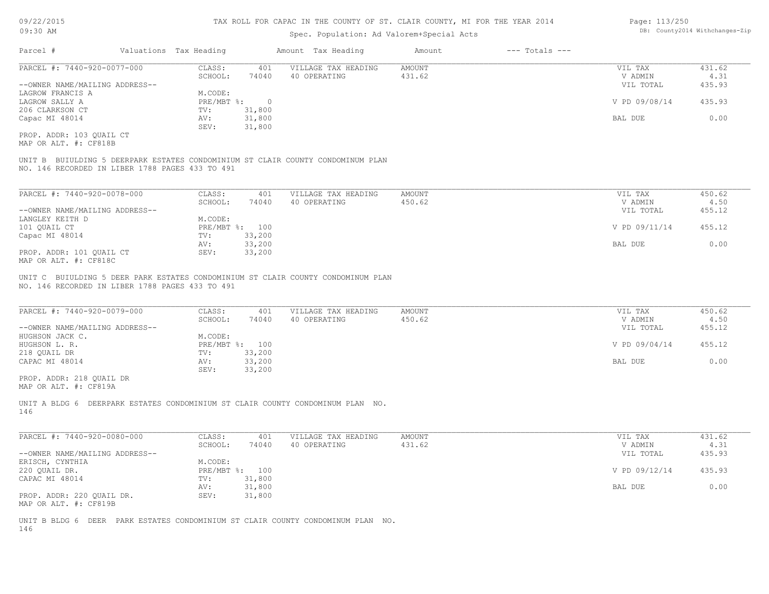TAX ROLL FOR CAPAC IN THE COUNTY OF ST. CLAIR COUNTY, MI FOR THE YEAR 2014

Spec. Population: Ad Valorem+Special Acts

| Parcel # | Valuations | Tax Heading | Amount | Tax Heading | Amount | --- Totals --- |
|---|---|---|---|---|---|---|

---

PARCEL #: 7440-920-0077-000

| | | | | | |
|---|---|---|---|---|---|
| CLASS: | 401 | VILLAGE TAX HEADING | AMOUNT | VIL TAX | 431.62 |
| SCHOOL: | 74040 | 40 OPERATING | 431.62 | V ADMIN | 4.31 |
| | | | | VIL TOTAL | 435.93 |
| M.CODE: | | | | | |
| PRE/MBT %: | 0 | | | V PD 09/08/14 | 435.93 |
| TV: | 31,800 | | | | |
| AV: | 31,800 | | | BAL DUE | 0.00 |
| SEV: | 31,800 | | | | |

--OWNER NAME/MAILING ADDRESS--
LAGROW FRANCIS A
LAGROW SALLY A
206 CLARKSON CT
Capac MI 48014

PROP. ADDR: 103 QUAIL CT
MAP OR ALT. #: CF818B

UNIT B BUIULDING 5 DEERPARK ESTATES CONDOMINIUM ST CLAIR COUNTY CONDOMINUM PLAN NO. 146 RECORDED IN LIBER 1788 PAGES 433 TO 491

---

PARCEL #: 7440-920-0078-000

| | | | | | |
|---|---|---|---|---|---|
| CLASS: | 401 | VILLAGE TAX HEADING | AMOUNT | VIL TAX | 450.62 |
| SCHOOL: | 74040 | 40 OPERATING | 450.62 | V ADMIN | 4.50 |
| | | | | VIL TOTAL | 455.12 |
| M.CODE: | | | | | |
| PRE/MBT %: | 100 | | | V PD 09/11/14 | 455.12 |
| TV: | 33,200 | | | | |
| AV: | 33,200 | | | BAL DUE | 0.00 |
| SEV: | 33,200 | | | | |

--OWNER NAME/MAILING ADDRESS--
LANGLEY KEITH D
101 QUAIL CT
Capac MI 48014

PROP. ADDR: 101 QUAIL CT
MAP OR ALT. #: CF818C

UNIT C BUIULDING 5 DEER PARK ESTATES CONDOMINIUM ST CLAIR COUNTY CONDOMINUM PLAN NO. 146 RECORDED IN LIBER 1788 PAGES 433 TO 491

---

PARCEL #: 7440-920-0079-000

| | | | | | |
|---|---|---|---|---|---|
| CLASS: | 401 | VILLAGE TAX HEADING | AMOUNT | VIL TAX | 450.62 |
| SCHOOL: | 74040 | 40 OPERATING | 450.62 | V ADMIN | 4.50 |
| | | | | VIL TOTAL | 455.12 |
| M.CODE: | | | | | |
| PRE/MBT %: | 100 | | | V PD 09/04/14 | 455.12 |
| TV: | 33,200 | | | | |
| AV: | 33,200 | | | BAL DUE | 0.00 |
| SEV: | 33,200 | | | | |

--OWNER NAME/MAILING ADDRESS--
HUGHSON JACK C.
HUGHSON L. R.
218 QUAIL DR
CAPAC MI 48014

PROP. ADDR: 218 QUAIL DR
MAP OR ALT. #: CF819A

UNIT A BLDG 6 DEERPARK ESTATES CONDOMINIUM ST CLAIR COUNTY CONDOMINUM PLAN NO. 146

---

PARCEL #: 7440-920-0080-000

| | | | | | |
|---|---|---|---|---|---|
| CLASS: | 401 | VILLAGE TAX HEADING | AMOUNT | VIL TAX | 431.62 |
| SCHOOL: | 74040 | 40 OPERATING | 431.62 | V ADMIN | 4.31 |
| | | | | VIL TOTAL | 435.93 |
| M.CODE: | | | | | |
| PRE/MBT %: | 100 | | | V PD 09/12/14 | 435.93 |
| TV: | 31,800 | | | | |
| AV: | 31,800 | | | BAL DUE | 0.00 |
| SEV: | 31,800 | | | | |

--OWNER NAME/MAILING ADDRESS--
ERISCH, CYNTHIA
220 QUAIL DR.
CAPAC MI 48014

PROP. ADDR: 220 QUAIL DR.
MAP OR ALT. #: CF819B

UNIT B BLDG 6 DEER PARK ESTATES CONDOMINIUM ST CLAIR COUNTY CONDOMINUM PLAN NO. 146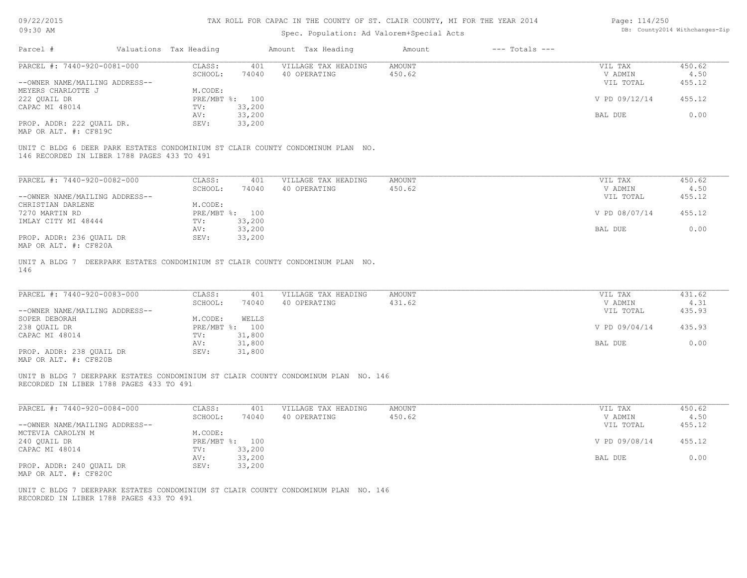TAX ROLL FOR CAPAC IN THE COUNTY OF ST. CLAIR COUNTY, MI FOR THE YEAR 2014

Spec. Population: Ad Valorem+Special Acts

| Parcel # | Valuations | Tax Heading | Amount | Tax Heading | Amount | --- Totals --- | |
|---|---|---|---|---|---|---|---|
| PARCEL #: 7440-920-0081-000 | CLASS: | 401 | VILLAGE TAX HEADING | AMOUNT | | VIL TAX | 450.62 |
| | SCHOOL: | 74040 | 40 OPERATING | 450.62 | | V ADMIN | 4.50 |
| --OWNER NAME/MAILING ADDRESS-- | | | | | | VIL TOTAL | 455.12 |
| MEYERS CHARLOTTE J | M.CODE: | | | | | | |
| 222 QUAIL DR | PRE/MBT %: | 100 | | | | V PD 09/12/14 | 455.12 |
| CAPAC MI 48014 | TV: | 33,200 | | | | | |
| | AV: | 33,200 | | | | BAL DUE | 0.00 |
| PROP. ADDR: 222 QUAIL DR. | SEV: | 33,200 | | | | | |
| MAP OR ALT. #: CF819C | | | | | | | |

UNIT C BLDG 6 DEER PARK ESTATES CONDOMINIUM ST CLAIR COUNTY CONDOMINUM PLAN NO. 146 RECORDED IN LIBER 1788 PAGES 433 TO 491

| Parcel # | Valuations | Tax Heading | Amount | Tax Heading | Amount | --- Totals --- | |
|---|---|---|---|---|---|---|---|
| PARCEL #: 7440-920-0082-000 | CLASS: | 401 | VILLAGE TAX HEADING | AMOUNT | | VIL TAX | 450.62 |
| | SCHOOL: | 74040 | 40 OPERATING | 450.62 | | V ADMIN | 4.50 |
| --OWNER NAME/MAILING ADDRESS-- | | | | | | VIL TOTAL | 455.12 |
| CHRISTIAN DARLENE | M.CODE: | | | | | | |
| 7270 MARTIN RD | PRE/MBT %: | 100 | | | | V PD 08/07/14 | 455.12 |
| IMLAY CITY MI 48444 | TV: | 33,200 | | | | | |
| | AV: | 33,200 | | | | BAL DUE | 0.00 |
| PROP. ADDR: 236 QUAIL DR | SEV: | 33,200 | | | | | |
| MAP OR ALT. #: CF820A | | | | | | | |

UNIT A BLDG 7 DEERPARK ESTATES CONDOMINIUM ST CLAIR COUNTY CONDOMINUM PLAN NO. 146

| Parcel # | Valuations | Tax Heading | Amount | Tax Heading | Amount | --- Totals --- | |
|---|---|---|---|---|---|---|---|
| PARCEL #: 7440-920-0083-000 | CLASS: | 401 | VILLAGE TAX HEADING | AMOUNT | | VIL TAX | 431.62 |
| | SCHOOL: | 74040 | 40 OPERATING | 431.62 | | V ADMIN | 4.31 |
| --OWNER NAME/MAILING ADDRESS-- | | | | | | VIL TOTAL | 435.93 |
| SOPER DEBORAH | M.CODE: | WELLS | | | | | |
| 238 QUAIL DR | PRE/MBT %: | 100 | | | | V PD 09/04/14 | 435.93 |
| CAPAC MI 48014 | TV: | 31,800 | | | | | |
| | AV: | 31,800 | | | | BAL DUE | 0.00 |
| PROP. ADDR: 238 QUAIL DR | SEV: | 31,800 | | | | | |
| MAP OR ALT. #: CF820B | | | | | | | |

UNIT B BLDG 7 DEERPARK ESTATES CONDOMINIUM ST CLAIR COUNTY CONDOMINUM PLAN NO. 146 RECORDED IN LIBER 1788 PAGES 433 TO 491

| Parcel # | Valuations | Tax Heading | Amount | Tax Heading | Amount | --- Totals --- | |
|---|---|---|---|---|---|---|---|
| PARCEL #: 7440-920-0084-000 | CLASS: | 401 | VILLAGE TAX HEADING | AMOUNT | | VIL TAX | 450.62 |
| | SCHOOL: | 74040 | 40 OPERATING | 450.62 | | V ADMIN | 4.50 |
| --OWNER NAME/MAILING ADDRESS-- | | | | | | VIL TOTAL | 455.12 |
| MCTEVIA CAROLYN M | M.CODE: | | | | | | |
| 240 QUAIL DR | PRE/MBT %: | 100 | | | | V PD 09/08/14 | 455.12 |
| CAPAC MI 48014 | TV: | 33,200 | | | | | |
| | AV: | 33,200 | | | | BAL DUE | 0.00 |
| PROP. ADDR: 240 QUAIL DR | SEV: | 33,200 | | | | | |
| MAP OR ALT. #: CF820C | | | | | | | |

UNIT C BLDG 7 DEERPARK ESTATES CONDOMINIUM ST CLAIR COUNTY CONDOMINUM PLAN NO. 146 RECORDED IN LIBER 1788 PAGES 433 TO 491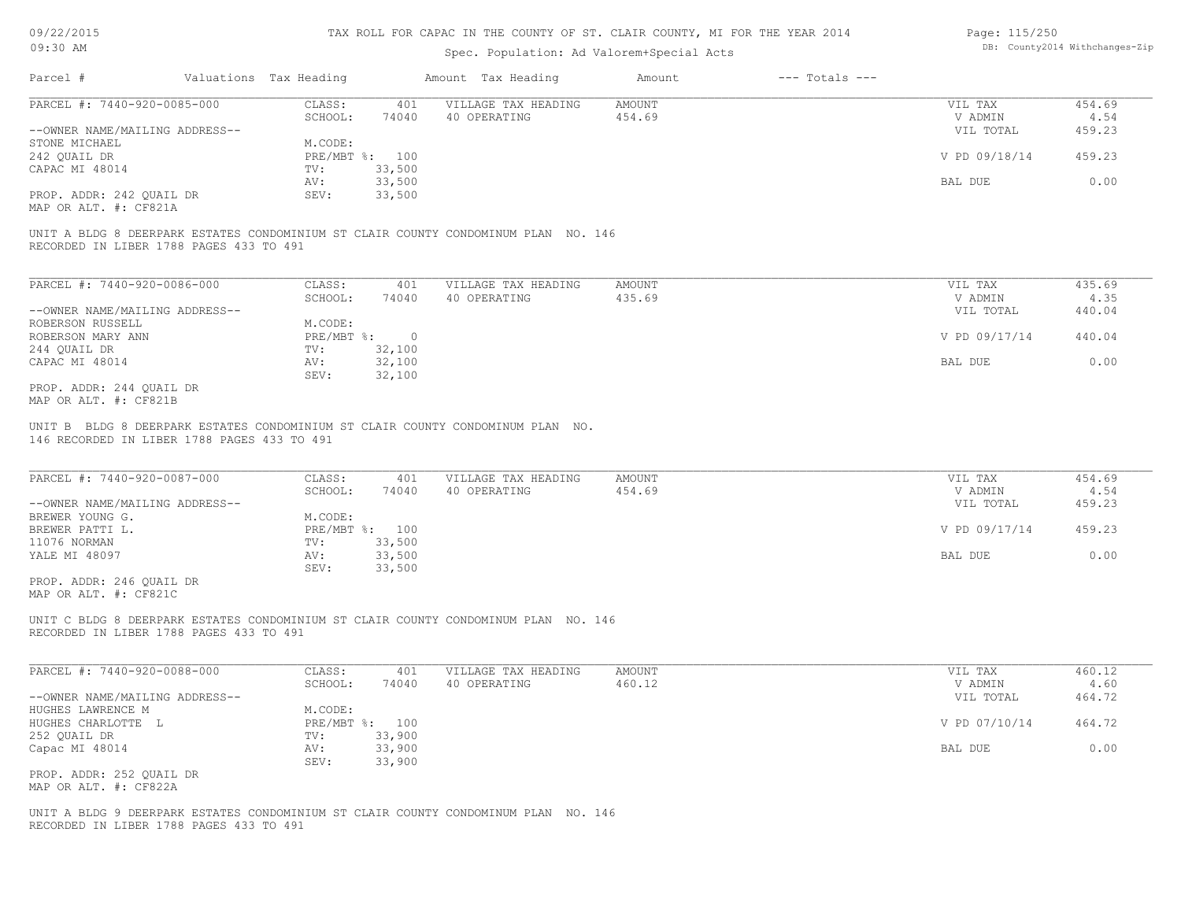# TAX ROLL FOR CAPAC IN THE COUNTY OF ST. CLAIR COUNTY, MI FOR THE YEAR 2014

Spec. Population: Ad Valorem+Special Acts

09/22/2015 09:30 AM

DB: County2014 Withchanges-Zip

| Parcel # | Valuations | Tax Heading | Amount | Tax Heading | Amount | --- Totals --- |
|---|---|---|---|---|---|---|

---

PARCEL #: 7440-920-0085-000

| | | | | | |
|---|---|---|---|---|---|
| CLASS: | 401 | VILLAGE TAX HEADING | AMOUNT | VIL TAX | 454.69 |
| SCHOOL: | 74040 | 40 OPERATING | 454.69 | V ADMIN | 4.54 |
| | | | | VIL TOTAL | 459.23 |
| M.CODE: | | | | | |
| PRE/MBT %: | 100 | | | V PD 09/18/14 | 459.23 |
| TV: | 33,500 | | | | |
| AV: | 33,500 | | | BAL DUE | 0.00 |
| SEV: | 33,500 | | | | |

--OWNER NAME/MAILING ADDRESS--
STONE MICHAEL
242 QUAIL DR
CAPAC MI 48014

PROP. ADDR: 242 QUAIL DR
MAP OR ALT. #: CF821A

UNIT A BLDG 8 DEERPARK ESTATES CONDOMINIUM ST CLAIR COUNTY CONDOMINUM PLAN NO. 146 RECORDED IN LIBER 1788 PAGES 433 TO 491

---

PARCEL #: 7440-920-0086-000

| | | | | | |
|---|---|---|---|---|---|
| CLASS: | 401 | VILLAGE TAX HEADING | AMOUNT | VIL TAX | 435.69 |
| SCHOOL: | 74040 | 40 OPERATING | 435.69 | V ADMIN | 4.35 |
| | | | | VIL TOTAL | 440.04 |
| M.CODE: | | | | | |
| PRE/MBT %: | 0 | | | V PD 09/17/14 | 440.04 |
| TV: | 32,100 | | | | |
| AV: | 32,100 | | | BAL DUE | 0.00 |
| SEV: | 32,100 | | | | |

--OWNER NAME/MAILING ADDRESS--
ROBERSON RUSSELL
ROBERSON MARY ANN
244 QUAIL DR
CAPAC MI 48014

PROP. ADDR: 244 QUAIL DR
MAP OR ALT. #: CF821B

UNIT B BLDG 8 DEERPARK ESTATES CONDOMINIUM ST CLAIR COUNTY CONDOMINUM PLAN NO. 146 RECORDED IN LIBER 1788 PAGES 433 TO 491

---

PARCEL #: 7440-920-0087-000

| | | | | | |
|---|---|---|---|---|---|
| CLASS: | 401 | VILLAGE TAX HEADING | AMOUNT | VIL TAX | 454.69 |
| SCHOOL: | 74040 | 40 OPERATING | 454.69 | V ADMIN | 4.54 |
| | | | | VIL TOTAL | 459.23 |
| M.CODE: | | | | | |
| PRE/MBT %: | 100 | | | V PD 09/17/14 | 459.23 |
| TV: | 33,500 | | | | |
| AV: | 33,500 | | | BAL DUE | 0.00 |
| SEV: | 33,500 | | | | |

--OWNER NAME/MAILING ADDRESS--
BREWER YOUNG G.
BREWER PATTI L.
11076 NORMAN
YALE MI 48097

PROP. ADDR: 246 QUAIL DR
MAP OR ALT. #: CF821C

UNIT C BLDG 8 DEERPARK ESTATES CONDOMINIUM ST CLAIR COUNTY CONDOMINUM PLAN NO. 146 RECORDED IN LIBER 1788 PAGES 433 TO 491

---

PARCEL #: 7440-920-0088-000

| | | | | | |
|---|---|---|---|---|---|
| CLASS: | 401 | VILLAGE TAX HEADING | AMOUNT | VIL TAX | 460.12 |
| SCHOOL: | 74040 | 40 OPERATING | 460.12 | V ADMIN | 4.60 |
| | | | | VIL TOTAL | 464.72 |
| M.CODE: | | | | | |
| PRE/MBT %: | 100 | | | V PD 07/10/14 | 464.72 |
| TV: | 33,900 | | | | |
| AV: | 33,900 | | | BAL DUE | 0.00 |
| SEV: | 33,900 | | | | |

--OWNER NAME/MAILING ADDRESS--
HUGHES LAWRENCE M
HUGHES CHARLOTTE L
252 QUAIL DR
Capac MI 48014

PROP. ADDR: 252 QUAIL DR
MAP OR ALT. #: CF822A

UNIT A BLDG 9 DEERPARK ESTATES CONDOMINIUM ST CLAIR COUNTY CONDOMINUM PLAN NO. 146 RECORDED IN LIBER 1788 PAGES 433 TO 491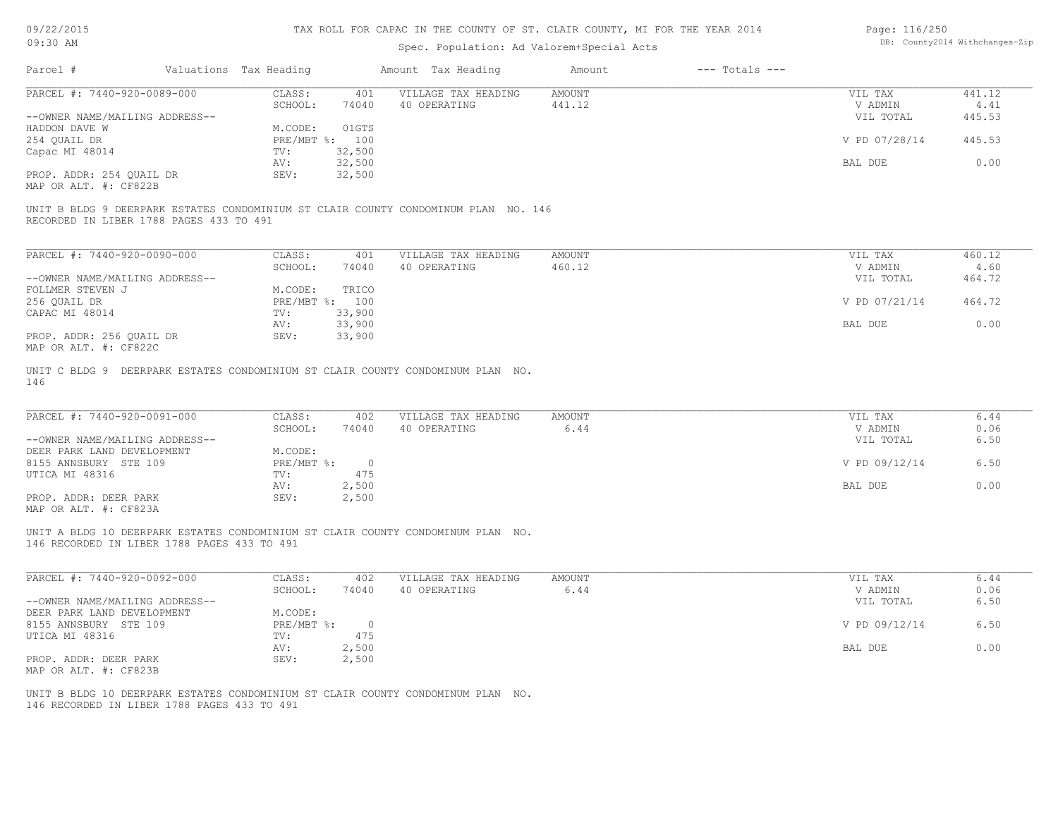# TAX ROLL FOR CAPAC IN THE COUNTY OF ST. CLAIR COUNTY, MI FOR THE YEAR 2014

Spec. Population: Ad Valorem+Special Acts

09/22/2015
09:30 AM

DB: County2014 Withchanges-Zip

| Parcel # | Valuations | Tax Heading | Amount | Tax Heading | Amount | --- Totals --- | |
|---|---|---|---|---|---|---|---|

---

**PARCEL #: 7440-920-0089-000**

| | | | | | | |
|---|---|---|---|---|---|---|
| CLASS: | 401 | VILLAGE TAX HEADING | AMOUNT | | VIL TAX | 441.12 |
| SCHOOL: | 74040 | 40 OPERATING | 441.12 | | V ADMIN | 4.41 |
| | | | | | VIL TOTAL | 445.53 |
| M.CODE: | 01GTS | | | | | |
| PRE/MBT %: | 100 | | | | V PD 07/28/14 | 445.53 |
| TV: | 32,500 | | | | | |
| AV: | 32,500 | | | | BAL DUE | 0.00 |
| SEV: | 32,500 | | | | | |

--OWNER NAME/MAILING ADDRESS--
HADDON DAVE W
254 QUAIL DR
Capac MI 48014

PROP. ADDR: 254 QUAIL DR
MAP OR ALT. #: CF822B

UNIT B BLDG 9 DEERPARK ESTATES CONDOMINIUM ST CLAIR COUNTY CONDOMINUM PLAN NO. 146
RECORDED IN LIBER 1788 PAGES 433 TO 491

---

**PARCEL #: 7440-920-0090-000**

| | | | | | | |
|---|---|---|---|---|---|---|
| CLASS: | 401 | VILLAGE TAX HEADING | AMOUNT | | VIL TAX | 460.12 |
| SCHOOL: | 74040 | 40 OPERATING | 460.12 | | V ADMIN | 4.60 |
| | | | | | VIL TOTAL | 464.72 |
| M.CODE: | TRICO | | | | | |
| PRE/MBT %: | 100 | | | | V PD 07/21/14 | 464.72 |
| TV: | 33,900 | | | | | |
| AV: | 33,900 | | | | BAL DUE | 0.00 |
| SEV: | 33,900 | | | | | |

--OWNER NAME/MAILING ADDRESS--
FOLLMER STEVEN J
256 QUAIL DR
CAPAC MI 48014

PROP. ADDR: 256 QUAIL DR
MAP OR ALT. #: CF822C

UNIT C BLDG 9 DEERPARK ESTATES CONDOMINIUM ST CLAIR COUNTY CONDOMINUM PLAN NO.
146

---

**PARCEL #: 7440-920-0091-000**

| | | | | | | |
|---|---|---|---|---|---|---|
| CLASS: | 402 | VILLAGE TAX HEADING | AMOUNT | | VIL TAX | 6.44 |
| SCHOOL: | 74040 | 40 OPERATING | 6.44 | | V ADMIN | 0.06 |
| | | | | | VIL TOTAL | 6.50 |
| M.CODE: | | | | | | |
| PRE/MBT %: | 0 | | | | V PD 09/12/14 | 6.50 |
| TV: | 475 | | | | | |
| AV: | 2,500 | | | | BAL DUE | 0.00 |
| SEV: | 2,500 | | | | | |

--OWNER NAME/MAILING ADDRESS--
DEER PARK LAND DEVELOPMENT
8155 ANNSBURY STE 109
UTICA MI 48316

PROP. ADDR: DEER PARK
MAP OR ALT. #: CF823A

UNIT A BLDG 10 DEERPARK ESTATES CONDOMINIUM ST CLAIR COUNTY CONDOMINUM PLAN NO.
146 RECORDED IN LIBER 1788 PAGES 433 TO 491

---

**PARCEL #: 7440-920-0092-000**

| | | | | | | |
|---|---|---|---|---|---|---|
| CLASS: | 402 | VILLAGE TAX HEADING | AMOUNT | | VIL TAX | 6.44 |
| SCHOOL: | 74040 | 40 OPERATING | 6.44 | | V ADMIN | 0.06 |
| | | | | | VIL TOTAL | 6.50 |
| M.CODE: | | | | | | |
| PRE/MBT %: | 0 | | | | V PD 09/12/14 | 6.50 |
| TV: | 475 | | | | | |
| AV: | 2,500 | | | | BAL DUE | 0.00 |
| SEV: | 2,500 | | | | | |

--OWNER NAME/MAILING ADDRESS--
DEER PARK LAND DEVELOPMENT
8155 ANNSBURY STE 109
UTICA MI 48316

PROP. ADDR: DEER PARK
MAP OR ALT. #: CF823B

UNIT B BLDG 10 DEERPARK ESTATES CONDOMINIUM ST CLAIR COUNTY CONDOMINUM PLAN NO.
146 RECORDED IN LIBER 1788 PAGES 433 TO 491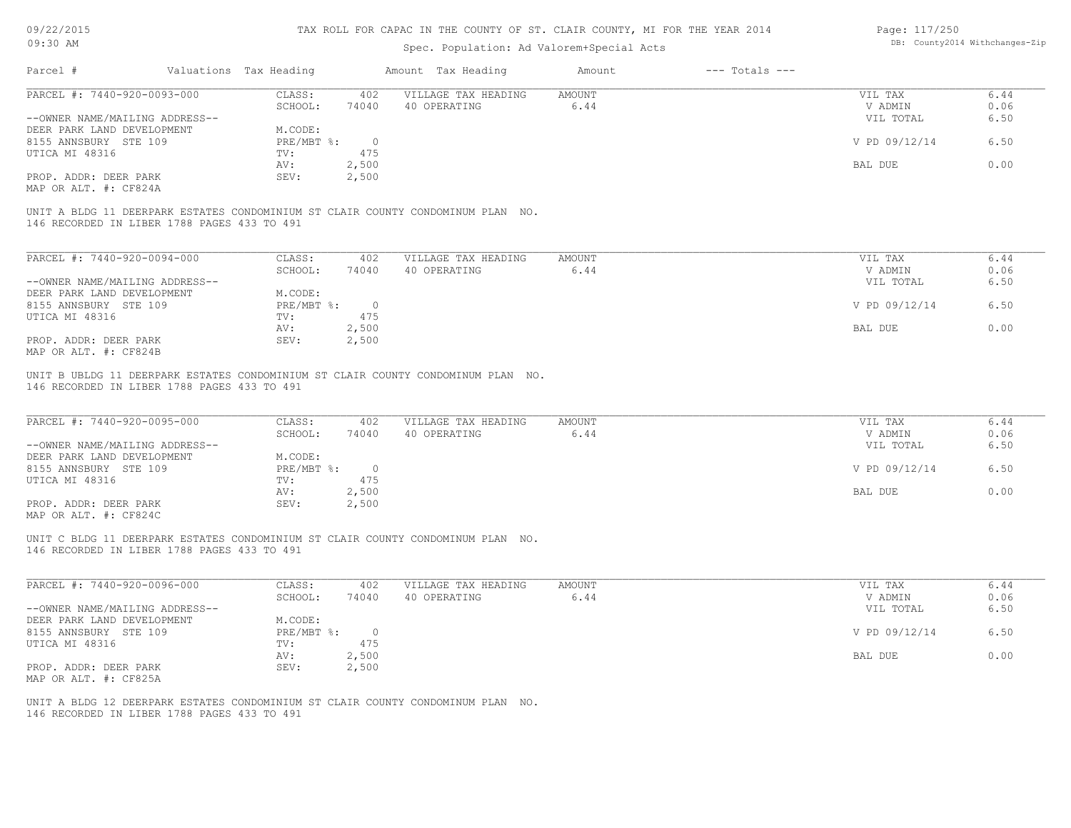TAX ROLL FOR CAPAC IN THE COUNTY OF ST. CLAIR COUNTY, MI FOR THE YEAR 2014

Spec. Population: Ad Valorem+Special Acts

| Parcel # | Valuations | Tax Heading | Amount | Tax Heading | Amount | --- Totals --- | |
|---|---|---|---|---|---|---|---|

**PARCEL #: 7440-920-0093-000**

| | | | | | |
|---|---|---|---|---|---|
| CLASS: | 402 | VILLAGE TAX HEADING | AMOUNT | VIL TAX | 6.44 |
| SCHOOL: | 74040 | 40 OPERATING | 6.44 | V ADMIN | 0.06 |
| M.CODE: | | | | VIL TOTAL | 6.50 |
| PRE/MBT %: | 0 | | | V PD 09/12/14 | 6.50 |
| TV: | 475 | | | | |
| AV: | 2,500 | | | BAL DUE | 0.00 |
| SEV: | 2,500 | | | | |

--OWNER NAME/MAILING ADDRESS--
DEER PARK LAND DEVELOPMENT
8155 ANNSBURY STE 109
UTICA MI 48316

PROP. ADDR: DEER PARK
MAP OR ALT. #: CF824A

UNIT A BLDG 11 DEERPARK ESTATES CONDOMINIUM ST CLAIR COUNTY CONDOMINUM PLAN NO. 146 RECORDED IN LIBER 1788 PAGES 433 TO 491

**PARCEL #: 7440-920-0094-000**

| | | | | | |
|---|---|---|---|---|---|
| CLASS: | 402 | VILLAGE TAX HEADING | AMOUNT | VIL TAX | 6.44 |
| SCHOOL: | 74040 | 40 OPERATING | 6.44 | V ADMIN | 0.06 |
| M.CODE: | | | | VIL TOTAL | 6.50 |
| PRE/MBT %: | 0 | | | V PD 09/12/14 | 6.50 |
| TV: | 475 | | | | |
| AV: | 2,500 | | | BAL DUE | 0.00 |
| SEV: | 2,500 | | | | |

--OWNER NAME/MAILING ADDRESS--
DEER PARK LAND DEVELOPMENT
8155 ANNSBURY STE 109
UTICA MI 48316

PROP. ADDR: DEER PARK
MAP OR ALT. #: CF824B

UNIT B UBLDG 11 DEERPARK ESTATES CONDOMINIUM ST CLAIR COUNTY CONDOMINUM PLAN NO. 146 RECORDED IN LIBER 1788 PAGES 433 TO 491

**PARCEL #: 7440-920-0095-000**

| | | | | | |
|---|---|---|---|---|---|
| CLASS: | 402 | VILLAGE TAX HEADING | AMOUNT | VIL TAX | 6.44 |
| SCHOOL: | 74040 | 40 OPERATING | 6.44 | V ADMIN | 0.06 |
| M.CODE: | | | | VIL TOTAL | 6.50 |
| PRE/MBT %: | 0 | | | V PD 09/12/14 | 6.50 |
| TV: | 475 | | | | |
| AV: | 2,500 | | | BAL DUE | 0.00 |
| SEV: | 2,500 | | | | |

--OWNER NAME/MAILING ADDRESS--
DEER PARK LAND DEVELOPMENT
8155 ANNSBURY STE 109
UTICA MI 48316

PROP. ADDR: DEER PARK
MAP OR ALT. #: CF824C

UNIT C BLDG 11 DEERPARK ESTATES CONDOMINIUM ST CLAIR COUNTY CONDOMINUM PLAN NO. 146 RECORDED IN LIBER 1788 PAGES 433 TO 491

**PARCEL #: 7440-920-0096-000**

| | | | | | |
|---|---|---|---|---|---|
| CLASS: | 402 | VILLAGE TAX HEADING | AMOUNT | VIL TAX | 6.44 |
| SCHOOL: | 74040 | 40 OPERATING | 6.44 | V ADMIN | 0.06 |
| M.CODE: | | | | VIL TOTAL | 6.50 |
| PRE/MBT %: | 0 | | | V PD 09/12/14 | 6.50 |
| TV: | 475 | | | | |
| AV: | 2,500 | | | BAL DUE | 0.00 |
| SEV: | 2,500 | | | | |

--OWNER NAME/MAILING ADDRESS--
DEER PARK LAND DEVELOPMENT
8155 ANNSBURY STE 109
UTICA MI 48316

PROP. ADDR: DEER PARK
MAP OR ALT. #: CF825A

UNIT A BLDG 12 DEERPARK ESTATES CONDOMINIUM ST CLAIR COUNTY CONDOMINUM PLAN NO. 146 RECORDED IN LIBER 1788 PAGES 433 TO 491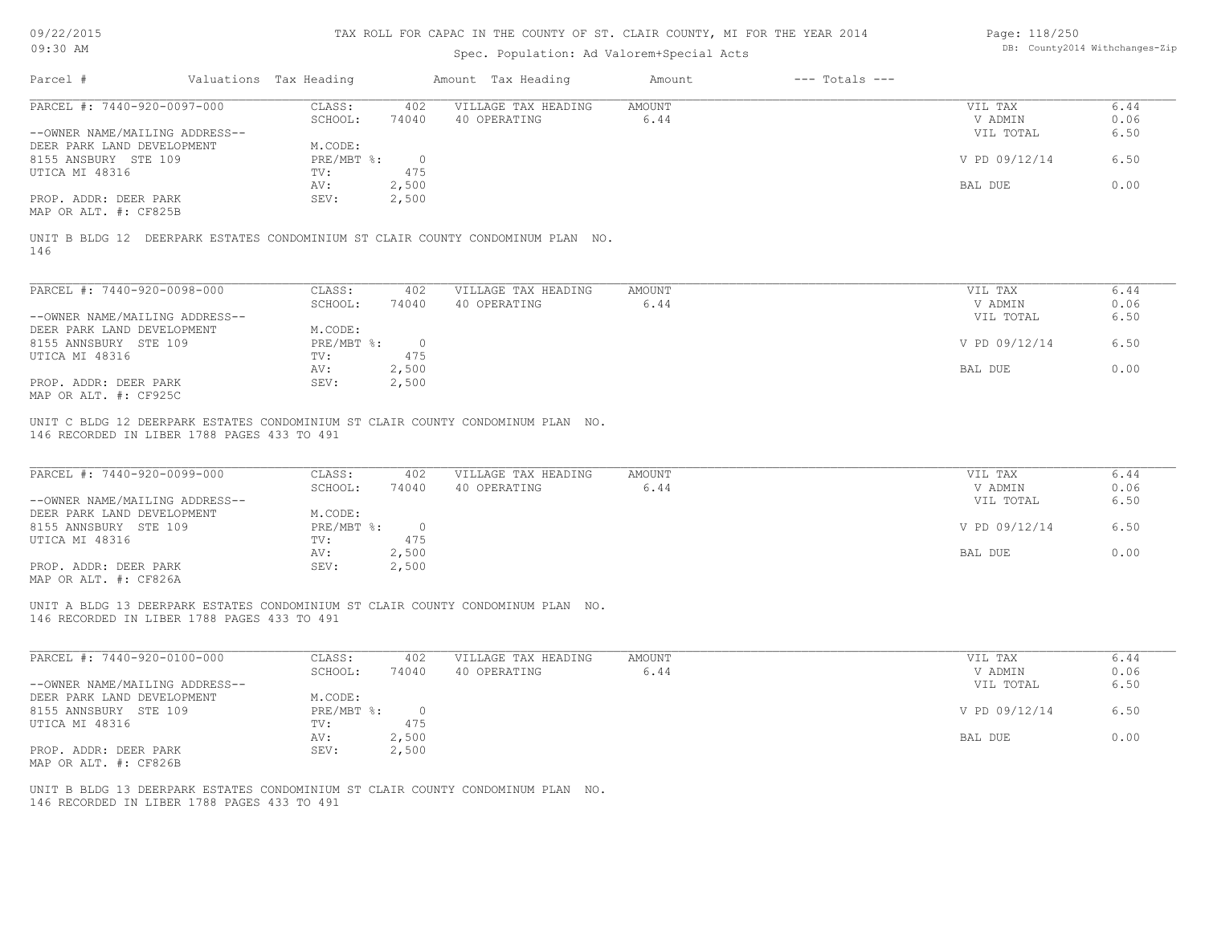TAX ROLL FOR CAPAC IN THE COUNTY OF ST. CLAIR COUNTY, MI FOR THE YEAR 2014

Spec. Population: Ad Valorem+Special Acts

| Parcel # | Valuations | Tax Heading | Amount | Tax Heading | Amount | --- Totals --- | |
|---|---|---|---|---|---|---|---|

PARCEL #: 7440-920-0097-000

| | | | | | |
|---|---|---|---|---|---|
| CLASS: | 402 | VILLAGE TAX HEADING | AMOUNT | VIL TAX | 6.44 |
| SCHOOL: | 74040 | 40 OPERATING | 6.44 | V ADMIN | 0.06 |
| | | | | VIL TOTAL | 6.50 |
| M.CODE: | | | | | |
| PRE/MBT %: | 0 | | | V PD 09/12/14 | 6.50 |
| TV: | 475 | | | | |
| AV: | 2,500 | | | BAL DUE | 0.00 |
| SEV: | 2,500 | | | | |

--OWNER NAME/MAILING ADDRESS--
DEER PARK LAND DEVELOPMENT
8155 ANSBURY STE 109
UTICA MI 48316

PROP. ADDR: DEER PARK
MAP OR ALT. #: CF825B

UNIT B BLDG 12 DEERPARK ESTATES CONDOMINIUM ST CLAIR COUNTY CONDOMINUM PLAN NO. 146

PARCEL #: 7440-920-0098-000

| | | | | | |
|---|---|---|---|---|---|
| CLASS: | 402 | VILLAGE TAX HEADING | AMOUNT | VIL TAX | 6.44 |
| SCHOOL: | 74040 | 40 OPERATING | 6.44 | V ADMIN | 0.06 |
| | | | | VIL TOTAL | 6.50 |
| M.CODE: | | | | | |
| PRE/MBT %: | 0 | | | V PD 09/12/14 | 6.50 |
| TV: | 475 | | | | |
| AV: | 2,500 | | | BAL DUE | 0.00 |
| SEV: | 2,500 | | | | |

--OWNER NAME/MAILING ADDRESS--
DEER PARK LAND DEVELOPMENT
8155 ANNSBURY STE 109
UTICA MI 48316

PROP. ADDR: DEER PARK
MAP OR ALT. #: CF925C

UNIT C BLDG 12 DEERPARK ESTATES CONDOMINIUM ST CLAIR COUNTY CONDOMINUM PLAN NO. 146 RECORDED IN LIBER 1788 PAGES 433 TO 491

PARCEL #: 7440-920-0099-000

| | | | | | |
|---|---|---|---|---|---|
| CLASS: | 402 | VILLAGE TAX HEADING | AMOUNT | VIL TAX | 6.44 |
| SCHOOL: | 74040 | 40 OPERATING | 6.44 | V ADMIN | 0.06 |
| | | | | VIL TOTAL | 6.50 |
| M.CODE: | | | | | |
| PRE/MBT %: | 0 | | | V PD 09/12/14 | 6.50 |
| TV: | 475 | | | | |
| AV: | 2,500 | | | BAL DUE | 0.00 |
| SEV: | 2,500 | | | | |

--OWNER NAME/MAILING ADDRESS--
DEER PARK LAND DEVELOPMENT
8155 ANNSBURY STE 109
UTICA MI 48316

PROP. ADDR: DEER PARK
MAP OR ALT. #: CF826A

UNIT A BLDG 13 DEERPARK ESTATES CONDOMINIUM ST CLAIR COUNTY CONDOMINUM PLAN NO. 146 RECORDED IN LIBER 1788 PAGES 433 TO 491

PARCEL #: 7440-920-0100-000

| | | | | | |
|---|---|---|---|---|---|
| CLASS: | 402 | VILLAGE TAX HEADING | AMOUNT | VIL TAX | 6.44 |
| SCHOOL: | 74040 | 40 OPERATING | 6.44 | V ADMIN | 0.06 |
| | | | | VIL TOTAL | 6.50 |
| M.CODE: | | | | | |
| PRE/MBT %: | 0 | | | V PD 09/12/14 | 6.50 |
| TV: | 475 | | | | |
| AV: | 2,500 | | | BAL DUE | 0.00 |
| SEV: | 2,500 | | | | |

--OWNER NAME/MAILING ADDRESS--
DEER PARK LAND DEVELOPMENT
8155 ANNSBURY STE 109
UTICA MI 48316

PROP. ADDR: DEER PARK
MAP OR ALT. #: CF826B

UNIT B BLDG 13 DEERPARK ESTATES CONDOMINIUM ST CLAIR COUNTY CONDOMINUM PLAN NO. 146 RECORDED IN LIBER 1788 PAGES 433 TO 491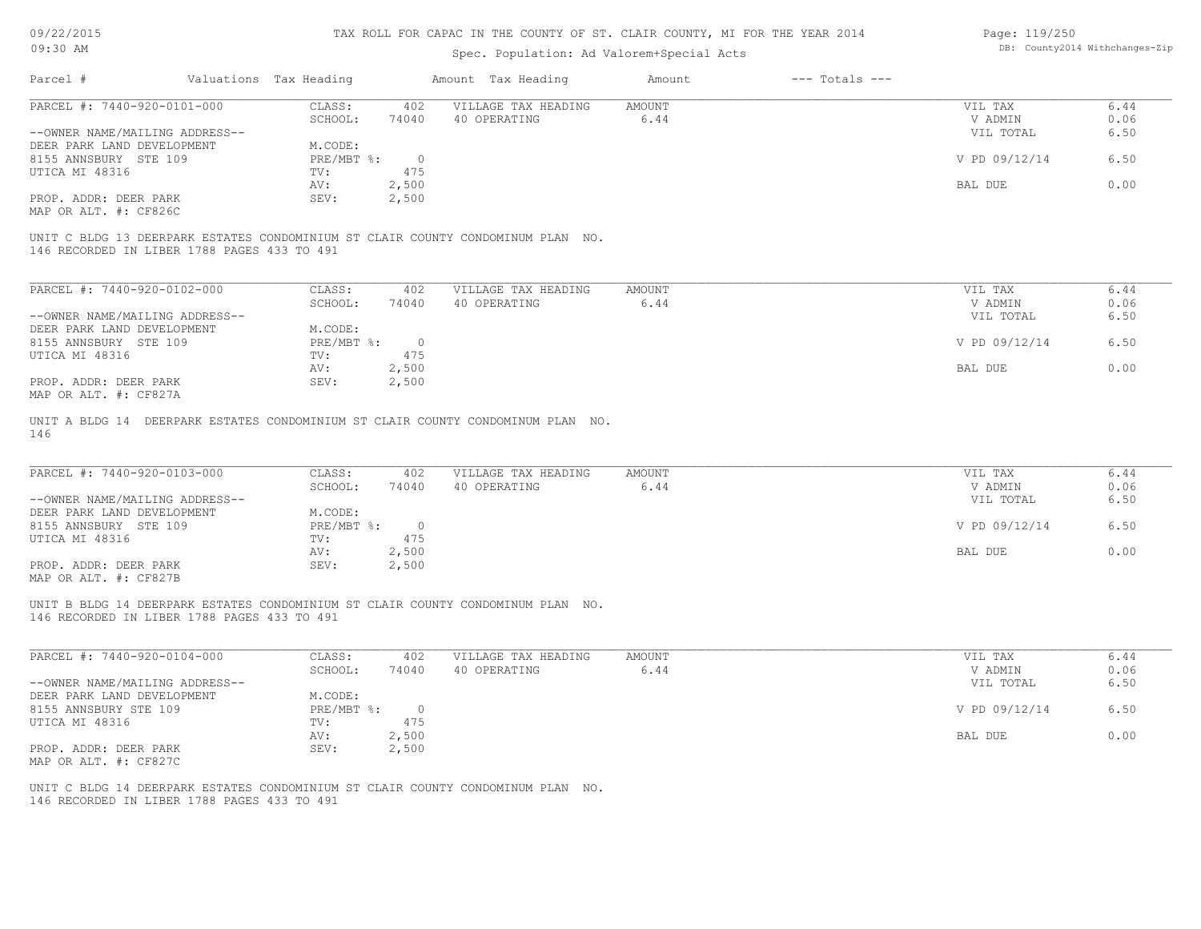# TAX ROLL FOR CAPAC IN THE COUNTY OF ST. CLAIR COUNTY, MI FOR THE YEAR 2014

Spec. Population: Ad Valorem+Special Acts

09/22/2015
09:30 AM

DB: County2014 Withchanges-Zip

| Parcel # | Valuations | Tax Heading | Amount | Tax Heading | Amount | --- Totals --- | |
|---|---|---|---|---|---|---|---|

---

PARCEL #: 7440-920-0101-000

| | | | | | | |
|---|---|---|---|---|---|---|
| CLASS: | 402 | VILLAGE TAX HEADING | AMOUNT | | VIL TAX | 6.44 |
| SCHOOL: | 74040 | 40 OPERATING | 6.44 | | V ADMIN | 0.06 |
| | | | | | VIL TOTAL | 6.50 |
| M.CODE: | | | | | | |
| PRE/MBT %: | 0 | | | | V PD 09/12/14 | 6.50 |
| TV: | 475 | | | | | |
| AV: | 2,500 | | | | BAL DUE | 0.00 |
| SEV: | 2,500 | | | | | |

--OWNER NAME/MAILING ADDRESS--
DEER PARK LAND DEVELOPMENT
8155 ANNSBURY STE 109
UTICA MI 48316

PROP. ADDR: DEER PARK
MAP OR ALT. #: CF826C

UNIT C BLDG 13 DEERPARK ESTATES CONDOMINIUM ST CLAIR COUNTY CONDOMINUM PLAN NO. 146 RECORDED IN LIBER 1788 PAGES 433 TO 491

---

PARCEL #: 7440-920-0102-000

| | | | | | | |
|---|---|---|---|---|---|---|
| CLASS: | 402 | VILLAGE TAX HEADING | AMOUNT | | VIL TAX | 6.44 |
| SCHOOL: | 74040 | 40 OPERATING | 6.44 | | V ADMIN | 0.06 |
| | | | | | VIL TOTAL | 6.50 |
| M.CODE: | | | | | | |
| PRE/MBT %: | 0 | | | | V PD 09/12/14 | 6.50 |
| TV: | 475 | | | | | |
| AV: | 2,500 | | | | BAL DUE | 0.00 |
| SEV: | 2,500 | | | | | |

--OWNER NAME/MAILING ADDRESS--
DEER PARK LAND DEVELOPMENT
8155 ANNSBURY STE 109
UTICA MI 48316

PROP. ADDR: DEER PARK
MAP OR ALT. #: CF827A

UNIT A BLDG 14 DEERPARK ESTATES CONDOMINIUM ST CLAIR COUNTY CONDOMINUM PLAN NO. 146

---

PARCEL #: 7440-920-0103-000

| | | | | | | |
|---|---|---|---|---|---|---|
| CLASS: | 402 | VILLAGE TAX HEADING | AMOUNT | | VIL TAX | 6.44 |
| SCHOOL: | 74040 | 40 OPERATING | 6.44 | | V ADMIN | 0.06 |
| | | | | | VIL TOTAL | 6.50 |
| M.CODE: | | | | | | |
| PRE/MBT %: | 0 | | | | V PD 09/12/14 | 6.50 |
| TV: | 475 | | | | | |
| AV: | 2,500 | | | | BAL DUE | 0.00 |
| SEV: | 2,500 | | | | | |

--OWNER NAME/MAILING ADDRESS--
DEER PARK LAND DEVELOPMENT
8155 ANNSBURY STE 109
UTICA MI 48316

PROP. ADDR: DEER PARK
MAP OR ALT. #: CF827B

UNIT B BLDG 14 DEERPARK ESTATES CONDOMINIUM ST CLAIR COUNTY CONDOMINUM PLAN NO. 146 RECORDED IN LIBER 1788 PAGES 433 TO 491

---

PARCEL #: 7440-920-0104-000

| | | | | | | |
|---|---|---|---|---|---|---|
| CLASS: | 402 | VILLAGE TAX HEADING | AMOUNT | | VIL TAX | 6.44 |
| SCHOOL: | 74040 | 40 OPERATING | 6.44 | | V ADMIN | 0.06 |
| | | | | | VIL TOTAL | 6.50 |
| M.CODE: | | | | | | |
| PRE/MBT %: | 0 | | | | V PD 09/12/14 | 6.50 |
| TV: | 475 | | | | | |
| AV: | 2,500 | | | | BAL DUE | 0.00 |
| SEV: | 2,500 | | | | | |

--OWNER NAME/MAILING ADDRESS--
DEER PARK LAND DEVELOPMENT
8155 ANNSBURY STE 109
UTICA MI 48316

PROP. ADDR: DEER PARK
MAP OR ALT. #: CF827C

UNIT C BLDG 14 DEERPARK ESTATES CONDOMINIUM ST CLAIR COUNTY CONDOMINUM PLAN NO. 146 RECORDED IN LIBER 1788 PAGES 433 TO 491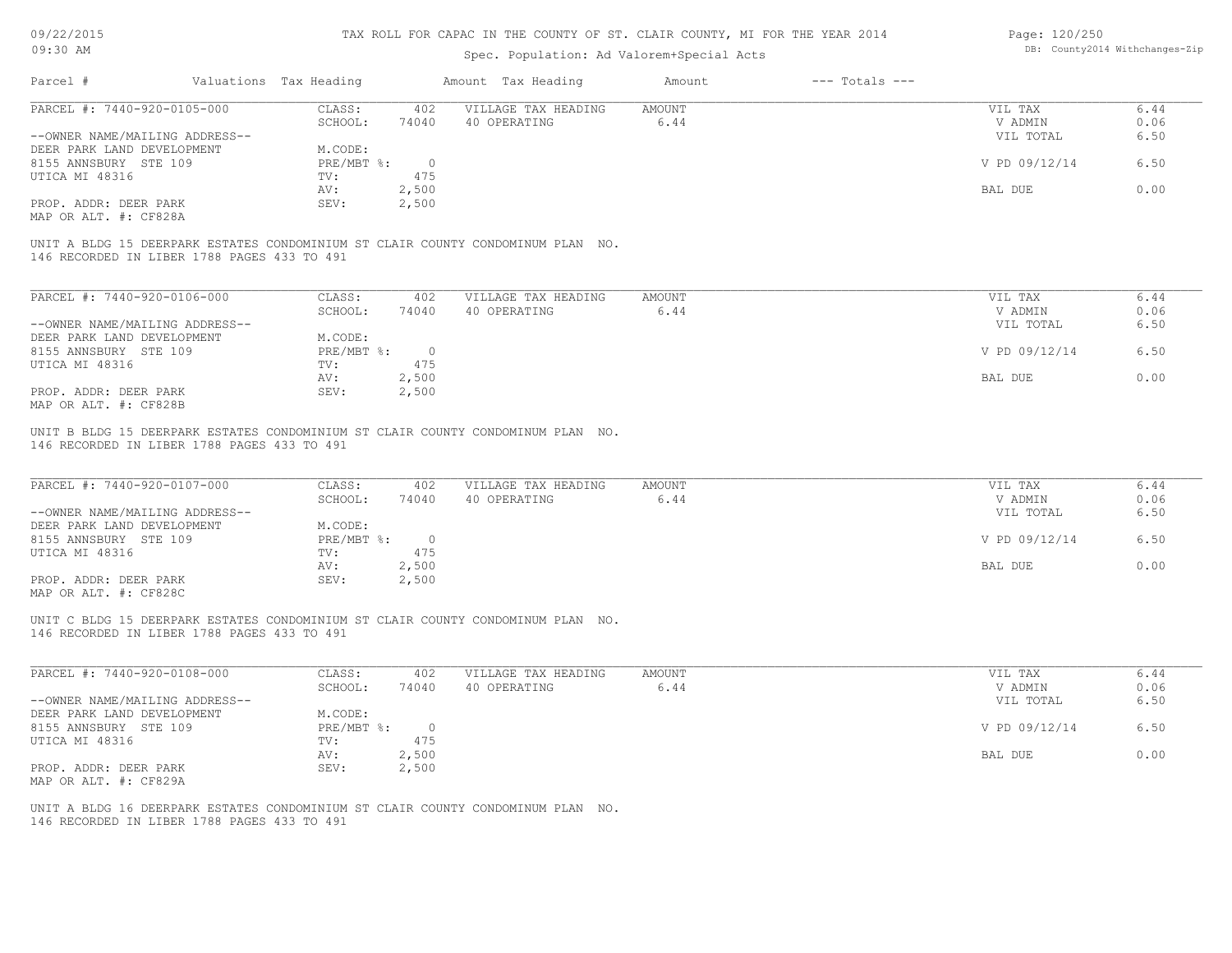TAX ROLL FOR CAPAC IN THE COUNTY OF ST. CLAIR COUNTY, MI FOR THE YEAR 2014

Spec. Population: Ad Valorem+Special Acts

09/22/2015
09:30 AM

DB: County2014 Withchanges-Zip

| Parcel # | Valuations | Tax Heading | Amount | Tax Heading | Amount | --- Totals --- | |
|---|---|---|---|---|---|---|---|

**PARCEL #: 7440-920-0105-000**

| | | | | | | |
|---|---|---|---|---|---|---|
| CLASS: | 402 | VILLAGE TAX HEADING | AMOUNT | | VIL TAX | 6.44 |
| SCHOOL: | 74040 | 40 OPERATING | 6.44 | | V ADMIN | 0.06 |
| | | | | | VIL TOTAL | 6.50 |
| M.CODE: | | | | | | |
| PRE/MBT %: | 0 | | | | V PD 09/12/14 | 6.50 |
| TV: | 475 | | | | | |
| AV: | 2,500 | | | | BAL DUE | 0.00 |
| SEV: | 2,500 | | | | | |

--OWNER NAME/MAILING ADDRESS--
DEER PARK LAND DEVELOPMENT
8155 ANNSBURY STE 109
UTICA MI 48316

PROP. ADDR: DEER PARK
MAP OR ALT. #: CF828A

UNIT A BLDG 15 DEERPARK ESTATES CONDOMINIUM ST CLAIR COUNTY CONDOMINUM PLAN NO. 146 RECORDED IN LIBER 1788 PAGES 433 TO 491

**PARCEL #: 7440-920-0106-000**

| | | | | | | |
|---|---|---|---|---|---|---|
| CLASS: | 402 | VILLAGE TAX HEADING | AMOUNT | | VIL TAX | 6.44 |
| SCHOOL: | 74040 | 40 OPERATING | 6.44 | | V ADMIN | 0.06 |
| | | | | | VIL TOTAL | 6.50 |
| M.CODE: | | | | | | |
| PRE/MBT %: | 0 | | | | V PD 09/12/14 | 6.50 |
| TV: | 475 | | | | | |
| AV: | 2,500 | | | | BAL DUE | 0.00 |
| SEV: | 2,500 | | | | | |

--OWNER NAME/MAILING ADDRESS--
DEER PARK LAND DEVELOPMENT
8155 ANNSBURY STE 109
UTICA MI 48316

PROP. ADDR: DEER PARK
MAP OR ALT. #: CF828B

UNIT B BLDG 15 DEERPARK ESTATES CONDOMINIUM ST CLAIR COUNTY CONDOMINUM PLAN NO. 146 RECORDED IN LIBER 1788 PAGES 433 TO 491

**PARCEL #: 7440-920-0107-000**

| | | | | | | |
|---|---|---|---|---|---|---|
| CLASS: | 402 | VILLAGE TAX HEADING | AMOUNT | | VIL TAX | 6.44 |
| SCHOOL: | 74040 | 40 OPERATING | 6.44 | | V ADMIN | 0.06 |
| | | | | | VIL TOTAL | 6.50 |
| M.CODE: | | | | | | |
| PRE/MBT %: | 0 | | | | V PD 09/12/14 | 6.50 |
| TV: | 475 | | | | | |
| AV: | 2,500 | | | | BAL DUE | 0.00 |
| SEV: | 2,500 | | | | | |

--OWNER NAME/MAILING ADDRESS--
DEER PARK LAND DEVELOPMENT
8155 ANNSBURY STE 109
UTICA MI 48316

PROP. ADDR: DEER PARK
MAP OR ALT. #: CF828C

UNIT C BLDG 15 DEERPARK ESTATES CONDOMINIUM ST CLAIR COUNTY CONDOMINUM PLAN NO. 146 RECORDED IN LIBER 1788 PAGES 433 TO 491

**PARCEL #: 7440-920-0108-000**

| | | | | | | |
|---|---|---|---|---|---|---|
| CLASS: | 402 | VILLAGE TAX HEADING | AMOUNT | | VIL TAX | 6.44 |
| SCHOOL: | 74040 | 40 OPERATING | 6.44 | | V ADMIN | 0.06 |
| | | | | | VIL TOTAL | 6.50 |
| M.CODE: | | | | | | |
| PRE/MBT %: | 0 | | | | V PD 09/12/14 | 6.50 |
| TV: | 475 | | | | | |
| AV: | 2,500 | | | | BAL DUE | 0.00 |
| SEV: | 2,500 | | | | | |

--OWNER NAME/MAILING ADDRESS--
DEER PARK LAND DEVELOPMENT
8155 ANNSBURY STE 109
UTICA MI 48316

PROP. ADDR: DEER PARK
MAP OR ALT. #: CF829A

UNIT A BLDG 16 DEERPARK ESTATES CONDOMINIUM ST CLAIR COUNTY CONDOMINUM PLAN NO. 146 RECORDED IN LIBER 1788 PAGES 433 TO 491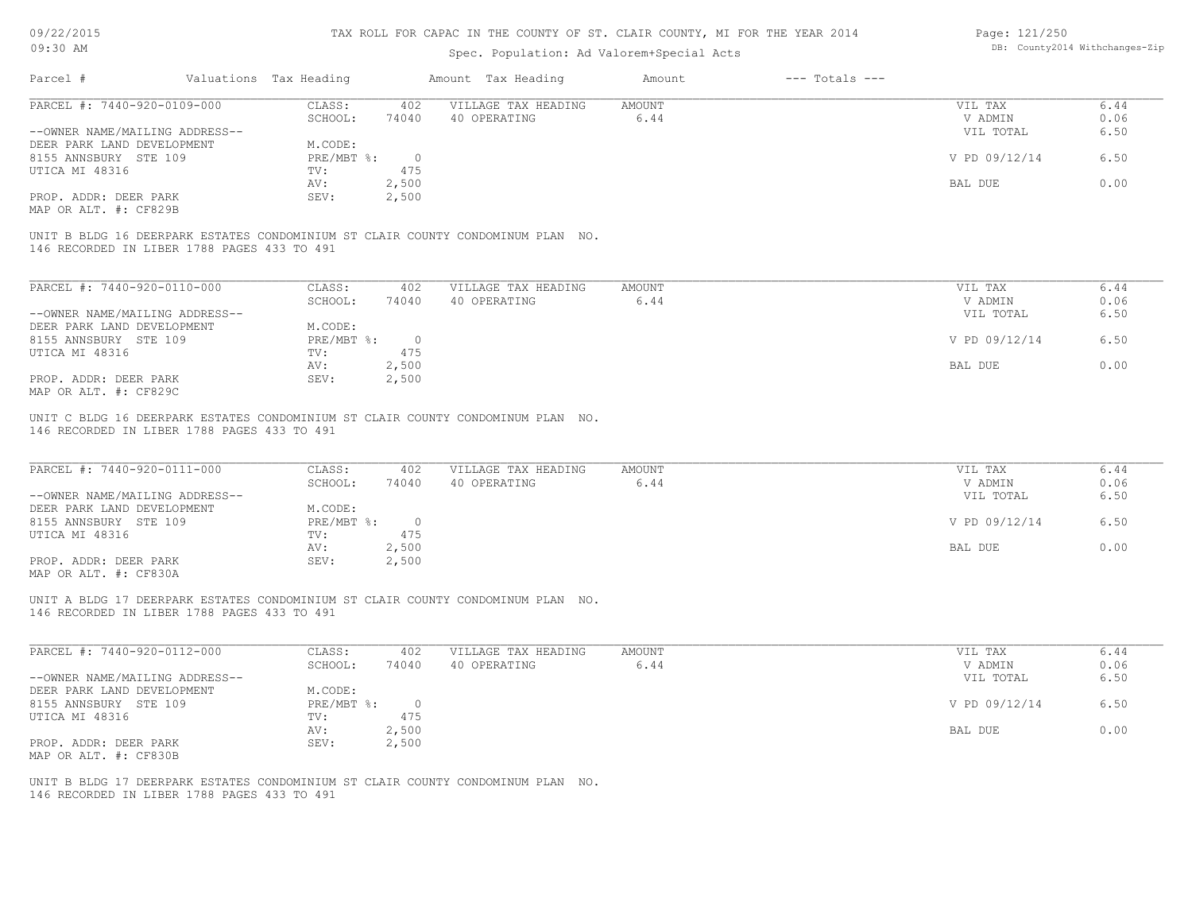TAX ROLL FOR CAPAC IN THE COUNTY OF ST. CLAIR COUNTY, MI FOR THE YEAR 2014

Spec. Population: Ad Valorem+Special Acts

| Parcel # | Valuations | Tax Heading | Amount | Tax Heading | Amount | --- Totals --- | |
|---|---|---|---|---|---|---|---|
| PARCEL #: 7440-920-0109-000 | CLASS: | 402 | VILLAGE TAX HEADING | AMOUNT | | VIL TAX | 6.44 |
| | SCHOOL: | 74040 | 40 OPERATING | 6.44 | | V ADMIN | 0.06 |
| --OWNER NAME/MAILING ADDRESS-- | | | | | | VIL TOTAL | 6.50 |
| DEER PARK LAND DEVELOPMENT | M.CODE: | | | | | | |
| 8155 ANNSBURY STE 109 | PRE/MBT %: | 0 | | | | V PD 09/12/14 | 6.50 |
| UTICA MI 48316 | TV: | 475 | | | | | |
| | AV: | 2,500 | | | | BAL DUE | 0.00 |
| PROP. ADDR: DEER PARK | SEV: | 2,500 | | | | | |
| MAP OR ALT. #: CF829B | | | | | | | |

UNIT B BLDG 16 DEERPARK ESTATES CONDOMINIUM ST CLAIR COUNTY CONDOMINUM PLAN NO. 146 RECORDED IN LIBER 1788 PAGES 433 TO 491

| Parcel # | Valuations | Tax Heading | Amount | Tax Heading | Amount | --- Totals --- | |
|---|---|---|---|---|---|---|---|
| PARCEL #: 7440-920-0110-000 | CLASS: | 402 | VILLAGE TAX HEADING | AMOUNT | | VIL TAX | 6.44 |
| | SCHOOL: | 74040 | 40 OPERATING | 6.44 | | V ADMIN | 0.06 |
| --OWNER NAME/MAILING ADDRESS-- | | | | | | VIL TOTAL | 6.50 |
| DEER PARK LAND DEVELOPMENT | M.CODE: | | | | | | |
| 8155 ANNSBURY STE 109 | PRE/MBT %: | 0 | | | | V PD 09/12/14 | 6.50 |
| UTICA MI 48316 | TV: | 475 | | | | | |
| | AV: | 2,500 | | | | BAL DUE | 0.00 |
| PROP. ADDR: DEER PARK | SEV: | 2,500 | | | | | |
| MAP OR ALT. #: CF829C | | | | | | | |

UNIT C BLDG 16 DEERPARK ESTATES CONDOMINIUM ST CLAIR COUNTY CONDOMINUM PLAN NO. 146 RECORDED IN LIBER 1788 PAGES 433 TO 491

| Parcel # | Valuations | Tax Heading | Amount | Tax Heading | Amount | --- Totals --- | |
|---|---|---|---|---|---|---|---|
| PARCEL #: 7440-920-0111-000 | CLASS: | 402 | VILLAGE TAX HEADING | AMOUNT | | VIL TAX | 6.44 |
| | SCHOOL: | 74040 | 40 OPERATING | 6.44 | | V ADMIN | 0.06 |
| --OWNER NAME/MAILING ADDRESS-- | | | | | | VIL TOTAL | 6.50 |
| DEER PARK LAND DEVELOPMENT | M.CODE: | | | | | | |
| 8155 ANNSBURY STE 109 | PRE/MBT %: | 0 | | | | V PD 09/12/14 | 6.50 |
| UTICA MI 48316 | TV: | 475 | | | | | |
| | AV: | 2,500 | | | | BAL DUE | 0.00 |
| PROP. ADDR: DEER PARK | SEV: | 2,500 | | | | | |
| MAP OR ALT. #: CF830A | | | | | | | |

UNIT A BLDG 17 DEERPARK ESTATES CONDOMINIUM ST CLAIR COUNTY CONDOMINUM PLAN NO. 146 RECORDED IN LIBER 1788 PAGES 433 TO 491

| Parcel # | Valuations | Tax Heading | Amount | Tax Heading | Amount | --- Totals --- | |
|---|---|---|---|---|---|---|---|
| PARCEL #: 7440-920-0112-000 | CLASS: | 402 | VILLAGE TAX HEADING | AMOUNT | | VIL TAX | 6.44 |
| | SCHOOL: | 74040 | 40 OPERATING | 6.44 | | V ADMIN | 0.06 |
| --OWNER NAME/MAILING ADDRESS-- | | | | | | VIL TOTAL | 6.50 |
| DEER PARK LAND DEVELOPMENT | M.CODE: | | | | | | |
| 8155 ANNSBURY STE 109 | PRE/MBT %: | 0 | | | | V PD 09/12/14 | 6.50 |
| UTICA MI 48316 | TV: | 475 | | | | | |
| | AV: | 2,500 | | | | BAL DUE | 0.00 |
| PROP. ADDR: DEER PARK | SEV: | 2,500 | | | | | |
| MAP OR ALT. #: CF830B | | | | | | | |

UNIT B BLDG 17 DEERPARK ESTATES CONDOMINIUM ST CLAIR COUNTY CONDOMINUM PLAN NO. 146 RECORDED IN LIBER 1788 PAGES 433 TO 491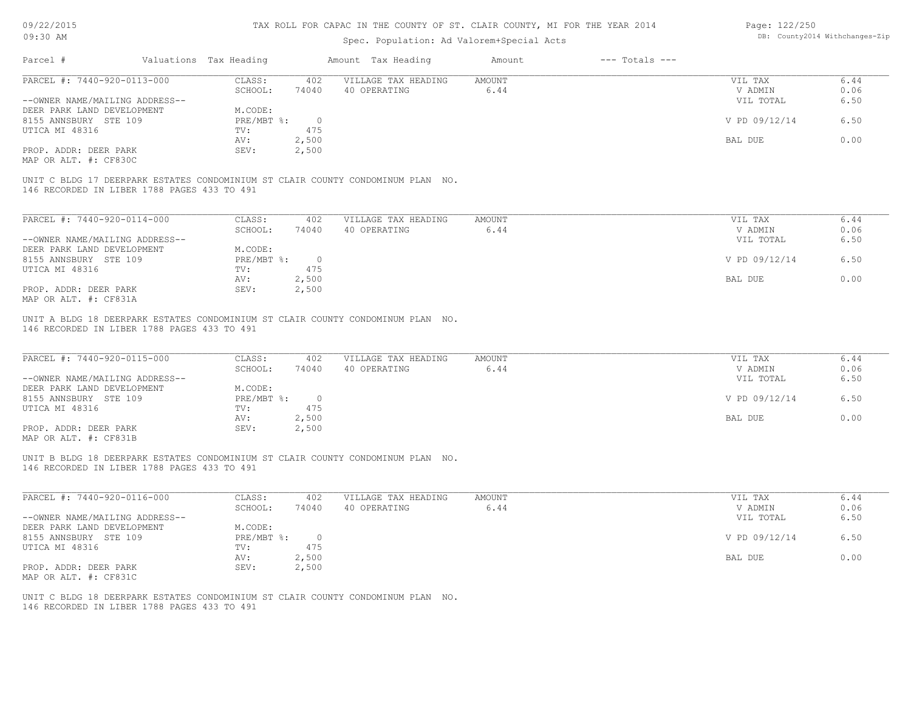# TAX ROLL FOR CAPAC IN THE COUNTY OF ST. CLAIR COUNTY, MI FOR THE YEAR 2014

Spec. Population: Ad Valorem+Special Acts

09/22/2015
09:30 AM

DB: County2014 Withchanges-Zip

| Parcel # | Valuations | Tax Heading | Amount | Tax Heading | Amount | --- Totals --- | |
|---|---|---|---|---|---|---|---|

---

PARCEL #: 7440-920-0113-000

| | | | | | | |
|---|---|---|---|---|---|---|
| CLASS: | 402 | VILLAGE TAX HEADING | AMOUNT | | VIL TAX | 6.44 |
| SCHOOL: | 74040 | 40 OPERATING | 6.44 | | V ADMIN | 0.06 |
| | | | | | VIL TOTAL | 6.50 |
| M.CODE: | | | | | | |
| PRE/MBT %: | 0 | | | | V PD 09/12/14 | 6.50 |
| TV: | 475 | | | | | |
| AV: | 2,500 | | | | BAL DUE | 0.00 |
| SEV: | 2,500 | | | | | |

--OWNER NAME/MAILING ADDRESS--
DEER PARK LAND DEVELOPMENT
8155 ANNSBURY STE 109
UTICA MI 48316

PROP. ADDR: DEER PARK
MAP OR ALT. #: CF830C

UNIT C BLDG 17 DEERPARK ESTATES CONDOMINIUM ST CLAIR COUNTY CONDOMINUM PLAN NO. 146 RECORDED IN LIBER 1788 PAGES 433 TO 491

---

PARCEL #: 7440-920-0114-000

| | | | | | | |
|---|---|---|---|---|---|---|
| CLASS: | 402 | VILLAGE TAX HEADING | AMOUNT | | VIL TAX | 6.44 |
| SCHOOL: | 74040 | 40 OPERATING | 6.44 | | V ADMIN | 0.06 |
| | | | | | VIL TOTAL | 6.50 |
| M.CODE: | | | | | | |
| PRE/MBT %: | 0 | | | | V PD 09/12/14 | 6.50 |
| TV: | 475 | | | | | |
| AV: | 2,500 | | | | BAL DUE | 0.00 |
| SEV: | 2,500 | | | | | |

--OWNER NAME/MAILING ADDRESS--
DEER PARK LAND DEVELOPMENT
8155 ANNSBURY STE 109
UTICA MI 48316

PROP. ADDR: DEER PARK
MAP OR ALT. #: CF831A

UNIT A BLDG 18 DEERPARK ESTATES CONDOMINIUM ST CLAIR COUNTY CONDOMINUM PLAN NO. 146 RECORDED IN LIBER 1788 PAGES 433 TO 491

---

PARCEL #: 7440-920-0115-000

| | | | | | | |
|---|---|---|---|---|---|---|
| CLASS: | 402 | VILLAGE TAX HEADING | AMOUNT | | VIL TAX | 6.44 |
| SCHOOL: | 74040 | 40 OPERATING | 6.44 | | V ADMIN | 0.06 |
| | | | | | VIL TOTAL | 6.50 |
| M.CODE: | | | | | | |
| PRE/MBT %: | 0 | | | | V PD 09/12/14 | 6.50 |
| TV: | 475 | | | | | |
| AV: | 2,500 | | | | BAL DUE | 0.00 |
| SEV: | 2,500 | | | | | |

--OWNER NAME/MAILING ADDRESS--
DEER PARK LAND DEVELOPMENT
8155 ANNSBURY STE 109
UTICA MI 48316

PROP. ADDR: DEER PARK
MAP OR ALT. #: CF831B

UNIT B BLDG 18 DEERPARK ESTATES CONDOMINIUM ST CLAIR COUNTY CONDOMINUM PLAN NO. 146 RECORDED IN LIBER 1788 PAGES 433 TO 491

---

PARCEL #: 7440-920-0116-000

| | | | | | | |
|---|---|---|---|---|---|---|
| CLASS: | 402 | VILLAGE TAX HEADING | AMOUNT | | VIL TAX | 6.44 |
| SCHOOL: | 74040 | 40 OPERATING | 6.44 | | V ADMIN | 0.06 |
| | | | | | VIL TOTAL | 6.50 |
| M.CODE: | | | | | | |
| PRE/MBT %: | 0 | | | | V PD 09/12/14 | 6.50 |
| TV: | 475 | | | | | |
| AV: | 2,500 | | | | BAL DUE | 0.00 |
| SEV: | 2,500 | | | | | |

--OWNER NAME/MAILING ADDRESS--
DEER PARK LAND DEVELOPMENT
8155 ANNSBURY STE 109
UTICA MI 48316

PROP. ADDR: DEER PARK
MAP OR ALT. #: CF831C

UNIT C BLDG 18 DEERPARK ESTATES CONDOMINIUM ST CLAIR COUNTY CONDOMINUM PLAN NO. 146 RECORDED IN LIBER 1788 PAGES 433 TO 491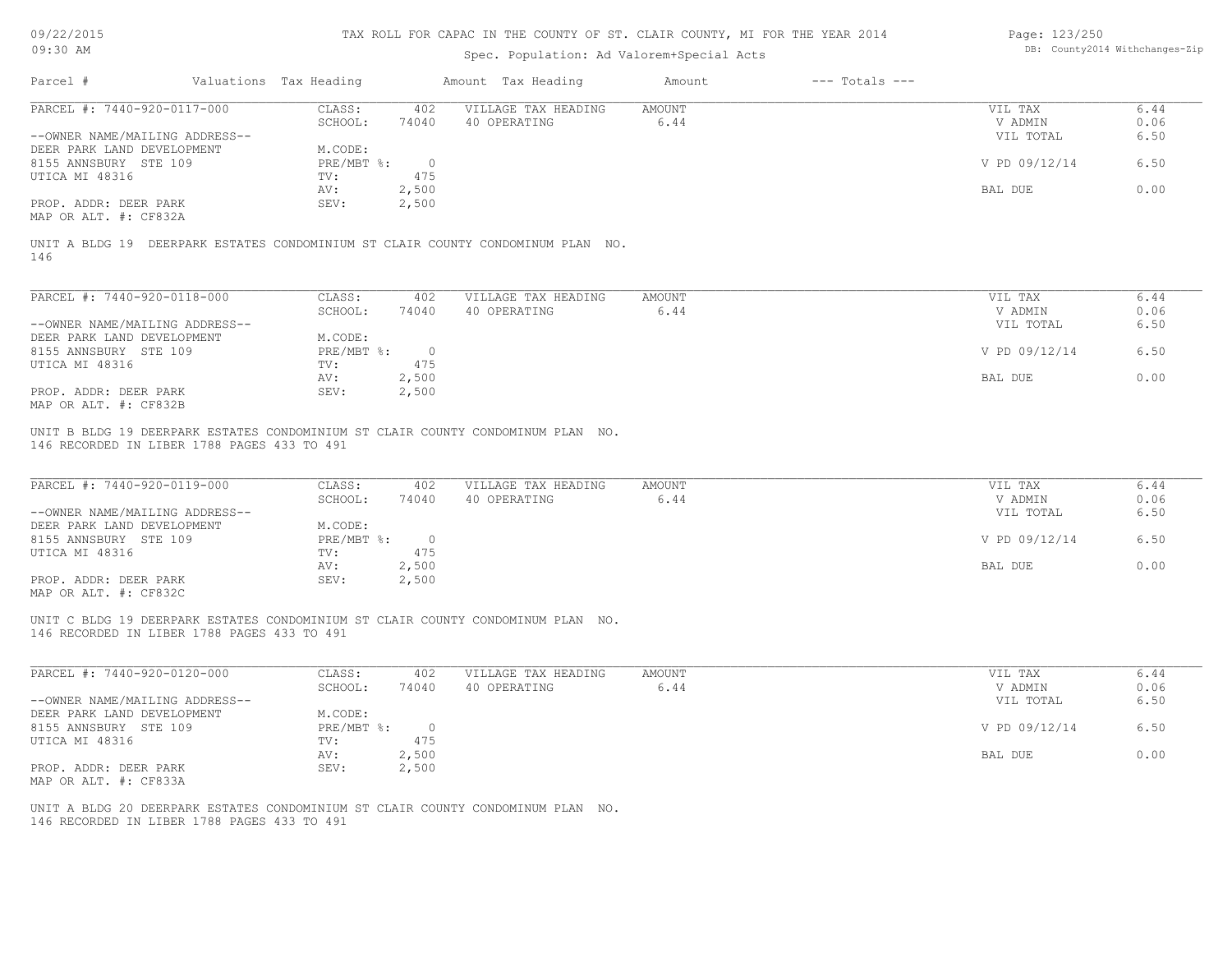TAX ROLL FOR CAPAC IN THE COUNTY OF ST. CLAIR COUNTY, MI FOR THE YEAR 2014

Spec. Population: Ad Valorem+Special Acts

| Parcel # | Valuations | Tax Heading | Amount | Tax Heading | Amount | --- Totals --- | |
|---|---|---|---|---|---|---|---|
| PARCEL #: 7440-920-0117-000 | CLASS: | 402 | VILLAGE TAX HEADING | AMOUNT | | VIL TAX | 6.44 |
| | SCHOOL: | 74040 | 40 OPERATING | 6.44 | | V ADMIN | 0.06 |
| --OWNER NAME/MAILING ADDRESS-- | | | | | | VIL TOTAL | 6.50 |
| DEER PARK LAND DEVELOPMENT | M.CODE: | | | | | | |
| 8155 ANNSBURY STE 109 | PRE/MBT %: | 0 | | | | V PD 09/12/14 | 6.50 |
| UTICA MI 48316 | TV: | 475 | | | | | |
| | AV: | 2,500 | | | | BAL DUE | 0.00 |
| PROP. ADDR: DEER PARK | SEV: | 2,500 | | | | | |
| MAP OR ALT. #: CF832A | | | | | | | |

UNIT A BLDG 19 DEERPARK ESTATES CONDOMINIUM ST CLAIR COUNTY CONDOMINUM PLAN NO. 146

| Parcel # | Valuations | Tax Heading | Amount | Tax Heading | Amount | --- Totals --- | |
|---|---|---|---|---|---|---|---|
| PARCEL #: 7440-920-0118-000 | CLASS: | 402 | VILLAGE TAX HEADING | AMOUNT | | VIL TAX | 6.44 |
| | SCHOOL: | 74040 | 40 OPERATING | 6.44 | | V ADMIN | 0.06 |
| --OWNER NAME/MAILING ADDRESS-- | | | | | | VIL TOTAL | 6.50 |
| DEER PARK LAND DEVELOPMENT | M.CODE: | | | | | | |
| 8155 ANNSBURY STE 109 | PRE/MBT %: | 0 | | | | V PD 09/12/14 | 6.50 |
| UTICA MI 48316 | TV: | 475 | | | | | |
| | AV: | 2,500 | | | | BAL DUE | 0.00 |
| PROP. ADDR: DEER PARK | SEV: | 2,500 | | | | | |
| MAP OR ALT. #: CF832B | | | | | | | |

UNIT B BLDG 19 DEERPARK ESTATES CONDOMINIUM ST CLAIR COUNTY CONDOMINUM PLAN NO. 146 RECORDED IN LIBER 1788 PAGES 433 TO 491

| Parcel # | Valuations | Tax Heading | Amount | Tax Heading | Amount | --- Totals --- | |
|---|---|---|---|---|---|---|---|
| PARCEL #: 7440-920-0119-000 | CLASS: | 402 | VILLAGE TAX HEADING | AMOUNT | | VIL TAX | 6.44 |
| | SCHOOL: | 74040 | 40 OPERATING | 6.44 | | V ADMIN | 0.06 |
| --OWNER NAME/MAILING ADDRESS-- | | | | | | VIL TOTAL | 6.50 |
| DEER PARK LAND DEVELOPMENT | M.CODE: | | | | | | |
| 8155 ANNSBURY STE 109 | PRE/MBT %: | 0 | | | | V PD 09/12/14 | 6.50 |
| UTICA MI 48316 | TV: | 475 | | | | | |
| | AV: | 2,500 | | | | BAL DUE | 0.00 |
| PROP. ADDR: DEER PARK | SEV: | 2,500 | | | | | |
| MAP OR ALT. #: CF832C | | | | | | | |

UNIT C BLDG 19 DEERPARK ESTATES CONDOMINIUM ST CLAIR COUNTY CONDOMINUM PLAN NO. 146 RECORDED IN LIBER 1788 PAGES 433 TO 491

| Parcel # | Valuations | Tax Heading | Amount | Tax Heading | Amount | --- Totals --- | |
|---|---|---|---|---|---|---|---|
| PARCEL #: 7440-920-0120-000 | CLASS: | 402 | VILLAGE TAX HEADING | AMOUNT | | VIL TAX | 6.44 |
| | SCHOOL: | 74040 | 40 OPERATING | 6.44 | | V ADMIN | 0.06 |
| --OWNER NAME/MAILING ADDRESS-- | | | | | | VIL TOTAL | 6.50 |
| DEER PARK LAND DEVELOPMENT | M.CODE: | | | | | | |
| 8155 ANNSBURY STE 109 | PRE/MBT %: | 0 | | | | V PD 09/12/14 | 6.50 |
| UTICA MI 48316 | TV: | 475 | | | | | |
| | AV: | 2,500 | | | | BAL DUE | 0.00 |
| PROP. ADDR: DEER PARK | SEV: | 2,500 | | | | | |
| MAP OR ALT. #: CF833A | | | | | | | |

UNIT A BLDG 20 DEERPARK ESTATES CONDOMINIUM ST CLAIR COUNTY CONDOMINUM PLAN NO. 146 RECORDED IN LIBER 1788 PAGES 433 TO 491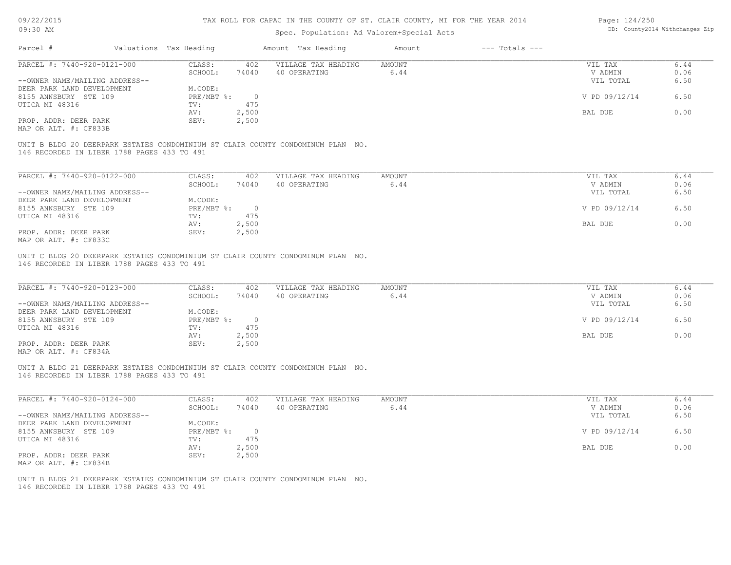TAX ROLL FOR CAPAC IN THE COUNTY OF ST. CLAIR COUNTY, MI FOR THE YEAR 2014

Spec. Population: Ad Valorem+Special Acts

DB: County2014 Withchanges-Zip

| Parcel # | Valuations | Tax Heading | Amount | Tax Heading | Amount | --- Totals --- | |
|---|---|---|---|---|---|---|---|

**PARCEL #: 7440-920-0121-000**

| | | | | | |
|---|---|---|---|---|---|
| CLASS: | 402 | VILLAGE TAX HEADING | AMOUNT | VIL TAX | 6.44 |
| SCHOOL: | 74040 | 40 OPERATING | 6.44 | V ADMIN | 0.06 |
| M.CODE: | | | | VIL TOTAL | 6.50 |
| PRE/MBT %: | 0 | | | V PD 09/12/14 | 6.50 |
| TV: | 475 | | | | |
| AV: | 2,500 | | | BAL DUE | 0.00 |
| SEV: | 2,500 | | | | |

--OWNER NAME/MAILING ADDRESS--
DEER PARK LAND DEVELOPMENT
8155 ANNSBURY STE 109
UTICA MI 48316

PROP. ADDR: DEER PARK
MAP OR ALT. #: CF833B

UNIT B BLDG 20 DEERPARK ESTATES CONDOMINIUM ST CLAIR COUNTY CONDOMINUM PLAN NO. 146 RECORDED IN LIBER 1788 PAGES 433 TO 491

**PARCEL #: 7440-920-0122-000**

| | | | | | |
|---|---|---|---|---|---|
| CLASS: | 402 | VILLAGE TAX HEADING | AMOUNT | VIL TAX | 6.44 |
| SCHOOL: | 74040 | 40 OPERATING | 6.44 | V ADMIN | 0.06 |
| M.CODE: | | | | VIL TOTAL | 6.50 |
| PRE/MBT %: | 0 | | | V PD 09/12/14 | 6.50 |
| TV: | 475 | | | | |
| AV: | 2,500 | | | BAL DUE | 0.00 |
| SEV: | 2,500 | | | | |

--OWNER NAME/MAILING ADDRESS--
DEER PARK LAND DEVELOPMENT
8155 ANNSBURY STE 109
UTICA MI 48316

PROP. ADDR: DEER PARK
MAP OR ALT. #: CF833C

UNIT C BLDG 20 DEERPARK ESTATES CONDOMINIUM ST CLAIR COUNTY CONDOMINUM PLAN NO. 146 RECORDED IN LIBER 1788 PAGES 433 TO 491

**PARCEL #: 7440-920-0123-000**

| | | | | | |
|---|---|---|---|---|---|
| CLASS: | 402 | VILLAGE TAX HEADING | AMOUNT | VIL TAX | 6.44 |
| SCHOOL: | 74040 | 40 OPERATING | 6.44 | V ADMIN | 0.06 |
| M.CODE: | | | | VIL TOTAL | 6.50 |
| PRE/MBT %: | 0 | | | V PD 09/12/14 | 6.50 |
| TV: | 475 | | | | |
| AV: | 2,500 | | | BAL DUE | 0.00 |
| SEV: | 2,500 | | | | |

--OWNER NAME/MAILING ADDRESS--
DEER PARK LAND DEVELOPMENT
8155 ANNSBURY STE 109
UTICA MI 48316

PROP. ADDR: DEER PARK
MAP OR ALT. #: CF834A

UNIT A BLDG 21 DEERPARK ESTATES CONDOMINIUM ST CLAIR COUNTY CONDOMINUM PLAN NO. 146 RECORDED IN LIBER 1788 PAGES 433 TO 491

**PARCEL #: 7440-920-0124-000**

| | | | | | |
|---|---|---|---|---|---|
| CLASS: | 402 | VILLAGE TAX HEADING | AMOUNT | VIL TAX | 6.44 |
| SCHOOL: | 74040 | 40 OPERATING | 6.44 | V ADMIN | 0.06 |
| M.CODE: | | | | VIL TOTAL | 6.50 |
| PRE/MBT %: | 0 | | | V PD 09/12/14 | 6.50 |
| TV: | 475 | | | | |
| AV: | 2,500 | | | BAL DUE | 0.00 |
| SEV: | 2,500 | | | | |

--OWNER NAME/MAILING ADDRESS--
DEER PARK LAND DEVELOPMENT
8155 ANNSBURY STE 109
UTICA MI 48316

PROP. ADDR: DEER PARK
MAP OR ALT. #: CF834B

UNIT B BLDG 21 DEERPARK ESTATES CONDOMINIUM ST CLAIR COUNTY CONDOMINUM PLAN NO. 146 RECORDED IN LIBER 1788 PAGES 433 TO 491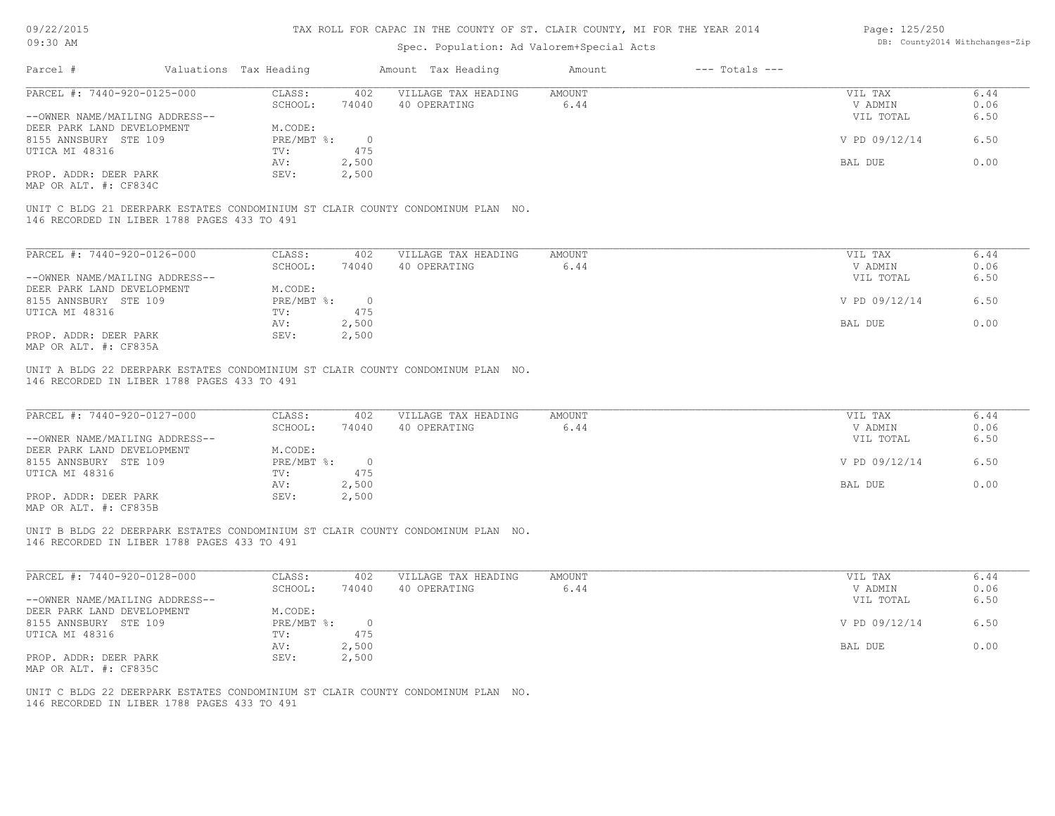TAX ROLL FOR CAPAC IN THE COUNTY OF ST. CLAIR COUNTY, MI FOR THE YEAR 2014

Spec. Population: Ad Valorem+Special Acts

| Parcel # | Valuations | Tax Heading | Amount | Tax Heading | Amount | --- Totals --- | |
|---|---|---|---|---|---|---|---|
| PARCEL #: 7440-920-0125-000 | CLASS: | 402 | VILLAGE TAX HEADING | AMOUNT | | VIL TAX | 6.44 |
| | SCHOOL: | 74040 | 40 OPERATING | 6.44 | | V ADMIN | 0.06 |
| --OWNER NAME/MAILING ADDRESS-- | | | | | | VIL TOTAL | 6.50 |
| DEER PARK LAND DEVELOPMENT | M.CODE: | | | | | | |
| 8155 ANNSBURY STE 109 | PRE/MBT %: | 0 | | | | V PD 09/12/14 | 6.50 |
| UTICA MI 48316 | TV: | 475 | | | | | |
| | AV: | 2,500 | | | | BAL DUE | 0.00 |
| PROP. ADDR: DEER PARK | SEV: | 2,500 | | | | | |
| MAP OR ALT. #: CF834C | | | | | | | |

UNIT C BLDG 21 DEERPARK ESTATES CONDOMINIUM ST CLAIR COUNTY CONDOMINUM PLAN NO. 146 RECORDED IN LIBER 1788 PAGES 433 TO 491

| Parcel # | Valuations | Tax Heading | Amount | Tax Heading | Amount | --- Totals --- | |
|---|---|---|---|---|---|---|---|
| PARCEL #: 7440-920-0126-000 | CLASS: | 402 | VILLAGE TAX HEADING | AMOUNT | | VIL TAX | 6.44 |
| | SCHOOL: | 74040 | 40 OPERATING | 6.44 | | V ADMIN | 0.06 |
| --OWNER NAME/MAILING ADDRESS-- | | | | | | VIL TOTAL | 6.50 |
| DEER PARK LAND DEVELOPMENT | M.CODE: | | | | | | |
| 8155 ANNSBURY STE 109 | PRE/MBT %: | 0 | | | | V PD 09/12/14 | 6.50 |
| UTICA MI 48316 | TV: | 475 | | | | | |
| | AV: | 2,500 | | | | BAL DUE | 0.00 |
| PROP. ADDR: DEER PARK | SEV: | 2,500 | | | | | |
| MAP OR ALT. #: CF835A | | | | | | | |

UNIT A BLDG 22 DEERPARK ESTATES CONDOMINIUM ST CLAIR COUNTY CONDOMINUM PLAN NO. 146 RECORDED IN LIBER 1788 PAGES 433 TO 491

| Parcel # | Valuations | Tax Heading | Amount | Tax Heading | Amount | --- Totals --- | |
|---|---|---|---|---|---|---|---|
| PARCEL #: 7440-920-0127-000 | CLASS: | 402 | VILLAGE TAX HEADING | AMOUNT | | VIL TAX | 6.44 |
| | SCHOOL: | 74040 | 40 OPERATING | 6.44 | | V ADMIN | 0.06 |
| --OWNER NAME/MAILING ADDRESS-- | | | | | | VIL TOTAL | 6.50 |
| DEER PARK LAND DEVELOPMENT | M.CODE: | | | | | | |
| 8155 ANNSBURY STE 109 | PRE/MBT %: | 0 | | | | V PD 09/12/14 | 6.50 |
| UTICA MI 48316 | TV: | 475 | | | | | |
| | AV: | 2,500 | | | | BAL DUE | 0.00 |
| PROP. ADDR: DEER PARK | SEV: | 2,500 | | | | | |
| MAP OR ALT. #: CF835B | | | | | | | |

UNIT B BLDG 22 DEERPARK ESTATES CONDOMINIUM ST CLAIR COUNTY CONDOMINUM PLAN NO. 146 RECORDED IN LIBER 1788 PAGES 433 TO 491

| Parcel # | Valuations | Tax Heading | Amount | Tax Heading | Amount | --- Totals --- | |
|---|---|---|---|---|---|---|---|
| PARCEL #: 7440-920-0128-000 | CLASS: | 402 | VILLAGE TAX HEADING | AMOUNT | | VIL TAX | 6.44 |
| | SCHOOL: | 74040 | 40 OPERATING | 6.44 | | V ADMIN | 0.06 |
| --OWNER NAME/MAILING ADDRESS-- | | | | | | VIL TOTAL | 6.50 |
| DEER PARK LAND DEVELOPMENT | M.CODE: | | | | | | |
| 8155 ANNSBURY STE 109 | PRE/MBT %: | 0 | | | | V PD 09/12/14 | 6.50 |
| UTICA MI 48316 | TV: | 475 | | | | | |
| | AV: | 2,500 | | | | BAL DUE | 0.00 |
| PROP. ADDR: DEER PARK | SEV: | 2,500 | | | | | |
| MAP OR ALT. #: CF835C | | | | | | | |

UNIT C BLDG 22 DEERPARK ESTATES CONDOMINIUM ST CLAIR COUNTY CONDOMINUM PLAN NO. 146 RECORDED IN LIBER 1788 PAGES 433 TO 491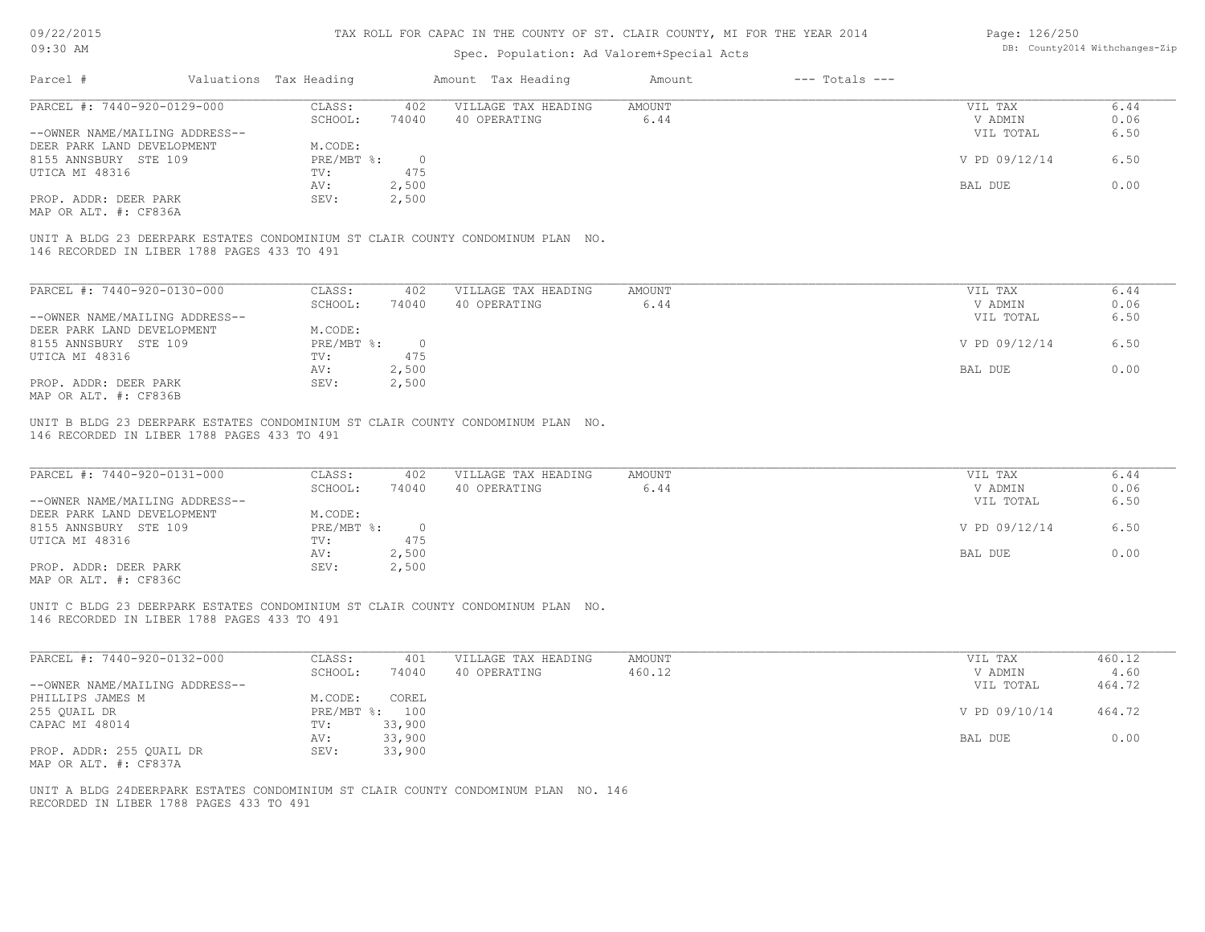# TAX ROLL FOR CAPAC IN THE COUNTY OF ST. CLAIR COUNTY, MI FOR THE YEAR 2014

Spec. Population: Ad Valorem+Special Acts

| Parcel # | Valuations | Tax Heading | Amount | Tax Heading | Amount | --- Totals --- | |
|---|---|---|---|---|---|---|---|
| PARCEL #: 7440-920-0129-000 | CLASS: | 402 | VILLAGE TAX HEADING | AMOUNT | | VIL TAX | 6.44 |
| | SCHOOL: | 74040 | 40 OPERATING | 6.44 | | V ADMIN | 0.06 |
| --OWNER NAME/MAILING ADDRESS-- | | | | | | VIL TOTAL | 6.50 |
| DEER PARK LAND DEVELOPMENT | M.CODE: | | | | | | |
| 8155 ANNSBURY STE 109 | PRE/MBT %: | 0 | | | | V PD 09/12/14 | 6.50 |
| UTICA MI 48316 | TV: | 475 | | | | | |
| | AV: | 2,500 | | | | BAL DUE | 0.00 |
| PROP. ADDR: DEER PARK | SEV: | 2,500 | | | | | |
| MAP OR ALT. #: CF836A | | | | | | | |

UNIT A BLDG 23 DEERPARK ESTATES CONDOMINIUM ST CLAIR COUNTY CONDOMINUM PLAN NO. 146 RECORDED IN LIBER 1788 PAGES 433 TO 491

| Parcel # | Valuations | Tax Heading | Amount | Tax Heading | Amount | --- Totals --- | |
|---|---|---|---|---|---|---|---|
| PARCEL #: 7440-920-0130-000 | CLASS: | 402 | VILLAGE TAX HEADING | AMOUNT | | VIL TAX | 6.44 |
| | SCHOOL: | 74040 | 40 OPERATING | 6.44 | | V ADMIN | 0.06 |
| --OWNER NAME/MAILING ADDRESS-- | | | | | | VIL TOTAL | 6.50 |
| DEER PARK LAND DEVELOPMENT | M.CODE: | | | | | | |
| 8155 ANNSBURY STE 109 | PRE/MBT %: | 0 | | | | V PD 09/12/14 | 6.50 |
| UTICA MI 48316 | TV: | 475 | | | | | |
| | AV: | 2,500 | | | | BAL DUE | 0.00 |
| PROP. ADDR: DEER PARK | SEV: | 2,500 | | | | | |
| MAP OR ALT. #: CF836B | | | | | | | |

UNIT B BLDG 23 DEERPARK ESTATES CONDOMINIUM ST CLAIR COUNTY CONDOMINUM PLAN NO. 146 RECORDED IN LIBER 1788 PAGES 433 TO 491

| Parcel # | Valuations | Tax Heading | Amount | Tax Heading | Amount | --- Totals --- | |
|---|---|---|---|---|---|---|---|
| PARCEL #: 7440-920-0131-000 | CLASS: | 402 | VILLAGE TAX HEADING | AMOUNT | | VIL TAX | 6.44 |
| | SCHOOL: | 74040 | 40 OPERATING | 6.44 | | V ADMIN | 0.06 |
| --OWNER NAME/MAILING ADDRESS-- | | | | | | VIL TOTAL | 6.50 |
| DEER PARK LAND DEVELOPMENT | M.CODE: | | | | | | |
| 8155 ANNSBURY STE 109 | PRE/MBT %: | 0 | | | | V PD 09/12/14 | 6.50 |
| UTICA MI 48316 | TV: | 475 | | | | | |
| | AV: | 2,500 | | | | BAL DUE | 0.00 |
| PROP. ADDR: DEER PARK | SEV: | 2,500 | | | | | |
| MAP OR ALT. #: CF836C | | | | | | | |

UNIT C BLDG 23 DEERPARK ESTATES CONDOMINIUM ST CLAIR COUNTY CONDOMINUM PLAN NO. 146 RECORDED IN LIBER 1788 PAGES 433 TO 491

| Parcel # | Valuations | Tax Heading | Amount | Tax Heading | Amount | --- Totals --- | |
|---|---|---|---|---|---|---|---|
| PARCEL #: 7440-920-0132-000 | CLASS: | 401 | VILLAGE TAX HEADING | AMOUNT | | VIL TAX | 460.12 |
| | SCHOOL: | 74040 | 40 OPERATING | 460.12 | | V ADMIN | 4.60 |
| --OWNER NAME/MAILING ADDRESS-- | | | | | | VIL TOTAL | 464.72 |
| PHILLIPS JAMES M | M.CODE: | COREL | | | | | |
| 255 QUAIL DR | PRE/MBT %: | 100 | | | | V PD 09/10/14 | 464.72 |
| CAPAC MI 48014 | TV: | 33,900 | | | | | |
| | AV: | 33,900 | | | | BAL DUE | 0.00 |
| PROP. ADDR: 255 QUAIL DR | SEV: | 33,900 | | | | | |
| MAP OR ALT. #: CF837A | | | | | | | |

UNIT A BLDG 24DEERPARK ESTATES CONDOMINIUM ST CLAIR COUNTY CONDOMINUM PLAN NO. 146 RECORDED IN LIBER 1788 PAGES 433 TO 491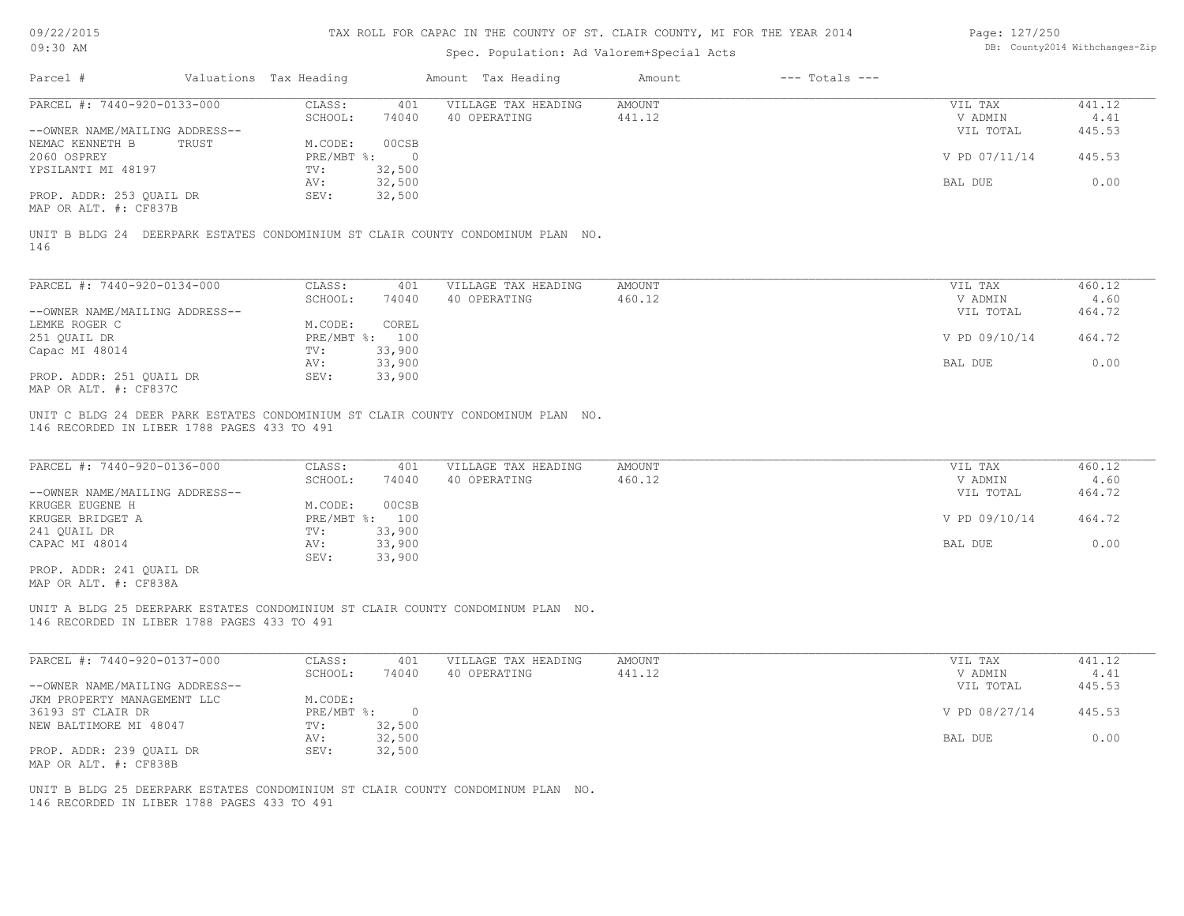09/22/2015
09:30 AM

TAX ROLL FOR CAPAC IN THE COUNTY OF ST. CLAIR COUNTY, MI FOR THE YEAR 2014

Spec. Population: Ad Valorem+Special Acts

DB: County2014 Withchanges-Zip

| Parcel # | Valuations | Tax Heading | Amount | Tax Heading | Amount | --- Totals --- | |
|---|---|---|---|---|---|---|---|

**PARCEL #: 7440-920-0133-000**

| | | | | | |
|---|---|---|---|---|---|
| CLASS: | 401 | VILLAGE TAX HEADING | AMOUNT | VIL TAX | 441.12 |
| SCHOOL: | 74040 | 40 OPERATING | 441.12 | V ADMIN | 4.41 |
| | | | | VIL TOTAL | 445.53 |
| M.CODE: | 00CSB | | | | |
| PRE/MBT %: | 0 | | | V PD 07/11/14 | 445.53 |
| TV: | 32,500 | | | | |
| AV: | 32,500 | | | BAL DUE | 0.00 |
| SEV: | 32,500 | | | | |

--OWNER NAME/MAILING ADDRESS--
NEMAC KENNETH B TRUST
2060 OSPREY
YPSILANTI MI 48197

PROP. ADDR: 253 QUAIL DR
MAP OR ALT. #: CF837B

UNIT B BLDG 24 DEERPARK ESTATES CONDOMINIUM ST CLAIR COUNTY CONDOMINUM PLAN NO. 146

**PARCEL #: 7440-920-0134-000**

| | | | | | |
|---|---|---|---|---|---|
| CLASS: | 401 | VILLAGE TAX HEADING | AMOUNT | VIL TAX | 460.12 |
| SCHOOL: | 74040 | 40 OPERATING | 460.12 | V ADMIN | 4.60 |
| | | | | VIL TOTAL | 464.72 |
| M.CODE: | COREL | | | | |
| PRE/MBT %: | 100 | | | V PD 09/10/14 | 464.72 |
| TV: | 33,900 | | | | |
| AV: | 33,900 | | | BAL DUE | 0.00 |
| SEV: | 33,900 | | | | |

--OWNER NAME/MAILING ADDRESS--
LEMKE ROGER C
251 QUAIL DR
Capac MI 48014

PROP. ADDR: 251 QUAIL DR
MAP OR ALT. #: CF837C

UNIT C BLDG 24 DEER PARK ESTATES CONDOMINIUM ST CLAIR COUNTY CONDOMINUM PLAN NO. 146 RECORDED IN LIBER 1788 PAGES 433 TO 491

**PARCEL #: 7440-920-0136-000**

| | | | | | |
|---|---|---|---|---|---|
| CLASS: | 401 | VILLAGE TAX HEADING | AMOUNT | VIL TAX | 460.12 |
| SCHOOL: | 74040 | 40 OPERATING | 460.12 | V ADMIN | 4.60 |
| | | | | VIL TOTAL | 464.72 |
| M.CODE: | 00CSB | | | | |
| PRE/MBT %: | 100 | | | V PD 09/10/14 | 464.72 |
| TV: | 33,900 | | | | |
| AV: | 33,900 | | | BAL DUE | 0.00 |
| SEV: | 33,900 | | | | |

--OWNER NAME/MAILING ADDRESS--
KRUGER EUGENE H
KRUGER BRIDGET A
241 QUAIL DR
CAPAC MI 48014

PROP. ADDR: 241 QUAIL DR
MAP OR ALT. #: CF838A

UNIT A BLDG 25 DEERPARK ESTATES CONDOMINIUM ST CLAIR COUNTY CONDOMINUM PLAN NO. 146 RECORDED IN LIBER 1788 PAGES 433 TO 491

**PARCEL #: 7440-920-0137-000**

| | | | | | |
|---|---|---|---|---|---|
| CLASS: | 401 | VILLAGE TAX HEADING | AMOUNT | VIL TAX | 441.12 |
| SCHOOL: | 74040 | 40 OPERATING | 441.12 | V ADMIN | 4.41 |
| | | | | VIL TOTAL | 445.53 |
| M.CODE: | | | | | |
| PRE/MBT %: | 0 | | | V PD 08/27/14 | 445.53 |
| TV: | 32,500 | | | | |
| AV: | 32,500 | | | BAL DUE | 0.00 |
| SEV: | 32,500 | | | | |

--OWNER NAME/MAILING ADDRESS--
JKM PROPERTY MANAGEMENT LLC
36193 ST CLAIR DR
NEW BALTIMORE MI 48047

PROP. ADDR: 239 QUAIL DR
MAP OR ALT. #: CF838B

UNIT B BLDG 25 DEERPARK ESTATES CONDOMINIUM ST CLAIR COUNTY CONDOMINUM PLAN NO. 146 RECORDED IN LIBER 1788 PAGES 433 TO 491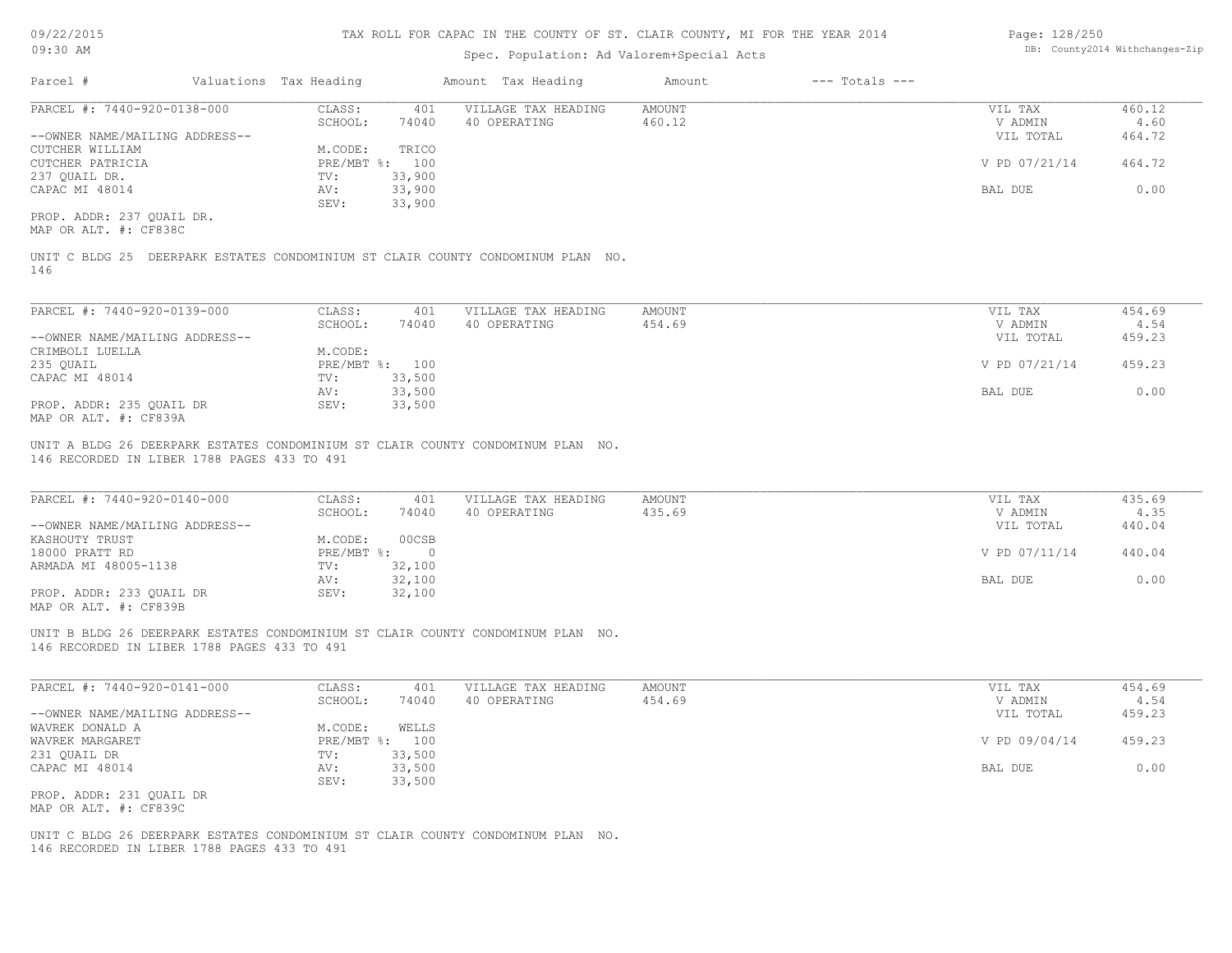TAX ROLL FOR CAPAC IN THE COUNTY OF ST. CLAIR COUNTY, MI FOR THE YEAR 2014

Spec. Population: Ad Valorem+Special Acts

09/22/2015
09:30 AM

DB: County2014 Withchanges-Zip

| Parcel # | Valuations | Tax Heading | Amount | Tax Heading | Amount | --- Totals --- | |
|---|---|---|---|---|---|---|---|

---

**PARCEL #: 7440-920-0138-000**

CLASS: 401
SCHOOL: 74040
M.CODE: TRICO
PRE/MBT %: 100
TV: 33,900
AV: 33,900
SEV: 33,900

VILLAGE TAX HEADING: 40 OPERATING — AMOUNT: 460.12

--OWNER NAME/MAILING ADDRESS--
CUTCHER WILLIAM
CUTCHER PATRICIA
237 QUAIL DR.
CAPAC MI 48014

PROP. ADDR: 237 QUAIL DR.
MAP OR ALT. #: CF838C

| | |
|---|---|
| VIL TAX | 460.12 |
| V ADMIN | 4.60 |
| VIL TOTAL | 464.72 |
| V PD 07/21/14 | 464.72 |
| BAL DUE | 0.00 |

UNIT C BLDG 25 DEERPARK ESTATES CONDOMINIUM ST CLAIR COUNTY CONDOMINUM PLAN NO. 146

---

**PARCEL #: 7440-920-0139-000**

CLASS: 401
SCHOOL: 74040
M.CODE:
PRE/MBT %: 100
TV: 33,500
AV: 33,500
SEV: 33,500

VILLAGE TAX HEADING: 40 OPERATING — AMOUNT: 454.69

--OWNER NAME/MAILING ADDRESS--
CRIMBOLI LUELLA
235 QUAIL
CAPAC MI 48014

PROP. ADDR: 235 QUAIL DR
MAP OR ALT. #: CF839A

| | |
|---|---|
| VIL TAX | 454.69 |
| V ADMIN | 4.54 |
| VIL TOTAL | 459.23 |
| V PD 07/21/14 | 459.23 |
| BAL DUE | 0.00 |

UNIT A BLDG 26 DEERPARK ESTATES CONDOMINIUM ST CLAIR COUNTY CONDOMINUM PLAN NO. 146 RECORDED IN LIBER 1788 PAGES 433 TO 491

---

**PARCEL #: 7440-920-0140-000**

CLASS: 401
SCHOOL: 74040
M.CODE: 00CSB
PRE/MBT %: 0
TV: 32,100
AV: 32,100
SEV: 32,100

VILLAGE TAX HEADING: 40 OPERATING — AMOUNT: 435.69

--OWNER NAME/MAILING ADDRESS--
KASHOUTY TRUST
18000 PRATT RD
ARMADA MI 48005-1138

PROP. ADDR: 233 QUAIL DR
MAP OR ALT. #: CF839B

| | |
|---|---|
| VIL TAX | 435.69 |
| V ADMIN | 4.35 |
| VIL TOTAL | 440.04 |
| V PD 07/11/14 | 440.04 |
| BAL DUE | 0.00 |

UNIT B BLDG 26 DEERPARK ESTATES CONDOMINIUM ST CLAIR COUNTY CONDOMINUM PLAN NO. 146 RECORDED IN LIBER 1788 PAGES 433 TO 491

---

**PARCEL #: 7440-920-0141-000**

CLASS: 401
SCHOOL: 74040
M.CODE: WELLS
PRE/MBT %: 100
TV: 33,500
AV: 33,500
SEV: 33,500

VILLAGE TAX HEADING: 40 OPERATING — AMOUNT: 454.69

--OWNER NAME/MAILING ADDRESS--
WAVREK DONALD A
WAVREK MARGARET
231 QUAIL DR
CAPAC MI 48014

PROP. ADDR: 231 QUAIL DR
MAP OR ALT. #: CF839C

| | |
|---|---|
| VIL TAX | 454.69 |
| V ADMIN | 4.54 |
| VIL TOTAL | 459.23 |
| V PD 09/04/14 | 459.23 |
| BAL DUE | 0.00 |

UNIT C BLDG 26 DEERPARK ESTATES CONDOMINIUM ST CLAIR COUNTY CONDOMINUM PLAN NO. 146 RECORDED IN LIBER 1788 PAGES 433 TO 491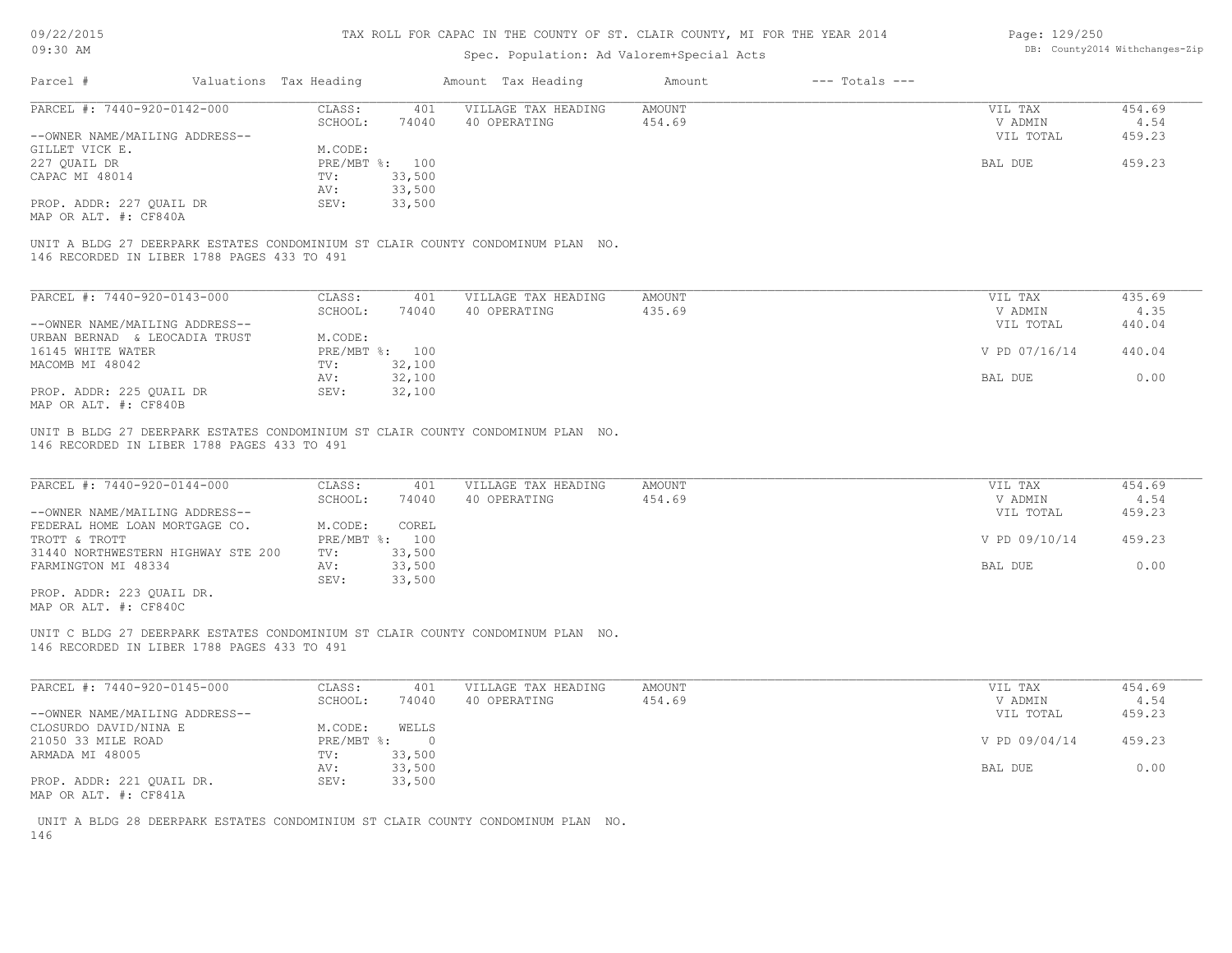# TAX ROLL FOR CAPAC IN THE COUNTY OF ST. CLAIR COUNTY, MI FOR THE YEAR 2014

Spec. Population: Ad Valorem+Special Acts

| Parcel # | Valuations | Tax Heading | Amount | Tax Heading | Amount | --- Totals --- |
|---|---|---|---|---|---|---|

PARCEL #: 7440-920-0142-000

| CLASS: 401 | VILLAGE TAX HEADING | AMOUNT | VIL TAX | 454.69 |
|---|---|---|---|---|
| SCHOOL: 74040 | 40 OPERATING | 454.69 | V ADMIN | 4.54 |
| | | | VIL TOTAL | 459.23 |
| | | | BAL DUE | 459.23 |

--OWNER NAME/MAILING ADDRESS--
GILLET VICK E.
227 QUAIL DR
CAPAC MI 48014

M.CODE:
PRE/MBT %: 100
TV: 33,500
AV: 33,500
SEV: 33,500

PROP. ADDR: 227 QUAIL DR
MAP OR ALT. #: CF840A

UNIT A BLDG 27 DEERPARK ESTATES CONDOMINIUM ST CLAIR COUNTY CONDOMINUM PLAN NO. 146 RECORDED IN LIBER 1788 PAGES 433 TO 491

---

PARCEL #: 7440-920-0143-000

| CLASS: 401 | VILLAGE TAX HEADING | AMOUNT | VIL TAX | 435.69 |
|---|---|---|---|---|
| SCHOOL: 74040 | 40 OPERATING | 435.69 | V ADMIN | 4.35 |
| | | | VIL TOTAL | 440.04 |
| | | | V PD 07/16/14 | 440.04 |
| | | | BAL DUE | 0.00 |

--OWNER NAME/MAILING ADDRESS--
URBAN BERNAD & LEOCADIA TRUST
16145 WHITE WATER
MACOMB MI 48042

M.CODE:
PRE/MBT %: 100
TV: 32,100
AV: 32,100
SEV: 32,100

PROP. ADDR: 225 QUAIL DR
MAP OR ALT. #: CF840B

UNIT B BLDG 27 DEERPARK ESTATES CONDOMINIUM ST CLAIR COUNTY CONDOMINUM PLAN NO. 146 RECORDED IN LIBER 1788 PAGES 433 TO 491

---

PARCEL #: 7440-920-0144-000

| CLASS: 401 | VILLAGE TAX HEADING | AMOUNT | VIL TAX | 454.69 |
|---|---|---|---|---|
| SCHOOL: 74040 | 40 OPERATING | 454.69 | V ADMIN | 4.54 |
| | | | VIL TOTAL | 459.23 |
| | | | V PD 09/10/14 | 459.23 |
| | | | BAL DUE | 0.00 |

--OWNER NAME/MAILING ADDRESS--
FEDERAL HOME LOAN MORTGAGE CO.
TROTT & TROTT
31440 NORTHWESTERN HIGHWAY STE 200
FARMINGTON MI 48334

M.CODE: COREL
PRE/MBT %: 100
TV: 33,500
AV: 33,500
SEV: 33,500

PROP. ADDR: 223 QUAIL DR.
MAP OR ALT. #: CF840C

UNIT C BLDG 27 DEERPARK ESTATES CONDOMINIUM ST CLAIR COUNTY CONDOMINUM PLAN NO. 146 RECORDED IN LIBER 1788 PAGES 433 TO 491

---

PARCEL #: 7440-920-0145-000

| CLASS: 401 | VILLAGE TAX HEADING | AMOUNT | VIL TAX | 454.69 |
|---|---|---|---|---|
| SCHOOL: 74040 | 40 OPERATING | 454.69 | V ADMIN | 4.54 |
| | | | VIL TOTAL | 459.23 |
| | | | V PD 09/04/14 | 459.23 |
| | | | BAL DUE | 0.00 |

--OWNER NAME/MAILING ADDRESS--
CLOSURDO DAVID/NINA E
21050 33 MILE ROAD
ARMADA MI 48005

M.CODE: WELLS
PRE/MBT %: 0
TV: 33,500
AV: 33,500
SEV: 33,500

PROP. ADDR: 221 QUAIL DR.
MAP OR ALT. #: CF841A

UNIT A BLDG 28 DEERPARK ESTATES CONDOMINIUM ST CLAIR COUNTY CONDOMINUM PLAN NO. 146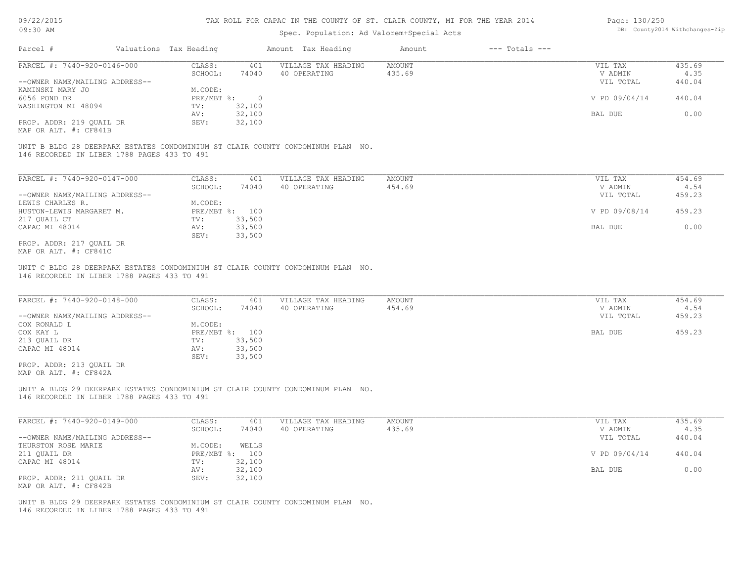# TAX ROLL FOR CAPAC IN THE COUNTY OF ST. CLAIR COUNTY, MI FOR THE YEAR 2014

Spec. Population: Ad Valorem+Special Acts

| Parcel # | Valuations | Tax Heading | Amount | Tax Heading | Amount | --- Totals --- | |
|---|---|---|---|---|---|---|---|

---

PARCEL #: 7440-920-0146-000

| | | | | | |
|---|---|---|---|---|---|
| CLASS: | 401 | VILLAGE TAX HEADING | AMOUNT | VIL TAX | 435.69 |
| SCHOOL: | 74040 | 40 OPERATING | 435.69 | V ADMIN | 4.35 |
| | | | | VIL TOTAL | 440.04 |
| M.CODE: | | | | | |
| PRE/MBT %: | 0 | | | V PD 09/04/14 | 440.04 |
| TV: | 32,100 | | | | |
| AV: | 32,100 | | | BAL DUE | 0.00 |
| SEV: | 32,100 | | | | |

--OWNER NAME/MAILING ADDRESS--
KAMINSKI MARY JO
6056 POND DR
WASHINGTON MI 48094

PROP. ADDR: 219 QUAIL DR
MAP OR ALT. #: CF841B

UNIT B BLDG 28 DEERPARK ESTATES CONDOMINIUM ST CLAIR COUNTY CONDOMINUM PLAN NO. 146 RECORDED IN LIBER 1788 PAGES 433 TO 491

---

PARCEL #: 7440-920-0147-000

| | | | | | |
|---|---|---|---|---|---|
| CLASS: | 401 | VILLAGE TAX HEADING | AMOUNT | VIL TAX | 454.69 |
| SCHOOL: | 74040 | 40 OPERATING | 454.69 | V ADMIN | 4.54 |
| | | | | VIL TOTAL | 459.23 |
| M.CODE: | | | | | |
| PRE/MBT %: | 100 | | | V PD 09/08/14 | 459.23 |
| TV: | 33,500 | | | | |
| AV: | 33,500 | | | BAL DUE | 0.00 |
| SEV: | 33,500 | | | | |

--OWNER NAME/MAILING ADDRESS--
LEWIS CHARLES R.
HUSTON-LEWIS MARGARET M.
217 QUAIL CT
CAPAC MI 48014

PROP. ADDR: 217 QUAIL DR
MAP OR ALT. #: CF841C

UNIT C BLDG 28 DEERPARK ESTATES CONDOMINIUM ST CLAIR COUNTY CONDOMINUM PLAN NO. 146 RECORDED IN LIBER 1788 PAGES 433 TO 491

---

PARCEL #: 7440-920-0148-000

| | | | | | |
|---|---|---|---|---|---|
| CLASS: | 401 | VILLAGE TAX HEADING | AMOUNT | VIL TAX | 454.69 |
| SCHOOL: | 74040 | 40 OPERATING | 454.69 | V ADMIN | 4.54 |
| | | | | VIL TOTAL | 459.23 |
| M.CODE: | | | | | |
| PRE/MBT %: | 100 | | | BAL DUE | 459.23 |
| TV: | 33,500 | | | | |
| AV: | 33,500 | | | | |
| SEV: | 33,500 | | | | |

--OWNER NAME/MAILING ADDRESS--
COX RONALD L
COX KAY L
213 QUAIL DR
CAPAC MI 48014

PROP. ADDR: 213 QUAIL DR
MAP OR ALT. #: CF842A

UNIT A BLDG 29 DEERPARK ESTATES CONDOMINIUM ST CLAIR COUNTY CONDOMINUM PLAN NO. 146 RECORDED IN LIBER 1788 PAGES 433 TO 491

---

PARCEL #: 7440-920-0149-000

| | | | | | |
|---|---|---|---|---|---|
| CLASS: | 401 | VILLAGE TAX HEADING | AMOUNT | VIL TAX | 435.69 |
| SCHOOL: | 74040 | 40 OPERATING | 435.69 | V ADMIN | 4.35 |
| | | | | VIL TOTAL | 440.04 |
| M.CODE: | WELLS | | | | |
| PRE/MBT %: | 100 | | | V PD 09/04/14 | 440.04 |
| TV: | 32,100 | | | | |
| AV: | 32,100 | | | BAL DUE | 0.00 |
| SEV: | 32,100 | | | | |

--OWNER NAME/MAILING ADDRESS--
THURSTON ROSE MARIE
211 QUAIL DR
CAPAC MI 48014

PROP. ADDR: 211 QUAIL DR
MAP OR ALT. #: CF842B

UNIT B BLDG 29 DEERPARK ESTATES CONDOMINIUM ST CLAIR COUNTY CONDOMINUM PLAN NO. 146 RECORDED IN LIBER 1788 PAGES 433 TO 491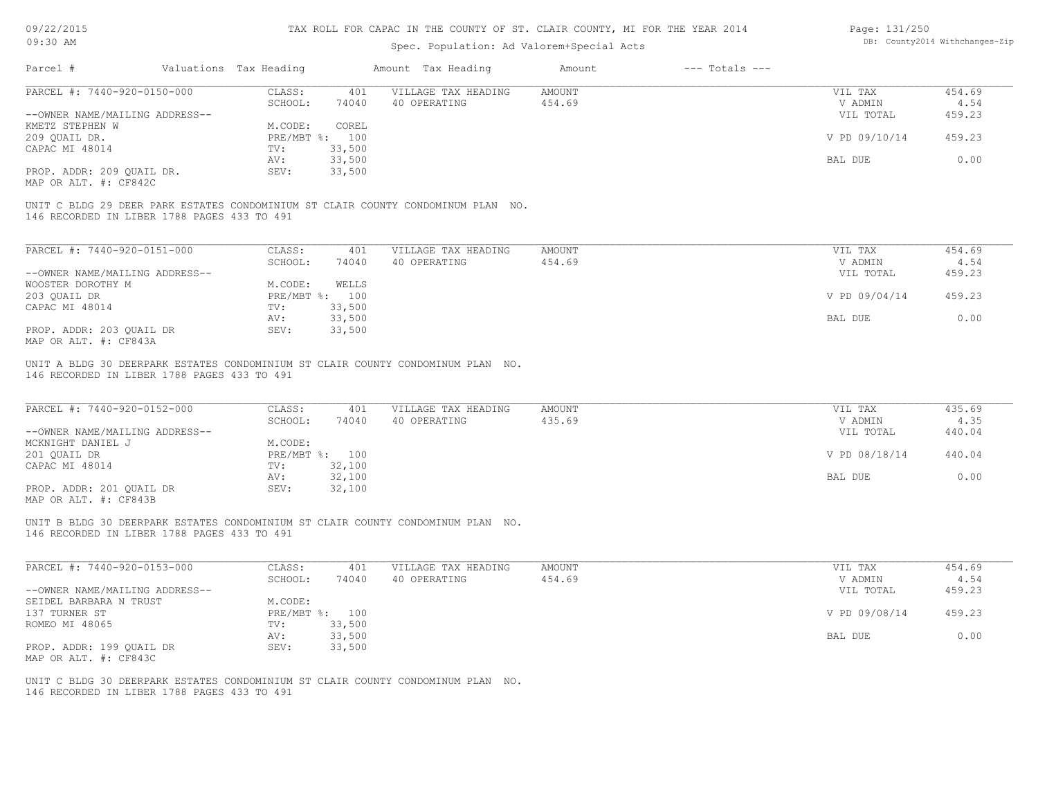# TAX ROLL FOR CAPAC IN THE COUNTY OF ST. CLAIR COUNTY, MI FOR THE YEAR 2014

Spec. Population: Ad Valorem+Special Acts

| Parcel # | Valuations | Tax Heading | Amount | Tax Heading | Amount | --- Totals --- | |
|---|---|---|---|---|---|---|---|
| PARCEL #: 7440-920-0150-000 | CLASS: | 401 | VILLAGE TAX HEADING | AMOUNT | | VIL TAX | 454.69 |
| | SCHOOL: | 74040 | 40 OPERATING | 454.69 | | V ADMIN | 4.54 |
| --OWNER NAME/MAILING ADDRESS-- | | | | | | VIL TOTAL | 459.23 |
| KMETZ STEPHEN W | M.CODE: | COREL | | | | | |
| 209 QUAIL DR. | PRE/MBT %: | 100 | | | | V PD 09/10/14 | 459.23 |
| CAPAC MI 48014 | TV: | 33,500 | | | | | |
| | AV: | 33,500 | | | | BAL DUE | 0.00 |
| PROP. ADDR: 209 QUAIL DR. | SEV: | 33,500 | | | | | |
| MAP OR ALT. #: CF842C | | | | | | | |

UNIT C BLDG 29 DEER PARK ESTATES CONDOMINIUM ST CLAIR COUNTY CONDOMINUM PLAN NO. 146 RECORDED IN LIBER 1788 PAGES 433 TO 491

| Parcel # | Valuations | Tax Heading | Amount | Tax Heading | Amount | --- Totals --- | |
|---|---|---|---|---|---|---|---|
| PARCEL #: 7440-920-0151-000 | CLASS: | 401 | VILLAGE TAX HEADING | AMOUNT | | VIL TAX | 454.69 |
| | SCHOOL: | 74040 | 40 OPERATING | 454.69 | | V ADMIN | 4.54 |
| --OWNER NAME/MAILING ADDRESS-- | | | | | | VIL TOTAL | 459.23 |
| WOOSTER DOROTHY M | M.CODE: | WELLS | | | | | |
| 203 QUAIL DR | PRE/MBT %: | 100 | | | | V PD 09/04/14 | 459.23 |
| CAPAC MI 48014 | TV: | 33,500 | | | | | |
| | AV: | 33,500 | | | | BAL DUE | 0.00 |
| PROP. ADDR: 203 QUAIL DR | SEV: | 33,500 | | | | | |
| MAP OR ALT. #: CF843A | | | | | | | |

UNIT A BLDG 30 DEERPARK ESTATES CONDOMINIUM ST CLAIR COUNTY CONDOMINUM PLAN NO. 146 RECORDED IN LIBER 1788 PAGES 433 TO 491

| Parcel # | Valuations | Tax Heading | Amount | Tax Heading | Amount | --- Totals --- | |
|---|---|---|---|---|---|---|---|
| PARCEL #: 7440-920-0152-000 | CLASS: | 401 | VILLAGE TAX HEADING | AMOUNT | | VIL TAX | 435.69 |
| | SCHOOL: | 74040 | 40 OPERATING | 435.69 | | V ADMIN | 4.35 |
| --OWNER NAME/MAILING ADDRESS-- | | | | | | VIL TOTAL | 440.04 |
| MCKNIGHT DANIEL J | M.CODE: | | | | | | |
| 201 QUAIL DR | PRE/MBT %: | 100 | | | | V PD 08/18/14 | 440.04 |
| CAPAC MI 48014 | TV: | 32,100 | | | | | |
| | AV: | 32,100 | | | | BAL DUE | 0.00 |
| PROP. ADDR: 201 QUAIL DR | SEV: | 32,100 | | | | | |
| MAP OR ALT. #: CF843B | | | | | | | |

UNIT B BLDG 30 DEERPARK ESTATES CONDOMINIUM ST CLAIR COUNTY CONDOMINUM PLAN NO. 146 RECORDED IN LIBER 1788 PAGES 433 TO 491

| Parcel # | Valuations | Tax Heading | Amount | Tax Heading | Amount | --- Totals --- | |
|---|---|---|---|---|---|---|---|
| PARCEL #: 7440-920-0153-000 | CLASS: | 401 | VILLAGE TAX HEADING | AMOUNT | | VIL TAX | 454.69 |
| | SCHOOL: | 74040 | 40 OPERATING | 454.69 | | V ADMIN | 4.54 |
| --OWNER NAME/MAILING ADDRESS-- | | | | | | VIL TOTAL | 459.23 |
| SEIDEL BARBARA N TRUST | M.CODE: | | | | | | |
| 137 TURNER ST | PRE/MBT %: | 100 | | | | V PD 09/08/14 | 459.23 |
| ROMEO MI 48065 | TV: | 33,500 | | | | | |
| | AV: | 33,500 | | | | BAL DUE | 0.00 |
| PROP. ADDR: 199 QUAIL DR | SEV: | 33,500 | | | | | |
| MAP OR ALT. #: CF843C | | | | | | | |

UNIT C BLDG 30 DEERPARK ESTATES CONDOMINIUM ST CLAIR COUNTY CONDOMINUM PLAN NO. 146 RECORDED IN LIBER 1788 PAGES 433 TO 491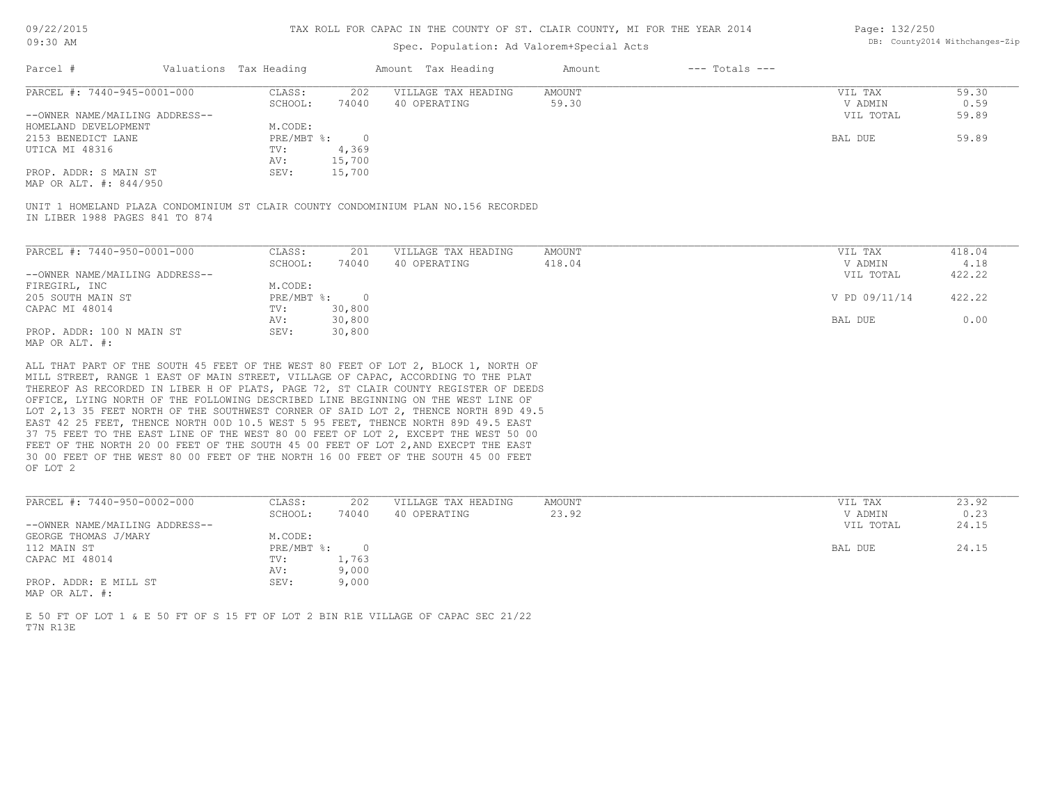TAX ROLL FOR CAPAC IN THE COUNTY OF ST. CLAIR COUNTY, MI FOR THE YEAR 2014

Spec. Population: Ad Valorem+Special Acts

DB: County2014 Withchanges-Zip

| Parcel # | Valuations Tax Heading | Amount Tax Heading | Amount | --- Totals --- |
|---|---|---|---|---|

## PARCEL #: 7440-945-0001-000

| | | | | | |
|---|---|---|---|---|---|
| CLASS: | 202 | VILLAGE TAX HEADING | AMOUNT | VIL TAX | 59.30 |
| SCHOOL: | 74040 | 40 OPERATING | 59.30 | V ADMIN | 0.59 |
| | | | | VIL TOTAL | 59.89 |
| M.CODE: | | | | | |
| PRE/MBT %: | 0 | | | BAL DUE | 59.89 |
| TV: | 4,369 | | | | |
| AV: | 15,700 | | | | |
| SEV: | 15,700 | | | | |

--OWNER NAME/MAILING ADDRESS--
HOMELAND DEVELOPMENT
2153 BENEDICT LANE
UTICA MI 48316

PROP. ADDR: S MAIN ST
MAP OR ALT. #: 844/950

UNIT 1 HOMELAND PLAZA CONDOMINIUM ST CLAIR COUNTY CONDOMINIUM PLAN NO.156 RECORDED IN LIBER 1988 PAGES 841 TO 874

## PARCEL #: 7440-950-0001-000

| | | | | | |
|---|---|---|---|---|---|
| CLASS: | 201 | VILLAGE TAX HEADING | AMOUNT | VIL TAX | 418.04 |
| SCHOOL: | 74040 | 40 OPERATING | 418.04 | V ADMIN | 4.18 |
| | | | | VIL TOTAL | 422.22 |
| M.CODE: | | | | | |
| PRE/MBT %: | 0 | | | V PD 09/11/14 | 422.22 |
| TV: | 30,800 | | | | |
| AV: | 30,800 | | | BAL DUE | 0.00 |
| SEV: | 30,800 | | | | |

--OWNER NAME/MAILING ADDRESS--
FIREGIRL, INC
205 SOUTH MAIN ST
CAPAC MI 48014

PROP. ADDR: 100 N MAIN ST
MAP OR ALT. #:

ALL THAT PART OF THE SOUTH 45 FEET OF THE WEST 80 FEET OF LOT 2, BLOCK 1, NORTH OF MILL STREET, RANGE 1 EAST OF MAIN STREET, VILLAGE OF CAPAC, ACCORDING TO THE PLAT THEREOF AS RECORDED IN LIBER H OF PLATS, PAGE 72, ST CLAIR COUNTY REGISTER OF DEEDS OFFICE, LYING NORTH OF THE FOLLOWING DESCRIBED LINE BEGINNING ON THE WEST LINE OF LOT 2,13 35 FEET NORTH OF THE SOUTHWEST CORNER OF SAID LOT 2, THENCE NORTH 89D 49.5 EAST 42 25 FEET, THENCE NORTH 00D 10.5 WEST 5 95 FEET, THENCE NORTH 89D 49.5 EAST 37 75 FEET TO THE EAST LINE OF THE WEST 80 00 FEET OF LOT 2, EXCEPT THE WEST 50 00 FEET OF THE NORTH 20 00 FEET OF THE SOUTH 45 00 FEET OF LOT 2,AND EXECPT THE EAST 30 00 FEET OF THE WEST 80 00 FEET OF THE NORTH 16 00 FEET OF THE SOUTH 45 00 FEET OF LOT 2

## PARCEL #: 7440-950-0002-000

| | | | | | |
|---|---|---|---|---|---|
| CLASS: | 202 | VILLAGE TAX HEADING | AMOUNT | VIL TAX | 23.92 |
| SCHOOL: | 74040 | 40 OPERATING | 23.92 | V ADMIN | 0.23 |
| | | | | VIL TOTAL | 24.15 |
| M.CODE: | | | | | |
| PRE/MBT %: | 0 | | | BAL DUE | 24.15 |
| TV: | 1,763 | | | | |
| AV: | 9,000 | | | | |
| SEV: | 9,000 | | | | |

--OWNER NAME/MAILING ADDRESS--
GEORGE THOMAS J/MARY
112 MAIN ST
CAPAC MI 48014

PROP. ADDR: E MILL ST
MAP OR ALT. #:

E 50 FT OF LOT 1 & E 50 FT OF S 15 FT OF LOT 2 BIN R1E VILLAGE OF CAPAC SEC 21/22 T7N R13E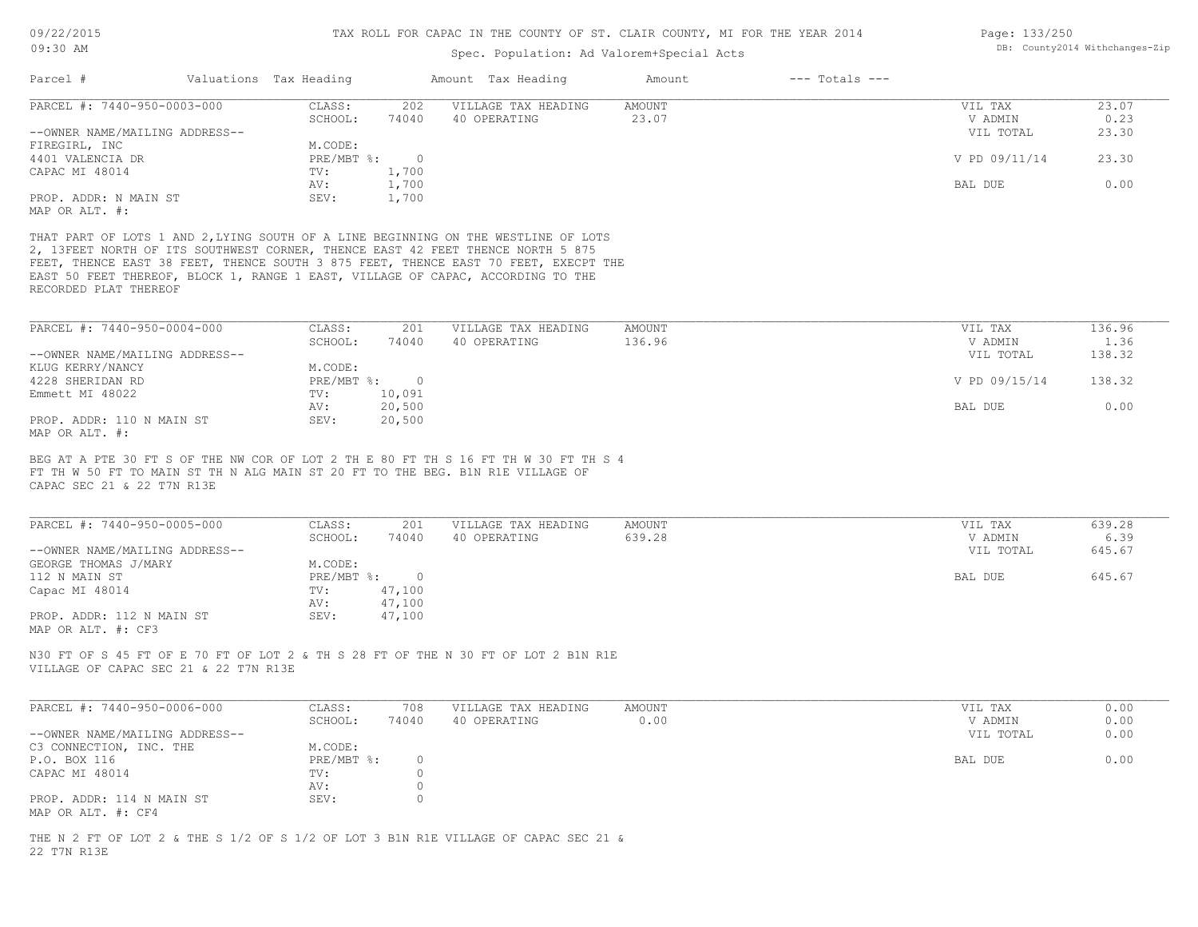TAX ROLL FOR CAPAC IN THE COUNTY OF ST. CLAIR COUNTY, MI FOR THE YEAR 2014

Spec. Population: Ad Valorem+Special Acts

| Parcel # | Valuations | Tax Heading | Amount | Tax Heading | Amount | --- Totals --- |
|---|---|---|---|---|---|---|

**PARCEL #: 7440-950-0003-000**

| | | | | | |
|---|---|---|---|---|---|
| CLASS: | 202 | VILLAGE TAX HEADING | AMOUNT | VIL TAX | 23.07 |
| SCHOOL: | 74040 | 40 OPERATING | 23.07 | V ADMIN | 0.23 |
| M.CODE: | | | | VIL TOTAL | 23.30 |
| PRE/MBT %: | 0 | | | V PD 09/11/14 | 23.30 |
| TV: | 1,700 | | | | |
| AV: | 1,700 | | | BAL DUE | 0.00 |
| SEV: | 1,700 | | | | |

--OWNER NAME/MAILING ADDRESS--
FIREGIRL, INC
4401 VALENCIA DR
CAPAC MI 48014

PROP. ADDR: N MAIN ST
MAP OR ALT. #:

THAT PART OF LOTS 1 AND 2,LYING SOUTH OF A LINE BEGINNING ON THE WESTLINE OF LOTS 2, 13FEET NORTH OF ITS SOUTHWEST CORNER, THENCE EAST 42 FEET THENCE NORTH 5 875 FEET, THENCE EAST 38 FEET, THENCE SOUTH 3 875 FEET, THENCE EAST 70 FEET, EXECPT THE EAST 50 FEET THEREOF, BLOCK 1, RANGE 1 EAST, VILLAGE OF CAPAC, ACCORDING TO THE RECORDED PLAT THEREOF

**PARCEL #: 7440-950-0004-000**

| | | | | | |
|---|---|---|---|---|---|
| CLASS: | 201 | VILLAGE TAX HEADING | AMOUNT | VIL TAX | 136.96 |
| SCHOOL: | 74040 | 40 OPERATING | 136.96 | V ADMIN | 1.36 |
| M.CODE: | | | | VIL TOTAL | 138.32 |
| PRE/MBT %: | 0 | | | V PD 09/15/14 | 138.32 |
| TV: | 10,091 | | | | |
| AV: | 20,500 | | | BAL DUE | 0.00 |
| SEV: | 20,500 | | | | |

--OWNER NAME/MAILING ADDRESS--
KLUG KERRY/NANCY
4228 SHERIDAN RD
Emmett MI 48022

PROP. ADDR: 110 N MAIN ST
MAP OR ALT. #:

BEG AT A PTE 30 FT S OF THE NW COR OF LOT 2 TH E 80 FT TH S 16 FT TH W 30 FT TH S 4 FT TH W 50 FT TO MAIN ST TH N ALG MAIN ST 20 FT TO THE BEG. B1N R1E VILLAGE OF CAPAC SEC 21 & 22 T7N R13E

**PARCEL #: 7440-950-0005-000**

| | | | | | |
|---|---|---|---|---|---|
| CLASS: | 201 | VILLAGE TAX HEADING | AMOUNT | VIL TAX | 639.28 |
| SCHOOL: | 74040 | 40 OPERATING | 639.28 | V ADMIN | 6.39 |
| M.CODE: | | | | VIL TOTAL | 645.67 |
| PRE/MBT %: | 0 | | | BAL DUE | 645.67 |
| TV: | 47,100 | | | | |
| AV: | 47,100 | | | | |
| SEV: | 47,100 | | | | |

--OWNER NAME/MAILING ADDRESS--
GEORGE THOMAS J/MARY
112 N MAIN ST
Capac MI 48014

PROP. ADDR: 112 N MAIN ST
MAP OR ALT. #: CF3

N30 FT OF S 45 FT OF E 70 FT OF LOT 2 & TH S 28 FT OF THE N 30 FT OF LOT 2 B1N R1E VILLAGE OF CAPAC SEC 21 & 22 T7N R13E

**PARCEL #: 7440-950-0006-000**

| | | | | | |
|---|---|---|---|---|---|
| CLASS: | 708 | VILLAGE TAX HEADING | AMOUNT | VIL TAX | 0.00 |
| SCHOOL: | 74040 | 40 OPERATING | 0.00 | V ADMIN | 0.00 |
| M.CODE: | | | | VIL TOTAL | 0.00 |
| PRE/MBT %: | 0 | | | BAL DUE | 0.00 |
| TV: | 0 | | | | |
| AV: | 0 | | | | |
| SEV: | 0 | | | | |

--OWNER NAME/MAILING ADDRESS--
C3 CONNECTION, INC. THE
P.O. BOX 116
CAPAC MI 48014

PROP. ADDR: 114 N MAIN ST
MAP OR ALT. #: CF4

THE N 2 FT OF LOT 2 & THE S 1/2 OF S 1/2 OF LOT 3 B1N R1E VILLAGE OF CAPAC SEC 21 & 22 T7N R13E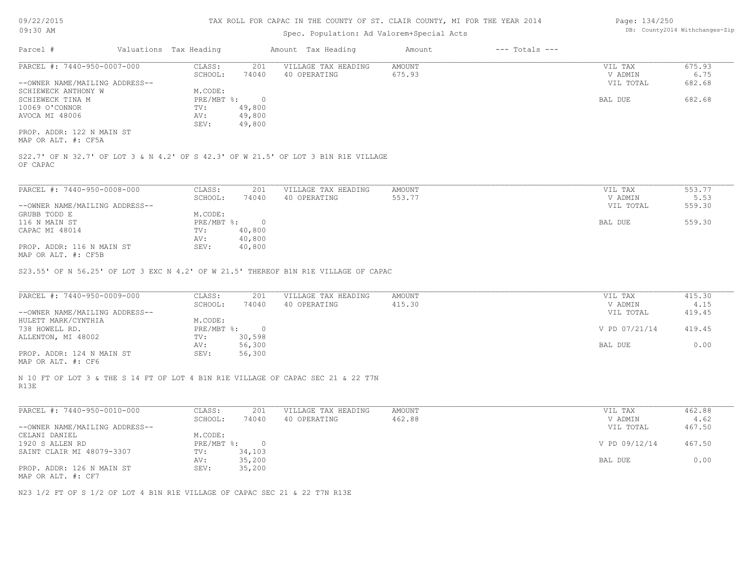TAX ROLL FOR CAPAC IN THE COUNTY OF ST. CLAIR COUNTY, MI FOR THE YEAR 2014

Spec. Population: Ad Valorem+Special Acts

09/22/2015
09:30 AM

DB: County2014 Withchanges-Zip

| Parcel # | Valuations | Tax Heading | Amount | Tax Heading | Amount | --- Totals --- | |
|---|---|---|---|---|---|---|---|

PARCEL #: 7440-950-0007-000

| | | | | | | |
|---|---|---|---|---|---|---|
| --OWNER NAME/MAILING ADDRESS-- | CLASS: | 201 | VILLAGE TAX HEADING | AMOUNT | VIL TAX | 675.93 |
| SCHIEWECK ANTHONY W | SCHOOL: | 74040 | 40 OPERATING | 675.93 | V ADMIN | 6.75 |
| SCHIEWECK TINA M | M.CODE: | | | | VIL TOTAL | 682.68 |
| 10069 O'CONNOR | PRE/MBT %: | 0 | | | BAL DUE | 682.68 |
| AVOCA MI 48006 | TV: | 49,800 | | | | |
| | AV: | 49,800 | | | | |
| | SEV: | 49,800 | | | | |

PROP. ADDR: 122 N MAIN ST
MAP OR ALT. #: CF5A

S22.7' OF N 32.7' OF LOT 3 & N 4.2' OF S 42.3' OF W 21.5' OF LOT 3 B1N R1E VILLAGE OF CAPAC

PARCEL #: 7440-950-0008-000

| | | | | | | |
|---|---|---|---|---|---|---|
| --OWNER NAME/MAILING ADDRESS-- | CLASS: | 201 | VILLAGE TAX HEADING | AMOUNT | VIL TAX | 553.77 |
| GRUBB TODD E | SCHOOL: | 74040 | 40 OPERATING | 553.77 | V ADMIN | 5.53 |
| 116 N MAIN ST | M.CODE: | | | | VIL TOTAL | 559.30 |
| CAPAC MI 48014 | PRE/MBT %: | 0 | | | BAL DUE | 559.30 |
| | TV: | 40,800 | | | | |
| | AV: | 40,800 | | | | |
| | SEV: | 40,800 | | | | |

PROP. ADDR: 116 N MAIN ST
MAP OR ALT. #: CF5B

S23.55' OF N 56.25' OF LOT 3 EXC N 4.2' OF W 21.5' THEREOF B1N R1E VILLAGE OF CAPAC

PARCEL #: 7440-950-0009-000

| | | | | | | |
|---|---|---|---|---|---|---|
| --OWNER NAME/MAILING ADDRESS-- | CLASS: | 201 | VILLAGE TAX HEADING | AMOUNT | VIL TAX | 415.30 |
| HULETT MARK/CYNTHIA | SCHOOL: | 74040 | 40 OPERATING | 415.30 | V ADMIN | 4.15 |
| 738 HOWELL RD. | M.CODE: | | | | VIL TOTAL | 419.45 |
| ALLENTON, MI 48002 | PRE/MBT %: | 0 | | | V PD 07/21/14 | 419.45 |
| | TV: | 30,598 | | | | |
| | AV: | 56,300 | | | BAL DUE | 0.00 |
| | SEV: | 56,300 | | | | |

PROP. ADDR: 124 N MAIN ST
MAP OR ALT. #: CF6

N 10 FT OF LOT 3 & THE S 14 FT OF LOT 4 B1N R1E VILLAGE OF CAPAC SEC 21 & 22 T7N R13E

PARCEL #: 7440-950-0010-000

| | | | | | | |
|---|---|---|---|---|---|---|
| --OWNER NAME/MAILING ADDRESS-- | CLASS: | 201 | VILLAGE TAX HEADING | AMOUNT | VIL TAX | 462.88 |
| CELANI DANIEL | SCHOOL: | 74040 | 40 OPERATING | 462.88 | V ADMIN | 4.62 |
| 1920 S ALLEN RD | M.CODE: | | | | VIL TOTAL | 467.50 |
| SAINT CLAIR MI 48079-3307 | PRE/MBT %: | 0 | | | V PD 09/12/14 | 467.50 |
| | TV: | 34,103 | | | | |
| | AV: | 35,200 | | | BAL DUE | 0.00 |
| | SEV: | 35,200 | | | | |

PROP. ADDR: 126 N MAIN ST
MAP OR ALT. #: CF7

N23 1/2 FT OF S 1/2 OF LOT 4 B1N R1E VILLAGE OF CAPAC SEC 21 & 22 T7N R13E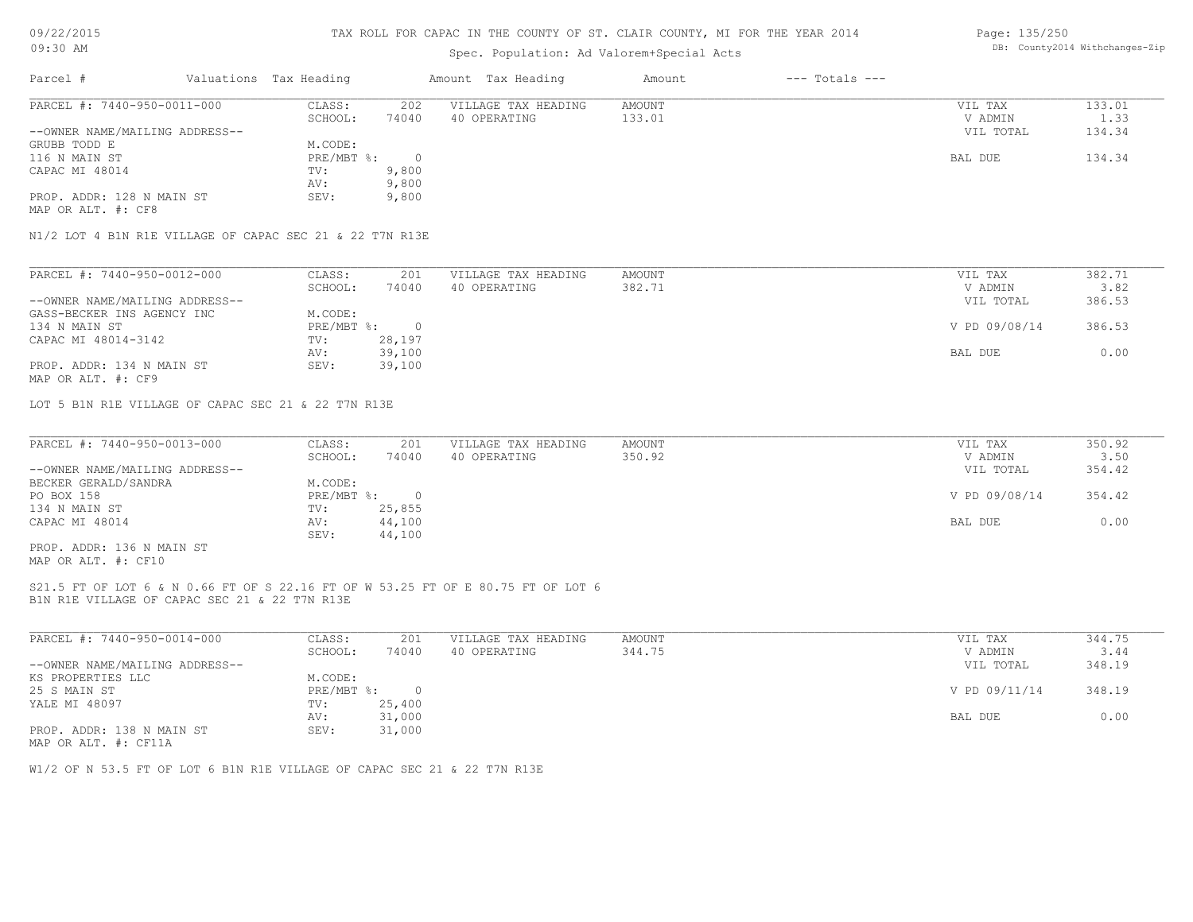TAX ROLL FOR CAPAC IN THE COUNTY OF ST. CLAIR COUNTY, MI FOR THE YEAR 2014

Spec. Population: Ad Valorem+Special Acts

09/22/2015
09:30 AM

DB: County2014 Withchanges-Zip

| Parcel # | Valuations | Tax Heading | Amount | Tax Heading | Amount | --- Totals --- | |
|---|---|---|---|---|---|---|---|

**PARCEL #: 7440-950-0011-000**

| | | | | | |
|---|---|---|---|---|---|
| CLASS: | 202 | VILLAGE TAX HEADING | AMOUNT | VIL TAX | 133.01 |
| SCHOOL: | 74040 | 40 OPERATING | 133.01 | V ADMIN | 1.33 |
| M.CODE: | | | | VIL TOTAL | 134.34 |
| PRE/MBT %: | 0 | | | BAL DUE | 134.34 |
| TV: | 9,800 | | | | |
| AV: | 9,800 | | | | |
| SEV: | 9,800 | | | | |

--OWNER NAME/MAILING ADDRESS--
GRUBB TODD E
116 N MAIN ST
CAPAC MI 48014

PROP. ADDR: 128 N MAIN ST
MAP OR ALT. #: CF8

N1/2 LOT 4 B1N R1E VILLAGE OF CAPAC SEC 21 & 22 T7N R13E

**PARCEL #: 7440-950-0012-000**

| | | | | | |
|---|---|---|---|---|---|
| CLASS: | 201 | VILLAGE TAX HEADING | AMOUNT | VIL TAX | 382.71 |
| SCHOOL: | 74040 | 40 OPERATING | 382.71 | V ADMIN | 3.82 |
| M.CODE: | | | | VIL TOTAL | 386.53 |
| PRE/MBT %: | 0 | | | V PD 09/08/14 | 386.53 |
| TV: | 28,197 | | | | |
| AV: | 39,100 | | | BAL DUE | 0.00 |
| SEV: | 39,100 | | | | |

--OWNER NAME/MAILING ADDRESS--
GASS-BECKER INS AGENCY INC
134 N MAIN ST
CAPAC MI 48014-3142

PROP. ADDR: 134 N MAIN ST
MAP OR ALT. #: CF9

LOT 5 B1N R1E VILLAGE OF CAPAC SEC 21 & 22 T7N R13E

**PARCEL #: 7440-950-0013-000**

| | | | | | |
|---|---|---|---|---|---|
| CLASS: | 201 | VILLAGE TAX HEADING | AMOUNT | VIL TAX | 350.92 |
| SCHOOL: | 74040 | 40 OPERATING | 350.92 | V ADMIN | 3.50 |
| M.CODE: | | | | VIL TOTAL | 354.42 |
| PRE/MBT %: | 0 | | | V PD 09/08/14 | 354.42 |
| TV: | 25,855 | | | | |
| AV: | 44,100 | | | BAL DUE | 0.00 |
| SEV: | 44,100 | | | | |

--OWNER NAME/MAILING ADDRESS--
BECKER GERALD/SANDRA
PO BOX 158
134 N MAIN ST
CAPAC MI 48014

PROP. ADDR: 136 N MAIN ST
MAP OR ALT. #: CF10

S21.5 FT OF LOT 6 & N 0.66 FT OF S 22.16 FT OF W 53.25 FT OF E 80.75 FT OF LOT 6
B1N R1E VILLAGE OF CAPAC SEC 21 & 22 T7N R13E

**PARCEL #: 7440-950-0014-000**

| | | | | | |
|---|---|---|---|---|---|
| CLASS: | 201 | VILLAGE TAX HEADING | AMOUNT | VIL TAX | 344.75 |
| SCHOOL: | 74040 | 40 OPERATING | 344.75 | V ADMIN | 3.44 |
| M.CODE: | | | | VIL TOTAL | 348.19 |
| PRE/MBT %: | 0 | | | V PD 09/11/14 | 348.19 |
| TV: | 25,400 | | | | |
| AV: | 31,000 | | | BAL DUE | 0.00 |
| SEV: | 31,000 | | | | |

--OWNER NAME/MAILING ADDRESS--
KS PROPERTIES LLC
25 S MAIN ST
YALE MI 48097

PROP. ADDR: 138 N MAIN ST
MAP OR ALT. #: CF11A

W1/2 OF N 53.5 FT OF LOT 6 B1N R1E VILLAGE OF CAPAC SEC 21 & 22 T7N R13E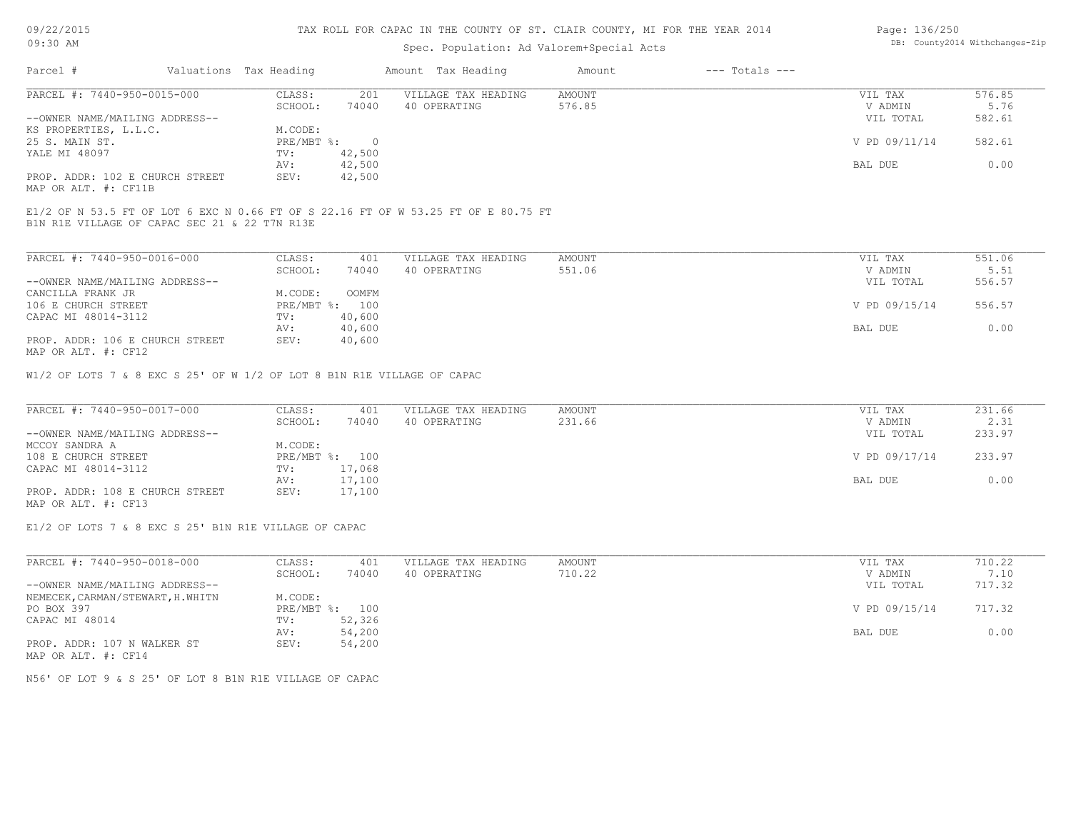TAX ROLL FOR CAPAC IN THE COUNTY OF ST. CLAIR COUNTY, MI FOR THE YEAR 2014

Spec. Population: Ad Valorem+Special Acts

| Parcel # | Valuations | Tax Heading | Amount | Tax Heading | Amount | --- Totals --- | |
|---|---|---|---|---|---|---|---|
| PARCEL #: 7440-950-0015-000 | CLASS: | 201 | VILLAGE TAX HEADING | AMOUNT | | VIL TAX | 576.85 |
| | SCHOOL: | 74040 | 40 OPERATING | 576.85 | | V ADMIN | 5.76 |
| --OWNER NAME/MAILING ADDRESS-- | | | | | | VIL TOTAL | 582.61 |
| KS PROPERTIES, L.L.C. | M.CODE: | | | | | | |
| 25 S. MAIN ST. | PRE/MBT %: | 0 | | | | V PD 09/11/14 | 582.61 |
| YALE MI 48097 | TV: | 42,500 | | | | | |
| | AV: | 42,500 | | | | BAL DUE | 0.00 |
| PROP. ADDR: 102 E CHURCH STREET | SEV: | 42,500 | | | | | |
| MAP OR ALT. #: CF11B | | | | | | | |

E1/2 OF N 53.5 FT OF LOT 6 EXC N 0.66 FT OF S 22.16 FT OF W 53.25 FT OF E 80.75 FT
B1N R1E VILLAGE OF CAPAC SEC 21 & 22 T7N R13E

| Parcel # | Valuations | Tax Heading | Amount | Tax Heading | Amount | --- Totals --- | |
|---|---|---|---|---|---|---|---|
| PARCEL #: 7440-950-0016-000 | CLASS: | 401 | VILLAGE TAX HEADING | AMOUNT | | VIL TAX | 551.06 |
| | SCHOOL: | 74040 | 40 OPERATING | 551.06 | | V ADMIN | 5.51 |
| --OWNER NAME/MAILING ADDRESS-- | | | | | | VIL TOTAL | 556.57 |
| CANCILLA FRANK JR | M.CODE: | OOMFM | | | | | |
| 106 E CHURCH STREET | PRE/MBT %: | 100 | | | | V PD 09/15/14 | 556.57 |
| CAPAC MI 48014-3112 | TV: | 40,600 | | | | | |
| | AV: | 40,600 | | | | BAL DUE | 0.00 |
| PROP. ADDR: 106 E CHURCH STREET | SEV: | 40,600 | | | | | |
| MAP OR ALT. #: CF12 | | | | | | | |

W1/2 OF LOTS 7 & 8 EXC S 25' OF W 1/2 OF LOT 8 B1N R1E VILLAGE OF CAPAC

| Parcel # | Valuations | Tax Heading | Amount | Tax Heading | Amount | --- Totals --- | |
|---|---|---|---|---|---|---|---|
| PARCEL #: 7440-950-0017-000 | CLASS: | 401 | VILLAGE TAX HEADING | AMOUNT | | VIL TAX | 231.66 |
| | SCHOOL: | 74040 | 40 OPERATING | 231.66 | | V ADMIN | 2.31 |
| --OWNER NAME/MAILING ADDRESS-- | | | | | | VIL TOTAL | 233.97 |
| MCCOY SANDRA A | M.CODE: | | | | | | |
| 108 E CHURCH STREET | PRE/MBT %: | 100 | | | | V PD 09/17/14 | 233.97 |
| CAPAC MI 48014-3112 | TV: | 17,068 | | | | | |
| | AV: | 17,100 | | | | BAL DUE | 0.00 |
| PROP. ADDR: 108 E CHURCH STREET | SEV: | 17,100 | | | | | |
| MAP OR ALT. #: CF13 | | | | | | | |

E1/2 OF LOTS 7 & 8 EXC S 25' B1N R1E VILLAGE OF CAPAC

| Parcel # | Valuations | Tax Heading | Amount | Tax Heading | Amount | --- Totals --- | |
|---|---|---|---|---|---|---|---|
| PARCEL #: 7440-950-0018-000 | CLASS: | 401 | VILLAGE TAX HEADING | AMOUNT | | VIL TAX | 710.22 |
| | SCHOOL: | 74040 | 40 OPERATING | 710.22 | | V ADMIN | 7.10 |
| --OWNER NAME/MAILING ADDRESS-- | | | | | | VIL TOTAL | 717.32 |
| NEMECEK,CARMAN/STEWART,H.WHITN | M.CODE: | | | | | | |
| PO BOX 397 | PRE/MBT %: | 100 | | | | V PD 09/15/14 | 717.32 |
| CAPAC MI 48014 | TV: | 52,326 | | | | | |
| | AV: | 54,200 | | | | BAL DUE | 0.00 |
| PROP. ADDR: 107 N WALKER ST | SEV: | 54,200 | | | | | |
| MAP OR ALT. #: CF14 | | | | | | | |

N56' OF LOT 9 & S 25' OF LOT 8 B1N R1E VILLAGE OF CAPAC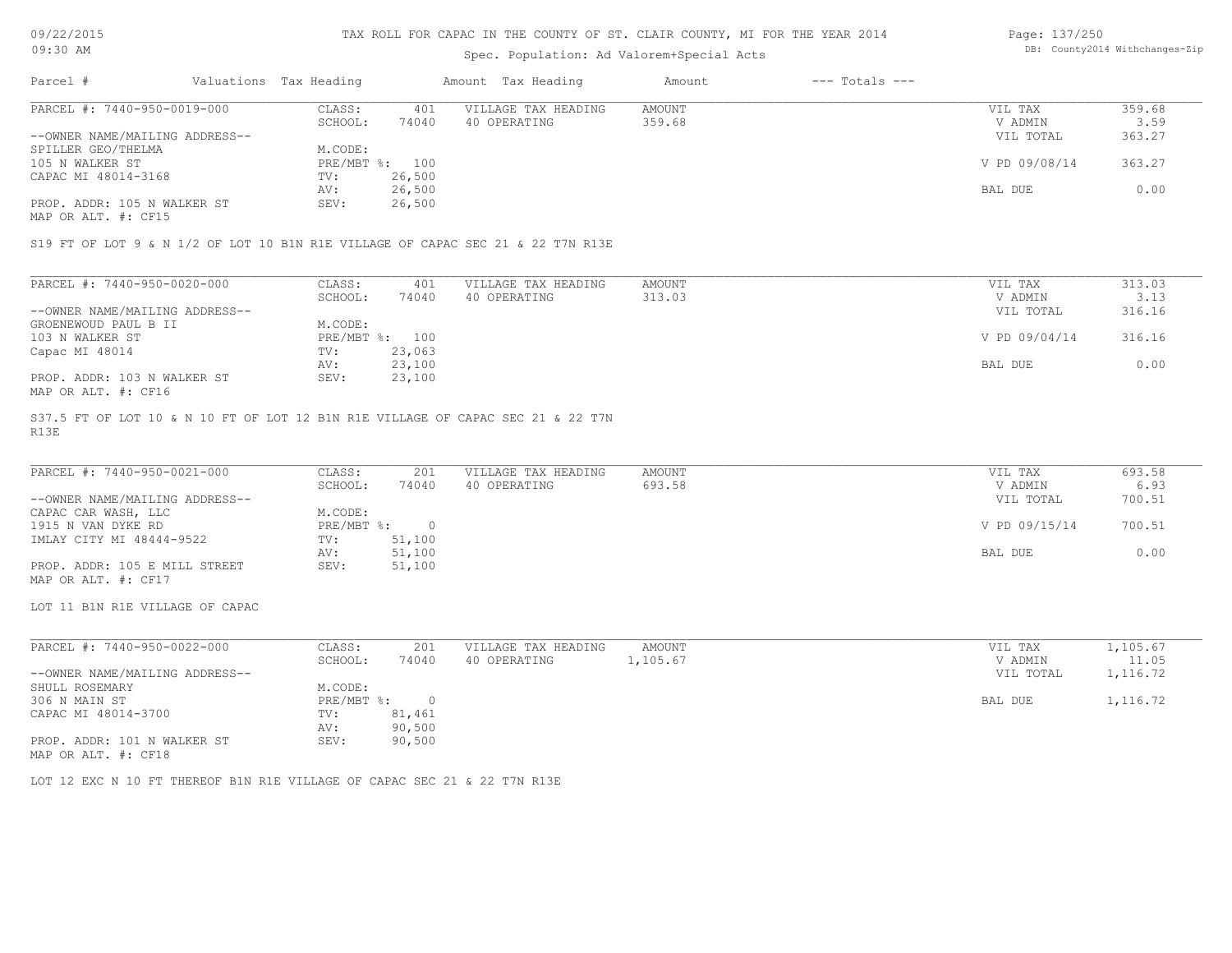# TAX ROLL FOR CAPAC IN THE COUNTY OF ST. CLAIR COUNTY, MI FOR THE YEAR 2014

Spec. Population: Ad Valorem+Special Acts

DB: County2014 Withchanges-Zip

| Parcel # | Valuations | Tax Heading | Amount | Tax Heading | Amount | --- Totals --- | |
|---|---|---|---|---|---|---|---|
| PARCEL #: 7440-950-0019-000 | CLASS: | 401 | VILLAGE TAX HEADING | AMOUNT | | VIL TAX | 359.68 |
| | SCHOOL: | 74040 | 40 OPERATING | 359.68 | | V ADMIN | 3.59 |
| --OWNER NAME/MAILING ADDRESS-- | | | | | | VIL TOTAL | 363.27 |
| SPILLER GEO/THELMA | M.CODE: | | | | | | |
| 105 N WALKER ST | PRE/MBT %: | 100 | | | | V PD 09/08/14 | 363.27 |
| CAPAC MI 48014-3168 | TV: | 26,500 | | | | | |
| | AV: | 26,500 | | | | BAL DUE | 0.00 |
| PROP. ADDR: 105 N WALKER ST | SEV: | 26,500 | | | | | |
| MAP OR ALT. #: CF15 | | | | | | | |

S19 FT OF LOT 9 & N 1/2 OF LOT 10 B1N R1E VILLAGE OF CAPAC SEC 21 & 22 T7N R13E

| Parcel # | Valuations | Tax Heading | Amount | Tax Heading | Amount | --- Totals --- | |
|---|---|---|---|---|---|---|---|
| PARCEL #: 7440-950-0020-000 | CLASS: | 401 | VILLAGE TAX HEADING | AMOUNT | | VIL TAX | 313.03 |
| | SCHOOL: | 74040 | 40 OPERATING | 313.03 | | V ADMIN | 3.13 |
| --OWNER NAME/MAILING ADDRESS-- | | | | | | VIL TOTAL | 316.16 |
| GROENEWOUD PAUL B II | M.CODE: | | | | | | |
| 103 N WALKER ST | PRE/MBT %: | 100 | | | | V PD 09/04/14 | 316.16 |
| Capac MI 48014 | TV: | 23,063 | | | | | |
| | AV: | 23,100 | | | | BAL DUE | 0.00 |
| PROP. ADDR: 103 N WALKER ST | SEV: | 23,100 | | | | | |
| MAP OR ALT. #: CF16 | | | | | | | |

S37.5 FT OF LOT 10 & N 10 FT OF LOT 12 B1N R1E VILLAGE OF CAPAC SEC 21 & 22 T7N R13E

| Parcel # | Valuations | Tax Heading | Amount | Tax Heading | Amount | --- Totals --- | |
|---|---|---|---|---|---|---|---|
| PARCEL #: 7440-950-0021-000 | CLASS: | 201 | VILLAGE TAX HEADING | AMOUNT | | VIL TAX | 693.58 |
| | SCHOOL: | 74040 | 40 OPERATING | 693.58 | | V ADMIN | 6.93 |
| --OWNER NAME/MAILING ADDRESS-- | | | | | | VIL TOTAL | 700.51 |
| CAPAC CAR WASH, LLC | M.CODE: | | | | | | |
| 1915 N VAN DYKE RD | PRE/MBT %: | 0 | | | | V PD 09/15/14 | 700.51 |
| IMLAY CITY MI 48444-9522 | TV: | 51,100 | | | | | |
| | AV: | 51,100 | | | | BAL DUE | 0.00 |
| PROP. ADDR: 105 E MILL STREET | SEV: | 51,100 | | | | | |
| MAP OR ALT. #: CF17 | | | | | | | |

LOT 11 B1N R1E VILLAGE OF CAPAC

| Parcel # | Valuations | Tax Heading | Amount | Tax Heading | Amount | --- Totals --- | |
|---|---|---|---|---|---|---|---|
| PARCEL #: 7440-950-0022-000 | CLASS: | 201 | VILLAGE TAX HEADING | AMOUNT | | VIL TAX | 1,105.67 |
| | SCHOOL: | 74040 | 40 OPERATING | 1,105.67 | | V ADMIN | 11.05 |
| --OWNER NAME/MAILING ADDRESS-- | | | | | | VIL TOTAL | 1,116.72 |
| SHULL ROSEMARY | M.CODE: | | | | | | |
| 306 N MAIN ST | PRE/MBT %: | 0 | | | | BAL DUE | 1,116.72 |
| CAPAC MI 48014-3700 | TV: | 81,461 | | | | | |
| | AV: | 90,500 | | | | | |
| PROP. ADDR: 101 N WALKER ST | SEV: | 90,500 | | | | | |
| MAP OR ALT. #: CF18 | | | | | | | |

LOT 12 EXC N 10 FT THEREOF B1N R1E VILLAGE OF CAPAC SEC 21 & 22 T7N R13E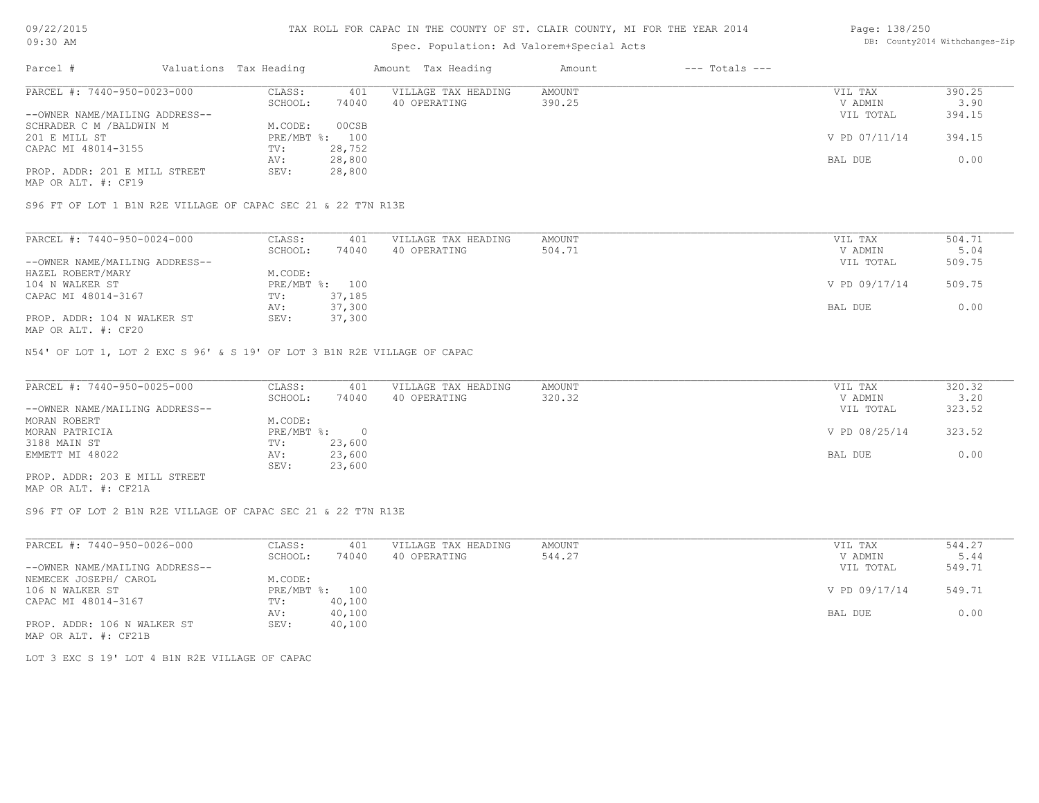# TAX ROLL FOR CAPAC IN THE COUNTY OF ST. CLAIR COUNTY, MI FOR THE YEAR 2014

Spec. Population: Ad Valorem+Special Acts

| Parcel # | Valuations | Tax Heading | Amount | Tax Heading | Amount | --- Totals --- |
|---|---|---|---|---|---|---|

PARCEL #: 7440-950-0023-000

| | | | | | |
|---|---|---|---|---|---|
| CLASS: | 401 | VILLAGE TAX HEADING | AMOUNT | VIL TAX | 390.25 |
| SCHOOL: | 74040 | 40 OPERATING | 390.25 | V ADMIN | 3.90 |
| M.CODE: | 00CSB | | | VIL TOTAL | 394.15 |
| PRE/MBT %: | 100 | | | V PD 07/11/14 | 394.15 |
| TV: | 28,752 | | | | |
| AV: | 28,800 | | | BAL DUE | 0.00 |
| SEV: | 28,800 | | | | |

--OWNER NAME/MAILING ADDRESS--
SCHRADER C M /BALDWIN M
201 E MILL ST
CAPAC MI 48014-3155

PROP. ADDR: 201 E MILL STREET
MAP OR ALT. #: CF19

S96 FT OF LOT 1 B1N R2E VILLAGE OF CAPAC SEC 21 & 22 T7N R13E

PARCEL #: 7440-950-0024-000

| | | | | | |
|---|---|---|---|---|---|
| CLASS: | 401 | VILLAGE TAX HEADING | AMOUNT | VIL TAX | 504.71 |
| SCHOOL: | 74040 | 40 OPERATING | 504.71 | V ADMIN | 5.04 |
| M.CODE: | | | | VIL TOTAL | 509.75 |
| PRE/MBT %: | 100 | | | V PD 09/17/14 | 509.75 |
| TV: | 37,185 | | | | |
| AV: | 37,300 | | | BAL DUE | 0.00 |
| SEV: | 37,300 | | | | |

--OWNER NAME/MAILING ADDRESS--
HAZEL ROBERT/MARY
104 N WALKER ST
CAPAC MI 48014-3167

PROP. ADDR: 104 N WALKER ST
MAP OR ALT. #: CF20

N54' OF LOT 1, LOT 2 EXC S 96' & S 19' OF LOT 3 B1N R2E VILLAGE OF CAPAC

PARCEL #: 7440-950-0025-000

| | | | | | |
|---|---|---|---|---|---|
| CLASS: | 401 | VILLAGE TAX HEADING | AMOUNT | VIL TAX | 320.32 |
| SCHOOL: | 74040 | 40 OPERATING | 320.32 | V ADMIN | 3.20 |
| M.CODE: | | | | VIL TOTAL | 323.52 |
| PRE/MBT %: | 0 | | | V PD 08/25/14 | 323.52 |
| TV: | 23,600 | | | | |
| AV: | 23,600 | | | BAL DUE | 0.00 |
| SEV: | 23,600 | | | | |

--OWNER NAME/MAILING ADDRESS--
MORAN ROBERT
MORAN PATRICIA
3188 MAIN ST
EMMETT MI 48022

PROP. ADDR: 203 E MILL STREET
MAP OR ALT. #: CF21A

S96 FT OF LOT 2 B1N R2E VILLAGE OF CAPAC SEC 21 & 22 T7N R13E

PARCEL #: 7440-950-0026-000

| | | | | | |
|---|---|---|---|---|---|
| CLASS: | 401 | VILLAGE TAX HEADING | AMOUNT | VIL TAX | 544.27 |
| SCHOOL: | 74040 | 40 OPERATING | 544.27 | V ADMIN | 5.44 |
| M.CODE: | | | | VIL TOTAL | 549.71 |
| PRE/MBT %: | 100 | | | V PD 09/17/14 | 549.71 |
| TV: | 40,100 | | | | |
| AV: | 40,100 | | | BAL DUE | 0.00 |
| SEV: | 40,100 | | | | |

--OWNER NAME/MAILING ADDRESS--
NEMECEK JOSEPH/ CAROL
106 N WALKER ST
CAPAC MI 48014-3167

PROP. ADDR: 106 N WALKER ST
MAP OR ALT. #: CF21B

LOT 3 EXC S 19' LOT 4 B1N R2E VILLAGE OF CAPAC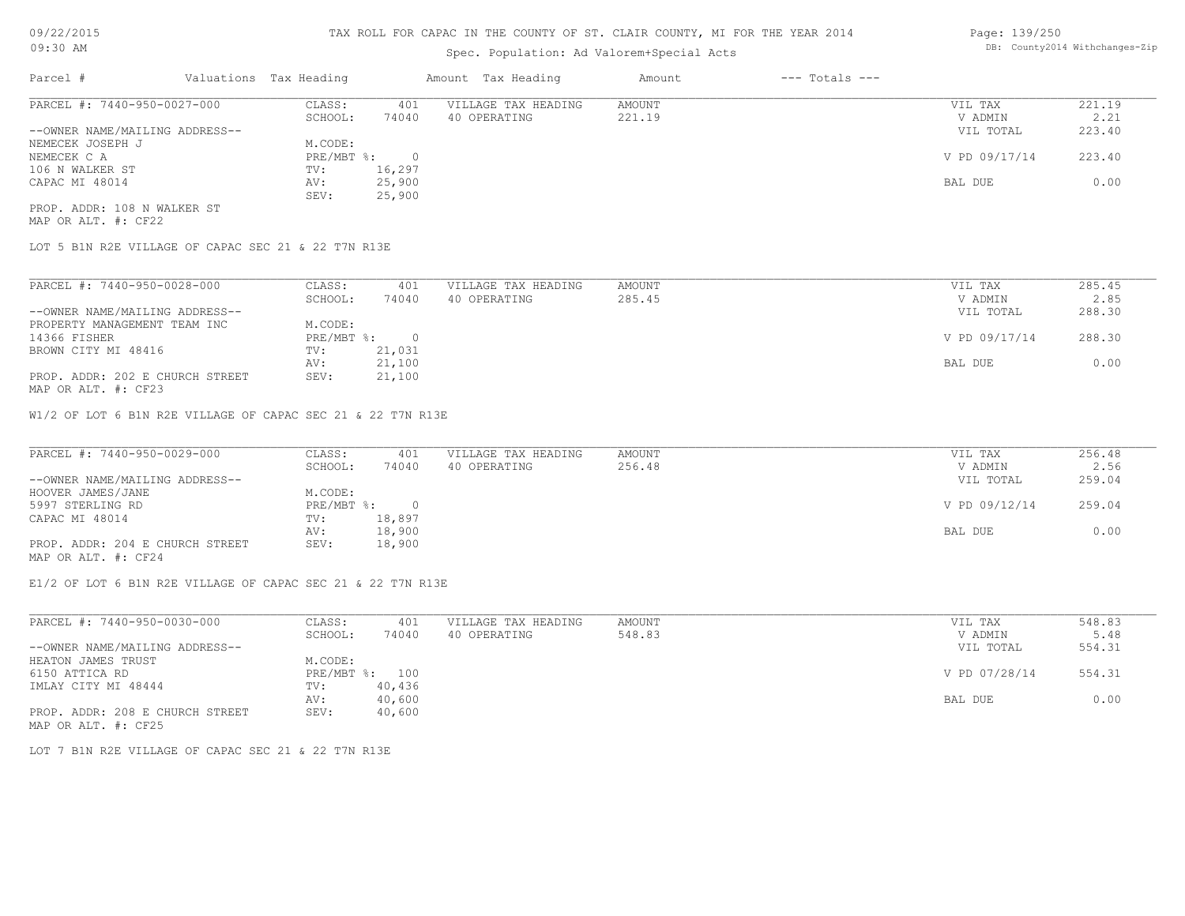# TAX ROLL FOR CAPAC IN THE COUNTY OF ST. CLAIR COUNTY, MI FOR THE YEAR 2014

Spec. Population: Ad Valorem+Special Acts

| Parcel # | Valuations | Tax Heading | Amount | Tax Heading | Amount | --- Totals --- |
|---|---|---|---|---|---|---|

---

PARCEL #: 7440-950-0027-000

| CLASS: | 401 | VILLAGE TAX HEADING | AMOUNT | VIL TAX | 221.19 |
|---|---|---|---|---|---|
| SCHOOL: | 74040 | 40 OPERATING | 221.19 | V ADMIN | 2.21 |
| M.CODE: | | | | VIL TOTAL | 223.40 |
| PRE/MBT %: | 0 | | | V PD 09/17/14 | 223.40 |
| TV: | 16,297 | | | | |
| AV: | 25,900 | | | BAL DUE | 0.00 |
| SEV: | 25,900 | | | | |

--OWNER NAME/MAILING ADDRESS--
NEMECEK JOSEPH J
NEMECEK C A
106 N WALKER ST
CAPAC MI 48014

PROP. ADDR: 108 N WALKER ST
MAP OR ALT. #: CF22

LOT 5 B1N R2E VILLAGE OF CAPAC SEC 21 & 22 T7N R13E

---

PARCEL #: 7440-950-0028-000

| CLASS: | 401 | VILLAGE TAX HEADING | AMOUNT | VIL TAX | 285.45 |
|---|---|---|---|---|---|
| SCHOOL: | 74040 | 40 OPERATING | 285.45 | V ADMIN | 2.85 |
| M.CODE: | | | | VIL TOTAL | 288.30 |
| PRE/MBT %: | 0 | | | V PD 09/17/14 | 288.30 |
| TV: | 21,031 | | | | |
| AV: | 21,100 | | | BAL DUE | 0.00 |
| SEV: | 21,100 | | | | |

--OWNER NAME/MAILING ADDRESS--
PROPERTY MANAGEMENT TEAM INC
14366 FISHER
BROWN CITY MI 48416

PROP. ADDR: 202 E CHURCH STREET
MAP OR ALT. #: CF23

W1/2 OF LOT 6 B1N R2E VILLAGE OF CAPAC SEC 21 & 22 T7N R13E

---

PARCEL #: 7440-950-0029-000

| CLASS: | 401 | VILLAGE TAX HEADING | AMOUNT | VIL TAX | 256.48 |
|---|---|---|---|---|---|
| SCHOOL: | 74040 | 40 OPERATING | 256.48 | V ADMIN | 2.56 |
| M.CODE: | | | | VIL TOTAL | 259.04 |
| PRE/MBT %: | 0 | | | V PD 09/12/14 | 259.04 |
| TV: | 18,897 | | | | |
| AV: | 18,900 | | | BAL DUE | 0.00 |
| SEV: | 18,900 | | | | |

--OWNER NAME/MAILING ADDRESS--
HOOVER JAMES/JANE
5997 STERLING RD
CAPAC MI 48014

PROP. ADDR: 204 E CHURCH STREET
MAP OR ALT. #: CF24

E1/2 OF LOT 6 B1N R2E VILLAGE OF CAPAC SEC 21 & 22 T7N R13E

---

PARCEL #: 7440-950-0030-000

| CLASS: | 401 | VILLAGE TAX HEADING | AMOUNT | VIL TAX | 548.83 |
|---|---|---|---|---|---|
| SCHOOL: | 74040 | 40 OPERATING | 548.83 | V ADMIN | 5.48 |
| M.CODE: | | | | VIL TOTAL | 554.31 |
| PRE/MBT %: | 100 | | | V PD 07/28/14 | 554.31 |
| TV: | 40,436 | | | | |
| AV: | 40,600 | | | BAL DUE | 0.00 |
| SEV: | 40,600 | | | | |

--OWNER NAME/MAILING ADDRESS--
HEATON JAMES TRUST
6150 ATTICA RD
IMLAY CITY MI 48444

PROP. ADDR: 208 E CHURCH STREET
MAP OR ALT. #: CF25

LOT 7 B1N R2E VILLAGE OF CAPAC SEC 21 & 22 T7N R13E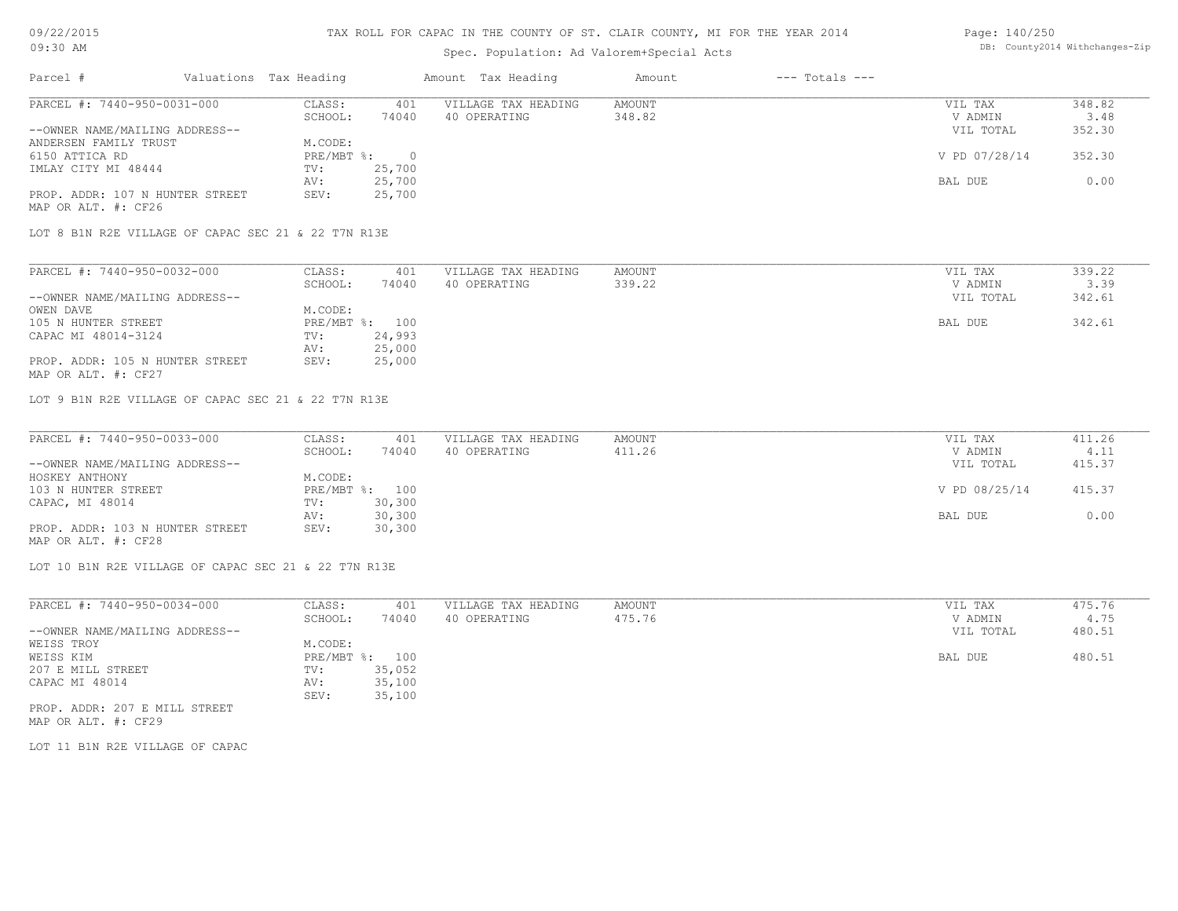TAX ROLL FOR CAPAC IN THE COUNTY OF ST. CLAIR COUNTY, MI FOR THE YEAR 2014

Spec. Population: Ad Valorem+Special Acts

| Parcel # | Valuations | Tax Heading | Amount | Tax Heading | Amount | --- Totals --- | |
|---|---|---|---|---|---|---|---|

**PARCEL #: 7440-950-0031-000**

| | | | | | |
|---|---|---|---|---|---|
| CLASS: | 401 | VILLAGE TAX HEADING | AMOUNT | VIL TAX | 348.82 |
| SCHOOL: | 74040 | 40 OPERATING | 348.82 | V ADMIN | 3.48 |
| | | | | VIL TOTAL | 352.30 |
| M.CODE: | | | | | |
| PRE/MBT %: | 0 | | | V PD 07/28/14 | 352.30 |
| TV: | 25,700 | | | | |
| AV: | 25,700 | | | BAL DUE | 0.00 |
| SEV: | 25,700 | | | | |

--OWNER NAME/MAILING ADDRESS--
ANDERSEN FAMILY TRUST
6150 ATTICA RD
IMLAY CITY MI 48444

PROP. ADDR: 107 N HUNTER STREET
MAP OR ALT. #: CF26

LOT 8 B1N R2E VILLAGE OF CAPAC SEC 21 & 22 T7N R13E

**PARCEL #: 7440-950-0032-000**

| | | | | | |
|---|---|---|---|---|---|
| CLASS: | 401 | VILLAGE TAX HEADING | AMOUNT | VIL TAX | 339.22 |
| SCHOOL: | 74040 | 40 OPERATING | 339.22 | V ADMIN | 3.39 |
| | | | | VIL TOTAL | 342.61 |
| M.CODE: | | | | | |
| PRE/MBT %: | 100 | | | BAL DUE | 342.61 |
| TV: | 24,993 | | | | |
| AV: | 25,000 | | | | |
| SEV: | 25,000 | | | | |

--OWNER NAME/MAILING ADDRESS--
OWEN DAVE
105 N HUNTER STREET
CAPAC MI 48014-3124

PROP. ADDR: 105 N HUNTER STREET
MAP OR ALT. #: CF27

LOT 9 B1N R2E VILLAGE OF CAPAC SEC 21 & 22 T7N R13E

**PARCEL #: 7440-950-0033-000**

| | | | | | |
|---|---|---|---|---|---|
| CLASS: | 401 | VILLAGE TAX HEADING | AMOUNT | VIL TAX | 411.26 |
| SCHOOL: | 74040 | 40 OPERATING | 411.26 | V ADMIN | 4.11 |
| | | | | VIL TOTAL | 415.37 |
| M.CODE: | | | | | |
| PRE/MBT %: | 100 | | | V PD 08/25/14 | 415.37 |
| TV: | 30,300 | | | | |
| AV: | 30,300 | | | BAL DUE | 0.00 |
| SEV: | 30,300 | | | | |

--OWNER NAME/MAILING ADDRESS--
HOSKEY ANTHONY
103 N HUNTER STREET
CAPAC, MI 48014

PROP. ADDR: 103 N HUNTER STREET
MAP OR ALT. #: CF28

LOT 10 B1N R2E VILLAGE OF CAPAC SEC 21 & 22 T7N R13E

**PARCEL #: 7440-950-0034-000**

| | | | | | |
|---|---|---|---|---|---|
| CLASS: | 401 | VILLAGE TAX HEADING | AMOUNT | VIL TAX | 475.76 |
| SCHOOL: | 74040 | 40 OPERATING | 475.76 | V ADMIN | 4.75 |
| | | | | VIL TOTAL | 480.51 |
| M.CODE: | | | | | |
| PRE/MBT %: | 100 | | | BAL DUE | 480.51 |
| TV: | 35,052 | | | | |
| AV: | 35,100 | | | | |
| SEV: | 35,100 | | | | |

--OWNER NAME/MAILING ADDRESS--
WEISS TROY
WEISS KIM
207 E MILL STREET
CAPAC MI 48014

PROP. ADDR: 207 E MILL STREET
MAP OR ALT. #: CF29

LOT 11 B1N R2E VILLAGE OF CAPAC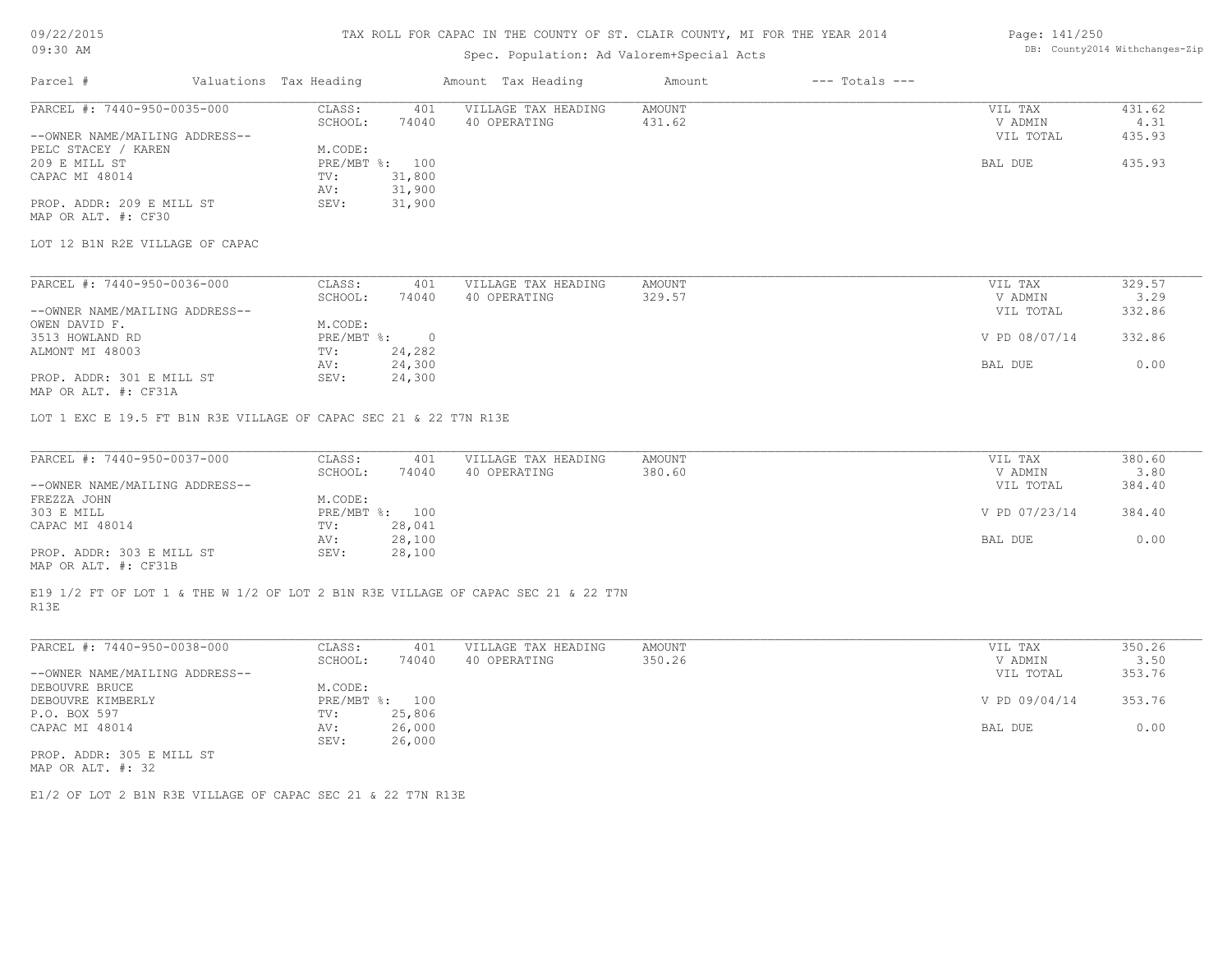# TAX ROLL FOR CAPAC IN THE COUNTY OF ST. CLAIR COUNTY, MI FOR THE YEAR 2014

Spec. Population: Ad Valorem+Special Acts

09/22/2015
09:30 AM

DB: County2014 Withchanges-Zip

| Parcel # | Valuations | Tax Heading | Amount | Tax Heading | Amount | --- Totals --- | |
|---|---|---|---|---|---|---|---|
| PARCEL #: 7440-950-0035-000 | CLASS: | 401 | VILLAGE TAX HEADING | AMOUNT | | VIL TAX | 431.62 |
| | SCHOOL: | 74040 | 40 OPERATING | 431.62 | | V ADMIN | 4.31 |
| --OWNER NAME/MAILING ADDRESS-- | | | | | | VIL TOTAL | 435.93 |
| PELC STACEY / KAREN | M.CODE: | | | | | | |
| 209 E MILL ST | PRE/MBT %: | 100 | | | | BAL DUE | 435.93 |
| CAPAC MI 48014 | TV: | 31,800 | | | | | |
| | AV: | 31,900 | | | | | |
| PROP. ADDR: 209 E MILL ST | SEV: | 31,900 | | | | | |
| MAP OR ALT. #: CF30 | | | | | | | |

LOT 12 B1N R2E VILLAGE OF CAPAC

| Parcel # | Valuations | Tax Heading | Amount | Tax Heading | Amount | --- Totals --- | |
|---|---|---|---|---|---|---|---|
| PARCEL #: 7440-950-0036-000 | CLASS: | 401 | VILLAGE TAX HEADING | AMOUNT | | VIL TAX | 329.57 |
| | SCHOOL: | 74040 | 40 OPERATING | 329.57 | | V ADMIN | 3.29 |
| --OWNER NAME/MAILING ADDRESS-- | | | | | | VIL TOTAL | 332.86 |
| OWEN DAVID F. | M.CODE: | | | | | | |
| 3513 HOWLAND RD | PRE/MBT %: | 0 | | | | V PD 08/07/14 | 332.86 |
| ALMONT MI 48003 | TV: | 24,282 | | | | | |
| | AV: | 24,300 | | | | BAL DUE | 0.00 |
| PROP. ADDR: 301 E MILL ST | SEV: | 24,300 | | | | | |
| MAP OR ALT. #: CF31A | | | | | | | |

LOT 1 EXC E 19.5 FT B1N R3E VILLAGE OF CAPAC SEC 21 & 22 T7N R13E

| Parcel # | Valuations | Tax Heading | Amount | Tax Heading | Amount | --- Totals --- | |
|---|---|---|---|---|---|---|---|
| PARCEL #: 7440-950-0037-000 | CLASS: | 401 | VILLAGE TAX HEADING | AMOUNT | | VIL TAX | 380.60 |
| | SCHOOL: | 74040 | 40 OPERATING | 380.60 | | V ADMIN | 3.80 |
| --OWNER NAME/MAILING ADDRESS-- | | | | | | VIL TOTAL | 384.40 |
| FREZZA JOHN | M.CODE: | | | | | | |
| 303 E MILL | PRE/MBT %: | 100 | | | | V PD 07/23/14 | 384.40 |
| CAPAC MI 48014 | TV: | 28,041 | | | | | |
| | AV: | 28,100 | | | | BAL DUE | 0.00 |
| PROP. ADDR: 303 E MILL ST | SEV: | 28,100 | | | | | |
| MAP OR ALT. #: CF31B | | | | | | | |

E19 1/2 FT OF LOT 1 & THE W 1/2 OF LOT 2 B1N R3E VILLAGE OF CAPAC SEC 21 & 22 T7N R13E

| Parcel # | Valuations | Tax Heading | Amount | Tax Heading | Amount | --- Totals --- | |
|---|---|---|---|---|---|---|---|
| PARCEL #: 7440-950-0038-000 | CLASS: | 401 | VILLAGE TAX HEADING | AMOUNT | | VIL TAX | 350.26 |
| | SCHOOL: | 74040 | 40 OPERATING | 350.26 | | V ADMIN | 3.50 |
| --OWNER NAME/MAILING ADDRESS-- | | | | | | VIL TOTAL | 353.76 |
| DEBOUVRE BRUCE | M.CODE: | | | | | | |
| DEBOUVRE KIMBERLY | PRE/MBT %: | 100 | | | | V PD 09/04/14 | 353.76 |
| P.O. BOX 597 | TV: | 25,806 | | | | | |
| CAPAC MI 48014 | AV: | 26,000 | | | | BAL DUE | 0.00 |
| | SEV: | 26,000 | | | | | |
| PROP. ADDR: 305 E MILL ST | | | | | | | |
| MAP OR ALT. #: 32 | | | | | | | |

E1/2 OF LOT 2 B1N R3E VILLAGE OF CAPAC SEC 21 & 22 T7N R13E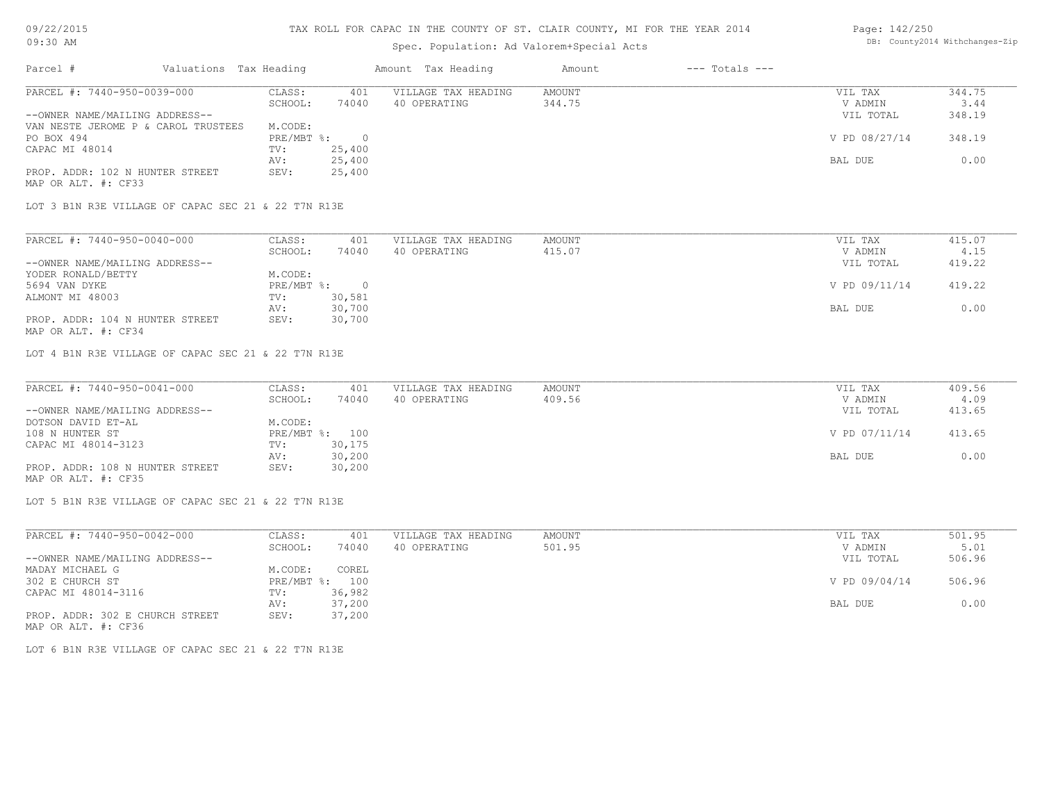# TAX ROLL FOR CAPAC IN THE COUNTY OF ST. CLAIR COUNTY, MI FOR THE YEAR 2014

Spec. Population: Ad Valorem+Special Acts

| Parcel # | Valuations | Tax Heading | Amount | Tax Heading | Amount | --- Totals --- | |
|---|---|---|---|---|---|---|---|
| PARCEL #: 7440-950-0039-000 | CLASS: | 401 | VILLAGE TAX HEADING | AMOUNT | | VIL TAX | 344.75 |
| | SCHOOL: | 74040 | 40 OPERATING | 344.75 | | V ADMIN | 3.44 |
| --OWNER NAME/MAILING ADDRESS-- | | | | | | VIL TOTAL | 348.19 |
| VAN NESTE JEROME P & CAROL TRUSTEES | M.CODE: | | | | | | |
| PO BOX 494 | PRE/MBT %: | 0 | | | | V PD 08/27/14 | 348.19 |
| CAPAC MI 48014 | TV: | 25,400 | | | | | |
| | AV: | 25,400 | | | | BAL DUE | 0.00 |
| PROP. ADDR: 102 N HUNTER STREET | SEV: | 25,400 | | | | | |
| MAP OR ALT. #: CF33 | | | | | | | |

LOT 3 B1N R3E VILLAGE OF CAPAC SEC 21 & 22 T7N R13E

| Parcel # | Valuations | Tax Heading | Amount | Tax Heading | Amount | --- Totals --- | |
|---|---|---|---|---|---|---|---|
| PARCEL #: 7440-950-0040-000 | CLASS: | 401 | VILLAGE TAX HEADING | AMOUNT | | VIL TAX | 415.07 |
| | SCHOOL: | 74040 | 40 OPERATING | 415.07 | | V ADMIN | 4.15 |
| --OWNER NAME/MAILING ADDRESS-- | | | | | | VIL TOTAL | 419.22 |
| YODER RONALD/BETTY | M.CODE: | | | | | | |
| 5694 VAN DYKE | PRE/MBT %: | 0 | | | | V PD 09/11/14 | 419.22 |
| ALMONT MI 48003 | TV: | 30,581 | | | | | |
| | AV: | 30,700 | | | | BAL DUE | 0.00 |
| PROP. ADDR: 104 N HUNTER STREET | SEV: | 30,700 | | | | | |
| MAP OR ALT. #: CF34 | | | | | | | |

LOT 4 B1N R3E VILLAGE OF CAPAC SEC 21 & 22 T7N R13E

| Parcel # | Valuations | Tax Heading | Amount | Tax Heading | Amount | --- Totals --- | |
|---|---|---|---|---|---|---|---|
| PARCEL #: 7440-950-0041-000 | CLASS: | 401 | VILLAGE TAX HEADING | AMOUNT | | VIL TAX | 409.56 |
| | SCHOOL: | 74040 | 40 OPERATING | 409.56 | | V ADMIN | 4.09 |
| --OWNER NAME/MAILING ADDRESS-- | | | | | | VIL TOTAL | 413.65 |
| DOTSON DAVID ET-AL | M.CODE: | | | | | | |
| 108 N HUNTER ST | PRE/MBT %: | 100 | | | | V PD 07/11/14 | 413.65 |
| CAPAC MI 48014-3123 | TV: | 30,175 | | | | | |
| | AV: | 30,200 | | | | BAL DUE | 0.00 |
| PROP. ADDR: 108 N HUNTER STREET | SEV: | 30,200 | | | | | |
| MAP OR ALT. #: CF35 | | | | | | | |

LOT 5 B1N R3E VILLAGE OF CAPAC SEC 21 & 22 T7N R13E

| Parcel # | Valuations | Tax Heading | Amount | Tax Heading | Amount | --- Totals --- | |
|---|---|---|---|---|---|---|---|
| PARCEL #: 7440-950-0042-000 | CLASS: | 401 | VILLAGE TAX HEADING | AMOUNT | | VIL TAX | 501.95 |
| | SCHOOL: | 74040 | 40 OPERATING | 501.95 | | V ADMIN | 5.01 |
| --OWNER NAME/MAILING ADDRESS-- | | | | | | VIL TOTAL | 506.96 |
| MADAY MICHAEL G | M.CODE: | COREL | | | | | |
| 302 E CHURCH ST | PRE/MBT %: | 100 | | | | V PD 09/04/14 | 506.96 |
| CAPAC MI 48014-3116 | TV: | 36,982 | | | | | |
| | AV: | 37,200 | | | | BAL DUE | 0.00 |
| PROP. ADDR: 302 E CHURCH STREET | SEV: | 37,200 | | | | | |
| MAP OR ALT. #: CF36 | | | | | | | |

LOT 6 B1N R3E VILLAGE OF CAPAC SEC 21 & 22 T7N R13E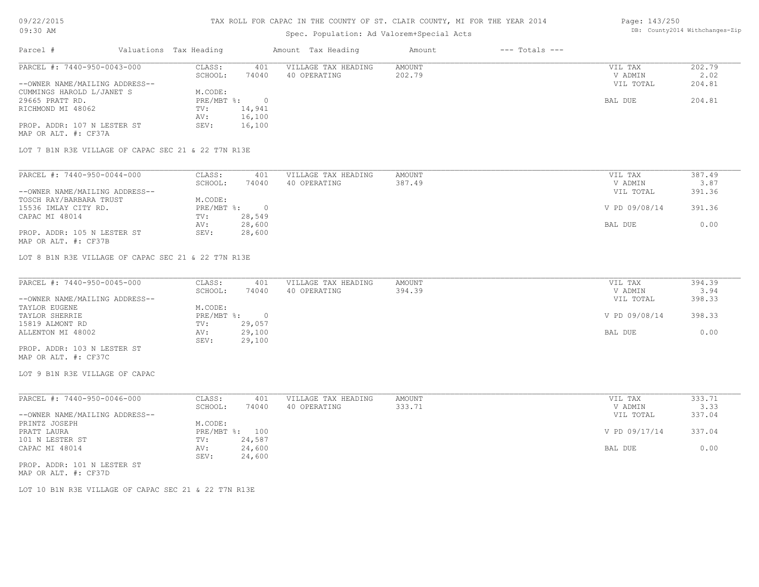TAX ROLL FOR CAPAC IN THE COUNTY OF ST. CLAIR COUNTY, MI FOR THE YEAR 2014

Spec. Population: Ad Valorem+Special Acts

| Parcel # | Valuations | Tax Heading | Amount | Tax Heading | Amount | --- Totals --- | |
|---|---|---|---|---|---|---|---|
| PARCEL #: 7440-950-0043-000 | CLASS: | 401 | VILLAGE TAX HEADING | AMOUNT | | VIL TAX | 202.79 |
| | SCHOOL: | 74040 | 40 OPERATING | 202.79 | | V ADMIN | 2.02 |
| --OWNER NAME/MAILING ADDRESS-- | | | | | | VIL TOTAL | 204.81 |
| CUMMINGS HAROLD L/JANET S | M.CODE: | | | | | | |
| 29665 PRATT RD. | PRE/MBT %: | 0 | | | | BAL DUE | 204.81 |
| RICHMOND MI 48062 | TV: | 14,941 | | | | | |
| | AV: | 16,100 | | | | | |
| PROP. ADDR: 107 N LESTER ST | SEV: | 16,100 | | | | | |
| MAP OR ALT. #: CF37A | | | | | | | |

LOT 7 B1N R3E VILLAGE OF CAPAC SEC 21 & 22 T7N R13E

| Parcel # | Valuations | Tax Heading | Amount | Tax Heading | Amount | --- Totals --- | |
|---|---|---|---|---|---|---|---|
| PARCEL #: 7440-950-0044-000 | CLASS: | 401 | VILLAGE TAX HEADING | AMOUNT | | VIL TAX | 387.49 |
| | SCHOOL: | 74040 | 40 OPERATING | 387.49 | | V ADMIN | 3.87 |
| --OWNER NAME/MAILING ADDRESS-- | | | | | | VIL TOTAL | 391.36 |
| TOSCH RAY/BARBARA TRUST | M.CODE: | | | | | | |
| 15536 IMLAY CITY RD. | PRE/MBT %: | 0 | | | | V PD 09/08/14 | 391.36 |
| CAPAC MI 48014 | TV: | 28,549 | | | | | |
| | AV: | 28,600 | | | | BAL DUE | 0.00 |
| PROP. ADDR: 105 N LESTER ST | SEV: | 28,600 | | | | | |
| MAP OR ALT. #: CF37B | | | | | | | |

LOT 8 B1N R3E VILLAGE OF CAPAC SEC 21 & 22 T7N R13E

| Parcel # | Valuations | Tax Heading | Amount | Tax Heading | Amount | --- Totals --- | |
|---|---|---|---|---|---|---|---|
| PARCEL #: 7440-950-0045-000 | CLASS: | 401 | VILLAGE TAX HEADING | AMOUNT | | VIL TAX | 394.39 |
| | SCHOOL: | 74040 | 40 OPERATING | 394.39 | | V ADMIN | 3.94 |
| --OWNER NAME/MAILING ADDRESS-- | | | | | | VIL TOTAL | 398.33 |
| TAYLOR EUGENE | M.CODE: | | | | | | |
| TAYLOR SHERRIE | PRE/MBT %: | 0 | | | | V PD 09/08/14 | 398.33 |
| 15819 ALMONT RD | TV: | 29,057 | | | | | |
| ALLENTON MI 48002 | AV: | 29,100 | | | | BAL DUE | 0.00 |
| | SEV: | 29,100 | | | | | |
| PROP. ADDR: 103 N LESTER ST | | | | | | | |
| MAP OR ALT. #: CF37C | | | | | | | |

LOT 9 B1N R3E VILLAGE OF CAPAC

| Parcel # | Valuations | Tax Heading | Amount | Tax Heading | Amount | --- Totals --- | |
|---|---|---|---|---|---|---|---|
| PARCEL #: 7440-950-0046-000 | CLASS: | 401 | VILLAGE TAX HEADING | AMOUNT | | VIL TAX | 333.71 |
| | SCHOOL: | 74040 | 40 OPERATING | 333.71 | | V ADMIN | 3.33 |
| --OWNER NAME/MAILING ADDRESS-- | | | | | | VIL TOTAL | 337.04 |
| PRINTZ JOSEPH | M.CODE: | | | | | | |
| PRATT LAURA | PRE/MBT %: | 100 | | | | V PD 09/17/14 | 337.04 |
| 101 N LESTER ST | TV: | 24,587 | | | | | |
| CAPAC MI 48014 | AV: | 24,600 | | | | BAL DUE | 0.00 |
| | SEV: | 24,600 | | | | | |
| PROP. ADDR: 101 N LESTER ST | | | | | | | |
| MAP OR ALT. #: CF37D | | | | | | | |

LOT 10 B1N R3E VILLAGE OF CAPAC SEC 21 & 22 T7N R13E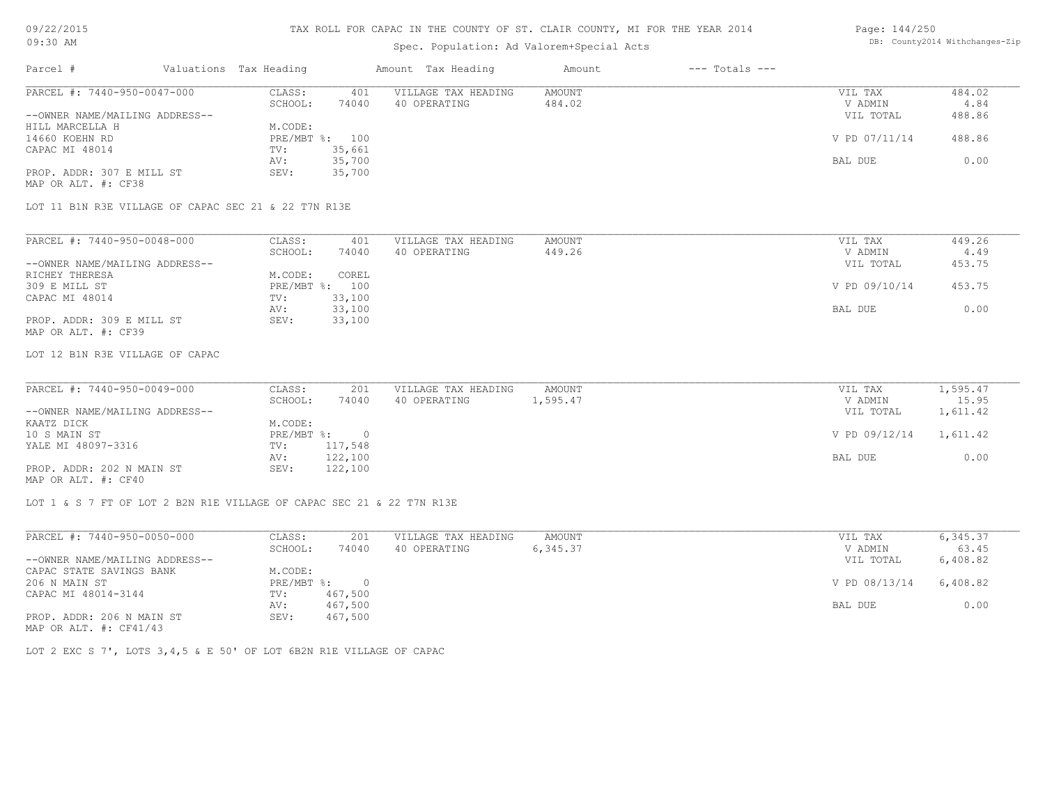# TAX ROLL FOR CAPAC IN THE COUNTY OF ST. CLAIR COUNTY, MI FOR THE YEAR 2014

Spec. Population: Ad Valorem+Special Acts

| Parcel # | Valuations | Tax Heading | Amount | Tax Heading | Amount | --- Totals --- | |
|---|---|---|---|---|---|---|---|
| PARCEL #: 7440-950-0047-000 | CLASS: | 401 | VILLAGE TAX HEADING | AMOUNT | | VIL TAX | 484.02 |
| | SCHOOL: | 74040 | 40 OPERATING | 484.02 | | V ADMIN | 4.84 |
| --OWNER NAME/MAILING ADDRESS-- | | | | | | VIL TOTAL | 488.86 |
| HILL MARCELLA H | M.CODE: | | | | | | |
| 14660 KOEHN RD | PRE/MBT %: | 100 | | | | V PD 07/11/14 | 488.86 |
| CAPAC MI 48014 | TV: | 35,661 | | | | | |
| | AV: | 35,700 | | | | BAL DUE | 0.00 |
| PROP. ADDR: 307 E MILL ST | SEV: | 35,700 | | | | | |
| MAP OR ALT. #: CF38 | | | | | | | |

LOT 11 B1N R3E VILLAGE OF CAPAC SEC 21 & 22 T7N R13E

| Parcel # | Valuations | Tax Heading | Amount | Tax Heading | Amount | --- Totals --- | |
|---|---|---|---|---|---|---|---|
| PARCEL #: 7440-950-0048-000 | CLASS: | 401 | VILLAGE TAX HEADING | AMOUNT | | VIL TAX | 449.26 |
| | SCHOOL: | 74040 | 40 OPERATING | 449.26 | | V ADMIN | 4.49 |
| --OWNER NAME/MAILING ADDRESS-- | | | | | | VIL TOTAL | 453.75 |
| RICHEY THERESA | M.CODE: | COREL | | | | | |
| 309 E MILL ST | PRE/MBT %: | 100 | | | | V PD 09/10/14 | 453.75 |
| CAPAC MI 48014 | TV: | 33,100 | | | | | |
| | AV: | 33,100 | | | | BAL DUE | 0.00 |
| PROP. ADDR: 309 E MILL ST | SEV: | 33,100 | | | | | |
| MAP OR ALT. #: CF39 | | | | | | | |

LOT 12 B1N R3E VILLAGE OF CAPAC

| Parcel # | Valuations | Tax Heading | Amount | Tax Heading | Amount | --- Totals --- | |
|---|---|---|---|---|---|---|---|
| PARCEL #: 7440-950-0049-000 | CLASS: | 201 | VILLAGE TAX HEADING | AMOUNT | | VIL TAX | 1,595.47 |
| | SCHOOL: | 74040 | 40 OPERATING | 1,595.47 | | V ADMIN | 15.95 |
| --OWNER NAME/MAILING ADDRESS-- | | | | | | VIL TOTAL | 1,611.42 |
| KAATZ DICK | M.CODE: | | | | | | |
| 10 S MAIN ST | PRE/MBT %: | 0 | | | | V PD 09/12/14 | 1,611.42 |
| YALE MI 48097-3316 | TV: | 117,548 | | | | | |
| | AV: | 122,100 | | | | BAL DUE | 0.00 |
| PROP. ADDR: 202 N MAIN ST | SEV: | 122,100 | | | | | |
| MAP OR ALT. #: CF40 | | | | | | | |

LOT 1 & S 7 FT OF LOT 2 B2N R1E VILLAGE OF CAPAC SEC 21 & 22 T7N R13E

| Parcel # | Valuations | Tax Heading | Amount | Tax Heading | Amount | --- Totals --- | |
|---|---|---|---|---|---|---|---|
| PARCEL #: 7440-950-0050-000 | CLASS: | 201 | VILLAGE TAX HEADING | AMOUNT | | VIL TAX | 6,345.37 |
| | SCHOOL: | 74040 | 40 OPERATING | 6,345.37 | | V ADMIN | 63.45 |
| --OWNER NAME/MAILING ADDRESS-- | | | | | | VIL TOTAL | 6,408.82 |
| CAPAC STATE SAVINGS BANK | M.CODE: | | | | | | |
| 206 N MAIN ST | PRE/MBT %: | 0 | | | | V PD 08/13/14 | 6,408.82 |
| CAPAC MI 48014-3144 | TV: | 467,500 | | | | | |
| | AV: | 467,500 | | | | BAL DUE | 0.00 |
| PROP. ADDR: 206 N MAIN ST | SEV: | 467,500 | | | | | |
| MAP OR ALT. #: CF41/43 | | | | | | | |

LOT 2 EXC S 7', LOTS 3,4,5 & E 50' OF LOT 6B2N R1E VILLAGE OF CAPAC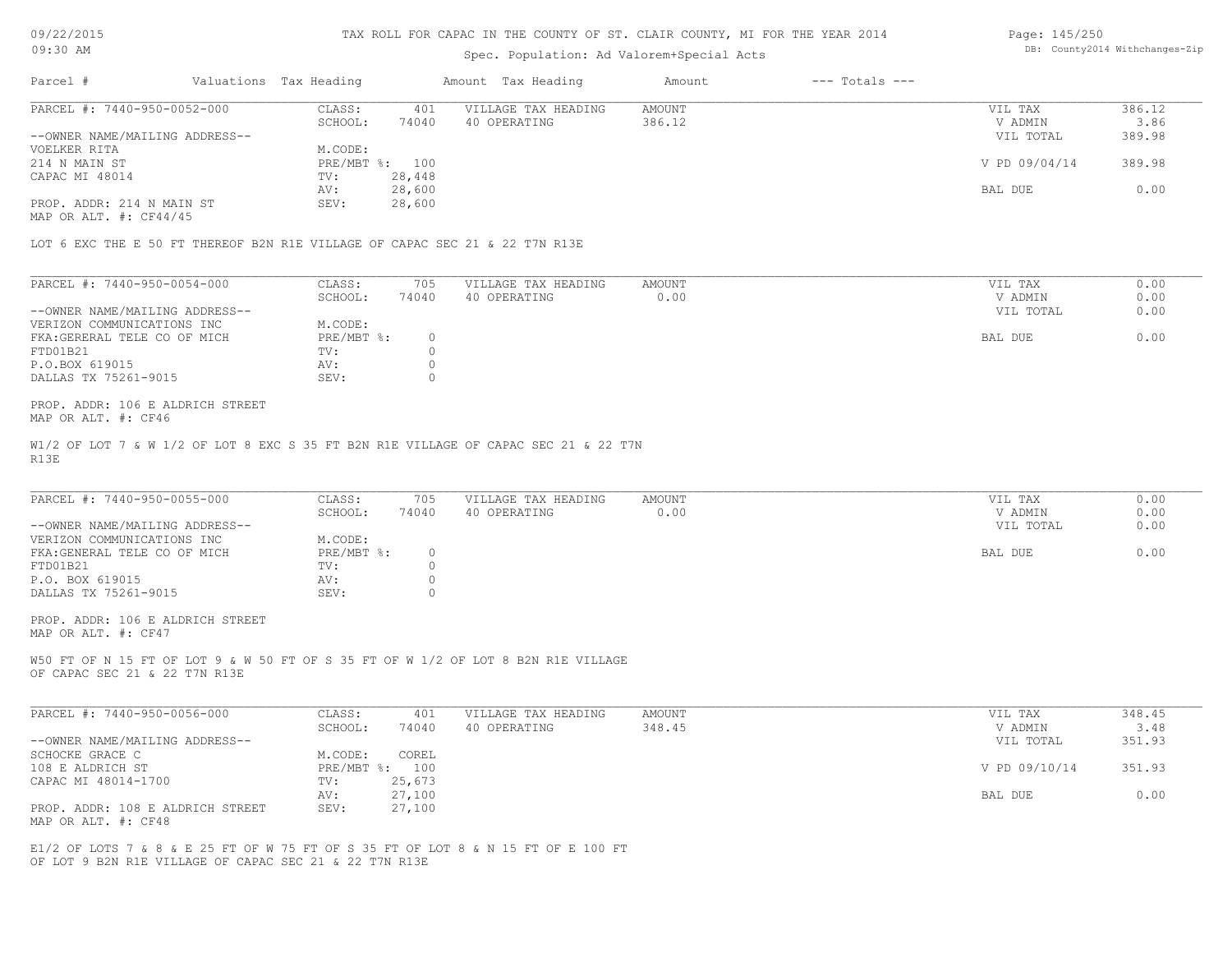TAX ROLL FOR CAPAC IN THE COUNTY OF ST. CLAIR COUNTY, MI FOR THE YEAR 2014

Spec. Population: Ad Valorem+Special Acts

09/22/2015
09:30 AM

DB: County2014 Withchanges-Zip

| Parcel # | Valuations | Tax Heading | Amount | Tax Heading | Amount | --- Totals --- | |
|---|---|---|---|---|---|---|---|

**PARCEL #: 7440-950-0052-000**

| | | | | | |
|---|---|---|---|---|---|
| CLASS: | 401 | VILLAGE TAX HEADING | AMOUNT | VIL TAX | 386.12 |
| SCHOOL: | 74040 | 40 OPERATING | 386.12 | V ADMIN | 3.86 |
| M.CODE: | | | | VIL TOTAL | 389.98 |
| PRE/MBT %: | 100 | | | V PD 09/04/14 | 389.98 |
| TV: | 28,448 | | | | |
| AV: | 28,600 | | | BAL DUE | 0.00 |
| SEV: | 28,600 | | | | |

--OWNER NAME/MAILING ADDRESS--
VOELKER RITA
214 N MAIN ST
CAPAC MI 48014

PROP. ADDR: 214 N MAIN ST
MAP OR ALT. #: CF44/45

LOT 6 EXC THE E 50 FT THEREOF B2N R1E VILLAGE OF CAPAC SEC 21 & 22 T7N R13E

**PARCEL #: 7440-950-0054-000**

| | | | | | |
|---|---|---|---|---|---|
| CLASS: | 705 | VILLAGE TAX HEADING | AMOUNT | VIL TAX | 0.00 |
| SCHOOL: | 74040 | 40 OPERATING | 0.00 | V ADMIN | 0.00 |
| M.CODE: | | | | VIL TOTAL | 0.00 |
| PRE/MBT %: | 0 | | | BAL DUE | 0.00 |
| TV: | 0 | | | | |
| AV: | 0 | | | | |
| SEV: | 0 | | | | |

--OWNER NAME/MAILING ADDRESS--
VERIZON COMMUNICATIONS INC
FKA:GERERAL TELE CO OF MICH
FTD01B21
P.O.BOX 619015
DALLAS TX 75261-9015

PROP. ADDR: 106 E ALDRICH STREET
MAP OR ALT. #: CF46

W1/2 OF LOT 7 & W 1/2 OF LOT 8 EXC S 35 FT B2N R1E VILLAGE OF CAPAC SEC 21 & 22 T7N R13E

**PARCEL #: 7440-950-0055-000**

| | | | | | |
|---|---|---|---|---|---|
| CLASS: | 705 | VILLAGE TAX HEADING | AMOUNT | VIL TAX | 0.00 |
| SCHOOL: | 74040 | 40 OPERATING | 0.00 | V ADMIN | 0.00 |
| M.CODE: | | | | VIL TOTAL | 0.00 |
| PRE/MBT %: | 0 | | | BAL DUE | 0.00 |
| TV: | 0 | | | | |
| AV: | 0 | | | | |
| SEV: | 0 | | | | |

--OWNER NAME/MAILING ADDRESS--
VERIZON COMMUNICATIONS INC
FKA:GENERAL TELE CO OF MICH
FTD01B21
P.O. BOX 619015
DALLAS TX 75261-9015

PROP. ADDR: 106 E ALDRICH STREET
MAP OR ALT. #: CF47

W50 FT OF N 15 FT OF LOT 9 & W 50 FT OF S 35 FT OF W 1/2 OF LOT 8 B2N R1E VILLAGE OF CAPAC SEC 21 & 22 T7N R13E

**PARCEL #: 7440-950-0056-000**

| | | | | | |
|---|---|---|---|---|---|
| CLASS: | 401 | VILLAGE TAX HEADING | AMOUNT | VIL TAX | 348.45 |
| SCHOOL: | 74040 | 40 OPERATING | 348.45 | V ADMIN | 3.48 |
| M.CODE: | COREL | | | VIL TOTAL | 351.93 |
| PRE/MBT %: | 100 | | | V PD 09/10/14 | 351.93 |
| TV: | 25,673 | | | | |
| AV: | 27,100 | | | BAL DUE | 0.00 |
| SEV: | 27,100 | | | | |

--OWNER NAME/MAILING ADDRESS--
SCHOCKE GRACE C
108 E ALDRICH ST
CAPAC MI 48014-1700

PROP. ADDR: 108 E ALDRICH STREET
MAP OR ALT. #: CF48

E1/2 OF LOTS 7 & 8 & E 25 FT OF W 75 FT OF S 35 FT OF LOT 8 & N 15 FT OF E 100 FT OF LOT 9 B2N R1E VILLAGE OF CAPAC SEC 21 & 22 T7N R13E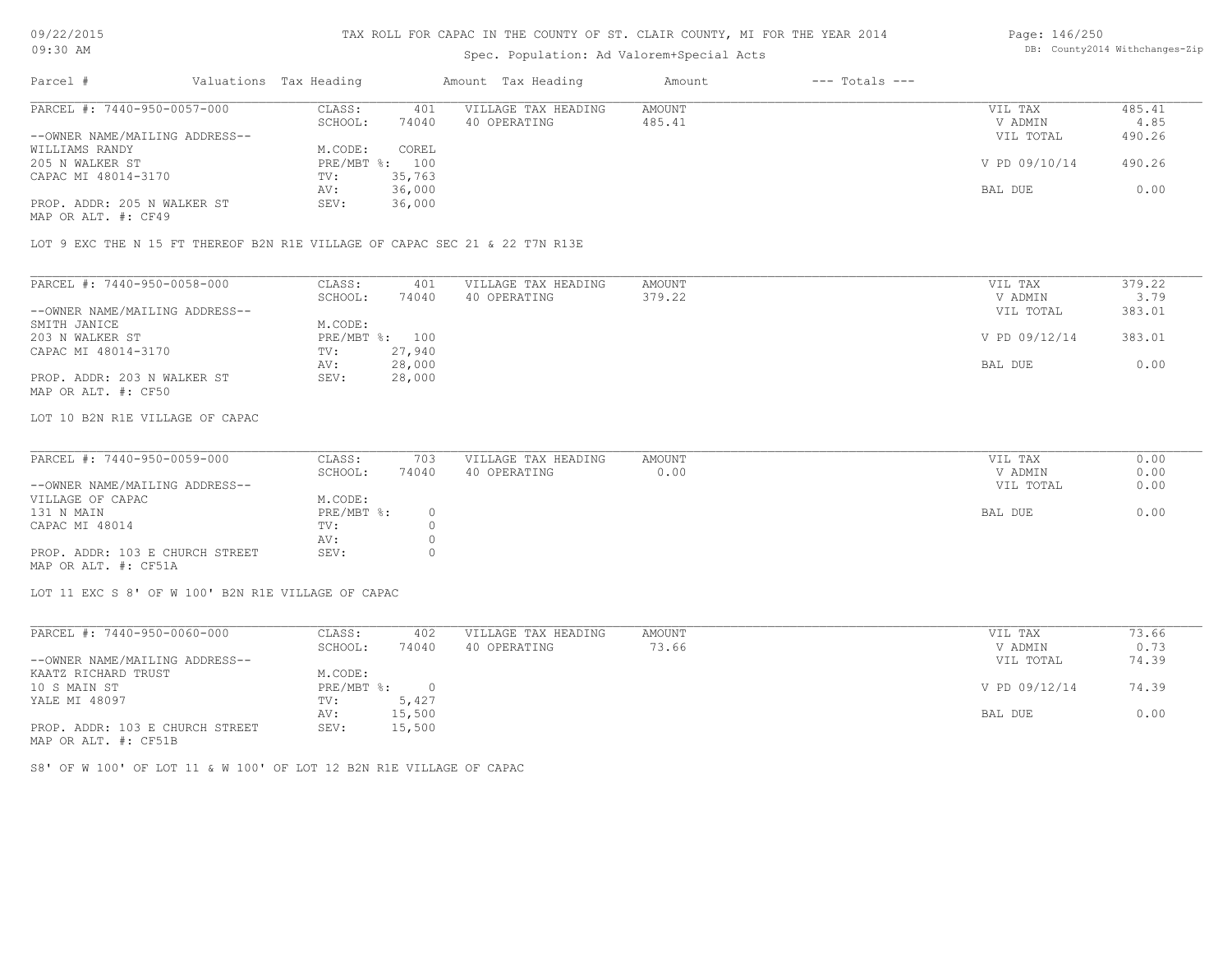# TAX ROLL FOR CAPAC IN THE COUNTY OF ST. CLAIR COUNTY, MI FOR THE YEAR 2014

Spec. Population: Ad Valorem+Special Acts

| Parcel # | Valuations | Tax Heading | Amount | Tax Heading | Amount | --- Totals --- | |
|---|---|---|---|---|---|---|---|
| PARCEL #: 7440-950-0057-000 | CLASS: | 401 | VILLAGE TAX HEADING | AMOUNT | | VIL TAX | 485.41 |
| | SCHOOL: | 74040 | 40 OPERATING | 485.41 | | V ADMIN | 4.85 |
| --OWNER NAME/MAILING ADDRESS-- | | | | | | VIL TOTAL | 490.26 |
| WILLIAMS RANDY | M.CODE: | COREL | | | | | |
| 205 N WALKER ST | PRE/MBT %: | 100 | | | | V PD 09/10/14 | 490.26 |
| CAPAC MI 48014-3170 | TV: | 35,763 | | | | | |
| | AV: | 36,000 | | | | BAL DUE | 0.00 |
| PROP. ADDR: 205 N WALKER ST | SEV: | 36,000 | | | | | |
| MAP OR ALT. #: CF49 | | | | | | | |

LOT 9 EXC THE N 15 FT THEREOF B2N R1E VILLAGE OF CAPAC SEC 21 & 22 T7N R13E

| Parcel # | Valuations | Tax Heading | Amount | Tax Heading | Amount | --- Totals --- | |
|---|---|---|---|---|---|---|---|
| PARCEL #: 7440-950-0058-000 | CLASS: | 401 | VILLAGE TAX HEADING | AMOUNT | | VIL TAX | 379.22 |
| | SCHOOL: | 74040 | 40 OPERATING | 379.22 | | V ADMIN | 3.79 |
| --OWNER NAME/MAILING ADDRESS-- | | | | | | VIL TOTAL | 383.01 |
| SMITH JANICE | M.CODE: | | | | | | |
| 203 N WALKER ST | PRE/MBT %: | 100 | | | | V PD 09/12/14 | 383.01 |
| CAPAC MI 48014-3170 | TV: | 27,940 | | | | | |
| | AV: | 28,000 | | | | BAL DUE | 0.00 |
| PROP. ADDR: 203 N WALKER ST | SEV: | 28,000 | | | | | |
| MAP OR ALT. #: CF50 | | | | | | | |

LOT 10 B2N R1E VILLAGE OF CAPAC

| Parcel # | Valuations | Tax Heading | Amount | Tax Heading | Amount | --- Totals --- | |
|---|---|---|---|---|---|---|---|
| PARCEL #: 7440-950-0059-000 | CLASS: | 703 | VILLAGE TAX HEADING | AMOUNT | | VIL TAX | 0.00 |
| | SCHOOL: | 74040 | 40 OPERATING | 0.00 | | V ADMIN | 0.00 |
| --OWNER NAME/MAILING ADDRESS-- | | | | | | VIL TOTAL | 0.00 |
| VILLAGE OF CAPAC | M.CODE: | | | | | | |
| 131 N MAIN | PRE/MBT %: | 0 | | | | BAL DUE | 0.00 |
| CAPAC MI 48014 | TV: | 0 | | | | | |
| | AV: | 0 | | | | | |
| PROP. ADDR: 103 E CHURCH STREET | SEV: | 0 | | | | | |
| MAP OR ALT. #: CF51A | | | | | | | |

LOT 11 EXC S 8' OF W 100' B2N R1E VILLAGE OF CAPAC

| Parcel # | Valuations | Tax Heading | Amount | Tax Heading | Amount | --- Totals --- | |
|---|---|---|---|---|---|---|---|
| PARCEL #: 7440-950-0060-000 | CLASS: | 402 | VILLAGE TAX HEADING | AMOUNT | | VIL TAX | 73.66 |
| | SCHOOL: | 74040 | 40 OPERATING | 73.66 | | V ADMIN | 0.73 |
| --OWNER NAME/MAILING ADDRESS-- | | | | | | VIL TOTAL | 74.39 |
| KAATZ RICHARD TRUST | M.CODE: | | | | | | |
| 10 S MAIN ST | PRE/MBT %: | 0 | | | | V PD 09/12/14 | 74.39 |
| YALE MI 48097 | TV: | 5,427 | | | | | |
| | AV: | 15,500 | | | | BAL DUE | 0.00 |
| PROP. ADDR: 103 E CHURCH STREET | SEV: | 15,500 | | | | | |
| MAP OR ALT. #: CF51B | | | | | | | |

S8' OF W 100' OF LOT 11 & W 100' OF LOT 12 B2N R1E VILLAGE OF CAPAC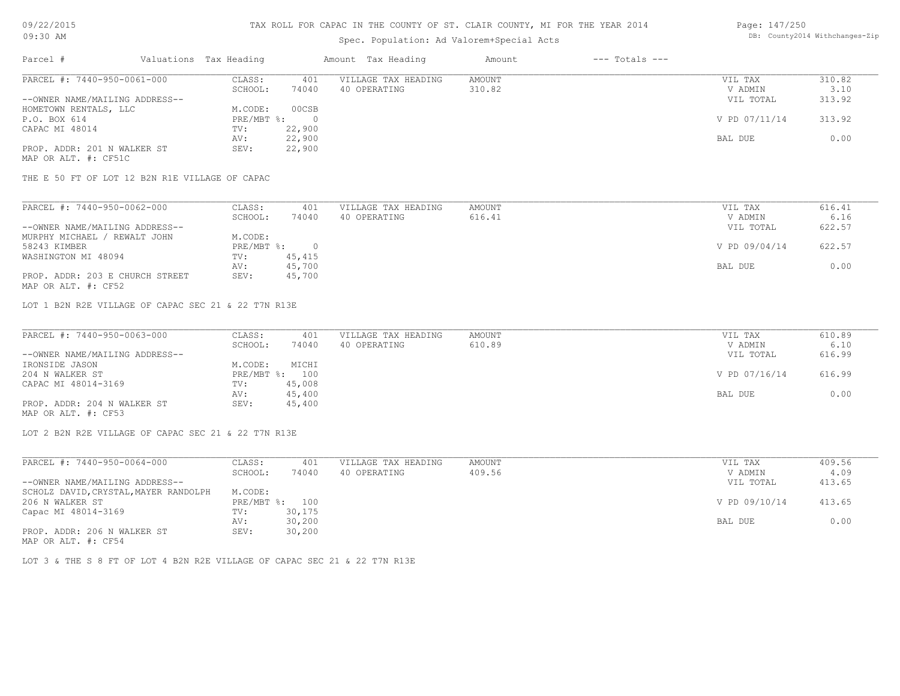# TAX ROLL FOR CAPAC IN THE COUNTY OF ST. CLAIR COUNTY, MI FOR THE YEAR 2014

Spec. Population: Ad Valorem+Special Acts

| Parcel # | Valuations | Tax Heading | Amount | Tax Heading | Amount | --- Totals --- | |
|---|---|---|---|---|---|---|---|
| PARCEL #: 7440-950-0061-000 | CLASS: | 401 | VILLAGE TAX HEADING | AMOUNT | | VIL TAX | 310.82 |
| | SCHOOL: | 74040 | 40 OPERATING | 310.82 | | V ADMIN | 3.10 |
| --OWNER NAME/MAILING ADDRESS-- | | | | | | VIL TOTAL | 313.92 |
| HOMETOWN RENTALS, LLC | M.CODE: | 00CSB | | | | | |
| P.O. BOX 614 | PRE/MBT %: | 0 | | | | V PD 07/11/14 | 313.92 |
| CAPAC MI 48014 | TV: | 22,900 | | | | | |
| | AV: | 22,900 | | | | BAL DUE | 0.00 |
| PROP. ADDR: 201 N WALKER ST | SEV: | 22,900 | | | | | |
| MAP OR ALT. #: CF51C | | | | | | | |

THE E 50 FT OF LOT 12 B2N R1E VILLAGE OF CAPAC

| Parcel # | Valuations | Tax Heading | Amount | Tax Heading | Amount | --- Totals --- | |
|---|---|---|---|---|---|---|---|
| PARCEL #: 7440-950-0062-000 | CLASS: | 401 | VILLAGE TAX HEADING | AMOUNT | | VIL TAX | 616.41 |
| | SCHOOL: | 74040 | 40 OPERATING | 616.41 | | V ADMIN | 6.16 |
| --OWNER NAME/MAILING ADDRESS-- | | | | | | VIL TOTAL | 622.57 |
| MURPHY MICHAEL / REWALT JOHN | M.CODE: | | | | | | |
| 58243 KIMBER | PRE/MBT %: | 0 | | | | V PD 09/04/14 | 622.57 |
| WASHINGTON MI 48094 | TV: | 45,415 | | | | | |
| | AV: | 45,700 | | | | BAL DUE | 0.00 |
| PROP. ADDR: 203 E CHURCH STREET | SEV: | 45,700 | | | | | |
| MAP OR ALT. #: CF52 | | | | | | | |

LOT 1 B2N R2E VILLAGE OF CAPAC SEC 21 & 22 T7N R13E

| Parcel # | Valuations | Tax Heading | Amount | Tax Heading | Amount | --- Totals --- | |
|---|---|---|---|---|---|---|---|
| PARCEL #: 7440-950-0063-000 | CLASS: | 401 | VILLAGE TAX HEADING | AMOUNT | | VIL TAX | 610.89 |
| | SCHOOL: | 74040 | 40 OPERATING | 610.89 | | V ADMIN | 6.10 |
| --OWNER NAME/MAILING ADDRESS-- | | | | | | VIL TOTAL | 616.99 |
| IRONSIDE JASON | M.CODE: | MICHI | | | | | |
| 204 N WALKER ST | PRE/MBT %: | 100 | | | | V PD 07/16/14 | 616.99 |
| CAPAC MI 48014-3169 | TV: | 45,008 | | | | | |
| | AV: | 45,400 | | | | BAL DUE | 0.00 |
| PROP. ADDR: 204 N WALKER ST | SEV: | 45,400 | | | | | |
| MAP OR ALT. #: CF53 | | | | | | | |

LOT 2 B2N R2E VILLAGE OF CAPAC SEC 21 & 22 T7N R13E

| Parcel # | Valuations | Tax Heading | Amount | Tax Heading | Amount | --- Totals --- | |
|---|---|---|---|---|---|---|---|
| PARCEL #: 7440-950-0064-000 | CLASS: | 401 | VILLAGE TAX HEADING | AMOUNT | | VIL TAX | 409.56 |
| | SCHOOL: | 74040 | 40 OPERATING | 409.56 | | V ADMIN | 4.09 |
| --OWNER NAME/MAILING ADDRESS-- | | | | | | VIL TOTAL | 413.65 |
| SCHOLZ DAVID,CRYSTAL,MAYER RANDOLPH | M.CODE: | | | | | | |
| 206 N WALKER ST | PRE/MBT %: | 100 | | | | V PD 09/10/14 | 413.65 |
| Capac MI 48014-3169 | TV: | 30,175 | | | | | |
| | AV: | 30,200 | | | | BAL DUE | 0.00 |
| PROP. ADDR: 206 N WALKER ST | SEV: | 30,200 | | | | | |
| MAP OR ALT. #: CF54 | | | | | | | |

LOT 3 & THE S 8 FT OF LOT 4 B2N R2E VILLAGE OF CAPAC SEC 21 & 22 T7N R13E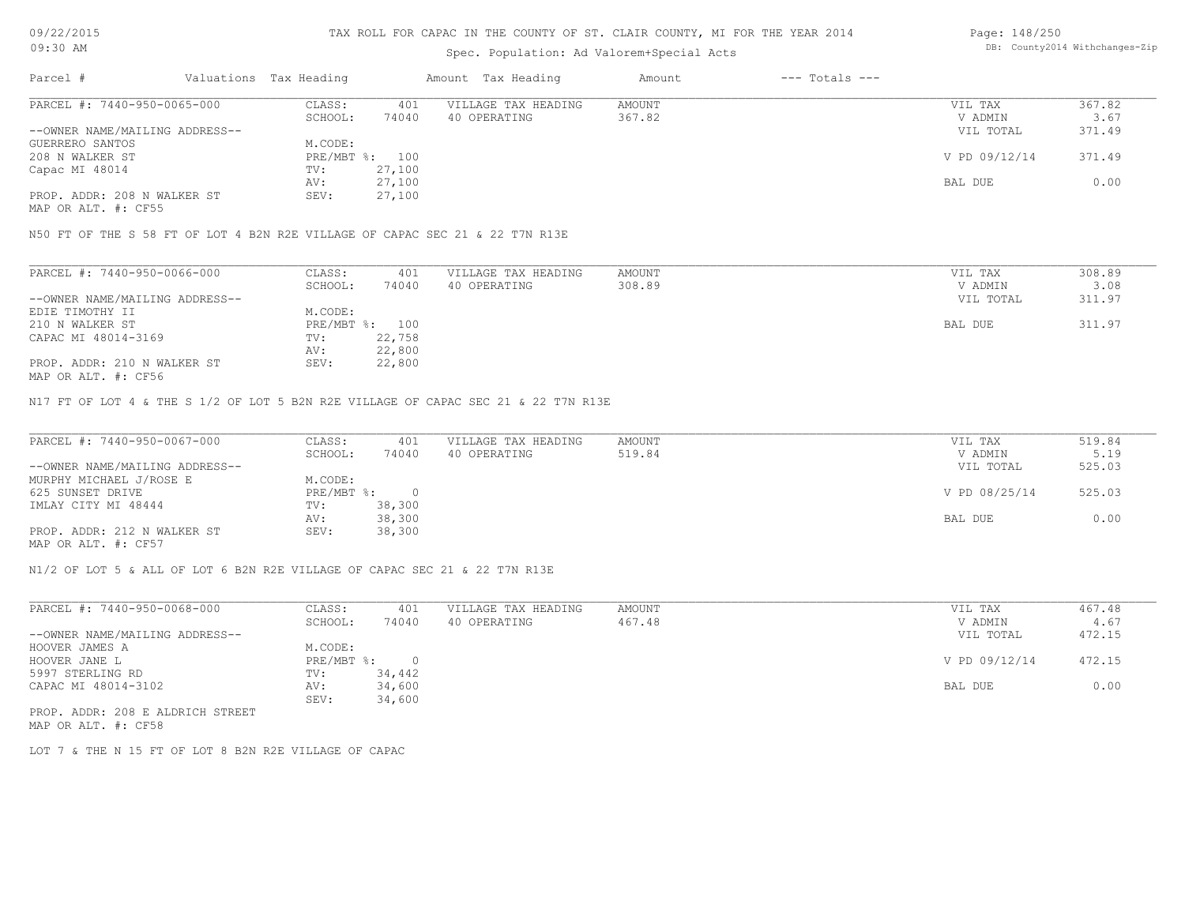# TAX ROLL FOR CAPAC IN THE COUNTY OF ST. CLAIR COUNTY, MI FOR THE YEAR 2014

Spec. Population: Ad Valorem+Special Acts

DB: County2014 Withchanges-Zip

09/22/2015
09:30 AM

| Parcel # | Valuations | Tax Heading | Amount | Tax Heading | Amount | --- Totals --- | |
|---|---|---|---|---|---|---|---|
| PARCEL #: 7440-950-0065-000 | CLASS: | 401 | VILLAGE TAX HEADING | AMOUNT | | VIL TAX | 367.82 |
| | SCHOOL: | 74040 | 40 OPERATING | 367.82 | | V ADMIN | 3.67 |
| --OWNER NAME/MAILING ADDRESS-- | | | | | | VIL TOTAL | 371.49 |
| GUERRERO SANTOS | M.CODE: | | | | | | |
| 208 N WALKER ST | PRE/MBT %: | 100 | | | | V PD 09/12/14 | 371.49 |
| Capac MI 48014 | TV: | 27,100 | | | | | |
| | AV: | 27,100 | | | | BAL DUE | 0.00 |
| PROP. ADDR: 208 N WALKER ST | SEV: | 27,100 | | | | | |
| MAP OR ALT. #: CF55 | | | | | | | |

N50 FT OF THE S 58 FT OF LOT 4 B2N R2E VILLAGE OF CAPAC SEC 21 & 22 T7N R13E

| Parcel # | Valuations | Tax Heading | Amount | Tax Heading | Amount | --- Totals --- | |
|---|---|---|---|---|---|---|---|
| PARCEL #: 7440-950-0066-000 | CLASS: | 401 | VILLAGE TAX HEADING | AMOUNT | | VIL TAX | 308.89 |
| | SCHOOL: | 74040 | 40 OPERATING | 308.89 | | V ADMIN | 3.08 |
| --OWNER NAME/MAILING ADDRESS-- | | | | | | VIL TOTAL | 311.97 |
| EDIE TIMOTHY II | M.CODE: | | | | | | |
| 210 N WALKER ST | PRE/MBT %: | 100 | | | | BAL DUE | 311.97 |
| CAPAC MI 48014-3169 | TV: | 22,758 | | | | | |
| | AV: | 22,800 | | | | | |
| PROP. ADDR: 210 N WALKER ST | SEV: | 22,800 | | | | | |
| MAP OR ALT. #: CF56 | | | | | | | |

N17 FT OF LOT 4 & THE S 1/2 OF LOT 5 B2N R2E VILLAGE OF CAPAC SEC 21 & 22 T7N R13E

| Parcel # | Valuations | Tax Heading | Amount | Tax Heading | Amount | --- Totals --- | |
|---|---|---|---|---|---|---|---|
| PARCEL #: 7440-950-0067-000 | CLASS: | 401 | VILLAGE TAX HEADING | AMOUNT | | VIL TAX | 519.84 |
| | SCHOOL: | 74040 | 40 OPERATING | 519.84 | | V ADMIN | 5.19 |
| --OWNER NAME/MAILING ADDRESS-- | | | | | | VIL TOTAL | 525.03 |
| MURPHY MICHAEL J/ROSE E | M.CODE: | | | | | | |
| 625 SUNSET DRIVE | PRE/MBT %: | 0 | | | | V PD 08/25/14 | 525.03 |
| IMLAY CITY MI 48444 | TV: | 38,300 | | | | | |
| | AV: | 38,300 | | | | BAL DUE | 0.00 |
| PROP. ADDR: 212 N WALKER ST | SEV: | 38,300 | | | | | |
| MAP OR ALT. #: CF57 | | | | | | | |

N1/2 OF LOT 5 & ALL OF LOT 6 B2N R2E VILLAGE OF CAPAC SEC 21 & 22 T7N R13E

| Parcel # | Valuations | Tax Heading | Amount | Tax Heading | Amount | --- Totals --- | |
|---|---|---|---|---|---|---|---|
| PARCEL #: 7440-950-0068-000 | CLASS: | 401 | VILLAGE TAX HEADING | AMOUNT | | VIL TAX | 467.48 |
| | SCHOOL: | 74040 | 40 OPERATING | 467.48 | | V ADMIN | 4.67 |
| --OWNER NAME/MAILING ADDRESS-- | | | | | | VIL TOTAL | 472.15 |
| HOOVER JAMES A | M.CODE: | | | | | | |
| HOOVER JANE L | PRE/MBT %: | 0 | | | | V PD 09/12/14 | 472.15 |
| 5997 STERLING RD | TV: | 34,442 | | | | | |
| CAPAC MI 48014-3102 | AV: | 34,600 | | | | BAL DUE | 0.00 |
| | SEV: | 34,600 | | | | | |
| PROP. ADDR: 208 E ALDRICH STREET | | | | | | | |
| MAP OR ALT. #: CF58 | | | | | | | |

LOT 7 & THE N 15 FT OF LOT 8 B2N R2E VILLAGE OF CAPAC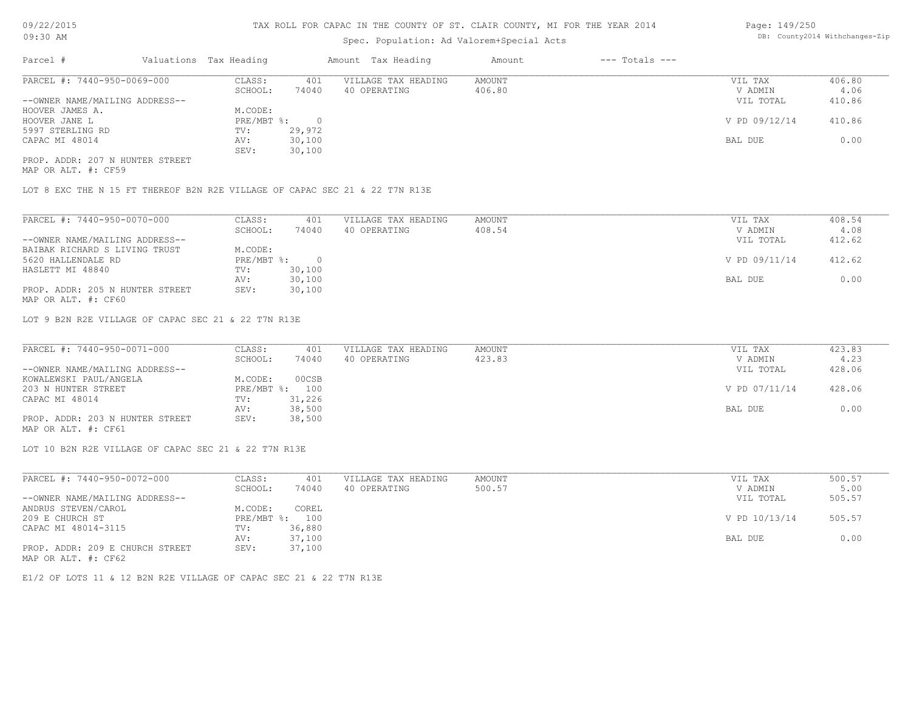TAX ROLL FOR CAPAC IN THE COUNTY OF ST. CLAIR COUNTY, MI FOR THE YEAR 2014

Spec. Population: Ad Valorem+Special Acts

| Parcel # | Valuations | Tax Heading | Amount | Tax Heading | Amount | --- Totals --- | |
|---|---|---|---|---|---|---|---|

---

PARCEL #: 7440-950-0069-000

| | | | | | | |
|---|---|---|---|---|---|---|
| CLASS: | 401 | VILLAGE TAX HEADING | AMOUNT | | VIL TAX | 406.80 |
| SCHOOL: | 74040 | 40 OPERATING | 406.80 | | V ADMIN | 4.06 |
| | | | | | VIL TOTAL | 410.86 |
| M.CODE: | | | | | | |
| PRE/MBT %: | 0 | | | | V PD 09/12/14 | 410.86 |
| TV: | 29,972 | | | | | |
| AV: | 30,100 | | | | BAL DUE | 0.00 |
| SEV: | 30,100 | | | | | |

--OWNER NAME/MAILING ADDRESS--
HOOVER JAMES A.
HOOVER JANE L
5997 STERLING RD
CAPAC MI 48014

PROP. ADDR: 207 N HUNTER STREET
MAP OR ALT. #: CF59

LOT 8 EXC THE N 15 FT THEREOF B2N R2E VILLAGE OF CAPAC SEC 21 & 22 T7N R13E

---

PARCEL #: 7440-950-0070-000

| | | | | | | |
|---|---|---|---|---|---|---|
| CLASS: | 401 | VILLAGE TAX HEADING | AMOUNT | | VIL TAX | 408.54 |
| SCHOOL: | 74040 | 40 OPERATING | 408.54 | | V ADMIN | 4.08 |
| | | | | | VIL TOTAL | 412.62 |
| M.CODE: | | | | | | |
| PRE/MBT %: | 0 | | | | V PD 09/11/14 | 412.62 |
| TV: | 30,100 | | | | | |
| AV: | 30,100 | | | | BAL DUE | 0.00 |
| SEV: | 30,100 | | | | | |

--OWNER NAME/MAILING ADDRESS--
BAIBAK RICHARD S LIVING TRUST
5620 HALLENDALE RD
HASLETT MI 48840

PROP. ADDR: 205 N HUNTER STREET
MAP OR ALT. #: CF60

LOT 9 B2N R2E VILLAGE OF CAPAC SEC 21 & 22 T7N R13E

---

PARCEL #: 7440-950-0071-000

| | | | | | | |
|---|---|---|---|---|---|---|
| CLASS: | 401 | VILLAGE TAX HEADING | AMOUNT | | VIL TAX | 423.83 |
| SCHOOL: | 74040 | 40 OPERATING | 423.83 | | V ADMIN | 4.23 |
| | | | | | VIL TOTAL | 428.06 |
| M.CODE: | 00CSB | | | | | |
| PRE/MBT %: | 100 | | | | V PD 07/11/14 | 428.06 |
| TV: | 31,226 | | | | | |
| AV: | 38,500 | | | | BAL DUE | 0.00 |
| SEV: | 38,500 | | | | | |

--OWNER NAME/MAILING ADDRESS--
KOWALEWSKI PAUL/ANGELA
203 N HUNTER STREET
CAPAC MI 48014

PROP. ADDR: 203 N HUNTER STREET
MAP OR ALT. #: CF61

LOT 10 B2N R2E VILLAGE OF CAPAC SEC 21 & 22 T7N R13E

---

PARCEL #: 7440-950-0072-000

| | | | | | | |
|---|---|---|---|---|---|---|
| CLASS: | 401 | VILLAGE TAX HEADING | AMOUNT | | VIL TAX | 500.57 |
| SCHOOL: | 74040 | 40 OPERATING | 500.57 | | V ADMIN | 5.00 |
| | | | | | VIL TOTAL | 505.57 |
| M.CODE: | COREL | | | | | |
| PRE/MBT %: | 100 | | | | V PD 10/13/14 | 505.57 |
| TV: | 36,880 | | | | | |
| AV: | 37,100 | | | | BAL DUE | 0.00 |
| SEV: | 37,100 | | | | | |

--OWNER NAME/MAILING ADDRESS--
ANDRUS STEVEN/CAROL
209 E CHURCH ST
CAPAC MI 48014-3115

PROP. ADDR: 209 E CHURCH STREET
MAP OR ALT. #: CF62

E1/2 OF LOTS 11 & 12 B2N R2E VILLAGE OF CAPAC SEC 21 & 22 T7N R13E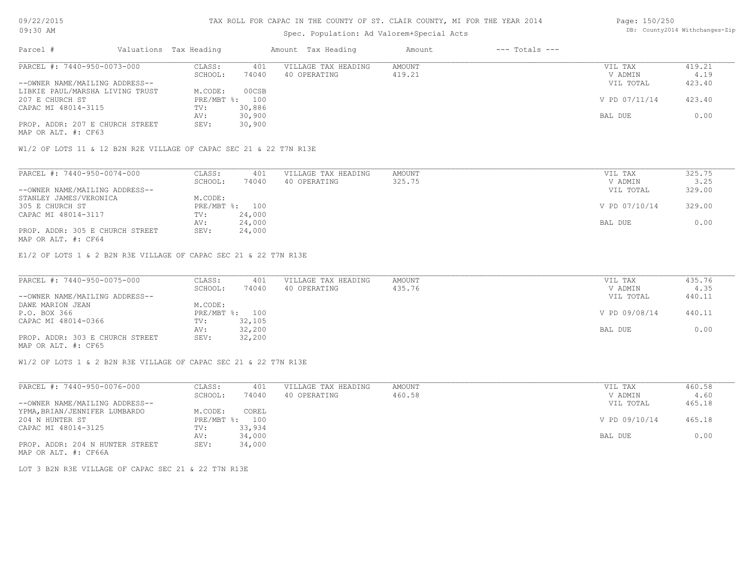TAX ROLL FOR CAPAC IN THE COUNTY OF ST. CLAIR COUNTY, MI FOR THE YEAR 2014

Spec. Population: Ad Valorem+Special Acts

09/22/2015 09:30 AM

DB: County2014 Withchanges-Zip

| Parcel # | Valuations | Tax Heading | Amount | Tax Heading | Amount | --- Totals --- | |
|---|---|---|---|---|---|---|---|

PARCEL #: 7440-950-0073-000

| | | | | | |
|---|---|---|---|---|---|
| CLASS: | 401 | VILLAGE TAX HEADING | AMOUNT | VIL TAX | 419.21 |
| SCHOOL: | 74040 | 40 OPERATING | 419.21 | V ADMIN | 4.19 |
| | | | | VIL TOTAL | 423.40 |
| M.CODE: | 00CSB | | | | |
| PRE/MBT %: | 100 | | | V PD 07/11/14 | 423.40 |
| TV: | 30,886 | | | | |
| AV: | 30,900 | | | BAL DUE | 0.00 |
| SEV: | 30,900 | | | | |

--OWNER NAME/MAILING ADDRESS--
LIBKIE PAUL/MARSHA LIVING TRUST
207 E CHURCH ST
CAPAC MI 48014-3115

PROP. ADDR: 207 E CHURCH STREET
MAP OR ALT. #: CF63

W1/2 OF LOTS 11 & 12 B2N R2E VILLAGE OF CAPAC SEC 21 & 22 T7N R13E

PARCEL #: 7440-950-0074-000

| | | | | | |
|---|---|---|---|---|---|
| CLASS: | 401 | VILLAGE TAX HEADING | AMOUNT | VIL TAX | 325.75 |
| SCHOOL: | 74040 | 40 OPERATING | 325.75 | V ADMIN | 3.25 |
| | | | | VIL TOTAL | 329.00 |
| M.CODE: | | | | | |
| PRE/MBT %: | 100 | | | V PD 07/10/14 | 329.00 |
| TV: | 24,000 | | | | |
| AV: | 24,000 | | | BAL DUE | 0.00 |
| SEV: | 24,000 | | | | |

--OWNER NAME/MAILING ADDRESS--
STANLEY JAMES/VERONICA
305 E CHURCH ST
CAPAC MI 48014-3117

PROP. ADDR: 305 E CHURCH STREET
MAP OR ALT. #: CF64

E1/2 OF LOTS 1 & 2 B2N R3E VILLAGE OF CAPAC SEC 21 & 22 T7N R13E

PARCEL #: 7440-950-0075-000

| | | | | | |
|---|---|---|---|---|---|
| CLASS: | 401 | VILLAGE TAX HEADING | AMOUNT | VIL TAX | 435.76 |
| SCHOOL: | 74040 | 40 OPERATING | 435.76 | V ADMIN | 4.35 |
| | | | | VIL TOTAL | 440.11 |
| M.CODE: | | | | | |
| PRE/MBT %: | 100 | | | V PD 09/08/14 | 440.11 |
| TV: | 32,105 | | | | |
| AV: | 32,200 | | | BAL DUE | 0.00 |
| SEV: | 32,200 | | | | |

--OWNER NAME/MAILING ADDRESS--
DAWE MARION JEAN
P.O. BOX 366
CAPAC MI 48014-0366

PROP. ADDR: 303 E CHURCH STREET
MAP OR ALT. #: CF65

W1/2 OF LOTS 1 & 2 B2N R3E VILLAGE OF CAPAC SEC 21 & 22 T7N R13E

PARCEL #: 7440-950-0076-000

| | | | | | |
|---|---|---|---|---|---|
| CLASS: | 401 | VILLAGE TAX HEADING | AMOUNT | VIL TAX | 460.58 |
| SCHOOL: | 74040 | 40 OPERATING | 460.58 | V ADMIN | 4.60 |
| | | | | VIL TOTAL | 465.18 |
| M.CODE: | COREL | | | | |
| PRE/MBT %: | 100 | | | V PD 09/10/14 | 465.18 |
| TV: | 33,934 | | | | |
| AV: | 34,000 | | | BAL DUE | 0.00 |
| SEV: | 34,000 | | | | |

--OWNER NAME/MAILING ADDRESS--
YPMA,BRIAN/JENNIFER LUMBARDO
204 N HUNTER ST
CAPAC MI 48014-3125

PROP. ADDR: 204 N HUNTER STREET
MAP OR ALT. #: CF66A

LOT 3 B2N R3E VILLAGE OF CAPAC SEC 21 & 22 T7N R13E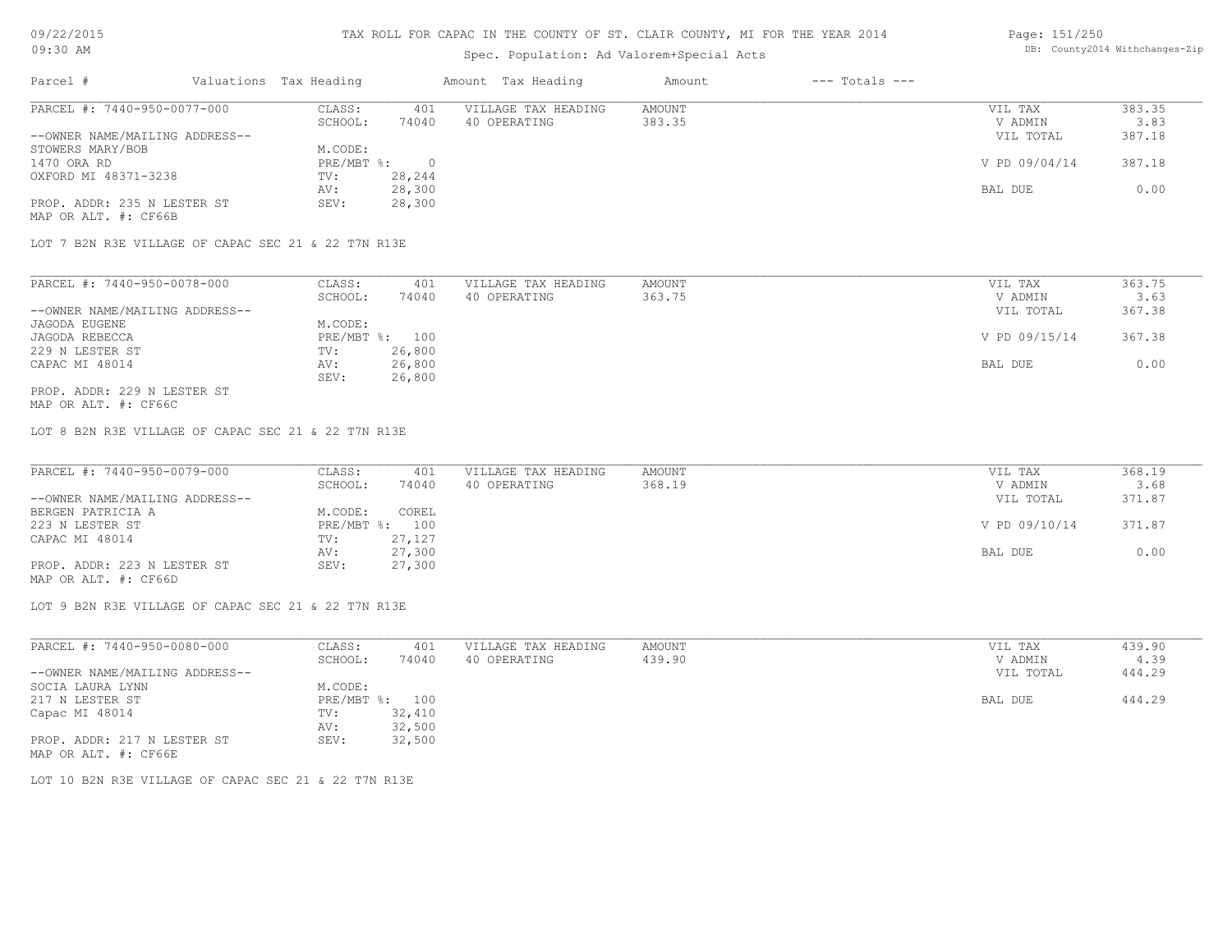# TAX ROLL FOR CAPAC IN THE COUNTY OF ST. CLAIR COUNTY, MI FOR THE YEAR 2014

Spec. Population: Ad Valorem+Special Acts

| Parcel # | Valuations | Tax Heading | Amount | Tax Heading | Amount | --- Totals --- | |
|---|---|---|---|---|---|---|---|
| PARCEL #: 7440-950-0077-000 | CLASS: | 401 | VILLAGE TAX HEADING | AMOUNT | | VIL TAX | 383.35 |
| | SCHOOL: | 74040 | 40 OPERATING | 383.35 | | V ADMIN | 3.83 |
| --OWNER NAME/MAILING ADDRESS-- | | | | | | VIL TOTAL | 387.18 |
| STOWERS MARY/BOB | M.CODE: | | | | | | |
| 1470 ORA RD | PRE/MBT %: | 0 | | | | V PD 09/04/14 | 387.18 |
| OXFORD MI 48371-3238 | TV: | 28,244 | | | | | |
| | AV: | 28,300 | | | | BAL DUE | 0.00 |
| PROP. ADDR: 235 N LESTER ST | SEV: | 28,300 | | | | | |
| MAP OR ALT. #: CF66B | | | | | | | |

LOT 7 B2N R3E VILLAGE OF CAPAC SEC 21 & 22 T7N R13E

| Parcel # | Valuations | Tax Heading | Amount | Tax Heading | Amount | --- Totals --- | |
|---|---|---|---|---|---|---|---|
| PARCEL #: 7440-950-0078-000 | CLASS: | 401 | VILLAGE TAX HEADING | AMOUNT | | VIL TAX | 363.75 |
| | SCHOOL: | 74040 | 40 OPERATING | 363.75 | | V ADMIN | 3.63 |
| --OWNER NAME/MAILING ADDRESS-- | | | | | | VIL TOTAL | 367.38 |
| JAGODA EUGENE | M.CODE: | | | | | | |
| JAGODA REBECCA | PRE/MBT %: | 100 | | | | V PD 09/15/14 | 367.38 |
| 229 N LESTER ST | TV: | 26,800 | | | | | |
| CAPAC MI 48014 | AV: | 26,800 | | | | BAL DUE | 0.00 |
| | SEV: | 26,800 | | | | | |
| PROP. ADDR: 229 N LESTER ST | | | | | | | |
| MAP OR ALT. #: CF66C | | | | | | | |

LOT 8 B2N R3E VILLAGE OF CAPAC SEC 21 & 22 T7N R13E

| Parcel # | Valuations | Tax Heading | Amount | Tax Heading | Amount | --- Totals --- | |
|---|---|---|---|---|---|---|---|
| PARCEL #: 7440-950-0079-000 | CLASS: | 401 | VILLAGE TAX HEADING | AMOUNT | | VIL TAX | 368.19 |
| | SCHOOL: | 74040 | 40 OPERATING | 368.19 | | V ADMIN | 3.68 |
| --OWNER NAME/MAILING ADDRESS-- | | | | | | VIL TOTAL | 371.87 |
| BERGEN PATRICIA A | M.CODE: | COREL | | | | | |
| 223 N LESTER ST | PRE/MBT %: | 100 | | | | V PD 09/10/14 | 371.87 |
| CAPAC MI 48014 | TV: | 27,127 | | | | | |
| | AV: | 27,300 | | | | BAL DUE | 0.00 |
| PROP. ADDR: 223 N LESTER ST | SEV: | 27,300 | | | | | |
| MAP OR ALT. #: CF66D | | | | | | | |

LOT 9 B2N R3E VILLAGE OF CAPAC SEC 21 & 22 T7N R13E

| Parcel # | Valuations | Tax Heading | Amount | Tax Heading | Amount | --- Totals --- | |
|---|---|---|---|---|---|---|---|
| PARCEL #: 7440-950-0080-000 | CLASS: | 401 | VILLAGE TAX HEADING | AMOUNT | | VIL TAX | 439.90 |
| | SCHOOL: | 74040 | 40 OPERATING | 439.90 | | V ADMIN | 4.39 |
| --OWNER NAME/MAILING ADDRESS-- | | | | | | VIL TOTAL | 444.29 |
| SOCIA LAURA LYNN | M.CODE: | | | | | | |
| 217 N LESTER ST | PRE/MBT %: | 100 | | | | BAL DUE | 444.29 |
| Capac MI 48014 | TV: | 32,410 | | | | | |
| | AV: | 32,500 | | | | | |
| PROP. ADDR: 217 N LESTER ST | SEV: | 32,500 | | | | | |
| MAP OR ALT. #: CF66E | | | | | | | |

LOT 10 B2N R3E VILLAGE OF CAPAC SEC 21 & 22 T7N R13E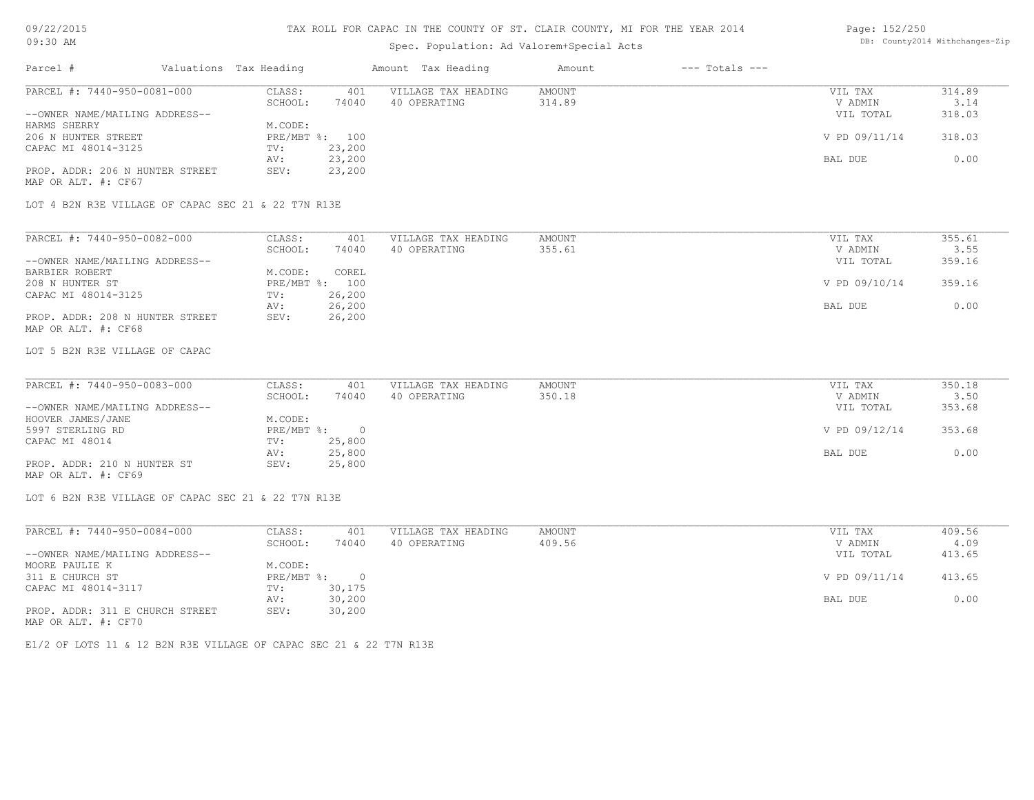TAX ROLL FOR CAPAC IN THE COUNTY OF ST. CLAIR COUNTY, MI FOR THE YEAR 2014

Spec. Population: Ad Valorem+Special Acts

| Parcel # | Valuations | Tax Heading | Amount | Tax Heading | Amount | --- Totals --- | |
|---|---|---|---|---|---|---|---|
| PARCEL #: 7440-950-0081-000 | CLASS: | 401 | VILLAGE TAX HEADING | AMOUNT | | VIL TAX | 314.89 |
| | SCHOOL: | 74040 | 40 OPERATING | 314.89 | | V ADMIN | 3.14 |
| --OWNER NAME/MAILING ADDRESS-- | | | | | | VIL TOTAL | 318.03 |
| HARMS SHERRY | M.CODE: | | | | | | |
| 206 N HUNTER STREET | PRE/MBT %: | 100 | | | | V PD 09/11/14 | 318.03 |
| CAPAC MI 48014-3125 | TV: | 23,200 | | | | | |
| | AV: | 23,200 | | | | BAL DUE | 0.00 |
| PROP. ADDR: 206 N HUNTER STREET | SEV: | 23,200 | | | | | |
| MAP OR ALT. #: CF67 | | | | | | | |

LOT 4 B2N R3E VILLAGE OF CAPAC SEC 21 & 22 T7N R13E

| Parcel # | Valuations | Tax Heading | Amount | Tax Heading | Amount | --- Totals --- | |
|---|---|---|---|---|---|---|---|
| PARCEL #: 7440-950-0082-000 | CLASS: | 401 | VILLAGE TAX HEADING | AMOUNT | | VIL TAX | 355.61 |
| | SCHOOL: | 74040 | 40 OPERATING | 355.61 | | V ADMIN | 3.55 |
| --OWNER NAME/MAILING ADDRESS-- | | | | | | VIL TOTAL | 359.16 |
| BARBIER ROBERT | M.CODE: | COREL | | | | | |
| 208 N HUNTER ST | PRE/MBT %: | 100 | | | | V PD 09/10/14 | 359.16 |
| CAPAC MI 48014-3125 | TV: | 26,200 | | | | | |
| | AV: | 26,200 | | | | BAL DUE | 0.00 |
| PROP. ADDR: 208 N HUNTER STREET | SEV: | 26,200 | | | | | |
| MAP OR ALT. #: CF68 | | | | | | | |

LOT 5 B2N R3E VILLAGE OF CAPAC

| Parcel # | Valuations | Tax Heading | Amount | Tax Heading | Amount | --- Totals --- | |
|---|---|---|---|---|---|---|---|
| PARCEL #: 7440-950-0083-000 | CLASS: | 401 | VILLAGE TAX HEADING | AMOUNT | | VIL TAX | 350.18 |
| | SCHOOL: | 74040 | 40 OPERATING | 350.18 | | V ADMIN | 3.50 |
| --OWNER NAME/MAILING ADDRESS-- | | | | | | VIL TOTAL | 353.68 |
| HOOVER JAMES/JANE | M.CODE: | | | | | | |
| 5997 STERLING RD | PRE/MBT %: | 0 | | | | V PD 09/12/14 | 353.68 |
| CAPAC MI 48014 | TV: | 25,800 | | | | | |
| | AV: | 25,800 | | | | BAL DUE | 0.00 |
| PROP. ADDR: 210 N HUNTER ST | SEV: | 25,800 | | | | | |
| MAP OR ALT. #: CF69 | | | | | | | |

LOT 6 B2N R3E VILLAGE OF CAPAC SEC 21 & 22 T7N R13E

| Parcel # | Valuations | Tax Heading | Amount | Tax Heading | Amount | --- Totals --- | |
|---|---|---|---|---|---|---|---|
| PARCEL #: 7440-950-0084-000 | CLASS: | 401 | VILLAGE TAX HEADING | AMOUNT | | VIL TAX | 409.56 |
| | SCHOOL: | 74040 | 40 OPERATING | 409.56 | | V ADMIN | 4.09 |
| --OWNER NAME/MAILING ADDRESS-- | | | | | | VIL TOTAL | 413.65 |
| MOORE PAULIE K | M.CODE: | | | | | | |
| 311 E CHURCH ST | PRE/MBT %: | 0 | | | | V PD 09/11/14 | 413.65 |
| CAPAC MI 48014-3117 | TV: | 30,175 | | | | | |
| | AV: | 30,200 | | | | BAL DUE | 0.00 |
| PROP. ADDR: 311 E CHURCH STREET | SEV: | 30,200 | | | | | |
| MAP OR ALT. #: CF70 | | | | | | | |

E1/2 OF LOTS 11 & 12 B2N R3E VILLAGE OF CAPAC SEC 21 & 22 T7N R13E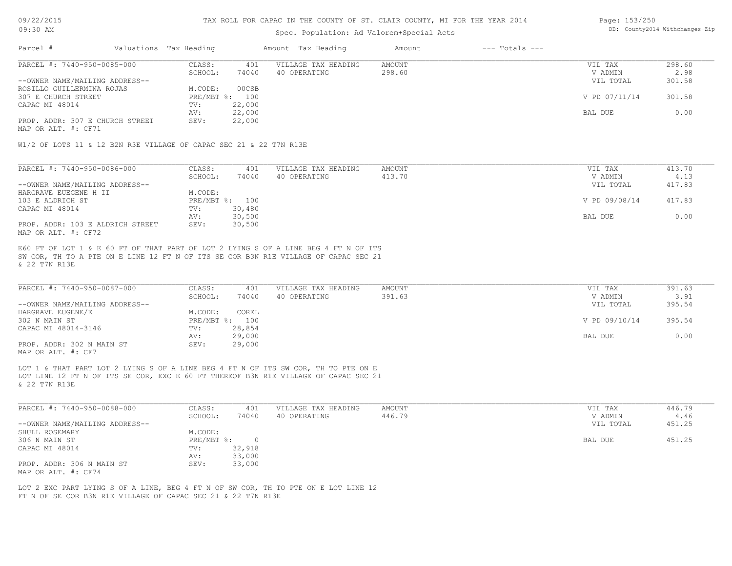# TAX ROLL FOR CAPAC IN THE COUNTY OF ST. CLAIR COUNTY, MI FOR THE YEAR 2014

Spec. Population: Ad Valorem+Special Acts

| Parcel # | Valuations | Tax Heading | Amount | Tax Heading | Amount | --- Totals --- |
|---|---|---|---|---|---|---|

---

PARCEL #: 7440-950-0085-000

--OWNER NAME/MAILING ADDRESS--
ROSILLO GUILLERMINA ROJAS
307 E CHURCH STREET
CAPAC MI 48014

PROP. ADDR: 307 E CHURCH STREET
MAP OR ALT. #: CF71

| | |
|---|---|
| CLASS: | 401 |
| SCHOOL: | 74040 |
| M.CODE: | 00CSB |
| PRE/MBT %: | 100 |
| TV: | 22,000 |
| AV: | 22,000 |
| SEV: | 22,000 |

| VILLAGE TAX HEADING | AMOUNT |
|---|---|
| 40 OPERATING | 298.60 |

| | |
|---|---|
| VIL TAX | 298.60 |
| V ADMIN | 2.98 |
| VIL TOTAL | 301.58 |
| V PD 07/11/14 | 301.58 |
| BAL DUE | 0.00 |

W1/2 OF LOTS 11 & 12 B2N R3E VILLAGE OF CAPAC SEC 21 & 22 T7N R13E

---

PARCEL #: 7440-950-0086-000

--OWNER NAME/MAILING ADDRESS--
HARGRAVE EUEGENE H II
103 E ALDRICH ST
CAPAC MI 48014

PROP. ADDR: 103 E ALDRICH STREET
MAP OR ALT. #: CF72

| | |
|---|---|
| CLASS: | 401 |
| SCHOOL: | 74040 |
| M.CODE: | |
| PRE/MBT %: | 100 |
| TV: | 30,480 |
| AV: | 30,500 |
| SEV: | 30,500 |

| VILLAGE TAX HEADING | AMOUNT |
|---|---|
| 40 OPERATING | 413.70 |

| | |
|---|---|
| VIL TAX | 413.70 |
| V ADMIN | 4.13 |
| VIL TOTAL | 417.83 |
| V PD 09/08/14 | 417.83 |
| BAL DUE | 0.00 |

E60 FT OF LOT 1 & E 60 FT OF THAT PART OF LOT 2 LYING S OF A LINE BEG 4 FT N OF ITS SW COR, TH TO A PTE ON E LINE 12 FT N OF ITS SE COR B3N R1E VILLAGE OF CAPAC SEC 21 & 22 T7N R13E

---

PARCEL #: 7440-950-0087-000

--OWNER NAME/MAILING ADDRESS--
HARGRAVE EUGENE/E
302 N MAIN ST
CAPAC MI 48014-3146

PROP. ADDR: 302 N MAIN ST
MAP OR ALT. #: CF7

| | |
|---|---|
| CLASS: | 401 |
| SCHOOL: | 74040 |
| M.CODE: | COREL |
| PRE/MBT %: | 100 |
| TV: | 28,854 |
| AV: | 29,000 |
| SEV: | 29,000 |

| VILLAGE TAX HEADING | AMOUNT |
|---|---|
| 40 OPERATING | 391.63 |

| | |
|---|---|
| VIL TAX | 391.63 |
| V ADMIN | 3.91 |
| VIL TOTAL | 395.54 |
| V PD 09/10/14 | 395.54 |
| BAL DUE | 0.00 |

LOT 1 & THAT PART LOT 2 LYING S OF A LINE BEG 4 FT N OF ITS SW COR, TH TO PTE ON E LOT LINE 12 FT N OF ITS SE COR, EXC E 60 FT THEREOF B3N R1E VILLAGE OF CAPAC SEC 21 & 22 T7N R13E

---

PARCEL #: 7440-950-0088-000

--OWNER NAME/MAILING ADDRESS--
SHULL ROSEMARY
306 N MAIN ST
CAPAC MI 48014

PROP. ADDR: 306 N MAIN ST
MAP OR ALT. #: CF74

| | |
|---|---|
| CLASS: | 401 |
| SCHOOL: | 74040 |
| M.CODE: | |
| PRE/MBT %: | 0 |
| TV: | 32,918 |
| AV: | 33,000 |
| SEV: | 33,000 |

| VILLAGE TAX HEADING | AMOUNT |
|---|---|
| 40 OPERATING | 446.79 |

| | |
|---|---|
| VIL TAX | 446.79 |
| V ADMIN | 4.46 |
| VIL TOTAL | 451.25 |
| BAL DUE | 451.25 |

LOT 2 EXC PART LYING S OF A LINE, BEG 4 FT N OF SW COR, TH TO PTE ON E LOT LINE 12 FT N OF SE COR B3N R1E VILLAGE OF CAPAC SEC 21 & 22 T7N R13E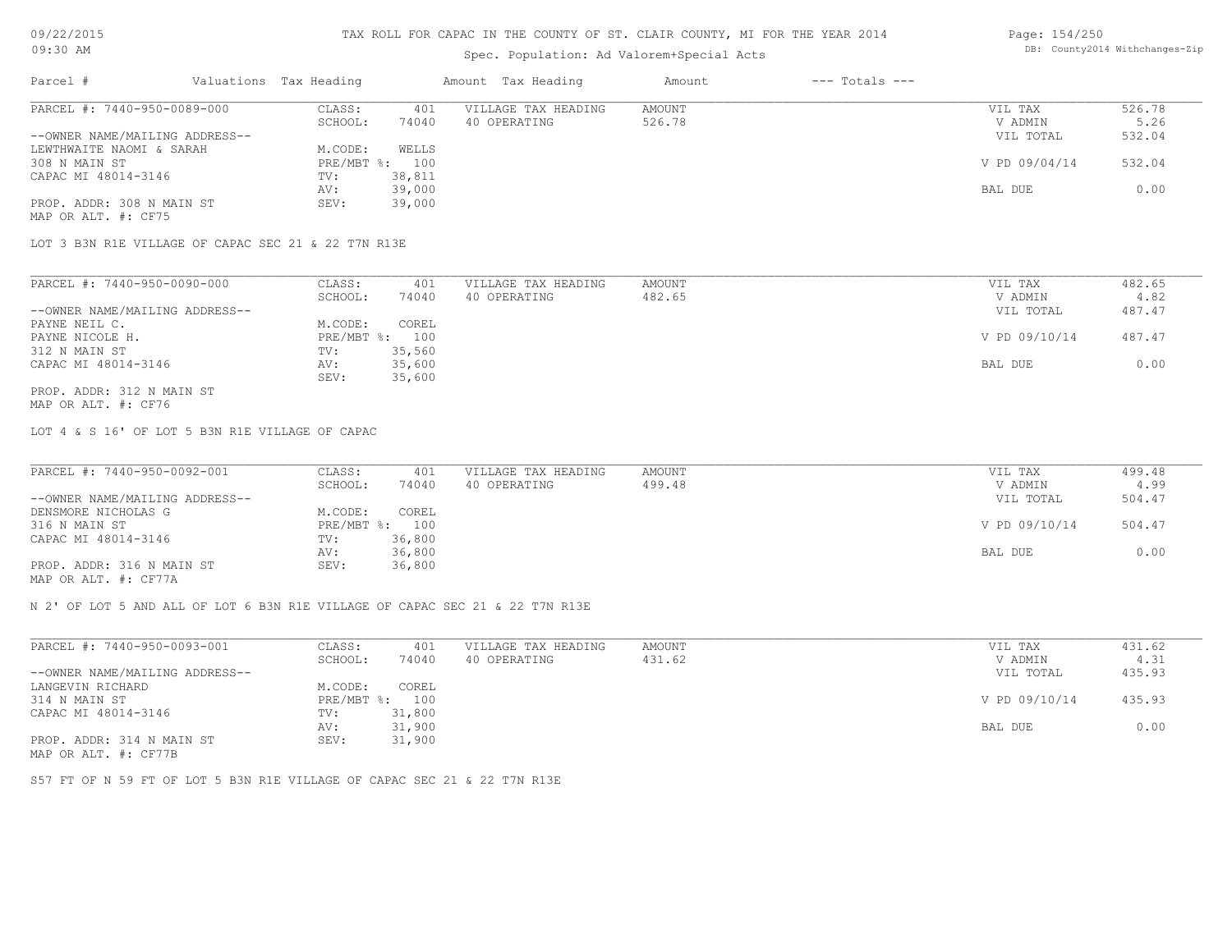# TAX ROLL FOR CAPAC IN THE COUNTY OF ST. CLAIR COUNTY, MI FOR THE YEAR 2014

Spec. Population: Ad Valorem+Special Acts

| Parcel # | Valuations | Tax Heading | Amount | Tax Heading | Amount | --- Totals --- | |
|---|---|---|---|---|---|---|---|
| PARCEL #: 7440-950-0089-000 | CLASS: | 401 | VILLAGE TAX HEADING | AMOUNT | | VIL TAX | 526.78 |
| | SCHOOL: | 74040 | 40 OPERATING | 526.78 | | V ADMIN | 5.26 |
| --OWNER NAME/MAILING ADDRESS-- | | | | | | VIL TOTAL | 532.04 |
| LEWTHWAITE NAOMI & SARAH | M.CODE: | WELLS | | | | | |
| 308 N MAIN ST | PRE/MBT %: | 100 | | | | V PD 09/04/14 | 532.04 |
| CAPAC MI 48014-3146 | TV: | 38,811 | | | | | |
| | AV: | 39,000 | | | | BAL DUE | 0.00 |
| PROP. ADDR: 308 N MAIN ST | SEV: | 39,000 | | | | | |
| MAP OR ALT. #: CF75 | | | | | | | |

LOT 3 B3N R1E VILLAGE OF CAPAC SEC 21 & 22 T7N R13E

| Parcel # | Valuations | Tax Heading | Amount | Tax Heading | Amount | --- Totals --- | |
|---|---|---|---|---|---|---|---|
| PARCEL #: 7440-950-0090-000 | CLASS: | 401 | VILLAGE TAX HEADING | AMOUNT | | VIL TAX | 482.65 |
| | SCHOOL: | 74040 | 40 OPERATING | 482.65 | | V ADMIN | 4.82 |
| --OWNER NAME/MAILING ADDRESS-- | | | | | | VIL TOTAL | 487.47 |
| PAYNE NEIL C. | M.CODE: | COREL | | | | | |
| PAYNE NICOLE H. | PRE/MBT %: | 100 | | | | V PD 09/10/14 | 487.47 |
| 312 N MAIN ST | TV: | 35,560 | | | | | |
| CAPAC MI 48014-3146 | AV: | 35,600 | | | | BAL DUE | 0.00 |
| | SEV: | 35,600 | | | | | |
| PROP. ADDR: 312 N MAIN ST | | | | | | | |
| MAP OR ALT. #: CF76 | | | | | | | |

LOT 4 & S 16' OF LOT 5 B3N R1E VILLAGE OF CAPAC

| Parcel # | Valuations | Tax Heading | Amount | Tax Heading | Amount | --- Totals --- | |
|---|---|---|---|---|---|---|---|
| PARCEL #: 7440-950-0092-001 | CLASS: | 401 | VILLAGE TAX HEADING | AMOUNT | | VIL TAX | 499.48 |
| | SCHOOL: | 74040 | 40 OPERATING | 499.48 | | V ADMIN | 4.99 |
| --OWNER NAME/MAILING ADDRESS-- | | | | | | VIL TOTAL | 504.47 |
| DENSMORE NICHOLAS G | M.CODE: | COREL | | | | | |
| 316 N MAIN ST | PRE/MBT %: | 100 | | | | V PD 09/10/14 | 504.47 |
| CAPAC MI 48014-3146 | TV: | 36,800 | | | | | |
| | AV: | 36,800 | | | | BAL DUE | 0.00 |
| PROP. ADDR: 316 N MAIN ST | SEV: | 36,800 | | | | | |
| MAP OR ALT. #: CF77A | | | | | | | |

N 2' OF LOT 5 AND ALL OF LOT 6 B3N R1E VILLAGE OF CAPAC SEC 21 & 22 T7N R13E

| Parcel # | Valuations | Tax Heading | Amount | Tax Heading | Amount | --- Totals --- | |
|---|---|---|---|---|---|---|---|
| PARCEL #: 7440-950-0093-001 | CLASS: | 401 | VILLAGE TAX HEADING | AMOUNT | | VIL TAX | 431.62 |
| | SCHOOL: | 74040 | 40 OPERATING | 431.62 | | V ADMIN | 4.31 |
| --OWNER NAME/MAILING ADDRESS-- | | | | | | VIL TOTAL | 435.93 |
| LANGEVIN RICHARD | M.CODE: | COREL | | | | | |
| 314 N MAIN ST | PRE/MBT %: | 100 | | | | V PD 09/10/14 | 435.93 |
| CAPAC MI 48014-3146 | TV: | 31,800 | | | | | |
| | AV: | 31,900 | | | | BAL DUE | 0.00 |
| PROP. ADDR: 314 N MAIN ST | SEV: | 31,900 | | | | | |
| MAP OR ALT. #: CF77B | | | | | | | |

S57 FT OF N 59 FT OF LOT 5 B3N R1E VILLAGE OF CAPAC SEC 21 & 22 T7N R13E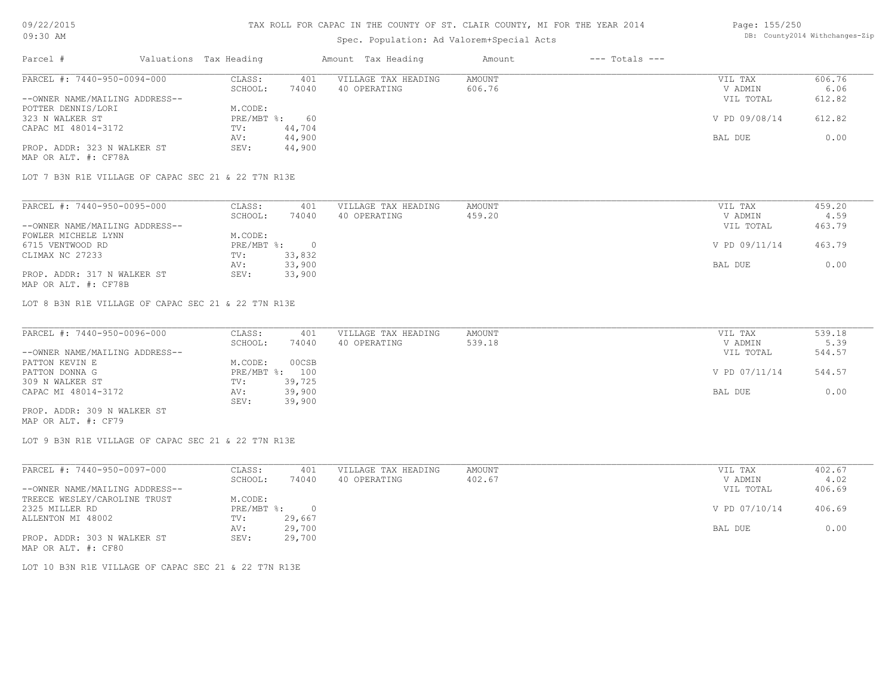# TAX ROLL FOR CAPAC IN THE COUNTY OF ST. CLAIR COUNTY, MI FOR THE YEAR 2014

Spec. Population: Ad Valorem+Special Acts

| Parcel # | Valuations | Tax Heading | Amount | Tax Heading | Amount | --- Totals --- | |
|---|---|---|---|---|---|---|---|
| PARCEL #: 7440-950-0094-000 | CLASS: | 401 | VILLAGE TAX HEADING | AMOUNT | | VIL TAX | 606.76 |
| | SCHOOL: | 74040 | 40 OPERATING | 606.76 | | V ADMIN | 6.06 |
| --OWNER NAME/MAILING ADDRESS-- | | | | | | VIL TOTAL | 612.82 |
| POTTER DENNIS/LORI | M.CODE: | | | | | | |
| 323 N WALKER ST | PRE/MBT %: | 60 | | | | V PD 09/08/14 | 612.82 |
| CAPAC MI 48014-3172 | TV: | 44,704 | | | | | |
| | AV: | 44,900 | | | | BAL DUE | 0.00 |
| PROP. ADDR: 323 N WALKER ST | SEV: | 44,900 | | | | | |
| MAP OR ALT. #: CF78A | | | | | | | |

LOT 7 B3N R1E VILLAGE OF CAPAC SEC 21 & 22 T7N R13E

| Parcel # | Valuations | Tax Heading | Amount | Tax Heading | Amount | --- Totals --- | |
|---|---|---|---|---|---|---|---|
| PARCEL #: 7440-950-0095-000 | CLASS: | 401 | VILLAGE TAX HEADING | AMOUNT | | VIL TAX | 459.20 |
| | SCHOOL: | 74040 | 40 OPERATING | 459.20 | | V ADMIN | 4.59 |
| --OWNER NAME/MAILING ADDRESS-- | | | | | | VIL TOTAL | 463.79 |
| FOWLER MICHELE LYNN | M.CODE: | | | | | | |
| 6715 VENTWOOD RD | PRE/MBT %: | 0 | | | | V PD 09/11/14 | 463.79 |
| CLIMAX NC 27233 | TV: | 33,832 | | | | | |
| | AV: | 33,900 | | | | BAL DUE | 0.00 |
| PROP. ADDR: 317 N WALKER ST | SEV: | 33,900 | | | | | |
| MAP OR ALT. #: CF78B | | | | | | | |

LOT 8 B3N R1E VILLAGE OF CAPAC SEC 21 & 22 T7N R13E

| Parcel # | Valuations | Tax Heading | Amount | Tax Heading | Amount | --- Totals --- | |
|---|---|---|---|---|---|---|---|
| PARCEL #: 7440-950-0096-000 | CLASS: | 401 | VILLAGE TAX HEADING | AMOUNT | | VIL TAX | 539.18 |
| | SCHOOL: | 74040 | 40 OPERATING | 539.18 | | V ADMIN | 5.39 |
| --OWNER NAME/MAILING ADDRESS-- | | | | | | VIL TOTAL | 544.57 |
| PATTON KEVIN E | M.CODE: | 00CSB | | | | | |
| PATTON DONNA G | PRE/MBT %: | 100 | | | | V PD 07/11/14 | 544.57 |
| 309 N WALKER ST | TV: | 39,725 | | | | | |
| CAPAC MI 48014-3172 | AV: | 39,900 | | | | BAL DUE | 0.00 |
| | SEV: | 39,900 | | | | | |
| PROP. ADDR: 309 N WALKER ST | | | | | | | |
| MAP OR ALT. #: CF79 | | | | | | | |

LOT 9 B3N R1E VILLAGE OF CAPAC SEC 21 & 22 T7N R13E

| Parcel # | Valuations | Tax Heading | Amount | Tax Heading | Amount | --- Totals --- | |
|---|---|---|---|---|---|---|---|
| PARCEL #: 7440-950-0097-000 | CLASS: | 401 | VILLAGE TAX HEADING | AMOUNT | | VIL TAX | 402.67 |
| | SCHOOL: | 74040 | 40 OPERATING | 402.67 | | V ADMIN | 4.02 |
| --OWNER NAME/MAILING ADDRESS-- | | | | | | VIL TOTAL | 406.69 |
| TREECE WESLEY/CAROLINE TRUST | M.CODE: | | | | | | |
| 2325 MILLER RD | PRE/MBT %: | 0 | | | | V PD 07/10/14 | 406.69 |
| ALLENTON MI 48002 | TV: | 29,667 | | | | | |
| | AV: | 29,700 | | | | BAL DUE | 0.00 |
| PROP. ADDR: 303 N WALKER ST | SEV: | 29,700 | | | | | |
| MAP OR ALT. #: CF80 | | | | | | | |

LOT 10 B3N R1E VILLAGE OF CAPAC SEC 21 & 22 T7N R13E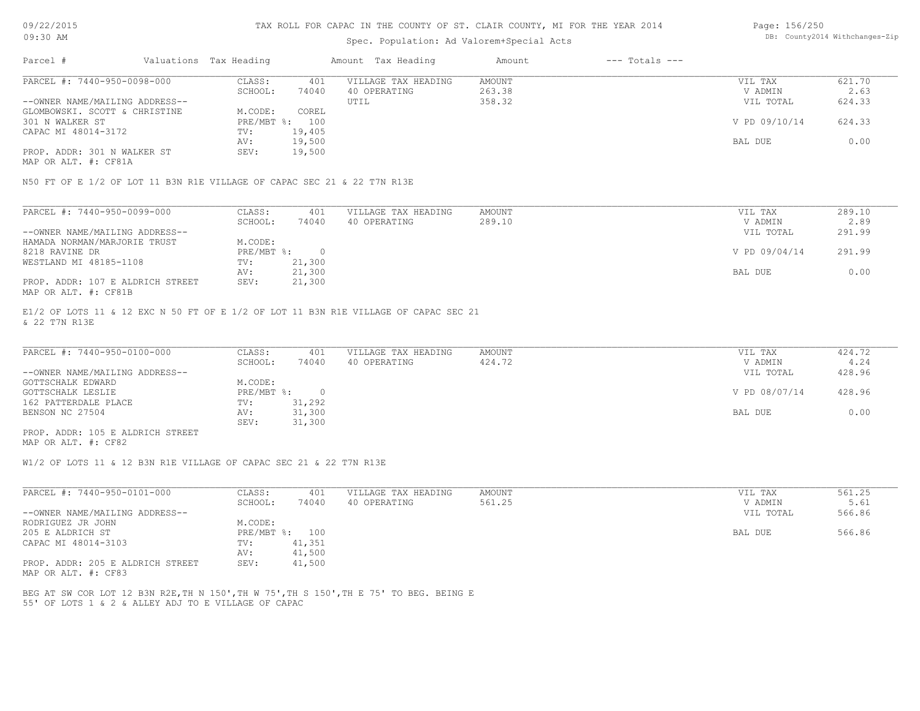# TAX ROLL FOR CAPAC IN THE COUNTY OF ST. CLAIR COUNTY, MI FOR THE YEAR 2014

09/22/2015
09:30 AM

Spec. Population: Ad Valorem+Special Acts

DB: County2014 Withchanges-Zip

| Parcel # | Valuations | Tax Heading | Amount | Tax Heading | Amount | --- Totals --- |
|---|---|---|---|---|---|---|

---

PARCEL #: 7440-950-0098-000

| | | | | | |
|---|---|---|---|---|---|
| CLASS: | 401 | VILLAGE TAX HEADING | AMOUNT | VIL TAX | 621.70 |
| SCHOOL: | 74040 | 40 OPERATING | 263.38 | V ADMIN | 2.63 |
| | | UTIL | 358.32 | VIL TOTAL | 624.33 |
| M.CODE: | COREL | | | | |
| PRE/MBT %: | 100 | | | V PD 09/10/14 | 624.33 |
| TV: | 19,405 | | | | |
| AV: | 19,500 | | | BAL DUE | 0.00 |
| SEV: | 19,500 | | | | |

--OWNER NAME/MAILING ADDRESS--
GLOMBOWSKI. SCOTT & CHRISTINE
301 N WALKER ST
CAPAC MI 48014-3172

PROP. ADDR: 301 N WALKER ST
MAP OR ALT. #: CF81A

N50 FT OF E 1/2 OF LOT 11 B3N R1E VILLAGE OF CAPAC SEC 21 & 22 T7N R13E

---

PARCEL #: 7440-950-0099-000

| | | | | | |
|---|---|---|---|---|---|
| CLASS: | 401 | VILLAGE TAX HEADING | AMOUNT | VIL TAX | 289.10 |
| SCHOOL: | 74040 | 40 OPERATING | 289.10 | V ADMIN | 2.89 |
| | | | | VIL TOTAL | 291.99 |
| M.CODE: | | | | | |
| PRE/MBT %: | 0 | | | V PD 09/04/14 | 291.99 |
| TV: | 21,300 | | | | |
| AV: | 21,300 | | | BAL DUE | 0.00 |
| SEV: | 21,300 | | | | |

--OWNER NAME/MAILING ADDRESS--
HAMADA NORMAN/MARJORIE TRUST
8218 RAVINE DR
WESTLAND MI 48185-1108

PROP. ADDR: 107 E ALDRICH STREET
MAP OR ALT. #: CF81B

E1/2 OF LOTS 11 & 12 EXC N 50 FT OF E 1/2 OF LOT 11 B3N R1E VILLAGE OF CAPAC SEC 21 & 22 T7N R13E

---

PARCEL #: 7440-950-0100-000

| | | | | | |
|---|---|---|---|---|---|
| CLASS: | 401 | VILLAGE TAX HEADING | AMOUNT | VIL TAX | 424.72 |
| SCHOOL: | 74040 | 40 OPERATING | 424.72 | V ADMIN | 4.24 |
| | | | | VIL TOTAL | 428.96 |
| M.CODE: | | | | | |
| PRE/MBT %: | 0 | | | V PD 08/07/14 | 428.96 |
| TV: | 31,292 | | | | |
| AV: | 31,300 | | | BAL DUE | 0.00 |
| SEV: | 31,300 | | | | |

--OWNER NAME/MAILING ADDRESS--
GOTTSCHALK EDWARD
GOTTSCHALK LESLIE
162 PATTERDALE PLACE
BENSON NC 27504

PROP. ADDR: 105 E ALDRICH STREET
MAP OR ALT. #: CF82

W1/2 OF LOTS 11 & 12 B3N R1E VILLAGE OF CAPAC SEC 21 & 22 T7N R13E

---

PARCEL #: 7440-950-0101-000

| | | | | | |
|---|---|---|---|---|---|
| CLASS: | 401 | VILLAGE TAX HEADING | AMOUNT | VIL TAX | 561.25 |
| SCHOOL: | 74040 | 40 OPERATING | 561.25 | V ADMIN | 5.61 |
| | | | | VIL TOTAL | 566.86 |
| M.CODE: | | | | | |
| PRE/MBT %: | 100 | | | BAL DUE | 566.86 |
| TV: | 41,351 | | | | |
| AV: | 41,500 | | | | |
| SEV: | 41,500 | | | | |

--OWNER NAME/MAILING ADDRESS--
RODRIGUEZ JR JOHN
205 E ALDRICH ST
CAPAC MI 48014-3103

PROP. ADDR: 205 E ALDRICH STREET
MAP OR ALT. #: CF83

BEG AT SW COR LOT 12 B3N R2E,TH N 150',TH W 75',TH S 150',TH E 75' TO BEG. BEING E 55' OF LOTS 1 & 2 & ALLEY ADJ TO E VILLAGE OF CAPAC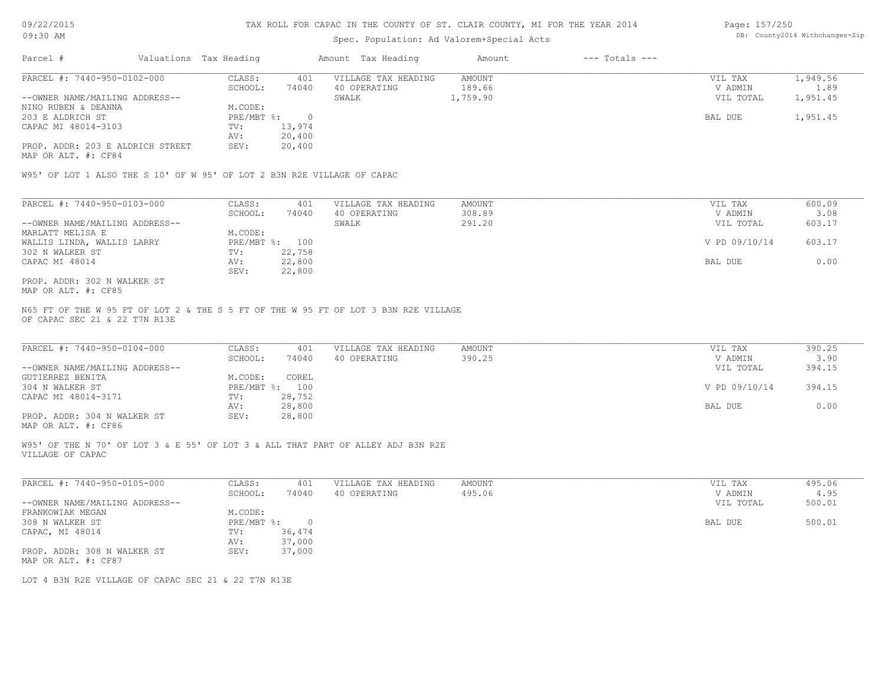TAX ROLL FOR CAPAC IN THE COUNTY OF ST. CLAIR COUNTY, MI FOR THE YEAR 2014

Spec. Population: Ad Valorem+Special Acts

| Parcel # | Valuations | Tax Heading | Amount | Tax Heading | Amount | --- Totals --- | |
|---|---|---|---|---|---|---|---|
| PARCEL #: 7440-950-0102-000 | CLASS: | 401 | VILLAGE TAX HEADING | AMOUNT | | VIL TAX | 1,949.56 |
| | SCHOOL: | 74040 | 40 OPERATING | 189.66 | | V ADMIN | 1.89 |
| --OWNER NAME/MAILING ADDRESS-- | | | SWALK | 1,759.90 | | VIL TOTAL | 1,951.45 |
| NINO RUBEN & DEANNA | M.CODE: | | | | | | |
| 203 E ALDRICH ST | PRE/MBT %: | 0 | | | | BAL DUE | 1,951.45 |
| CAPAC MI 48014-3103 | TV: | 13,974 | | | | | |
| | AV: | 20,400 | | | | | |
| PROP. ADDR: 203 E ALDRICH STREET | SEV: | 20,400 | | | | | |
| MAP OR ALT. #: CF84 | | | | | | | |

W95' OF LOT 1 ALSO THE S 10' OF W 95' OF LOT 2 B3N R2E VILLAGE OF CAPAC

| Parcel # | Valuations | Tax Heading | Amount | Tax Heading | Amount | --- Totals --- | |
|---|---|---|---|---|---|---|---|
| PARCEL #: 7440-950-0103-000 | CLASS: | 401 | VILLAGE TAX HEADING | AMOUNT | | VIL TAX | 600.09 |
| | SCHOOL: | 74040 | 40 OPERATING | 308.89 | | V ADMIN | 3.08 |
| --OWNER NAME/MAILING ADDRESS-- | | | SWALK | 291.20 | | VIL TOTAL | 603.17 |
| MARLATT MELISA E | M.CODE: | | | | | | |
| WALLIS LINDA, WALLIS LARRY | PRE/MBT %: | 100 | | | | V PD 09/10/14 | 603.17 |
| 302 N WALKER ST | TV: | 22,758 | | | | | |
| CAPAC MI 48014 | AV: | 22,800 | | | | BAL DUE | 0.00 |
| | SEV: | 22,800 | | | | | |
| PROP. ADDR: 302 N WALKER ST | | | | | | | |
| MAP OR ALT. #: CF85 | | | | | | | |

N65 FT OF THE W 95 FT OF LOT 2 & THE S 5 FT OF THE W 95 FT OF LOT 3 B3N R2E VILLAGE OF CAPAC SEC 21 & 22 T7N R13E

| Parcel # | Valuations | Tax Heading | Amount | Tax Heading | Amount | --- Totals --- | |
|---|---|---|---|---|---|---|---|
| PARCEL #: 7440-950-0104-000 | CLASS: | 401 | VILLAGE TAX HEADING | AMOUNT | | VIL TAX | 390.25 |
| | SCHOOL: | 74040 | 40 OPERATING | 390.25 | | V ADMIN | 3.90 |
| --OWNER NAME/MAILING ADDRESS-- | | | | | | VIL TOTAL | 394.15 |
| GUTIERREZ BENITA | M.CODE: | COREL | | | | | |
| 304 N WALKER ST | PRE/MBT %: | 100 | | | | V PD 09/10/14 | 394.15 |
| CAPAC MI 48014-3171 | TV: | 28,752 | | | | | |
| | AV: | 28,800 | | | | BAL DUE | 0.00 |
| PROP. ADDR: 304 N WALKER ST | SEV: | 28,800 | | | | | |
| MAP OR ALT. #: CF86 | | | | | | | |

W95' OF THE N 70' OF LOT 3 & E 55' OF LOT 3 & ALL THAT PART OF ALLEY ADJ B3N R2E VILLAGE OF CAPAC

| Parcel # | Valuations | Tax Heading | Amount | Tax Heading | Amount | --- Totals --- | |
|---|---|---|---|---|---|---|---|
| PARCEL #: 7440-950-0105-000 | CLASS: | 401 | VILLAGE TAX HEADING | AMOUNT | | VIL TAX | 495.06 |
| | SCHOOL: | 74040 | 40 OPERATING | 495.06 | | V ADMIN | 4.95 |
| --OWNER NAME/MAILING ADDRESS-- | | | | | | VIL TOTAL | 500.01 |
| FRANKOWIAK MEGAN | M.CODE: | | | | | | |
| 308 N WALKER ST | PRE/MBT %: | 0 | | | | BAL DUE | 500.01 |
| CAPAC, MI 48014 | TV: | 36,474 | | | | | |
| | AV: | 37,000 | | | | | |
| PROP. ADDR: 308 N WALKER ST | SEV: | 37,000 | | | | | |
| MAP OR ALT. #: CF87 | | | | | | | |

LOT 4 B3N R2E VILLAGE OF CAPAC SEC 21 & 22 T7N R13E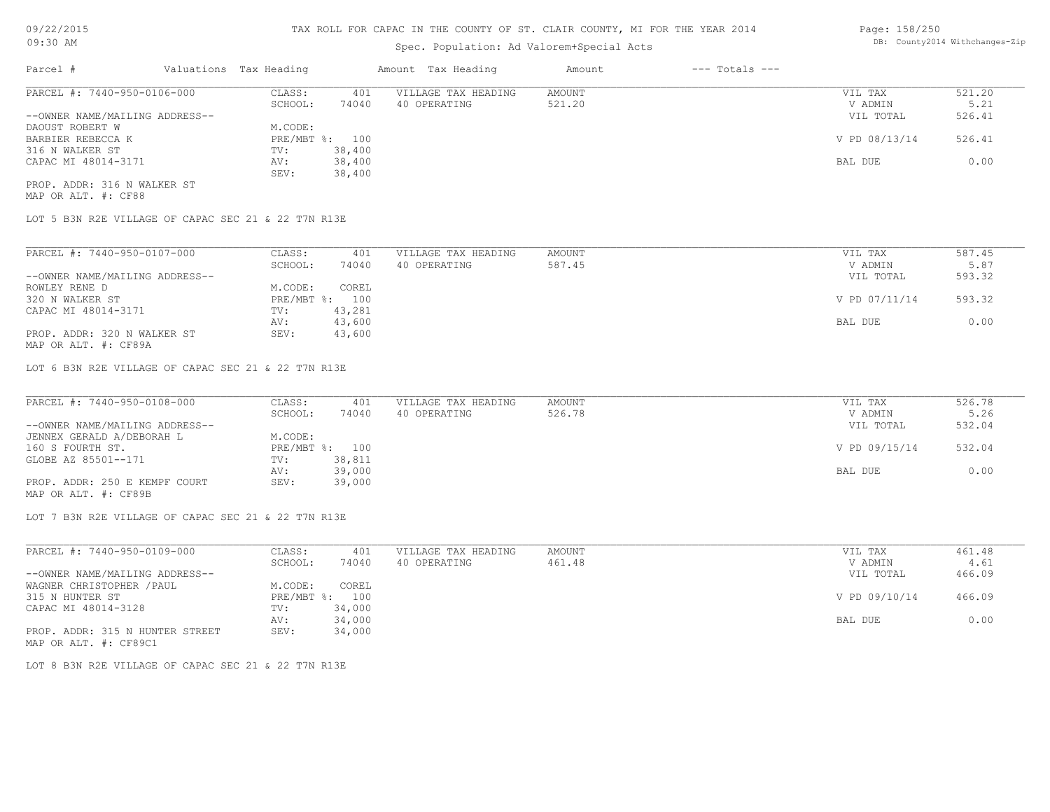TAX ROLL FOR CAPAC IN THE COUNTY OF ST. CLAIR COUNTY, MI FOR THE YEAR 2014

Spec. Population: Ad Valorem+Special Acts

| Parcel # | Valuations | Tax Heading | Amount | Tax Heading | Amount | --- Totals --- | |
|---|---|---|---|---|---|---|---|
| PARCEL #: 7440-950-0106-000 | CLASS: | 401 | VILLAGE TAX HEADING | AMOUNT | | VIL TAX | 521.20 |
| | SCHOOL: | 74040 | 40 OPERATING | 521.20 | | V ADMIN | 5.21 |
| --OWNER NAME/MAILING ADDRESS-- | | | | | | VIL TOTAL | 526.41 |
| DAOUST ROBERT W | M.CODE: | | | | | | |
| BARBIER REBECCA K | PRE/MBT %: | 100 | | | | V PD 08/13/14 | 526.41 |
| 316 N WALKER ST | TV: | 38,400 | | | | | |
| CAPAC MI 48014-3171 | AV: | 38,400 | | | | BAL DUE | 0.00 |
| | SEV: | 38,400 | | | | | |
| PROP. ADDR: 316 N WALKER ST | | | | | | | |
| MAP OR ALT. #: CF88 | | | | | | | |

LOT 5 B3N R2E VILLAGE OF CAPAC SEC 21 & 22 T7N R13E

| Parcel # | Valuations | Tax Heading | Amount | Tax Heading | Amount | --- Totals --- | |
|---|---|---|---|---|---|---|---|
| PARCEL #: 7440-950-0107-000 | CLASS: | 401 | VILLAGE TAX HEADING | AMOUNT | | VIL TAX | 587.45 |
| | SCHOOL: | 74040 | 40 OPERATING | 587.45 | | V ADMIN | 5.87 |
| --OWNER NAME/MAILING ADDRESS-- | | | | | | VIL TOTAL | 593.32 |
| ROWLEY RENE D | M.CODE: | COREL | | | | | |
| 320 N WALKER ST | PRE/MBT %: | 100 | | | | V PD 07/11/14 | 593.32 |
| CAPAC MI 48014-3171 | TV: | 43,281 | | | | | |
| | AV: | 43,600 | | | | BAL DUE | 0.00 |
| PROP. ADDR: 320 N WALKER ST | SEV: | 43,600 | | | | | |
| MAP OR ALT. #: CF89A | | | | | | | |

LOT 6 B3N R2E VILLAGE OF CAPAC SEC 21 & 22 T7N R13E

| Parcel # | Valuations | Tax Heading | Amount | Tax Heading | Amount | --- Totals --- | |
|---|---|---|---|---|---|---|---|
| PARCEL #: 7440-950-0108-000 | CLASS: | 401 | VILLAGE TAX HEADING | AMOUNT | | VIL TAX | 526.78 |
| | SCHOOL: | 74040 | 40 OPERATING | 526.78 | | V ADMIN | 5.26 |
| --OWNER NAME/MAILING ADDRESS-- | | | | | | VIL TOTAL | 532.04 |
| JENNEX GERALD A/DEBORAH L | M.CODE: | | | | | | |
| 160 S FOURTH ST. | PRE/MBT %: | 100 | | | | V PD 09/15/14 | 532.04 |
| GLOBE AZ 85501--171 | TV: | 38,811 | | | | | |
| | AV: | 39,000 | | | | BAL DUE | 0.00 |
| PROP. ADDR: 250 E KEMPF COURT | SEV: | 39,000 | | | | | |
| MAP OR ALT. #: CF89B | | | | | | | |

LOT 7 B3N R2E VILLAGE OF CAPAC SEC 21 & 22 T7N R13E

| Parcel # | Valuations | Tax Heading | Amount | Tax Heading | Amount | --- Totals --- | |
|---|---|---|---|---|---|---|---|
| PARCEL #: 7440-950-0109-000 | CLASS: | 401 | VILLAGE TAX HEADING | AMOUNT | | VIL TAX | 461.48 |
| | SCHOOL: | 74040 | 40 OPERATING | 461.48 | | V ADMIN | 4.61 |
| --OWNER NAME/MAILING ADDRESS-- | | | | | | VIL TOTAL | 466.09 |
| WAGNER CHRISTOPHER /PAUL | M.CODE: | COREL | | | | | |
| 315 N HUNTER ST | PRE/MBT %: | 100 | | | | V PD 09/10/14 | 466.09 |
| CAPAC MI 48014-3128 | TV: | 34,000 | | | | | |
| | AV: | 34,000 | | | | BAL DUE | 0.00 |
| PROP. ADDR: 315 N HUNTER STREET | SEV: | 34,000 | | | | | |
| MAP OR ALT. #: CF89C1 | | | | | | | |

LOT 8 B3N R2E VILLAGE OF CAPAC SEC 21 & 22 T7N R13E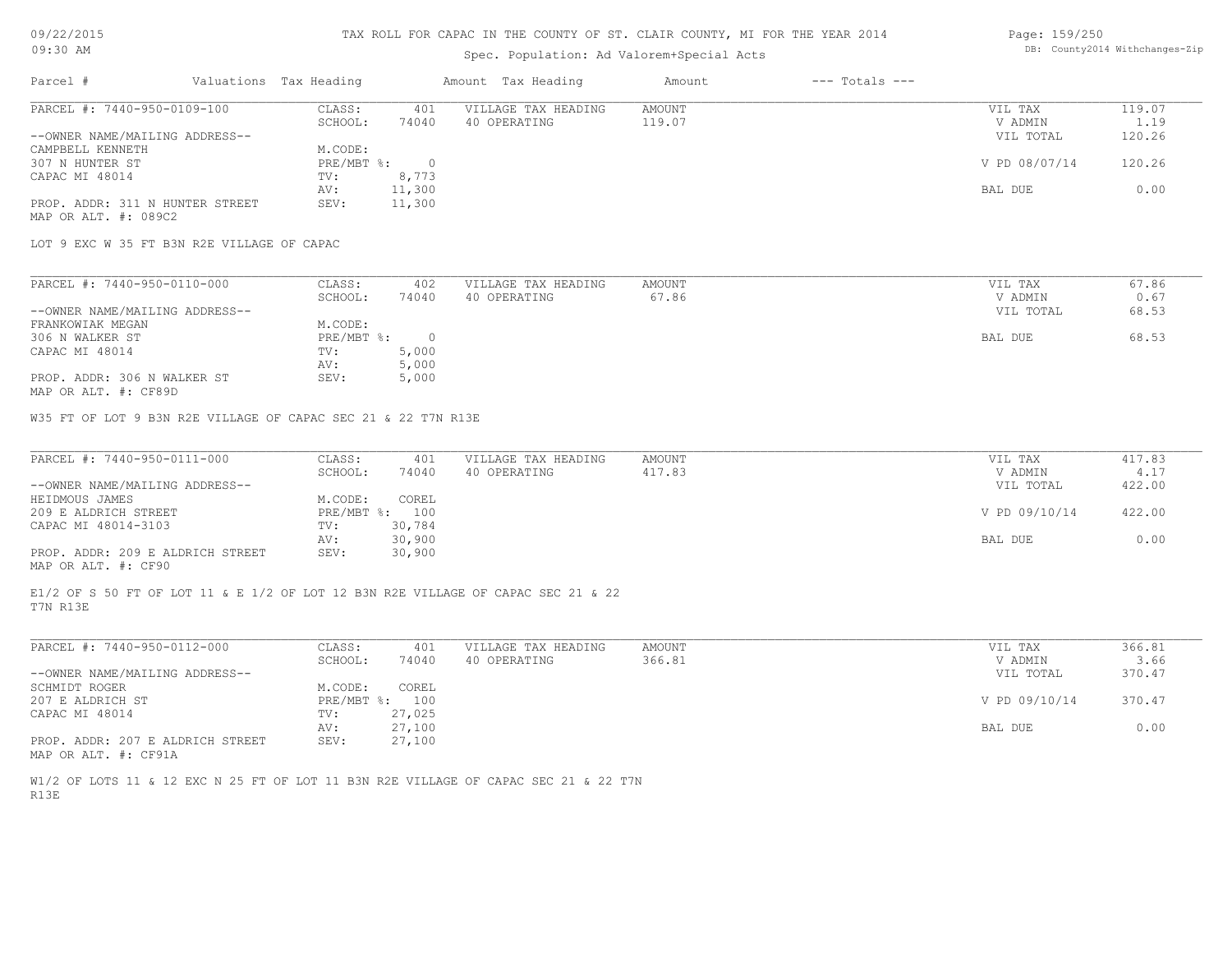TAX ROLL FOR CAPAC IN THE COUNTY OF ST. CLAIR COUNTY, MI FOR THE YEAR 2014

Spec. Population: Ad Valorem+Special Acts

| Parcel # | Valuations | Tax Heading | Amount | Tax Heading | Amount | --- Totals --- | |
|---|---|---|---|---|---|---|---|

**PARCEL #: 7440-950-0109-100**

| | | | | | |
|---|---|---|---|---|---|
| CLASS: | 401 | VILLAGE TAX HEADING | AMOUNT | VIL TAX | 119.07 |
| SCHOOL: | 74040 | 40 OPERATING | 119.07 | V ADMIN | 1.19 |
| M.CODE: | | | | VIL TOTAL | 120.26 |
| PRE/MBT %: | 0 | | | V PD 08/07/14 | 120.26 |
| TV: | 8,773 | | | | |
| AV: | 11,300 | | | BAL DUE | 0.00 |
| SEV: | 11,300 | | | | |

--OWNER NAME/MAILING ADDRESS--
CAMPBELL KENNETH
307 N HUNTER ST
CAPAC MI 48014

PROP. ADDR: 311 N HUNTER STREET
MAP OR ALT. #: 089C2

LOT 9 EXC W 35 FT B3N R2E VILLAGE OF CAPAC

**PARCEL #: 7440-950-0110-000**

| | | | | | |
|---|---|---|---|---|---|
| CLASS: | 402 | VILLAGE TAX HEADING | AMOUNT | VIL TAX | 67.86 |
| SCHOOL: | 74040 | 40 OPERATING | 67.86 | V ADMIN | 0.67 |
| M.CODE: | | | | VIL TOTAL | 68.53 |
| PRE/MBT %: | 0 | | | BAL DUE | 68.53 |
| TV: | 5,000 | | | | |
| AV: | 5,000 | | | | |
| SEV: | 5,000 | | | | |

--OWNER NAME/MAILING ADDRESS--
FRANKOWIAK MEGAN
306 N WALKER ST
CAPAC MI 48014

PROP. ADDR: 306 N WALKER ST
MAP OR ALT. #: CF89D

W35 FT OF LOT 9 B3N R2E VILLAGE OF CAPAC SEC 21 & 22 T7N R13E

**PARCEL #: 7440-950-0111-000**

| | | | | | |
|---|---|---|---|---|---|
| CLASS: | 401 | VILLAGE TAX HEADING | AMOUNT | VIL TAX | 417.83 |
| SCHOOL: | 74040 | 40 OPERATING | 417.83 | V ADMIN | 4.17 |
| M.CODE: | COREL | | | VIL TOTAL | 422.00 |
| PRE/MBT %: | 100 | | | V PD 09/10/14 | 422.00 |
| TV: | 30,784 | | | | |
| AV: | 30,900 | | | BAL DUE | 0.00 |
| SEV: | 30,900 | | | | |

--OWNER NAME/MAILING ADDRESS--
HEIDMOUS JAMES
209 E ALDRICH STREET
CAPAC MI 48014-3103

PROP. ADDR: 209 E ALDRICH STREET
MAP OR ALT. #: CF90

E1/2 OF S 50 FT OF LOT 11 & E 1/2 OF LOT 12 B3N R2E VILLAGE OF CAPAC SEC 21 & 22 T7N R13E

**PARCEL #: 7440-950-0112-000**

| | | | | | |
|---|---|---|---|---|---|
| CLASS: | 401 | VILLAGE TAX HEADING | AMOUNT | VIL TAX | 366.81 |
| SCHOOL: | 74040 | 40 OPERATING | 366.81 | V ADMIN | 3.66 |
| M.CODE: | COREL | | | VIL TOTAL | 370.47 |
| PRE/MBT %: | 100 | | | V PD 09/10/14 | 370.47 |
| TV: | 27,025 | | | | |
| AV: | 27,100 | | | BAL DUE | 0.00 |
| SEV: | 27,100 | | | | |

--OWNER NAME/MAILING ADDRESS--
SCHMIDT ROGER
207 E ALDRICH ST
CAPAC MI 48014

PROP. ADDR: 207 E ALDRICH STREET
MAP OR ALT. #: CF91A

W1/2 OF LOTS 11 & 12 EXC N 25 FT OF LOT 11 B3N R2E VILLAGE OF CAPAC SEC 21 & 22 T7N R13E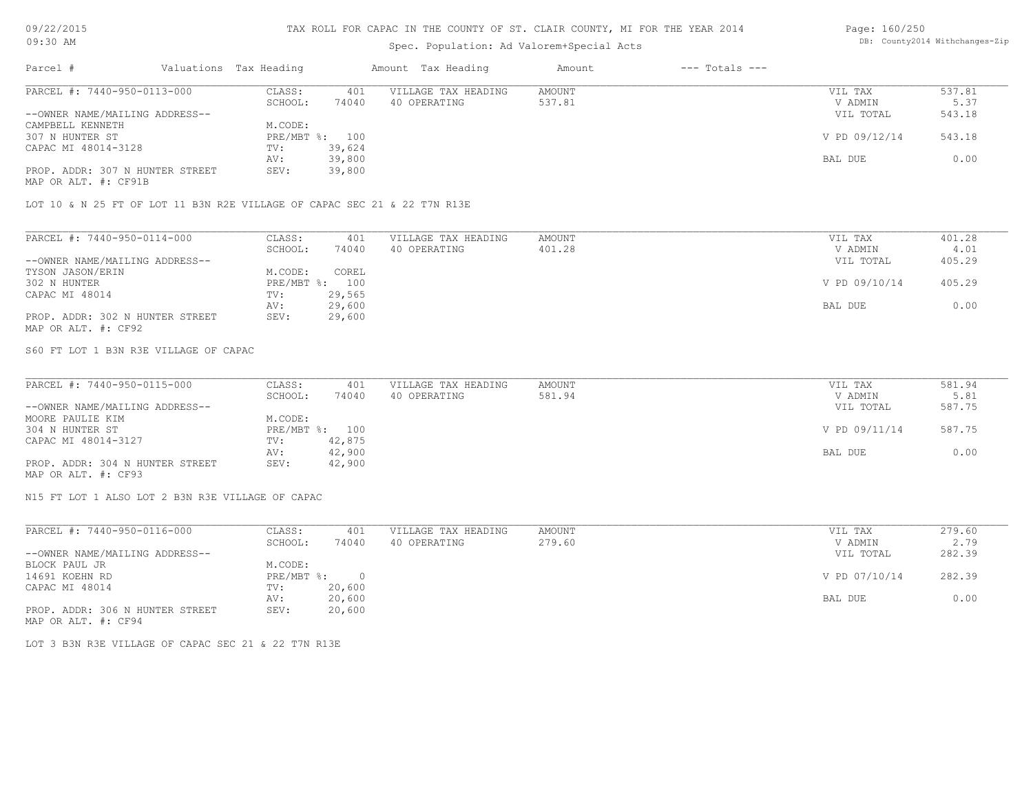# TAX ROLL FOR CAPAC IN THE COUNTY OF ST. CLAIR COUNTY, MI FOR THE YEAR 2014

09/22/2015
09:30 AM

Spec. Population: Ad Valorem+Special Acts

DB: County2014 Withchanges-Zip

| Parcel # | Valuations | Tax Heading | Amount | Tax Heading | Amount | --- Totals --- | |
|---|---|---|---|---|---|---|---|
| PARCEL #: 7440-950-0113-000 | CLASS: | 401 | VILLAGE TAX HEADING | AMOUNT | | VIL TAX | 537.81 |
| | SCHOOL: | 74040 | 40 OPERATING | 537.81 | | V ADMIN | 5.37 |
| --OWNER NAME/MAILING ADDRESS-- | | | | | | VIL TOTAL | 543.18 |
| CAMPBELL KENNETH | M.CODE: | | | | | | |
| 307 N HUNTER ST | PRE/MBT %: | 100 | | | | V PD 09/12/14 | 543.18 |
| CAPAC MI 48014-3128 | TV: | 39,624 | | | | | |
| | AV: | 39,800 | | | | BAL DUE | 0.00 |
| PROP. ADDR: 307 N HUNTER STREET | SEV: | 39,800 | | | | | |
| MAP OR ALT. #: CF91B | | | | | | | |

LOT 10 & N 25 FT OF LOT 11 B3N R2E VILLAGE OF CAPAC SEC 21 & 22 T7N R13E

| Parcel # | Valuations | Tax Heading | Amount | Tax Heading | Amount | --- Totals --- | |
|---|---|---|---|---|---|---|---|
| PARCEL #: 7440-950-0114-000 | CLASS: | 401 | VILLAGE TAX HEADING | AMOUNT | | VIL TAX | 401.28 |
| | SCHOOL: | 74040 | 40 OPERATING | 401.28 | | V ADMIN | 4.01 |
| --OWNER NAME/MAILING ADDRESS-- | | | | | | VIL TOTAL | 405.29 |
| TYSON JASON/ERIN | M.CODE: | COREL | | | | | |
| 302 N HUNTER | PRE/MBT %: | 100 | | | | V PD 09/10/14 | 405.29 |
| CAPAC MI 48014 | TV: | 29,565 | | | | | |
| | AV: | 29,600 | | | | BAL DUE | 0.00 |
| PROP. ADDR: 302 N HUNTER STREET | SEV: | 29,600 | | | | | |
| MAP OR ALT. #: CF92 | | | | | | | |

S60 FT LOT 1 B3N R3E VILLAGE OF CAPAC

| Parcel # | Valuations | Tax Heading | Amount | Tax Heading | Amount | --- Totals --- | |
|---|---|---|---|---|---|---|---|
| PARCEL #: 7440-950-0115-000 | CLASS: | 401 | VILLAGE TAX HEADING | AMOUNT | | VIL TAX | 581.94 |
| | SCHOOL: | 74040 | 40 OPERATING | 581.94 | | V ADMIN | 5.81 |
| --OWNER NAME/MAILING ADDRESS-- | | | | | | VIL TOTAL | 587.75 |
| MOORE PAULIE KIM | M.CODE: | | | | | | |
| 304 N HUNTER ST | PRE/MBT %: | 100 | | | | V PD 09/11/14 | 587.75 |
| CAPAC MI 48014-3127 | TV: | 42,875 | | | | | |
| | AV: | 42,900 | | | | BAL DUE | 0.00 |
| PROP. ADDR: 304 N HUNTER STREET | SEV: | 42,900 | | | | | |
| MAP OR ALT. #: CF93 | | | | | | | |

N15 FT LOT 1 ALSO LOT 2 B3N R3E VILLAGE OF CAPAC

| Parcel # | Valuations | Tax Heading | Amount | Tax Heading | Amount | --- Totals --- | |
|---|---|---|---|---|---|---|---|
| PARCEL #: 7440-950-0116-000 | CLASS: | 401 | VILLAGE TAX HEADING | AMOUNT | | VIL TAX | 279.60 |
| | SCHOOL: | 74040 | 40 OPERATING | 279.60 | | V ADMIN | 2.79 |
| --OWNER NAME/MAILING ADDRESS-- | | | | | | VIL TOTAL | 282.39 |
| BLOCK PAUL JR | M.CODE: | | | | | | |
| 14691 KOEHN RD | PRE/MBT %: | 0 | | | | V PD 07/10/14 | 282.39 |
| CAPAC MI 48014 | TV: | 20,600 | | | | | |
| | AV: | 20,600 | | | | BAL DUE | 0.00 |
| PROP. ADDR: 306 N HUNTER STREET | SEV: | 20,600 | | | | | |
| MAP OR ALT. #: CF94 | | | | | | | |

LOT 3 B3N R3E VILLAGE OF CAPAC SEC 21 & 22 T7N R13E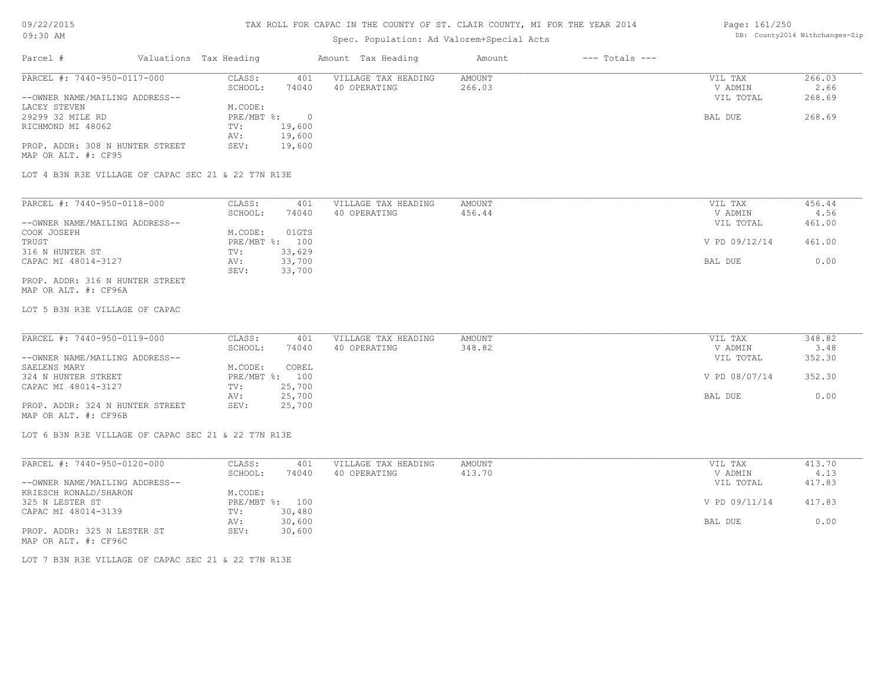TAX ROLL FOR CAPAC IN THE COUNTY OF ST. CLAIR COUNTY, MI FOR THE YEAR 2014

Spec. Population: Ad Valorem+Special Acts

09/22/2015
09:30 AM

DB: County2014 Withchanges-Zip

| Parcel # | Valuations | Tax Heading | Amount | Tax Heading | Amount | --- Totals --- |
|---|---|---|---|---|---|---|

---

PARCEL #: 7440-950-0117-000

| CLASS: | 401 | VILLAGE TAX HEADING | AMOUNT | VIL TAX | 266.03 |
|---|---|---|---|---|---|
| SCHOOL: | 74040 | 40 OPERATING | 266.03 | V ADMIN | 2.66 |
| M.CODE: | | | | VIL TOTAL | 268.69 |
| PRE/MBT %: | 0 | | | | |
| TV: | 19,600 | | | BAL DUE | 268.69 |
| AV: | 19,600 | | | | |
| SEV: | 19,600 | | | | |

--OWNER NAME/MAILING ADDRESS--
LACEY STEVEN
29299 32 MILE RD
RICHMOND MI 48062

PROP. ADDR: 308 N HUNTER STREET
MAP OR ALT. #: CF95

LOT 4 B3N R3E VILLAGE OF CAPAC SEC 21 & 22 T7N R13E

---

PARCEL #: 7440-950-0118-000

| CLASS: | 401 | VILLAGE TAX HEADING | AMOUNT | VIL TAX | 456.44 |
|---|---|---|---|---|---|
| SCHOOL: | 74040 | 40 OPERATING | 456.44 | V ADMIN | 4.56 |
| M.CODE: | 01GTS | | | VIL TOTAL | 461.00 |
| PRE/MBT %: | 100 | | | V PD 09/12/14 | 461.00 |
| TV: | 33,629 | | | | |
| AV: | 33,700 | | | BAL DUE | 0.00 |
| SEV: | 33,700 | | | | |

--OWNER NAME/MAILING ADDRESS--
COOK JOSEPH
TRUST
316 N HUNTER ST
CAPAC MI 48014-3127

PROP. ADDR: 316 N HUNTER STREET
MAP OR ALT. #: CF96A

LOT 5 B3N R3E VILLAGE OF CAPAC

---

PARCEL #: 7440-950-0119-000

| CLASS: | 401 | VILLAGE TAX HEADING | AMOUNT | VIL TAX | 348.82 |
|---|---|---|---|---|---|
| SCHOOL: | 74040 | 40 OPERATING | 348.82 | V ADMIN | 3.48 |
| M.CODE: | COREL | | | VIL TOTAL | 352.30 |
| PRE/MBT %: | 100 | | | V PD 08/07/14 | 352.30 |
| TV: | 25,700 | | | | |
| AV: | 25,700 | | | BAL DUE | 0.00 |
| SEV: | 25,700 | | | | |

--OWNER NAME/MAILING ADDRESS--
SAELENS MARY
324 N HUNTER STREET
CAPAC MI 48014-3127

PROP. ADDR: 324 N HUNTER STREET
MAP OR ALT. #: CF96B

LOT 6 B3N R3E VILLAGE OF CAPAC SEC 21 & 22 T7N R13E

---

PARCEL #: 7440-950-0120-000

| CLASS: | 401 | VILLAGE TAX HEADING | AMOUNT | VIL TAX | 413.70 |
|---|---|---|---|---|---|
| SCHOOL: | 74040 | 40 OPERATING | 413.70 | V ADMIN | 4.13 |
| M.CODE: | | | | VIL TOTAL | 417.83 |
| PRE/MBT %: | 100 | | | V PD 09/11/14 | 417.83 |
| TV: | 30,480 | | | | |
| AV: | 30,600 | | | BAL DUE | 0.00 |
| SEV: | 30,600 | | | | |

--OWNER NAME/MAILING ADDRESS--
KRIESCH RONALD/SHARON
325 N LESTER ST
CAPAC MI 48014-3139

PROP. ADDR: 325 N LESTER ST
MAP OR ALT. #: CF96C

LOT 7 B3N R3E VILLAGE OF CAPAC SEC 21 & 22 T7N R13E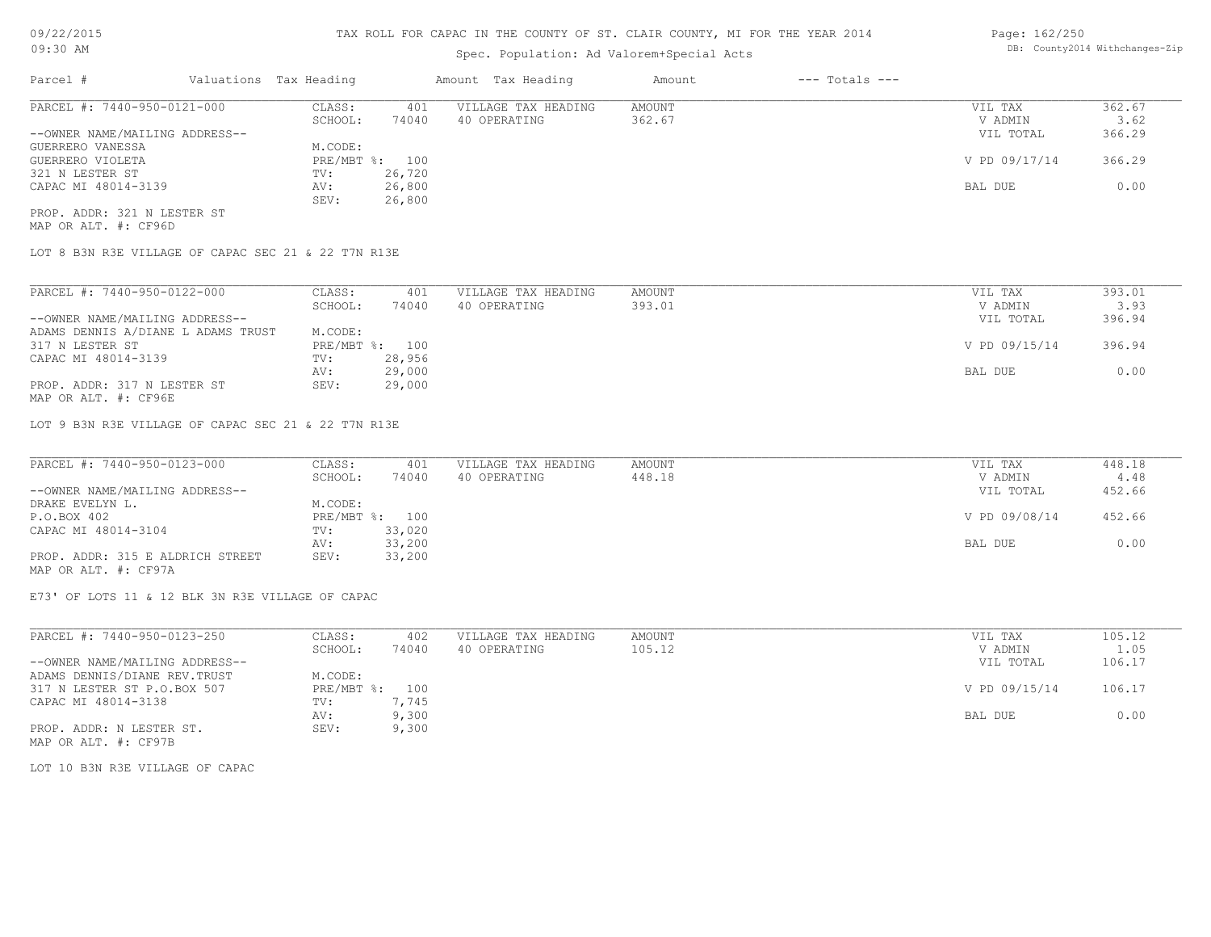# TAX ROLL FOR CAPAC IN THE COUNTY OF ST. CLAIR COUNTY, MI FOR THE YEAR 2014

Spec. Population: Ad Valorem+Special Acts

09/22/2015 09:30 AM

DB: County2014 Withchanges-Zip

| Parcel # | Valuations | Tax Heading | Amount | Tax Heading | Amount | --- Totals --- | |
|---|---|---|---|---|---|---|---|

## PARCEL #: 7440-950-0121-000

| | | | | | |
|---|---|---|---|---|---|
| --OWNER NAME/MAILING ADDRESS-- | CLASS: 401 | VILLAGE TAX HEADING | AMOUNT | VIL TAX | 362.67 |
| GUERRERO VANESSA | SCHOOL: 74040 | 40 OPERATING | 362.67 | V ADMIN | 3.62 |
| GUERRERO VIOLETA | M.CODE: | | | VIL TOTAL | 366.29 |
| 321 N LESTER ST | PRE/MBT %: 100 | | | V PD 09/17/14 | 366.29 |
| CAPAC MI 48014-3139 | TV: 26,720 | | | | |
| | AV: 26,800 | | | BAL DUE | 0.00 |
| | SEV: 26,800 | | | | |

PROP. ADDR: 321 N LESTER ST
MAP OR ALT. #: CF96D

LOT 8 B3N R3E VILLAGE OF CAPAC SEC 21 & 22 T7N R13E

## PARCEL #: 7440-950-0122-000

| | | | | | |
|---|---|---|---|---|---|
| --OWNER NAME/MAILING ADDRESS-- | CLASS: 401 | VILLAGE TAX HEADING | AMOUNT | VIL TAX | 393.01 |
| ADAMS DENNIS A/DIANE L ADAMS TRUST | SCHOOL: 74040 | 40 OPERATING | 393.01 | V ADMIN | 3.93 |
| 317 N LESTER ST | M.CODE: | | | VIL TOTAL | 396.94 |
| CAPAC MI 48014-3139 | PRE/MBT %: 100 | | | V PD 09/15/14 | 396.94 |
| | TV: 28,956 | | | | |
| | AV: 29,000 | | | BAL DUE | 0.00 |
| | SEV: 29,000 | | | | |

PROP. ADDR: 317 N LESTER ST
MAP OR ALT. #: CF96E

LOT 9 B3N R3E VILLAGE OF CAPAC SEC 21 & 22 T7N R13E

## PARCEL #: 7440-950-0123-000

| | | | | | |
|---|---|---|---|---|---|
| --OWNER NAME/MAILING ADDRESS-- | CLASS: 401 | VILLAGE TAX HEADING | AMOUNT | VIL TAX | 448.18 |
| DRAKE EVELYN L. | SCHOOL: 74040 | 40 OPERATING | 448.18 | V ADMIN | 4.48 |
| P.O.BOX 402 | M.CODE: | | | VIL TOTAL | 452.66 |
| CAPAC MI 48014-3104 | PRE/MBT %: 100 | | | V PD 09/08/14 | 452.66 |
| | TV: 33,020 | | | | |
| | AV: 33,200 | | | BAL DUE | 0.00 |
| | SEV: 33,200 | | | | |

PROP. ADDR: 315 E ALDRICH STREET
MAP OR ALT. #: CF97A

E73' OF LOTS 11 & 12 BLK 3N R3E VILLAGE OF CAPAC

## PARCEL #: 7440-950-0123-250

| | | | | | |
|---|---|---|---|---|---|
| --OWNER NAME/MAILING ADDRESS-- | CLASS: 402 | VILLAGE TAX HEADING | AMOUNT | VIL TAX | 105.12 |
| ADAMS DENNIS/DIANE REV.TRUST | SCHOOL: 74040 | 40 OPERATING | 105.12 | V ADMIN | 1.05 |
| 317 N LESTER ST P.O.BOX 507 | M.CODE: | | | VIL TOTAL | 106.17 |
| CAPAC MI 48014-3138 | PRE/MBT %: 100 | | | V PD 09/15/14 | 106.17 |
| | TV: 7,745 | | | | |
| | AV: 9,300 | | | BAL DUE | 0.00 |
| | SEV: 9,300 | | | | |

PROP. ADDR: N LESTER ST.
MAP OR ALT. #: CF97B

LOT 10 B3N R3E VILLAGE OF CAPAC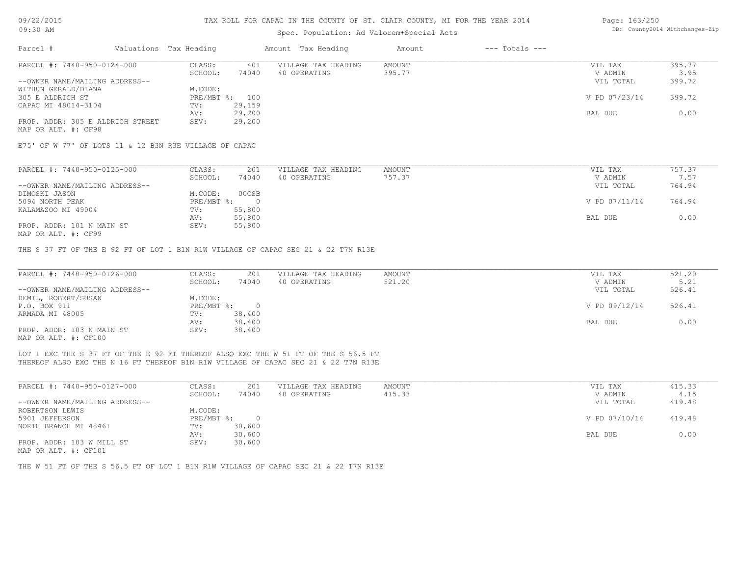TAX ROLL FOR CAPAC IN THE COUNTY OF ST. CLAIR COUNTY, MI FOR THE YEAR 2014

Spec. Population: Ad Valorem+Special Acts

| Parcel # | Valuations | Tax Heading | Amount | Tax Heading | Amount | --- Totals --- | |
|---|---|---|---|---|---|---|---|

**PARCEL #: 7440-950-0124-000**

| | | | | | | |
|---|---|---|---|---|---|---|
| --OWNER NAME/MAILING ADDRESS-- | CLASS: | 401 | VILLAGE TAX HEADING | AMOUNT | VIL TAX | 395.77 |
| WITHUN GERALD/DIANA | SCHOOL: | 74040 | 40 OPERATING | 395.77 | V ADMIN | 3.95 |
| 305 E ALDRICH ST | M.CODE: | | | | VIL TOTAL | 399.72 |
| CAPAC MI 48014-3104 | PRE/MBT %: | 100 | | | V PD 07/23/14 | 399.72 |
| | TV: | 29,159 | | | | |
| | AV: | 29,200 | | | BAL DUE | 0.00 |
| PROP. ADDR: 305 E ALDRICH STREET | SEV: | 29,200 | | | | |
| MAP OR ALT. #: CF98 | | | | | | |

E75' OF W 77' OF LOTS 11 & 12 B3N R3E VILLAGE OF CAPAC

**PARCEL #: 7440-950-0125-000**

| | | | | | | |
|---|---|---|---|---|---|---|
| --OWNER NAME/MAILING ADDRESS-- | CLASS: | 201 | VILLAGE TAX HEADING | AMOUNT | VIL TAX | 757.37 |
| DIMOSKI JASON | SCHOOL: | 74040 | 40 OPERATING | 757.37 | V ADMIN | 7.57 |
| 5094 NORTH PEAK | M.CODE: | 00CSB | | | VIL TOTAL | 764.94 |
| KALAMAZOO MI 49004 | PRE/MBT %: | 0 | | | V PD 07/11/14 | 764.94 |
| | TV: | 55,800 | | | | |
| | AV: | 55,800 | | | BAL DUE | 0.00 |
| PROP. ADDR: 101 N MAIN ST | SEV: | 55,800 | | | | |
| MAP OR ALT. #: CF99 | | | | | | |

THE S 37 FT OF THE E 92 FT OF LOT 1 B1N R1W VILLAGE OF CAPAC SEC 21 & 22 T7N R13E

**PARCEL #: 7440-950-0126-000**

| | | | | | | |
|---|---|---|---|---|---|---|
| --OWNER NAME/MAILING ADDRESS-- | CLASS: | 201 | VILLAGE TAX HEADING | AMOUNT | VIL TAX | 521.20 |
| DEMIL, ROBERT/SUSAN | SCHOOL: | 74040 | 40 OPERATING | 521.20 | V ADMIN | 5.21 |
| P.O. BOX 911 | M.CODE: | | | | VIL TOTAL | 526.41 |
| ARMADA MI 48005 | PRE/MBT %: | 0 | | | V PD 09/12/14 | 526.41 |
| | TV: | 38,400 | | | | |
| | AV: | 38,400 | | | BAL DUE | 0.00 |
| PROP. ADDR: 103 N MAIN ST | SEV: | 38,400 | | | | |
| MAP OR ALT. #: CF100 | | | | | | |

LOT 1 EXC THE S 37 FT OF THE E 92 FT THEREOF ALSO EXC THE W 51 FT OF THE S 56.5 FT THEREOF ALSO EXC THE N 16 FT THEREOF B1N R1W VILLAGE OF CAPAC SEC 21 & 22 T7N R13E

**PARCEL #: 7440-950-0127-000**

| | | | | | | |
|---|---|---|---|---|---|---|
| --OWNER NAME/MAILING ADDRESS-- | CLASS: | 201 | VILLAGE TAX HEADING | AMOUNT | VIL TAX | 415.33 |
| ROBERTSON LEWIS | SCHOOL: | 74040 | 40 OPERATING | 415.33 | V ADMIN | 4.15 |
| 5901 JEFFERSON | M.CODE: | | | | VIL TOTAL | 419.48 |
| NORTH BRANCH MI 48461 | PRE/MBT %: | 0 | | | V PD 07/10/14 | 419.48 |
| | TV: | 30,600 | | | | |
| | AV: | 30,600 | | | BAL DUE | 0.00 |
| PROP. ADDR: 103 W MILL ST | SEV: | 30,600 | | | | |
| MAP OR ALT. #: CF101 | | | | | | |

THE W 51 FT OF THE S 56.5 FT OF LOT 1 B1N R1W VILLAGE OF CAPAC SEC 21 & 22 T7N R13E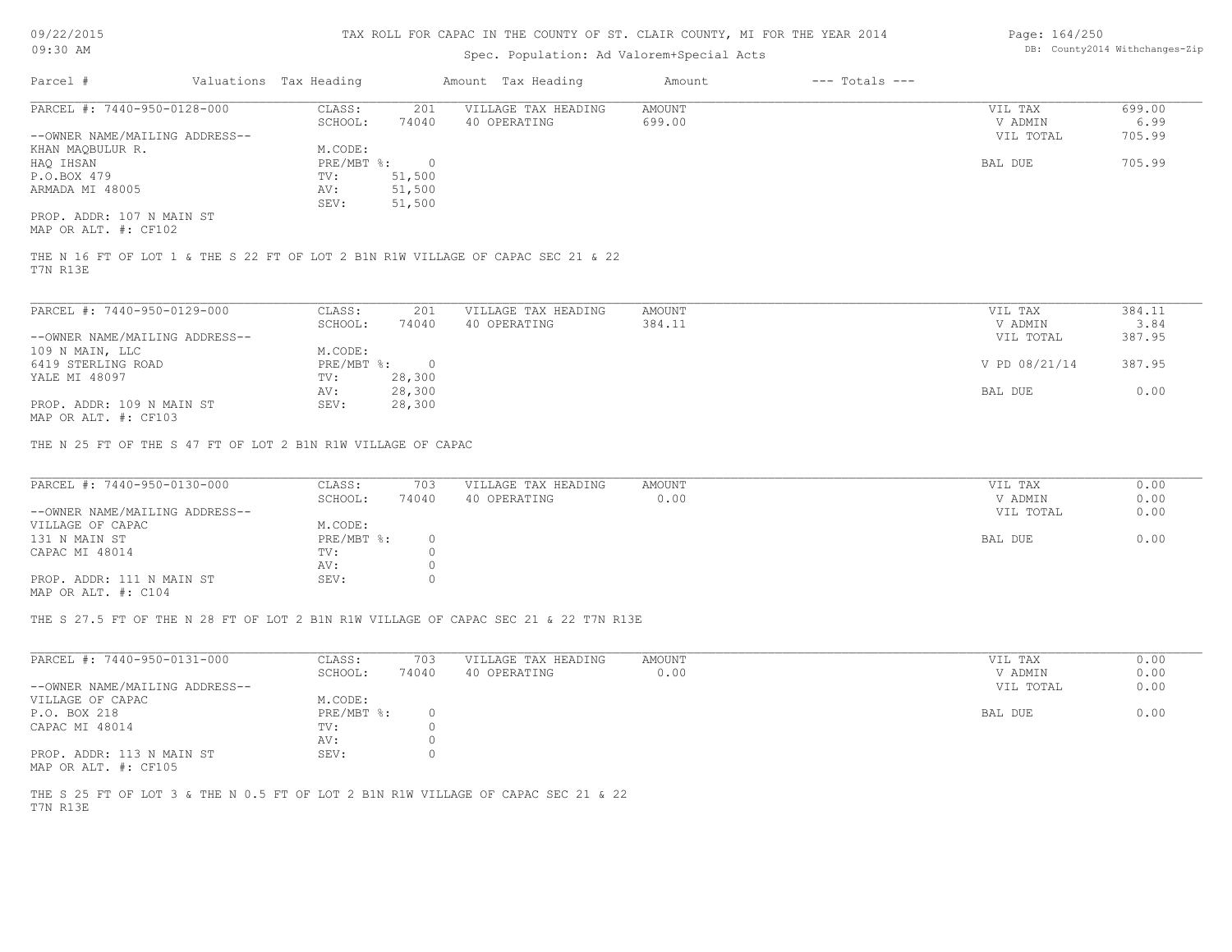TAX ROLL FOR CAPAC IN THE COUNTY OF ST. CLAIR COUNTY, MI FOR THE YEAR 2014

Spec. Population: Ad Valorem+Special Acts

| Parcel # | Valuations | Tax Heading | Amount | Tax Heading | Amount | --- Totals --- | |
|---|---|---|---|---|---|---|---|
| PARCEL #: 7440-950-0128-000 | CLASS: | 201 | VILLAGE TAX HEADING | AMOUNT | | VIL TAX | 699.00 |
| | SCHOOL: | 74040 | 40 OPERATING | 699.00 | | V ADMIN | 6.99 |
| --OWNER NAME/MAILING ADDRESS-- | | | | | | VIL TOTAL | 705.99 |
| KHAN MAQBULUR R. | M.CODE: | | | | | | |
| HAQ IHSAN | PRE/MBT %: | 0 | | | | BAL DUE | 705.99 |
| P.O.BOX 479 | TV: | 51,500 | | | | | |
| ARMADA MI 48005 | AV: | 51,500 | | | | | |
| | SEV: | 51,500 | | | | | |
| PROP. ADDR: 107 N MAIN ST | | | | | | | |
| MAP OR ALT. #: CF102 | | | | | | | |

THE N 16 FT OF LOT 1 & THE S 22 FT OF LOT 2 B1N R1W VILLAGE OF CAPAC SEC 21 & 22 T7N R13E

| Parcel # | Valuations | Tax Heading | Amount | Tax Heading | Amount | --- Totals --- | |
|---|---|---|---|---|---|---|---|
| PARCEL #: 7440-950-0129-000 | CLASS: | 201 | VILLAGE TAX HEADING | AMOUNT | | VIL TAX | 384.11 |
| | SCHOOL: | 74040 | 40 OPERATING | 384.11 | | V ADMIN | 3.84 |
| --OWNER NAME/MAILING ADDRESS-- | | | | | | VIL TOTAL | 387.95 |
| 109 N MAIN, LLC | M.CODE: | | | | | | |
| 6419 STERLING ROAD | PRE/MBT %: | 0 | | | | V PD 08/21/14 | 387.95 |
| YALE MI 48097 | TV: | 28,300 | | | | | |
| | AV: | 28,300 | | | | BAL DUE | 0.00 |
| PROP. ADDR: 109 N MAIN ST | SEV: | 28,300 | | | | | |
| MAP OR ALT. #: CF103 | | | | | | | |

THE N 25 FT OF THE S 47 FT OF LOT 2 B1N R1W VILLAGE OF CAPAC

| Parcel # | Valuations | Tax Heading | Amount | Tax Heading | Amount | --- Totals --- | |
|---|---|---|---|---|---|---|---|
| PARCEL #: 7440-950-0130-000 | CLASS: | 703 | VILLAGE TAX HEADING | AMOUNT | | VIL TAX | 0.00 |
| | SCHOOL: | 74040 | 40 OPERATING | 0.00 | | V ADMIN | 0.00 |
| --OWNER NAME/MAILING ADDRESS-- | | | | | | VIL TOTAL | 0.00 |
| VILLAGE OF CAPAC | M.CODE: | | | | | | |
| 131 N MAIN ST | PRE/MBT %: | 0 | | | | BAL DUE | 0.00 |
| CAPAC MI 48014 | TV: | 0 | | | | | |
| | AV: | 0 | | | | | |
| PROP. ADDR: 111 N MAIN ST | SEV: | 0 | | | | | |
| MAP OR ALT. #: C104 | | | | | | | |

THE S 27.5 FT OF THE N 28 FT OF LOT 2 B1N R1W VILLAGE OF CAPAC SEC 21 & 22 T7N R13E

| Parcel # | Valuations | Tax Heading | Amount | Tax Heading | Amount | --- Totals --- | |
|---|---|---|---|---|---|---|---|
| PARCEL #: 7440-950-0131-000 | CLASS: | 703 | VILLAGE TAX HEADING | AMOUNT | | VIL TAX | 0.00 |
| | SCHOOL: | 74040 | 40 OPERATING | 0.00 | | V ADMIN | 0.00 |
| --OWNER NAME/MAILING ADDRESS-- | | | | | | VIL TOTAL | 0.00 |
| VILLAGE OF CAPAC | M.CODE: | | | | | | |
| P.O. BOX 218 | PRE/MBT %: | 0 | | | | BAL DUE | 0.00 |
| CAPAC MI 48014 | TV: | 0 | | | | | |
| | AV: | 0 | | | | | |
| PROP. ADDR: 113 N MAIN ST | SEV: | 0 | | | | | |
| MAP OR ALT. #: CF105 | | | | | | | |

THE S 25 FT OF LOT 3 & THE N 0.5 FT OF LOT 2 B1N R1W VILLAGE OF CAPAC SEC 21 & 22 T7N R13E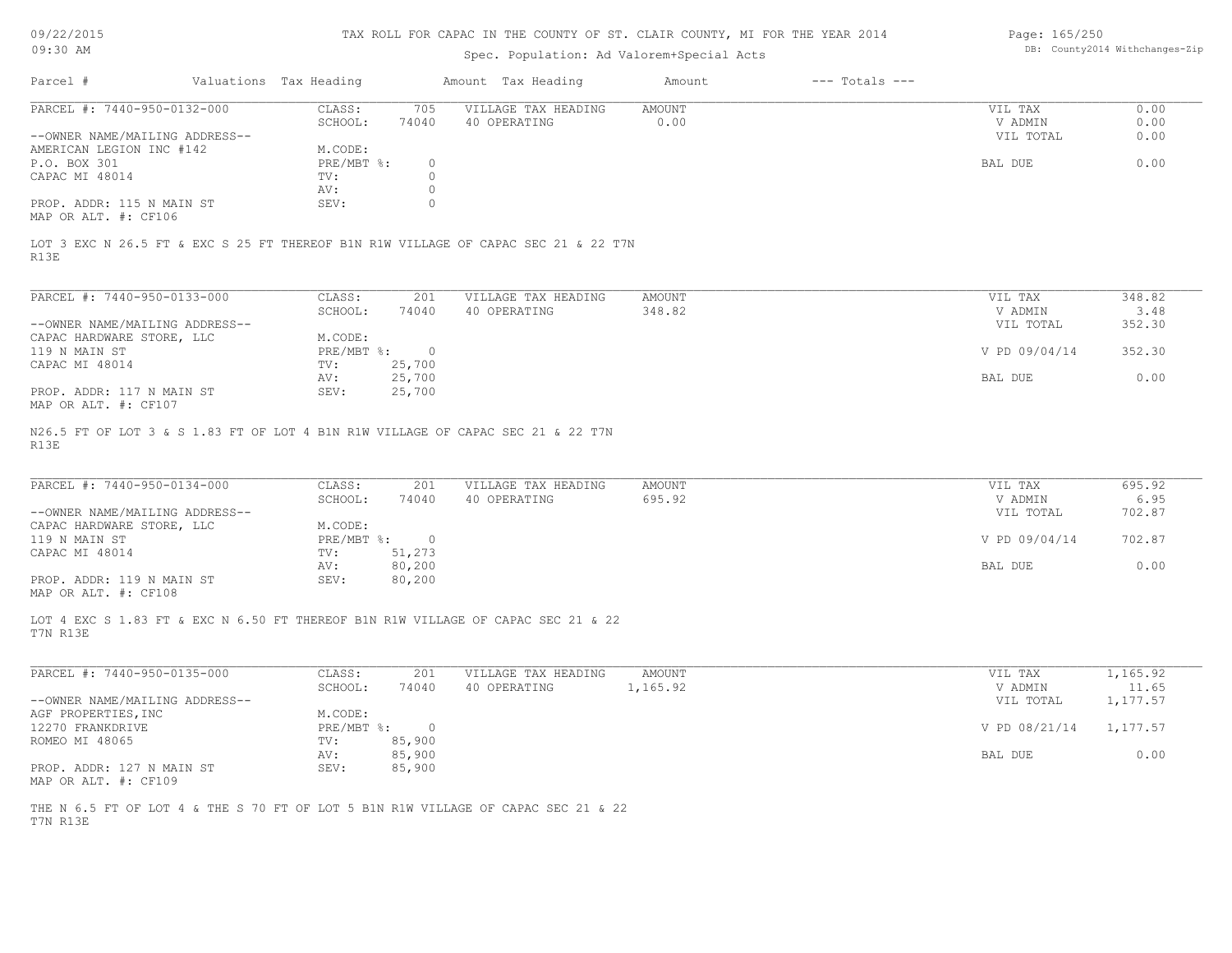# TAX ROLL FOR CAPAC IN THE COUNTY OF ST. CLAIR COUNTY, MI FOR THE YEAR 2014

Spec. Population: Ad Valorem+Special Acts

09/22/2015
09:30 AM

DB: County2014 Withchanges-Zip

| Parcel # | Valuations | Tax Heading | Amount | Tax Heading | Amount | --- Totals --- |
|---|---|---|---|---|---|---|

---

**PARCEL #: 7440-950-0132-000**

| | | | | | |
|---|---|---|---|---|---|
| CLASS: | 705 | VILLAGE TAX HEADING | AMOUNT | VIL TAX | 0.00 |
| SCHOOL: | 74040 | 40 OPERATING | 0.00 | V ADMIN | 0.00 |
| M.CODE: | | | | VIL TOTAL | 0.00 |
| PRE/MBT %: | 0 | | | BAL DUE | 0.00 |
| TV: | 0 | | | | |
| AV: | 0 | | | | |
| SEV: | 0 | | | | |

--OWNER NAME/MAILING ADDRESS--
AMERICAN LEGION INC #142
P.O. BOX 301
CAPAC MI 48014

PROP. ADDR: 115 N MAIN ST
MAP OR ALT. #: CF106

LOT 3 EXC N 26.5 FT & EXC S 25 FT THEREOF B1N R1W VILLAGE OF CAPAC SEC 21 & 22 T7N R13E

---

**PARCEL #: 7440-950-0133-000**

| | | | | | |
|---|---|---|---|---|---|
| CLASS: | 201 | VILLAGE TAX HEADING | AMOUNT | VIL TAX | 348.82 |
| SCHOOL: | 74040 | 40 OPERATING | 348.82 | V ADMIN | 3.48 |
| M.CODE: | | | | VIL TOTAL | 352.30 |
| PRE/MBT %: | 0 | | | V PD 09/04/14 | 352.30 |
| TV: | 25,700 | | | | |
| AV: | 25,700 | | | BAL DUE | 0.00 |
| SEV: | 25,700 | | | | |

--OWNER NAME/MAILING ADDRESS--
CAPAC HARDWARE STORE, LLC
119 N MAIN ST
CAPAC MI 48014

PROP. ADDR: 117 N MAIN ST
MAP OR ALT. #: CF107

N26.5 FT OF LOT 3 & S 1.83 FT OF LOT 4 B1N R1W VILLAGE OF CAPAC SEC 21 & 22 T7N R13E

---

**PARCEL #: 7440-950-0134-000**

| | | | | | |
|---|---|---|---|---|---|
| CLASS: | 201 | VILLAGE TAX HEADING | AMOUNT | VIL TAX | 695.92 |
| SCHOOL: | 74040 | 40 OPERATING | 695.92 | V ADMIN | 6.95 |
| M.CODE: | | | | VIL TOTAL | 702.87 |
| PRE/MBT %: | 0 | | | V PD 09/04/14 | 702.87 |
| TV: | 51,273 | | | | |
| AV: | 80,200 | | | BAL DUE | 0.00 |
| SEV: | 80,200 | | | | |

--OWNER NAME/MAILING ADDRESS--
CAPAC HARDWARE STORE, LLC
119 N MAIN ST
CAPAC MI 48014

PROP. ADDR: 119 N MAIN ST
MAP OR ALT. #: CF108

LOT 4 EXC S 1.83 FT & EXC N 6.50 FT THEREOF B1N R1W VILLAGE OF CAPAC SEC 21 & 22 T7N R13E

---

**PARCEL #: 7440-950-0135-000**

| | | | | | |
|---|---|---|---|---|---|
| CLASS: | 201 | VILLAGE TAX HEADING | AMOUNT | VIL TAX | 1,165.92 |
| SCHOOL: | 74040 | 40 OPERATING | 1,165.92 | V ADMIN | 11.65 |
| M.CODE: | | | | VIL TOTAL | 1,177.57 |
| PRE/MBT %: | 0 | | | V PD 08/21/14 | 1,177.57 |
| TV: | 85,900 | | | | |
| AV: | 85,900 | | | BAL DUE | 0.00 |
| SEV: | 85,900 | | | | |

--OWNER NAME/MAILING ADDRESS--
AGF PROPERTIES,INC
12270 FRANKDRIVE
ROMEO MI 48065

PROP. ADDR: 127 N MAIN ST
MAP OR ALT. #: CF109

THE N 6.5 FT OF LOT 4 & THE S 70 FT OF LOT 5 B1N R1W VILLAGE OF CAPAC SEC 21 & 22 T7N R13E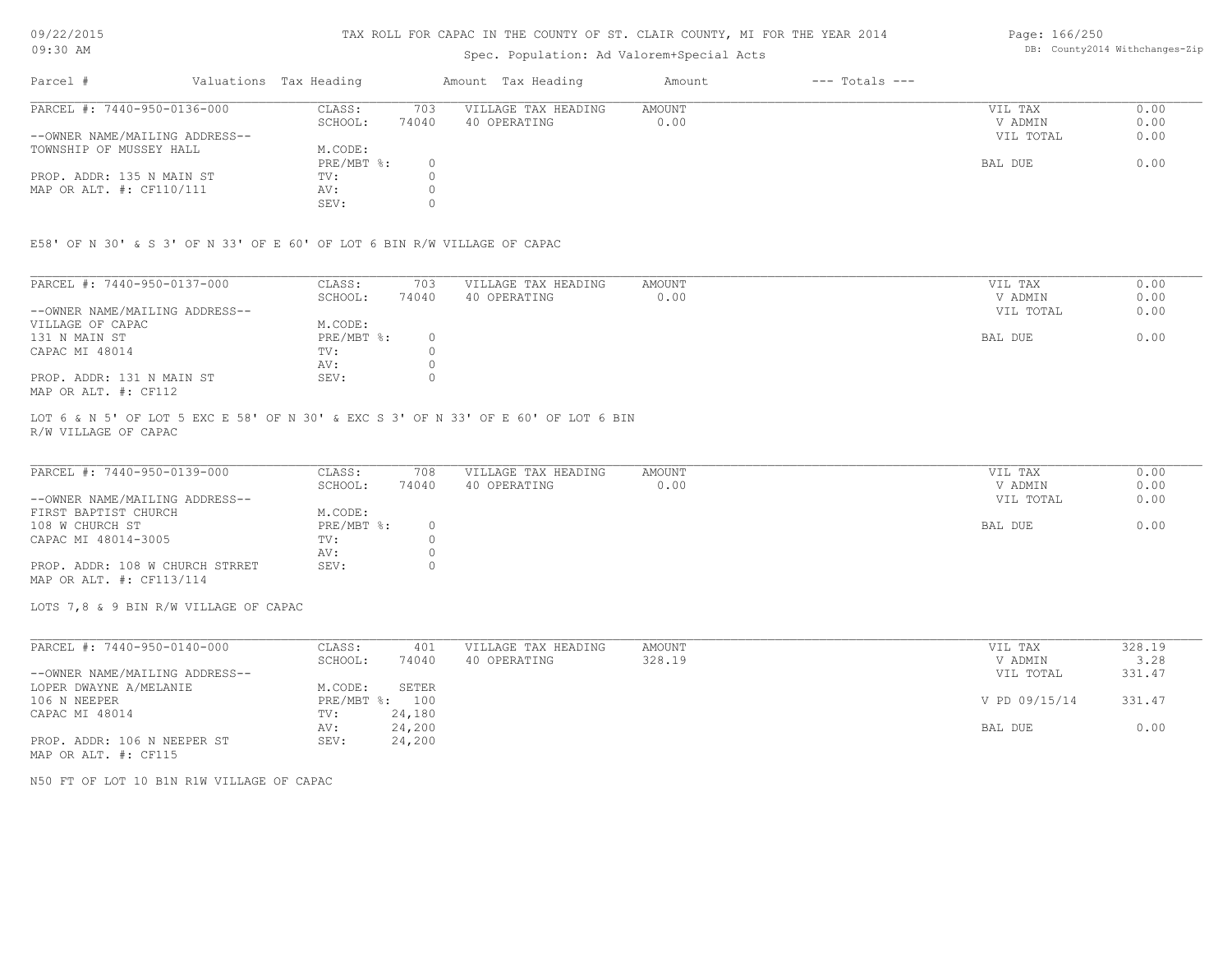# TAX ROLL FOR CAPAC IN THE COUNTY OF ST. CLAIR COUNTY, MI FOR THE YEAR 2014

Spec. Population: Ad Valorem+Special Acts

09/22/2015
09:30 AM

DB: County2014 Withchanges-Zip

| Parcel # | Valuations | Tax Heading | Amount | Tax Heading | Amount | --- Totals --- |
|---|---|---|---|---|---|---|

---

PARCEL #: 7440-950-0136-000

--OWNER NAME/MAILING ADDRESS--
TOWNSHIP OF MUSSEY HALL

PROP. ADDR: 135 N MAIN ST
MAP OR ALT. #: CF110/111

| | | | | | |
|---|---|---|---|---|---|
| CLASS: | 703 | VILLAGE TAX HEADING | AMOUNT | VIL TAX | 0.00 |
| SCHOOL: | 74040 | 40 OPERATING | 0.00 | V ADMIN | 0.00 |
| M.CODE: | | | | VIL TOTAL | 0.00 |
| PRE/MBT %: | 0 | | | BAL DUE | 0.00 |
| TV: | 0 | | | | |
| AV: | 0 | | | | |
| SEV: | 0 | | | | |

E58' OF N 30' & S 3' OF N 33' OF E 60' OF LOT 6 BIN R/W VILLAGE OF CAPAC

---

PARCEL #: 7440-950-0137-000

--OWNER NAME/MAILING ADDRESS--
VILLAGE OF CAPAC
131 N MAIN ST
CAPAC MI 48014

PROP. ADDR: 131 N MAIN ST
MAP OR ALT. #: CF112

| | | | | | |
|---|---|---|---|---|---|
| CLASS: | 703 | VILLAGE TAX HEADING | AMOUNT | VIL TAX | 0.00 |
| SCHOOL: | 74040 | 40 OPERATING | 0.00 | V ADMIN | 0.00 |
| M.CODE: | | | | VIL TOTAL | 0.00 |
| PRE/MBT %: | 0 | | | BAL DUE | 0.00 |
| TV: | 0 | | | | |
| AV: | 0 | | | | |
| SEV: | 0 | | | | |

LOT 6 & N 5' OF LOT 5 EXC E 58' OF N 30' & EXC S 3' OF N 33' OF E 60' OF LOT 6 BIN R/W VILLAGE OF CAPAC

---

PARCEL #: 7440-950-0139-000

--OWNER NAME/MAILING ADDRESS--
FIRST BAPTIST CHURCH
108 W CHURCH ST
CAPAC MI 48014-3005

PROP. ADDR: 108 W CHURCH STRRET
MAP OR ALT. #: CF113/114

| | | | | | |
|---|---|---|---|---|---|
| CLASS: | 708 | VILLAGE TAX HEADING | AMOUNT | VIL TAX | 0.00 |
| SCHOOL: | 74040 | 40 OPERATING | 0.00 | V ADMIN | 0.00 |
| M.CODE: | | | | VIL TOTAL | 0.00 |
| PRE/MBT %: | 0 | | | BAL DUE | 0.00 |
| TV: | 0 | | | | |
| AV: | 0 | | | | |
| SEV: | 0 | | | | |

LOTS 7,8 & 9 BIN R/W VILLAGE OF CAPAC

---

PARCEL #: 7440-950-0140-000

--OWNER NAME/MAILING ADDRESS--
LOPER DWAYNE A/MELANIE
106 N NEEPER
CAPAC MI 48014

PROP. ADDR: 106 N NEEPER ST
MAP OR ALT. #: CF115

| | | | | | |
|---|---|---|---|---|---|
| CLASS: | 401 | VILLAGE TAX HEADING | AMOUNT | VIL TAX | 328.19 |
| SCHOOL: | 74040 | 40 OPERATING | 328.19 | V ADMIN | 3.28 |
| M.CODE: | SETER | | | VIL TOTAL | 331.47 |
| PRE/MBT %: | 100 | | | V PD 09/15/14 | 331.47 |
| TV: | 24,180 | | | | |
| AV: | 24,200 | | | BAL DUE | 0.00 |
| SEV: | 24,200 | | | | |

N50 FT OF LOT 10 B1N R1W VILLAGE OF CAPAC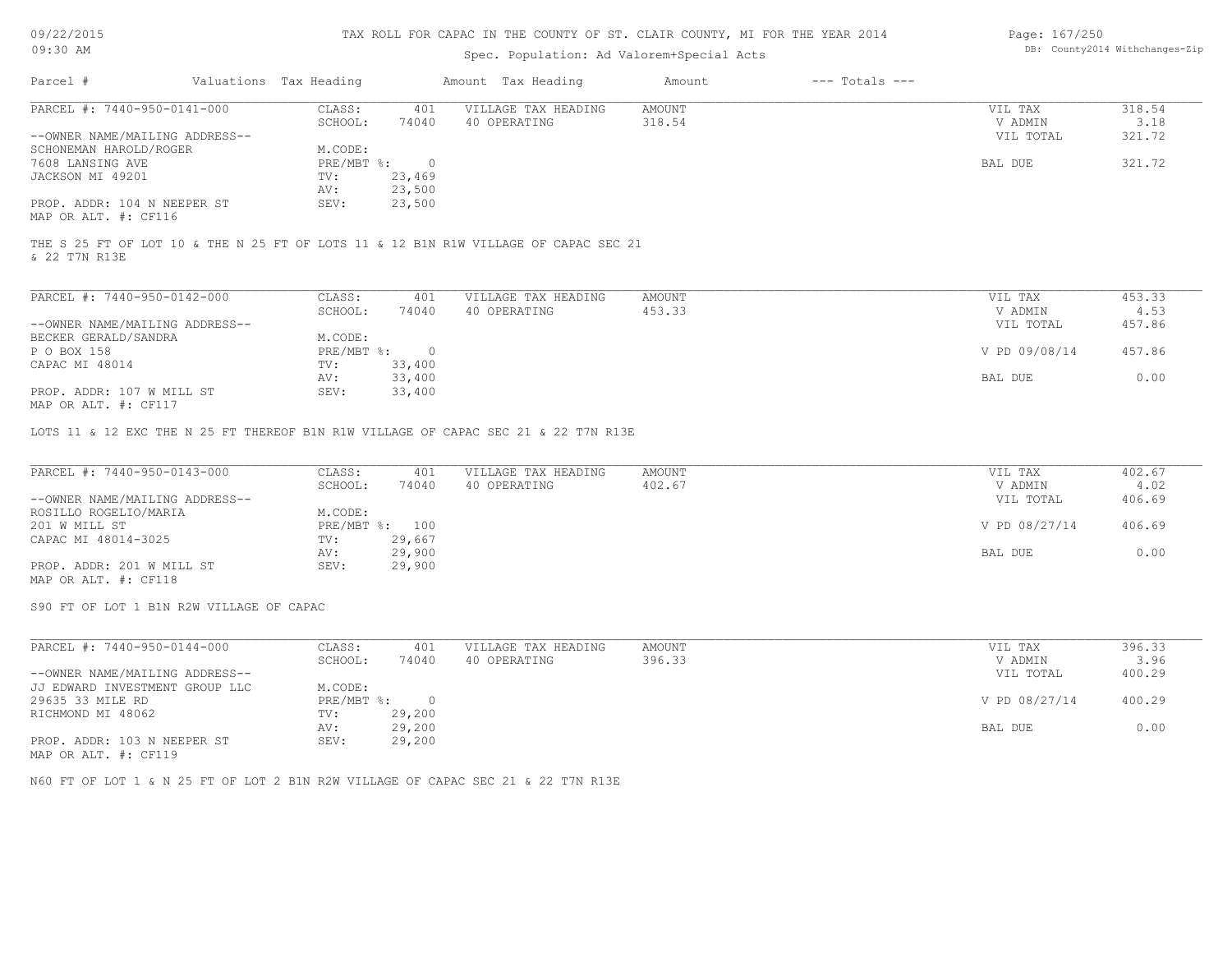TAX ROLL FOR CAPAC IN THE COUNTY OF ST. CLAIR COUNTY, MI FOR THE YEAR 2014

Spec. Population: Ad Valorem+Special Acts

09/22/2015
09:30 AM

DB: County2014 Withchanges-Zip

| Parcel # | Valuations Tax Heading | | Amount Tax Heading | Amount | --- Totals --- | |
|---|---|---|---|---|---|---|

**PARCEL #: 7440-950-0141-000**

| | | | | | | |
|---|---|---|---|---|---|---|
| --OWNER NAME/MAILING ADDRESS-- | CLASS: | 401 | VILLAGE TAX HEADING | AMOUNT | VIL TAX | 318.54 |
| SCHONEMAN HAROLD/ROGER | SCHOOL: | 74040 | 40 OPERATING | 318.54 | V ADMIN | 3.18 |
| 7608 LANSING AVE | M.CODE: | | | | VIL TOTAL | 321.72 |
| JACKSON MI 49201 | PRE/MBT %: | 0 | | | | |
| | TV: | 23,469 | | | BAL DUE | 321.72 |
| PROP. ADDR: 104 N NEEPER ST | AV: | 23,500 | | | | |
| MAP OR ALT. #: CF116 | SEV: | 23,500 | | | | |

THE S 25 FT OF LOT 10 & THE N 25 FT OF LOTS 11 & 12 B1N R1W VILLAGE OF CAPAC SEC 21 & 22 T7N R13E

**PARCEL #: 7440-950-0142-000**

| | | | | | | |
|---|---|---|---|---|---|---|
| --OWNER NAME/MAILING ADDRESS-- | CLASS: | 401 | VILLAGE TAX HEADING | AMOUNT | VIL TAX | 453.33 |
| BECKER GERALD/SANDRA | SCHOOL: | 74040 | 40 OPERATING | 453.33 | V ADMIN | 4.53 |
| P O BOX 158 | M.CODE: | | | | VIL TOTAL | 457.86 |
| CAPAC MI 48014 | PRE/MBT %: | 0 | | | V PD 09/08/14 | 457.86 |
| | TV: | 33,400 | | | | |
| PROP. ADDR: 107 W MILL ST | AV: | 33,400 | | | BAL DUE | 0.00 |
| MAP OR ALT. #: CF117 | SEV: | 33,400 | | | | |

LOTS 11 & 12 EXC THE N 25 FT THEREOF B1N R1W VILLAGE OF CAPAC SEC 21 & 22 T7N R13E

**PARCEL #: 7440-950-0143-000**

| | | | | | | |
|---|---|---|---|---|---|---|
| --OWNER NAME/MAILING ADDRESS-- | CLASS: | 401 | VILLAGE TAX HEADING | AMOUNT | VIL TAX | 402.67 |
| ROSILLO ROGELIO/MARIA | SCHOOL: | 74040 | 40 OPERATING | 402.67 | V ADMIN | 4.02 |
| 201 W MILL ST | M.CODE: | | | | VIL TOTAL | 406.69 |
| CAPAC MI 48014-3025 | PRE/MBT %: | 100 | | | V PD 08/27/14 | 406.69 |
| | TV: | 29,667 | | | | |
| PROP. ADDR: 201 W MILL ST | AV: | 29,900 | | | BAL DUE | 0.00 |
| MAP OR ALT. #: CF118 | SEV: | 29,900 | | | | |

S90 FT OF LOT 1 B1N R2W VILLAGE OF CAPAC

**PARCEL #: 7440-950-0144-000**

| | | | | | | |
|---|---|---|---|---|---|---|
| --OWNER NAME/MAILING ADDRESS-- | CLASS: | 401 | VILLAGE TAX HEADING | AMOUNT | VIL TAX | 396.33 |
| JJ EDWARD INVESTMENT GROUP LLC | SCHOOL: | 74040 | 40 OPERATING | 396.33 | V ADMIN | 3.96 |
| 29635 33 MILE RD | M.CODE: | | | | VIL TOTAL | 400.29 |
| RICHMOND MI 48062 | PRE/MBT %: | 0 | | | V PD 08/27/14 | 400.29 |
| | TV: | 29,200 | | | | |
| PROP. ADDR: 103 N NEEPER ST | AV: | 29,200 | | | BAL DUE | 0.00 |
| MAP OR ALT. #: CF119 | SEV: | 29,200 | | | | |

N60 FT OF LOT 1 & N 25 FT OF LOT 2 B1N R2W VILLAGE OF CAPAC SEC 21 & 22 T7N R13E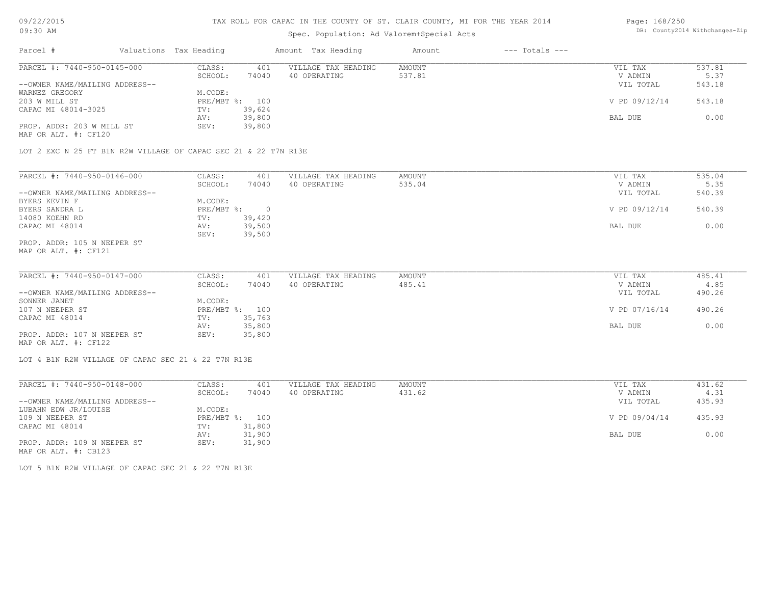TAX ROLL FOR CAPAC IN THE COUNTY OF ST. CLAIR COUNTY, MI FOR THE YEAR 2014

Spec. Population: Ad Valorem+Special Acts

09/22/2015
09:30 AM

DB: County2014 Withchanges-Zip

| Parcel # | Valuations | Tax Heading | Amount | Tax Heading | Amount | --- Totals --- | |
|---|---|---|---|---|---|---|---|

**PARCEL #: 7440-950-0145-000**

| | | | | | |
|---|---|---|---|---|---|
| CLASS: | 401 | VILLAGE TAX HEADING | AMOUNT | VIL TAX | 537.81 |
| SCHOOL: | 74040 | 40 OPERATING | 537.81 | V ADMIN | 5.37 |
| M.CODE: | | | | VIL TOTAL | 543.18 |
| PRE/MBT %: | 100 | | | V PD 09/12/14 | 543.18 |
| TV: | 39,624 | | | | |
| AV: | 39,800 | | | BAL DUE | 0.00 |
| SEV: | 39,800 | | | | |

--OWNER NAME/MAILING ADDRESS--
WARNEZ GREGORY
203 W MILL ST
CAPAC MI 48014-3025

PROP. ADDR: 203 W MILL ST
MAP OR ALT. #: CF120

LOT 2 EXC N 25 FT B1N R2W VILLAGE OF CAPAC SEC 21 & 22 T7N R13E

**PARCEL #: 7440-950-0146-000**

| | | | | | |
|---|---|---|---|---|---|
| CLASS: | 401 | VILLAGE TAX HEADING | AMOUNT | VIL TAX | 535.04 |
| SCHOOL: | 74040 | 40 OPERATING | 535.04 | V ADMIN | 5.35 |
| M.CODE: | | | | VIL TOTAL | 540.39 |
| PRE/MBT %: | 0 | | | V PD 09/12/14 | 540.39 |
| TV: | 39,420 | | | | |
| AV: | 39,500 | | | BAL DUE | 0.00 |
| SEV: | 39,500 | | | | |

--OWNER NAME/MAILING ADDRESS--
BYERS KEVIN F
BYERS SANDRA L
14080 KOEHN RD
CAPAC MI 48014

PROP. ADDR: 105 N NEEPER ST
MAP OR ALT. #: CF121

**PARCEL #: 7440-950-0147-000**

| | | | | | |
|---|---|---|---|---|---|
| CLASS: | 401 | VILLAGE TAX HEADING | AMOUNT | VIL TAX | 485.41 |
| SCHOOL: | 74040 | 40 OPERATING | 485.41 | V ADMIN | 4.85 |
| M.CODE: | | | | VIL TOTAL | 490.26 |
| PRE/MBT %: | 100 | | | V PD 07/16/14 | 490.26 |
| TV: | 35,763 | | | | |
| AV: | 35,800 | | | BAL DUE | 0.00 |
| SEV: | 35,800 | | | | |

--OWNER NAME/MAILING ADDRESS--
SONNER JANET
107 N NEEPER ST
CAPAC MI 48014

PROP. ADDR: 107 N NEEPER ST
MAP OR ALT. #: CF122

LOT 4 B1N R2W VILLAGE OF CAPAC SEC 21 & 22 T7N R13E

**PARCEL #: 7440-950-0148-000**

| | | | | | |
|---|---|---|---|---|---|
| CLASS: | 401 | VILLAGE TAX HEADING | AMOUNT | VIL TAX | 431.62 |
| SCHOOL: | 74040 | 40 OPERATING | 431.62 | V ADMIN | 4.31 |
| M.CODE: | | | | VIL TOTAL | 435.93 |
| PRE/MBT %: | 100 | | | V PD 09/04/14 | 435.93 |
| TV: | 31,800 | | | | |
| AV: | 31,900 | | | BAL DUE | 0.00 |
| SEV: | 31,900 | | | | |

--OWNER NAME/MAILING ADDRESS--
LUBAHN EDW JR/LOUISE
109 N NEEPER ST
CAPAC MI 48014

PROP. ADDR: 109 N NEEPER ST
MAP OR ALT. #: CB123

LOT 5 B1N R2W VILLAGE OF CAPAC SEC 21 & 22 T7N R13E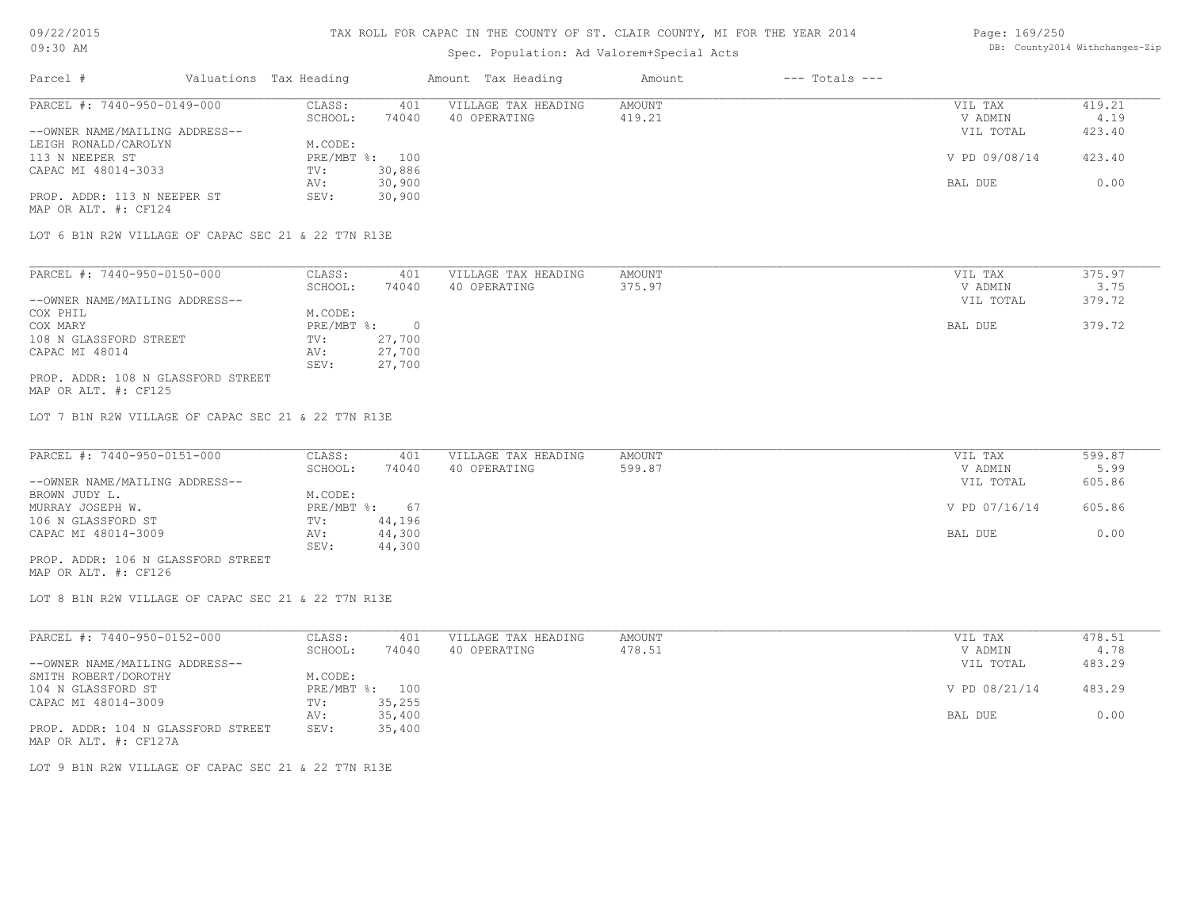# TAX ROLL FOR CAPAC IN THE COUNTY OF ST. CLAIR COUNTY, MI FOR THE YEAR 2014

09/22/2015
09:30 AM

Spec. Population: Ad Valorem+Special Acts

DB: County2014 Withchanges-Zip

| Parcel # | Valuations | Tax Heading | Amount | Tax Heading | Amount | --- Totals --- | |
|---|---|---|---|---|---|---|---|

---

**PARCEL #: 7440-950-0149-000**

| | | | | | |
|---|---|---|---|---|---|
| CLASS: | 401 | VILLAGE TAX HEADING | AMOUNT | VIL TAX | 419.21 |
| SCHOOL: | 74040 | 40 OPERATING | 419.21 | V ADMIN | 4.19 |
| M.CODE: | | | | VIL TOTAL | 423.40 |
| PRE/MBT %: | 100 | | | V PD 09/08/14 | 423.40 |
| TV: | 30,886 | | | | |
| AV: | 30,900 | | | BAL DUE | 0.00 |
| SEV: | 30,900 | | | | |

--OWNER NAME/MAILING ADDRESS--
LEIGH RONALD/CAROLYN
113 N NEEPER ST
CAPAC MI 48014-3033

PROP. ADDR: 113 N NEEPER ST
MAP OR ALT. #: CF124

LOT 6 B1N R2W VILLAGE OF CAPAC SEC 21 & 22 T7N R13E

---

**PARCEL #: 7440-950-0150-000**

| | | | | | |
|---|---|---|---|---|---|
| CLASS: | 401 | VILLAGE TAX HEADING | AMOUNT | VIL TAX | 375.97 |
| SCHOOL: | 74040 | 40 OPERATING | 375.97 | V ADMIN | 3.75 |
| M.CODE: | | | | VIL TOTAL | 379.72 |
| PRE/MBT %: | 0 | | | BAL DUE | 379.72 |
| TV: | 27,700 | | | | |
| AV: | 27,700 | | | | |
| SEV: | 27,700 | | | | |

--OWNER NAME/MAILING ADDRESS--
COX PHIL
COX MARY
108 N GLASSFORD STREET
CAPAC MI 48014

PROP. ADDR: 108 N GLASSFORD STREET
MAP OR ALT. #: CF125

LOT 7 B1N R2W VILLAGE OF CAPAC SEC 21 & 22 T7N R13E

---

**PARCEL #: 7440-950-0151-000**

| | | | | | |
|---|---|---|---|---|---|
| CLASS: | 401 | VILLAGE TAX HEADING | AMOUNT | VIL TAX | 599.87 |
| SCHOOL: | 74040 | 40 OPERATING | 599.87 | V ADMIN | 5.99 |
| M.CODE: | | | | VIL TOTAL | 605.86 |
| PRE/MBT %: | 67 | | | V PD 07/16/14 | 605.86 |
| TV: | 44,196 | | | | |
| AV: | 44,300 | | | BAL DUE | 0.00 |
| SEV: | 44,300 | | | | |

--OWNER NAME/MAILING ADDRESS--
BROWN JUDY L.
MURRAY JOSEPH W.
106 N GLASSFORD ST
CAPAC MI 48014-3009

PROP. ADDR: 106 N GLASSFORD STREET
MAP OR ALT. #: CF126

LOT 8 B1N R2W VILLAGE OF CAPAC SEC 21 & 22 T7N R13E

---

**PARCEL #: 7440-950-0152-000**

| | | | | | |
|---|---|---|---|---|---|
| CLASS: | 401 | VILLAGE TAX HEADING | AMOUNT | VIL TAX | 478.51 |
| SCHOOL: | 74040 | 40 OPERATING | 478.51 | V ADMIN | 4.78 |
| M.CODE: | | | | VIL TOTAL | 483.29 |
| PRE/MBT %: | 100 | | | V PD 08/21/14 | 483.29 |
| TV: | 35,255 | | | | |
| AV: | 35,400 | | | BAL DUE | 0.00 |
| SEV: | 35,400 | | | | |

--OWNER NAME/MAILING ADDRESS--
SMITH ROBERT/DOROTHY
104 N GLASSFORD ST
CAPAC MI 48014-3009

PROP. ADDR: 104 N GLASSFORD STREET
MAP OR ALT. #: CF127A

LOT 9 B1N R2W VILLAGE OF CAPAC SEC 21 & 22 T7N R13E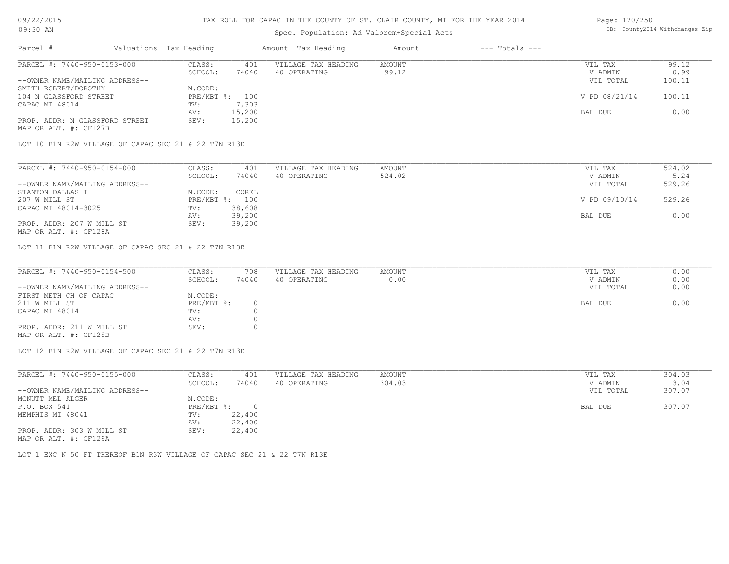# TAX ROLL FOR CAPAC IN THE COUNTY OF ST. CLAIR COUNTY, MI FOR THE YEAR 2014

Spec. Population: Ad Valorem+Special Acts

09/22/2015 09:30 AM

DB: County2014 Withchanges-Zip

| Parcel # | Valuations | Tax Heading | Amount | Tax Heading | Amount | --- Totals --- |
|---|---|---|---|---|---|---|

---

**PARCEL #: 7440-950-0153-000**

| | | | | | |
|---|---|---|---|---|---|
| CLASS: | 401 | VILLAGE TAX HEADING | AMOUNT | VIL TAX | 99.12 |
| SCHOOL: | 74040 | 40 OPERATING | 99.12 | V ADMIN | 0.99 |
| | | | | VIL TOTAL | 100.11 |
| M.CODE: | | | | | |
| PRE/MBT %: | 100 | | | V PD 08/21/14 | 100.11 |
| TV: | 7,303 | | | | |
| AV: | 15,200 | | | BAL DUE | 0.00 |
| SEV: | 15,200 | | | | |

--OWNER NAME/MAILING ADDRESS--
SMITH ROBERT/DOROTHY
104 N GLASSFORD STREET
CAPAC MI 48014

PROP. ADDR: N GLASSFORD STREET
MAP OR ALT. #: CF127B

LOT 10 B1N R2W VILLAGE OF CAPAC SEC 21 & 22 T7N R13E

---

**PARCEL #: 7440-950-0154-000**

| | | | | | |
|---|---|---|---|---|---|
| CLASS: | 401 | VILLAGE TAX HEADING | AMOUNT | VIL TAX | 524.02 |
| SCHOOL: | 74040 | 40 OPERATING | 524.02 | V ADMIN | 5.24 |
| | | | | VIL TOTAL | 529.26 |
| M.CODE: | COREL | | | | |
| PRE/MBT %: | 100 | | | V PD 09/10/14 | 529.26 |
| TV: | 38,608 | | | | |
| AV: | 39,200 | | | BAL DUE | 0.00 |
| SEV: | 39,200 | | | | |

--OWNER NAME/MAILING ADDRESS--
STANTON DALLAS I
207 W MILL ST
CAPAC MI 48014-3025

PROP. ADDR: 207 W MILL ST
MAP OR ALT. #: CF128A

LOT 11 B1N R2W VILLAGE OF CAPAC SEC 21 & 22 T7N R13E

---

**PARCEL #: 7440-950-0154-500**

| | | | | | |
|---|---|---|---|---|---|
| CLASS: | 708 | VILLAGE TAX HEADING | AMOUNT | VIL TAX | 0.00 |
| SCHOOL: | 74040 | 40 OPERATING | 0.00 | V ADMIN | 0.00 |
| | | | | VIL TOTAL | 0.00 |
| M.CODE: | | | | | |
| PRE/MBT %: | 0 | | | BAL DUE | 0.00 |
| TV: | 0 | | | | |
| AV: | 0 | | | | |
| SEV: | 0 | | | | |

--OWNER NAME/MAILING ADDRESS--
FIRST METH CH OF CAPAC
211 W MILL ST
CAPAC MI 48014

PROP. ADDR: 211 W MILL ST
MAP OR ALT. #: CF128B

LOT 12 B1N R2W VILLAGE OF CAPAC SEC 21 & 22 T7N R13E

---

**PARCEL #: 7440-950-0155-000**

| | | | | | |
|---|---|---|---|---|---|
| CLASS: | 401 | VILLAGE TAX HEADING | AMOUNT | VIL TAX | 304.03 |
| SCHOOL: | 74040 | 40 OPERATING | 304.03 | V ADMIN | 3.04 |
| | | | | VIL TOTAL | 307.07 |
| M.CODE: | | | | | |
| PRE/MBT %: | 0 | | | BAL DUE | 307.07 |
| TV: | 22,400 | | | | |
| AV: | 22,400 | | | | |
| SEV: | 22,400 | | | | |

--OWNER NAME/MAILING ADDRESS--
MCNUTT MEL ALGER
P.O. BOX 541
MEMPHIS MI 48041

PROP. ADDR: 303 W MILL ST
MAP OR ALT. #: CF129A

LOT 1 EXC N 50 FT THEREOF B1N R3W VILLAGE OF CAPAC SEC 21 & 22 T7N R13E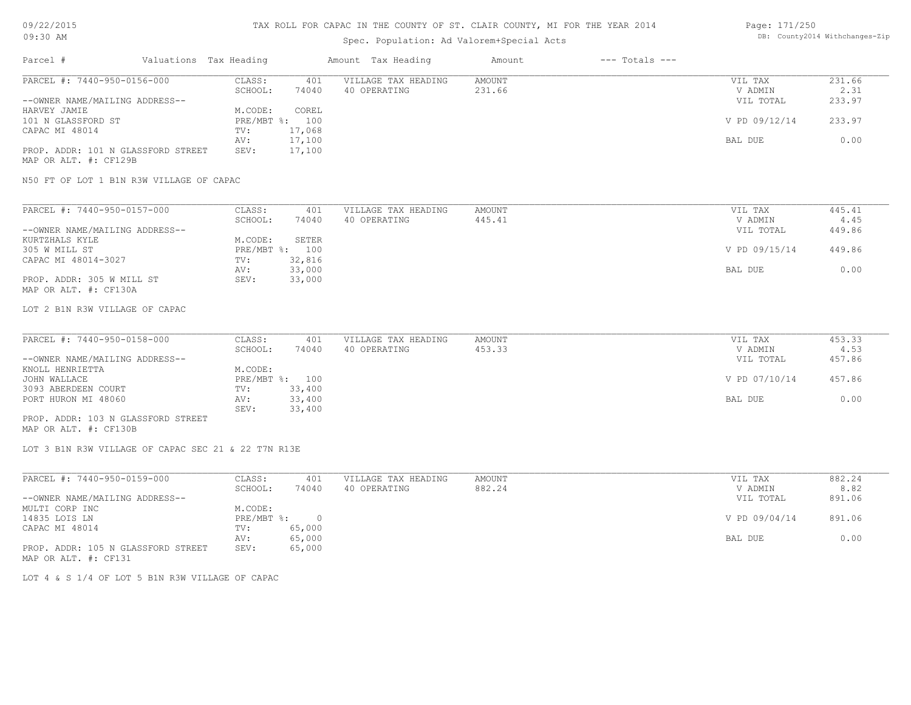# TAX ROLL FOR CAPAC IN THE COUNTY OF ST. CLAIR COUNTY, MI FOR THE YEAR 2014

Spec. Population: Ad Valorem+Special Acts

09/22/2015
09:30 AM

DB: County2014 Withchanges-Zip

| Parcel # | Valuations | Tax Heading | Amount | Tax Heading | Amount | --- Totals --- | |
|---|---|---|---|---|---|---|---|

---

**PARCEL #: 7440-950-0156-000**

| | | | | | | |
|---|---|---|---|---|---|---|
| CLASS: | 401 | VILLAGE TAX HEADING | AMOUNT | | VIL TAX | 231.66 |
| SCHOOL: | 74040 | 40 OPERATING | 231.66 | | V ADMIN | 2.31 |
| | | | | | VIL TOTAL | 233.97 |
| M.CODE: | COREL | | | | | |
| PRE/MBT %: | 100 | | | | V PD 09/12/14 | 233.97 |
| TV: | 17,068 | | | | | |
| AV: | 17,100 | | | | BAL DUE | 0.00 |
| SEV: | 17,100 | | | | | |

--OWNER NAME/MAILING ADDRESS--
HARVEY JAMIE
101 N GLASSFORD ST
CAPAC MI 48014

PROP. ADDR: 101 N GLASSFORD STREET
MAP OR ALT. #: CF129B

N50 FT OF LOT 1 B1N R3W VILLAGE OF CAPAC

---

**PARCEL #: 7440-950-0157-000**

| | | | | | | |
|---|---|---|---|---|---|---|
| CLASS: | 401 | VILLAGE TAX HEADING | AMOUNT | | VIL TAX | 445.41 |
| SCHOOL: | 74040 | 40 OPERATING | 445.41 | | V ADMIN | 4.45 |
| | | | | | VIL TOTAL | 449.86 |
| M.CODE: | SETER | | | | | |
| PRE/MBT %: | 100 | | | | V PD 09/15/14 | 449.86 |
| TV: | 32,816 | | | | | |
| AV: | 33,000 | | | | BAL DUE | 0.00 |
| SEV: | 33,000 | | | | | |

--OWNER NAME/MAILING ADDRESS--
KURTZHALS KYLE
305 W MILL ST
CAPAC MI 48014-3027

PROP. ADDR: 305 W MILL ST
MAP OR ALT. #: CF130A

LOT 2 B1N R3W VILLAGE OF CAPAC

---

**PARCEL #: 7440-950-0158-000**

| | | | | | | |
|---|---|---|---|---|---|---|
| CLASS: | 401 | VILLAGE TAX HEADING | AMOUNT | | VIL TAX | 453.33 |
| SCHOOL: | 74040 | 40 OPERATING | 453.33 | | V ADMIN | 4.53 |
| | | | | | VIL TOTAL | 457.86 |
| M.CODE: | | | | | | |
| PRE/MBT %: | 100 | | | | V PD 07/10/14 | 457.86 |
| TV: | 33,400 | | | | | |
| AV: | 33,400 | | | | BAL DUE | 0.00 |
| SEV: | 33,400 | | | | | |

--OWNER NAME/MAILING ADDRESS--
KNOLL HENRIETTA
JOHN WALLACE
3093 ABERDEEN COURT
PORT HURON MI 48060

PROP. ADDR: 103 N GLASSFORD STREET
MAP OR ALT. #: CF130B

LOT 3 B1N R3W VILLAGE OF CAPAC SEC 21 & 22 T7N R13E

---

**PARCEL #: 7440-950-0159-000**

| | | | | | | |
|---|---|---|---|---|---|---|
| CLASS: | 401 | VILLAGE TAX HEADING | AMOUNT | | VIL TAX | 882.24 |
| SCHOOL: | 74040 | 40 OPERATING | 882.24 | | V ADMIN | 8.82 |
| | | | | | VIL TOTAL | 891.06 |
| M.CODE: | | | | | | |
| PRE/MBT %: | 0 | | | | V PD 09/04/14 | 891.06 |
| TV: | 65,000 | | | | | |
| AV: | 65,000 | | | | BAL DUE | 0.00 |
| SEV: | 65,000 | | | | | |

--OWNER NAME/MAILING ADDRESS--
MULTI CORP INC
14835 LOIS LN
CAPAC MI 48014

PROP. ADDR: 105 N GLASSFORD STREET
MAP OR ALT. #: CF131

LOT 4 & S 1/4 OF LOT 5 B1N R3W VILLAGE OF CAPAC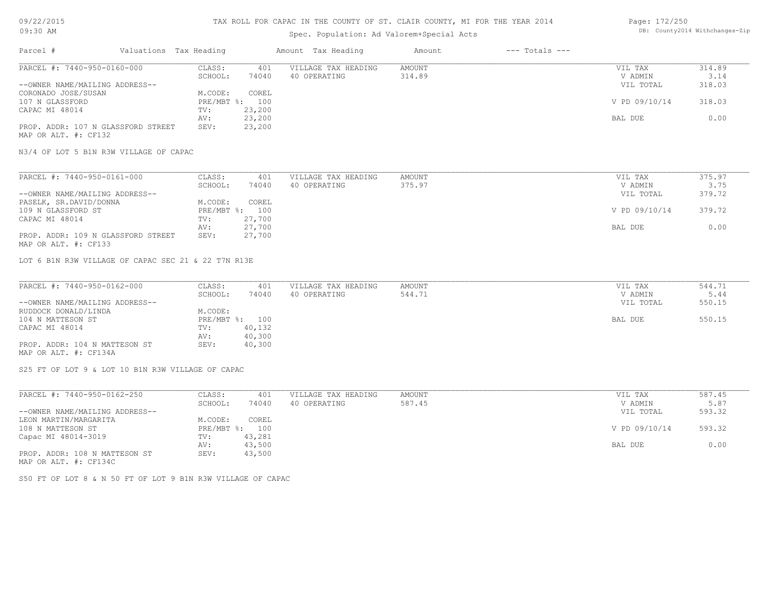TAX ROLL FOR CAPAC IN THE COUNTY OF ST. CLAIR COUNTY, MI FOR THE YEAR 2014

Spec. Population: Ad Valorem+Special Acts

| Parcel # | Valuations | Tax Heading | Amount | Tax Heading | Amount | --- Totals --- | |
|---|---|---|---|---|---|---|---|
| PARCEL #: 7440-950-0160-000 | CLASS: | 401 | VILLAGE TAX HEADING | AMOUNT | | VIL TAX | 314.89 |
| | SCHOOL: | 74040 | 40 OPERATING | 314.89 | | V ADMIN | 3.14 |
| --OWNER NAME/MAILING ADDRESS-- | | | | | | VIL TOTAL | 318.03 |
| CORONADO JOSE/SUSAN | M.CODE: | COREL | | | | | |
| 107 N GLASSFORD | PRE/MBT %: | 100 | | | | V PD 09/10/14 | 318.03 |
| CAPAC MI 48014 | TV: | 23,200 | | | | | |
| | AV: | 23,200 | | | | BAL DUE | 0.00 |
| PROP. ADDR: 107 N GLASSFORD STREET | SEV: | 23,200 | | | | | |
| MAP OR ALT. #: CF132 | | | | | | | |

N3/4 OF LOT 5 B1N R3W VILLAGE OF CAPAC

| Parcel # | Valuations | Tax Heading | Amount | Tax Heading | Amount | --- Totals --- | |
|---|---|---|---|---|---|---|---|
| PARCEL #: 7440-950-0161-000 | CLASS: | 401 | VILLAGE TAX HEADING | AMOUNT | | VIL TAX | 375.97 |
| | SCHOOL: | 74040 | 40 OPERATING | 375.97 | | V ADMIN | 3.75 |
| --OWNER NAME/MAILING ADDRESS-- | | | | | | VIL TOTAL | 379.72 |
| PASELK, SR.DAVID/DONNA | M.CODE: | COREL | | | | | |
| 109 N GLASSFORD ST | PRE/MBT %: | 100 | | | | V PD 09/10/14 | 379.72 |
| CAPAC MI 48014 | TV: | 27,700 | | | | | |
| | AV: | 27,700 | | | | BAL DUE | 0.00 |
| PROP. ADDR: 109 N GLASSFORD STREET | SEV: | 27,700 | | | | | |
| MAP OR ALT. #: CF133 | | | | | | | |

LOT 6 B1N R3W VILLAGE OF CAPAC SEC 21 & 22 T7N R13E

| Parcel # | Valuations | Tax Heading | Amount | Tax Heading | Amount | --- Totals --- | |
|---|---|---|---|---|---|---|---|
| PARCEL #: 7440-950-0162-000 | CLASS: | 401 | VILLAGE TAX HEADING | AMOUNT | | VIL TAX | 544.71 |
| | SCHOOL: | 74040 | 40 OPERATING | 544.71 | | V ADMIN | 5.44 |
| --OWNER NAME/MAILING ADDRESS-- | | | | | | VIL TOTAL | 550.15 |
| RUDDOCK DONALD/LINDA | M.CODE: | | | | | | |
| 104 N MATTESON ST | PRE/MBT %: | 100 | | | | BAL DUE | 550.15 |
| CAPAC MI 48014 | TV: | 40,132 | | | | | |
| | AV: | 40,300 | | | | | |
| PROP. ADDR: 104 N MATTESON ST | SEV: | 40,300 | | | | | |
| MAP OR ALT. #: CF134A | | | | | | | |

S25 FT OF LOT 9 & LOT 10 B1N R3W VILLAGE OF CAPAC

| Parcel # | Valuations | Tax Heading | Amount | Tax Heading | Amount | --- Totals --- | |
|---|---|---|---|---|---|---|---|
| PARCEL #: 7440-950-0162-250 | CLASS: | 401 | VILLAGE TAX HEADING | AMOUNT | | VIL TAX | 587.45 |
| | SCHOOL: | 74040 | 40 OPERATING | 587.45 | | V ADMIN | 5.87 |
| --OWNER NAME/MAILING ADDRESS-- | | | | | | VIL TOTAL | 593.32 |
| LEON MARTIN/MARGARITA | M.CODE: | COREL | | | | | |
| 108 N MATTESON ST | PRE/MBT %: | 100 | | | | V PD 09/10/14 | 593.32 |
| Capac MI 48014-3019 | TV: | 43,281 | | | | | |
| | AV: | 43,500 | | | | BAL DUE | 0.00 |
| PROP. ADDR: 108 N MATTESON ST | SEV: | 43,500 | | | | | |
| MAP OR ALT. #: CF134C | | | | | | | |

S50 FT OF LOT 8 & N 50 FT OF LOT 9 B1N R3W VILLAGE OF CAPAC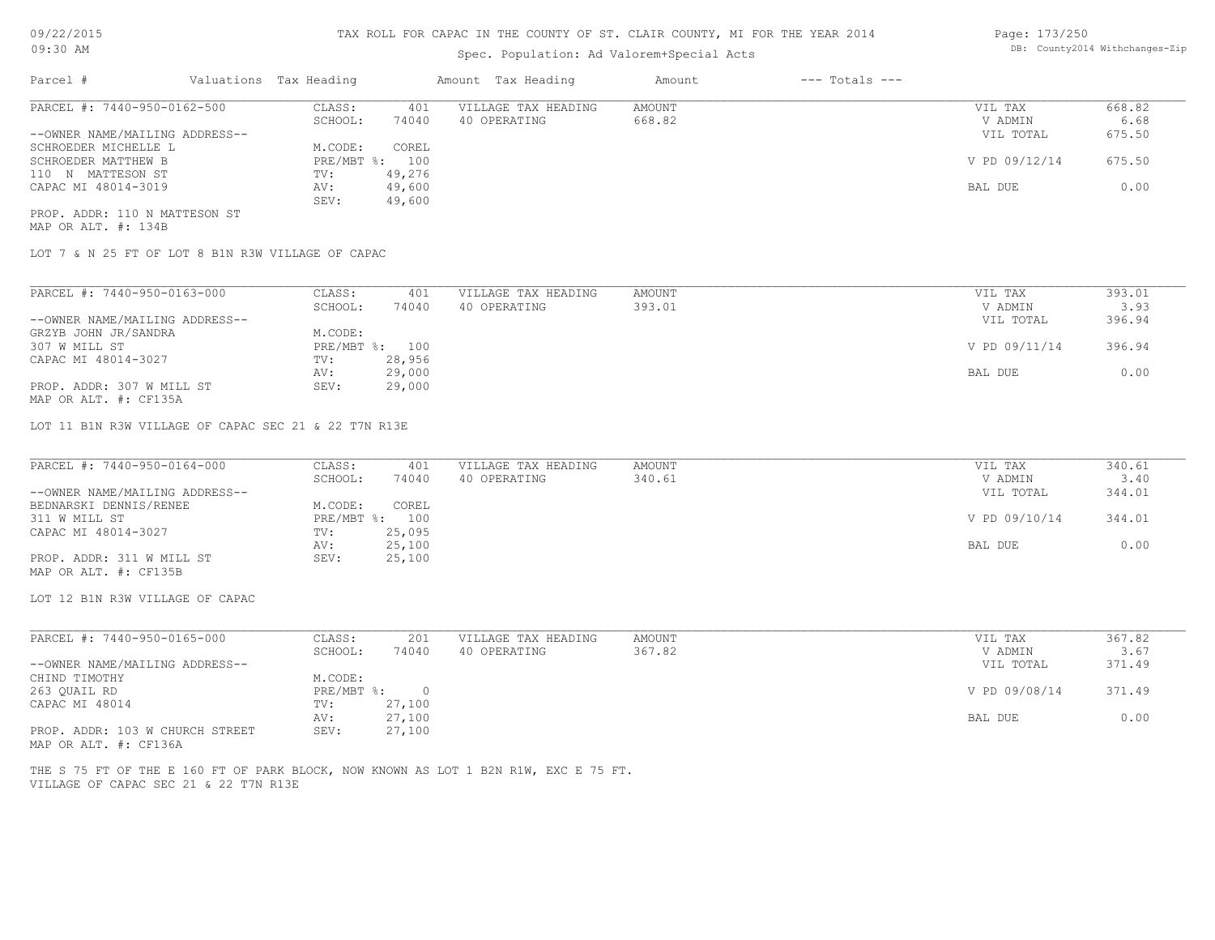TAX ROLL FOR CAPAC IN THE COUNTY OF ST. CLAIR COUNTY, MI FOR THE YEAR 2014

Spec. Population: Ad Valorem+Special Acts

| Parcel # | Valuations | Tax Heading | Amount | Tax Heading | Amount | --- Totals --- | |
|---|---|---|---|---|---|---|---|

**PARCEL #: 7440-950-0162-500**

| | | | | | |
|---|---|---|---|---|---|
| CLASS: | 401 | VILLAGE TAX HEADING | AMOUNT | VIL TAX | 668.82 |
| SCHOOL: | 74040 | 40 OPERATING | 668.82 | V ADMIN | 6.68 |
| M.CODE: | COREL | | | VIL TOTAL | 675.50 |
| PRE/MBT %: | 100 | | | V PD 09/12/14 | 675.50 |
| TV: | 49,276 | | | | |
| AV: | 49,600 | | | BAL DUE | 0.00 |
| SEV: | 49,600 | | | | |

--OWNER NAME/MAILING ADDRESS--
SCHROEDER MICHELLE L
SCHROEDER MATTHEW B
110 N MATTESON ST
CAPAC MI 48014-3019

PROP. ADDR: 110 N MATTESON ST
MAP OR ALT. #: 134B

LOT 7 & N 25 FT OF LOT 8 B1N R3W VILLAGE OF CAPAC

**PARCEL #: 7440-950-0163-000**

| | | | | | |
|---|---|---|---|---|---|
| CLASS: | 401 | VILLAGE TAX HEADING | AMOUNT | VIL TAX | 393.01 |
| SCHOOL: | 74040 | 40 OPERATING | 393.01 | V ADMIN | 3.93 |
| M.CODE: | | | | VIL TOTAL | 396.94 |
| PRE/MBT %: | 100 | | | V PD 09/11/14 | 396.94 |
| TV: | 28,956 | | | | |
| AV: | 29,000 | | | BAL DUE | 0.00 |
| SEV: | 29,000 | | | | |

--OWNER NAME/MAILING ADDRESS--
GRZYB JOHN JR/SANDRA
307 W MILL ST
CAPAC MI 48014-3027

PROP. ADDR: 307 W MILL ST
MAP OR ALT. #: CF135A

LOT 11 B1N R3W VILLAGE OF CAPAC SEC 21 & 22 T7N R13E

**PARCEL #: 7440-950-0164-000**

| | | | | | |
|---|---|---|---|---|---|
| CLASS: | 401 | VILLAGE TAX HEADING | AMOUNT | VIL TAX | 340.61 |
| SCHOOL: | 74040 | 40 OPERATING | 340.61 | V ADMIN | 3.40 |
| M.CODE: | COREL | | | VIL TOTAL | 344.01 |
| PRE/MBT %: | 100 | | | V PD 09/10/14 | 344.01 |
| TV: | 25,095 | | | | |
| AV: | 25,100 | | | BAL DUE | 0.00 |
| SEV: | 25,100 | | | | |

--OWNER NAME/MAILING ADDRESS--
BEDNARSKI DENNIS/RENEE
311 W MILL ST
CAPAC MI 48014-3027

PROP. ADDR: 311 W MILL ST
MAP OR ALT. #: CF135B

LOT 12 B1N R3W VILLAGE OF CAPAC

**PARCEL #: 7440-950-0165-000**

| | | | | | |
|---|---|---|---|---|---|
| CLASS: | 201 | VILLAGE TAX HEADING | AMOUNT | VIL TAX | 367.82 |
| SCHOOL: | 74040 | 40 OPERATING | 367.82 | V ADMIN | 3.67 |
| M.CODE: | | | | VIL TOTAL | 371.49 |
| PRE/MBT %: | 0 | | | V PD 09/08/14 | 371.49 |
| TV: | 27,100 | | | | |
| AV: | 27,100 | | | BAL DUE | 0.00 |
| SEV: | 27,100 | | | | |

--OWNER NAME/MAILING ADDRESS--
CHIND TIMOTHY
263 QUAIL RD
CAPAC MI 48014

PROP. ADDR: 103 W CHURCH STREET
MAP OR ALT. #: CF136A

THE S 75 FT OF THE E 160 FT OF PARK BLOCK, NOW KNOWN AS LOT 1 B2N R1W, EXC E 75 FT.
VILLAGE OF CAPAC SEC 21 & 22 T7N R13E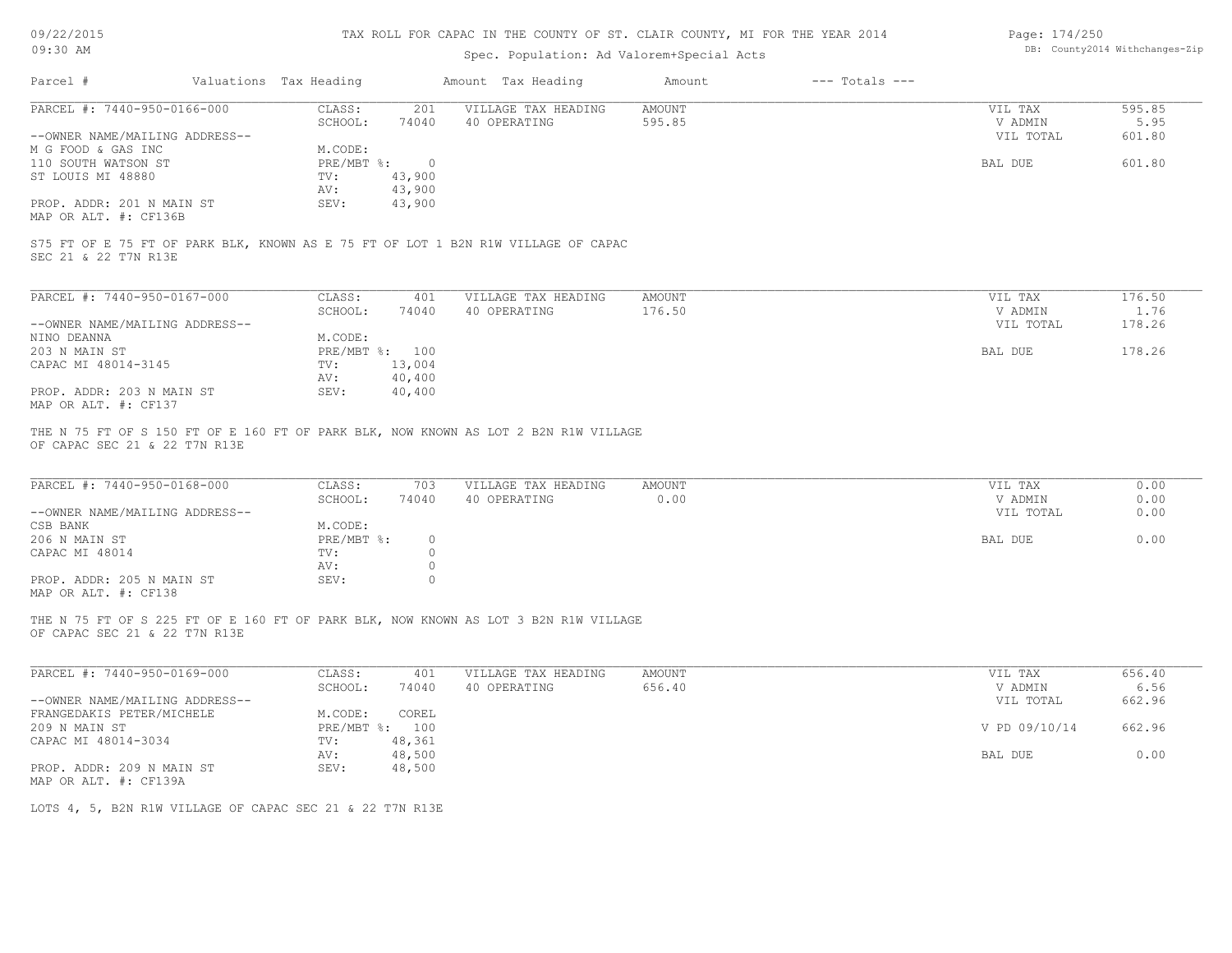TAX ROLL FOR CAPAC IN THE COUNTY OF ST. CLAIR COUNTY, MI FOR THE YEAR 2014

Spec. Population: Ad Valorem+Special Acts

| Parcel # | Valuations | Tax Heading | Amount | Tax Heading | Amount | --- Totals --- | |
|---|---|---|---|---|---|---|---|

PARCEL #: 7440-950-0166-000

| | | | | | |
|---|---|---|---|---|---|
| CLASS: | 201 | VILLAGE TAX HEADING | AMOUNT | VIL TAX | 595.85 |
| SCHOOL: | 74040 | 40 OPERATING | 595.85 | V ADMIN | 5.95 |
| M.CODE: | | | | VIL TOTAL | 601.80 |
| PRE/MBT %: | 0 | | | BAL DUE | 601.80 |
| TV: | 43,900 | | | | |
| AV: | 43,900 | | | | |
| SEV: | 43,900 | | | | |

--OWNER NAME/MAILING ADDRESS--
M G FOOD & GAS INC
110 SOUTH WATSON ST
ST LOUIS MI 48880

PROP. ADDR: 201 N MAIN ST
MAP OR ALT. #: CF136B

S75 FT OF E 75 FT OF PARK BLK, KNOWN AS E 75 FT OF LOT 1 B2N R1W VILLAGE OF CAPAC SEC 21 & 22 T7N R13E

PARCEL #: 7440-950-0167-000

| | | | | | |
|---|---|---|---|---|---|
| CLASS: | 401 | VILLAGE TAX HEADING | AMOUNT | VIL TAX | 176.50 |
| SCHOOL: | 74040 | 40 OPERATING | 176.50 | V ADMIN | 1.76 |
| M.CODE: | | | | VIL TOTAL | 178.26 |
| PRE/MBT %: | 100 | | | BAL DUE | 178.26 |
| TV: | 13,004 | | | | |
| AV: | 40,400 | | | | |
| SEV: | 40,400 | | | | |

--OWNER NAME/MAILING ADDRESS--
NINO DEANNA
203 N MAIN ST
CAPAC MI 48014-3145

PROP. ADDR: 203 N MAIN ST
MAP OR ALT. #: CF137

THE N 75 FT OF S 150 FT OF E 160 FT OF PARK BLK, NOW KNOWN AS LOT 2 B2N R1W VILLAGE OF CAPAC SEC 21 & 22 T7N R13E

PARCEL #: 7440-950-0168-000

| | | | | | |
|---|---|---|---|---|---|
| CLASS: | 703 | VILLAGE TAX HEADING | AMOUNT | VIL TAX | 0.00 |
| SCHOOL: | 74040 | 40 OPERATING | 0.00 | V ADMIN | 0.00 |
| M.CODE: | | | | VIL TOTAL | 0.00 |
| PRE/MBT %: | 0 | | | BAL DUE | 0.00 |
| TV: | 0 | | | | |
| AV: | 0 | | | | |
| SEV: | 0 | | | | |

--OWNER NAME/MAILING ADDRESS--
CSB BANK
206 N MAIN ST
CAPAC MI 48014

PROP. ADDR: 205 N MAIN ST
MAP OR ALT. #: CF138

THE N 75 FT OF S 225 FT OF E 160 FT OF PARK BLK, NOW KNOWN AS LOT 3 B2N R1W VILLAGE OF CAPAC SEC 21 & 22 T7N R13E

PARCEL #: 7440-950-0169-000

| | | | | | |
|---|---|---|---|---|---|
| CLASS: | 401 | VILLAGE TAX HEADING | AMOUNT | VIL TAX | 656.40 |
| SCHOOL: | 74040 | 40 OPERATING | 656.40 | V ADMIN | 6.56 |
| M.CODE: | COREL | | | VIL TOTAL | 662.96 |
| PRE/MBT %: | 100 | | | V PD 09/10/14 | 662.96 |
| TV: | 48,361 | | | | |
| AV: | 48,500 | | | BAL DUE | 0.00 |
| SEV: | 48,500 | | | | |

--OWNER NAME/MAILING ADDRESS--
FRANGEDAKIS PETER/MICHELE
209 N MAIN ST
CAPAC MI 48014-3034

PROP. ADDR: 209 N MAIN ST
MAP OR ALT. #: CF139A

LOTS 4, 5, B2N R1W VILLAGE OF CAPAC SEC 21 & 22 T7N R13E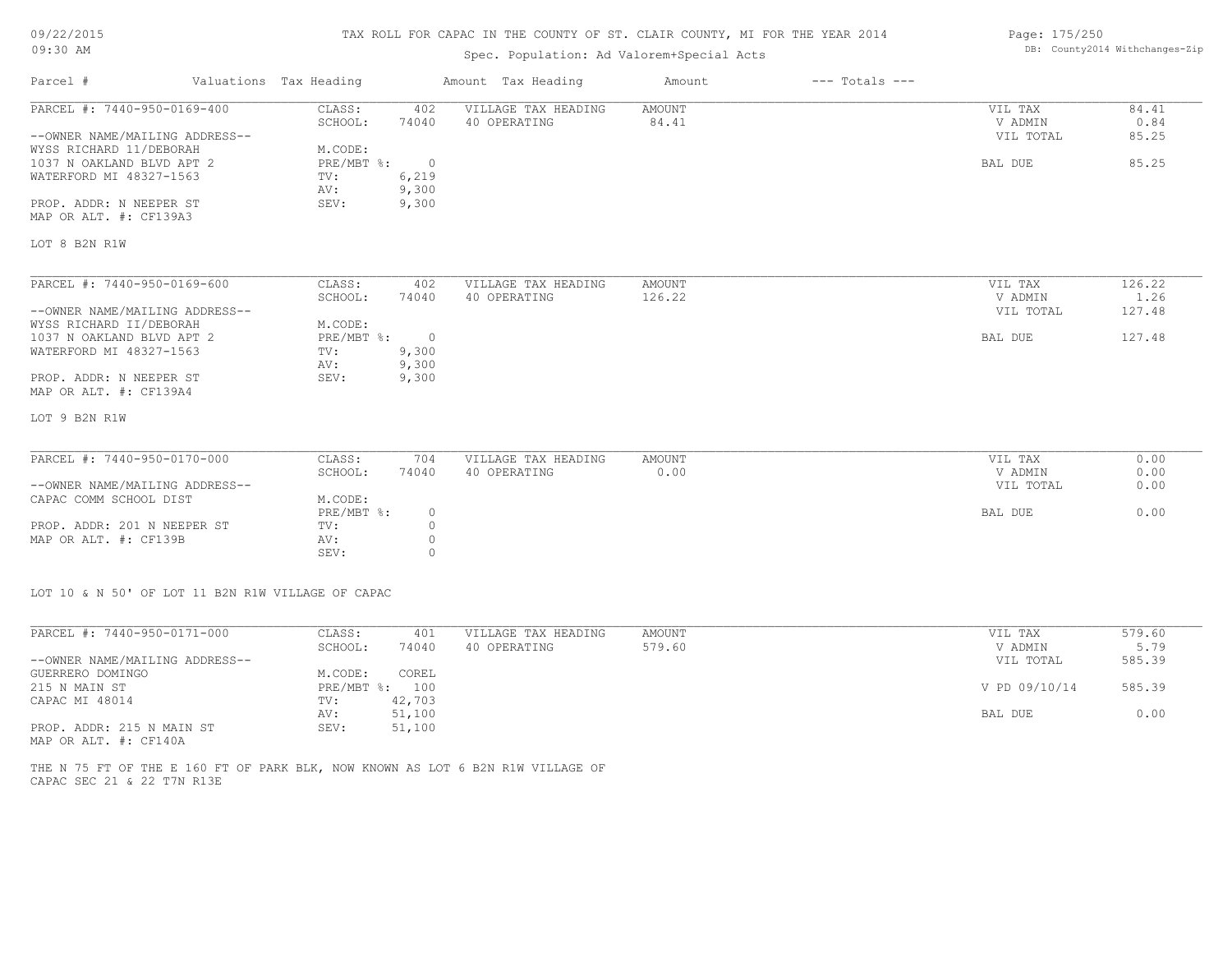# TAX ROLL FOR CAPAC IN THE COUNTY OF ST. CLAIR COUNTY, MI FOR THE YEAR 2014

Spec. Population: Ad Valorem+Special Acts

DB: County2014 Withchanges-Zip

| Parcel # | Valuations | Tax Heading | Amount | Tax Heading | Amount | --- Totals --- | |
|---|---|---|---|---|---|---|---|
| PARCEL #: 7440-950-0169-400 | CLASS: | 402 | VILLAGE TAX HEADING | AMOUNT | | VIL TAX | 84.41 |
| | SCHOOL: | 74040 | 40 OPERATING | 84.41 | | V ADMIN | 0.84 |
| --OWNER NAME/MAILING ADDRESS-- | | | | | | VIL TOTAL | 85.25 |
| WYSS RICHARD 11/DEBORAH | M.CODE: | | | | | | |
| 1037 N OAKLAND BLVD APT 2 | PRE/MBT %: | 0 | | | | BAL DUE | 85.25 |
| WATERFORD MI 48327-1563 | TV: | 6,219 | | | | | |
| | AV: | 9,300 | | | | | |
| PROP. ADDR: N NEEPER ST | SEV: | 9,300 | | | | | |
| MAP OR ALT. #: CF139A3 | | | | | | | |

LOT 8 B2N R1W

| Parcel # | Valuations | Tax Heading | Amount | Tax Heading | Amount | --- Totals --- | |
|---|---|---|---|---|---|---|---|
| PARCEL #: 7440-950-0169-600 | CLASS: | 402 | VILLAGE TAX HEADING | AMOUNT | | VIL TAX | 126.22 |
| | SCHOOL: | 74040 | 40 OPERATING | 126.22 | | V ADMIN | 1.26 |
| --OWNER NAME/MAILING ADDRESS-- | | | | | | VIL TOTAL | 127.48 |
| WYSS RICHARD II/DEBORAH | M.CODE: | | | | | | |
| 1037 N OAKLAND BLVD APT 2 | PRE/MBT %: | 0 | | | | BAL DUE | 127.48 |
| WATERFORD MI 48327-1563 | TV: | 9,300 | | | | | |
| | AV: | 9,300 | | | | | |
| PROP. ADDR: N NEEPER ST | SEV: | 9,300 | | | | | |
| MAP OR ALT. #: CF139A4 | | | | | | | |

LOT 9 B2N R1W

| Parcel # | Valuations | Tax Heading | Amount | Tax Heading | Amount | --- Totals --- | |
|---|---|---|---|---|---|---|---|
| PARCEL #: 7440-950-0170-000 | CLASS: | 704 | VILLAGE TAX HEADING | AMOUNT | | VIL TAX | 0.00 |
| | SCHOOL: | 74040 | 40 OPERATING | 0.00 | | V ADMIN | 0.00 |
| --OWNER NAME/MAILING ADDRESS-- | | | | | | VIL TOTAL | 0.00 |
| CAPAC COMM SCHOOL DIST | M.CODE: | | | | | | |
| | PRE/MBT %: | 0 | | | | BAL DUE | 0.00 |
| PROP. ADDR: 201 N NEEPER ST | TV: | 0 | | | | | |
| MAP OR ALT. #: CF139B | AV: | 0 | | | | | |
| | SEV: | 0 | | | | | |

LOT 10 & N 50' OF LOT 11 B2N R1W VILLAGE OF CAPAC

| Parcel # | Valuations | Tax Heading | Amount | Tax Heading | Amount | --- Totals --- | |
|---|---|---|---|---|---|---|---|
| PARCEL #: 7440-950-0171-000 | CLASS: | 401 | VILLAGE TAX HEADING | AMOUNT | | VIL TAX | 579.60 |
| | SCHOOL: | 74040 | 40 OPERATING | 579.60 | | V ADMIN | 5.79 |
| --OWNER NAME/MAILING ADDRESS-- | | | | | | VIL TOTAL | 585.39 |
| GUERRERO DOMINGO | M.CODE: | COREL | | | | | |
| 215 N MAIN ST | PRE/MBT %: | 100 | | | | V PD 09/10/14 | 585.39 |
| CAPAC MI 48014 | TV: | 42,703 | | | | | |
| | AV: | 51,100 | | | | BAL DUE | 0.00 |
| PROP. ADDR: 215 N MAIN ST | SEV: | 51,100 | | | | | |
| MAP OR ALT. #: CF140A | | | | | | | |

THE N 75 FT OF THE E 160 FT OF PARK BLK, NOW KNOWN AS LOT 6 B2N R1W VILLAGE OF CAPAC SEC 21 & 22 T7N R13E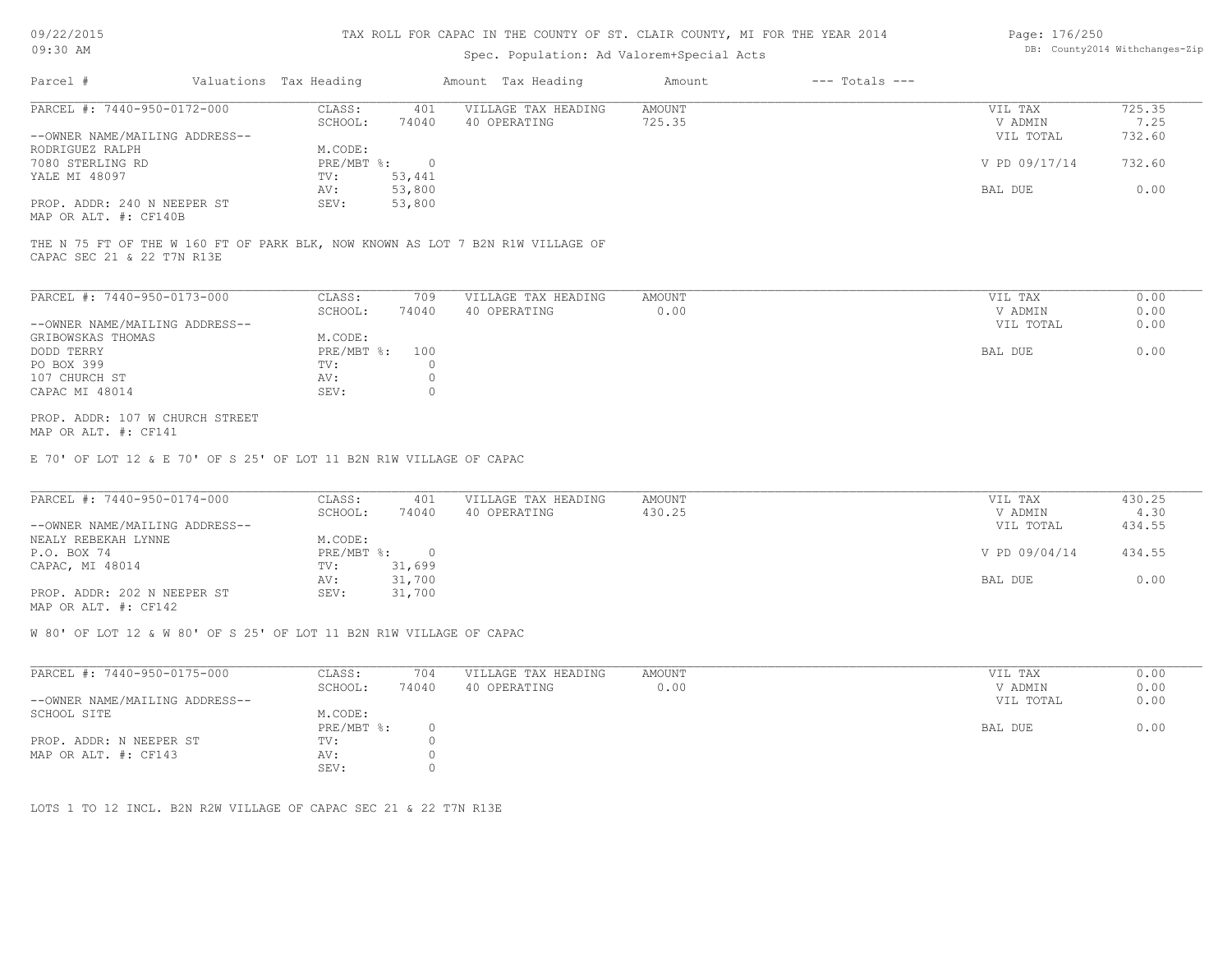# TAX ROLL FOR CAPAC IN THE COUNTY OF ST. CLAIR COUNTY, MI FOR THE YEAR 2014

Spec. Population: Ad Valorem+Special Acts

09/22/2015
09:30 AM

DB: County2014 Withchanges-Zip

| Parcel # | Valuations | Tax Heading | Amount | Tax Heading | Amount | --- Totals --- | |
|---|---|---|---|---|---|---|---|

---

**PARCEL #: 7440-950-0172-000**

| | | | | | |
|---|---|---|---|---|---|
| CLASS: | 401 | VILLAGE TAX HEADING | AMOUNT | VIL TAX | 725.35 |
| SCHOOL: | 74040 | 40 OPERATING | 725.35 | V ADMIN | 7.25 |
| M.CODE: | | | | VIL TOTAL | 732.60 |
| PRE/MBT %: | 0 | | | V PD 09/17/14 | 732.60 |
| TV: | 53,441 | | | | |
| AV: | 53,800 | | | BAL DUE | 0.00 |
| SEV: | 53,800 | | | | |

--OWNER NAME/MAILING ADDRESS--
RODRIGUEZ RALPH
7080 STERLING RD
YALE MI 48097

PROP. ADDR: 240 N NEEPER ST
MAP OR ALT. #: CF140B

THE N 75 FT OF THE W 160 FT OF PARK BLK, NOW KNOWN AS LOT 7 B2N R1W VILLAGE OF CAPAC SEC 21 & 22 T7N R13E

---

**PARCEL #: 7440-950-0173-000**

| | | | | | |
|---|---|---|---|---|---|
| CLASS: | 709 | VILLAGE TAX HEADING | AMOUNT | VIL TAX | 0.00 |
| SCHOOL: | 74040 | 40 OPERATING | 0.00 | V ADMIN | 0.00 |
| M.CODE: | | | | VIL TOTAL | 0.00 |
| PRE/MBT %: | 100 | | | BAL DUE | 0.00 |
| TV: | 0 | | | | |
| AV: | 0 | | | | |
| SEV: | 0 | | | | |

--OWNER NAME/MAILING ADDRESS--
GRIBOWSKAS THOMAS
DODD TERRY
PO BOX 399
107 CHURCH ST
CAPAC MI 48014

PROP. ADDR: 107 W CHURCH STREET
MAP OR ALT. #: CF141

E 70' OF LOT 12 & E 70' OF S 25' OF LOT 11 B2N R1W VILLAGE OF CAPAC

---

**PARCEL #: 7440-950-0174-000**

| | | | | | |
|---|---|---|---|---|---|
| CLASS: | 401 | VILLAGE TAX HEADING | AMOUNT | VIL TAX | 430.25 |
| SCHOOL: | 74040 | 40 OPERATING | 430.25 | V ADMIN | 4.30 |
| M.CODE: | | | | VIL TOTAL | 434.55 |
| PRE/MBT %: | 0 | | | V PD 09/04/14 | 434.55 |
| TV: | 31,699 | | | | |
| AV: | 31,700 | | | BAL DUE | 0.00 |
| SEV: | 31,700 | | | | |

--OWNER NAME/MAILING ADDRESS--
NEALY REBEKAH LYNNE
P.O. BOX 74
CAPAC, MI 48014

PROP. ADDR: 202 N NEEPER ST
MAP OR ALT. #: CF142

W 80' OF LOT 12 & W 80' OF S 25' OF LOT 11 B2N R1W VILLAGE OF CAPAC

---

**PARCEL #: 7440-950-0175-000**

| | | | | | |
|---|---|---|---|---|---|
| CLASS: | 704 | VILLAGE TAX HEADING | AMOUNT | VIL TAX | 0.00 |
| SCHOOL: | 74040 | 40 OPERATING | 0.00 | V ADMIN | 0.00 |
| M.CODE: | | | | VIL TOTAL | 0.00 |
| PRE/MBT %: | 0 | | | BAL DUE | 0.00 |
| TV: | 0 | | | | |
| AV: | 0 | | | | |
| SEV: | 0 | | | | |

--OWNER NAME/MAILING ADDRESS--
SCHOOL SITE

PROP. ADDR: N NEEPER ST
MAP OR ALT. #: CF143

LOTS 1 TO 12 INCL. B2N R2W VILLAGE OF CAPAC SEC 21 & 22 T7N R13E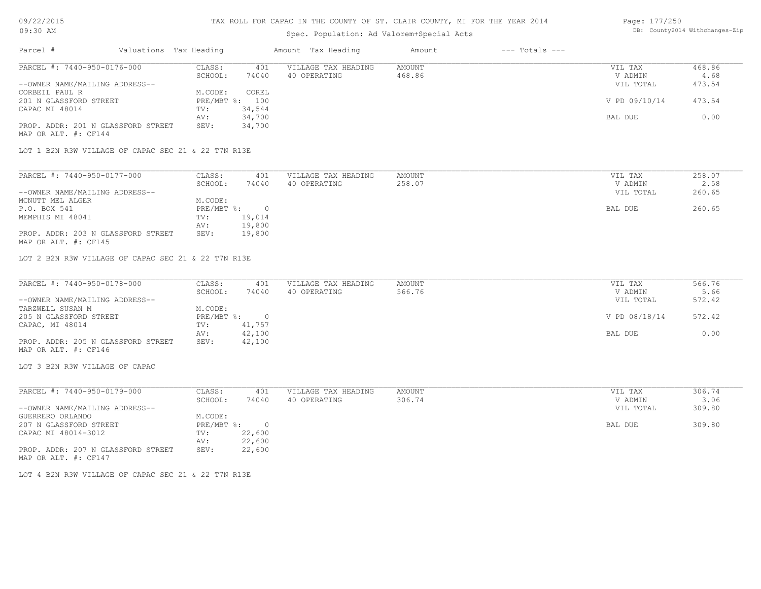# TAX ROLL FOR CAPAC IN THE COUNTY OF ST. CLAIR COUNTY, MI FOR THE YEAR 2014

09/22/2015
09:30 AM

Spec. Population: Ad Valorem+Special Acts

DB: County2014 Withchanges-Zip

| Parcel # | Valuations | Tax Heading | Amount | Tax Heading | Amount | --- Totals --- | |
|---|---|---|---|---|---|---|---|
| PARCEL #: 7440-950-0176-000 | CLASS: | 401 | VILLAGE TAX HEADING | AMOUNT | | VIL TAX | 468.86 |
| | SCHOOL: | 74040 | 40 OPERATING | 468.86 | | V ADMIN | 4.68 |
| --OWNER NAME/MAILING ADDRESS-- | | | | | | VIL TOTAL | 473.54 |
| CORBEIL PAUL R | M.CODE: | COREL | | | | | |
| 201 N GLASSFORD STREET | PRE/MBT %: | 100 | | | | V PD 09/10/14 | 473.54 |
| CAPAC MI 48014 | TV: | 34,544 | | | | | |
| | AV: | 34,700 | | | | BAL DUE | 0.00 |
| PROP. ADDR: 201 N GLASSFORD STREET | SEV: | 34,700 | | | | | |
| MAP OR ALT. #: CF144 | | | | | | | |

LOT 1 B2N R3W VILLAGE OF CAPAC SEC 21 & 22 T7N R13E

| Parcel # | Valuations | Tax Heading | Amount | Tax Heading | Amount | --- Totals --- | |
|---|---|---|---|---|---|---|---|
| PARCEL #: 7440-950-0177-000 | CLASS: | 401 | VILLAGE TAX HEADING | AMOUNT | | VIL TAX | 258.07 |
| | SCHOOL: | 74040 | 40 OPERATING | 258.07 | | V ADMIN | 2.58 |
| --OWNER NAME/MAILING ADDRESS-- | | | | | | VIL TOTAL | 260.65 |
| MCNUTT MEL ALGER | M.CODE: | | | | | | |
| P.O. BOX 541 | PRE/MBT %: | 0 | | | | BAL DUE | 260.65 |
| MEMPHIS MI 48041 | TV: | 19,014 | | | | | |
| | AV: | 19,800 | | | | | |
| PROP. ADDR: 203 N GLASSFORD STREET | SEV: | 19,800 | | | | | |
| MAP OR ALT. #: CF145 | | | | | | | |

LOT 2 B2N R3W VILLAGE OF CAPAC SEC 21 & 22 T7N R13E

| Parcel # | Valuations | Tax Heading | Amount | Tax Heading | Amount | --- Totals --- | |
|---|---|---|---|---|---|---|---|
| PARCEL #: 7440-950-0178-000 | CLASS: | 401 | VILLAGE TAX HEADING | AMOUNT | | VIL TAX | 566.76 |
| | SCHOOL: | 74040 | 40 OPERATING | 566.76 | | V ADMIN | 5.66 |
| --OWNER NAME/MAILING ADDRESS-- | | | | | | VIL TOTAL | 572.42 |
| TARZWELL SUSAN M | M.CODE: | | | | | | |
| 205 N GLASSFORD STREET | PRE/MBT %: | 0 | | | | V PD 08/18/14 | 572.42 |
| CAPAC, MI 48014 | TV: | 41,757 | | | | | |
| | AV: | 42,100 | | | | BAL DUE | 0.00 |
| PROP. ADDR: 205 N GLASSFORD STREET | SEV: | 42,100 | | | | | |
| MAP OR ALT. #: CF146 | | | | | | | |

LOT 3 B2N R3W VILLAGE OF CAPAC

| Parcel # | Valuations | Tax Heading | Amount | Tax Heading | Amount | --- Totals --- | |
|---|---|---|---|---|---|---|---|
| PARCEL #: 7440-950-0179-000 | CLASS: | 401 | VILLAGE TAX HEADING | AMOUNT | | VIL TAX | 306.74 |
| | SCHOOL: | 74040 | 40 OPERATING | 306.74 | | V ADMIN | 3.06 |
| --OWNER NAME/MAILING ADDRESS-- | | | | | | VIL TOTAL | 309.80 |
| GUERRERO ORLANDO | M.CODE: | | | | | | |
| 207 N GLASSFORD STREET | PRE/MBT %: | 0 | | | | BAL DUE | 309.80 |
| CAPAC MI 48014-3012 | TV: | 22,600 | | | | | |
| | AV: | 22,600 | | | | | |
| PROP. ADDR: 207 N GLASSFORD STREET | SEV: | 22,600 | | | | | |
| MAP OR ALT. #: CF147 | | | | | | | |

LOT 4 B2N R3W VILLAGE OF CAPAC SEC 21 & 22 T7N R13E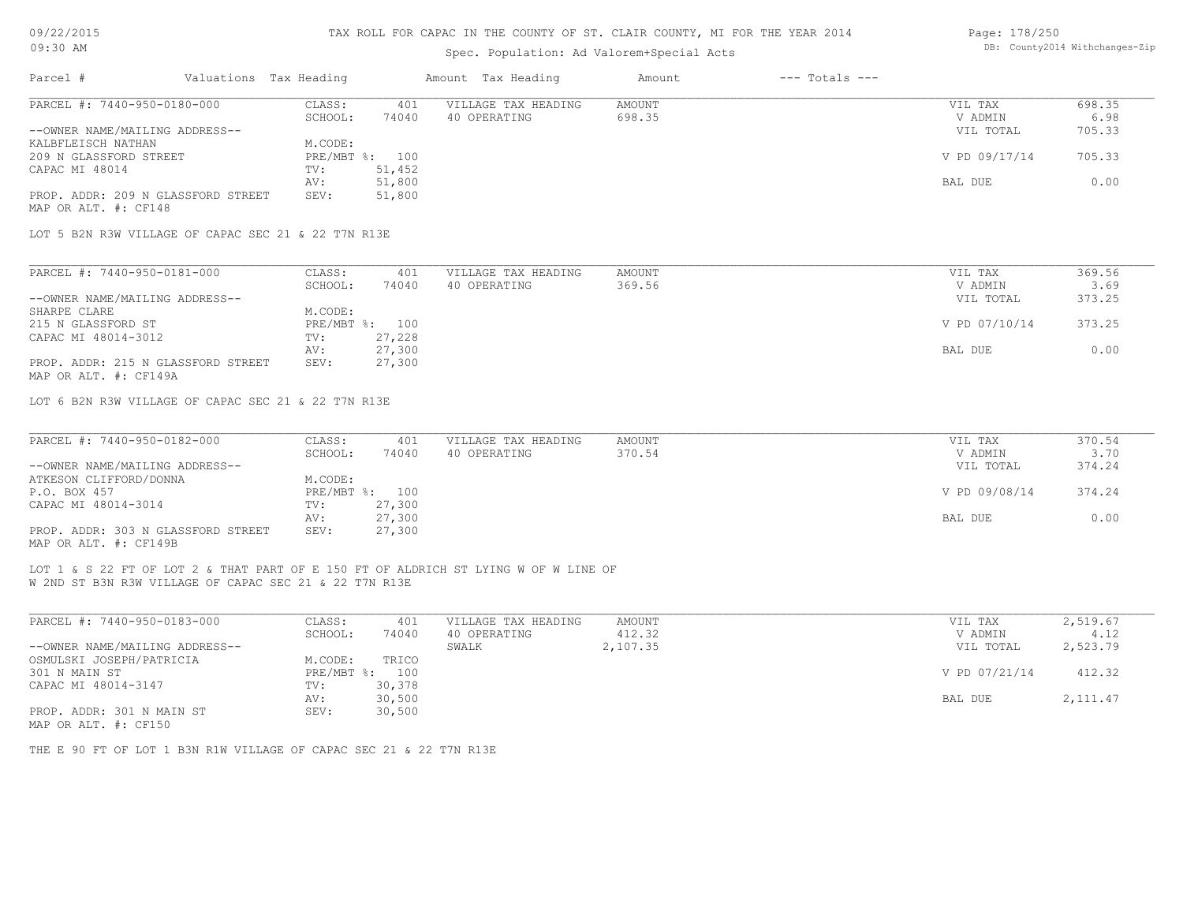TAX ROLL FOR CAPAC IN THE COUNTY OF ST. CLAIR COUNTY, MI FOR THE YEAR 2014

Spec. Population: Ad Valorem+Special Acts

09/22/2015
09:30 AM

DB: County2014 Withchanges-Zip

| Parcel # | Valuations | Tax Heading | Amount | Tax Heading | Amount | --- Totals --- | |
|---|---|---|---|---|---|---|---|

**PARCEL #: 7440-950-0180-000**

| | | | | | |
|---|---|---|---|---|---|
| --OWNER NAME/MAILING ADDRESS-- | CLASS: 401 | VILLAGE TAX HEADING | AMOUNT | VIL TAX | 698.35 |
| KALBFLEISCH NATHAN | SCHOOL: 74040 | 40 OPERATING | 698.35 | V ADMIN | 6.98 |
| 209 N GLASSFORD STREET | M.CODE: | | | VIL TOTAL | 705.33 |
| CAPAC MI 48014 | PRE/MBT %: 100 | | | V PD 09/17/14 | 705.33 |
| | TV: 51,452 | | | | |
| | AV: 51,800 | | | BAL DUE | 0.00 |
| PROP. ADDR: 209 N GLASSFORD STREET | SEV: 51,800 | | | | |
| MAP OR ALT. #: CF148 | | | | | |

LOT 5 B2N R3W VILLAGE OF CAPAC SEC 21 & 22 T7N R13E

**PARCEL #: 7440-950-0181-000**

| | | | | | |
|---|---|---|---|---|---|
| --OWNER NAME/MAILING ADDRESS-- | CLASS: 401 | VILLAGE TAX HEADING | AMOUNT | VIL TAX | 369.56 |
| SHARPE CLARE | SCHOOL: 74040 | 40 OPERATING | 369.56 | V ADMIN | 3.69 |
| 215 N GLASSFORD ST | M.CODE: | | | VIL TOTAL | 373.25 |
| CAPAC MI 48014-3012 | PRE/MBT %: 100 | | | V PD 07/10/14 | 373.25 |
| | TV: 27,228 | | | | |
| | AV: 27,300 | | | BAL DUE | 0.00 |
| PROP. ADDR: 215 N GLASSFORD STREET | SEV: 27,300 | | | | |
| MAP OR ALT. #: CF149A | | | | | |

LOT 6 B2N R3W VILLAGE OF CAPAC SEC 21 & 22 T7N R13E

**PARCEL #: 7440-950-0182-000**

| | | | | | |
|---|---|---|---|---|---|
| --OWNER NAME/MAILING ADDRESS-- | CLASS: 401 | VILLAGE TAX HEADING | AMOUNT | VIL TAX | 370.54 |
| ATKESON CLIFFORD/DONNA | SCHOOL: 74040 | 40 OPERATING | 370.54 | V ADMIN | 3.70 |
| P.O. BOX 457 | M.CODE: | | | VIL TOTAL | 374.24 |
| CAPAC MI 48014-3014 | PRE/MBT %: 100 | | | V PD 09/08/14 | 374.24 |
| | TV: 27,300 | | | | |
| | AV: 27,300 | | | BAL DUE | 0.00 |
| PROP. ADDR: 303 N GLASSFORD STREET | SEV: 27,300 | | | | |
| MAP OR ALT. #: CF149B | | | | | |

LOT 1 & S 22 FT OF LOT 2 & THAT PART OF E 150 FT OF ALDRICH ST LYING W OF W LINE OF W 2ND ST B3N R3W VILLAGE OF CAPAC SEC 21 & 22 T7N R13E

**PARCEL #: 7440-950-0183-000**

| | | | | | |
|---|---|---|---|---|---|
| --OWNER NAME/MAILING ADDRESS-- | CLASS: 401 | VILLAGE TAX HEADING | AMOUNT | VIL TAX | 2,519.67 |
| OSMULSKI JOSEPH/PATRICIA | SCHOOL: 74040 | 40 OPERATING | 412.32 | V ADMIN | 4.12 |
| 301 N MAIN ST | M.CODE: TRICO | SWALK | 2,107.35 | VIL TOTAL | 2,523.79 |
| CAPAC MI 48014-3147 | PRE/MBT %: 100 | | | V PD 07/21/14 | 412.32 |
| | TV: 30,378 | | | | |
| | AV: 30,500 | | | BAL DUE | 2,111.47 |
| PROP. ADDR: 301 N MAIN ST | SEV: 30,500 | | | | |
| MAP OR ALT. #: CF150 | | | | | |

THE E 90 FT OF LOT 1 B3N R1W VILLAGE OF CAPAC SEC 21 & 22 T7N R13E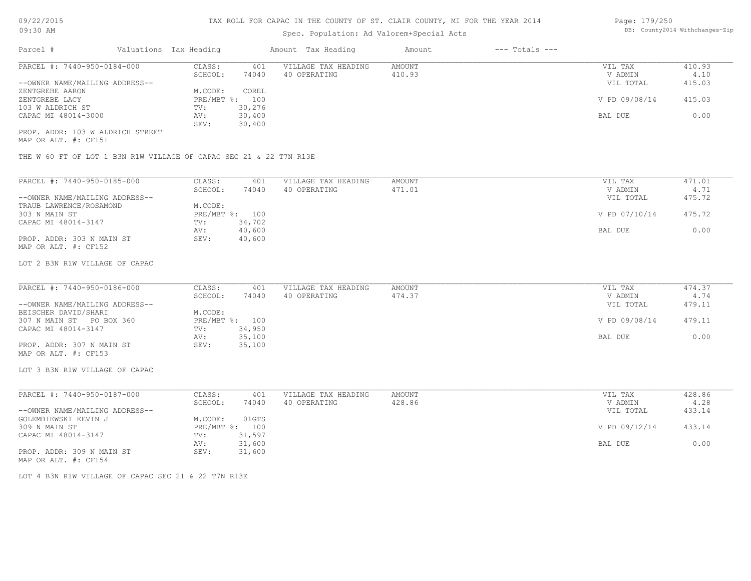# TAX ROLL FOR CAPAC IN THE COUNTY OF ST. CLAIR COUNTY, MI FOR THE YEAR 2014

Spec. Population: Ad Valorem+Special Acts

09/22/2015
09:30 AM

DB: County2014 Withchanges-Zip

| Parcel # | Valuations | Tax Heading | Amount | Tax Heading | Amount | --- Totals --- | |
|---|---|---|---|---|---|---|---|
| PARCEL #: 7440-950-0184-000 | CLASS: | 401 | VILLAGE TAX HEADING | AMOUNT | | VIL TAX | 410.93 |
| | SCHOOL: | 74040 | 40 OPERATING | 410.93 | | V ADMIN | 4.10 |
| --OWNER NAME/MAILING ADDRESS-- | | | | | | VIL TOTAL | 415.03 |
| ZENTGREBE AARON | M.CODE: | COREL | | | | | |
| ZENTGREBE LACY | PRE/MBT %: | 100 | | | | V PD 09/08/14 | 415.03 |
| 103 W ALDRICH ST | TV: | 30,276 | | | | | |
| CAPAC MI 48014-3000 | AV: | 30,400 | | | | BAL DUE | 0.00 |
| | SEV: | 30,400 | | | | | |
| PROP. ADDR: 103 W ALDRICH STREET | | | | | | | |
| MAP OR ALT. #: CF151 | | | | | | | |

THE W 60 FT OF LOT 1 B3N R1W VILLAGE OF CAPAC SEC 21 & 22 T7N R13E

| Parcel # | Valuations | Tax Heading | Amount | Tax Heading | Amount | --- Totals --- | |
|---|---|---|---|---|---|---|---|
| PARCEL #: 7440-950-0185-000 | CLASS: | 401 | VILLAGE TAX HEADING | AMOUNT | | VIL TAX | 471.01 |
| | SCHOOL: | 74040 | 40 OPERATING | 471.01 | | V ADMIN | 4.71 |
| --OWNER NAME/MAILING ADDRESS-- | | | | | | VIL TOTAL | 475.72 |
| TRAUB LAWRENCE/ROSAMOND | M.CODE: | | | | | | |
| 303 N MAIN ST | PRE/MBT %: | 100 | | | | V PD 07/10/14 | 475.72 |
| CAPAC MI 48014-3147 | TV: | 34,702 | | | | | |
| | AV: | 40,600 | | | | BAL DUE | 0.00 |
| PROP. ADDR: 303 N MAIN ST | SEV: | 40,600 | | | | | |
| MAP OR ALT. #: CF152 | | | | | | | |

LOT 2 B3N R1W VILLAGE OF CAPAC

| Parcel # | Valuations | Tax Heading | Amount | Tax Heading | Amount | --- Totals --- | |
|---|---|---|---|---|---|---|---|
| PARCEL #: 7440-950-0186-000 | CLASS: | 401 | VILLAGE TAX HEADING | AMOUNT | | VIL TAX | 474.37 |
| | SCHOOL: | 74040 | 40 OPERATING | 474.37 | | V ADMIN | 4.74 |
| --OWNER NAME/MAILING ADDRESS-- | | | | | | VIL TOTAL | 479.11 |
| BEISCHER DAVID/SHARI | M.CODE: | | | | | | |
| 307 N MAIN ST PO BOX 360 | PRE/MBT %: | 100 | | | | V PD 09/08/14 | 479.11 |
| CAPAC MI 48014-3147 | TV: | 34,950 | | | | | |
| | AV: | 35,100 | | | | BAL DUE | 0.00 |
| PROP. ADDR: 307 N MAIN ST | SEV: | 35,100 | | | | | |
| MAP OR ALT. #: CF153 | | | | | | | |

LOT 3 B3N R1W VILLAGE OF CAPAC

| Parcel # | Valuations | Tax Heading | Amount | Tax Heading | Amount | --- Totals --- | |
|---|---|---|---|---|---|---|---|
| PARCEL #: 7440-950-0187-000 | CLASS: | 401 | VILLAGE TAX HEADING | AMOUNT | | VIL TAX | 428.86 |
| | SCHOOL: | 74040 | 40 OPERATING | 428.86 | | V ADMIN | 4.28 |
| --OWNER NAME/MAILING ADDRESS-- | | | | | | VIL TOTAL | 433.14 |
| GOLEMBIEWSKI KEVIN J | M.CODE: | 01GTS | | | | | |
| 309 N MAIN ST | PRE/MBT %: | 100 | | | | V PD 09/12/14 | 433.14 |
| CAPAC MI 48014-3147 | TV: | 31,597 | | | | | |
| | AV: | 31,600 | | | | BAL DUE | 0.00 |
| PROP. ADDR: 309 N MAIN ST | SEV: | 31,600 | | | | | |
| MAP OR ALT. #: CF154 | | | | | | | |

LOT 4 B3N R1W VILLAGE OF CAPAC SEC 21 & 22 T7N R13E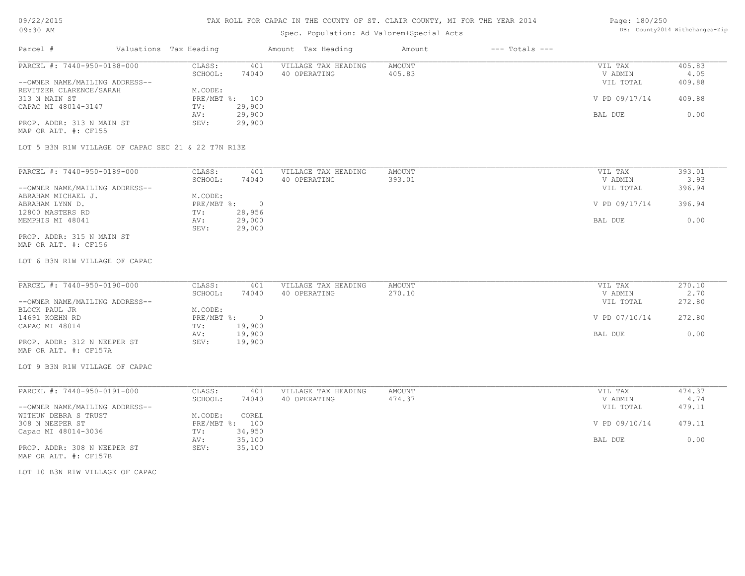# TAX ROLL FOR CAPAC IN THE COUNTY OF ST. CLAIR COUNTY, MI FOR THE YEAR 2014

Spec. Population: Ad Valorem+Special Acts

09/22/2015 09:30 AM

DB: County2014 Withchanges-Zip

| Parcel # | Valuations | Tax Heading | Amount | Tax Heading | Amount | --- Totals --- |
|---|---|---|---|---|---|---|

---

PARCEL #: 7440-950-0188-000

--OWNER NAME/MAILING ADDRESS--
REVITZER CLARENCE/SARAH
313 N MAIN ST
CAPAC MI 48014-3147

PROP. ADDR: 313 N MAIN ST
MAP OR ALT. #: CF155

| | | | | | |
|---|---|---|---|---|---|
| CLASS: | 401 | VILLAGE TAX HEADING | AMOUNT | VIL TAX | 405.83 |
| SCHOOL: | 74040 | 40 OPERATING | 405.83 | V ADMIN | 4.05 |
| M.CODE: | | | | VIL TOTAL | 409.88 |
| PRE/MBT %: | 100 | | | V PD 09/17/14 | 409.88 |
| TV: | 29,900 | | | | |
| AV: | 29,900 | | | BAL DUE | 0.00 |
| SEV: | 29,900 | | | | |

LOT 5 B3N R1W VILLAGE OF CAPAC SEC 21 & 22 T7N R13E

---

PARCEL #: 7440-950-0189-000

--OWNER NAME/MAILING ADDRESS--
ABRAHAM MICHAEL J.
ABRAHAM LYNN D.
12800 MASTERS RD
MEMPHIS MI 48041

PROP. ADDR: 315 N MAIN ST
MAP OR ALT. #: CF156

| | | | | | |
|---|---|---|---|---|---|
| CLASS: | 401 | VILLAGE TAX HEADING | AMOUNT | VIL TAX | 393.01 |
| SCHOOL: | 74040 | 40 OPERATING | 393.01 | V ADMIN | 3.93 |
| M.CODE: | | | | VIL TOTAL | 396.94 |
| PRE/MBT %: | 0 | | | V PD 09/17/14 | 396.94 |
| TV: | 28,956 | | | | |
| AV: | 29,000 | | | BAL DUE | 0.00 |
| SEV: | 29,000 | | | | |

LOT 6 B3N R1W VILLAGE OF CAPAC

---

PARCEL #: 7440-950-0190-000

--OWNER NAME/MAILING ADDRESS--
BLOCK PAUL JR
14691 KOEHN RD
CAPAC MI 48014

PROP. ADDR: 312 N NEEPER ST
MAP OR ALT. #: CF157A

| | | | | | |
|---|---|---|---|---|---|
| CLASS: | 401 | VILLAGE TAX HEADING | AMOUNT | VIL TAX | 270.10 |
| SCHOOL: | 74040 | 40 OPERATING | 270.10 | V ADMIN | 2.70 |
| M.CODE: | | | | VIL TOTAL | 272.80 |
| PRE/MBT %: | 0 | | | V PD 07/10/14 | 272.80 |
| TV: | 19,900 | | | | |
| AV: | 19,900 | | | BAL DUE | 0.00 |
| SEV: | 19,900 | | | | |

LOT 9 B3N R1W VILLAGE OF CAPAC

---

PARCEL #: 7440-950-0191-000

--OWNER NAME/MAILING ADDRESS--
WITHUN DEBRA S TRUST
308 N NEEPER ST
Capac MI 48014-3036

PROP. ADDR: 308 N NEEPER ST
MAP OR ALT. #: CF157B

| | | | | | |
|---|---|---|---|---|---|
| CLASS: | 401 | VILLAGE TAX HEADING | AMOUNT | VIL TAX | 474.37 |
| SCHOOL: | 74040 | 40 OPERATING | 474.37 | V ADMIN | 4.74 |
| M.CODE: | COREL | | | VIL TOTAL | 479.11 |
| PRE/MBT %: | 100 | | | V PD 09/10/14 | 479.11 |
| TV: | 34,950 | | | | |
| AV: | 35,100 | | | BAL DUE | 0.00 |
| SEV: | 35,100 | | | | |

LOT 10 B3N R1W VILLAGE OF CAPAC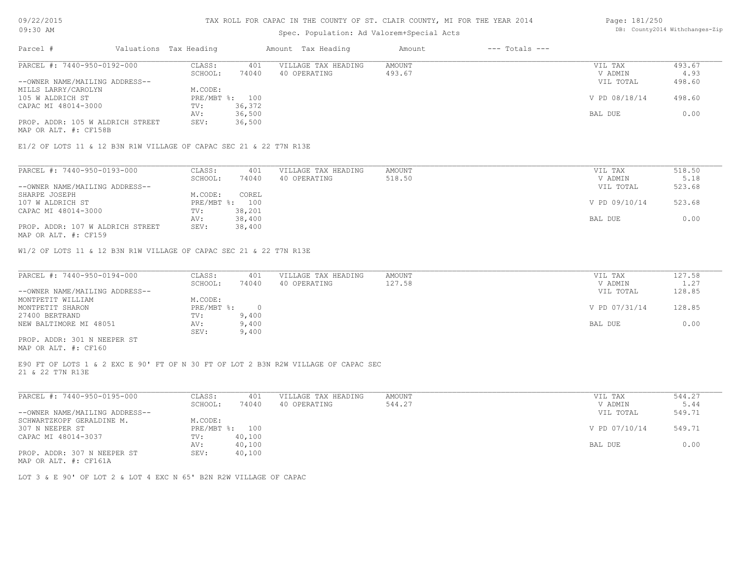TAX ROLL FOR CAPAC IN THE COUNTY OF ST. CLAIR COUNTY, MI FOR THE YEAR 2014

Spec. Population: Ad Valorem+Special Acts

| Parcel # | Valuations | Tax Heading | Amount | Tax Heading | Amount | --- Totals --- | |
|---|---|---|---|---|---|---|---|

---

PARCEL #: 7440-950-0192-000

| | | | | | |
|---|---|---|---|---|---|
| CLASS: | 401 | VILLAGE TAX HEADING | AMOUNT | VIL TAX | 493.67 |
| SCHOOL: | 74040 | 40 OPERATING | 493.67 | V ADMIN | 4.93 |
| M.CODE: | | | | VIL TOTAL | 498.60 |
| PRE/MBT %: | 100 | | | V PD 08/18/14 | 498.60 |
| TV: | 36,372 | | | | |
| AV: | 36,500 | | | BAL DUE | 0.00 |
| SEV: | 36,500 | | | | |

--OWNER NAME/MAILING ADDRESS--
MILLS LARRY/CAROLYN
105 W ALDRICH ST
CAPAC MI 48014-3000

PROP. ADDR: 105 W ALDRICH STREET
MAP OR ALT. #: CF158B

E1/2 OF LOTS 11 & 12 B3N R1W VILLAGE OF CAPAC SEC 21 & 22 T7N R13E

---

PARCEL #: 7440-950-0193-000

| | | | | | |
|---|---|---|---|---|---|
| CLASS: | 401 | VILLAGE TAX HEADING | AMOUNT | VIL TAX | 518.50 |
| SCHOOL: | 74040 | 40 OPERATING | 518.50 | V ADMIN | 5.18 |
| M.CODE: | COREL | | | VIL TOTAL | 523.68 |
| PRE/MBT %: | 100 | | | V PD 09/10/14 | 523.68 |
| TV: | 38,201 | | | | |
| AV: | 38,400 | | | BAL DUE | 0.00 |
| SEV: | 38,400 | | | | |

--OWNER NAME/MAILING ADDRESS--
SHARPE JOSEPH
107 W ALDRICH ST
CAPAC MI 48014-3000

PROP. ADDR: 107 W ALDRICH STREET
MAP OR ALT. #: CF159

W1/2 OF LOTS 11 & 12 B3N R1W VILLAGE OF CAPAC SEC 21 & 22 T7N R13E

---

PARCEL #: 7440-950-0194-000

| | | | | | |
|---|---|---|---|---|---|
| CLASS: | 401 | VILLAGE TAX HEADING | AMOUNT | VIL TAX | 127.58 |
| SCHOOL: | 74040 | 40 OPERATING | 127.58 | V ADMIN | 1.27 |
| M.CODE: | | | | VIL TOTAL | 128.85 |
| PRE/MBT %: | 0 | | | V PD 07/31/14 | 128.85 |
| TV: | 9,400 | | | | |
| AV: | 9,400 | | | BAL DUE | 0.00 |
| SEV: | 9,400 | | | | |

--OWNER NAME/MAILING ADDRESS--
MONTPETIT WILLIAM
MONTPETIT SHARON
27400 BERTRAND
NEW BALTIMORE MI 48051

PROP. ADDR: 301 N NEEPER ST
MAP OR ALT. #: CF160

E90 FT OF LOTS 1 & 2 EXC E 90' FT OF N 30 FT OF LOT 2 B3N R2W VILLAGE OF CAPAC SEC 21 & 22 T7N R13E

---

PARCEL #: 7440-950-0195-000

| | | | | | |
|---|---|---|---|---|---|
| CLASS: | 401 | VILLAGE TAX HEADING | AMOUNT | VIL TAX | 544.27 |
| SCHOOL: | 74040 | 40 OPERATING | 544.27 | V ADMIN | 5.44 |
| M.CODE: | | | | VIL TOTAL | 549.71 |
| PRE/MBT %: | 100 | | | V PD 07/10/14 | 549.71 |
| TV: | 40,100 | | | | |
| AV: | 40,100 | | | BAL DUE | 0.00 |
| SEV: | 40,100 | | | | |

--OWNER NAME/MAILING ADDRESS--
SCHWARTZKOPF GERALDINE M.
307 N NEEPER ST
CAPAC MI 48014-3037

PROP. ADDR: 307 N NEEPER ST
MAP OR ALT. #: CF161A

LOT 3 & E 90' OF LOT 2 & LOT 4 EXC N 65' B2N R2W VILLAGE OF CAPAC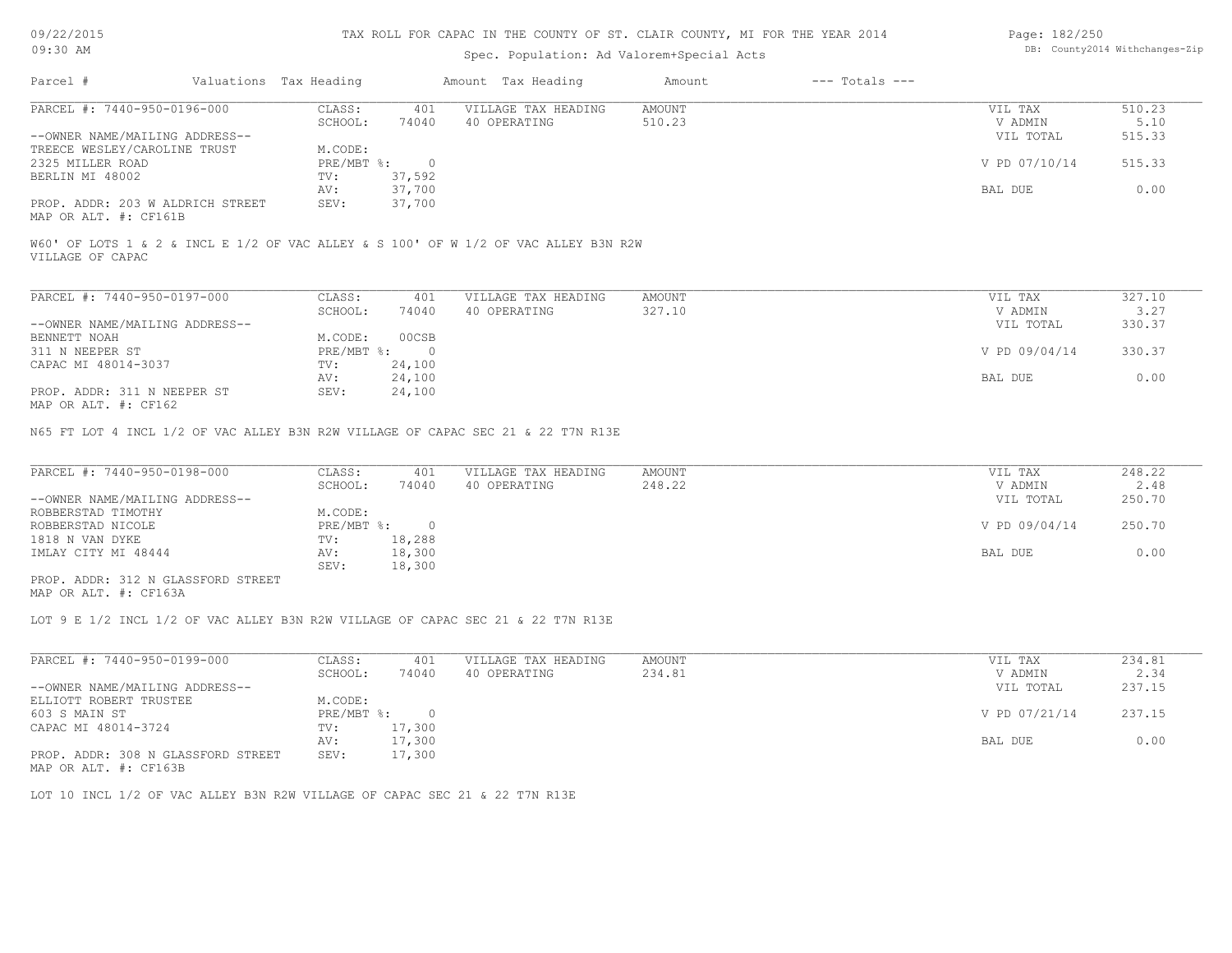# TAX ROLL FOR CAPAC IN THE COUNTY OF ST. CLAIR COUNTY, MI FOR THE YEAR 2014

Spec. Population: Ad Valorem+Special Acts

| Parcel # | Valuations | Tax Heading | Amount | Tax Heading | Amount | --- Totals --- |
|---|---|---|---|---|---|---|

---

**PARCEL #: 7440-950-0196-000**

CLASS: 401 | SCHOOL: 74040 | M.CODE: | PRE/MBT %: 0 | TV: 37,592 | AV: 37,700 | SEV: 37,700

--OWNER NAME/MAILING ADDRESS--
TREECE WESLEY/CAROLINE TRUST
2325 MILLER ROAD
BERLIN MI 48002

PROP. ADDR: 203 W ALDRICH STREET
MAP OR ALT. #: CF161B

| VILLAGE TAX HEADING | AMOUNT |
|---|---|
| 40 OPERATING | 510.23 |

| | |
|---|---|
| VIL TAX | 510.23 |
| V ADMIN | 5.10 |
| VIL TOTAL | 515.33 |
| V PD 07/10/14 | 515.33 |
| BAL DUE | 0.00 |

W60' OF LOTS 1 & 2 & INCL E 1/2 OF VAC ALLEY & S 100' OF W 1/2 OF VAC ALLEY B3N R2W VILLAGE OF CAPAC

---

**PARCEL #: 7440-950-0197-000**

CLASS: 401 | SCHOOL: 74040 | M.CODE: 00CSB | PRE/MBT %: 0 | TV: 24,100 | AV: 24,100 | SEV: 24,100

--OWNER NAME/MAILING ADDRESS--
BENNETT NOAH
311 N NEEPER ST
CAPAC MI 48014-3037

PROP. ADDR: 311 N NEEPER ST
MAP OR ALT. #: CF162

| VILLAGE TAX HEADING | AMOUNT |
|---|---|
| 40 OPERATING | 327.10 |

| | |
|---|---|
| VIL TAX | 327.10 |
| V ADMIN | 3.27 |
| VIL TOTAL | 330.37 |
| V PD 09/04/14 | 330.37 |
| BAL DUE | 0.00 |

N65 FT LOT 4 INCL 1/2 OF VAC ALLEY B3N R2W VILLAGE OF CAPAC SEC 21 & 22 T7N R13E

---

**PARCEL #: 7440-950-0198-000**

CLASS: 401 | SCHOOL: 74040 | M.CODE: | PRE/MBT %: 0 | TV: 18,288 | AV: 18,300 | SEV: 18,300

--OWNER NAME/MAILING ADDRESS--
ROBBERSTAD TIMOTHY
ROBBERSTAD NICOLE
1818 N VAN DYKE
IMLAY CITY MI 48444

PROP. ADDR: 312 N GLASSFORD STREET
MAP OR ALT. #: CF163A

| VILLAGE TAX HEADING | AMOUNT |
|---|---|
| 40 OPERATING | 248.22 |

| | |
|---|---|
| VIL TAX | 248.22 |
| V ADMIN | 2.48 |
| VIL TOTAL | 250.70 |
| V PD 09/04/14 | 250.70 |
| BAL DUE | 0.00 |

LOT 9 E 1/2 INCL 1/2 OF VAC ALLEY B3N R2W VILLAGE OF CAPAC SEC 21 & 22 T7N R13E

---

**PARCEL #: 7440-950-0199-000**

CLASS: 401 | SCHOOL: 74040 | M.CODE: | PRE/MBT %: 0 | TV: 17,300 | AV: 17,300 | SEV: 17,300

--OWNER NAME/MAILING ADDRESS--
ELLIOTT ROBERT TRUSTEE
603 S MAIN ST
CAPAC MI 48014-3724

PROP. ADDR: 308 N GLASSFORD STREET
MAP OR ALT. #: CF163B

| VILLAGE TAX HEADING | AMOUNT |
|---|---|
| 40 OPERATING | 234.81 |

| | |
|---|---|
| VIL TAX | 234.81 |
| V ADMIN | 2.34 |
| VIL TOTAL | 237.15 |
| V PD 07/21/14 | 237.15 |
| BAL DUE | 0.00 |

LOT 10 INCL 1/2 OF VAC ALLEY B3N R2W VILLAGE OF CAPAC SEC 21 & 22 T7N R13E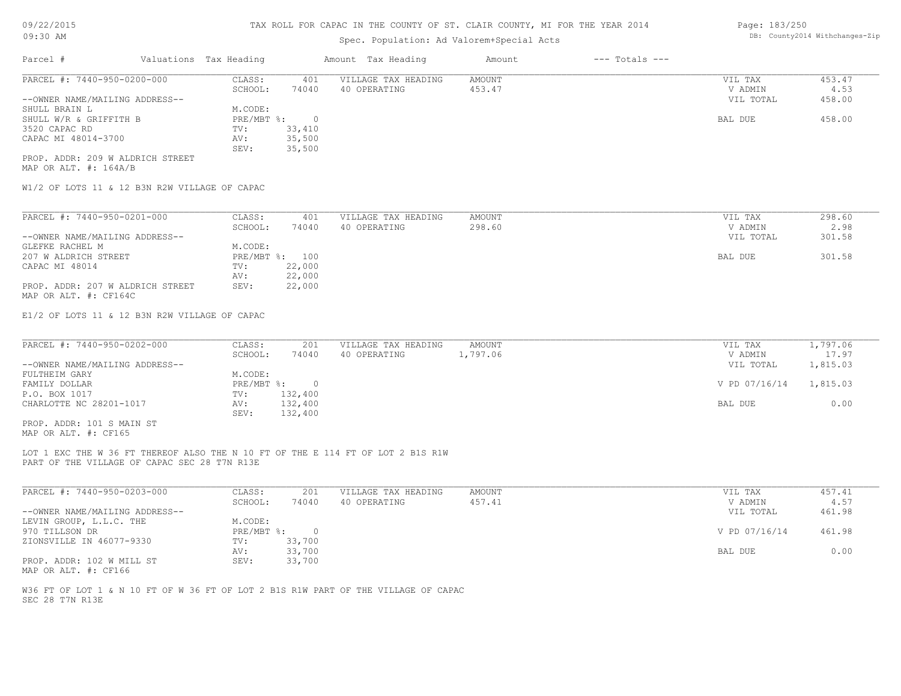TAX ROLL FOR CAPAC IN THE COUNTY OF ST. CLAIR COUNTY, MI FOR THE YEAR 2014

Spec. Population: Ad Valorem+Special Acts

DB: County2014 Withchanges-Zip

09/22/2015
09:30 AM

| Parcel # | Valuations | Tax Heading | Amount | Tax Heading | Amount | --- Totals --- | |
|---|---|---|---|---|---|---|---|
| PARCEL #: 7440-950-0200-000 | CLASS: | 401 | VILLAGE TAX HEADING | AMOUNT | | VIL TAX | 453.47 |
| | SCHOOL: | 74040 | 40 OPERATING | 453.47 | | V ADMIN | 4.53 |
| --OWNER NAME/MAILING ADDRESS-- | | | | | | VIL TOTAL | 458.00 |
| SHULL BRAIN L | M.CODE: | | | | | | |
| SHULL W/R & GRIFFITH B | PRE/MBT %: | 0 | | | | BAL DUE | 458.00 |
| 3520 CAPAC RD | TV: | 33,410 | | | | | |
| CAPAC MI 48014-3700 | AV: | 35,500 | | | | | |
| | SEV: | 35,500 | | | | | |
| PROP. ADDR: 209 W ALDRICH STREET | | | | | | | |
| MAP OR ALT. #: 164A/B | | | | | | | |

W1/2 OF LOTS 11 & 12 B3N R2W VILLAGE OF CAPAC

| Parcel # | Valuations | Tax Heading | Amount | Tax Heading | Amount | --- Totals --- | |
|---|---|---|---|---|---|---|---|
| PARCEL #: 7440-950-0201-000 | CLASS: | 401 | VILLAGE TAX HEADING | AMOUNT | | VIL TAX | 298.60 |
| | SCHOOL: | 74040 | 40 OPERATING | 298.60 | | V ADMIN | 2.98 |
| --OWNER NAME/MAILING ADDRESS-- | | | | | | VIL TOTAL | 301.58 |
| GLEFKE RACHEL M | M.CODE: | | | | | | |
| 207 W ALDRICH STREET | PRE/MBT %: | 100 | | | | BAL DUE | 301.58 |
| CAPAC MI 48014 | TV: | 22,000 | | | | | |
| | AV: | 22,000 | | | | | |
| PROP. ADDR: 207 W ALDRICH STREET | SEV: | 22,000 | | | | | |
| MAP OR ALT. #: CF164C | | | | | | | |

E1/2 OF LOTS 11 & 12 B3N R2W VILLAGE OF CAPAC

| Parcel # | Valuations | Tax Heading | Amount | Tax Heading | Amount | --- Totals --- | |
|---|---|---|---|---|---|---|---|
| PARCEL #: 7440-950-0202-000 | CLASS: | 201 | VILLAGE TAX HEADING | AMOUNT | | VIL TAX | 1,797.06 |
| | SCHOOL: | 74040 | 40 OPERATING | 1,797.06 | | V ADMIN | 17.97 |
| --OWNER NAME/MAILING ADDRESS-- | | | | | | VIL TOTAL | 1,815.03 |
| FULTHEIM GARY | M.CODE: | | | | | | |
| FAMILY DOLLAR | PRE/MBT %: | 0 | | | | V PD 07/16/14 | 1,815.03 |
| P.O. BOX 1017 | TV: | 132,400 | | | | | |
| CHARLOTTE NC 28201-1017 | AV: | 132,400 | | | | BAL DUE | 0.00 |
| | SEV: | 132,400 | | | | | |
| PROP. ADDR: 101 S MAIN ST | | | | | | | |
| MAP OR ALT. #: CF165 | | | | | | | |

LOT 1 EXC THE W 36 FT THEREOF ALSO THE N 10 FT OF THE E 114 FT OF LOT 2 B1S R1W
PART OF THE VILLAGE OF CAPAC SEC 28 T7N R13E

| Parcel # | Valuations | Tax Heading | Amount | Tax Heading | Amount | --- Totals --- | |
|---|---|---|---|---|---|---|---|
| PARCEL #: 7440-950-0203-000 | CLASS: | 201 | VILLAGE TAX HEADING | AMOUNT | | VIL TAX | 457.41 |
| | SCHOOL: | 74040 | 40 OPERATING | 457.41 | | V ADMIN | 4.57 |
| --OWNER NAME/MAILING ADDRESS-- | | | | | | VIL TOTAL | 461.98 |
| LEVIN GROUP, L.L.C. THE | M.CODE: | | | | | | |
| 970 TILLSON DR | PRE/MBT %: | 0 | | | | V PD 07/16/14 | 461.98 |
| ZIONSVILLE IN 46077-9330 | TV: | 33,700 | | | | | |
| | AV: | 33,700 | | | | BAL DUE | 0.00 |
| PROP. ADDR: 102 W MILL ST | SEV: | 33,700 | | | | | |
| MAP OR ALT. #: CF166 | | | | | | | |

W36 FT OF LOT 1 & N 10 FT OF W 36 FT OF LOT 2 B1S R1W PART OF THE VILLAGE OF CAPAC
SEC 28 T7N R13E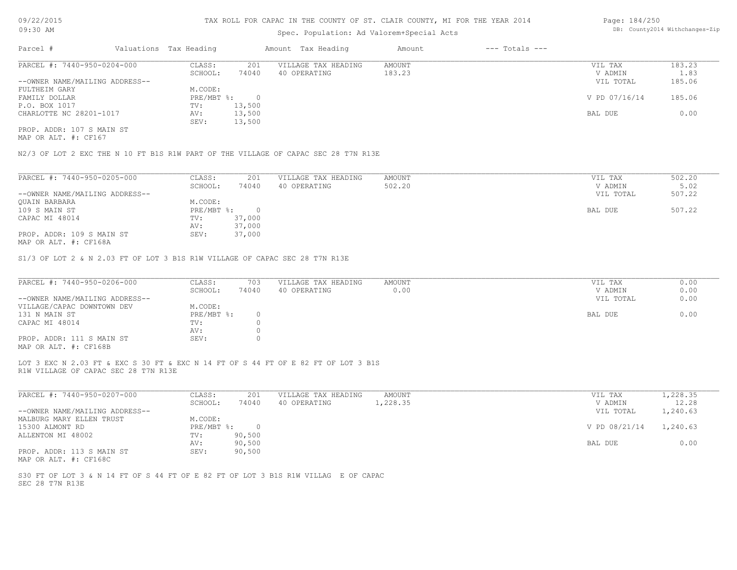TAX ROLL FOR CAPAC IN THE COUNTY OF ST. CLAIR COUNTY, MI FOR THE YEAR 2014

Spec. Population: Ad Valorem+Special Acts

| Parcel # | Valuations | Tax Heading | Amount | Tax Heading | Amount | --- Totals --- | |
|---|---|---|---|---|---|---|---|

**PARCEL #: 7440-950-0204-000**

| | | | | | | |
|---|---|---|---|---|---|---|
| | CLASS: | 201 | VILLAGE TAX HEADING | AMOUNT | VIL TAX | 183.23 |
| | SCHOOL: | 74040 | 40 OPERATING | 183.23 | V ADMIN | 1.83 |
| --OWNER NAME/MAILING ADDRESS-- | | | | | VIL TOTAL | 185.06 |
| FULTHEIM GARY | M.CODE: | | | | | |
| FAMILY DOLLAR | PRE/MBT %: | 0 | | | V PD 07/16/14 | 185.06 |
| P.O. BOX 1017 | TV: | 13,500 | | | | |
| CHARLOTTE NC 28201-1017 | AV: | 13,500 | | | BAL DUE | 0.00 |
| | SEV: | 13,500 | | | | |

PROP. ADDR: 107 S MAIN ST
MAP OR ALT. #: CF167

N2/3 OF LOT 2 EXC THE N 10 FT B1S R1W PART OF THE VILLAGE OF CAPAC SEC 28 T7N R13E

**PARCEL #: 7440-950-0205-000**

| | | | | | | |
|---|---|---|---|---|---|---|
| | CLASS: | 201 | VILLAGE TAX HEADING | AMOUNT | VIL TAX | 502.20 |
| | SCHOOL: | 74040 | 40 OPERATING | 502.20 | V ADMIN | 5.02 |
| --OWNER NAME/MAILING ADDRESS-- | | | | | VIL TOTAL | 507.22 |
| QUAIN BARBARA | M.CODE: | | | | | |
| 109 S MAIN ST | PRE/MBT %: | 0 | | | BAL DUE | 507.22 |
| CAPAC MI 48014 | TV: | 37,000 | | | | |
| | AV: | 37,000 | | | | |
| PROP. ADDR: 109 S MAIN ST | SEV: | 37,000 | | | | |

MAP OR ALT. #: CF168A

S1/3 OF LOT 2 & N 2.03 FT OF LOT 3 B1S R1W VILLAGE OF CAPAC SEC 28 T7N R13E

**PARCEL #: 7440-950-0206-000**

| | | | | | | |
|---|---|---|---|---|---|---|
| | CLASS: | 703 | VILLAGE TAX HEADING | AMOUNT | VIL TAX | 0.00 |
| | SCHOOL: | 74040 | 40 OPERATING | 0.00 | V ADMIN | 0.00 |
| --OWNER NAME/MAILING ADDRESS-- | | | | | VIL TOTAL | 0.00 |
| VILLAGE/CAPAC DOWNTOWN DEV | M.CODE: | | | | | |
| 131 N MAIN ST | PRE/MBT %: | 0 | | | BAL DUE | 0.00 |
| CAPAC MI 48014 | TV: | 0 | | | | |
| | AV: | 0 | | | | |
| PROP. ADDR: 111 S MAIN ST | SEV: | 0 | | | | |

MAP OR ALT. #: CF168B

LOT 3 EXC N 2.03 FT & EXC S 30 FT & EXC N 14 FT OF S 44 FT OF E 82 FT OF LOT 3 B1S R1W VILLAGE OF CAPAC SEC 28 T7N R13E

**PARCEL #: 7440-950-0207-000**

| | | | | | | |
|---|---|---|---|---|---|---|
| | CLASS: | 201 | VILLAGE TAX HEADING | AMOUNT | VIL TAX | 1,228.35 |
| | SCHOOL: | 74040 | 40 OPERATING | 1,228.35 | V ADMIN | 12.28 |
| --OWNER NAME/MAILING ADDRESS-- | | | | | VIL TOTAL | 1,240.63 |
| MALBURG MARY ELLEN TRUST | M.CODE: | | | | | |
| 15300 ALMONT RD | PRE/MBT %: | 0 | | | V PD 08/21/14 | 1,240.63 |
| ALLENTON MI 48002 | TV: | 90,500 | | | | |
| | AV: | 90,500 | | | BAL DUE | 0.00 |
| PROP. ADDR: 113 S MAIN ST | SEV: | 90,500 | | | | |

MAP OR ALT. #: CF168C

S30 FT OF LOT 3 & N 14 FT OF S 44 FT OF E 82 FT OF LOT 3 B1S R1W VILLAG E OF CAPAC SEC 28 T7N R13E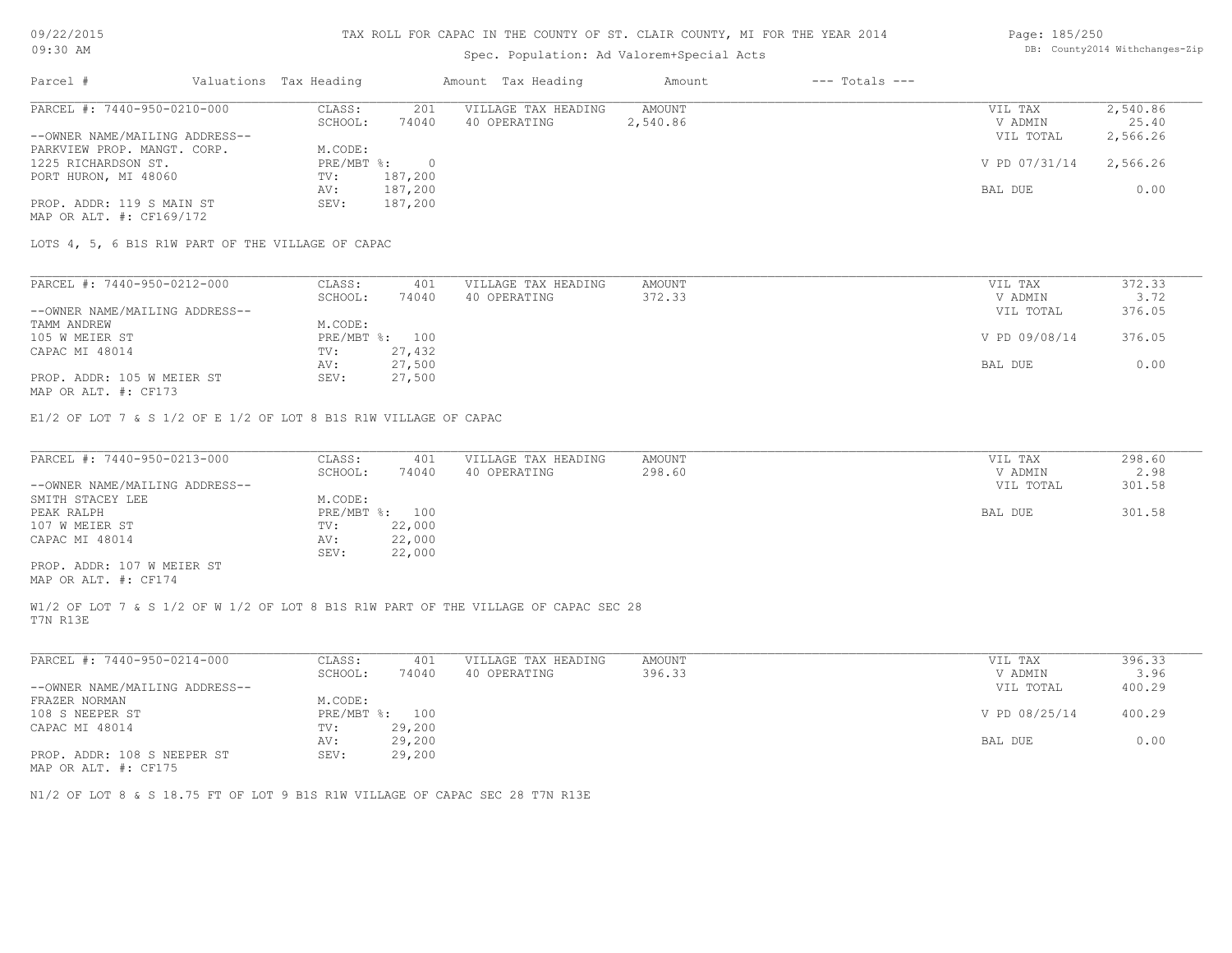# TAX ROLL FOR CAPAC IN THE COUNTY OF ST. CLAIR COUNTY, MI FOR THE YEAR 2014

09/22/2015
09:30 AM

Spec. Population: Ad Valorem+Special Acts

DB: County2014 Withchanges-Zip

| Parcel # | Valuations | Tax Heading | Amount | Tax Heading | Amount | --- Totals --- |
|---|---|---|---|---|---|---|

---

PARCEL #: 7440-950-0210-000

| | | | | | |
|---|---|---|---|---|---|
| CLASS: | 201 | VILLAGE TAX HEADING | AMOUNT | VIL TAX | 2,540.86 |
| SCHOOL: | 74040 | 40 OPERATING | 2,540.86 | V ADMIN | 25.40 |
| | | | | VIL TOTAL | 2,566.26 |
| M.CODE: | | | | | |
| PRE/MBT %: | 0 | | | V PD 07/31/14 | 2,566.26 |
| TV: | 187,200 | | | | |
| AV: | 187,200 | | | BAL DUE | 0.00 |
| SEV: | 187,200 | | | | |

--OWNER NAME/MAILING ADDRESS--
PARKVIEW PROP. MANGT. CORP.
1225 RICHARDSON ST.
PORT HURON, MI 48060

PROP. ADDR: 119 S MAIN ST
MAP OR ALT. #: CF169/172

LOTS 4, 5, 6 B1S R1W PART OF THE VILLAGE OF CAPAC

---

PARCEL #: 7440-950-0212-000

| | | | | | |
|---|---|---|---|---|---|
| CLASS: | 401 | VILLAGE TAX HEADING | AMOUNT | VIL TAX | 372.33 |
| SCHOOL: | 74040 | 40 OPERATING | 372.33 | V ADMIN | 3.72 |
| | | | | VIL TOTAL | 376.05 |
| M.CODE: | | | | | |
| PRE/MBT %: | 100 | | | V PD 09/08/14 | 376.05 |
| TV: | 27,432 | | | | |
| AV: | 27,500 | | | BAL DUE | 0.00 |
| SEV: | 27,500 | | | | |

--OWNER NAME/MAILING ADDRESS--
TAMM ANDREW
105 W MEIER ST
CAPAC MI 48014

PROP. ADDR: 105 W MEIER ST
MAP OR ALT. #: CF173

E1/2 OF LOT 7 & S 1/2 OF E 1/2 OF LOT 8 B1S R1W VILLAGE OF CAPAC

---

PARCEL #: 7440-950-0213-000

| | | | | | |
|---|---|---|---|---|---|
| CLASS: | 401 | VILLAGE TAX HEADING | AMOUNT | VIL TAX | 298.60 |
| SCHOOL: | 74040 | 40 OPERATING | 298.60 | V ADMIN | 2.98 |
| | | | | VIL TOTAL | 301.58 |
| M.CODE: | | | | | |
| PRE/MBT %: | 100 | | | BAL DUE | 301.58 |
| TV: | 22,000 | | | | |
| AV: | 22,000 | | | | |
| SEV: | 22,000 | | | | |

--OWNER NAME/MAILING ADDRESS--
SMITH STACEY LEE
PEAK RALPH
107 W MEIER ST
CAPAC MI 48014

PROP. ADDR: 107 W MEIER ST
MAP OR ALT. #: CF174

W1/2 OF LOT 7 & S 1/2 OF W 1/2 OF LOT 8 B1S R1W PART OF THE VILLAGE OF CAPAC SEC 28 T7N R13E

---

PARCEL #: 7440-950-0214-000

| | | | | | |
|---|---|---|---|---|---|
| CLASS: | 401 | VILLAGE TAX HEADING | AMOUNT | VIL TAX | 396.33 |
| SCHOOL: | 74040 | 40 OPERATING | 396.33 | V ADMIN | 3.96 |
| | | | | VIL TOTAL | 400.29 |
| M.CODE: | | | | | |
| PRE/MBT %: | 100 | | | V PD 08/25/14 | 400.29 |
| TV: | 29,200 | | | | |
| AV: | 29,200 | | | BAL DUE | 0.00 |
| SEV: | 29,200 | | | | |

--OWNER NAME/MAILING ADDRESS--
FRAZER NORMAN
108 S NEEPER ST
CAPAC MI 48014

PROP. ADDR: 108 S NEEPER ST
MAP OR ALT. #: CF175

N1/2 OF LOT 8 & S 18.75 FT OF LOT 9 B1S R1W VILLAGE OF CAPAC SEC 28 T7N R13E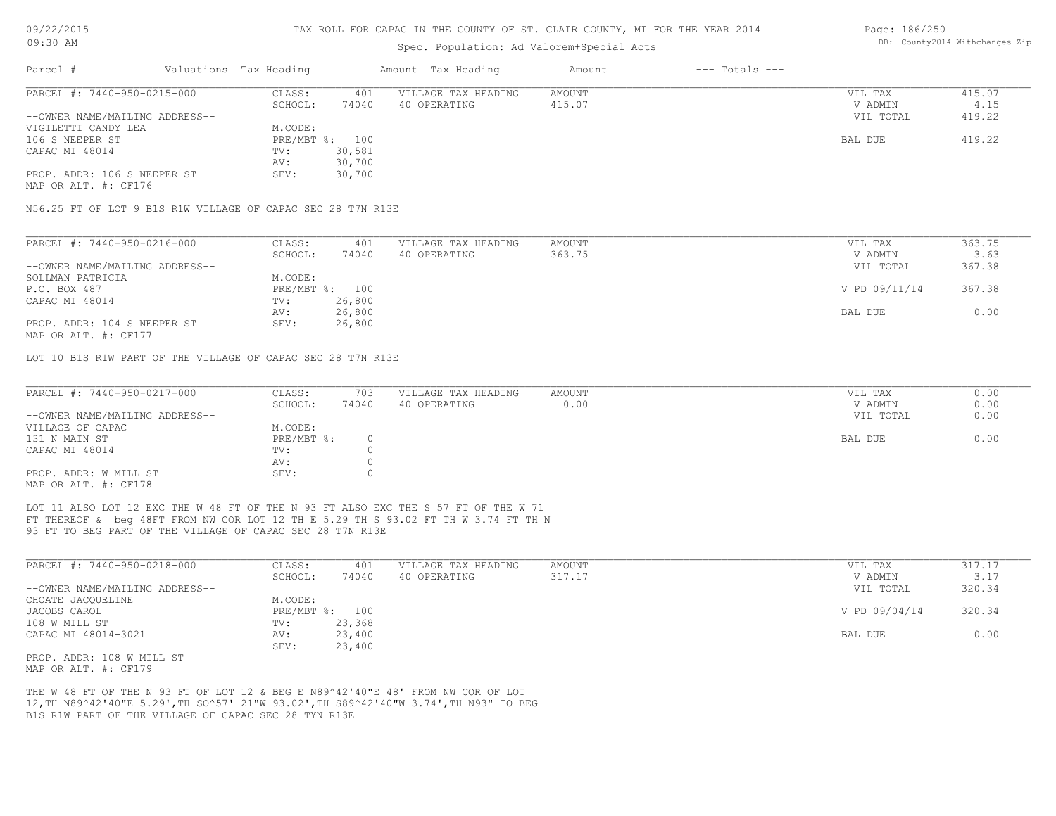# TAX ROLL FOR CAPAC IN THE COUNTY OF ST. CLAIR COUNTY, MI FOR THE YEAR 2014

09/22/2015
09:30 AM

DB: County2014 Withchanges-Zip

Spec. Population: Ad Valorem+Special Acts

| Parcel # | Valuations | Tax Heading | Amount | Tax Heading | Amount | --- Totals --- | |
|---|---|---|---|---|---|---|---|
| PARCEL #: 7440-950-0215-000 | CLASS: | 401 | VILLAGE TAX HEADING | AMOUNT | | VIL TAX | 415.07 |
| | SCHOOL: | 74040 | 40 OPERATING | 415.07 | | V ADMIN | 4.15 |
| --OWNER NAME/MAILING ADDRESS-- | | | | | | VIL TOTAL | 419.22 |
| VIGILETTI CANDY LEA | M.CODE: | | | | | | |
| 106 S NEEPER ST | PRE/MBT %: | 100 | | | | BAL DUE | 419.22 |
| CAPAC MI 48014 | TV: | 30,581 | | | | | |
| | AV: | 30,700 | | | | | |
| PROP. ADDR: 106 S NEEPER ST | SEV: | 30,700 | | | | | |
| MAP OR ALT. #: CF176 | | | | | | | |

N56.25 FT OF LOT 9 B1S R1W VILLAGE OF CAPAC SEC 28 T7N R13E

| Parcel # | Valuations | Tax Heading | Amount | Tax Heading | Amount | --- Totals --- | |
|---|---|---|---|---|---|---|---|
| PARCEL #: 7440-950-0216-000 | CLASS: | 401 | VILLAGE TAX HEADING | AMOUNT | | VIL TAX | 363.75 |
| | SCHOOL: | 74040 | 40 OPERATING | 363.75 | | V ADMIN | 3.63 |
| --OWNER NAME/MAILING ADDRESS-- | | | | | | VIL TOTAL | 367.38 |
| SOLLMAN PATRICIA | M.CODE: | | | | | | |
| P.O. BOX 487 | PRE/MBT %: | 100 | | | | V PD 09/11/14 | 367.38 |
| CAPAC MI 48014 | TV: | 26,800 | | | | | |
| | AV: | 26,800 | | | | BAL DUE | 0.00 |
| PROP. ADDR: 104 S NEEPER ST | SEV: | 26,800 | | | | | |
| MAP OR ALT. #: CF177 | | | | | | | |

LOT 10 B1S R1W PART OF THE VILLAGE OF CAPAC SEC 28 T7N R13E

| Parcel # | Valuations | Tax Heading | Amount | Tax Heading | Amount | --- Totals --- | |
|---|---|---|---|---|---|---|---|
| PARCEL #: 7440-950-0217-000 | CLASS: | 703 | VILLAGE TAX HEADING | AMOUNT | | VIL TAX | 0.00 |
| | SCHOOL: | 74040 | 40 OPERATING | 0.00 | | V ADMIN | 0.00 |
| --OWNER NAME/MAILING ADDRESS-- | | | | | | VIL TOTAL | 0.00 |
| VILLAGE OF CAPAC | M.CODE: | | | | | | |
| 131 N MAIN ST | PRE/MBT %: | 0 | | | | BAL DUE | 0.00 |
| CAPAC MI 48014 | TV: | 0 | | | | | |
| | AV: | 0 | | | | | |
| PROP. ADDR: W MILL ST | SEV: | 0 | | | | | |
| MAP OR ALT. #: CF178 | | | | | | | |

LOT 11 ALSO LOT 12 EXC THE W 48 FT OF THE N 93 FT ALSO EXC THE S 57 FT OF THE W 71 FT THEREOF & beg 48FT FROM NW COR LOT 12 TH E 5.29 TH S 93.02 FT TH W 3.74 FT TH N 93 FT TO BEG PART OF THE VILLAGE OF CAPAC SEC 28 T7N R13E

| Parcel # | Valuations | Tax Heading | Amount | Tax Heading | Amount | --- Totals --- | |
|---|---|---|---|---|---|---|---|
| PARCEL #: 7440-950-0218-000 | CLASS: | 401 | VILLAGE TAX HEADING | AMOUNT | | VIL TAX | 317.17 |
| | SCHOOL: | 74040 | 40 OPERATING | 317.17 | | V ADMIN | 3.17 |
| --OWNER NAME/MAILING ADDRESS-- | | | | | | VIL TOTAL | 320.34 |
| CHOATE JACQUELINE | M.CODE: | | | | | | |
| JACOBS CAROL | PRE/MBT %: | 100 | | | | V PD 09/04/14 | 320.34 |
| 108 W MILL ST | TV: | 23,368 | | | | | |
| CAPAC MI 48014-3021 | AV: | 23,400 | | | | BAL DUE | 0.00 |
| | SEV: | 23,400 | | | | | |
| PROP. ADDR: 108 W MILL ST | | | | | | | |
| MAP OR ALT. #: CF179 | | | | | | | |

THE W 48 FT OF THE N 93 FT OF LOT 12 & BEG E N89^42'40"E 48' FROM NW COR OF LOT 12,TH N89^42'40"E 5.29',TH SO^57' 21"W 93.02',TH S89^42'40"W 3.74',TH N93" TO BEG B1S R1W PART OF THE VILLAGE OF CAPAC SEC 28 TYN R13E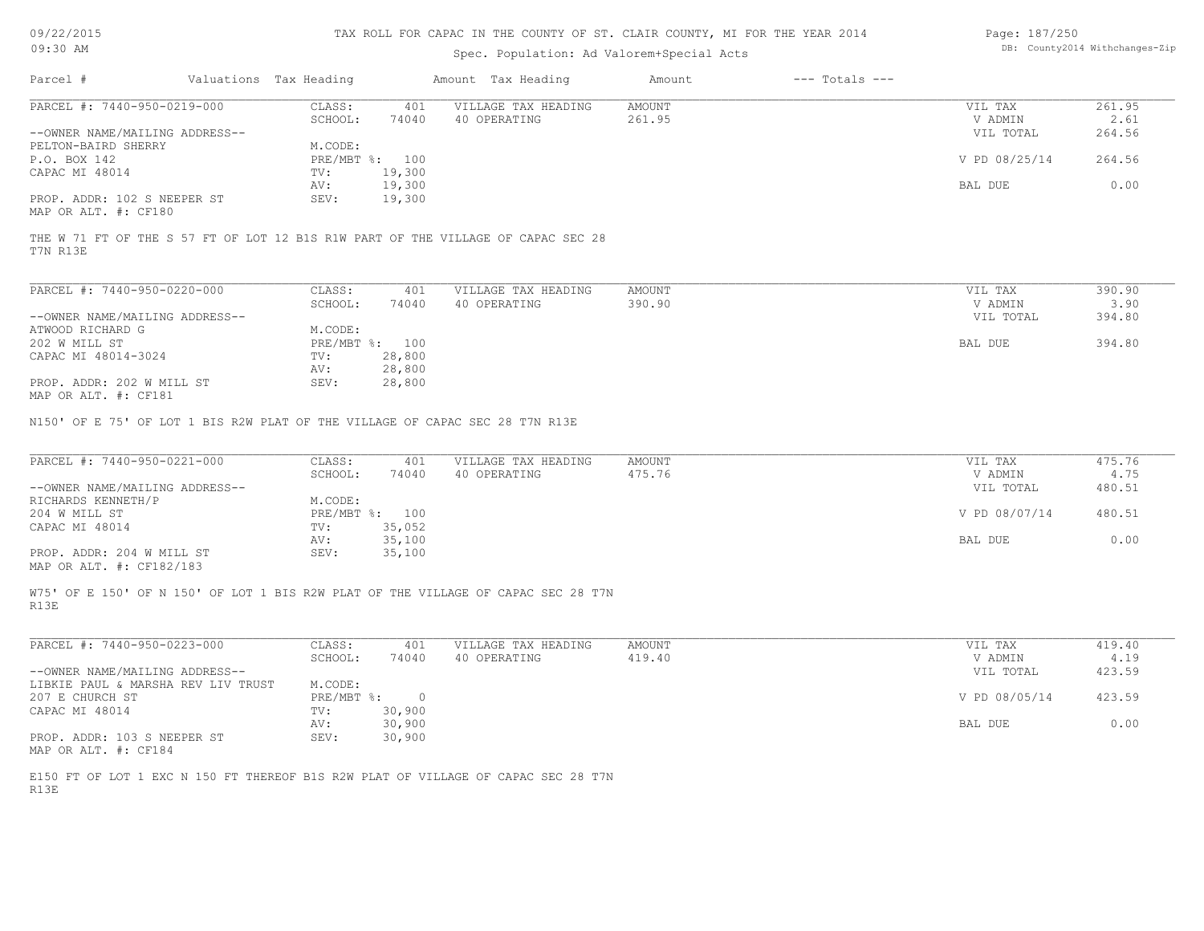TAX ROLL FOR CAPAC IN THE COUNTY OF ST. CLAIR COUNTY, MI FOR THE YEAR 2014

Spec. Population: Ad Valorem+Special Acts

| Parcel # | Valuations | Tax Heading | Amount | Tax Heading | Amount | --- Totals --- | |
|---|---|---|---|---|---|---|---|
| PARCEL #: 7440-950-0219-000 | CLASS: | 401 | VILLAGE TAX HEADING | AMOUNT | | VIL TAX | 261.95 |
| | SCHOOL: | 74040 | 40 OPERATING | 261.95 | | V ADMIN | 2.61 |
| --OWNER NAME/MAILING ADDRESS-- | | | | | | VIL TOTAL | 264.56 |
| PELTON-BAIRD SHERRY | M.CODE: | | | | | | |
| P.O. BOX 142 | PRE/MBT %: | 100 | | | | V PD 08/25/14 | 264.56 |
| CAPAC MI 48014 | TV: | 19,300 | | | | | |
| | AV: | 19,300 | | | | BAL DUE | 0.00 |
| PROP. ADDR: 102 S NEEPER ST | SEV: | 19,300 | | | | | |
| MAP OR ALT. #: CF180 | | | | | | | |

THE W 71 FT OF THE S 57 FT OF LOT 12 B1S R1W PART OF THE VILLAGE OF CAPAC SEC 28 T7N R13E

| Parcel # | Valuations | Tax Heading | Amount | Tax Heading | Amount | --- Totals --- | |
|---|---|---|---|---|---|---|---|
| PARCEL #: 7440-950-0220-000 | CLASS: | 401 | VILLAGE TAX HEADING | AMOUNT | | VIL TAX | 390.90 |
| | SCHOOL: | 74040 | 40 OPERATING | 390.90 | | V ADMIN | 3.90 |
| --OWNER NAME/MAILING ADDRESS-- | | | | | | VIL TOTAL | 394.80 |
| ATWOOD RICHARD G | M.CODE: | | | | | | |
| 202 W MILL ST | PRE/MBT %: | 100 | | | | BAL DUE | 394.80 |
| CAPAC MI 48014-3024 | TV: | 28,800 | | | | | |
| | AV: | 28,800 | | | | | |
| PROP. ADDR: 202 W MILL ST | SEV: | 28,800 | | | | | |
| MAP OR ALT. #: CF181 | | | | | | | |

N150' OF E 75' OF LOT 1 BIS R2W PLAT OF THE VILLAGE OF CAPAC SEC 28 T7N R13E

| Parcel # | Valuations | Tax Heading | Amount | Tax Heading | Amount | --- Totals --- | |
|---|---|---|---|---|---|---|---|
| PARCEL #: 7440-950-0221-000 | CLASS: | 401 | VILLAGE TAX HEADING | AMOUNT | | VIL TAX | 475.76 |
| | SCHOOL: | 74040 | 40 OPERATING | 475.76 | | V ADMIN | 4.75 |
| --OWNER NAME/MAILING ADDRESS-- | | | | | | VIL TOTAL | 480.51 |
| RICHARDS KENNETH/P | M.CODE: | | | | | | |
| 204 W MILL ST | PRE/MBT %: | 100 | | | | V PD 08/07/14 | 480.51 |
| CAPAC MI 48014 | TV: | 35,052 | | | | | |
| | AV: | 35,100 | | | | BAL DUE | 0.00 |
| PROP. ADDR: 204 W MILL ST | SEV: | 35,100 | | | | | |
| MAP OR ALT. #: CF182/183 | | | | | | | |

W75' OF E 150' OF N 150' OF LOT 1 BIS R2W PLAT OF THE VILLAGE OF CAPAC SEC 28 T7N R13E

| Parcel # | Valuations | Tax Heading | Amount | Tax Heading | Amount | --- Totals --- | |
|---|---|---|---|---|---|---|---|
| PARCEL #: 7440-950-0223-000 | CLASS: | 401 | VILLAGE TAX HEADING | AMOUNT | | VIL TAX | 419.40 |
| | SCHOOL: | 74040 | 40 OPERATING | 419.40 | | V ADMIN | 4.19 |
| --OWNER NAME/MAILING ADDRESS-- | | | | | | VIL TOTAL | 423.59 |
| LIBKIE PAUL & MARSHA REV LIV TRUST | M.CODE: | | | | | | |
| 207 E CHURCH ST | PRE/MBT %: | 0 | | | | V PD 08/05/14 | 423.59 |
| CAPAC MI 48014 | TV: | 30,900 | | | | | |
| | AV: | 30,900 | | | | BAL DUE | 0.00 |
| PROP. ADDR: 103 S NEEPER ST | SEV: | 30,900 | | | | | |
| MAP OR ALT. #: CF184 | | | | | | | |

E150 FT OF LOT 1 EXC N 150 FT THEREOF B1S R2W PLAT OF VILLAGE OF CAPAC SEC 28 T7N R13E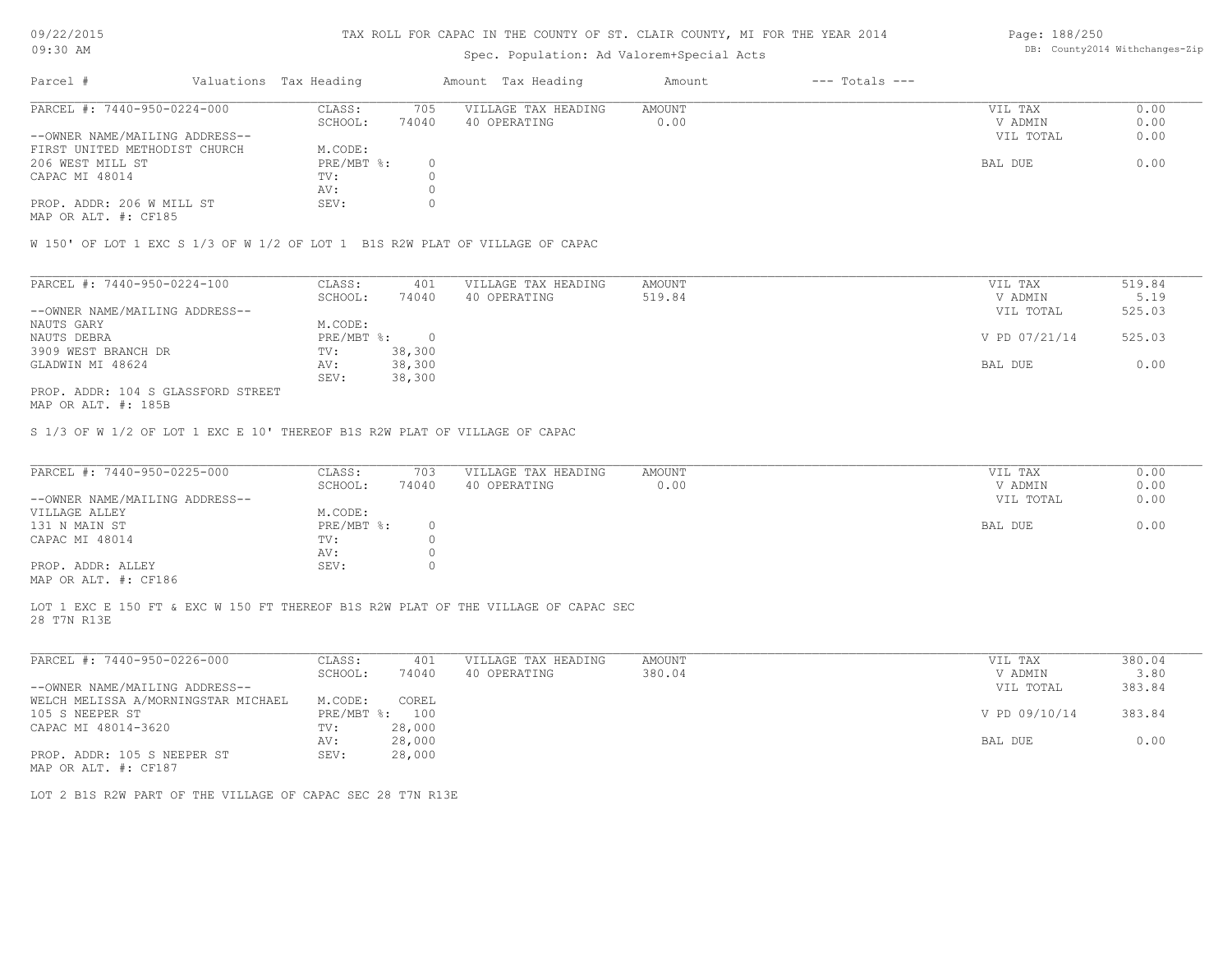TAX ROLL FOR CAPAC IN THE COUNTY OF ST. CLAIR COUNTY, MI FOR THE YEAR 2014

Spec. Population: Ad Valorem+Special Acts

DB: County2014 Withchanges-Zip

| Parcel # | Valuations | Tax Heading | Amount | Tax Heading | Amount | --- Totals --- | |
|---|---|---|---|---|---|---|---|

**PARCEL #: 7440-950-0224-000**

| | | | | | |
|---|---|---|---|---|---|
| CLASS: | 705 | VILLAGE TAX HEADING | AMOUNT | VIL TAX | 0.00 |
| SCHOOL: | 74040 | 40 OPERATING | 0.00 | V ADMIN | 0.00 |
| | | | | VIL TOTAL | 0.00 |
| M.CODE: | | | | | |
| PRE/MBT %: | 0 | | | BAL DUE | 0.00 |
| TV: | 0 | | | | |
| AV: | 0 | | | | |
| SEV: | 0 | | | | |

--OWNER NAME/MAILING ADDRESS--
FIRST UNITED METHODIST CHURCH
206 WEST MILL ST
CAPAC MI 48014

PROP. ADDR: 206 W MILL ST
MAP OR ALT. #: CF185

W 150' OF LOT 1 EXC S 1/3 OF W 1/2 OF LOT 1 B1S R2W PLAT OF VILLAGE OF CAPAC

---

**PARCEL #: 7440-950-0224-100**

| | | | | | |
|---|---|---|---|---|---|
| CLASS: | 401 | VILLAGE TAX HEADING | AMOUNT | VIL TAX | 519.84 |
| SCHOOL: | 74040 | 40 OPERATING | 519.84 | V ADMIN | 5.19 |
| | | | | VIL TOTAL | 525.03 |
| M.CODE: | | | | | |
| PRE/MBT %: | 0 | | | V PD 07/21/14 | 525.03 |
| TV: | 38,300 | | | | |
| AV: | 38,300 | | | BAL DUE | 0.00 |
| SEV: | 38,300 | | | | |

--OWNER NAME/MAILING ADDRESS--
NAUTS GARY
NAUTS DEBRA
3909 WEST BRANCH DR
GLADWIN MI 48624

PROP. ADDR: 104 S GLASSFORD STREET
MAP OR ALT. #: 185B

S 1/3 OF W 1/2 OF LOT 1 EXC E 10' THEREOF B1S R2W PLAT OF VILLAGE OF CAPAC

---

**PARCEL #: 7440-950-0225-000**

| | | | | | |
|---|---|---|---|---|---|
| CLASS: | 703 | VILLAGE TAX HEADING | AMOUNT | VIL TAX | 0.00 |
| SCHOOL: | 74040 | 40 OPERATING | 0.00 | V ADMIN | 0.00 |
| | | | | VIL TOTAL | 0.00 |
| M.CODE: | | | | | |
| PRE/MBT %: | 0 | | | BAL DUE | 0.00 |
| TV: | 0 | | | | |
| AV: | 0 | | | | |
| SEV: | 0 | | | | |

--OWNER NAME/MAILING ADDRESS--
VILLAGE ALLEY
131 N MAIN ST
CAPAC MI 48014

PROP. ADDR: ALLEY
MAP OR ALT. #: CF186

LOT 1 EXC E 150 FT & EXC W 150 FT THEREOF B1S R2W PLAT OF THE VILLAGE OF CAPAC SEC 28 T7N R13E

---

**PARCEL #: 7440-950-0226-000**

| | | | | | |
|---|---|---|---|---|---|
| CLASS: | 401 | VILLAGE TAX HEADING | AMOUNT | VIL TAX | 380.04 |
| SCHOOL: | 74040 | 40 OPERATING | 380.04 | V ADMIN | 3.80 |
| | | | | VIL TOTAL | 383.84 |
| M.CODE: | COREL | | | | |
| PRE/MBT %: | 100 | | | V PD 09/10/14 | 383.84 |
| TV: | 28,000 | | | | |
| AV: | 28,000 | | | BAL DUE | 0.00 |
| SEV: | 28,000 | | | | |

--OWNER NAME/MAILING ADDRESS--
WELCH MELISSA A/MORNINGSTAR MICHAEL
105 S NEEPER ST
CAPAC MI 48014-3620

PROP. ADDR: 105 S NEEPER ST
MAP OR ALT. #: CF187

LOT 2 B1S R2W PART OF THE VILLAGE OF CAPAC SEC 28 T7N R13E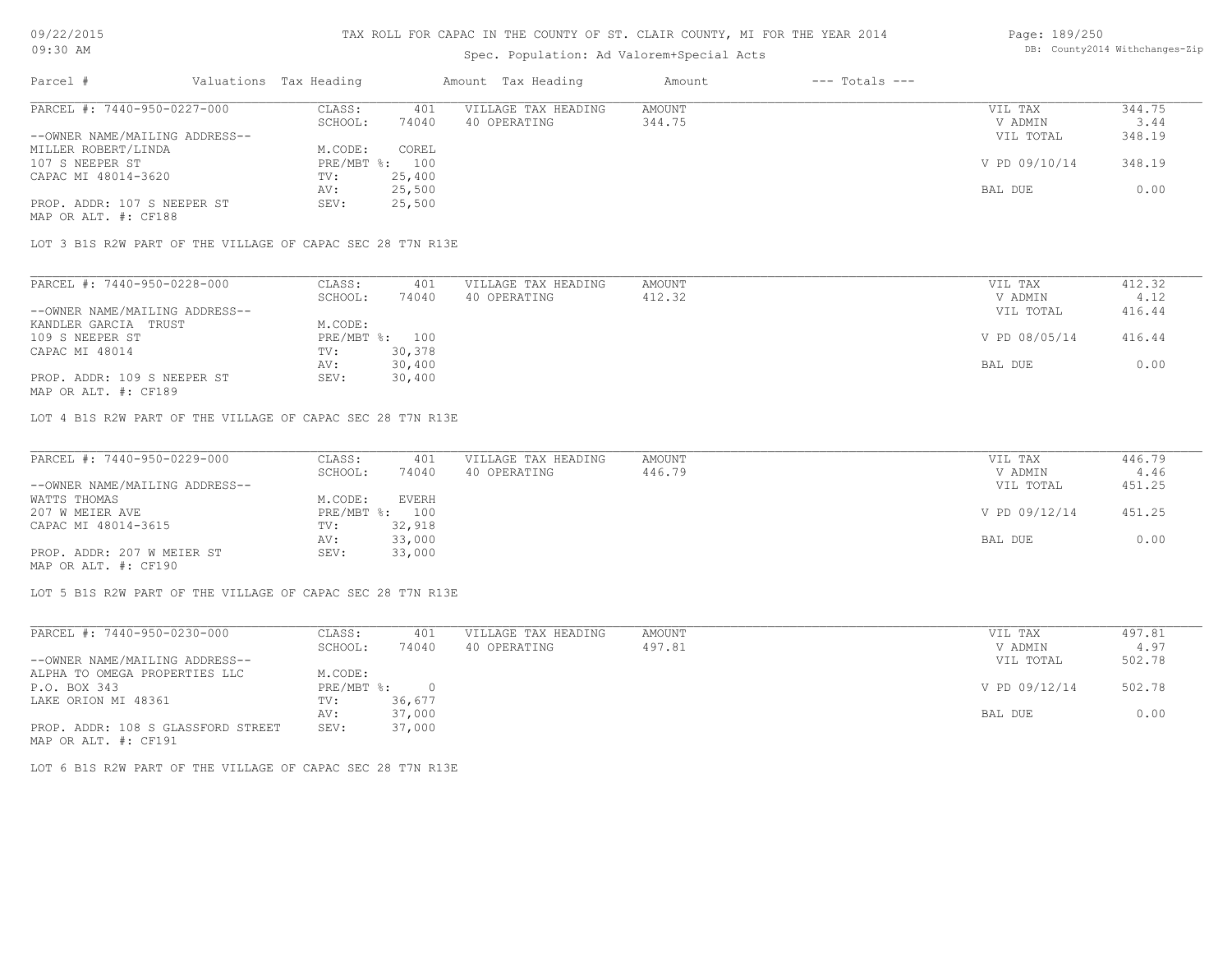TAX ROLL FOR CAPAC IN THE COUNTY OF ST. CLAIR COUNTY, MI FOR THE YEAR 2014

Spec. Population: Ad Valorem+Special Acts

| Parcel # | Valuations | Tax Heading | Amount | Tax Heading | Amount | --- Totals --- | |
|---|---|---|---|---|---|---|---|
| PARCEL #: 7440-950-0227-000 | CLASS: | 401 | VILLAGE TAX HEADING | AMOUNT | | VIL TAX | 344.75 |
| | SCHOOL: | 74040 | 40 OPERATING | 344.75 | | V ADMIN | 3.44 |
| --OWNER NAME/MAILING ADDRESS-- | | | | | | VIL TOTAL | 348.19 |
| MILLER ROBERT/LINDA | M.CODE: | COREL | | | | | |
| 107 S NEEPER ST | PRE/MBT %: | 100 | | | | V PD 09/10/14 | 348.19 |
| CAPAC MI 48014-3620 | TV: | 25,400 | | | | | |
| | AV: | 25,500 | | | | BAL DUE | 0.00 |
| PROP. ADDR: 107 S NEEPER ST | SEV: | 25,500 | | | | | |
| MAP OR ALT. #: CF188 | | | | | | | |

LOT 3 B1S R2W PART OF THE VILLAGE OF CAPAC SEC 28 T7N R13E

| Parcel # | Valuations | Tax Heading | Amount | Tax Heading | Amount | --- Totals --- | |
|---|---|---|---|---|---|---|---|
| PARCEL #: 7440-950-0228-000 | CLASS: | 401 | VILLAGE TAX HEADING | AMOUNT | | VIL TAX | 412.32 |
| | SCHOOL: | 74040 | 40 OPERATING | 412.32 | | V ADMIN | 4.12 |
| --OWNER NAME/MAILING ADDRESS-- | | | | | | VIL TOTAL | 416.44 |
| KANDLER GARCIA TRUST | M.CODE: | | | | | | |
| 109 S NEEPER ST | PRE/MBT %: | 100 | | | | V PD 08/05/14 | 416.44 |
| CAPAC MI 48014 | TV: | 30,378 | | | | | |
| | AV: | 30,400 | | | | BAL DUE | 0.00 |
| PROP. ADDR: 109 S NEEPER ST | SEV: | 30,400 | | | | | |
| MAP OR ALT. #: CF189 | | | | | | | |

LOT 4 B1S R2W PART OF THE VILLAGE OF CAPAC SEC 28 T7N R13E

| Parcel # | Valuations | Tax Heading | Amount | Tax Heading | Amount | --- Totals --- | |
|---|---|---|---|---|---|---|---|
| PARCEL #: 7440-950-0229-000 | CLASS: | 401 | VILLAGE TAX HEADING | AMOUNT | | VIL TAX | 446.79 |
| | SCHOOL: | 74040 | 40 OPERATING | 446.79 | | V ADMIN | 4.46 |
| --OWNER NAME/MAILING ADDRESS-- | | | | | | VIL TOTAL | 451.25 |
| WATTS THOMAS | M.CODE: | EVERH | | | | | |
| 207 W MEIER AVE | PRE/MBT %: | 100 | | | | V PD 09/12/14 | 451.25 |
| CAPAC MI 48014-3615 | TV: | 32,918 | | | | | |
| | AV: | 33,000 | | | | BAL DUE | 0.00 |
| PROP. ADDR: 207 W MEIER ST | SEV: | 33,000 | | | | | |
| MAP OR ALT. #: CF190 | | | | | | | |

LOT 5 B1S R2W PART OF THE VILLAGE OF CAPAC SEC 28 T7N R13E

| Parcel # | Valuations | Tax Heading | Amount | Tax Heading | Amount | --- Totals --- | |
|---|---|---|---|---|---|---|---|
| PARCEL #: 7440-950-0230-000 | CLASS: | 401 | VILLAGE TAX HEADING | AMOUNT | | VIL TAX | 497.81 |
| | SCHOOL: | 74040 | 40 OPERATING | 497.81 | | V ADMIN | 4.97 |
| --OWNER NAME/MAILING ADDRESS-- | | | | | | VIL TOTAL | 502.78 |
| ALPHA TO OMEGA PROPERTIES LLC | M.CODE: | | | | | | |
| P.O. BOX 343 | PRE/MBT %: | 0 | | | | V PD 09/12/14 | 502.78 |
| LAKE ORION MI 48361 | TV: | 36,677 | | | | | |
| | AV: | 37,000 | | | | BAL DUE | 0.00 |
| PROP. ADDR: 108 S GLASSFORD STREET | SEV: | 37,000 | | | | | |
| MAP OR ALT. #: CF191 | | | | | | | |

LOT 6 B1S R2W PART OF THE VILLAGE OF CAPAC SEC 28 T7N R13E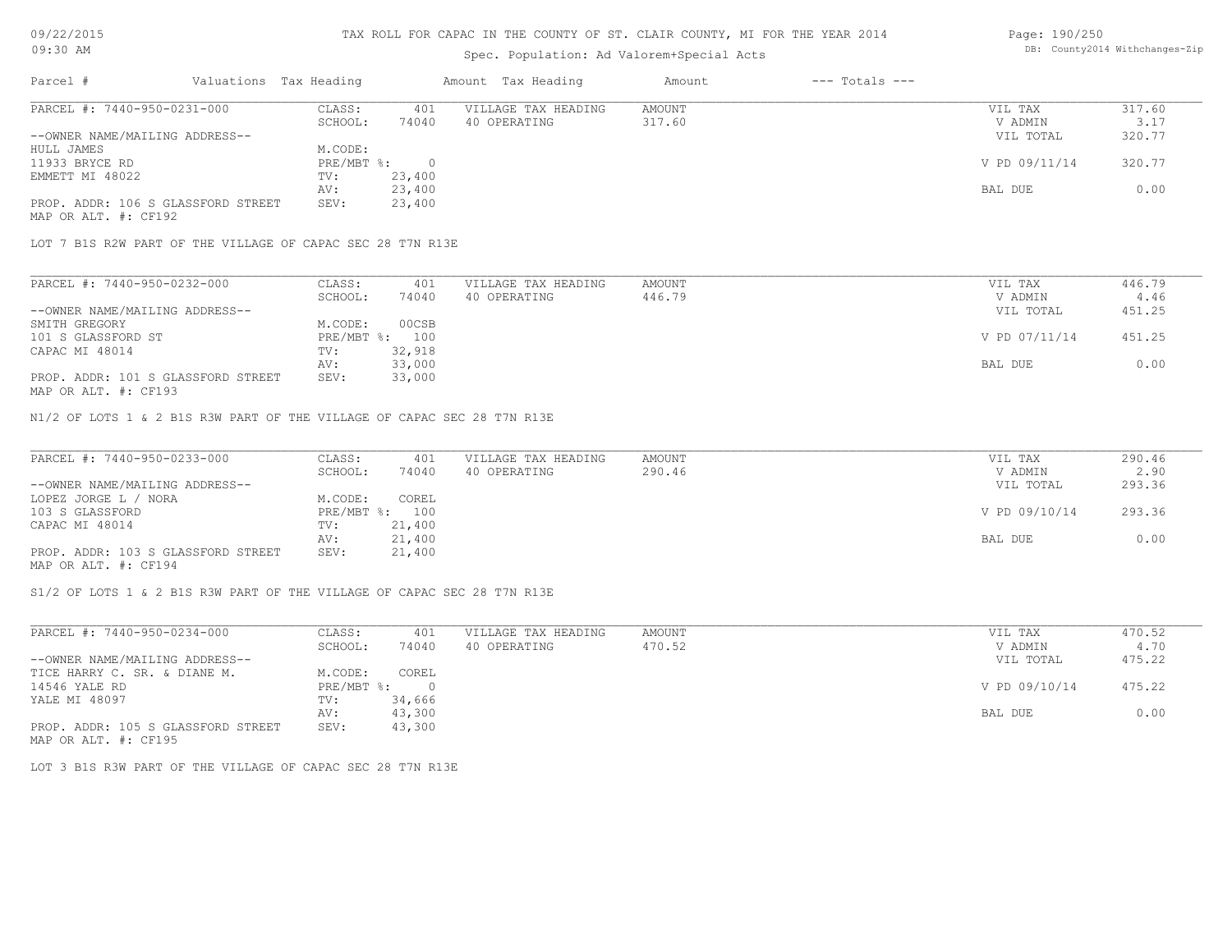# TAX ROLL FOR CAPAC IN THE COUNTY OF ST. CLAIR COUNTY, MI FOR THE YEAR 2014

Spec. Population: Ad Valorem+Special Acts

09/22/2015
09:30 AM

DB: County2014 Withchanges-Zip

| Parcel # | Valuations | Tax Heading | Amount | Tax Heading | Amount | --- Totals --- | |
|---|---|---|---|---|---|---|---|

---

PARCEL #: 7440-950-0231-000

| | | | | | | |
|---|---|---|---|---|---|---|
| CLASS: | 401 | VILLAGE TAX HEADING | AMOUNT | | VIL TAX | 317.60 |
| SCHOOL: | 74040 | 40 OPERATING | 317.60 | | V ADMIN | 3.17 |
| | | | | | VIL TOTAL | 320.77 |
| M.CODE: | | | | | | |
| PRE/MBT %: | 0 | | | | V PD 09/11/14 | 320.77 |
| TV: | 23,400 | | | | | |
| AV: | 23,400 | | | | BAL DUE | 0.00 |
| SEV: | 23,400 | | | | | |

--OWNER NAME/MAILING ADDRESS--
HULL JAMES
11933 BRYCE RD
EMMETT MI 48022

PROP. ADDR: 106 S GLASSFORD STREET
MAP OR ALT. #: CF192

LOT 7 B1S R2W PART OF THE VILLAGE OF CAPAC SEC 28 T7N R13E

---

PARCEL #: 7440-950-0232-000

| | | | | | | |
|---|---|---|---|---|---|---|
| CLASS: | 401 | VILLAGE TAX HEADING | AMOUNT | | VIL TAX | 446.79 |
| SCHOOL: | 74040 | 40 OPERATING | 446.79 | | V ADMIN | 4.46 |
| | | | | | VIL TOTAL | 451.25 |
| M.CODE: | 00CSB | | | | | |
| PRE/MBT %: | 100 | | | | V PD 07/11/14 | 451.25 |
| TV: | 32,918 | | | | | |
| AV: | 33,000 | | | | BAL DUE | 0.00 |
| SEV: | 33,000 | | | | | |

--OWNER NAME/MAILING ADDRESS--
SMITH GREGORY
101 S GLASSFORD ST
CAPAC MI 48014

PROP. ADDR: 101 S GLASSFORD STREET
MAP OR ALT. #: CF193

N1/2 OF LOTS 1 & 2 B1S R3W PART OF THE VILLAGE OF CAPAC SEC 28 T7N R13E

---

PARCEL #: 7440-950-0233-000

| | | | | | | |
|---|---|---|---|---|---|---|
| CLASS: | 401 | VILLAGE TAX HEADING | AMOUNT | | VIL TAX | 290.46 |
| SCHOOL: | 74040 | 40 OPERATING | 290.46 | | V ADMIN | 2.90 |
| | | | | | VIL TOTAL | 293.36 |
| M.CODE: | COREL | | | | | |
| PRE/MBT %: | 100 | | | | V PD 09/10/14 | 293.36 |
| TV: | 21,400 | | | | | |
| AV: | 21,400 | | | | BAL DUE | 0.00 |
| SEV: | 21,400 | | | | | |

--OWNER NAME/MAILING ADDRESS--
LOPEZ JORGE L / NORA
103 S GLASSFORD
CAPAC MI 48014

PROP. ADDR: 103 S GLASSFORD STREET
MAP OR ALT. #: CF194

S1/2 OF LOTS 1 & 2 B1S R3W PART OF THE VILLAGE OF CAPAC SEC 28 T7N R13E

---

PARCEL #: 7440-950-0234-000

| | | | | | | |
|---|---|---|---|---|---|---|
| CLASS: | 401 | VILLAGE TAX HEADING | AMOUNT | | VIL TAX | 470.52 |
| SCHOOL: | 74040 | 40 OPERATING | 470.52 | | V ADMIN | 4.70 |
| | | | | | VIL TOTAL | 475.22 |
| M.CODE: | COREL | | | | | |
| PRE/MBT %: | 0 | | | | V PD 09/10/14 | 475.22 |
| TV: | 34,666 | | | | | |
| AV: | 43,300 | | | | BAL DUE | 0.00 |
| SEV: | 43,300 | | | | | |

--OWNER NAME/MAILING ADDRESS--
TICE HARRY C. SR. & DIANE M.
14546 YALE RD
YALE MI 48097

PROP. ADDR: 105 S GLASSFORD STREET
MAP OR ALT. #: CF195

LOT 3 B1S R3W PART OF THE VILLAGE OF CAPAC SEC 28 T7N R13E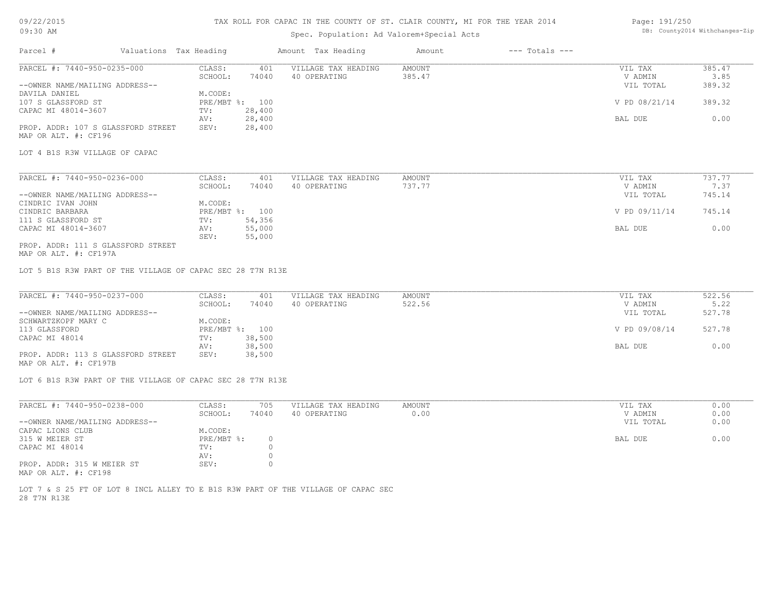# TAX ROLL FOR CAPAC IN THE COUNTY OF ST. CLAIR COUNTY, MI FOR THE YEAR 2014

Spec. Population: Ad Valorem+Special Acts

09/22/2015
09:30 AM

DB: County2014 Withchanges-Zip

| Parcel # | Valuations | Tax Heading | Amount | Tax Heading | Amount | --- Totals --- | |
|---|---|---|---|---|---|---|---|
| PARCEL #: 7440-950-0235-000 | CLASS: | 401 | VILLAGE TAX HEADING | AMOUNT | | VIL TAX | 385.47 |
| | SCHOOL: | 74040 | 40 OPERATING | 385.47 | | V ADMIN | 3.85 |
| --OWNER NAME/MAILING ADDRESS-- | | | | | | VIL TOTAL | 389.32 |
| DAVILA DANIEL | M.CODE: | | | | | | |
| 107 S GLASSFORD ST | PRE/MBT %: | 100 | | | | V PD 08/21/14 | 389.32 |
| CAPAC MI 48014-3607 | TV: | 28,400 | | | | | |
| | AV: | 28,400 | | | | BAL DUE | 0.00 |
| PROP. ADDR: 107 S GLASSFORD STREET | SEV: | 28,400 | | | | | |
| MAP OR ALT. #: CF196 | | | | | | | |

LOT 4 B1S R3W VILLAGE OF CAPAC

| Parcel # | Valuations | Tax Heading | Amount | Tax Heading | Amount | --- Totals --- | |
|---|---|---|---|---|---|---|---|
| PARCEL #: 7440-950-0236-000 | CLASS: | 401 | VILLAGE TAX HEADING | AMOUNT | | VIL TAX | 737.77 |
| | SCHOOL: | 74040 | 40 OPERATING | 737.77 | | V ADMIN | 7.37 |
| --OWNER NAME/MAILING ADDRESS-- | | | | | | VIL TOTAL | 745.14 |
| CINDRIC IVAN JOHN | M.CODE: | | | | | | |
| CINDRIC BARBARA | PRE/MBT %: | 100 | | | | V PD 09/11/14 | 745.14 |
| 111 S GLASSFORD ST | TV: | 54,356 | | | | | |
| CAPAC MI 48014-3607 | AV: | 55,000 | | | | BAL DUE | 0.00 |
| | SEV: | 55,000 | | | | | |
| PROP. ADDR: 111 S GLASSFORD STREET | | | | | | | |
| MAP OR ALT. #: CF197A | | | | | | | |

LOT 5 B1S R3W PART OF THE VILLAGE OF CAPAC SEC 28 T7N R13E

| Parcel # | Valuations | Tax Heading | Amount | Tax Heading | Amount | --- Totals --- | |
|---|---|---|---|---|---|---|---|
| PARCEL #: 7440-950-0237-000 | CLASS: | 401 | VILLAGE TAX HEADING | AMOUNT | | VIL TAX | 522.56 |
| | SCHOOL: | 74040 | 40 OPERATING | 522.56 | | V ADMIN | 5.22 |
| --OWNER NAME/MAILING ADDRESS-- | | | | | | VIL TOTAL | 527.78 |
| SCHWARTZKOPF MARY C | M.CODE: | | | | | | |
| 113 GLASSFORD | PRE/MBT %: | 100 | | | | V PD 09/08/14 | 527.78 |
| CAPAC MI 48014 | TV: | 38,500 | | | | | |
| | AV: | 38,500 | | | | BAL DUE | 0.00 |
| PROP. ADDR: 113 S GLASSFORD STREET | SEV: | 38,500 | | | | | |
| MAP OR ALT. #: CF197B | | | | | | | |

LOT 6 B1S R3W PART OF THE VILLAGE OF CAPAC SEC 28 T7N R13E

| Parcel # | Valuations | Tax Heading | Amount | Tax Heading | Amount | --- Totals --- | |
|---|---|---|---|---|---|---|---|
| PARCEL #: 7440-950-0238-000 | CLASS: | 705 | VILLAGE TAX HEADING | AMOUNT | | VIL TAX | 0.00 |
| | SCHOOL: | 74040 | 40 OPERATING | 0.00 | | V ADMIN | 0.00 |
| --OWNER NAME/MAILING ADDRESS-- | | | | | | VIL TOTAL | 0.00 |
| CAPAC LIONS CLUB | M.CODE: | | | | | | |
| 315 W MEIER ST | PRE/MBT %: | 0 | | | | BAL DUE | 0.00 |
| CAPAC MI 48014 | TV: | 0 | | | | | |
| | AV: | 0 | | | | | |
| PROP. ADDR: 315 W MEIER ST | SEV: | 0 | | | | | |
| MAP OR ALT. #: CF198 | | | | | | | |

LOT 7 & S 25 FT OF LOT 8 INCL ALLEY TO E B1S R3W PART OF THE VILLAGE OF CAPAC SEC 28 T7N R13E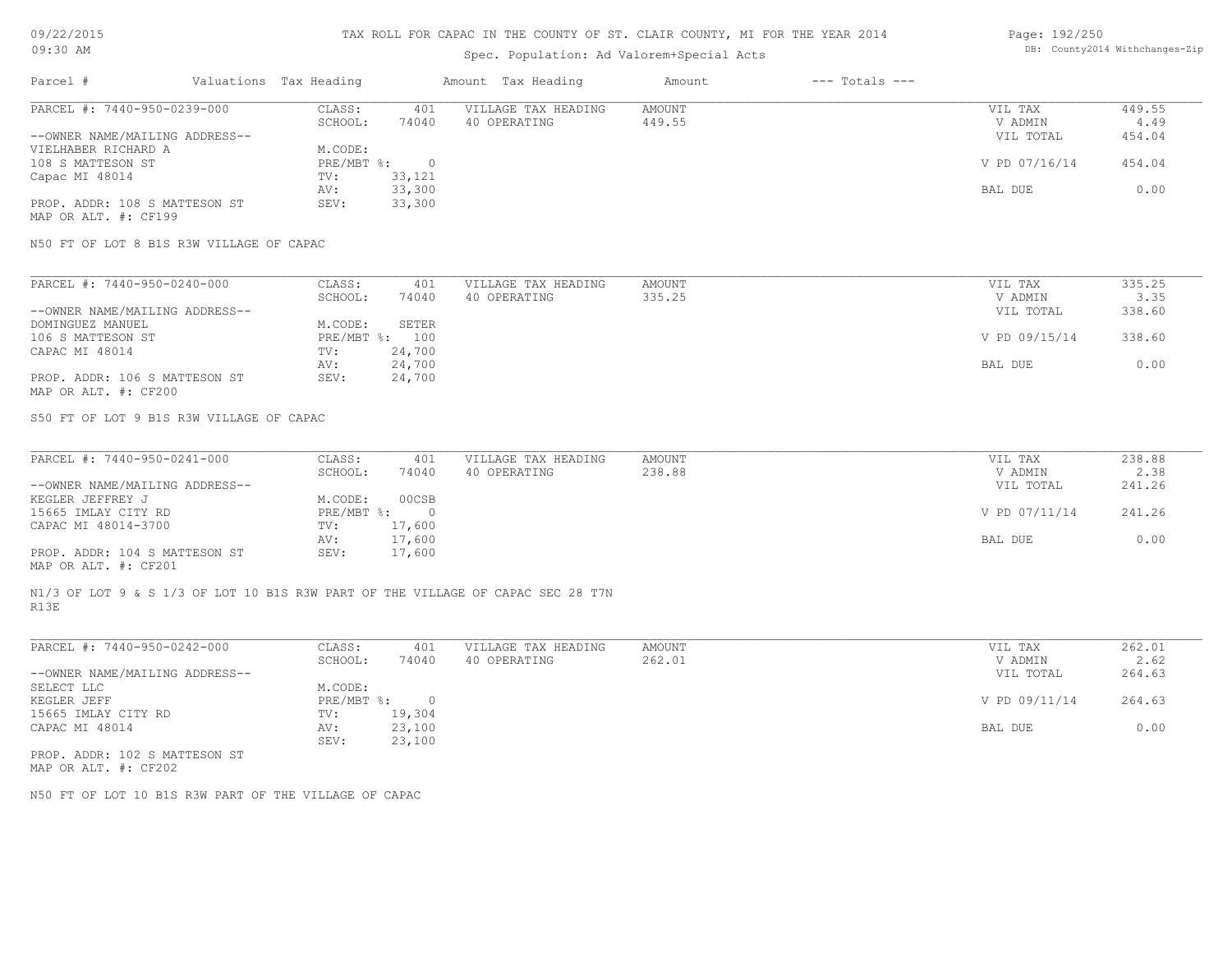# TAX ROLL FOR CAPAC IN THE COUNTY OF ST. CLAIR COUNTY, MI FOR THE YEAR 2014

09/22/2015
09:30 AM

Spec. Population: Ad Valorem+Special Acts

DB: County2014 Withchanges-Zip

| Parcel # | Valuations | Tax Heading | Amount | Tax Heading | Amount | --- Totals --- | |
|---|---|---|---|---|---|---|---|

---

**PARCEL #: 7440-950-0239-000**

| | | | | | | |
|---|---|---|---|---|---|---|
| | CLASS: | 401 | VILLAGE TAX HEADING | AMOUNT | VIL TAX | 449.55 |
| | SCHOOL: | 74040 | 40 OPERATING | 449.55 | V ADMIN | 4.49 |
| --OWNER NAME/MAILING ADDRESS-- | | | | | VIL TOTAL | 454.04 |
| VIELHABER RICHARD A | M.CODE: | | | | | |
| 108 S MATTESON ST | PRE/MBT %: | 0 | | | V PD 07/16/14 | 454.04 |
| Capac MI 48014 | TV: | 33,121 | | | | |
| | AV: | 33,300 | | | BAL DUE | 0.00 |
| PROP. ADDR: 108 S MATTESON ST | SEV: | 33,300 | | | | |
| MAP OR ALT. #: CF199 | | | | | | |

N50 FT OF LOT 8 B1S R3W VILLAGE OF CAPAC

---

**PARCEL #: 7440-950-0240-000**

| | | | | | | |
|---|---|---|---|---|---|---|
| | CLASS: | 401 | VILLAGE TAX HEADING | AMOUNT | VIL TAX | 335.25 |
| | SCHOOL: | 74040 | 40 OPERATING | 335.25 | V ADMIN | 3.35 |
| --OWNER NAME/MAILING ADDRESS-- | | | | | VIL TOTAL | 338.60 |
| DOMINGUEZ MANUEL | M.CODE: | SETER | | | | |
| 106 S MATTESON ST | PRE/MBT %: | 100 | | | V PD 09/15/14 | 338.60 |
| CAPAC MI 48014 | TV: | 24,700 | | | | |
| | AV: | 24,700 | | | BAL DUE | 0.00 |
| PROP. ADDR: 106 S MATTESON ST | SEV: | 24,700 | | | | |
| MAP OR ALT. #: CF200 | | | | | | |

S50 FT OF LOT 9 B1S R3W VILLAGE OF CAPAC

---

**PARCEL #: 7440-950-0241-000**

| | | | | | | |
|---|---|---|---|---|---|---|
| | CLASS: | 401 | VILLAGE TAX HEADING | AMOUNT | VIL TAX | 238.88 |
| | SCHOOL: | 74040 | 40 OPERATING | 238.88 | V ADMIN | 2.38 |
| --OWNER NAME/MAILING ADDRESS-- | | | | | VIL TOTAL | 241.26 |
| KEGLER JEFFREY J | M.CODE: | 00CSB | | | | |
| 15665 IMLAY CITY RD | PRE/MBT %: | 0 | | | V PD 07/11/14 | 241.26 |
| CAPAC MI 48014-3700 | TV: | 17,600 | | | | |
| | AV: | 17,600 | | | BAL DUE | 0.00 |
| PROP. ADDR: 104 S MATTESON ST | SEV: | 17,600 | | | | |
| MAP OR ALT. #: CF201 | | | | | | |

N1/3 OF LOT 9 & S 1/3 OF LOT 10 B1S R3W PART OF THE VILLAGE OF CAPAC SEC 28 T7N R13E

---

**PARCEL #: 7440-950-0242-000**

| | | | | | | |
|---|---|---|---|---|---|---|
| | CLASS: | 401 | VILLAGE TAX HEADING | AMOUNT | VIL TAX | 262.01 |
| | SCHOOL: | 74040 | 40 OPERATING | 262.01 | V ADMIN | 2.62 |
| --OWNER NAME/MAILING ADDRESS-- | | | | | VIL TOTAL | 264.63 |
| SELECT LLC | M.CODE: | | | | | |
| KEGLER JEFF | PRE/MBT %: | 0 | | | V PD 09/11/14 | 264.63 |
| 15665 IMLAY CITY RD | TV: | 19,304 | | | | |
| CAPAC MI 48014 | AV: | 23,100 | | | BAL DUE | 0.00 |
| | SEV: | 23,100 | | | | |
| PROP. ADDR: 102 S MATTESON ST | | | | | | |
| MAP OR ALT. #: CF202 | | | | | | |

N50 FT OF LOT 10 B1S R3W PART OF THE VILLAGE OF CAPAC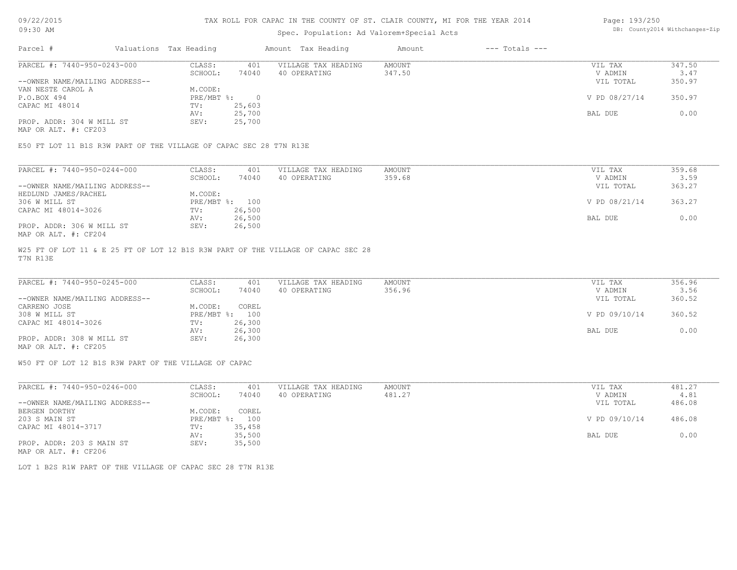# TAX ROLL FOR CAPAC IN THE COUNTY OF ST. CLAIR COUNTY, MI FOR THE YEAR 2014

Spec. Population: Ad Valorem+Special Acts

09/22/2015
09:30 AM

DB: County2014 Withchanges-Zip

| Parcel # | Valuations | Tax Heading | Amount | Tax Heading | Amount | --- Totals --- | |
|---|---|---|---|---|---|---|---|
| PARCEL #: 7440-950-0243-000 | CLASS: | 401 | VILLAGE TAX HEADING | AMOUNT | | VIL TAX | 347.50 |
| | SCHOOL: | 74040 | 40 OPERATING | 347.50 | | V ADMIN | 3.47 |
| --OWNER NAME/MAILING ADDRESS-- | | | | | | VIL TOTAL | 350.97 |
| VAN NESTE CAROL A | M.CODE: | | | | | | |
| P.O.BOX 494 | PRE/MBT %: | 0 | | | | V PD 08/27/14 | 350.97 |
| CAPAC MI 48014 | TV: | 25,603 | | | | | |
| | AV: | 25,700 | | | | BAL DUE | 0.00 |
| PROP. ADDR: 304 W MILL ST | SEV: | 25,700 | | | | | |
| MAP OR ALT. #: CF203 | | | | | | | |

E50 FT LOT 11 B1S R3W PART OF THE VILLAGE OF CAPAC SEC 28 T7N R13E

| Parcel # | Valuations | Tax Heading | Amount | Tax Heading | Amount | --- Totals --- | |
|---|---|---|---|---|---|---|---|
| PARCEL #: 7440-950-0244-000 | CLASS: | 401 | VILLAGE TAX HEADING | AMOUNT | | VIL TAX | 359.68 |
| | SCHOOL: | 74040 | 40 OPERATING | 359.68 | | V ADMIN | 3.59 |
| --OWNER NAME/MAILING ADDRESS-- | | | | | | VIL TOTAL | 363.27 |
| HEDLUND JAMES/RACHEL | M.CODE: | | | | | | |
| 306 W MILL ST | PRE/MBT %: | 100 | | | | V PD 08/21/14 | 363.27 |
| CAPAC MI 48014-3026 | TV: | 26,500 | | | | | |
| | AV: | 26,500 | | | | BAL DUE | 0.00 |
| PROP. ADDR: 306 W MILL ST | SEV: | 26,500 | | | | | |
| MAP OR ALT. #: CF204 | | | | | | | |

W25 FT OF LOT 11 & E 25 FT OF LOT 12 B1S R3W PART OF THE VILLAGE OF CAPAC SEC 28 T7N R13E

| Parcel # | Valuations | Tax Heading | Amount | Tax Heading | Amount | --- Totals --- | |
|---|---|---|---|---|---|---|---|
| PARCEL #: 7440-950-0245-000 | CLASS: | 401 | VILLAGE TAX HEADING | AMOUNT | | VIL TAX | 356.96 |
| | SCHOOL: | 74040 | 40 OPERATING | 356.96 | | V ADMIN | 3.56 |
| --OWNER NAME/MAILING ADDRESS-- | | | | | | VIL TOTAL | 360.52 |
| CARRENO JOSE | M.CODE: | COREL | | | | | |
| 308 W MILL ST | PRE/MBT %: | 100 | | | | V PD 09/10/14 | 360.52 |
| CAPAC MI 48014-3026 | TV: | 26,300 | | | | | |
| | AV: | 26,300 | | | | BAL DUE | 0.00 |
| PROP. ADDR: 308 W MILL ST | SEV: | 26,300 | | | | | |
| MAP OR ALT. #: CF205 | | | | | | | |

W50 FT OF LOT 12 B1S R3W PART OF THE VILLAGE OF CAPAC

| Parcel # | Valuations | Tax Heading | Amount | Tax Heading | Amount | --- Totals --- | |
|---|---|---|---|---|---|---|---|
| PARCEL #: 7440-950-0246-000 | CLASS: | 401 | VILLAGE TAX HEADING | AMOUNT | | VIL TAX | 481.27 |
| | SCHOOL: | 74040 | 40 OPERATING | 481.27 | | V ADMIN | 4.81 |
| --OWNER NAME/MAILING ADDRESS-- | | | | | | VIL TOTAL | 486.08 |
| BERGEN DORTHY | M.CODE: | COREL | | | | | |
| 203 S MAIN ST | PRE/MBT %: | 100 | | | | V PD 09/10/14 | 486.08 |
| CAPAC MI 48014-3717 | TV: | 35,458 | | | | | |
| | AV: | 35,500 | | | | BAL DUE | 0.00 |
| PROP. ADDR: 203 S MAIN ST | SEV: | 35,500 | | | | | |
| MAP OR ALT. #: CF206 | | | | | | | |

LOT 1 B2S R1W PART OF THE VILLAGE OF CAPAC SEC 28 T7N R13E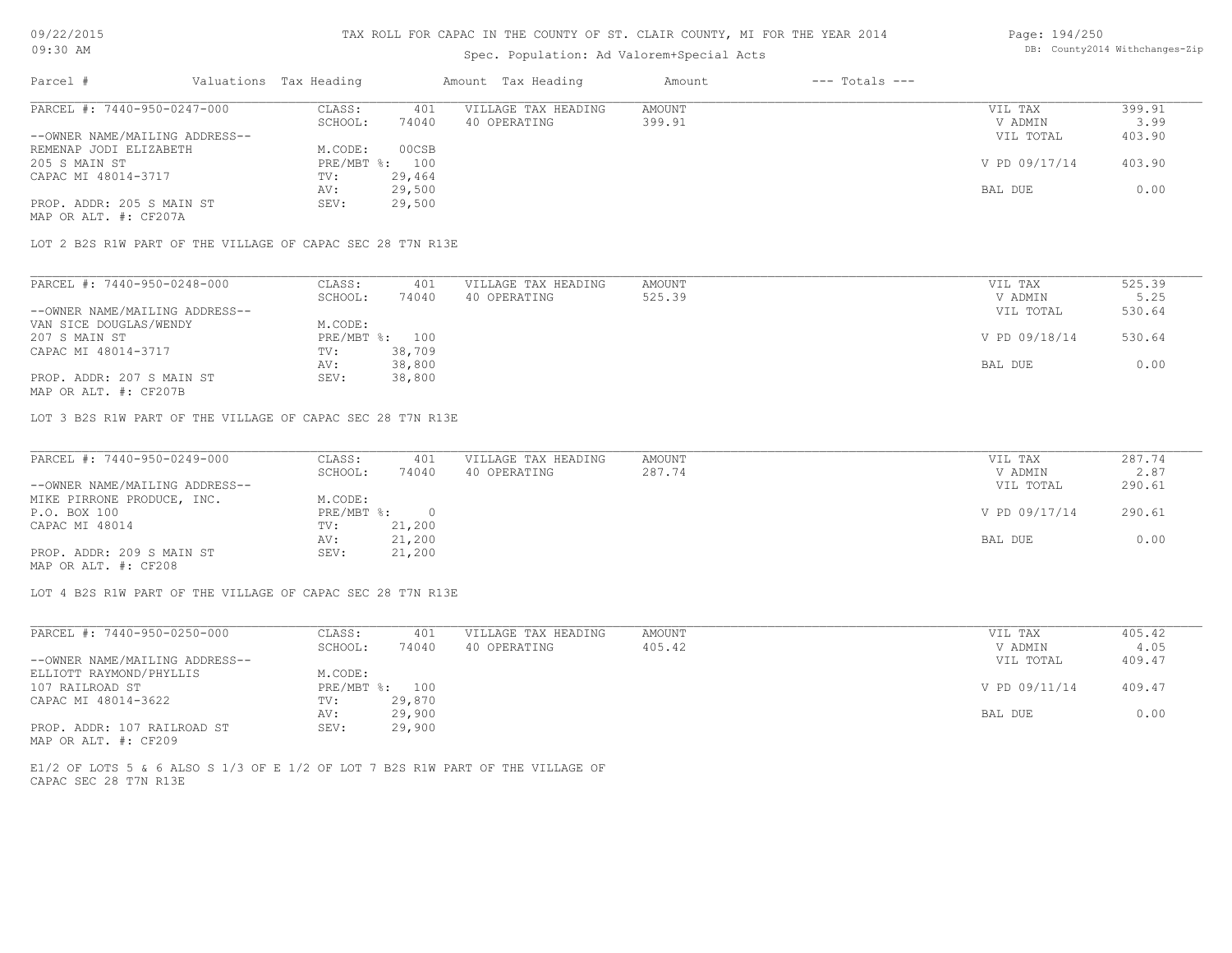# TAX ROLL FOR CAPAC IN THE COUNTY OF ST. CLAIR COUNTY, MI FOR THE YEAR 2014

Spec. Population: Ad Valorem+Special Acts

09/22/2015
09:30 AM

DB: County2014 Withchanges-Zip

| Parcel # | Valuations | Tax Heading | Amount | Tax Heading | Amount | --- Totals --- | |
|---|---|---|---|---|---|---|---|
| PARCEL #: 7440-950-0247-000 | CLASS: | 401 | VILLAGE TAX HEADING | AMOUNT | | VIL TAX | 399.91 |
| | SCHOOL: | 74040 | 40 OPERATING | 399.91 | | V ADMIN | 3.99 |
| --OWNER NAME/MAILING ADDRESS-- | | | | | | VIL TOTAL | 403.90 |
| REMENAP JODI ELIZABETH | M.CODE: | 00CSB | | | | | |
| 205 S MAIN ST | PRE/MBT %: | 100 | | | | V PD 09/17/14 | 403.90 |
| CAPAC MI 48014-3717 | TV: | 29,464 | | | | | |
| | AV: | 29,500 | | | | BAL DUE | 0.00 |
| PROP. ADDR: 205 S MAIN ST | SEV: | 29,500 | | | | | |
| MAP OR ALT. #: CF207A | | | | | | | |

LOT 2 B2S R1W PART OF THE VILLAGE OF CAPAC SEC 28 T7N R13E

| Parcel # | Valuations | Tax Heading | Amount | Tax Heading | Amount | --- Totals --- | |
|---|---|---|---|---|---|---|---|
| PARCEL #: 7440-950-0248-000 | CLASS: | 401 | VILLAGE TAX HEADING | AMOUNT | | VIL TAX | 525.39 |
| | SCHOOL: | 74040 | 40 OPERATING | 525.39 | | V ADMIN | 5.25 |
| --OWNER NAME/MAILING ADDRESS-- | | | | | | VIL TOTAL | 530.64 |
| VAN SICE DOUGLAS/WENDY | M.CODE: | | | | | | |
| 207 S MAIN ST | PRE/MBT %: | 100 | | | | V PD 09/18/14 | 530.64 |
| CAPAC MI 48014-3717 | TV: | 38,709 | | | | | |
| | AV: | 38,800 | | | | BAL DUE | 0.00 |
| PROP. ADDR: 207 S MAIN ST | SEV: | 38,800 | | | | | |
| MAP OR ALT. #: CF207B | | | | | | | |

LOT 3 B2S R1W PART OF THE VILLAGE OF CAPAC SEC 28 T7N R13E

| Parcel # | Valuations | Tax Heading | Amount | Tax Heading | Amount | --- Totals --- | |
|---|---|---|---|---|---|---|---|
| PARCEL #: 7440-950-0249-000 | CLASS: | 401 | VILLAGE TAX HEADING | AMOUNT | | VIL TAX | 287.74 |
| | SCHOOL: | 74040 | 40 OPERATING | 287.74 | | V ADMIN | 2.87 |
| --OWNER NAME/MAILING ADDRESS-- | | | | | | VIL TOTAL | 290.61 |
| MIKE PIRRONE PRODUCE, INC. | M.CODE: | | | | | | |
| P.O. BOX 100 | PRE/MBT %: | 0 | | | | V PD 09/17/14 | 290.61 |
| CAPAC MI 48014 | TV: | 21,200 | | | | | |
| | AV: | 21,200 | | | | BAL DUE | 0.00 |
| PROP. ADDR: 209 S MAIN ST | SEV: | 21,200 | | | | | |
| MAP OR ALT. #: CF208 | | | | | | | |

LOT 4 B2S R1W PART OF THE VILLAGE OF CAPAC SEC 28 T7N R13E

| Parcel # | Valuations | Tax Heading | Amount | Tax Heading | Amount | --- Totals --- | |
|---|---|---|---|---|---|---|---|
| PARCEL #: 7440-950-0250-000 | CLASS: | 401 | VILLAGE TAX HEADING | AMOUNT | | VIL TAX | 405.42 |
| | SCHOOL: | 74040 | 40 OPERATING | 405.42 | | V ADMIN | 4.05 |
| --OWNER NAME/MAILING ADDRESS-- | | | | | | VIL TOTAL | 409.47 |
| ELLIOTT RAYMOND/PHYLLIS | M.CODE: | | | | | | |
| 107 RAILROAD ST | PRE/MBT %: | 100 | | | | V PD 09/11/14 | 409.47 |
| CAPAC MI 48014-3622 | TV: | 29,870 | | | | | |
| | AV: | 29,900 | | | | BAL DUE | 0.00 |
| PROP. ADDR: 107 RAILROAD ST | SEV: | 29,900 | | | | | |
| MAP OR ALT. #: CF209 | | | | | | | |

E1/2 OF LOTS 5 & 6 ALSO S 1/3 OF E 1/2 OF LOT 7 B2S R1W PART OF THE VILLAGE OF CAPAC SEC 28 T7N R13E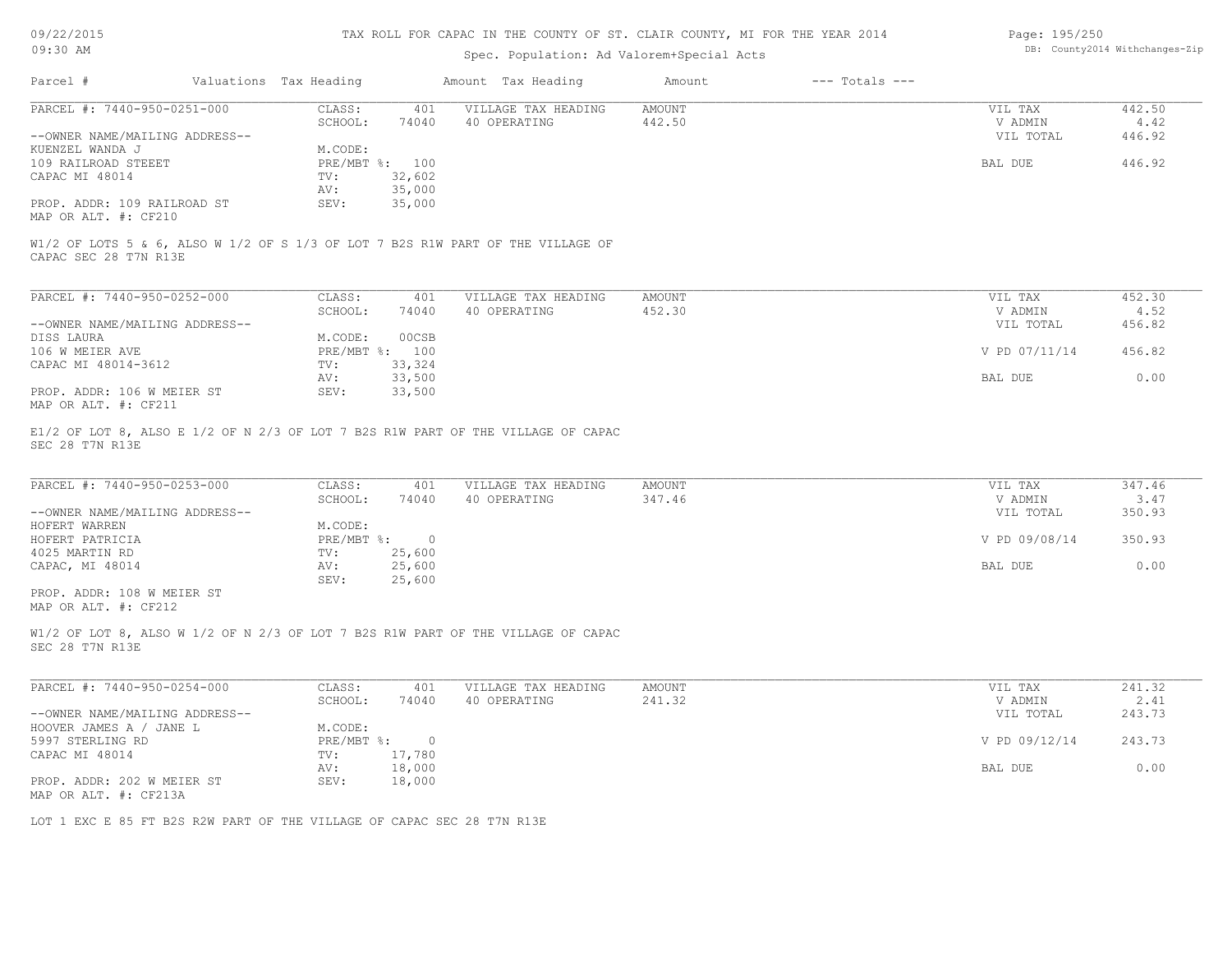TAX ROLL FOR CAPAC IN THE COUNTY OF ST. CLAIR COUNTY, MI FOR THE YEAR 2014

Spec. Population: Ad Valorem+Special Acts

09/22/2015 09:30 AM

DB: County2014 Withchanges-Zip

| Parcel # | Valuations | Tax Heading | Amount | Tax Heading | Amount | --- Totals --- | |
|---|---|---|---|---|---|---|---|

---

**PARCEL #: 7440-950-0251-000**

| | | | | | |
|---|---|---|---|---|---|
| CLASS: | 401 | VILLAGE TAX HEADING | AMOUNT | VIL TAX | 442.50 |
| SCHOOL: | 74040 | 40 OPERATING | 442.50 | V ADMIN | 4.42 |
| M.CODE: | | | | VIL TOTAL | 446.92 |
| PRE/MBT %: | 100 | | | BAL DUE | 446.92 |
| TV: | 32,602 | | | | |
| AV: | 35,000 | | | | |
| SEV: | 35,000 | | | | |

--OWNER NAME/MAILING ADDRESS--
KUENZEL WANDA J
109 RAILROAD STEEET
CAPAC MI 48014

PROP. ADDR: 109 RAILROAD ST
MAP OR ALT. #: CF210

W1/2 OF LOTS 5 & 6, ALSO W 1/2 OF S 1/3 OF LOT 7 B2S R1W PART OF THE VILLAGE OF CAPAC SEC 28 T7N R13E

---

**PARCEL #: 7440-950-0252-000**

| | | | | | |
|---|---|---|---|---|---|
| CLASS: | 401 | VILLAGE TAX HEADING | AMOUNT | VIL TAX | 452.30 |
| SCHOOL: | 74040 | 40 OPERATING | 452.30 | V ADMIN | 4.52 |
| M.CODE: | 00CSB | | | VIL TOTAL | 456.82 |
| PRE/MBT %: | 100 | | | V PD 07/11/14 | 456.82 |
| TV: | 33,324 | | | | |
| AV: | 33,500 | | | BAL DUE | 0.00 |
| SEV: | 33,500 | | | | |

--OWNER NAME/MAILING ADDRESS--
DISS LAURA
106 W MEIER AVE
CAPAC MI 48014-3612

PROP. ADDR: 106 W MEIER ST
MAP OR ALT. #: CF211

E1/2 OF LOT 8, ALSO E 1/2 OF N 2/3 OF LOT 7 B2S R1W PART OF THE VILLAGE OF CAPAC SEC 28 T7N R13E

---

**PARCEL #: 7440-950-0253-000**

| | | | | | |
|---|---|---|---|---|---|
| CLASS: | 401 | VILLAGE TAX HEADING | AMOUNT | VIL TAX | 347.46 |
| SCHOOL: | 74040 | 40 OPERATING | 347.46 | V ADMIN | 3.47 |
| M.CODE: | | | | VIL TOTAL | 350.93 |
| PRE/MBT %: | 0 | | | V PD 09/08/14 | 350.93 |
| TV: | 25,600 | | | | |
| AV: | 25,600 | | | BAL DUE | 0.00 |
| SEV: | 25,600 | | | | |

--OWNER NAME/MAILING ADDRESS--
HOFERT WARREN
HOFERT PATRICIA
4025 MARTIN RD
CAPAC, MI 48014

PROP. ADDR: 108 W MEIER ST
MAP OR ALT. #: CF212

W1/2 OF LOT 8, ALSO W 1/2 OF N 2/3 OF LOT 7 B2S R1W PART OF THE VILLAGE OF CAPAC SEC 28 T7N R13E

---

**PARCEL #: 7440-950-0254-000**

| | | | | | |
|---|---|---|---|---|---|
| CLASS: | 401 | VILLAGE TAX HEADING | AMOUNT | VIL TAX | 241.32 |
| SCHOOL: | 74040 | 40 OPERATING | 241.32 | V ADMIN | 2.41 |
| M.CODE: | | | | VIL TOTAL | 243.73 |
| PRE/MBT %: | 0 | | | V PD 09/12/14 | 243.73 |
| TV: | 17,780 | | | | |
| AV: | 18,000 | | | BAL DUE | 0.00 |
| SEV: | 18,000 | | | | |

--OWNER NAME/MAILING ADDRESS--
HOOVER JAMES A / JANE L
5997 STERLING RD
CAPAC MI 48014

PROP. ADDR: 202 W MEIER ST
MAP OR ALT. #: CF213A

LOT 1 EXC E 85 FT B2S R2W PART OF THE VILLAGE OF CAPAC SEC 28 T7N R13E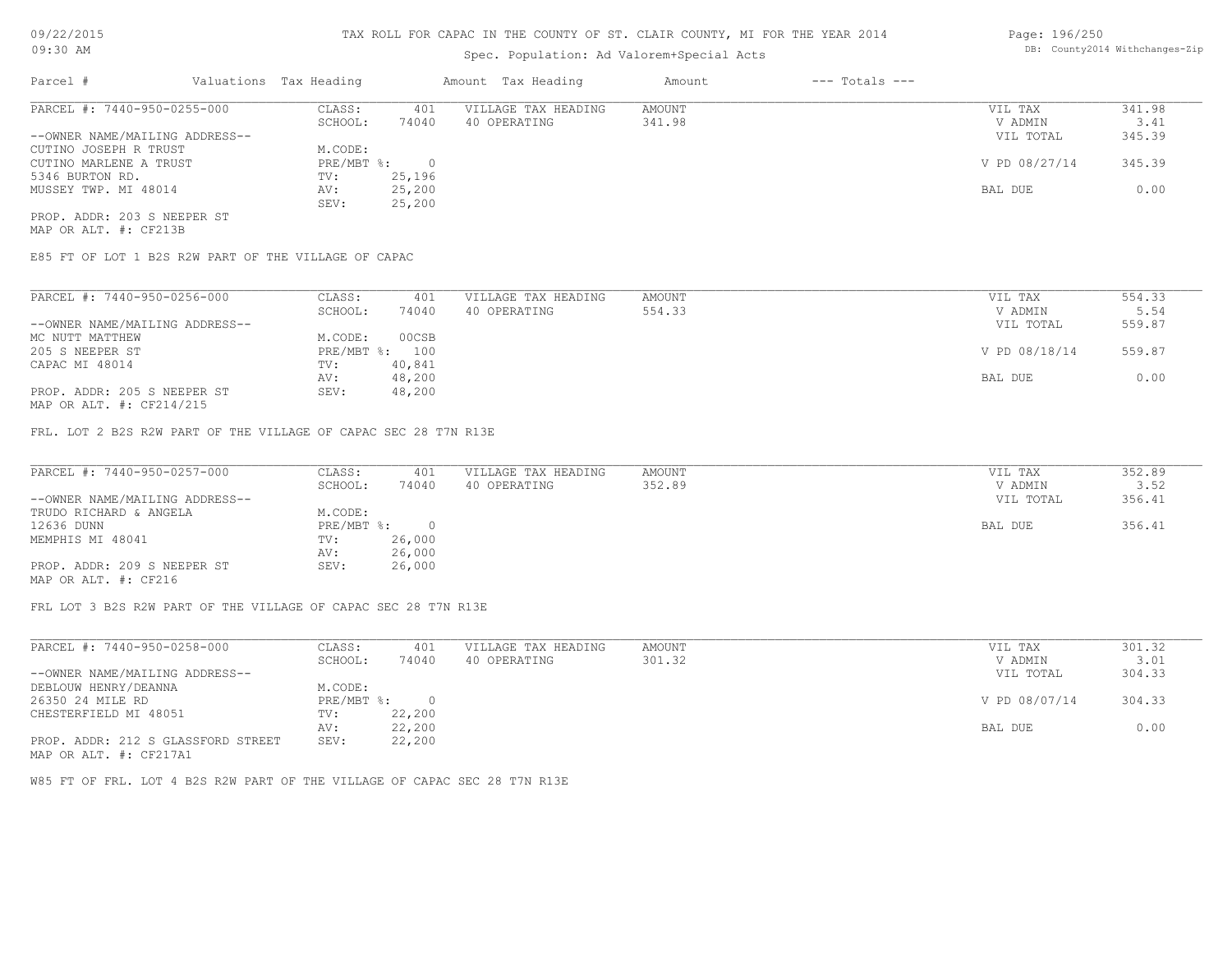# TAX ROLL FOR CAPAC IN THE COUNTY OF ST. CLAIR COUNTY, MI FOR THE YEAR 2014

Spec. Population: Ad Valorem+Special Acts

09/22/2015
09:30 AM

DB: County2014 Withchanges-Zip

| Parcel # | Valuations | Tax Heading | Amount | Tax Heading | Amount | --- Totals --- | |
|---|---|---|---|---|---|---|---|

**PARCEL #: 7440-950-0255-000**

| | | | | | |
|---|---|---|---|---|---|
| CLASS: | 401 | VILLAGE TAX HEADING | AMOUNT | VIL TAX | 341.98 |
| SCHOOL: | 74040 | 40 OPERATING | 341.98 | V ADMIN | 3.41 |
| M.CODE: | | | | VIL TOTAL | 345.39 |
| PRE/MBT %: | 0 | | | V PD 08/27/14 | 345.39 |
| TV: | 25,196 | | | | |
| AV: | 25,200 | | | BAL DUE | 0.00 |
| SEV: | 25,200 | | | | |

--OWNER NAME/MAILING ADDRESS--
CUTINO JOSEPH R TRUST
CUTINO MARLENE A TRUST
5346 BURTON RD.
MUSSEY TWP. MI 48014

PROP. ADDR: 203 S NEEPER ST
MAP OR ALT. #: CF213B

E85 FT OF LOT 1 B2S R2W PART OF THE VILLAGE OF CAPAC

**PARCEL #: 7440-950-0256-000**

| | | | | | |
|---|---|---|---|---|---|
| CLASS: | 401 | VILLAGE TAX HEADING | AMOUNT | VIL TAX | 554.33 |
| SCHOOL: | 74040 | 40 OPERATING | 554.33 | V ADMIN | 5.54 |
| M.CODE: | 00CSB | | | VIL TOTAL | 559.87 |
| PRE/MBT %: | 100 | | | V PD 08/18/14 | 559.87 |
| TV: | 40,841 | | | | |
| AV: | 48,200 | | | BAL DUE | 0.00 |
| SEV: | 48,200 | | | | |

--OWNER NAME/MAILING ADDRESS--
MC NUTT MATTHEW
205 S NEEPER ST
CAPAC MI 48014

PROP. ADDR: 205 S NEEPER ST
MAP OR ALT. #: CF214/215

FRL. LOT 2 B2S R2W PART OF THE VILLAGE OF CAPAC SEC 28 T7N R13E

**PARCEL #: 7440-950-0257-000**

| | | | | | |
|---|---|---|---|---|---|
| CLASS: | 401 | VILLAGE TAX HEADING | AMOUNT | VIL TAX | 352.89 |
| SCHOOL: | 74040 | 40 OPERATING | 352.89 | V ADMIN | 3.52 |
| M.CODE: | | | | VIL TOTAL | 356.41 |
| PRE/MBT %: | 0 | | | BAL DUE | 356.41 |
| TV: | 26,000 | | | | |
| AV: | 26,000 | | | | |
| SEV: | 26,000 | | | | |

--OWNER NAME/MAILING ADDRESS--
TRUDO RICHARD & ANGELA
12636 DUNN
MEMPHIS MI 48041

PROP. ADDR: 209 S NEEPER ST
MAP OR ALT. #: CF216

FRL LOT 3 B2S R2W PART OF THE VILLAGE OF CAPAC SEC 28 T7N R13E

**PARCEL #: 7440-950-0258-000**

| | | | | | |
|---|---|---|---|---|---|
| CLASS: | 401 | VILLAGE TAX HEADING | AMOUNT | VIL TAX | 301.32 |
| SCHOOL: | 74040 | 40 OPERATING | 301.32 | V ADMIN | 3.01 |
| M.CODE: | | | | VIL TOTAL | 304.33 |
| PRE/MBT %: | 0 | | | V PD 08/07/14 | 304.33 |
| TV: | 22,200 | | | | |
| AV: | 22,200 | | | BAL DUE | 0.00 |
| SEV: | 22,200 | | | | |

--OWNER NAME/MAILING ADDRESS--
DEBLOUW HENRY/DEANNA
26350 24 MILE RD
CHESTERFIELD MI 48051

PROP. ADDR: 212 S GLASSFORD STREET
MAP OR ALT. #: CF217A1

W85 FT OF FRL. LOT 4 B2S R2W PART OF THE VILLAGE OF CAPAC SEC 28 T7N R13E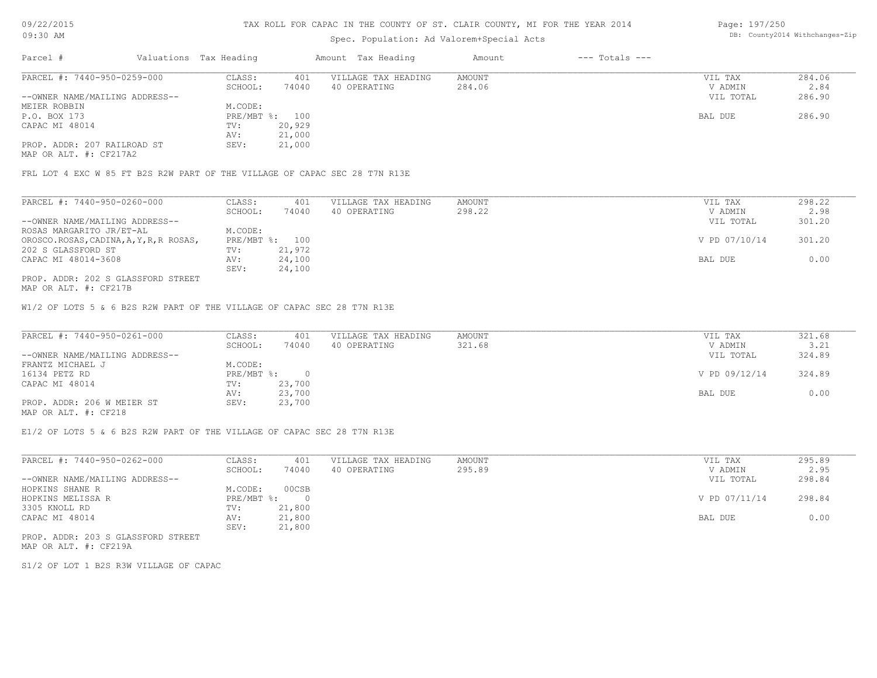TAX ROLL FOR CAPAC IN THE COUNTY OF ST. CLAIR COUNTY, MI FOR THE YEAR 2014

Spec. Population: Ad Valorem+Special Acts

| Parcel # | Valuations Tax Heading | Amount Tax Heading | Amount | --- Totals --- |
|---|---|---|---|---|

---

PARCEL #: 7440-950-0259-000

| | | | | | |
|---|---|---|---|---|---|
| CLASS: | 401 | VILLAGE TAX HEADING | AMOUNT | VIL TAX | 284.06 |
| SCHOOL: | 74040 | 40 OPERATING | 284.06 | V ADMIN | 2.84 |
| M.CODE: | | | | VIL TOTAL | 286.90 |
| PRE/MBT %: | 100 | | | BAL DUE | 286.90 |
| TV: | 20,929 | | | | |
| AV: | 21,000 | | | | |
| SEV: | 21,000 | | | | |

--OWNER NAME/MAILING ADDRESS--
MEIER ROBBIN
P.O. BOX 173
CAPAC MI 48014

PROP. ADDR: 207 RAILROAD ST
MAP OR ALT. #: CF217A2

FRL LOT 4 EXC W 85 FT B2S R2W PART OF THE VILLAGE OF CAPAC SEC 28 T7N R13E

---

PARCEL #: 7440-950-0260-000

| | | | | | |
|---|---|---|---|---|---|
| CLASS: | 401 | VILLAGE TAX HEADING | AMOUNT | VIL TAX | 298.22 |
| SCHOOL: | 74040 | 40 OPERATING | 298.22 | V ADMIN | 2.98 |
| M.CODE: | | | | VIL TOTAL | 301.20 |
| PRE/MBT %: | 100 | | | V PD 07/10/14 | 301.20 |
| TV: | 21,972 | | | | |
| AV: | 24,100 | | | BAL DUE | 0.00 |
| SEV: | 24,100 | | | | |

--OWNER NAME/MAILING ADDRESS--
ROSAS MARGARITO JR/ET-AL
OROSCO.ROSAS,CADINA,A,Y,R,R ROSAS,
202 S GLASSFORD ST
CAPAC MI 48014-3608

PROP. ADDR: 202 S GLASSFORD STREET
MAP OR ALT. #: CF217B

W1/2 OF LOTS 5 & 6 B2S R2W PART OF THE VILLAGE OF CAPAC SEC 28 T7N R13E

---

PARCEL #: 7440-950-0261-000

| | | | | | |
|---|---|---|---|---|---|
| CLASS: | 401 | VILLAGE TAX HEADING | AMOUNT | VIL TAX | 321.68 |
| SCHOOL: | 74040 | 40 OPERATING | 321.68 | V ADMIN | 3.21 |
| M.CODE: | | | | VIL TOTAL | 324.89 |
| PRE/MBT %: | 0 | | | V PD 09/12/14 | 324.89 |
| TV: | 23,700 | | | | |
| AV: | 23,700 | | | BAL DUE | 0.00 |
| SEV: | 23,700 | | | | |

--OWNER NAME/MAILING ADDRESS--
FRANTZ MICHAEL J
16134 PETZ RD
CAPAC MI 48014

PROP. ADDR: 206 W MEIER ST
MAP OR ALT. #: CF218

E1/2 OF LOTS 5 & 6 B2S R2W PART OF THE VILLAGE OF CAPAC SEC 28 T7N R13E

---

PARCEL #: 7440-950-0262-000

| | | | | | |
|---|---|---|---|---|---|
| CLASS: | 401 | VILLAGE TAX HEADING | AMOUNT | VIL TAX | 295.89 |
| SCHOOL: | 74040 | 40 OPERATING | 295.89 | V ADMIN | 2.95 |
| M.CODE: | 00CSB | | | VIL TOTAL | 298.84 |
| PRE/MBT %: | 0 | | | V PD 07/11/14 | 298.84 |
| TV: | 21,800 | | | | |
| AV: | 21,800 | | | BAL DUE | 0.00 |
| SEV: | 21,800 | | | | |

--OWNER NAME/MAILING ADDRESS--
HOPKINS SHANE R
HOPKINS MELISSA R
3305 KNOLL RD
CAPAC MI 48014

PROP. ADDR: 203 S GLASSFORD STREET
MAP OR ALT. #: CF219A

S1/2 OF LOT 1 B2S R3W VILLAGE OF CAPAC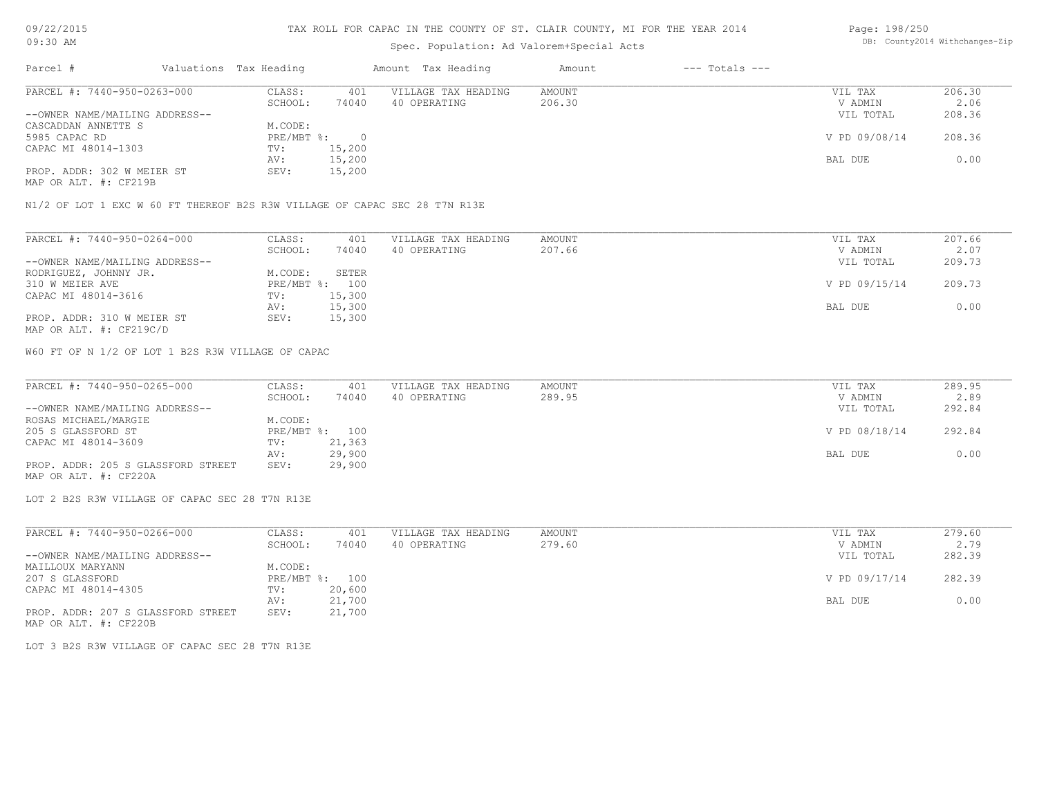# TAX ROLL FOR CAPAC IN THE COUNTY OF ST. CLAIR COUNTY, MI FOR THE YEAR 2014

Spec. Population: Ad Valorem+Special Acts

09/22/2015
09:30 AM

DB: County2014 Withchanges-Zip

| Parcel # | Valuations | Tax Heading | Amount | Tax Heading | Amount | --- Totals --- | |
|---|---|---|---|---|---|---|---|

---

PARCEL #: 7440-950-0263-000

| | | | | | | |
|---|---|---|---|---|---|---|
| CLASS: | 401 | VILLAGE TAX HEADING | AMOUNT | | VIL TAX | 206.30 |
| SCHOOL: | 74040 | 40 OPERATING | 206.30 | | V ADMIN | 2.06 |
| | | | | | VIL TOTAL | 208.36 |
| M.CODE: | | | | | | |
| PRE/MBT %: | 0 | | | | V PD 09/08/14 | 208.36 |
| TV: | 15,200 | | | | | |
| AV: | 15,200 | | | | BAL DUE | 0.00 |
| SEV: | 15,200 | | | | | |

--OWNER NAME/MAILING ADDRESS--
CASCADDAN ANNETTE S
5985 CAPAC RD
CAPAC MI 48014-1303

PROP. ADDR: 302 W MEIER ST
MAP OR ALT. #: CF219B

N1/2 OF LOT 1 EXC W 60 FT THEREOF B2S R3W VILLAGE OF CAPAC SEC 28 T7N R13E

---

PARCEL #: 7440-950-0264-000

| | | | | | | |
|---|---|---|---|---|---|---|
| CLASS: | 401 | VILLAGE TAX HEADING | AMOUNT | | VIL TAX | 207.66 |
| SCHOOL: | 74040 | 40 OPERATING | 207.66 | | V ADMIN | 2.07 |
| | | | | | VIL TOTAL | 209.73 |
| M.CODE: | SETER | | | | | |
| PRE/MBT %: | 100 | | | | V PD 09/15/14 | 209.73 |
| TV: | 15,300 | | | | | |
| AV: | 15,300 | | | | BAL DUE | 0.00 |
| SEV: | 15,300 | | | | | |

--OWNER NAME/MAILING ADDRESS--
RODRIGUEZ, JOHNNY JR.
310 W MEIER AVE
CAPAC MI 48014-3616

PROP. ADDR: 310 W MEIER ST
MAP OR ALT. #: CF219C/D

W60 FT OF N 1/2 OF LOT 1 B2S R3W VILLAGE OF CAPAC

---

PARCEL #: 7440-950-0265-000

| | | | | | | |
|---|---|---|---|---|---|---|
| CLASS: | 401 | VILLAGE TAX HEADING | AMOUNT | | VIL TAX | 289.95 |
| SCHOOL: | 74040 | 40 OPERATING | 289.95 | | V ADMIN | 2.89 |
| | | | | | VIL TOTAL | 292.84 |
| M.CODE: | | | | | | |
| PRE/MBT %: | 100 | | | | V PD 08/18/14 | 292.84 |
| TV: | 21,363 | | | | | |
| AV: | 29,900 | | | | BAL DUE | 0.00 |
| SEV: | 29,900 | | | | | |

--OWNER NAME/MAILING ADDRESS--
ROSAS MICHAEL/MARGIE
205 S GLASSFORD ST
CAPAC MI 48014-3609

PROP. ADDR: 205 S GLASSFORD STREET
MAP OR ALT. #: CF220A

LOT 2 B2S R3W VILLAGE OF CAPAC SEC 28 T7N R13E

---

PARCEL #: 7440-950-0266-000

| | | | | | | |
|---|---|---|---|---|---|---|
| CLASS: | 401 | VILLAGE TAX HEADING | AMOUNT | | VIL TAX | 279.60 |
| SCHOOL: | 74040 | 40 OPERATING | 279.60 | | V ADMIN | 2.79 |
| | | | | | VIL TOTAL | 282.39 |
| M.CODE: | | | | | | |
| PRE/MBT %: | 100 | | | | V PD 09/17/14 | 282.39 |
| TV: | 20,600 | | | | | |
| AV: | 21,700 | | | | BAL DUE | 0.00 |
| SEV: | 21,700 | | | | | |

--OWNER NAME/MAILING ADDRESS--
MAILLOUX MARYANN
207 S GLASSFORD
CAPAC MI 48014-4305

PROP. ADDR: 207 S GLASSFORD STREET
MAP OR ALT. #: CF220B

LOT 3 B2S R3W VILLAGE OF CAPAC SEC 28 T7N R13E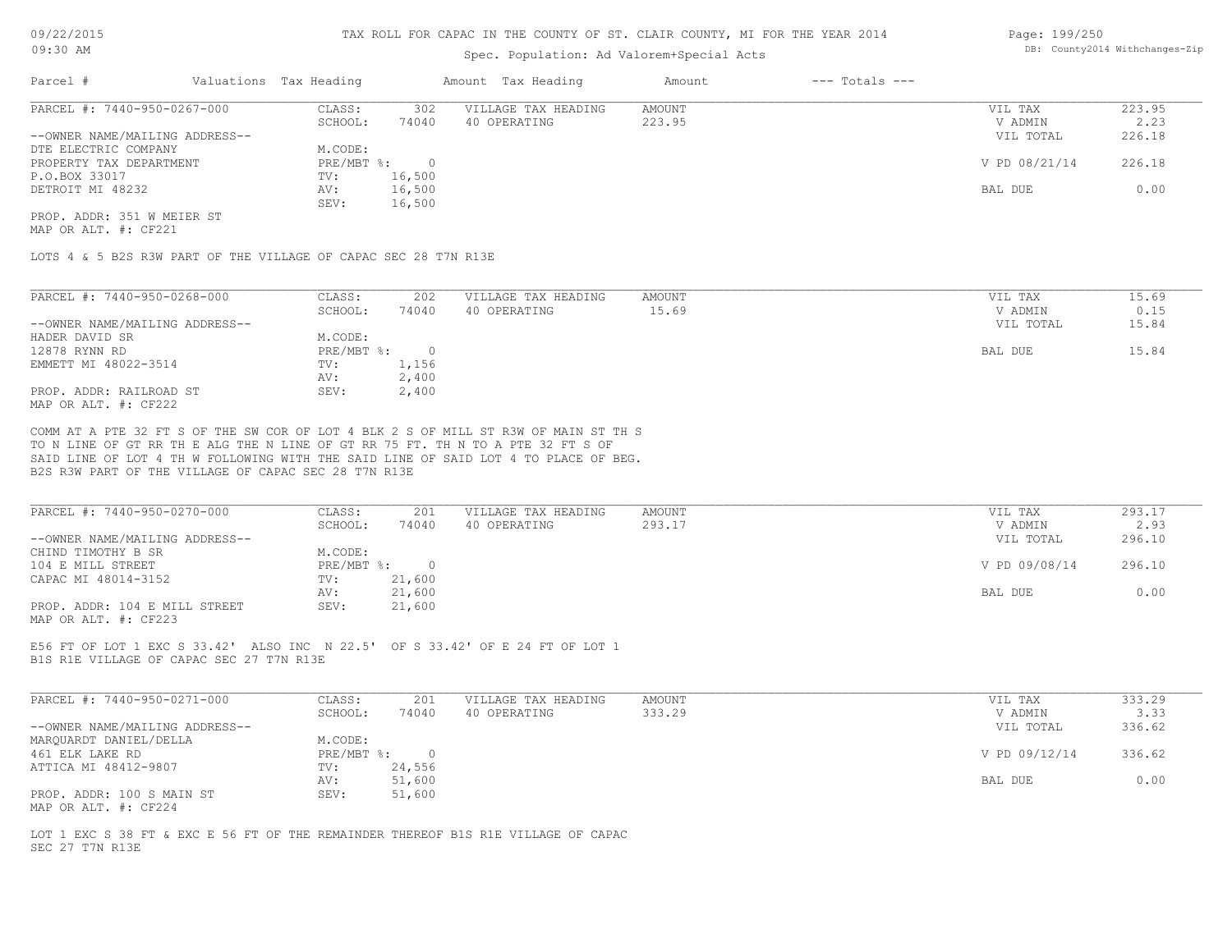# TAX ROLL FOR CAPAC IN THE COUNTY OF ST. CLAIR COUNTY, MI FOR THE YEAR 2014

Spec. Population: Ad Valorem+Special Acts

DB: County2014 Withchanges-Zip

| Parcel # | Valuations | Tax Heading | Amount | Tax Heading | Amount | --- Totals --- | |
|---|---|---|---|---|---|---|---|

## PARCEL #: 7440-950-0267-000

| | | | | | | |
|---|---|---|---|---|---|---|
| | CLASS: | 302 | VILLAGE TAX HEADING | AMOUNT | VIL TAX | 223.95 |
| | SCHOOL: | 74040 | 40 OPERATING | 223.95 | V ADMIN | 2.23 |
| --OWNER NAME/MAILING ADDRESS-- | | | | | VIL TOTAL | 226.18 |
| DTE ELECTRIC COMPANY | M.CODE: | | | | | |
| PROPERTY TAX DEPARTMENT | PRE/MBT %: | 0 | | | V PD 08/21/14 | 226.18 |
| P.O.BOX 33017 | TV: | 16,500 | | | | |
| DETROIT MI 48232 | AV: | 16,500 | | | BAL DUE | 0.00 |
| | SEV: | 16,500 | | | | |

PROP. ADDR: 351 W MEIER ST
MAP OR ALT. #: CF221

LOTS 4 & 5 B2S R3W PART OF THE VILLAGE OF CAPAC SEC 28 T7N R13E

## PARCEL #: 7440-950-0268-000

| | | | | | | |
|---|---|---|---|---|---|---|
| | CLASS: | 202 | VILLAGE TAX HEADING | AMOUNT | VIL TAX | 15.69 |
| | SCHOOL: | 74040 | 40 OPERATING | 15.69 | V ADMIN | 0.15 |
| --OWNER NAME/MAILING ADDRESS-- | | | | | VIL TOTAL | 15.84 |
| HADER DAVID SR | M.CODE: | | | | | |
| 12878 RYNN RD | PRE/MBT %: | 0 | | | BAL DUE | 15.84 |
| EMMETT MI 48022-3514 | TV: | 1,156 | | | | |
| | AV: | 2,400 | | | | |
| PROP. ADDR: RAILROAD ST | SEV: | 2,400 | | | | |

MAP OR ALT. #: CF222

COMM AT A PTE 32 FT S OF THE SW COR OF LOT 4 BLK 2 S OF MILL ST R3W OF MAIN ST TH S
TO N LINE OF GT RR TH E ALG THE N LINE OF GT RR 75 FT. TH N TO A PTE 32 FT S OF
SAID LINE OF LOT 4 TH W FOLLOWING WITH THE SAID LINE OF SAID LOT 4 TO PLACE OF BEG.
B2S R3W PART OF THE VILLAGE OF CAPAC SEC 28 T7N R13E

## PARCEL #: 7440-950-0270-000

| | | | | | | |
|---|---|---|---|---|---|---|
| | CLASS: | 201 | VILLAGE TAX HEADING | AMOUNT | VIL TAX | 293.17 |
| | SCHOOL: | 74040 | 40 OPERATING | 293.17 | V ADMIN | 2.93 |
| --OWNER NAME/MAILING ADDRESS-- | | | | | VIL TOTAL | 296.10 |
| CHIND TIMOTHY B SR | M.CODE: | | | | | |
| 104 E MILL STREET | PRE/MBT %: | 0 | | | V PD 09/08/14 | 296.10 |
| CAPAC MI 48014-3152 | TV: | 21,600 | | | | |
| | AV: | 21,600 | | | BAL DUE | 0.00 |
| PROP. ADDR: 104 E MILL STREET | SEV: | 21,600 | | | | |

MAP OR ALT. #: CF223

E56 FT OF LOT 1 EXC S 33.42' ALSO INC N 22.5' OF S 33.42' OF E 24 FT OF LOT 1
B1S R1E VILLAGE OF CAPAC SEC 27 T7N R13E

## PARCEL #: 7440-950-0271-000

| | | | | | | |
|---|---|---|---|---|---|---|
| | CLASS: | 201 | VILLAGE TAX HEADING | AMOUNT | VIL TAX | 333.29 |
| | SCHOOL: | 74040 | 40 OPERATING | 333.29 | V ADMIN | 3.33 |
| --OWNER NAME/MAILING ADDRESS-- | | | | | VIL TOTAL | 336.62 |
| MARQUARDT DANIEL/DELLA | M.CODE: | | | | | |
| 461 ELK LAKE RD | PRE/MBT %: | 0 | | | V PD 09/12/14 | 336.62 |
| ATTICA MI 48412-9807 | TV: | 24,556 | | | | |
| | AV: | 51,600 | | | BAL DUE | 0.00 |
| PROP. ADDR: 100 S MAIN ST | SEV: | 51,600 | | | | |

MAP OR ALT. #: CF224

LOT 1 EXC S 38 FT & EXC E 56 FT OF THE REMAINDER THEREOF B1S R1E VILLAGE OF CAPAC
SEC 27 T7N R13E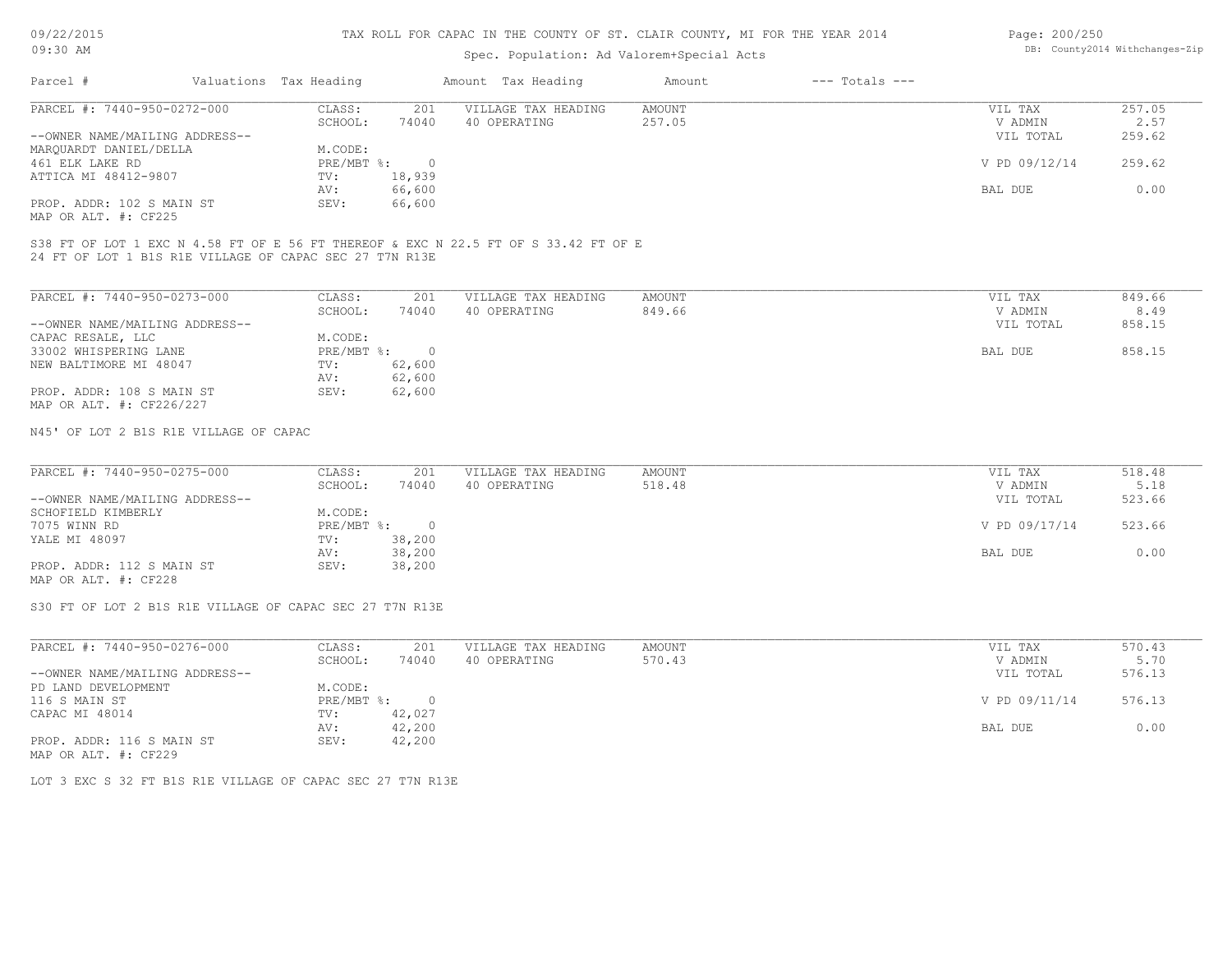# TAX ROLL FOR CAPAC IN THE COUNTY OF ST. CLAIR COUNTY, MI FOR THE YEAR 2014

Spec. Population: Ad Valorem+Special Acts

09/22/2015
09:30 AM

DB: County2014 Withchanges-Zip

| Parcel # | Valuations | Tax Heading | Amount | Tax Heading | Amount | --- Totals --- | |
|---|---|---|---|---|---|---|---|

**PARCEL #: 7440-950-0272-000**

| | | | | | |
|---|---|---|---|---|---|
| CLASS: | 201 | VILLAGE TAX HEADING | AMOUNT | VIL TAX | 257.05 |
| SCHOOL: | 74040 | 40 OPERATING | 257.05 | V ADMIN | 2.57 |
| M.CODE: | | | | VIL TOTAL | 259.62 |
| PRE/MBT %: | 0 | | | V PD 09/12/14 | 259.62 |
| TV: | 18,939 | | | | |
| AV: | 66,600 | | | BAL DUE | 0.00 |
| SEV: | 66,600 | | | | |

--OWNER NAME/MAILING ADDRESS--
MARQUARDT DANIEL/DELLA
461 ELK LAKE RD
ATTICA MI 48412-9807

PROP. ADDR: 102 S MAIN ST
MAP OR ALT. #: CF225

S38 FT OF LOT 1 EXC N 4.58 FT OF E 56 FT THEREOF & EXC N 22.5 FT OF S 33.42 FT OF E 24 FT OF LOT 1 B1S R1E VILLAGE OF CAPAC SEC 27 T7N R13E

**PARCEL #: 7440-950-0273-000**

| | | | | | |
|---|---|---|---|---|---|
| CLASS: | 201 | VILLAGE TAX HEADING | AMOUNT | VIL TAX | 849.66 |
| SCHOOL: | 74040 | 40 OPERATING | 849.66 | V ADMIN | 8.49 |
| M.CODE: | | | | VIL TOTAL | 858.15 |
| PRE/MBT %: | 0 | | | BAL DUE | 858.15 |
| TV: | 62,600 | | | | |
| AV: | 62,600 | | | | |
| SEV: | 62,600 | | | | |

--OWNER NAME/MAILING ADDRESS--
CAPAC RESALE, LLC
33002 WHISPERING LANE
NEW BALTIMORE MI 48047

PROP. ADDR: 108 S MAIN ST
MAP OR ALT. #: CF226/227

N45' OF LOT 2 B1S R1E VILLAGE OF CAPAC

**PARCEL #: 7440-950-0275-000**

| | | | | | |
|---|---|---|---|---|---|
| CLASS: | 201 | VILLAGE TAX HEADING | AMOUNT | VIL TAX | 518.48 |
| SCHOOL: | 74040 | 40 OPERATING | 518.48 | V ADMIN | 5.18 |
| M.CODE: | | | | VIL TOTAL | 523.66 |
| PRE/MBT %: | 0 | | | V PD 09/17/14 | 523.66 |
| TV: | 38,200 | | | | |
| AV: | 38,200 | | | BAL DUE | 0.00 |
| SEV: | 38,200 | | | | |

--OWNER NAME/MAILING ADDRESS--
SCHOFIELD KIMBERLY
7075 WINN RD
YALE MI 48097

PROP. ADDR: 112 S MAIN ST
MAP OR ALT. #: CF228

S30 FT OF LOT 2 B1S R1E VILLAGE OF CAPAC SEC 27 T7N R13E

**PARCEL #: 7440-950-0276-000**

| | | | | | |
|---|---|---|---|---|---|
| CLASS: | 201 | VILLAGE TAX HEADING | AMOUNT | VIL TAX | 570.43 |
| SCHOOL: | 74040 | 40 OPERATING | 570.43 | V ADMIN | 5.70 |
| M.CODE: | | | | VIL TOTAL | 576.13 |
| PRE/MBT %: | 0 | | | V PD 09/11/14 | 576.13 |
| TV: | 42,027 | | | | |
| AV: | 42,200 | | | BAL DUE | 0.00 |
| SEV: | 42,200 | | | | |

--OWNER NAME/MAILING ADDRESS--
PD LAND DEVELOPMENT
116 S MAIN ST
CAPAC MI 48014

PROP. ADDR: 116 S MAIN ST
MAP OR ALT. #: CF229

LOT 3 EXC S 32 FT B1S R1E VILLAGE OF CAPAC SEC 27 T7N R13E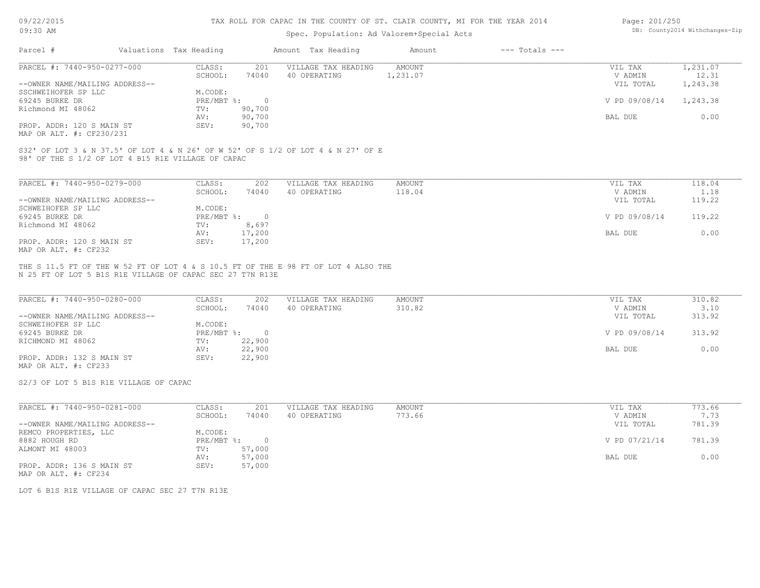TAX ROLL FOR CAPAC IN THE COUNTY OF ST. CLAIR COUNTY, MI FOR THE YEAR 2014

Spec. Population: Ad Valorem+Special Acts

| Parcel # | Valuations | Tax Heading | Amount | Tax Heading | Amount | --- Totals --- |
|---|---|---|---|---|---|---|

**PARCEL #: 7440-950-0277-000**

| | | | | | |
|---|---|---|---|---|---|
| CLASS: | 201 | VILLAGE TAX HEADING | AMOUNT | VIL TAX | 1,231.07 |
| SCHOOL: | 74040 | 40 OPERATING | 1,231.07 | V ADMIN | 12.31 |
| | | | | VIL TOTAL | 1,243.38 |
| M.CODE: | | | | | |
| PRE/MBT %: | 0 | | | V PD 09/08/14 | 1,243.38 |
| TV: | 90,700 | | | | |
| AV: | 90,700 | | | BAL DUE | 0.00 |
| SEV: | 90,700 | | | | |

--OWNER NAME/MAILING ADDRESS--
SSCHWEIHOFER SP LLC
69245 BURKE DR
Richmond MI 48062

PROP. ADDR: 120 S MAIN ST
MAP OR ALT. #: CF230/231

S32' OF LOT 3 & N 37.5' OF LOT 4 & N 26' OF W 52' OF S 1/2 OF LOT 4 & N 27' OF E 98' OF THE S 1/2 OF LOT 4 B15 R1E VILLAGE OF CAPAC

**PARCEL #: 7440-950-0279-000**

| | | | | | |
|---|---|---|---|---|---|
| CLASS: | 202 | VILLAGE TAX HEADING | AMOUNT | VIL TAX | 118.04 |
| SCHOOL: | 74040 | 40 OPERATING | 118.04 | V ADMIN | 1.18 |
| | | | | VIL TOTAL | 119.22 |
| M.CODE: | | | | | |
| PRE/MBT %: | 0 | | | V PD 09/08/14 | 119.22 |
| TV: | 8,697 | | | | |
| AV: | 17,200 | | | BAL DUE | 0.00 |
| SEV: | 17,200 | | | | |

--OWNER NAME/MAILING ADDRESS--
SCHWEIHOFER SP LLC
69245 BURKE DR
Richmond MI 48062

PROP. ADDR: 120 S MAIN ST
MAP OR ALT. #: CF232

THE S 11.5 FT OF THE W 52 FT OF LOT 4 & S 10.5 FT OF THE E 98 FT OF LOT 4 ALSO THE N 25 FT OF LOT 5 B1S R1E VILLAGE OF CAPAC SEC 27 T7N R13E

**PARCEL #: 7440-950-0280-000**

| | | | | | |
|---|---|---|---|---|---|
| CLASS: | 202 | VILLAGE TAX HEADING | AMOUNT | VIL TAX | 310.82 |
| SCHOOL: | 74040 | 40 OPERATING | 310.82 | V ADMIN | 3.10 |
| | | | | VIL TOTAL | 313.92 |
| M.CODE: | | | | | |
| PRE/MBT %: | 0 | | | V PD 09/08/14 | 313.92 |
| TV: | 22,900 | | | | |
| AV: | 22,900 | | | BAL DUE | 0.00 |
| SEV: | 22,900 | | | | |

--OWNER NAME/MAILING ADDRESS--
SCHWEIHOFER SP LLC
69245 BURKE DR
RICHMOND MI 48062

PROP. ADDR: 132 S MAIN ST
MAP OR ALT. #: CF233

S2/3 OF LOT 5 B1S R1E VILLAGE OF CAPAC

**PARCEL #: 7440-950-0281-000**

| | | | | | |
|---|---|---|---|---|---|
| CLASS: | 201 | VILLAGE TAX HEADING | AMOUNT | VIL TAX | 773.66 |
| SCHOOL: | 74040 | 40 OPERATING | 773.66 | V ADMIN | 7.73 |
| | | | | VIL TOTAL | 781.39 |
| M.CODE: | | | | | |
| PRE/MBT %: | 0 | | | V PD 07/21/14 | 781.39 |
| TV: | 57,000 | | | | |
| AV: | 57,000 | | | BAL DUE | 0.00 |
| SEV: | 57,000 | | | | |

--OWNER NAME/MAILING ADDRESS--
REMCO PROPERTIES, LLC
8882 HOUGH RD
ALMONT MI 48003

PROP. ADDR: 136 S MAIN ST
MAP OR ALT. #: CF234

LOT 6 B1S R1E VILLAGE OF CAPAC SEC 27 T7N R13E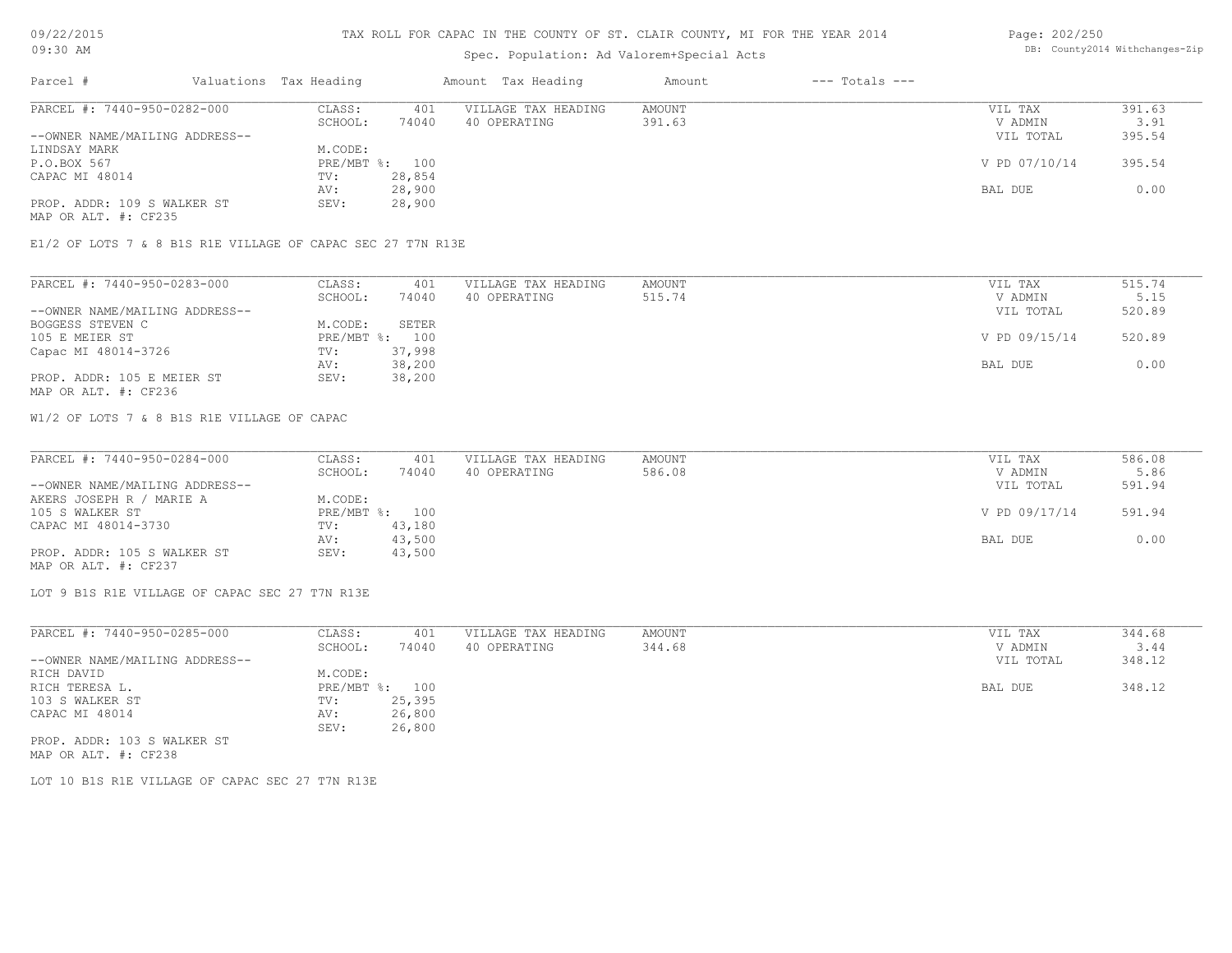# TAX ROLL FOR CAPAC IN THE COUNTY OF ST. CLAIR COUNTY, MI FOR THE YEAR 2014

Spec. Population: Ad Valorem+Special Acts

09/22/2015 09:30 AM

DB: County2014 Withchanges-Zip

| Parcel # | Valuations | Tax Heading | Amount | Tax Heading | Amount | --- Totals --- | |
|---|---|---|---|---|---|---|---|

**PARCEL #: 7440-950-0282-000**

| | | | | | |
|---|---|---|---|---|---|
| CLASS: | 401 | VILLAGE TAX HEADING | AMOUNT | VIL TAX | 391.63 |
| SCHOOL: | 74040 | 40 OPERATING | 391.63 | V ADMIN | 3.91 |
| M.CODE: | | | | VIL TOTAL | 395.54 |
| PRE/MBT %: | 100 | | | V PD 07/10/14 | 395.54 |
| TV: | 28,854 | | | | |
| AV: | 28,900 | | | BAL DUE | 0.00 |
| SEV: | 28,900 | | | | |

--OWNER NAME/MAILING ADDRESS--
LINDSAY MARK
P.O.BOX 567
CAPAC MI 48014

PROP. ADDR: 109 S WALKER ST
MAP OR ALT. #: CF235

E1/2 OF LOTS 7 & 8 B1S R1E VILLAGE OF CAPAC SEC 27 T7N R13E

**PARCEL #: 7440-950-0283-000**

| | | | | | |
|---|---|---|---|---|---|
| CLASS: | 401 | VILLAGE TAX HEADING | AMOUNT | VIL TAX | 515.74 |
| SCHOOL: | 74040 | 40 OPERATING | 515.74 | V ADMIN | 5.15 |
| M.CODE: | SETER | | | VIL TOTAL | 520.89 |
| PRE/MBT %: | 100 | | | V PD 09/15/14 | 520.89 |
| TV: | 37,998 | | | | |
| AV: | 38,200 | | | BAL DUE | 0.00 |
| SEV: | 38,200 | | | | |

--OWNER NAME/MAILING ADDRESS--
BOGGESS STEVEN C
105 E MEIER ST
Capac MI 48014-3726

PROP. ADDR: 105 E MEIER ST
MAP OR ALT. #: CF236

W1/2 OF LOTS 7 & 8 B1S R1E VILLAGE OF CAPAC

**PARCEL #: 7440-950-0284-000**

| | | | | | |
|---|---|---|---|---|---|
| CLASS: | 401 | VILLAGE TAX HEADING | AMOUNT | VIL TAX | 586.08 |
| SCHOOL: | 74040 | 40 OPERATING | 586.08 | V ADMIN | 5.86 |
| M.CODE: | | | | VIL TOTAL | 591.94 |
| PRE/MBT %: | 100 | | | V PD 09/17/14 | 591.94 |
| TV: | 43,180 | | | | |
| AV: | 43,500 | | | BAL DUE | 0.00 |
| SEV: | 43,500 | | | | |

--OWNER NAME/MAILING ADDRESS--
AKERS JOSEPH R / MARIE A
105 S WALKER ST
CAPAC MI 48014-3730

PROP. ADDR: 105 S WALKER ST
MAP OR ALT. #: CF237

LOT 9 B1S R1E VILLAGE OF CAPAC SEC 27 T7N R13E

**PARCEL #: 7440-950-0285-000**

| | | | | | |
|---|---|---|---|---|---|
| CLASS: | 401 | VILLAGE TAX HEADING | AMOUNT | VIL TAX | 344.68 |
| SCHOOL: | 74040 | 40 OPERATING | 344.68 | V ADMIN | 3.44 |
| M.CODE: | | | | VIL TOTAL | 348.12 |
| PRE/MBT %: | 100 | | | BAL DUE | 348.12 |
| TV: | 25,395 | | | | |
| AV: | 26,800 | | | | |
| SEV: | 26,800 | | | | |

--OWNER NAME/MAILING ADDRESS--
RICH DAVID
RICH TERESA L.
103 S WALKER ST
CAPAC MI 48014

PROP. ADDR: 103 S WALKER ST
MAP OR ALT. #: CF238

LOT 10 B1S R1E VILLAGE OF CAPAC SEC 27 T7N R13E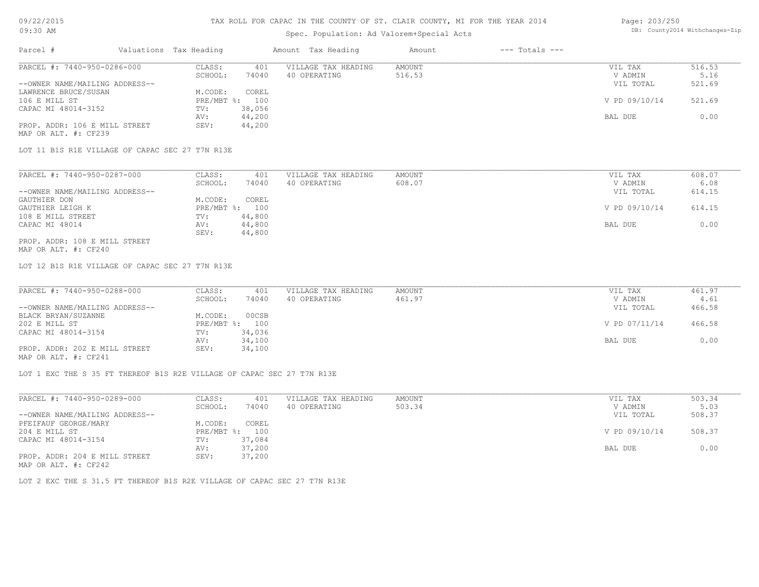TAX ROLL FOR CAPAC IN THE COUNTY OF ST. CLAIR COUNTY, MI FOR THE YEAR 2014

Spec. Population: Ad Valorem+Special Acts

09/22/2015
09:30 AM

DB: County2014 Withchanges-Zip

| Parcel # | Valuations Tax Heading | | Amount Tax Heading | Amount | --- Totals --- | |
|---|---|---|---|---|---|---|

**PARCEL #: 7440-950-0286-000**

| | | | | | |
|---|---|---|---|---|---|
| CLASS: | 401 | VILLAGE TAX HEADING | AMOUNT | VIL TAX | 516.53 |
| SCHOOL: | 74040 | 40 OPERATING | 516.53 | V ADMIN | 5.16 |
| | | | | VIL TOTAL | 521.69 |
| M.CODE: | COREL | | | | |
| PRE/MBT %: | 100 | | | V PD 09/10/14 | 521.69 |
| TV: | 38,056 | | | | |
| AV: | 44,200 | | | BAL DUE | 0.00 |
| SEV: | 44,200 | | | | |

--OWNER NAME/MAILING ADDRESS--
LAWRENCE BRUCE/SUSAN
106 E MILL ST
CAPAC MI 48014-3152

PROP. ADDR: 106 E MILL STREET
MAP OR ALT. #: CF239

LOT 11 B1S R1E VILLAGE OF CAPAC SEC 27 T7N R13E

**PARCEL #: 7440-950-0287-000**

| | | | | | |
|---|---|---|---|---|---|
| CLASS: | 401 | VILLAGE TAX HEADING | AMOUNT | VIL TAX | 608.07 |
| SCHOOL: | 74040 | 40 OPERATING | 608.07 | V ADMIN | 6.08 |
| | | | | VIL TOTAL | 614.15 |
| M.CODE: | COREL | | | | |
| PRE/MBT %: | 100 | | | V PD 09/10/14 | 614.15 |
| TV: | 44,800 | | | | |
| AV: | 44,800 | | | BAL DUE | 0.00 |
| SEV: | 44,800 | | | | |

--OWNER NAME/MAILING ADDRESS--
GAUTHIER DON
GAUTHIER LEIGH K
108 E MILL STREET
CAPAC MI 48014

PROP. ADDR: 108 E MILL STREET
MAP OR ALT. #: CF240

LOT 12 B1S R1E VILLAGE OF CAPAC SEC 27 T7N R13E

**PARCEL #: 7440-950-0288-000**

| | | | | | |
|---|---|---|---|---|---|
| CLASS: | 401 | VILLAGE TAX HEADING | AMOUNT | VIL TAX | 461.97 |
| SCHOOL: | 74040 | 40 OPERATING | 461.97 | V ADMIN | 4.61 |
| | | | | VIL TOTAL | 466.58 |
| M.CODE: | 00CSB | | | | |
| PRE/MBT %: | 100 | | | V PD 07/11/14 | 466.58 |
| TV: | 34,036 | | | | |
| AV: | 34,100 | | | BAL DUE | 0.00 |
| SEV: | 34,100 | | | | |

--OWNER NAME/MAILING ADDRESS--
BLACK BRYAN/SUZANNE
202 E MILL ST
CAPAC MI 48014-3154

PROP. ADDR: 202 E MILL STREET
MAP OR ALT. #: CF241

LOT 1 EXC THE S 35 FT THEREOF B1S R2E VILLAGE OF CAPAC SEC 27 T7N R13E

**PARCEL #: 7440-950-0289-000**

| | | | | | |
|---|---|---|---|---|---|
| CLASS: | 401 | VILLAGE TAX HEADING | AMOUNT | VIL TAX | 503.34 |
| SCHOOL: | 74040 | 40 OPERATING | 503.34 | V ADMIN | 5.03 |
| | | | | VIL TOTAL | 508.37 |
| M.CODE: | COREL | | | | |
| PRE/MBT %: | 100 | | | V PD 09/10/14 | 508.37 |
| TV: | 37,084 | | | | |
| AV: | 37,200 | | | BAL DUE | 0.00 |
| SEV: | 37,200 | | | | |

--OWNER NAME/MAILING ADDRESS--
PFEIFAUF GEORGE/MARY
204 E MILL ST
CAPAC MI 48014-3154

PROP. ADDR: 204 E MILL STREET
MAP OR ALT. #: CF242

LOT 2 EXC THE S 31.5 FT THEREOF B1S R2E VILLAGE OF CAPAC SEC 27 T7N R13E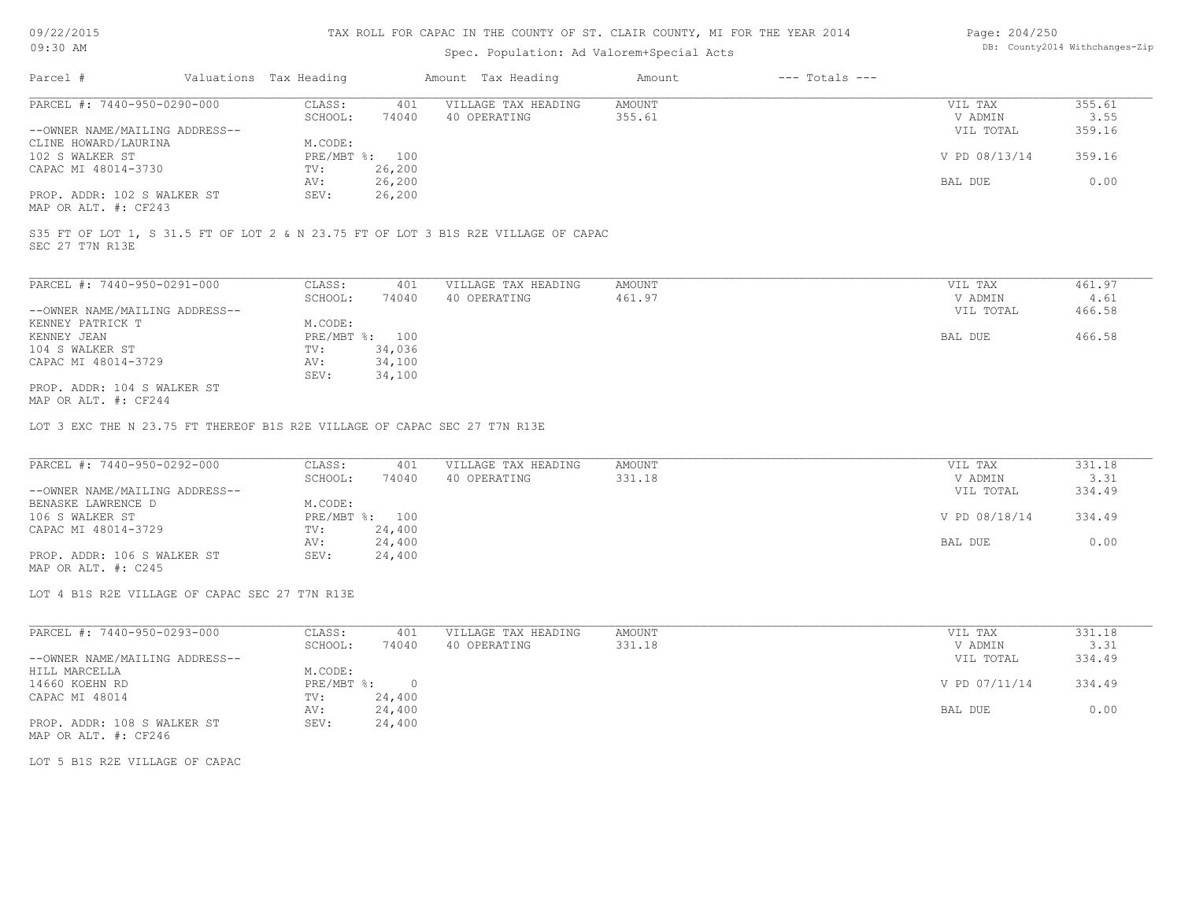TAX ROLL FOR CAPAC IN THE COUNTY OF ST. CLAIR COUNTY, MI FOR THE YEAR 2014

Spec. Population: Ad Valorem+Special Acts

DB: County2014 Withchanges-Zip

| Parcel # | Valuations | Tax Heading | Amount | Tax Heading | Amount | --- Totals --- | |
|---|---|---|---|---|---|---|---|
| PARCEL #: 7440-950-0290-000 | CLASS: | 401 | VILLAGE TAX HEADING | AMOUNT | | VIL TAX | 355.61 |
| | SCHOOL: | 74040 | 40 OPERATING | 355.61 | | V ADMIN | 3.55 |
| --OWNER NAME/MAILING ADDRESS-- | | | | | | VIL TOTAL | 359.16 |
| CLINE HOWARD/LAURINA | M.CODE: | | | | | | |
| 102 S WALKER ST | PRE/MBT %: | 100 | | | | V PD 08/13/14 | 359.16 |
| CAPAC MI 48014-3730 | TV: | 26,200 | | | | | |
| | AV: | 26,200 | | | | BAL DUE | 0.00 |
| PROP. ADDR: 102 S WALKER ST | SEV: | 26,200 | | | | | |
| MAP OR ALT. #: CF243 | | | | | | | |

S35 FT OF LOT 1, S 31.5 FT OF LOT 2 & N 23.75 FT OF LOT 3 B1S R2E VILLAGE OF CAPAC SEC 27 T7N R13E

| Parcel # | Valuations | Tax Heading | Amount | Tax Heading | Amount | --- Totals --- | |
|---|---|---|---|---|---|---|---|
| PARCEL #: 7440-950-0291-000 | CLASS: | 401 | VILLAGE TAX HEADING | AMOUNT | | VIL TAX | 461.97 |
| | SCHOOL: | 74040 | 40 OPERATING | 461.97 | | V ADMIN | 4.61 |
| --OWNER NAME/MAILING ADDRESS-- | | | | | | VIL TOTAL | 466.58 |
| KENNEY PATRICK T | M.CODE: | | | | | | |
| KENNEY JEAN | PRE/MBT %: | 100 | | | | BAL DUE | 466.58 |
| 104 S WALKER ST | TV: | 34,036 | | | | | |
| CAPAC MI 48014-3729 | AV: | 34,100 | | | | | |
| | SEV: | 34,100 | | | | | |
| PROP. ADDR: 104 S WALKER ST | | | | | | | |
| MAP OR ALT. #: CF244 | | | | | | | |

LOT 3 EXC THE N 23.75 FT THEREOF B1S R2E VILLAGE OF CAPAC SEC 27 T7N R13E

| Parcel # | Valuations | Tax Heading | Amount | Tax Heading | Amount | --- Totals --- | |
|---|---|---|---|---|---|---|---|
| PARCEL #: 7440-950-0292-000 | CLASS: | 401 | VILLAGE TAX HEADING | AMOUNT | | VIL TAX | 331.18 |
| | SCHOOL: | 74040 | 40 OPERATING | 331.18 | | V ADMIN | 3.31 |
| --OWNER NAME/MAILING ADDRESS-- | | | | | | VIL TOTAL | 334.49 |
| BENASKE LAWRENCE D | M.CODE: | | | | | | |
| 106 S WALKER ST | PRE/MBT %: | 100 | | | | V PD 08/18/14 | 334.49 |
| CAPAC MI 48014-3729 | TV: | 24,400 | | | | | |
| | AV: | 24,400 | | | | BAL DUE | 0.00 |
| PROP. ADDR: 106 S WALKER ST | SEV: | 24,400 | | | | | |
| MAP OR ALT. #: C245 | | | | | | | |

LOT 4 B1S R2E VILLAGE OF CAPAC SEC 27 T7N R13E

| Parcel # | Valuations | Tax Heading | Amount | Tax Heading | Amount | --- Totals --- | |
|---|---|---|---|---|---|---|---|
| PARCEL #: 7440-950-0293-000 | CLASS: | 401 | VILLAGE TAX HEADING | AMOUNT | | VIL TAX | 331.18 |
| | SCHOOL: | 74040 | 40 OPERATING | 331.18 | | V ADMIN | 3.31 |
| --OWNER NAME/MAILING ADDRESS-- | | | | | | VIL TOTAL | 334.49 |
| HILL MARCELLA | M.CODE: | | | | | | |
| 14660 KOEHN RD | PRE/MBT %: | 0 | | | | V PD 07/11/14 | 334.49 |
| CAPAC MI 48014 | TV: | 24,400 | | | | | |
| | AV: | 24,400 | | | | BAL DUE | 0.00 |
| PROP. ADDR: 108 S WALKER ST | SEV: | 24,400 | | | | | |
| MAP OR ALT. #: CF246 | | | | | | | |

LOT 5 B1S R2E VILLAGE OF CAPAC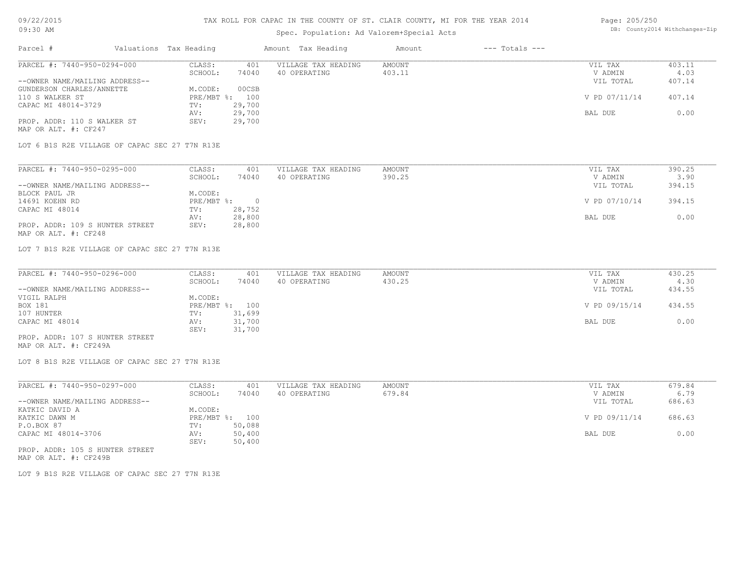TAX ROLL FOR CAPAC IN THE COUNTY OF ST. CLAIR COUNTY, MI FOR THE YEAR 2014

Spec. Population: Ad Valorem+Special Acts

09/22/2015
09:30 AM

DB: County2014 Withchanges-Zip

| Parcel # | Valuations | Tax Heading | Amount | Tax Heading | Amount | --- Totals --- | |
|---|---|---|---|---|---|---|---|
| PARCEL #: 7440-950-0294-000 | CLASS: | 401 | VILLAGE TAX HEADING | AMOUNT | | VIL TAX | 403.11 |
| | SCHOOL: | 74040 | 40 OPERATING | 403.11 | | V ADMIN | 4.03 |
| --OWNER NAME/MAILING ADDRESS-- | | | | | | VIL TOTAL | 407.14 |
| GUNDERSON CHARLES/ANNETTE | M.CODE: | 00CSB | | | | | |
| 110 S WALKER ST | PRE/MBT %: | 100 | | | | V PD 07/11/14 | 407.14 |
| CAPAC MI 48014-3729 | TV: | 29,700 | | | | | |
| | AV: | 29,700 | | | | BAL DUE | 0.00 |
| PROP. ADDR: 110 S WALKER ST | SEV: | 29,700 | | | | | |
| MAP OR ALT. #: CF247 | | | | | | | |

LOT 6 B1S R2E VILLAGE OF CAPAC SEC 27 T7N R13E

| Parcel # | Valuations | Tax Heading | Amount | Tax Heading | Amount | --- Totals --- | |
|---|---|---|---|---|---|---|---|
| PARCEL #: 7440-950-0295-000 | CLASS: | 401 | VILLAGE TAX HEADING | AMOUNT | | VIL TAX | 390.25 |
| | SCHOOL: | 74040 | 40 OPERATING | 390.25 | | V ADMIN | 3.90 |
| --OWNER NAME/MAILING ADDRESS-- | | | | | | VIL TOTAL | 394.15 |
| BLOCK PAUL JR | M.CODE: | | | | | | |
| 14691 KOEHN RD | PRE/MBT %: | 0 | | | | V PD 07/10/14 | 394.15 |
| CAPAC MI 48014 | TV: | 28,752 | | | | | |
| | AV: | 28,800 | | | | BAL DUE | 0.00 |
| PROP. ADDR: 109 S HUNTER STREET | SEV: | 28,800 | | | | | |
| MAP OR ALT. #: CF248 | | | | | | | |

LOT 7 B1S R2E VILLAGE OF CAPAC SEC 27 T7N R13E

| Parcel # | Valuations | Tax Heading | Amount | Tax Heading | Amount | --- Totals --- | |
|---|---|---|---|---|---|---|---|
| PARCEL #: 7440-950-0296-000 | CLASS: | 401 | VILLAGE TAX HEADING | AMOUNT | | VIL TAX | 430.25 |
| | SCHOOL: | 74040 | 40 OPERATING | 430.25 | | V ADMIN | 4.30 |
| --OWNER NAME/MAILING ADDRESS-- | | | | | | VIL TOTAL | 434.55 |
| VIGIL RALPH | M.CODE: | | | | | | |
| BOX 181 | PRE/MBT %: | 100 | | | | V PD 09/15/14 | 434.55 |
| 107 HUNTER | TV: | 31,699 | | | | | |
| CAPAC MI 48014 | AV: | 31,700 | | | | BAL DUE | 0.00 |
| | SEV: | 31,700 | | | | | |
| PROP. ADDR: 107 S HUNTER STREET | | | | | | | |
| MAP OR ALT. #: CF249A | | | | | | | |

LOT 8 B1S R2E VILLAGE OF CAPAC SEC 27 T7N R13E

| Parcel # | Valuations | Tax Heading | Amount | Tax Heading | Amount | --- Totals --- | |
|---|---|---|---|---|---|---|---|
| PARCEL #: 7440-950-0297-000 | CLASS: | 401 | VILLAGE TAX HEADING | AMOUNT | | VIL TAX | 679.84 |
| | SCHOOL: | 74040 | 40 OPERATING | 679.84 | | V ADMIN | 6.79 |
| --OWNER NAME/MAILING ADDRESS-- | | | | | | VIL TOTAL | 686.63 |
| KATKIC DAVID A | M.CODE: | | | | | | |
| KATKIC DAWN M | PRE/MBT %: | 100 | | | | V PD 09/11/14 | 686.63 |
| P.O.BOX 87 | TV: | 50,088 | | | | | |
| CAPAC MI 48014-3706 | AV: | 50,400 | | | | BAL DUE | 0.00 |
| | SEV: | 50,400 | | | | | |
| PROP. ADDR: 105 S HUNTER STREET | | | | | | | |
| MAP OR ALT. #: CF249B | | | | | | | |

LOT 9 B1S R2E VILLAGE OF CAPAC SEC 27 T7N R13E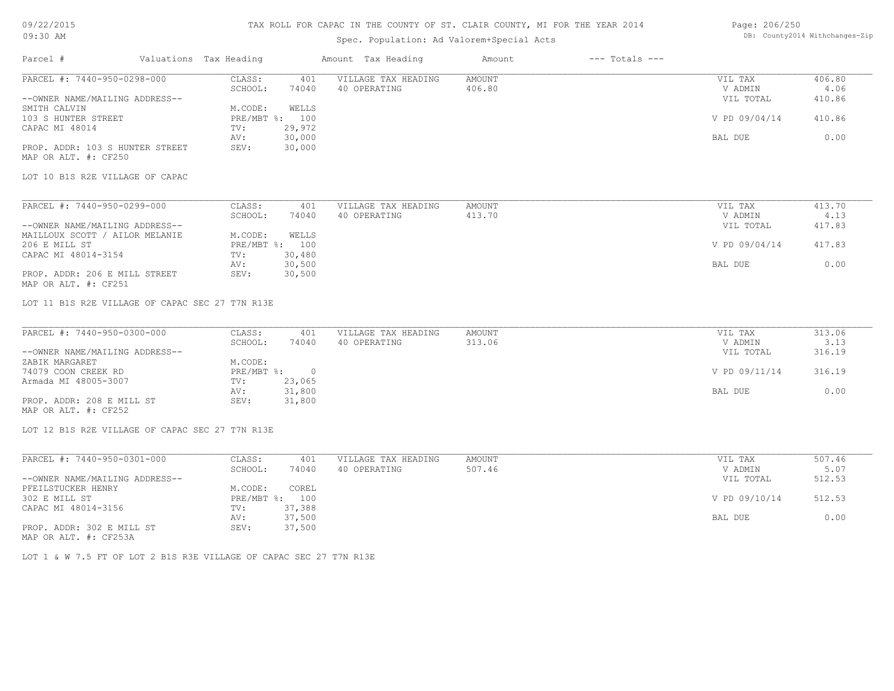# TAX ROLL FOR CAPAC IN THE COUNTY OF ST. CLAIR COUNTY, MI FOR THE YEAR 2014

Spec. Population: Ad Valorem+Special Acts

| Parcel # | Valuations | Tax Heading | Amount | Tax Heading | Amount | --- Totals --- | |
|---|---|---|---|---|---|---|---|
| PARCEL #: 7440-950-0298-000 | CLASS: | 401 | VILLAGE TAX HEADING | AMOUNT | | VIL TAX | 406.80 |
| | SCHOOL: | 74040 | 40 OPERATING | 406.80 | | V ADMIN | 4.06 |
| --OWNER NAME/MAILING ADDRESS-- | | | | | | VIL TOTAL | 410.86 |
| SMITH CALVIN | M.CODE: | WELLS | | | | | |
| 103 S HUNTER STREET | PRE/MBT %: | 100 | | | | V PD 09/04/14 | 410.86 |
| CAPAC MI 48014 | TV: | 29,972 | | | | | |
| | AV: | 30,000 | | | | BAL DUE | 0.00 |
| PROP. ADDR: 103 S HUNTER STREET | SEV: | 30,000 | | | | | |
| MAP OR ALT. #: CF250 | | | | | | | |

LOT 10 B1S R2E VILLAGE OF CAPAC

| Parcel # | Valuations | Tax Heading | Amount | Tax Heading | Amount | --- Totals --- | |
|---|---|---|---|---|---|---|---|
| PARCEL #: 7440-950-0299-000 | CLASS: | 401 | VILLAGE TAX HEADING | AMOUNT | | VIL TAX | 413.70 |
| | SCHOOL: | 74040 | 40 OPERATING | 413.70 | | V ADMIN | 4.13 |
| --OWNER NAME/MAILING ADDRESS-- | | | | | | VIL TOTAL | 417.83 |
| MAILLOUX SCOTT / AILOR MELANIE | M.CODE: | WELLS | | | | | |
| 206 E MILL ST | PRE/MBT %: | 100 | | | | V PD 09/04/14 | 417.83 |
| CAPAC MI 48014-3154 | TV: | 30,480 | | | | | |
| | AV: | 30,500 | | | | BAL DUE | 0.00 |
| PROP. ADDR: 206 E MILL STREET | SEV: | 30,500 | | | | | |
| MAP OR ALT. #: CF251 | | | | | | | |

LOT 11 B1S R2E VILLAGE OF CAPAC SEC 27 T7N R13E

| Parcel # | Valuations | Tax Heading | Amount | Tax Heading | Amount | --- Totals --- | |
|---|---|---|---|---|---|---|---|
| PARCEL #: 7440-950-0300-000 | CLASS: | 401 | VILLAGE TAX HEADING | AMOUNT | | VIL TAX | 313.06 |
| | SCHOOL: | 74040 | 40 OPERATING | 313.06 | | V ADMIN | 3.13 |
| --OWNER NAME/MAILING ADDRESS-- | | | | | | VIL TOTAL | 316.19 |
| ZABIK MARGARET | M.CODE: | | | | | | |
| 74079 COON CREEK RD | PRE/MBT %: | 0 | | | | V PD 09/11/14 | 316.19 |
| Armada MI 48005-3007 | TV: | 23,065 | | | | | |
| | AV: | 31,800 | | | | BAL DUE | 0.00 |
| PROP. ADDR: 208 E MILL ST | SEV: | 31,800 | | | | | |
| MAP OR ALT. #: CF252 | | | | | | | |

LOT 12 B1S R2E VILLAGE OF CAPAC SEC 27 T7N R13E

| Parcel # | Valuations | Tax Heading | Amount | Tax Heading | Amount | --- Totals --- | |
|---|---|---|---|---|---|---|---|
| PARCEL #: 7440-950-0301-000 | CLASS: | 401 | VILLAGE TAX HEADING | AMOUNT | | VIL TAX | 507.46 |
| | SCHOOL: | 74040 | 40 OPERATING | 507.46 | | V ADMIN | 5.07 |
| --OWNER NAME/MAILING ADDRESS-- | | | | | | VIL TOTAL | 512.53 |
| PFEILSTUCKER HENRY | M.CODE: | COREL | | | | | |
| 302 E MILL ST | PRE/MBT %: | 100 | | | | V PD 09/10/14 | 512.53 |
| CAPAC MI 48014-3156 | TV: | 37,388 | | | | | |
| | AV: | 37,500 | | | | BAL DUE | 0.00 |
| PROP. ADDR: 302 E MILL ST | SEV: | 37,500 | | | | | |
| MAP OR ALT. #: CF253A | | | | | | | |

LOT 1 & W 7.5 FT OF LOT 2 B1S R3E VILLAGE OF CAPAC SEC 27 T7N R13E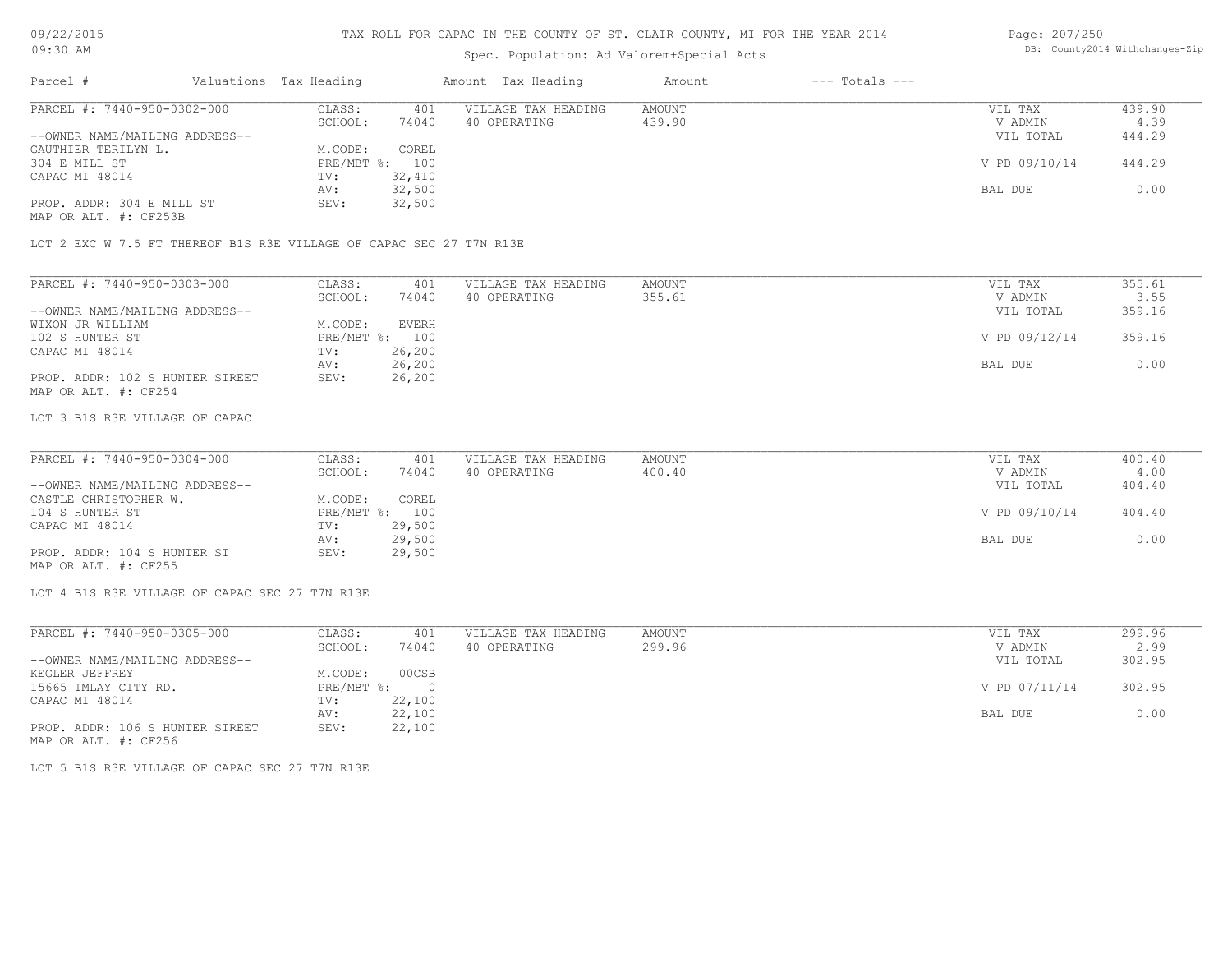# TAX ROLL FOR CAPAC IN THE COUNTY OF ST. CLAIR COUNTY, MI FOR THE YEAR 2014

Spec. Population: Ad Valorem+Special Acts

| Parcel # | Valuations | Tax Heading | Amount | Tax Heading | Amount | --- Totals --- | |
|---|---|---|---|---|---|---|---|
| PARCEL #: 7440-950-0302-000 | CLASS: | 401 | VILLAGE TAX HEADING | AMOUNT | | VIL TAX | 439.90 |
| | SCHOOL: | 74040 | 40 OPERATING | 439.90 | | V ADMIN | 4.39 |
| --OWNER NAME/MAILING ADDRESS-- | | | | | | VIL TOTAL | 444.29 |
| GAUTHIER TERILYN L. | M.CODE: | COREL | | | | | |
| 304 E MILL ST | PRE/MBT %: | 100 | | | | V PD 09/10/14 | 444.29 |
| CAPAC MI 48014 | TV: | 32,410 | | | | | |
| | AV: | 32,500 | | | | BAL DUE | 0.00 |
| PROP. ADDR: 304 E MILL ST | SEV: | 32,500 | | | | | |
| MAP OR ALT. #: CF253B | | | | | | | |

LOT 2 EXC W 7.5 FT THEREOF B1S R3E VILLAGE OF CAPAC SEC 27 T7N R13E

| Parcel # | Valuations | Tax Heading | Amount | Tax Heading | Amount | --- Totals --- | |
|---|---|---|---|---|---|---|---|
| PARCEL #: 7440-950-0303-000 | CLASS: | 401 | VILLAGE TAX HEADING | AMOUNT | | VIL TAX | 355.61 |
| | SCHOOL: | 74040 | 40 OPERATING | 355.61 | | V ADMIN | 3.55 |
| --OWNER NAME/MAILING ADDRESS-- | | | | | | VIL TOTAL | 359.16 |
| WIXON JR WILLIAM | M.CODE: | EVERH | | | | | |
| 102 S HUNTER ST | PRE/MBT %: | 100 | | | | V PD 09/12/14 | 359.16 |
| CAPAC MI 48014 | TV: | 26,200 | | | | | |
| | AV: | 26,200 | | | | BAL DUE | 0.00 |
| PROP. ADDR: 102 S HUNTER STREET | SEV: | 26,200 | | | | | |
| MAP OR ALT. #: CF254 | | | | | | | |

LOT 3 B1S R3E VILLAGE OF CAPAC

| Parcel # | Valuations | Tax Heading | Amount | Tax Heading | Amount | --- Totals --- | |
|---|---|---|---|---|---|---|---|
| PARCEL #: 7440-950-0304-000 | CLASS: | 401 | VILLAGE TAX HEADING | AMOUNT | | VIL TAX | 400.40 |
| | SCHOOL: | 74040 | 40 OPERATING | 400.40 | | V ADMIN | 4.00 |
| --OWNER NAME/MAILING ADDRESS-- | | | | | | VIL TOTAL | 404.40 |
| CASTLE CHRISTOPHER W. | M.CODE: | COREL | | | | | |
| 104 S HUNTER ST | PRE/MBT %: | 100 | | | | V PD 09/10/14 | 404.40 |
| CAPAC MI 48014 | TV: | 29,500 | | | | | |
| | AV: | 29,500 | | | | BAL DUE | 0.00 |
| PROP. ADDR: 104 S HUNTER ST | SEV: | 29,500 | | | | | |
| MAP OR ALT. #: CF255 | | | | | | | |

LOT 4 B1S R3E VILLAGE OF CAPAC SEC 27 T7N R13E

| Parcel # | Valuations | Tax Heading | Amount | Tax Heading | Amount | --- Totals --- | |
|---|---|---|---|---|---|---|---|
| PARCEL #: 7440-950-0305-000 | CLASS: | 401 | VILLAGE TAX HEADING | AMOUNT | | VIL TAX | 299.96 |
| | SCHOOL: | 74040 | 40 OPERATING | 299.96 | | V ADMIN | 2.99 |
| --OWNER NAME/MAILING ADDRESS-- | | | | | | VIL TOTAL | 302.95 |
| KEGLER JEFFREY | M.CODE: | 00CSB | | | | | |
| 15665 IMLAY CITY RD. | PRE/MBT %: | 0 | | | | V PD 07/11/14 | 302.95 |
| CAPAC MI 48014 | TV: | 22,100 | | | | | |
| | AV: | 22,100 | | | | BAL DUE | 0.00 |
| PROP. ADDR: 106 S HUNTER STREET | SEV: | 22,100 | | | | | |
| MAP OR ALT. #: CF256 | | | | | | | |

LOT 5 B1S R3E VILLAGE OF CAPAC SEC 27 T7N R13E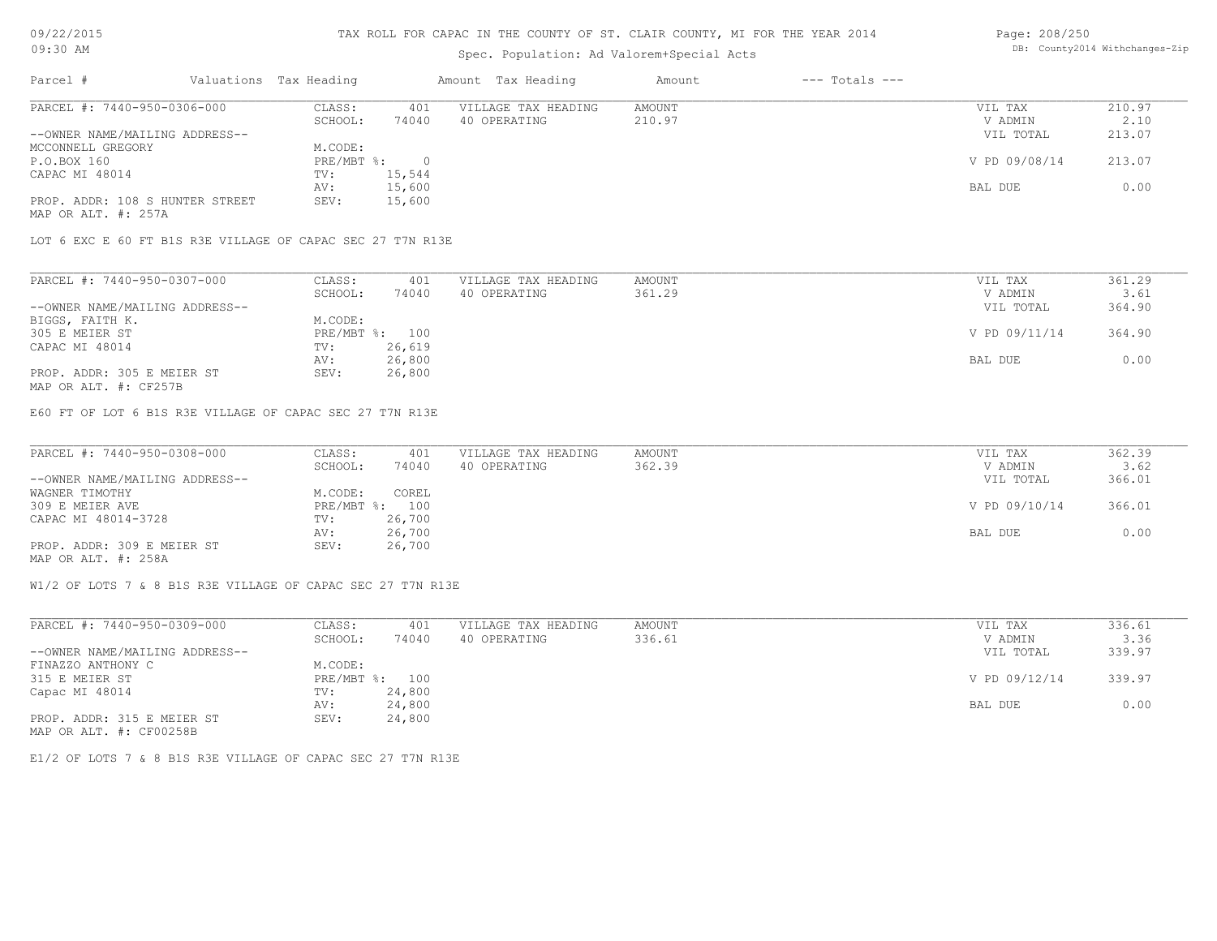TAX ROLL FOR CAPAC IN THE COUNTY OF ST. CLAIR COUNTY, MI FOR THE YEAR 2014

Spec. Population: Ad Valorem+Special Acts

| Parcel # | Valuations | Tax Heading | Amount | Tax Heading | Amount | --- Totals --- | |
|---|---|---|---|---|---|---|---|
| PARCEL #: 7440-950-0306-000 | CLASS: | 401 | VILLAGE TAX HEADING | AMOUNT | | VIL TAX | 210.97 |
| | SCHOOL: | 74040 | 40 OPERATING | 210.97 | | V ADMIN | 2.10 |
| --OWNER NAME/MAILING ADDRESS-- | | | | | | VIL TOTAL | 213.07 |
| MCCONNELL GREGORY | M.CODE: | | | | | | |
| P.O.BOX 160 | PRE/MBT %: | 0 | | | | V PD 09/08/14 | 213.07 |
| CAPAC MI 48014 | TV: | 15,544 | | | | | |
| | AV: | 15,600 | | | | BAL DUE | 0.00 |
| PROP. ADDR: 108 S HUNTER STREET | SEV: | 15,600 | | | | | |
| MAP OR ALT. #: 257A | | | | | | | |

LOT 6 EXC E 60 FT B1S R3E VILLAGE OF CAPAC SEC 27 T7N R13E

| Parcel # | Valuations | Tax Heading | Amount | Tax Heading | Amount | --- Totals --- | |
|---|---|---|---|---|---|---|---|
| PARCEL #: 7440-950-0307-000 | CLASS: | 401 | VILLAGE TAX HEADING | AMOUNT | | VIL TAX | 361.29 |
| | SCHOOL: | 74040 | 40 OPERATING | 361.29 | | V ADMIN | 3.61 |
| --OWNER NAME/MAILING ADDRESS-- | | | | | | VIL TOTAL | 364.90 |
| BIGGS, FAITH K. | M.CODE: | | | | | | |
| 305 E MEIER ST | PRE/MBT %: | 100 | | | | V PD 09/11/14 | 364.90 |
| CAPAC MI 48014 | TV: | 26,619 | | | | | |
| | AV: | 26,800 | | | | BAL DUE | 0.00 |
| PROP. ADDR: 305 E MEIER ST | SEV: | 26,800 | | | | | |
| MAP OR ALT. #: CF257B | | | | | | | |

E60 FT OF LOT 6 B1S R3E VILLAGE OF CAPAC SEC 27 T7N R13E

| Parcel # | Valuations | Tax Heading | Amount | Tax Heading | Amount | --- Totals --- | |
|---|---|---|---|---|---|---|---|
| PARCEL #: 7440-950-0308-000 | CLASS: | 401 | VILLAGE TAX HEADING | AMOUNT | | VIL TAX | 362.39 |
| | SCHOOL: | 74040 | 40 OPERATING | 362.39 | | V ADMIN | 3.62 |
| --OWNER NAME/MAILING ADDRESS-- | | | | | | VIL TOTAL | 366.01 |
| WAGNER TIMOTHY | M.CODE: | COREL | | | | | |
| 309 E MEIER AVE | PRE/MBT %: | 100 | | | | V PD 09/10/14 | 366.01 |
| CAPAC MI 48014-3728 | TV: | 26,700 | | | | | |
| | AV: | 26,700 | | | | BAL DUE | 0.00 |
| PROP. ADDR: 309 E MEIER ST | SEV: | 26,700 | | | | | |
| MAP OR ALT. #: 258A | | | | | | | |

W1/2 OF LOTS 7 & 8 B1S R3E VILLAGE OF CAPAC SEC 27 T7N R13E

| Parcel # | Valuations | Tax Heading | Amount | Tax Heading | Amount | --- Totals --- | |
|---|---|---|---|---|---|---|---|
| PARCEL #: 7440-950-0309-000 | CLASS: | 401 | VILLAGE TAX HEADING | AMOUNT | | VIL TAX | 336.61 |
| | SCHOOL: | 74040 | 40 OPERATING | 336.61 | | V ADMIN | 3.36 |
| --OWNER NAME/MAILING ADDRESS-- | | | | | | VIL TOTAL | 339.97 |
| FINAZZO ANTHONY C | M.CODE: | | | | | | |
| 315 E MEIER ST | PRE/MBT %: | 100 | | | | V PD 09/12/14 | 339.97 |
| Capac MI 48014 | TV: | 24,800 | | | | | |
| | AV: | 24,800 | | | | BAL DUE | 0.00 |
| PROP. ADDR: 315 E MEIER ST | SEV: | 24,800 | | | | | |
| MAP OR ALT. #: CF00258B | | | | | | | |

E1/2 OF LOTS 7 & 8 B1S R3E VILLAGE OF CAPAC SEC 27 T7N R13E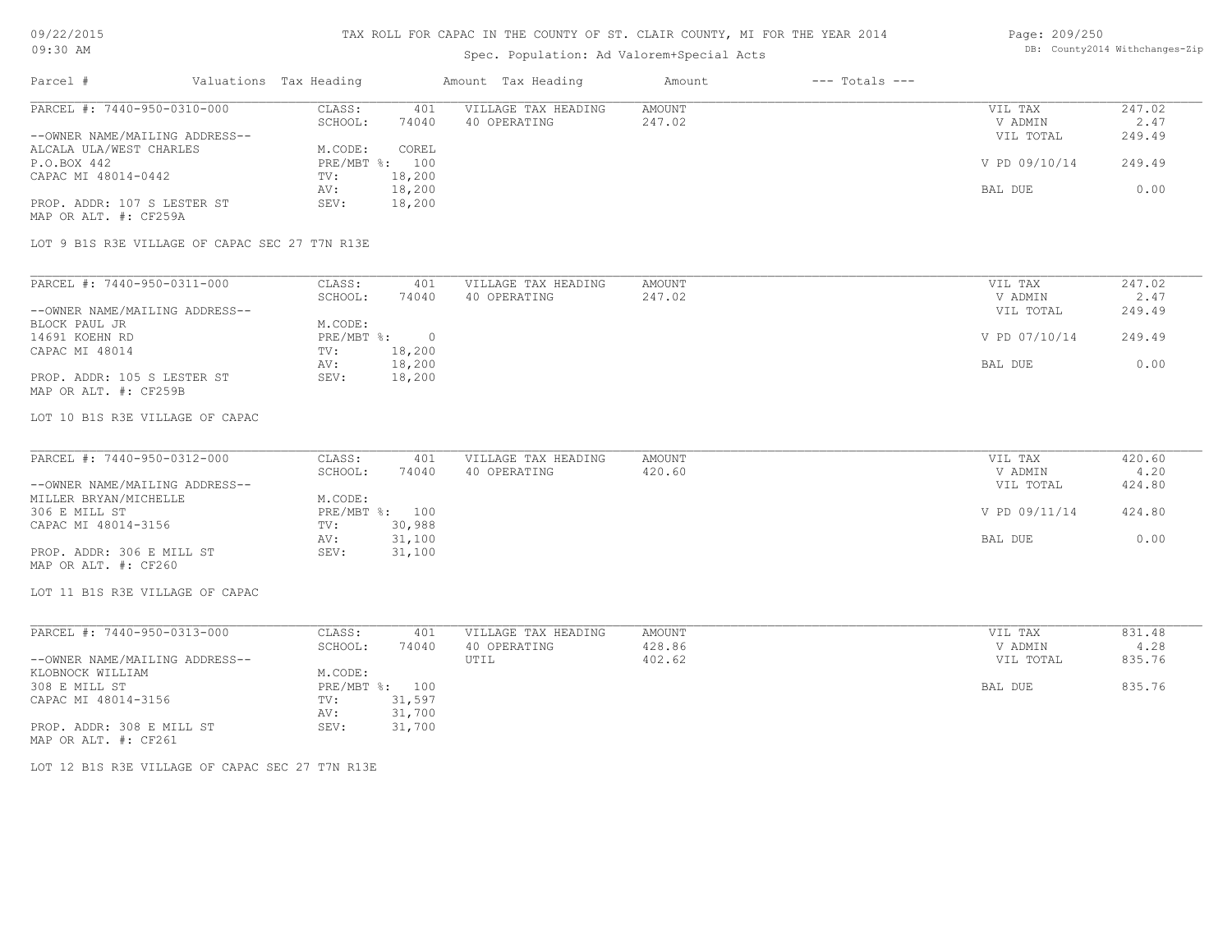# TAX ROLL FOR CAPAC IN THE COUNTY OF ST. CLAIR COUNTY, MI FOR THE YEAR 2014

Spec. Population: Ad Valorem+Special Acts

09/22/2015 09:30 AM

DB: County2014 Withchanges-Zip

| Parcel # | Valuations | Tax Heading | Amount | Tax Heading | Amount | --- Totals --- | |
|---|---|---|---|---|---|---|---|
| PARCEL #: 7440-950-0310-000 | CLASS: | 401 | VILLAGE TAX HEADING | AMOUNT | | VIL TAX | 247.02 |
| | SCHOOL: | 74040 | 40 OPERATING | 247.02 | | V ADMIN | 2.47 |
| --OWNER NAME/MAILING ADDRESS-- | | | | | | VIL TOTAL | 249.49 |
| ALCALA ULA/WEST CHARLES | M.CODE: | COREL | | | | | |
| P.O.BOX 442 | PRE/MBT %: | 100 | | | | V PD 09/10/14 | 249.49 |
| CAPAC MI 48014-0442 | TV: | 18,200 | | | | | |
| | AV: | 18,200 | | | | BAL DUE | 0.00 |
| PROP. ADDR: 107 S LESTER ST | SEV: | 18,200 | | | | | |
| MAP OR ALT. #: CF259A | | | | | | | |

LOT 9 B1S R3E VILLAGE OF CAPAC SEC 27 T7N R13E

| Parcel # | Valuations | Tax Heading | Amount | Tax Heading | Amount | --- Totals --- | |
|---|---|---|---|---|---|---|---|
| PARCEL #: 7440-950-0311-000 | CLASS: | 401 | VILLAGE TAX HEADING | AMOUNT | | VIL TAX | 247.02 |
| | SCHOOL: | 74040 | 40 OPERATING | 247.02 | | V ADMIN | 2.47 |
| --OWNER NAME/MAILING ADDRESS-- | | | | | | VIL TOTAL | 249.49 |
| BLOCK PAUL JR | M.CODE: | | | | | | |
| 14691 KOEHN RD | PRE/MBT %: | 0 | | | | V PD 07/10/14 | 249.49 |
| CAPAC MI 48014 | TV: | 18,200 | | | | | |
| | AV: | 18,200 | | | | BAL DUE | 0.00 |
| PROP. ADDR: 105 S LESTER ST | SEV: | 18,200 | | | | | |
| MAP OR ALT. #: CF259B | | | | | | | |

LOT 10 B1S R3E VILLAGE OF CAPAC

| Parcel # | Valuations | Tax Heading | Amount | Tax Heading | Amount | --- Totals --- | |
|---|---|---|---|---|---|---|---|
| PARCEL #: 7440-950-0312-000 | CLASS: | 401 | VILLAGE TAX HEADING | AMOUNT | | VIL TAX | 420.60 |
| | SCHOOL: | 74040 | 40 OPERATING | 420.60 | | V ADMIN | 4.20 |
| --OWNER NAME/MAILING ADDRESS-- | | | | | | VIL TOTAL | 424.80 |
| MILLER BRYAN/MICHELLE | M.CODE: | | | | | | |
| 306 E MILL ST | PRE/MBT %: | 100 | | | | V PD 09/11/14 | 424.80 |
| CAPAC MI 48014-3156 | TV: | 30,988 | | | | | |
| | AV: | 31,100 | | | | BAL DUE | 0.00 |
| PROP. ADDR: 306 E MILL ST | SEV: | 31,100 | | | | | |
| MAP OR ALT. #: CF260 | | | | | | | |

LOT 11 B1S R3E VILLAGE OF CAPAC

| Parcel # | Valuations | Tax Heading | Amount | Tax Heading | Amount | --- Totals --- | |
|---|---|---|---|---|---|---|---|
| PARCEL #: 7440-950-0313-000 | CLASS: | 401 | VILLAGE TAX HEADING | AMOUNT | | VIL TAX | 831.48 |
| | SCHOOL: | 74040 | 40 OPERATING | 428.86 | | V ADMIN | 4.28 |
| --OWNER NAME/MAILING ADDRESS-- | | | UTIL | 402.62 | | VIL TOTAL | 835.76 |
| KLOBNOCK WILLIAM | M.CODE: | | | | | | |
| 308 E MILL ST | PRE/MBT %: | 100 | | | | BAL DUE | 835.76 |
| CAPAC MI 48014-3156 | TV: | 31,597 | | | | | |
| | AV: | 31,700 | | | | | |
| PROP. ADDR: 308 E MILL ST | SEV: | 31,700 | | | | | |
| MAP OR ALT. #: CF261 | | | | | | | |

LOT 12 B1S R3E VILLAGE OF CAPAC SEC 27 T7N R13E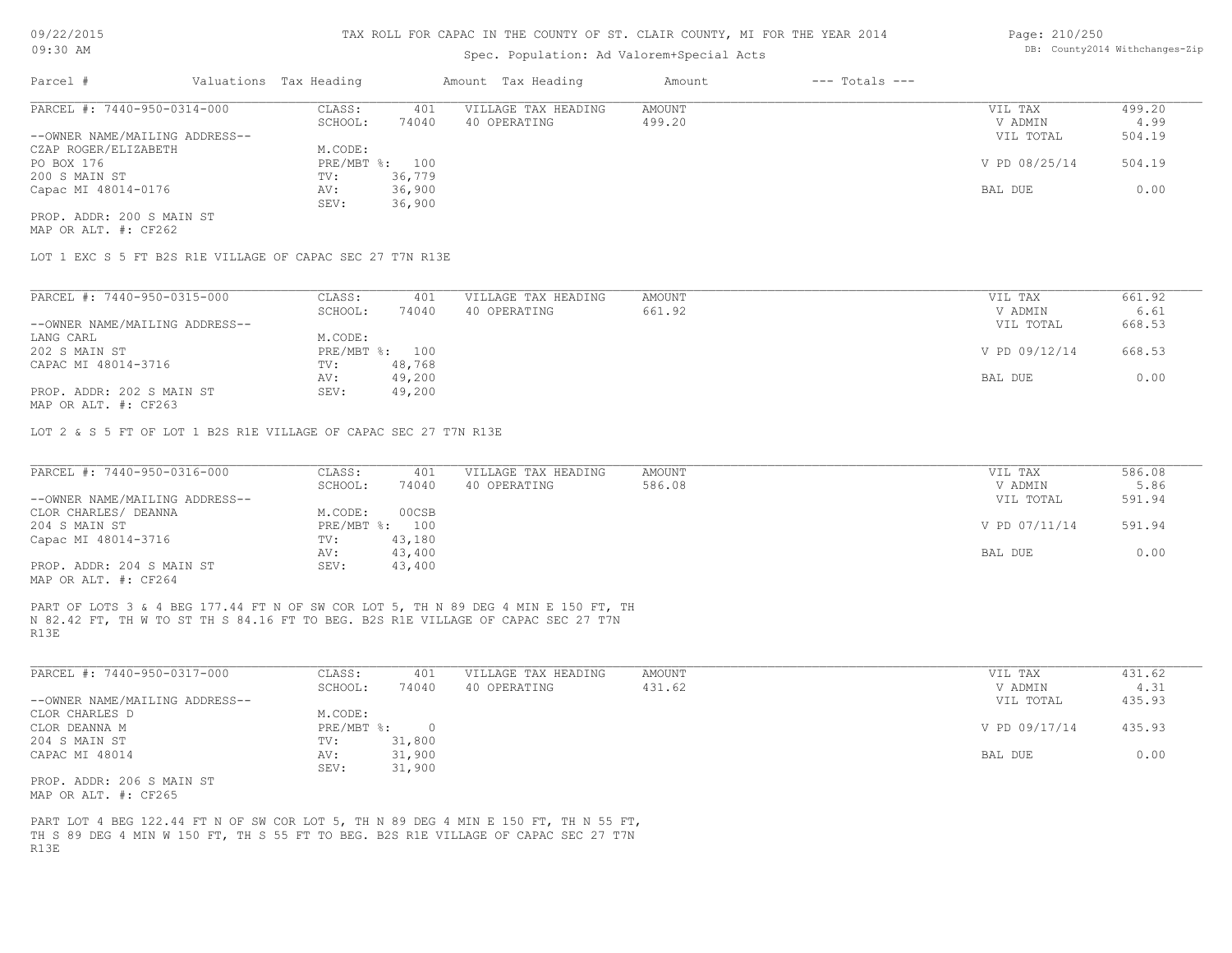TAX ROLL FOR CAPAC IN THE COUNTY OF ST. CLAIR COUNTY, MI FOR THE YEAR 2014

Spec. Population: Ad Valorem+Special Acts

| Parcel # | Valuations | Tax Heading | Amount | Tax Heading | Amount | --- Totals --- | |
|---|---|---|---|---|---|---|---|
| PARCEL #: 7440-950-0314-000 | CLASS: | 401 | VILLAGE TAX HEADING | AMOUNT | | VIL TAX | 499.20 |
| | SCHOOL: | 74040 | 40 OPERATING | 499.20 | | V ADMIN | 4.99 |
| --OWNER NAME/MAILING ADDRESS-- | | | | | | VIL TOTAL | 504.19 |
| CZAP ROGER/ELIZABETH | M.CODE: | | | | | | |
| PO BOX 176 | PRE/MBT %: | 100 | | | | V PD 08/25/14 | 504.19 |
| 200 S MAIN ST | TV: | 36,779 | | | | | |
| Capac MI 48014-0176 | AV: | 36,900 | | | | BAL DUE | 0.00 |
| | SEV: | 36,900 | | | | | |
| PROP. ADDR: 200 S MAIN ST | | | | | | | |
| MAP OR ALT. #: CF262 | | | | | | | |

LOT 1 EXC S 5 FT B2S R1E VILLAGE OF CAPAC SEC 27 T7N R13E

| Parcel # | Valuations | Tax Heading | Amount | Tax Heading | Amount | --- Totals --- | |
|---|---|---|---|---|---|---|---|
| PARCEL #: 7440-950-0315-000 | CLASS: | 401 | VILLAGE TAX HEADING | AMOUNT | | VIL TAX | 661.92 |
| | SCHOOL: | 74040 | 40 OPERATING | 661.92 | | V ADMIN | 6.61 |
| --OWNER NAME/MAILING ADDRESS-- | | | | | | VIL TOTAL | 668.53 |
| LANG CARL | M.CODE: | | | | | | |
| 202 S MAIN ST | PRE/MBT %: | 100 | | | | V PD 09/12/14 | 668.53 |
| CAPAC MI 48014-3716 | TV: | 48,768 | | | | | |
| | AV: | 49,200 | | | | BAL DUE | 0.00 |
| PROP. ADDR: 202 S MAIN ST | SEV: | 49,200 | | | | | |
| MAP OR ALT. #: CF263 | | | | | | | |

LOT 2 & S 5 FT OF LOT 1 B2S R1E VILLAGE OF CAPAC SEC 27 T7N R13E

| Parcel # | Valuations | Tax Heading | Amount | Tax Heading | Amount | --- Totals --- | |
|---|---|---|---|---|---|---|---|
| PARCEL #: 7440-950-0316-000 | CLASS: | 401 | VILLAGE TAX HEADING | AMOUNT | | VIL TAX | 586.08 |
| | SCHOOL: | 74040 | 40 OPERATING | 586.08 | | V ADMIN | 5.86 |
| --OWNER NAME/MAILING ADDRESS-- | | | | | | VIL TOTAL | 591.94 |
| CLOR CHARLES/ DEANNA | M.CODE: | 00CSB | | | | | |
| 204 S MAIN ST | PRE/MBT %: | 100 | | | | V PD 07/11/14 | 591.94 |
| Capac MI 48014-3716 | TV: | 43,180 | | | | | |
| | AV: | 43,400 | | | | BAL DUE | 0.00 |
| PROP. ADDR: 204 S MAIN ST | SEV: | 43,400 | | | | | |
| MAP OR ALT. #: CF264 | | | | | | | |

PART OF LOTS 3 & 4 BEG 177.44 FT N OF SW COR LOT 5, TH N 89 DEG 4 MIN E 150 FT, TH N 82.42 FT, TH W TO ST TH S 84.16 FT TO BEG. B2S R1E VILLAGE OF CAPAC SEC 27 T7N R13E

| Parcel # | Valuations | Tax Heading | Amount | Tax Heading | Amount | --- Totals --- | |
|---|---|---|---|---|---|---|---|
| PARCEL #: 7440-950-0317-000 | CLASS: | 401 | VILLAGE TAX HEADING | AMOUNT | | VIL TAX | 431.62 |
| | SCHOOL: | 74040 | 40 OPERATING | 431.62 | | V ADMIN | 4.31 |
| --OWNER NAME/MAILING ADDRESS-- | | | | | | VIL TOTAL | 435.93 |
| CLOR CHARLES D | M.CODE: | | | | | | |
| CLOR DEANNA M | PRE/MBT %: | 0 | | | | V PD 09/17/14 | 435.93 |
| 204 S MAIN ST | TV: | 31,800 | | | | | |
| CAPAC MI 48014 | AV: | 31,900 | | | | BAL DUE | 0.00 |
| | SEV: | 31,900 | | | | | |
| PROP. ADDR: 206 S MAIN ST | | | | | | | |
| MAP OR ALT. #: CF265 | | | | | | | |

PART LOT 4 BEG 122.44 FT N OF SW COR LOT 5, TH N 89 DEG 4 MIN E 150 FT, TH N 55 FT, TH S 89 DEG 4 MIN W 150 FT, TH S 55 FT TO BEG. B2S R1E VILLAGE OF CAPAC SEC 27 T7N R13E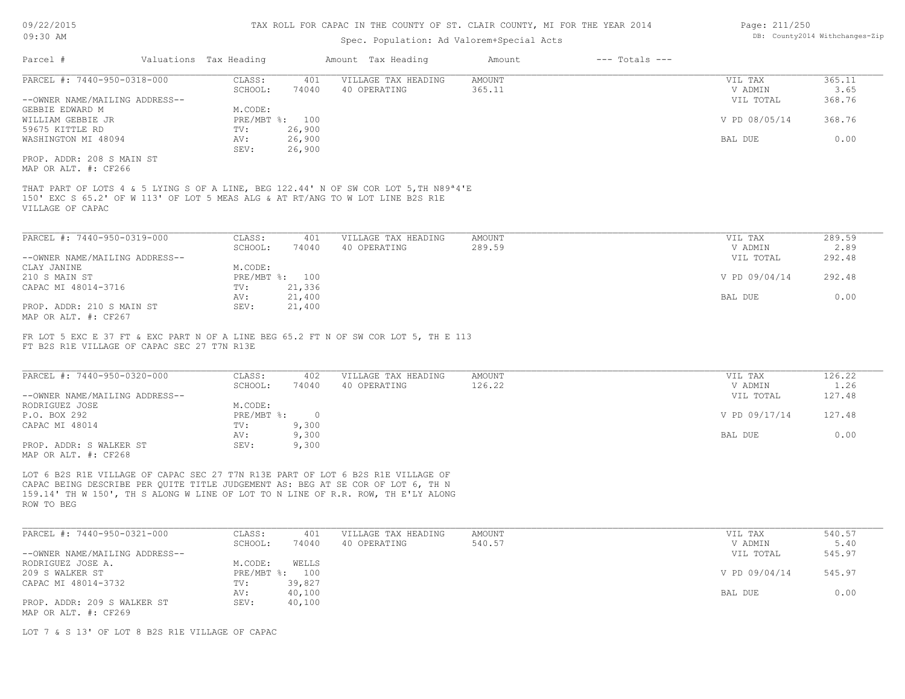# TAX ROLL FOR CAPAC IN THE COUNTY OF ST. CLAIR COUNTY, MI FOR THE YEAR 2014

Spec. Population: Ad Valorem+Special Acts

| Parcel # | Valuations | Tax Heading | Amount | Tax Heading | Amount | --- Totals --- | |
|---|---|---|---|---|---|---|---|

---

**PARCEL #: 7440-950-0318-000**

| | | | | | |
|---|---|---|---|---|---|
| CLASS: | 401 | VILLAGE TAX HEADING | AMOUNT | VIL TAX | 365.11 |
| SCHOOL: | 74040 | 40 OPERATING | 365.11 | V ADMIN | 3.65 |
| | | | | VIL TOTAL | 368.76 |
| M.CODE: | | | | | |
| PRE/MBT %: | 100 | | | V PD 08/05/14 | 368.76 |
| TV: | 26,900 | | | | |
| AV: | 26,900 | | | BAL DUE | 0.00 |
| SEV: | 26,900 | | | | |

--OWNER NAME/MAILING ADDRESS--
GEBBIE EDWARD M
WILLIAM GEBBIE JR
59675 KITTLE RD
WASHINGTON MI 48094

PROP. ADDR: 208 S MAIN ST
MAP OR ALT. #: CF266

THAT PART OF LOTS 4 & 5 LYING S OF A LINE, BEG 122.44' N OF SW COR LOT 5,TH N89ª4'E 150' EXC S 65.2' OF W 113' OF LOT 5 MEAS ALG & AT RT/ANG TO W LOT LINE B2S R1E VILLAGE OF CAPAC

---

**PARCEL #: 7440-950-0319-000**

| | | | | | |
|---|---|---|---|---|---|
| CLASS: | 401 | VILLAGE TAX HEADING | AMOUNT | VIL TAX | 289.59 |
| SCHOOL: | 74040 | 40 OPERATING | 289.59 | V ADMIN | 2.89 |
| | | | | VIL TOTAL | 292.48 |
| M.CODE: | | | | | |
| PRE/MBT %: | 100 | | | V PD 09/04/14 | 292.48 |
| TV: | 21,336 | | | | |
| AV: | 21,400 | | | BAL DUE | 0.00 |
| SEV: | 21,400 | | | | |

--OWNER NAME/MAILING ADDRESS--
CLAY JANINE
210 S MAIN ST
CAPAC MI 48014-3716

PROP. ADDR: 210 S MAIN ST
MAP OR ALT. #: CF267

FR LOT 5 EXC E 37 FT & EXC PART N OF A LINE BEG 65.2 FT N OF SW COR LOT 5, TH E 113 FT B2S R1E VILLAGE OF CAPAC SEC 27 T7N R13E

---

**PARCEL #: 7440-950-0320-000**

| | | | | | |
|---|---|---|---|---|---|
| CLASS: | 402 | VILLAGE TAX HEADING | AMOUNT | VIL TAX | 126.22 |
| SCHOOL: | 74040 | 40 OPERATING | 126.22 | V ADMIN | 1.26 |
| | | | | VIL TOTAL | 127.48 |
| M.CODE: | | | | | |
| PRE/MBT %: | 0 | | | V PD 09/17/14 | 127.48 |
| TV: | 9,300 | | | | |
| AV: | 9,300 | | | BAL DUE | 0.00 |
| SEV: | 9,300 | | | | |

--OWNER NAME/MAILING ADDRESS--
RODRIGUEZ JOSE
P.O. BOX 292
CAPAC MI 48014

PROP. ADDR: S WALKER ST
MAP OR ALT. #: CF268

LOT 6 B2S R1E VILLAGE OF CAPAC SEC 27 T7N R13E PART OF LOT 6 B2S R1E VILLAGE OF CAPAC BEING DESCRIBE PER QUITE TITLE JUDGEMENT AS: BEG AT SE COR OF LOT 6, TH N 159.14' TH W 150', TH S ALONG W LINE OF LOT TO N LINE OF R.R. ROW, TH E'LY ALONG ROW TO BEG

---

**PARCEL #: 7440-950-0321-000**

| | | | | | |
|---|---|---|---|---|---|
| CLASS: | 401 | VILLAGE TAX HEADING | AMOUNT | VIL TAX | 540.57 |
| SCHOOL: | 74040 | 40 OPERATING | 540.57 | V ADMIN | 5.40 |
| | | | | VIL TOTAL | 545.97 |
| M.CODE: | WELLS | | | | |
| PRE/MBT %: | 100 | | | V PD 09/04/14 | 545.97 |
| TV: | 39,827 | | | | |
| AV: | 40,100 | | | BAL DUE | 0.00 |
| SEV: | 40,100 | | | | |

--OWNER NAME/MAILING ADDRESS--
RODRIGUEZ JOSE A.
209 S WALKER ST
CAPAC MI 48014-3732

PROP. ADDR: 209 S WALKER ST
MAP OR ALT. #: CF269

LOT 7 & S 13' OF LOT 8 B2S R1E VILLAGE OF CAPAC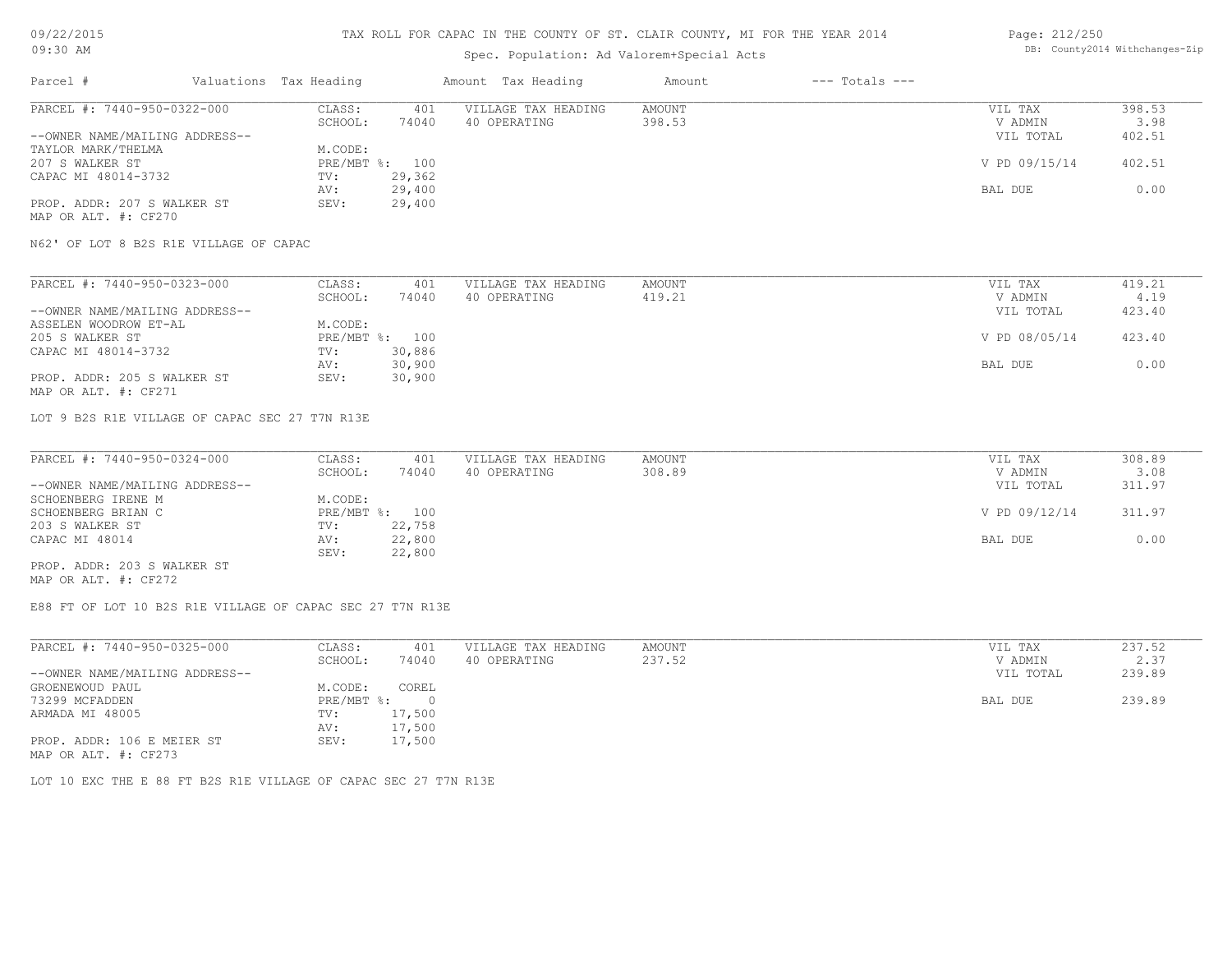# TAX ROLL FOR CAPAC IN THE COUNTY OF ST. CLAIR COUNTY, MI FOR THE YEAR 2014

Spec. Population: Ad Valorem+Special Acts

| Parcel # | Valuations | Tax Heading | Amount | Tax Heading | Amount | --- Totals --- | |
|---|---|---|---|---|---|---|---|
| PARCEL #: 7440-950-0322-000 | CLASS: | 401 | VILLAGE TAX HEADING | AMOUNT | | VIL TAX | 398.53 |
| | SCHOOL: | 74040 | 40 OPERATING | 398.53 | | V ADMIN | 3.98 |
| --OWNER NAME/MAILING ADDRESS-- | | | | | | VIL TOTAL | 402.51 |
| TAYLOR MARK/THELMA | M.CODE: | | | | | | |
| 207 S WALKER ST | PRE/MBT %: | 100 | | | | V PD 09/15/14 | 402.51 |
| CAPAC MI 48014-3732 | TV: | 29,362 | | | | | |
| | AV: | 29,400 | | | | BAL DUE | 0.00 |
| PROP. ADDR: 207 S WALKER ST | SEV: | 29,400 | | | | | |
| MAP OR ALT. #: CF270 | | | | | | | |

N62' OF LOT 8 B2S R1E VILLAGE OF CAPAC

| Parcel # | Valuations | Tax Heading | Amount | Tax Heading | Amount | --- Totals --- | |
|---|---|---|---|---|---|---|---|
| PARCEL #: 7440-950-0323-000 | CLASS: | 401 | VILLAGE TAX HEADING | AMOUNT | | VIL TAX | 419.21 |
| | SCHOOL: | 74040 | 40 OPERATING | 419.21 | | V ADMIN | 4.19 |
| --OWNER NAME/MAILING ADDRESS-- | | | | | | VIL TOTAL | 423.40 |
| ASSELEN WOODROW ET-AL | M.CODE: | | | | | | |
| 205 S WALKER ST | PRE/MBT %: | 100 | | | | V PD 08/05/14 | 423.40 |
| CAPAC MI 48014-3732 | TV: | 30,886 | | | | | |
| | AV: | 30,900 | | | | BAL DUE | 0.00 |
| PROP. ADDR: 205 S WALKER ST | SEV: | 30,900 | | | | | |
| MAP OR ALT. #: CF271 | | | | | | | |

LOT 9 B2S R1E VILLAGE OF CAPAC SEC 27 T7N R13E

| Parcel # | Valuations | Tax Heading | Amount | Tax Heading | Amount | --- Totals --- | |
|---|---|---|---|---|---|---|---|
| PARCEL #: 7440-950-0324-000 | CLASS: | 401 | VILLAGE TAX HEADING | AMOUNT | | VIL TAX | 308.89 |
| | SCHOOL: | 74040 | 40 OPERATING | 308.89 | | V ADMIN | 3.08 |
| --OWNER NAME/MAILING ADDRESS-- | | | | | | VIL TOTAL | 311.97 |
| SCHOENBERG IRENE M | M.CODE: | | | | | | |
| SCHOENBERG BRIAN C | PRE/MBT %: | 100 | | | | V PD 09/12/14 | 311.97 |
| 203 S WALKER ST | TV: | 22,758 | | | | | |
| CAPAC MI 48014 | AV: | 22,800 | | | | BAL DUE | 0.00 |
| | SEV: | 22,800 | | | | | |
| PROP. ADDR: 203 S WALKER ST | | | | | | | |
| MAP OR ALT. #: CF272 | | | | | | | |

E88 FT OF LOT 10 B2S R1E VILLAGE OF CAPAC SEC 27 T7N R13E

| Parcel # | Valuations | Tax Heading | Amount | Tax Heading | Amount | --- Totals --- | |
|---|---|---|---|---|---|---|---|
| PARCEL #: 7440-950-0325-000 | CLASS: | 401 | VILLAGE TAX HEADING | AMOUNT | | VIL TAX | 237.52 |
| | SCHOOL: | 74040 | 40 OPERATING | 237.52 | | V ADMIN | 2.37 |
| --OWNER NAME/MAILING ADDRESS-- | | | | | | VIL TOTAL | 239.89 |
| GROENEWOUD PAUL | M.CODE: | COREL | | | | | |
| 73299 MCFADDEN | PRE/MBT %: | 0 | | | | BAL DUE | 239.89 |
| ARMADA MI 48005 | TV: | 17,500 | | | | | |
| | AV: | 17,500 | | | | | |
| PROP. ADDR: 106 E MEIER ST | SEV: | 17,500 | | | | | |
| MAP OR ALT. #: CF273 | | | | | | | |

LOT 10 EXC THE E 88 FT B2S R1E VILLAGE OF CAPAC SEC 27 T7N R13E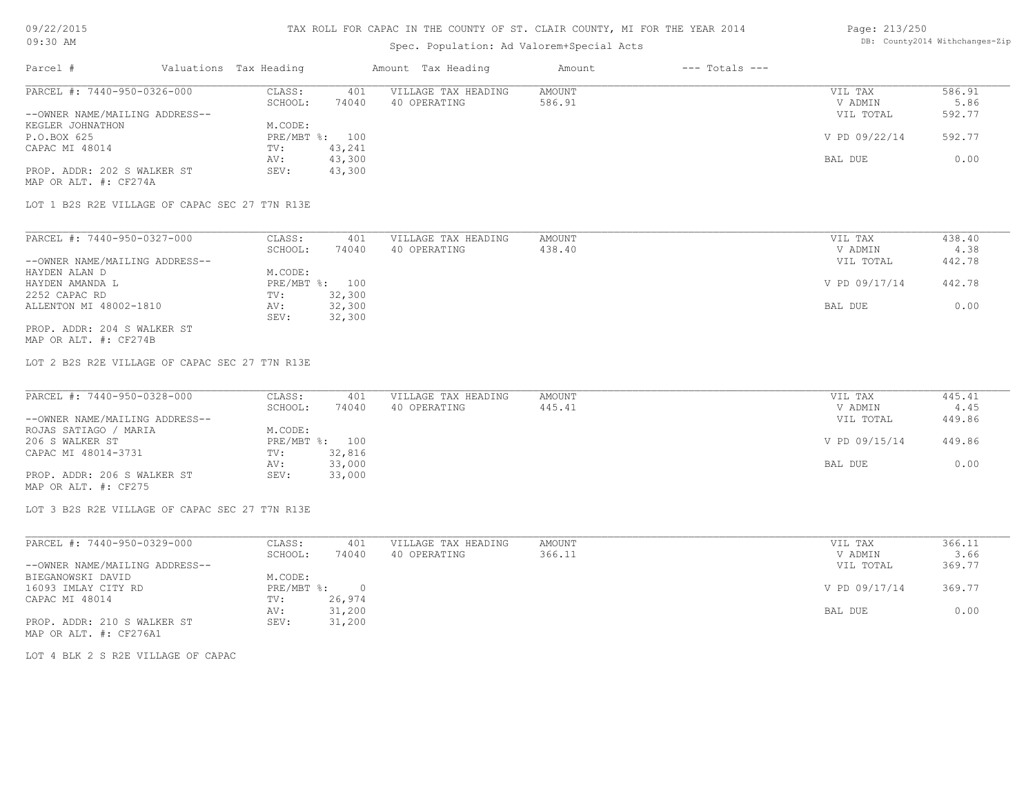# TAX ROLL FOR CAPAC IN THE COUNTY OF ST. CLAIR COUNTY, MI FOR THE YEAR 2014

Spec. Population: Ad Valorem+Special Acts

| Parcel # | Valuations | Tax Heading | Amount | Tax Heading | Amount | --- Totals --- |
|---|---|---|---|---|---|---|

PARCEL #: 7440-950-0326-000

| | | | | |
|---|---|---|---|---|
| CLASS: 401 | VILLAGE TAX HEADING | AMOUNT | VIL TAX | 586.91 |
| SCHOOL: 74040 | 40 OPERATING | 586.91 | V ADMIN | 5.86 |
| M.CODE: | | | VIL TOTAL | 592.77 |
| PRE/MBT %: 100 | | | V PD 09/22/14 | 592.77 |
| TV: 43,241 | | | | |
| AV: 43,300 | | | BAL DUE | 0.00 |
| SEV: 43,300 | | | | |

--OWNER NAME/MAILING ADDRESS--
KEGLER JOHNATHON
P.O.BOX 625
CAPAC MI 48014

PROP. ADDR: 202 S WALKER ST
MAP OR ALT. #: CF274A

LOT 1 B2S R2E VILLAGE OF CAPAC SEC 27 T7N R13E

PARCEL #: 7440-950-0327-000

| | | | | |
|---|---|---|---|---|
| CLASS: 401 | VILLAGE TAX HEADING | AMOUNT | VIL TAX | 438.40 |
| SCHOOL: 74040 | 40 OPERATING | 438.40 | V ADMIN | 4.38 |
| M.CODE: | | | VIL TOTAL | 442.78 |
| PRE/MBT %: 100 | | | V PD 09/17/14 | 442.78 |
| TV: 32,300 | | | | |
| AV: 32,300 | | | BAL DUE | 0.00 |
| SEV: 32,300 | | | | |

--OWNER NAME/MAILING ADDRESS--
HAYDEN ALAN D
HAYDEN AMANDA L
2252 CAPAC RD
ALLENTON MI 48002-1810

PROP. ADDR: 204 S WALKER ST
MAP OR ALT. #: CF274B

LOT 2 B2S R2E VILLAGE OF CAPAC SEC 27 T7N R13E

PARCEL #: 7440-950-0328-000

| | | | | |
|---|---|---|---|---|
| CLASS: 401 | VILLAGE TAX HEADING | AMOUNT | VIL TAX | 445.41 |
| SCHOOL: 74040 | 40 OPERATING | 445.41 | V ADMIN | 4.45 |
| M.CODE: | | | VIL TOTAL | 449.86 |
| PRE/MBT %: 100 | | | V PD 09/15/14 | 449.86 |
| TV: 32,816 | | | | |
| AV: 33,000 | | | BAL DUE | 0.00 |
| SEV: 33,000 | | | | |

--OWNER NAME/MAILING ADDRESS--
ROJAS SATIAGO / MARIA
206 S WALKER ST
CAPAC MI 48014-3731

PROP. ADDR: 206 S WALKER ST
MAP OR ALT. #: CF275

LOT 3 B2S R2E VILLAGE OF CAPAC SEC 27 T7N R13E

PARCEL #: 7440-950-0329-000

| | | | | |
|---|---|---|---|---|
| CLASS: 401 | VILLAGE TAX HEADING | AMOUNT | VIL TAX | 366.11 |
| SCHOOL: 74040 | 40 OPERATING | 366.11 | V ADMIN | 3.66 |
| M.CODE: | | | VIL TOTAL | 369.77 |
| PRE/MBT %: 0 | | | V PD 09/17/14 | 369.77 |
| TV: 26,974 | | | | |
| AV: 31,200 | | | BAL DUE | 0.00 |
| SEV: 31,200 | | | | |

--OWNER NAME/MAILING ADDRESS--
BIEGANOWSKI DAVID
16093 IMLAY CITY RD
CAPAC MI 48014

PROP. ADDR: 210 S WALKER ST
MAP OR ALT. #: CF276A1

LOT 4 BLK 2 S R2E VILLAGE OF CAPAC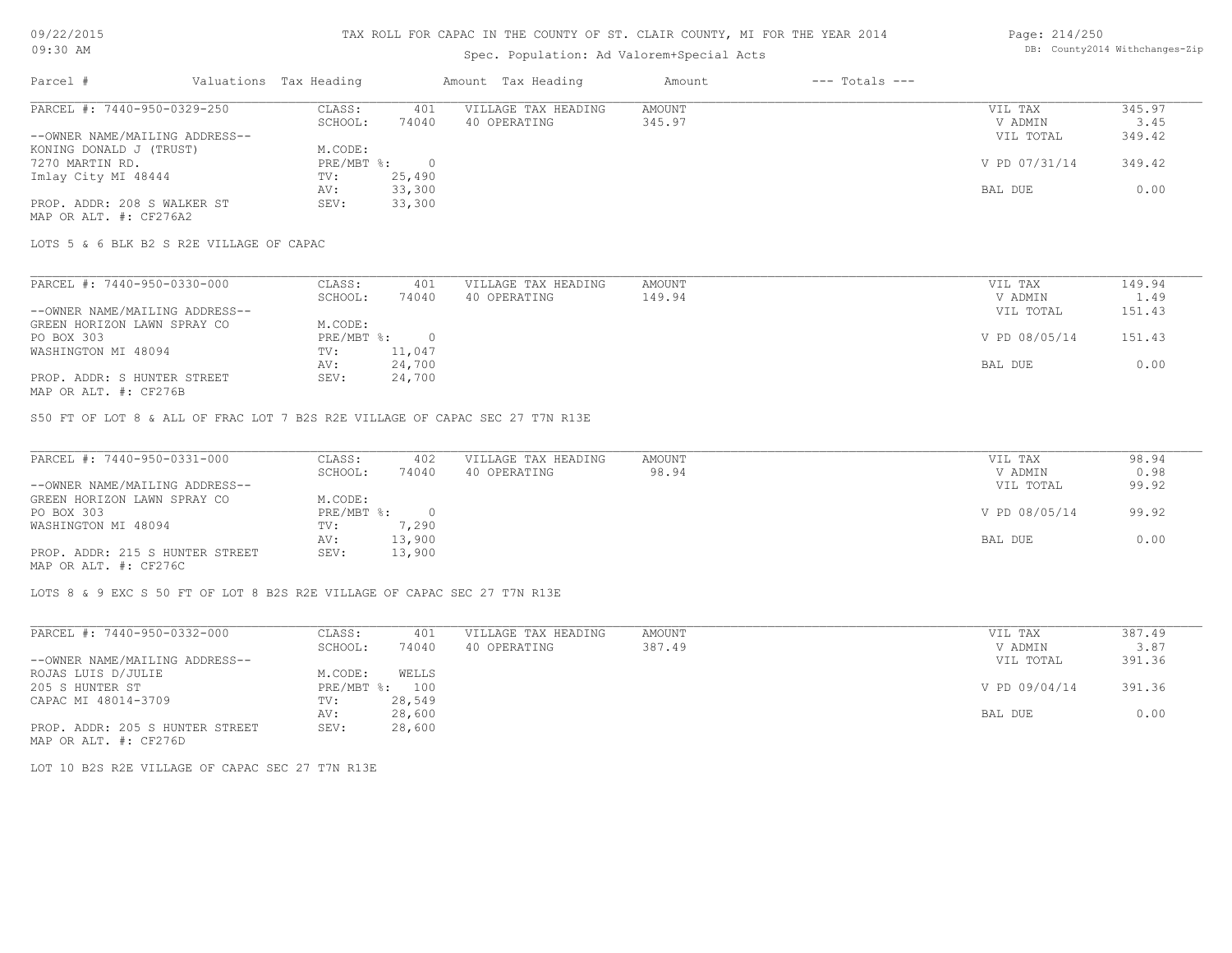TAX ROLL FOR CAPAC IN THE COUNTY OF ST. CLAIR COUNTY, MI FOR THE YEAR 2014

Spec. Population: Ad Valorem+Special Acts

| Parcel # | Valuations | Tax Heading | Amount | Tax Heading | Amount | --- Totals --- | |
|---|---|---|---|---|---|---|---|
| PARCEL #: 7440-950-0329-250 | CLASS: | 401 | VILLAGE TAX HEADING | AMOUNT | | VIL TAX | 345.97 |
| | SCHOOL: | 74040 | 40 OPERATING | 345.97 | | V ADMIN | 3.45 |
| --OWNER NAME/MAILING ADDRESS-- | | | | | | VIL TOTAL | 349.42 |
| KONING DONALD J (TRUST) | M.CODE: | | | | | | |
| 7270 MARTIN RD. | PRE/MBT %: | 0 | | | | V PD 07/31/14 | 349.42 |
| Imlay City MI 48444 | TV: | 25,490 | | | | | |
| | AV: | 33,300 | | | | BAL DUE | 0.00 |
| PROP. ADDR: 208 S WALKER ST | SEV: | 33,300 | | | | | |
| MAP OR ALT. #: CF276A2 | | | | | | | |

LOTS 5 & 6 BLK B2 S R2E VILLAGE OF CAPAC

| Parcel # | Valuations | Tax Heading | Amount | Tax Heading | Amount | --- Totals --- | |
|---|---|---|---|---|---|---|---|
| PARCEL #: 7440-950-0330-000 | CLASS: | 401 | VILLAGE TAX HEADING | AMOUNT | | VIL TAX | 149.94 |
| | SCHOOL: | 74040 | 40 OPERATING | 149.94 | | V ADMIN | 1.49 |
| --OWNER NAME/MAILING ADDRESS-- | | | | | | VIL TOTAL | 151.43 |
| GREEN HORIZON LAWN SPRAY CO | M.CODE: | | | | | | |
| PO BOX 303 | PRE/MBT %: | 0 | | | | V PD 08/05/14 | 151.43 |
| WASHINGTON MI 48094 | TV: | 11,047 | | | | | |
| | AV: | 24,700 | | | | BAL DUE | 0.00 |
| PROP. ADDR: S HUNTER STREET | SEV: | 24,700 | | | | | |
| MAP OR ALT. #: CF276B | | | | | | | |

S50 FT OF LOT 8 & ALL OF FRAC LOT 7 B2S R2E VILLAGE OF CAPAC SEC 27 T7N R13E

| Parcel # | Valuations | Tax Heading | Amount | Tax Heading | Amount | --- Totals --- | |
|---|---|---|---|---|---|---|---|
| PARCEL #: 7440-950-0331-000 | CLASS: | 402 | VILLAGE TAX HEADING | AMOUNT | | VIL TAX | 98.94 |
| | SCHOOL: | 74040 | 40 OPERATING | 98.94 | | V ADMIN | 0.98 |
| --OWNER NAME/MAILING ADDRESS-- | | | | | | VIL TOTAL | 99.92 |
| GREEN HORIZON LAWN SPRAY CO | M.CODE: | | | | | | |
| PO BOX 303 | PRE/MBT %: | 0 | | | | V PD 08/05/14 | 99.92 |
| WASHINGTON MI 48094 | TV: | 7,290 | | | | | |
| | AV: | 13,900 | | | | BAL DUE | 0.00 |
| PROP. ADDR: 215 S HUNTER STREET | SEV: | 13,900 | | | | | |
| MAP OR ALT. #: CF276C | | | | | | | |

LOTS 8 & 9 EXC S 50 FT OF LOT 8 B2S R2E VILLAGE OF CAPAC SEC 27 T7N R13E

| Parcel # | Valuations | Tax Heading | Amount | Tax Heading | Amount | --- Totals --- | |
|---|---|---|---|---|---|---|---|
| PARCEL #: 7440-950-0332-000 | CLASS: | 401 | VILLAGE TAX HEADING | AMOUNT | | VIL TAX | 387.49 |
| | SCHOOL: | 74040 | 40 OPERATING | 387.49 | | V ADMIN | 3.87 |
| --OWNER NAME/MAILING ADDRESS-- | | | | | | VIL TOTAL | 391.36 |
| ROJAS LUIS D/JULIE | M.CODE: | WELLS | | | | | |
| 205 S HUNTER ST | PRE/MBT %: | 100 | | | | V PD 09/04/14 | 391.36 |
| CAPAC MI 48014-3709 | TV: | 28,549 | | | | | |
| | AV: | 28,600 | | | | BAL DUE | 0.00 |
| PROP. ADDR: 205 S HUNTER STREET | SEV: | 28,600 | | | | | |
| MAP OR ALT. #: CF276D | | | | | | | |

LOT 10 B2S R2E VILLAGE OF CAPAC SEC 27 T7N R13E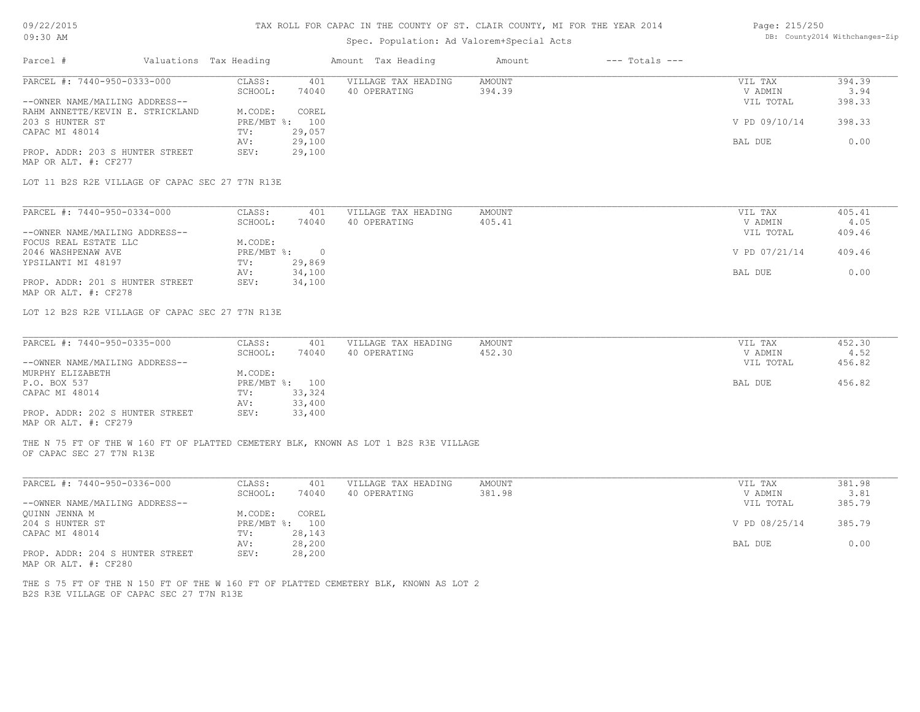TAX ROLL FOR CAPAC IN THE COUNTY OF ST. CLAIR COUNTY, MI FOR THE YEAR 2014

Spec. Population: Ad Valorem+Special Acts

09/22/2015
09:30 AM

DB: County2014 Withchanges-Zip

| Parcel # | Valuations | Tax Heading | Amount | Tax Heading | Amount | --- Totals --- | |
|---|---|---|---|---|---|---|---|

**PARCEL #: 7440-950-0333-000**

| | | | | | |
|---|---|---|---|---|---|
| CLASS: | 401 | VILLAGE TAX HEADING | AMOUNT | VIL TAX | 394.39 |
| SCHOOL: | 74040 | 40 OPERATING | 394.39 | V ADMIN | 3.94 |
| M.CODE: | COREL | | | VIL TOTAL | 398.33 |
| PRE/MBT %: | 100 | | | V PD 09/10/14 | 398.33 |
| TV: | 29,057 | | | | |
| AV: | 29,100 | | | BAL DUE | 0.00 |
| SEV: | 29,100 | | | | |

--OWNER NAME/MAILING ADDRESS--
RAHM ANNETTE/KEVIN E. STRICKLAND
203 S HUNTER ST
CAPAC MI 48014

PROP. ADDR: 203 S HUNTER STREET
MAP OR ALT. #: CF277

LOT 11 B2S R2E VILLAGE OF CAPAC SEC 27 T7N R13E

**PARCEL #: 7440-950-0334-000**

| | | | | | |
|---|---|---|---|---|---|
| CLASS: | 401 | VILLAGE TAX HEADING | AMOUNT | VIL TAX | 405.41 |
| SCHOOL: | 74040 | 40 OPERATING | 405.41 | V ADMIN | 4.05 |
| M.CODE: | | | | VIL TOTAL | 409.46 |
| PRE/MBT %: | 0 | | | V PD 07/21/14 | 409.46 |
| TV: | 29,869 | | | | |
| AV: | 34,100 | | | BAL DUE | 0.00 |
| SEV: | 34,100 | | | | |

--OWNER NAME/MAILING ADDRESS--
FOCUS REAL ESTATE LLC
2046 WASHPENAW AVE
YPSILANTI MI 48197

PROP. ADDR: 201 S HUNTER STREET
MAP OR ALT. #: CF278

LOT 12 B2S R2E VILLAGE OF CAPAC SEC 27 T7N R13E

**PARCEL #: 7440-950-0335-000**

| | | | | | |
|---|---|---|---|---|---|
| CLASS: | 401 | VILLAGE TAX HEADING | AMOUNT | VIL TAX | 452.30 |
| SCHOOL: | 74040 | 40 OPERATING | 452.30 | V ADMIN | 4.52 |
| M.CODE: | | | | VIL TOTAL | 456.82 |
| PRE/MBT %: | 100 | | | BAL DUE | 456.82 |
| TV: | 33,324 | | | | |
| AV: | 33,400 | | | | |
| SEV: | 33,400 | | | | |

--OWNER NAME/MAILING ADDRESS--
MURPHY ELIZABETH
P.O. BOX 537
CAPAC MI 48014

PROP. ADDR: 202 S HUNTER STREET
MAP OR ALT. #: CF279

THE N 75 FT OF THE W 160 FT OF PLATTED CEMETERY BLK, KNOWN AS LOT 1 B2S R3E VILLAGE OF CAPAC SEC 27 T7N R13E

**PARCEL #: 7440-950-0336-000**

| | | | | | |
|---|---|---|---|---|---|
| CLASS: | 401 | VILLAGE TAX HEADING | AMOUNT | VIL TAX | 381.98 |
| SCHOOL: | 74040 | 40 OPERATING | 381.98 | V ADMIN | 3.81 |
| M.CODE: | COREL | | | VIL TOTAL | 385.79 |
| PRE/MBT %: | 100 | | | V PD 08/25/14 | 385.79 |
| TV: | 28,143 | | | | |
| AV: | 28,200 | | | BAL DUE | 0.00 |
| SEV: | 28,200 | | | | |

--OWNER NAME/MAILING ADDRESS--
QUINN JENNA M
204 S HUNTER ST
CAPAC MI 48014

PROP. ADDR: 204 S HUNTER STREET
MAP OR ALT. #: CF280

THE S 75 FT OF THE N 150 FT OF THE W 160 FT OF PLATTED CEMETERY BLK, KNOWN AS LOT 2 B2S R3E VILLAGE OF CAPAC SEC 27 T7N R13E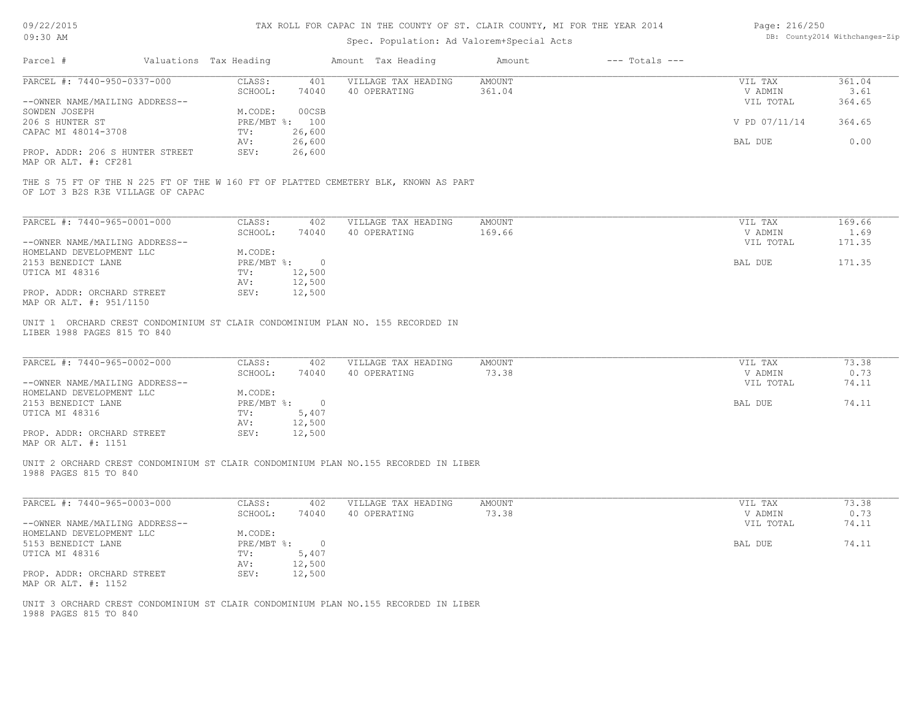# TAX ROLL FOR CAPAC IN THE COUNTY OF ST. CLAIR COUNTY, MI FOR THE YEAR 2014

09/22/2015
09:30 AM

Spec. Population: Ad Valorem+Special Acts

DB: County2014 Withchanges-Zip

| Parcel # | Valuations | Tax Heading | Amount | Tax Heading | Amount | --- Totals --- | |
|---|---|---|---|---|---|---|---|

---

**PARCEL #: 7440-950-0337-000**

| | | | | | |
|---|---|---|---|---|---|
| CLASS: | 401 | VILLAGE TAX HEADING | AMOUNT | VIL TAX | 361.04 |
| SCHOOL: | 74040 | 40 OPERATING | 361.04 | V ADMIN | 3.61 |
| | | | | VIL TOTAL | 364.65 |
| M.CODE: | 00CSB | | | | |
| PRE/MBT %: | 100 | | | V PD 07/11/14 | 364.65 |
| TV: | 26,600 | | | | |
| AV: | 26,600 | | | BAL DUE | 0.00 |
| SEV: | 26,600 | | | | |

--OWNER NAME/MAILING ADDRESS--
SOWDEN JOSEPH
206 S HUNTER ST
CAPAC MI 48014-3708

PROP. ADDR: 206 S HUNTER STREET
MAP OR ALT. #: CF281

THE S 75 FT OF THE N 225 FT OF THE W 160 FT OF PLATTED CEMETERY BLK, KNOWN AS PART OF LOT 3 B2S R3E VILLAGE OF CAPAC

---

**PARCEL #: 7440-965-0001-000**

| | | | | | |
|---|---|---|---|---|---|
| CLASS: | 402 | VILLAGE TAX HEADING | AMOUNT | VIL TAX | 169.66 |
| SCHOOL: | 74040 | 40 OPERATING | 169.66 | V ADMIN | 1.69 |
| | | | | VIL TOTAL | 171.35 |
| M.CODE: | | | | | |
| PRE/MBT %: | 0 | | | BAL DUE | 171.35 |
| TV: | 12,500 | | | | |
| AV: | 12,500 | | | | |
| SEV: | 12,500 | | | | |

--OWNER NAME/MAILING ADDRESS--
HOMELAND DEVELOPMENT LLC
2153 BENEDICT LANE
UTICA MI 48316

PROP. ADDR: ORCHARD STREET
MAP OR ALT. #: 951/1150

UNIT 1 ORCHARD CREST CONDOMINIUM ST CLAIR CONDOMINIUM PLAN NO. 155 RECORDED IN LIBER 1988 PAGES 815 TO 840

---

**PARCEL #: 7440-965-0002-000**

| | | | | | |
|---|---|---|---|---|---|
| CLASS: | 402 | VILLAGE TAX HEADING | AMOUNT | VIL TAX | 73.38 |
| SCHOOL: | 74040 | 40 OPERATING | 73.38 | V ADMIN | 0.73 |
| | | | | VIL TOTAL | 74.11 |
| M.CODE: | | | | | |
| PRE/MBT %: | 0 | | | BAL DUE | 74.11 |
| TV: | 5,407 | | | | |
| AV: | 12,500 | | | | |
| SEV: | 12,500 | | | | |

--OWNER NAME/MAILING ADDRESS--
HOMELAND DEVELOPMENT LLC
2153 BENEDICT LANE
UTICA MI 48316

PROP. ADDR: ORCHARD STREET
MAP OR ALT. #: 1151

UNIT 2 ORCHARD CREST CONDOMINIUM ST CLAIR CONDOMINIUM PLAN NO.155 RECORDED IN LIBER 1988 PAGES 815 TO 840

---

**PARCEL #: 7440-965-0003-000**

| | | | | | |
|---|---|---|---|---|---|
| CLASS: | 402 | VILLAGE TAX HEADING | AMOUNT | VIL TAX | 73.38 |
| SCHOOL: | 74040 | 40 OPERATING | 73.38 | V ADMIN | 0.73 |
| | | | | VIL TOTAL | 74.11 |
| M.CODE: | | | | | |
| PRE/MBT %: | 0 | | | BAL DUE | 74.11 |
| TV: | 5,407 | | | | |
| AV: | 12,500 | | | | |
| SEV: | 12,500 | | | | |

--OWNER NAME/MAILING ADDRESS--
HOMELAND DEVELOPMENT LLC
5153 BENEDICT LANE
UTICA MI 48316

PROP. ADDR: ORCHARD STREET
MAP OR ALT. #: 1152

UNIT 3 ORCHARD CREST CONDOMINIUM ST CLAIR CONDOMINIUM PLAN NO.155 RECORDED IN LIBER 1988 PAGES 815 TO 840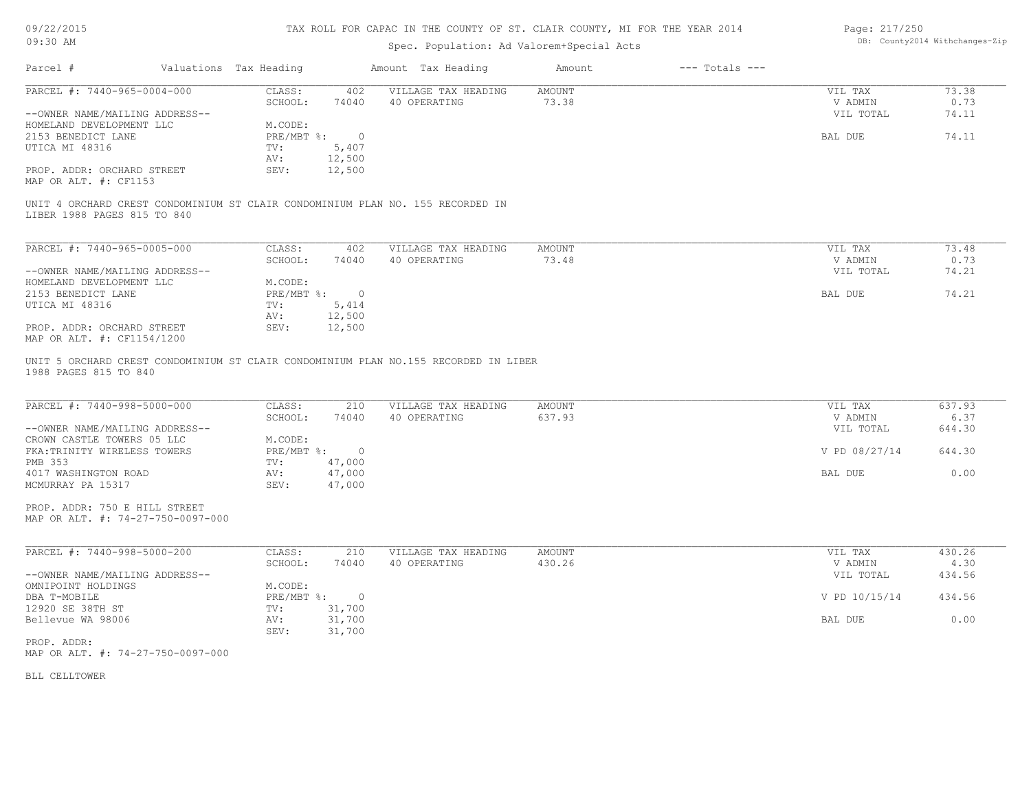TAX ROLL FOR CAPAC IN THE COUNTY OF ST. CLAIR COUNTY, MI FOR THE YEAR 2014

Spec. Population: Ad Valorem+Special Acts

| Parcel # | Valuations | Tax Heading | Amount | Tax Heading | Amount | --- Totals --- |
|---|---|---|---|---|---|---|

---

PARCEL #: 7440-965-0004-000

| | | | | | |
|---|---|---|---|---|---|
| CLASS: | 402 | VILLAGE TAX HEADING | AMOUNT | VIL TAX | 73.38 |
| SCHOOL: | 74040 | 40 OPERATING | 73.38 | V ADMIN | 0.73 |
| | | | | VIL TOTAL | 74.11 |
| M.CODE: | | | | | |
| PRE/MBT %: | 0 | | | BAL DUE | 74.11 |
| TV: | 5,407 | | | | |
| AV: | 12,500 | | | | |
| SEV: | 12,500 | | | | |

--OWNER NAME/MAILING ADDRESS--
HOMELAND DEVELOPMENT LLC
2153 BENEDICT LANE
UTICA MI 48316

PROP. ADDR: ORCHARD STREET
MAP OR ALT. #: CF1153

UNIT 4 ORCHARD CREST CONDOMINIUM ST CLAIR CONDOMINIUM PLAN NO. 155 RECORDED IN LIBER 1988 PAGES 815 TO 840

---

PARCEL #: 7440-965-0005-000

| | | | | | |
|---|---|---|---|---|---|
| CLASS: | 402 | VILLAGE TAX HEADING | AMOUNT | VIL TAX | 73.48 |
| SCHOOL: | 74040 | 40 OPERATING | 73.48 | V ADMIN | 0.73 |
| | | | | VIL TOTAL | 74.21 |
| M.CODE: | | | | | |
| PRE/MBT %: | 0 | | | BAL DUE | 74.21 |
| TV: | 5,414 | | | | |
| AV: | 12,500 | | | | |
| SEV: | 12,500 | | | | |

--OWNER NAME/MAILING ADDRESS--
HOMELAND DEVELOPMENT LLC
2153 BENEDICT LANE
UTICA MI 48316

PROP. ADDR: ORCHARD STREET
MAP OR ALT. #: CF1154/1200

UNIT 5 ORCHARD CREST CONDOMINIUM ST CLAIR CONDOMINIUM PLAN NO.155 RECORDED IN LIBER 1988 PAGES 815 TO 840

---

PARCEL #: 7440-998-5000-000

| | | | | | |
|---|---|---|---|---|---|
| CLASS: | 210 | VILLAGE TAX HEADING | AMOUNT | VIL TAX | 637.93 |
| SCHOOL: | 74040 | 40 OPERATING | 637.93 | V ADMIN | 6.37 |
| | | | | VIL TOTAL | 644.30 |
| M.CODE: | | | | | |
| PRE/MBT %: | 0 | | | V PD 08/27/14 | 644.30 |
| TV: | 47,000 | | | | |
| AV: | 47,000 | | | BAL DUE | 0.00 |
| SEV: | 47,000 | | | | |

--OWNER NAME/MAILING ADDRESS--
CROWN CASTLE TOWERS 05 LLC
FKA:TRINITY WIRELESS TOWERS
PMB 353
4017 WASHINGTON ROAD
MCMURRAY PA 15317

PROP. ADDR: 750 E HILL STREET
MAP OR ALT. #: 74-27-750-0097-000

---

PARCEL #: 7440-998-5000-200

| | | | | | |
|---|---|---|---|---|---|
| CLASS: | 210 | VILLAGE TAX HEADING | AMOUNT | VIL TAX | 430.26 |
| SCHOOL: | 74040 | 40 OPERATING | 430.26 | V ADMIN | 4.30 |
| | | | | VIL TOTAL | 434.56 |
| M.CODE: | | | | | |
| PRE/MBT %: | 0 | | | V PD 10/15/14 | 434.56 |
| TV: | 31,700 | | | | |
| AV: | 31,700 | | | BAL DUE | 0.00 |
| SEV: | 31,700 | | | | |

--OWNER NAME/MAILING ADDRESS--
OMNIPOINT HOLDINGS
DBA T-MOBILE
12920 SE 38TH ST
Bellevue WA 98006

PROP. ADDR:
MAP OR ALT. #: 74-27-750-0097-000

BLL CELLTOWER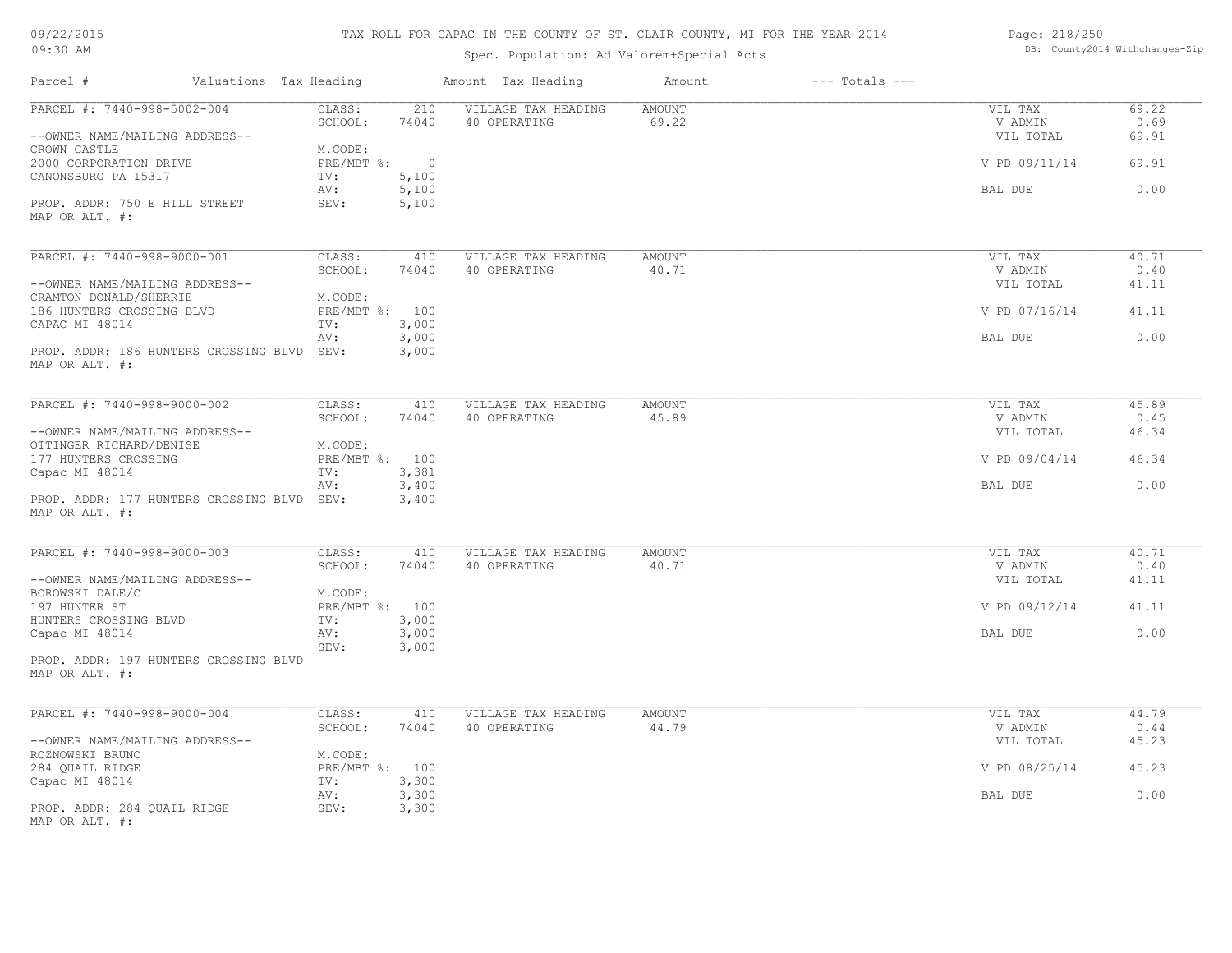TAX ROLL FOR CAPAC IN THE COUNTY OF ST. CLAIR COUNTY, MI FOR THE YEAR 2014

Spec. Population: Ad Valorem+Special Acts

| Parcel # | Valuations | Tax Heading | Amount | Tax Heading | Amount | --- Totals --- | |
|---|---|---|---|---|---|---|---|

**PARCEL #: 7440-998-5002-004**

| | | | | | | |
|---|---|---|---|---|---|---|
| --OWNER NAME/MAILING ADDRESS-- | CLASS: | 210 | VILLAGE TAX HEADING | AMOUNT | VIL TAX | 69.22 |
| CROWN CASTLE | SCHOOL: | 74040 | 40 OPERATING | 69.22 | V ADMIN | 0.69 |
| 2000 CORPORATION DRIVE | M.CODE: | | | | VIL TOTAL | 69.91 |
| CANONSBURG PA 15317 | PRE/MBT %: | 0 | | | V PD 09/11/14 | 69.91 |
| | TV: | 5,100 | | | | |
| | AV: | 5,100 | | | BAL DUE | 0.00 |
| PROP. ADDR: 750 E HILL STREET | SEV: | 5,100 | | | | |
| MAP OR ALT. #: | | | | | | |

**PARCEL #: 7440-998-9000-001**

| | | | | | | |
|---|---|---|---|---|---|---|
| --OWNER NAME/MAILING ADDRESS-- | CLASS: | 410 | VILLAGE TAX HEADING | AMOUNT | VIL TAX | 40.71 |
| CRAMTON DONALD/SHERRIE | SCHOOL: | 74040 | 40 OPERATING | 40.71 | V ADMIN | 0.40 |
| 186 HUNTERS CROSSING BLVD | M.CODE: | | | | VIL TOTAL | 41.11 |
| CAPAC MI 48014 | PRE/MBT %: | 100 | | | V PD 07/16/14 | 41.11 |
| | TV: | 3,000 | | | | |
| | AV: | 3,000 | | | BAL DUE | 0.00 |
| PROP. ADDR: 186 HUNTERS CROSSING BLVD | SEV: | 3,000 | | | | |
| MAP OR ALT. #: | | | | | | |

**PARCEL #: 7440-998-9000-002**

| | | | | | | |
|---|---|---|---|---|---|---|
| --OWNER NAME/MAILING ADDRESS-- | CLASS: | 410 | VILLAGE TAX HEADING | AMOUNT | VIL TAX | 45.89 |
| OTTINGER RICHARD/DENISE | SCHOOL: | 74040 | 40 OPERATING | 45.89 | V ADMIN | 0.45 |
| 177 HUNTERS CROSSING | M.CODE: | | | | VIL TOTAL | 46.34 |
| Capac MI 48014 | PRE/MBT %: | 100 | | | V PD 09/04/14 | 46.34 |
| | TV: | 3,381 | | | | |
| | AV: | 3,400 | | | BAL DUE | 0.00 |
| PROP. ADDR: 177 HUNTERS CROSSING BLVD | SEV: | 3,400 | | | | |
| MAP OR ALT. #: | | | | | | |

**PARCEL #: 7440-998-9000-003**

| | | | | | | |
|---|---|---|---|---|---|---|
| --OWNER NAME/MAILING ADDRESS-- | CLASS: | 410 | VILLAGE TAX HEADING | AMOUNT | VIL TAX | 40.71 |
| BOROWSKI DALE/C | SCHOOL: | 74040 | 40 OPERATING | 40.71 | V ADMIN | 0.40 |
| 197 HUNTER ST | M.CODE: | | | | VIL TOTAL | 41.11 |
| HUNTERS CROSSING BLVD | PRE/MBT %: | 100 | | | V PD 09/12/14 | 41.11 |
| Capac MI 48014 | TV: | 3,000 | | | | |
| | AV: | 3,000 | | | BAL DUE | 0.00 |
| | SEV: | 3,000 | | | | |
| PROP. ADDR: 197 HUNTERS CROSSING BLVD | | | | | | |
| MAP OR ALT. #: | | | | | | |

**PARCEL #: 7440-998-9000-004**

| | | | | | | |
|---|---|---|---|---|---|---|
| --OWNER NAME/MAILING ADDRESS-- | CLASS: | 410 | VILLAGE TAX HEADING | AMOUNT | VIL TAX | 44.79 |
| ROZNOWSKI BRUNO | SCHOOL: | 74040 | 40 OPERATING | 44.79 | V ADMIN | 0.44 |
| 284 QUAIL RIDGE | M.CODE: | | | | VIL TOTAL | 45.23 |
| Capac MI 48014 | PRE/MBT %: | 100 | | | V PD 08/25/14 | 45.23 |
| | TV: | 3,300 | | | | |
| | AV: | 3,300 | | | BAL DUE | 0.00 |
| PROP. ADDR: 284 QUAIL RIDGE | SEV: | 3,300 | | | | |
| MAP OR ALT. #: | | | | | | |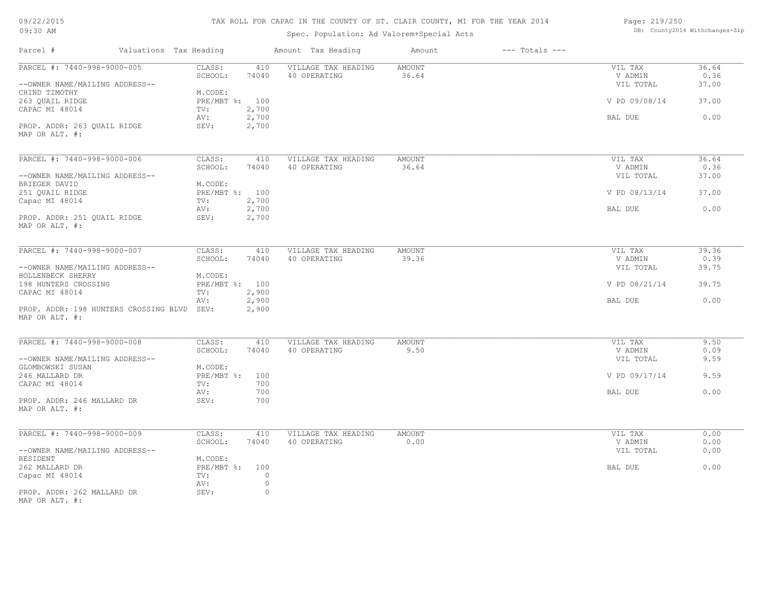TAX ROLL FOR CAPAC IN THE COUNTY OF ST. CLAIR COUNTY, MI FOR THE YEAR 2014

Spec. Population: Ad Valorem+Special Acts

09/22/2015
09:30 AM

DB: County2014 Withchanges-Zip

| Parcel # | Valuations | Tax Heading | Amount | Tax Heading | Amount | --- Totals --- | |
|---|---|---|---|---|---|---|---|
| PARCEL #: 7440-998-9000-005 | CLASS: | 410 | VILLAGE TAX HEADING | AMOUNT | | VIL TAX | 36.64 |
| | SCHOOL: | 74040 | 40 OPERATING | 36.64 | | V ADMIN | 0.36 |
| --OWNER NAME/MAILING ADDRESS-- | | | | | | VIL TOTAL | 37.00 |
| CHIND TIMOTHY | M.CODE: | | | | | | |
| 263 QUAIL RIDGE | PRE/MBT %: | 100 | | | | V PD 09/08/14 | 37.00 |
| CAPAC MI 48014 | TV: | 2,700 | | | | | |
| | AV: | 2,700 | | | | BAL DUE | 0.00 |
| PROP. ADDR: 263 QUAIL RIDGE | SEV: | 2,700 | | | | | |
| MAP OR ALT. #: | | | | | | | |
| PARCEL #: 7440-998-9000-006 | CLASS: | 410 | VILLAGE TAX HEADING | AMOUNT | | VIL TAX | 36.64 |
| | SCHOOL: | 74040 | 40 OPERATING | 36.64 | | V ADMIN | 0.36 |
| --OWNER NAME/MAILING ADDRESS-- | | | | | | VIL TOTAL | 37.00 |
| BRIEGER DAVID | M.CODE: | | | | | | |
| 251 QUAIL RIDGE | PRE/MBT %: | 100 | | | | V PD 08/13/14 | 37.00 |
| Capac MI 48014 | TV: | 2,700 | | | | | |
| | AV: | 2,700 | | | | BAL DUE | 0.00 |
| PROP. ADDR: 251 QUAIL RIDGE | SEV: | 2,700 | | | | | |
| MAP OR ALT. #: | | | | | | | |
| PARCEL #: 7440-998-9000-007 | CLASS: | 410 | VILLAGE TAX HEADING | AMOUNT | | VIL TAX | 39.36 |
| | SCHOOL: | 74040 | 40 OPERATING | 39.36 | | V ADMIN | 0.39 |
| --OWNER NAME/MAILING ADDRESS-- | | | | | | VIL TOTAL | 39.75 |
| HOLLENBECK SHERRY | M.CODE: | | | | | | |
| 198 HUNTERS CROSSING | PRE/MBT %: | 100 | | | | V PD 08/21/14 | 39.75 |
| CAPAC MI 48014 | TV: | 2,900 | | | | | |
| | AV: | 2,900 | | | | BAL DUE | 0.00 |
| PROP. ADDR: 198 HUNTERS CROSSING BLVD | SEV: | 2,900 | | | | | |
| MAP OR ALT. #: | | | | | | | |
| PARCEL #: 7440-998-9000-008 | CLASS: | 410 | VILLAGE TAX HEADING | AMOUNT | | VIL TAX | 9.50 |
| | SCHOOL: | 74040 | 40 OPERATING | 9.50 | | V ADMIN | 0.09 |
| --OWNER NAME/MAILING ADDRESS-- | | | | | | VIL TOTAL | 9.59 |
| GLOMBOWSKI SUSAN | M.CODE: | | | | | | |
| 246 MALLARD DR | PRE/MBT %: | 100 | | | | V PD 09/17/14 | 9.59 |
| CAPAC MI 48014 | TV: | 700 | | | | | |
| | AV: | 700 | | | | BAL DUE | 0.00 |
| PROP. ADDR: 246 MALLARD DR | SEV: | 700 | | | | | |
| MAP OR ALT. #: | | | | | | | |
| PARCEL #: 7440-998-9000-009 | CLASS: | 410 | VILLAGE TAX HEADING | AMOUNT | | VIL TAX | 0.00 |
| | SCHOOL: | 74040 | 40 OPERATING | 0.00 | | V ADMIN | 0.00 |
| --OWNER NAME/MAILING ADDRESS-- | | | | | | VIL TOTAL | 0.00 |
| RESIDENT | M.CODE: | | | | | | |
| 262 MALLARD DR | PRE/MBT %: | 100 | | | | BAL DUE | 0.00 |
| Capac MI 48014 | TV: | 0 | | | | | |
| | AV: | 0 | | | | | |
| PROP. ADDR: 262 MALLARD DR | SEV: | 0 | | | | | |
| MAP OR ALT. #: | | | | | | | |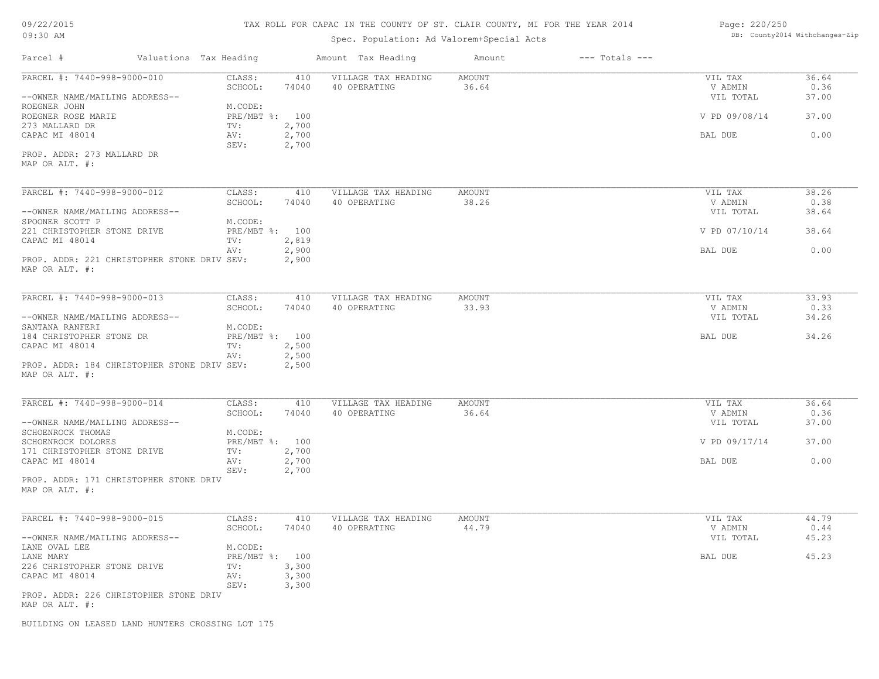# TAX ROLL FOR CAPAC IN THE COUNTY OF ST. CLAIR COUNTY, MI FOR THE YEAR 2014

Spec. Population: Ad Valorem+Special Acts

| Parcel # | Valuations | Tax Heading | Amount | Tax Heading | Amount | --- Totals --- | |
|---|---|---|---|---|---|---|---|

**PARCEL #: 7440-998-9000-010**

| | | | | | |
|---|---|---|---|---|---|
| CLASS: | 410 | VILLAGE TAX HEADING | AMOUNT | VIL TAX | 36.64 |
| SCHOOL: | 74040 | 40 OPERATING | 36.64 | V ADMIN | 0.36 |
| | | | | VIL TOTAL | 37.00 |
| M.CODE: | | | | | |
| PRE/MBT %: | 100 | | | V PD 09/08/14 | 37.00 |
| TV: | 2,700 | | | | |
| AV: | 2,700 | | | BAL DUE | 0.00 |
| SEV: | 2,700 | | | | |

--OWNER NAME/MAILING ADDRESS--
ROEGNER JOHN
ROEGNER ROSE MARIE
273 MALLARD DR
CAPAC MI 48014

PROP. ADDR: 273 MALLARD DR
MAP OR ALT. #:

**PARCEL #: 7440-998-9000-012**

| | | | | | |
|---|---|---|---|---|---|
| CLASS: | 410 | VILLAGE TAX HEADING | AMOUNT | VIL TAX | 38.26 |
| SCHOOL: | 74040 | 40 OPERATING | 38.26 | V ADMIN | 0.38 |
| | | | | VIL TOTAL | 38.64 |
| M.CODE: | | | | | |
| PRE/MBT %: | 100 | | | V PD 07/10/14 | 38.64 |
| TV: | 2,819 | | | | |
| AV: | 2,900 | | | BAL DUE | 0.00 |
| SEV: | 2,900 | | | | |

--OWNER NAME/MAILING ADDRESS--
SPOONER SCOTT P
221 CHRISTOPHER STONE DRIVE
CAPAC MI 48014

PROP. ADDR: 221 CHRISTOPHER STONE DRIV
MAP OR ALT. #:

**PARCEL #: 7440-998-9000-013**

| | | | | | |
|---|---|---|---|---|---|
| CLASS: | 410 | VILLAGE TAX HEADING | AMOUNT | VIL TAX | 33.93 |
| SCHOOL: | 74040 | 40 OPERATING | 33.93 | V ADMIN | 0.33 |
| | | | | VIL TOTAL | 34.26 |
| M.CODE: | | | | | |
| PRE/MBT %: | 100 | | | BAL DUE | 34.26 |
| TV: | 2,500 | | | | |
| AV: | 2,500 | | | | |
| SEV: | 2,500 | | | | |

--OWNER NAME/MAILING ADDRESS--
SANTANA RANFERI
184 CHRISTOPHER STONE DR
CAPAC MI 48014

PROP. ADDR: 184 CHRISTOPHER STONE DRIV
MAP OR ALT. #:

**PARCEL #: 7440-998-9000-014**

| | | | | | |
|---|---|---|---|---|---|
| CLASS: | 410 | VILLAGE TAX HEADING | AMOUNT | VIL TAX | 36.64 |
| SCHOOL: | 74040 | 40 OPERATING | 36.64 | V ADMIN | 0.36 |
| | | | | VIL TOTAL | 37.00 |
| M.CODE: | | | | | |
| PRE/MBT %: | 100 | | | V PD 09/17/14 | 37.00 |
| TV: | 2,700 | | | | |
| AV: | 2,700 | | | BAL DUE | 0.00 |
| SEV: | 2,700 | | | | |

--OWNER NAME/MAILING ADDRESS--
SCHOENROCK THOMAS
SCHOENROCK DOLORES
171 CHRISTOPHER STONE DRIVE
CAPAC MI 48014

PROP. ADDR: 171 CHRISTOPHER STONE DRIV
MAP OR ALT. #:

**PARCEL #: 7440-998-9000-015**

| | | | | | |
|---|---|---|---|---|---|
| CLASS: | 410 | VILLAGE TAX HEADING | AMOUNT | VIL TAX | 44.79 |
| SCHOOL: | 74040 | 40 OPERATING | 44.79 | V ADMIN | 0.44 |
| | | | | VIL TOTAL | 45.23 |
| M.CODE: | | | | | |
| PRE/MBT %: | 100 | | | BAL DUE | 45.23 |
| TV: | 3,300 | | | | |
| AV: | 3,300 | | | | |
| SEV: | 3,300 | | | | |

--OWNER NAME/MAILING ADDRESS--
LANE OVAL LEE
LANE MARY
226 CHRISTOPHER STONE DRIVE
CAPAC MI 48014

PROP. ADDR: 226 CHRISTOPHER STONE DRIV
MAP OR ALT. #:

BUILDING ON LEASED LAND HUNTERS CROSSING LOT 175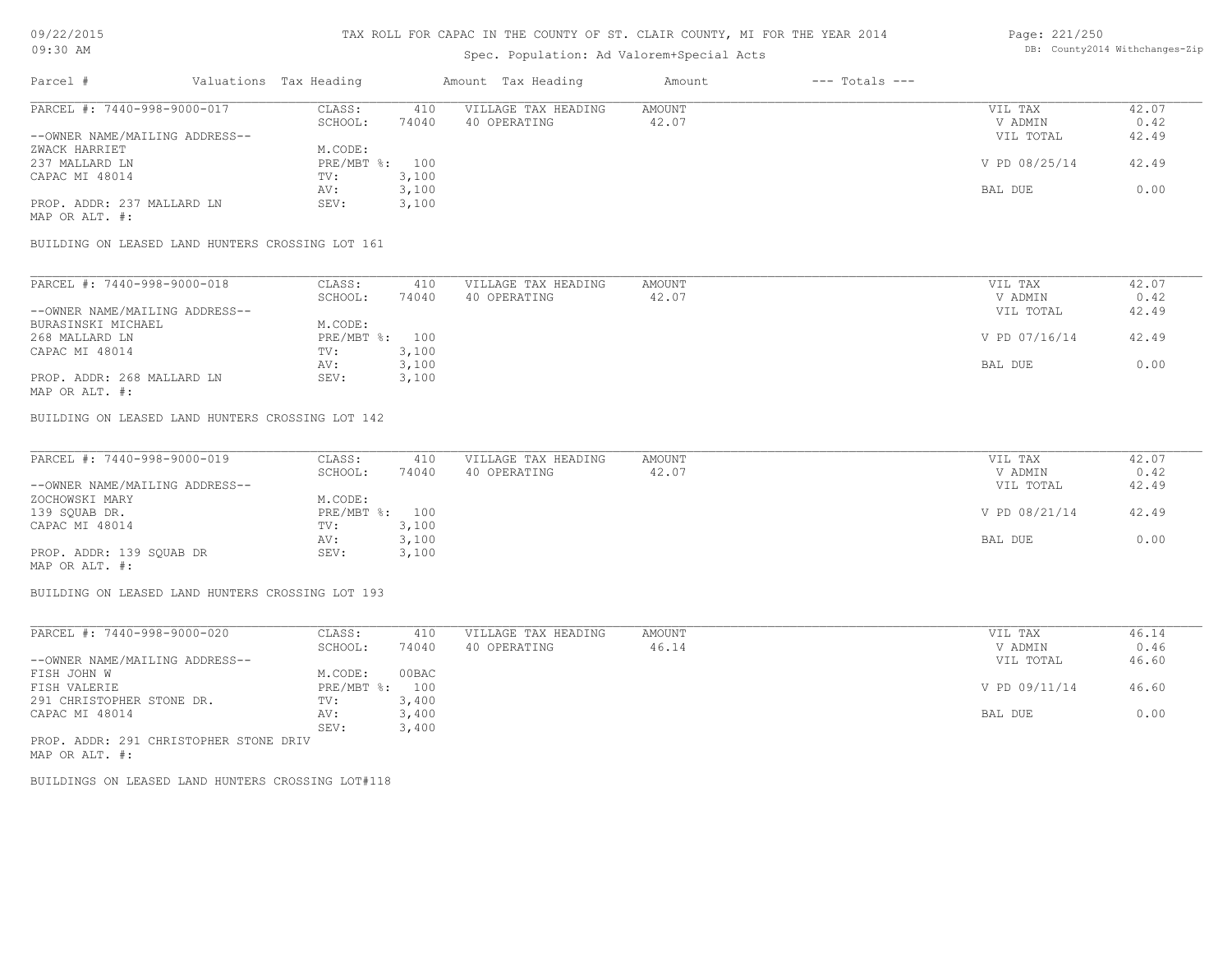# TAX ROLL FOR CAPAC IN THE COUNTY OF ST. CLAIR COUNTY, MI FOR THE YEAR 2014

Spec. Population: Ad Valorem+Special Acts

| Parcel # | Valuations | Tax Heading | Amount | Tax Heading | Amount | --- Totals --- | |
|---|---|---|---|---|---|---|---|
| PARCEL #: 7440-998-9000-017 | CLASS: | 410 | VILLAGE TAX HEADING | AMOUNT | | VIL TAX | 42.07 |
| | SCHOOL: | 74040 | 40 OPERATING | 42.07 | | V ADMIN | 0.42 |
| --OWNER NAME/MAILING ADDRESS-- | | | | | | VIL TOTAL | 42.49 |
| ZWACK HARRIET | M.CODE: | | | | | | |
| 237 MALLARD LN | PRE/MBT %: | 100 | | | | V PD 08/25/14 | 42.49 |
| CAPAC MI 48014 | TV: | 3,100 | | | | | |
| | AV: | 3,100 | | | | BAL DUE | 0.00 |
| PROP. ADDR: 237 MALLARD LN | SEV: | 3,100 | | | | | |
| MAP OR ALT. #: | | | | | | | |

BUILDING ON LEASED LAND HUNTERS CROSSING LOT 161

| Parcel # | Valuations | Tax Heading | Amount | Tax Heading | Amount | --- Totals --- | |
|---|---|---|---|---|---|---|---|
| PARCEL #: 7440-998-9000-018 | CLASS: | 410 | VILLAGE TAX HEADING | AMOUNT | | VIL TAX | 42.07 |
| | SCHOOL: | 74040 | 40 OPERATING | 42.07 | | V ADMIN | 0.42 |
| --OWNER NAME/MAILING ADDRESS-- | | | | | | VIL TOTAL | 42.49 |
| BURASINSKI MICHAEL | M.CODE: | | | | | | |
| 268 MALLARD LN | PRE/MBT %: | 100 | | | | V PD 07/16/14 | 42.49 |
| CAPAC MI 48014 | TV: | 3,100 | | | | | |
| | AV: | 3,100 | | | | BAL DUE | 0.00 |
| PROP. ADDR: 268 MALLARD LN | SEV: | 3,100 | | | | | |
| MAP OR ALT. #: | | | | | | | |

BUILDING ON LEASED LAND HUNTERS CROSSING LOT 142

| Parcel # | Valuations | Tax Heading | Amount | Tax Heading | Amount | --- Totals --- | |
|---|---|---|---|---|---|---|---|
| PARCEL #: 7440-998-9000-019 | CLASS: | 410 | VILLAGE TAX HEADING | AMOUNT | | VIL TAX | 42.07 |
| | SCHOOL: | 74040 | 40 OPERATING | 42.07 | | V ADMIN | 0.42 |
| --OWNER NAME/MAILING ADDRESS-- | | | | | | VIL TOTAL | 42.49 |
| ZOCHOWSKI MARY | M.CODE: | | | | | | |
| 139 SQUAB DR. | PRE/MBT %: | 100 | | | | V PD 08/21/14 | 42.49 |
| CAPAC MI 48014 | TV: | 3,100 | | | | | |
| | AV: | 3,100 | | | | BAL DUE | 0.00 |
| PROP. ADDR: 139 SQUAB DR | SEV: | 3,100 | | | | | |
| MAP OR ALT. #: | | | | | | | |

BUILDING ON LEASED LAND HUNTERS CROSSING LOT 193

| Parcel # | Valuations | Tax Heading | Amount | Tax Heading | Amount | --- Totals --- | |
|---|---|---|---|---|---|---|---|
| PARCEL #: 7440-998-9000-020 | CLASS: | 410 | VILLAGE TAX HEADING | AMOUNT | | VIL TAX | 46.14 |
| | SCHOOL: | 74040 | 40 OPERATING | 46.14 | | V ADMIN | 0.46 |
| --OWNER NAME/MAILING ADDRESS-- | | | | | | VIL TOTAL | 46.60 |
| FISH JOHN W | M.CODE: | 00BAC | | | | | |
| FISH VALERIE | PRE/MBT %: | 100 | | | | V PD 09/11/14 | 46.60 |
| 291 CHRISTOPHER STONE DR. | TV: | 3,400 | | | | | |
| CAPAC MI 48014 | AV: | 3,400 | | | | BAL DUE | 0.00 |
| | SEV: | 3,400 | | | | | |
| PROP. ADDR: 291 CHRISTOPHER STONE DRIV | | | | | | | |
| MAP OR ALT. #: | | | | | | | |

BUILDINGS ON LEASED LAND HUNTERS CROSSING LOT#118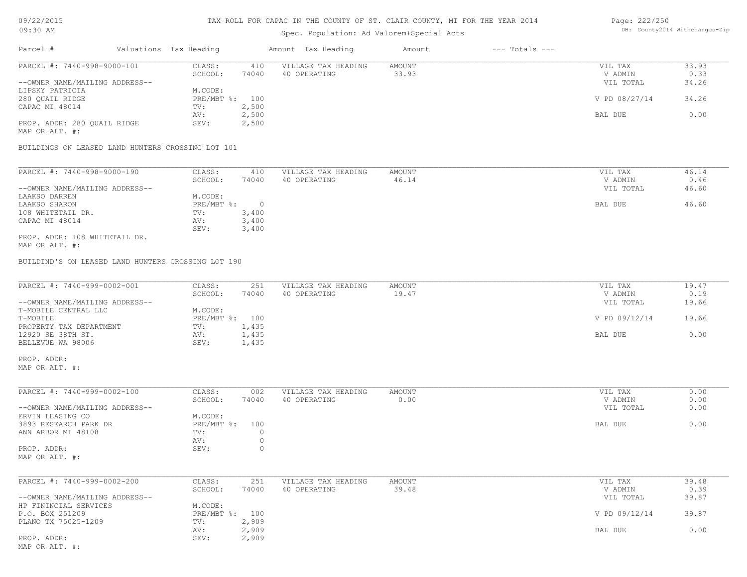TAX ROLL FOR CAPAC IN THE COUNTY OF ST. CLAIR COUNTY, MI FOR THE YEAR 2014

Spec. Population: Ad Valorem+Special Acts

DB: County2014 Withchanges-Zip

| Parcel # | Valuations | Tax Heading | Amount | Tax Heading | Amount | --- Totals --- | |
|---|---|---|---|---|---|---|---|

**PARCEL #: 7440-998-9000-101**

| | | | | | |
|---|---|---|---|---|---|
| CLASS: | 410 | VILLAGE TAX HEADING | AMOUNT | VIL TAX | 33.93 |
| SCHOOL: | 74040 | 40 OPERATING | 33.93 | V ADMIN | 0.33 |
| | | | | VIL TOTAL | 34.26 |
| M.CODE: | | | | | |
| PRE/MBT %: | 100 | | | V PD 08/27/14 | 34.26 |
| TV: | 2,500 | | | | |
| AV: | 2,500 | | | BAL DUE | 0.00 |
| SEV: | 2,500 | | | | |

--OWNER NAME/MAILING ADDRESS--
LIPSKY PATRICIA
280 QUAIL RIDGE
CAPAC MI 48014

PROP. ADDR: 280 QUAIL RIDGE
MAP OR ALT. #:

BUILDINGS ON LEASED LAND HUNTERS CROSSING LOT 101

**PARCEL #: 7440-998-9000-190**

| | | | | | |
|---|---|---|---|---|---|
| CLASS: | 410 | VILLAGE TAX HEADING | AMOUNT | VIL TAX | 46.14 |
| SCHOOL: | 74040 | 40 OPERATING | 46.14 | V ADMIN | 0.46 |
| | | | | VIL TOTAL | 46.60 |
| M.CODE: | | | | | |
| PRE/MBT %: | 0 | | | BAL DUE | 46.60 |
| TV: | 3,400 | | | | |
| AV: | 3,400 | | | | |
| SEV: | 3,400 | | | | |

--OWNER NAME/MAILING ADDRESS--
LAAKSO DARREN
LAAKSO SHARON
108 WHITETAIL DR.
CAPAC MI 48014

PROP. ADDR: 108 WHITETAIL DR.
MAP OR ALT. #:

BUILDIND'S ON LEASED LAND HUNTERS CROSSING LOT 190

**PARCEL #: 7440-999-0002-001**

| | | | | | |
|---|---|---|---|---|---|
| CLASS: | 251 | VILLAGE TAX HEADING | AMOUNT | VIL TAX | 19.47 |
| SCHOOL: | 74040 | 40 OPERATING | 19.47 | V ADMIN | 0.19 |
| | | | | VIL TOTAL | 19.66 |
| M.CODE: | | | | | |
| PRE/MBT %: | 100 | | | V PD 09/12/14 | 19.66 |
| TV: | 1,435 | | | | |
| AV: | 1,435 | | | BAL DUE | 0.00 |
| SEV: | 1,435 | | | | |

--OWNER NAME/MAILING ADDRESS--
T-MOBILE CENTRAL LLC
T-MOBILE
PROPERTY TAX DEPARTMENT
12920 SE 38TH ST.
BELLEVUE WA 98006

PROP. ADDR:
MAP OR ALT. #:

**PARCEL #: 7440-999-0002-100**

| | | | | | |
|---|---|---|---|---|---|
| CLASS: | 002 | VILLAGE TAX HEADING | AMOUNT | VIL TAX | 0.00 |
| SCHOOL: | 74040 | 40 OPERATING | 0.00 | V ADMIN | 0.00 |
| | | | | VIL TOTAL | 0.00 |
| M.CODE: | | | | | |
| PRE/MBT %: | 100 | | | BAL DUE | 0.00 |
| TV: | 0 | | | | |
| AV: | 0 | | | | |
| SEV: | 0 | | | | |

--OWNER NAME/MAILING ADDRESS--
ERVIN LEASING CO
3893 RESEARCH PARK DR
ANN ARBOR MI 48108

PROP. ADDR:
MAP OR ALT. #:

**PARCEL #: 7440-999-0002-200**

| | | | | | |
|---|---|---|---|---|---|
| CLASS: | 251 | VILLAGE TAX HEADING | AMOUNT | VIL TAX | 39.48 |
| SCHOOL: | 74040 | 40 OPERATING | 39.48 | V ADMIN | 0.39 |
| | | | | VIL TOTAL | 39.87 |
| M.CODE: | | | | | |
| PRE/MBT %: | 100 | | | V PD 09/12/14 | 39.87 |
| TV: | 2,909 | | | | |
| AV: | 2,909 | | | BAL DUE | 0.00 |
| SEV: | 2,909 | | | | |

--OWNER NAME/MAILING ADDRESS--
HP FININCIAL SERVICES
P.O. BOX 251209
PLANO TX 75025-1209

PROP. ADDR:
MAP OR ALT. #: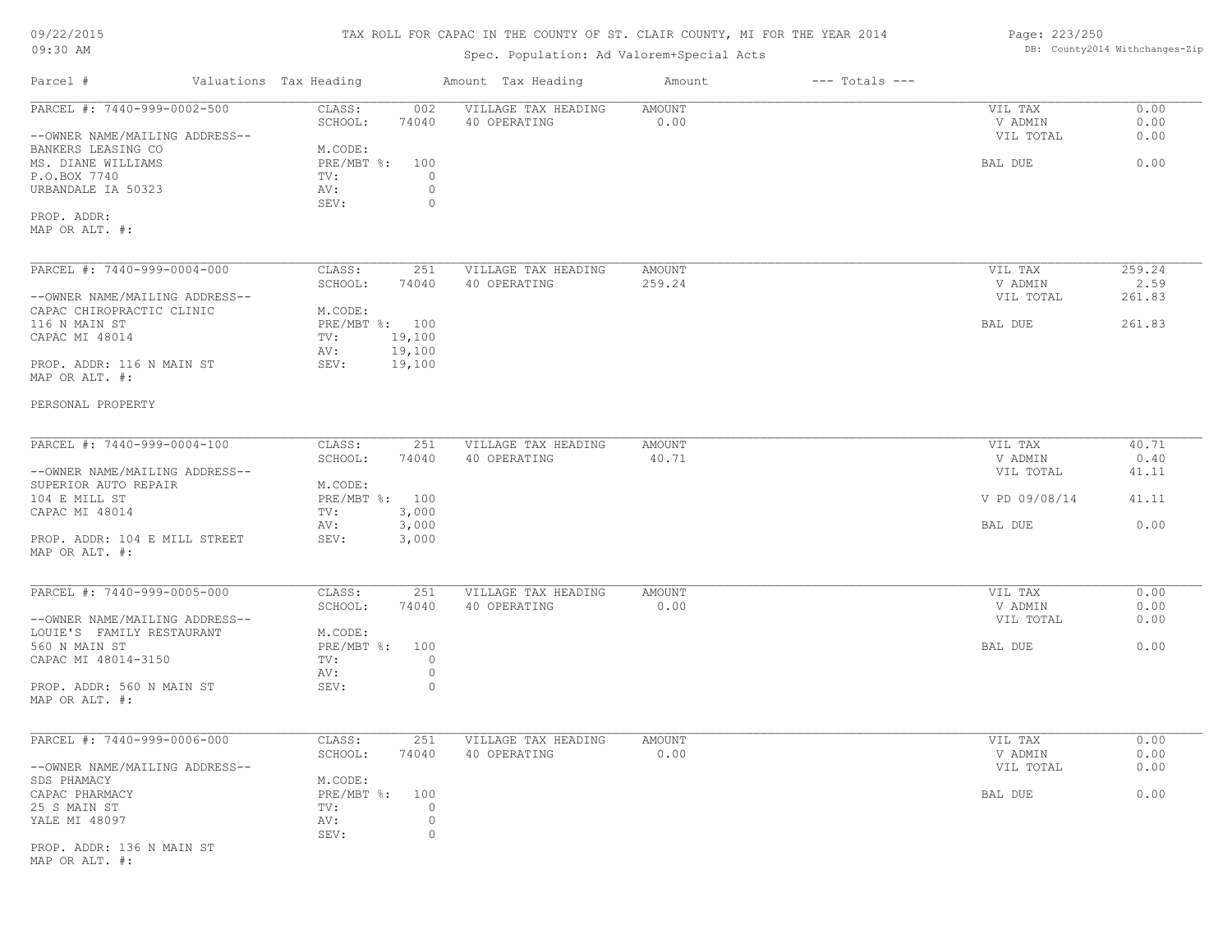# TAX ROLL FOR CAPAC IN THE COUNTY OF ST. CLAIR COUNTY, MI FOR THE YEAR 2014

Spec. Population: Ad Valorem+Special Acts

09/22/2015
09:30 AM

DB: County2014 Withchanges-Zip

| Parcel # | Valuations | Tax Heading | Amount | Tax Heading | Amount | --- Totals --- | |
|---|---|---|---|---|---|---|---|

---

**PARCEL #: 7440-999-0002-500**

--OWNER NAME/MAILING ADDRESS--
BANKERS LEASING CO
MS. DIANE WILLIAMS
P.O.BOX 7740
URBANDALE IA 50323

PROP. ADDR:
MAP OR ALT. #:

| | | | | | |
|---|---|---|---|---|---|
| CLASS: | 002 | VILLAGE TAX HEADING | AMOUNT | VIL TAX | 0.00 |
| SCHOOL: | 74040 | 40 OPERATING | 0.00 | V ADMIN | 0.00 |
| | | | | VIL TOTAL | 0.00 |
| M.CODE: | | | | | |
| PRE/MBT %: | 100 | | | BAL DUE | 0.00 |
| TV: | 0 | | | | |
| AV: | 0 | | | | |
| SEV: | 0 | | | | |

---

**PARCEL #: 7440-999-0004-000**

--OWNER NAME/MAILING ADDRESS--
CAPAC CHIROPRACTIC CLINIC
116 N MAIN ST
CAPAC MI 48014

PROP. ADDR: 116 N MAIN ST
MAP OR ALT. #:

PERSONAL PROPERTY

| | | | | | |
|---|---|---|---|---|---|
| CLASS: | 251 | VILLAGE TAX HEADING | AMOUNT | VIL TAX | 259.24 |
| SCHOOL: | 74040 | 40 OPERATING | 259.24 | V ADMIN | 2.59 |
| | | | | VIL TOTAL | 261.83 |
| M.CODE: | | | | | |
| PRE/MBT %: | 100 | | | BAL DUE | 261.83 |
| TV: | 19,100 | | | | |
| AV: | 19,100 | | | | |
| SEV: | 19,100 | | | | |

---

**PARCEL #: 7440-999-0004-100**

--OWNER NAME/MAILING ADDRESS--
SUPERIOR AUTO REPAIR
104 E MILL ST
CAPAC MI 48014

PROP. ADDR: 104 E MILL STREET
MAP OR ALT. #:

| | | | | | |
|---|---|---|---|---|---|
| CLASS: | 251 | VILLAGE TAX HEADING | AMOUNT | VIL TAX | 40.71 |
| SCHOOL: | 74040 | 40 OPERATING | 40.71 | V ADMIN | 0.40 |
| | | | | VIL TOTAL | 41.11 |
| M.CODE: | | | | | |
| PRE/MBT %: | 100 | | | V PD 09/08/14 | 41.11 |
| TV: | 3,000 | | | | |
| AV: | 3,000 | | | BAL DUE | 0.00 |
| SEV: | 3,000 | | | | |

---

**PARCEL #: 7440-999-0005-000**

--OWNER NAME/MAILING ADDRESS--
LOUIE'S FAMILY RESTAURANT
560 N MAIN ST
CAPAC MI 48014-3150

PROP. ADDR: 560 N MAIN ST
MAP OR ALT. #:

| | | | | | |
|---|---|---|---|---|---|
| CLASS: | 251 | VILLAGE TAX HEADING | AMOUNT | VIL TAX | 0.00 |
| SCHOOL: | 74040 | 40 OPERATING | 0.00 | V ADMIN | 0.00 |
| | | | | VIL TOTAL | 0.00 |
| M.CODE: | | | | | |
| PRE/MBT %: | 100 | | | BAL DUE | 0.00 |
| TV: | 0 | | | | |
| AV: | 0 | | | | |
| SEV: | 0 | | | | |

---

**PARCEL #: 7440-999-0006-000**

--OWNER NAME/MAILING ADDRESS--
SDS PHAMACY
CAPAC PHARMACY
25 S MAIN ST
YALE MI 48097

PROP. ADDR: 136 N MAIN ST
MAP OR ALT. #:

| | | | | | |
|---|---|---|---|---|---|
| CLASS: | 251 | VILLAGE TAX HEADING | AMOUNT | VIL TAX | 0.00 |
| SCHOOL: | 74040 | 40 OPERATING | 0.00 | V ADMIN | 0.00 |
| | | | | VIL TOTAL | 0.00 |
| M.CODE: | | | | | |
| PRE/MBT %: | 100 | | | BAL DUE | 0.00 |
| TV: | 0 | | | | |
| AV: | 0 | | | | |
| SEV: | 0 | | | | |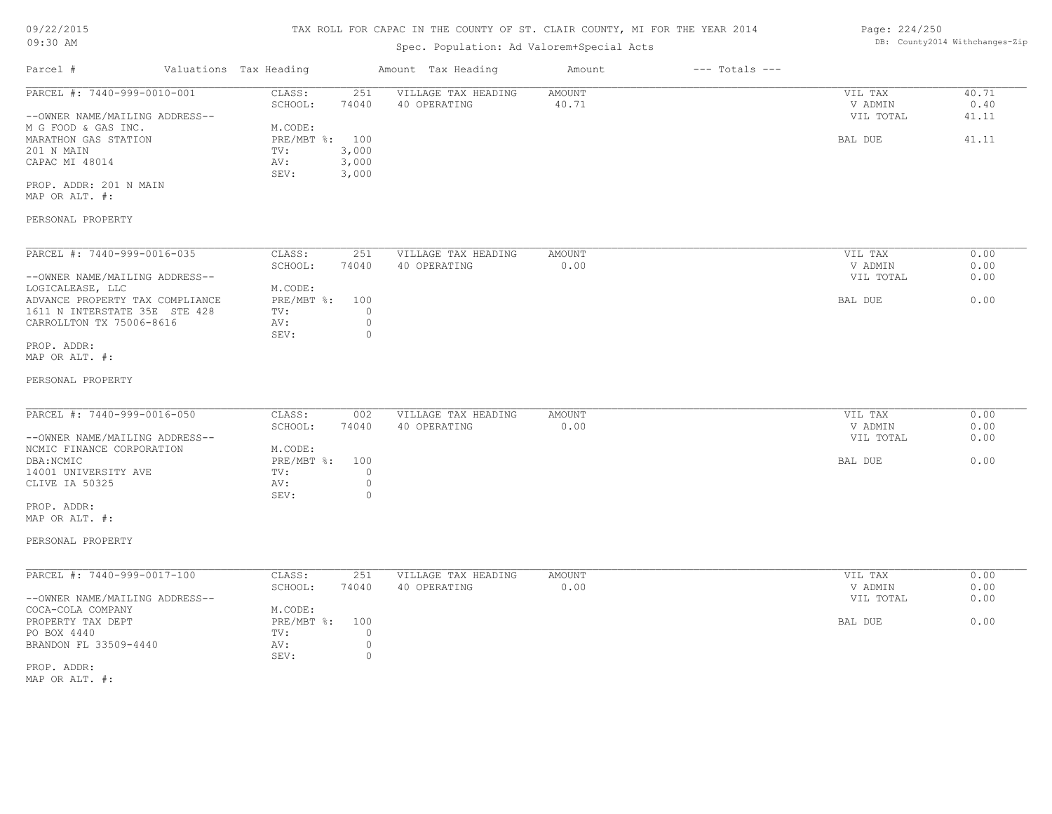TAX ROLL FOR CAPAC IN THE COUNTY OF ST. CLAIR COUNTY, MI FOR THE YEAR 2014

Spec. Population: Ad Valorem+Special Acts

| Parcel # | Valuations | Tax Heading | Amount | Tax Heading | Amount | --- Totals --- | |
|---|---|---|---|---|---|---|---|

**PARCEL #: 7440-999-0010-001**

| | | | | | |
|---|---|---|---|---|---|
| CLASS: | 251 | VILLAGE TAX HEADING | AMOUNT | VIL TAX | 40.71 |
| SCHOOL: | 74040 | 40 OPERATING | 40.71 | V ADMIN | 0.40 |
| M.CODE: | | | | VIL TOTAL | 41.11 |
| PRE/MBT %: | 100 | | | BAL DUE | 41.11 |
| TV: | 3,000 | | | | |
| AV: | 3,000 | | | | |
| SEV: | 3,000 | | | | |

--OWNER NAME/MAILING ADDRESS--
M G FOOD & GAS INC.
MARATHON GAS STATION
201 N MAIN
CAPAC MI 48014

PROP. ADDR: 201 N MAIN
MAP OR ALT. #:

PERSONAL PROPERTY

**PARCEL #: 7440-999-0016-035**

| | | | | | |
|---|---|---|---|---|---|
| CLASS: | 251 | VILLAGE TAX HEADING | AMOUNT | VIL TAX | 0.00 |
| SCHOOL: | 74040 | 40 OPERATING | 0.00 | V ADMIN | 0.00 |
| M.CODE: | | | | VIL TOTAL | 0.00 |
| PRE/MBT %: | 100 | | | BAL DUE | 0.00 |
| TV: | 0 | | | | |
| AV: | 0 | | | | |
| SEV: | 0 | | | | |

--OWNER NAME/MAILING ADDRESS--
LOGICALEASE, LLC
ADVANCE PROPERTY TAX COMPLIANCE
1611 N INTERSTATE 35E STE 428
CARROLLTON TX 75006-8616

PROP. ADDR:
MAP OR ALT. #:

PERSONAL PROPERTY

**PARCEL #: 7440-999-0016-050**

| | | | | | |
|---|---|---|---|---|---|
| CLASS: | 002 | VILLAGE TAX HEADING | AMOUNT | VIL TAX | 0.00 |
| SCHOOL: | 74040 | 40 OPERATING | 0.00 | V ADMIN | 0.00 |
| M.CODE: | | | | VIL TOTAL | 0.00 |
| PRE/MBT %: | 100 | | | BAL DUE | 0.00 |
| TV: | 0 | | | | |
| AV: | 0 | | | | |
| SEV: | 0 | | | | |

--OWNER NAME/MAILING ADDRESS--
NCMIC FINANCE CORPORATION
DBA:NCMIC
14001 UNIVERSITY AVE
CLIVE IA 50325

PROP. ADDR:
MAP OR ALT. #:

PERSONAL PROPERTY

**PARCEL #: 7440-999-0017-100**

| | | | | | |
|---|---|---|---|---|---|
| CLASS: | 251 | VILLAGE TAX HEADING | AMOUNT | VIL TAX | 0.00 |
| SCHOOL: | 74040 | 40 OPERATING | 0.00 | V ADMIN | 0.00 |
| M.CODE: | | | | VIL TOTAL | 0.00 |
| PRE/MBT %: | 100 | | | BAL DUE | 0.00 |
| TV: | 0 | | | | |
| AV: | 0 | | | | |
| SEV: | 0 | | | | |

--OWNER NAME/MAILING ADDRESS--
COCA-COLA COMPANY
PROPERTY TAX DEPT
PO BOX 4440
BRANDON FL 33509-4440

PROP. ADDR:
MAP OR ALT. #: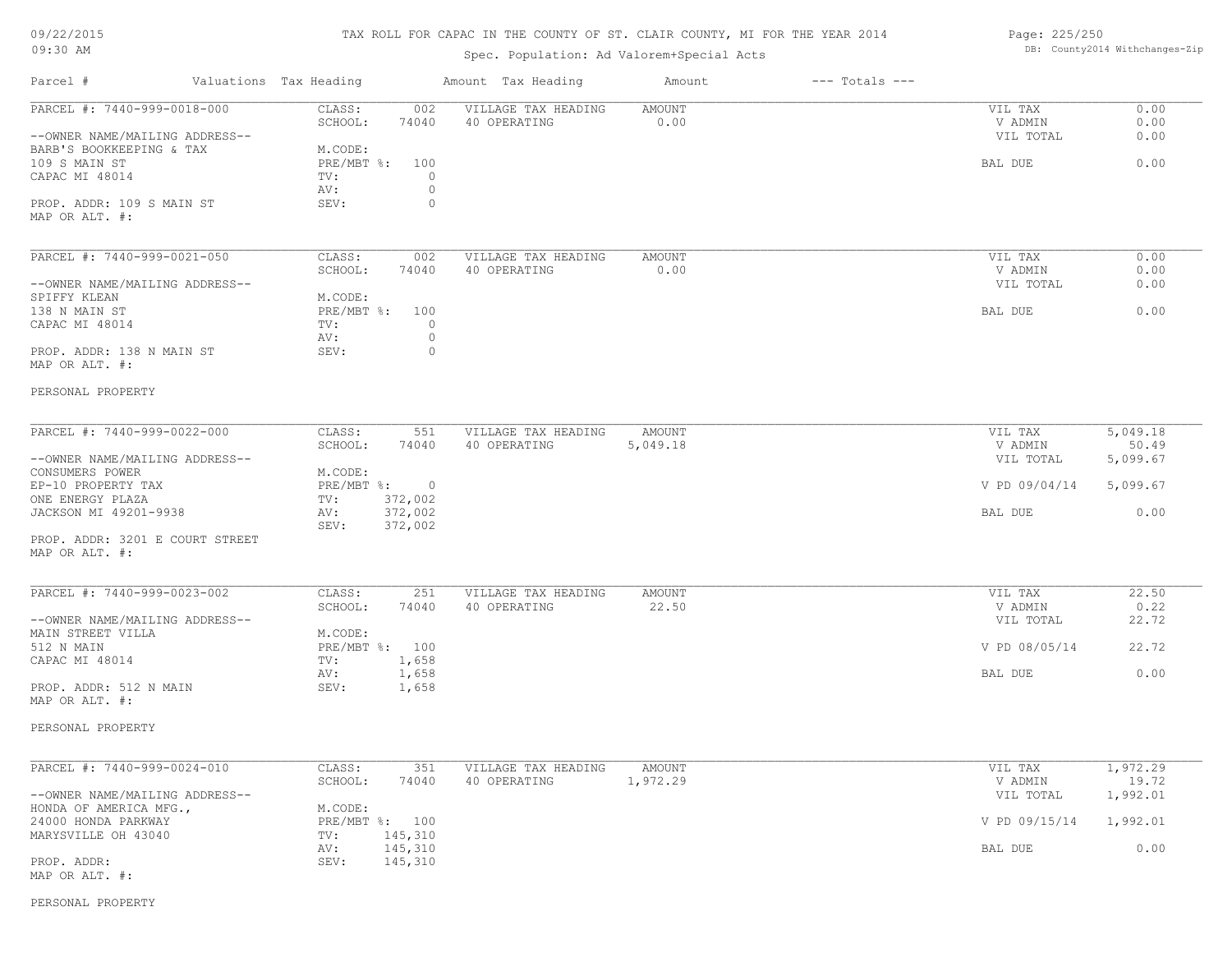TAX ROLL FOR CAPAC IN THE COUNTY OF ST. CLAIR COUNTY, MI FOR THE YEAR 2014

Spec. Population: Ad Valorem+Special Acts

09/22/2015
09:30 AM

DB: County2014 Withchanges-Zip

| Parcel # | Valuations | Tax Heading | Amount | Tax Heading | Amount | --- Totals --- | |
|---|---|---|---|---|---|---|---|

**PARCEL #: 7440-999-0018-000**

| | | | | | |
|---|---|---|---|---|---|
| --OWNER NAME/MAILING ADDRESS-- | CLASS: 002 | VILLAGE TAX HEADING | AMOUNT | VIL TAX | 0.00 |
| BARB'S BOOKKEEPING & TAX | SCHOOL: 74040 | 40 OPERATING | 0.00 | V ADMIN | 0.00 |
| 109 S MAIN ST | M.CODE: | | | VIL TOTAL | 0.00 |
| CAPAC MI 48014 | PRE/MBT %: 100 | | | BAL DUE | 0.00 |
| PROP. ADDR: 109 S MAIN ST | TV: 0 | | | | |
| MAP OR ALT. #: | AV: 0 | | | | |
| | SEV: 0 | | | | |

**PARCEL #: 7440-999-0021-050**

| | | | | | |
|---|---|---|---|---|---|
| --OWNER NAME/MAILING ADDRESS-- | CLASS: 002 | VILLAGE TAX HEADING | AMOUNT | VIL TAX | 0.00 |
| SPIFFY KLEAN | SCHOOL: 74040 | 40 OPERATING | 0.00 | V ADMIN | 0.00 |
| 138 N MAIN ST | M.CODE: | | | VIL TOTAL | 0.00 |
| CAPAC MI 48014 | PRE/MBT %: 100 | | | BAL DUE | 0.00 |
| PROP. ADDR: 138 N MAIN ST | TV: 0 | | | | |
| MAP OR ALT. #: | AV: 0 | | | | |
| | SEV: 0 | | | | |

PERSONAL PROPERTY

**PARCEL #: 7440-999-0022-000**

| | | | | | |
|---|---|---|---|---|---|
| --OWNER NAME/MAILING ADDRESS-- | CLASS: 551 | VILLAGE TAX HEADING | AMOUNT | VIL TAX | 5,049.18 |
| CONSUMERS POWER | SCHOOL: 74040 | 40 OPERATING | 5,049.18 | V ADMIN | 50.49 |
| EP-10 PROPERTY TAX | M.CODE: | | | VIL TOTAL | 5,099.67 |
| ONE ENERGY PLAZA | PRE/MBT %: 0 | | | V PD 09/04/14 | 5,099.67 |
| JACKSON MI 49201-9938 | TV: 372,002 | | | BAL DUE | 0.00 |
| PROP. ADDR: 3201 E COURT STREET | AV: 372,002 | | | | |
| MAP OR ALT. #: | SEV: 372,002 | | | | |

**PARCEL #: 7440-999-0023-002**

| | | | | | |
|---|---|---|---|---|---|
| --OWNER NAME/MAILING ADDRESS-- | CLASS: 251 | VILLAGE TAX HEADING | AMOUNT | VIL TAX | 22.50 |
| MAIN STREET VILLA | SCHOOL: 74040 | 40 OPERATING | 22.50 | V ADMIN | 0.22 |
| 512 N MAIN | M.CODE: | | | VIL TOTAL | 22.72 |
| CAPAC MI 48014 | PRE/MBT %: 100 | | | V PD 08/05/14 | 22.72 |
| PROP. ADDR: 512 N MAIN | TV: 1,658 | | | BAL DUE | 0.00 |
| MAP OR ALT. #: | AV: 1,658 | | | | |
| | SEV: 1,658 | | | | |

PERSONAL PROPERTY

**PARCEL #: 7440-999-0024-010**

| | | | | | |
|---|---|---|---|---|---|
| --OWNER NAME/MAILING ADDRESS-- | CLASS: 351 | VILLAGE TAX HEADING | AMOUNT | VIL TAX | 1,972.29 |
| HONDA OF AMERICA MFG., | SCHOOL: 74040 | 40 OPERATING | 1,972.29 | V ADMIN | 19.72 |
| 24000 HONDA PARKWAY | M.CODE: | | | VIL TOTAL | 1,992.01 |
| MARYSVILLE OH 43040 | PRE/MBT %: 100 | | | V PD 09/15/14 | 1,992.01 |
| PROP. ADDR: | TV: 145,310 | | | BAL DUE | 0.00 |
| MAP OR ALT. #: | AV: 145,310 | | | | |
| | SEV: 145,310 | | | | |

PERSONAL PROPERTY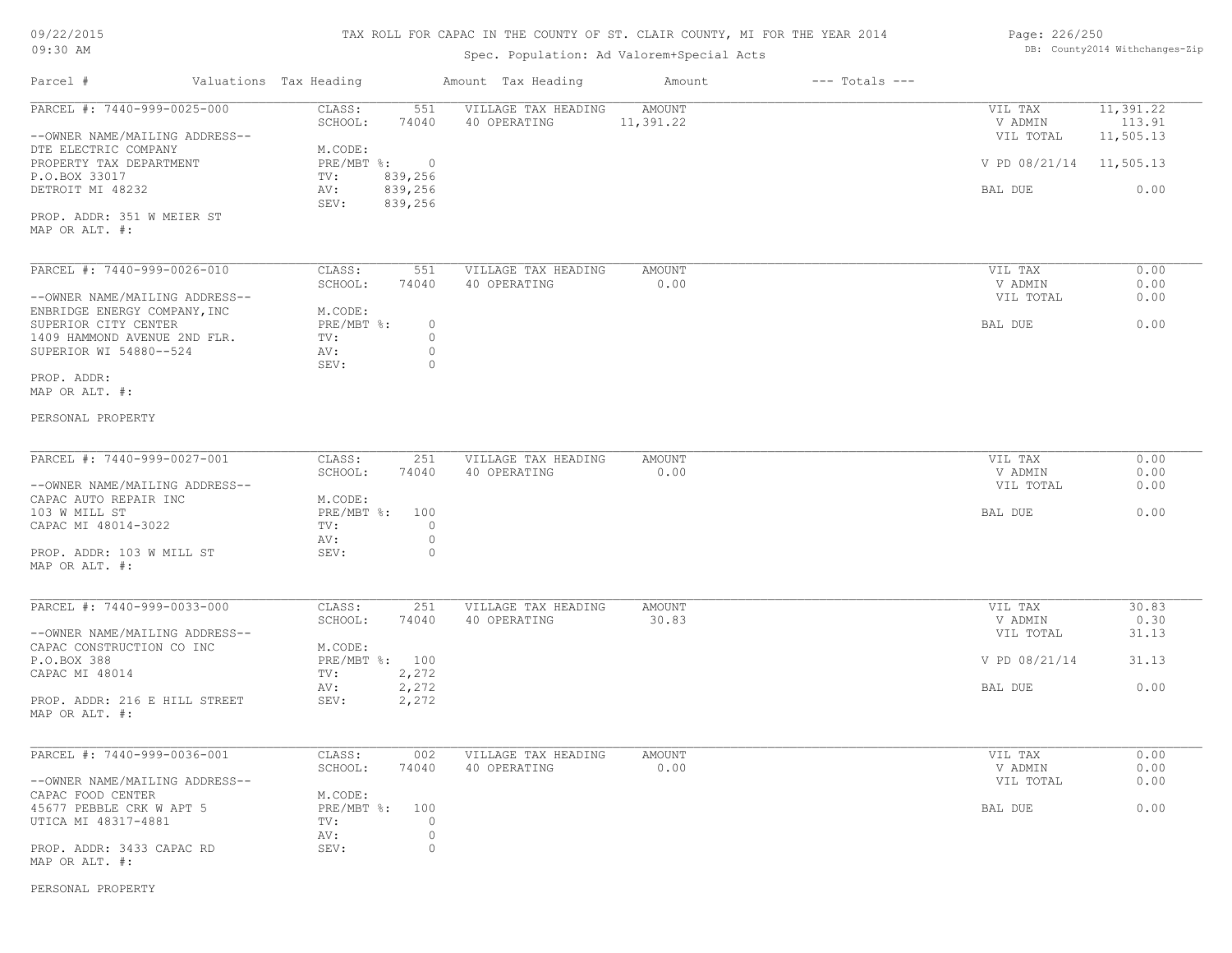# TAX ROLL FOR CAPAC IN THE COUNTY OF ST. CLAIR COUNTY, MI FOR THE YEAR 2014

Spec. Population: Ad Valorem+Special Acts

09/22/2015
09:30 AM

DB: County2014 Withchanges-Zip

| Parcel # | Valuations | Tax Heading | Amount | Tax Heading | Amount | --- Totals --- |
|---|---|---|---|---|---|---|

---

PARCEL #: 7440-999-0025-000

--OWNER NAME/MAILING ADDRESS--
DTE ELECTRIC COMPANY
PROPERTY TAX DEPARTMENT
P.O.BOX 33017
DETROIT MI 48232

PROP. ADDR: 351 W MEIER ST
MAP OR ALT. #:

| | | | | | |
|---|---|---|---|---|---|
| CLASS: | 551 | VILLAGE TAX HEADING | AMOUNT | VIL TAX | 11,391.22 |
| SCHOOL: | 74040 | 40 OPERATING | 11,391.22 | V ADMIN | 113.91 |
| M.CODE: | | | | VIL TOTAL | 11,505.13 |
| PRE/MBT %: | 0 | | | V PD 08/21/14 | 11,505.13 |
| TV: | 839,256 | | | | |
| AV: | 839,256 | | | BAL DUE | 0.00 |
| SEV: | 839,256 | | | | |

---

PARCEL #: 7440-999-0026-010

--OWNER NAME/MAILING ADDRESS--
ENBRIDGE ENERGY COMPANY,INC
SUPERIOR CITY CENTER
1409 HAMMOND AVENUE 2ND FLR.
SUPERIOR WI 54880--524

PROP. ADDR:
MAP OR ALT. #:

PERSONAL PROPERTY

| | | | | | |
|---|---|---|---|---|---|
| CLASS: | 551 | VILLAGE TAX HEADING | AMOUNT | VIL TAX | 0.00 |
| SCHOOL: | 74040 | 40 OPERATING | 0.00 | V ADMIN | 0.00 |
| M.CODE: | | | | VIL TOTAL | 0.00 |
| PRE/MBT %: | 0 | | | BAL DUE | 0.00 |
| TV: | 0 | | | | |
| AV: | 0 | | | | |
| SEV: | 0 | | | | |

---

PARCEL #: 7440-999-0027-001

--OWNER NAME/MAILING ADDRESS--
CAPAC AUTO REPAIR INC
103 W MILL ST
CAPAC MI 48014-3022

PROP. ADDR: 103 W MILL ST
MAP OR ALT. #:

| | | | | | |
|---|---|---|---|---|---|
| CLASS: | 251 | VILLAGE TAX HEADING | AMOUNT | VIL TAX | 0.00 |
| SCHOOL: | 74040 | 40 OPERATING | 0.00 | V ADMIN | 0.00 |
| M.CODE: | | | | VIL TOTAL | 0.00 |
| PRE/MBT %: | 100 | | | BAL DUE | 0.00 |
| TV: | 0 | | | | |
| AV: | 0 | | | | |
| SEV: | 0 | | | | |

---

PARCEL #: 7440-999-0033-000

--OWNER NAME/MAILING ADDRESS--
CAPAC CONSTRUCTION CO INC
P.O.BOX 388
CAPAC MI 48014

PROP. ADDR: 216 E HILL STREET
MAP OR ALT. #:

| | | | | | |
|---|---|---|---|---|---|
| CLASS: | 251 | VILLAGE TAX HEADING | AMOUNT | VIL TAX | 30.83 |
| SCHOOL: | 74040 | 40 OPERATING | 30.83 | V ADMIN | 0.30 |
| M.CODE: | | | | VIL TOTAL | 31.13 |
| PRE/MBT %: | 100 | | | V PD 08/21/14 | 31.13 |
| TV: | 2,272 | | | | |
| AV: | 2,272 | | | BAL DUE | 0.00 |
| SEV: | 2,272 | | | | |

---

PARCEL #: 7440-999-0036-001

--OWNER NAME/MAILING ADDRESS--
CAPAC FOOD CENTER
45677 PEBBLE CRK W APT 5
UTICA MI 48317-4881

PROP. ADDR: 3433 CAPAC RD
MAP OR ALT. #:

PERSONAL PROPERTY

| | | | | | |
|---|---|---|---|---|---|
| CLASS: | 002 | VILLAGE TAX HEADING | AMOUNT | VIL TAX | 0.00 |
| SCHOOL: | 74040 | 40 OPERATING | 0.00 | V ADMIN | 0.00 |
| M.CODE: | | | | VIL TOTAL | 0.00 |
| PRE/MBT %: | 100 | | | BAL DUE | 0.00 |
| TV: | 0 | | | | |
| AV: | 0 | | | | |
| SEV: | 0 | | | | |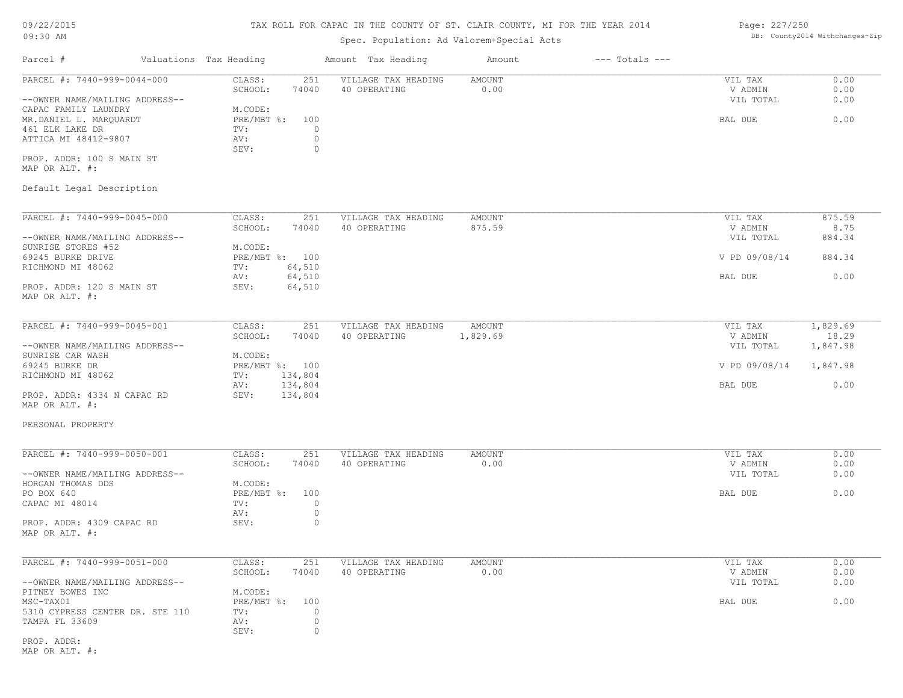TAX ROLL FOR CAPAC IN THE COUNTY OF ST. CLAIR COUNTY, MI FOR THE YEAR 2014

Spec. Population: Ad Valorem+Special Acts

| Parcel # | Valuations | Tax Heading | Amount | Tax Heading | Amount | --- Totals --- | |
|---|---|---|---|---|---|---|---|

---

**PARCEL #: 7440-999-0044-000**

--OWNER NAME/MAILING ADDRESS--
CAPAC FAMILY LAUNDRY
MR.DANIEL L. MARQUARDT
461 ELK LAKE DR
ATTICA MI 48412-9807

PROP. ADDR: 100 S MAIN ST
MAP OR ALT. #:

Default Legal Description

| | | | | | |
|---|---|---|---|---|---|
| CLASS: | 251 | VILLAGE TAX HEADING | AMOUNT | VIL TAX | 0.00 |
| SCHOOL: | 74040 | 40 OPERATING | 0.00 | V ADMIN | 0.00 |
| M.CODE: | | | | VIL TOTAL | 0.00 |
| PRE/MBT %: | 100 | | | BAL DUE | 0.00 |
| TV: | 0 | | | | |
| AV: | 0 | | | | |
| SEV: | 0 | | | | |

---

**PARCEL #: 7440-999-0045-000**

--OWNER NAME/MAILING ADDRESS--
SUNRISE STORES #52
69245 BURKE DRIVE
RICHMOND MI 48062

PROP. ADDR: 120 S MAIN ST
MAP OR ALT. #:

| | | | | | |
|---|---|---|---|---|---|
| CLASS: | 251 | VILLAGE TAX HEADING | AMOUNT | VIL TAX | 875.59 |
| SCHOOL: | 74040 | 40 OPERATING | 875.59 | V ADMIN | 8.75 |
| M.CODE: | | | | VIL TOTAL | 884.34 |
| PRE/MBT %: | 100 | | | V PD 09/08/14 | 884.34 |
| TV: | 64,510 | | | | |
| AV: | 64,510 | | | BAL DUE | 0.00 |
| SEV: | 64,510 | | | | |

---

**PARCEL #: 7440-999-0045-001**

--OWNER NAME/MAILING ADDRESS--
SUNRISE CAR WASH
69245 BURKE DR
RICHMOND MI 48062

PROP. ADDR: 4334 N CAPAC RD
MAP OR ALT. #:

PERSONAL PROPERTY

| | | | | | |
|---|---|---|---|---|---|
| CLASS: | 251 | VILLAGE TAX HEADING | AMOUNT | VIL TAX | 1,829.69 |
| SCHOOL: | 74040 | 40 OPERATING | 1,829.69 | V ADMIN | 18.29 |
| M.CODE: | | | | VIL TOTAL | 1,847.98 |
| PRE/MBT %: | 100 | | | V PD 09/08/14 | 1,847.98 |
| TV: | 134,804 | | | | |
| AV: | 134,804 | | | BAL DUE | 0.00 |
| SEV: | 134,804 | | | | |

---

**PARCEL #: 7440-999-0050-001**

--OWNER NAME/MAILING ADDRESS--
HORGAN THOMAS DDS
PO BOX 640
CAPAC MI 48014

PROP. ADDR: 4309 CAPAC RD
MAP OR ALT. #:

| | | | | | |
|---|---|---|---|---|---|
| CLASS: | 251 | VILLAGE TAX HEADING | AMOUNT | VIL TAX | 0.00 |
| SCHOOL: | 74040 | 40 OPERATING | 0.00 | V ADMIN | 0.00 |
| M.CODE: | | | | VIL TOTAL | 0.00 |
| PRE/MBT %: | 100 | | | BAL DUE | 0.00 |
| TV: | 0 | | | | |
| AV: | 0 | | | | |
| SEV: | 0 | | | | |

---

**PARCEL #: 7440-999-0051-000**

--OWNER NAME/MAILING ADDRESS--
PITNEY BOWES INC
MSC-TAX01
5310 CYPRESS CENTER DR. STE 110
TAMPA FL 33609

PROP. ADDR:
MAP OR ALT. #:

| | | | | | |
|---|---|---|---|---|---|
| CLASS: | 251 | VILLAGE TAX HEADING | AMOUNT | VIL TAX | 0.00 |
| SCHOOL: | 74040 | 40 OPERATING | 0.00 | V ADMIN | 0.00 |
| M.CODE: | | | | VIL TOTAL | 0.00 |
| PRE/MBT %: | 100 | | | BAL DUE | 0.00 |
| TV: | 0 | | | | |
| AV: | 0 | | | | |
| SEV: | 0 | | | | |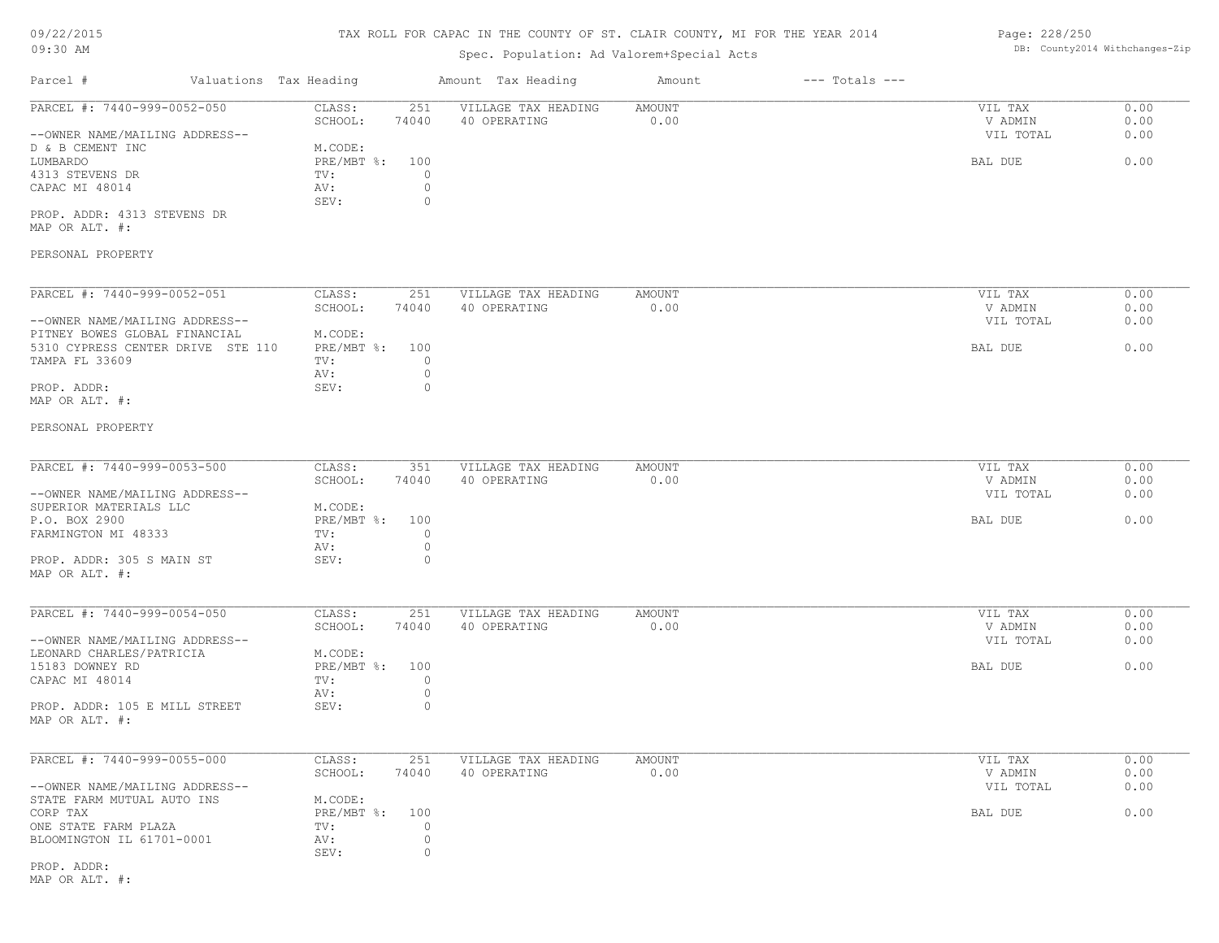TAX ROLL FOR CAPAC IN THE COUNTY OF ST. CLAIR COUNTY, MI FOR THE YEAR 2014

Spec. Population: Ad Valorem+Special Acts

| Parcel # | Valuations | Tax Heading | Amount | Tax Heading | Amount | --- Totals --- | |
|---|---|---|---|---|---|---|---|
| PARCEL #: 7440-999-0052-050 | CLASS: | 251 | VILLAGE TAX HEADING | AMOUNT | | VIL TAX | 0.00 |
| | SCHOOL: | 74040 | 40 OPERATING | 0.00 | | V ADMIN | 0.00 |
| --OWNER NAME/MAILING ADDRESS-- | | | | | | VIL TOTAL | 0.00 |
| D & B CEMENT INC | M.CODE: | | | | | | |
| LUMBARDO | PRE/MBT %: | 100 | | | | BAL DUE | 0.00 |
| 4313 STEVENS DR | TV: | 0 | | | | | |
| CAPAC MI 48014 | AV: | 0 | | | | | |
| | SEV: | 0 | | | | | |
| PROP. ADDR: 4313 STEVENS DR | | | | | | | |
| MAP OR ALT. #: | | | | | | | |
| PERSONAL PROPERTY | | | | | | | |
| PARCEL #: 7440-999-0052-051 | CLASS: | 251 | VILLAGE TAX HEADING | AMOUNT | | VIL TAX | 0.00 |
| | SCHOOL: | 74040 | 40 OPERATING | 0.00 | | V ADMIN | 0.00 |
| --OWNER NAME/MAILING ADDRESS-- | | | | | | VIL TOTAL | 0.00 |
| PITNEY BOWES GLOBAL FINANCIAL | M.CODE: | | | | | | |
| 5310 CYPRESS CENTER DRIVE STE 110 | PRE/MBT %: | 100 | | | | BAL DUE | 0.00 |
| TAMPA FL 33609 | TV: | 0 | | | | | |
| | AV: | 0 | | | | | |
| PROP. ADDR: | SEV: | 0 | | | | | |
| MAP OR ALT. #: | | | | | | | |
| PERSONAL PROPERTY | | | | | | | |
| PARCEL #: 7440-999-0053-500 | CLASS: | 351 | VILLAGE TAX HEADING | AMOUNT | | VIL TAX | 0.00 |
| | SCHOOL: | 74040 | 40 OPERATING | 0.00 | | V ADMIN | 0.00 |
| --OWNER NAME/MAILING ADDRESS-- | | | | | | VIL TOTAL | 0.00 |
| SUPERIOR MATERIALS LLC | M.CODE: | | | | | | |
| P.O. BOX 2900 | PRE/MBT %: | 100 | | | | BAL DUE | 0.00 |
| FARMINGTON MI 48333 | TV: | 0 | | | | | |
| | AV: | 0 | | | | | |
| PROP. ADDR: 305 S MAIN ST | SEV: | 0 | | | | | |
| MAP OR ALT. #: | | | | | | | |
| PARCEL #: 7440-999-0054-050 | CLASS: | 251 | VILLAGE TAX HEADING | AMOUNT | | VIL TAX | 0.00 |
| | SCHOOL: | 74040 | 40 OPERATING | 0.00 | | V ADMIN | 0.00 |
| --OWNER NAME/MAILING ADDRESS-- | | | | | | VIL TOTAL | 0.00 |
| LEONARD CHARLES/PATRICIA | M.CODE: | | | | | | |
| 15183 DOWNEY RD | PRE/MBT %: | 100 | | | | BAL DUE | 0.00 |
| CAPAC MI 48014 | TV: | 0 | | | | | |
| | AV: | 0 | | | | | |
| PROP. ADDR: 105 E MILL STREET | SEV: | 0 | | | | | |
| MAP OR ALT. #: | | | | | | | |
| PARCEL #: 7440-999-0055-000 | CLASS: | 251 | VILLAGE TAX HEADING | AMOUNT | | VIL TAX | 0.00 |
| | SCHOOL: | 74040 | 40 OPERATING | 0.00 | | V ADMIN | 0.00 |
| --OWNER NAME/MAILING ADDRESS-- | | | | | | VIL TOTAL | 0.00 |
| STATE FARM MUTUAL AUTO INS | M.CODE: | | | | | | |
| CORP TAX | PRE/MBT %: | 100 | | | | BAL DUE | 0.00 |
| ONE STATE FARM PLAZA | TV: | 0 | | | | | |
| BLOOMINGTON IL 61701-0001 | AV: | 0 | | | | | |
| | SEV: | 0 | | | | | |
| PROP. ADDR: | | | | | | | |
| MAP OR ALT. #: | | | | | | | |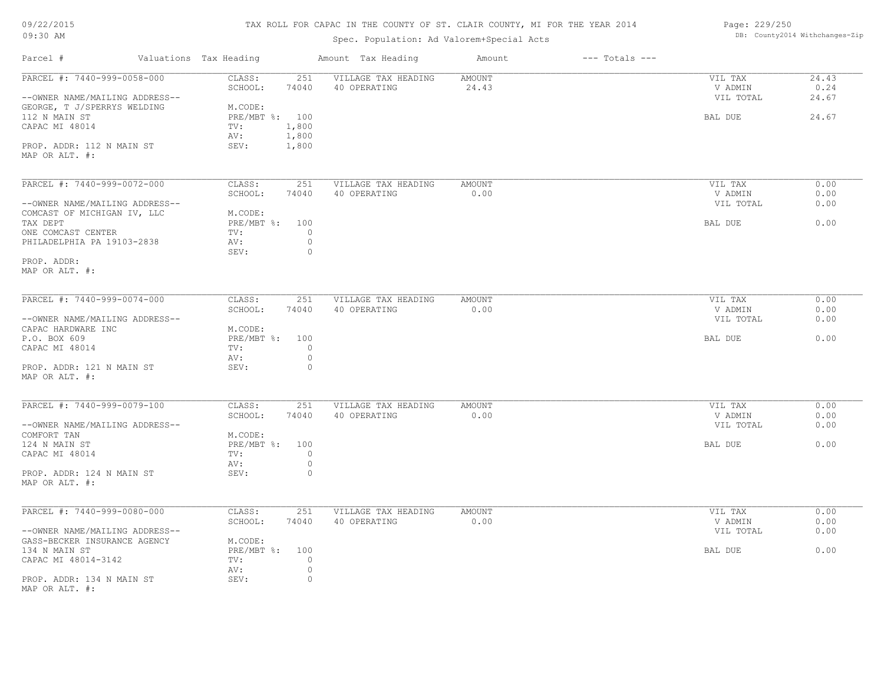# TAX ROLL FOR CAPAC IN THE COUNTY OF ST. CLAIR COUNTY, MI FOR THE YEAR 2014

Spec. Population: Ad Valorem+Special Acts

| Parcel # | Valuations | Tax Heading | Amount | Tax Heading | Amount | --- Totals --- | |
|---|---|---|---|---|---|---|---|
| PARCEL #: 7440-999-0058-000 | CLASS: | 251 | VILLAGE TAX HEADING | AMOUNT | | VIL TAX | 24.43 |
| | SCHOOL: | 74040 | 40 OPERATING | 24.43 | | V ADMIN | 0.24 |
| --OWNER NAME/MAILING ADDRESS-- | | | | | | VIL TOTAL | 24.67 |
| GEORGE, T J/SPERRYS WELDING | M.CODE: | | | | | | |
| 112 N MAIN ST | PRE/MBT %: | 100 | | | | BAL DUE | 24.67 |
| CAPAC MI 48014 | TV: | 1,800 | | | | | |
| | AV: | 1,800 | | | | | |
| PROP. ADDR: 112 N MAIN ST | SEV: | 1,800 | | | | | |
| MAP OR ALT. #: | | | | | | | |
| PARCEL #: 7440-999-0072-000 | CLASS: | 251 | VILLAGE TAX HEADING | AMOUNT | | VIL TAX | 0.00 |
| | SCHOOL: | 74040 | 40 OPERATING | 0.00 | | V ADMIN | 0.00 |
| --OWNER NAME/MAILING ADDRESS-- | | | | | | VIL TOTAL | 0.00 |
| COMCAST OF MICHIGAN IV, LLC | M.CODE: | | | | | | |
| TAX DEPT | PRE/MBT %: | 100 | | | | BAL DUE | 0.00 |
| ONE COMCAST CENTER | TV: | 0 | | | | | |
| PHILADELPHIA PA 19103-2838 | AV: | 0 | | | | | |
| | SEV: | 0 | | | | | |
| PROP. ADDR: | | | | | | | |
| MAP OR ALT. #: | | | | | | | |
| PARCEL #: 7440-999-0074-000 | CLASS: | 251 | VILLAGE TAX HEADING | AMOUNT | | VIL TAX | 0.00 |
| | SCHOOL: | 74040 | 40 OPERATING | 0.00 | | V ADMIN | 0.00 |
| --OWNER NAME/MAILING ADDRESS-- | | | | | | VIL TOTAL | 0.00 |
| CAPAC HARDWARE INC | M.CODE: | | | | | | |
| P.O. BOX 609 | PRE/MBT %: | 100 | | | | BAL DUE | 0.00 |
| CAPAC MI 48014 | TV: | 0 | | | | | |
| | AV: | 0 | | | | | |
| PROP. ADDR: 121 N MAIN ST | SEV: | 0 | | | | | |
| MAP OR ALT. #: | | | | | | | |
| PARCEL #: 7440-999-0079-100 | CLASS: | 251 | VILLAGE TAX HEADING | AMOUNT | | VIL TAX | 0.00 |
| | SCHOOL: | 74040 | 40 OPERATING | 0.00 | | V ADMIN | 0.00 |
| --OWNER NAME/MAILING ADDRESS-- | | | | | | VIL TOTAL | 0.00 |
| COMFORT TAN | M.CODE: | | | | | | |
| 124 N MAIN ST | PRE/MBT %: | 100 | | | | BAL DUE | 0.00 |
| CAPAC MI 48014 | TV: | 0 | | | | | |
| | AV: | 0 | | | | | |
| PROP. ADDR: 124 N MAIN ST | SEV: | 0 | | | | | |
| MAP OR ALT. #: | | | | | | | |
| PARCEL #: 7440-999-0080-000 | CLASS: | 251 | VILLAGE TAX HEADING | AMOUNT | | VIL TAX | 0.00 |
| | SCHOOL: | 74040 | 40 OPERATING | 0.00 | | V ADMIN | 0.00 |
| --OWNER NAME/MAILING ADDRESS-- | | | | | | VIL TOTAL | 0.00 |
| GASS-BECKER INSURANCE AGENCY | M.CODE: | | | | | | |
| 134 N MAIN ST | PRE/MBT %: | 100 | | | | BAL DUE | 0.00 |
| CAPAC MI 48014-3142 | TV: | 0 | | | | | |
| | AV: | 0 | | | | | |
| PROP. ADDR: 134 N MAIN ST | SEV: | 0 | | | | | |
| MAP OR ALT. #: | | | | | | | |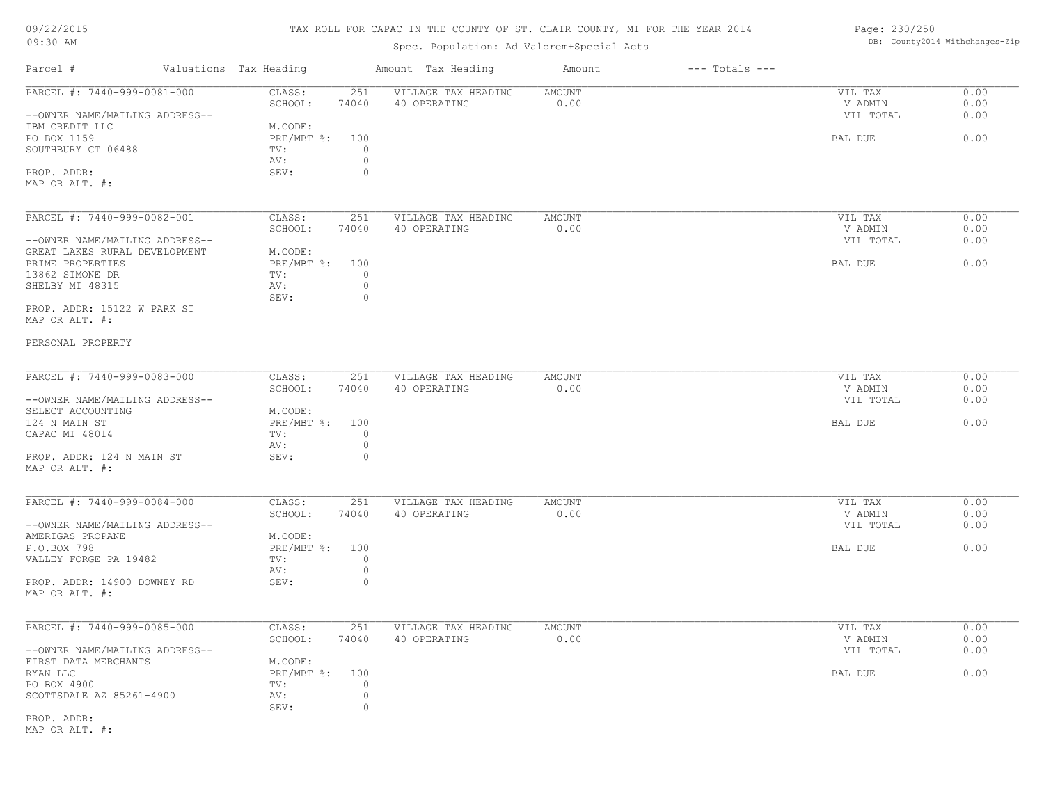# TAX ROLL FOR CAPAC IN THE COUNTY OF ST. CLAIR COUNTY, MI FOR THE YEAR 2014

Spec. Population: Ad Valorem+Special Acts

DB: County2014 Withchanges-Zip

| Parcel # | Valuations | Tax Heading | Amount | Tax Heading | Amount | --- Totals --- | |
|---|---|---|---|---|---|---|---|

---

**PARCEL #: 7440-999-0081-000**

--OWNER NAME/MAILING ADDRESS--
IBM CREDIT LLC
PO BOX 1159
SOUTHBURY CT 06488

PROP. ADDR:
MAP OR ALT. #:

| | | | | | |
|---|---|---|---|---|---|
| CLASS: | 251 | VILLAGE TAX HEADING | AMOUNT | VIL TAX | 0.00 |
| SCHOOL: | 74040 | 40 OPERATING | 0.00 | V ADMIN | 0.00 |
| M.CODE: | | | | VIL TOTAL | 0.00 |
| PRE/MBT %: | 100 | | | BAL DUE | 0.00 |
| TV: | 0 | | | | |
| AV: | 0 | | | | |
| SEV: | 0 | | | | |

---

**PARCEL #: 7440-999-0082-001**

--OWNER NAME/MAILING ADDRESS--
GREAT LAKES RURAL DEVELOPMENT
PRIME PROPERTIES
13862 SIMONE DR
SHELBY MI 48315

PROP. ADDR: 15122 W PARK ST
MAP OR ALT. #:

PERSONAL PROPERTY

| | | | | | |
|---|---|---|---|---|---|
| CLASS: | 251 | VILLAGE TAX HEADING | AMOUNT | VIL TAX | 0.00 |
| SCHOOL: | 74040 | 40 OPERATING | 0.00 | V ADMIN | 0.00 |
| M.CODE: | | | | VIL TOTAL | 0.00 |
| PRE/MBT %: | 100 | | | BAL DUE | 0.00 |
| TV: | 0 | | | | |
| AV: | 0 | | | | |
| SEV: | 0 | | | | |

---

**PARCEL #: 7440-999-0083-000**

--OWNER NAME/MAILING ADDRESS--
SELECT ACCOUNTING
124 N MAIN ST
CAPAC MI 48014

PROP. ADDR: 124 N MAIN ST
MAP OR ALT. #:

| | | | | | |
|---|---|---|---|---|---|
| CLASS: | 251 | VILLAGE TAX HEADING | AMOUNT | VIL TAX | 0.00 |
| SCHOOL: | 74040 | 40 OPERATING | 0.00 | V ADMIN | 0.00 |
| M.CODE: | | | | VIL TOTAL | 0.00 |
| PRE/MBT %: | 100 | | | BAL DUE | 0.00 |
| TV: | 0 | | | | |
| AV: | 0 | | | | |
| SEV: | 0 | | | | |

---

**PARCEL #: 7440-999-0084-000**

--OWNER NAME/MAILING ADDRESS--
AMERIGAS PROPANE
P.O.BOX 798
VALLEY FORGE PA 19482

PROP. ADDR: 14900 DOWNEY RD
MAP OR ALT. #:

| | | | | | |
|---|---|---|---|---|---|
| CLASS: | 251 | VILLAGE TAX HEADING | AMOUNT | VIL TAX | 0.00 |
| SCHOOL: | 74040 | 40 OPERATING | 0.00 | V ADMIN | 0.00 |
| M.CODE: | | | | VIL TOTAL | 0.00 |
| PRE/MBT %: | 100 | | | BAL DUE | 0.00 |
| TV: | 0 | | | | |
| AV: | 0 | | | | |
| SEV: | 0 | | | | |

---

**PARCEL #: 7440-999-0085-000**

--OWNER NAME/MAILING ADDRESS--
FIRST DATA MERCHANTS
RYAN LLC
PO BOX 4900
SCOTTSDALE AZ 85261-4900

PROP. ADDR:
MAP OR ALT. #:

| | | | | | |
|---|---|---|---|---|---|
| CLASS: | 251 | VILLAGE TAX HEADING | AMOUNT | VIL TAX | 0.00 |
| SCHOOL: | 74040 | 40 OPERATING | 0.00 | V ADMIN | 0.00 |
| M.CODE: | | | | VIL TOTAL | 0.00 |
| PRE/MBT %: | 100 | | | BAL DUE | 0.00 |
| TV: | 0 | | | | |
| AV: | 0 | | | | |
| SEV: | 0 | | | | |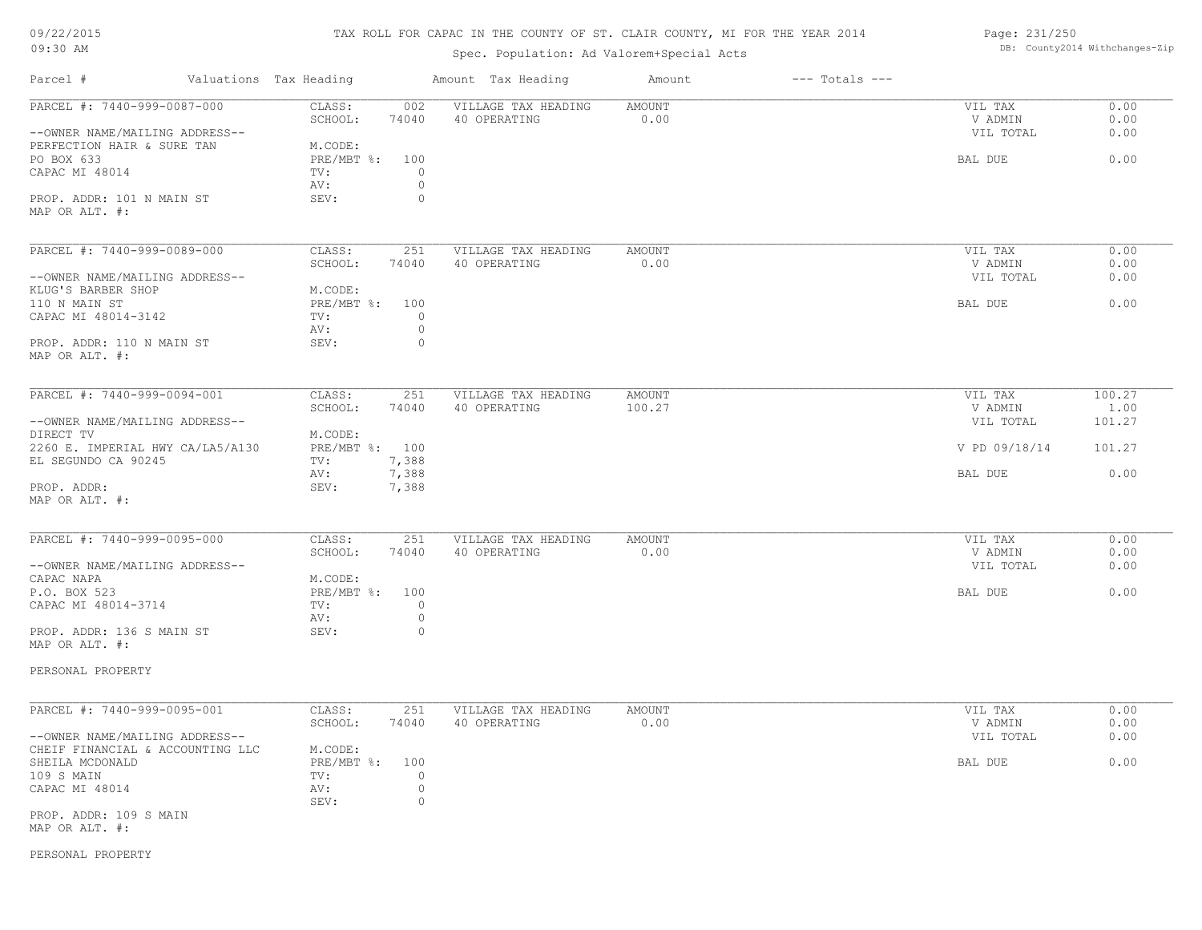# TAX ROLL FOR CAPAC IN THE COUNTY OF ST. CLAIR COUNTY, MI FOR THE YEAR 2014

09/22/2015
09:30 AM

Spec. Population: Ad Valorem+Special Acts

DB: County2014 Withchanges-Zip

| Parcel # | Valuations | Tax Heading | Amount | Tax Heading | Amount | --- Totals --- | |
|---|---|---|---|---|---|---|---|

---

**PARCEL #: 7440-999-0087-000**

--OWNER NAME/MAILING ADDRESS--
PERFECTION HAIR & SURE TAN
PO BOX 633
CAPAC MI 48014

PROP. ADDR: 101 N MAIN ST
MAP OR ALT. #:

| | |
|---|---|
| CLASS: | 002 |
| SCHOOL: | 74040 |
| M.CODE: | |
| PRE/MBT %: | 100 |
| TV: | 0 |
| AV: | 0 |
| SEV: | 0 |

| VILLAGE TAX HEADING | AMOUNT |
|---|---|
| 40 OPERATING | 0.00 |

| | |
|---|---|
| VIL TAX | 0.00 |
| V ADMIN | 0.00 |
| VIL TOTAL | 0.00 |
| BAL DUE | 0.00 |

---

**PARCEL #: 7440-999-0089-000**

--OWNER NAME/MAILING ADDRESS--
KLUG'S BARBER SHOP
110 N MAIN ST
CAPAC MI 48014-3142

PROP. ADDR: 110 N MAIN ST
MAP OR ALT. #:

| | |
|---|---|
| CLASS: | 251 |
| SCHOOL: | 74040 |
| M.CODE: | |
| PRE/MBT %: | 100 |
| TV: | 0 |
| AV: | 0 |
| SEV: | 0 |

| VILLAGE TAX HEADING | AMOUNT |
|---|---|
| 40 OPERATING | 0.00 |

| | |
|---|---|
| VIL TAX | 0.00 |
| V ADMIN | 0.00 |
| VIL TOTAL | 0.00 |
| BAL DUE | 0.00 |

---

**PARCEL #: 7440-999-0094-001**

--OWNER NAME/MAILING ADDRESS--
DIRECT TV
2260 E. IMPERIAL HWY CA/LA5/A130
EL SEGUNDO CA 90245

PROP. ADDR:
MAP OR ALT. #:

| | |
|---|---|
| CLASS: | 251 |
| SCHOOL: | 74040 |
| M.CODE: | |
| PRE/MBT %: | 100 |
| TV: | 7,388 |
| AV: | 7,388 |
| SEV: | 7,388 |

| VILLAGE TAX HEADING | AMOUNT |
|---|---|
| 40 OPERATING | 100.27 |

| | |
|---|---|
| VIL TAX | 100.27 |
| V ADMIN | 1.00 |
| VIL TOTAL | 101.27 |
| V PD 09/18/14 | 101.27 |
| BAL DUE | 0.00 |

---

**PARCEL #: 7440-999-0095-000**

--OWNER NAME/MAILING ADDRESS--
CAPAC NAPA
P.O. BOX 523
CAPAC MI 48014-3714

PROP. ADDR: 136 S MAIN ST
MAP OR ALT. #:

PERSONAL PROPERTY

| | |
|---|---|
| CLASS: | 251 |
| SCHOOL: | 74040 |
| M.CODE: | |
| PRE/MBT %: | 100 |
| TV: | 0 |
| AV: | 0 |
| SEV: | 0 |

| VILLAGE TAX HEADING | AMOUNT |
|---|---|
| 40 OPERATING | 0.00 |

| | |
|---|---|
| VIL TAX | 0.00 |
| V ADMIN | 0.00 |
| VIL TOTAL | 0.00 |
| BAL DUE | 0.00 |

---

**PARCEL #: 7440-999-0095-001**

--OWNER NAME/MAILING ADDRESS--
CHEIF FINANCIAL & ACCOUNTING LLC
SHEILA MCDONALD
109 S MAIN
CAPAC MI 48014

PROP. ADDR: 109 S MAIN
MAP OR ALT. #:

PERSONAL PROPERTY

| | |
|---|---|
| CLASS: | 251 |
| SCHOOL: | 74040 |
| M.CODE: | |
| PRE/MBT %: | 100 |
| TV: | 0 |
| AV: | 0 |
| SEV: | 0 |

| VILLAGE TAX HEADING | AMOUNT |
|---|---|
| 40 OPERATING | 0.00 |

| | |
|---|---|
| VIL TAX | 0.00 |
| V ADMIN | 0.00 |
| VIL TOTAL | 0.00 |
| BAL DUE | 0.00 |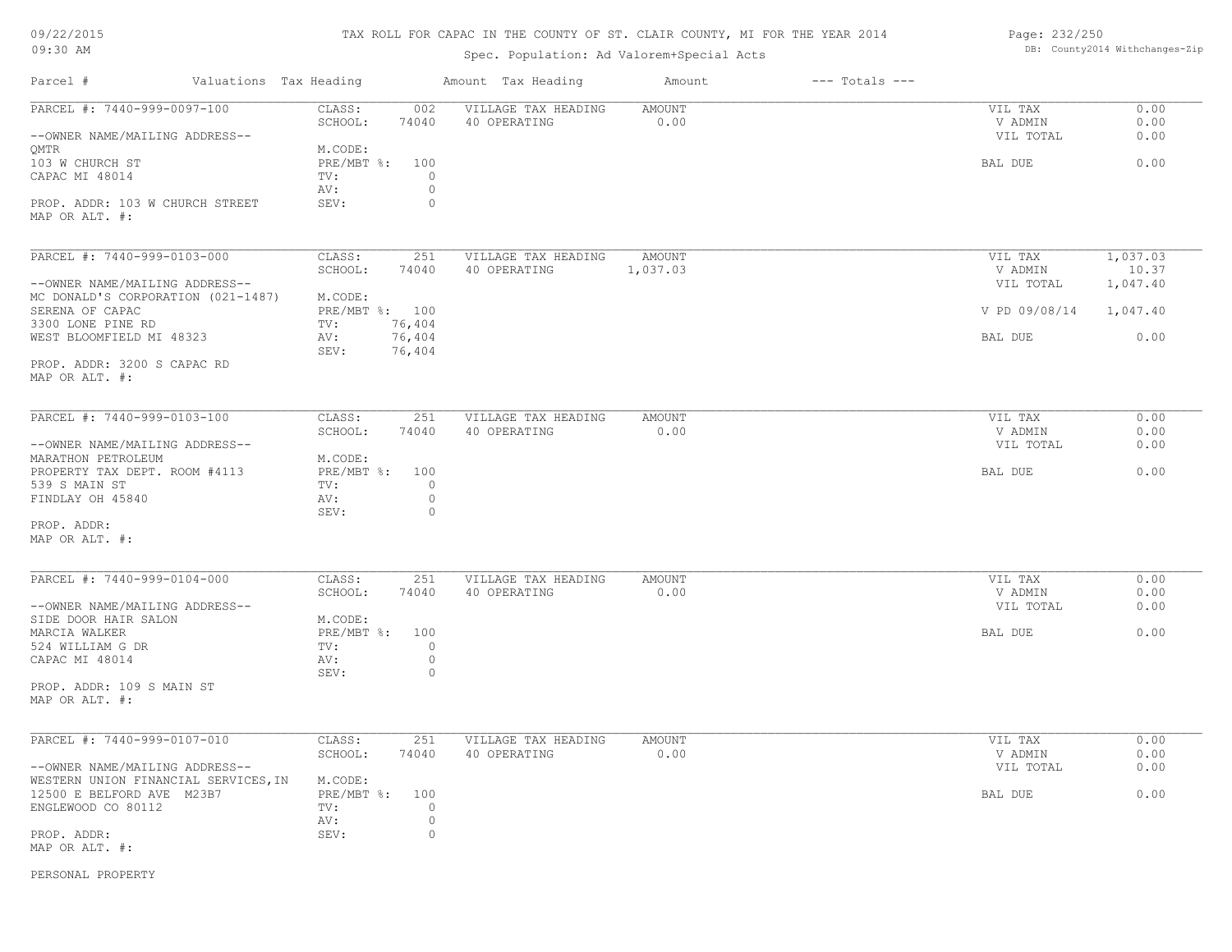TAX ROLL FOR CAPAC IN THE COUNTY OF ST. CLAIR COUNTY, MI FOR THE YEAR 2014

Spec. Population: Ad Valorem+Special Acts

| Parcel # | Valuations | Tax Heading | Amount | Tax Heading | Amount | --- Totals --- | |
|---|---|---|---|---|---|---|---|
| PARCEL #: 7440-999-0097-100 | CLASS: | 002 | VILLAGE TAX HEADING | AMOUNT | | VIL TAX | 0.00 |
| | SCHOOL: | 74040 | 40 OPERATING | 0.00 | | V ADMIN | 0.00 |
| --OWNER NAME/MAILING ADDRESS-- | | | | | | VIL TOTAL | 0.00 |
| QMTR | M.CODE: | | | | | | |
| 103 W CHURCH ST | PRE/MBT %: | 100 | | | | BAL DUE | 0.00 |
| CAPAC MI 48014 | TV: | 0 | | | | | |
| | AV: | 0 | | | | | |
| PROP. ADDR: 103 W CHURCH STREET | SEV: | 0 | | | | | |
| MAP OR ALT. #: | | | | | | | |
| PARCEL #: 7440-999-0103-000 | CLASS: | 251 | VILLAGE TAX HEADING | AMOUNT | | VIL TAX | 1,037.03 |
| | SCHOOL: | 74040 | 40 OPERATING | 1,037.03 | | V ADMIN | 10.37 |
| --OWNER NAME/MAILING ADDRESS-- | | | | | | VIL TOTAL | 1,047.40 |
| MC DONALD'S CORPORATION (021-1487) | M.CODE: | | | | | | |
| SERENA OF CAPAC | PRE/MBT %: | 100 | | | | V PD 09/08/14 | 1,047.40 |
| 3300 LONE PINE RD | TV: | 76,404 | | | | | |
| WEST BLOOMFIELD MI 48323 | AV: | 76,404 | | | | BAL DUE | 0.00 |
| | SEV: | 76,404 | | | | | |
| PROP. ADDR: 3200 S CAPAC RD | | | | | | | |
| MAP OR ALT. #: | | | | | | | |
| PARCEL #: 7440-999-0103-100 | CLASS: | 251 | VILLAGE TAX HEADING | AMOUNT | | VIL TAX | 0.00 |
| | SCHOOL: | 74040 | 40 OPERATING | 0.00 | | V ADMIN | 0.00 |
| --OWNER NAME/MAILING ADDRESS-- | | | | | | VIL TOTAL | 0.00 |
| MARATHON PETROLEUM | M.CODE: | | | | | | |
| PROPERTY TAX DEPT. ROOM #4113 | PRE/MBT %: | 100 | | | | BAL DUE | 0.00 |
| 539 S MAIN ST | TV: | 0 | | | | | |
| FINDLAY OH 45840 | AV: | 0 | | | | | |
| | SEV: | 0 | | | | | |
| PROP. ADDR: | | | | | | | |
| MAP OR ALT. #: | | | | | | | |
| PARCEL #: 7440-999-0104-000 | CLASS: | 251 | VILLAGE TAX HEADING | AMOUNT | | VIL TAX | 0.00 |
| | SCHOOL: | 74040 | 40 OPERATING | 0.00 | | V ADMIN | 0.00 |
| --OWNER NAME/MAILING ADDRESS-- | | | | | | VIL TOTAL | 0.00 |
| SIDE DOOR HAIR SALON | M.CODE: | | | | | | |
| MARCIA WALKER | PRE/MBT %: | 100 | | | | BAL DUE | 0.00 |
| 524 WILLIAM G DR | TV: | 0 | | | | | |
| CAPAC MI 48014 | AV: | 0 | | | | | |
| | SEV: | 0 | | | | | |
| PROP. ADDR: 109 S MAIN ST | | | | | | | |
| MAP OR ALT. #: | | | | | | | |
| PARCEL #: 7440-999-0107-010 | CLASS: | 251 | VILLAGE TAX HEADING | AMOUNT | | VIL TAX | 0.00 |
| | SCHOOL: | 74040 | 40 OPERATING | 0.00 | | V ADMIN | 0.00 |
| --OWNER NAME/MAILING ADDRESS-- | | | | | | VIL TOTAL | 0.00 |
| WESTERN UNION FINANCIAL SERVICES,IN | M.CODE: | | | | | | |
| 12500 E BELFORD AVE M23B7 | PRE/MBT %: | 100 | | | | BAL DUE | 0.00 |
| ENGLEWOOD CO 80112 | TV: | 0 | | | | | |
| | AV: | 0 | | | | | |
| PROP. ADDR: | SEV: | 0 | | | | | |
| MAP OR ALT. #: | | | | | | | |

PERSONAL PROPERTY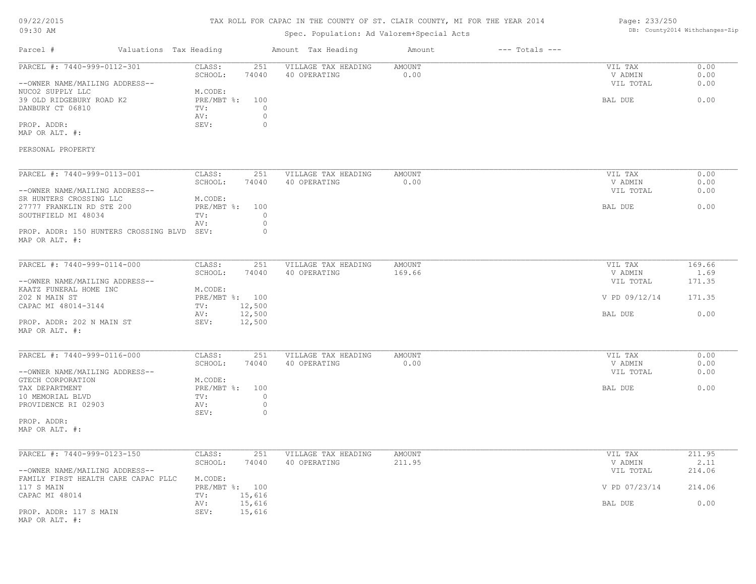# TAX ROLL FOR CAPAC IN THE COUNTY OF ST. CLAIR COUNTY, MI FOR THE YEAR 2014

Spec. Population: Ad Valorem+Special Acts

| Parcel # | Valuations | Tax Heading | Amount | Tax Heading | Amount | --- Totals --- |
|---|---|---|---|---|---|---|

---

**PARCEL #: 7440-999-0112-301**

--OWNER NAME/MAILING ADDRESS--
NUCO2 SUPPLY LLC
39 OLD RIDGEBURY ROAD K2
DANBURY CT 06810

PROP. ADDR:
MAP OR ALT. #:

PERSONAL PROPERTY

| | | | | | |
|---|---|---|---|---|---|
| CLASS: | 251 | VILLAGE TAX HEADING | AMOUNT | VIL TAX | 0.00 |
| SCHOOL: | 74040 | 40 OPERATING | 0.00 | V ADMIN | 0.00 |
| M.CODE: | | | | VIL TOTAL | 0.00 |
| PRE/MBT %: | 100 | | | BAL DUE | 0.00 |
| TV: | 0 | | | | |
| AV: | 0 | | | | |
| SEV: | 0 | | | | |

---

**PARCEL #: 7440-999-0113-001**

--OWNER NAME/MAILING ADDRESS--
SR HUNTERS CROSSING LLC
27777 FRANKLIN RD STE 200
SOUTHFIELD MI 48034

PROP. ADDR: 150 HUNTERS CROSSING BLVD
MAP OR ALT. #:

| | | | | | |
|---|---|---|---|---|---|
| CLASS: | 251 | VILLAGE TAX HEADING | AMOUNT | VIL TAX | 0.00 |
| SCHOOL: | 74040 | 40 OPERATING | 0.00 | V ADMIN | 0.00 |
| M.CODE: | | | | VIL TOTAL | 0.00 |
| PRE/MBT %: | 100 | | | BAL DUE | 0.00 |
| TV: | 0 | | | | |
| AV: | 0 | | | | |
| SEV: | 0 | | | | |

---

**PARCEL #: 7440-999-0114-000**

--OWNER NAME/MAILING ADDRESS--
KAATZ FUNERAL HOME INC
202 N MAIN ST
CAPAC MI 48014-3144

PROP. ADDR: 202 N MAIN ST
MAP OR ALT. #:

| | | | | | |
|---|---|---|---|---|---|
| CLASS: | 251 | VILLAGE TAX HEADING | AMOUNT | VIL TAX | 169.66 |
| SCHOOL: | 74040 | 40 OPERATING | 169.66 | V ADMIN | 1.69 |
| M.CODE: | | | | VIL TOTAL | 171.35 |
| PRE/MBT %: | 100 | | | V PD 09/12/14 | 171.35 |
| TV: | 12,500 | | | | |
| AV: | 12,500 | | | BAL DUE | 0.00 |
| SEV: | 12,500 | | | | |

---

**PARCEL #: 7440-999-0116-000**

--OWNER NAME/MAILING ADDRESS--
GTECH CORPORATION
TAX DEPARTMENT
10 MEMORIAL BLVD
PROVIDENCE RI 02903

PROP. ADDR:
MAP OR ALT. #:

| | | | | | |
|---|---|---|---|---|---|
| CLASS: | 251 | VILLAGE TAX HEADING | AMOUNT | VIL TAX | 0.00 |
| SCHOOL: | 74040 | 40 OPERATING | 0.00 | V ADMIN | 0.00 |
| M.CODE: | | | | VIL TOTAL | 0.00 |
| PRE/MBT %: | 100 | | | BAL DUE | 0.00 |
| TV: | 0 | | | | |
| AV: | 0 | | | | |
| SEV: | 0 | | | | |

---

**PARCEL #: 7440-999-0123-150**

--OWNER NAME/MAILING ADDRESS--
FAMILY FIRST HEALTH CARE CAPAC PLLC
117 S MAIN
CAPAC MI 48014

PROP. ADDR: 117 S MAIN
MAP OR ALT. #:

| | | | | | |
|---|---|---|---|---|---|
| CLASS: | 251 | VILLAGE TAX HEADING | AMOUNT | VIL TAX | 211.95 |
| SCHOOL: | 74040 | 40 OPERATING | 211.95 | V ADMIN | 2.11 |
| M.CODE: | | | | VIL TOTAL | 214.06 |
| PRE/MBT %: | 100 | | | V PD 07/23/14 | 214.06 |
| TV: | 15,616 | | | | |
| AV: | 15,616 | | | BAL DUE | 0.00 |
| SEV: | 15,616 | | | | |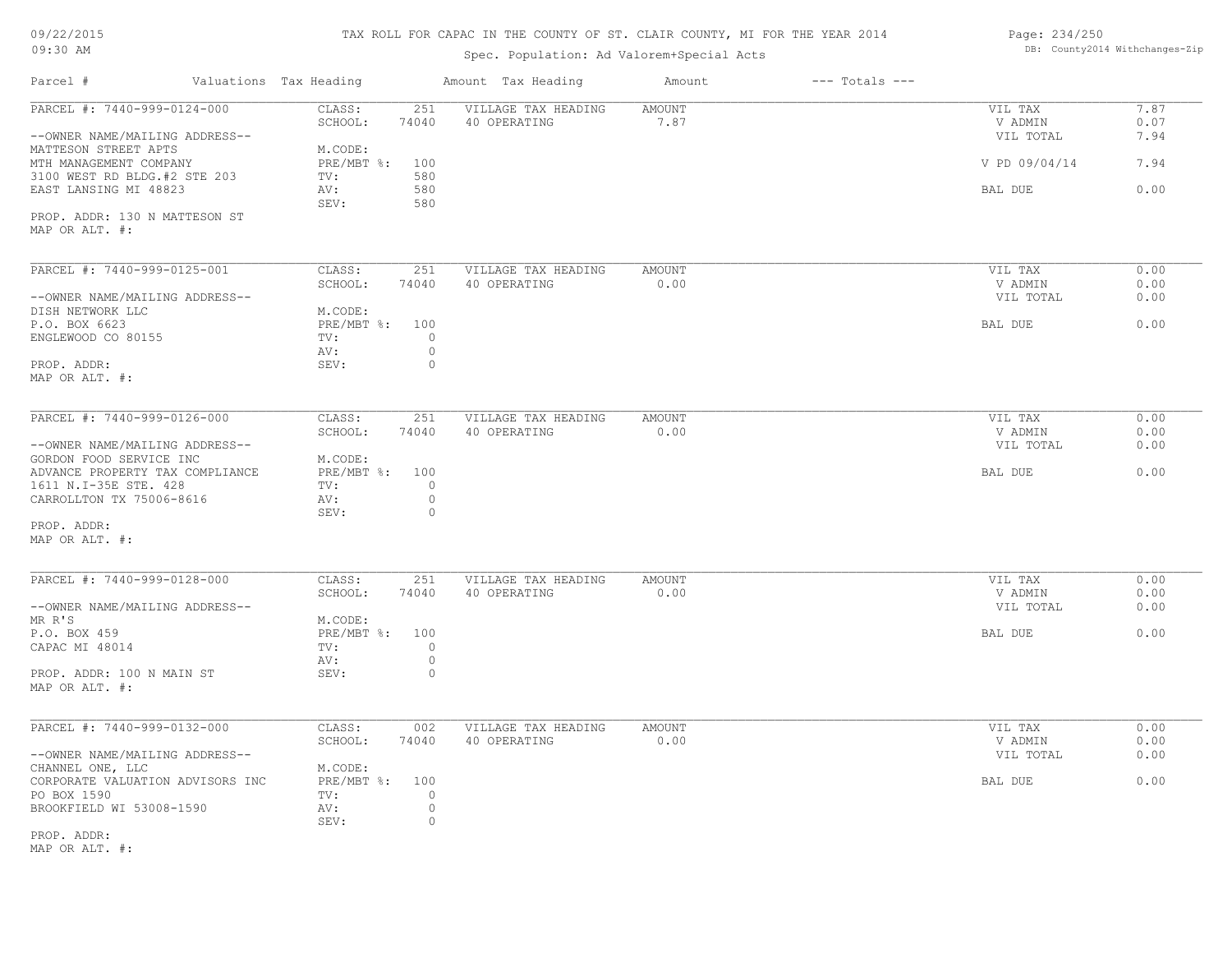# TAX ROLL FOR CAPAC IN THE COUNTY OF ST. CLAIR COUNTY, MI FOR THE YEAR 2014

Spec. Population: Ad Valorem+Special Acts

09/22/2015
09:30 AM

DB: County2014 Withchanges-Zip

| Parcel # | Valuations | Tax Heading | Amount | Tax Heading | Amount | --- Totals --- | |
|---|---|---|---|---|---|---|---|
| PARCEL #: 7440-999-0124-000 | CLASS: | 251 | VILLAGE TAX HEADING | AMOUNT | | VIL TAX | 7.87 |
| | SCHOOL: | 74040 | 40 OPERATING | 7.87 | | V ADMIN | 0.07 |
| --OWNER NAME/MAILING ADDRESS-- | | | | | | VIL TOTAL | 7.94 |
| MATTESON STREET APTS | M.CODE: | | | | | | |
| MTH MANAGEMENT COMPANY | PRE/MBT %: | 100 | | | | V PD 09/04/14 | 7.94 |
| 3100 WEST RD BLDG.#2 STE 203 | TV: | 580 | | | | | |
| EAST LANSING MI 48823 | AV: | 580 | | | | BAL DUE | 0.00 |
| | SEV: | 580 | | | | | |
| PROP. ADDR: 130 N MATTESON ST | | | | | | | |
| MAP OR ALT. #: | | | | | | | |
| PARCEL #: 7440-999-0125-001 | CLASS: | 251 | VILLAGE TAX HEADING | AMOUNT | | VIL TAX | 0.00 |
| | SCHOOL: | 74040 | 40 OPERATING | 0.00 | | V ADMIN | 0.00 |
| --OWNER NAME/MAILING ADDRESS-- | | | | | | VIL TOTAL | 0.00 |
| DISH NETWORK LLC | M.CODE: | | | | | | |
| P.O. BOX 6623 | PRE/MBT %: | 100 | | | | BAL DUE | 0.00 |
| ENGLEWOOD CO 80155 | TV: | 0 | | | | | |
| | AV: | 0 | | | | | |
| PROP. ADDR: | SEV: | 0 | | | | | |
| MAP OR ALT. #: | | | | | | | |
| PARCEL #: 7440-999-0126-000 | CLASS: | 251 | VILLAGE TAX HEADING | AMOUNT | | VIL TAX | 0.00 |
| | SCHOOL: | 74040 | 40 OPERATING | 0.00 | | V ADMIN | 0.00 |
| --OWNER NAME/MAILING ADDRESS-- | | | | | | VIL TOTAL | 0.00 |
| GORDON FOOD SERVICE INC | M.CODE: | | | | | | |
| ADVANCE PROPERTY TAX COMPLIANCE | PRE/MBT %: | 100 | | | | BAL DUE | 0.00 |
| 1611 N.I-35E STE. 428 | TV: | 0 | | | | | |
| CARROLLTON TX 75006-8616 | AV: | 0 | | | | | |
| | SEV: | 0 | | | | | |
| PROP. ADDR: | | | | | | | |
| MAP OR ALT. #: | | | | | | | |
| PARCEL #: 7440-999-0128-000 | CLASS: | 251 | VILLAGE TAX HEADING | AMOUNT | | VIL TAX | 0.00 |
| | SCHOOL: | 74040 | 40 OPERATING | 0.00 | | V ADMIN | 0.00 |
| --OWNER NAME/MAILING ADDRESS-- | | | | | | VIL TOTAL | 0.00 |
| MR R'S | M.CODE: | | | | | | |
| P.O. BOX 459 | PRE/MBT %: | 100 | | | | BAL DUE | 0.00 |
| CAPAC MI 48014 | TV: | 0 | | | | | |
| | AV: | 0 | | | | | |
| PROP. ADDR: 100 N MAIN ST | SEV: | 0 | | | | | |
| MAP OR ALT. #: | | | | | | | |
| PARCEL #: 7440-999-0132-000 | CLASS: | 002 | VILLAGE TAX HEADING | AMOUNT | | VIL TAX | 0.00 |
| | SCHOOL: | 74040 | 40 OPERATING | 0.00 | | V ADMIN | 0.00 |
| --OWNER NAME/MAILING ADDRESS-- | | | | | | VIL TOTAL | 0.00 |
| CHANNEL ONE, LLC | M.CODE: | | | | | | |
| CORPORATE VALUATION ADVISORS INC | PRE/MBT %: | 100 | | | | BAL DUE | 0.00 |
| PO BOX 1590 | TV: | 0 | | | | | |
| BROOKFIELD WI 53008-1590 | AV: | 0 | | | | | |
| | SEV: | 0 | | | | | |
| PROP. ADDR: | | | | | | | |
| MAP OR ALT. #: | | | | | | | |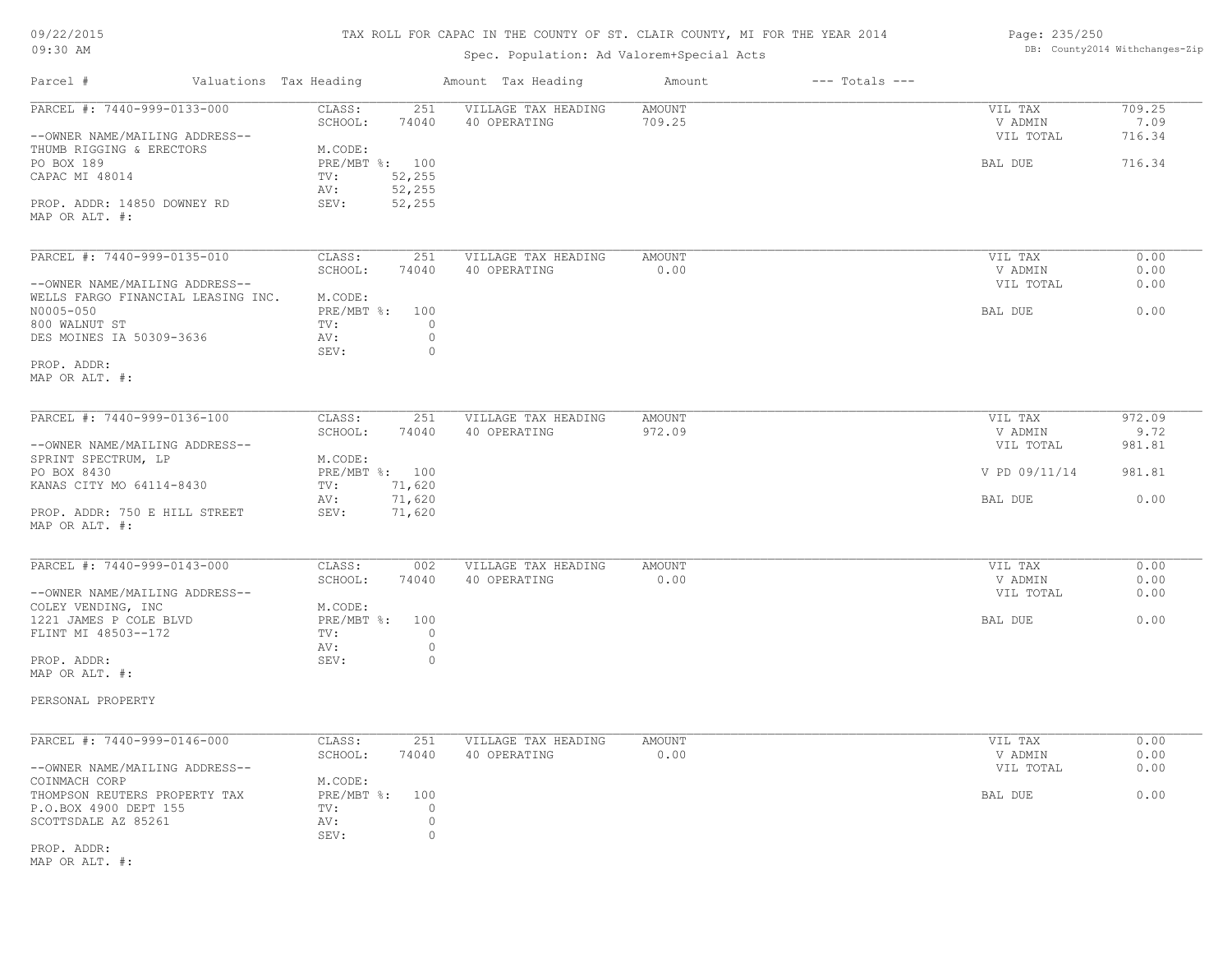# TAX ROLL FOR CAPAC IN THE COUNTY OF ST. CLAIR COUNTY, MI FOR THE YEAR 2014

Spec. Population: Ad Valorem+Special Acts

DB: County2014 Withchanges-Zip

| Parcel # | Valuations | Tax Heading | Amount | Tax Heading | Amount | --- Totals --- | |
|---|---|---|---|---|---|---|---|

---

**PARCEL #: 7440-999-0133-000**

| | | | | | |
|---|---|---|---|---|---|
| CLASS: | 251 | VILLAGE TAX HEADING | AMOUNT | VIL TAX | 709.25 |
| SCHOOL: | 74040 | 40 OPERATING | 709.25 | V ADMIN | 7.09 |
| M.CODE: | | | | VIL TOTAL | 716.34 |
| PRE/MBT %: | 100 | | | BAL DUE | 716.34 |
| TV: | 52,255 | | | | |
| AV: | 52,255 | | | | |
| SEV: | 52,255 | | | | |

--OWNER NAME/MAILING ADDRESS--
THUMB RIGGING & ERECTORS
PO BOX 189
CAPAC MI 48014

PROP. ADDR: 14850 DOWNEY RD
MAP OR ALT. #:

---

**PARCEL #: 7440-999-0135-010**

| | | | | | |
|---|---|---|---|---|---|
| CLASS: | 251 | VILLAGE TAX HEADING | AMOUNT | VIL TAX | 0.00 |
| SCHOOL: | 74040 | 40 OPERATING | 0.00 | V ADMIN | 0.00 |
| M.CODE: | | | | VIL TOTAL | 0.00 |
| PRE/MBT %: | 100 | | | BAL DUE | 0.00 |
| TV: | 0 | | | | |
| AV: | 0 | | | | |
| SEV: | 0 | | | | |

--OWNER NAME/MAILING ADDRESS--
WELLS FARGO FINANCIAL LEASING INC.
N0005-050
800 WALNUT ST
DES MOINES IA 50309-3636

PROP. ADDR:
MAP OR ALT. #:

---

**PARCEL #: 7440-999-0136-100**

| | | | | | |
|---|---|---|---|---|---|
| CLASS: | 251 | VILLAGE TAX HEADING | AMOUNT | VIL TAX | 972.09 |
| SCHOOL: | 74040 | 40 OPERATING | 972.09 | V ADMIN | 9.72 |
| M.CODE: | | | | VIL TOTAL | 981.81 |
| PRE/MBT %: | 100 | | | V PD 09/11/14 | 981.81 |
| TV: | 71,620 | | | | |
| AV: | 71,620 | | | BAL DUE | 0.00 |
| SEV: | 71,620 | | | | |

--OWNER NAME/MAILING ADDRESS--
SPRINT SPECTRUM, LP
PO BOX 8430
KANAS CITY MO 64114-8430

PROP. ADDR: 750 E HILL STREET
MAP OR ALT. #:

---

**PARCEL #: 7440-999-0143-000**

| | | | | | |
|---|---|---|---|---|---|
| CLASS: | 002 | VILLAGE TAX HEADING | AMOUNT | VIL TAX | 0.00 |
| SCHOOL: | 74040 | 40 OPERATING | 0.00 | V ADMIN | 0.00 |
| M.CODE: | | | | VIL TOTAL | 0.00 |
| PRE/MBT %: | 100 | | | BAL DUE | 0.00 |
| TV: | 0 | | | | |
| AV: | 0 | | | | |
| SEV: | 0 | | | | |

--OWNER NAME/MAILING ADDRESS--
COLEY VENDING, INC
1221 JAMES P COLE BLVD
FLINT MI 48503--172

PROP. ADDR:
MAP OR ALT. #:

PERSONAL PROPERTY

---

**PARCEL #: 7440-999-0146-000**

| | | | | | |
|---|---|---|---|---|---|
| CLASS: | 251 | VILLAGE TAX HEADING | AMOUNT | VIL TAX | 0.00 |
| SCHOOL: | 74040 | 40 OPERATING | 0.00 | V ADMIN | 0.00 |
| M.CODE: | | | | VIL TOTAL | 0.00 |
| PRE/MBT %: | 100 | | | BAL DUE | 0.00 |
| TV: | 0 | | | | |
| AV: | 0 | | | | |
| SEV: | 0 | | | | |

--OWNER NAME/MAILING ADDRESS--
COINMACH CORP
THOMPSON REUTERS PROPERTY TAX
P.O.BOX 4900 DEPT 155
SCOTTSDALE AZ 85261

PROP. ADDR:
MAP OR ALT. #: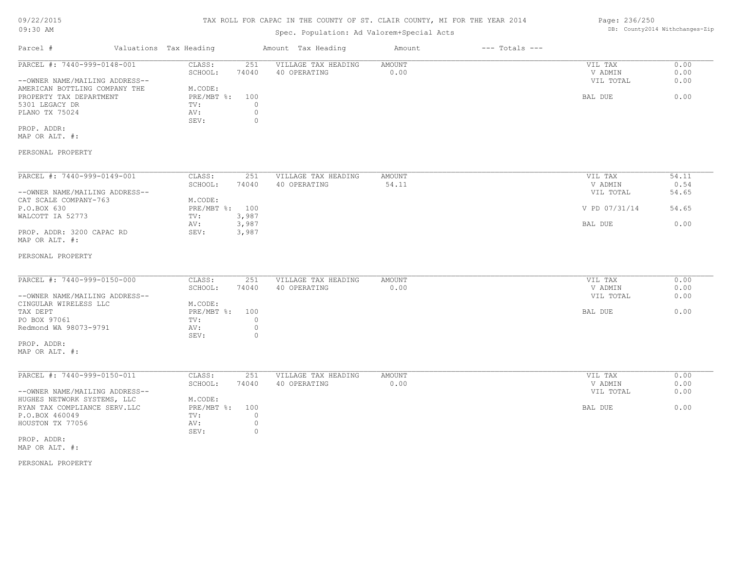TAX ROLL FOR CAPAC IN THE COUNTY OF ST. CLAIR COUNTY, MI FOR THE YEAR 2014

Spec. Population: Ad Valorem+Special Acts

09/22/2015
09:30 AM

DB: County2014 Withchanges-Zip

| Parcel # | Valuations | Tax Heading | Amount | Tax Heading | Amount | --- Totals --- | |
|---|---|---|---|---|---|---|---|

**PARCEL #: 7440-999-0148-001**

| | | | | | |
|---|---|---|---|---|---|
| CLASS: | 251 | VILLAGE TAX HEADING | AMOUNT | VIL TAX | 0.00 |
| SCHOOL: | 74040 | 40 OPERATING | 0.00 | V ADMIN | 0.00 |
| M.CODE: | | | | VIL TOTAL | 0.00 |
| PRE/MBT %: | 100 | | | BAL DUE | 0.00 |
| TV: | 0 | | | | |
| AV: | 0 | | | | |
| SEV: | 0 | | | | |

--OWNER NAME/MAILING ADDRESS--
AMERICAN BOTTLING COMPANY THE
PROPERTY TAX DEPARTMENT
5301 LEGACY DR
PLANO TX 75024

PROP. ADDR:
MAP OR ALT. #:

PERSONAL PROPERTY

**PARCEL #: 7440-999-0149-001**

| | | | | | |
|---|---|---|---|---|---|
| CLASS: | 251 | VILLAGE TAX HEADING | AMOUNT | VIL TAX | 54.11 |
| SCHOOL: | 74040 | 40 OPERATING | 54.11 | V ADMIN | 0.54 |
| M.CODE: | | | | VIL TOTAL | 54.65 |
| PRE/MBT %: | 100 | | | V PD 07/31/14 | 54.65 |
| TV: | 3,987 | | | | |
| AV: | 3,987 | | | BAL DUE | 0.00 |
| SEV: | 3,987 | | | | |

--OWNER NAME/MAILING ADDRESS--
CAT SCALE COMPANY-763
P.O.BOX 630
WALCOTT IA 52773

PROP. ADDR: 3200 CAPAC RD
MAP OR ALT. #:

PERSONAL PROPERTY

**PARCEL #: 7440-999-0150-000**

| | | | | | |
|---|---|---|---|---|---|
| CLASS: | 251 | VILLAGE TAX HEADING | AMOUNT | VIL TAX | 0.00 |
| SCHOOL: | 74040 | 40 OPERATING | 0.00 | V ADMIN | 0.00 |
| M.CODE: | | | | VIL TOTAL | 0.00 |
| PRE/MBT %: | 100 | | | BAL DUE | 0.00 |
| TV: | 0 | | | | |
| AV: | 0 | | | | |
| SEV: | 0 | | | | |

--OWNER NAME/MAILING ADDRESS--
CINGULAR WIRELESS LLC
TAX DEPT
PO BOX 97061
Redmond WA 98073-9791

PROP. ADDR:
MAP OR ALT. #:

**PARCEL #: 7440-999-0150-011**

| | | | | | |
|---|---|---|---|---|---|
| CLASS: | 251 | VILLAGE TAX HEADING | AMOUNT | VIL TAX | 0.00 |
| SCHOOL: | 74040 | 40 OPERATING | 0.00 | V ADMIN | 0.00 |
| M.CODE: | | | | VIL TOTAL | 0.00 |
| PRE/MBT %: | 100 | | | BAL DUE | 0.00 |
| TV: | 0 | | | | |
| AV: | 0 | | | | |
| SEV: | 0 | | | | |

--OWNER NAME/MAILING ADDRESS--
HUGHES NETWORK SYSTEMS, LLC
RYAN TAX COMPLIANCE SERV.LLC
P.O.BOX 460049
HOUSTON TX 77056

PROP. ADDR:
MAP OR ALT. #:

PERSONAL PROPERTY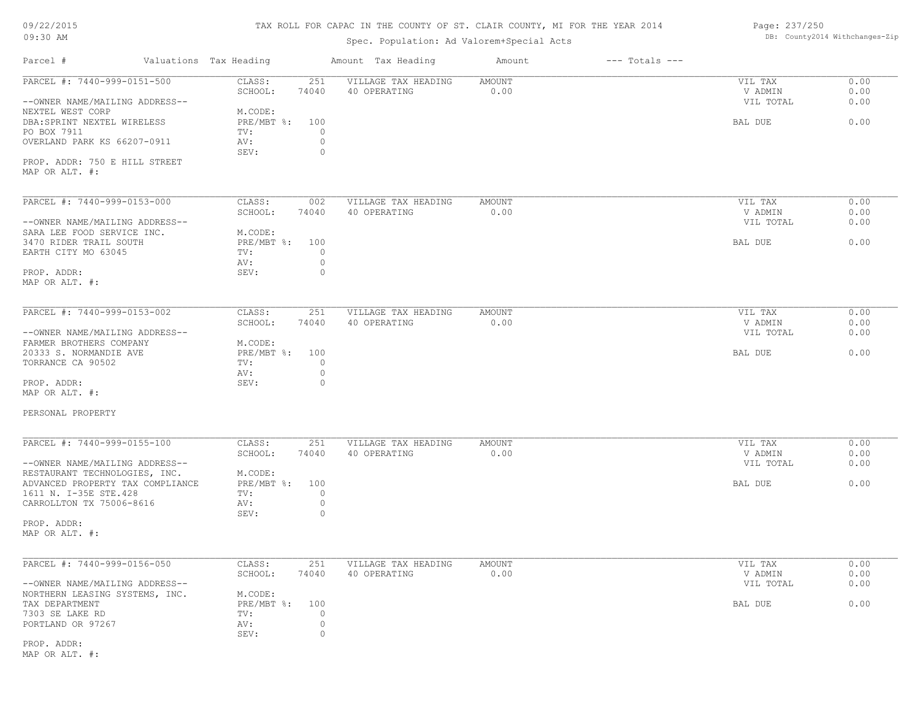# TAX ROLL FOR CAPAC IN THE COUNTY OF ST. CLAIR COUNTY, MI FOR THE YEAR 2014

Spec. Population: Ad Valorem+Special Acts

09/22/2015
09:30 AM

DB: County2014 Withchanges-Zip

| Parcel # | Valuations | Tax Heading | Amount | Tax Heading | Amount | --- Totals --- | |
|---|---|---|---|---|---|---|---|

---

PARCEL #: 7440-999-0151-500

--OWNER NAME/MAILING ADDRESS--
NEXTEL WEST CORP
DBA:SPRINT NEXTEL WIRELESS
PO BOX 7911
OVERLAND PARK KS 66207-0911

PROP. ADDR: 750 E HILL STREET
MAP OR ALT. #:

| | | | | | |
|---|---|---|---|---|---|
| CLASS: | 251 | VILLAGE TAX HEADING | AMOUNT | VIL TAX | 0.00 |
| SCHOOL: | 74040 | 40 OPERATING | 0.00 | V ADMIN | 0.00 |
| M.CODE: | | | | VIL TOTAL | 0.00 |
| PRE/MBT %: | 100 | | | BAL DUE | 0.00 |
| TV: | 0 | | | | |
| AV: | 0 | | | | |
| SEV: | 0 | | | | |

---

PARCEL #: 7440-999-0153-000

--OWNER NAME/MAILING ADDRESS--
SARA LEE FOOD SERVICE INC.
3470 RIDER TRAIL SOUTH
EARTH CITY MO 63045

PROP. ADDR:
MAP OR ALT. #:

| | | | | | |
|---|---|---|---|---|---|
| CLASS: | 002 | VILLAGE TAX HEADING | AMOUNT | VIL TAX | 0.00 |
| SCHOOL: | 74040 | 40 OPERATING | 0.00 | V ADMIN | 0.00 |
| M.CODE: | | | | VIL TOTAL | 0.00 |
| PRE/MBT %: | 100 | | | BAL DUE | 0.00 |
| TV: | 0 | | | | |
| AV: | 0 | | | | |
| SEV: | 0 | | | | |

---

PARCEL #: 7440-999-0153-002

--OWNER NAME/MAILING ADDRESS--
FARMER BROTHERS COMPANY
20333 S. NORMANDIE AVE
TORRANCE CA 90502

PROP. ADDR:
MAP OR ALT. #:

PERSONAL PROPERTY

| | | | | | |
|---|---|---|---|---|---|
| CLASS: | 251 | VILLAGE TAX HEADING | AMOUNT | VIL TAX | 0.00 |
| SCHOOL: | 74040 | 40 OPERATING | 0.00 | V ADMIN | 0.00 |
| M.CODE: | | | | VIL TOTAL | 0.00 |
| PRE/MBT %: | 100 | | | BAL DUE | 0.00 |
| TV: | 0 | | | | |
| AV: | 0 | | | | |
| SEV: | 0 | | | | |

---

PARCEL #: 7440-999-0155-100

--OWNER NAME/MAILING ADDRESS--
RESTAURANT TECHNOLOGIES, INC.
ADVANCED PROPERTY TAX COMPLIANCE
1611 N. I-35E STE.428
CARROLLTON TX 75006-8616

PROP. ADDR:
MAP OR ALT. #:

| | | | | | |
|---|---|---|---|---|---|
| CLASS: | 251 | VILLAGE TAX HEADING | AMOUNT | VIL TAX | 0.00 |
| SCHOOL: | 74040 | 40 OPERATING | 0.00 | V ADMIN | 0.00 |
| M.CODE: | | | | VIL TOTAL | 0.00 |
| PRE/MBT %: | 100 | | | BAL DUE | 0.00 |
| TV: | 0 | | | | |
| AV: | 0 | | | | |
| SEV: | 0 | | | | |

---

PARCEL #: 7440-999-0156-050

--OWNER NAME/MAILING ADDRESS--
NORTHERN LEASING SYSTEMS, INC.
TAX DEPARTMENT
7303 SE LAKE RD
PORTLAND OR 97267

PROP. ADDR:
MAP OR ALT. #:

| | | | | | |
|---|---|---|---|---|---|
| CLASS: | 251 | VILLAGE TAX HEADING | AMOUNT | VIL TAX | 0.00 |
| SCHOOL: | 74040 | 40 OPERATING | 0.00 | V ADMIN | 0.00 |
| M.CODE: | | | | VIL TOTAL | 0.00 |
| PRE/MBT %: | 100 | | | BAL DUE | 0.00 |
| TV: | 0 | | | | |
| AV: | 0 | | | | |
| SEV: | 0 | | | | |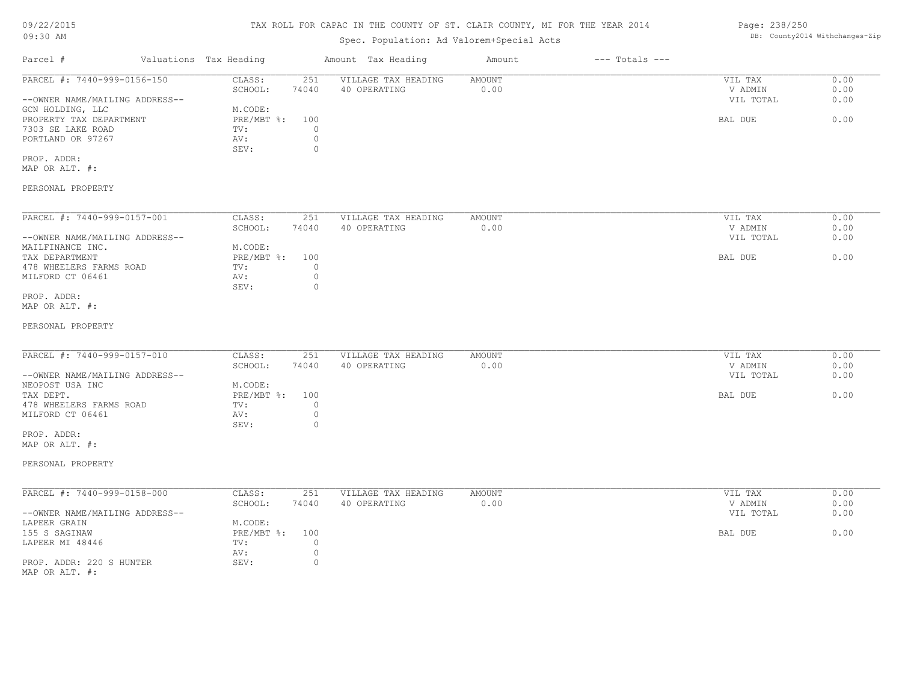# TAX ROLL FOR CAPAC IN THE COUNTY OF ST. CLAIR COUNTY, MI FOR THE YEAR 2014

Spec. Population: Ad Valorem+Special Acts

09/22/2015
09:30 AM

DB: County2014 Withchanges-Zip

| Parcel # | Valuations | Tax Heading | Amount | Tax Heading | Amount | --- Totals --- | |
|---|---|---|---|---|---|---|---|
| PARCEL #: 7440-999-0156-150 | CLASS: | 251 | VILLAGE TAX HEADING | AMOUNT | | VIL TAX | 0.00 |
| | SCHOOL: | 74040 | 40 OPERATING | 0.00 | | V ADMIN | 0.00 |
| --OWNER NAME/MAILING ADDRESS-- | | | | | | VIL TOTAL | 0.00 |
| GCN HOLDING, LLC | M.CODE: | | | | | | |
| PROPERTY TAX DEPARTMENT | PRE/MBT %: | 100 | | | | BAL DUE | 0.00 |
| 7303 SE LAKE ROAD | TV: | 0 | | | | | |
| PORTLAND OR 97267 | AV: | 0 | | | | | |
| | SEV: | 0 | | | | | |
| PROP. ADDR: | | | | | | | |
| MAP OR ALT. #: | | | | | | | |
| PERSONAL PROPERTY | | | | | | | |

| Parcel # | Valuations | Tax Heading | Amount | Tax Heading | Amount | --- Totals --- | |
|---|---|---|---|---|---|---|---|
| PARCEL #: 7440-999-0157-001 | CLASS: | 251 | VILLAGE TAX HEADING | AMOUNT | | VIL TAX | 0.00 |
| | SCHOOL: | 74040 | 40 OPERATING | 0.00 | | V ADMIN | 0.00 |
| --OWNER NAME/MAILING ADDRESS-- | | | | | | VIL TOTAL | 0.00 |
| MAILFINANCE INC. | M.CODE: | | | | | | |
| TAX DEPARTMENT | PRE/MBT %: | 100 | | | | BAL DUE | 0.00 |
| 478 WHEELERS FARMS ROAD | TV: | 0 | | | | | |
| MILFORD CT 06461 | AV: | 0 | | | | | |
| | SEV: | 0 | | | | | |
| PROP. ADDR: | | | | | | | |
| MAP OR ALT. #: | | | | | | | |
| PERSONAL PROPERTY | | | | | | | |

| Parcel # | Valuations | Tax Heading | Amount | Tax Heading | Amount | --- Totals --- | |
|---|---|---|---|---|---|---|---|
| PARCEL #: 7440-999-0157-010 | CLASS: | 251 | VILLAGE TAX HEADING | AMOUNT | | VIL TAX | 0.00 |
| | SCHOOL: | 74040 | 40 OPERATING | 0.00 | | V ADMIN | 0.00 |
| --OWNER NAME/MAILING ADDRESS-- | | | | | | VIL TOTAL | 0.00 |
| NEOPOST USA INC | M.CODE: | | | | | | |
| TAX DEPT. | PRE/MBT %: | 100 | | | | BAL DUE | 0.00 |
| 478 WHEELERS FARMS ROAD | TV: | 0 | | | | | |
| MILFORD CT 06461 | AV: | 0 | | | | | |
| | SEV: | 0 | | | | | |
| PROP. ADDR: | | | | | | | |
| MAP OR ALT. #: | | | | | | | |
| PERSONAL PROPERTY | | | | | | | |

| Parcel # | Valuations | Tax Heading | Amount | Tax Heading | Amount | --- Totals --- | |
|---|---|---|---|---|---|---|---|
| PARCEL #: 7440-999-0158-000 | CLASS: | 251 | VILLAGE TAX HEADING | AMOUNT | | VIL TAX | 0.00 |
| | SCHOOL: | 74040 | 40 OPERATING | 0.00 | | V ADMIN | 0.00 |
| --OWNER NAME/MAILING ADDRESS-- | | | | | | VIL TOTAL | 0.00 |
| LAPEER GRAIN | M.CODE: | | | | | | |
| 155 S SAGINAW | PRE/MBT %: | 100 | | | | BAL DUE | 0.00 |
| LAPEER MI 48446 | TV: | 0 | | | | | |
| | AV: | 0 | | | | | |
| PROP. ADDR: 220 S HUNTER | SEV: | 0 | | | | | |
| MAP OR ALT. #: | | | | | | | |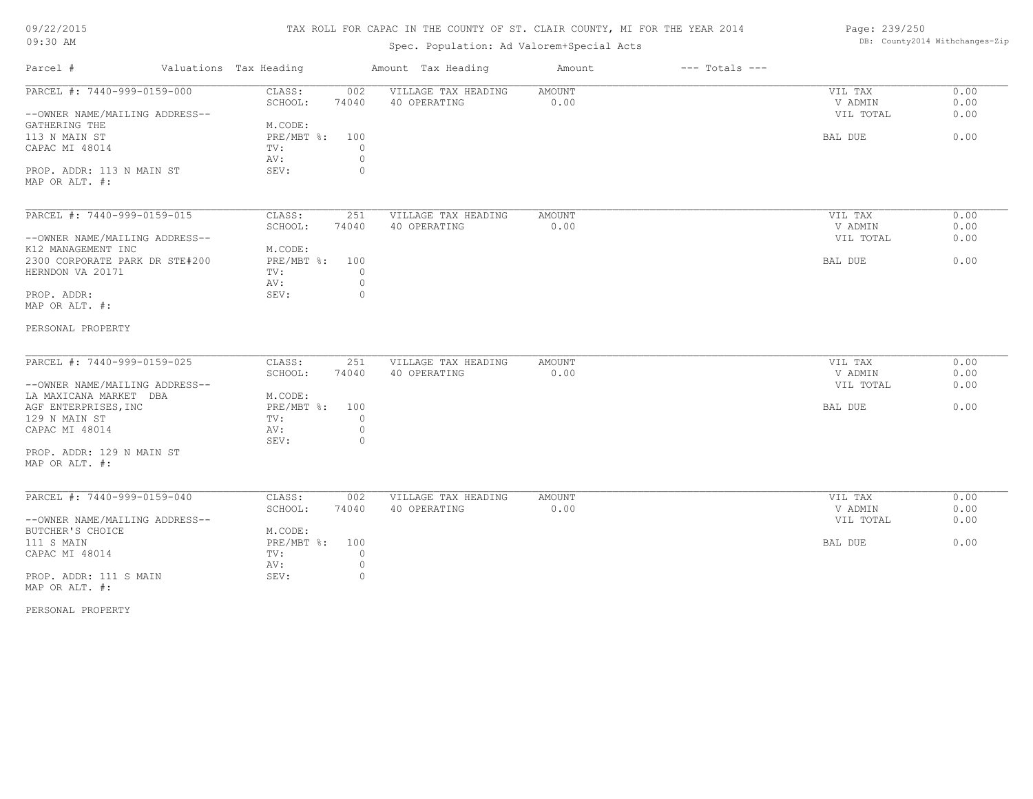TAX ROLL FOR CAPAC IN THE COUNTY OF ST. CLAIR COUNTY, MI FOR THE YEAR 2014

Spec. Population: Ad Valorem+Special Acts

DB: County2014 Withchanges-Zip

| Parcel # | Valuations Tax Heading | | Amount Tax Heading | Amount | --- Totals --- | |
|---|---|---|---|---|---|---|
| PARCEL #: 7440-999-0159-000 | CLASS: | 002 | VILLAGE TAX HEADING | AMOUNT | VIL TAX | 0.00 |
| | SCHOOL: | 74040 | 40 OPERATING | 0.00 | V ADMIN | 0.00 |
| --OWNER NAME/MAILING ADDRESS-- | | | | | VIL TOTAL | 0.00 |
| GATHERING THE | M.CODE: | | | | | |
| 113 N MAIN ST | PRE/MBT %: | 100 | | | BAL DUE | 0.00 |
| CAPAC MI 48014 | TV: | 0 | | | | |
| | AV: | 0 | | | | |
| PROP. ADDR: 113 N MAIN ST | SEV: | 0 | | | | |
| MAP OR ALT. #: | | | | | | |

| Parcel # | Valuations Tax Heading | | Amount Tax Heading | Amount | --- Totals --- | |
|---|---|---|---|---|---|---|
| PARCEL #: 7440-999-0159-015 | CLASS: | 251 | VILLAGE TAX HEADING | AMOUNT | VIL TAX | 0.00 |
| | SCHOOL: | 74040 | 40 OPERATING | 0.00 | V ADMIN | 0.00 |
| --OWNER NAME/MAILING ADDRESS-- | | | | | VIL TOTAL | 0.00 |
| K12 MANAGEMENT INC | M.CODE: | | | | | |
| 2300 CORPORATE PARK DR STE#200 | PRE/MBT %: | 100 | | | BAL DUE | 0.00 |
| HERNDON VA 20171 | TV: | 0 | | | | |
| | AV: | 0 | | | | |
| PROP. ADDR: | SEV: | 0 | | | | |
| MAP OR ALT. #: | | | | | | |

PERSONAL PROPERTY

| Parcel # | Valuations Tax Heading | | Amount Tax Heading | Amount | --- Totals --- | |
|---|---|---|---|---|---|---|
| PARCEL #: 7440-999-0159-025 | CLASS: | 251 | VILLAGE TAX HEADING | AMOUNT | VIL TAX | 0.00 |
| | SCHOOL: | 74040 | 40 OPERATING | 0.00 | V ADMIN | 0.00 |
| --OWNER NAME/MAILING ADDRESS-- | | | | | VIL TOTAL | 0.00 |
| LA MAXICANA MARKET DBA | M.CODE: | | | | | |
| AGF ENTERPRISES,INC | PRE/MBT %: | 100 | | | BAL DUE | 0.00 |
| 129 N MAIN ST | TV: | 0 | | | | |
| CAPAC MI 48014 | AV: | 0 | | | | |
| | SEV: | 0 | | | | |
| PROP. ADDR: 129 N MAIN ST | | | | | | |
| MAP OR ALT. #: | | | | | | |

| Parcel # | Valuations Tax Heading | | Amount Tax Heading | Amount | --- Totals --- | |
|---|---|---|---|---|---|---|
| PARCEL #: 7440-999-0159-040 | CLASS: | 002 | VILLAGE TAX HEADING | AMOUNT | VIL TAX | 0.00 |
| | SCHOOL: | 74040 | 40 OPERATING | 0.00 | V ADMIN | 0.00 |
| --OWNER NAME/MAILING ADDRESS-- | | | | | VIL TOTAL | 0.00 |
| BUTCHER'S CHOICE | M.CODE: | | | | | |
| 111 S MAIN | PRE/MBT %: | 100 | | | BAL DUE | 0.00 |
| CAPAC MI 48014 | TV: | 0 | | | | |
| | AV: | 0 | | | | |
| PROP. ADDR: 111 S MAIN | SEV: | 0 | | | | |
| MAP OR ALT. #: | | | | | | |

PERSONAL PROPERTY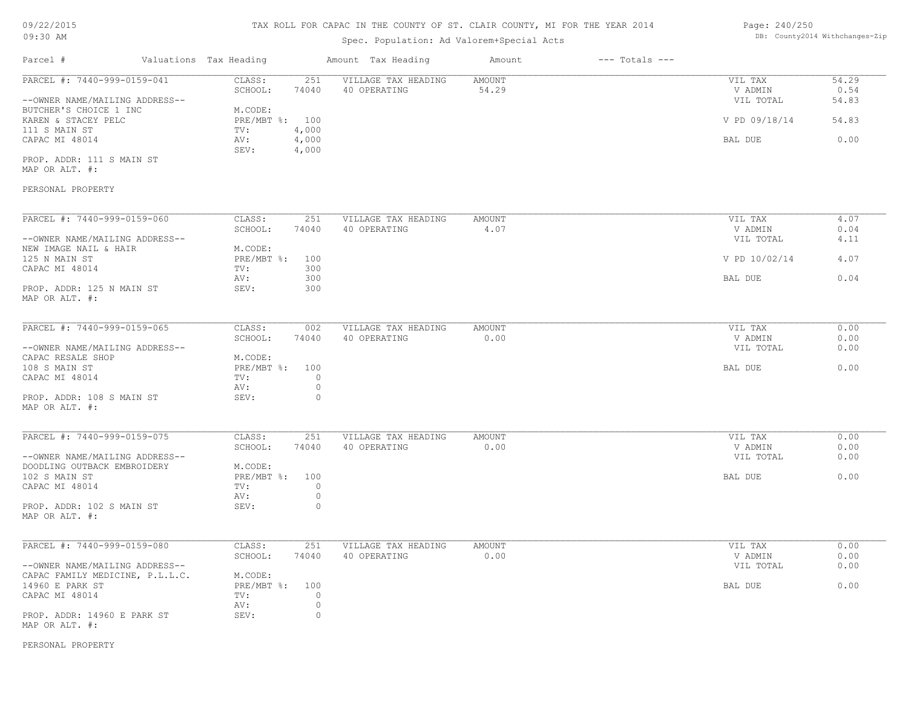# TAX ROLL FOR CAPAC IN THE COUNTY OF ST. CLAIR COUNTY, MI FOR THE YEAR 2014

Spec. Population: Ad Valorem+Special Acts

09/22/2015 09:30 AM — DB: County2014 Withchanges-Zip

| Parcel # | Valuations | Tax Heading | Amount | Tax Heading | Amount | --- Totals --- |
|---|---|---|---|---|---|---|

**PARCEL #: 7440-999-0159-041**

| | | | | |
|---|---|---|---|---|
| CLASS: 251 | VILLAGE TAX HEADING | AMOUNT | VIL TAX | 54.29 |
| SCHOOL: 74040 | 40 OPERATING | 54.29 | V ADMIN | 0.54 |
| M.CODE: | | | VIL TOTAL | 54.83 |
| PRE/MBT %: 100 | | | V PD 09/18/14 | 54.83 |
| TV: 4,000 | | | | |
| AV: 4,000 | | | BAL DUE | 0.00 |
| SEV: 4,000 | | | | |

--OWNER NAME/MAILING ADDRESS--
BUTCHER'S CHOICE 1 INC
KAREN & STACEY PELC
111 S MAIN ST
CAPAC MI 48014

PROP. ADDR: 111 S MAIN ST
MAP OR ALT. #:

PERSONAL PROPERTY

**PARCEL #: 7440-999-0159-060**

| | | | | |
|---|---|---|---|---|
| CLASS: 251 | VILLAGE TAX HEADING | AMOUNT | VIL TAX | 4.07 |
| SCHOOL: 74040 | 40 OPERATING | 4.07 | V ADMIN | 0.04 |
| M.CODE: | | | VIL TOTAL | 4.11 |
| PRE/MBT %: 100 | | | V PD 10/02/14 | 4.07 |
| TV: 300 | | | | |
| AV: 300 | | | BAL DUE | 0.04 |
| SEV: 300 | | | | |

--OWNER NAME/MAILING ADDRESS--
NEW IMAGE NAIL & HAIR
125 N MAIN ST
CAPAC MI 48014

PROP. ADDR: 125 N MAIN ST
MAP OR ALT. #:

**PARCEL #: 7440-999-0159-065**

| | | | | |
|---|---|---|---|---|
| CLASS: 002 | VILLAGE TAX HEADING | AMOUNT | VIL TAX | 0.00 |
| SCHOOL: 74040 | 40 OPERATING | 0.00 | V ADMIN | 0.00 |
| M.CODE: | | | VIL TOTAL | 0.00 |
| PRE/MBT %: 100 | | | BAL DUE | 0.00 |
| TV: 0 | | | | |
| AV: 0 | | | | |
| SEV: 0 | | | | |

--OWNER NAME/MAILING ADDRESS--
CAPAC RESALE SHOP
108 S MAIN ST
CAPAC MI 48014

PROP. ADDR: 108 S MAIN ST
MAP OR ALT. #:

**PARCEL #: 7440-999-0159-075**

| | | | | |
|---|---|---|---|---|
| CLASS: 251 | VILLAGE TAX HEADING | AMOUNT | VIL TAX | 0.00 |
| SCHOOL: 74040 | 40 OPERATING | 0.00 | V ADMIN | 0.00 |
| M.CODE: | | | VIL TOTAL | 0.00 |
| PRE/MBT %: 100 | | | BAL DUE | 0.00 |
| TV: 0 | | | | |
| AV: 0 | | | | |
| SEV: 0 | | | | |

--OWNER NAME/MAILING ADDRESS--
DOODLING OUTBACK EMBROIDERY
102 S MAIN ST
CAPAC MI 48014

PROP. ADDR: 102 S MAIN ST
MAP OR ALT. #:

**PARCEL #: 7440-999-0159-080**

| | | | | |
|---|---|---|---|---|
| CLASS: 251 | VILLAGE TAX HEADING | AMOUNT | VIL TAX | 0.00 |
| SCHOOL: 74040 | 40 OPERATING | 0.00 | V ADMIN | 0.00 |
| M.CODE: | | | VIL TOTAL | 0.00 |
| PRE/MBT %: 100 | | | BAL DUE | 0.00 |
| TV: 0 | | | | |
| AV: 0 | | | | |
| SEV: 0 | | | | |

--OWNER NAME/MAILING ADDRESS--
CAPAC FAMILY MEDICINE, P.L.L.C.
14960 E PARK ST
CAPAC MI 48014

PROP. ADDR: 14960 E PARK ST
MAP OR ALT. #:

PERSONAL PROPERTY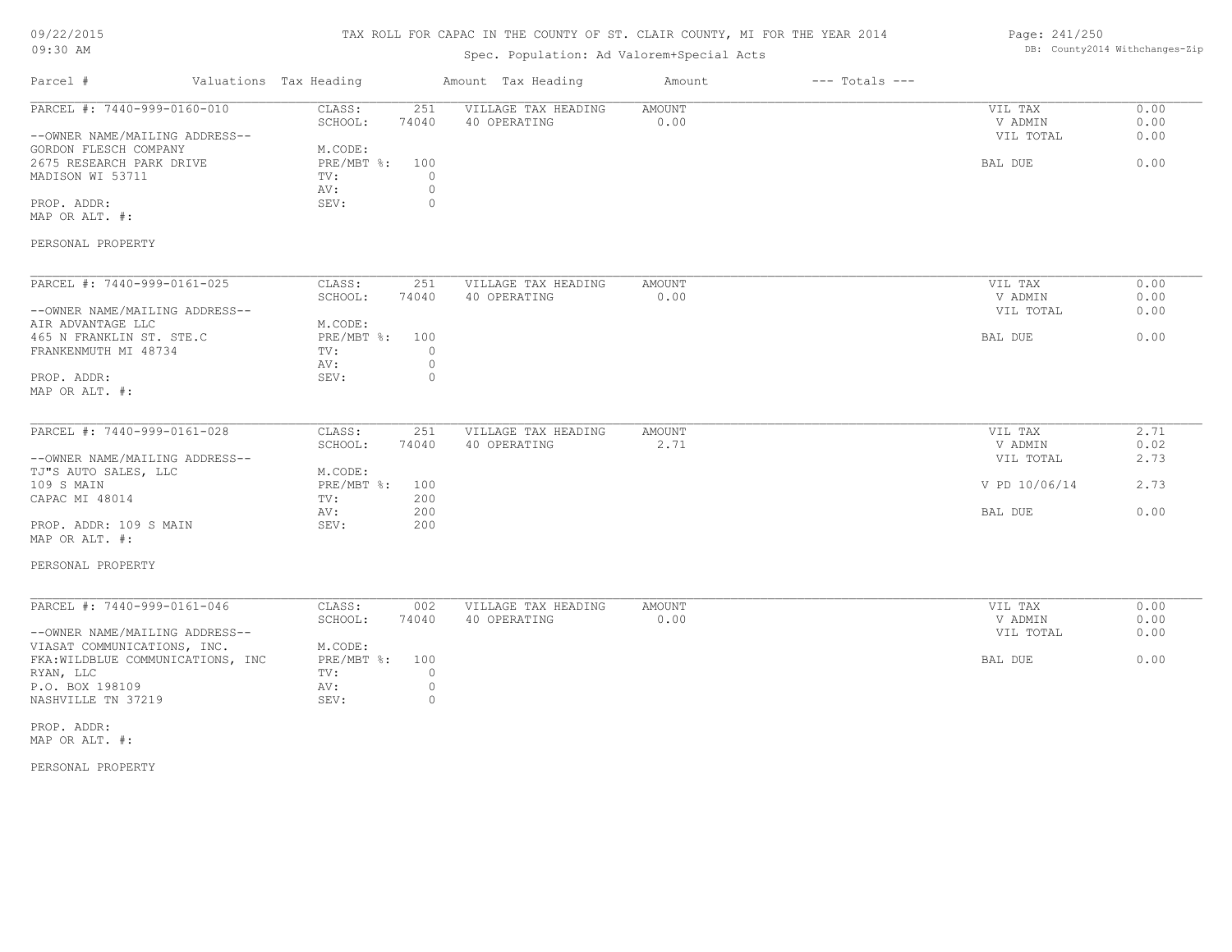TAX ROLL FOR CAPAC IN THE COUNTY OF ST. CLAIR COUNTY, MI FOR THE YEAR 2014

Spec. Population: Ad Valorem+Special Acts

| Parcel # | Valuations | Tax Heading | Amount | Tax Heading | Amount | --- Totals --- | |
|---|---|---|---|---|---|---|---|
| PARCEL #: 7440-999-0160-010 | CLASS: | 251 | VILLAGE TAX HEADING | AMOUNT | | VIL TAX | 0.00 |
| | SCHOOL: | 74040 | 40 OPERATING | 0.00 | | V ADMIN | 0.00 |
| --OWNER NAME/MAILING ADDRESS-- | | | | | | VIL TOTAL | 0.00 |
| GORDON FLESCH COMPANY | M.CODE: | | | | | | |
| 2675 RESEARCH PARK DRIVE | PRE/MBT %: | 100 | | | | BAL DUE | 0.00 |
| MADISON WI 53711 | TV: | 0 | | | | | |
| | AV: | 0 | | | | | |
| PROP. ADDR: | SEV: | 0 | | | | | |
| MAP OR ALT. #: | | | | | | | |
| PERSONAL PROPERTY | | | | | | | |

| Parcel # | Valuations | Tax Heading | Amount | Tax Heading | Amount | --- Totals --- | |
|---|---|---|---|---|---|---|---|
| PARCEL #: 7440-999-0161-025 | CLASS: | 251 | VILLAGE TAX HEADING | AMOUNT | | VIL TAX | 0.00 |
| | SCHOOL: | 74040 | 40 OPERATING | 0.00 | | V ADMIN | 0.00 |
| --OWNER NAME/MAILING ADDRESS-- | | | | | | VIL TOTAL | 0.00 |
| AIR ADVANTAGE LLC | M.CODE: | | | | | | |
| 465 N FRANKLIN ST. STE.C | PRE/MBT %: | 100 | | | | BAL DUE | 0.00 |
| FRANKENMUTH MI 48734 | TV: | 0 | | | | | |
| | AV: | 0 | | | | | |
| PROP. ADDR: | SEV: | 0 | | | | | |
| MAP OR ALT. #: | | | | | | | |

| Parcel # | Valuations | Tax Heading | Amount | Tax Heading | Amount | --- Totals --- | |
|---|---|---|---|---|---|---|---|
| PARCEL #: 7440-999-0161-028 | CLASS: | 251 | VILLAGE TAX HEADING | AMOUNT | | VIL TAX | 2.71 |
| | SCHOOL: | 74040 | 40 OPERATING | 2.71 | | V ADMIN | 0.02 |
| --OWNER NAME/MAILING ADDRESS-- | | | | | | VIL TOTAL | 2.73 |
| TJ"S AUTO SALES, LLC | M.CODE: | | | | | | |
| 109 S MAIN | PRE/MBT %: | 100 | | | | V PD 10/06/14 | 2.73 |
| CAPAC MI 48014 | TV: | 200 | | | | | |
| | AV: | 200 | | | | BAL DUE | 0.00 |
| PROP. ADDR: 109 S MAIN | SEV: | 200 | | | | | |
| MAP OR ALT. #: | | | | | | | |
| PERSONAL PROPERTY | | | | | | | |

| Parcel # | Valuations | Tax Heading | Amount | Tax Heading | Amount | --- Totals --- | |
|---|---|---|---|---|---|---|---|
| PARCEL #: 7440-999-0161-046 | CLASS: | 002 | VILLAGE TAX HEADING | AMOUNT | | VIL TAX | 0.00 |
| | SCHOOL: | 74040 | 40 OPERATING | 0.00 | | V ADMIN | 0.00 |
| --OWNER NAME/MAILING ADDRESS-- | | | | | | VIL TOTAL | 0.00 |
| VIASAT COMMUNICATIONS, INC. | M.CODE: | | | | | | |
| FKA:WILDBLUE COMMUNICATIONS, INC | PRE/MBT %: | 100 | | | | BAL DUE | 0.00 |
| RYAN, LLC | TV: | 0 | | | | | |
| P.O. BOX 198109 | AV: | 0 | | | | | |
| NASHVILLE TN 37219 | SEV: | 0 | | | | | |
| PROP. ADDR: | | | | | | | |
| MAP OR ALT. #: | | | | | | | |
| PERSONAL PROPERTY | | | | | | | |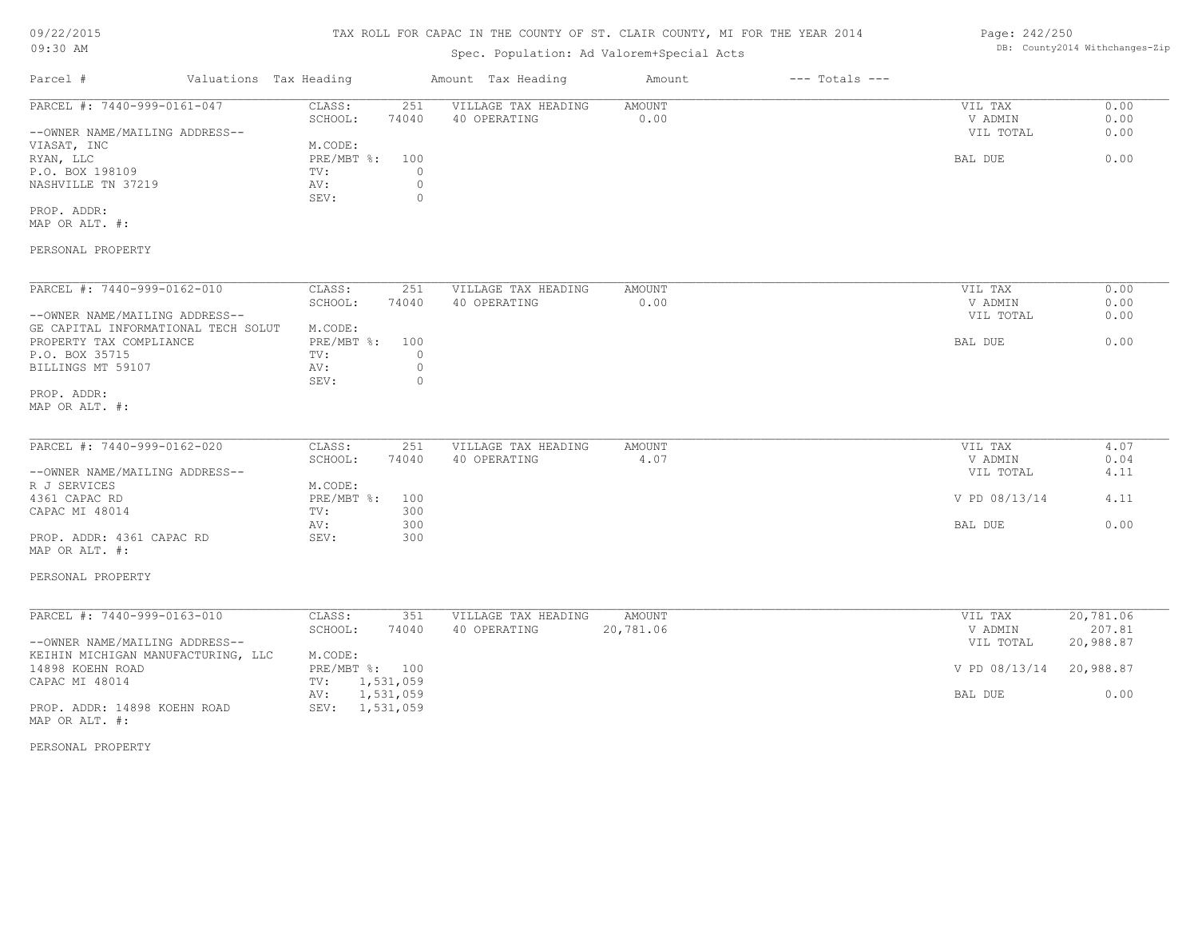TAX ROLL FOR CAPAC IN THE COUNTY OF ST. CLAIR COUNTY, MI FOR THE YEAR 2014

Spec. Population: Ad Valorem+Special Acts

| Parcel # | Valuations | Tax Heading | Amount | Tax Heading | Amount | --- Totals --- | |
|---|---|---|---|---|---|---|---|

**PARCEL #: 7440-999-0161-047**

| | | | | | |
|---|---|---|---|---|---|
| CLASS: | 251 | VILLAGE TAX HEADING | AMOUNT | VIL TAX | 0.00 |
| SCHOOL: | 74040 | 40 OPERATING | 0.00 | V ADMIN | 0.00 |
| M.CODE: | | | | VIL TOTAL | 0.00 |
| PRE/MBT %: | 100 | | | BAL DUE | 0.00 |
| TV: | 0 | | | | |
| AV: | 0 | | | | |
| SEV: | 0 | | | | |

--OWNER NAME/MAILING ADDRESS--
VIASAT, INC
RYAN, LLC
P.O. BOX 198109
NASHVILLE TN 37219

PROP. ADDR:
MAP OR ALT. #:

PERSONAL PROPERTY

**PARCEL #: 7440-999-0162-010**

| | | | | | |
|---|---|---|---|---|---|
| CLASS: | 251 | VILLAGE TAX HEADING | AMOUNT | VIL TAX | 0.00 |
| SCHOOL: | 74040 | 40 OPERATING | 0.00 | V ADMIN | 0.00 |
| M.CODE: | | | | VIL TOTAL | 0.00 |
| PRE/MBT %: | 100 | | | BAL DUE | 0.00 |
| TV: | 0 | | | | |
| AV: | 0 | | | | |
| SEV: | 0 | | | | |

--OWNER NAME/MAILING ADDRESS--
GE CAPITAL INFORMATIONAL TECH SOLUT
PROPERTY TAX COMPLIANCE
P.O. BOX 35715
BILLINGS MT 59107

PROP. ADDR:
MAP OR ALT. #:

**PARCEL #: 7440-999-0162-020**

| | | | | | |
|---|---|---|---|---|---|
| CLASS: | 251 | VILLAGE TAX HEADING | AMOUNT | VIL TAX | 4.07 |
| SCHOOL: | 74040 | 40 OPERATING | 4.07 | V ADMIN | 0.04 |
| M.CODE: | | | | VIL TOTAL | 4.11 |
| PRE/MBT %: | 100 | | | V PD 08/13/14 | 4.11 |
| TV: | 300 | | | | |
| AV: | 300 | | | BAL DUE | 0.00 |
| SEV: | 300 | | | | |

--OWNER NAME/MAILING ADDRESS--
R J SERVICES
4361 CAPAC RD
CAPAC MI 48014

PROP. ADDR: 4361 CAPAC RD
MAP OR ALT. #:

PERSONAL PROPERTY

**PARCEL #: 7440-999-0163-010**

| | | | | | |
|---|---|---|---|---|---|
| CLASS: | 351 | VILLAGE TAX HEADING | AMOUNT | VIL TAX | 20,781.06 |
| SCHOOL: | 74040 | 40 OPERATING | 20,781.06 | V ADMIN | 207.81 |
| M.CODE: | | | | VIL TOTAL | 20,988.87 |
| PRE/MBT %: | 100 | | | V PD 08/13/14 | 20,988.87 |
| TV: | 1,531,059 | | | | |
| AV: | 1,531,059 | | | BAL DUE | 0.00 |
| SEV: | 1,531,059 | | | | |

--OWNER NAME/MAILING ADDRESS--
KEIHIN MICHIGAN MANUFACTURING, LLC
14898 KOEHN ROAD
CAPAC MI 48014

PROP. ADDR: 14898 KOEHN ROAD
MAP OR ALT. #:

PERSONAL PROPERTY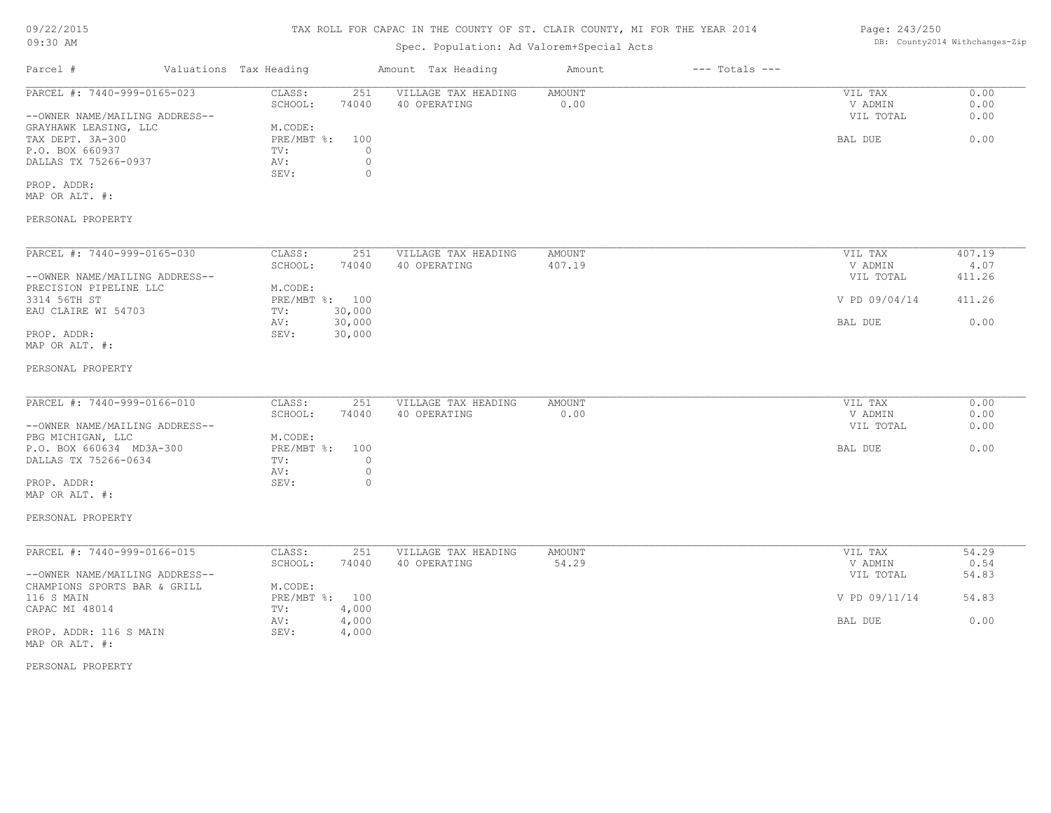TAX ROLL FOR CAPAC IN THE COUNTY OF ST. CLAIR COUNTY, MI FOR THE YEAR 2014

Spec. Population: Ad Valorem+Special Acts

09/22/2015
09:30 AM

DB: County2014 Withchanges-Zip

| Parcel # | Valuations | Tax Heading | Amount | Tax Heading | Amount | --- Totals --- | |
|---|---|---|---|---|---|---|---|
| PARCEL #: 7440-999-0165-023 | CLASS: | 251 | VILLAGE TAX HEADING | AMOUNT | | VIL TAX | 0.00 |
| | SCHOOL: | 74040 | 40 OPERATING | 0.00 | | V ADMIN | 0.00 |
| --OWNER NAME/MAILING ADDRESS-- | | | | | | VIL TOTAL | 0.00 |
| GRAYHAWK LEASING, LLC | M.CODE: | | | | | | |
| TAX DEPT. 3A-300 | PRE/MBT %: | 100 | | | | BAL DUE | 0.00 |
| P.O. BOX 660937 | TV: | 0 | | | | | |
| DALLAS TX 75266-0937 | AV: | 0 | | | | | |
| | SEV: | 0 | | | | | |
| PROP. ADDR: | | | | | | | |
| MAP OR ALT. #: | | | | | | | |
| PERSONAL PROPERTY | | | | | | | |

| Parcel # | Valuations | Tax Heading | Amount | Tax Heading | Amount | --- Totals --- | |
|---|---|---|---|---|---|---|---|
| PARCEL #: 7440-999-0165-030 | CLASS: | 251 | VILLAGE TAX HEADING | AMOUNT | | VIL TAX | 407.19 |
| | SCHOOL: | 74040 | 40 OPERATING | 407.19 | | V ADMIN | 4.07 |
| --OWNER NAME/MAILING ADDRESS-- | | | | | | VIL TOTAL | 411.26 |
| PRECISION PIPELINE LLC | M.CODE: | | | | | | |
| 3314 56TH ST | PRE/MBT %: | 100 | | | | V PD 09/04/14 | 411.26 |
| EAU CLAIRE WI 54703 | TV: | 30,000 | | | | | |
| | AV: | 30,000 | | | | BAL DUE | 0.00 |
| PROP. ADDR: | SEV: | 30,000 | | | | | |
| MAP OR ALT. #: | | | | | | | |
| PERSONAL PROPERTY | | | | | | | |

| Parcel # | Valuations | Tax Heading | Amount | Tax Heading | Amount | --- Totals --- | |
|---|---|---|---|---|---|---|---|
| PARCEL #: 7440-999-0166-010 | CLASS: | 251 | VILLAGE TAX HEADING | AMOUNT | | VIL TAX | 0.00 |
| | SCHOOL: | 74040 | 40 OPERATING | 0.00 | | V ADMIN | 0.00 |
| --OWNER NAME/MAILING ADDRESS-- | | | | | | VIL TOTAL | 0.00 |
| PBG MICHIGAN, LLC | M.CODE: | | | | | | |
| P.O. BOX 660634 MD3A-300 | PRE/MBT %: | 100 | | | | BAL DUE | 0.00 |
| DALLAS TX 75266-0634 | TV: | 0 | | | | | |
| | AV: | 0 | | | | | |
| PROP. ADDR: | SEV: | 0 | | | | | |
| MAP OR ALT. #: | | | | | | | |
| PERSONAL PROPERTY | | | | | | | |

| Parcel # | Valuations | Tax Heading | Amount | Tax Heading | Amount | --- Totals --- | |
|---|---|---|---|---|---|---|---|
| PARCEL #: 7440-999-0166-015 | CLASS: | 251 | VILLAGE TAX HEADING | AMOUNT | | VIL TAX | 54.29 |
| | SCHOOL: | 74040 | 40 OPERATING | 54.29 | | V ADMIN | 0.54 |
| --OWNER NAME/MAILING ADDRESS-- | | | | | | VIL TOTAL | 54.83 |
| CHAMPIONS SPORTS BAR & GRILL | M.CODE: | | | | | | |
| 116 S MAIN | PRE/MBT %: | 100 | | | | V PD 09/11/14 | 54.83 |
| CAPAC MI 48014 | TV: | 4,000 | | | | | |
| | AV: | 4,000 | | | | BAL DUE | 0.00 |
| PROP. ADDR: 116 S MAIN | SEV: | 4,000 | | | | | |
| MAP OR ALT. #: | | | | | | | |
| PERSONAL PROPERTY | | | | | | | |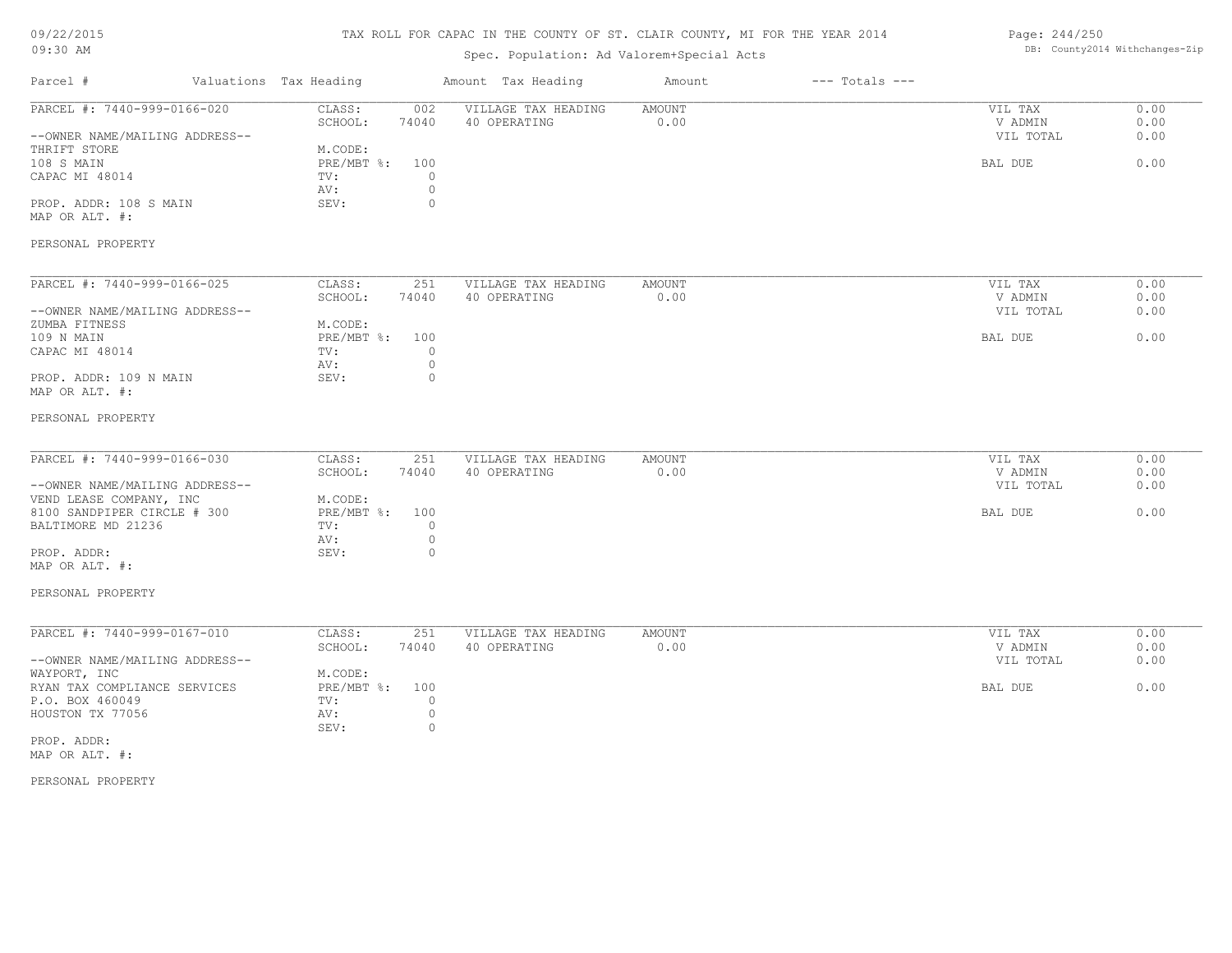TAX ROLL FOR CAPAC IN THE COUNTY OF ST. CLAIR COUNTY, MI FOR THE YEAR 2014

Spec. Population: Ad Valorem+Special Acts

DB: County2014 Withchanges-Zip

09/22/2015
09:30 AM

| Parcel # | Valuations | Tax Heading | Amount | Tax Heading | Amount | --- Totals --- | |
|---|---|---|---|---|---|---|---|
| PARCEL #: 7440-999-0166-020 | CLASS: | 002 | VILLAGE TAX HEADING | AMOUNT | | VIL TAX | 0.00 |
| | SCHOOL: | 74040 | 40 OPERATING | 0.00 | | V ADMIN | 0.00 |
| --OWNER NAME/MAILING ADDRESS-- | | | | | | VIL TOTAL | 0.00 |
| THRIFT STORE | M.CODE: | | | | | | |
| 108 S MAIN | PRE/MBT %: | 100 | | | | BAL DUE | 0.00 |
| CAPAC MI 48014 | TV: | 0 | | | | | |
| | AV: | 0 | | | | | |
| PROP. ADDR: 108 S MAIN | SEV: | 0 | | | | | |
| MAP OR ALT. #: | | | | | | | |
| PERSONAL PROPERTY | | | | | | | |
| PARCEL #: 7440-999-0166-025 | CLASS: | 251 | VILLAGE TAX HEADING | AMOUNT | | VIL TAX | 0.00 |
| | SCHOOL: | 74040 | 40 OPERATING | 0.00 | | V ADMIN | 0.00 |
| --OWNER NAME/MAILING ADDRESS-- | | | | | | VIL TOTAL | 0.00 |
| ZUMBA FITNESS | M.CODE: | | | | | | |
| 109 N MAIN | PRE/MBT %: | 100 | | | | BAL DUE | 0.00 |
| CAPAC MI 48014 | TV: | 0 | | | | | |
| | AV: | 0 | | | | | |
| PROP. ADDR: 109 N MAIN | SEV: | 0 | | | | | |
| MAP OR ALT. #: | | | | | | | |
| PERSONAL PROPERTY | | | | | | | |
| PARCEL #: 7440-999-0166-030 | CLASS: | 251 | VILLAGE TAX HEADING | AMOUNT | | VIL TAX | 0.00 |
| | SCHOOL: | 74040 | 40 OPERATING | 0.00 | | V ADMIN | 0.00 |
| --OWNER NAME/MAILING ADDRESS-- | | | | | | VIL TOTAL | 0.00 |
| VEND LEASE COMPANY, INC | M.CODE: | | | | | | |
| 8100 SANDPIPER CIRCLE # 300 | PRE/MBT %: | 100 | | | | BAL DUE | 0.00 |
| BALTIMORE MD 21236 | TV: | 0 | | | | | |
| | AV: | 0 | | | | | |
| PROP. ADDR: | SEV: | 0 | | | | | |
| MAP OR ALT. #: | | | | | | | |
| PERSONAL PROPERTY | | | | | | | |
| PARCEL #: 7440-999-0167-010 | CLASS: | 251 | VILLAGE TAX HEADING | AMOUNT | | VIL TAX | 0.00 |
| | SCHOOL: | 74040 | 40 OPERATING | 0.00 | | V ADMIN | 0.00 |
| --OWNER NAME/MAILING ADDRESS-- | | | | | | VIL TOTAL | 0.00 |
| WAYPORT, INC | M.CODE: | | | | | | |
| RYAN TAX COMPLIANCE SERVICES | PRE/MBT %: | 100 | | | | BAL DUE | 0.00 |
| P.O. BOX 460049 | TV: | 0 | | | | | |
| HOUSTON TX 77056 | AV: | 0 | | | | | |
| | SEV: | 0 | | | | | |
| PROP. ADDR: | | | | | | | |
| MAP OR ALT. #: | | | | | | | |
| PERSONAL PROPERTY | | | | | | | |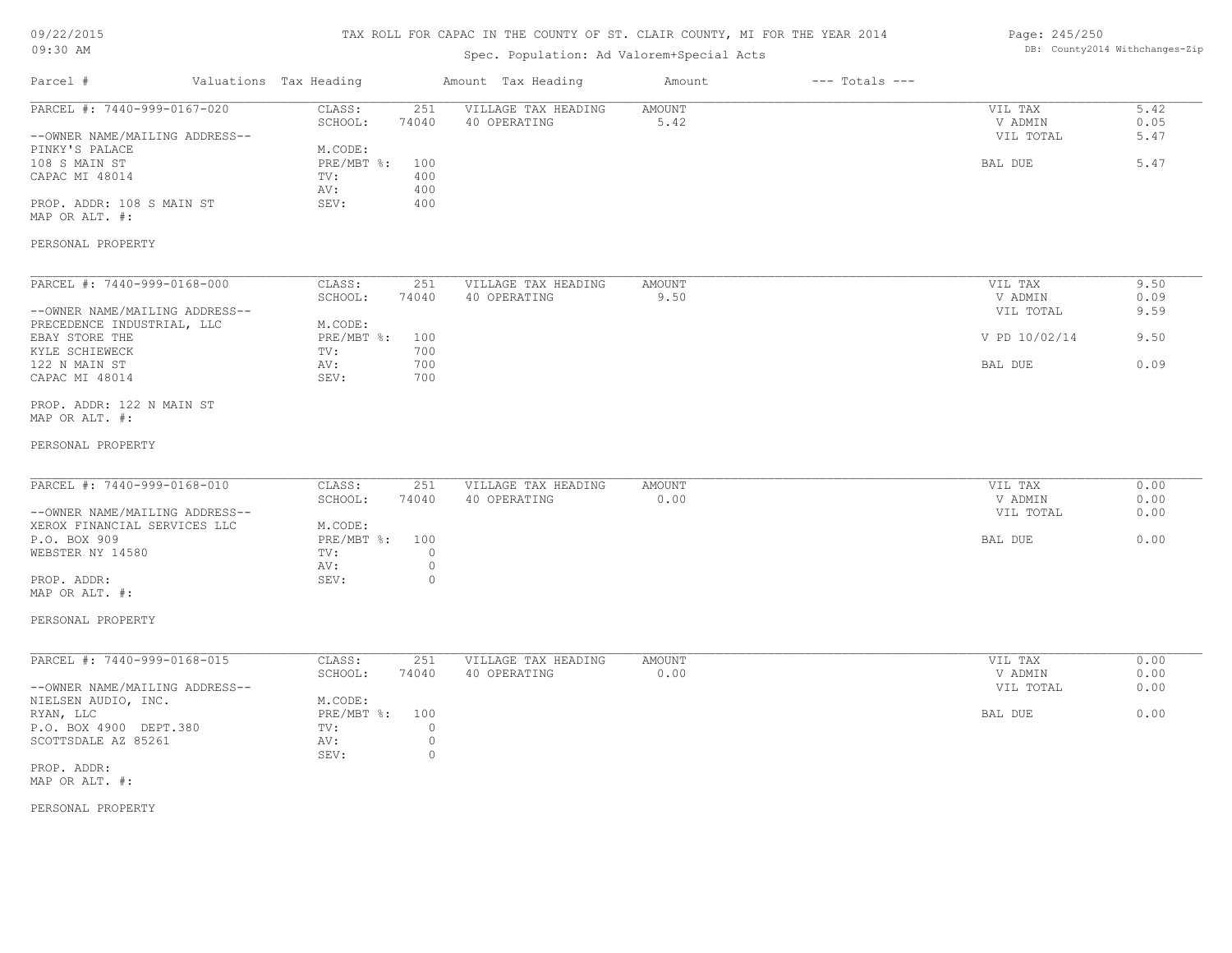# TAX ROLL FOR CAPAC IN THE COUNTY OF ST. CLAIR COUNTY, MI FOR THE YEAR 2014

09/22/2015
09:30 AM

Spec. Population: Ad Valorem+Special Acts

DB: County2014 Withchanges-Zip

| Parcel # | Valuations | Tax Heading | Amount | Tax Heading | Amount | --- Totals --- |
|---|---|---|---|---|---|---|

---

**PARCEL #: 7440-999-0167-020**

--OWNER NAME/MAILING ADDRESS--
PINKY'S PALACE
108 S MAIN ST
CAPAC MI 48014

PROP. ADDR: 108 S MAIN ST
MAP OR ALT. #:

PERSONAL PROPERTY

| Valuations | | Tax Heading | Amount | Totals | |
|---|---|---|---|---|---|
| CLASS: | 251 | VILLAGE TAX HEADING | AMOUNT | VIL TAX | 5.42 |
| SCHOOL: | 74040 | 40 OPERATING | 5.42 | V ADMIN | 0.05 |
| M.CODE: | | | | VIL TOTAL | 5.47 |
| PRE/MBT %: | 100 | | | BAL DUE | 5.47 |
| TV: | 400 | | | | |
| AV: | 400 | | | | |
| SEV: | 400 | | | | |

---

**PARCEL #: 7440-999-0168-000**

--OWNER NAME/MAILING ADDRESS--
PRECEDENCE INDUSTRIAL, LLC
EBAY STORE THE
KYLE SCHIEWECK
122 N MAIN ST
CAPAC MI 48014

PROP. ADDR: 122 N MAIN ST
MAP OR ALT. #:

PERSONAL PROPERTY

| Valuations | | Tax Heading | Amount | Totals | |
|---|---|---|---|---|---|
| CLASS: | 251 | VILLAGE TAX HEADING | AMOUNT | VIL TAX | 9.50 |
| SCHOOL: | 74040 | 40 OPERATING | 9.50 | V ADMIN | 0.09 |
| M.CODE: | | | | VIL TOTAL | 9.59 |
| PRE/MBT %: | 100 | | | V PD 10/02/14 | 9.50 |
| TV: | 700 | | | | |
| AV: | 700 | | | BAL DUE | 0.09 |
| SEV: | 700 | | | | |

---

**PARCEL #: 7440-999-0168-010**

--OWNER NAME/MAILING ADDRESS--
XEROX FINANCIAL SERVICES LLC
P.O. BOX 909
WEBSTER NY 14580

PROP. ADDR:
MAP OR ALT. #:

PERSONAL PROPERTY

| Valuations | | Tax Heading | Amount | Totals | |
|---|---|---|---|---|---|
| CLASS: | 251 | VILLAGE TAX HEADING | AMOUNT | VIL TAX | 0.00 |
| SCHOOL: | 74040 | 40 OPERATING | 0.00 | V ADMIN | 0.00 |
| M.CODE: | | | | VIL TOTAL | 0.00 |
| PRE/MBT %: | 100 | | | BAL DUE | 0.00 |
| TV: | 0 | | | | |
| AV: | 0 | | | | |
| SEV: | 0 | | | | |

---

**PARCEL #: 7440-999-0168-015**

--OWNER NAME/MAILING ADDRESS--
NIELSEN AUDIO, INC.
RYAN, LLC
P.O. BOX 4900 DEPT.380
SCOTTSDALE AZ 85261

PROP. ADDR:
MAP OR ALT. #:

PERSONAL PROPERTY

| Valuations | | Tax Heading | Amount | Totals | |
|---|---|---|---|---|---|
| CLASS: | 251 | VILLAGE TAX HEADING | AMOUNT | VIL TAX | 0.00 |
| SCHOOL: | 74040 | 40 OPERATING | 0.00 | V ADMIN | 0.00 |
| M.CODE: | | | | VIL TOTAL | 0.00 |
| PRE/MBT %: | 100 | | | BAL DUE | 0.00 |
| TV: | 0 | | | | |
| AV: | 0 | | | | |
| SEV: | 0 | | | | |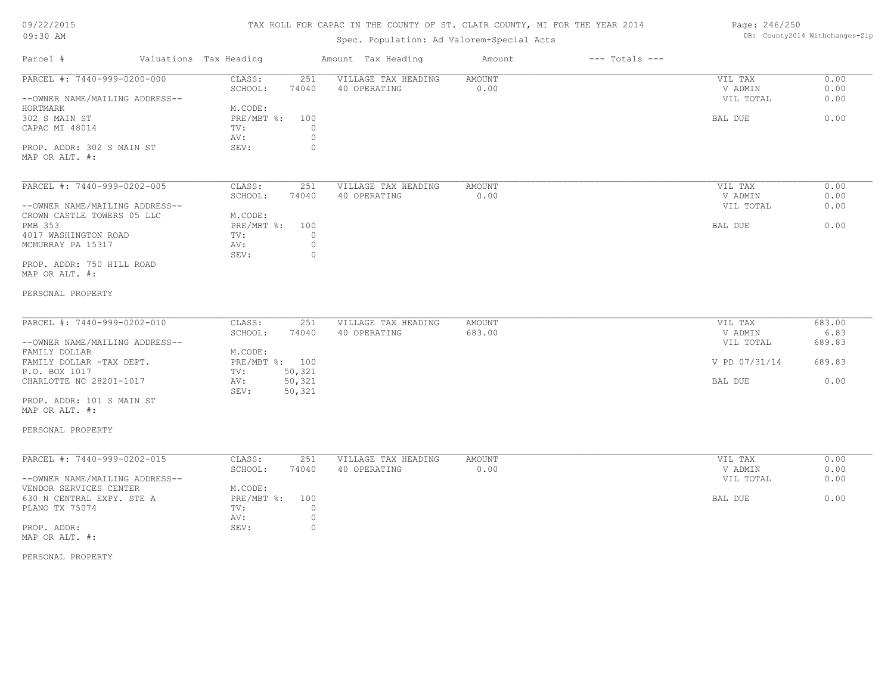TAX ROLL FOR CAPAC IN THE COUNTY OF ST. CLAIR COUNTY, MI FOR THE YEAR 2014

Spec. Population: Ad Valorem+Special Acts

09/22/2015
09:30 AM

DB: County2014 Withchanges-Zip

| Parcel # | Valuations | Tax Heading | Amount | Tax Heading | Amount | --- Totals --- | |
|---|---|---|---|---|---|---|---|

**PARCEL #: 7440-999-0200-000**

--OWNER NAME/MAILING ADDRESS--
HORTMARK
302 S MAIN ST
CAPAC MI 48014

PROP. ADDR: 302 S MAIN ST
MAP OR ALT. #:

| | | | | | |
|---|---|---|---|---|---|
| CLASS: | 251 | VILLAGE TAX HEADING | AMOUNT | VIL TAX | 0.00 |
| SCHOOL: | 74040 | 40 OPERATING | 0.00 | V ADMIN | 0.00 |
| M.CODE: | | | | VIL TOTAL | 0.00 |
| PRE/MBT %: | 100 | | | BAL DUE | 0.00 |
| TV: | 0 | | | | |
| AV: | 0 | | | | |
| SEV: | 0 | | | | |

**PARCEL #: 7440-999-0202-005**

--OWNER NAME/MAILING ADDRESS--
CROWN CASTLE TOWERS 05 LLC
PMB 353
4017 WASHINGTON ROAD
MCMURRAY PA 15317

PROP. ADDR: 750 HILL ROAD
MAP OR ALT. #:

PERSONAL PROPERTY

| | | | | | |
|---|---|---|---|---|---|
| CLASS: | 251 | VILLAGE TAX HEADING | AMOUNT | VIL TAX | 0.00 |
| SCHOOL: | 74040 | 40 OPERATING | 0.00 | V ADMIN | 0.00 |
| M.CODE: | | | | VIL TOTAL | 0.00 |
| PRE/MBT %: | 100 | | | BAL DUE | 0.00 |
| TV: | 0 | | | | |
| AV: | 0 | | | | |
| SEV: | 0 | | | | |

**PARCEL #: 7440-999-0202-010**

--OWNER NAME/MAILING ADDRESS--
FAMILY DOLLAR
FAMILY DOLLAR -TAX DEPT.
P.O. BOX 1017
CHARLOTTE NC 28201-1017

PROP. ADDR: 101 S MAIN ST
MAP OR ALT. #:

PERSONAL PROPERTY

| | | | | | |
|---|---|---|---|---|---|
| CLASS: | 251 | VILLAGE TAX HEADING | AMOUNT | VIL TAX | 683.00 |
| SCHOOL: | 74040 | 40 OPERATING | 683.00 | V ADMIN | 6.83 |
| M.CODE: | | | | VIL TOTAL | 689.83 |
| PRE/MBT %: | 100 | | | V PD 07/31/14 | 689.83 |
| TV: | 50,321 | | | | |
| AV: | 50,321 | | | BAL DUE | 0.00 |
| SEV: | 50,321 | | | | |

**PARCEL #: 7440-999-0202-015**

--OWNER NAME/MAILING ADDRESS--
VENDOR SERVICES CENTER
630 N CENTRAL EXPY. STE A
PLANO TX 75074

PROP. ADDR:
MAP OR ALT. #:

PERSONAL PROPERTY

| | | | | | |
|---|---|---|---|---|---|
| CLASS: | 251 | VILLAGE TAX HEADING | AMOUNT | VIL TAX | 0.00 |
| SCHOOL: | 74040 | 40 OPERATING | 0.00 | V ADMIN | 0.00 |
| M.CODE: | | | | VIL TOTAL | 0.00 |
| PRE/MBT %: | 100 | | | BAL DUE | 0.00 |
| TV: | 0 | | | | |
| AV: | 0 | | | | |
| SEV: | 0 | | | | |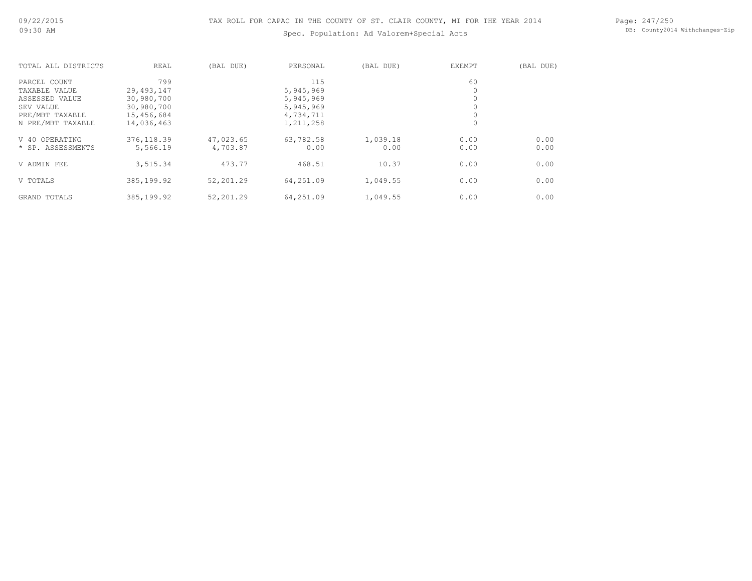TAX ROLL FOR CAPAC IN THE COUNTY OF ST. CLAIR COUNTY, MI FOR THE YEAR 2014

Spec. Population: Ad Valorem+Special Acts

| TOTAL ALL DISTRICTS | REAL | (BAL DUE) | PERSONAL | (BAL DUE) | EXEMPT | (BAL DUE) |
|---|---|---|---|---|---|---|
| PARCEL COUNT | 799 | | 115 | | 60 | |
| TAXABLE VALUE | 29,493,147 | | 5,945,969 | | 0 | |
| ASSESSED VALUE | 30,980,700 | | 5,945,969 | | 0 | |
| SEV VALUE | 30,980,700 | | 5,945,969 | | 0 | |
| PRE/MBT TAXABLE | 15,456,684 | | 4,734,711 | | 0 | |
| N PRE/MBT TAXABLE | 14,036,463 | | 1,211,258 | | 0 | |
| V 40 OPERATING | 376,118.39 | 47,023.65 | 63,782.58 | 1,039.18 | 0.00 | 0.00 |
| * SP. ASSESSMENTS | 5,566.19 | 4,703.87 | 0.00 | 0.00 | 0.00 | 0.00 |
| V ADMIN FEE | 3,515.34 | 473.77 | 468.51 | 10.37 | 0.00 | 0.00 |
| V TOTALS | 385,199.92 | 52,201.29 | 64,251.09 | 1,049.55 | 0.00 | 0.00 |
| GRAND TOTALS | 385,199.92 | 52,201.29 | 64,251.09 | 1,049.55 | 0.00 | 0.00 |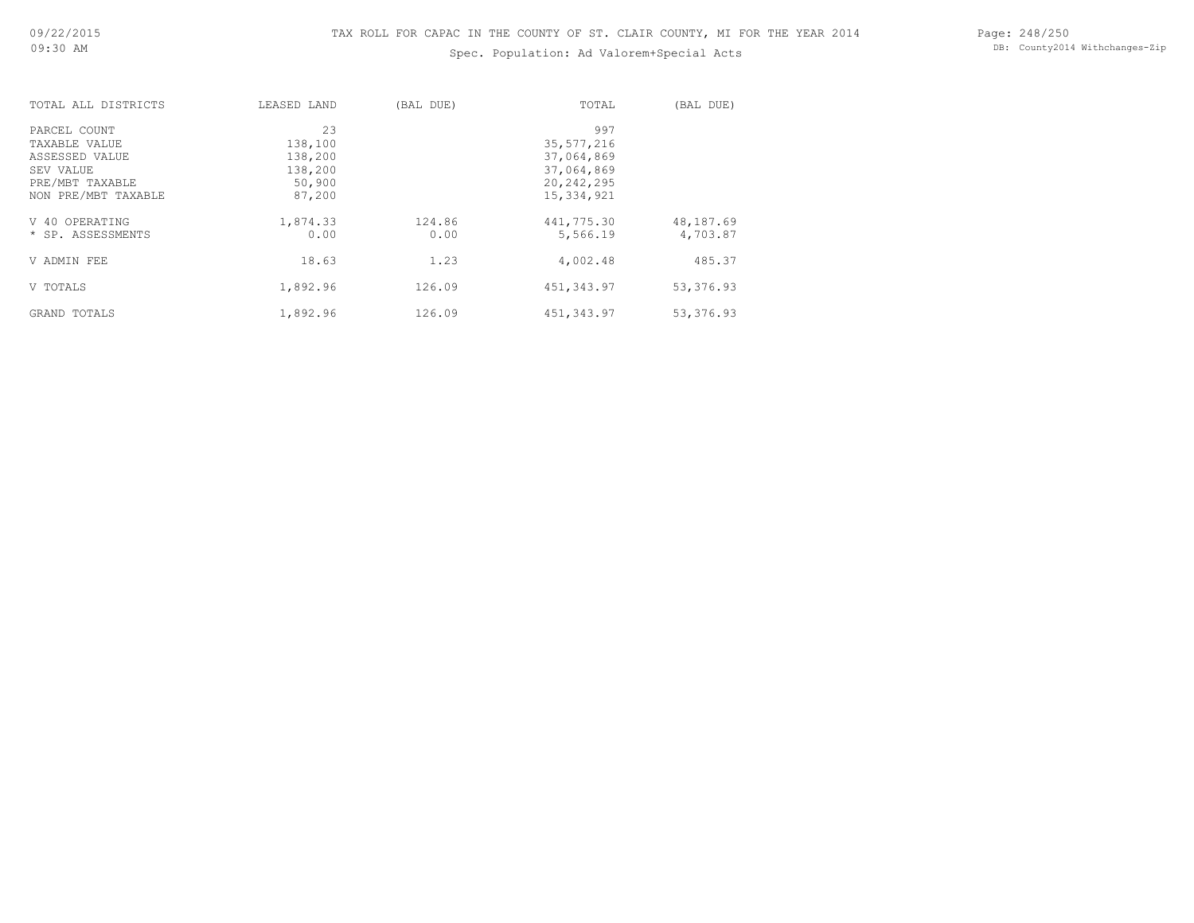TAX ROLL FOR CAPAC IN THE COUNTY OF ST. CLAIR COUNTY, MI FOR THE YEAR 2014

Spec. Population: Ad Valorem+Special Acts

| TOTAL ALL DISTRICTS | LEASED LAND | (BAL DUE) | TOTAL | (BAL DUE) |
|---|---|---|---|---|
| PARCEL COUNT | 23 | | 997 | |
| TAXABLE VALUE | 138,100 | | 35,577,216 | |
| ASSESSED VALUE | 138,200 | | 37,064,869 | |
| SEV VALUE | 138,200 | | 37,064,869 | |
| PRE/MBT TAXABLE | 50,900 | | 20,242,295 | |
| NON PRE/MBT TAXABLE | 87,200 | | 15,334,921 | |
| V 40 OPERATING | 1,874.33 | 124.86 | 441,775.30 | 48,187.69 |
| * SP. ASSESSMENTS | 0.00 | 0.00 | 5,566.19 | 4,703.87 |
| V ADMIN FEE | 18.63 | 1.23 | 4,002.48 | 485.37 |
| V TOTALS | 1,892.96 | 126.09 | 451,343.97 | 53,376.93 |
| GRAND TOTALS | 1,892.96 | 126.09 | 451,343.97 | 53,376.93 |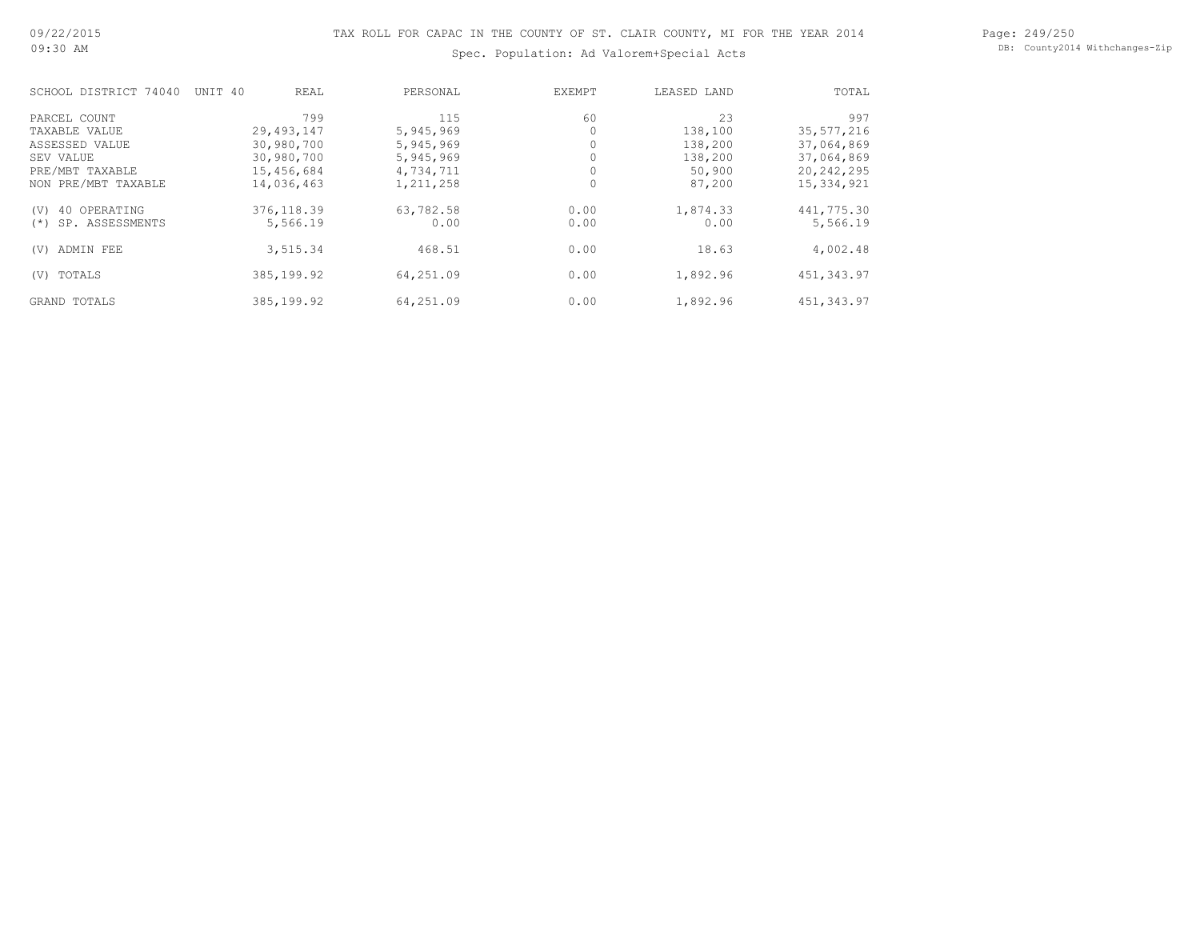# TAX ROLL FOR CAPAC IN THE COUNTY OF ST. CLAIR COUNTY, MI FOR THE YEAR 2014

## Spec. Population: Ad Valorem+Special Acts

| SCHOOL DISTRICT 74040 UNIT 40 | REAL | PERSONAL | EXEMPT | LEASED LAND | TOTAL |
|---|---|---|---|---|---|
| PARCEL COUNT | 799 | 115 | 60 | 23 | 997 |
| TAXABLE VALUE | 29,493,147 | 5,945,969 | 0 | 138,100 | 35,577,216 |
| ASSESSED VALUE | 30,980,700 | 5,945,969 | 0 | 138,200 | 37,064,869 |
| SEV VALUE | 30,980,700 | 5,945,969 | 0 | 138,200 | 37,064,869 |
| PRE/MBT TAXABLE | 15,456,684 | 4,734,711 | 0 | 50,900 | 20,242,295 |
| NON PRE/MBT TAXABLE | 14,036,463 | 1,211,258 | 0 | 87,200 | 15,334,921 |
| (V) 40 OPERATING | 376,118.39 | 63,782.58 | 0.00 | 1,874.33 | 441,775.30 |
| (*) SP. ASSESSMENTS | 5,566.19 | 0.00 | 0.00 | 0.00 | 5,566.19 |
| (V) ADMIN FEE | 3,515.34 | 468.51 | 0.00 | 18.63 | 4,002.48 |
| (V) TOTALS | 385,199.92 | 64,251.09 | 0.00 | 1,892.96 | 451,343.97 |
| GRAND TOTALS | 385,199.92 | 64,251.09 | 0.00 | 1,892.96 | 451,343.97 |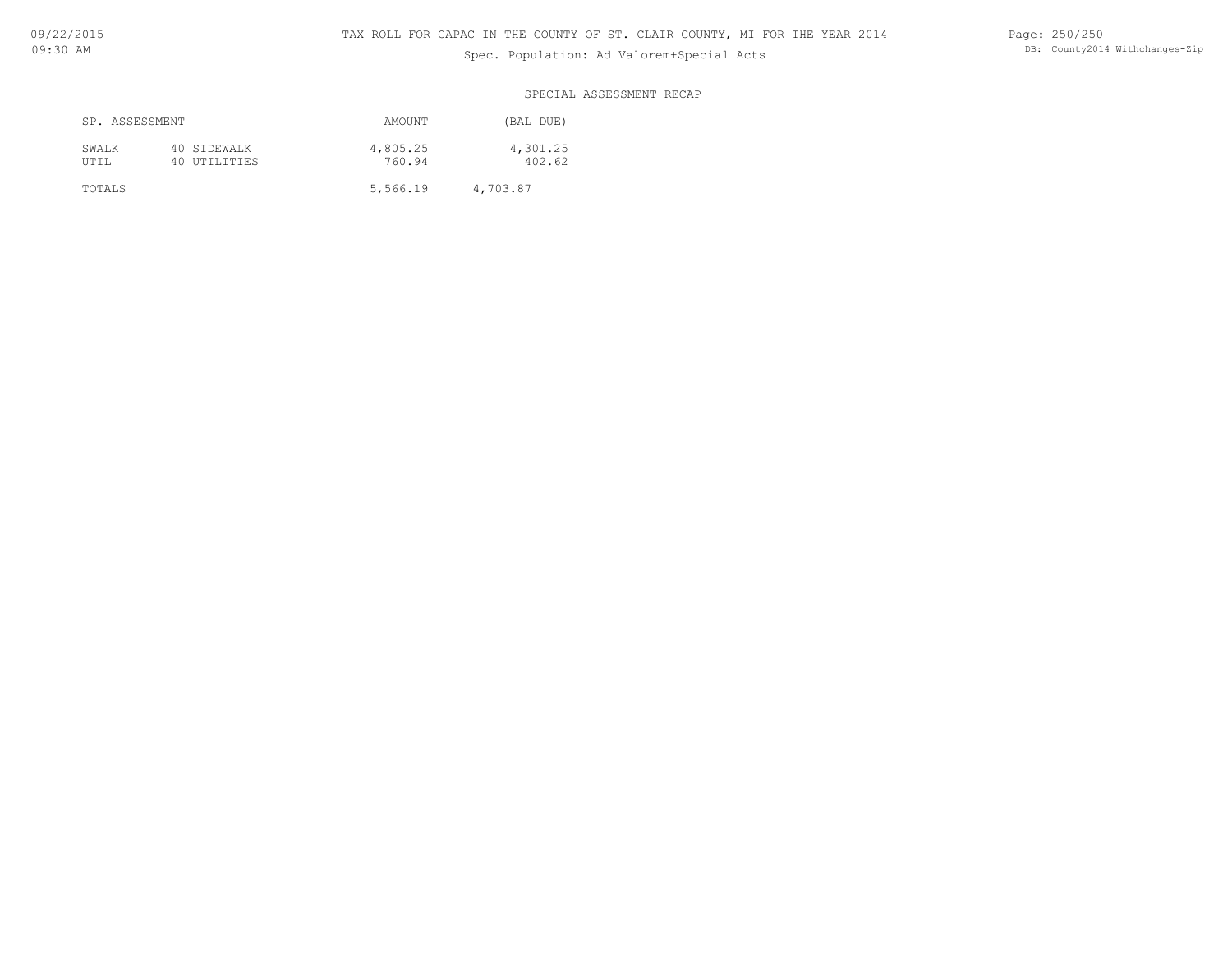TAX ROLL FOR CAPAC IN THE COUNTY OF ST. CLAIR COUNTY, MI FOR THE YEAR 2014

Spec. Population: Ad Valorem+Special Acts

## SPECIAL ASSESSMENT RECAP

| SP. ASSESSMENT | | AMOUNT | (BAL DUE) |
|---|---|---|---|
| SWALK | 40 SIDEWALK | 4,805.25 | 4,301.25 |
| UTIL | 40 UTILITIES | 760.94 | 402.62 |
| TOTALS | | 5,566.19 | 4,703.87 |